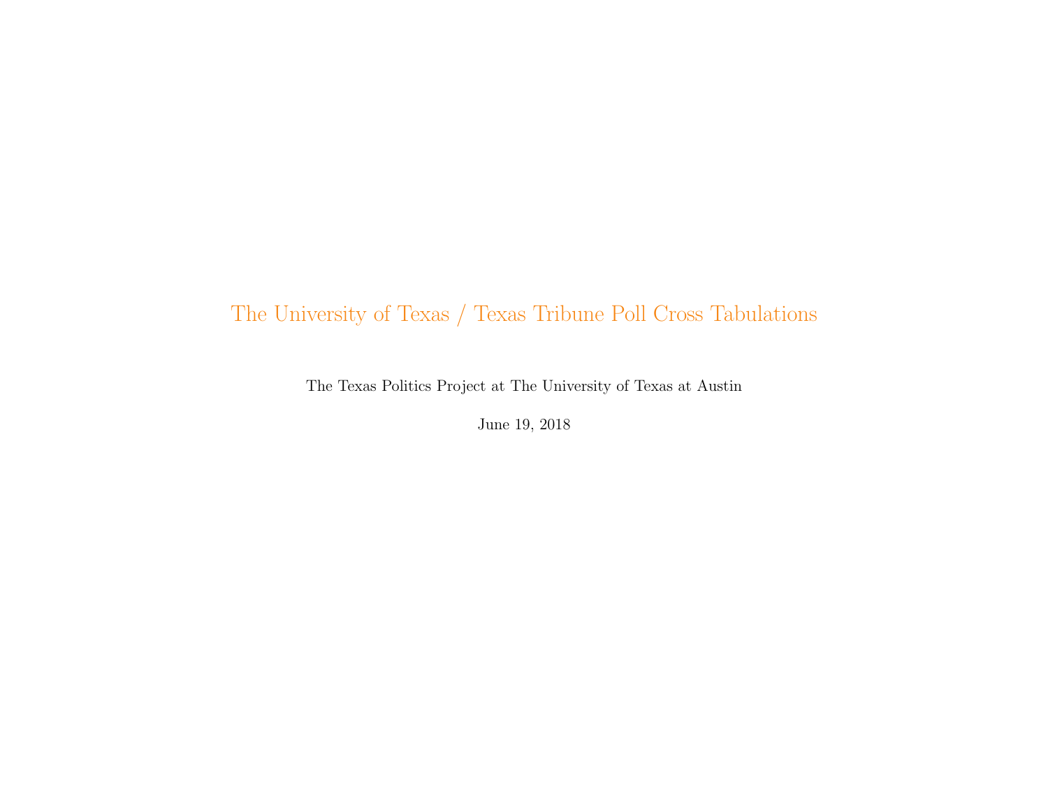# The University of Texas / Texas Tribune Poll Cross Tabulations

The Texas Politics Project at The University of Texas at Austin

June 19, 2018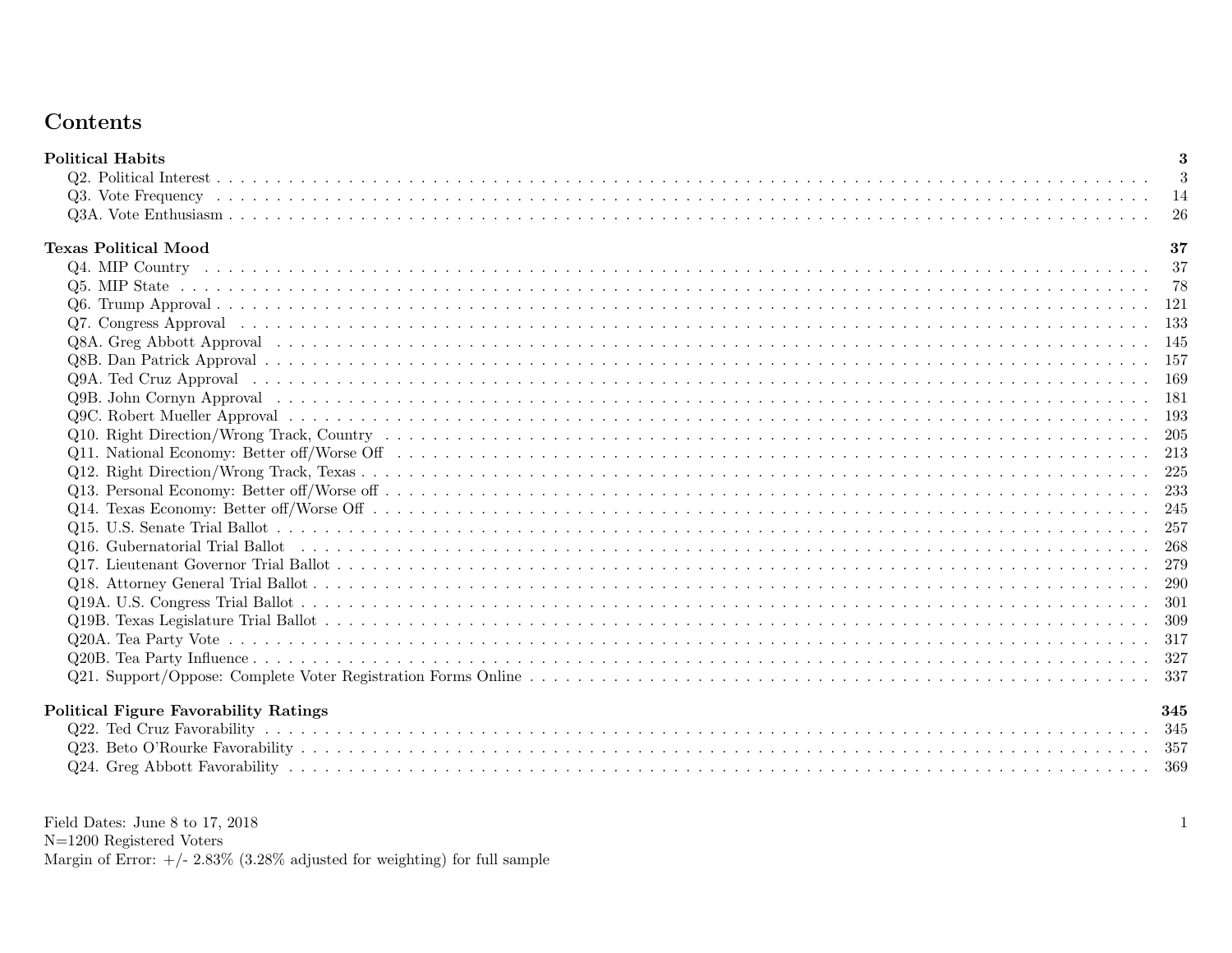# Contents

| | |
|---|---|
| **Political Habits** | **3** |
| Q2. Political Interest | 3 |
| Q3. Vote Frequency | 14 |
| Q3A. Vote Enthusiasm | 26 |
| **Texas Political Mood** | **37** |
| Q4. MIP Country | 37 |
| Q5. MIP State | 78 |
| Q6. Trump Approval | 121 |
| Q7. Congress Approval | 133 |
| Q8A. Greg Abbott Approval | 145 |
| Q8B. Dan Patrick Approval | 157 |
| Q9A. Ted Cruz Approval | 169 |
| Q9B. John Cornyn Approval | 181 |
| Q9C. Robert Mueller Approval | 193 |
| Q10. Right Direction/Wrong Track, Country | 205 |
| Q11. National Economy: Better off/Worse Off | 213 |
| Q12. Right Direction/Wrong Track, Texas | 225 |
| Q13. Personal Economy: Better off/Worse off | 233 |
| Q14. Texas Economy: Better off/Worse Off | 245 |
| Q15. U.S. Senate Trial Ballot | 257 |
| Q16. Gubernatorial Trial Ballot | 268 |
| Q17. Lieutenant Governor Trial Ballot | 279 |
| Q18. Attorney General Trial Ballot | 290 |
| Q19A. U.S. Congress Trial Ballot | 301 |
| Q19B. Texas Legislature Trial Ballot | 309 |
| Q20A. Tea Party Vote | 317 |
| Q20B. Tea Party Influence | 327 |
| Q21. Support/Oppose: Complete Voter Registration Forms Online | 337 |
| **Political Figure Favorability Ratings** | **345** |
| Q22. Ted Cruz Favorability | 345 |
| Q23. Beto O'Rourke Favorability | 357 |
| Q24. Greg Abbott Favorability | 369 |

Field Dates: June 8 to 17, 2018
N=1200 Registered Voters
Margin of Error: +/- 2.83% (3.28% adjusted for weighting) for full sample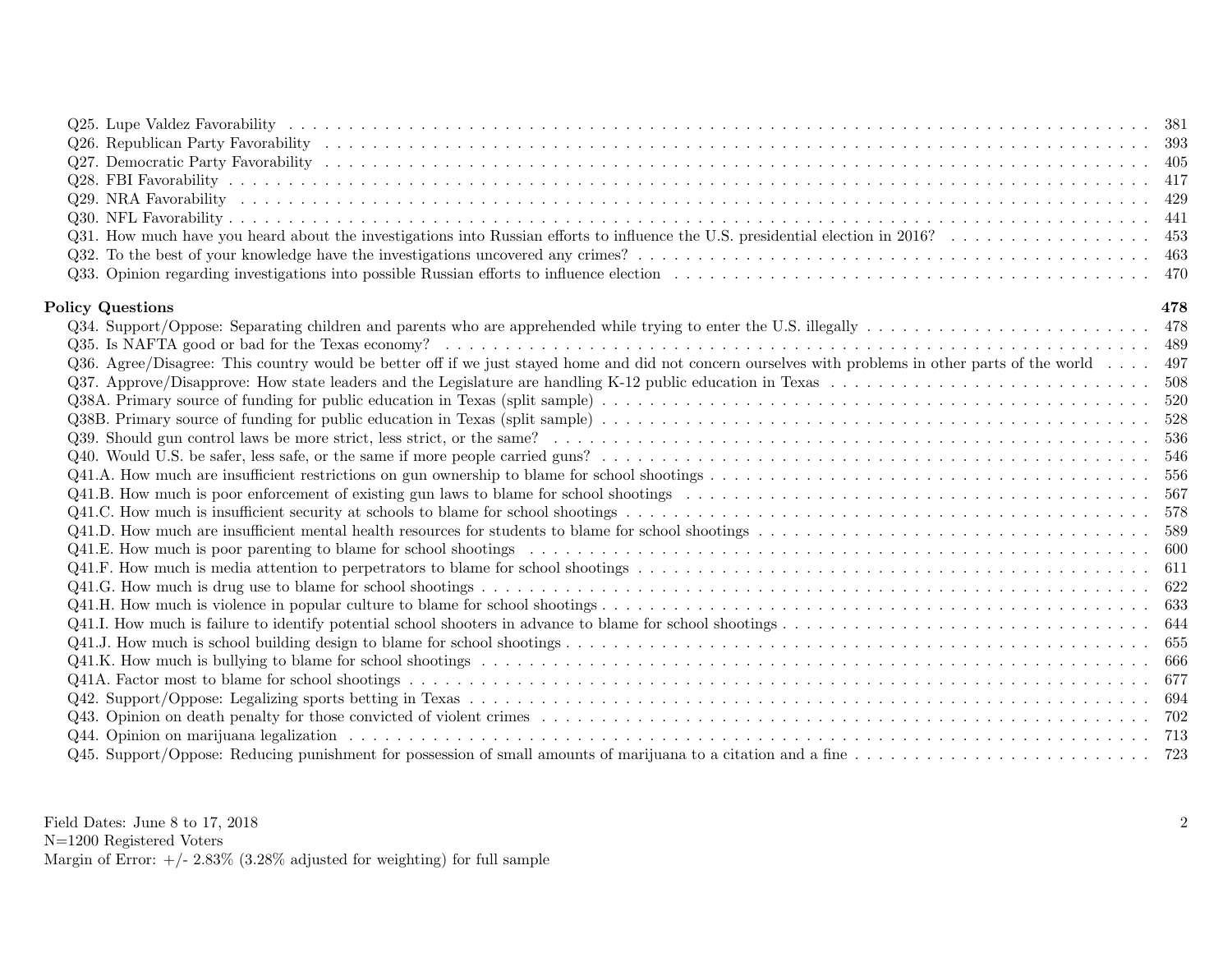Q25. Lupe Valdez Favorability . . . . . . . . . . 381
Q26. Republican Party Favorability . . . . . . . . . . 393
Q27. Democratic Party Favorability . . . . . . . . . . 405
Q28. FBI Favorability . . . . . . . . . . 417
Q29. NRA Favorability . . . . . . . . . . 429
Q30. NFL Favorability . . . . . . . . . . 441
Q31. How much have you heard about the investigations into Russian efforts to influence the U.S. presidential election in 2016? . . . . . . . . . . 453
Q32. To the best of your knowledge have the investigations uncovered any crimes? . . . . . . . . . . 463
Q33. Opinion regarding investigations into possible Russian efforts to influence election . . . . . . . . . . 470

**Policy Questions** **478**

Q34. Support/Oppose: Separating children and parents who are apprehended while trying to enter the U.S. illegally . . . . . . . . . . 478
Q35. Is NAFTA good or bad for the Texas economy? . . . . . . . . . . 489
Q36. Agree/Disagree: This country would be better off if we just stayed home and did not concern ourselves with problems in other parts of the world . . . . . . . . . . 497
Q37. Approve/Disapprove: How state leaders and the Legislature are handling K-12 public education in Texas . . . . . . . . . . 508
Q38A. Primary source of funding for public education in Texas (split sample) . . . . . . . . . . 520
Q38B. Primary source of funding for public education in Texas (split sample) . . . . . . . . . . 528
Q39. Should gun control laws be more strict, less strict, or the same? . . . . . . . . . . 536
Q40. Would U.S. be safer, less safe, or the same if more people carried guns? . . . . . . . . . . 546
Q41.A. How much are insufficient restrictions on gun ownership to blame for school shootings . . . . . . . . . . 556
Q41.B. How much is poor enforcement of existing gun laws to blame for school shootings . . . . . . . . . . 567
Q41.C. How much is insufficient security at schools to blame for school shootings . . . . . . . . . . 578
Q41.D. How much are insufficient mental health resources for students to blame for school shootings . . . . . . . . . . 589
Q41.E. How much is poor parenting to blame for school shootings . . . . . . . . . . 600
Q41.F. How much is media attention to perpetrators to blame for school shootings . . . . . . . . . . 611
Q41.G. How much is drug use to blame for school shootings . . . . . . . . . . 622
Q41.H. How much is violence in popular culture to blame for school shootings . . . . . . . . . . 633
Q41.I. How much is failure to identify potential school shooters in advance to blame for school shootings . . . . . . . . . . 644
Q41.J. How much is school building design to blame for school shootings . . . . . . . . . . 655
Q41.K. How much is bullying to blame for school shootings . . . . . . . . . . 666
Q41A. Factor most to blame for school shootings . . . . . . . . . . 677
Q42. Support/Oppose: Legalizing sports betting in Texas . . . . . . . . . . 694
Q43. Opinion on death penalty for those convicted of violent crimes . . . . . . . . . . 702
Q44. Opinion on marijuana legalization . . . . . . . . . . 713
Q45. Support/Oppose: Reducing punishment for possession of small amounts of marijuana to a citation and a fine . . . . . . . . . . 723

Field Dates: June 8 to 17, 2018
N=1200 Registered Voters
Margin of Error: +/- 2.83% (3.28% adjusted for weighting) for full sample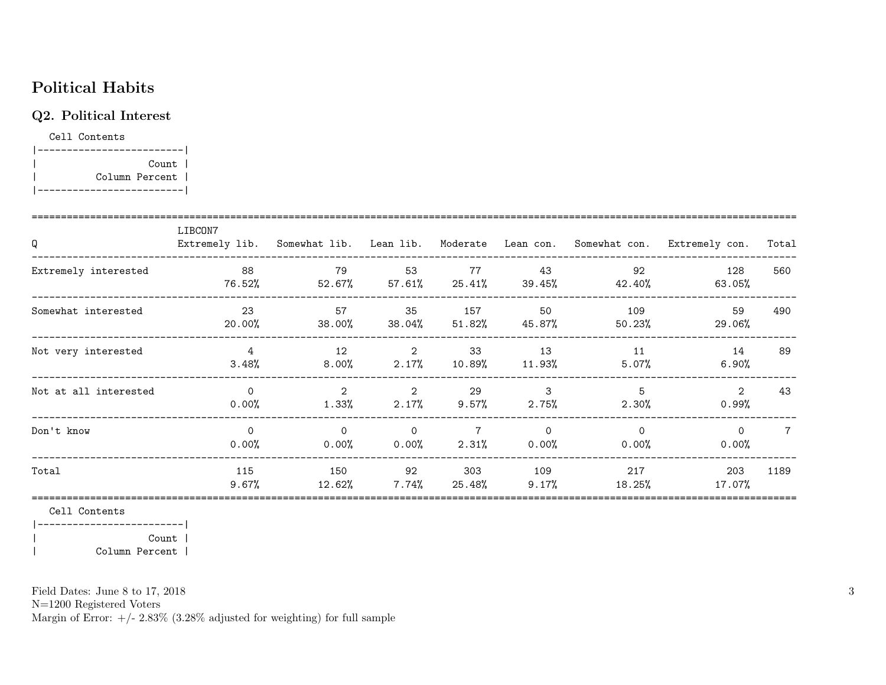# Political Habits

## Q2. Political Interest

Cell Contents

| Count |
|---|
| Column Percent |

| Q | LIBCON7 Extremely lib. | Somewhat lib. | Lean lib. | Moderate | Lean con. | Somewhat con. | Extremely con. | Total |
|---|---|---|---|---|---|---|---|---|
| Extremely interested | 88<br>76.52% | 79<br>52.67% | 53<br>57.61% | 77<br>25.41% | 43<br>39.45% | 92<br>42.40% | 128<br>63.05% | 560 |
| Somewhat interested | 23<br>20.00% | 57<br>38.00% | 35<br>38.04% | 157<br>51.82% | 50<br>45.87% | 109<br>50.23% | 59<br>29.06% | 490 |
| Not very interested | 4<br>3.48% | 12<br>8.00% | 2<br>2.17% | 33<br>10.89% | 13<br>11.93% | 11<br>5.07% | 14<br>6.90% | 89 |
| Not at all interested | 0<br>0.00% | 2<br>1.33% | 2<br>2.17% | 29<br>9.57% | 3<br>2.75% | 5<br>2.30% | 2<br>0.99% | 43 |
| Don't know | 0<br>0.00% | 0<br>0.00% | 0<br>0.00% | 7<br>2.31% | 0<br>0.00% | 0<br>0.00% | 0<br>0.00% | 7 |
| Total | 115<br>9.67% | 150<br>12.62% | 92<br>7.74% | 303<br>25.48% | 109<br>9.17% | 217<br>18.25% | 203<br>17.07% | 1189 |

Cell Contents

| Count |
|---|
| Column Percent |

Field Dates: June 8 to 17, 2018
N=1200 Registered Voters
Margin of Error: +/- 2.83% (3.28% adjusted for weighting) for full sample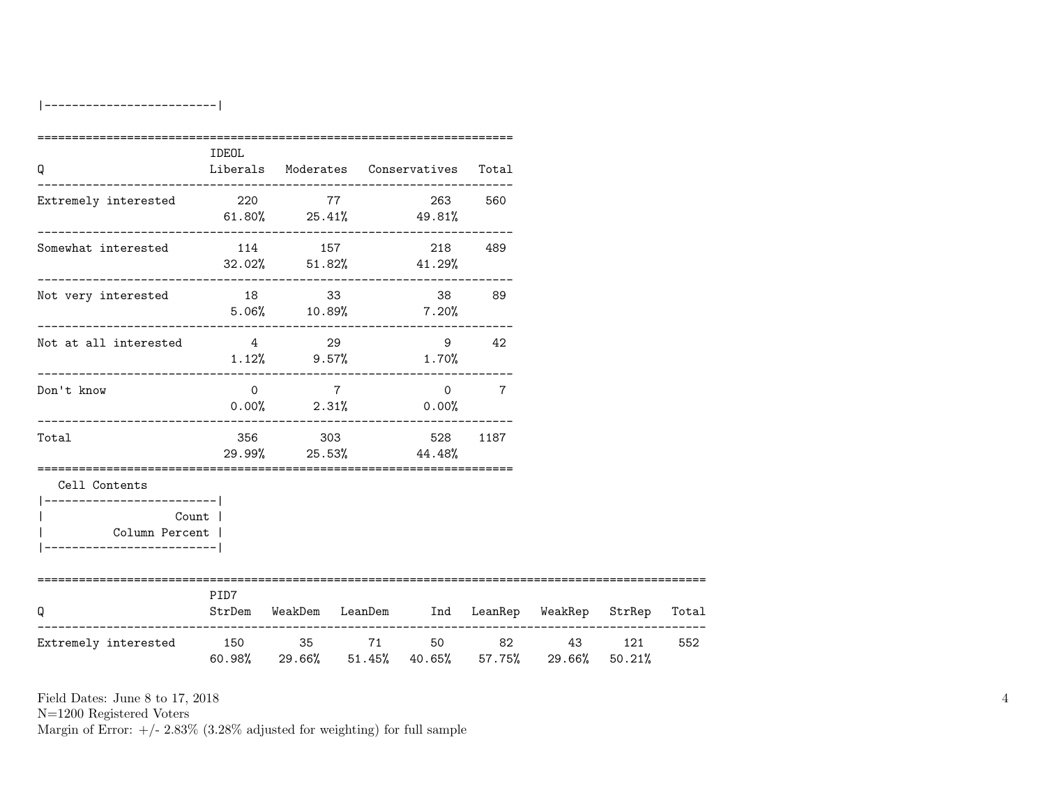|-------------------------|

| Q | IDEOL Liberals | Moderates | Conservatives | Total |
|---|---|---|---|---|
| Extremely interested | 220 | 77 | 263 | 560 |
| | 61.80% | 25.41% | 49.81% | |
| Somewhat interested | 114 | 157 | 218 | 489 |
| | 32.02% | 51.82% | 41.29% | |
| Not very interested | 18 | 33 | 38 | 89 |
| | 5.06% | 10.89% | 7.20% | |
| Not at all interested | 4 | 29 | 9 | 42 |
| | 1.12% | 9.57% | 1.70% | |
| Don't know | 0 | 7 | 0 | 7 |
| | 0.00% | 2.31% | 0.00% | |
| Total | 356 | 303 | 528 | 1187 |
| | 29.99% | 25.53% | 44.48% | |

Cell Contents

|-------------------------|
| Count |
| Column Percent |
|-------------------------|

| Q | PID7 StrDem | WeakDem | LeanDem | Ind | LeanRep | WeakRep | StrRep | Total |
|---|---|---|---|---|---|---|---|---|
| Extremely interested | 150 | 35 | 71 | 50 | 82 | 43 | 121 | 552 |
| | 60.98% | 29.66% | 51.45% | 40.65% | 57.75% | 29.66% | 50.21% | |

Field Dates: June 8 to 17, 2018
N=1200 Registered Voters
Margin of Error: +/- 2.83% (3.28% adjusted for weighting) for full sample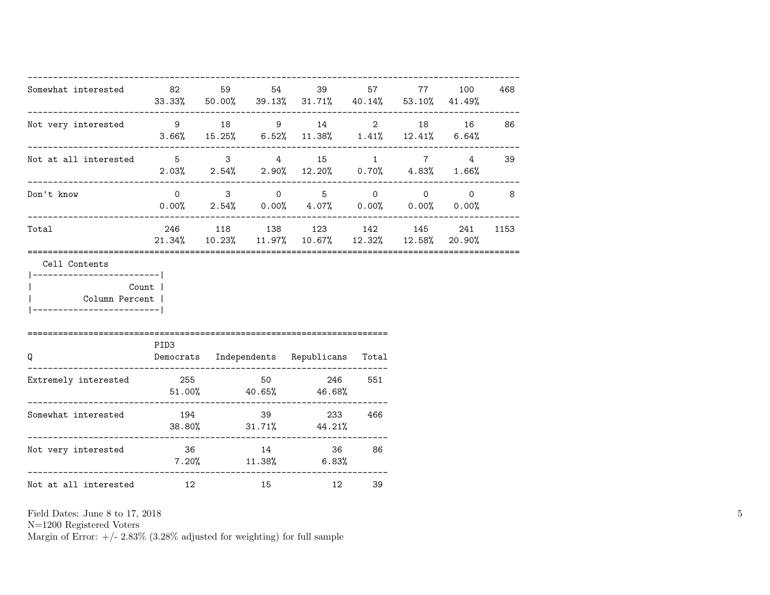| | | | | | | | | |
|---|---|---|---|---|---|---|---|---|
| Somewhat interested | 82<br>33.33% | 59<br>50.00% | 54<br>39.13% | 39<br>31.71% | 57<br>40.14% | 77<br>53.10% | 100<br>41.49% | 468 |
| Not very interested | 9<br>3.66% | 18<br>15.25% | 9<br>6.52% | 14<br>11.38% | 2<br>1.41% | 18<br>12.41% | 16<br>6.64% | 86 |
| Not at all interested | 5<br>2.03% | 3<br>2.54% | 4<br>2.90% | 15<br>12.20% | 1<br>0.70% | 7<br>4.83% | 4<br>1.66% | 39 |
| Don't know | 0<br>0.00% | 3<br>2.54% | 0<br>0.00% | 5<br>4.07% | 0<br>0.00% | 0<br>0.00% | 0<br>0.00% | 8 |
| Total | 246<br>21.34% | 118<br>10.23% | 138<br>11.97% | 123<br>10.67% | 142<br>12.32% | 145<br>12.58% | 241<br>20.90% | 1153 |

Cell Contents

| |
|---|
| Count |
| Column Percent |

| Q | PID3<br>Democrats | <br>Independents | <br>Republicans | <br>Total |
|---|---|---|---|---|
| Extremely interested | 255<br>51.00% | 50<br>40.65% | 246<br>46.68% | 551 |
| Somewhat interested | 194<br>38.80% | 39<br>31.71% | 233<br>44.21% | 466 |
| Not very interested | 36<br>7.20% | 14<br>11.38% | 36<br>6.83% | 86 |
| Not at all interested | 12 | 15 | 12 | 39 |

Field Dates: June 8 to 17, 2018
N=1200 Registered Voters
Margin of Error: +/- 2.83% (3.28% adjusted for weighting) for full sample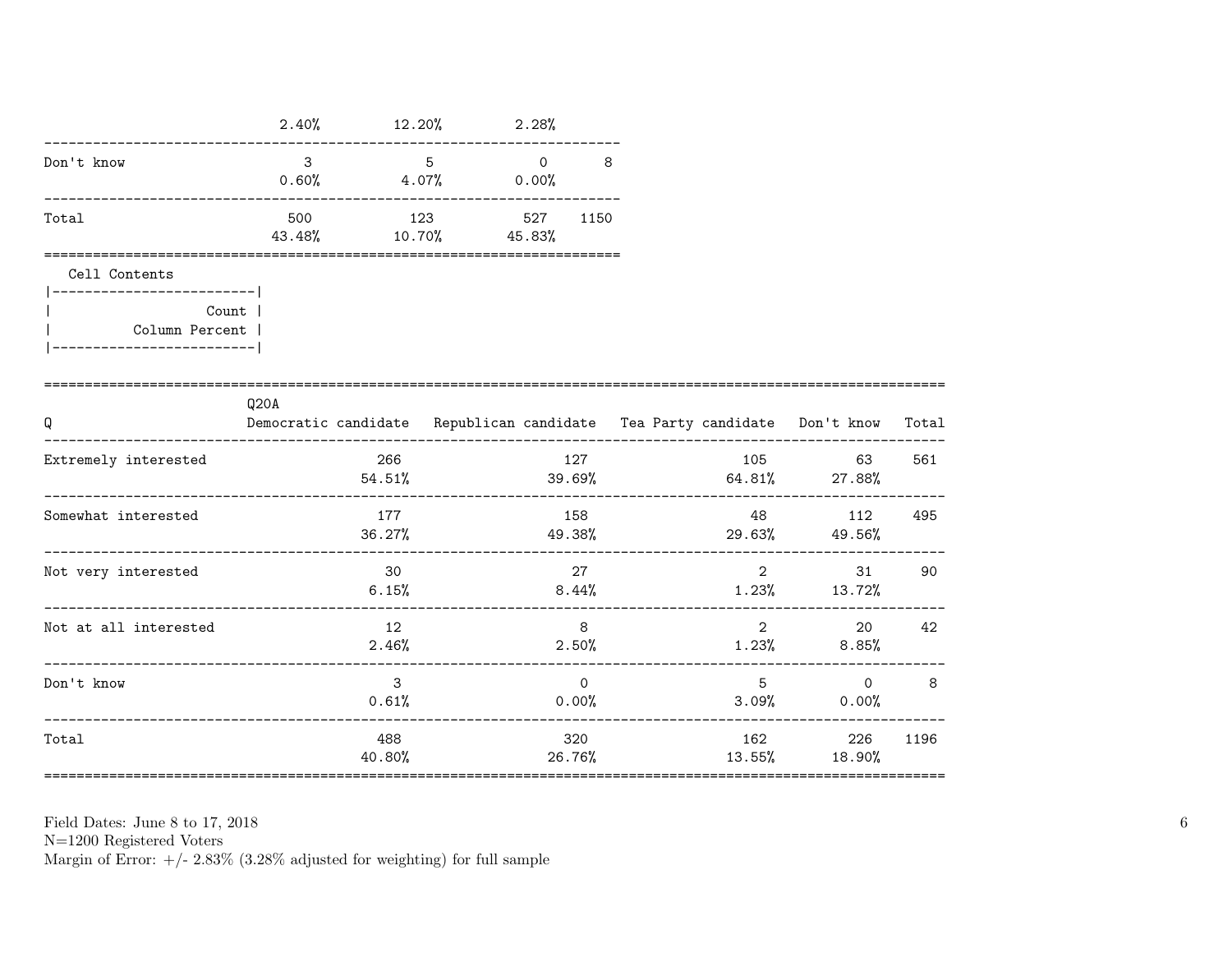| | | | | |
|---|---|---|---|---|
| | 2.40% | 12.20% | 2.28% | |
| Don't know | 3 | 5 | 0 | 8 |
| | 0.60% | 4.07% | 0.00% | |
| Total | 500 | 123 | 527 | 1150 |
| | 43.48% | 10.70% | 45.83% | |

Cell Contents

| |
|---|
| Count |
| Column Percent |

| Q | Q20A Democratic candidate | Republican candidate | Tea Party candidate | Don't know | Total |
|---|---|---|---|---|---|
| Extremely interested | 266 | 127 | 105 | 63 | 561 |
| | 54.51% | 39.69% | 64.81% | 27.88% | |
| Somewhat interested | 177 | 158 | 48 | 112 | 495 |
| | 36.27% | 49.38% | 29.63% | 49.56% | |
| Not very interested | 30 | 27 | 2 | 31 | 90 |
| | 6.15% | 8.44% | 1.23% | 13.72% | |
| Not at all interested | 12 | 8 | 2 | 20 | 42 |
| | 2.46% | 2.50% | 1.23% | 8.85% | |
| Don't know | 3 | 0 | 5 | 0 | 8 |
| | 0.61% | 0.00% | 3.09% | 0.00% | |
| Total | 488 | 320 | 162 | 226 | 1196 |
| | 40.80% | 26.76% | 13.55% | 18.90% | |

Field Dates: June 8 to 17, 2018
N=1200 Registered Voters
Margin of Error: +/- 2.83% (3.28% adjusted for weighting) for full sample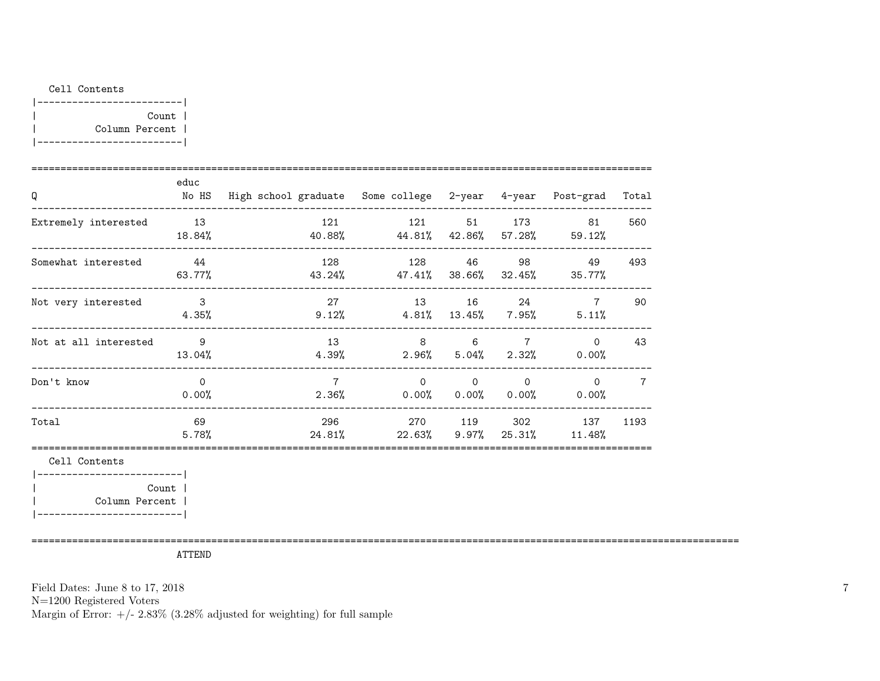Cell Contents

| Count |
|---|
| Column Percent |

| Q | No HS | High school graduate | Some college | 2-year | 4-year | Post-grad | Total |
|---|---|---|---|---|---|---|---|
| | educ | | | | | | |
| Extremely interested | 13 | 121 | 121 | 51 | 173 | 81 | 560 |
| | 18.84% | 40.88% | 44.81% | 42.86% | 57.28% | 59.12% | |
| Somewhat interested | 44 | 128 | 128 | 46 | 98 | 49 | 493 |
| | 63.77% | 43.24% | 47.41% | 38.66% | 32.45% | 35.77% | |
| Not very interested | 3 | 27 | 13 | 16 | 24 | 7 | 90 |
| | 4.35% | 9.12% | 4.81% | 13.45% | 7.95% | 5.11% | |
| Not at all interested | 9 | 13 | 8 | 6 | 7 | 0 | 43 |
| | 13.04% | 4.39% | 2.96% | 5.04% | 2.32% | 0.00% | |
| Don't know | 0 | 7 | 0 | 0 | 0 | 0 | 7 |
| | 0.00% | 2.36% | 0.00% | 0.00% | 0.00% | 0.00% | |
| Total | 69 | 296 | 270 | 119 | 302 | 137 | 1193 |
| | 5.78% | 24.81% | 22.63% | 9.97% | 25.31% | 11.48% | |

Cell Contents

| Count |
|---|
| Column Percent |

ATTEND

Field Dates: June 8 to 17, 2018
N=1200 Registered Voters
Margin of Error: +/- 2.83% (3.28% adjusted for weighting) for full sample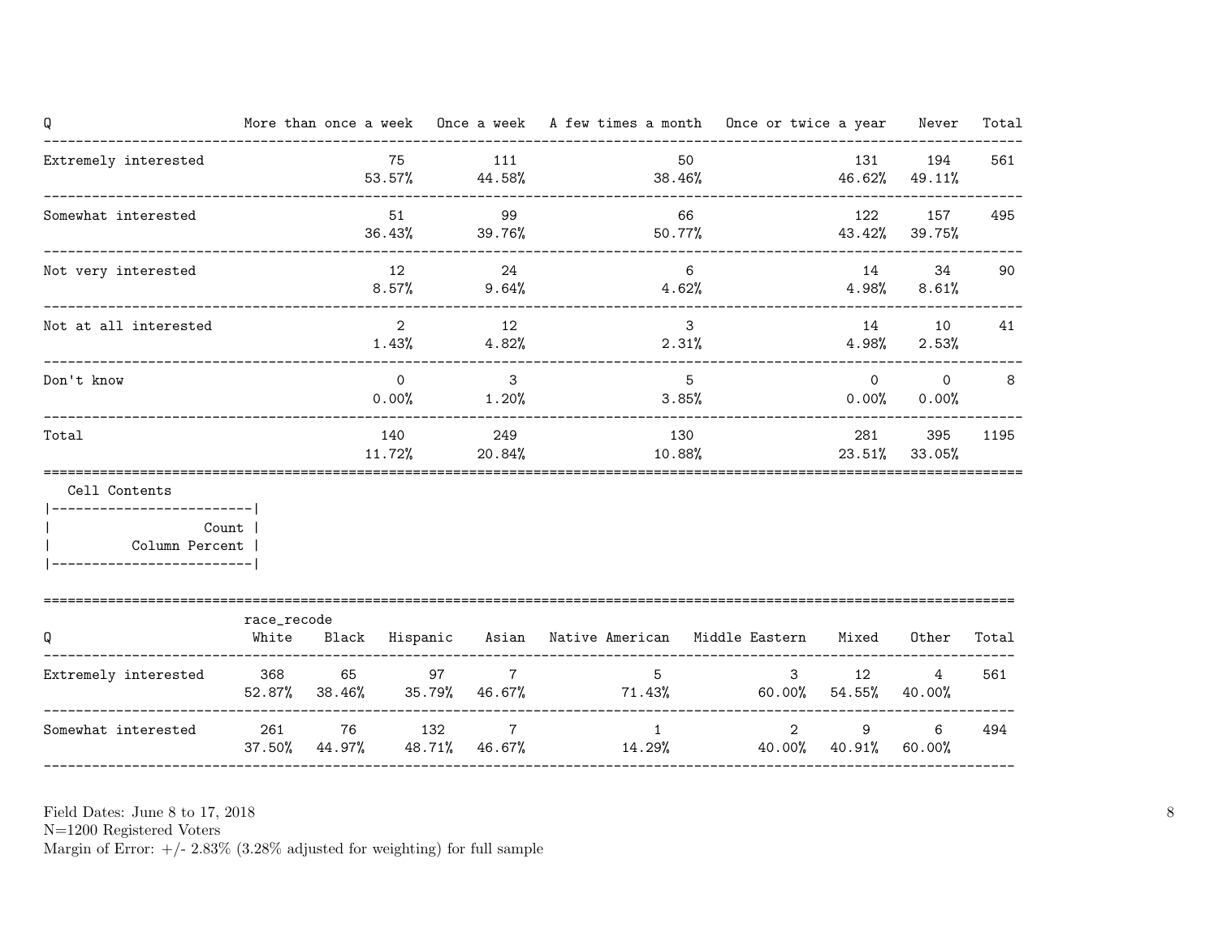| Q | More than once a week | Once a week | A few times a month | Once or twice a year | Never | Total |
|---|---|---|---|---|---|---|
| Extremely interested | 75<br>53.57% | 111<br>44.58% | 50<br>38.46% | 131<br>46.62% | 194<br>49.11% | 561 |
| Somewhat interested | 51<br>36.43% | 99<br>39.76% | 66<br>50.77% | 122<br>43.42% | 157<br>39.75% | 495 |
| Not very interested | 12<br>8.57% | 24<br>9.64% | 6<br>4.62% | 14<br>4.98% | 34<br>8.61% | 90 |
| Not at all interested | 2<br>1.43% | 12<br>4.82% | 3<br>2.31% | 14<br>4.98% | 10<br>2.53% | 41 |
| Don't know | 0<br>0.00% | 3<br>1.20% | 5<br>3.85% | 0<br>0.00% | 0<br>0.00% | 8 |
| Total | 140<br>11.72% | 249<br>20.84% | 130<br>10.88% | 281<br>23.51% | 395<br>33.05% | 1195 |

Cell Contents
- Count
- Column Percent

| Q | race_recode<br>White | Black | Hispanic | Asian | Native American | Middle Eastern | Mixed | Other | Total |
|---|---|---|---|---|---|---|---|---|---|
| Extremely interested | 368<br>52.87% | 65<br>38.46% | 97<br>35.79% | 7<br>46.67% | 5<br>71.43% | 3<br>60.00% | 12<br>54.55% | 4<br>40.00% | 561 |
| Somewhat interested | 261<br>37.50% | 76<br>44.97% | 132<br>48.71% | 7<br>46.67% | 1<br>14.29% | 2<br>40.00% | 9<br>40.91% | 6<br>60.00% | 494 |

Field Dates: June 8 to 17, 2018
N=1200 Registered Voters
Margin of Error: +/- 2.83% (3.28% adjusted for weighting) for full sample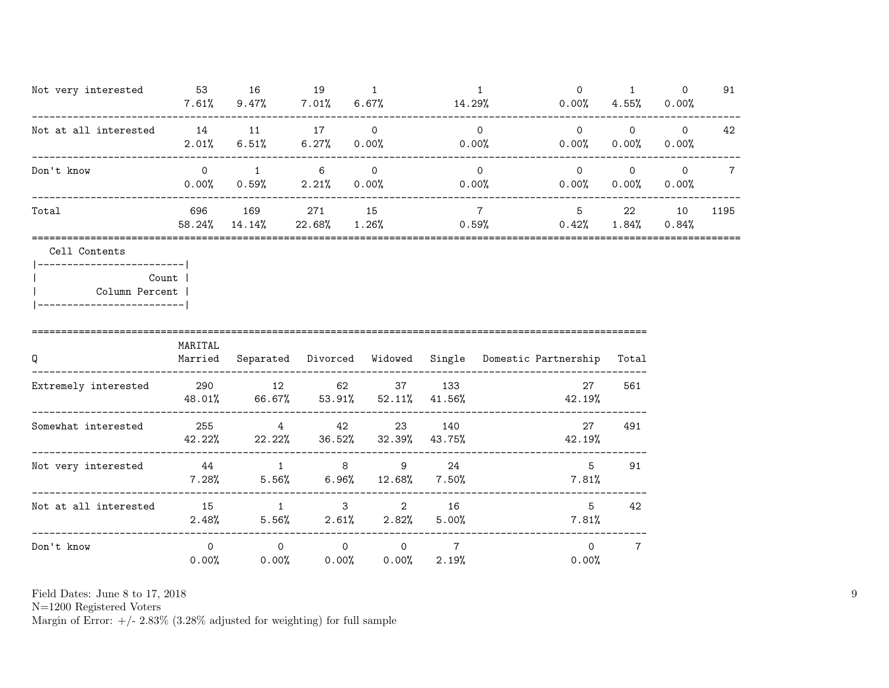| | | | | | | | | | |
|---|---|---|---|---|---|---|---|---|---|
| Not very interested | 53<br>7.61% | 16<br>9.47% | 19<br>7.01% | 1<br>6.67% | 1<br>14.29% | 0<br>0.00% | 1<br>4.55% | 0<br>0.00% | 91 |
| Not at all interested | 14<br>2.01% | 11<br>6.51% | 17<br>6.27% | 0<br>0.00% | 0<br>0.00% | 0<br>0.00% | 0<br>0.00% | 0<br>0.00% | 42 |
| Don't know | 0<br>0.00% | 1<br>0.59% | 6<br>2.21% | 0<br>0.00% | 0<br>0.00% | 0<br>0.00% | 0<br>0.00% | 0<br>0.00% | 7 |
| Total | 696<br>58.24% | 169<br>14.14% | 271<br>22.68% | 15<br>1.26% | 7<br>0.59% | 5<br>0.42% | 22<br>1.84% | 10<br>0.84% | 1195 |

Cell Contents

| |
|---|
| Count |
| Column Percent |

| Q | MARITAL<br>Married | Separated | Divorced | Widowed | Single | Domestic Partnership | Total |
|---|---|---|---|---|---|---|---|
| Extremely interested | 290<br>48.01% | 12<br>66.67% | 62<br>53.91% | 37<br>52.11% | 133<br>41.56% | 27<br>42.19% | 561 |
| Somewhat interested | 255<br>42.22% | 4<br>22.22% | 42<br>36.52% | 23<br>32.39% | 140<br>43.75% | 27<br>42.19% | 491 |
| Not very interested | 44<br>7.28% | 1<br>5.56% | 8<br>6.96% | 9<br>12.68% | 24<br>7.50% | 5<br>7.81% | 91 |
| Not at all interested | 15<br>2.48% | 1<br>5.56% | 3<br>2.61% | 2<br>2.82% | 16<br>5.00% | 5<br>7.81% | 42 |
| Don't know | 0<br>0.00% | 0<br>0.00% | 0<br>0.00% | 0<br>0.00% | 7<br>2.19% | 0<br>0.00% | 7 |

Field Dates: June 8 to 17, 2018
N=1200 Registered Voters
Margin of Error: +/- 2.83% (3.28% adjusted for weighting) for full sample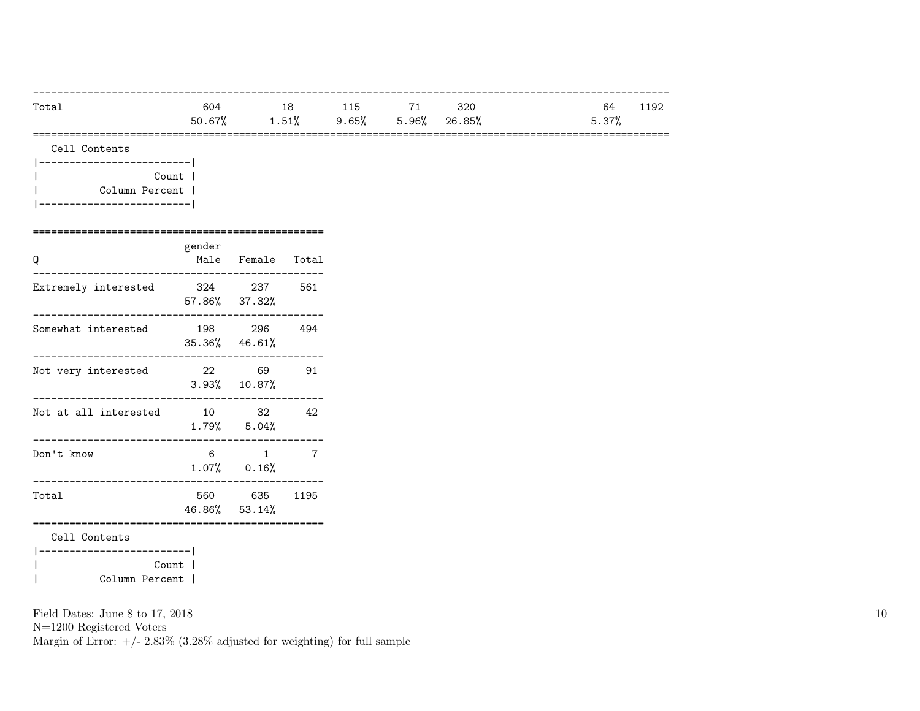| | | | | | | | | |
|---|---|---|---|---|---|---|---|---|
| Total | 604 | 18 | 115 | 71 | 320 | | 64 | 1192 |
| | 50.67% | 1.51% | 9.65% | 5.96% | 26.85% | | 5.37% | |

Cell Contents

| |
|---|
| Count |
| Column Percent |

| Q | gender Male | Female | Total |
|---|---|---|---|
| Extremely interested | 324 | 237 | 561 |
| | 57.86% | 37.32% | |
| Somewhat interested | 198 | 296 | 494 |
| | 35.36% | 46.61% | |
| Not very interested | 22 | 69 | 91 |
| | 3.93% | 10.87% | |
| Not at all interested | 10 | 32 | 42 |
| | 1.79% | 5.04% | |
| Don't know | 6 | 1 | 7 |
| | 1.07% | 0.16% | |
| Total | 560 | 635 | 1195 |
| | 46.86% | 53.14% | |

Cell Contents

| |
|---|
| Count |
| Column Percent |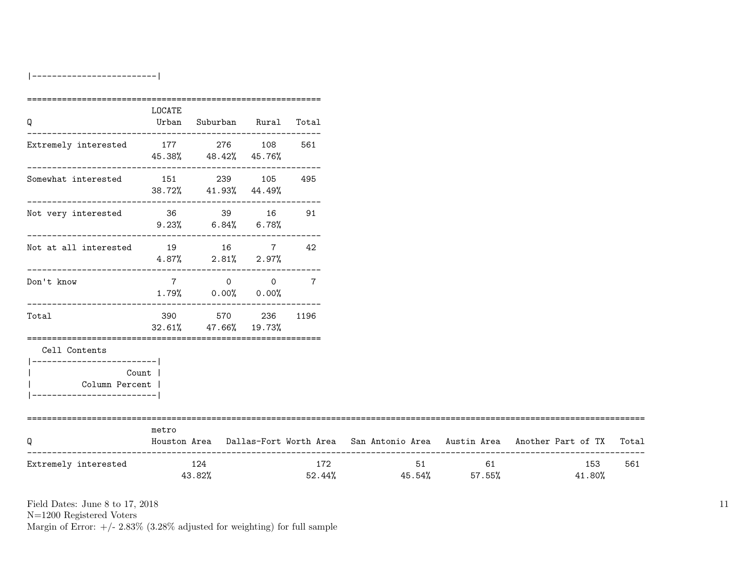|-------------------------|

| Q | LOCATE Urban | Suburban | Rural | Total |
|---|---|---|---|---|
| Extremely interested | 177 | 276 | 108 | 561 |
| | 45.38% | 48.42% | 45.76% | |
| Somewhat interested | 151 | 239 | 105 | 495 |
| | 38.72% | 41.93% | 44.49% | |
| Not very interested | 36 | 39 | 16 | 91 |
| | 9.23% | 6.84% | 6.78% | |
| Not at all interested | 19 | 16 | 7 | 42 |
| | 4.87% | 2.81% | 2.97% | |
| Don't know | 7 | 0 | 0 | 7 |
| | 1.79% | 0.00% | 0.00% | |
| Total | 390 | 570 | 236 | 1196 |
| | 32.61% | 47.66% | 19.73% | |

Cell Contents

|-------------------------|
| Count |
| Column Percent |
|-------------------------|

| Q | metro Houston Area | Dallas-Fort Worth Area | San Antonio Area | Austin Area | Another Part of TX | Total |
|---|---|---|---|---|---|---|
| Extremely interested | 124 | 172 | 51 | 61 | 153 | 561 |
| | 43.82% | 52.44% | 45.54% | 57.55% | 41.80% | |

Field Dates: June 8 to 17, 2018
N=1200 Registered Voters
Margin of Error: +/- 2.83% (3.28% adjusted for weighting) for full sample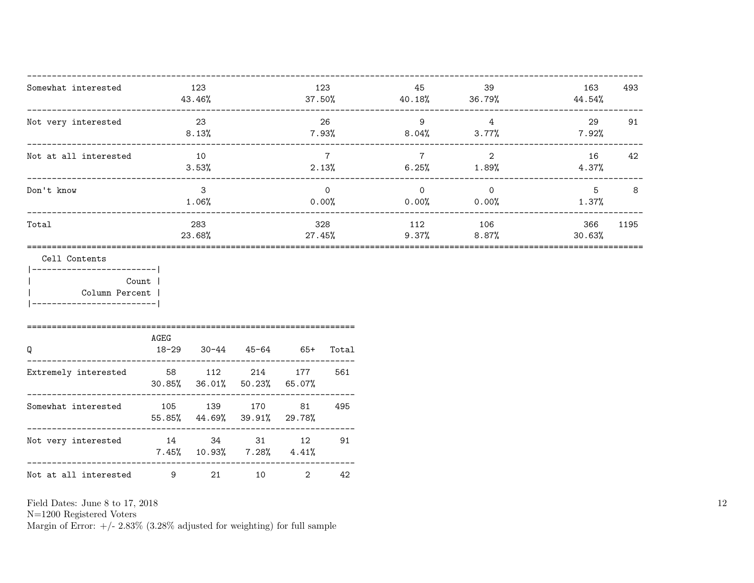| | | | | | | |
|---|---|---|---|---|---|---|
| Somewhat interested | 123<br>43.46% | 123<br>37.50% | 45<br>40.18% | 39<br>36.79% | 163<br>44.54% | 493 |
| Not very interested | 23<br>8.13% | 26<br>7.93% | 9<br>8.04% | 4<br>3.77% | 29<br>7.92% | 91 |
| Not at all interested | 10<br>3.53% | 7<br>2.13% | 7<br>6.25% | 2<br>1.89% | 16<br>4.37% | 42 |
| Don't know | 3<br>1.06% | 0<br>0.00% | 0<br>0.00% | 0<br>0.00% | 5<br>1.37% | 8 |
| Total | 283<br>23.68% | 328<br>27.45% | 112<br>9.37% | 106<br>8.87% | 366<br>30.63% | 1195 |

Cell Contents

| |
|---|
| Count |
| Column Percent |

| Q | AGEG<br>18-29 | 30-44 | 45-64 | 65+ | Total |
|---|---|---|---|---|---|
| Extremely interested | 58<br>30.85% | 112<br>36.01% | 214<br>50.23% | 177<br>65.07% | 561 |
| Somewhat interested | 105<br>55.85% | 139<br>44.69% | 170<br>39.91% | 81<br>29.78% | 495 |
| Not very interested | 14<br>7.45% | 34<br>10.93% | 31<br>7.28% | 12<br>4.41% | 91 |
| Not at all interested | 9 | 21 | 10 | 2 | 42 |

Field Dates: June 8 to 17, 2018
N=1200 Registered Voters
Margin of Error: +/- 2.83% (3.28% adjusted for weighting) for full sample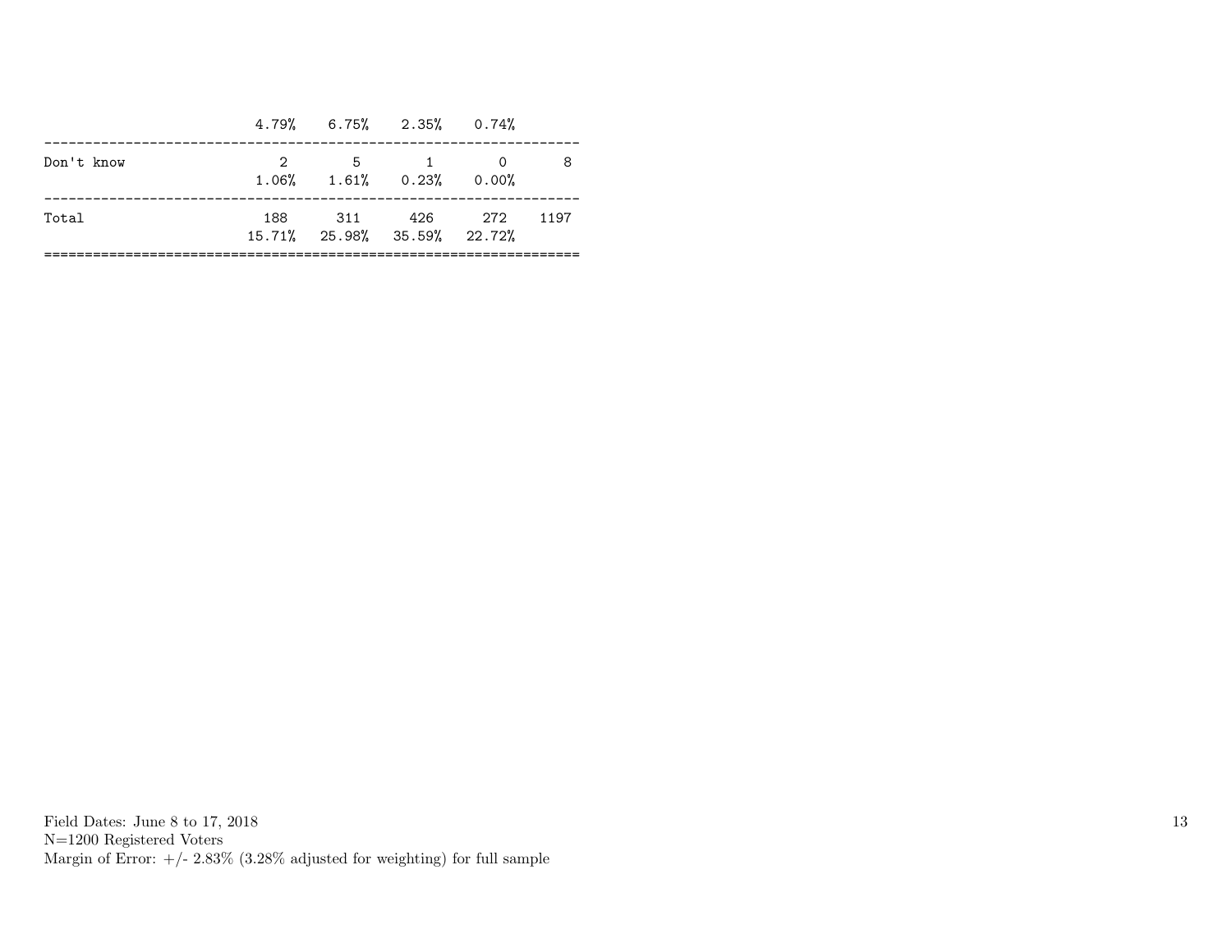| | | | | | |
|---|---|---|---|---|---|
| | 4.79% | 6.75% | 2.35% | 0.74% | |
| Don't know | 2 | 5 | 1 | 0 | 8 |
| | 1.06% | 1.61% | 0.23% | 0.00% | |
| Total | 188 | 311 | 426 | 272 | 1197 |
| | 15.71% | 25.98% | 35.59% | 22.72% | |

Field Dates: June 8 to 17, 2018
N=1200 Registered Voters
Margin of Error: +/- 2.83% (3.28% adjusted for weighting) for full sample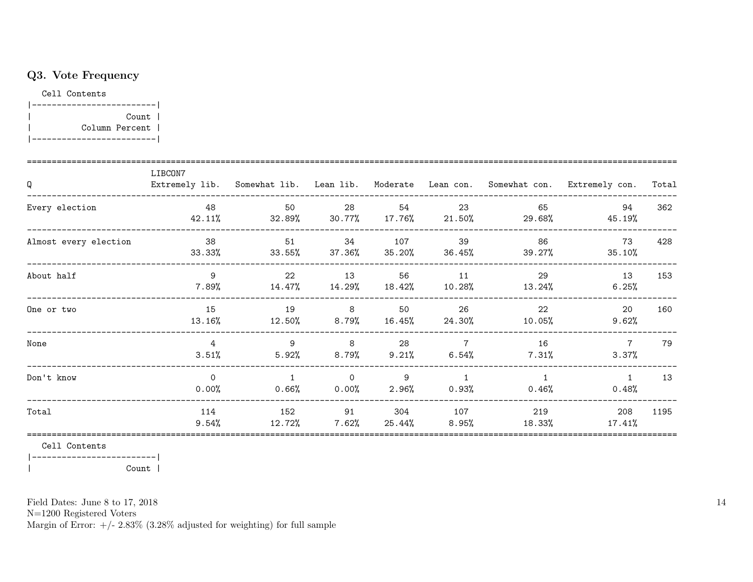## Q3. Vote Frequency

Cell Contents

| Count |
|---|
| Column Percent |

| Q | LIBCON7 Extremely lib. | Somewhat lib. | Lean lib. | Moderate | Lean con. | Somewhat con. | Extremely con. | Total |
|---|---|---|---|---|---|---|---|---|
| Every election | 48 | 50 | 28 | 54 | 23 | 65 | 94 | 362 |
| | 42.11% | 32.89% | 30.77% | 17.76% | 21.50% | 29.68% | 45.19% | |
| Almost every election | 38 | 51 | 34 | 107 | 39 | 86 | 73 | 428 |
| | 33.33% | 33.55% | 37.36% | 35.20% | 36.45% | 39.27% | 35.10% | |
| About half | 9 | 22 | 13 | 56 | 11 | 29 | 13 | 153 |
| | 7.89% | 14.47% | 14.29% | 18.42% | 10.28% | 13.24% | 6.25% | |
| One or two | 15 | 19 | 8 | 50 | 26 | 22 | 20 | 160 |
| | 13.16% | 12.50% | 8.79% | 16.45% | 24.30% | 10.05% | 9.62% | |
| None | 4 | 9 | 8 | 28 | 7 | 16 | 7 | 79 |
| | 3.51% | 5.92% | 8.79% | 9.21% | 6.54% | 7.31% | 3.37% | |
| Don't know | 0 | 1 | 0 | 9 | 1 | 1 | 1 | 13 |
| | 0.00% | 0.66% | 0.00% | 2.96% | 0.93% | 0.46% | 0.48% | |
| Total | 114 | 152 | 91 | 304 | 107 | 219 | 208 | 1195 |
| | 9.54% | 12.72% | 7.62% | 25.44% | 8.95% | 18.33% | 17.41% | |

Cell Contents

| Count |
|---|

Field Dates: June 8 to 17, 2018
N=1200 Registered Voters
Margin of Error: +/- 2.83% (3.28% adjusted for weighting) for full sample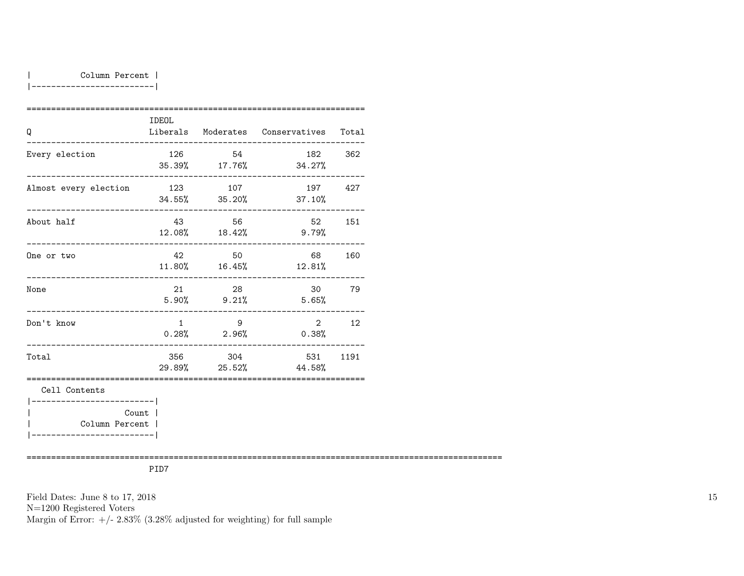| Column Percent |
|---|

| Q | IDEOL Liberals | Moderates | Conservatives | Total |
|---|---|---|---|---|
| Every election | 126<br>35.39% | 54<br>17.76% | 182<br>34.27% | 362 |
| Almost every election | 123<br>34.55% | 107<br>35.20% | 197<br>37.10% | 427 |
| About half | 43<br>12.08% | 56<br>18.42% | 52<br>9.79% | 151 |
| One or two | 42<br>11.80% | 50<br>16.45% | 68<br>12.81% | 160 |
| None | 21<br>5.90% | 28<br>9.21% | 30<br>5.65% | 79 |
| Don't know | 1<br>0.28% | 9<br>2.96% | 2<br>0.38% | 12 |
| Total | 356<br>29.89% | 304<br>25.52% | 531<br>44.58% | 1191 |

Cell Contents

| Count |
|---|
| Column Percent |

PID7

Field Dates: June 8 to 17, 2018
N=1200 Registered Voters
Margin of Error: +/- 2.83% (3.28% adjusted for weighting) for full sample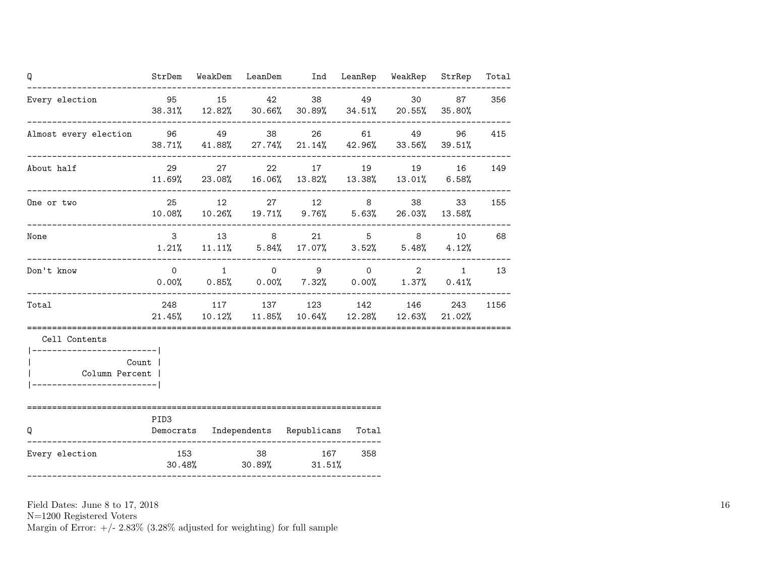| Q | StrDem | WeakDem | LeanDem | Ind | LeanRep | WeakRep | StrRep | Total |
|---|---|---|---|---|---|---|---|---|
| Every election | 95 | 15 | 42 | 38 | 49 | 30 | 87 | 356 |
| | 38.31% | 12.82% | 30.66% | 30.89% | 34.51% | 20.55% | 35.80% | |
| Almost every election | 96 | 49 | 38 | 26 | 61 | 49 | 96 | 415 |
| | 38.71% | 41.88% | 27.74% | 21.14% | 42.96% | 33.56% | 39.51% | |
| About half | 29 | 27 | 22 | 17 | 19 | 19 | 16 | 149 |
| | 11.69% | 23.08% | 16.06% | 13.82% | 13.38% | 13.01% | 6.58% | |
| One or two | 25 | 12 | 27 | 12 | 8 | 38 | 33 | 155 |
| | 10.08% | 10.26% | 19.71% | 9.76% | 5.63% | 26.03% | 13.58% | |
| None | 3 | 13 | 8 | 21 | 5 | 8 | 10 | 68 |
| | 1.21% | 11.11% | 5.84% | 17.07% | 3.52% | 5.48% | 4.12% | |
| Don't know | 0 | 1 | 0 | 9 | 0 | 2 | 1 | 13 |
| | 0.00% | 0.85% | 0.00% | 7.32% | 0.00% | 1.37% | 0.41% | |
| Total | 248 | 117 | 137 | 123 | 142 | 146 | 243 | 1156 |
| | 21.45% | 10.12% | 11.85% | 10.64% | 12.28% | 12.63% | 21.02% | |

Cell Contents

| |
|---|
| Count |
| Column Percent |

| Q | PID3 Democrats | Independents | Republicans | Total |
|---|---|---|---|---|
| Every election | 153 | 38 | 167 | 358 |
| | 30.48% | 30.89% | 31.51% | |

Field Dates: June 8 to 17, 2018
N=1200 Registered Voters
Margin of Error: +/- 2.83% (3.28% adjusted for weighting) for full sample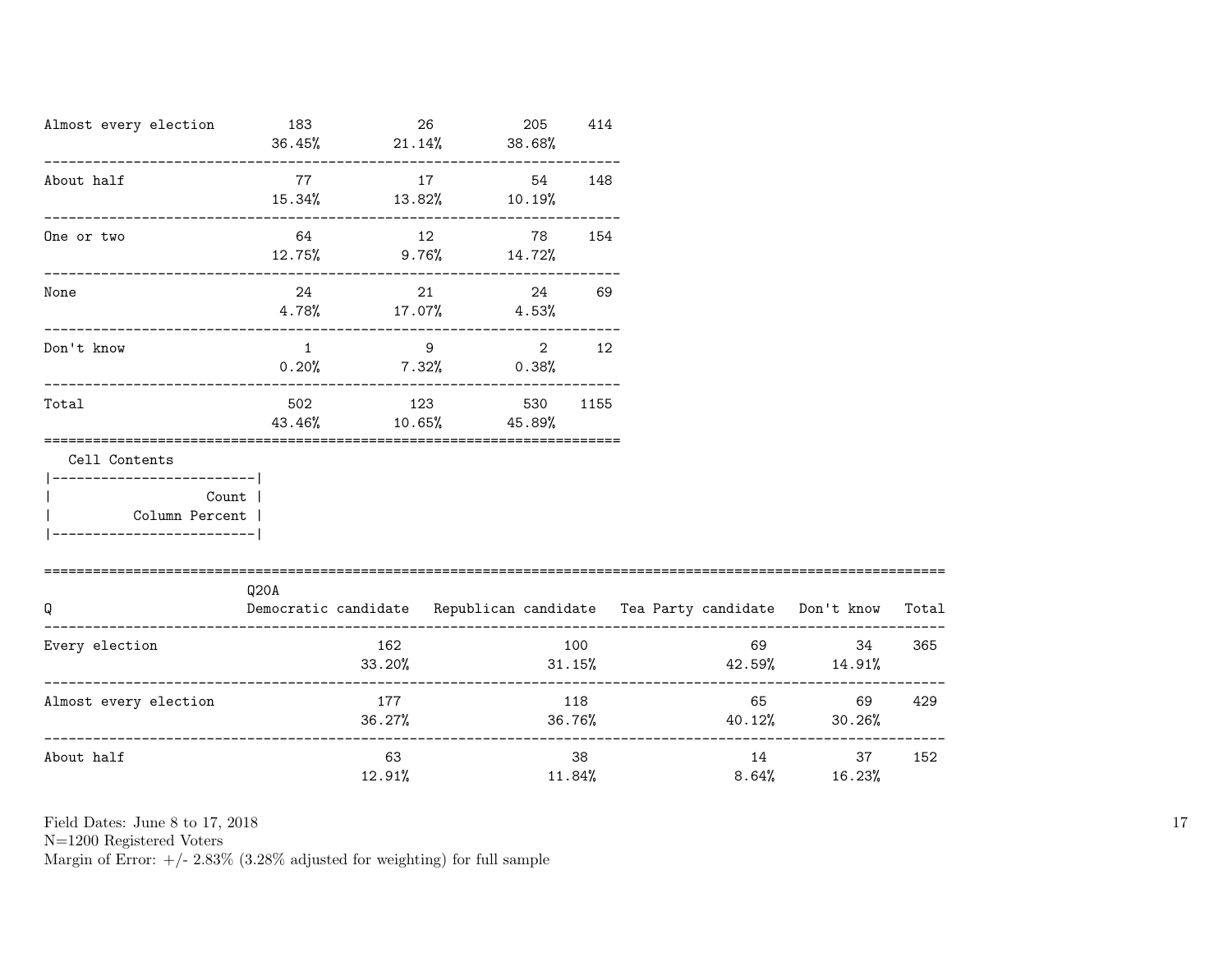| | | | | |
|---|---|---|---|---|
| Almost every election | 183<br>36.45% | 26<br>21.14% | 205<br>38.68% | 414 |
| About half | 77<br>15.34% | 17<br>13.82% | 54<br>10.19% | 148 |
| One or two | 64<br>12.75% | 12<br>9.76% | 78<br>14.72% | 154 |
| None | 24<br>4.78% | 21<br>17.07% | 24<br>4.53% | 69 |
| Don't know | 1<br>0.20% | 9<br>7.32% | 2<br>0.38% | 12 |
| Total | 502<br>43.46% | 123<br>10.65% | 530<br>45.89% | 1155 |

Cell Contents

| |
|---|
| Count |
| Column Percent |

| Q | Q20A<br>Democratic candidate | Republican candidate | Tea Party candidate | Don't know | Total |
|---|---|---|---|---|---|
| Every election | 162<br>33.20% | 100<br>31.15% | 69<br>42.59% | 34<br>14.91% | 365 |
| Almost every election | 177<br>36.27% | 118<br>36.76% | 65<br>40.12% | 69<br>30.26% | 429 |
| About half | 63<br>12.91% | 38<br>11.84% | 14<br>8.64% | 37<br>16.23% | 152 |

Field Dates: June 8 to 17, 2018
N=1200 Registered Voters
Margin of Error: +/- 2.83% (3.28% adjusted for weighting) for full sample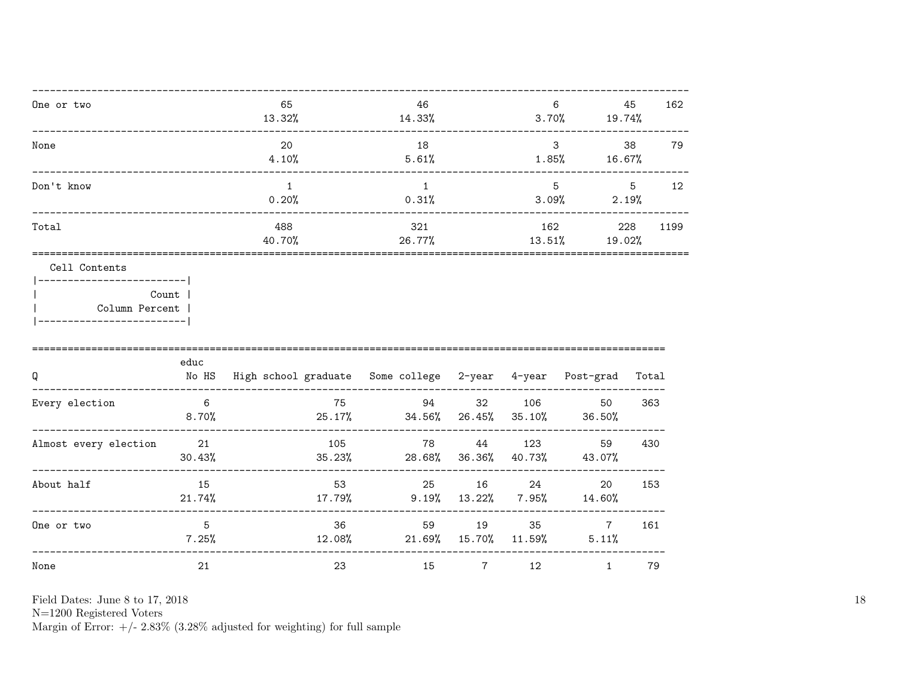| | | | | | |
|---|---|---|---|---|---|
| One or two | 65<br>13.32% | 46<br>14.33% | 6<br>3.70% | 45<br>19.74% | 162 |
| None | 20<br>4.10% | 18<br>5.61% | 3<br>1.85% | 38<br>16.67% | 79 |
| Don't know | 1<br>0.20% | 1<br>0.31% | 5<br>3.09% | 5<br>2.19% | 12 |
| Total | 488<br>40.70% | 321<br>26.77% | 162<br>13.51% | 228<br>19.02% | 1199 |

Cell Contents

| |
|---|
| Count |
| Column Percent |

| Q | educ<br>No HS | High school graduate | Some college | 2-year | 4-year | Post-grad | Total |
|---|---|---|---|---|---|---|---|
| Every election | 6<br>8.70% | 75<br>25.17% | 94<br>34.56% | 32<br>26.45% | 106<br>35.10% | 50<br>36.50% | 363 |
| Almost every election | 21<br>30.43% | 105<br>35.23% | 78<br>28.68% | 44<br>36.36% | 123<br>40.73% | 59<br>43.07% | 430 |
| About half | 15<br>21.74% | 53<br>17.79% | 25<br>9.19% | 16<br>13.22% | 24<br>7.95% | 20<br>14.60% | 153 |
| One or two | 5<br>7.25% | 36<br>12.08% | 59<br>21.69% | 19<br>15.70% | 35<br>11.59% | 7<br>5.11% | 161 |
| None | 21 | 23 | 15 | 7 | 12 | 1 | 79 |

Field Dates: June 8 to 17, 2018
N=1200 Registered Voters
Margin of Error: +/- 2.83% (3.28% adjusted for weighting) for full sample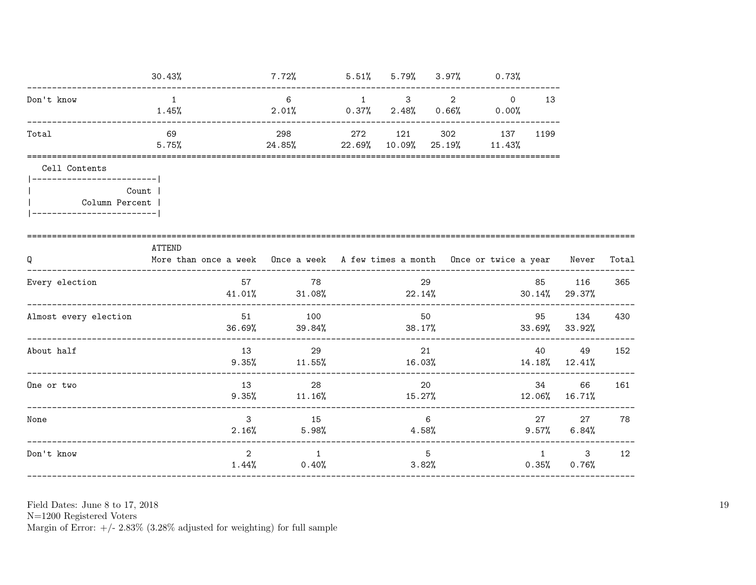| | | | | | | | |
|---|---|---|---|---|---|---|---|
| | 30.43% | 7.72% | 5.51% | 5.79% | 3.97% | 0.73% | |
| Don't know | 1 | 6 | 1 | 3 | 2 | 0 | 13 |
| | 1.45% | 2.01% | 0.37% | 2.48% | 0.66% | 0.00% | |
| Total | 69 | 298 | 272 | 121 | 302 | 137 | 1199 |
| | 5.75% | 24.85% | 22.69% | 10.09% | 25.19% | 11.43% | |

Cell Contents

|-------------------------|
| Count |
| Column Percent |
|-------------------------|

| Q | ATTEND More than once a week | Once a week | A few times a month | Once or twice a year | Never | Total |
|---|---|---|---|---|---|---|
| Every election | 57 | 78 | 29 | 85 | 116 | 365 |
| | 41.01% | 31.08% | 22.14% | 30.14% | 29.37% | |
| Almost every election | 51 | 100 | 50 | 95 | 134 | 430 |
| | 36.69% | 39.84% | 38.17% | 33.69% | 33.92% | |
| About half | 13 | 29 | 21 | 40 | 49 | 152 |
| | 9.35% | 11.55% | 16.03% | 14.18% | 12.41% | |
| One or two | 13 | 28 | 20 | 34 | 66 | 161 |
| | 9.35% | 11.16% | 15.27% | 12.06% | 16.71% | |
| None | 3 | 15 | 6 | 27 | 27 | 78 |
| | 2.16% | 5.98% | 4.58% | 9.57% | 6.84% | |
| Don't know | 2 | 1 | 5 | 1 | 3 | 12 |
| | 1.44% | 0.40% | 3.82% | 0.35% | 0.76% | |

Field Dates: June 8 to 17, 2018
N=1200 Registered Voters
Margin of Error: +/- 2.83% (3.28% adjusted for weighting) for full sample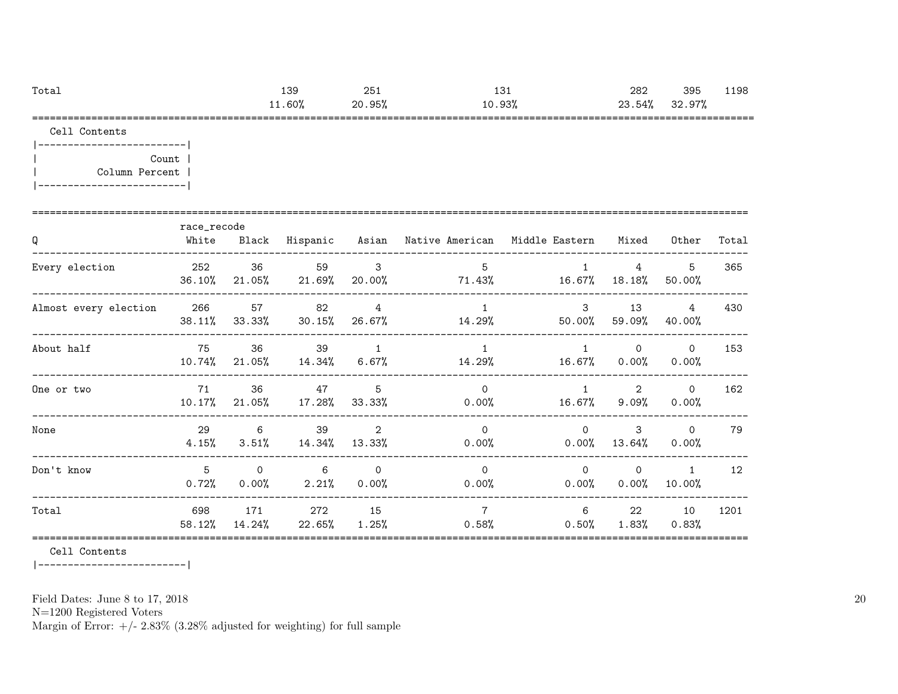| Total | | 139 | 251 | 131 | 282 | 395 | 1198 |
|---|---|---|---|---|---|---|---|
| | | 11.60% | 20.95% | 10.93% | 23.54% | 32.97% | |

Cell Contents

| Count |
|---|
| Column Percent |

| Q | race_recode White | Black | Hispanic | Asian | Native American | Middle Eastern | Mixed | Other | Total |
|---|---|---|---|---|---|---|---|---|---|
| Every election | 252 | 36 | 59 | 3 | 5 | 1 | 4 | 5 | 365 |
| | 36.10% | 21.05% | 21.69% | 20.00% | 71.43% | 16.67% | 18.18% | 50.00% | |
| Almost every election | 266 | 57 | 82 | 4 | 1 | 3 | 13 | 4 | 430 |
| | 38.11% | 33.33% | 30.15% | 26.67% | 14.29% | 50.00% | 59.09% | 40.00% | |
| About half | 75 | 36 | 39 | 1 | 1 | 1 | 0 | 0 | 153 |
| | 10.74% | 21.05% | 14.34% | 6.67% | 14.29% | 16.67% | 0.00% | 0.00% | |
| One or two | 71 | 36 | 47 | 5 | 0 | 1 | 2 | 0 | 162 |
| | 10.17% | 21.05% | 17.28% | 33.33% | 0.00% | 16.67% | 9.09% | 0.00% | |
| None | 29 | 6 | 39 | 2 | 0 | 0 | 3 | 0 | 79 |
| | 4.15% | 3.51% | 14.34% | 13.33% | 0.00% | 0.00% | 13.64% | 0.00% | |
| Don't know | 5 | 0 | 6 | 0 | 0 | 0 | 0 | 1 | 12 |
| | 0.72% | 0.00% | 2.21% | 0.00% | 0.00% | 0.00% | 0.00% | 10.00% | |
| Total | 698 | 171 | 272 | 15 | 7 | 6 | 22 | 10 | 1201 |
| | 58.12% | 14.24% | 22.65% | 1.25% | 0.58% | 0.50% | 1.83% | 0.83% | |

Cell Contents

Field Dates: June 8 to 17, 2018
N=1200 Registered Voters
Margin of Error: +/- 2.83% (3.28% adjusted for weighting) for full sample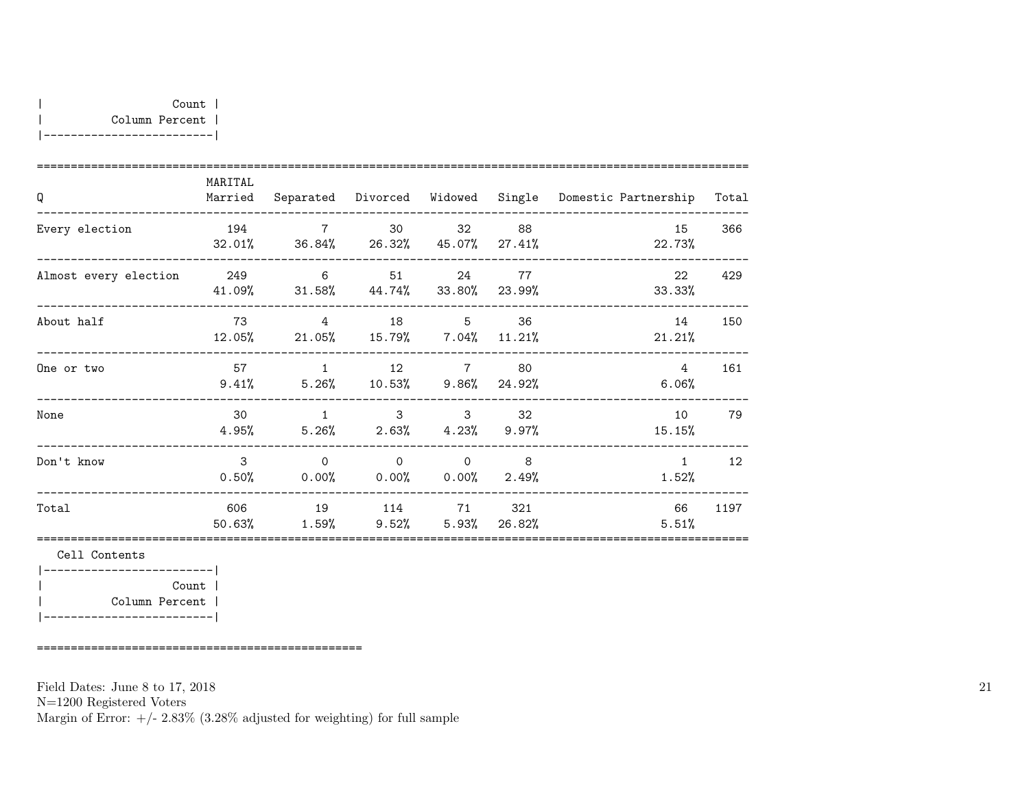| Count |
|---|
| Column Percent |

| Q | MARITAL Married | Separated | Divorced | Widowed | Single | Domestic Partnership | Total |
|---|---|---|---|---|---|---|---|
| Every election | 194<br>32.01% | 7<br>36.84% | 30<br>26.32% | 32<br>45.07% | 88<br>27.41% | 15<br>22.73% | 366 |
| Almost every election | 249<br>41.09% | 6<br>31.58% | 51<br>44.74% | 24<br>33.80% | 77<br>23.99% | 22<br>33.33% | 429 |
| About half | 73<br>12.05% | 4<br>21.05% | 18<br>15.79% | 5<br>7.04% | 36<br>11.21% | 14<br>21.21% | 150 |
| One or two | 57<br>9.41% | 1<br>5.26% | 12<br>10.53% | 7<br>9.86% | 80<br>24.92% | 4<br>6.06% | 161 |
| None | 30<br>4.95% | 1<br>5.26% | 3<br>2.63% | 3<br>4.23% | 32<br>9.97% | 10<br>15.15% | 79 |
| Don't know | 3<br>0.50% | 0<br>0.00% | 0<br>0.00% | 0<br>0.00% | 8<br>2.49% | 1<br>1.52% | 12 |
| Total | 606<br>50.63% | 19<br>1.59% | 114<br>9.52% | 71<br>5.93% | 321<br>26.82% | 66<br>5.51% | 1197 |

Cell Contents

| Count |
|---|
| Column Percent |

Field Dates: June 8 to 17, 2018
N=1200 Registered Voters
Margin of Error: +/- 2.83% (3.28% adjusted for weighting) for full sample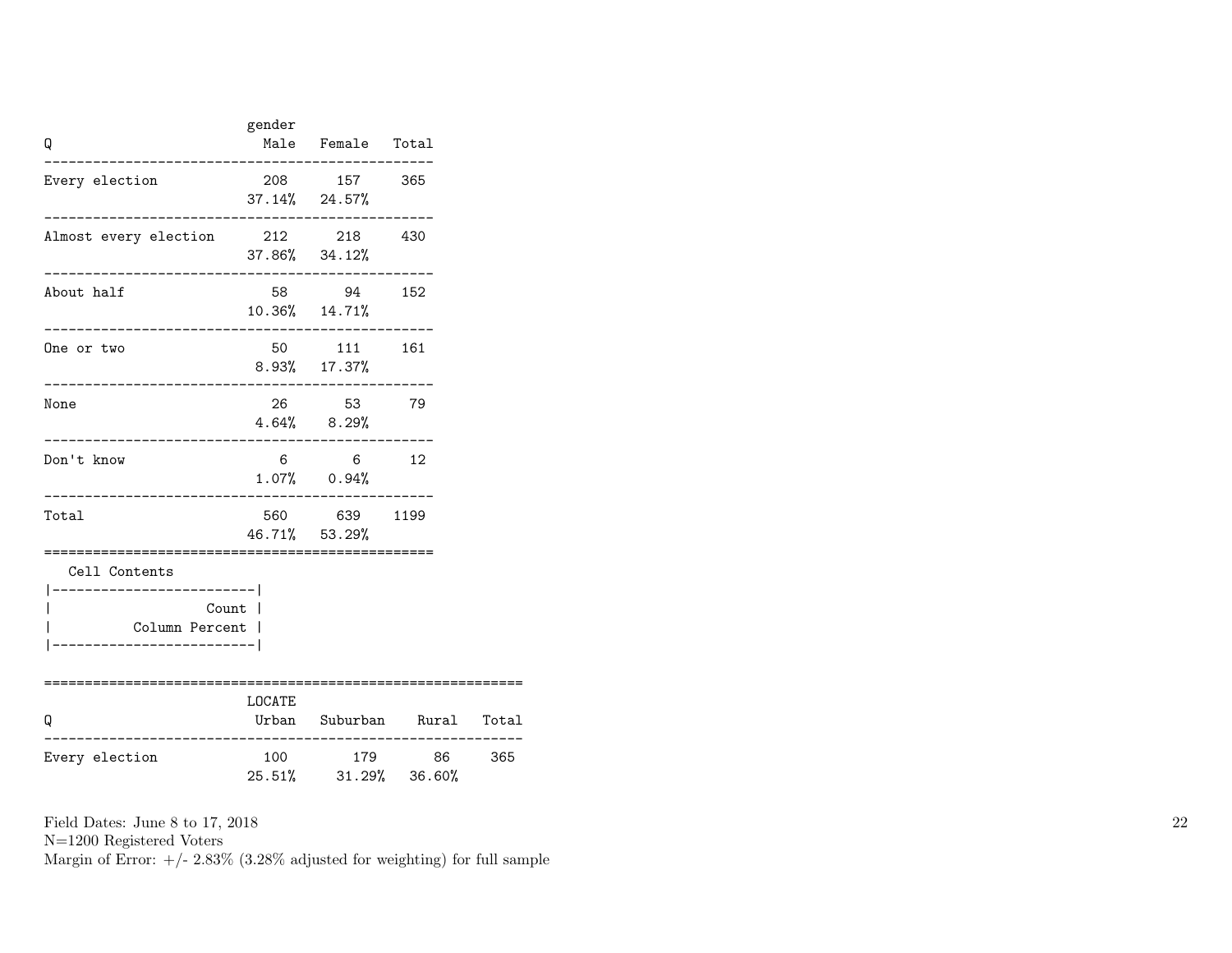| Q | gender Male | Female | Total |
|---|---|---|---|
| Every election | 208<br>37.14% | 157<br>24.57% | 365 |
| Almost every election | 212<br>37.86% | 218<br>34.12% | 430 |
| About half | 58<br>10.36% | 94<br>14.71% | 152 |
| One or two | 50<br>8.93% | 111<br>17.37% | 161 |
| None | 26<br>4.64% | 53<br>8.29% | 79 |
| Don't know | 6<br>1.07% | 6<br>0.94% | 12 |
| Total | 560<br>46.71% | 639<br>53.29% | 1199 |

Cell Contents

| Count |
|---|
| Column Percent |

| Q | LOCATE Urban | Suburban | Rural | Total |
|---|---|---|---|---|
| Every election | 100<br>25.51% | 179<br>31.29% | 86<br>36.60% | 365 |

Field Dates: June 8 to 17, 2018
N=1200 Registered Voters
Margin of Error: +/- 2.83% (3.28% adjusted for weighting) for full sample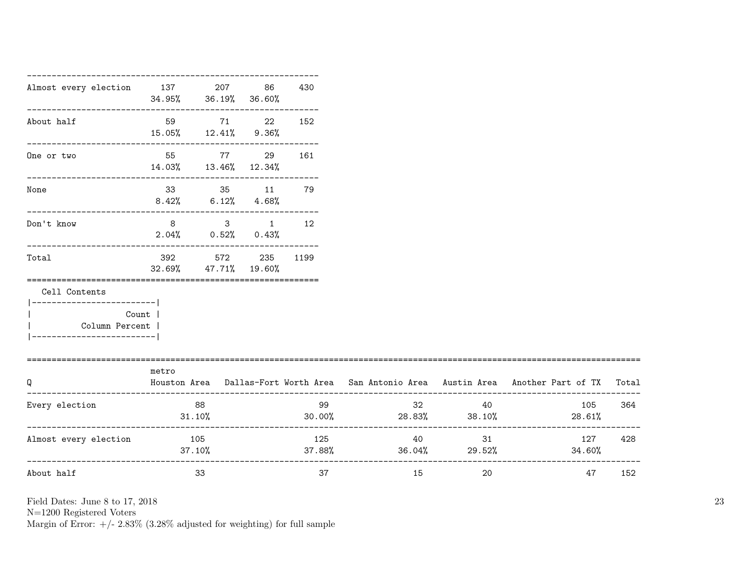| | | | | |
|---|---|---|---|---|
| Almost every election | 137 | 207 | 86 | 430 |
| | 34.95% | 36.19% | 36.60% | |
| About half | 59 | 71 | 22 | 152 |
| | 15.05% | 12.41% | 9.36% | |
| One or two | 55 | 77 | 29 | 161 |
| | 14.03% | 13.46% | 12.34% | |
| None | 33 | 35 | 11 | 79 |
| | 8.42% | 6.12% | 4.68% | |
| Don't know | 8 | 3 | 1 | 12 |
| | 2.04% | 0.52% | 0.43% | |
| Total | 392 | 572 | 235 | 1199 |
| | 32.69% | 47.71% | 19.60% | |

Cell Contents

| |
|---|
| Count |
| Column Percent |

| Q | metro Houston Area | Dallas-Fort Worth Area | San Antonio Area | Austin Area | Another Part of TX | Total |
|---|---|---|---|---|---|---|
| Every election | 88 | 99 | 32 | 40 | 105 | 364 |
| | 31.10% | 30.00% | 28.83% | 38.10% | 28.61% | |
| Almost every election | 105 | 125 | 40 | 31 | 127 | 428 |
| | 37.10% | 37.88% | 36.04% | 29.52% | 34.60% | |
| About half | 33 | 37 | 15 | 20 | 47 | 152 |

Field Dates: June 8 to 17, 2018
N=1200 Registered Voters
Margin of Error: +/- 2.83% (3.28% adjusted for weighting) for full sample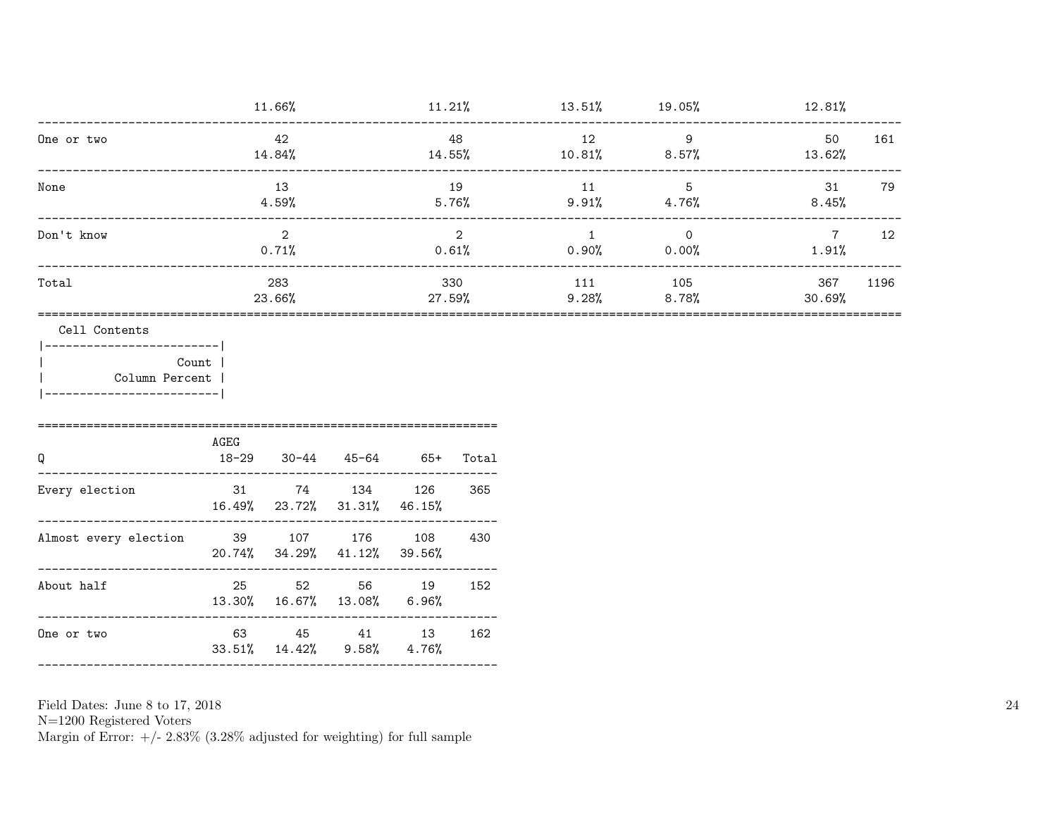|  |  |  |  |  |  |  |
|---|---|---|---|---|---|---|
|  | 11.66% | 11.21% | 13.51% | 19.05% | 12.81% |  |
| One or two | 42 | 48 | 12 | 9 | 50 | 161 |
|  | 14.84% | 14.55% | 10.81% | 8.57% | 13.62% |  |
| None | 13 | 19 | 11 | 5 | 31 | 79 |
|  | 4.59% | 5.76% | 9.91% | 4.76% | 8.45% |  |
| Don't know | 2 | 2 | 1 | 0 | 7 | 12 |
|  | 0.71% | 0.61% | 0.90% | 0.00% | 1.91% |  |
| Total | 283 | 330 | 111 | 105 | 367 | 1196 |
|  | 23.66% | 27.59% | 9.28% | 8.78% | 30.69% |  |

Cell Contents

| Count |
|---|
| Column Percent |

| Q | AGEG 18-29 | 30-44 | 45-64 | 65+ | Total |
|---|---|---|---|---|---|
| Every election | 31 | 74 | 134 | 126 | 365 |
|  | 16.49% | 23.72% | 31.31% | 46.15% |  |
| Almost every election | 39 | 107 | 176 | 108 | 430 |
|  | 20.74% | 34.29% | 41.12% | 39.56% |  |
| About half | 25 | 52 | 56 | 19 | 152 |
|  | 13.30% | 16.67% | 13.08% | 6.96% |  |
| One or two | 63 | 45 | 41 | 13 | 162 |
|  | 33.51% | 14.42% | 9.58% | 4.76% |  |

Field Dates: June 8 to 17, 2018
N=1200 Registered Voters
Margin of Error: +/- 2.83% (3.28% adjusted for weighting) for full sample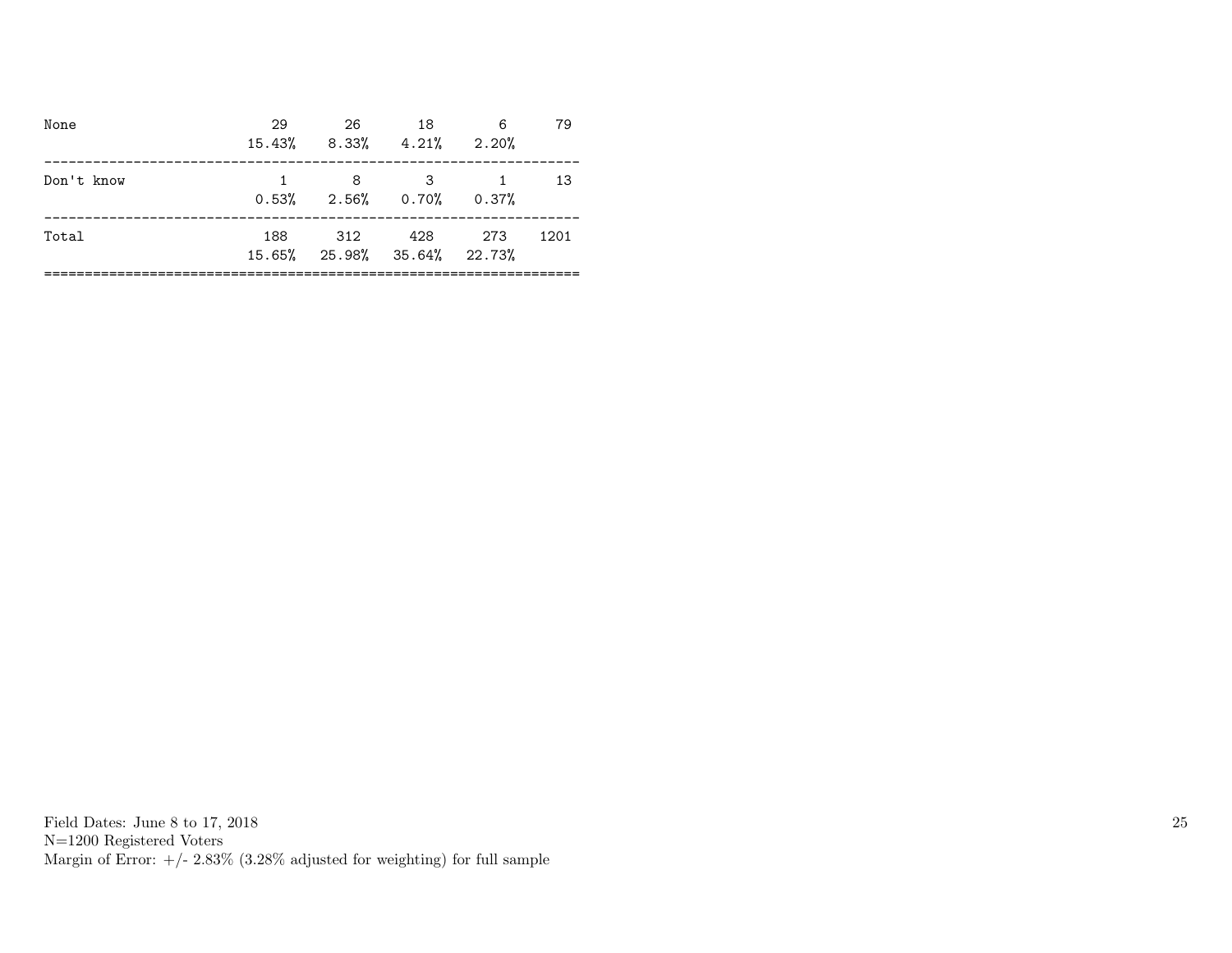| | | | | | |
|---|---|---|---|---|---|
| None | 29 | 26 | 18 | 6 | 79 |
| | 15.43% | 8.33% | 4.21% | 2.20% | |
| Don't know | 1 | 8 | 3 | 1 | 13 |
| | 0.53% | 2.56% | 0.70% | 0.37% | |
| Total | 188 | 312 | 428 | 273 | 1201 |
| | 15.65% | 25.98% | 35.64% | 22.73% | |

Field Dates: June 8 to 17, 2018
N=1200 Registered Voters
Margin of Error: +/- 2.83% (3.28% adjusted for weighting) for full sample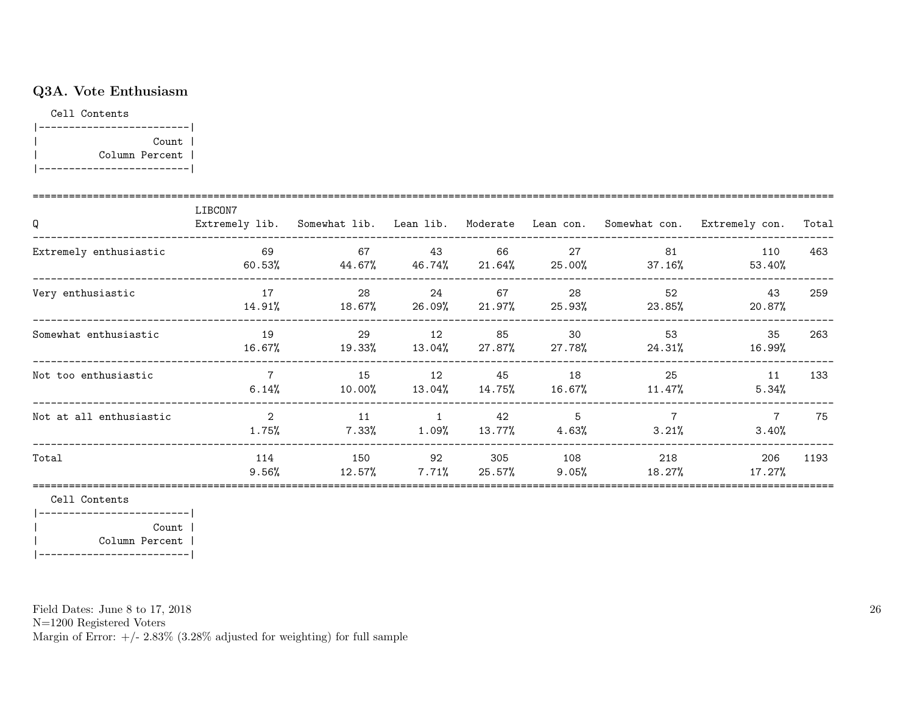## Q3A. Vote Enthusiasm

Cell Contents

|-------------------------|
| Count |
| Column Percent |
|-------------------------|

| Q | LIBCON7 Extremely lib. | Somewhat lib. | Lean lib. | Moderate | Lean con. | Somewhat con. | Extremely con. | Total |
|---|---|---|---|---|---|---|---|---|
| Extremely enthusiastic | 69<br>60.53% | 67<br>44.67% | 43<br>46.74% | 66<br>21.64% | 27<br>25.00% | 81<br>37.16% | 110<br>53.40% | 463 |
| Very enthusiastic | 17<br>14.91% | 28<br>18.67% | 24<br>26.09% | 67<br>21.97% | 28<br>25.93% | 52<br>23.85% | 43<br>20.87% | 259 |
| Somewhat enthusiastic | 19<br>16.67% | 29<br>19.33% | 12<br>13.04% | 85<br>27.87% | 30<br>27.78% | 53<br>24.31% | 35<br>16.99% | 263 |
| Not too enthusiastic | 7<br>6.14% | 15<br>10.00% | 12<br>13.04% | 45<br>14.75% | 18<br>16.67% | 25<br>11.47% | 11<br>5.34% | 133 |
| Not at all enthusiastic | 2<br>1.75% | 11<br>7.33% | 1<br>1.09% | 42<br>13.77% | 5<br>4.63% | 7<br>3.21% | 7<br>3.40% | 75 |
| Total | 114<br>9.56% | 150<br>12.57% | 92<br>7.71% | 305<br>25.57% | 108<br>9.05% | 218<br>18.27% | 206<br>17.27% | 1193 |

Cell Contents

|-------------------------|
| Count |
| Column Percent |
|-------------------------|

Field Dates: June 8 to 17, 2018
N=1200 Registered Voters
Margin of Error: +/- 2.83% (3.28% adjusted for weighting) for full sample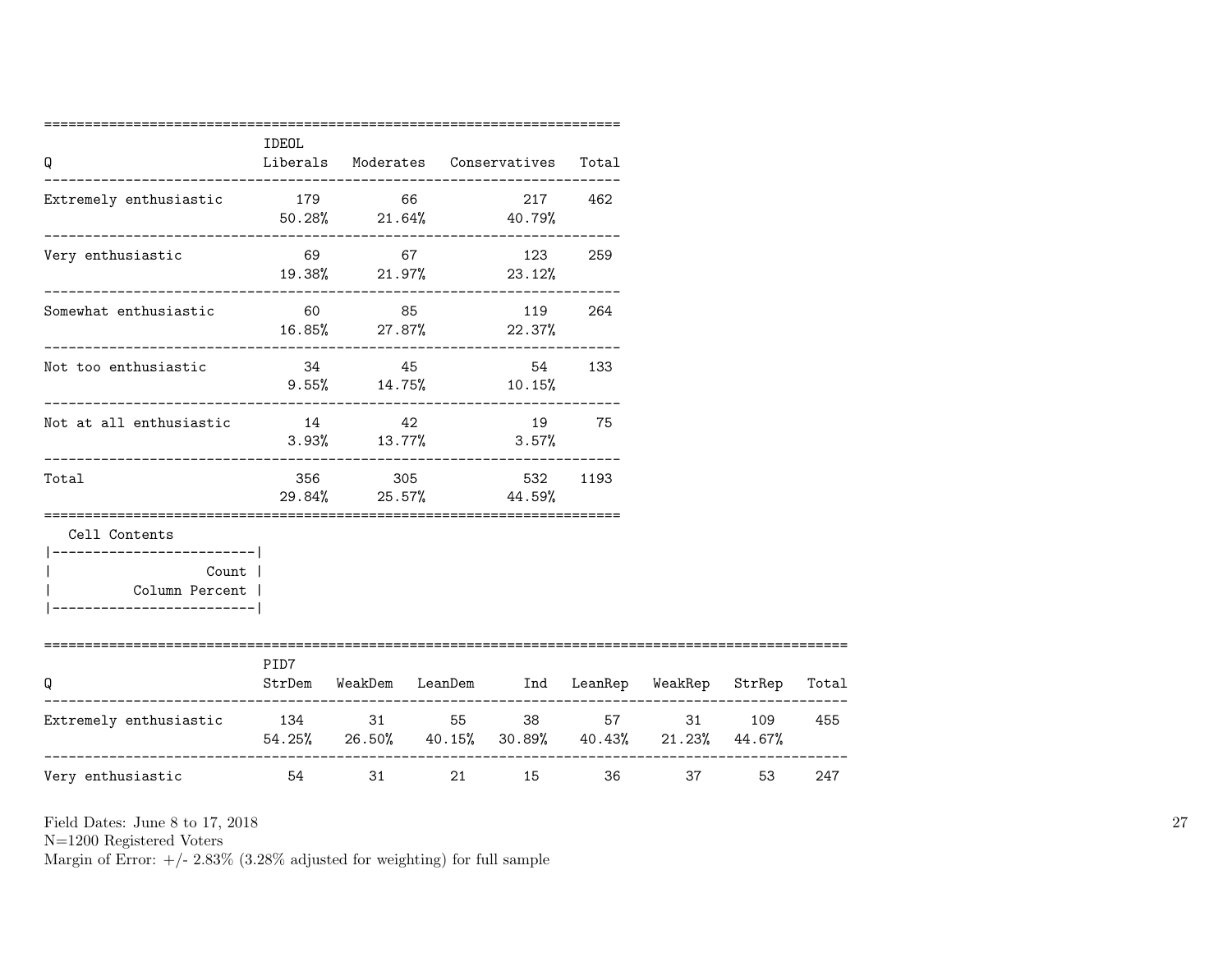| Q | IDEOL Liberals | Moderates | Conservatives | Total |
|---|---|---|---|---|
| Extremely enthusiastic | 179 | 66 | 217 | 462 |
| | 50.28% | 21.64% | 40.79% | |
| Very enthusiastic | 69 | 67 | 123 | 259 |
| | 19.38% | 21.97% | 23.12% | |
| Somewhat enthusiastic | 60 | 85 | 119 | 264 |
| | 16.85% | 27.87% | 22.37% | |
| Not too enthusiastic | 34 | 45 | 54 | 133 |
| | 9.55% | 14.75% | 10.15% | |
| Not at all enthusiastic | 14 | 42 | 19 | 75 |
| | 3.93% | 13.77% | 3.57% | |
| Total | 356 | 305 | 532 | 1193 |
| | 29.84% | 25.57% | 44.59% | |

Cell Contents

| |
|---|
| Count |
| Column Percent |

| Q | PID7 StrDem | WeakDem | LeanDem | Ind | LeanRep | WeakRep | StrRep | Total |
|---|---|---|---|---|---|---|---|---|
| Extremely enthusiastic | 134 | 31 | 55 | 38 | 57 | 31 | 109 | 455 |
| | 54.25% | 26.50% | 40.15% | 30.89% | 40.43% | 21.23% | 44.67% | |
| Very enthusiastic | 54 | 31 | 21 | 15 | 36 | 37 | 53 | 247 |

Field Dates: June 8 to 17, 2018
N=1200 Registered Voters
Margin of Error: +/- 2.83% (3.28% adjusted for weighting) for full sample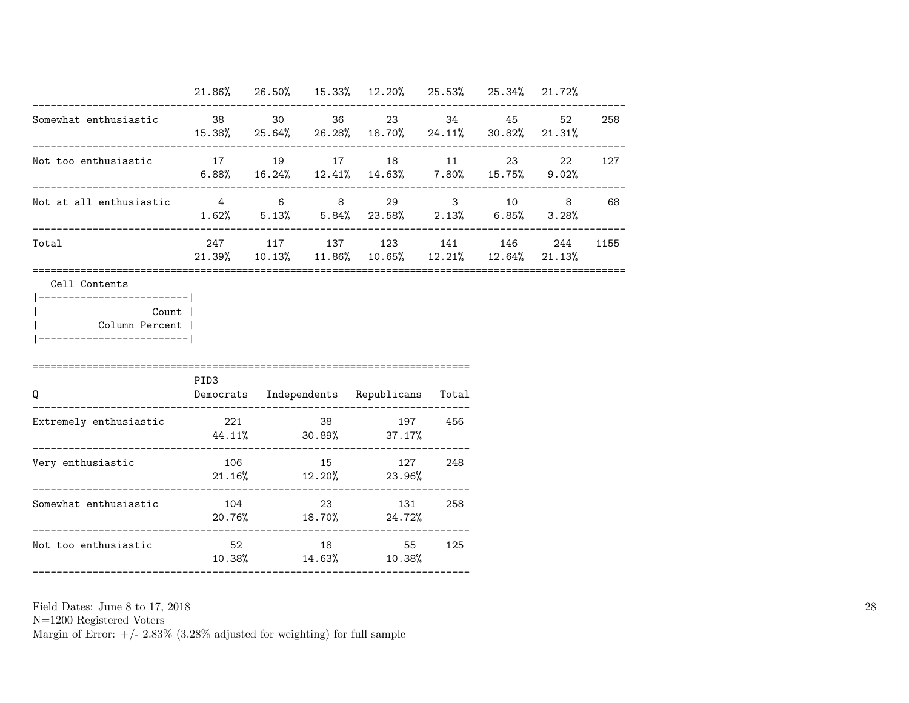| | | | | | | | | |
|---|---|---|---|---|---|---|---|---|
| | 21.86% | 26.50% | 15.33% | 12.20% | 25.53% | 25.34% | 21.72% | |
| Somewhat enthusiastic | 38 | 30 | 36 | 23 | 34 | 45 | 52 | 258 |
| | 15.38% | 25.64% | 26.28% | 18.70% | 24.11% | 30.82% | 21.31% | |
| Not too enthusiastic | 17 | 19 | 17 | 18 | 11 | 23 | 22 | 127 |
| | 6.88% | 16.24% | 12.41% | 14.63% | 7.80% | 15.75% | 9.02% | |
| Not at all enthusiastic | 4 | 6 | 8 | 29 | 3 | 10 | 8 | 68 |
| | 1.62% | 5.13% | 5.84% | 23.58% | 2.13% | 6.85% | 3.28% | |
| Total | 247 | 117 | 137 | 123 | 141 | 146 | 244 | 1155 |
| | 21.39% | 10.13% | 11.86% | 10.65% | 12.21% | 12.64% | 21.13% | |

Cell Contents

| |
|---|
| Count |
| Column Percent |

| Q | PID3 Democrats | Independents | Republicans | Total |
|---|---|---|---|---|
| Extremely enthusiastic | 221 | 38 | 197 | 456 |
| | 44.11% | 30.89% | 37.17% | |
| Very enthusiastic | 106 | 15 | 127 | 248 |
| | 21.16% | 12.20% | 23.96% | |
| Somewhat enthusiastic | 104 | 23 | 131 | 258 |
| | 20.76% | 18.70% | 24.72% | |
| Not too enthusiastic | 52 | 18 | 55 | 125 |
| | 10.38% | 14.63% | 10.38% | |

Field Dates: June 8 to 17, 2018
N=1200 Registered Voters
Margin of Error: +/- 2.83% (3.28% adjusted for weighting) for full sample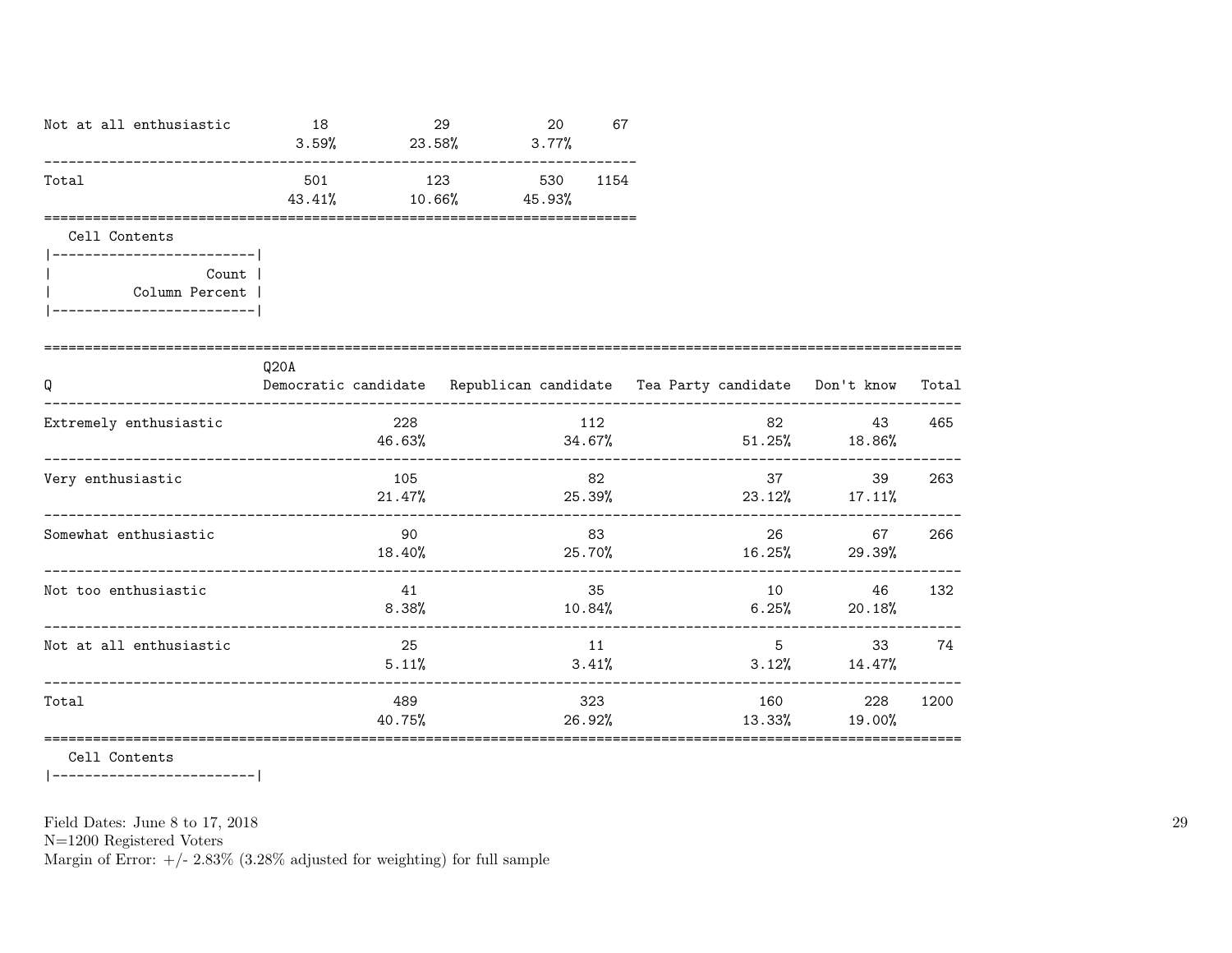| | | | | |
|---|---|---|---|---|
| Not at all enthusiastic | 18<br>3.59% | 29<br>23.58% | 20<br>3.77% | 67 |
| Total | 501<br>43.41% | 123<br>10.66% | 530<br>45.93% | 1154 |

Cell Contents

```
|-------------------------|
|                   Count |
|          Column Percent |
|-------------------------|
```

| Q | Q20A<br>Democratic candidate | Republican candidate | Tea Party candidate | Don't know | Total |
|---|---|---|---|---|---|
| Extremely enthusiastic | 228<br>46.63% | 112<br>34.67% | 82<br>51.25% | 43<br>18.86% | 465 |
| Very enthusiastic | 105<br>21.47% | 82<br>25.39% | 37<br>23.12% | 39<br>17.11% | 263 |
| Somewhat enthusiastic | 90<br>18.40% | 83<br>25.70% | 26<br>16.25% | 67<br>29.39% | 266 |
| Not too enthusiastic | 41<br>8.38% | 35<br>10.84% | 10<br>6.25% | 46<br>20.18% | 132 |
| Not at all enthusiastic | 25<br>5.11% | 11<br>3.41% | 5<br>3.12% | 33<br>14.47% | 74 |
| Total | 489<br>40.75% | 323<br>26.92% | 160<br>13.33% | 228<br>19.00% | 1200 |

Cell Contents

Field Dates: June 8 to 17, 2018
N=1200 Registered Voters
Margin of Error: +/- 2.83% (3.28% adjusted for weighting) for full sample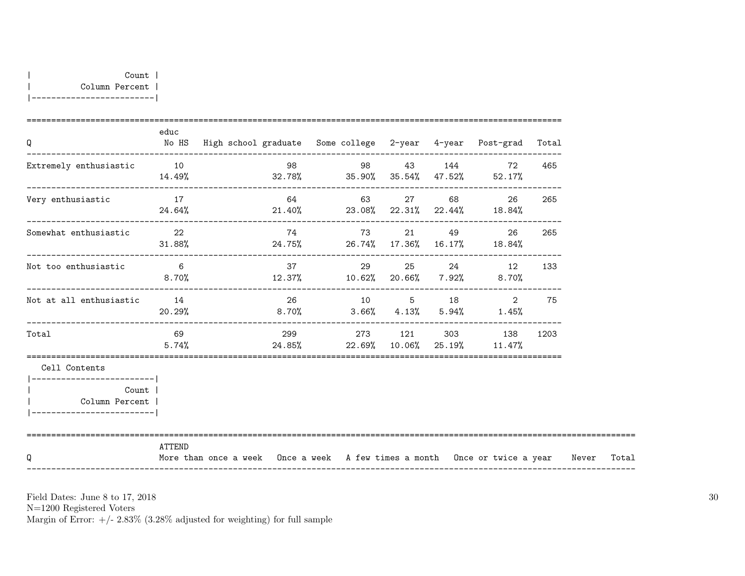| Count |
|---|
| Column Percent |

| Q | educ No HS | High school graduate | Some college | 2-year | 4-year | Post-grad | Total |
|---|---|---|---|---|---|---|---|
| Extremely enthusiastic | 10<br>14.49% | 98<br>32.78% | 98<br>35.90% | 43<br>35.54% | 144<br>47.52% | 72<br>52.17% | 465 |
| Very enthusiastic | 17<br>24.64% | 64<br>21.40% | 63<br>23.08% | 27<br>22.31% | 68<br>22.44% | 26<br>18.84% | 265 |
| Somewhat enthusiastic | 22<br>31.88% | 74<br>24.75% | 73<br>26.74% | 21<br>17.36% | 49<br>16.17% | 26<br>18.84% | 265 |
| Not too enthusiastic | 6<br>8.70% | 37<br>12.37% | 29<br>10.62% | 25<br>20.66% | 24<br>7.92% | 12<br>8.70% | 133 |
| Not at all enthusiastic | 14<br>20.29% | 26<br>8.70% | 10<br>3.66% | 5<br>4.13% | 18<br>5.94% | 2<br>1.45% | 75 |
| Total | 69<br>5.74% | 299<br>24.85% | 273<br>22.69% | 121<br>10.06% | 303<br>25.19% | 138<br>11.47% | 1203 |

Cell Contents

| Count |
|---|
| Column Percent |

| Q | ATTEND More than once a week | Once a week | A few times a month | Once or twice a year | Never | Total |
|---|---|---|---|---|---|---|

Field Dates: June 8 to 17, 2018
N=1200 Registered Voters
Margin of Error: +/- 2.83% (3.28% adjusted for weighting) for full sample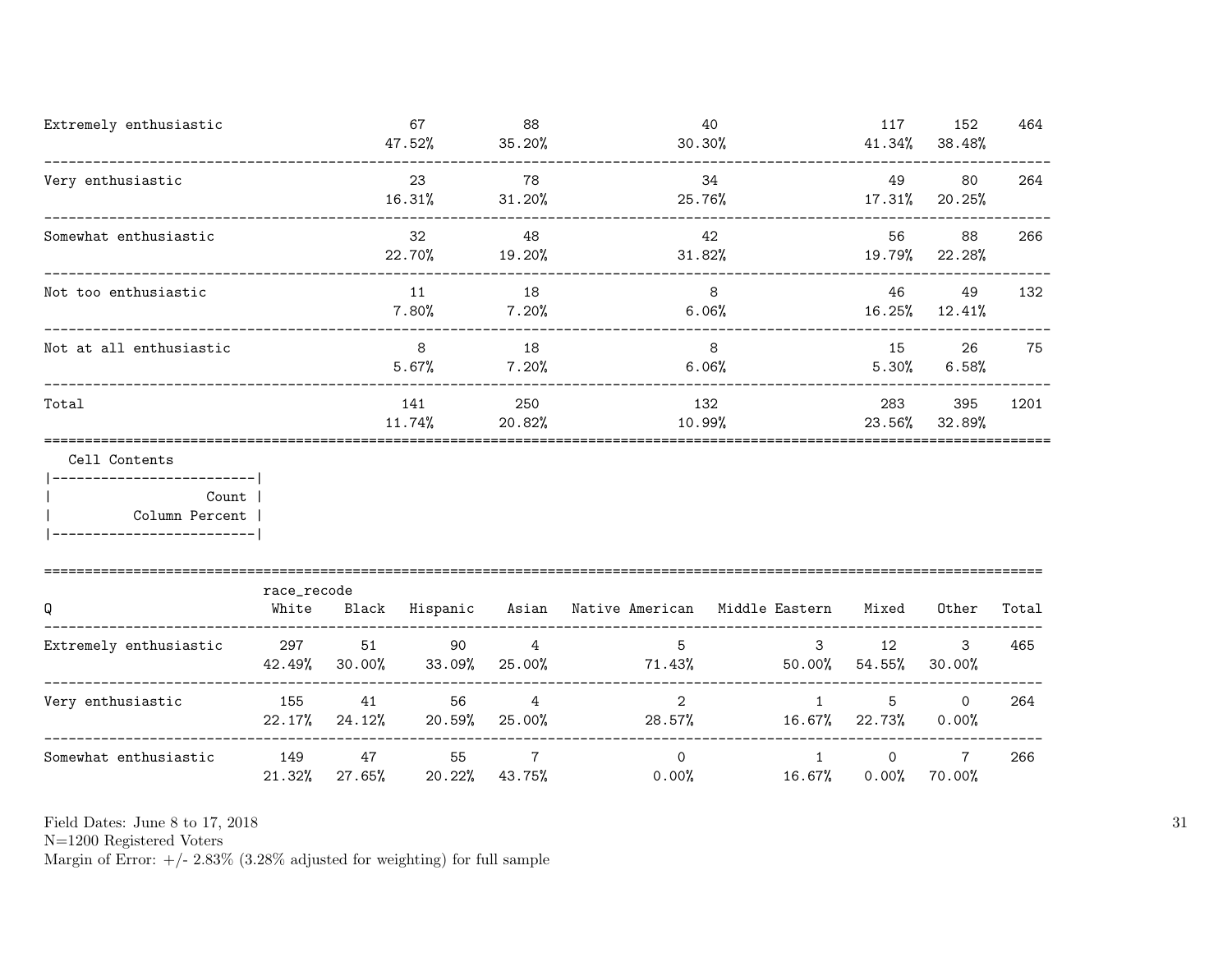| Q | | | | | | Total |
|---|---|---|---|---|---|---|
| Extremely enthusiastic | 67<br>47.52% | 88<br>35.20% | 40<br>30.30% | 117<br>41.34% | 152<br>38.48% | 464 |
| Very enthusiastic | 23<br>16.31% | 78<br>31.20% | 34<br>25.76% | 49<br>17.31% | 80<br>20.25% | 264 |
| Somewhat enthusiastic | 32<br>22.70% | 48<br>19.20% | 42<br>31.82% | 56<br>19.79% | 88<br>22.28% | 266 |
| Not too enthusiastic | 11<br>7.80% | 18<br>7.20% | 8<br>6.06% | 46<br>16.25% | 49<br>12.41% | 132 |
| Not at all enthusiastic | 8<br>5.67% | 18<br>7.20% | 8<br>6.06% | 15<br>5.30% | 26<br>6.58% | 75 |
| Total | 141<br>11.74% | 250<br>20.82% | 132<br>10.99% | 283<br>23.56% | 395<br>32.89% | 1201 |

Cell Contents

| Count |
|---|
| Column Percent |

| Q | race_recode<br>White | Black | Hispanic | Asian | Native American | Middle Eastern | Mixed | Other | Total |
|---|---|---|---|---|---|---|---|---|---|
| Extremely enthusiastic | 297<br>42.49% | 51<br>30.00% | 90<br>33.09% | 4<br>25.00% | 5<br>71.43% | 3<br>50.00% | 12<br>54.55% | 3<br>30.00% | 465 |
| Very enthusiastic | 155<br>22.17% | 41<br>24.12% | 56<br>20.59% | 4<br>25.00% | 2<br>28.57% | 1<br>16.67% | 5<br>22.73% | 0<br>0.00% | 264 |
| Somewhat enthusiastic | 149<br>21.32% | 47<br>27.65% | 55<br>20.22% | 7<br>43.75% | 0<br>0.00% | 1<br>16.67% | 0<br>0.00% | 7<br>70.00% | 266 |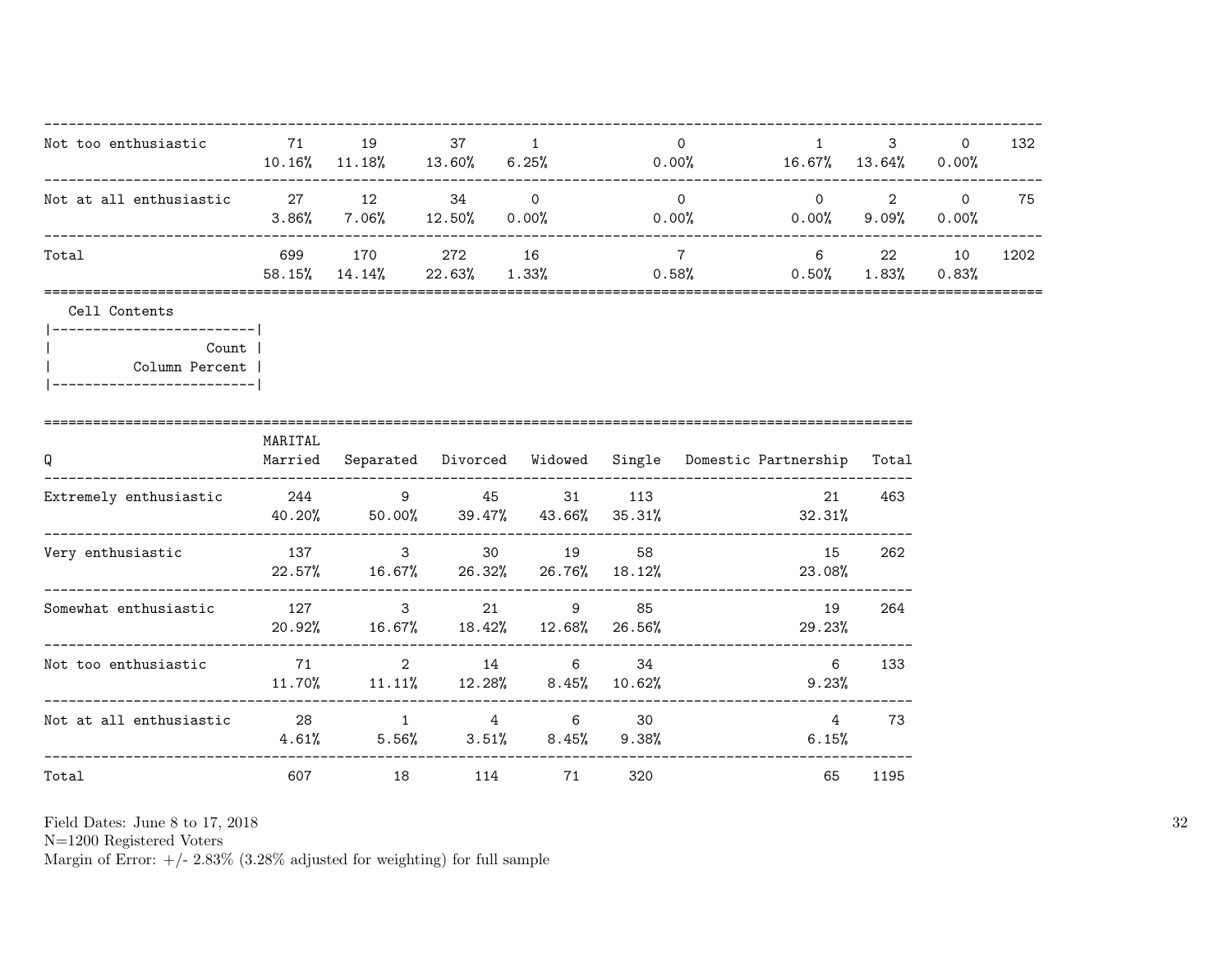| Q | | | | | | | | | Total |
|---|---|---|---|---|---|---|---|---|---|
| Not too enthusiastic | 71<br>10.16% | 19<br>11.18% | 37<br>13.60% | 1<br>6.25% | 0<br>0.00% | 1<br>16.67% | 3<br>13.64% | 0<br>0.00% | 132 |
| Not at all enthusiastic | 27<br>3.86% | 12<br>7.06% | 34<br>12.50% | 0<br>0.00% | 0<br>0.00% | 0<br>0.00% | 2<br>9.09% | 0<br>0.00% | 75 |
| Total | 699<br>58.15% | 170<br>14.14% | 272<br>22.63% | 16<br>1.33% | 7<br>0.58% | 6<br>0.50% | 22<br>1.83% | 10<br>0.83% | 1202 |

Cell Contents

| |
|---|
| Count |
| Column Percent |

| Q | MARITAL<br>Married | Separated | Divorced | Widowed | Single | Domestic Partnership | Total |
|---|---|---|---|---|---|---|---|
| Extremely enthusiastic | 244<br>40.20% | 9<br>50.00% | 45<br>39.47% | 31<br>43.66% | 113<br>35.31% | 21<br>32.31% | 463 |
| Very enthusiastic | 137<br>22.57% | 3<br>16.67% | 30<br>26.32% | 19<br>26.76% | 58<br>18.12% | 15<br>23.08% | 262 |
| Somewhat enthusiastic | 127<br>20.92% | 3<br>16.67% | 21<br>18.42% | 9<br>12.68% | 85<br>26.56% | 19<br>29.23% | 264 |
| Not too enthusiastic | 71<br>11.70% | 2<br>11.11% | 14<br>12.28% | 6<br>8.45% | 34<br>10.62% | 6<br>9.23% | 133 |
| Not at all enthusiastic | 28<br>4.61% | 1<br>5.56% | 4<br>3.51% | 6<br>8.45% | 30<br>9.38% | 4<br>6.15% | 73 |
| Total | 607 | 18 | 114 | 71 | 320 | 65 | 1195 |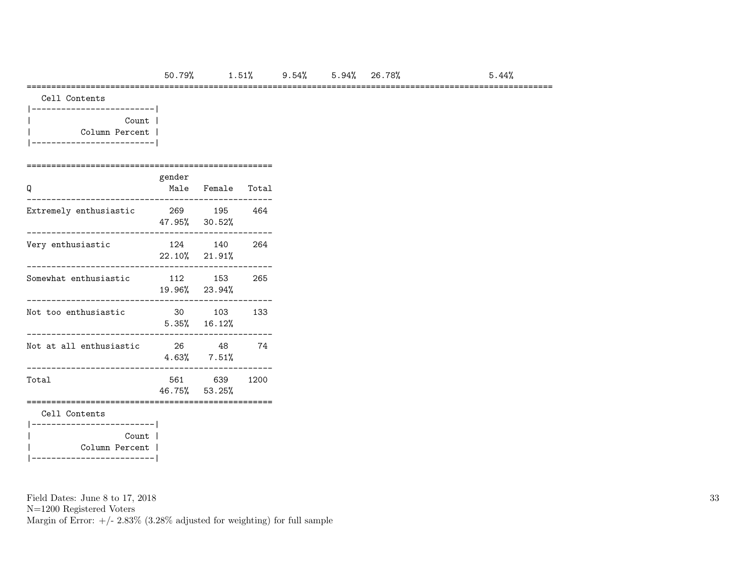| | | | | | | |
|---|---|---|---|---|---|---|
| 50.79% | 1.51% | 9.54% | 5.94% | 26.78% | | 5.44% |

Cell Contents

| Count |
|---|
| Column Percent |

| Q | gender Male | Female | Total |
|---|---|---|---|
| Extremely enthusiastic | 269 | 195 | 464 |
| | 47.95% | 30.52% | |
| Very enthusiastic | 124 | 140 | 264 |
| | 22.10% | 21.91% | |
| Somewhat enthusiastic | 112 | 153 | 265 |
| | 19.96% | 23.94% | |
| Not too enthusiastic | 30 | 103 | 133 |
| | 5.35% | 16.12% | |
| Not at all enthusiastic | 26 | 48 | 74 |
| | 4.63% | 7.51% | |
| Total | 561 | 639 | 1200 |
| | 46.75% | 53.25% | |

Cell Contents

| Count |
|---|
| Column Percent |

Field Dates: June 8 to 17, 2018
N=1200 Registered Voters
Margin of Error: +/- 2.83% (3.28% adjusted for weighting) for full sample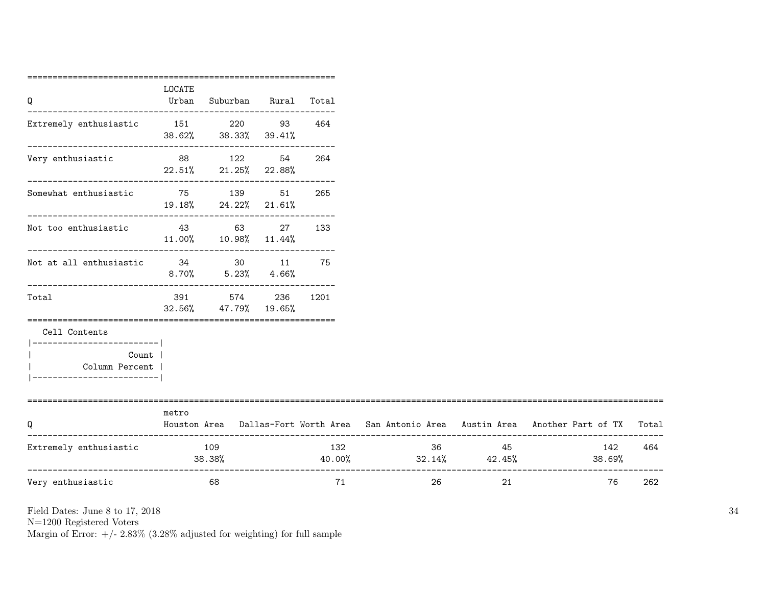| Q | LOCATE Urban | Suburban | Rural | Total |
|---|---|---|---|---|
| Extremely enthusiastic | 151<br>38.62% | 220<br>38.33% | 93<br>39.41% | 464 |
| Very enthusiastic | 88<br>22.51% | 122<br>21.25% | 54<br>22.88% | 264 |
| Somewhat enthusiastic | 75<br>19.18% | 139<br>24.22% | 51<br>21.61% | 265 |
| Not too enthusiastic | 43<br>11.00% | 63<br>10.98% | 27<br>11.44% | 133 |
| Not at all enthusiastic | 34<br>8.70% | 30<br>5.23% | 11<br>4.66% | 75 |
| Total | 391<br>32.56% | 574<br>47.79% | 236<br>19.65% | 1201 |

Cell Contents

| |
|---|
| Count |
| Column Percent |

| Q | metro Houston Area | Dallas-Fort Worth Area | San Antonio Area | Austin Area | Another Part of TX | Total |
|---|---|---|---|---|---|---|
| Extremely enthusiastic | 109<br>38.38% | 132<br>40.00% | 36<br>32.14% | 45<br>42.45% | 142<br>38.69% | 464 |
| Very enthusiastic | 68 | 71 | 26 | 21 | 76 | 262 |

Field Dates: June 8 to 17, 2018
N=1200 Registered Voters
Margin of Error: +/- 2.83% (3.28% adjusted for weighting) for full sample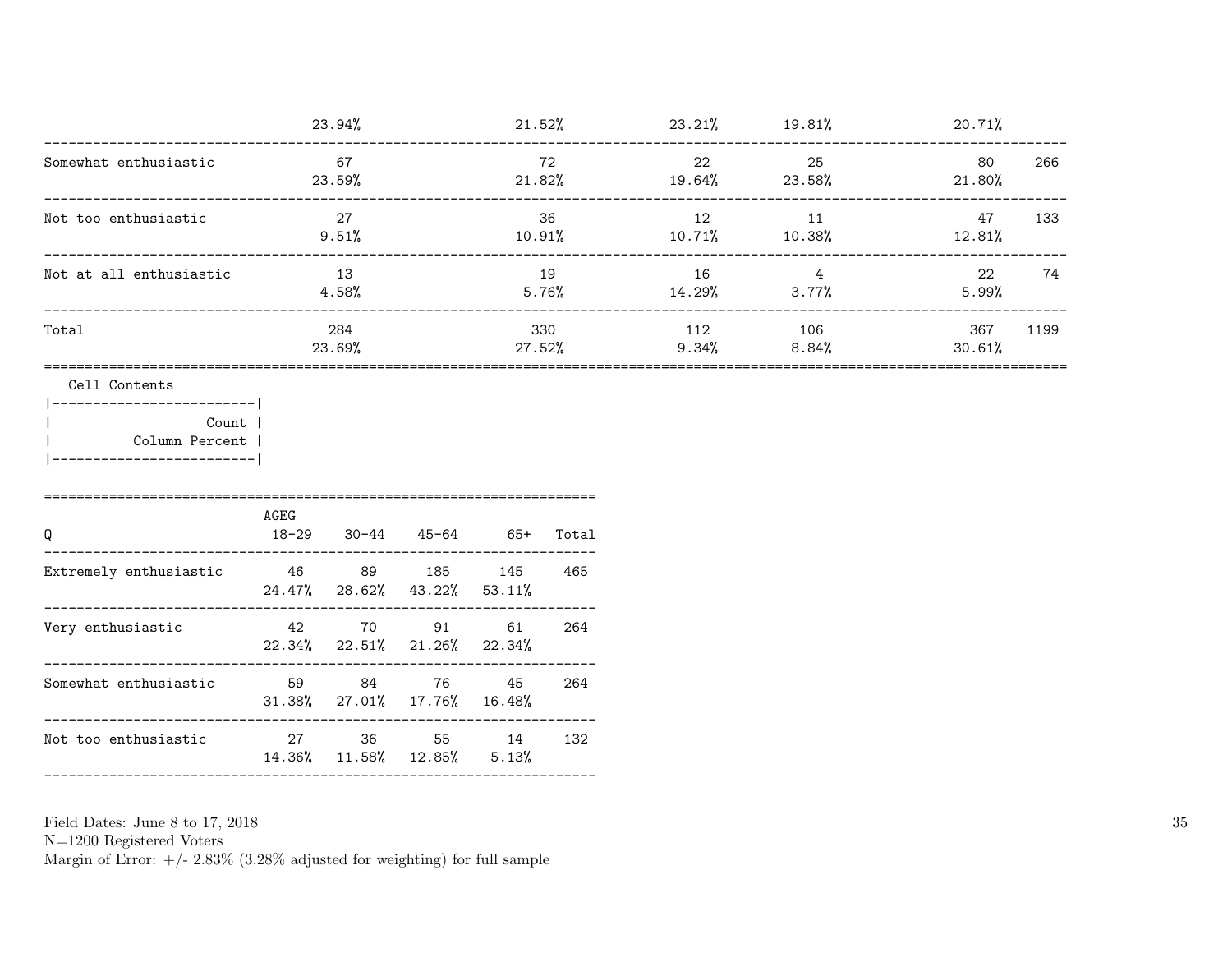| | | | | | | |
|---|---|---|---|---|---|---|
| | 23.94% | 21.52% | 23.21% | 19.81% | 20.71% | |
| Somewhat enthusiastic | 67<br>23.59% | 72<br>21.82% | 22<br>19.64% | 25<br>23.58% | 80<br>21.80% | 266 |
| Not too enthusiastic | 27<br>9.51% | 36<br>10.91% | 12<br>10.71% | 11<br>10.38% | 47<br>12.81% | 133 |
| Not at all enthusiastic | 13<br>4.58% | 19<br>5.76% | 16<br>14.29% | 4<br>3.77% | 22<br>5.99% | 74 |
| Total | 284<br>23.69% | 330<br>27.52% | 112<br>9.34% | 106<br>8.84% | 367<br>30.61% | 1199 |

Cell Contents

| |
|---|
| Count |
| Column Percent |

| Q | AGEG 18-29 | 30-44 | 45-64 | 65+ | Total |
|---|---|---|---|---|---|
| Extremely enthusiastic | 46<br>24.47% | 89<br>28.62% | 185<br>43.22% | 145<br>53.11% | 465 |
| Very enthusiastic | 42<br>22.34% | 70<br>22.51% | 91<br>21.26% | 61<br>22.34% | 264 |
| Somewhat enthusiastic | 59<br>31.38% | 84<br>27.01% | 76<br>17.76% | 45<br>16.48% | 264 |
| Not too enthusiastic | 27<br>14.36% | 36<br>11.58% | 55<br>12.85% | 14<br>5.13% | 132 |

Field Dates: June 8 to 17, 2018
N=1200 Registered Voters
Margin of Error: +/- 2.83% (3.28% adjusted for weighting) for full sample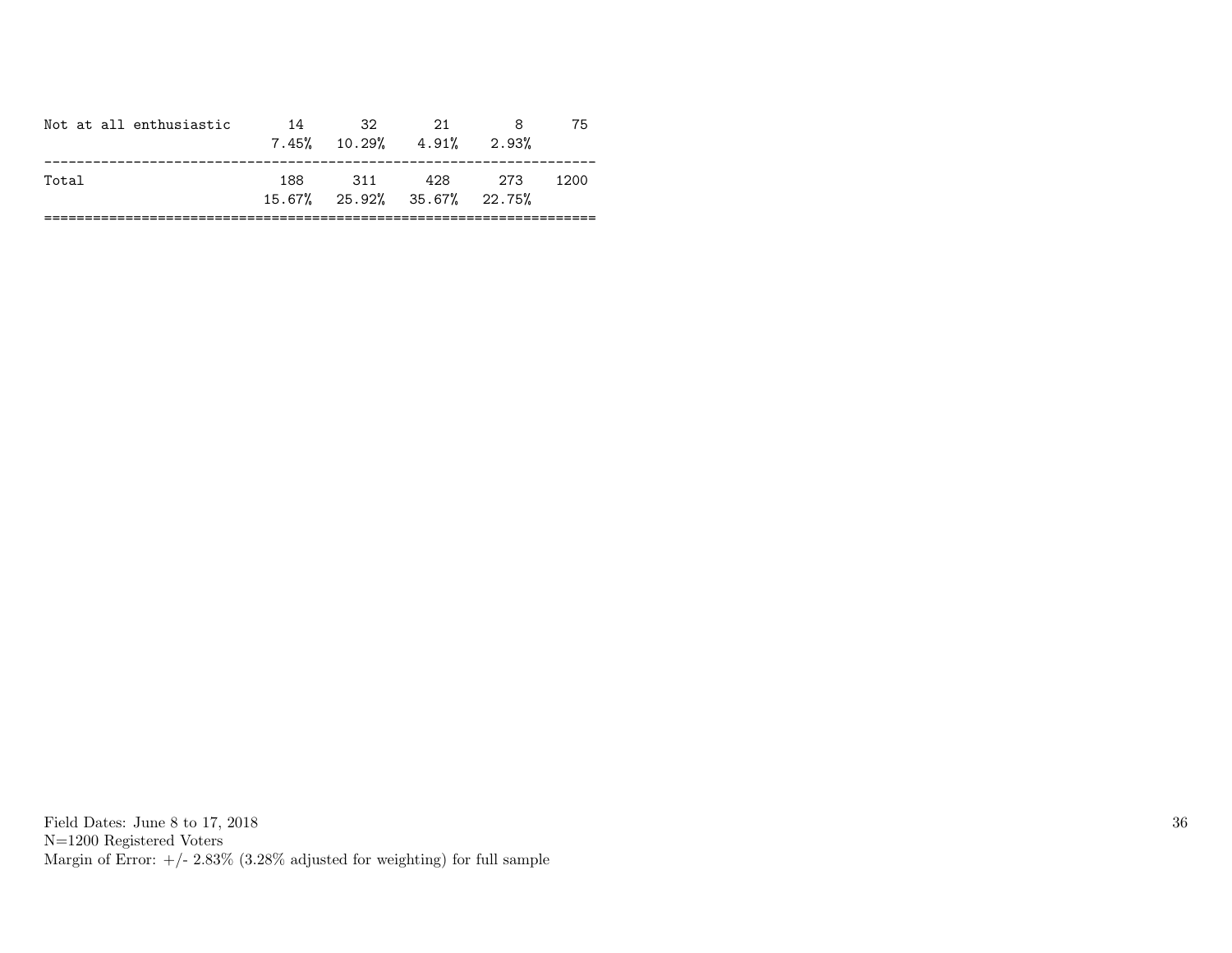| | | | | | |
|---|---|---|---|---|---|
| Not at all enthusiastic | 14 | 32 | 21 | 8 | 75 |
| | 7.45% | 10.29% | 4.91% | 2.93% | |
| Total | 188 | 311 | 428 | 273 | 1200 |
| | 15.67% | 25.92% | 35.67% | 22.75% | |

Field Dates: June 8 to 17, 2018
N=1200 Registered Voters
Margin of Error: +/- 2.83% (3.28% adjusted for weighting) for full sample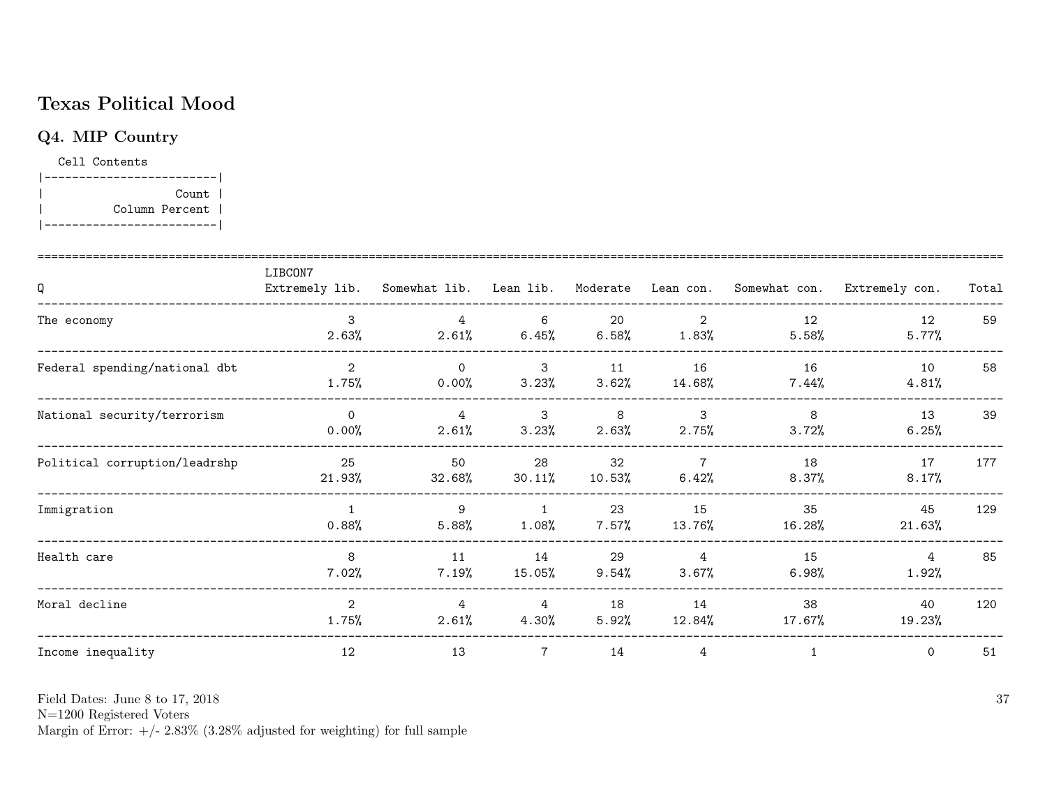# Texas Political Mood

## Q4. MIP Country

```
   Cell Contents
|-------------------------|
|                   Count |
|          Column Percent |
|-------------------------|
```

| Q | LIBCON7 Extremely lib. | Somewhat lib. | Lean lib. | Moderate | Lean con. | Somewhat con. | Extremely con. | Total |
|---|---|---|---|---|---|---|---|---|
| The economy | 3<br>2.63% | 4<br>2.61% | 6<br>6.45% | 20<br>6.58% | 2<br>1.83% | 12<br>5.58% | 12<br>5.77% | 59 |
| Federal spending/national dbt | 2<br>1.75% | 0<br>0.00% | 3<br>3.23% | 11<br>3.62% | 16<br>14.68% | 16<br>7.44% | 10<br>4.81% | 58 |
| National security/terrorism | 0<br>0.00% | 4<br>2.61% | 3<br>3.23% | 8<br>2.63% | 3<br>2.75% | 8<br>3.72% | 13<br>6.25% | 39 |
| Political corruption/leadrshp | 25<br>21.93% | 50<br>32.68% | 28<br>30.11% | 32<br>10.53% | 7<br>6.42% | 18<br>8.37% | 17<br>8.17% | 177 |
| Immigration | 1<br>0.88% | 9<br>5.88% | 1<br>1.08% | 23<br>7.57% | 15<br>13.76% | 35<br>16.28% | 45<br>21.63% | 129 |
| Health care | 8<br>7.02% | 11<br>7.19% | 14<br>15.05% | 29<br>9.54% | 4<br>3.67% | 15<br>6.98% | 4<br>1.92% | 85 |
| Moral decline | 2<br>1.75% | 4<br>2.61% | 4<br>4.30% | 18<br>5.92% | 14<br>12.84% | 38<br>17.67% | 40<br>19.23% | 120 |
| Income inequality | 12 | 13 | 7 | 14 | 4 | 1 | 0 | 51 |

Field Dates: June 8 to 17, 2018
N=1200 Registered Voters
Margin of Error: +/- 2.83% (3.28% adjusted for weighting) for full sample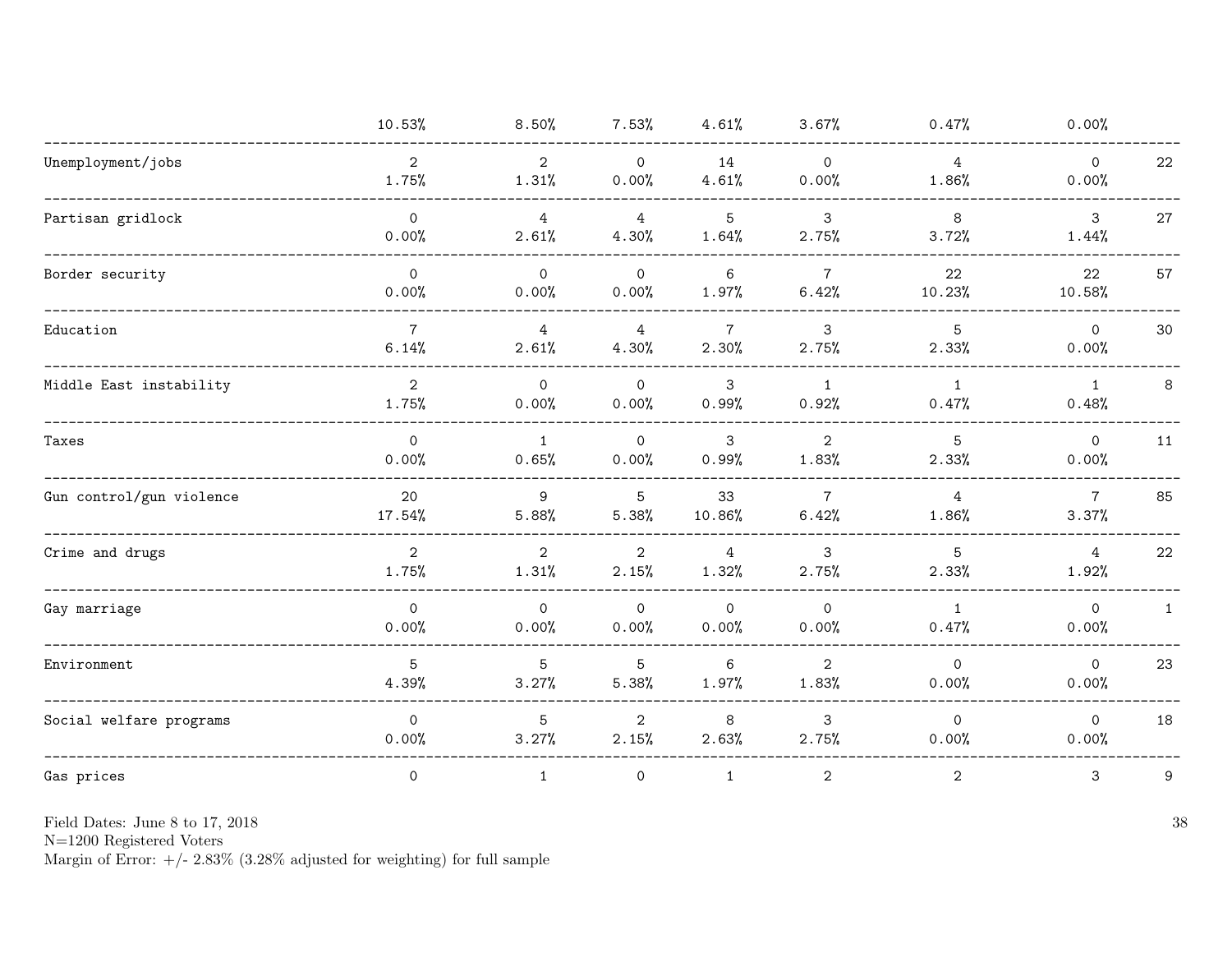| | | | | | | | | |
|---|---|---|---|---|---|---|---|---|
| | 10.53% | 8.50% | 7.53% | 4.61% | 3.67% | 0.47% | 0.00% | |
| Unemployment/jobs | 2 | 2 | 0 | 14 | 0 | 4 | 0 | 22 |
| | 1.75% | 1.31% | 0.00% | 4.61% | 0.00% | 1.86% | 0.00% | |
| Partisan gridlock | 0 | 4 | 4 | 5 | 3 | 8 | 3 | 27 |
| | 0.00% | 2.61% | 4.30% | 1.64% | 2.75% | 3.72% | 1.44% | |
| Border security | 0 | 0 | 0 | 6 | 7 | 22 | 22 | 57 |
| | 0.00% | 0.00% | 0.00% | 1.97% | 6.42% | 10.23% | 10.58% | |
| Education | 7 | 4 | 4 | 7 | 3 | 5 | 0 | 30 |
| | 6.14% | 2.61% | 4.30% | 2.30% | 2.75% | 2.33% | 0.00% | |
| Middle East instability | 2 | 0 | 0 | 3 | 1 | 1 | 1 | 8 |
| | 1.75% | 0.00% | 0.00% | 0.99% | 0.92% | 0.47% | 0.48% | |
| Taxes | 0 | 1 | 0 | 3 | 2 | 5 | 0 | 11 |
| | 0.00% | 0.65% | 0.00% | 0.99% | 1.83% | 2.33% | 0.00% | |
| Gun control/gun violence | 20 | 9 | 5 | 33 | 7 | 4 | 7 | 85 |
| | 17.54% | 5.88% | 5.38% | 10.86% | 6.42% | 1.86% | 3.37% | |
| Crime and drugs | 2 | 2 | 2 | 4 | 3 | 5 | 4 | 22 |
| | 1.75% | 1.31% | 2.15% | 1.32% | 2.75% | 2.33% | 1.92% | |
| Gay marriage | 0 | 0 | 0 | 0 | 0 | 1 | 0 | 1 |
| | 0.00% | 0.00% | 0.00% | 0.00% | 0.00% | 0.47% | 0.00% | |
| Environment | 5 | 5 | 5 | 6 | 2 | 0 | 0 | 23 |
| | 4.39% | 3.27% | 5.38% | 1.97% | 1.83% | 0.00% | 0.00% | |
| Social welfare programs | 0 | 5 | 2 | 8 | 3 | 0 | 0 | 18 |
| | 0.00% | 3.27% | 2.15% | 2.63% | 2.75% | 0.00% | 0.00% | |
| Gas prices | 0 | 1 | 0 | 1 | 2 | 2 | 3 | 9 |

Field Dates: June 8 to 17, 2018
N=1200 Registered Voters
Margin of Error: +/- 2.83% (3.28% adjusted for weighting) for full sample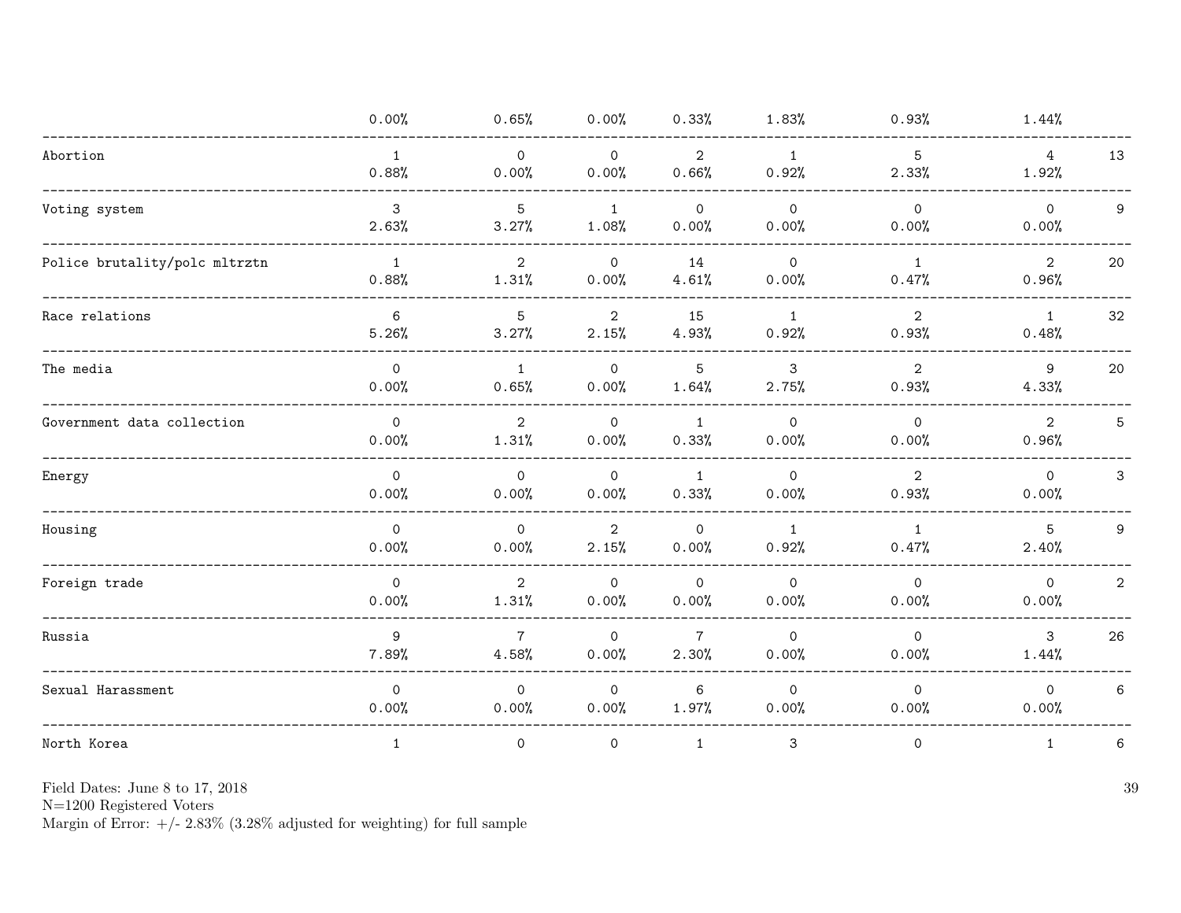| | | | | | | | | |
|---|---|---|---|---|---|---|---|---|
| | 0.00% | 0.65% | 0.00% | 0.33% | 1.83% | 0.93% | 1.44% | |
| Abortion | 1 | 0 | 0 | 2 | 1 | 5 | 4 | 13 |
| | 0.88% | 0.00% | 0.00% | 0.66% | 0.92% | 2.33% | 1.92% | |
| Voting system | 3 | 5 | 1 | 0 | 0 | 0 | 0 | 9 |
| | 2.63% | 3.27% | 1.08% | 0.00% | 0.00% | 0.00% | 0.00% | |
| Police brutality/polc mltrztn | 1 | 2 | 0 | 14 | 0 | 1 | 2 | 20 |
| | 0.88% | 1.31% | 0.00% | 4.61% | 0.00% | 0.47% | 0.96% | |
| Race relations | 6 | 5 | 2 | 15 | 1 | 2 | 1 | 32 |
| | 5.26% | 3.27% | 2.15% | 4.93% | 0.92% | 0.93% | 0.48% | |
| The media | 0 | 1 | 0 | 5 | 3 | 2 | 9 | 20 |
| | 0.00% | 0.65% | 0.00% | 1.64% | 2.75% | 0.93% | 4.33% | |
| Government data collection | 0 | 2 | 0 | 1 | 0 | 0 | 2 | 5 |
| | 0.00% | 1.31% | 0.00% | 0.33% | 0.00% | 0.00% | 0.96% | |
| Energy | 0 | 0 | 0 | 1 | 0 | 2 | 0 | 3 |
| | 0.00% | 0.00% | 0.00% | 0.33% | 0.00% | 0.93% | 0.00% | |
| Housing | 0 | 0 | 2 | 0 | 1 | 1 | 5 | 9 |
| | 0.00% | 0.00% | 2.15% | 0.00% | 0.92% | 0.47% | 2.40% | |
| Foreign trade | 0 | 2 | 0 | 0 | 0 | 0 | 0 | 2 |
| | 0.00% | 1.31% | 0.00% | 0.00% | 0.00% | 0.00% | 0.00% | |
| Russia | 9 | 7 | 0 | 7 | 0 | 0 | 3 | 26 |
| | 7.89% | 4.58% | 0.00% | 2.30% | 0.00% | 0.00% | 1.44% | |
| Sexual Harassment | 0 | 0 | 0 | 6 | 0 | 0 | 0 | 6 |
| | 0.00% | 0.00% | 0.00% | 1.97% | 0.00% | 0.00% | 0.00% | |
| North Korea | 1 | 0 | 0 | 1 | 3 | 0 | 1 | 6 |

Field Dates: June 8 to 17, 2018
N=1200 Registered Voters
Margin of Error: +/- 2.83% (3.28% adjusted for weighting) for full sample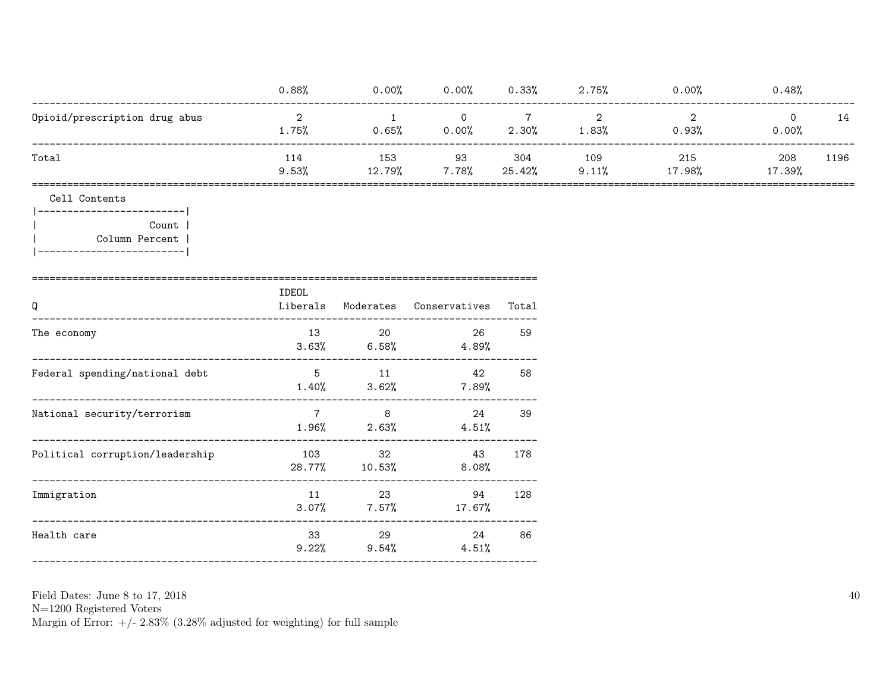| | | | | | | | | |
|---|---|---|---|---|---|---|---|---|
| | 0.88% | 0.00% | 0.00% | 0.33% | 2.75% | 0.00% | 0.48% | |
| Opioid/prescription drug abus | 2 | 1 | 0 | 7 | 2 | 2 | 0 | 14 |
| | 1.75% | 0.65% | 0.00% | 2.30% | 1.83% | 0.93% | 0.00% | |
| Total | 114 | 153 | 93 | 304 | 109 | 215 | 208 | 1196 |
| | 9.53% | 12.79% | 7.78% | 25.42% | 9.11% | 17.98% | 17.39% | |

Cell Contents

| |
|---|
| Count |
| Column Percent |

| Q | IDEOL Liberals | Moderates | Conservatives | Total |
|---|---|---|---|---|
| The economy | 13 | 20 | 26 | 59 |
| | 3.63% | 6.58% | 4.89% | |
| Federal spending/national debt | 5 | 11 | 42 | 58 |
| | 1.40% | 3.62% | 7.89% | |
| National security/terrorism | 7 | 8 | 24 | 39 |
| | 1.96% | 2.63% | 4.51% | |
| Political corruption/leadership | 103 | 32 | 43 | 178 |
| | 28.77% | 10.53% | 8.08% | |
| Immigration | 11 | 23 | 94 | 128 |
| | 3.07% | 7.57% | 17.67% | |
| Health care | 33 | 29 | 24 | 86 |
| | 9.22% | 9.54% | 4.51% | |

Field Dates: June 8 to 17, 2018
N=1200 Registered Voters
Margin of Error: +/- 2.83% (3.28% adjusted for weighting) for full sample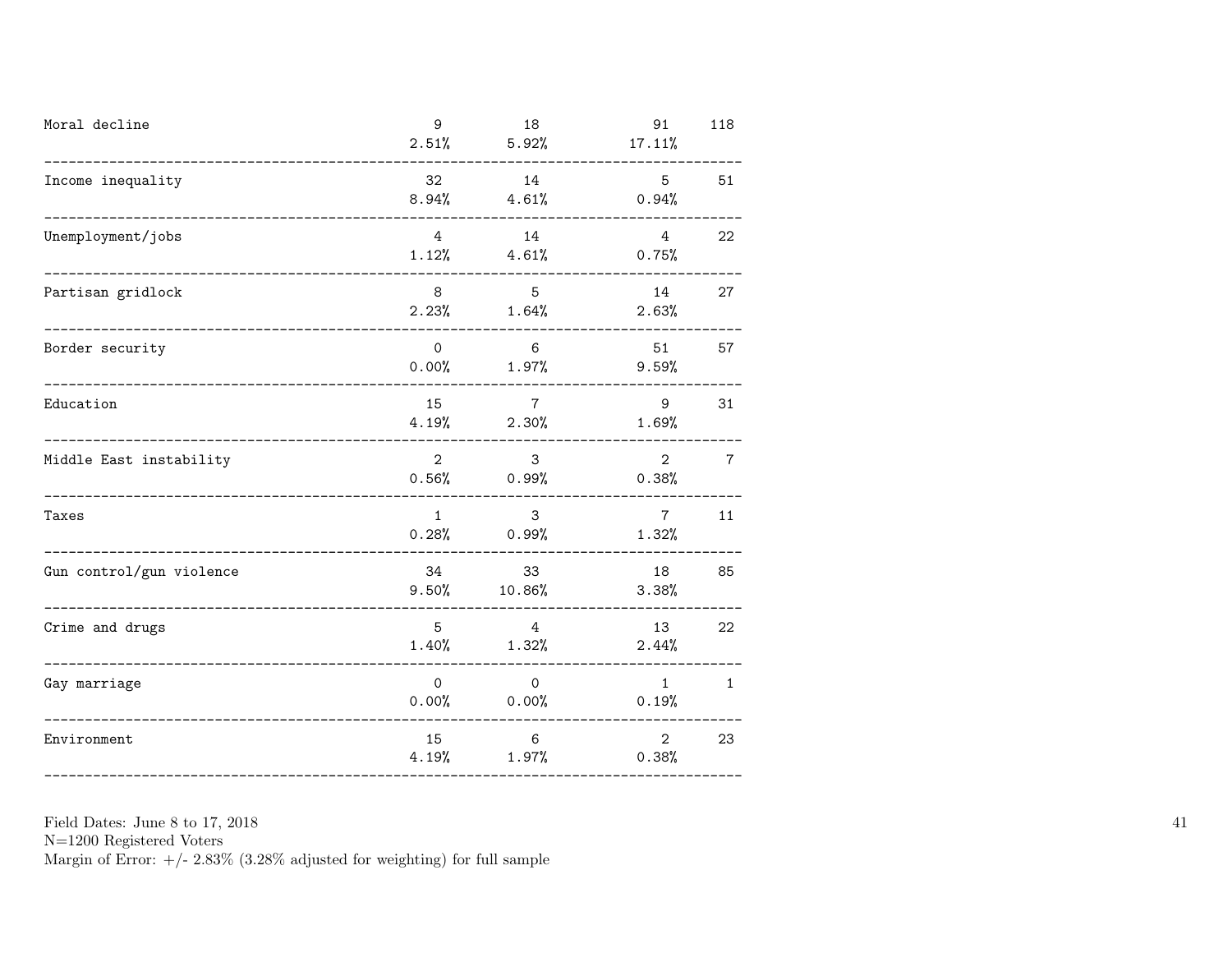| | | | | |
|---|---|---|---|---|
| Moral decline | 9<br>2.51% | 18<br>5.92% | 91<br>17.11% | 118 |
| Income inequality | 32<br>8.94% | 14<br>4.61% | 5<br>0.94% | 51 |
| Unemployment/jobs | 4<br>1.12% | 14<br>4.61% | 4<br>0.75% | 22 |
| Partisan gridlock | 8<br>2.23% | 5<br>1.64% | 14<br>2.63% | 27 |
| Border security | 0<br>0.00% | 6<br>1.97% | 51<br>9.59% | 57 |
| Education | 15<br>4.19% | 7<br>2.30% | 9<br>1.69% | 31 |
| Middle East instability | 2<br>0.56% | 3<br>0.99% | 2<br>0.38% | 7 |
| Taxes | 1<br>0.28% | 3<br>0.99% | 7<br>1.32% | 11 |
| Gun control/gun violence | 34<br>9.50% | 33<br>10.86% | 18<br>3.38% | 85 |
| Crime and drugs | 5<br>1.40% | 4<br>1.32% | 13<br>2.44% | 22 |
| Gay marriage | 0<br>0.00% | 0<br>0.00% | 1<br>0.19% | 1 |
| Environment | 15<br>4.19% | 6<br>1.97% | 2<br>0.38% | 23 |

Field Dates: June 8 to 17, 2018
N=1200 Registered Voters
Margin of Error: +/- 2.83% (3.28% adjusted for weighting) for full sample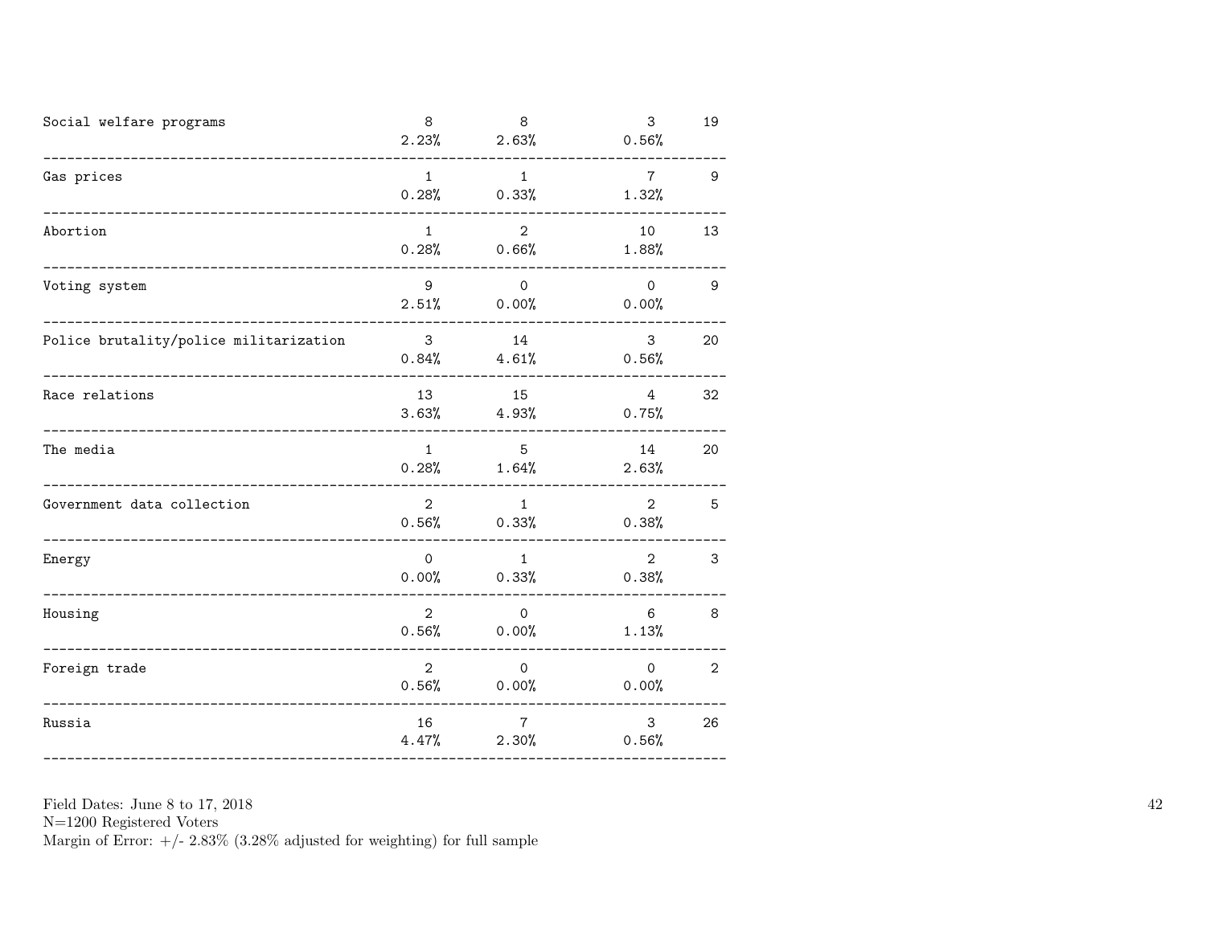| | | | | |
|---|---|---|---|---|
| Social welfare programs | 8<br>2.23% | 8<br>2.63% | 3<br>0.56% | 19 |
| Gas prices | 1<br>0.28% | 1<br>0.33% | 7<br>1.32% | 9 |
| Abortion | 1<br>0.28% | 2<br>0.66% | 10<br>1.88% | 13 |
| Voting system | 9<br>2.51% | 0<br>0.00% | 0<br>0.00% | 9 |
| Police brutality/police militarization | 3<br>0.84% | 14<br>4.61% | 3<br>0.56% | 20 |
| Race relations | 13<br>3.63% | 15<br>4.93% | 4<br>0.75% | 32 |
| The media | 1<br>0.28% | 5<br>1.64% | 14<br>2.63% | 20 |
| Government data collection | 2<br>0.56% | 1<br>0.33% | 2<br>0.38% | 5 |
| Energy | 0<br>0.00% | 1<br>0.33% | 2<br>0.38% | 3 |
| Housing | 2<br>0.56% | 0<br>0.00% | 6<br>1.13% | 8 |
| Foreign trade | 2<br>0.56% | 0<br>0.00% | 0<br>0.00% | 2 |
| Russia | 16<br>4.47% | 7<br>2.30% | 3<br>0.56% | 26 |

Field Dates: June 8 to 17, 2018
N=1200 Registered Voters
Margin of Error: +/- 2.83% (3.28% adjusted for weighting) for full sample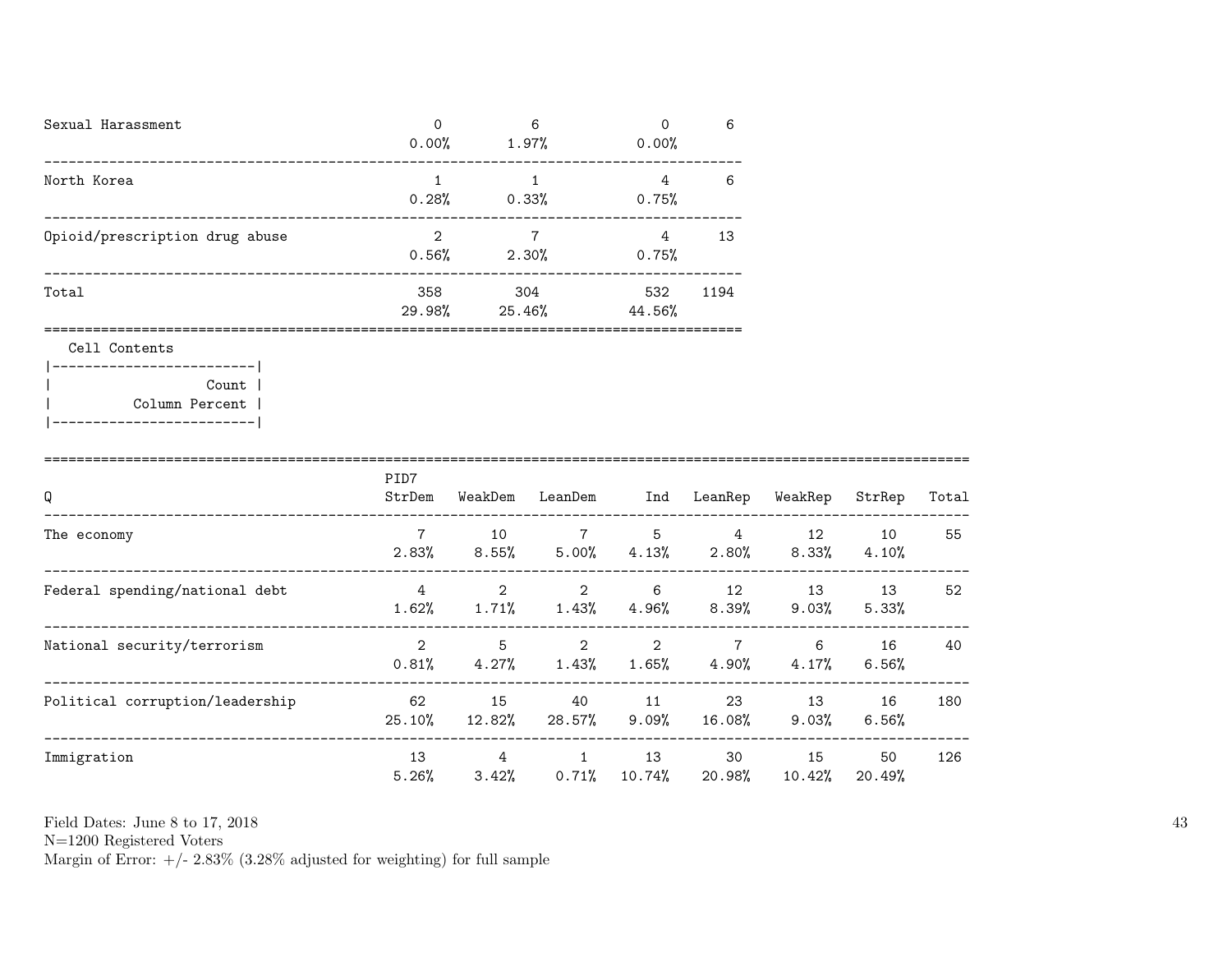| | | | | |
|---|---|---|---|---|
| Sexual Harassment | 0<br>0.00% | 6<br>1.97% | 0<br>0.00% | 6 |
| North Korea | 1<br>0.28% | 1<br>0.33% | 4<br>0.75% | 6 |
| Opioid/prescription drug abuse | 2<br>0.56% | 7<br>2.30% | 4<br>0.75% | 13 |
| Total | 358<br>29.98% | 304<br>25.46% | 532<br>44.56% | 1194 |

Cell Contents

| |
|---|
| Count |
| Column Percent |

| Q | PID7<br>StrDem | WeakDem | LeanDem | Ind | LeanRep | WeakRep | StrRep | Total |
|---|---|---|---|---|---|---|---|---|
| The economy | 7<br>2.83% | 10<br>8.55% | 7<br>5.00% | 5<br>4.13% | 4<br>2.80% | 12<br>8.33% | 10<br>4.10% | 55 |
| Federal spending/national debt | 4<br>1.62% | 2<br>1.71% | 2<br>1.43% | 6<br>4.96% | 12<br>8.39% | 13<br>9.03% | 13<br>5.33% | 52 |
| National security/terrorism | 2<br>0.81% | 5<br>4.27% | 2<br>1.43% | 2<br>1.65% | 7<br>4.90% | 6<br>4.17% | 16<br>6.56% | 40 |
| Political corruption/leadership | 62<br>25.10% | 15<br>12.82% | 40<br>28.57% | 11<br>9.09% | 23<br>16.08% | 13<br>9.03% | 16<br>6.56% | 180 |
| Immigration | 13<br>5.26% | 4<br>3.42% | 1<br>0.71% | 13<br>10.74% | 30<br>20.98% | 15<br>10.42% | 50<br>20.49% | 126 |

Field Dates: June 8 to 17, 2018
N=1200 Registered Voters
Margin of Error: +/- 2.83% (3.28% adjusted for weighting) for full sample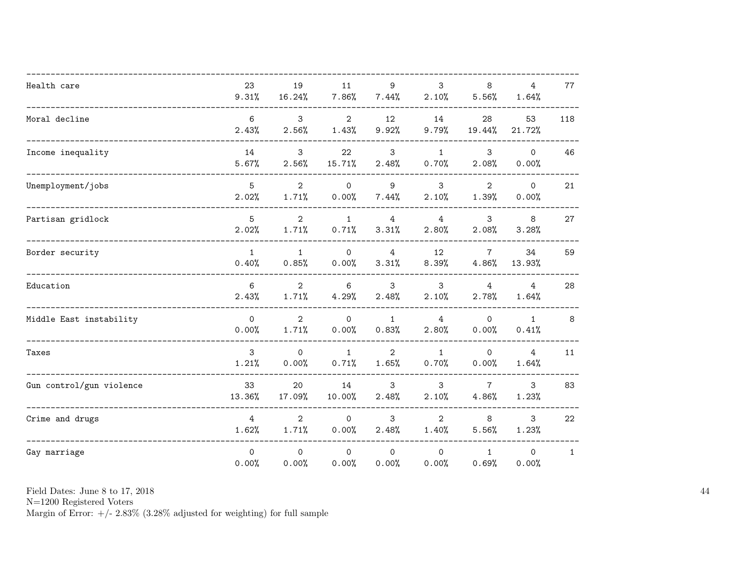| | | | | | | | | |
|---|---|---|---|---|---|---|---|---|
| Health care | 23<br>9.31% | 19<br>16.24% | 11<br>7.86% | 9<br>7.44% | 3<br>2.10% | 8<br>5.56% | 4<br>1.64% | 77 |
| Moral decline | 6<br>2.43% | 3<br>2.56% | 2<br>1.43% | 12<br>9.92% | 14<br>9.79% | 28<br>19.44% | 53<br>21.72% | 118 |
| Income inequality | 14<br>5.67% | 3<br>2.56% | 22<br>15.71% | 3<br>2.48% | 1<br>0.70% | 3<br>2.08% | 0<br>0.00% | 46 |
| Unemployment/jobs | 5<br>2.02% | 2<br>1.71% | 0<br>0.00% | 9<br>7.44% | 3<br>2.10% | 2<br>1.39% | 0<br>0.00% | 21 |
| Partisan gridlock | 5<br>2.02% | 2<br>1.71% | 1<br>0.71% | 4<br>3.31% | 4<br>2.80% | 3<br>2.08% | 8<br>3.28% | 27 |
| Border security | 1<br>0.40% | 1<br>0.85% | 0<br>0.00% | 4<br>3.31% | 12<br>8.39% | 7<br>4.86% | 34<br>13.93% | 59 |
| Education | 6<br>2.43% | 2<br>1.71% | 6<br>4.29% | 3<br>2.48% | 3<br>2.10% | 4<br>2.78% | 4<br>1.64% | 28 |
| Middle East instability | 0<br>0.00% | 2<br>1.71% | 0<br>0.00% | 1<br>0.83% | 4<br>2.80% | 0<br>0.00% | 1<br>0.41% | 8 |
| Taxes | 3<br>1.21% | 0<br>0.00% | 1<br>0.71% | 2<br>1.65% | 1<br>0.70% | 0<br>0.00% | 4<br>1.64% | 11 |
| Gun control/gun violence | 33<br>13.36% | 20<br>17.09% | 14<br>10.00% | 3<br>2.48% | 3<br>2.10% | 7<br>4.86% | 3<br>1.23% | 83 |
| Crime and drugs | 4<br>1.62% | 2<br>1.71% | 0<br>0.00% | 3<br>2.48% | 2<br>1.40% | 8<br>5.56% | 3<br>1.23% | 22 |
| Gay marriage | 0<br>0.00% | 0<br>0.00% | 0<br>0.00% | 0<br>0.00% | 0<br>0.00% | 1<br>0.69% | 0<br>0.00% | 1 |

Field Dates: June 8 to 17, 2018
N=1200 Registered Voters
Margin of Error: +/- 2.83% (3.28% adjusted for weighting) for full sample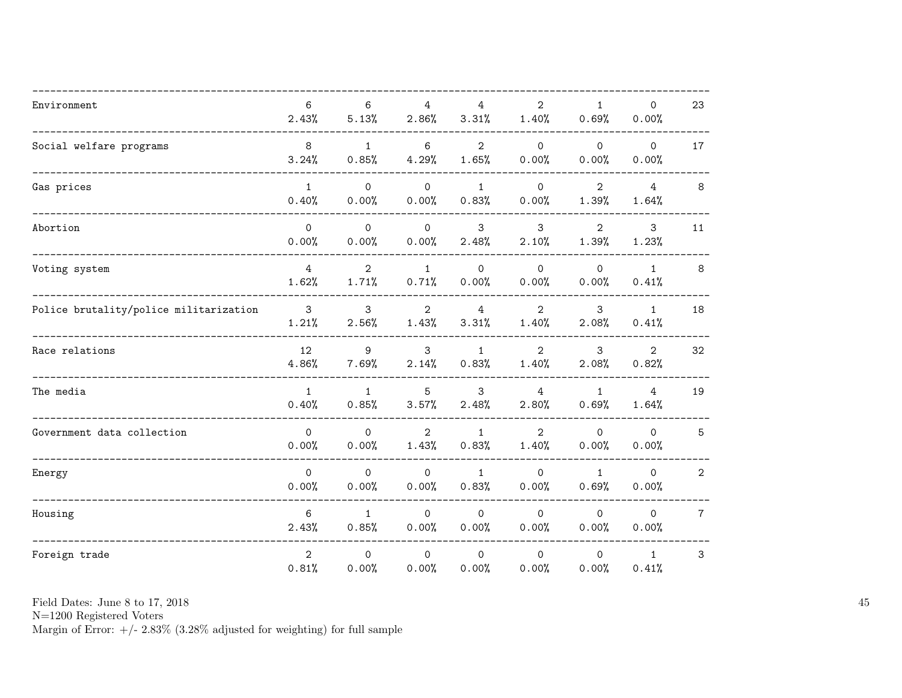| | | | | | | | | |
|---|---|---|---|---|---|---|---|---|
| Environment | 6<br>2.43% | 6<br>5.13% | 4<br>2.86% | 4<br>3.31% | 2<br>1.40% | 1<br>0.69% | 0<br>0.00% | 23 |
| Social welfare programs | 8<br>3.24% | 1<br>0.85% | 6<br>4.29% | 2<br>1.65% | 0<br>0.00% | 0<br>0.00% | 0<br>0.00% | 17 |
| Gas prices | 1<br>0.40% | 0<br>0.00% | 0<br>0.00% | 1<br>0.83% | 0<br>0.00% | 2<br>1.39% | 4<br>1.64% | 8 |
| Abortion | 0<br>0.00% | 0<br>0.00% | 0<br>0.00% | 3<br>2.48% | 3<br>2.10% | 2<br>1.39% | 3<br>1.23% | 11 |
| Voting system | 4<br>1.62% | 2<br>1.71% | 1<br>0.71% | 0<br>0.00% | 0<br>0.00% | 0<br>0.00% | 1<br>0.41% | 8 |
| Police brutality/police militarization | 3<br>1.21% | 3<br>2.56% | 2<br>1.43% | 4<br>3.31% | 2<br>1.40% | 3<br>2.08% | 1<br>0.41% | 18 |
| Race relations | 12<br>4.86% | 9<br>7.69% | 3<br>2.14% | 1<br>0.83% | 2<br>1.40% | 3<br>2.08% | 2<br>0.82% | 32 |
| The media | 1<br>0.40% | 1<br>0.85% | 5<br>3.57% | 3<br>2.48% | 4<br>2.80% | 1<br>0.69% | 4<br>1.64% | 19 |
| Government data collection | 0<br>0.00% | 0<br>0.00% | 2<br>1.43% | 1<br>0.83% | 2<br>1.40% | 0<br>0.00% | 0<br>0.00% | 5 |
| Energy | 0<br>0.00% | 0<br>0.00% | 0<br>0.00% | 1<br>0.83% | 0<br>0.00% | 1<br>0.69% | 0<br>0.00% | 2 |
| Housing | 6<br>2.43% | 1<br>0.85% | 0<br>0.00% | 0<br>0.00% | 0<br>0.00% | 0<br>0.00% | 0<br>0.00% | 7 |
| Foreign trade | 2<br>0.81% | 0<br>0.00% | 0<br>0.00% | 0<br>0.00% | 0<br>0.00% | 0<br>0.00% | 1<br>0.41% | 3 |

Field Dates: June 8 to 17, 2018
N=1200 Registered Voters
Margin of Error: +/- 2.83% (3.28% adjusted for weighting) for full sample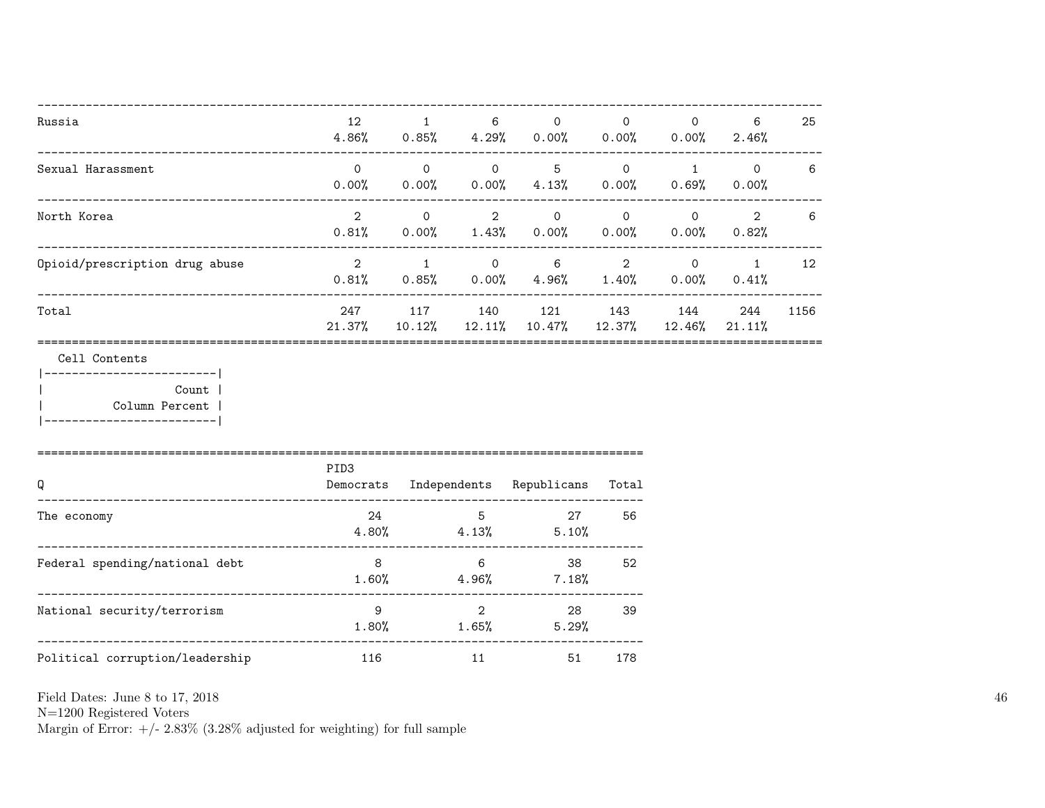| | | | | | | | | |
|---|---|---|---|---|---|---|---|---|
| Russia | 12<br>4.86% | 1<br>0.85% | 6<br>4.29% | 0<br>0.00% | 0<br>0.00% | 0<br>0.00% | 6<br>2.46% | 25 |
| Sexual Harassment | 0<br>0.00% | 0<br>0.00% | 0<br>0.00% | 5<br>4.13% | 0<br>0.00% | 1<br>0.69% | 0<br>0.00% | 6 |
| North Korea | 2<br>0.81% | 0<br>0.00% | 2<br>1.43% | 0<br>0.00% | 0<br>0.00% | 0<br>0.00% | 2<br>0.82% | 6 |
| Opioid/prescription drug abuse | 2<br>0.81% | 1<br>0.85% | 0<br>0.00% | 6<br>4.96% | 2<br>1.40% | 0<br>0.00% | 1<br>0.41% | 12 |
| Total | 247<br>21.37% | 117<br>10.12% | 140<br>12.11% | 121<br>10.47% | 143<br>12.37% | 144<br>12.46% | 244<br>21.11% | 1156 |

Cell Contents

| |
|---|
| Count |
| Column Percent |

| Q | PID3<br>Democrats | Independents | Republicans | Total |
|---|---|---|---|---|
| The economy | 24<br>4.80% | 5<br>4.13% | 27<br>5.10% | 56 |
| Federal spending/national debt | 8<br>1.60% | 6<br>4.96% | 38<br>7.18% | 52 |
| National security/terrorism | 9<br>1.80% | 2<br>1.65% | 28<br>5.29% | 39 |
| Political corruption/leadership | 116 | 11 | 51 | 178 |

Field Dates: June 8 to 17, 2018
N=1200 Registered Voters
Margin of Error: +/- 2.83% (3.28% adjusted for weighting) for full sample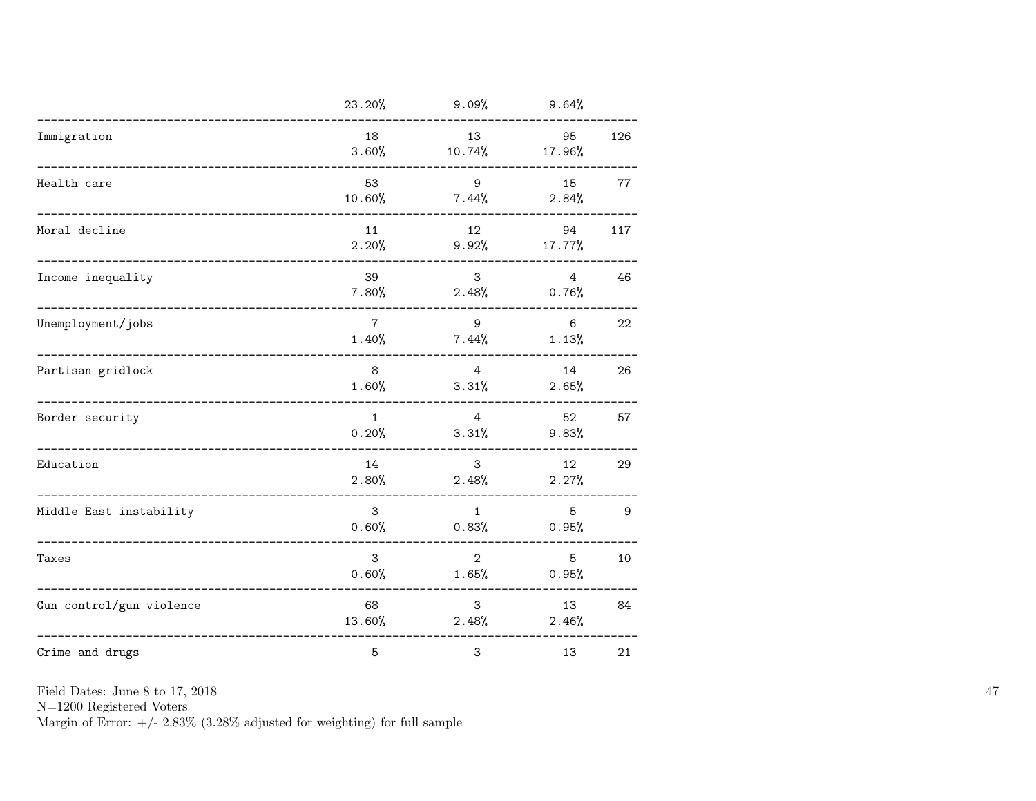| | | | | |
|---|---|---|---|---|
| | 23.20% | 9.09% | 9.64% | |
| Immigration | 18 | 13 | 95 | 126 |
| | 3.60% | 10.74% | 17.96% | |
| Health care | 53 | 9 | 15 | 77 |
| | 10.60% | 7.44% | 2.84% | |
| Moral decline | 11 | 12 | 94 | 117 |
| | 2.20% | 9.92% | 17.77% | |
| Income inequality | 39 | 3 | 4 | 46 |
| | 7.80% | 2.48% | 0.76% | |
| Unemployment/jobs | 7 | 9 | 6 | 22 |
| | 1.40% | 7.44% | 1.13% | |
| Partisan gridlock | 8 | 4 | 14 | 26 |
| | 1.60% | 3.31% | 2.65% | |
| Border security | 1 | 4 | 52 | 57 |
| | 0.20% | 3.31% | 9.83% | |
| Education | 14 | 3 | 12 | 29 |
| | 2.80% | 2.48% | 2.27% | |
| Middle East instability | 3 | 1 | 5 | 9 |
| | 0.60% | 0.83% | 0.95% | |
| Taxes | 3 | 2 | 5 | 10 |
| | 0.60% | 1.65% | 0.95% | |
| Gun control/gun violence | 68 | 3 | 13 | 84 |
| | 13.60% | 2.48% | 2.46% | |
| Crime and drugs | 5 | 3 | 13 | 21 |

Field Dates: June 8 to 17, 2018
N=1200 Registered Voters
Margin of Error: +/- 2.83% (3.28% adjusted for weighting) for full sample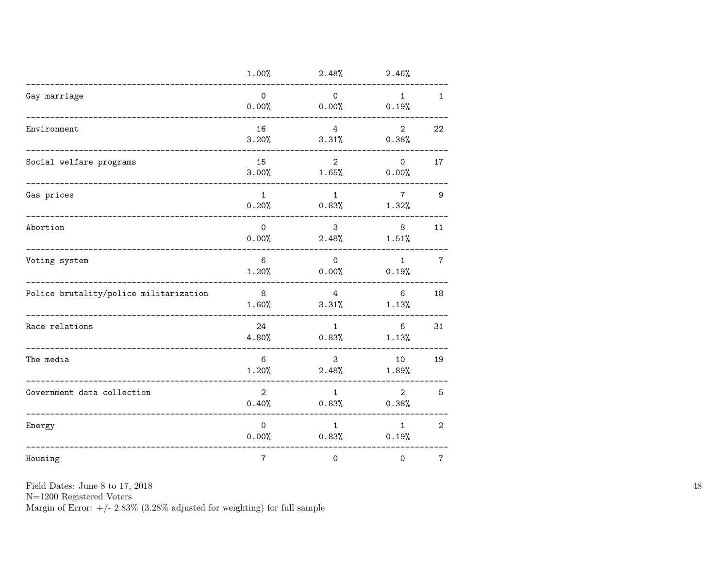| | | | | |
|---|---|---|---|---|
| | 1.00% | 2.48% | 2.46% | |
| Gay marriage | 0 | 0 | 1 | 1 |
| | 0.00% | 0.00% | 0.19% | |
| Environment | 16 | 4 | 2 | 22 |
| | 3.20% | 3.31% | 0.38% | |
| Social welfare programs | 15 | 2 | 0 | 17 |
| | 3.00% | 1.65% | 0.00% | |
| Gas prices | 1 | 1 | 7 | 9 |
| | 0.20% | 0.83% | 1.32% | |
| Abortion | 0 | 3 | 8 | 11 |
| | 0.00% | 2.48% | 1.51% | |
| Voting system | 6 | 0 | 1 | 7 |
| | 1.20% | 0.00% | 0.19% | |
| Police brutality/police militarization | 8 | 4 | 6 | 18 |
| | 1.60% | 3.31% | 1.13% | |
| Race relations | 24 | 1 | 6 | 31 |
| | 4.80% | 0.83% | 1.13% | |
| The media | 6 | 3 | 10 | 19 |
| | 1.20% | 2.48% | 1.89% | |
| Government data collection | 2 | 1 | 2 | 5 |
| | 0.40% | 0.83% | 0.38% | |
| Energy | 0 | 1 | 1 | 2 |
| | 0.00% | 0.83% | 0.19% | |
| Housing | 7 | 0 | 0 | 7 |

Field Dates: June 8 to 17, 2018
N=1200 Registered Voters
Margin of Error: +/- 2.83% (3.28% adjusted for weighting) for full sample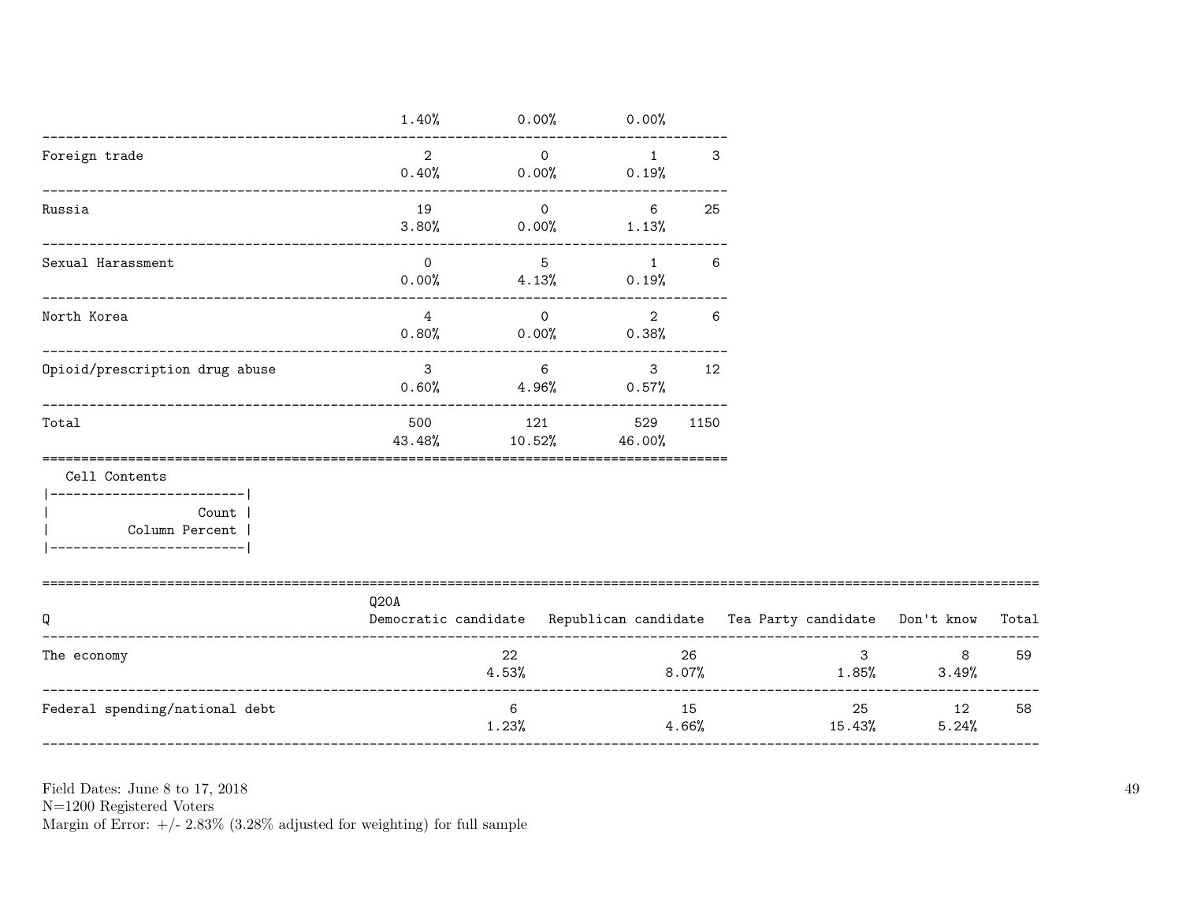| | | | | |
|---|---|---|---|---|
| | 1.40% | 0.00% | 0.00% | |
| Foreign trade | 2 | 0 | 1 | 3 |
| | 0.40% | 0.00% | 0.19% | |
| Russia | 19 | 0 | 6 | 25 |
| | 3.80% | 0.00% | 1.13% | |
| Sexual Harassment | 0 | 5 | 1 | 6 |
| | 0.00% | 4.13% | 0.19% | |
| North Korea | 4 | 0 | 2 | 6 |
| | 0.80% | 0.00% | 0.38% | |
| Opioid/prescription drug abuse | 3 | 6 | 3 | 12 |
| | 0.60% | 4.96% | 0.57% | |
| Total | 500 | 121 | 529 | 1150 |
| | 43.48% | 10.52% | 46.00% | |

Cell Contents
|-------------------------|
| Count |
| Column Percent |
|-------------------------|

| Q | Q20A Democratic candidate | Republican candidate | Tea Party candidate | Don't know | Total |
|---|---|---|---|---|---|
| The economy | 22 | 26 | 3 | 8 | 59 |
| | 4.53% | 8.07% | 1.85% | 3.49% | |
| Federal spending/national debt | 6 | 15 | 25 | 12 | 58 |
| | 1.23% | 4.66% | 15.43% | 5.24% | |

Field Dates: June 8 to 17, 2018
N=1200 Registered Voters
Margin of Error: +/- 2.83% (3.28% adjusted for weighting) for full sample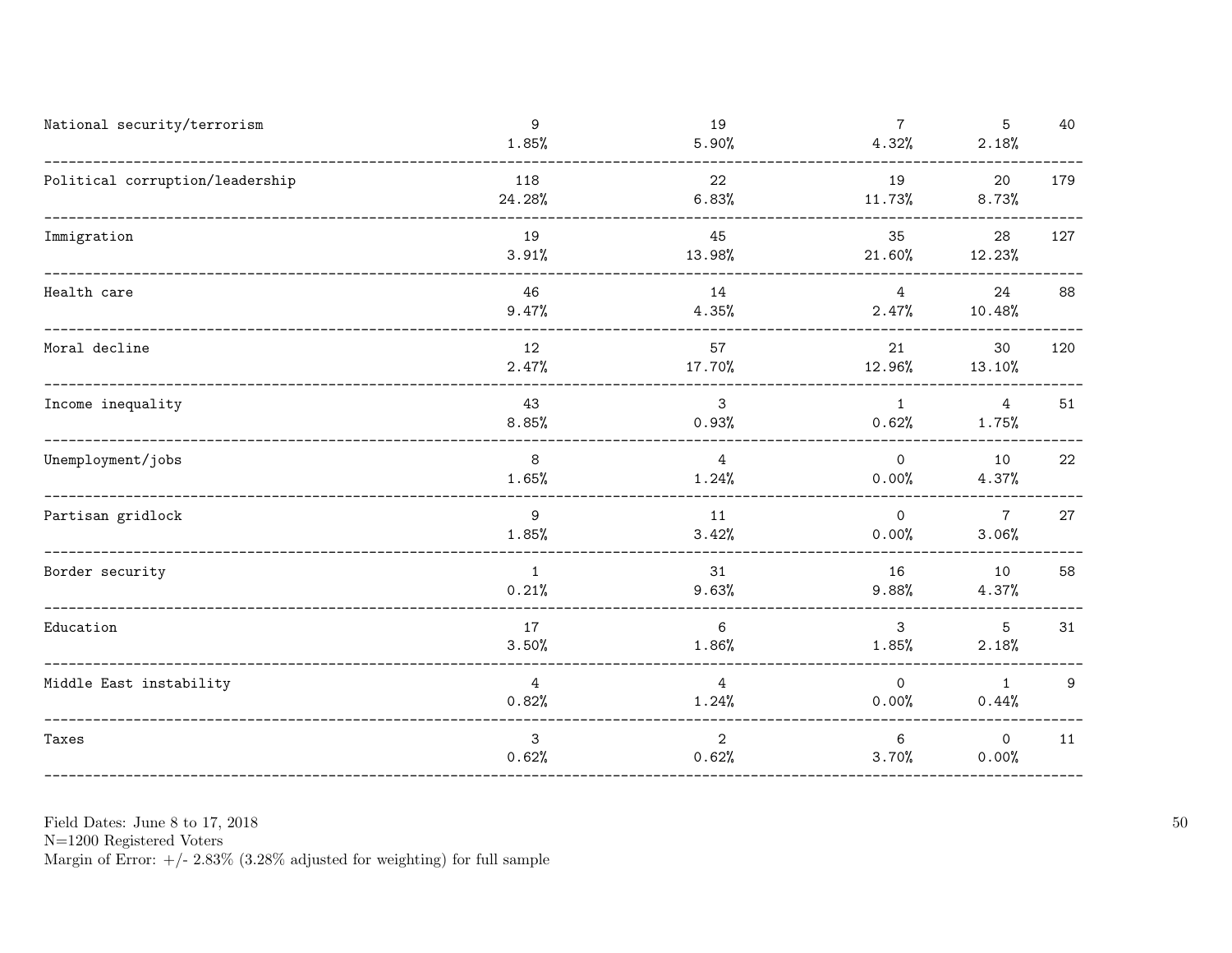| | | | | | |
|---|---|---|---|---|---|
| National security/terrorism | 9<br>1.85% | 19<br>5.90% | 7<br>4.32% | 5<br>2.18% | 40 |
| Political corruption/leadership | 118<br>24.28% | 22<br>6.83% | 19<br>11.73% | 20<br>8.73% | 179 |
| Immigration | 19<br>3.91% | 45<br>13.98% | 35<br>21.60% | 28<br>12.23% | 127 |
| Health care | 46<br>9.47% | 14<br>4.35% | 4<br>2.47% | 24<br>10.48% | 88 |
| Moral decline | 12<br>2.47% | 57<br>17.70% | 21<br>12.96% | 30<br>13.10% | 120 |
| Income inequality | 43<br>8.85% | 3<br>0.93% | 1<br>0.62% | 4<br>1.75% | 51 |
| Unemployment/jobs | 8<br>1.65% | 4<br>1.24% | 0<br>0.00% | 10<br>4.37% | 22 |
| Partisan gridlock | 9<br>1.85% | 11<br>3.42% | 0<br>0.00% | 7<br>3.06% | 27 |
| Border security | 1<br>0.21% | 31<br>9.63% | 16<br>9.88% | 10<br>4.37% | 58 |
| Education | 17<br>3.50% | 6<br>1.86% | 3<br>1.85% | 5<br>2.18% | 31 |
| Middle East instability | 4<br>0.82% | 4<br>1.24% | 0<br>0.00% | 1<br>0.44% | 9 |
| Taxes | 3<br>0.62% | 2<br>0.62% | 6<br>3.70% | 0<br>0.00% | 11 |

Field Dates: June 8 to 17, 2018
N=1200 Registered Voters
Margin of Error: +/- 2.83% (3.28% adjusted for weighting) for full sample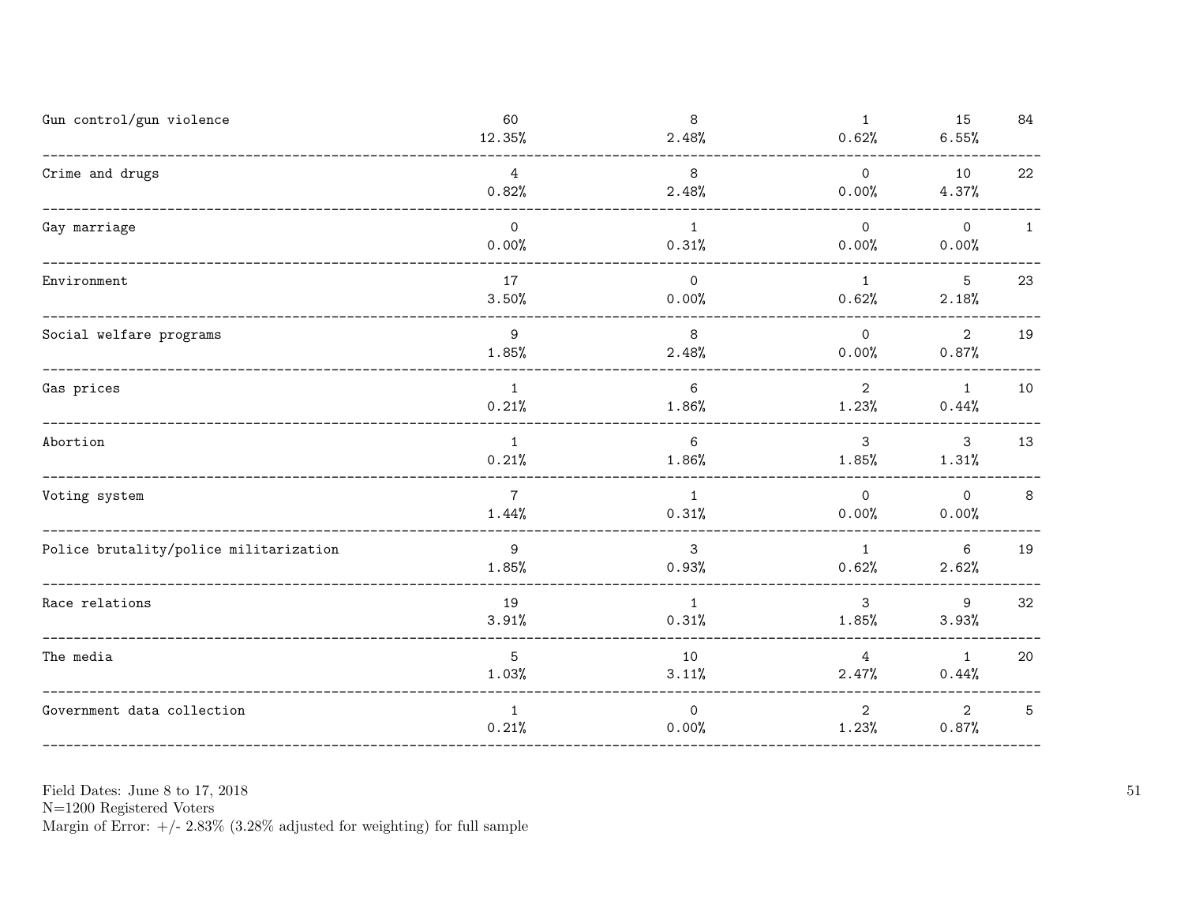| | | | | | |
|---|---|---|---|---|---|
| Gun control/gun violence | 60<br>12.35% | 8<br>2.48% | 1<br>0.62% | 15<br>6.55% | 84 |
| Crime and drugs | 4<br>0.82% | 8<br>2.48% | 0<br>0.00% | 10<br>4.37% | 22 |
| Gay marriage | 0<br>0.00% | 1<br>0.31% | 0<br>0.00% | 0<br>0.00% | 1 |
| Environment | 17<br>3.50% | 0<br>0.00% | 1<br>0.62% | 5<br>2.18% | 23 |
| Social welfare programs | 9<br>1.85% | 8<br>2.48% | 0<br>0.00% | 2<br>0.87% | 19 |
| Gas prices | 1<br>0.21% | 6<br>1.86% | 2<br>1.23% | 1<br>0.44% | 10 |
| Abortion | 1<br>0.21% | 6<br>1.86% | 3<br>1.85% | 3<br>1.31% | 13 |
| Voting system | 7<br>1.44% | 1<br>0.31% | 0<br>0.00% | 0<br>0.00% | 8 |
| Police brutality/police militarization | 9<br>1.85% | 3<br>0.93% | 1<br>0.62% | 6<br>2.62% | 19 |
| Race relations | 19<br>3.91% | 1<br>0.31% | 3<br>1.85% | 9<br>3.93% | 32 |
| The media | 5<br>1.03% | 10<br>3.11% | 4<br>2.47% | 1<br>0.44% | 20 |
| Government data collection | 1<br>0.21% | 0<br>0.00% | 2<br>1.23% | 2<br>0.87% | 5 |

Field Dates: June 8 to 17, 2018
N=1200 Registered Voters
Margin of Error: +/- 2.83% (3.28% adjusted for weighting) for full sample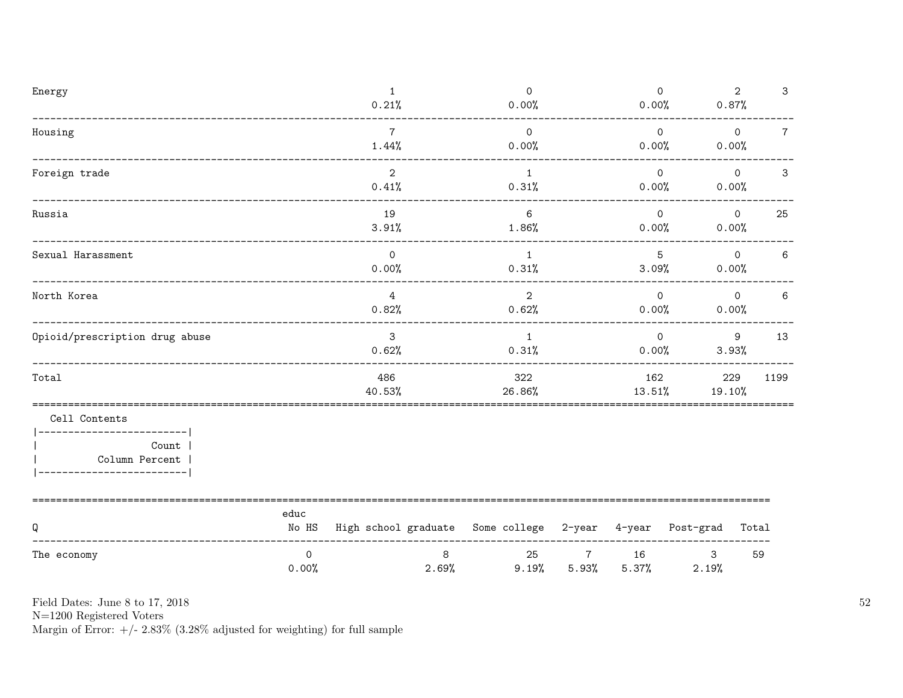| | | | | | |
|---|---|---|---|---|---|
| Energy | 1<br>0.21% | 0<br>0.00% | 0<br>0.00% | 2<br>0.87% | 3 |
| Housing | 7<br>1.44% | 0<br>0.00% | 0<br>0.00% | 0<br>0.00% | 7 |
| Foreign trade | 2<br>0.41% | 1<br>0.31% | 0<br>0.00% | 0<br>0.00% | 3 |
| Russia | 19<br>3.91% | 6<br>1.86% | 0<br>0.00% | 0<br>0.00% | 25 |
| Sexual Harassment | 0<br>0.00% | 1<br>0.31% | 5<br>3.09% | 0<br>0.00% | 6 |
| North Korea | 4<br>0.82% | 2<br>0.62% | 0<br>0.00% | 0<br>0.00% | 6 |
| Opioid/prescription drug abuse | 3<br>0.62% | 1<br>0.31% | 0<br>0.00% | 9<br>3.93% | 13 |
| Total | 486<br>40.53% | 322<br>26.86% | 162<br>13.51% | 229<br>19.10% | 1199 |

Cell Contents

| |
|---|
| Count |
| Column Percent |

| Q | educ<br>No HS | High school graduate | Some college | 2-year | 4-year | Post-grad | Total |
|---|---|---|---|---|---|---|---|
| The economy | 0<br>0.00% | 8<br>2.69% | 25<br>9.19% | 7<br>5.93% | 16<br>5.37% | 3<br>2.19% | 59 |

Field Dates: June 8 to 17, 2018
N=1200 Registered Voters
Margin of Error: +/- 2.83% (3.28% adjusted for weighting) for full sample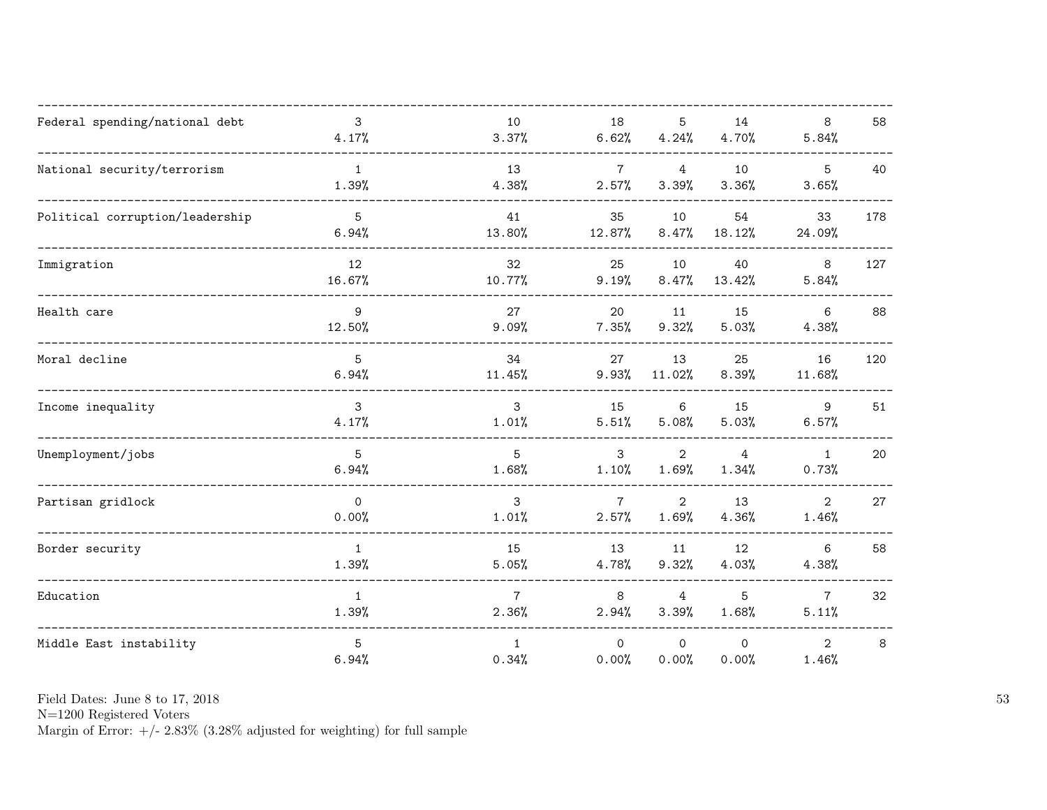| | | | | | | | |
|---|---|---|---|---|---|---|---|
| Federal spending/national debt | 3<br>4.17% | 10<br>3.37% | 18<br>6.62% | 5<br>4.24% | 14<br>4.70% | 8<br>5.84% | 58 |
| National security/terrorism | 1<br>1.39% | 13<br>4.38% | 7<br>2.57% | 4<br>3.39% | 10<br>3.36% | 5<br>3.65% | 40 |
| Political corruption/leadership | 5<br>6.94% | 41<br>13.80% | 35<br>12.87% | 10<br>8.47% | 54<br>18.12% | 33<br>24.09% | 178 |
| Immigration | 12<br>16.67% | 32<br>10.77% | 25<br>9.19% | 10<br>8.47% | 40<br>13.42% | 8<br>5.84% | 127 |
| Health care | 9<br>12.50% | 27<br>9.09% | 20<br>7.35% | 11<br>9.32% | 15<br>5.03% | 6<br>4.38% | 88 |
| Moral decline | 5<br>6.94% | 34<br>11.45% | 27<br>9.93% | 13<br>11.02% | 25<br>8.39% | 16<br>11.68% | 120 |
| Income inequality | 3<br>4.17% | 3<br>1.01% | 15<br>5.51% | 6<br>5.08% | 15<br>5.03% | 9<br>6.57% | 51 |
| Unemployment/jobs | 5<br>6.94% | 5<br>1.68% | 3<br>1.10% | 2<br>1.69% | 4<br>1.34% | 1<br>0.73% | 20 |
| Partisan gridlock | 0<br>0.00% | 3<br>1.01% | 7<br>2.57% | 2<br>1.69% | 13<br>4.36% | 2<br>1.46% | 27 |
| Border security | 1<br>1.39% | 15<br>5.05% | 13<br>4.78% | 11<br>9.32% | 12<br>4.03% | 6<br>4.38% | 58 |
| Education | 1<br>1.39% | 7<br>2.36% | 8<br>2.94% | 4<br>3.39% | 5<br>1.68% | 7<br>5.11% | 32 |
| Middle East instability | 5<br>6.94% | 1<br>0.34% | 0<br>0.00% | 0<br>0.00% | 0<br>0.00% | 2<br>1.46% | 8 |

Field Dates: June 8 to 17, 2018
N=1200 Registered Voters
Margin of Error: +/- 2.83% (3.28% adjusted for weighting) for full sample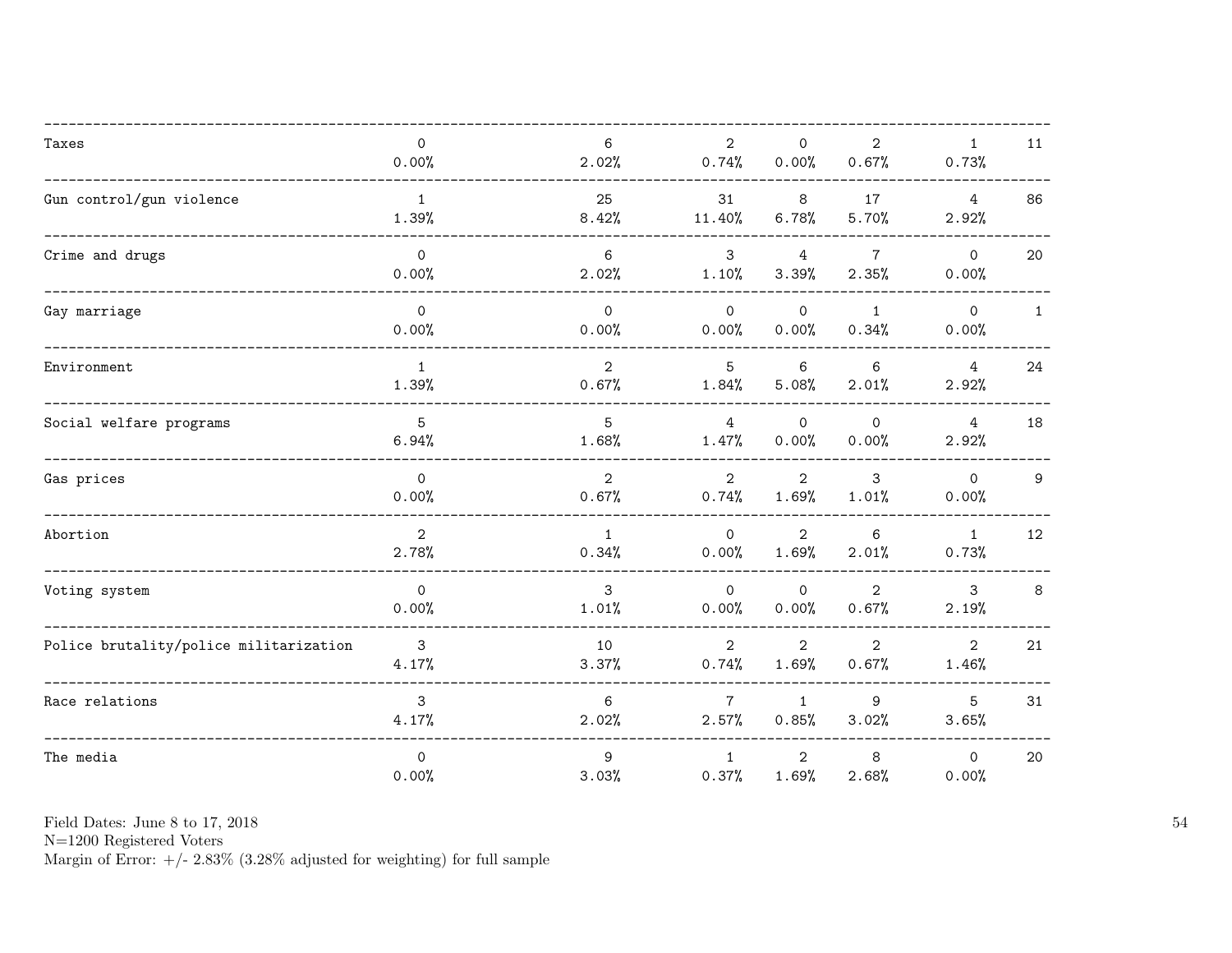| | | | | | | | |
|---|---|---|---|---|---|---|---|
| Taxes | 0<br>0.00% | 6<br>2.02% | 2<br>0.74% | 0<br>0.00% | 2<br>0.67% | 1<br>0.73% | 11 |
| Gun control/gun violence | 1<br>1.39% | 25<br>8.42% | 31<br>11.40% | 8<br>6.78% | 17<br>5.70% | 4<br>2.92% | 86 |
| Crime and drugs | 0<br>0.00% | 6<br>2.02% | 3<br>1.10% | 4<br>3.39% | 7<br>2.35% | 0<br>0.00% | 20 |
| Gay marriage | 0<br>0.00% | 0<br>0.00% | 0<br>0.00% | 0<br>0.00% | 1<br>0.34% | 0<br>0.00% | 1 |
| Environment | 1<br>1.39% | 2<br>0.67% | 5<br>1.84% | 6<br>5.08% | 6<br>2.01% | 4<br>2.92% | 24 |
| Social welfare programs | 5<br>6.94% | 5<br>1.68% | 4<br>1.47% | 0<br>0.00% | 0<br>0.00% | 4<br>2.92% | 18 |
| Gas prices | 0<br>0.00% | 2<br>0.67% | 2<br>0.74% | 2<br>1.69% | 3<br>1.01% | 0<br>0.00% | 9 |
| Abortion | 2<br>2.78% | 1<br>0.34% | 0<br>0.00% | 2<br>1.69% | 6<br>2.01% | 1<br>0.73% | 12 |
| Voting system | 0<br>0.00% | 3<br>1.01% | 0<br>0.00% | 0<br>0.00% | 2<br>0.67% | 3<br>2.19% | 8 |
| Police brutality/police militarization | 3<br>4.17% | 10<br>3.37% | 2<br>0.74% | 2<br>1.69% | 2<br>0.67% | 2<br>1.46% | 21 |
| Race relations | 3<br>4.17% | 6<br>2.02% | 7<br>2.57% | 1<br>0.85% | 9<br>3.02% | 5<br>3.65% | 31 |
| The media | 0<br>0.00% | 9<br>3.03% | 1<br>0.37% | 2<br>1.69% | 8<br>2.68% | 0<br>0.00% | 20 |

Field Dates: June 8 to 17, 2018
N=1200 Registered Voters
Margin of Error: +/- 2.83% (3.28% adjusted for weighting) for full sample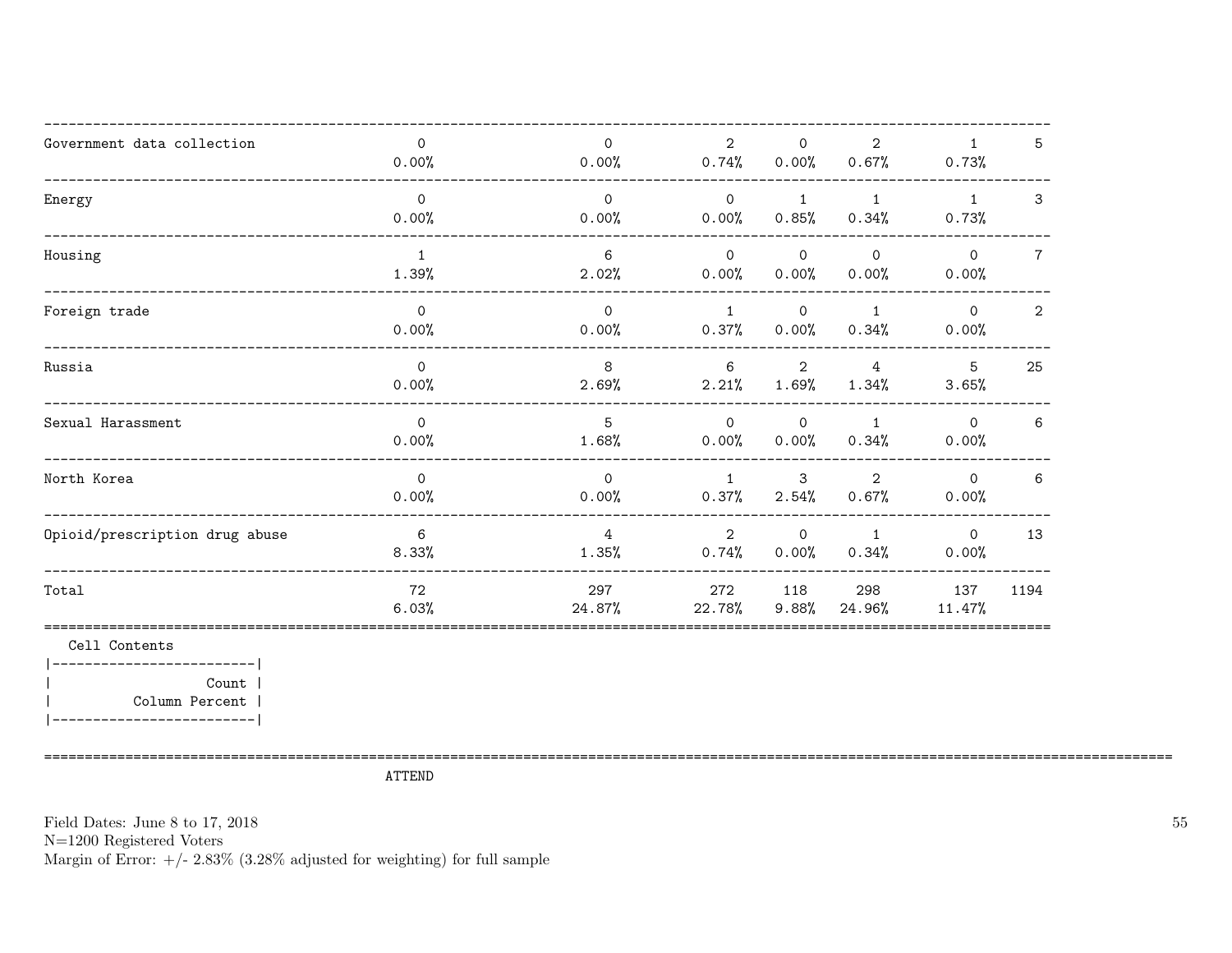| | | | | | | | |
|---|---|---|---|---|---|---|---|
| Government data collection | 0<br>0.00% | 0<br>0.00% | 2<br>0.74% | 0<br>0.00% | 2<br>0.67% | 1<br>0.73% | 5 |
| Energy | 0<br>0.00% | 0<br>0.00% | 0<br>0.00% | 1<br>0.85% | 1<br>0.34% | 1<br>0.73% | 3 |
| Housing | 1<br>1.39% | 6<br>2.02% | 0<br>0.00% | 0<br>0.00% | 0<br>0.00% | 0<br>0.00% | 7 |
| Foreign trade | 0<br>0.00% | 0<br>0.00% | 1<br>0.37% | 0<br>0.00% | 1<br>0.34% | 0<br>0.00% | 2 |
| Russia | 0<br>0.00% | 8<br>2.69% | 6<br>2.21% | 2<br>1.69% | 4<br>1.34% | 5<br>3.65% | 25 |
| Sexual Harassment | 0<br>0.00% | 5<br>1.68% | 0<br>0.00% | 0<br>0.00% | 1<br>0.34% | 0<br>0.00% | 6 |
| North Korea | 0<br>0.00% | 0<br>0.00% | 1<br>0.37% | 3<br>2.54% | 2<br>0.67% | 0<br>0.00% | 6 |
| Opioid/prescription drug abuse | 6<br>8.33% | 4<br>1.35% | 2<br>0.74% | 0<br>0.00% | 1<br>0.34% | 0<br>0.00% | 13 |
| Total | 72<br>6.03% | 297<br>24.87% | 272<br>22.78% | 118<br>9.88% | 298<br>24.96% | 137<br>11.47% | 1194 |

Cell Contents

| |
|---|
| Count |
| Column Percent |

ATTEND

Field Dates: June 8 to 17, 2018
N=1200 Registered Voters
Margin of Error: +/- 2.83% (3.28% adjusted for weighting) for full sample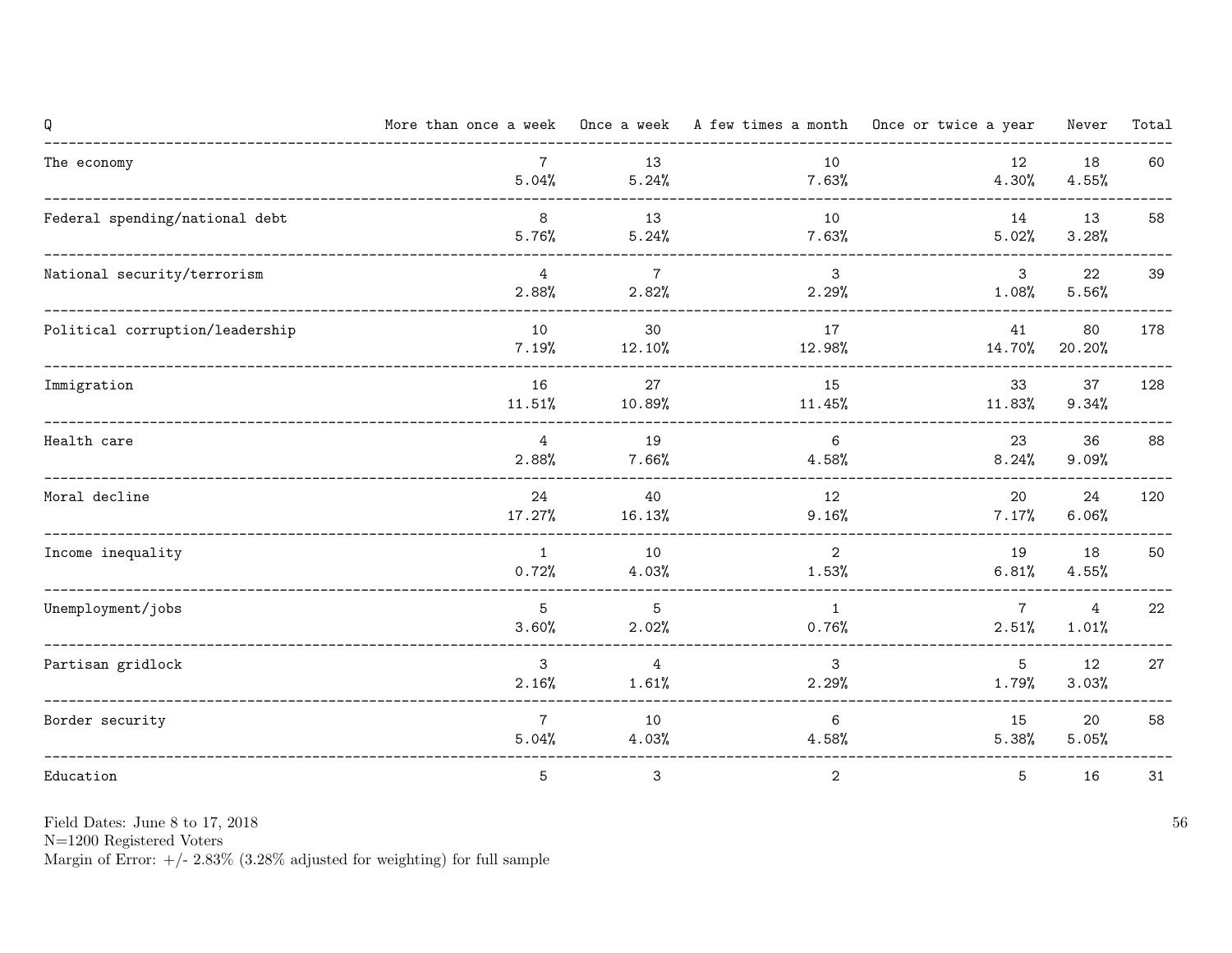| Q | More than once a week | Once a week | A few times a month | Once or twice a year | Never | Total |
|---|---|---|---|---|---|---|
| The economy | 7<br>5.04% | 13<br>5.24% | 10<br>7.63% | 12<br>4.30% | 18<br>4.55% | 60 |
| Federal spending/national debt | 8<br>5.76% | 13<br>5.24% | 10<br>7.63% | 14<br>5.02% | 13<br>3.28% | 58 |
| National security/terrorism | 4<br>2.88% | 7<br>2.82% | 3<br>2.29% | 3<br>1.08% | 22<br>5.56% | 39 |
| Political corruption/leadership | 10<br>7.19% | 30<br>12.10% | 17<br>12.98% | 41<br>14.70% | 80<br>20.20% | 178 |
| Immigration | 16<br>11.51% | 27<br>10.89% | 15<br>11.45% | 33<br>11.83% | 37<br>9.34% | 128 |
| Health care | 4<br>2.88% | 19<br>7.66% | 6<br>4.58% | 23<br>8.24% | 36<br>9.09% | 88 |
| Moral decline | 24<br>17.27% | 40<br>16.13% | 12<br>9.16% | 20<br>7.17% | 24<br>6.06% | 120 |
| Income inequality | 1<br>0.72% | 10<br>4.03% | 2<br>1.53% | 19<br>6.81% | 18<br>4.55% | 50 |
| Unemployment/jobs | 5<br>3.60% | 5<br>2.02% | 1<br>0.76% | 7<br>2.51% | 4<br>1.01% | 22 |
| Partisan gridlock | 3<br>2.16% | 4<br>1.61% | 3<br>2.29% | 5<br>1.79% | 12<br>3.03% | 27 |
| Border security | 7<br>5.04% | 10<br>4.03% | 6<br>4.58% | 15<br>5.38% | 20<br>5.05% | 58 |
| Education | 5 | 3 | 2 | 5 | 16 | 31 |

Field Dates: June 8 to 17, 2018
N=1200 Registered Voters
Margin of Error: +/- 2.83% (3.28% adjusted for weighting) for full sample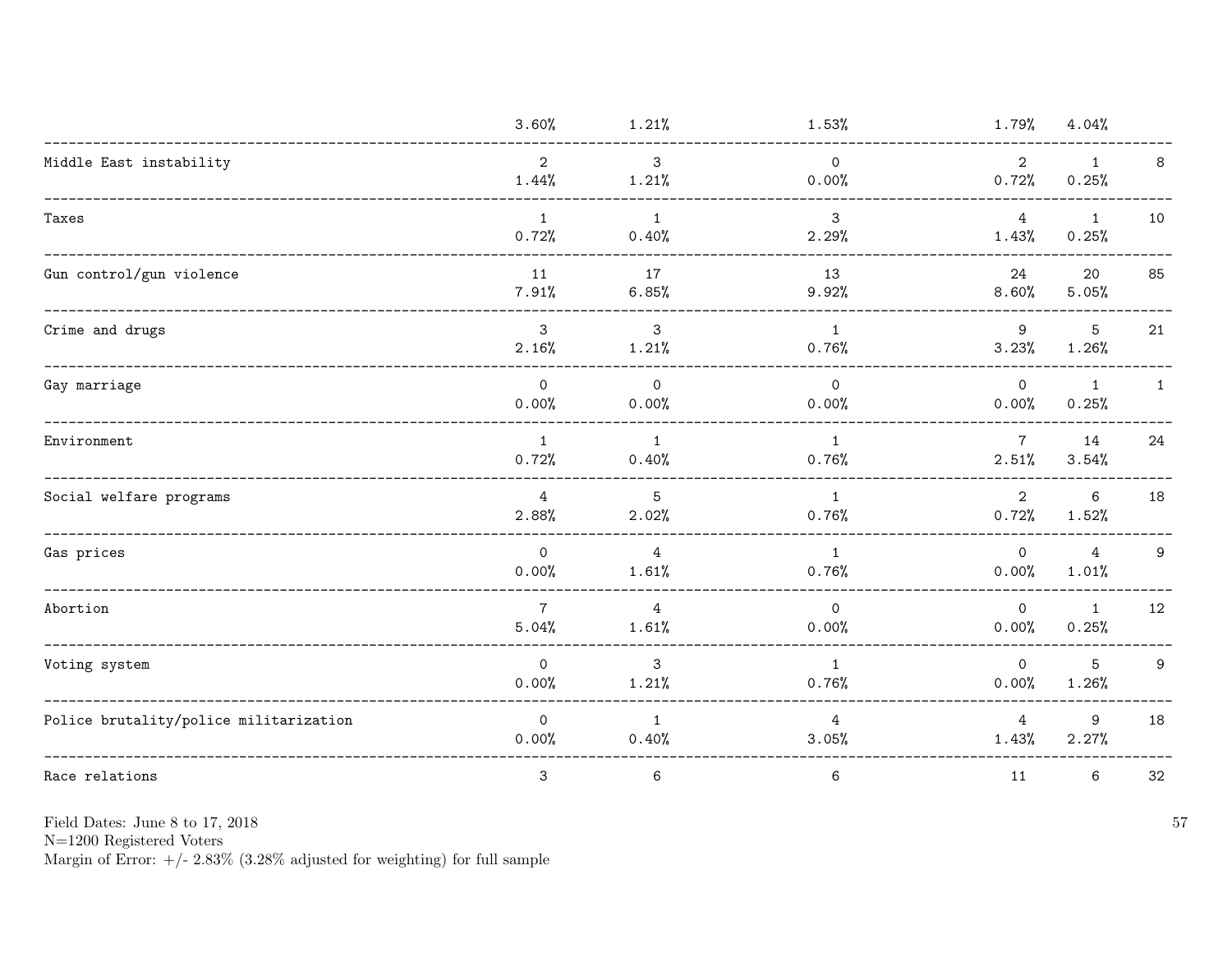| | | | | | | |
|---|---|---|---|---|---|---|
| | 3.60% | 1.21% | 1.53% | 1.79% | 4.04% | |
| Middle East instability | 2 | 3 | 0 | 2 | 1 | 8 |
| | 1.44% | 1.21% | 0.00% | 0.72% | 0.25% | |
| Taxes | 1 | 1 | 3 | 4 | 1 | 10 |
| | 0.72% | 0.40% | 2.29% | 1.43% | 0.25% | |
| Gun control/gun violence | 11 | 17 | 13 | 24 | 20 | 85 |
| | 7.91% | 6.85% | 9.92% | 8.60% | 5.05% | |
| Crime and drugs | 3 | 3 | 1 | 9 | 5 | 21 |
| | 2.16% | 1.21% | 0.76% | 3.23% | 1.26% | |
| Gay marriage | 0 | 0 | 0 | 0 | 1 | 1 |
| | 0.00% | 0.00% | 0.00% | 0.00% | 0.25% | |
| Environment | 1 | 1 | 1 | 7 | 14 | 24 |
| | 0.72% | 0.40% | 0.76% | 2.51% | 3.54% | |
| Social welfare programs | 4 | 5 | 1 | 2 | 6 | 18 |
| | 2.88% | 2.02% | 0.76% | 0.72% | 1.52% | |
| Gas prices | 0 | 4 | 1 | 0 | 4 | 9 |
| | 0.00% | 1.61% | 0.76% | 0.00% | 1.01% | |
| Abortion | 7 | 4 | 0 | 0 | 1 | 12 |
| | 5.04% | 1.61% | 0.00% | 0.00% | 0.25% | |
| Voting system | 0 | 3 | 1 | 0 | 5 | 9 |
| | 0.00% | 1.21% | 0.76% | 0.00% | 1.26% | |
| Police brutality/police militarization | 0 | 1 | 4 | 4 | 9 | 18 |
| | 0.00% | 0.40% | 3.05% | 1.43% | 2.27% | |
| Race relations | 3 | 6 | 6 | 11 | 6 | 32 |

Field Dates: June 8 to 17, 2018
N=1200 Registered Voters
Margin of Error: +/- 2.83% (3.28% adjusted for weighting) for full sample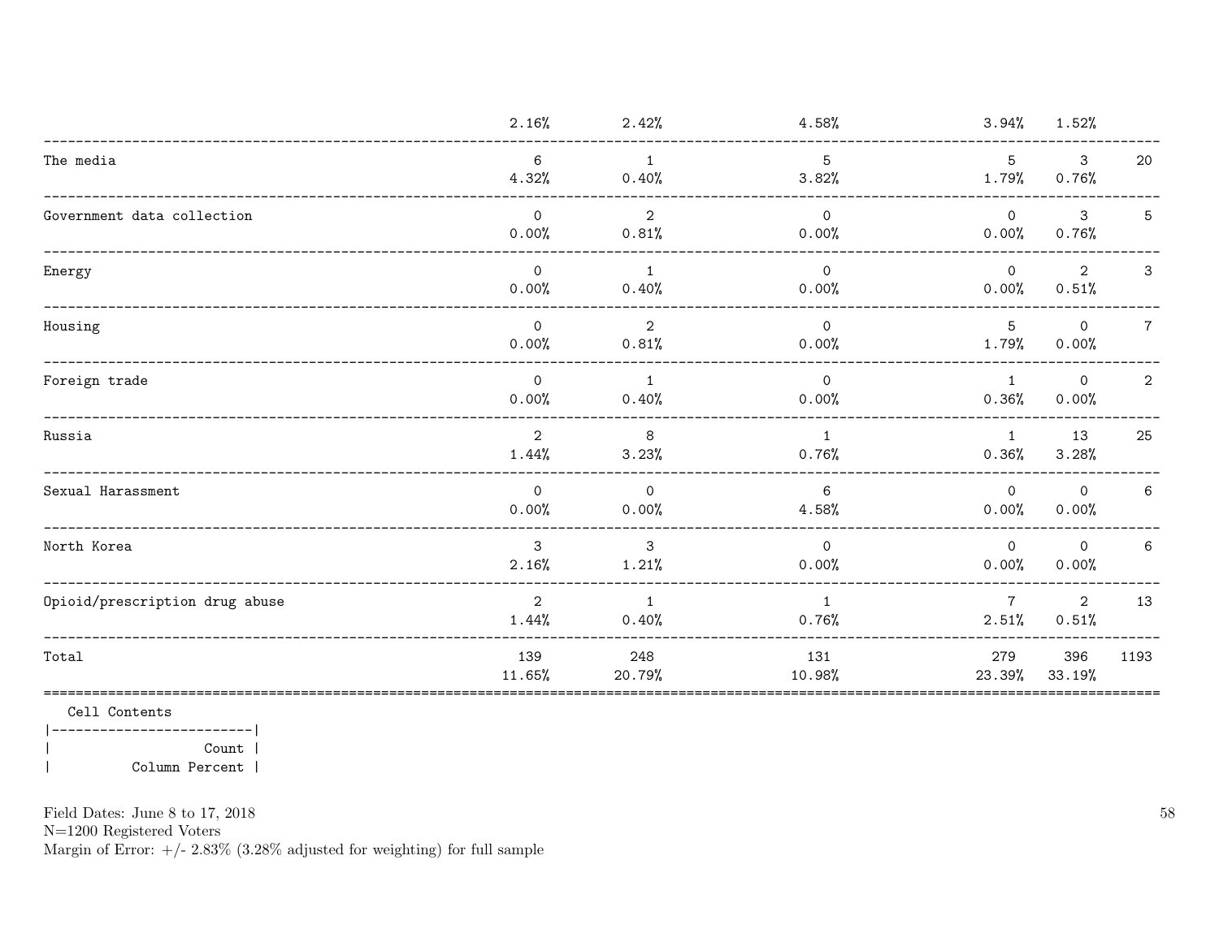| | | | | | | |
|---|---|---|---|---|---|---|
| | 2.16% | 2.42% | 4.58% | 3.94% | 1.52% | |
| The media | 6 | 1 | 5 | 5 | 3 | 20 |
| | 4.32% | 0.40% | 3.82% | 1.79% | 0.76% | |
| Government data collection | 0 | 2 | 0 | 0 | 3 | 5 |
| | 0.00% | 0.81% | 0.00% | 0.00% | 0.76% | |
| Energy | 0 | 1 | 0 | 0 | 2 | 3 |
| | 0.00% | 0.40% | 0.00% | 0.00% | 0.51% | |
| Housing | 0 | 2 | 0 | 5 | 0 | 7 |
| | 0.00% | 0.81% | 0.00% | 1.79% | 0.00% | |
| Foreign trade | 0 | 1 | 0 | 1 | 0 | 2 |
| | 0.00% | 0.40% | 0.00% | 0.36% | 0.00% | |
| Russia | 2 | 8 | 1 | 1 | 13 | 25 |
| | 1.44% | 3.23% | 0.76% | 0.36% | 3.28% | |
| Sexual Harassment | 0 | 0 | 6 | 0 | 0 | 6 |
| | 0.00% | 0.00% | 4.58% | 0.00% | 0.00% | |
| North Korea | 3 | 3 | 0 | 0 | 0 | 6 |
| | 2.16% | 1.21% | 0.00% | 0.00% | 0.00% | |
| Opioid/prescription drug abuse | 2 | 1 | 1 | 7 | 2 | 13 |
| | 1.44% | 0.40% | 0.76% | 2.51% | 0.51% | |
| Total | 139 | 248 | 131 | 279 | 396 | 1193 |
| | 11.65% | 20.79% | 10.98% | 23.39% | 33.19% | |

Cell Contents

| Count |
|---|
| Column Percent |

Field Dates: June 8 to 17, 2018
N=1200 Registered Voters
Margin of Error: +/- 2.83% (3.28% adjusted for weighting) for full sample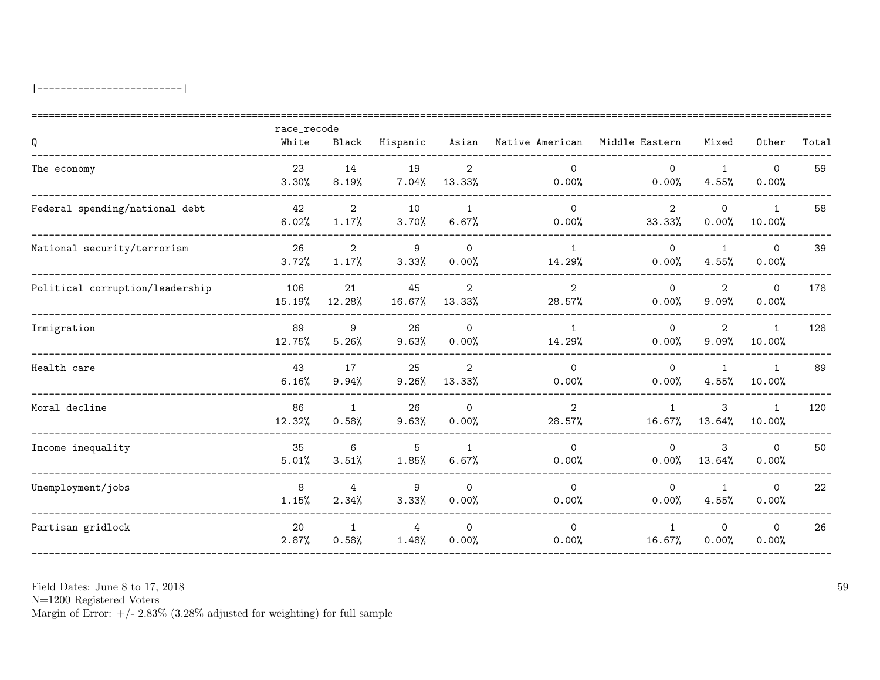|-------------------------|

| Q | race_recode White | Black | Hispanic | Asian | Native American | Middle Eastern | Mixed | Other | Total |
|---|---|---|---|---|---|---|---|---|---|
| The economy | 23<br>3.30% | 14<br>8.19% | 19<br>7.04% | 2<br>13.33% | 0<br>0.00% | 0<br>0.00% | 1<br>4.55% | 0<br>0.00% | 59 |
| Federal spending/national debt | 42<br>6.02% | 2<br>1.17% | 10<br>3.70% | 1<br>6.67% | 0<br>0.00% | 2<br>33.33% | 0<br>0.00% | 1<br>10.00% | 58 |
| National security/terrorism | 26<br>3.72% | 2<br>1.17% | 9<br>3.33% | 0<br>0.00% | 1<br>14.29% | 0<br>0.00% | 1<br>4.55% | 0<br>0.00% | 39 |
| Political corruption/leadership | 106<br>15.19% | 21<br>12.28% | 45<br>16.67% | 2<br>13.33% | 2<br>28.57% | 0<br>0.00% | 2<br>9.09% | 0<br>0.00% | 178 |
| Immigration | 89<br>12.75% | 9<br>5.26% | 26<br>9.63% | 0<br>0.00% | 1<br>14.29% | 0<br>0.00% | 2<br>9.09% | 1<br>10.00% | 128 |
| Health care | 43<br>6.16% | 17<br>9.94% | 25<br>9.26% | 2<br>13.33% | 0<br>0.00% | 0<br>0.00% | 1<br>4.55% | 1<br>10.00% | 89 |
| Moral decline | 86<br>12.32% | 1<br>0.58% | 26<br>9.63% | 0<br>0.00% | 2<br>28.57% | 1<br>16.67% | 3<br>13.64% | 1<br>10.00% | 120 |
| Income inequality | 35<br>5.01% | 6<br>3.51% | 5<br>1.85% | 1<br>6.67% | 0<br>0.00% | 0<br>0.00% | 3<br>13.64% | 0<br>0.00% | 50 |
| Unemployment/jobs | 8<br>1.15% | 4<br>2.34% | 9<br>3.33% | 0<br>0.00% | 0<br>0.00% | 0<br>0.00% | 1<br>4.55% | 0<br>0.00% | 22 |
| Partisan gridlock | 20<br>2.87% | 1<br>0.58% | 4<br>1.48% | 0<br>0.00% | 0<br>0.00% | 1<br>16.67% | 0<br>0.00% | 0<br>0.00% | 26 |

Field Dates: June 8 to 17, 2018
N=1200 Registered Voters
Margin of Error: +/- 2.83% (3.28% adjusted for weighting) for full sample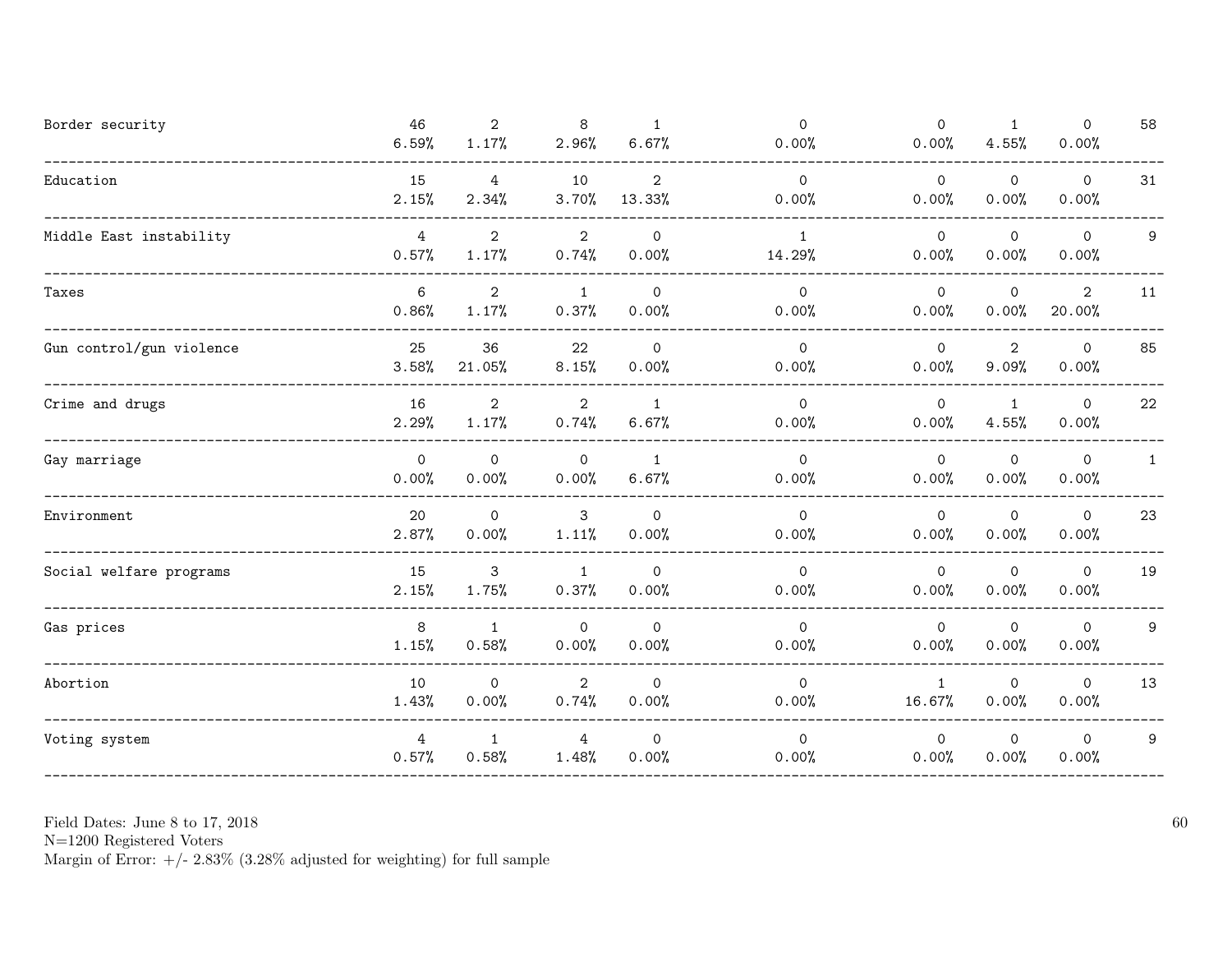| | | | | | | | | | |
|---|---|---|---|---|---|---|---|---|---|
| Border security | 46<br>6.59% | 2<br>1.17% | 8<br>2.96% | 1<br>6.67% | 0<br>0.00% | 0<br>0.00% | 1<br>4.55% | 0<br>0.00% | 58 |
| Education | 15<br>2.15% | 4<br>2.34% | 10<br>3.70% | 2<br>13.33% | 0<br>0.00% | 0<br>0.00% | 0<br>0.00% | 0<br>0.00% | 31 |
| Middle East instability | 4<br>0.57% | 2<br>1.17% | 2<br>0.74% | 0<br>0.00% | 1<br>14.29% | 0<br>0.00% | 0<br>0.00% | 0<br>0.00% | 9 |
| Taxes | 6<br>0.86% | 2<br>1.17% | 1<br>0.37% | 0<br>0.00% | 0<br>0.00% | 0<br>0.00% | 0<br>0.00% | 2<br>20.00% | 11 |
| Gun control/gun violence | 25<br>3.58% | 36<br>21.05% | 22<br>8.15% | 0<br>0.00% | 0<br>0.00% | 0<br>0.00% | 2<br>9.09% | 0<br>0.00% | 85 |
| Crime and drugs | 16<br>2.29% | 2<br>1.17% | 2<br>0.74% | 1<br>6.67% | 0<br>0.00% | 0<br>0.00% | 1<br>4.55% | 0<br>0.00% | 22 |
| Gay marriage | 0<br>0.00% | 0<br>0.00% | 0<br>0.00% | 1<br>6.67% | 0<br>0.00% | 0<br>0.00% | 0<br>0.00% | 0<br>0.00% | 1 |
| Environment | 20<br>2.87% | 0<br>0.00% | 3<br>1.11% | 0<br>0.00% | 0<br>0.00% | 0<br>0.00% | 0<br>0.00% | 0<br>0.00% | 23 |
| Social welfare programs | 15<br>2.15% | 3<br>1.75% | 1<br>0.37% | 0<br>0.00% | 0<br>0.00% | 0<br>0.00% | 0<br>0.00% | 0<br>0.00% | 19 |
| Gas prices | 8<br>1.15% | 1<br>0.58% | 0<br>0.00% | 0<br>0.00% | 0<br>0.00% | 0<br>0.00% | 0<br>0.00% | 0<br>0.00% | 9 |
| Abortion | 10<br>1.43% | 0<br>0.00% | 2<br>0.74% | 0<br>0.00% | 0<br>0.00% | 1<br>16.67% | 0<br>0.00% | 0<br>0.00% | 13 |
| Voting system | 4<br>0.57% | 1<br>0.58% | 4<br>1.48% | 0<br>0.00% | 0<br>0.00% | 0<br>0.00% | 0<br>0.00% | 0<br>0.00% | 9 |

Field Dates: June 8 to 17, 2018
N=1200 Registered Voters
Margin of Error: +/- 2.83% (3.28% adjusted for weighting) for full sample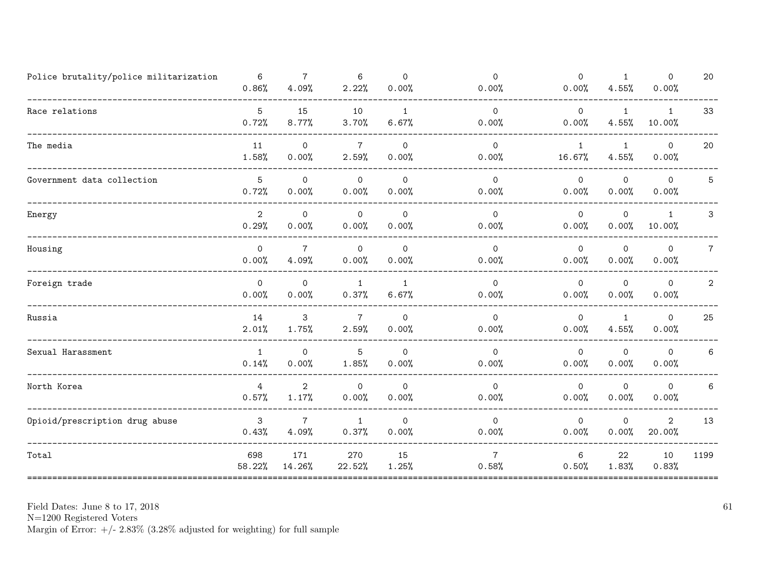| | | | | | | | | | |
|---|---|---|---|---|---|---|---|---|---|
| Police brutality/police militarization | 6<br>0.86% | 7<br>4.09% | 6<br>2.22% | 0<br>0.00% | 0<br>0.00% | 0<br>0.00% | 1<br>4.55% | 0<br>0.00% | 20 |
| Race relations | 5<br>0.72% | 15<br>8.77% | 10<br>3.70% | 1<br>6.67% | 0<br>0.00% | 0<br>0.00% | 1<br>4.55% | 1<br>10.00% | 33 |
| The media | 11<br>1.58% | 0<br>0.00% | 7<br>2.59% | 0<br>0.00% | 0<br>0.00% | 1<br>16.67% | 1<br>4.55% | 0<br>0.00% | 20 |
| Government data collection | 5<br>0.72% | 0<br>0.00% | 0<br>0.00% | 0<br>0.00% | 0<br>0.00% | 0<br>0.00% | 0<br>0.00% | 0<br>0.00% | 5 |
| Energy | 2<br>0.29% | 0<br>0.00% | 0<br>0.00% | 0<br>0.00% | 0<br>0.00% | 0<br>0.00% | 0<br>0.00% | 1<br>10.00% | 3 |
| Housing | 0<br>0.00% | 7<br>4.09% | 0<br>0.00% | 0<br>0.00% | 0<br>0.00% | 0<br>0.00% | 0<br>0.00% | 0<br>0.00% | 7 |
| Foreign trade | 0<br>0.00% | 0<br>0.00% | 1<br>0.37% | 1<br>6.67% | 0<br>0.00% | 0<br>0.00% | 0<br>0.00% | 0<br>0.00% | 2 |
| Russia | 14<br>2.01% | 3<br>1.75% | 7<br>2.59% | 0<br>0.00% | 0<br>0.00% | 0<br>0.00% | 1<br>4.55% | 0<br>0.00% | 25 |
| Sexual Harassment | 1<br>0.14% | 0<br>0.00% | 5<br>1.85% | 0<br>0.00% | 0<br>0.00% | 0<br>0.00% | 0<br>0.00% | 0<br>0.00% | 6 |
| North Korea | 4<br>0.57% | 2<br>1.17% | 0<br>0.00% | 0<br>0.00% | 0<br>0.00% | 0<br>0.00% | 0<br>0.00% | 0<br>0.00% | 6 |
| Opioid/prescription drug abuse | 3<br>0.43% | 7<br>4.09% | 1<br>0.37% | 0<br>0.00% | 0<br>0.00% | 0<br>0.00% | 0<br>0.00% | 2<br>20.00% | 13 |
| Total | 698<br>58.22% | 171<br>14.26% | 270<br>22.52% | 15<br>1.25% | 7<br>0.58% | 6<br>0.50% | 22<br>1.83% | 10<br>0.83% | 1199 |

Field Dates: June 8 to 17, 2018
N=1200 Registered Voters
Margin of Error: +/- 2.83% (3.28% adjusted for weighting) for full sample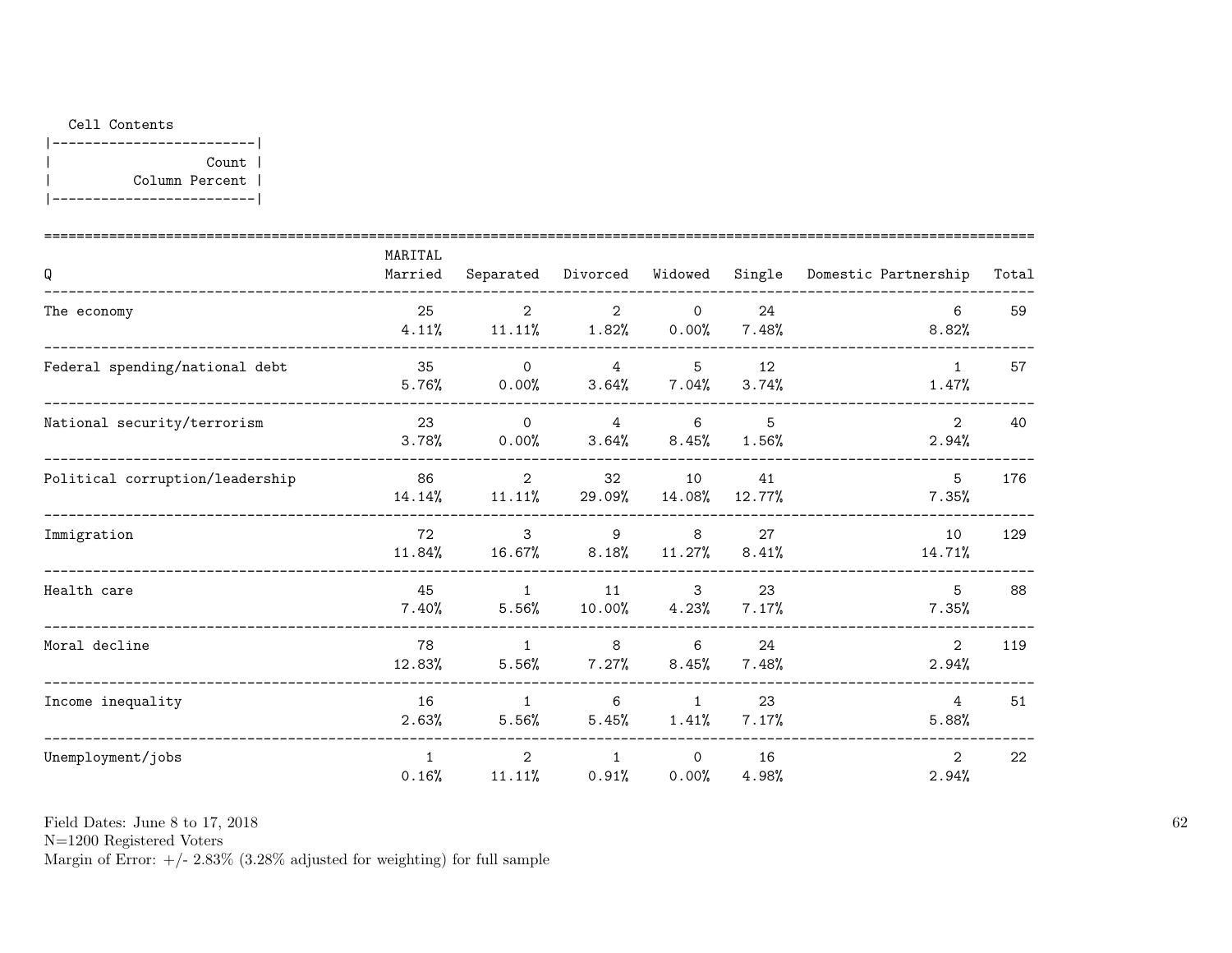Cell Contents

|-------------------------|
| Count |
| Column Percent |
|-------------------------|

| Q | MARITAL Married | Separated | Divorced | Widowed | Single | Domestic Partnership | Total |
|---|---|---|---|---|---|---|---|
| The economy | 25<br>4.11% | 2<br>11.11% | 2<br>1.82% | 0<br>0.00% | 24<br>7.48% | 6<br>8.82% | 59 |
| Federal spending/national debt | 35<br>5.76% | 0<br>0.00% | 4<br>3.64% | 5<br>7.04% | 12<br>3.74% | 1<br>1.47% | 57 |
| National security/terrorism | 23<br>3.78% | 0<br>0.00% | 4<br>3.64% | 6<br>8.45% | 5<br>1.56% | 2<br>2.94% | 40 |
| Political corruption/leadership | 86<br>14.14% | 2<br>11.11% | 32<br>29.09% | 10<br>14.08% | 41<br>12.77% | 5<br>7.35% | 176 |
| Immigration | 72<br>11.84% | 3<br>16.67% | 9<br>8.18% | 8<br>11.27% | 27<br>8.41% | 10<br>14.71% | 129 |
| Health care | 45<br>7.40% | 1<br>5.56% | 11<br>10.00% | 3<br>4.23% | 23<br>7.17% | 5<br>7.35% | 88 |
| Moral decline | 78<br>12.83% | 1<br>5.56% | 8<br>7.27% | 6<br>8.45% | 24<br>7.48% | 2<br>2.94% | 119 |
| Income inequality | 16<br>2.63% | 1<br>5.56% | 6<br>5.45% | 1<br>1.41% | 23<br>7.17% | 4<br>5.88% | 51 |
| Unemployment/jobs | 1<br>0.16% | 2<br>11.11% | 1<br>0.91% | 0<br>0.00% | 16<br>4.98% | 2<br>2.94% | 22 |

Field Dates: June 8 to 17, 2018
N=1200 Registered Voters
Margin of Error: +/- 2.83% (3.28% adjusted for weighting) for full sample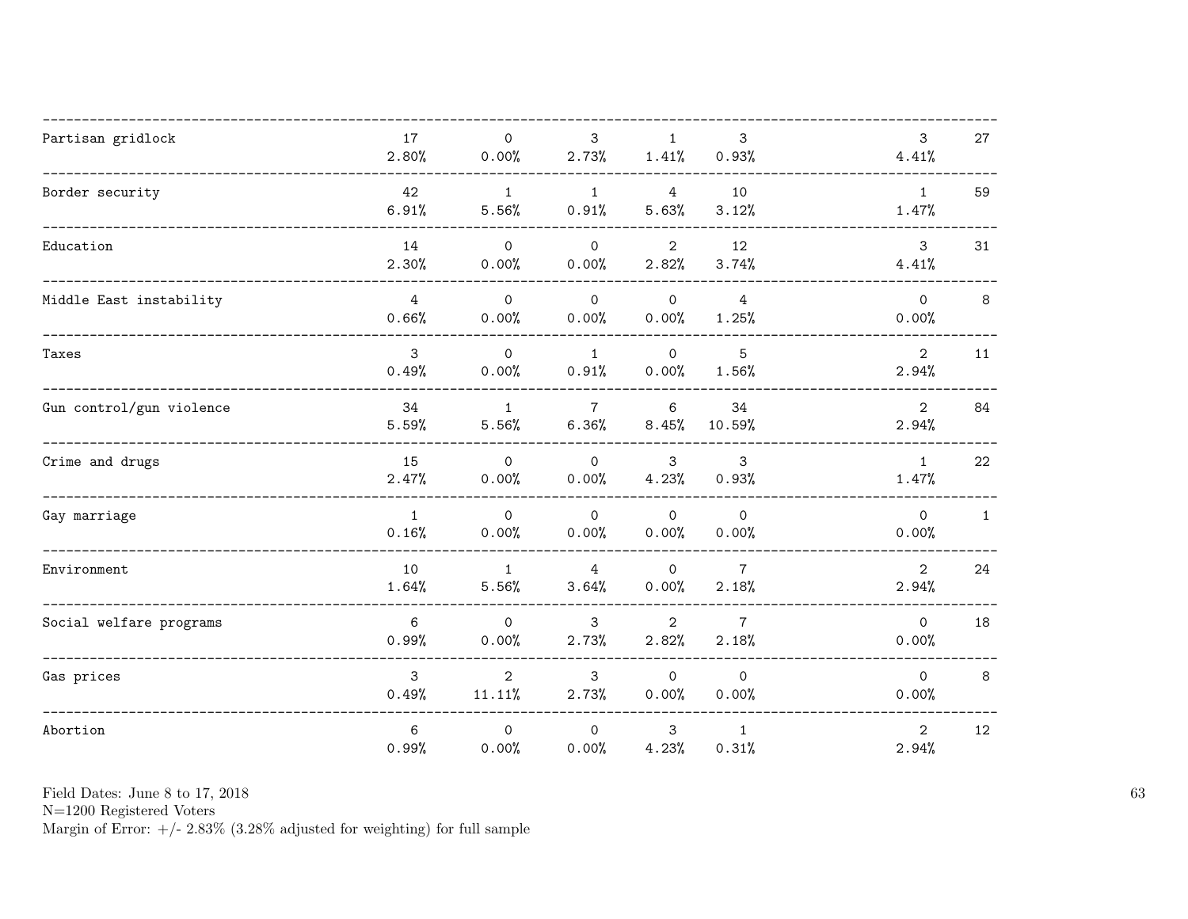| | | | | | | | |
|---|---|---|---|---|---|---|---|
| Partisan gridlock | 17<br>2.80% | 0<br>0.00% | 3<br>2.73% | 1<br>1.41% | 3<br>0.93% | 3<br>4.41% | 27 |
| Border security | 42<br>6.91% | 1<br>5.56% | 1<br>0.91% | 4<br>5.63% | 10<br>3.12% | 1<br>1.47% | 59 |
| Education | 14<br>2.30% | 0<br>0.00% | 0<br>0.00% | 2<br>2.82% | 12<br>3.74% | 3<br>4.41% | 31 |
| Middle East instability | 4<br>0.66% | 0<br>0.00% | 0<br>0.00% | 0<br>0.00% | 4<br>1.25% | 0<br>0.00% | 8 |
| Taxes | 3<br>0.49% | 0<br>0.00% | 1<br>0.91% | 0<br>0.00% | 5<br>1.56% | 2<br>2.94% | 11 |
| Gun control/gun violence | 34<br>5.59% | 1<br>5.56% | 7<br>6.36% | 6<br>8.45% | 34<br>10.59% | 2<br>2.94% | 84 |
| Crime and drugs | 15<br>2.47% | 0<br>0.00% | 0<br>0.00% | 3<br>4.23% | 3<br>0.93% | 1<br>1.47% | 22 |
| Gay marriage | 1<br>0.16% | 0<br>0.00% | 0<br>0.00% | 0<br>0.00% | 0<br>0.00% | 0<br>0.00% | 1 |
| Environment | 10<br>1.64% | 1<br>5.56% | 4<br>3.64% | 0<br>0.00% | 7<br>2.18% | 2<br>2.94% | 24 |
| Social welfare programs | 6<br>0.99% | 0<br>0.00% | 3<br>2.73% | 2<br>2.82% | 7<br>2.18% | 0<br>0.00% | 18 |
| Gas prices | 3<br>0.49% | 2<br>11.11% | 3<br>2.73% | 0<br>0.00% | 0<br>0.00% | 0<br>0.00% | 8 |
| Abortion | 6<br>0.99% | 0<br>0.00% | 0<br>0.00% | 3<br>4.23% | 1<br>0.31% | 2<br>2.94% | 12 |

Field Dates: June 8 to 17, 2018
N=1200 Registered Voters
Margin of Error: +/- 2.83% (3.28% adjusted for weighting) for full sample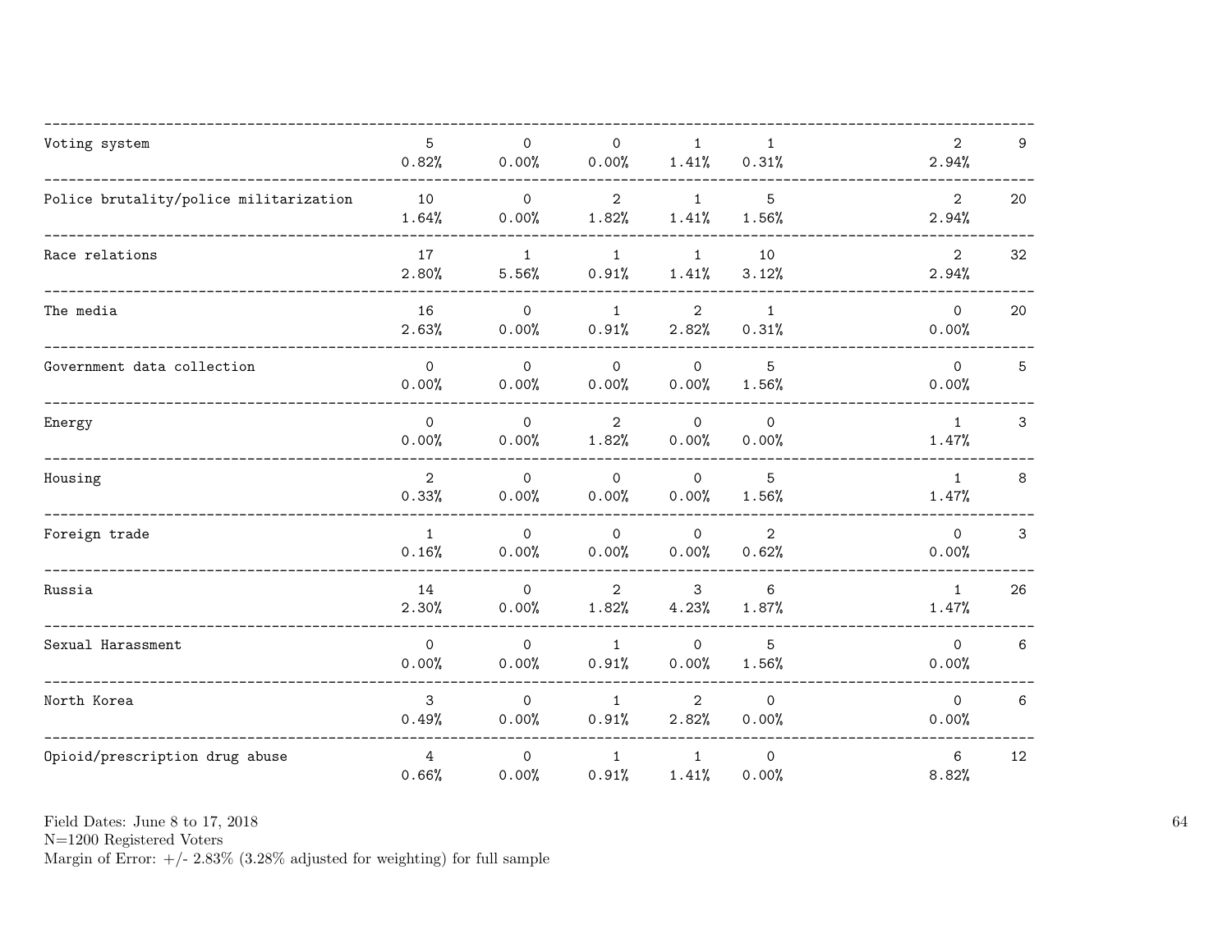| | | | | | | | |
|---|---|---|---|---|---|---|---|
| Voting system | 5<br>0.82% | 0<br>0.00% | 0<br>0.00% | 1<br>1.41% | 1<br>0.31% | 2<br>2.94% | 9 |
| Police brutality/police militarization | 10<br>1.64% | 0<br>0.00% | 2<br>1.82% | 1<br>1.41% | 5<br>1.56% | 2<br>2.94% | 20 |
| Race relations | 17<br>2.80% | 1<br>5.56% | 1<br>0.91% | 1<br>1.41% | 10<br>3.12% | 2<br>2.94% | 32 |
| The media | 16<br>2.63% | 0<br>0.00% | 1<br>0.91% | 2<br>2.82% | 1<br>0.31% | 0<br>0.00% | 20 |
| Government data collection | 0<br>0.00% | 0<br>0.00% | 0<br>0.00% | 0<br>0.00% | 5<br>1.56% | 0<br>0.00% | 5 |
| Energy | 0<br>0.00% | 0<br>0.00% | 2<br>1.82% | 0<br>0.00% | 0<br>0.00% | 1<br>1.47% | 3 |
| Housing | 2<br>0.33% | 0<br>0.00% | 0<br>0.00% | 0<br>0.00% | 5<br>1.56% | 1<br>1.47% | 8 |
| Foreign trade | 1<br>0.16% | 0<br>0.00% | 0<br>0.00% | 0<br>0.00% | 2<br>0.62% | 0<br>0.00% | 3 |
| Russia | 14<br>2.30% | 0<br>0.00% | 2<br>1.82% | 3<br>4.23% | 6<br>1.87% | 1<br>1.47% | 26 |
| Sexual Harassment | 0<br>0.00% | 0<br>0.00% | 1<br>0.91% | 0<br>0.00% | 5<br>1.56% | 0<br>0.00% | 6 |
| North Korea | 3<br>0.49% | 0<br>0.00% | 1<br>0.91% | 2<br>2.82% | 0<br>0.00% | 0<br>0.00% | 6 |
| Opioid/prescription drug abuse | 4<br>0.66% | 0<br>0.00% | 1<br>0.91% | 1<br>1.41% | 0<br>0.00% | 6<br>8.82% | 12 |

Field Dates: June 8 to 17, 2018
N=1200 Registered Voters
Margin of Error: +/- 2.83% (3.28% adjusted for weighting) for full sample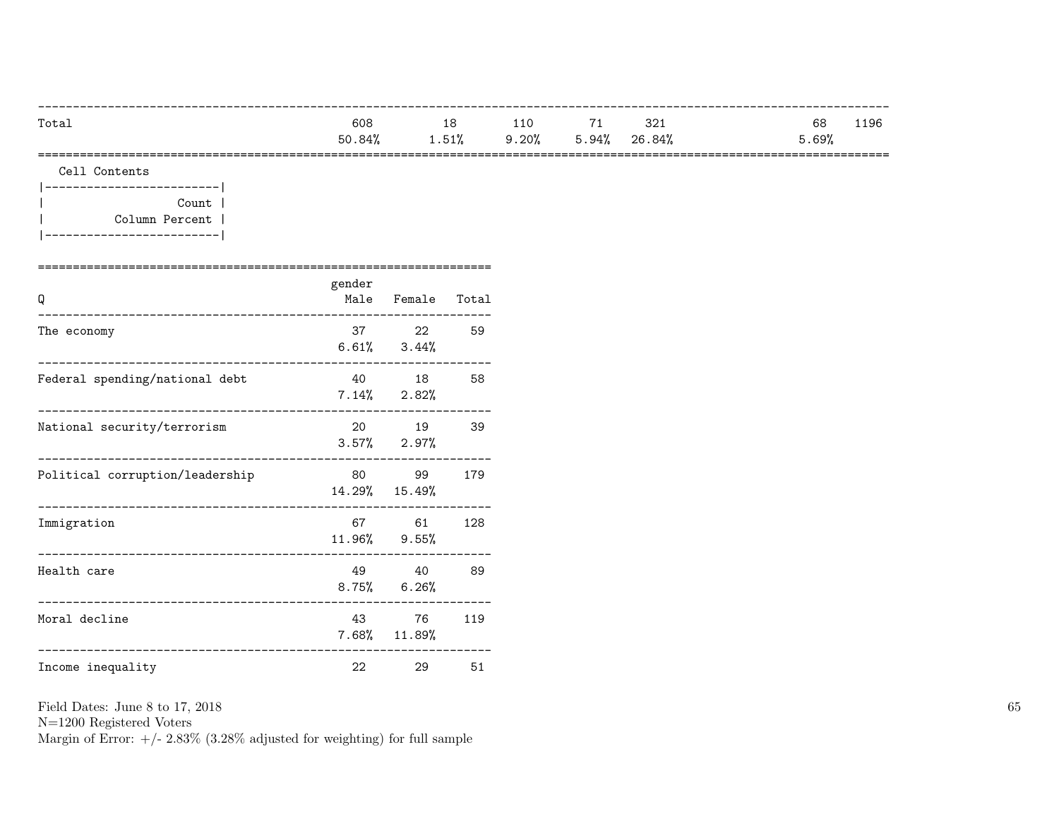| | | | | | | | | |
|---|---|---|---|---|---|---|---|---|
| Total | 608 | 18 | 110 | 71 | 321 | | 68 | 1196 |
| | 50.84% | 1.51% | 9.20% | 5.94% | 26.84% | | 5.69% | |

Cell Contents

| |
|---|
| Count |
| Column Percent |

| Q | gender Male | Female | Total |
|---|---|---|---|
| The economy | 37 | 22 | 59 |
| | 6.61% | 3.44% | |
| Federal spending/national debt | 40 | 18 | 58 |
| | 7.14% | 2.82% | |
| National security/terrorism | 20 | 19 | 39 |
| | 3.57% | 2.97% | |
| Political corruption/leadership | 80 | 99 | 179 |
| | 14.29% | 15.49% | |
| Immigration | 67 | 61 | 128 |
| | 11.96% | 9.55% | |
| Health care | 49 | 40 | 89 |
| | 8.75% | 6.26% | |
| Moral decline | 43 | 76 | 119 |
| | 7.68% | 11.89% | |
| Income inequality | 22 | 29 | 51 |

Field Dates: June 8 to 17, 2018
N=1200 Registered Voters
Margin of Error: +/- 2.83% (3.28% adjusted for weighting) for full sample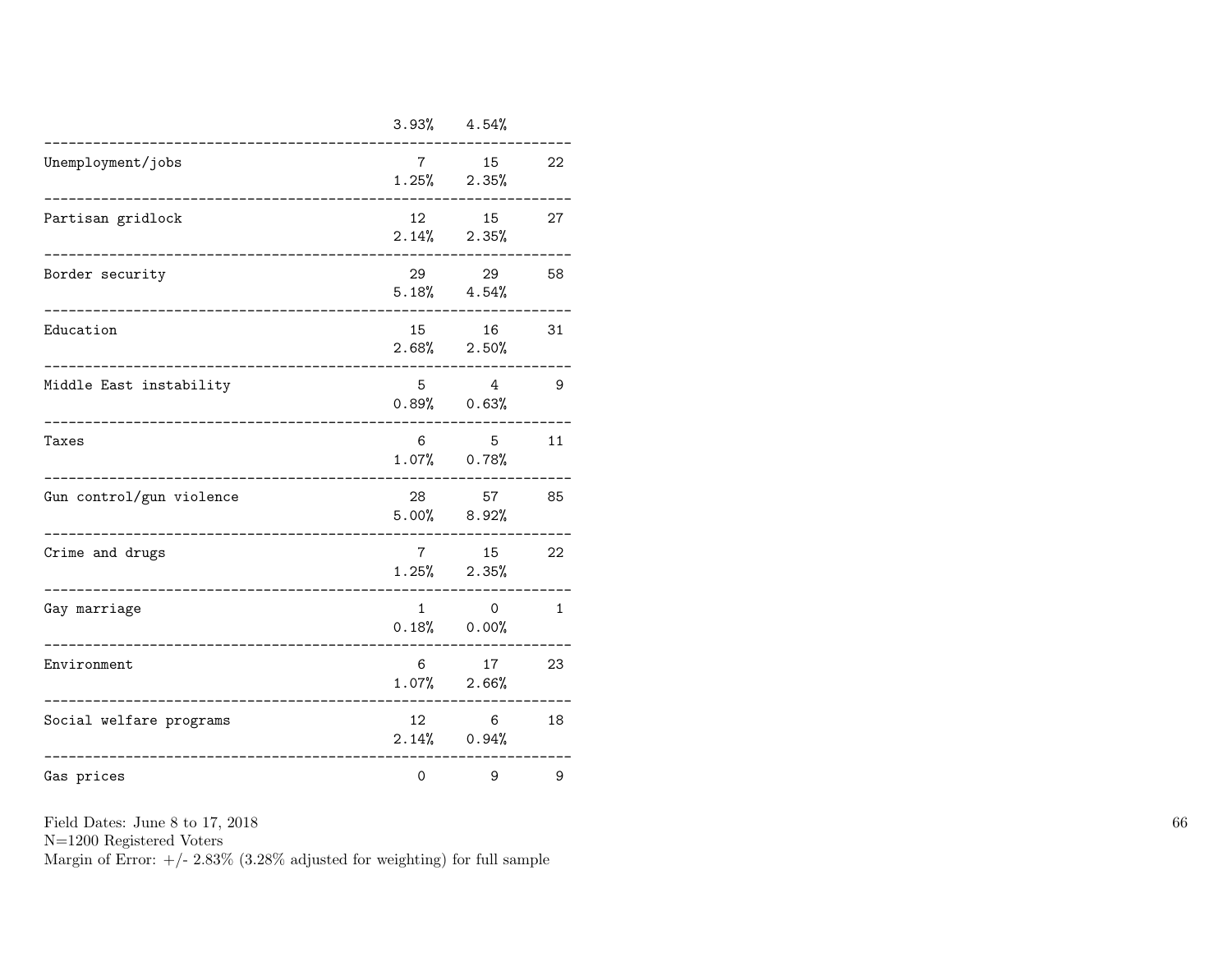| | | | |
|---|---|---|---|
| | 3.93% | 4.54% | |
| Unemployment/jobs | 7 | 15 | 22 |
| | 1.25% | 2.35% | |
| Partisan gridlock | 12 | 15 | 27 |
| | 2.14% | 2.35% | |
| Border security | 29 | 29 | 58 |
| | 5.18% | 4.54% | |
| Education | 15 | 16 | 31 |
| | 2.68% | 2.50% | |
| Middle East instability | 5 | 4 | 9 |
| | 0.89% | 0.63% | |
| Taxes | 6 | 5 | 11 |
| | 1.07% | 0.78% | |
| Gun control/gun violence | 28 | 57 | 85 |
| | 5.00% | 8.92% | |
| Crime and drugs | 7 | 15 | 22 |
| | 1.25% | 2.35% | |
| Gay marriage | 1 | 0 | 1 |
| | 0.18% | 0.00% | |
| Environment | 6 | 17 | 23 |
| | 1.07% | 2.66% | |
| Social welfare programs | 12 | 6 | 18 |
| | 2.14% | 0.94% | |
| Gas prices | 0 | 9 | 9 |

Field Dates: June 8 to 17, 2018
N=1200 Registered Voters
Margin of Error: +/- 2.83% (3.28% adjusted for weighting) for full sample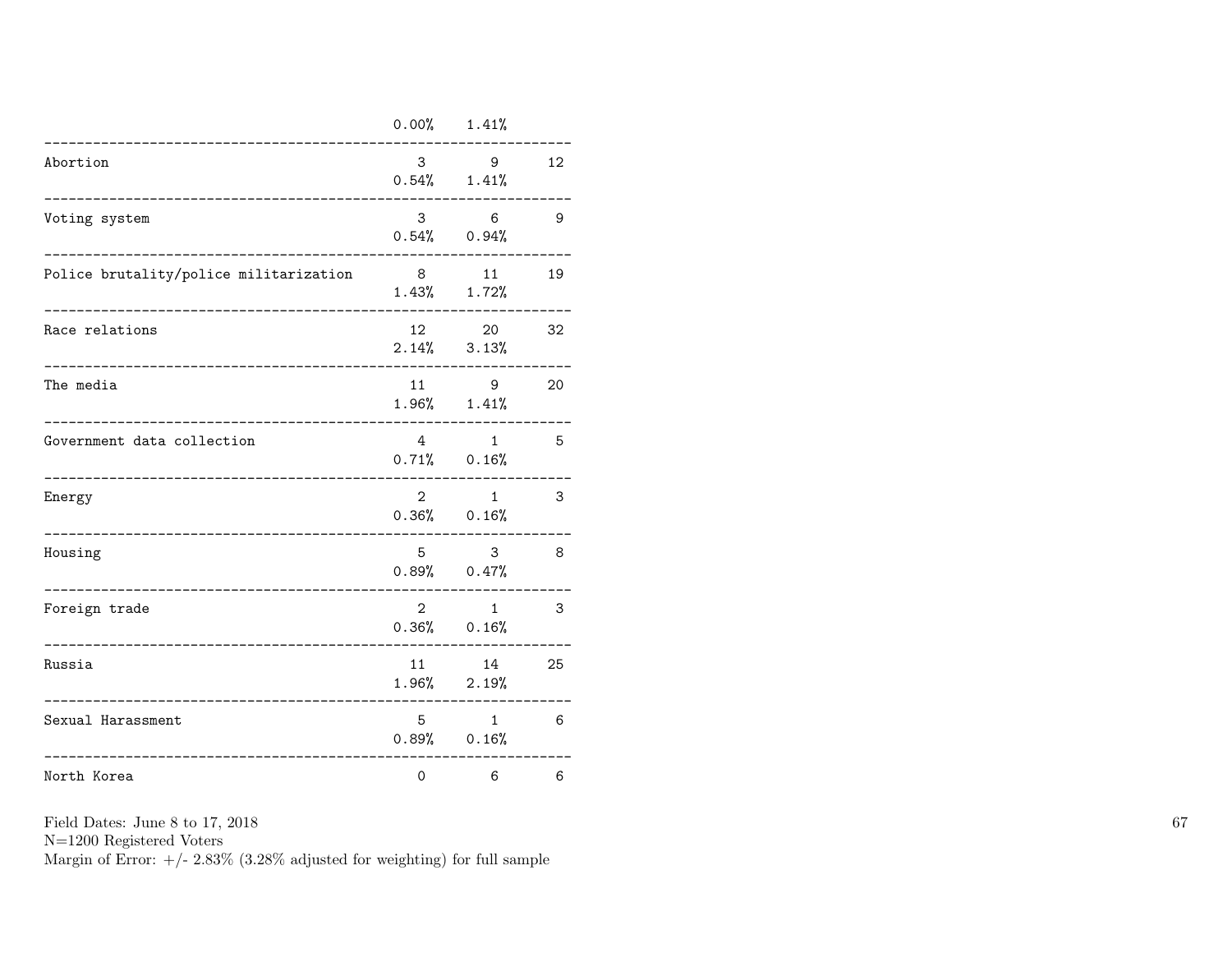| | | | |
|---|---|---|---|
| | 0.00% | 1.41% | |
| Abortion | 3 | 9 | 12 |
| | 0.54% | 1.41% | |
| Voting system | 3 | 6 | 9 |
| | 0.54% | 0.94% | |
| Police brutality/police militarization | 8 | 11 | 19 |
| | 1.43% | 1.72% | |
| Race relations | 12 | 20 | 32 |
| | 2.14% | 3.13% | |
| The media | 11 | 9 | 20 |
| | 1.96% | 1.41% | |
| Government data collection | 4 | 1 | 5 |
| | 0.71% | 0.16% | |
| Energy | 2 | 1 | 3 |
| | 0.36% | 0.16% | |
| Housing | 5 | 3 | 8 |
| | 0.89% | 0.47% | |
| Foreign trade | 2 | 1 | 3 |
| | 0.36% | 0.16% | |
| Russia | 11 | 14 | 25 |
| | 1.96% | 2.19% | |
| Sexual Harassment | 5 | 1 | 6 |
| | 0.89% | 0.16% | |
| North Korea | 0 | 6 | 6 |

Field Dates: June 8 to 17, 2018
N=1200 Registered Voters
Margin of Error: +/- 2.83% (3.28% adjusted for weighting) for full sample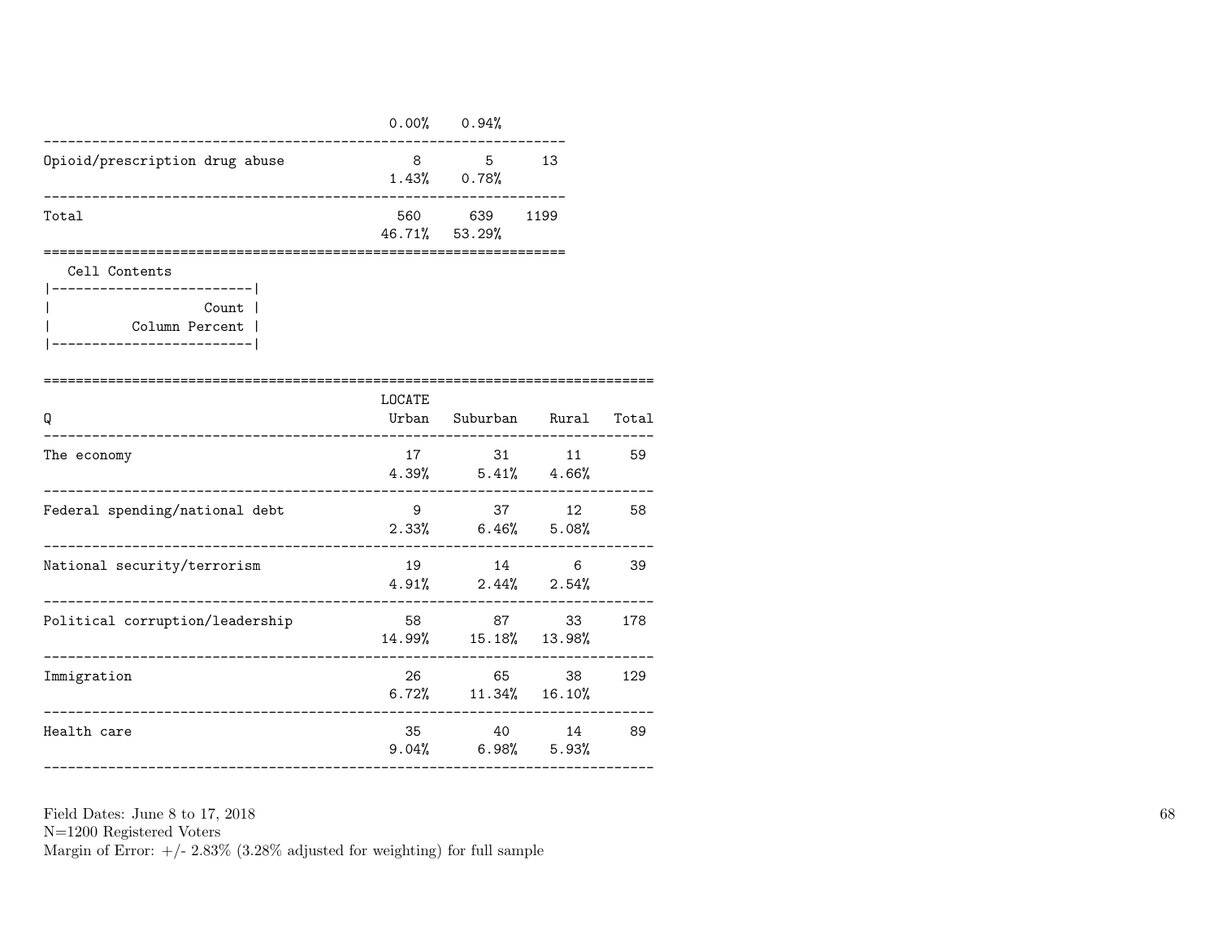| | | | |
|---|---|---|---|
| | 0.00% | 0.94% | |
| Opioid/prescription drug abuse | 8 | 5 | 13 |
| | 1.43% | 0.78% | |
| Total | 560 | 639 | 1199 |
| | 46.71% | 53.29% | |

Cell Contents

| |
|---|
| Count |
| Column Percent |

| Q | LOCATE Urban | Suburban | Rural | Total |
|---|---|---|---|---|
| The economy | 17 | 31 | 11 | 59 |
| | 4.39% | 5.41% | 4.66% | |
| Federal spending/national debt | 9 | 37 | 12 | 58 |
| | 2.33% | 6.46% | 5.08% | |
| National security/terrorism | 19 | 14 | 6 | 39 |
| | 4.91% | 2.44% | 2.54% | |
| Political corruption/leadership | 58 | 87 | 33 | 178 |
| | 14.99% | 15.18% | 13.98% | |
| Immigration | 26 | 65 | 38 | 129 |
| | 6.72% | 11.34% | 16.10% | |
| Health care | 35 | 40 | 14 | 89 |
| | 9.04% | 6.98% | 5.93% | |

Field Dates: June 8 to 17, 2018
N=1200 Registered Voters
Margin of Error: +/- 2.83% (3.28% adjusted for weighting) for full sample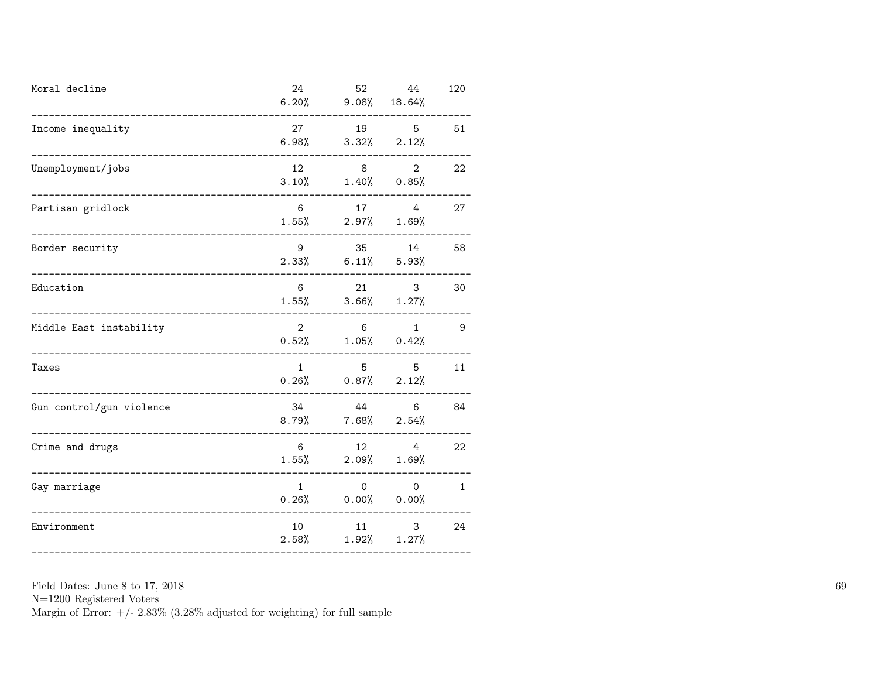| | | | | |
|---|---|---|---|---|
| Moral decline | 24<br>6.20% | 52<br>9.08% | 44<br>18.64% | 120 |
| Income inequality | 27<br>6.98% | 19<br>3.32% | 5<br>2.12% | 51 |
| Unemployment/jobs | 12<br>3.10% | 8<br>1.40% | 2<br>0.85% | 22 |
| Partisan gridlock | 6<br>1.55% | 17<br>2.97% | 4<br>1.69% | 27 |
| Border security | 9<br>2.33% | 35<br>6.11% | 14<br>5.93% | 58 |
| Education | 6<br>1.55% | 21<br>3.66% | 3<br>1.27% | 30 |
| Middle East instability | 2<br>0.52% | 6<br>1.05% | 1<br>0.42% | 9 |
| Taxes | 1<br>0.26% | 5<br>0.87% | 5<br>2.12% | 11 |
| Gun control/gun violence | 34<br>8.79% | 44<br>7.68% | 6<br>2.54% | 84 |
| Crime and drugs | 6<br>1.55% | 12<br>2.09% | 4<br>1.69% | 22 |
| Gay marriage | 1<br>0.26% | 0<br>0.00% | 0<br>0.00% | 1 |
| Environment | 10<br>2.58% | 11<br>1.92% | 3<br>1.27% | 24 |

Field Dates: June 8 to 17, 2018
N=1200 Registered Voters
Margin of Error: +/- 2.83% (3.28% adjusted for weighting) for full sample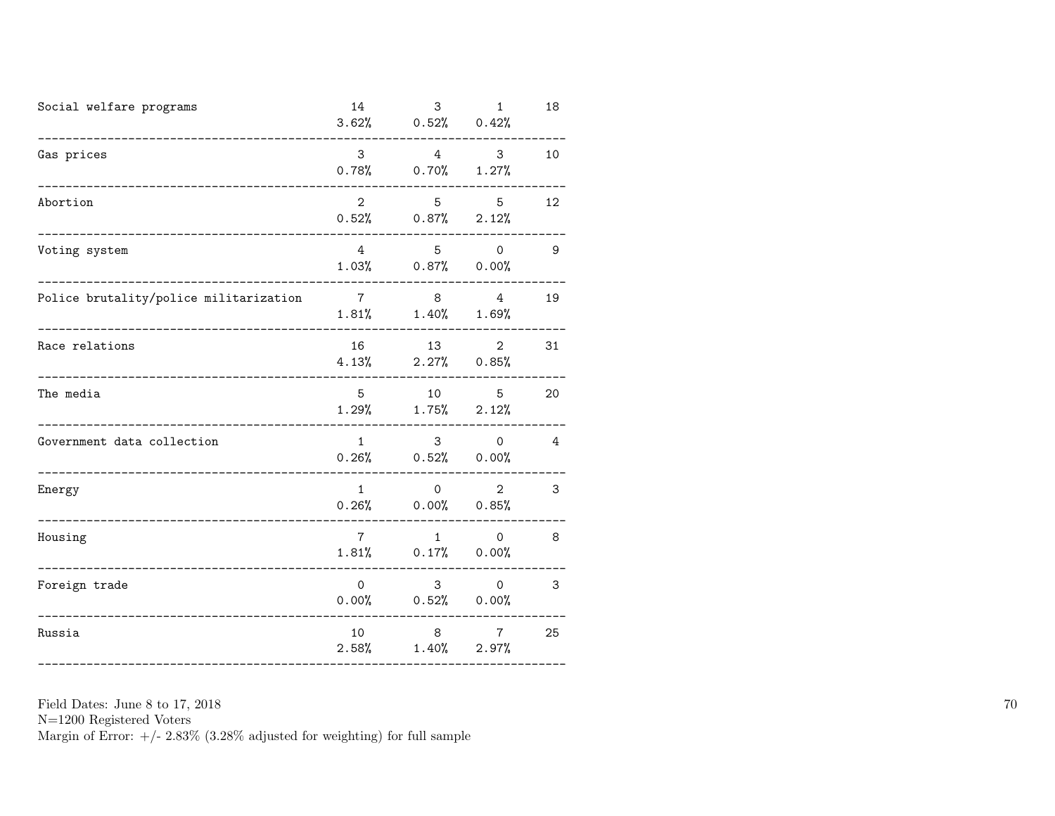| | | | | |
|---|---|---|---|---|
| Social welfare programs | 14<br>3.62% | 3<br>0.52% | 1<br>0.42% | 18 |
| Gas prices | 3<br>0.78% | 4<br>0.70% | 3<br>1.27% | 10 |
| Abortion | 2<br>0.52% | 5<br>0.87% | 5<br>2.12% | 12 |
| Voting system | 4<br>1.03% | 5<br>0.87% | 0<br>0.00% | 9 |
| Police brutality/police militarization | 7<br>1.81% | 8<br>1.40% | 4<br>1.69% | 19 |
| Race relations | 16<br>4.13% | 13<br>2.27% | 2<br>0.85% | 31 |
| The media | 5<br>1.29% | 10<br>1.75% | 5<br>2.12% | 20 |
| Government data collection | 1<br>0.26% | 3<br>0.52% | 0<br>0.00% | 4 |
| Energy | 1<br>0.26% | 0<br>0.00% | 2<br>0.85% | 3 |
| Housing | 7<br>1.81% | 1<br>0.17% | 0<br>0.00% | 8 |
| Foreign trade | 0<br>0.00% | 3<br>0.52% | 0<br>0.00% | 3 |
| Russia | 10<br>2.58% | 8<br>1.40% | 7<br>2.97% | 25 |

Field Dates: June 8 to 17, 2018
N=1200 Registered Voters
Margin of Error: +/- 2.83% (3.28% adjusted for weighting) for full sample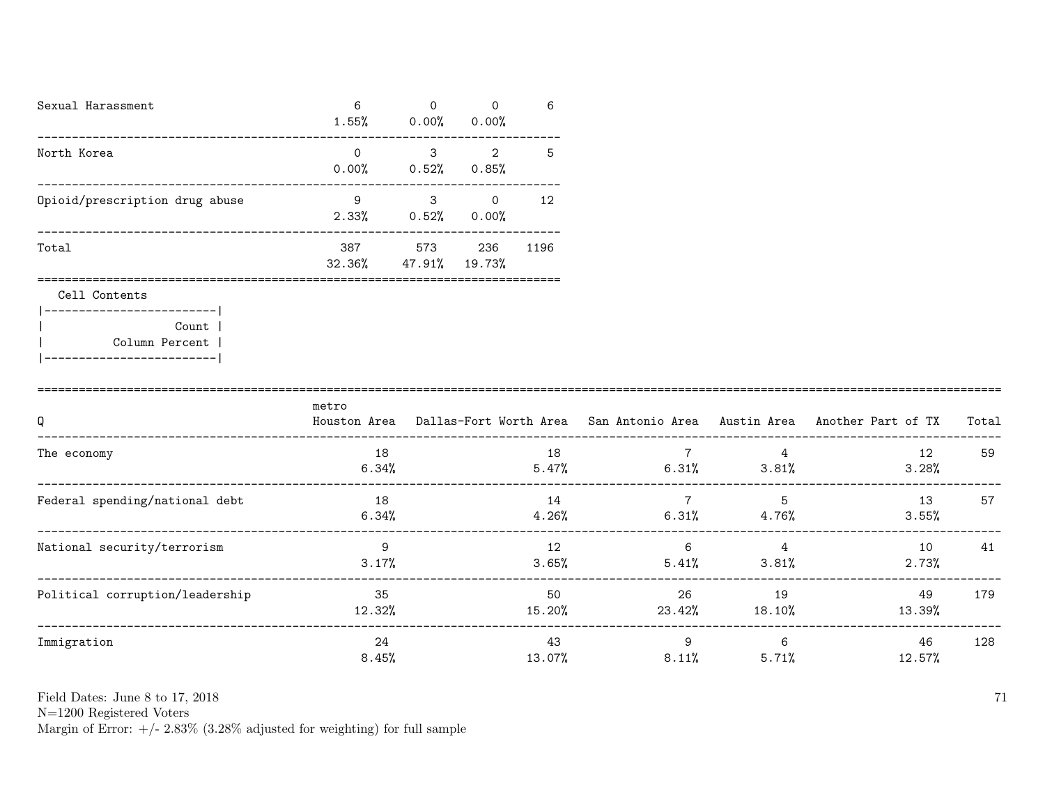| | | | | |
|---|---|---|---|---|
| Sexual Harassment | 6<br>1.55% | 0<br>0.00% | 0<br>0.00% | 6 |
| North Korea | 0<br>0.00% | 3<br>0.52% | 2<br>0.85% | 5 |
| Opioid/prescription drug abuse | 9<br>2.33% | 3<br>0.52% | 0<br>0.00% | 12 |
| Total | 387<br>32.36% | 573<br>47.91% | 236<br>19.73% | 1196 |

Cell Contents

| |
|---|
| Count |
| Column Percent |

| Q | metro<br>Houston Area | Dallas-Fort Worth Area | San Antonio Area | Austin Area | Another Part of TX | Total |
|---|---|---|---|---|---|---|
| The economy | 18<br>6.34% | 18<br>5.47% | 7<br>6.31% | 4<br>3.81% | 12<br>3.28% | 59 |
| Federal spending/national debt | 18<br>6.34% | 14<br>4.26% | 7<br>6.31% | 5<br>4.76% | 13<br>3.55% | 57 |
| National security/terrorism | 9<br>3.17% | 12<br>3.65% | 6<br>5.41% | 4<br>3.81% | 10<br>2.73% | 41 |
| Political corruption/leadership | 35<br>12.32% | 50<br>15.20% | 26<br>23.42% | 19<br>18.10% | 49<br>13.39% | 179 |
| Immigration | 24<br>8.45% | 43<br>13.07% | 9<br>8.11% | 6<br>5.71% | 46<br>12.57% | 128 |

Field Dates: June 8 to 17, 2018
N=1200 Registered Voters
Margin of Error: +/- 2.83% (3.28% adjusted for weighting) for full sample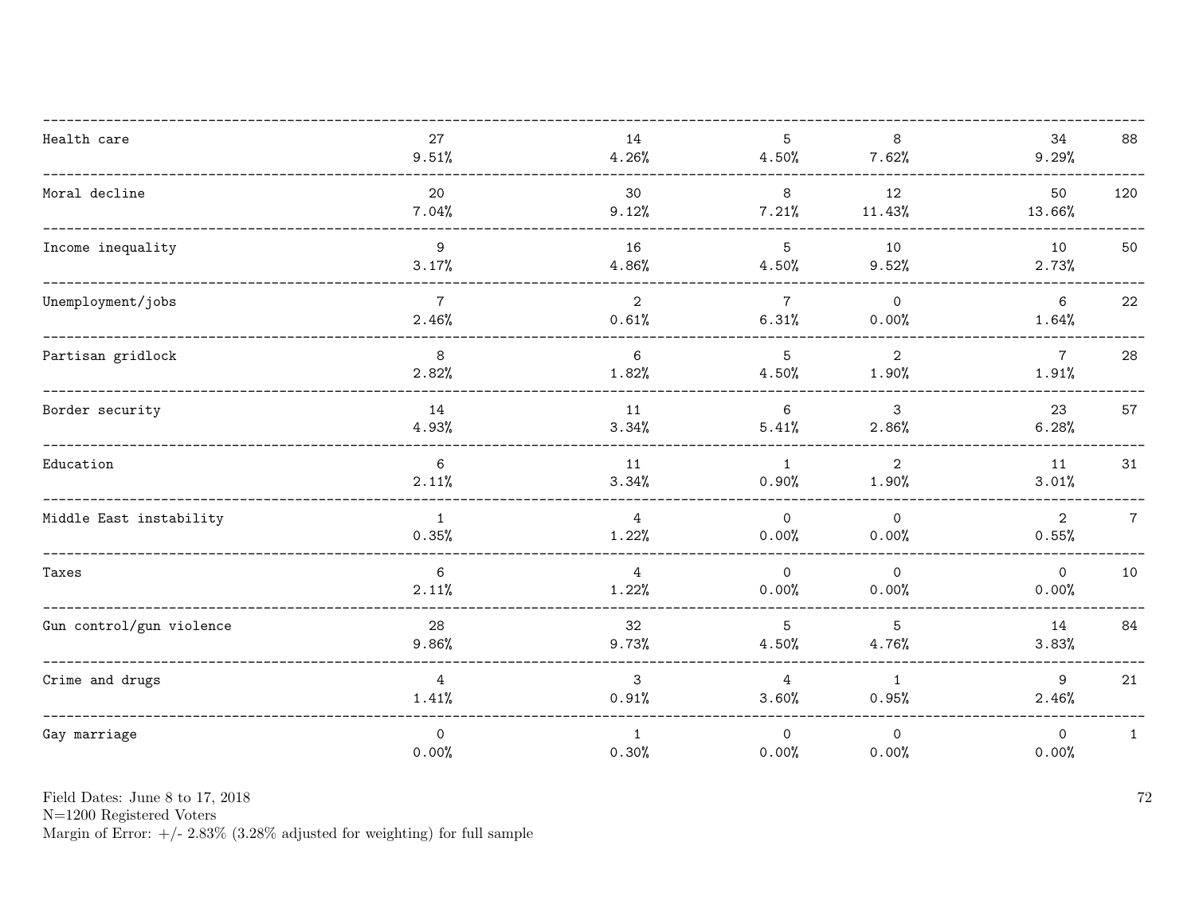| | | | | | | |
|---|---|---|---|---|---|---|
| Health care | 27<br>9.51% | 14<br>4.26% | 5<br>4.50% | 8<br>7.62% | 34<br>9.29% | 88 |
| Moral decline | 20<br>7.04% | 30<br>9.12% | 8<br>7.21% | 12<br>11.43% | 50<br>13.66% | 120 |
| Income inequality | 9<br>3.17% | 16<br>4.86% | 5<br>4.50% | 10<br>9.52% | 10<br>2.73% | 50 |
| Unemployment/jobs | 7<br>2.46% | 2<br>0.61% | 7<br>6.31% | 0<br>0.00% | 6<br>1.64% | 22 |
| Partisan gridlock | 8<br>2.82% | 6<br>1.82% | 5<br>4.50% | 2<br>1.90% | 7<br>1.91% | 28 |
| Border security | 14<br>4.93% | 11<br>3.34% | 6<br>5.41% | 3<br>2.86% | 23<br>6.28% | 57 |
| Education | 6<br>2.11% | 11<br>3.34% | 1<br>0.90% | 2<br>1.90% | 11<br>3.01% | 31 |
| Middle East instability | 1<br>0.35% | 4<br>1.22% | 0<br>0.00% | 0<br>0.00% | 2<br>0.55% | 7 |
| Taxes | 6<br>2.11% | 4<br>1.22% | 0<br>0.00% | 0<br>0.00% | 0<br>0.00% | 10 |
| Gun control/gun violence | 28<br>9.86% | 32<br>9.73% | 5<br>4.50% | 5<br>4.76% | 14<br>3.83% | 84 |
| Crime and drugs | 4<br>1.41% | 3<br>0.91% | 4<br>3.60% | 1<br>0.95% | 9<br>2.46% | 21 |
| Gay marriage | 0<br>0.00% | 1<br>0.30% | 0<br>0.00% | 0<br>0.00% | 0<br>0.00% | 1 |

Field Dates: June 8 to 17, 2018
N=1200 Registered Voters
Margin of Error: +/- 2.83% (3.28% adjusted for weighting) for full sample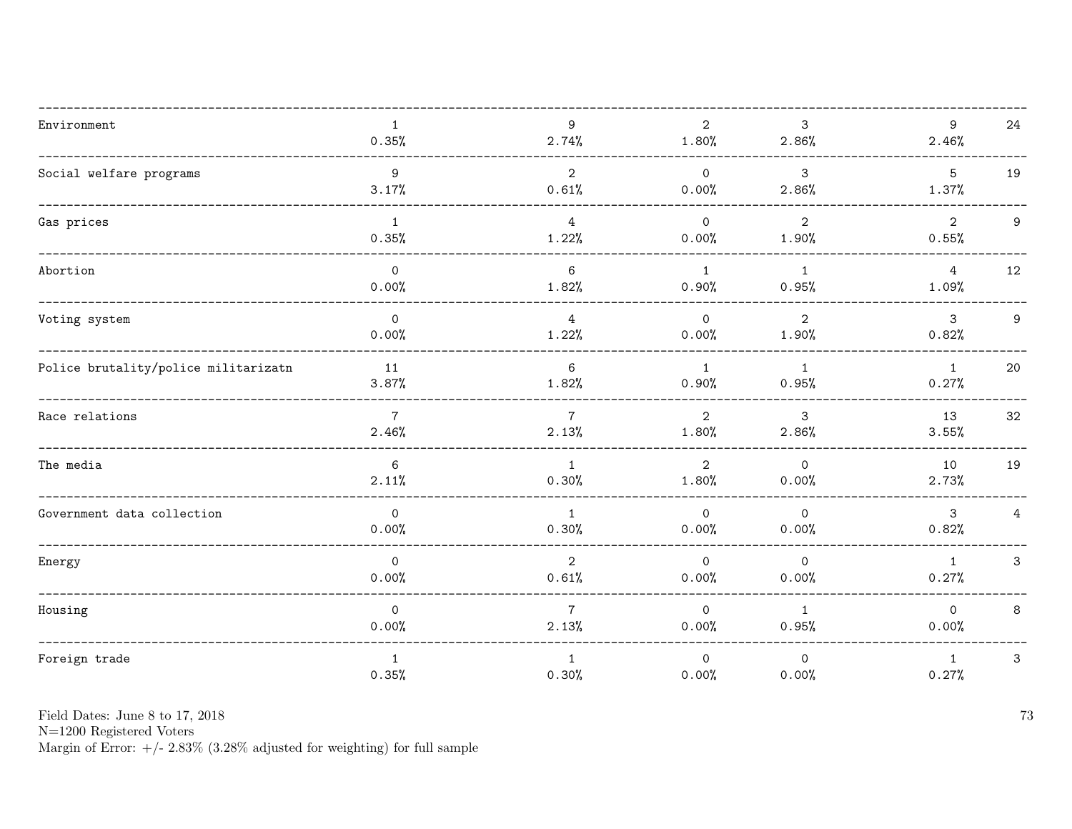| | | | | | | |
|---|---|---|---|---|---|---|
| Environment | 1<br>0.35% | 9<br>2.74% | 2<br>1.80% | 3<br>2.86% | 9<br>2.46% | 24 |
| Social welfare programs | 9<br>3.17% | 2<br>0.61% | 0<br>0.00% | 3<br>2.86% | 5<br>1.37% | 19 |
| Gas prices | 1<br>0.35% | 4<br>1.22% | 0<br>0.00% | 2<br>1.90% | 2<br>0.55% | 9 |
| Abortion | 0<br>0.00% | 6<br>1.82% | 1<br>0.90% | 1<br>0.95% | 4<br>1.09% | 12 |
| Voting system | 0<br>0.00% | 4<br>1.22% | 0<br>0.00% | 2<br>1.90% | 3<br>0.82% | 9 |
| Police brutality/police militarizatn | 11<br>3.87% | 6<br>1.82% | 1<br>0.90% | 1<br>0.95% | 1<br>0.27% | 20 |
| Race relations | 7<br>2.46% | 7<br>2.13% | 2<br>1.80% | 3<br>2.86% | 13<br>3.55% | 32 |
| The media | 6<br>2.11% | 1<br>0.30% | 2<br>1.80% | 0<br>0.00% | 10<br>2.73% | 19 |
| Government data collection | 0<br>0.00% | 1<br>0.30% | 0<br>0.00% | 0<br>0.00% | 3<br>0.82% | 4 |
| Energy | 0<br>0.00% | 2<br>0.61% | 0<br>0.00% | 0<br>0.00% | 1<br>0.27% | 3 |
| Housing | 0<br>0.00% | 7<br>2.13% | 0<br>0.00% | 1<br>0.95% | 0<br>0.00% | 8 |
| Foreign trade | 1<br>0.35% | 1<br>0.30% | 0<br>0.00% | 0<br>0.00% | 1<br>0.27% | 3 |

Field Dates: June 8 to 17, 2018
N=1200 Registered Voters
Margin of Error: +/- 2.83% (3.28% adjusted for weighting) for full sample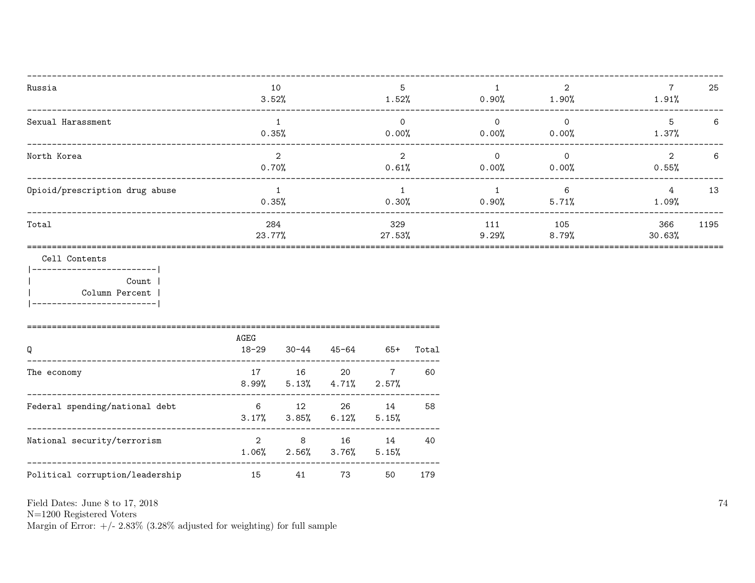| | | | | | | |
|---|---|---|---|---|---|---|
| Russia | 10<br>3.52% | 5<br>1.52% | 1<br>0.90% | 2<br>1.90% | 7<br>1.91% | 25 |
| Sexual Harassment | 1<br>0.35% | 0<br>0.00% | 0<br>0.00% | 0<br>0.00% | 5<br>1.37% | 6 |
| North Korea | 2<br>0.70% | 2<br>0.61% | 0<br>0.00% | 0<br>0.00% | 2<br>0.55% | 6 |
| Opioid/prescription drug abuse | 1<br>0.35% | 1<br>0.30% | 1<br>0.90% | 6<br>5.71% | 4<br>1.09% | 13 |
| Total | 284<br>23.77% | 329<br>27.53% | 111<br>9.29% | 105<br>8.79% | 366<br>30.63% | 1195 |

Cell Contents

| |
|---|
| Count |
| Column Percent |

| Q | AGEG<br>18-29 | 30-44 | 45-64 | 65+ | Total |
|---|---|---|---|---|---|
| The economy | 17<br>8.99% | 16<br>5.13% | 20<br>4.71% | 7<br>2.57% | 60 |
| Federal spending/national debt | 6<br>3.17% | 12<br>3.85% | 26<br>6.12% | 14<br>5.15% | 58 |
| National security/terrorism | 2<br>1.06% | 8<br>2.56% | 16<br>3.76% | 14<br>5.15% | 40 |
| Political corruption/leadership | 15 | 41 | 73 | 50 | 179 |

Field Dates: June 8 to 17, 2018
N=1200 Registered Voters
Margin of Error: +/- 2.83% (3.28% adjusted for weighting) for full sample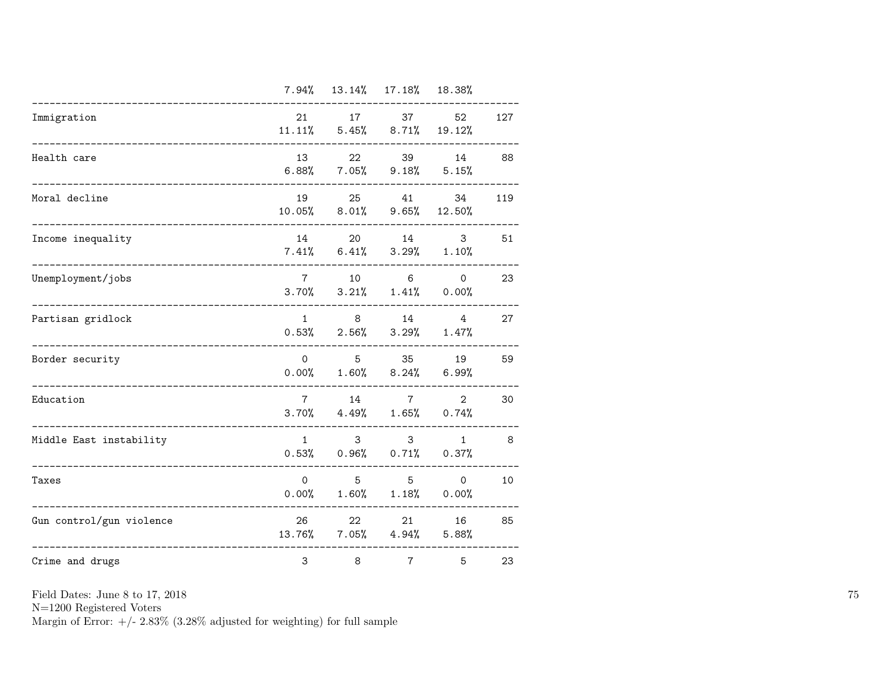| | | | | | |
|---|---|---|---|---|---|
| | 7.94% | 13.14% | 17.18% | 18.38% | |
| Immigration | 21 | 17 | 37 | 52 | 127 |
| | 11.11% | 5.45% | 8.71% | 19.12% | |
| Health care | 13 | 22 | 39 | 14 | 88 |
| | 6.88% | 7.05% | 9.18% | 5.15% | |
| Moral decline | 19 | 25 | 41 | 34 | 119 |
| | 10.05% | 8.01% | 9.65% | 12.50% | |
| Income inequality | 14 | 20 | 14 | 3 | 51 |
| | 7.41% | 6.41% | 3.29% | 1.10% | |
| Unemployment/jobs | 7 | 10 | 6 | 0 | 23 |
| | 3.70% | 3.21% | 1.41% | 0.00% | |
| Partisan gridlock | 1 | 8 | 14 | 4 | 27 |
| | 0.53% | 2.56% | 3.29% | 1.47% | |
| Border security | 0 | 5 | 35 | 19 | 59 |
| | 0.00% | 1.60% | 8.24% | 6.99% | |
| Education | 7 | 14 | 7 | 2 | 30 |
| | 3.70% | 4.49% | 1.65% | 0.74% | |
| Middle East instability | 1 | 3 | 3 | 1 | 8 |
| | 0.53% | 0.96% | 0.71% | 0.37% | |
| Taxes | 0 | 5 | 5 | 0 | 10 |
| | 0.00% | 1.60% | 1.18% | 0.00% | |
| Gun control/gun violence | 26 | 22 | 21 | 16 | 85 |
| | 13.76% | 7.05% | 4.94% | 5.88% | |
| Crime and drugs | 3 | 8 | 7 | 5 | 23 |

Field Dates: June 8 to 17, 2018
N=1200 Registered Voters
Margin of Error: +/- 2.83% (3.28% adjusted for weighting) for full sample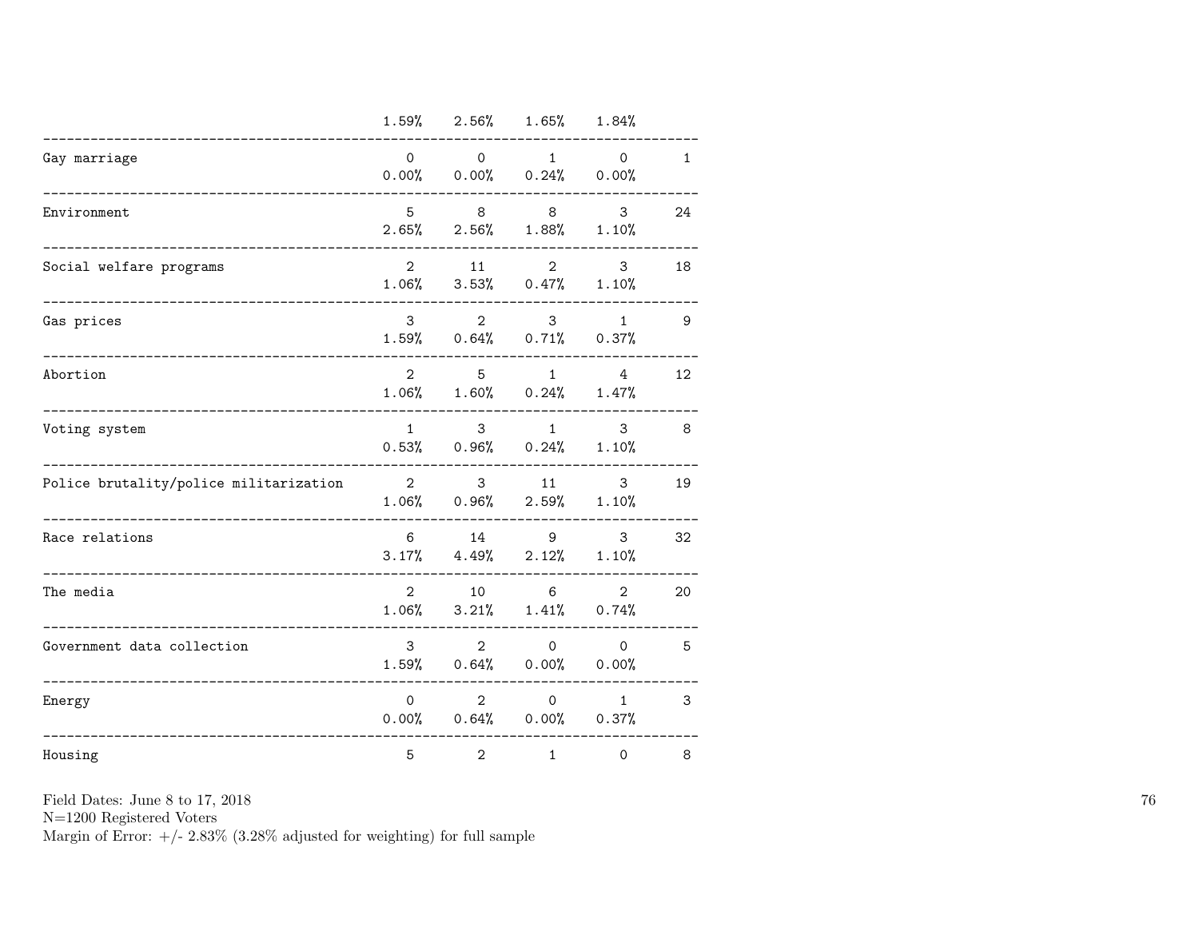| | | | | | |
|---|---|---|---|---|---|
| | 1.59% | 2.56% | 1.65% | 1.84% | |
| Gay marriage | 0 | 0 | 1 | 0 | 1 |
| | 0.00% | 0.00% | 0.24% | 0.00% | |
| Environment | 5 | 8 | 8 | 3 | 24 |
| | 2.65% | 2.56% | 1.88% | 1.10% | |
| Social welfare programs | 2 | 11 | 2 | 3 | 18 |
| | 1.06% | 3.53% | 0.47% | 1.10% | |
| Gas prices | 3 | 2 | 3 | 1 | 9 |
| | 1.59% | 0.64% | 0.71% | 0.37% | |
| Abortion | 2 | 5 | 1 | 4 | 12 |
| | 1.06% | 1.60% | 0.24% | 1.47% | |
| Voting system | 1 | 3 | 1 | 3 | 8 |
| | 0.53% | 0.96% | 0.24% | 1.10% | |
| Police brutality/police militarization | 2 | 3 | 11 | 3 | 19 |
| | 1.06% | 0.96% | 2.59% | 1.10% | |
| Race relations | 6 | 14 | 9 | 3 | 32 |
| | 3.17% | 4.49% | 2.12% | 1.10% | |
| The media | 2 | 10 | 6 | 2 | 20 |
| | 1.06% | 3.21% | 1.41% | 0.74% | |
| Government data collection | 3 | 2 | 0 | 0 | 5 |
| | 1.59% | 0.64% | 0.00% | 0.00% | |
| Energy | 0 | 2 | 0 | 1 | 3 |
| | 0.00% | 0.64% | 0.00% | 0.37% | |
| Housing | 5 | 2 | 1 | 0 | 8 |

Field Dates: June 8 to 17, 2018
N=1200 Registered Voters
Margin of Error: +/- 2.83% (3.28% adjusted for weighting) for full sample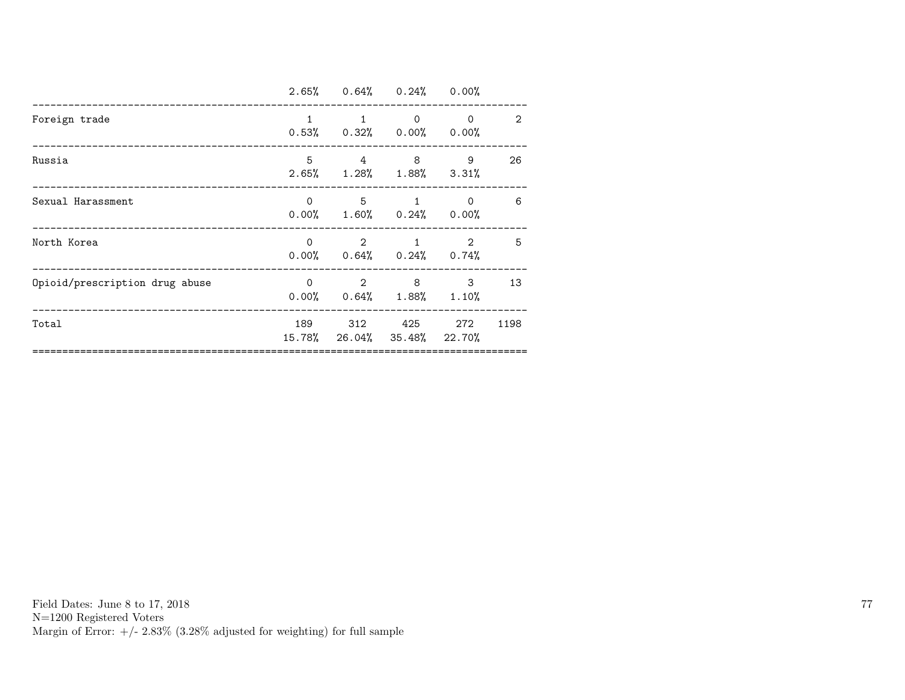| | | | | | |
|---|---|---|---|---|---|
| | 2.65% | 0.64% | 0.24% | 0.00% | |
| Foreign trade | 1 | 1 | 0 | 0 | 2 |
| | 0.53% | 0.32% | 0.00% | 0.00% | |
| Russia | 5 | 4 | 8 | 9 | 26 |
| | 2.65% | 1.28% | 1.88% | 3.31% | |
| Sexual Harassment | 0 | 5 | 1 | 0 | 6 |
| | 0.00% | 1.60% | 0.24% | 0.00% | |
| North Korea | 0 | 2 | 1 | 2 | 5 |
| | 0.00% | 0.64% | 0.24% | 0.74% | |
| Opioid/prescription drug abuse | 0 | 2 | 8 | 3 | 13 |
| | 0.00% | 0.64% | 1.88% | 1.10% | |
| Total | 189 | 312 | 425 | 272 | 1198 |
| | 15.78% | 26.04% | 35.48% | 22.70% | |

Field Dates: June 8 to 17, 2018
N=1200 Registered Voters
Margin of Error: +/- 2.83% (3.28% adjusted for weighting) for full sample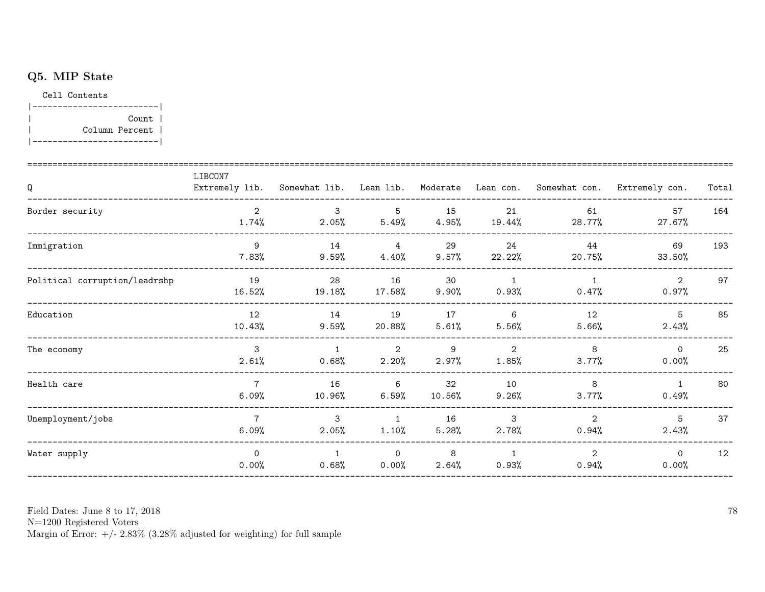## Q5. MIP State

Cell Contents

```
|-------------------------|
|                   Count |
|          Column Percent |
|-------------------------|
```

| Q | LIBCON7 Extremely lib. | Somewhat lib. | Lean lib. | Moderate | Lean con. | Somewhat con. | Extremely con. | Total |
|---|---|---|---|---|---|---|---|---|
| Border security | 2<br>1.74% | 3<br>2.05% | 5<br>5.49% | 15<br>4.95% | 21<br>19.44% | 61<br>28.77% | 57<br>27.67% | 164 |
| Immigration | 9<br>7.83% | 14<br>9.59% | 4<br>4.40% | 29<br>9.57% | 24<br>22.22% | 44<br>20.75% | 69<br>33.50% | 193 |
| Political corruption/leadrshp | 19<br>16.52% | 28<br>19.18% | 16<br>17.58% | 30<br>9.90% | 1<br>0.93% | 1<br>0.47% | 2<br>0.97% | 97 |
| Education | 12<br>10.43% | 14<br>9.59% | 19<br>20.88% | 17<br>5.61% | 6<br>5.56% | 12<br>5.66% | 5<br>2.43% | 85 |
| The economy | 3<br>2.61% | 1<br>0.68% | 2<br>2.20% | 9<br>2.97% | 2<br>1.85% | 8<br>3.77% | 0<br>0.00% | 25 |
| Health care | 7<br>6.09% | 16<br>10.96% | 6<br>6.59% | 32<br>10.56% | 10<br>9.26% | 8<br>3.77% | 1<br>0.49% | 80 |
| Unemployment/jobs | 7<br>6.09% | 3<br>2.05% | 1<br>1.10% | 16<br>5.28% | 3<br>2.78% | 2<br>0.94% | 5<br>2.43% | 37 |
| Water supply | 0<br>0.00% | 1<br>0.68% | 0<br>0.00% | 8<br>2.64% | 1<br>0.93% | 2<br>0.94% | 0<br>0.00% | 12 |

Field Dates: June 8 to 17, 2018
N=1200 Registered Voters
Margin of Error: +/- 2.83% (3.28% adjusted for weighting) for full sample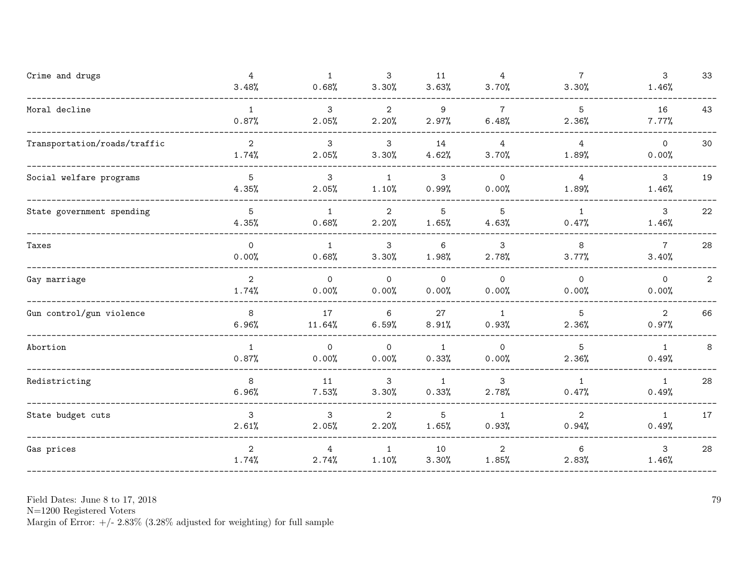| | | | | | | | | |
|---|---|---|---|---|---|---|---|---|
| Crime and drugs | 4<br>3.48% | 1<br>0.68% | 3<br>3.30% | 11<br>3.63% | 4<br>3.70% | 7<br>3.30% | 3<br>1.46% | 33 |
| Moral decline | 1<br>0.87% | 3<br>2.05% | 2<br>2.20% | 9<br>2.97% | 7<br>6.48% | 5<br>2.36% | 16<br>7.77% | 43 |
| Transportation/roads/traffic | 2<br>1.74% | 3<br>2.05% | 3<br>3.30% | 14<br>4.62% | 4<br>3.70% | 4<br>1.89% | 0<br>0.00% | 30 |
| Social welfare programs | 5<br>4.35% | 3<br>2.05% | 1<br>1.10% | 3<br>0.99% | 0<br>0.00% | 4<br>1.89% | 3<br>1.46% | 19 |
| State government spending | 5<br>4.35% | 1<br>0.68% | 2<br>2.20% | 5<br>1.65% | 5<br>4.63% | 1<br>0.47% | 3<br>1.46% | 22 |
| Taxes | 0<br>0.00% | 1<br>0.68% | 3<br>3.30% | 6<br>1.98% | 3<br>2.78% | 8<br>3.77% | 7<br>3.40% | 28 |
| Gay marriage | 2<br>1.74% | 0<br>0.00% | 0<br>0.00% | 0<br>0.00% | 0<br>0.00% | 0<br>0.00% | 0<br>0.00% | 2 |
| Gun control/gun violence | 8<br>6.96% | 17<br>11.64% | 6<br>6.59% | 27<br>8.91% | 1<br>0.93% | 5<br>2.36% | 2<br>0.97% | 66 |
| Abortion | 1<br>0.87% | 0<br>0.00% | 0<br>0.00% | 1<br>0.33% | 0<br>0.00% | 5<br>2.36% | 1<br>0.49% | 8 |
| Redistricting | 8<br>6.96% | 11<br>7.53% | 3<br>3.30% | 1<br>0.33% | 3<br>2.78% | 1<br>0.47% | 1<br>0.49% | 28 |
| State budget cuts | 3<br>2.61% | 3<br>2.05% | 2<br>2.20% | 5<br>1.65% | 1<br>0.93% | 2<br>0.94% | 1<br>0.49% | 17 |
| Gas prices | 2<br>1.74% | 4<br>2.74% | 1<br>1.10% | 10<br>3.30% | 2<br>1.85% | 6<br>2.83% | 3<br>1.46% | 28 |

Field Dates: June 8 to 17, 2018
N=1200 Registered Voters
Margin of Error: +/- 2.83% (3.28% adjusted for weighting) for full sample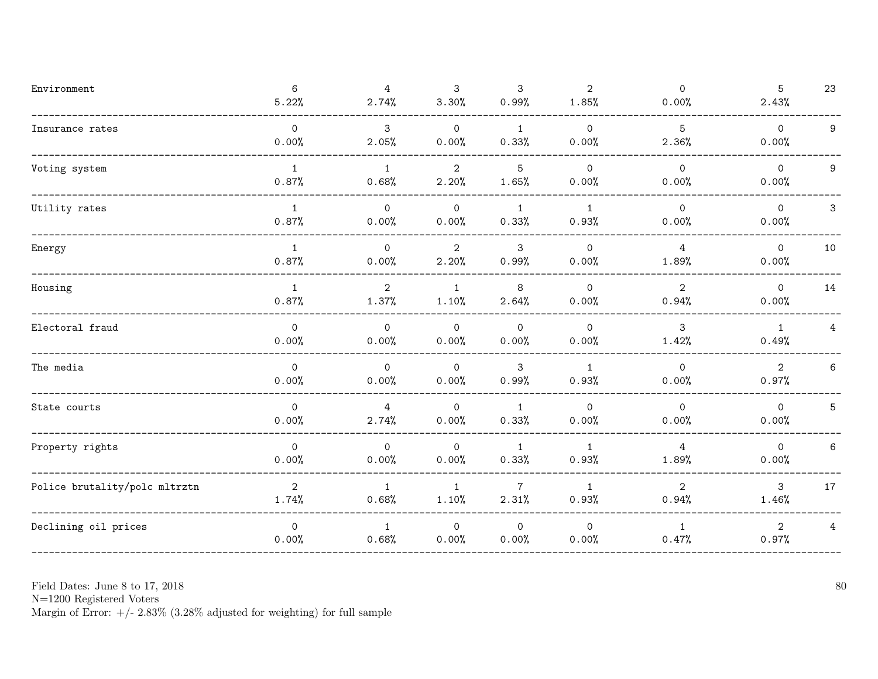| | | | | | | | | |
|---|---|---|---|---|---|---|---|---|
| Environment | 6<br>5.22% | 4<br>2.74% | 3<br>3.30% | 3<br>0.99% | 2<br>1.85% | 0<br>0.00% | 5<br>2.43% | 23 |
| Insurance rates | 0<br>0.00% | 3<br>2.05% | 0<br>0.00% | 1<br>0.33% | 0<br>0.00% | 5<br>2.36% | 0<br>0.00% | 9 |
| Voting system | 1<br>0.87% | 1<br>0.68% | 2<br>2.20% | 5<br>1.65% | 0<br>0.00% | 0<br>0.00% | 0<br>0.00% | 9 |
| Utility rates | 1<br>0.87% | 0<br>0.00% | 0<br>0.00% | 1<br>0.33% | 1<br>0.93% | 0<br>0.00% | 0<br>0.00% | 3 |
| Energy | 1<br>0.87% | 0<br>0.00% | 2<br>2.20% | 3<br>0.99% | 0<br>0.00% | 4<br>1.89% | 0<br>0.00% | 10 |
| Housing | 1<br>0.87% | 2<br>1.37% | 1<br>1.10% | 8<br>2.64% | 0<br>0.00% | 2<br>0.94% | 0<br>0.00% | 14 |
| Electoral fraud | 0<br>0.00% | 0<br>0.00% | 0<br>0.00% | 0<br>0.00% | 0<br>0.00% | 3<br>1.42% | 1<br>0.49% | 4 |
| The media | 0<br>0.00% | 0<br>0.00% | 0<br>0.00% | 3<br>0.99% | 1<br>0.93% | 0<br>0.00% | 2<br>0.97% | 6 |
| State courts | 0<br>0.00% | 4<br>2.74% | 0<br>0.00% | 1<br>0.33% | 0<br>0.00% | 0<br>0.00% | 0<br>0.00% | 5 |
| Property rights | 0<br>0.00% | 0<br>0.00% | 0<br>0.00% | 1<br>0.33% | 1<br>0.93% | 4<br>1.89% | 0<br>0.00% | 6 |
| Police brutality/polc mltrztn | 2<br>1.74% | 1<br>0.68% | 1<br>1.10% | 7<br>2.31% | 1<br>0.93% | 2<br>0.94% | 3<br>1.46% | 17 |
| Declining oil prices | 0<br>0.00% | 1<br>0.68% | 0<br>0.00% | 0<br>0.00% | 0<br>0.00% | 1<br>0.47% | 2<br>0.97% | 4 |

Field Dates: June 8 to 17, 2018
N=1200 Registered Voters
Margin of Error: +/- 2.83% (3.28% adjusted for weighting) for full sample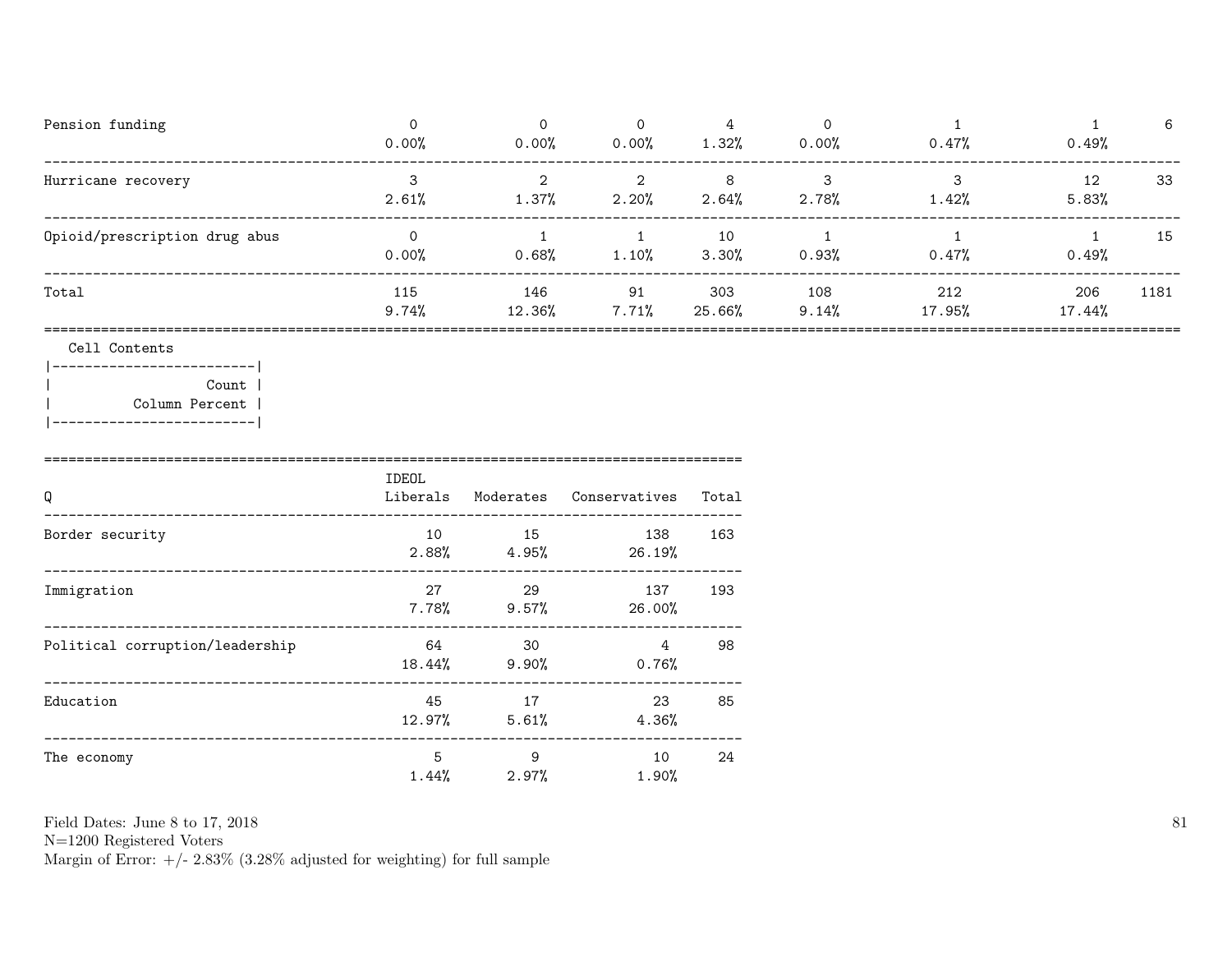| | | | | | | | | |
|---|---|---|---|---|---|---|---|---|
| Pension funding | 0<br>0.00% | 0<br>0.00% | 0<br>0.00% | 4<br>1.32% | 0<br>0.00% | 1<br>0.47% | 1<br>0.49% | 6 |
| Hurricane recovery | 3<br>2.61% | 2<br>1.37% | 2<br>2.20% | 8<br>2.64% | 3<br>2.78% | 3<br>1.42% | 12<br>5.83% | 33 |
| Opioid/prescription drug abus | 0<br>0.00% | 1<br>0.68% | 1<br>1.10% | 10<br>3.30% | 1<br>0.93% | 1<br>0.47% | 1<br>0.49% | 15 |
| Total | 115<br>9.74% | 146<br>12.36% | 91<br>7.71% | 303<br>25.66% | 108<br>9.14% | 212<br>17.95% | 206<br>17.44% | 1181 |

Cell Contents

| |
|---|
| Count |
| Column Percent |

| Q | IDEOL<br>Liberals | Moderates | Conservatives | Total |
|---|---|---|---|---|
| Border security | 10<br>2.88% | 15<br>4.95% | 138<br>26.19% | 163 |
| Immigration | 27<br>7.78% | 29<br>9.57% | 137<br>26.00% | 193 |
| Political corruption/leadership | 64<br>18.44% | 30<br>9.90% | 4<br>0.76% | 98 |
| Education | 45<br>12.97% | 17<br>5.61% | 23<br>4.36% | 85 |
| The economy | 5<br>1.44% | 9<br>2.97% | 10<br>1.90% | 24 |

Field Dates: June 8 to 17, 2018
N=1200 Registered Voters
Margin of Error: +/- 2.83% (3.28% adjusted for weighting) for full sample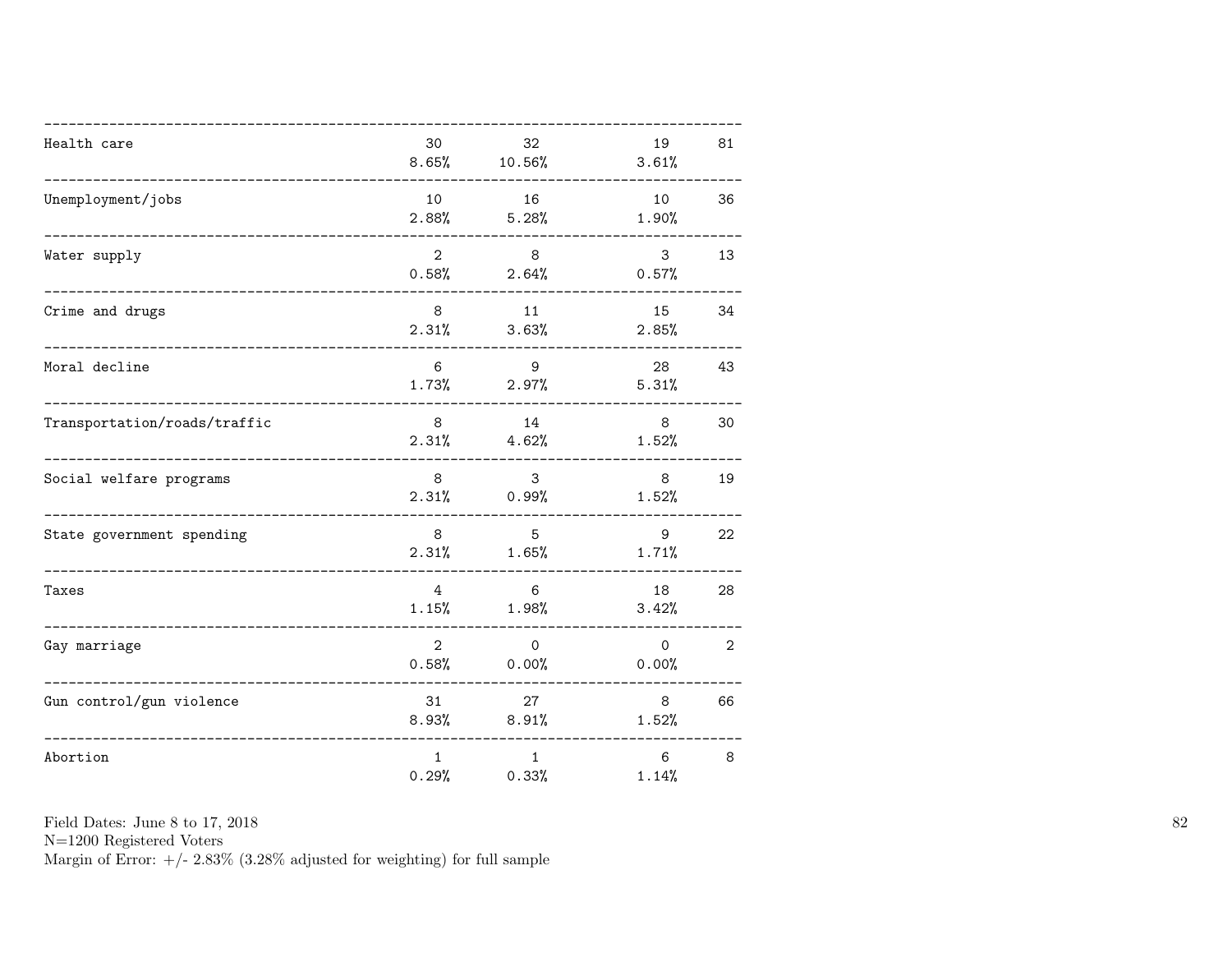| | | | | |
|---|---|---|---|---|
| Health care | 30<br>8.65% | 32<br>10.56% | 19<br>3.61% | 81 |
| Unemployment/jobs | 10<br>2.88% | 16<br>5.28% | 10<br>1.90% | 36 |
| Water supply | 2<br>0.58% | 8<br>2.64% | 3<br>0.57% | 13 |
| Crime and drugs | 8<br>2.31% | 11<br>3.63% | 15<br>2.85% | 34 |
| Moral decline | 6<br>1.73% | 9<br>2.97% | 28<br>5.31% | 43 |
| Transportation/roads/traffic | 8<br>2.31% | 14<br>4.62% | 8<br>1.52% | 30 |
| Social welfare programs | 8<br>2.31% | 3<br>0.99% | 8<br>1.52% | 19 |
| State government spending | 8<br>2.31% | 5<br>1.65% | 9<br>1.71% | 22 |
| Taxes | 4<br>1.15% | 6<br>1.98% | 18<br>3.42% | 28 |
| Gay marriage | 2<br>0.58% | 0<br>0.00% | 0<br>0.00% | 2 |
| Gun control/gun violence | 31<br>8.93% | 27<br>8.91% | 8<br>1.52% | 66 |
| Abortion | 1<br>0.29% | 1<br>0.33% | 6<br>1.14% | 8 |

Field Dates: June 8 to 17, 2018
N=1200 Registered Voters
Margin of Error: +/- 2.83% (3.28% adjusted for weighting) for full sample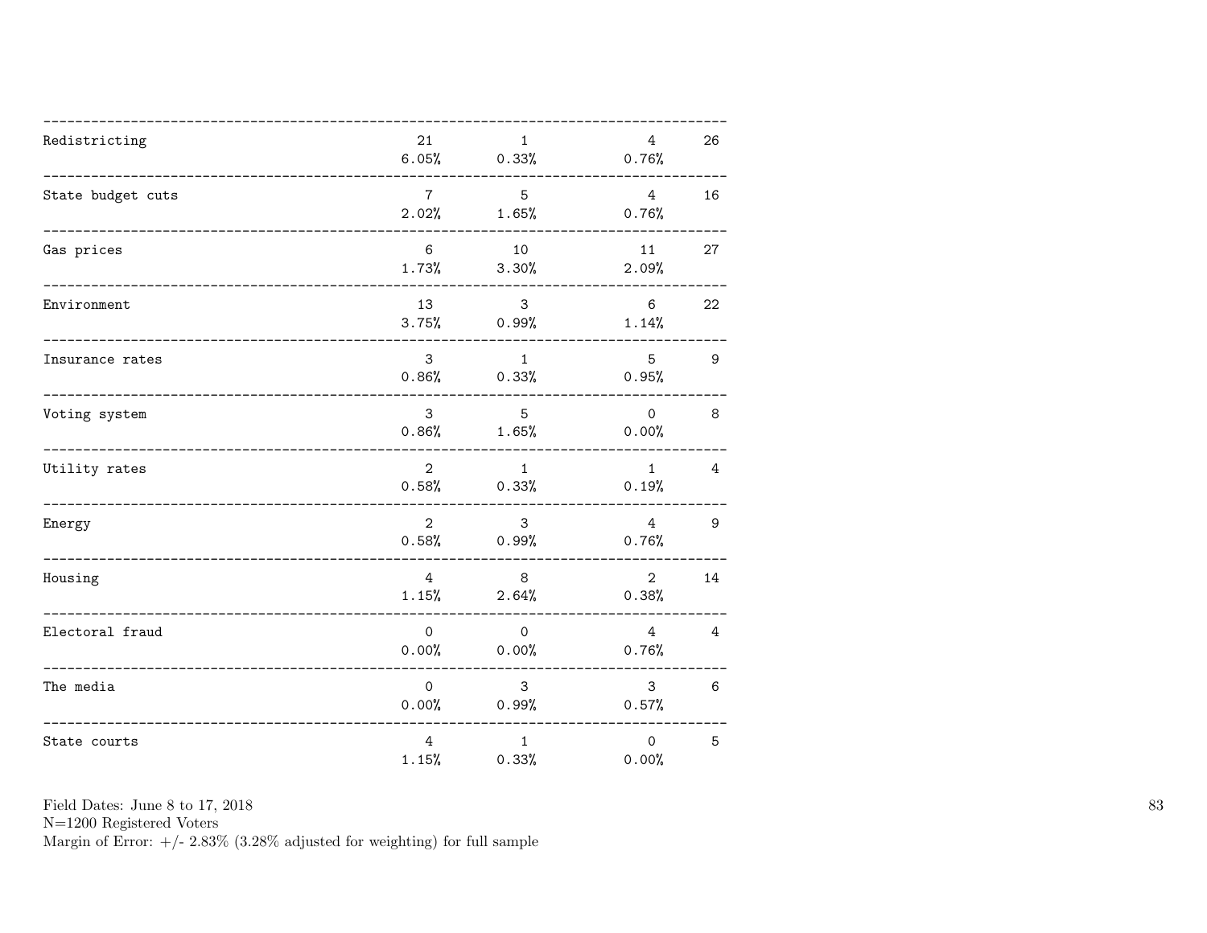| | | | | |
|---|---|---|---|---|
| Redistricting | 21<br>6.05% | 1<br>0.33% | 4<br>0.76% | 26 |
| State budget cuts | 7<br>2.02% | 5<br>1.65% | 4<br>0.76% | 16 |
| Gas prices | 6<br>1.73% | 10<br>3.30% | 11<br>2.09% | 27 |
| Environment | 13<br>3.75% | 3<br>0.99% | 6<br>1.14% | 22 |
| Insurance rates | 3<br>0.86% | 1<br>0.33% | 5<br>0.95% | 9 |
| Voting system | 3<br>0.86% | 5<br>1.65% | 0<br>0.00% | 8 |
| Utility rates | 2<br>0.58% | 1<br>0.33% | 1<br>0.19% | 4 |
| Energy | 2<br>0.58% | 3<br>0.99% | 4<br>0.76% | 9 |
| Housing | 4<br>1.15% | 8<br>2.64% | 2<br>0.38% | 14 |
| Electoral fraud | 0<br>0.00% | 0<br>0.00% | 4<br>0.76% | 4 |
| The media | 0<br>0.00% | 3<br>0.99% | 3<br>0.57% | 6 |
| State courts | 4<br>1.15% | 1<br>0.33% | 0<br>0.00% | 5 |

Field Dates: June 8 to 17, 2018
N=1200 Registered Voters
Margin of Error: +/- 2.83% (3.28% adjusted for weighting) for full sample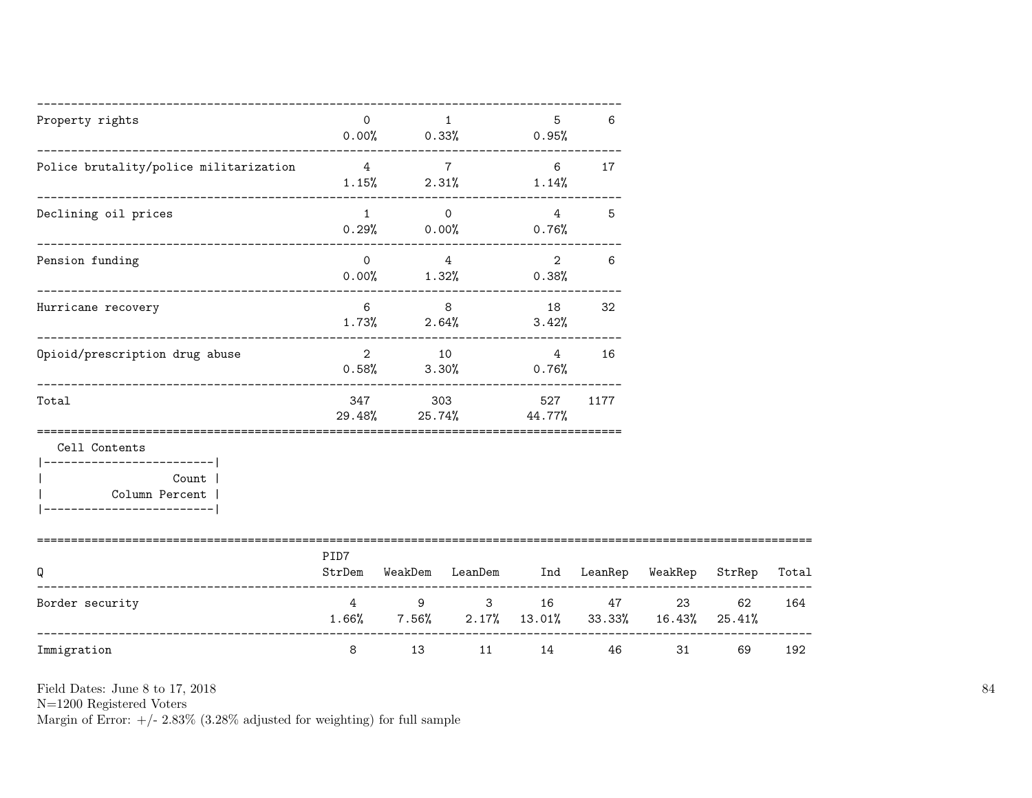| | | | | |
|---|---|---|---|---|
| Property rights | 0<br>0.00% | 1<br>0.33% | 5<br>0.95% | 6 |
| Police brutality/police militarization | 4<br>1.15% | 7<br>2.31% | 6<br>1.14% | 17 |
| Declining oil prices | 1<br>0.29% | 0<br>0.00% | 4<br>0.76% | 5 |
| Pension funding | 0<br>0.00% | 4<br>1.32% | 2<br>0.38% | 6 |
| Hurricane recovery | 6<br>1.73% | 8<br>2.64% | 18<br>3.42% | 32 |
| Opioid/prescription drug abuse | 2<br>0.58% | 10<br>3.30% | 4<br>0.76% | 16 |
| Total | 347<br>29.48% | 303<br>25.74% | 527<br>44.77% | 1177 |

Cell Contents

| |
|---|
| Count |
| Column Percent |

| Q | PID7<br>StrDem | WeakDem | LeanDem | Ind | LeanRep | WeakRep | StrRep | Total |
|---|---|---|---|---|---|---|---|---|
| Border security | 4<br>1.66% | 9<br>7.56% | 3<br>2.17% | 16<br>13.01% | 47<br>33.33% | 23<br>16.43% | 62<br>25.41% | 164 |
| Immigration | 8 | 13 | 11 | 14 | 46 | 31 | 69 | 192 |

Field Dates: June 8 to 17, 2018
N=1200 Registered Voters
Margin of Error: +/- 2.83% (3.28% adjusted for weighting) for full sample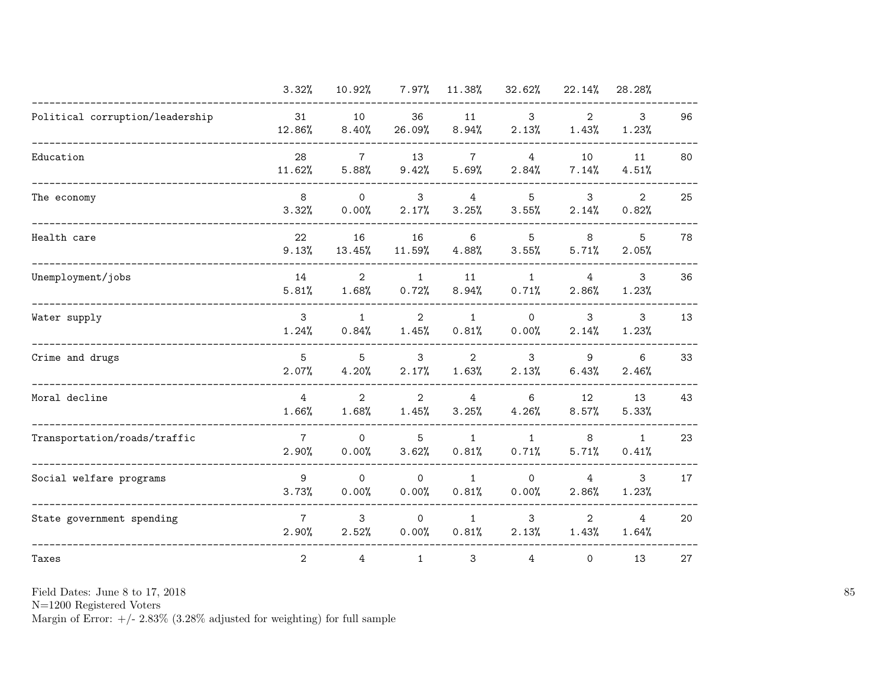| | 3.32% | 10.92% | 7.97% | 11.38% | 32.62% | 22.14% | 28.28% | |
|---|---|---|---|---|---|---|---|---|
| Political corruption/leadership | 31<br>12.86% | 10<br>8.40% | 36<br>26.09% | 11<br>8.94% | 3<br>2.13% | 2<br>1.43% | 3<br>1.23% | 96 |
| Education | 28<br>11.62% | 7<br>5.88% | 13<br>9.42% | 7<br>5.69% | 4<br>2.84% | 10<br>7.14% | 11<br>4.51% | 80 |
| The economy | 8<br>3.32% | 0<br>0.00% | 3<br>2.17% | 4<br>3.25% | 5<br>3.55% | 3<br>2.14% | 2<br>0.82% | 25 |
| Health care | 22<br>9.13% | 16<br>13.45% | 16<br>11.59% | 6<br>4.88% | 5<br>3.55% | 8<br>5.71% | 5<br>2.05% | 78 |
| Unemployment/jobs | 14<br>5.81% | 2<br>1.68% | 1<br>0.72% | 11<br>8.94% | 1<br>0.71% | 4<br>2.86% | 3<br>1.23% | 36 |
| Water supply | 3<br>1.24% | 1<br>0.84% | 2<br>1.45% | 1<br>0.81% | 0<br>0.00% | 3<br>2.14% | 3<br>1.23% | 13 |
| Crime and drugs | 5<br>2.07% | 5<br>4.20% | 3<br>2.17% | 2<br>1.63% | 3<br>2.13% | 9<br>6.43% | 6<br>2.46% | 33 |
| Moral decline | 4<br>1.66% | 2<br>1.68% | 2<br>1.45% | 4<br>3.25% | 6<br>4.26% | 12<br>8.57% | 13<br>5.33% | 43 |
| Transportation/roads/traffic | 7<br>2.90% | 0<br>0.00% | 5<br>3.62% | 1<br>0.81% | 1<br>0.71% | 8<br>5.71% | 1<br>0.41% | 23 |
| Social welfare programs | 9<br>3.73% | 0<br>0.00% | 0<br>0.00% | 1<br>0.81% | 0<br>0.00% | 4<br>2.86% | 3<br>1.23% | 17 |
| State government spending | 7<br>2.90% | 3<br>2.52% | 0<br>0.00% | 1<br>0.81% | 3<br>2.13% | 2<br>1.43% | 4<br>1.64% | 20 |
| Taxes | 2 | 4 | 1 | 3 | 4 | 0 | 13 | 27 |

Field Dates: June 8 to 17, 2018
N=1200 Registered Voters
Margin of Error: +/- 2.83% (3.28% adjusted for weighting) for full sample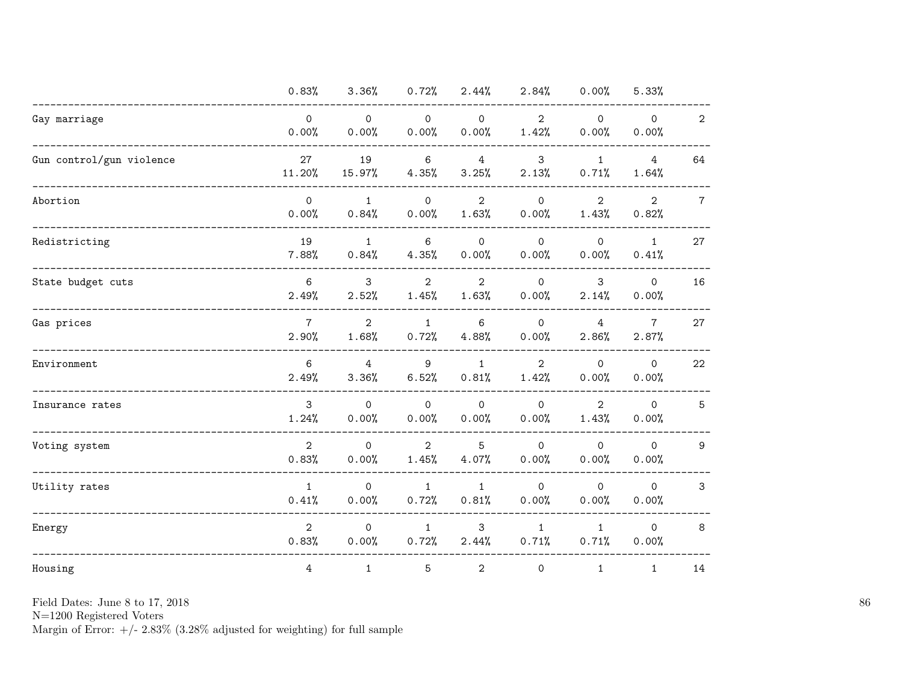| | | | | | | | | |
|---|---|---|---|---|---|---|---|---|
| | 0.83% | 3.36% | 0.72% | 2.44% | 2.84% | 0.00% | 5.33% | |
| Gay marriage | 0 | 0 | 0 | 0 | 2 | 0 | 0 | 2 |
| | 0.00% | 0.00% | 0.00% | 0.00% | 1.42% | 0.00% | 0.00% | |
| Gun control/gun violence | 27 | 19 | 6 | 4 | 3 | 1 | 4 | 64 |
| | 11.20% | 15.97% | 4.35% | 3.25% | 2.13% | 0.71% | 1.64% | |
| Abortion | 0 | 1 | 0 | 2 | 0 | 2 | 2 | 7 |
| | 0.00% | 0.84% | 0.00% | 1.63% | 0.00% | 1.43% | 0.82% | |
| Redistricting | 19 | 1 | 6 | 0 | 0 | 0 | 1 | 27 |
| | 7.88% | 0.84% | 4.35% | 0.00% | 0.00% | 0.00% | 0.41% | |
| State budget cuts | 6 | 3 | 2 | 2 | 0 | 3 | 0 | 16 |
| | 2.49% | 2.52% | 1.45% | 1.63% | 0.00% | 2.14% | 0.00% | |
| Gas prices | 7 | 2 | 1 | 6 | 0 | 4 | 7 | 27 |
| | 2.90% | 1.68% | 0.72% | 4.88% | 0.00% | 2.86% | 2.87% | |
| Environment | 6 | 4 | 9 | 1 | 2 | 0 | 0 | 22 |
| | 2.49% | 3.36% | 6.52% | 0.81% | 1.42% | 0.00% | 0.00% | |
| Insurance rates | 3 | 0 | 0 | 0 | 0 | 2 | 0 | 5 |
| | 1.24% | 0.00% | 0.00% | 0.00% | 0.00% | 1.43% | 0.00% | |
| Voting system | 2 | 0 | 2 | 5 | 0 | 0 | 0 | 9 |
| | 0.83% | 0.00% | 1.45% | 4.07% | 0.00% | 0.00% | 0.00% | |
| Utility rates | 1 | 0 | 1 | 1 | 0 | 0 | 0 | 3 |
| | 0.41% | 0.00% | 0.72% | 0.81% | 0.00% | 0.00% | 0.00% | |
| Energy | 2 | 0 | 1 | 3 | 1 | 1 | 0 | 8 |
| | 0.83% | 0.00% | 0.72% | 2.44% | 0.71% | 0.71% | 0.00% | |
| Housing | 4 | 1 | 5 | 2 | 0 | 1 | 1 | 14 |

Field Dates: June 8 to 17, 2018
N=1200 Registered Voters
Margin of Error: +/- 2.83% (3.28% adjusted for weighting) for full sample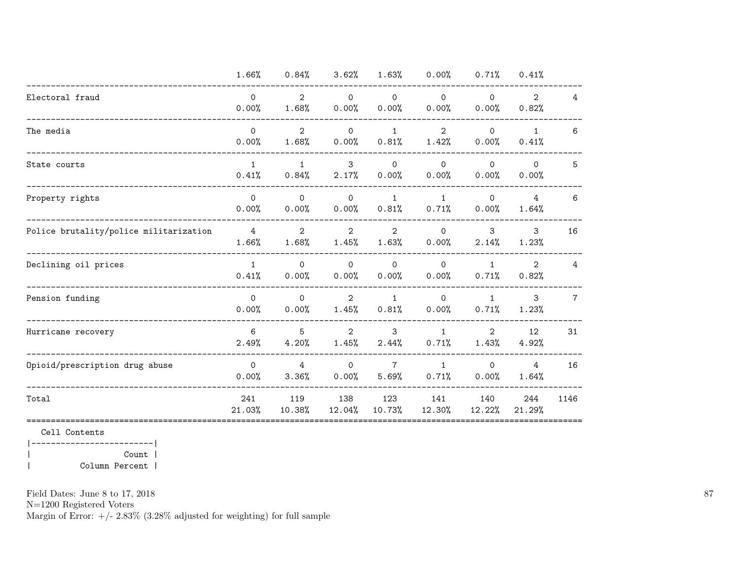| | | | | | | | | |
|---|---|---|---|---|---|---|---|---|
| | 1.66% | 0.84% | 3.62% | 1.63% | 0.00% | 0.71% | 0.41% | |
| Electoral fraud | 0 | 2 | 0 | 0 | 0 | 0 | 2 | 4 |
| | 0.00% | 1.68% | 0.00% | 0.00% | 0.00% | 0.00% | 0.82% | |
| The media | 0 | 2 | 0 | 1 | 2 | 0 | 1 | 6 |
| | 0.00% | 1.68% | 0.00% | 0.81% | 1.42% | 0.00% | 0.41% | |
| State courts | 1 | 1 | 3 | 0 | 0 | 0 | 0 | 5 |
| | 0.41% | 0.84% | 2.17% | 0.00% | 0.00% | 0.00% | 0.00% | |
| Property rights | 0 | 0 | 0 | 1 | 1 | 0 | 4 | 6 |
| | 0.00% | 0.00% | 0.00% | 0.81% | 0.71% | 0.00% | 1.64% | |
| Police brutality/police militarization | 4 | 2 | 2 | 2 | 0 | 3 | 3 | 16 |
| | 1.66% | 1.68% | 1.45% | 1.63% | 0.00% | 2.14% | 1.23% | |
| Declining oil prices | 1 | 0 | 0 | 0 | 0 | 1 | 2 | 4 |
| | 0.41% | 0.00% | 0.00% | 0.00% | 0.00% | 0.71% | 0.82% | |
| Pension funding | 0 | 0 | 2 | 1 | 0 | 1 | 3 | 7 |
| | 0.00% | 0.00% | 1.45% | 0.81% | 0.00% | 0.71% | 1.23% | |
| Hurricane recovery | 6 | 5 | 2 | 3 | 1 | 2 | 12 | 31 |
| | 2.49% | 4.20% | 1.45% | 2.44% | 0.71% | 1.43% | 4.92% | |
| Opioid/prescription drug abuse | 0 | 4 | 0 | 7 | 1 | 0 | 4 | 16 |
| | 0.00% | 3.36% | 0.00% | 5.69% | 0.71% | 0.00% | 1.64% | |
| Total | 241 | 119 | 138 | 123 | 141 | 140 | 244 | 1146 |
| | 21.03% | 10.38% | 12.04% | 10.73% | 12.30% | 12.22% | 21.29% | |

Cell Contents

```
|-------------------------|
|                   Count |
|          Column Percent |
```

Field Dates: June 8 to 17, 2018
N=1200 Registered Voters
Margin of Error: +/- 2.83% (3.28% adjusted for weighting) for full sample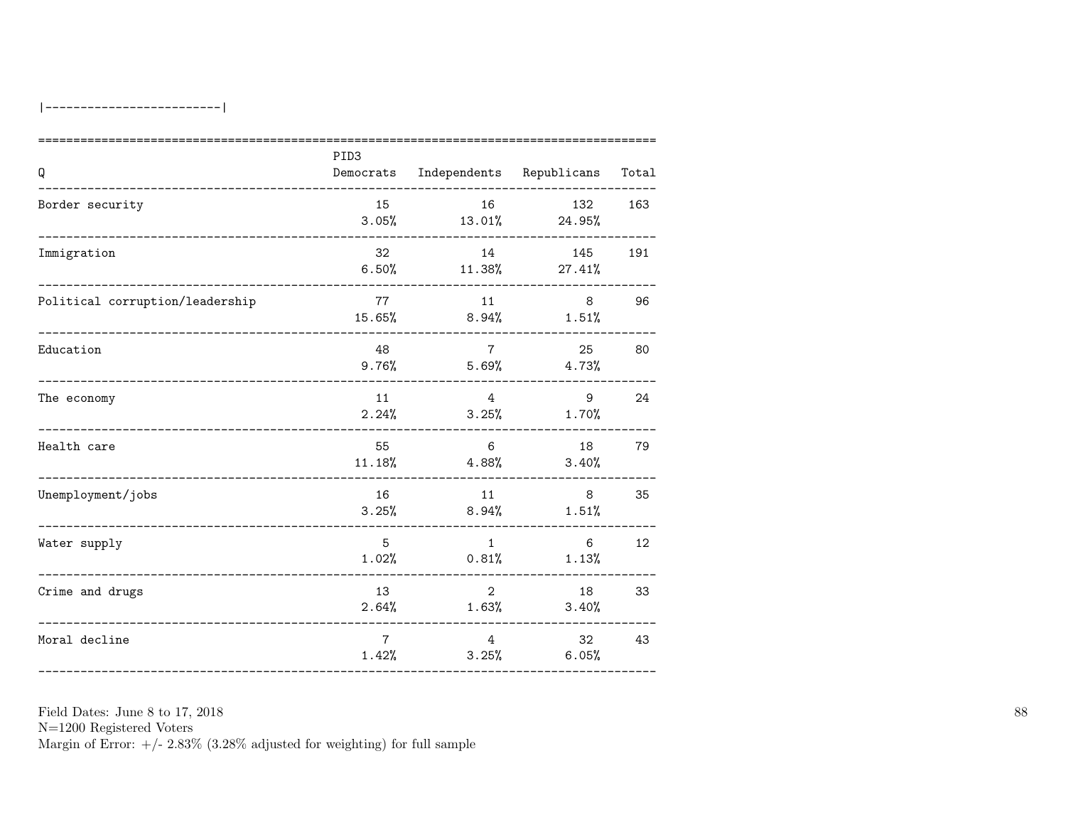|------------------------|

| Q | PID3 Democrats | Independents | Republicans | Total |
|---|---|---|---|---|
| Border security | 15<br>3.05% | 16<br>13.01% | 132<br>24.95% | 163 |
| Immigration | 32<br>6.50% | 14<br>11.38% | 145<br>27.41% | 191 |
| Political corruption/leadership | 77<br>15.65% | 11<br>8.94% | 8<br>1.51% | 96 |
| Education | 48<br>9.76% | 7<br>5.69% | 25<br>4.73% | 80 |
| The economy | 11<br>2.24% | 4<br>3.25% | 9<br>1.70% | 24 |
| Health care | 55<br>11.18% | 6<br>4.88% | 18<br>3.40% | 79 |
| Unemployment/jobs | 16<br>3.25% | 11<br>8.94% | 8<br>1.51% | 35 |
| Water supply | 5<br>1.02% | 1<br>0.81% | 6<br>1.13% | 12 |
| Crime and drugs | 13<br>2.64% | 2<br>1.63% | 18<br>3.40% | 33 |
| Moral decline | 7<br>1.42% | 4<br>3.25% | 32<br>6.05% | 43 |

Field Dates: June 8 to 17, 2018
N=1200 Registered Voters
Margin of Error: +/- 2.83% (3.28% adjusted for weighting) for full sample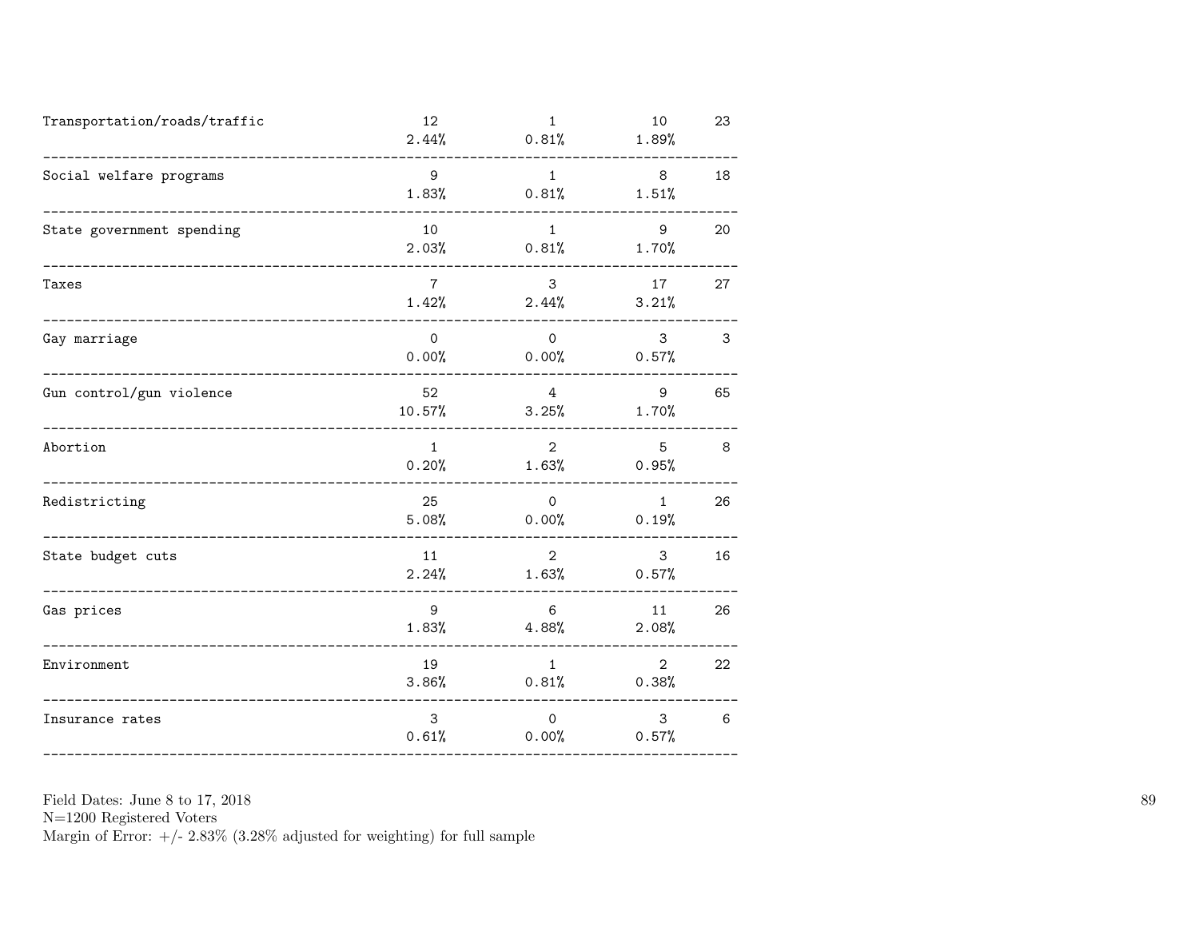| | | | | |
|---|---|---|---|---|
| Transportation/roads/traffic | 12<br>2.44% | 1<br>0.81% | 10<br>1.89% | 23 |
| Social welfare programs | 9<br>1.83% | 1<br>0.81% | 8<br>1.51% | 18 |
| State government spending | 10<br>2.03% | 1<br>0.81% | 9<br>1.70% | 20 |
| Taxes | 7<br>1.42% | 3<br>2.44% | 17<br>3.21% | 27 |
| Gay marriage | 0<br>0.00% | 0<br>0.00% | 3<br>0.57% | 3 |
| Gun control/gun violence | 52<br>10.57% | 4<br>3.25% | 9<br>1.70% | 65 |
| Abortion | 1<br>0.20% | 2<br>1.63% | 5<br>0.95% | 8 |
| Redistricting | 25<br>5.08% | 0<br>0.00% | 1<br>0.19% | 26 |
| State budget cuts | 11<br>2.24% | 2<br>1.63% | 3<br>0.57% | 16 |
| Gas prices | 9<br>1.83% | 6<br>4.88% | 11<br>2.08% | 26 |
| Environment | 19<br>3.86% | 1<br>0.81% | 2<br>0.38% | 22 |
| Insurance rates | 3<br>0.61% | 0<br>0.00% | 3<br>0.57% | 6 |

Field Dates: June 8 to 17, 2018
N=1200 Registered Voters
Margin of Error: +/- 2.83% (3.28% adjusted for weighting) for full sample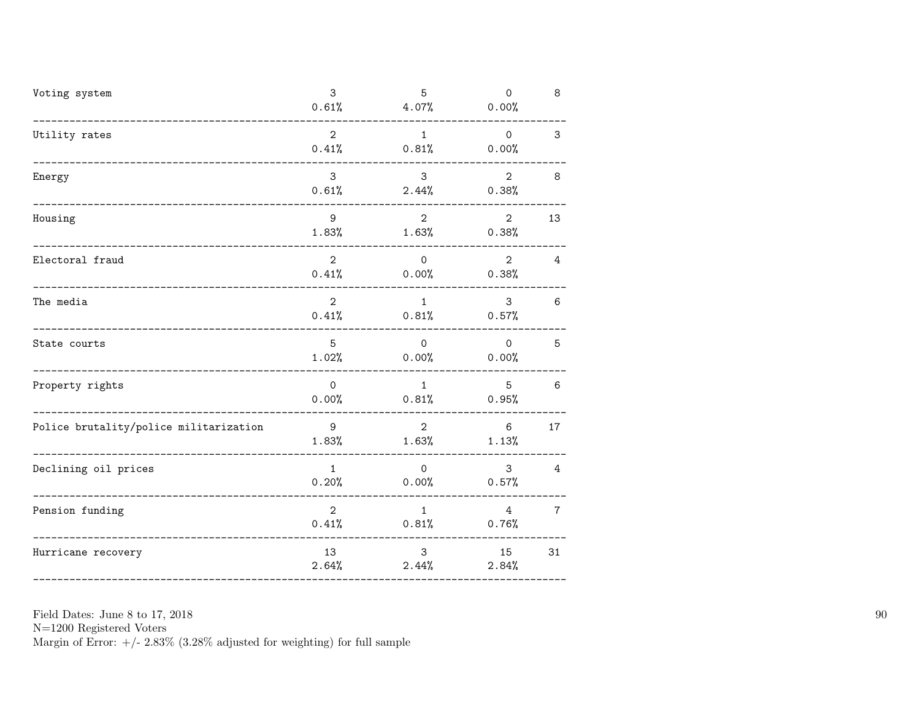| | | | | |
|---|---|---|---|---|
| Voting system | 3<br>0.61% | 5<br>4.07% | 0<br>0.00% | 8 |
| Utility rates | 2<br>0.41% | 1<br>0.81% | 0<br>0.00% | 3 |
| Energy | 3<br>0.61% | 3<br>2.44% | 2<br>0.38% | 8 |
| Housing | 9<br>1.83% | 2<br>1.63% | 2<br>0.38% | 13 |
| Electoral fraud | 2<br>0.41% | 0<br>0.00% | 2<br>0.38% | 4 |
| The media | 2<br>0.41% | 1<br>0.81% | 3<br>0.57% | 6 |
| State courts | 5<br>1.02% | 0<br>0.00% | 0<br>0.00% | 5 |
| Property rights | 0<br>0.00% | 1<br>0.81% | 5<br>0.95% | 6 |
| Police brutality/police militarization | 9<br>1.83% | 2<br>1.63% | 6<br>1.13% | 17 |
| Declining oil prices | 1<br>0.20% | 0<br>0.00% | 3<br>0.57% | 4 |
| Pension funding | 2<br>0.41% | 1<br>0.81% | 4<br>0.76% | 7 |
| Hurricane recovery | 13<br>2.64% | 3<br>2.44% | 15<br>2.84% | 31 |

Field Dates: June 8 to 17, 2018
N=1200 Registered Voters
Margin of Error: +/- 2.83% (3.28% adjusted for weighting) for full sample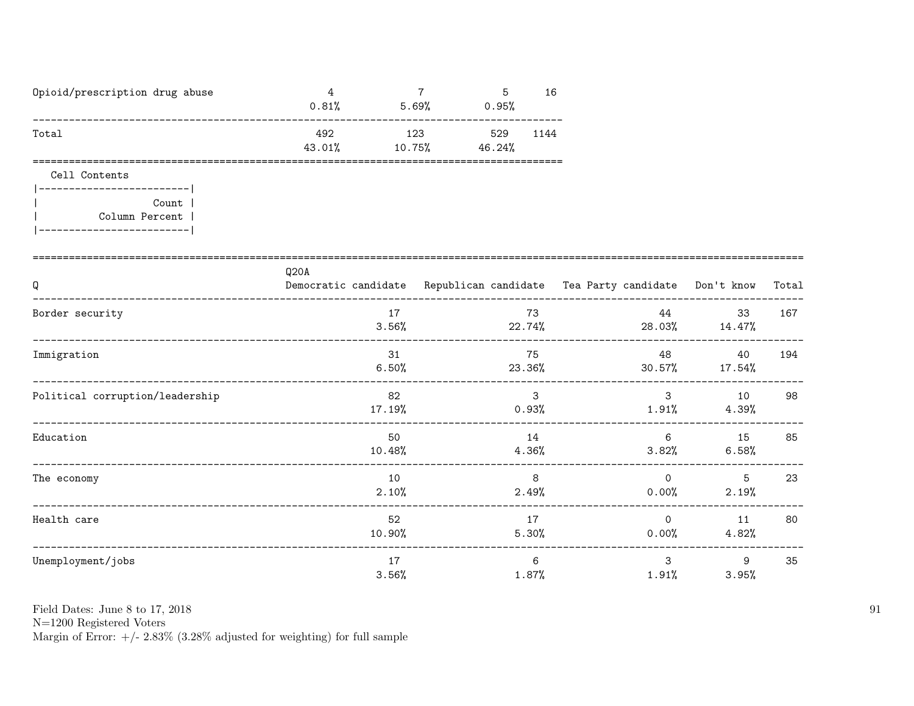| | | | | |
|---|---|---|---|---|
| Opioid/prescription drug abuse | 4<br>0.81% | 7<br>5.69% | 5<br>0.95% | 16 |
| Total | 492<br>43.01% | 123<br>10.75% | 529<br>46.24% | 1144 |

Cell Contents

```
|-------------------------|
|                   Count |
|          Column Percent |
|-------------------------|
```

| Q | Q20A<br>Democratic candidate | Republican candidate | Tea Party candidate | Don't know | Total |
|---|---|---|---|---|---|
| Border security | 17<br>3.56% | 73<br>22.74% | 44<br>28.03% | 33<br>14.47% | 167 |
| Immigration | 31<br>6.50% | 75<br>23.36% | 48<br>30.57% | 40<br>17.54% | 194 |
| Political corruption/leadership | 82<br>17.19% | 3<br>0.93% | 3<br>1.91% | 10<br>4.39% | 98 |
| Education | 50<br>10.48% | 14<br>4.36% | 6<br>3.82% | 15<br>6.58% | 85 |
| The economy | 10<br>2.10% | 8<br>2.49% | 0<br>0.00% | 5<br>2.19% | 23 |
| Health care | 52<br>10.90% | 17<br>5.30% | 0<br>0.00% | 11<br>4.82% | 80 |
| Unemployment/jobs | 17<br>3.56% | 6<br>1.87% | 3<br>1.91% | 9<br>3.95% | 35 |

Field Dates: June 8 to 17, 2018
N=1200 Registered Voters
Margin of Error: +/- 2.83% (3.28% adjusted for weighting) for full sample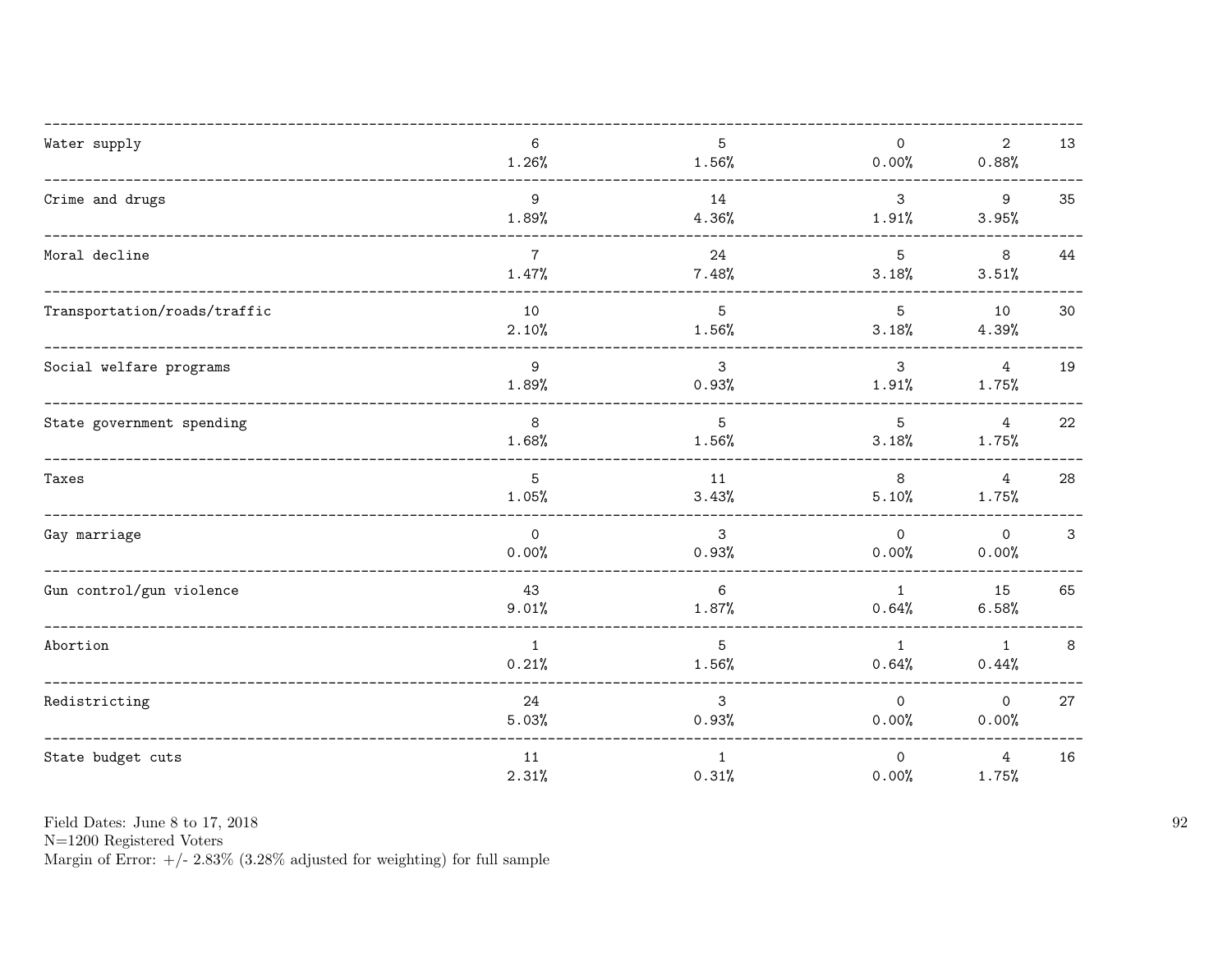| | | | | | |
|---|---|---|---|---|---|
| Water supply | 6<br>1.26% | 5<br>1.56% | 0<br>0.00% | 2<br>0.88% | 13 |
| Crime and drugs | 9<br>1.89% | 14<br>4.36% | 3<br>1.91% | 9<br>3.95% | 35 |
| Moral decline | 7<br>1.47% | 24<br>7.48% | 5<br>3.18% | 8<br>3.51% | 44 |
| Transportation/roads/traffic | 10<br>2.10% | 5<br>1.56% | 5<br>3.18% | 10<br>4.39% | 30 |
| Social welfare programs | 9<br>1.89% | 3<br>0.93% | 3<br>1.91% | 4<br>1.75% | 19 |
| State government spending | 8<br>1.68% | 5<br>1.56% | 5<br>3.18% | 4<br>1.75% | 22 |
| Taxes | 5<br>1.05% | 11<br>3.43% | 8<br>5.10% | 4<br>1.75% | 28 |
| Gay marriage | 0<br>0.00% | 3<br>0.93% | 0<br>0.00% | 0<br>0.00% | 3 |
| Gun control/gun violence | 43<br>9.01% | 6<br>1.87% | 1<br>0.64% | 15<br>6.58% | 65 |
| Abortion | 1<br>0.21% | 5<br>1.56% | 1<br>0.64% | 1<br>0.44% | 8 |
| Redistricting | 24<br>5.03% | 3<br>0.93% | 0<br>0.00% | 0<br>0.00% | 27 |
| State budget cuts | 11<br>2.31% | 1<br>0.31% | 0<br>0.00% | 4<br>1.75% | 16 |

Field Dates: June 8 to 17, 2018
N=1200 Registered Voters
Margin of Error: +/- 2.83% (3.28% adjusted for weighting) for full sample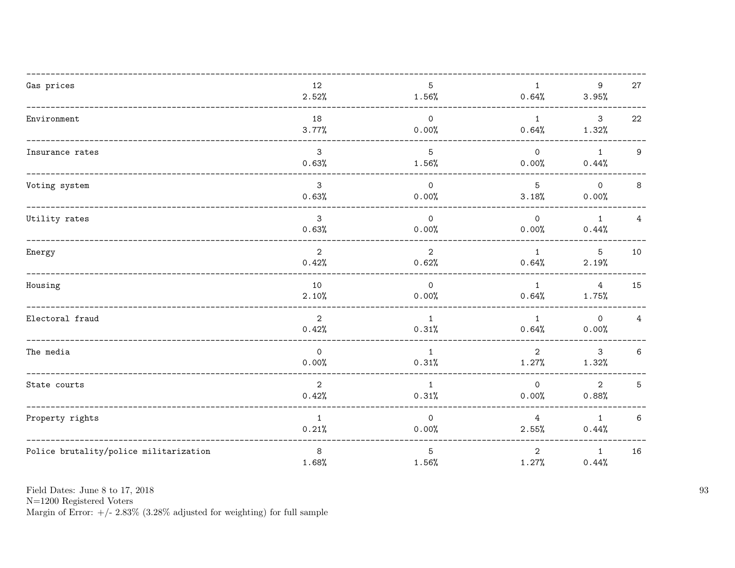| | | | | | |
|---|---|---|---|---|---|
| Gas prices | 12<br>2.52% | 5<br>1.56% | 1<br>0.64% | 9<br>3.95% | 27 |
| Environment | 18<br>3.77% | 0<br>0.00% | 1<br>0.64% | 3<br>1.32% | 22 |
| Insurance rates | 3<br>0.63% | 5<br>1.56% | 0<br>0.00% | 1<br>0.44% | 9 |
| Voting system | 3<br>0.63% | 0<br>0.00% | 5<br>3.18% | 0<br>0.00% | 8 |
| Utility rates | 3<br>0.63% | 0<br>0.00% | 0<br>0.00% | 1<br>0.44% | 4 |
| Energy | 2<br>0.42% | 2<br>0.62% | 1<br>0.64% | 5<br>2.19% | 10 |
| Housing | 10<br>2.10% | 0<br>0.00% | 1<br>0.64% | 4<br>1.75% | 15 |
| Electoral fraud | 2<br>0.42% | 1<br>0.31% | 1<br>0.64% | 0<br>0.00% | 4 |
| The media | 0<br>0.00% | 1<br>0.31% | 2<br>1.27% | 3<br>1.32% | 6 |
| State courts | 2<br>0.42% | 1<br>0.31% | 0<br>0.00% | 2<br>0.88% | 5 |
| Property rights | 1<br>0.21% | 0<br>0.00% | 4<br>2.55% | 1<br>0.44% | 6 |
| Police brutality/police militarization | 8<br>1.68% | 5<br>1.56% | 2<br>1.27% | 1<br>0.44% | 16 |

Field Dates: June 8 to 17, 2018
N=1200 Registered Voters
Margin of Error: +/- 2.83% (3.28% adjusted for weighting) for full sample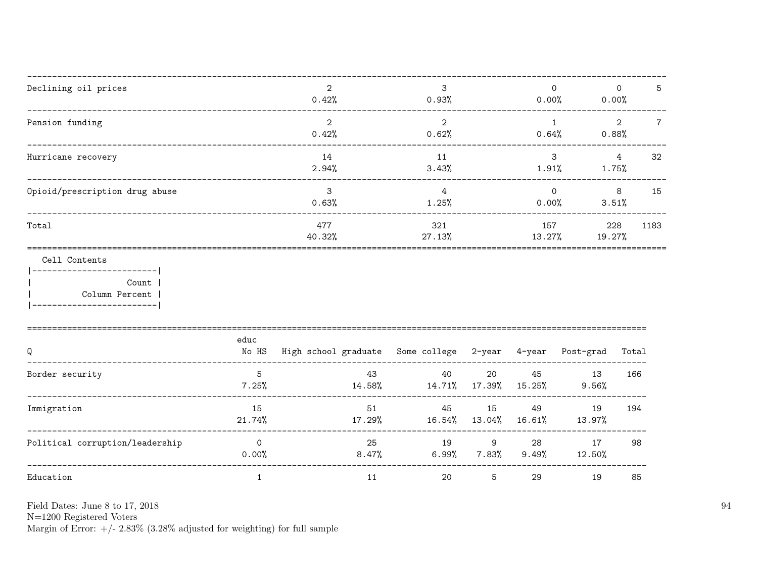| | | | | | |
|---|---|---|---|---|---|
| Declining oil prices | 2<br>0.42% | 3<br>0.93% | 0<br>0.00% | 0<br>0.00% | 5 |
| Pension funding | 2<br>0.42% | 2<br>0.62% | 1<br>0.64% | 2<br>0.88% | 7 |
| Hurricane recovery | 14<br>2.94% | 11<br>3.43% | 3<br>1.91% | 4<br>1.75% | 32 |
| Opioid/prescription drug abuse | 3<br>0.63% | 4<br>1.25% | 0<br>0.00% | 8<br>3.51% | 15 |
| Total | 477<br>40.32% | 321<br>27.13% | 157<br>13.27% | 228<br>19.27% | 1183 |

Cell Contents
|-------------------------|
| Count |
| Column Percent |
|-------------------------|

| Q | educ<br>No HS | High school graduate | Some college | 2-year | 4-year | Post-grad | Total |
|---|---|---|---|---|---|---|---|
| Border security | 5<br>7.25% | 43<br>14.58% | 40<br>14.71% | 20<br>17.39% | 45<br>15.25% | 13<br>9.56% | 166 |
| Immigration | 15<br>21.74% | 51<br>17.29% | 45<br>16.54% | 15<br>13.04% | 49<br>16.61% | 19<br>13.97% | 194 |
| Political corruption/leadership | 0<br>0.00% | 25<br>8.47% | 19<br>6.99% | 9<br>7.83% | 28<br>9.49% | 17<br>12.50% | 98 |
| Education | 1 | 11 | 20 | 5 | 29 | 19 | 85 |

Field Dates: June 8 to 17, 2018
N=1200 Registered Voters
Margin of Error: +/- 2.83% (3.28% adjusted for weighting) for full sample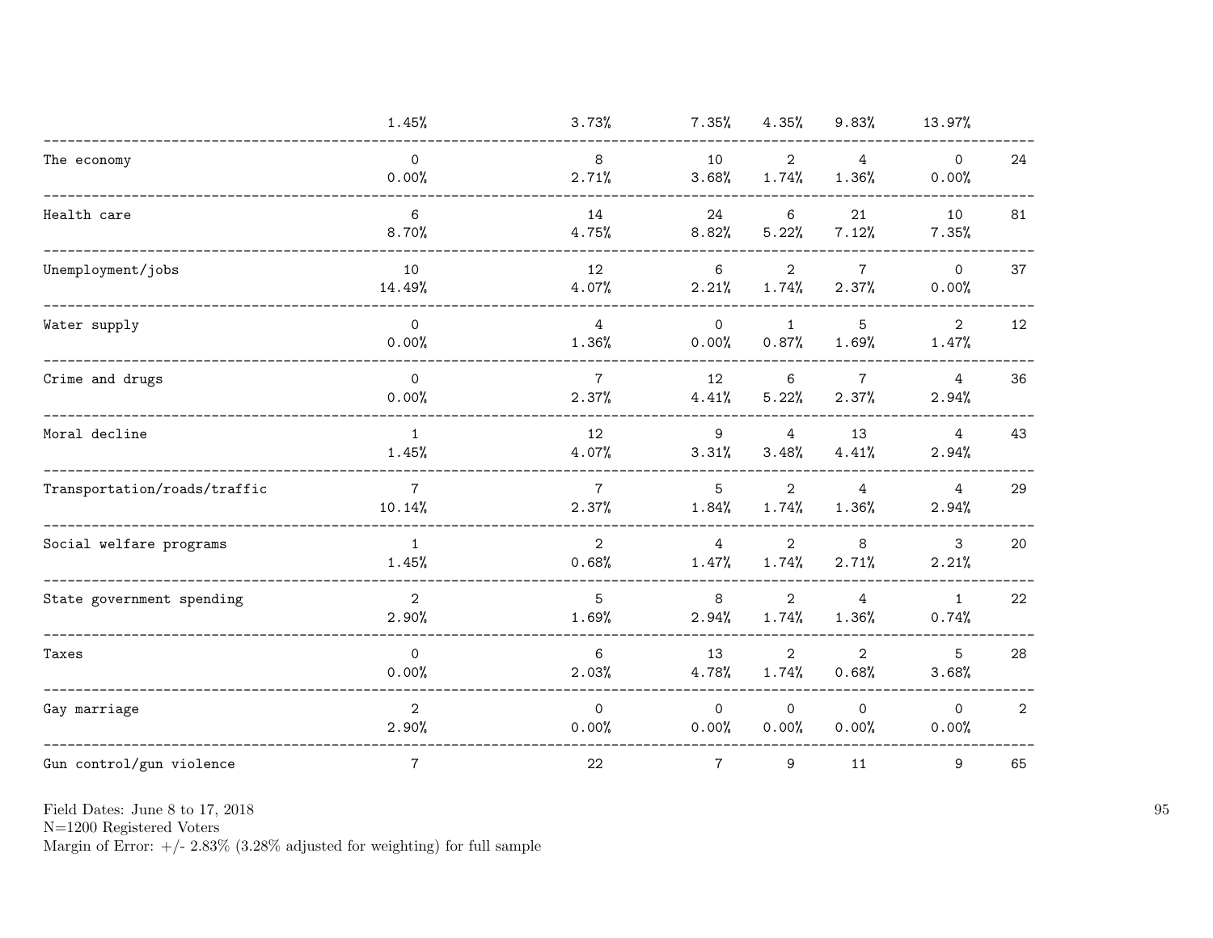| | | | | | | | |
|---|---|---|---|---|---|---|---|
| | 1.45% | 3.73% | 7.35% | 4.35% | 9.83% | 13.97% | |
| The economy | 0<br>0.00% | 8<br>2.71% | 10<br>3.68% | 2<br>1.74% | 4<br>1.36% | 0<br>0.00% | 24 |
| Health care | 6<br>8.70% | 14<br>4.75% | 24<br>8.82% | 6<br>5.22% | 21<br>7.12% | 10<br>7.35% | 81 |
| Unemployment/jobs | 10<br>14.49% | 12<br>4.07% | 6<br>2.21% | 2<br>1.74% | 7<br>2.37% | 0<br>0.00% | 37 |
| Water supply | 0<br>0.00% | 4<br>1.36% | 0<br>0.00% | 1<br>0.87% | 5<br>1.69% | 2<br>1.47% | 12 |
| Crime and drugs | 0<br>0.00% | 7<br>2.37% | 12<br>4.41% | 6<br>5.22% | 7<br>2.37% | 4<br>2.94% | 36 |
| Moral decline | 1<br>1.45% | 12<br>4.07% | 9<br>3.31% | 4<br>3.48% | 13<br>4.41% | 4<br>2.94% | 43 |
| Transportation/roads/traffic | 7<br>10.14% | 7<br>2.37% | 5<br>1.84% | 2<br>1.74% | 4<br>1.36% | 4<br>2.94% | 29 |
| Social welfare programs | 1<br>1.45% | 2<br>0.68% | 4<br>1.47% | 2<br>1.74% | 8<br>2.71% | 3<br>2.21% | 20 |
| State government spending | 2<br>2.90% | 5<br>1.69% | 8<br>2.94% | 2<br>1.74% | 4<br>1.36% | 1<br>0.74% | 22 |
| Taxes | 0<br>0.00% | 6<br>2.03% | 13<br>4.78% | 2<br>1.74% | 2<br>0.68% | 5<br>3.68% | 28 |
| Gay marriage | 2<br>2.90% | 0<br>0.00% | 0<br>0.00% | 0<br>0.00% | 0<br>0.00% | 0<br>0.00% | 2 |
| Gun control/gun violence | 7 | 22 | 7 | 9 | 11 | 9 | 65 |

Field Dates: June 8 to 17, 2018
N=1200 Registered Voters
Margin of Error: +/- 2.83% (3.28% adjusted for weighting) for full sample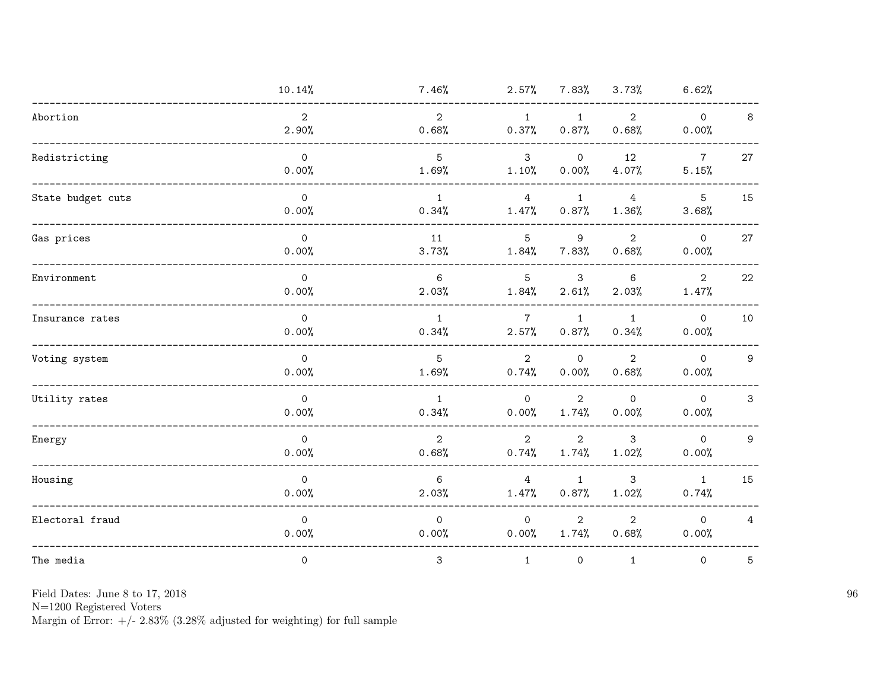| | | | | | | | |
|---|---|---|---|---|---|---|---|
| | 10.14% | 7.46% | 2.57% | 7.83% | 3.73% | 6.62% | |
| Abortion | 2<br>2.90% | 2<br>0.68% | 1<br>0.37% | 1<br>0.87% | 2<br>0.68% | 0<br>0.00% | 8 |
| Redistricting | 0<br>0.00% | 5<br>1.69% | 3<br>1.10% | 0<br>0.00% | 12<br>4.07% | 7<br>5.15% | 27 |
| State budget cuts | 0<br>0.00% | 1<br>0.34% | 4<br>1.47% | 1<br>0.87% | 4<br>1.36% | 5<br>3.68% | 15 |
| Gas prices | 0<br>0.00% | 11<br>3.73% | 5<br>1.84% | 9<br>7.83% | 2<br>0.68% | 0<br>0.00% | 27 |
| Environment | 0<br>0.00% | 6<br>2.03% | 5<br>1.84% | 3<br>2.61% | 6<br>2.03% | 2<br>1.47% | 22 |
| Insurance rates | 0<br>0.00% | 1<br>0.34% | 7<br>2.57% | 1<br>0.87% | 1<br>0.34% | 0<br>0.00% | 10 |
| Voting system | 0<br>0.00% | 5<br>1.69% | 2<br>0.74% | 0<br>0.00% | 2<br>0.68% | 0<br>0.00% | 9 |
| Utility rates | 0<br>0.00% | 1<br>0.34% | 0<br>0.00% | 2<br>1.74% | 0<br>0.00% | 0<br>0.00% | 3 |
| Energy | 0<br>0.00% | 2<br>0.68% | 2<br>0.74% | 2<br>1.74% | 3<br>1.02% | 0<br>0.00% | 9 |
| Housing | 0<br>0.00% | 6<br>2.03% | 4<br>1.47% | 1<br>0.87% | 3<br>1.02% | 1<br>0.74% | 15 |
| Electoral fraud | 0<br>0.00% | 0<br>0.00% | 0<br>0.00% | 2<br>1.74% | 2<br>0.68% | 0<br>0.00% | 4 |
| The media | 0 | 3 | 1 | 0 | 1 | 0 | 5 |

Field Dates: June 8 to 17, 2018
N=1200 Registered Voters
Margin of Error: +/- 2.83% (3.28% adjusted for weighting) for full sample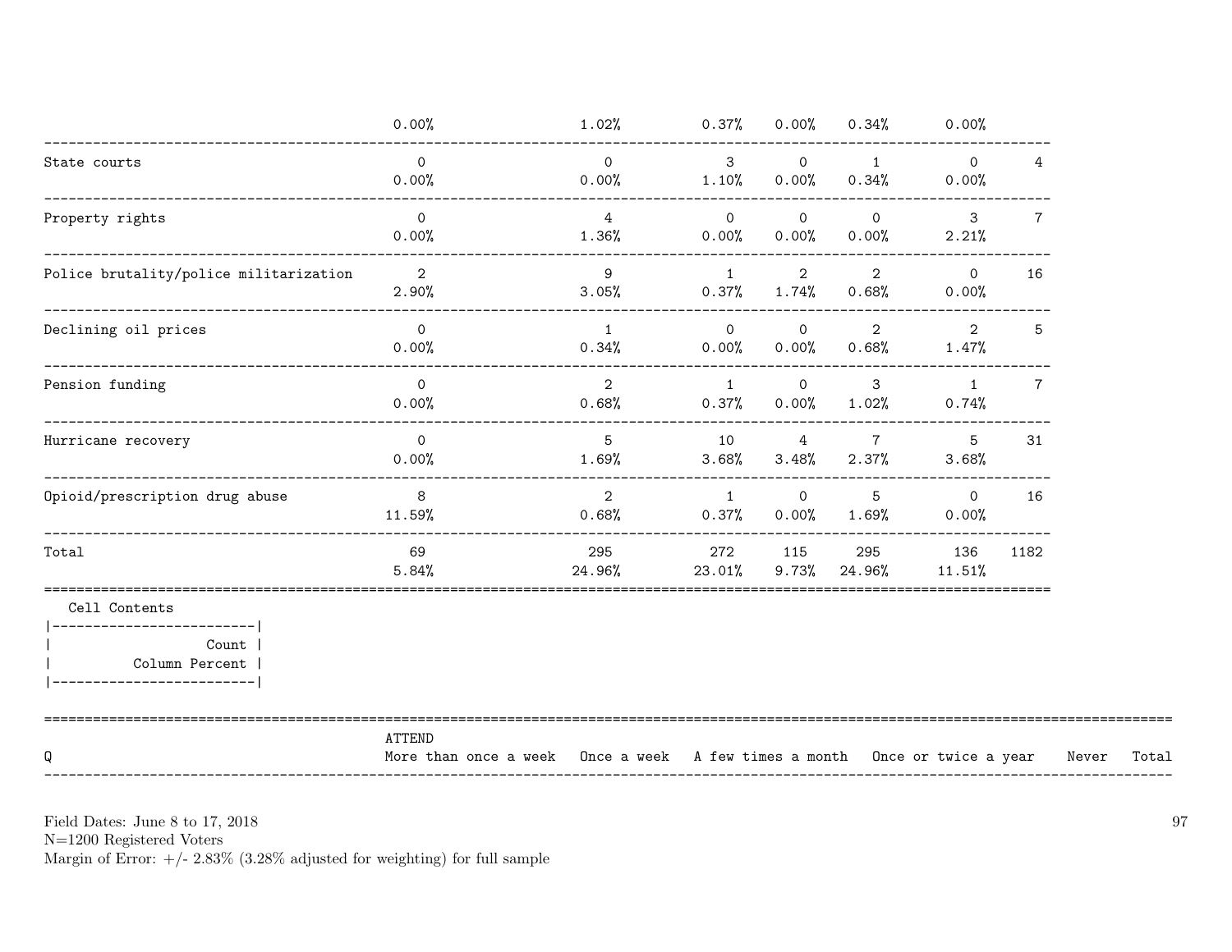| | | | | | | | |
|---|---|---|---|---|---|---|---|
| | 0.00% | 1.02% | 0.37% | 0.00% | 0.34% | 0.00% | |
| State courts | 0 | 0 | 3 | 0 | 1 | 0 | 4 |
| | 0.00% | 0.00% | 1.10% | 0.00% | 0.34% | 0.00% | |
| Property rights | 0 | 4 | 0 | 0 | 0 | 3 | 7 |
| | 0.00% | 1.36% | 0.00% | 0.00% | 0.00% | 2.21% | |
| Police brutality/police militarization | 2 | 9 | 1 | 2 | 2 | 0 | 16 |
| | 2.90% | 3.05% | 0.37% | 1.74% | 0.68% | 0.00% | |
| Declining oil prices | 0 | 1 | 0 | 0 | 2 | 2 | 5 |
| | 0.00% | 0.34% | 0.00% | 0.00% | 0.68% | 1.47% | |
| Pension funding | 0 | 2 | 1 | 0 | 3 | 1 | 7 |
| | 0.00% | 0.68% | 0.37% | 0.00% | 1.02% | 0.74% | |
| Hurricane recovery | 0 | 5 | 10 | 4 | 7 | 5 | 31 |
| | 0.00% | 1.69% | 3.68% | 3.48% | 2.37% | 3.68% | |
| Opioid/prescription drug abuse | 8 | 2 | 1 | 0 | 5 | 0 | 16 |
| | 11.59% | 0.68% | 0.37% | 0.00% | 1.69% | 0.00% | |
| Total | 69 | 295 | 272 | 115 | 295 | 136 | 1182 |
| | 5.84% | 24.96% | 23.01% | 9.73% | 24.96% | 11.51% | |

Cell Contents
|-------------------------|
| Count |
| Column Percent |
|-------------------------|

| Q | ATTEND More than once a week | Once a week | A few times a month | Once or twice a year | Never | Total |
|---|---|---|---|---|---|---|

Field Dates: June 8 to 17, 2018
N=1200 Registered Voters
Margin of Error: +/- 2.83% (3.28% adjusted for weighting) for full sample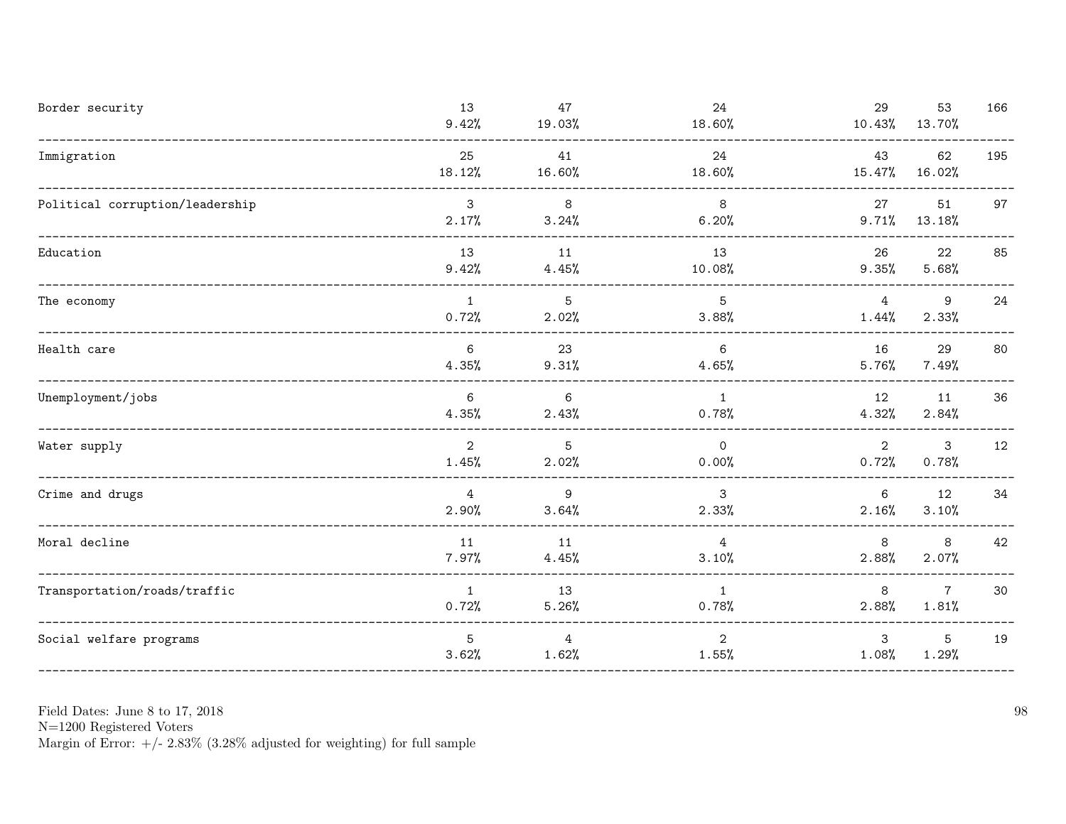| | | | | | | |
|---|---|---|---|---|---|---|
| Border security | 13<br>9.42% | 47<br>19.03% | 24<br>18.60% | 29<br>10.43% | 53<br>13.70% | 166 |
| Immigration | 25<br>18.12% | 41<br>16.60% | 24<br>18.60% | 43<br>15.47% | 62<br>16.02% | 195 |
| Political corruption/leadership | 3<br>2.17% | 8<br>3.24% | 8<br>6.20% | 27<br>9.71% | 51<br>13.18% | 97 |
| Education | 13<br>9.42% | 11<br>4.45% | 13<br>10.08% | 26<br>9.35% | 22<br>5.68% | 85 |
| The economy | 1<br>0.72% | 5<br>2.02% | 5<br>3.88% | 4<br>1.44% | 9<br>2.33% | 24 |
| Health care | 6<br>4.35% | 23<br>9.31% | 6<br>4.65% | 16<br>5.76% | 29<br>7.49% | 80 |
| Unemployment/jobs | 6<br>4.35% | 6<br>2.43% | 1<br>0.78% | 12<br>4.32% | 11<br>2.84% | 36 |
| Water supply | 2<br>1.45% | 5<br>2.02% | 0<br>0.00% | 2<br>0.72% | 3<br>0.78% | 12 |
| Crime and drugs | 4<br>2.90% | 9<br>3.64% | 3<br>2.33% | 6<br>2.16% | 12<br>3.10% | 34 |
| Moral decline | 11<br>7.97% | 11<br>4.45% | 4<br>3.10% | 8<br>2.88% | 8<br>2.07% | 42 |
| Transportation/roads/traffic | 1<br>0.72% | 13<br>5.26% | 1<br>0.78% | 8<br>2.88% | 7<br>1.81% | 30 |
| Social welfare programs | 5<br>3.62% | 4<br>1.62% | 2<br>1.55% | 3<br>1.08% | 5<br>1.29% | 19 |

Field Dates: June 8 to 17, 2018
N=1200 Registered Voters
Margin of Error: +/- 2.83% (3.28% adjusted for weighting) for full sample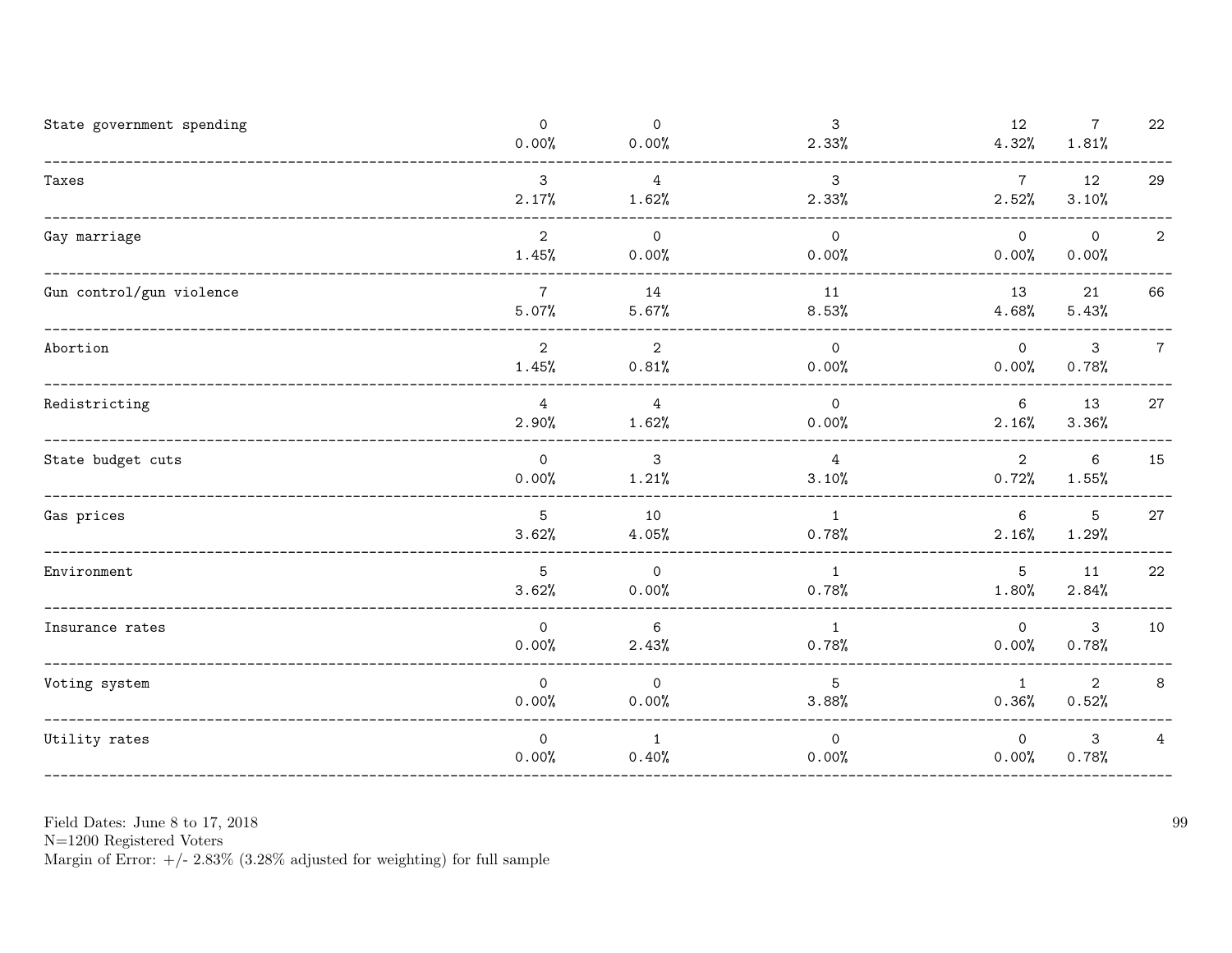| | | | | | | |
|---|---|---|---|---|---|---|
| State government spending | 0<br>0.00% | 0<br>0.00% | 3<br>2.33% | 12<br>4.32% | 7<br>1.81% | 22 |
| Taxes | 3<br>2.17% | 4<br>1.62% | 3<br>2.33% | 7<br>2.52% | 12<br>3.10% | 29 |
| Gay marriage | 2<br>1.45% | 0<br>0.00% | 0<br>0.00% | 0<br>0.00% | 0<br>0.00% | 2 |
| Gun control/gun violence | 7<br>5.07% | 14<br>5.67% | 11<br>8.53% | 13<br>4.68% | 21<br>5.43% | 66 |
| Abortion | 2<br>1.45% | 2<br>0.81% | 0<br>0.00% | 0<br>0.00% | 3<br>0.78% | 7 |
| Redistricting | 4<br>2.90% | 4<br>1.62% | 0<br>0.00% | 6<br>2.16% | 13<br>3.36% | 27 |
| State budget cuts | 0<br>0.00% | 3<br>1.21% | 4<br>3.10% | 2<br>0.72% | 6<br>1.55% | 15 |
| Gas prices | 5<br>3.62% | 10<br>4.05% | 1<br>0.78% | 6<br>2.16% | 5<br>1.29% | 27 |
| Environment | 5<br>3.62% | 0<br>0.00% | 1<br>0.78% | 5<br>1.80% | 11<br>2.84% | 22 |
| Insurance rates | 0<br>0.00% | 6<br>2.43% | 1<br>0.78% | 0<br>0.00% | 3<br>0.78% | 10 |
| Voting system | 0<br>0.00% | 0<br>0.00% | 5<br>3.88% | 1<br>0.36% | 2<br>0.52% | 8 |
| Utility rates | 0<br>0.00% | 1<br>0.40% | 0<br>0.00% | 0<br>0.00% | 3<br>0.78% | 4 |

Field Dates: June 8 to 17, 2018
N=1200 Registered Voters
Margin of Error: +/- 2.83% (3.28% adjusted for weighting) for full sample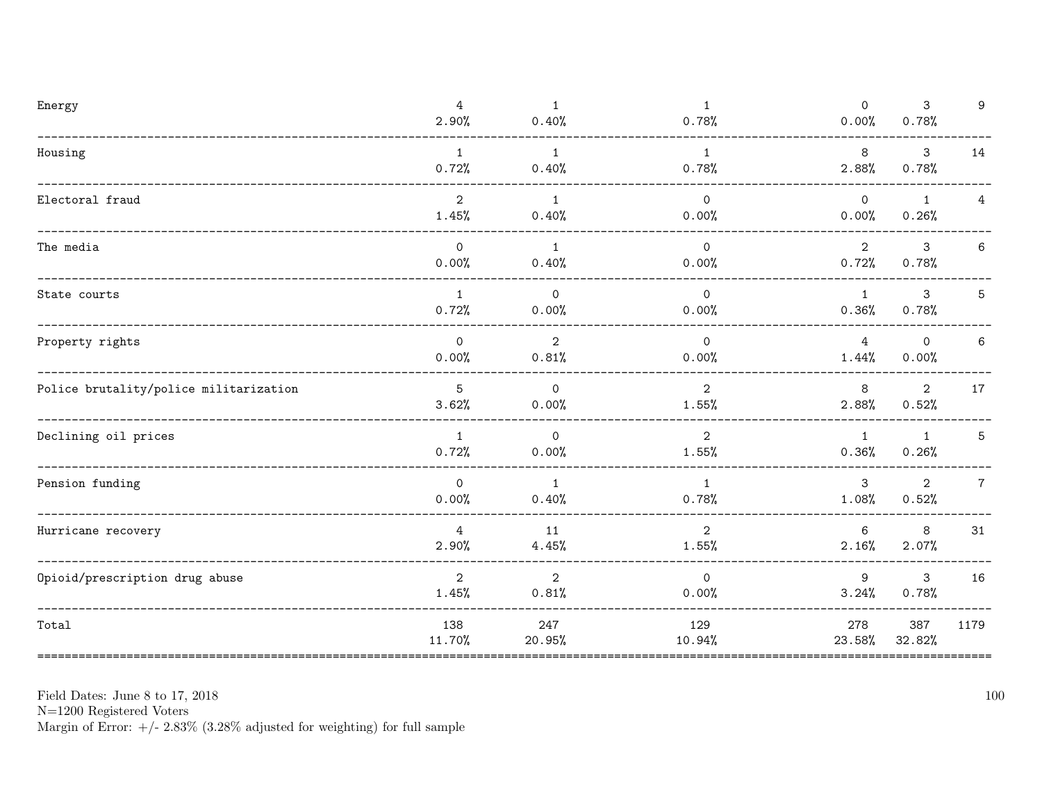| | | | | | | |
|---|---|---|---|---|---|---|
| Energy | 4<br>2.90% | 1<br>0.40% | 1<br>0.78% | 0<br>0.00% | 3<br>0.78% | 9 |
| Housing | 1<br>0.72% | 1<br>0.40% | 1<br>0.78% | 8<br>2.88% | 3<br>0.78% | 14 |
| Electoral fraud | 2<br>1.45% | 1<br>0.40% | 0<br>0.00% | 0<br>0.00% | 1<br>0.26% | 4 |
| The media | 0<br>0.00% | 1<br>0.40% | 0<br>0.00% | 2<br>0.72% | 3<br>0.78% | 6 |
| State courts | 1<br>0.72% | 0<br>0.00% | 0<br>0.00% | 1<br>0.36% | 3<br>0.78% | 5 |
| Property rights | 0<br>0.00% | 2<br>0.81% | 0<br>0.00% | 4<br>1.44% | 0<br>0.00% | 6 |
| Police brutality/police militarization | 5<br>3.62% | 0<br>0.00% | 2<br>1.55% | 8<br>2.88% | 2<br>0.52% | 17 |
| Declining oil prices | 1<br>0.72% | 0<br>0.00% | 2<br>1.55% | 1<br>0.36% | 1<br>0.26% | 5 |
| Pension funding | 0<br>0.00% | 1<br>0.40% | 1<br>0.78% | 3<br>1.08% | 2<br>0.52% | 7 |
| Hurricane recovery | 4<br>2.90% | 11<br>4.45% | 2<br>1.55% | 6<br>2.16% | 8<br>2.07% | 31 |
| Opioid/prescription drug abuse | 2<br>1.45% | 2<br>0.81% | 0<br>0.00% | 9<br>3.24% | 3<br>0.78% | 16 |
| Total | 138<br>11.70% | 247<br>20.95% | 129<br>10.94% | 278<br>23.58% | 387<br>32.82% | 1179 |

Field Dates: June 8 to 17, 2018
N=1200 Registered Voters
Margin of Error: +/- 2.83% (3.28% adjusted for weighting) for full sample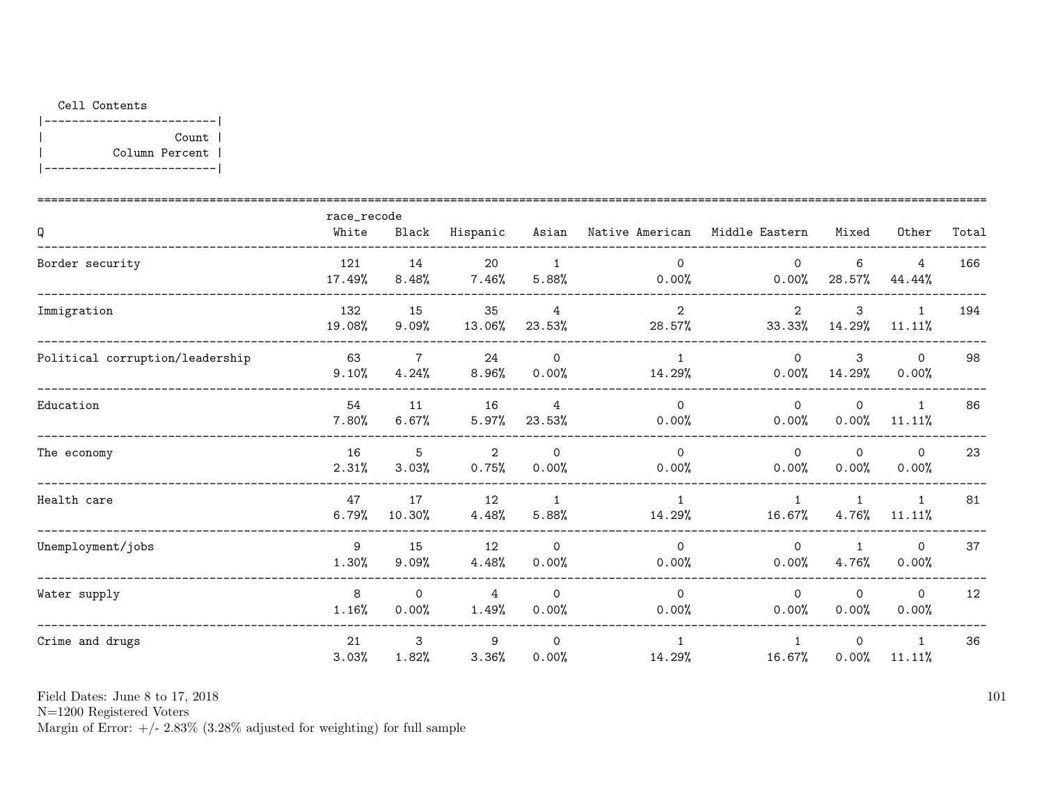Cell Contents

|-------------------------|
|                   Count |
|          Column Percent |
|-------------------------|

| Q | race_recode White | Black | Hispanic | Asian | Native American | Middle Eastern | Mixed | Other | Total |
|---|---|---|---|---|---|---|---|---|---|
| Border security | 121<br>17.49% | 14<br>8.48% | 20<br>7.46% | 1<br>5.88% | 0<br>0.00% | 0<br>0.00% | 6<br>28.57% | 4<br>44.44% | 166 |
| Immigration | 132<br>19.08% | 15<br>9.09% | 35<br>13.06% | 4<br>23.53% | 2<br>28.57% | 2<br>33.33% | 3<br>14.29% | 1<br>11.11% | 194 |
| Political corruption/leadership | 63<br>9.10% | 7<br>4.24% | 24<br>8.96% | 0<br>0.00% | 1<br>14.29% | 0<br>0.00% | 3<br>14.29% | 0<br>0.00% | 98 |
| Education | 54<br>7.80% | 11<br>6.67% | 16<br>5.97% | 4<br>23.53% | 0<br>0.00% | 0<br>0.00% | 0<br>0.00% | 1<br>11.11% | 86 |
| The economy | 16<br>2.31% | 5<br>3.03% | 2<br>0.75% | 0<br>0.00% | 0<br>0.00% | 0<br>0.00% | 0<br>0.00% | 0<br>0.00% | 23 |
| Health care | 47<br>6.79% | 17<br>10.30% | 12<br>4.48% | 1<br>5.88% | 1<br>14.29% | 1<br>16.67% | 1<br>4.76% | 1<br>11.11% | 81 |
| Unemployment/jobs | 9<br>1.30% | 15<br>9.09% | 12<br>4.48% | 0<br>0.00% | 0<br>0.00% | 0<br>0.00% | 1<br>4.76% | 0<br>0.00% | 37 |
| Water supply | 8<br>1.16% | 0<br>0.00% | 4<br>1.49% | 0<br>0.00% | 0<br>0.00% | 0<br>0.00% | 0<br>0.00% | 0<br>0.00% | 12 |
| Crime and drugs | 21<br>3.03% | 3<br>1.82% | 9<br>3.36% | 0<br>0.00% | 1<br>14.29% | 1<br>16.67% | 0<br>0.00% | 1<br>11.11% | 36 |

Field Dates: June 8 to 17, 2018
N=1200 Registered Voters
Margin of Error: +/- 2.83% (3.28% adjusted for weighting) for full sample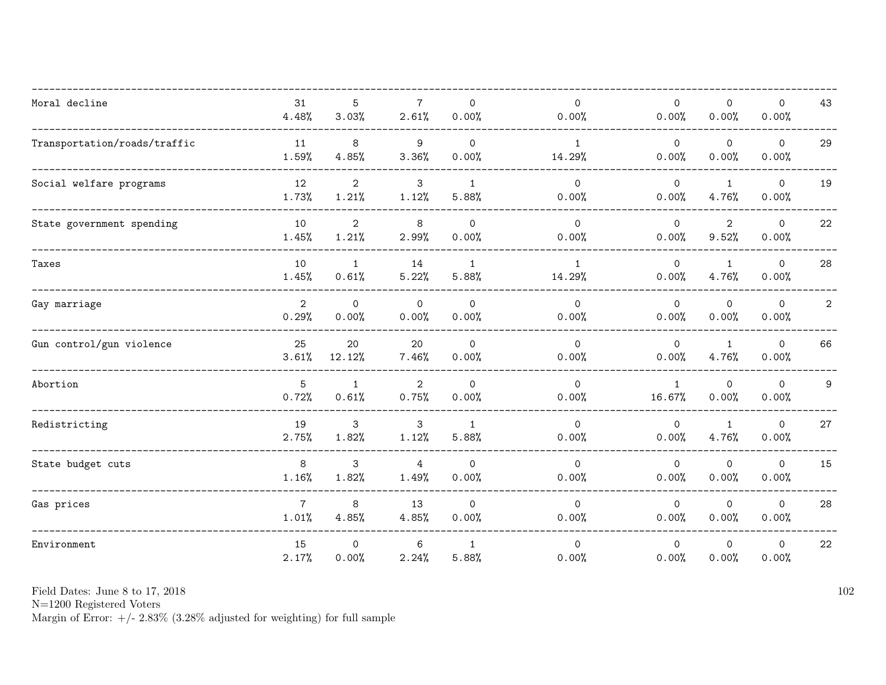| | | | | | | | | | |
|---|---|---|---|---|---|---|---|---|---|
| Moral decline | 31<br>4.48% | 5<br>3.03% | 7<br>2.61% | 0<br>0.00% | 0<br>0.00% | 0<br>0.00% | 0<br>0.00% | 0<br>0.00% | 43 |
| Transportation/roads/traffic | 11<br>1.59% | 8<br>4.85% | 9<br>3.36% | 0<br>0.00% | 1<br>14.29% | 0<br>0.00% | 0<br>0.00% | 0<br>0.00% | 29 |
| Social welfare programs | 12<br>1.73% | 2<br>1.21% | 3<br>1.12% | 1<br>5.88% | 0<br>0.00% | 0<br>0.00% | 1<br>4.76% | 0<br>0.00% | 19 |
| State government spending | 10<br>1.45% | 2<br>1.21% | 8<br>2.99% | 0<br>0.00% | 0<br>0.00% | 0<br>0.00% | 2<br>9.52% | 0<br>0.00% | 22 |
| Taxes | 10<br>1.45% | 1<br>0.61% | 14<br>5.22% | 1<br>5.88% | 1<br>14.29% | 0<br>0.00% | 1<br>4.76% | 0<br>0.00% | 28 |
| Gay marriage | 2<br>0.29% | 0<br>0.00% | 0<br>0.00% | 0<br>0.00% | 0<br>0.00% | 0<br>0.00% | 0<br>0.00% | 0<br>0.00% | 2 |
| Gun control/gun violence | 25<br>3.61% | 20<br>12.12% | 20<br>7.46% | 0<br>0.00% | 0<br>0.00% | 0<br>0.00% | 1<br>4.76% | 0<br>0.00% | 66 |
| Abortion | 5<br>0.72% | 1<br>0.61% | 2<br>0.75% | 0<br>0.00% | 0<br>0.00% | 1<br>16.67% | 0<br>0.00% | 0<br>0.00% | 9 |
| Redistricting | 19<br>2.75% | 3<br>1.82% | 3<br>1.12% | 1<br>5.88% | 0<br>0.00% | 0<br>0.00% | 1<br>4.76% | 0<br>0.00% | 27 |
| State budget cuts | 8<br>1.16% | 3<br>1.82% | 4<br>1.49% | 0<br>0.00% | 0<br>0.00% | 0<br>0.00% | 0<br>0.00% | 0<br>0.00% | 15 |
| Gas prices | 7<br>1.01% | 8<br>4.85% | 13<br>4.85% | 0<br>0.00% | 0<br>0.00% | 0<br>0.00% | 0<br>0.00% | 0<br>0.00% | 28 |
| Environment | 15<br>2.17% | 0<br>0.00% | 6<br>2.24% | 1<br>5.88% | 0<br>0.00% | 0<br>0.00% | 0<br>0.00% | 0<br>0.00% | 22 |

Field Dates: June 8 to 17, 2018
N=1200 Registered Voters
Margin of Error: +/- 2.83% (3.28% adjusted for weighting) for full sample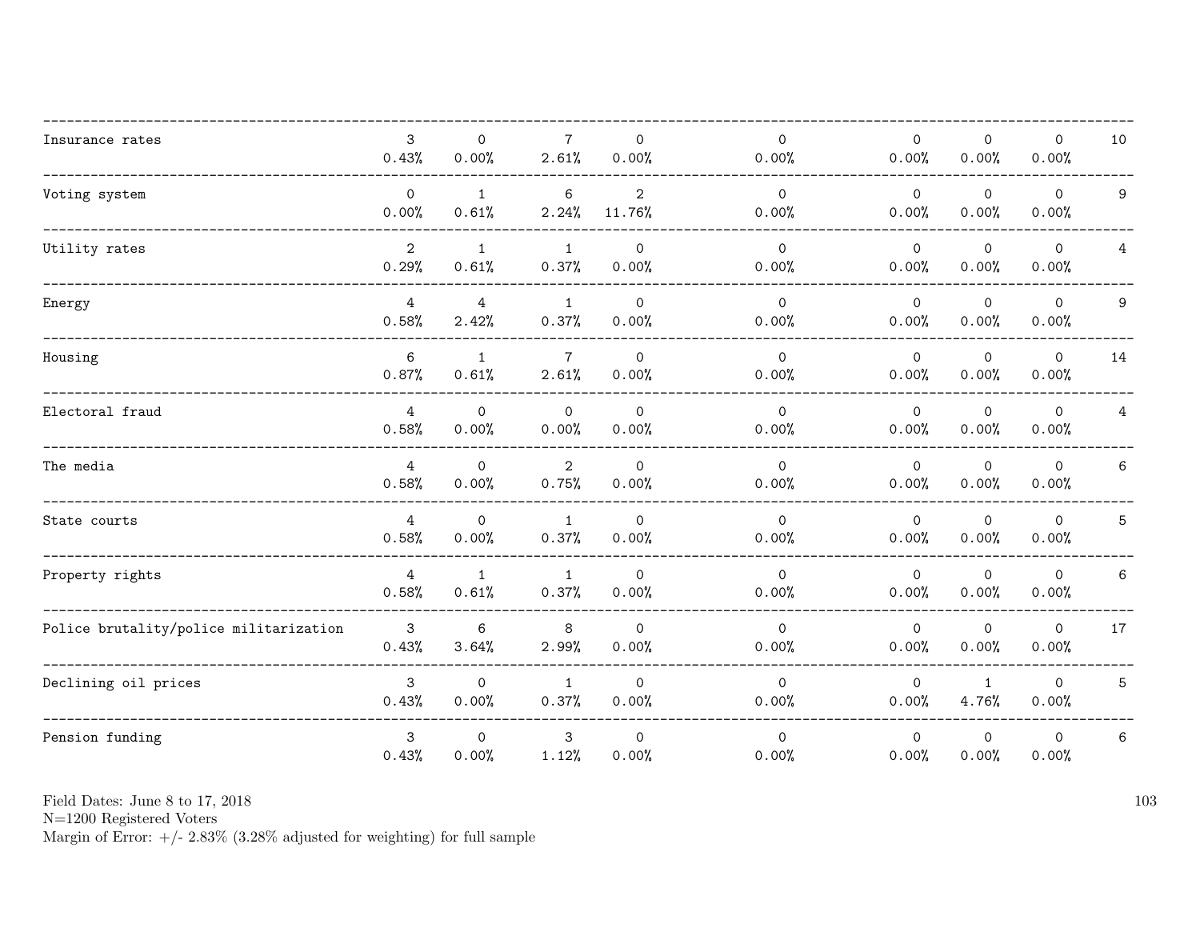| | | | | | | | | | |
|---|---|---|---|---|---|---|---|---|---|
| Insurance rates | 3<br>0.43% | 0<br>0.00% | 7<br>2.61% | 0<br>0.00% | 0<br>0.00% | 0<br>0.00% | 0<br>0.00% | 0<br>0.00% | 10 |
| Voting system | 0<br>0.00% | 1<br>0.61% | 6<br>2.24% | 2<br>11.76% | 0<br>0.00% | 0<br>0.00% | 0<br>0.00% | 0<br>0.00% | 9 |
| Utility rates | 2<br>0.29% | 1<br>0.61% | 1<br>0.37% | 0<br>0.00% | 0<br>0.00% | 0<br>0.00% | 0<br>0.00% | 0<br>0.00% | 4 |
| Energy | 4<br>0.58% | 4<br>2.42% | 1<br>0.37% | 0<br>0.00% | 0<br>0.00% | 0<br>0.00% | 0<br>0.00% | 0<br>0.00% | 9 |
| Housing | 6<br>0.87% | 1<br>0.61% | 7<br>2.61% | 0<br>0.00% | 0<br>0.00% | 0<br>0.00% | 0<br>0.00% | 0<br>0.00% | 14 |
| Electoral fraud | 4<br>0.58% | 0<br>0.00% | 0<br>0.00% | 0<br>0.00% | 0<br>0.00% | 0<br>0.00% | 0<br>0.00% | 0<br>0.00% | 4 |
| The media | 4<br>0.58% | 0<br>0.00% | 2<br>0.75% | 0<br>0.00% | 0<br>0.00% | 0<br>0.00% | 0<br>0.00% | 0<br>0.00% | 6 |
| State courts | 4<br>0.58% | 0<br>0.00% | 1<br>0.37% | 0<br>0.00% | 0<br>0.00% | 0<br>0.00% | 0<br>0.00% | 0<br>0.00% | 5 |
| Property rights | 4<br>0.58% | 1<br>0.61% | 1<br>0.37% | 0<br>0.00% | 0<br>0.00% | 0<br>0.00% | 0<br>0.00% | 0<br>0.00% | 6 |
| Police brutality/police militarization | 3<br>0.43% | 6<br>3.64% | 8<br>2.99% | 0<br>0.00% | 0<br>0.00% | 0<br>0.00% | 0<br>0.00% | 0<br>0.00% | 17 |
| Declining oil prices | 3<br>0.43% | 0<br>0.00% | 1<br>0.37% | 0<br>0.00% | 0<br>0.00% | 0<br>0.00% | 1<br>4.76% | 0<br>0.00% | 5 |
| Pension funding | 3<br>0.43% | 0<br>0.00% | 3<br>1.12% | 0<br>0.00% | 0<br>0.00% | 0<br>0.00% | 0<br>0.00% | 0<br>0.00% | 6 |

Field Dates: June 8 to 17, 2018
N=1200 Registered Voters
Margin of Error: +/- 2.83% (3.28% adjusted for weighting) for full sample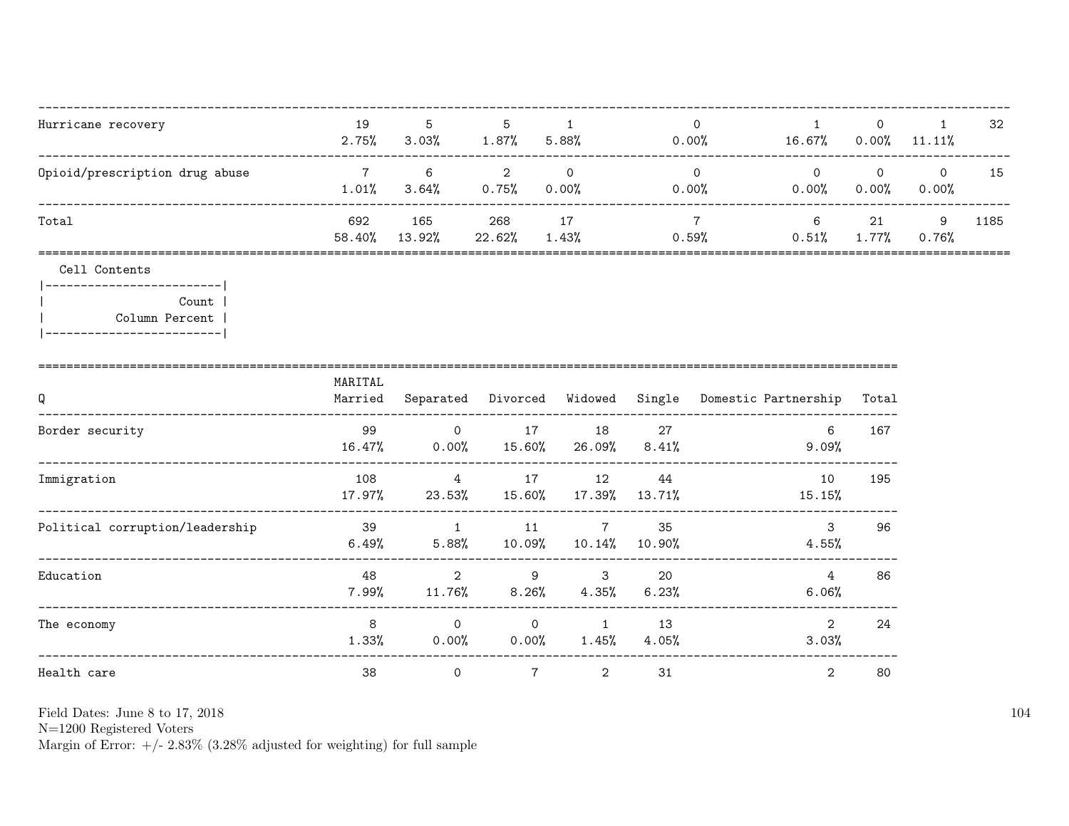| | | | | | | | | | |
|---|---|---|---|---|---|---|---|---|---|
| Hurricane recovery | 19<br>2.75% | 5<br>3.03% | 5<br>1.87% | 1<br>5.88% | 0<br>0.00% | 1<br>16.67% | 0<br>0.00% | 1<br>11.11% | 32 |
| Opioid/prescription drug abuse | 7<br>1.01% | 6<br>3.64% | 2<br>0.75% | 0<br>0.00% | 0<br>0.00% | 0<br>0.00% | 0<br>0.00% | 0<br>0.00% | 15 |
| Total | 692<br>58.40% | 165<br>13.92% | 268<br>22.62% | 17<br>1.43% | 7<br>0.59% | 6<br>0.51% | 21<br>1.77% | 9<br>0.76% | 1185 |

Cell Contents
- Count
- Column Percent

| Q | MARITAL<br>Married | Separated | Divorced | Widowed | Single | Domestic Partnership | Total |
|---|---|---|---|---|---|---|---|
| Border security | 99<br>16.47% | 0<br>0.00% | 17<br>15.60% | 18<br>26.09% | 27<br>8.41% | 6<br>9.09% | 167 |
| Immigration | 108<br>17.97% | 4<br>23.53% | 17<br>15.60% | 12<br>17.39% | 44<br>13.71% | 10<br>15.15% | 195 |
| Political corruption/leadership | 39<br>6.49% | 1<br>5.88% | 11<br>10.09% | 7<br>10.14% | 35<br>10.90% | 3<br>4.55% | 96 |
| Education | 48<br>7.99% | 2<br>11.76% | 9<br>8.26% | 3<br>4.35% | 20<br>6.23% | 4<br>6.06% | 86 |
| The economy | 8<br>1.33% | 0<br>0.00% | 0<br>0.00% | 1<br>1.45% | 13<br>4.05% | 2<br>3.03% | 24 |
| Health care | 38 | 0 | 7 | 2 | 31 | 2 | 80 |

Field Dates: June 8 to 17, 2018
N=1200 Registered Voters
Margin of Error: +/- 2.83% (3.28% adjusted for weighting) for full sample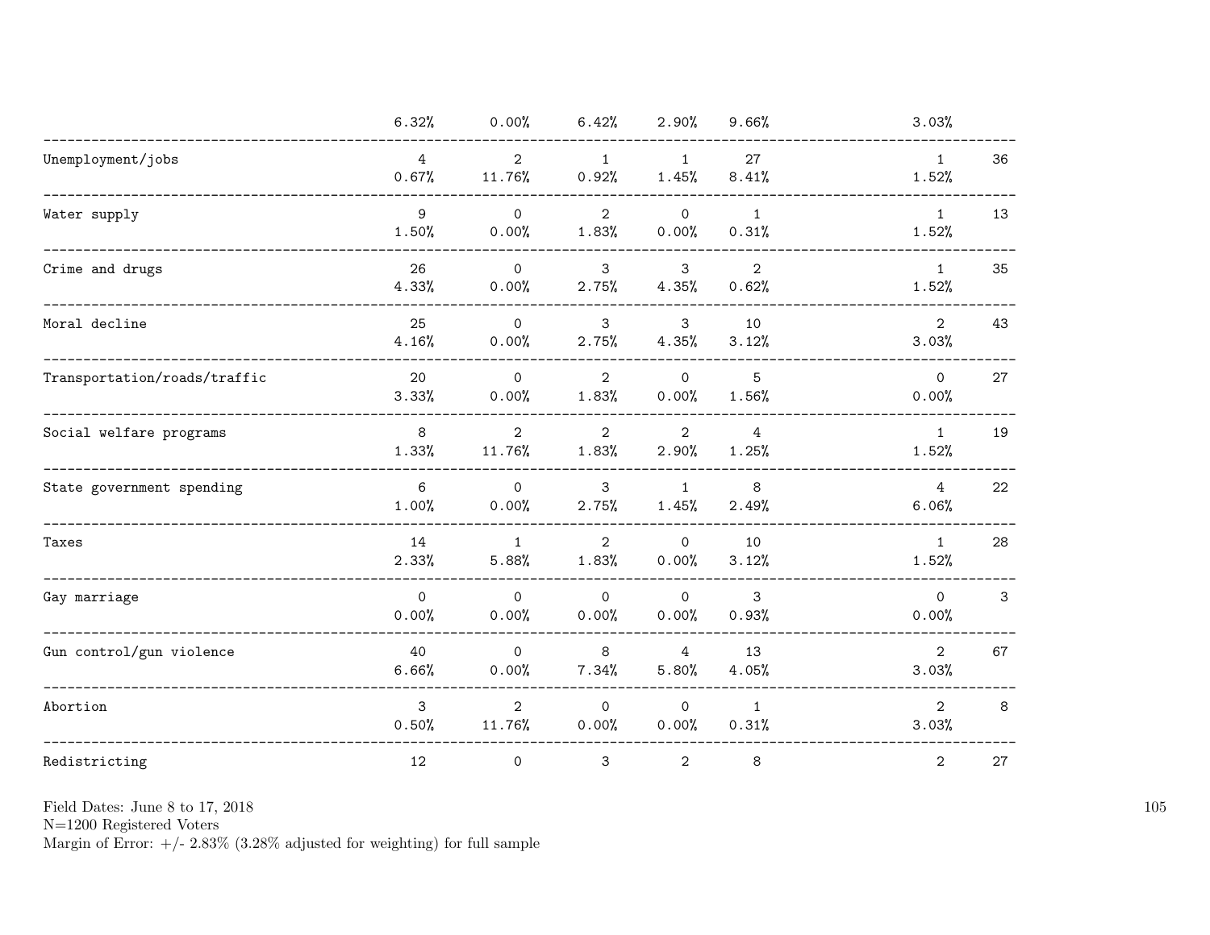| | | | | | | | |
|---|---|---|---|---|---|---|---|
| | 6.32% | 0.00% | 6.42% | 2.90% | 9.66% | 3.03% | |
| Unemployment/jobs | 4 | 2 | 1 | 1 | 27 | 1 | 36 |
| | 0.67% | 11.76% | 0.92% | 1.45% | 8.41% | 1.52% | |
| Water supply | 9 | 0 | 2 | 0 | 1 | 1 | 13 |
| | 1.50% | 0.00% | 1.83% | 0.00% | 0.31% | 1.52% | |
| Crime and drugs | 26 | 0 | 3 | 3 | 2 | 1 | 35 |
| | 4.33% | 0.00% | 2.75% | 4.35% | 0.62% | 1.52% | |
| Moral decline | 25 | 0 | 3 | 3 | 10 | 2 | 43 |
| | 4.16% | 0.00% | 2.75% | 4.35% | 3.12% | 3.03% | |
| Transportation/roads/traffic | 20 | 0 | 2 | 0 | 5 | 0 | 27 |
| | 3.33% | 0.00% | 1.83% | 0.00% | 1.56% | 0.00% | |
| Social welfare programs | 8 | 2 | 2 | 2 | 4 | 1 | 19 |
| | 1.33% | 11.76% | 1.83% | 2.90% | 1.25% | 1.52% | |
| State government spending | 6 | 0 | 3 | 1 | 8 | 4 | 22 |
| | 1.00% | 0.00% | 2.75% | 1.45% | 2.49% | 6.06% | |
| Taxes | 14 | 1 | 2 | 0 | 10 | 1 | 28 |
| | 2.33% | 5.88% | 1.83% | 0.00% | 3.12% | 1.52% | |
| Gay marriage | 0 | 0 | 0 | 0 | 3 | 0 | 3 |
| | 0.00% | 0.00% | 0.00% | 0.00% | 0.93% | 0.00% | |
| Gun control/gun violence | 40 | 0 | 8 | 4 | 13 | 2 | 67 |
| | 6.66% | 0.00% | 7.34% | 5.80% | 4.05% | 3.03% | |
| Abortion | 3 | 2 | 0 | 0 | 1 | 2 | 8 |
| | 0.50% | 11.76% | 0.00% | 0.00% | 0.31% | 3.03% | |
| Redistricting | 12 | 0 | 3 | 2 | 8 | 2 | 27 |

Field Dates: June 8 to 17, 2018
N=1200 Registered Voters
Margin of Error: +/- 2.83% (3.28% adjusted for weighting) for full sample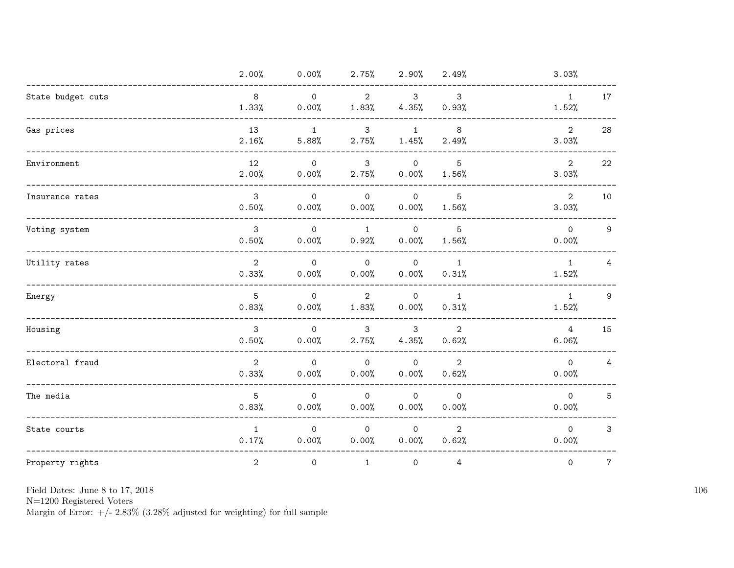| | | | | | | | |
|---|---|---|---|---|---|---|---|
| | 2.00% | 0.00% | 2.75% | 2.90% | 2.49% | 3.03% | |
| State budget cuts | 8 | 0 | 2 | 3 | 3 | 1 | 17 |
| | 1.33% | 0.00% | 1.83% | 4.35% | 0.93% | 1.52% | |
| Gas prices | 13 | 1 | 3 | 1 | 8 | 2 | 28 |
| | 2.16% | 5.88% | 2.75% | 1.45% | 2.49% | 3.03% | |
| Environment | 12 | 0 | 3 | 0 | 5 | 2 | 22 |
| | 2.00% | 0.00% | 2.75% | 0.00% | 1.56% | 3.03% | |
| Insurance rates | 3 | 0 | 0 | 0 | 5 | 2 | 10 |
| | 0.50% | 0.00% | 0.00% | 0.00% | 1.56% | 3.03% | |
| Voting system | 3 | 0 | 1 | 0 | 5 | 0 | 9 |
| | 0.50% | 0.00% | 0.92% | 0.00% | 1.56% | 0.00% | |
| Utility rates | 2 | 0 | 0 | 0 | 1 | 1 | 4 |
| | 0.33% | 0.00% | 0.00% | 0.00% | 0.31% | 1.52% | |
| Energy | 5 | 0 | 2 | 0 | 1 | 1 | 9 |
| | 0.83% | 0.00% | 1.83% | 0.00% | 0.31% | 1.52% | |
| Housing | 3 | 0 | 3 | 3 | 2 | 4 | 15 |
| | 0.50% | 0.00% | 2.75% | 4.35% | 0.62% | 6.06% | |
| Electoral fraud | 2 | 0 | 0 | 0 | 2 | 0 | 4 |
| | 0.33% | 0.00% | 0.00% | 0.00% | 0.62% | 0.00% | |
| The media | 5 | 0 | 0 | 0 | 0 | 0 | 5 |
| | 0.83% | 0.00% | 0.00% | 0.00% | 0.00% | 0.00% | |
| State courts | 1 | 0 | 0 | 0 | 2 | 0 | 3 |
| | 0.17% | 0.00% | 0.00% | 0.00% | 0.62% | 0.00% | |
| Property rights | 2 | 0 | 1 | 0 | 4 | 0 | 7 |

Field Dates: June 8 to 17, 2018
N=1200 Registered Voters
Margin of Error: +/- 2.83% (3.28% adjusted for weighting) for full sample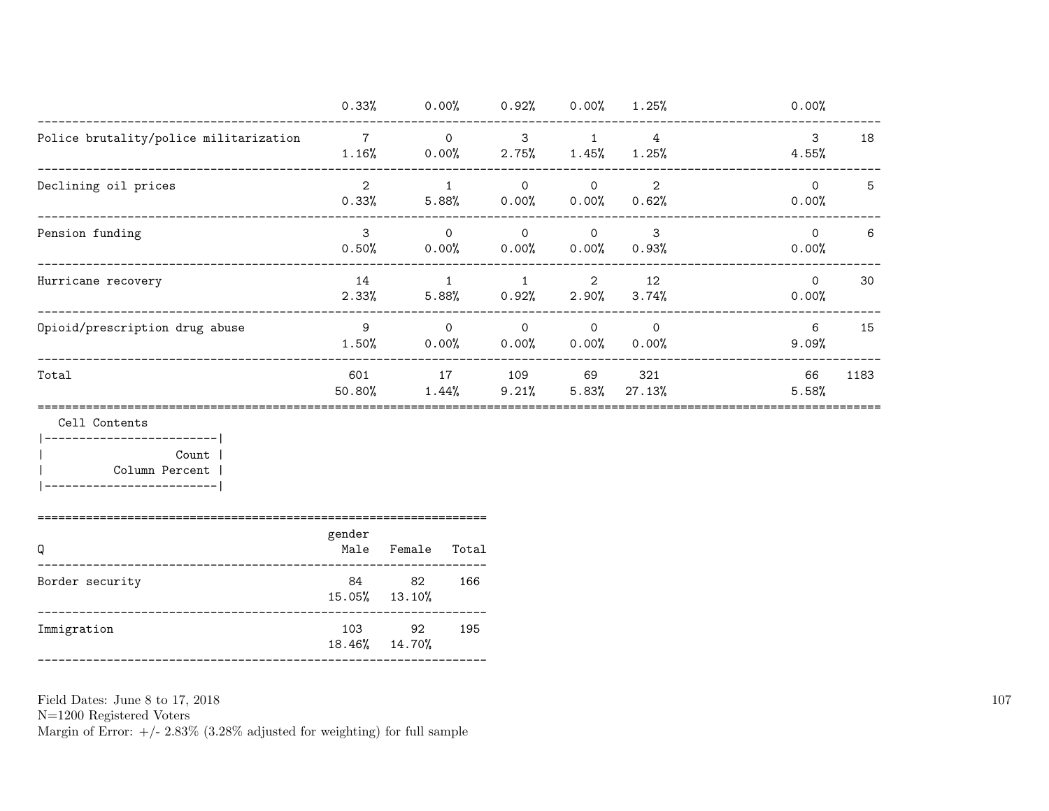| | | | | | | | |
|---|---|---|---|---|---|---|---|
| | 0.33% | 0.00% | 0.92% | 0.00% | 1.25% | 0.00% | |
| Police brutality/police militarization | 7 | 0 | 3 | 1 | 4 | 3 | 18 |
| | 1.16% | 0.00% | 2.75% | 1.45% | 1.25% | 4.55% | |
| Declining oil prices | 2 | 1 | 0 | 0 | 2 | 0 | 5 |
| | 0.33% | 5.88% | 0.00% | 0.00% | 0.62% | 0.00% | |
| Pension funding | 3 | 0 | 0 | 0 | 3 | 0 | 6 |
| | 0.50% | 0.00% | 0.00% | 0.00% | 0.93% | 0.00% | |
| Hurricane recovery | 14 | 1 | 1 | 2 | 12 | 0 | 30 |
| | 2.33% | 5.88% | 0.92% | 2.90% | 3.74% | 0.00% | |
| Opioid/prescription drug abuse | 9 | 0 | 0 | 0 | 0 | 6 | 15 |
| | 1.50% | 0.00% | 0.00% | 0.00% | 0.00% | 9.09% | |
| Total | 601 | 17 | 109 | 69 | 321 | 66 | 1183 |
| | 50.80% | 1.44% | 9.21% | 5.83% | 27.13% | 5.58% | |

Cell Contents
- Count
- Column Percent

| Q | gender Male | Female | Total |
|---|---|---|---|
| Border security | 84 | 82 | 166 |
| | 15.05% | 13.10% | |
| Immigration | 103 | 92 | 195 |
| | 18.46% | 14.70% | |

Field Dates: June 8 to 17, 2018
N=1200 Registered Voters
Margin of Error: +/- 2.83% (3.28% adjusted for weighting) for full sample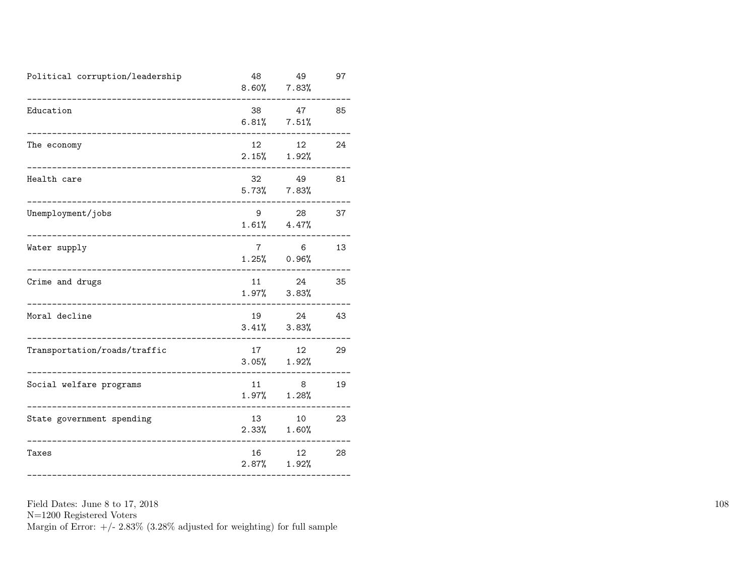| | | | |
|---|---|---|---|
| Political corruption/leadership | 48<br>8.60% | 49<br>7.83% | 97 |
| Education | 38<br>6.81% | 47<br>7.51% | 85 |
| The economy | 12<br>2.15% | 12<br>1.92% | 24 |
| Health care | 32<br>5.73% | 49<br>7.83% | 81 |
| Unemployment/jobs | 9<br>1.61% | 28<br>4.47% | 37 |
| Water supply | 7<br>1.25% | 6<br>0.96% | 13 |
| Crime and drugs | 11<br>1.97% | 24<br>3.83% | 35 |
| Moral decline | 19<br>3.41% | 24<br>3.83% | 43 |
| Transportation/roads/traffic | 17<br>3.05% | 12<br>1.92% | 29 |
| Social welfare programs | 11<br>1.97% | 8<br>1.28% | 19 |
| State government spending | 13<br>2.33% | 10<br>1.60% | 23 |
| Taxes | 16<br>2.87% | 12<br>1.92% | 28 |

Field Dates: June 8 to 17, 2018
N=1200 Registered Voters
Margin of Error: +/- 2.83% (3.28% adjusted for weighting) for full sample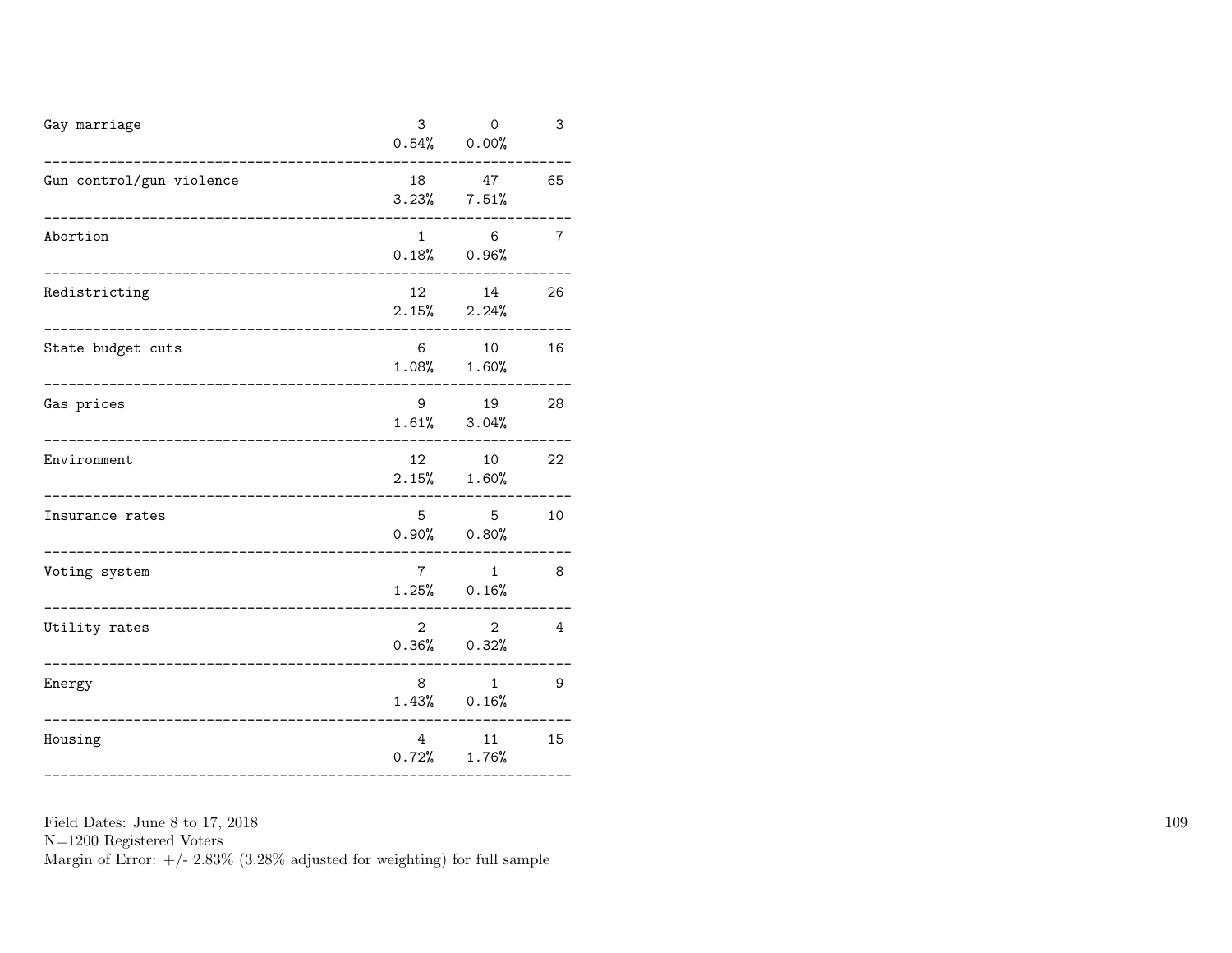| | | | |
|---|---|---|---|
| Gay marriage | 3<br>0.54% | 0<br>0.00% | 3 |
| Gun control/gun violence | 18<br>3.23% | 47<br>7.51% | 65 |
| Abortion | 1<br>0.18% | 6<br>0.96% | 7 |
| Redistricting | 12<br>2.15% | 14<br>2.24% | 26 |
| State budget cuts | 6<br>1.08% | 10<br>1.60% | 16 |
| Gas prices | 9<br>1.61% | 19<br>3.04% | 28 |
| Environment | 12<br>2.15% | 10<br>1.60% | 22 |
| Insurance rates | 5<br>0.90% | 5<br>0.80% | 10 |
| Voting system | 7<br>1.25% | 1<br>0.16% | 8 |
| Utility rates | 2<br>0.36% | 2<br>0.32% | 4 |
| Energy | 8<br>1.43% | 1<br>0.16% | 9 |
| Housing | 4<br>0.72% | 11<br>1.76% | 15 |

Field Dates: June 8 to 17, 2018
N=1200 Registered Voters
Margin of Error: +/- 2.83% (3.28% adjusted for weighting) for full sample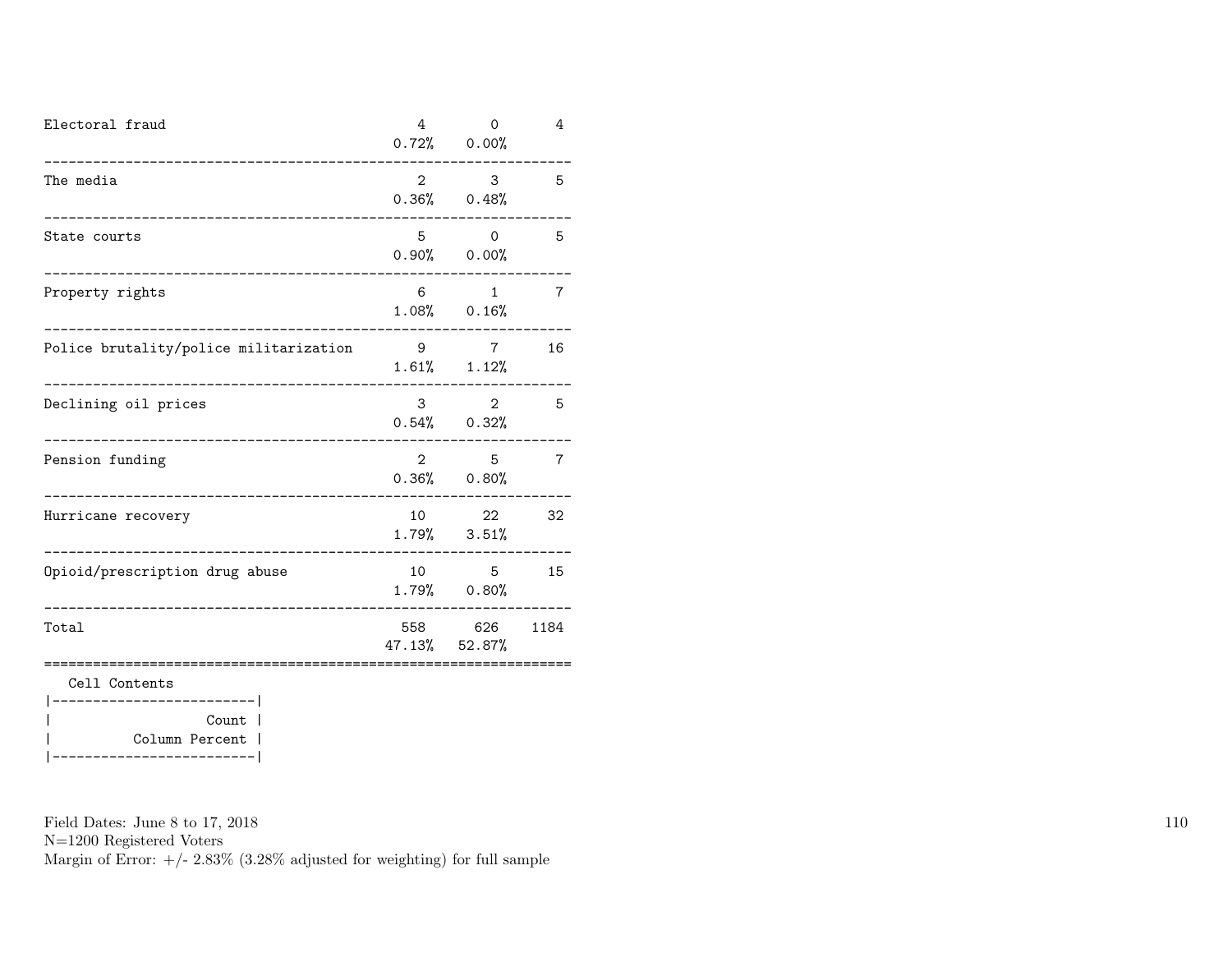| | | | |
|---|---|---|---|
| Electoral fraud | 4 | 0 | 4 |
| | 0.72% | 0.00% | |
| The media | 2 | 3 | 5 |
| | 0.36% | 0.48% | |
| State courts | 5 | 0 | 5 |
| | 0.90% | 0.00% | |
| Property rights | 6 | 1 | 7 |
| | 1.08% | 0.16% | |
| Police brutality/police militarization | 9 | 7 | 16 |
| | 1.61% | 1.12% | |
| Declining oil prices | 3 | 2 | 5 |
| | 0.54% | 0.32% | |
| Pension funding | 2 | 5 | 7 |
| | 0.36% | 0.80% | |
| Hurricane recovery | 10 | 22 | 32 |
| | 1.79% | 3.51% | |
| Opioid/prescription drug abuse | 10 | 5 | 15 |
| | 1.79% | 0.80% | |
| Total | 558 | 626 | 1184 |
| | 47.13% | 52.87% | |

Cell Contents

| Cell Contents |
|---|
| Count |
| Column Percent |

Field Dates: June 8 to 17, 2018
N=1200 Registered Voters
Margin of Error: +/- 2.83% (3.28% adjusted for weighting) for full sample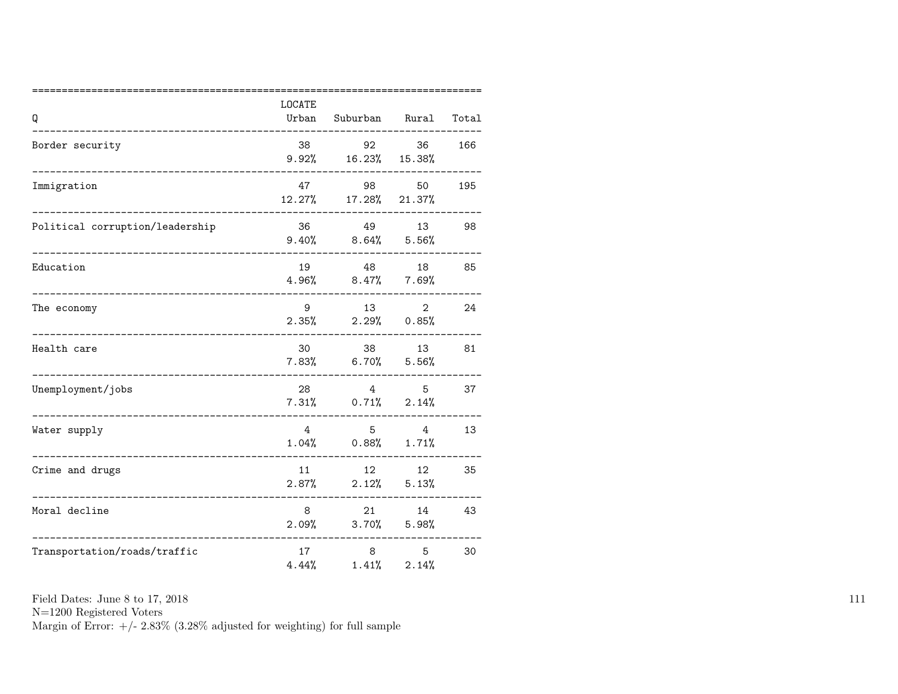| Q | LOCATE Urban | Suburban | Rural | Total |
|---|---|---|---|---|
| Border security | 38<br>9.92% | 92<br>16.23% | 36<br>15.38% | 166 |
| Immigration | 47<br>12.27% | 98<br>17.28% | 50<br>21.37% | 195 |
| Political corruption/leadership | 36<br>9.40% | 49<br>8.64% | 13<br>5.56% | 98 |
| Education | 19<br>4.96% | 48<br>8.47% | 18<br>7.69% | 85 |
| The economy | 9<br>2.35% | 13<br>2.29% | 2<br>0.85% | 24 |
| Health care | 30<br>7.83% | 38<br>6.70% | 13<br>5.56% | 81 |
| Unemployment/jobs | 28<br>7.31% | 4<br>0.71% | 5<br>2.14% | 37 |
| Water supply | 4<br>1.04% | 5<br>0.88% | 4<br>1.71% | 13 |
| Crime and drugs | 11<br>2.87% | 12<br>2.12% | 12<br>5.13% | 35 |
| Moral decline | 8<br>2.09% | 21<br>3.70% | 14<br>5.98% | 43 |
| Transportation/roads/traffic | 17<br>4.44% | 8<br>1.41% | 5<br>2.14% | 30 |

Field Dates: June 8 to 17, 2018
N=1200 Registered Voters
Margin of Error: +/- 2.83% (3.28% adjusted for weighting) for full sample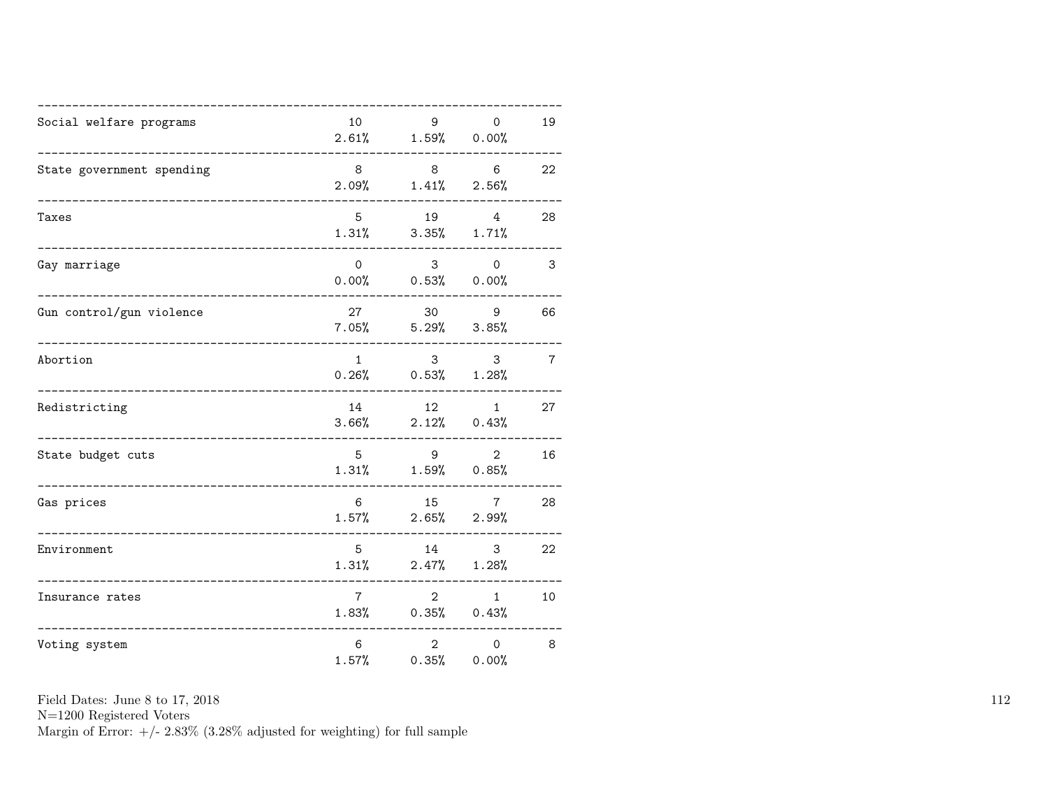| | | | | |
|---|---|---|---|---|
| Social welfare programs | 10<br>2.61% | 9<br>1.59% | 0<br>0.00% | 19 |
| State government spending | 8<br>2.09% | 8<br>1.41% | 6<br>2.56% | 22 |
| Taxes | 5<br>1.31% | 19<br>3.35% | 4<br>1.71% | 28 |
| Gay marriage | 0<br>0.00% | 3<br>0.53% | 0<br>0.00% | 3 |
| Gun control/gun violence | 27<br>7.05% | 30<br>5.29% | 9<br>3.85% | 66 |
| Abortion | 1<br>0.26% | 3<br>0.53% | 3<br>1.28% | 7 |
| Redistricting | 14<br>3.66% | 12<br>2.12% | 1<br>0.43% | 27 |
| State budget cuts | 5<br>1.31% | 9<br>1.59% | 2<br>0.85% | 16 |
| Gas prices | 6<br>1.57% | 15<br>2.65% | 7<br>2.99% | 28 |
| Environment | 5<br>1.31% | 14<br>2.47% | 3<br>1.28% | 22 |
| Insurance rates | 7<br>1.83% | 2<br>0.35% | 1<br>0.43% | 10 |
| Voting system | 6<br>1.57% | 2<br>0.35% | 0<br>0.00% | 8 |

Field Dates: June 8 to 17, 2018
N=1200 Registered Voters
Margin of Error: +/- 2.83% (3.28% adjusted for weighting) for full sample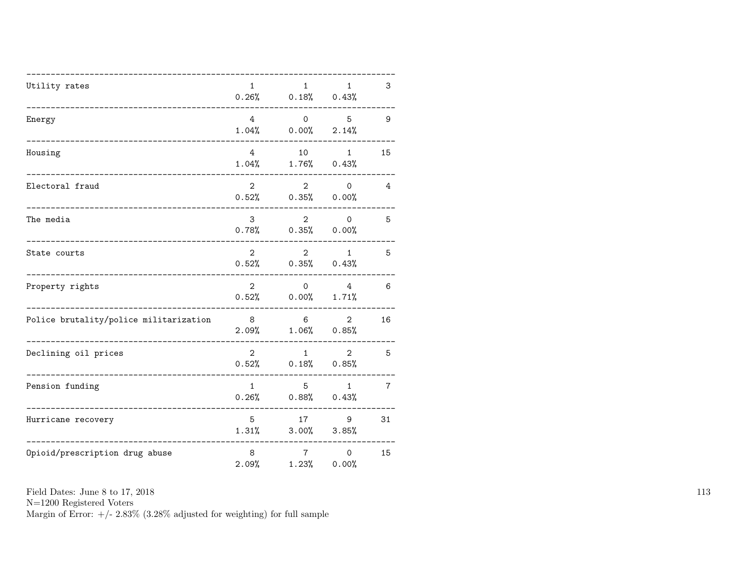| | | | | |
|---|---|---|---|---|
| Utility rates | 1<br>0.26% | 1<br>0.18% | 1<br>0.43% | 3 |
| Energy | 4<br>1.04% | 0<br>0.00% | 5<br>2.14% | 9 |
| Housing | 4<br>1.04% | 10<br>1.76% | 1<br>0.43% | 15 |
| Electoral fraud | 2<br>0.52% | 2<br>0.35% | 0<br>0.00% | 4 |
| The media | 3<br>0.78% | 2<br>0.35% | 0<br>0.00% | 5 |
| State courts | 2<br>0.52% | 2<br>0.35% | 1<br>0.43% | 5 |
| Property rights | 2<br>0.52% | 0<br>0.00% | 4<br>1.71% | 6 |
| Police brutality/police militarization | 8<br>2.09% | 6<br>1.06% | 2<br>0.85% | 16 |
| Declining oil prices | 2<br>0.52% | 1<br>0.18% | 2<br>0.85% | 5 |
| Pension funding | 1<br>0.26% | 5<br>0.88% | 1<br>0.43% | 7 |
| Hurricane recovery | 5<br>1.31% | 17<br>3.00% | 9<br>3.85% | 31 |
| Opioid/prescription drug abuse | 8<br>2.09% | 7<br>1.23% | 0<br>0.00% | 15 |

Field Dates: June 8 to 17, 2018
N=1200 Registered Voters
Margin of Error: +/- 2.83% (3.28% adjusted for weighting) for full sample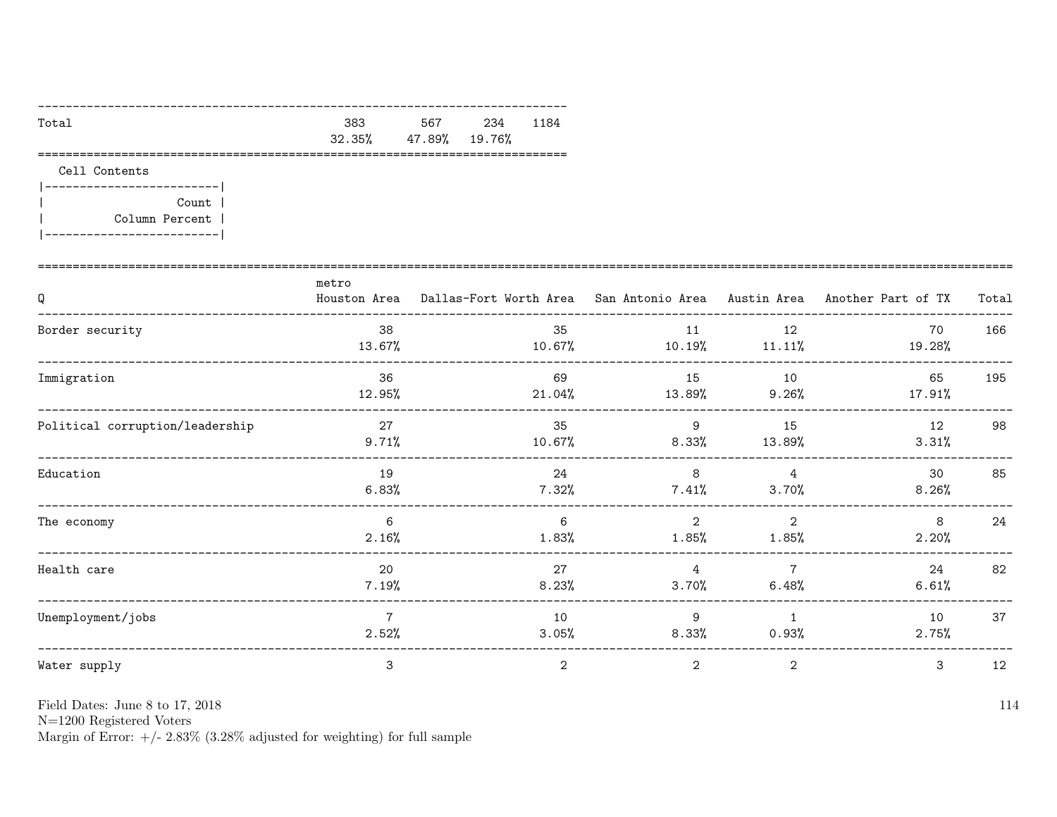| | | | | |
|---|---|---|---|---|
| Total | 383 | 567 | 234 | 1184 |
| | 32.35% | 47.89% | 19.76% | |

Cell Contents

|Count|
|---|
|Column Percent|

| Q | metro Houston Area | Dallas-Fort Worth Area | San Antonio Area | Austin Area | Another Part of TX | Total |
|---|---|---|---|---|---|---|
| Border security | 38 | 35 | 11 | 12 | 70 | 166 |
| | 13.67% | 10.67% | 10.19% | 11.11% | 19.28% | |
| Immigration | 36 | 69 | 15 | 10 | 65 | 195 |
| | 12.95% | 21.04% | 13.89% | 9.26% | 17.91% | |
| Political corruption/leadership | 27 | 35 | 9 | 15 | 12 | 98 |
| | 9.71% | 10.67% | 8.33% | 13.89% | 3.31% | |
| Education | 19 | 24 | 8 | 4 | 30 | 85 |
| | 6.83% | 7.32% | 7.41% | 3.70% | 8.26% | |
| The economy | 6 | 6 | 2 | 2 | 8 | 24 |
| | 2.16% | 1.83% | 1.85% | 1.85% | 2.20% | |
| Health care | 20 | 27 | 4 | 7 | 24 | 82 |
| | 7.19% | 8.23% | 3.70% | 6.48% | 6.61% | |
| Unemployment/jobs | 7 | 10 | 9 | 1 | 10 | 37 |
| | 2.52% | 3.05% | 8.33% | 0.93% | 2.75% | |
| Water supply | 3 | 2 | 2 | 2 | 3 | 12 |

Field Dates: June 8 to 17, 2018
N=1200 Registered Voters
Margin of Error: +/- 2.83% (3.28% adjusted for weighting) for full sample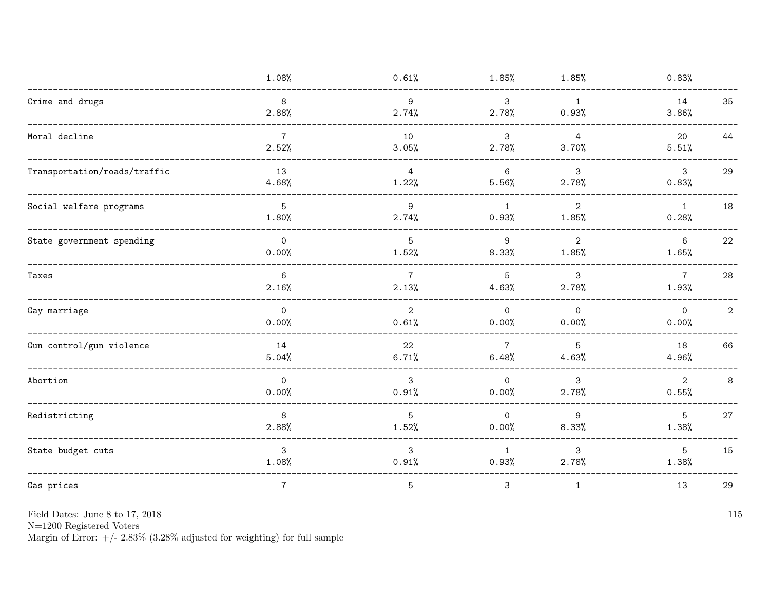| | | | | | | |
|---|---|---|---|---|---|---|
| | 1.08% | 0.61% | 1.85% | 1.85% | 0.83% | |
| Crime and drugs | 8 | 9 | 3 | 1 | 14 | 35 |
| | 2.88% | 2.74% | 2.78% | 0.93% | 3.86% | |
| Moral decline | 7 | 10 | 3 | 4 | 20 | 44 |
| | 2.52% | 3.05% | 2.78% | 3.70% | 5.51% | |
| Transportation/roads/traffic | 13 | 4 | 6 | 3 | 3 | 29 |
| | 4.68% | 1.22% | 5.56% | 2.78% | 0.83% | |
| Social welfare programs | 5 | 9 | 1 | 2 | 1 | 18 |
| | 1.80% | 2.74% | 0.93% | 1.85% | 0.28% | |
| State government spending | 0 | 5 | 9 | 2 | 6 | 22 |
| | 0.00% | 1.52% | 8.33% | 1.85% | 1.65% | |
| Taxes | 6 | 7 | 5 | 3 | 7 | 28 |
| | 2.16% | 2.13% | 4.63% | 2.78% | 1.93% | |
| Gay marriage | 0 | 2 | 0 | 0 | 0 | 2 |
| | 0.00% | 0.61% | 0.00% | 0.00% | 0.00% | |
| Gun control/gun violence | 14 | 22 | 7 | 5 | 18 | 66 |
| | 5.04% | 6.71% | 6.48% | 4.63% | 4.96% | |
| Abortion | 0 | 3 | 0 | 3 | 2 | 8 |
| | 0.00% | 0.91% | 0.00% | 2.78% | 0.55% | |
| Redistricting | 8 | 5 | 0 | 9 | 5 | 27 |
| | 2.88% | 1.52% | 0.00% | 8.33% | 1.38% | |
| State budget cuts | 3 | 3 | 1 | 3 | 5 | 15 |
| | 1.08% | 0.91% | 0.93% | 2.78% | 1.38% | |
| Gas prices | 7 | 5 | 3 | 1 | 13 | 29 |

Field Dates: June 8 to 17, 2018
N=1200 Registered Voters
Margin of Error: +/- 2.83% (3.28% adjusted for weighting) for full sample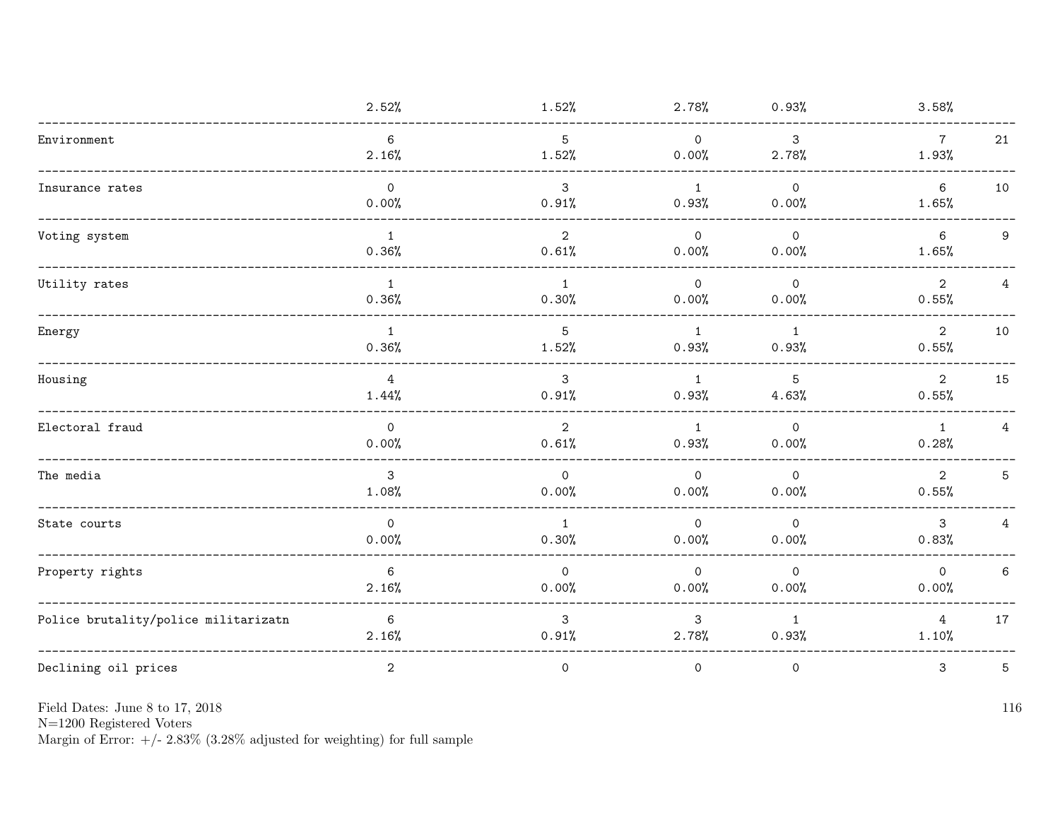| | | | | | | |
|---|---|---|---|---|---|---|
| | 2.52% | 1.52% | 2.78% | 0.93% | 3.58% | |
| Environment | 6 | 5 | 0 | 3 | 7 | 21 |
| | 2.16% | 1.52% | 0.00% | 2.78% | 1.93% | |
| Insurance rates | 0 | 3 | 1 | 0 | 6 | 10 |
| | 0.00% | 0.91% | 0.93% | 0.00% | 1.65% | |
| Voting system | 1 | 2 | 0 | 0 | 6 | 9 |
| | 0.36% | 0.61% | 0.00% | 0.00% | 1.65% | |
| Utility rates | 1 | 1 | 0 | 0 | 2 | 4 |
| | 0.36% | 0.30% | 0.00% | 0.00% | 0.55% | |
| Energy | 1 | 5 | 1 | 1 | 2 | 10 |
| | 0.36% | 1.52% | 0.93% | 0.93% | 0.55% | |
| Housing | 4 | 3 | 1 | 5 | 2 | 15 |
| | 1.44% | 0.91% | 0.93% | 4.63% | 0.55% | |
| Electoral fraud | 0 | 2 | 1 | 0 | 1 | 4 |
| | 0.00% | 0.61% | 0.93% | 0.00% | 0.28% | |
| The media | 3 | 0 | 0 | 0 | 2 | 5 |
| | 1.08% | 0.00% | 0.00% | 0.00% | 0.55% | |
| State courts | 0 | 1 | 0 | 0 | 3 | 4 |
| | 0.00% | 0.30% | 0.00% | 0.00% | 0.83% | |
| Property rights | 6 | 0 | 0 | 0 | 0 | 6 |
| | 2.16% | 0.00% | 0.00% | 0.00% | 0.00% | |
| Police brutality/police militarizatn | 6 | 3 | 3 | 1 | 4 | 17 |
| | 2.16% | 0.91% | 2.78% | 0.93% | 1.10% | |
| Declining oil prices | 2 | 0 | 0 | 0 | 3 | 5 |

Field Dates: June 8 to 17, 2018
N=1200 Registered Voters
Margin of Error: +/- 2.83% (3.28% adjusted for weighting) for full sample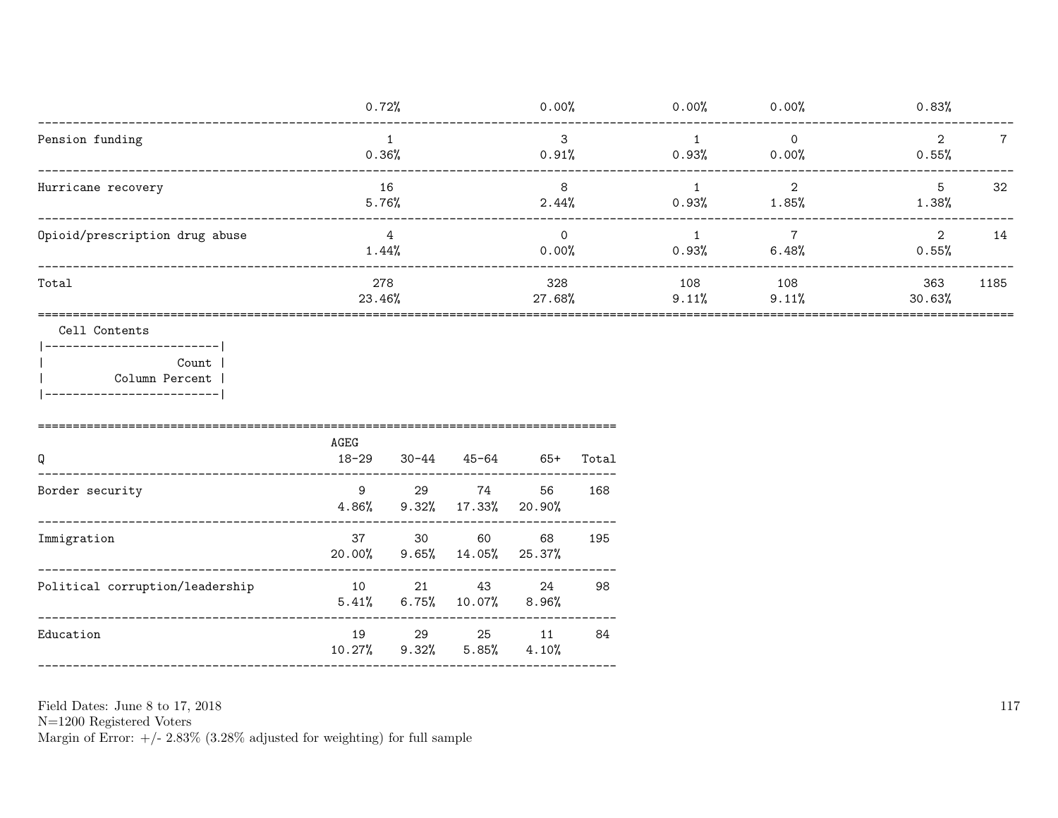| | | | | | | |
|---|---|---|---|---|---|---|
| | 0.72% | 0.00% | 0.00% | 0.00% | 0.83% | |
| Pension funding | 1<br>0.36% | 3<br>0.91% | 1<br>0.93% | 0<br>0.00% | 2<br>0.55% | 7 |
| Hurricane recovery | 16<br>5.76% | 8<br>2.44% | 1<br>0.93% | 2<br>1.85% | 5<br>1.38% | 32 |
| Opioid/prescription drug abuse | 4<br>1.44% | 0<br>0.00% | 1<br>0.93% | 7<br>6.48% | 2<br>0.55% | 14 |
| Total | 278<br>23.46% | 328<br>27.68% | 108<br>9.11% | 108<br>9.11% | 363<br>30.63% | 1185 |

Cell Contents

| |
|---|
| Count |
| Column Percent |

| Q | AGEG<br>18-29 | 30-44 | 45-64 | 65+ | Total |
|---|---|---|---|---|---|
| Border security | 9<br>4.86% | 29<br>9.32% | 74<br>17.33% | 56<br>20.90% | 168 |
| Immigration | 37<br>20.00% | 30<br>9.65% | 60<br>14.05% | 68<br>25.37% | 195 |
| Political corruption/leadership | 10<br>5.41% | 21<br>6.75% | 43<br>10.07% | 24<br>8.96% | 98 |
| Education | 19<br>10.27% | 29<br>9.32% | 25<br>5.85% | 11<br>4.10% | 84 |

Field Dates: June 8 to 17, 2018
N=1200 Registered Voters
Margin of Error: +/- 2.83% (3.28% adjusted for weighting) for full sample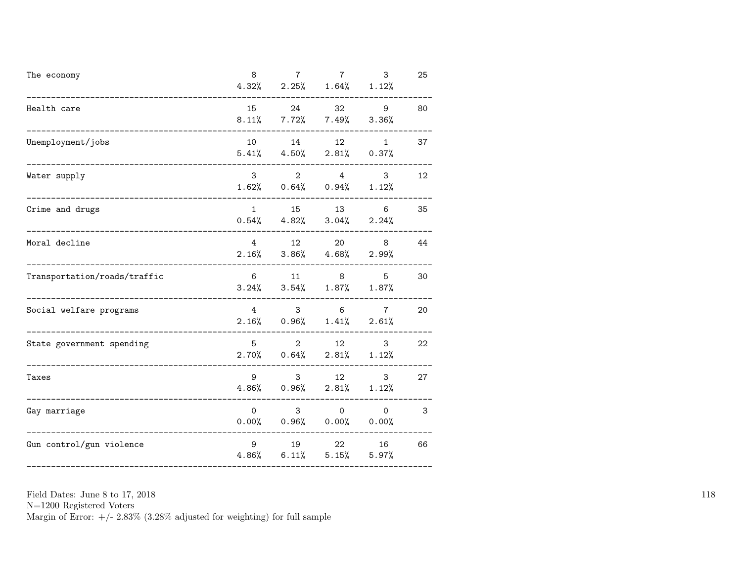| | | | | | |
|---|---|---|---|---|---|
| The economy | 8<br>4.32% | 7<br>2.25% | 7<br>1.64% | 3<br>1.12% | 25 |
| Health care | 15<br>8.11% | 24<br>7.72% | 32<br>7.49% | 9<br>3.36% | 80 |
| Unemployment/jobs | 10<br>5.41% | 14<br>4.50% | 12<br>2.81% | 1<br>0.37% | 37 |
| Water supply | 3<br>1.62% | 2<br>0.64% | 4<br>0.94% | 3<br>1.12% | 12 |
| Crime and drugs | 1<br>0.54% | 15<br>4.82% | 13<br>3.04% | 6<br>2.24% | 35 |
| Moral decline | 4<br>2.16% | 12<br>3.86% | 20<br>4.68% | 8<br>2.99% | 44 |
| Transportation/roads/traffic | 6<br>3.24% | 11<br>3.54% | 8<br>1.87% | 5<br>1.87% | 30 |
| Social welfare programs | 4<br>2.16% | 3<br>0.96% | 6<br>1.41% | 7<br>2.61% | 20 |
| State government spending | 5<br>2.70% | 2<br>0.64% | 12<br>2.81% | 3<br>1.12% | 22 |
| Taxes | 9<br>4.86% | 3<br>0.96% | 12<br>2.81% | 3<br>1.12% | 27 |
| Gay marriage | 0<br>0.00% | 3<br>0.96% | 0<br>0.00% | 0<br>0.00% | 3 |
| Gun control/gun violence | 9<br>4.86% | 19<br>6.11% | 22<br>5.15% | 16<br>5.97% | 66 |

Field Dates: June 8 to 17, 2018
N=1200 Registered Voters
Margin of Error: +/- 2.83% (3.28% adjusted for weighting) for full sample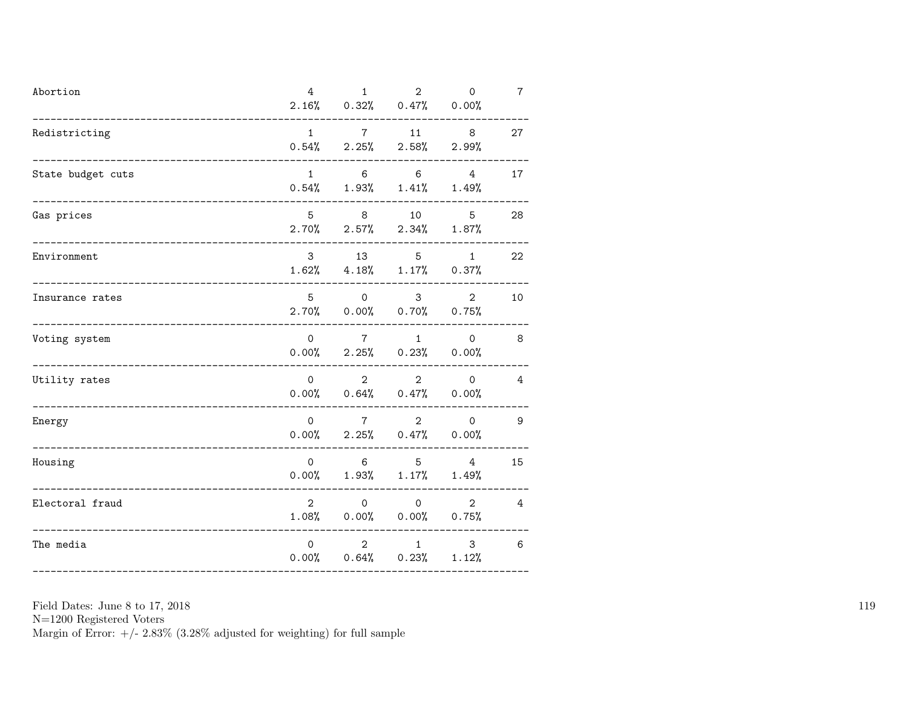| | | | | | |
|---|---|---|---|---|---|
| Abortion | 4<br>2.16% | 1<br>0.32% | 2<br>0.47% | 0<br>0.00% | 7 |
| Redistricting | 1<br>0.54% | 7<br>2.25% | 11<br>2.58% | 8<br>2.99% | 27 |
| State budget cuts | 1<br>0.54% | 6<br>1.93% | 6<br>1.41% | 4<br>1.49% | 17 |
| Gas prices | 5<br>2.70% | 8<br>2.57% | 10<br>2.34% | 5<br>1.87% | 28 |
| Environment | 3<br>1.62% | 13<br>4.18% | 5<br>1.17% | 1<br>0.37% | 22 |
| Insurance rates | 5<br>2.70% | 0<br>0.00% | 3<br>0.70% | 2<br>0.75% | 10 |
| Voting system | 0<br>0.00% | 7<br>2.25% | 1<br>0.23% | 0<br>0.00% | 8 |
| Utility rates | 0<br>0.00% | 2<br>0.64% | 2<br>0.47% | 0<br>0.00% | 4 |
| Energy | 0<br>0.00% | 7<br>2.25% | 2<br>0.47% | 0<br>0.00% | 9 |
| Housing | 0<br>0.00% | 6<br>1.93% | 5<br>1.17% | 4<br>1.49% | 15 |
| Electoral fraud | 2<br>1.08% | 0<br>0.00% | 0<br>0.00% | 2<br>0.75% | 4 |
| The media | 0<br>0.00% | 2<br>0.64% | 1<br>0.23% | 3<br>1.12% | 6 |

Field Dates: June 8 to 17, 2018
N=1200 Registered Voters
Margin of Error: +/- 2.83% (3.28% adjusted for weighting) for full sample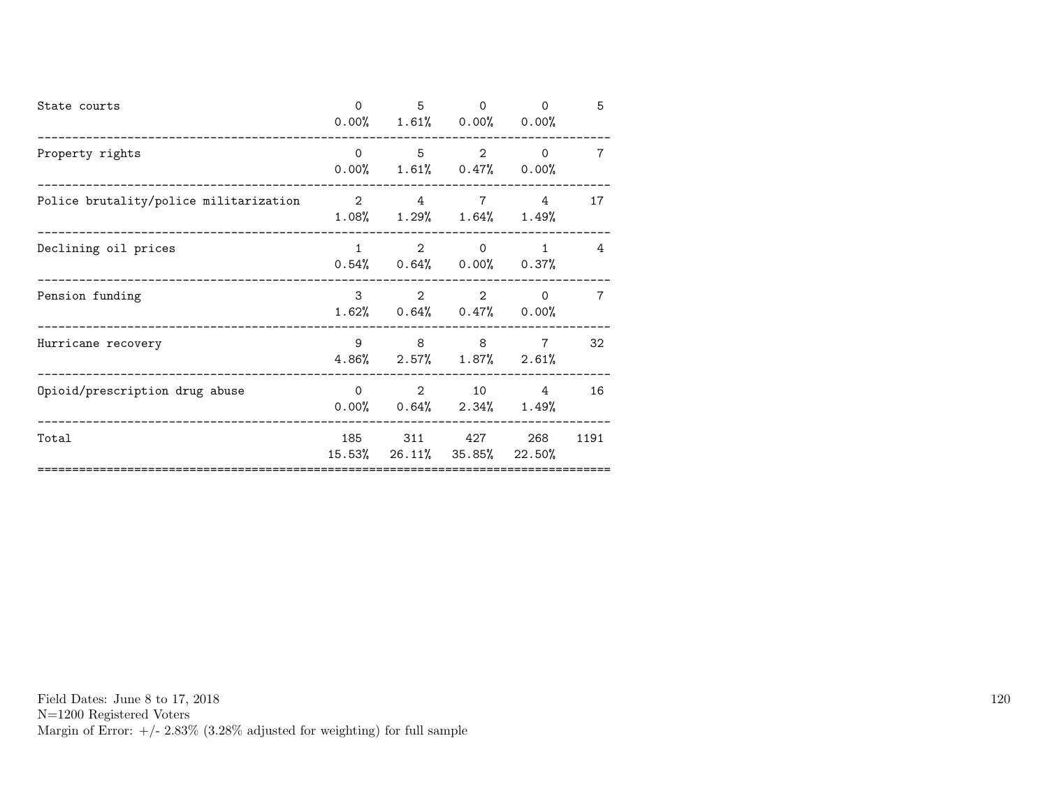| | | | | | |
|---|---|---|---|---|---|
| State courts | 0<br>0.00% | 5<br>1.61% | 0<br>0.00% | 0<br>0.00% | 5 |
| Property rights | 0<br>0.00% | 5<br>1.61% | 2<br>0.47% | 0<br>0.00% | 7 |
| Police brutality/police militarization | 2<br>1.08% | 4<br>1.29% | 7<br>1.64% | 4<br>1.49% | 17 |
| Declining oil prices | 1<br>0.54% | 2<br>0.64% | 0<br>0.00% | 1<br>0.37% | 4 |
| Pension funding | 3<br>1.62% | 2<br>0.64% | 2<br>0.47% | 0<br>0.00% | 7 |
| Hurricane recovery | 9<br>4.86% | 8<br>2.57% | 8<br>1.87% | 7<br>2.61% | 32 |
| Opioid/prescription drug abuse | 0<br>0.00% | 2<br>0.64% | 10<br>2.34% | 4<br>1.49% | 16 |
| Total | 185<br>15.53% | 311<br>26.11% | 427<br>35.85% | 268<br>22.50% | 1191 |

Field Dates: June 8 to 17, 2018
N=1200 Registered Voters
Margin of Error: +/- 2.83% (3.28% adjusted for weighting) for full sample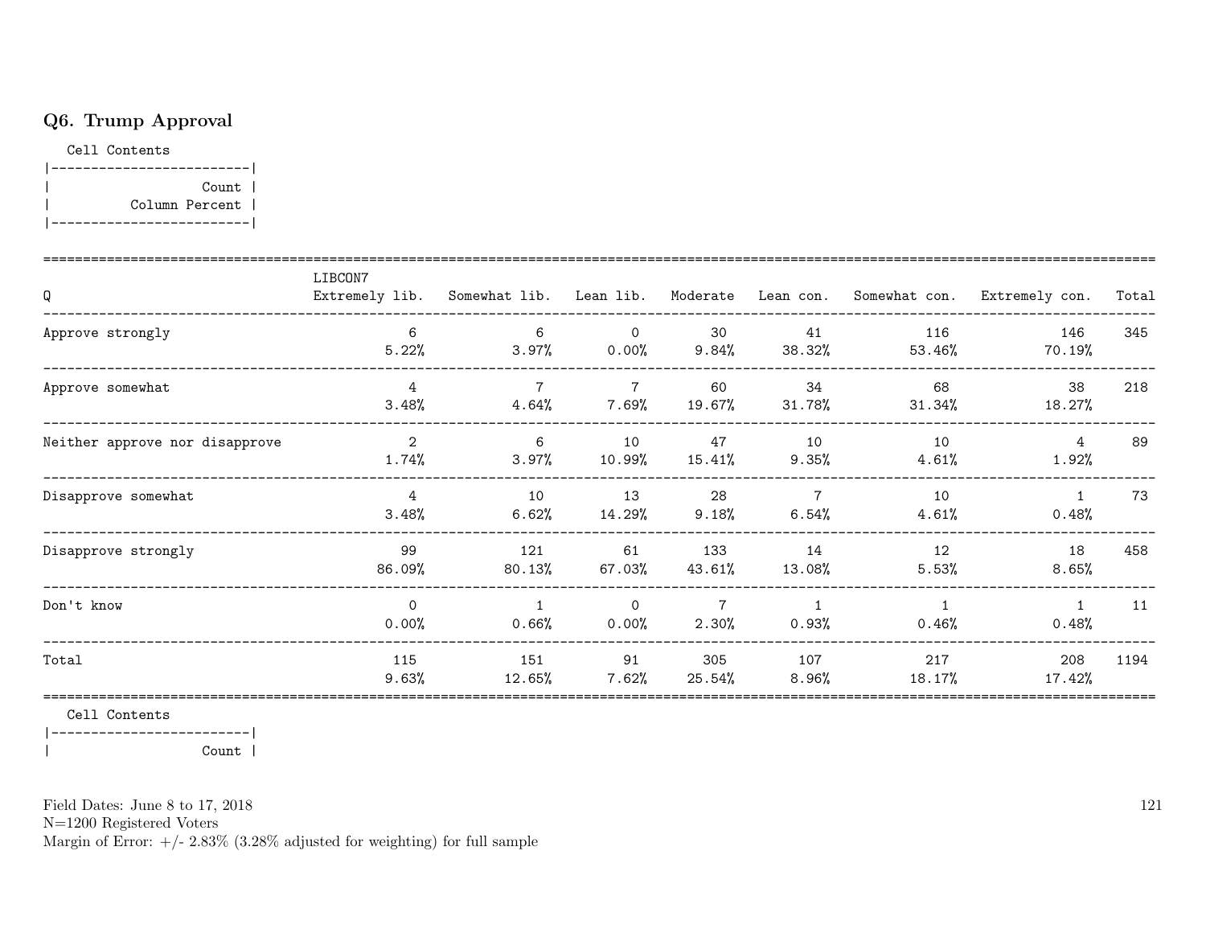## Q6. Trump Approval

Cell Contents

|-------------------------|
| Count |
| Column Percent |
|-------------------------|

| Q | LIBCON7 Extremely lib. | Somewhat lib. | Lean lib. | Moderate | Lean con. | Somewhat con. | Extremely con. | Total |
|---|---|---|---|---|---|---|---|---|
| Approve strongly | 6<br>5.22% | 6<br>3.97% | 0<br>0.00% | 30<br>9.84% | 41<br>38.32% | 116<br>53.46% | 146<br>70.19% | 345 |
| Approve somewhat | 4<br>3.48% | 7<br>4.64% | 7<br>7.69% | 60<br>19.67% | 34<br>31.78% | 68<br>31.34% | 38<br>18.27% | 218 |
| Neither approve nor disapprove | 2<br>1.74% | 6<br>3.97% | 10<br>10.99% | 47<br>15.41% | 10<br>9.35% | 10<br>4.61% | 4<br>1.92% | 89 |
| Disapprove somewhat | 4<br>3.48% | 10<br>6.62% | 13<br>14.29% | 28<br>9.18% | 7<br>6.54% | 10<br>4.61% | 1<br>0.48% | 73 |
| Disapprove strongly | 99<br>86.09% | 121<br>80.13% | 61<br>67.03% | 133<br>43.61% | 14<br>13.08% | 12<br>5.53% | 18<br>8.65% | 458 |
| Don't know | 0<br>0.00% | 1<br>0.66% | 0<br>0.00% | 7<br>2.30% | 1<br>0.93% | 1<br>0.46% | 1<br>0.48% | 11 |
| Total | 115<br>9.63% | 151<br>12.65% | 91<br>7.62% | 305<br>25.54% | 107<br>8.96% | 217<br>18.17% | 208<br>17.42% | 1194 |

Cell Contents

|-------------------------|
| Count |

Field Dates: June 8 to 17, 2018
N=1200 Registered Voters
Margin of Error: +/- 2.83% (3.28% adjusted for weighting) for full sample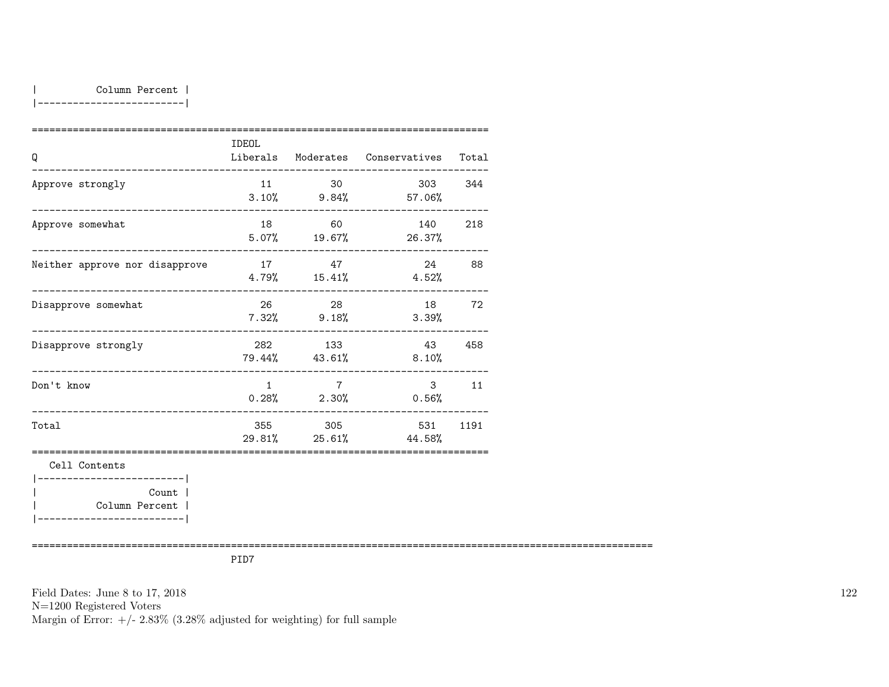| Column Percent |
|---|

| Q | IDEOL Liberals | Moderates | Conservatives | Total |
|---|---|---|---|---|
| Approve strongly | 11<br>3.10% | 30<br>9.84% | 303<br>57.06% | 344 |
| Approve somewhat | 18<br>5.07% | 60<br>19.67% | 140<br>26.37% | 218 |
| Neither approve nor disapprove | 17<br>4.79% | 47<br>15.41% | 24<br>4.52% | 88 |
| Disapprove somewhat | 26<br>7.32% | 28<br>9.18% | 18<br>3.39% | 72 |
| Disapprove strongly | 282<br>79.44% | 133<br>43.61% | 43<br>8.10% | 458 |
| Don't know | 1<br>0.28% | 7<br>2.30% | 3<br>0.56% | 11 |
| Total | 355<br>29.81% | 305<br>25.61% | 531<br>44.58% | 1191 |

Cell Contents

| Count |
|---|
| Column Percent |

PID7

Field Dates: June 8 to 17, 2018
N=1200 Registered Voters
Margin of Error: +/- 2.83% (3.28% adjusted for weighting) for full sample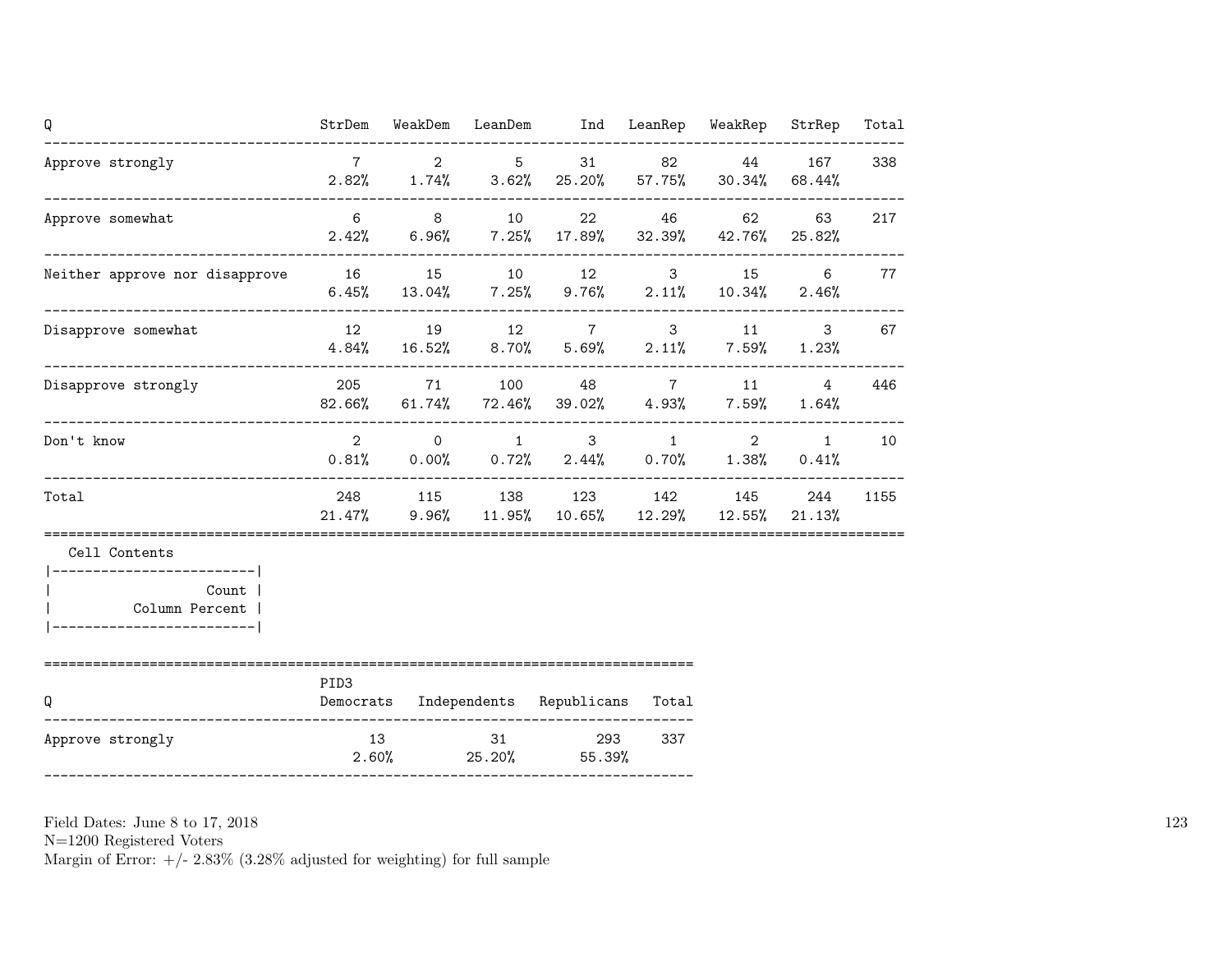| Q | StrDem | WeakDem | LeanDem | Ind | LeanRep | WeakRep | StrRep | Total |
|---|---|---|---|---|---|---|---|---|
| Approve strongly | 7<br>2.82% | 2<br>1.74% | 5<br>3.62% | 31<br>25.20% | 82<br>57.75% | 44<br>30.34% | 167<br>68.44% | 338 |
| Approve somewhat | 6<br>2.42% | 8<br>6.96% | 10<br>7.25% | 22<br>17.89% | 46<br>32.39% | 62<br>42.76% | 63<br>25.82% | 217 |
| Neither approve nor disapprove | 16<br>6.45% | 15<br>13.04% | 10<br>7.25% | 12<br>9.76% | 3<br>2.11% | 15<br>10.34% | 6<br>2.46% | 77 |
| Disapprove somewhat | 12<br>4.84% | 19<br>16.52% | 12<br>8.70% | 7<br>5.69% | 3<br>2.11% | 11<br>7.59% | 3<br>1.23% | 67 |
| Disapprove strongly | 205<br>82.66% | 71<br>61.74% | 100<br>72.46% | 48<br>39.02% | 7<br>4.93% | 11<br>7.59% | 4<br>1.64% | 446 |
| Don't know | 2<br>0.81% | 0<br>0.00% | 1<br>0.72% | 3<br>2.44% | 1<br>0.70% | 2<br>1.38% | 1<br>0.41% | 10 |
| Total | 248<br>21.47% | 115<br>9.96% | 138<br>11.95% | 123<br>10.65% | 142<br>12.29% | 145<br>12.55% | 244<br>21.13% | 1155 |

Cell Contents

| Count |
|---|
| Column Percent |

| Q | PID3 Democrats | Independents | Republicans | Total |
|---|---|---|---|---|
| Approve strongly | 13<br>2.60% | 31<br>25.20% | 293<br>55.39% | 337 |

Field Dates: June 8 to 17, 2018
N=1200 Registered Voters
Margin of Error: +/- 2.83% (3.28% adjusted for weighting) for full sample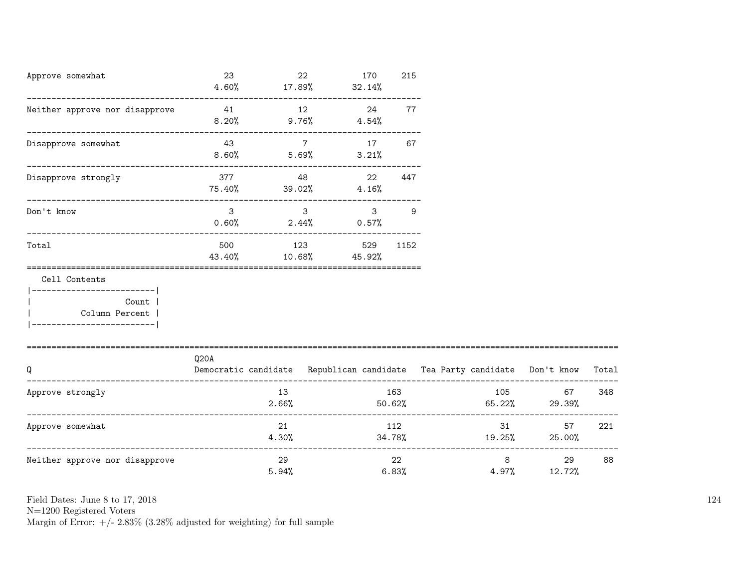| | | | | |
|---|---|---|---|---|
| Approve somewhat | 23<br>4.60% | 22<br>17.89% | 170<br>32.14% | 215 |
| Neither approve nor disapprove | 41<br>8.20% | 12<br>9.76% | 24<br>4.54% | 77 |
| Disapprove somewhat | 43<br>8.60% | 7<br>5.69% | 17<br>3.21% | 67 |
| Disapprove strongly | 377<br>75.40% | 48<br>39.02% | 22<br>4.16% | 447 |
| Don't know | 3<br>0.60% | 3<br>2.44% | 3<br>0.57% | 9 |
| Total | 500<br>43.40% | 123<br>10.68% | 529<br>45.92% | 1152 |

Cell Contents

|-------------------------|
| Count |
| Column Percent |
|-------------------------|

| Q | Q20A<br>Democratic candidate | Republican candidate | Tea Party candidate | Don't know | Total |
|---|---|---|---|---|---|
| Approve strongly | 13<br>2.66% | 163<br>50.62% | 105<br>65.22% | 67<br>29.39% | 348 |
| Approve somewhat | 21<br>4.30% | 112<br>34.78% | 31<br>19.25% | 57<br>25.00% | 221 |
| Neither approve nor disapprove | 29<br>5.94% | 22<br>6.83% | 8<br>4.97% | 29<br>12.72% | 88 |

Field Dates: June 8 to 17, 2018
N=1200 Registered Voters
Margin of Error: +/- 2.83% (3.28% adjusted for weighting) for full sample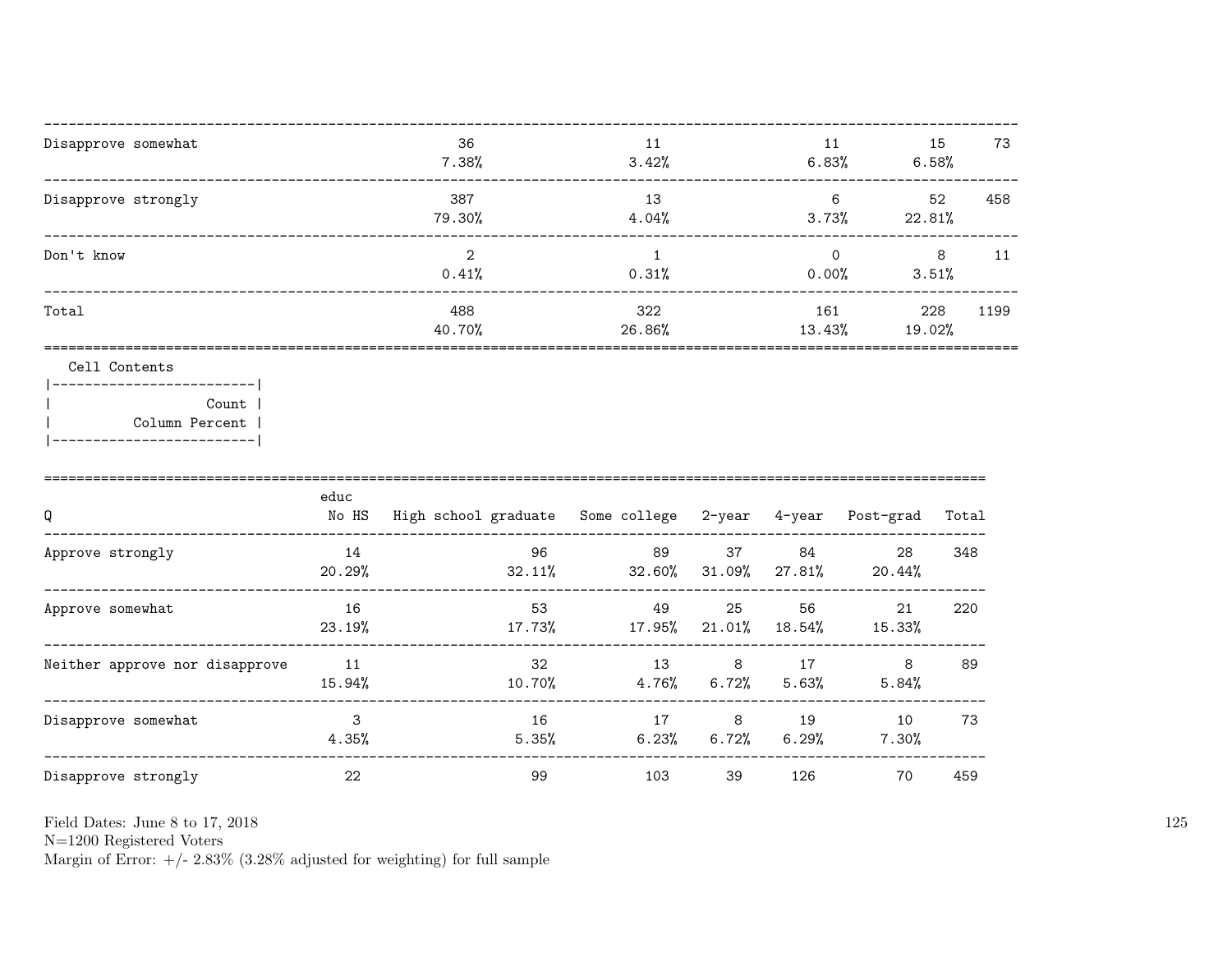| | | | | | |
|---|---|---|---|---|---|
| Disapprove somewhat | 36<br>7.38% | 11<br>3.42% | 11<br>6.83% | 15<br>6.58% | 73 |
| Disapprove strongly | 387<br>79.30% | 13<br>4.04% | 6<br>3.73% | 52<br>22.81% | 458 |
| Don't know | 2<br>0.41% | 1<br>0.31% | 0<br>0.00% | 8<br>3.51% | 11 |
| Total | 488<br>40.70% | 322<br>26.86% | 161<br>13.43% | 228<br>19.02% | 1199 |

Cell Contents
- Count
- Column Percent

| Q | educ<br>No HS | High school graduate | Some college | 2-year | 4-year | Post-grad | Total |
|---|---|---|---|---|---|---|---|
| Approve strongly | 14<br>20.29% | 96<br>32.11% | 89<br>32.60% | 37<br>31.09% | 84<br>27.81% | 28<br>20.44% | 348 |
| Approve somewhat | 16<br>23.19% | 53<br>17.73% | 49<br>17.95% | 25<br>21.01% | 56<br>18.54% | 21<br>15.33% | 220 |
| Neither approve nor disapprove | 11<br>15.94% | 32<br>10.70% | 13<br>4.76% | 8<br>6.72% | 17<br>5.63% | 8<br>5.84% | 89 |
| Disapprove somewhat | 3<br>4.35% | 16<br>5.35% | 17<br>6.23% | 8<br>6.72% | 19<br>6.29% | 10<br>7.30% | 73 |
| Disapprove strongly | 22 | 99 | 103 | 39 | 126 | 70 | 459 |

Field Dates: June 8 to 17, 2018
N=1200 Registered Voters
Margin of Error: +/- 2.83% (3.28% adjusted for weighting) for full sample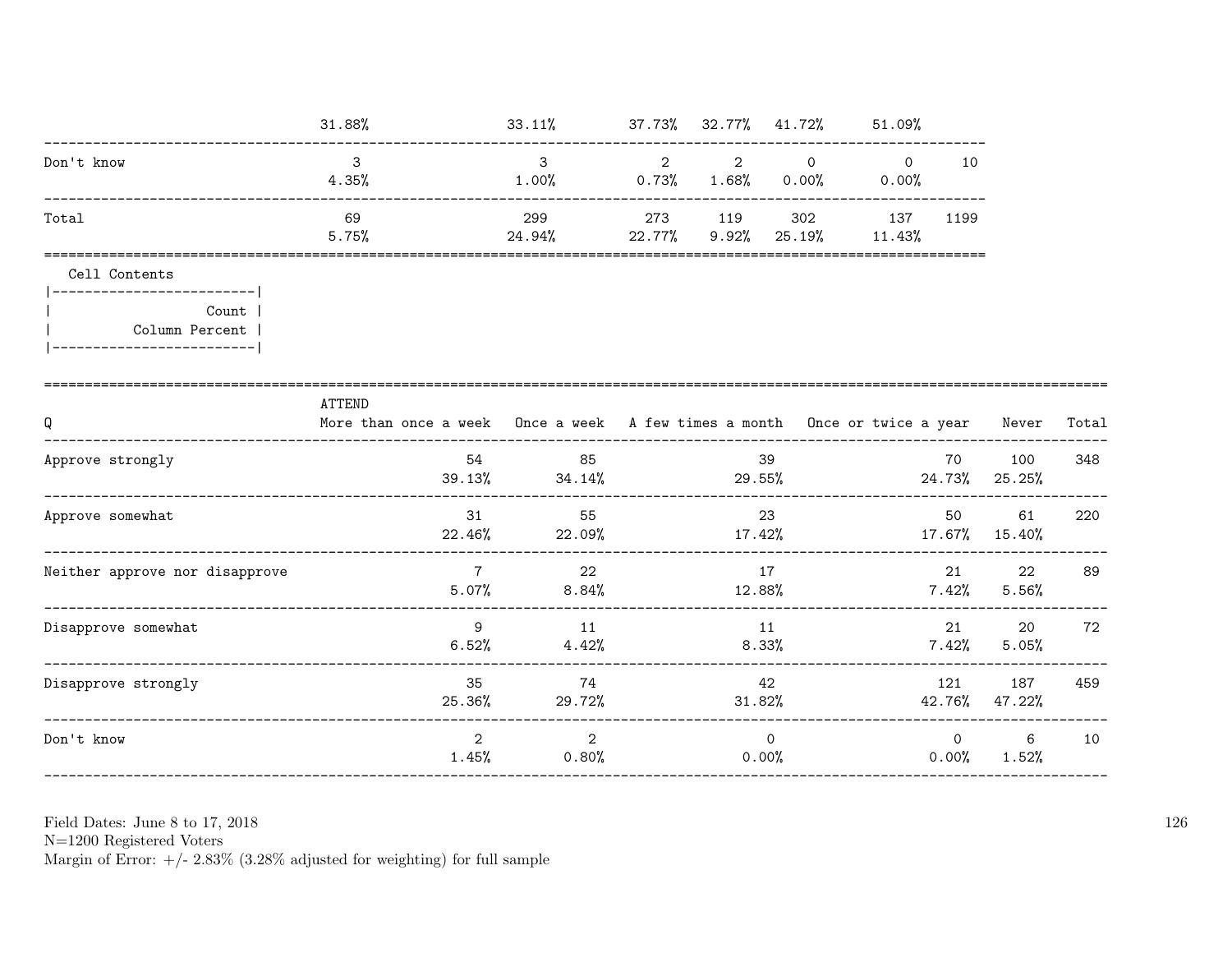| | | | | | | | |
|---|---|---|---|---|---|---|---|
| | 31.88% | 33.11% | 37.73% | 32.77% | 41.72% | 51.09% | |
| Don't know | 3 | 3 | 2 | 2 | 0 | 0 | 10 |
| | 4.35% | 1.00% | 0.73% | 1.68% | 0.00% | 0.00% | |
| Total | 69 | 299 | 273 | 119 | 302 | 137 | 1199 |
| | 5.75% | 24.94% | 22.77% | 9.92% | 25.19% | 11.43% | |

Cell Contents

```
|-------------------------|
|                   Count |
|          Column Percent |
|-------------------------|
```

| Q | ATTEND More than once a week | Once a week | A few times a month | Once or twice a year | Never | Total |
|---|---|---|---|---|---|---|
| Approve strongly | 54 | 85 | 39 | 70 | 100 | 348 |
| | 39.13% | 34.14% | 29.55% | 24.73% | 25.25% | |
| Approve somewhat | 31 | 55 | 23 | 50 | 61 | 220 |
| | 22.46% | 22.09% | 17.42% | 17.67% | 15.40% | |
| Neither approve nor disapprove | 7 | 22 | 17 | 21 | 22 | 89 |
| | 5.07% | 8.84% | 12.88% | 7.42% | 5.56% | |
| Disapprove somewhat | 9 | 11 | 11 | 21 | 20 | 72 |
| | 6.52% | 4.42% | 8.33% | 7.42% | 5.05% | |
| Disapprove strongly | 35 | 74 | 42 | 121 | 187 | 459 |
| | 25.36% | 29.72% | 31.82% | 42.76% | 47.22% | |
| Don't know | 2 | 2 | 0 | 0 | 6 | 10 |
| | 1.45% | 0.80% | 0.00% | 0.00% | 1.52% | |

Field Dates: June 8 to 17, 2018
N=1200 Registered Voters
Margin of Error: +/- 2.83% (3.28% adjusted for weighting) for full sample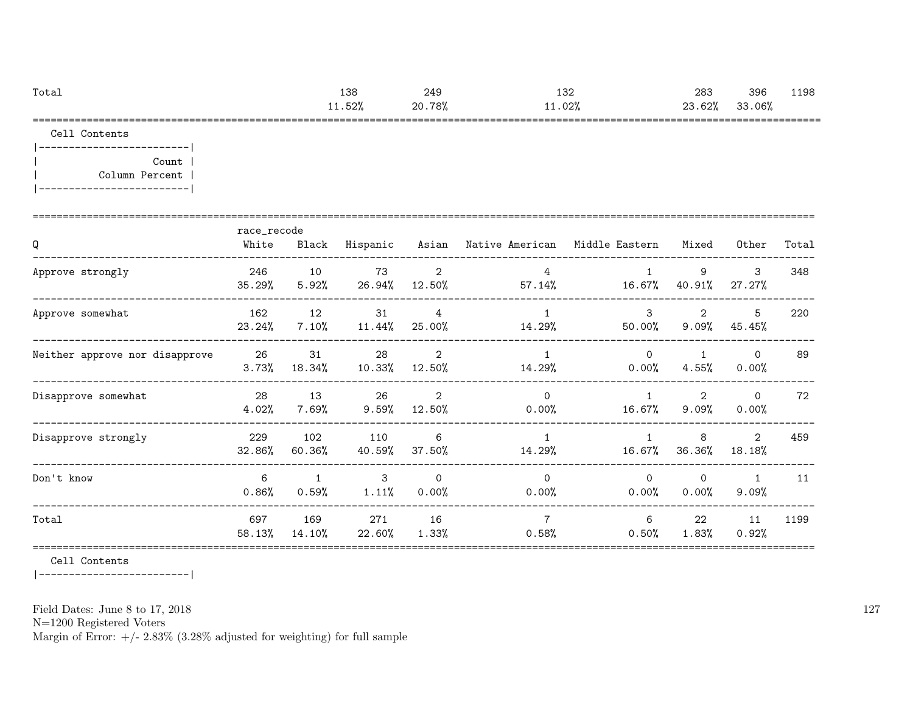| Total | | | 138 | 249 | 132 | | 283 | 396 | 1198 |
|---|---|---|---|---|---|---|---|---|---|
| | | | 11.52% | 20.78% | 11.02% | | 23.62% | 33.06% | |

Cell Contents

```
|-------------------------|
|                   Count |
|          Column Percent |
|-------------------------|
```

| Q | race_recode White | Black | Hispanic | Asian | Native American | Middle Eastern | Mixed | Other | Total |
|---|---|---|---|---|---|---|---|---|---|
| Approve strongly | 246 | 10 | 73 | 2 | 4 | 1 | 9 | 3 | 348 |
| | 35.29% | 5.92% | 26.94% | 12.50% | 57.14% | 16.67% | 40.91% | 27.27% | |
| Approve somewhat | 162 | 12 | 31 | 4 | 1 | 3 | 2 | 5 | 220 |
| | 23.24% | 7.10% | 11.44% | 25.00% | 14.29% | 50.00% | 9.09% | 45.45% | |
| Neither approve nor disapprove | 26 | 31 | 28 | 2 | 1 | 0 | 1 | 0 | 89 |
| | 3.73% | 18.34% | 10.33% | 12.50% | 14.29% | 0.00% | 4.55% | 0.00% | |
| Disapprove somewhat | 28 | 13 | 26 | 2 | 0 | 1 | 2 | 0 | 72 |
| | 4.02% | 7.69% | 9.59% | 12.50% | 0.00% | 16.67% | 9.09% | 0.00% | |
| Disapprove strongly | 229 | 102 | 110 | 6 | 1 | 1 | 8 | 2 | 459 |
| | 32.86% | 60.36% | 40.59% | 37.50% | 14.29% | 16.67% | 36.36% | 18.18% | |
| Don't know | 6 | 1 | 3 | 0 | 0 | 0 | 0 | 1 | 11 |
| | 0.86% | 0.59% | 1.11% | 0.00% | 0.00% | 0.00% | 0.00% | 9.09% | |
| Total | 697 | 169 | 271 | 16 | 7 | 6 | 22 | 11 | 1199 |
| | 58.13% | 14.10% | 22.60% | 1.33% | 0.58% | 0.50% | 1.83% | 0.92% | |

Cell Contents

```
|-------------------------|
```

Field Dates: June 8 to 17, 2018
N=1200 Registered Voters
Margin of Error: +/- 2.83% (3.28% adjusted for weighting) for full sample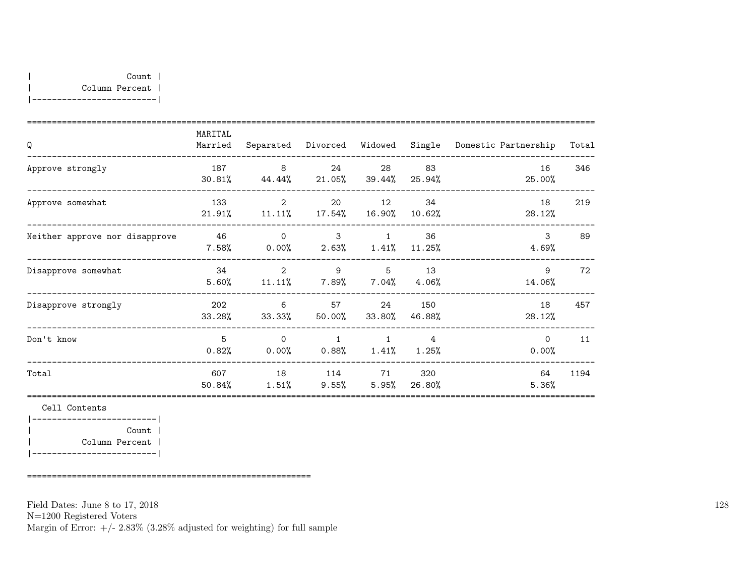| Count |
|---|
| Column Percent |

| Q | MARITAL Married | Separated | Divorced | Widowed | Single | Domestic Partnership | Total |
|---|---|---|---|---|---|---|---|
| Approve strongly | 187<br>30.81% | 8<br>44.44% | 24<br>21.05% | 28<br>39.44% | 83<br>25.94% | 16<br>25.00% | 346 |
| Approve somewhat | 133<br>21.91% | 2<br>11.11% | 20<br>17.54% | 12<br>16.90% | 34<br>10.62% | 18<br>28.12% | 219 |
| Neither approve nor disapprove | 46<br>7.58% | 0<br>0.00% | 3<br>2.63% | 1<br>1.41% | 36<br>11.25% | 3<br>4.69% | 89 |
| Disapprove somewhat | 34<br>5.60% | 2<br>11.11% | 9<br>7.89% | 5<br>7.04% | 13<br>4.06% | 9<br>14.06% | 72 |
| Disapprove strongly | 202<br>33.28% | 6<br>33.33% | 57<br>50.00% | 24<br>33.80% | 150<br>46.88% | 18<br>28.12% | 457 |
| Don't know | 5<br>0.82% | 0<br>0.00% | 1<br>0.88% | 1<br>1.41% | 4<br>1.25% | 0<br>0.00% | 11 |
| Total | 607<br>50.84% | 18<br>1.51% | 114<br>9.55% | 71<br>5.95% | 320<br>26.80% | 64<br>5.36% | 1194 |

Cell Contents

| Count |
|---|
| Column Percent |

Field Dates: June 8 to 17, 2018
N=1200 Registered Voters
Margin of Error: +/- 2.83% (3.28% adjusted for weighting) for full sample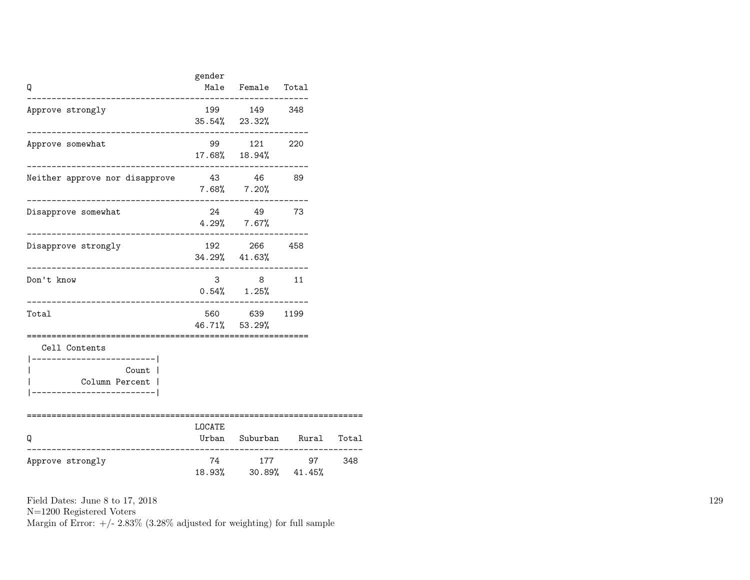| Q | gender Male | Female | Total |
|---|---|---|---|
| Approve strongly | 199<br>35.54% | 149<br>23.32% | 348 |
| Approve somewhat | 99<br>17.68% | 121<br>18.94% | 220 |
| Neither approve nor disapprove | 43<br>7.68% | 46<br>7.20% | 89 |
| Disapprove somewhat | 24<br>4.29% | 49<br>7.67% | 73 |
| Disapprove strongly | 192<br>34.29% | 266<br>41.63% | 458 |
| Don't know | 3<br>0.54% | 8<br>1.25% | 11 |
| Total | 560<br>46.71% | 639<br>53.29% | 1199 |

Cell Contents

| |
|---|
| Count |
| Column Percent |

| Q | LOCATE Urban | Suburban | Rural | Total |
|---|---|---|---|---|
| Approve strongly | 74<br>18.93% | 177<br>30.89% | 97<br>41.45% | 348 |

Field Dates: June 8 to 17, 2018
N=1200 Registered Voters
Margin of Error: +/- 2.83% (3.28% adjusted for weighting) for full sample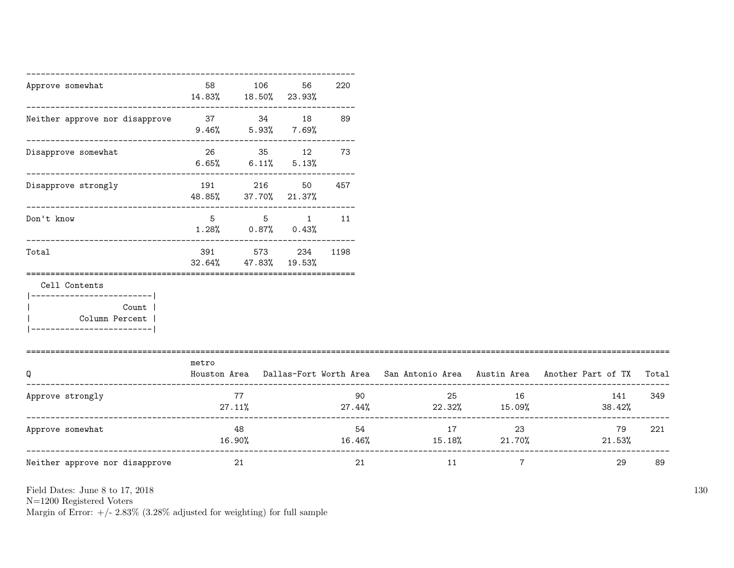| | | | | |
|---|---|---|---|---|
| Approve somewhat | 58<br>14.83% | 106<br>18.50% | 56<br>23.93% | 220 |
| Neither approve nor disapprove | 37<br>9.46% | 34<br>5.93% | 18<br>7.69% | 89 |
| Disapprove somewhat | 26<br>6.65% | 35<br>6.11% | 12<br>5.13% | 73 |
| Disapprove strongly | 191<br>48.85% | 216<br>37.70% | 50<br>21.37% | 457 |
| Don't know | 5<br>1.28% | 5<br>0.87% | 1<br>0.43% | 11 |
| Total | 391<br>32.64% | 573<br>47.83% | 234<br>19.53% | 1198 |

Cell Contents

```
|-------------------------|
|                   Count |
|          Column Percent |
|-------------------------|
```

| Q | metro<br>Houston Area | Dallas-Fort Worth Area | San Antonio Area | Austin Area | Another Part of TX | Total |
|---|---|---|---|---|---|---|
| Approve strongly | 77<br>27.11% | 90<br>27.44% | 25<br>22.32% | 16<br>15.09% | 141<br>38.42% | 349 |
| Approve somewhat | 48<br>16.90% | 54<br>16.46% | 17<br>15.18% | 23<br>21.70% | 79<br>21.53% | 221 |
| Neither approve nor disapprove | 21 | 21 | 11 | 7 | 29 | 89 |

Field Dates: June 8 to 17, 2018
N=1200 Registered Voters
Margin of Error: +/- 2.83% (3.28% adjusted for weighting) for full sample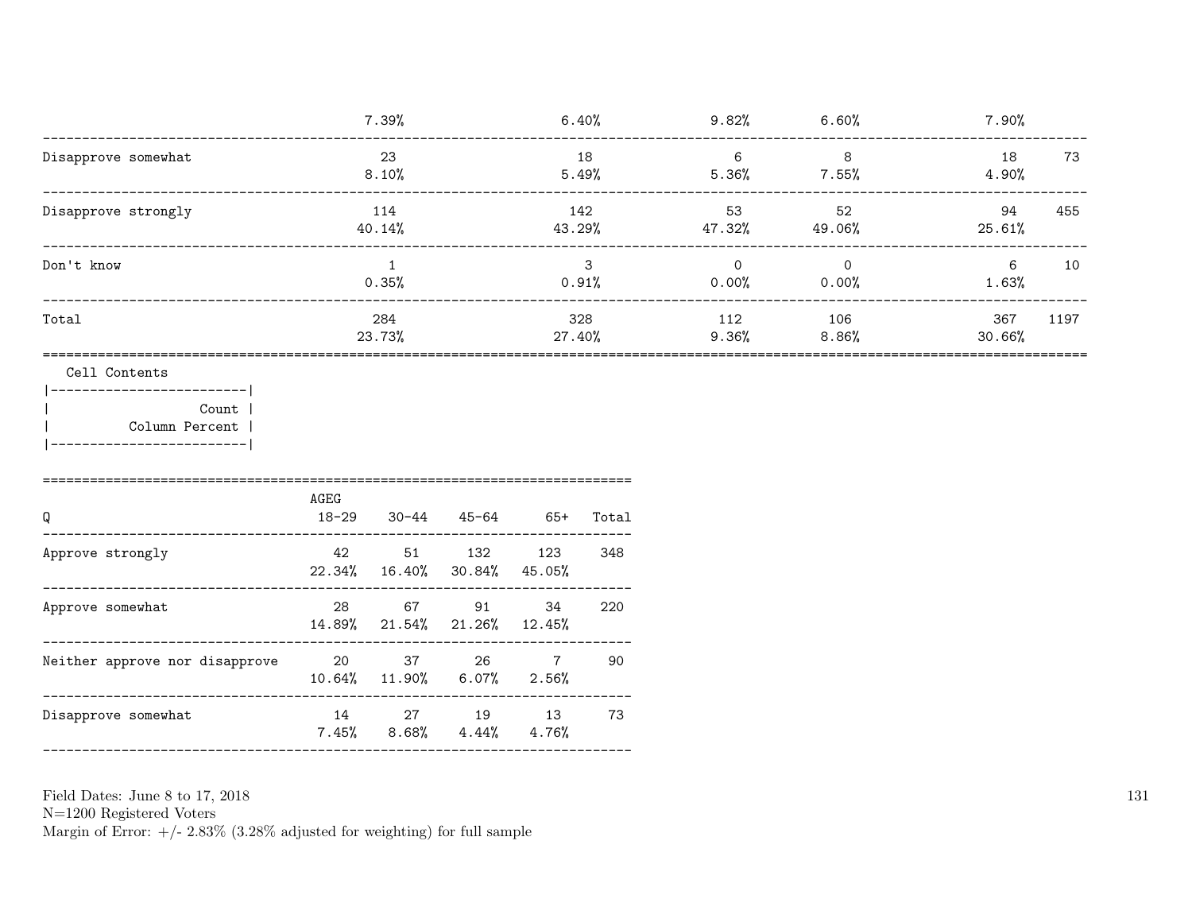| | | | | | | |
|---|---|---|---|---|---|---|
| | 7.39% | 6.40% | 9.82% | 6.60% | 7.90% | |
| Disapprove somewhat | 23 | 18 | 6 | 8 | 18 | 73 |
| | 8.10% | 5.49% | 5.36% | 7.55% | 4.90% | |
| Disapprove strongly | 114 | 142 | 53 | 52 | 94 | 455 |
| | 40.14% | 43.29% | 47.32% | 49.06% | 25.61% | |
| Don't know | 1 | 3 | 0 | 0 | 6 | 10 |
| | 0.35% | 0.91% | 0.00% | 0.00% | 1.63% | |
| Total | 284 | 328 | 112 | 106 | 367 | 1197 |
| | 23.73% | 27.40% | 9.36% | 8.86% | 30.66% | |

Cell Contents

| |
|---|
| Count |
| Column Percent |

| Q | AGEG 18-29 | 30-44 | 45-64 | 65+ | Total |
|---|---|---|---|---|---|
| Approve strongly | 42 | 51 | 132 | 123 | 348 |
| | 22.34% | 16.40% | 30.84% | 45.05% | |
| Approve somewhat | 28 | 67 | 91 | 34 | 220 |
| | 14.89% | 21.54% | 21.26% | 12.45% | |
| Neither approve nor disapprove | 20 | 37 | 26 | 7 | 90 |
| | 10.64% | 11.90% | 6.07% | 2.56% | |
| Disapprove somewhat | 14 | 27 | 19 | 13 | 73 |
| | 7.45% | 8.68% | 4.44% | 4.76% | |

Field Dates: June 8 to 17, 2018
N=1200 Registered Voters
Margin of Error: +/- 2.83% (3.28% adjusted for weighting) for full sample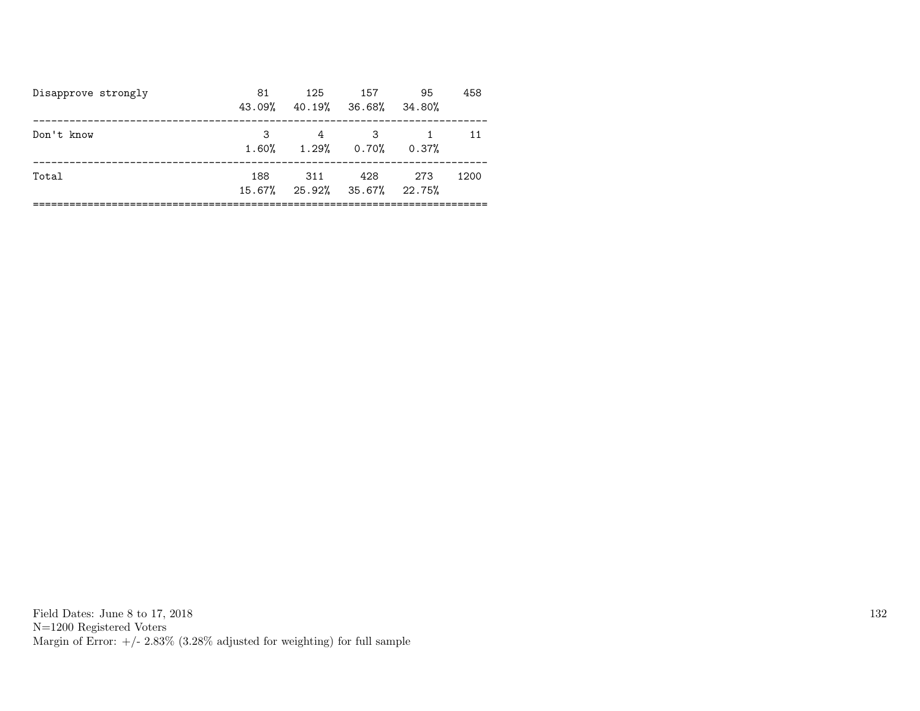| | | | | | |
|---|---|---|---|---|---|
| Disapprove strongly | 81 | 125 | 157 | 95 | 458 |
| | 43.09% | 40.19% | 36.68% | 34.80% | |
| Don't know | 3 | 4 | 3 | 1 | 11 |
| | 1.60% | 1.29% | 0.70% | 0.37% | |
| Total | 188 | 311 | 428 | 273 | 1200 |
| | 15.67% | 25.92% | 35.67% | 22.75% | |

Field Dates: June 8 to 17, 2018
N=1200 Registered Voters
Margin of Error: +/- 2.83% (3.28% adjusted for weighting) for full sample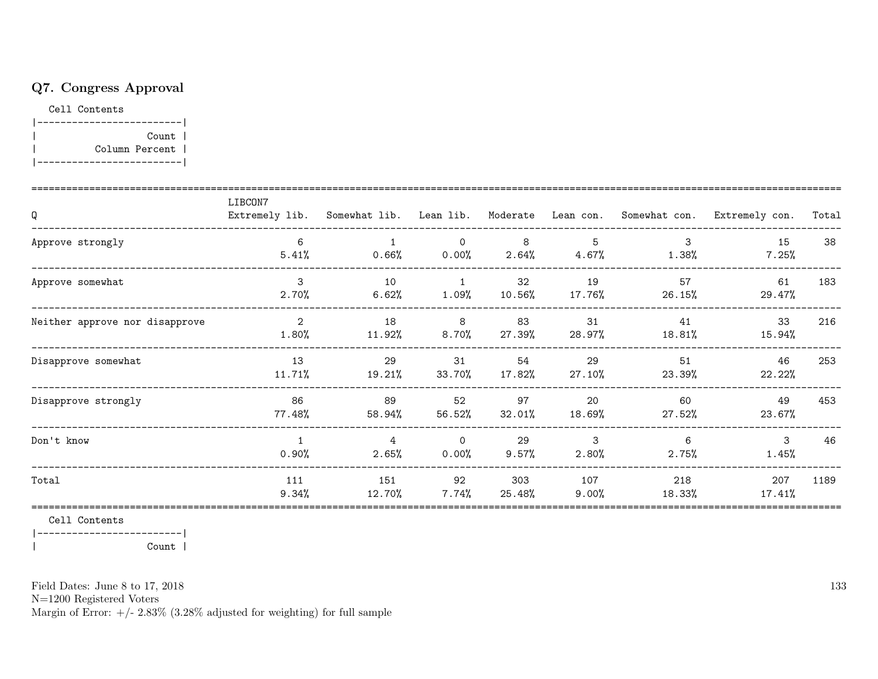## Q7. Congress Approval

Cell Contents

|-------------------------|
| Count |
| Column Percent |
|-------------------------|

| Q | LIBCON7 Extremely lib. | Somewhat lib. | Lean lib. | Moderate | Lean con. | Somewhat con. | Extremely con. | Total |
|---|---|---|---|---|---|---|---|---|
| Approve strongly | 6<br>5.41% | 1<br>0.66% | 0<br>0.00% | 8<br>2.64% | 5<br>4.67% | 3<br>1.38% | 15<br>7.25% | 38 |
| Approve somewhat | 3<br>2.70% | 10<br>6.62% | 1<br>1.09% | 32<br>10.56% | 19<br>17.76% | 57<br>26.15% | 61<br>29.47% | 183 |
| Neither approve nor disapprove | 2<br>1.80% | 18<br>11.92% | 8<br>8.70% | 83<br>27.39% | 31<br>28.97% | 41<br>18.81% | 33<br>15.94% | 216 |
| Disapprove somewhat | 13<br>11.71% | 29<br>19.21% | 31<br>33.70% | 54<br>17.82% | 29<br>27.10% | 51<br>23.39% | 46<br>22.22% | 253 |
| Disapprove strongly | 86<br>77.48% | 89<br>58.94% | 52<br>56.52% | 97<br>32.01% | 20<br>18.69% | 60<br>27.52% | 49<br>23.67% | 453 |
| Don't know | 1<br>0.90% | 4<br>2.65% | 0<br>0.00% | 29<br>9.57% | 3<br>2.80% | 6<br>2.75% | 3<br>1.45% | 46 |
| Total | 111<br>9.34% | 151<br>12.70% | 92<br>7.74% | 303<br>25.48% | 107<br>9.00% | 218<br>18.33% | 207<br>17.41% | 1189 |

Cell Contents

|-------------------------|
| Count |

Field Dates: June 8 to 17, 2018
N=1200 Registered Voters
Margin of Error: +/- 2.83% (3.28% adjusted for weighting) for full sample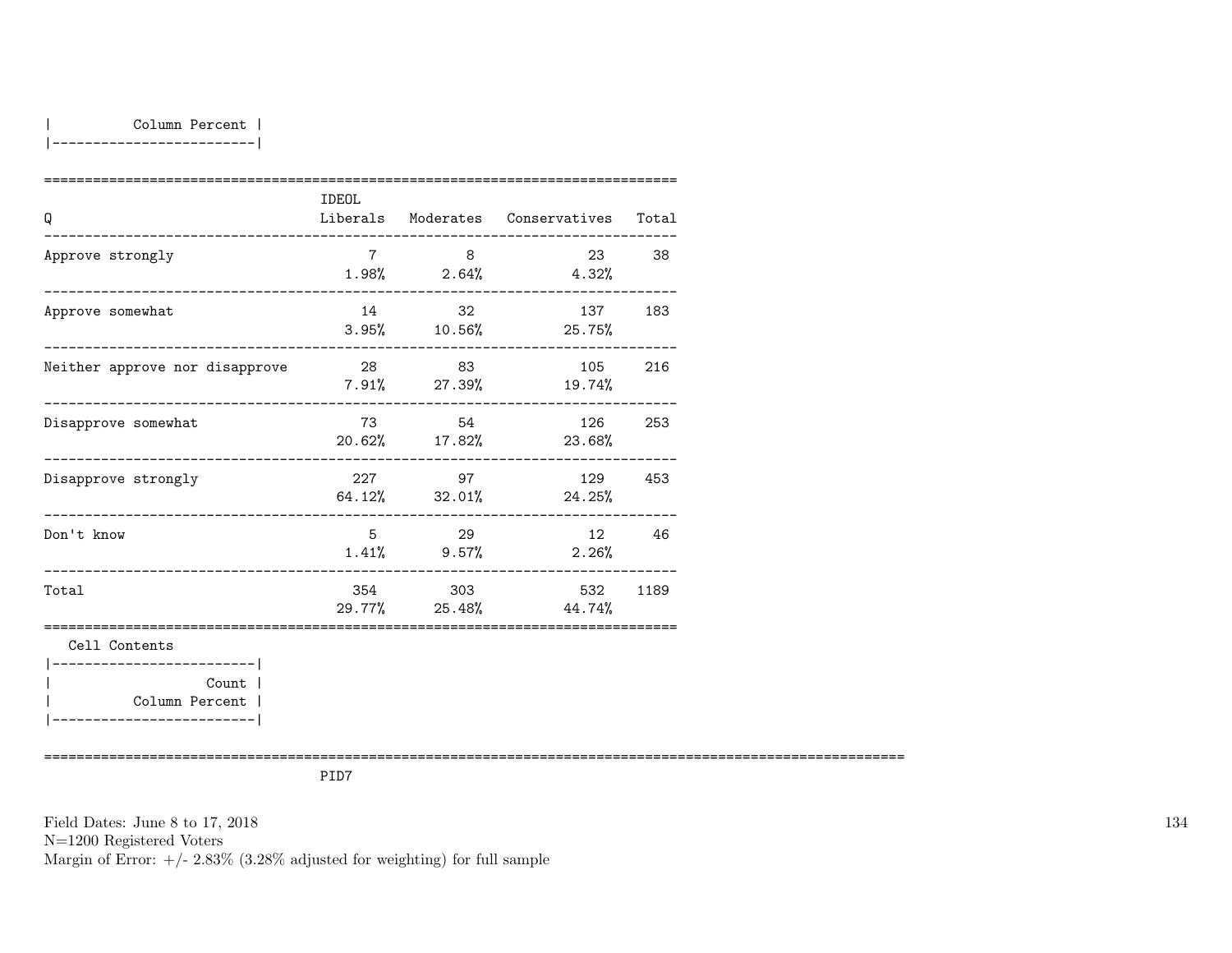| Column Percent |
|---|

| Q | IDEOL Liberals | Moderates | Conservatives | Total |
|---|---|---|---|---|
| Approve strongly | 7<br>1.98% | 8<br>2.64% | 23<br>4.32% | 38 |
| Approve somewhat | 14<br>3.95% | 32<br>10.56% | 137<br>25.75% | 183 |
| Neither approve nor disapprove | 28<br>7.91% | 83<br>27.39% | 105<br>19.74% | 216 |
| Disapprove somewhat | 73<br>20.62% | 54<br>17.82% | 126<br>23.68% | 253 |
| Disapprove strongly | 227<br>64.12% | 97<br>32.01% | 129<br>24.25% | 453 |
| Don't know | 5<br>1.41% | 29<br>9.57% | 12<br>2.26% | 46 |
| Total | 354<br>29.77% | 303<br>25.48% | 532<br>44.74% | 1189 |

Cell Contents

| Count<br>Column Percent |
|---|

PID7

Field Dates: June 8 to 17, 2018
N=1200 Registered Voters
Margin of Error: +/- 2.83% (3.28% adjusted for weighting) for full sample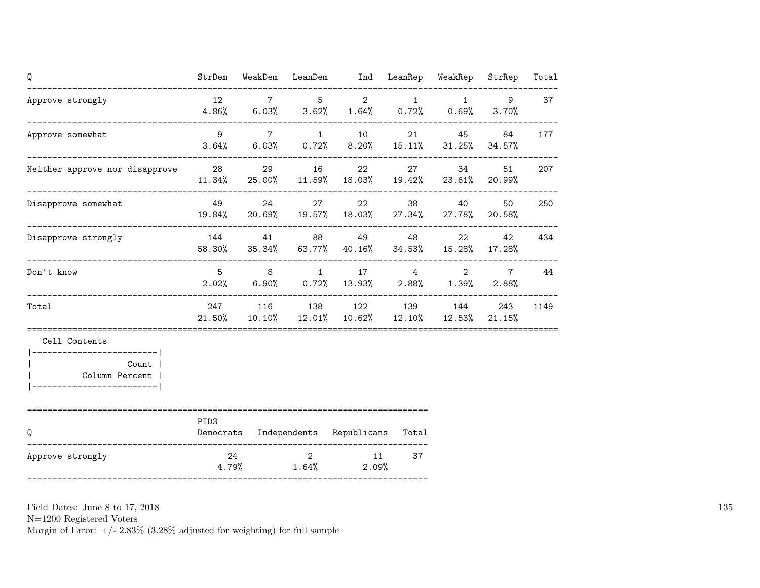| Q | StrDem | WeakDem | LeanDem | Ind | LeanRep | WeakRep | StrRep | Total |
|---|---|---|---|---|---|---|---|---|
| Approve strongly | 12<br>4.86% | 7<br>6.03% | 5<br>3.62% | 2<br>1.64% | 1<br>0.72% | 1<br>0.69% | 9<br>3.70% | 37 |
| Approve somewhat | 9<br>3.64% | 7<br>6.03% | 1<br>0.72% | 10<br>8.20% | 21<br>15.11% | 45<br>31.25% | 84<br>34.57% | 177 |
| Neither approve nor disapprove | 28<br>11.34% | 29<br>25.00% | 16<br>11.59% | 22<br>18.03% | 27<br>19.42% | 34<br>23.61% | 51<br>20.99% | 207 |
| Disapprove somewhat | 49<br>19.84% | 24<br>20.69% | 27<br>19.57% | 22<br>18.03% | 38<br>27.34% | 40<br>27.78% | 50<br>20.58% | 250 |
| Disapprove strongly | 144<br>58.30% | 41<br>35.34% | 88<br>63.77% | 49<br>40.16% | 48<br>34.53% | 22<br>15.28% | 42<br>17.28% | 434 |
| Don't know | 5<br>2.02% | 8<br>6.90% | 1<br>0.72% | 17<br>13.93% | 4<br>2.88% | 2<br>1.39% | 7<br>2.88% | 44 |
| Total | 247<br>21.50% | 116<br>10.10% | 138<br>12.01% | 122<br>10.62% | 139<br>12.10% | 144<br>12.53% | 243<br>21.15% | 1149 |

Cell Contents

| Count |
|---|
| Column Percent |

| Q | PID3<br>Democrats | Independents | Republicans | Total |
|---|---|---|---|---|
| Approve strongly | 24<br>4.79% | 2<br>1.64% | 11<br>2.09% | 37 |

Field Dates: June 8 to 17, 2018
N=1200 Registered Voters
Margin of Error: +/- 2.83% (3.28% adjusted for weighting) for full sample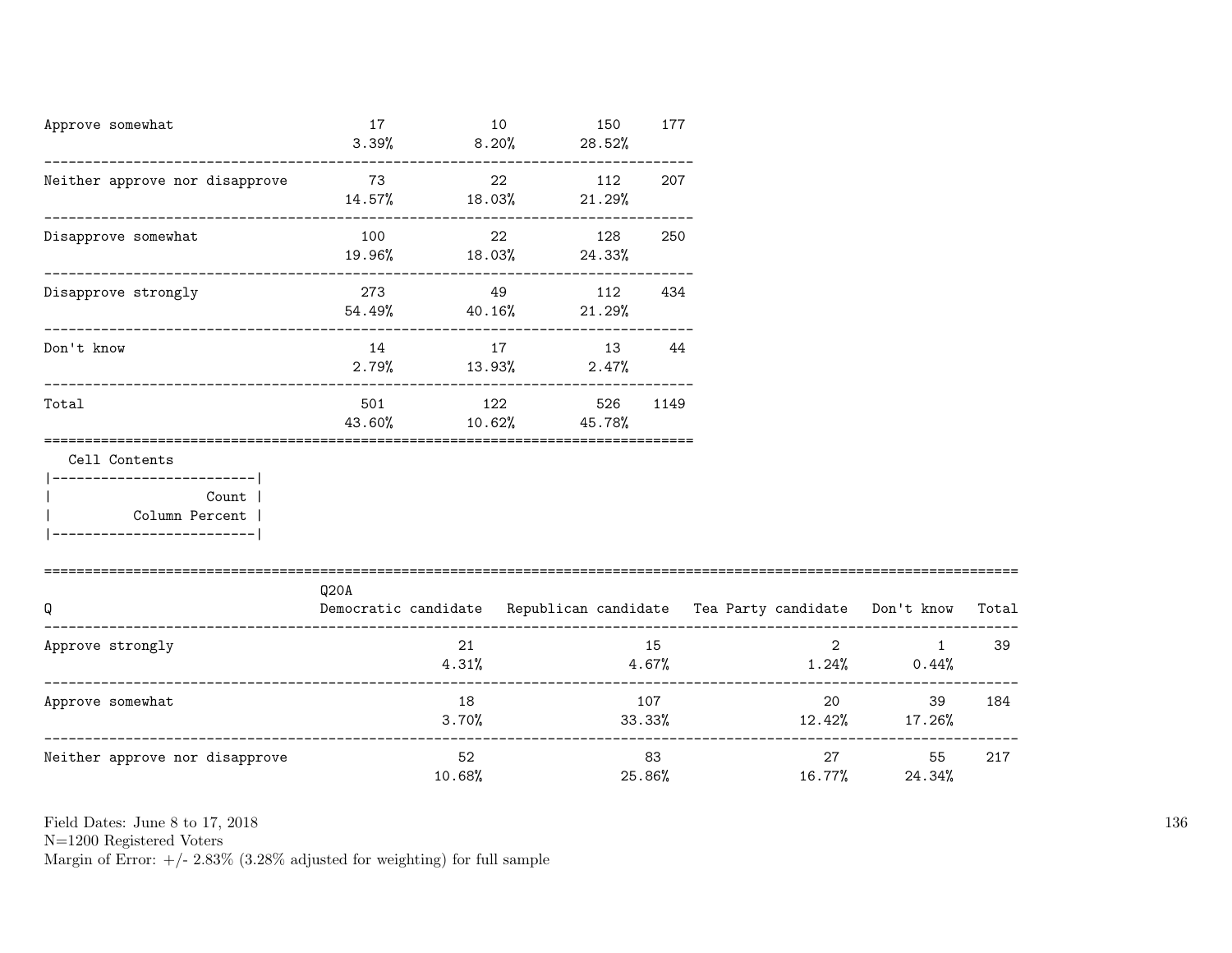| | | | | |
|---|---|---|---|---|
| Approve somewhat | 17<br>3.39% | 10<br>8.20% | 150<br>28.52% | 177 |
| Neither approve nor disapprove | 73<br>14.57% | 22<br>18.03% | 112<br>21.29% | 207 |
| Disapprove somewhat | 100<br>19.96% | 22<br>18.03% | 128<br>24.33% | 250 |
| Disapprove strongly | 273<br>54.49% | 49<br>40.16% | 112<br>21.29% | 434 |
| Don't know | 14<br>2.79% | 17<br>13.93% | 13<br>2.47% | 44 |
| Total | 501<br>43.60% | 122<br>10.62% | 526<br>45.78% | 1149 |

Cell Contents

```
|-------------------------|
|                   Count |
|          Column Percent |
|-------------------------|
```

| Q | Q20A<br>Democratic candidate | Republican candidate | Tea Party candidate | Don't know | Total |
|---|---|---|---|---|---|
| Approve strongly | 21<br>4.31% | 15<br>4.67% | 2<br>1.24% | 1<br>0.44% | 39 |
| Approve somewhat | 18<br>3.70% | 107<br>33.33% | 20<br>12.42% | 39<br>17.26% | 184 |
| Neither approve nor disapprove | 52<br>10.68% | 83<br>25.86% | 27<br>16.77% | 55<br>24.34% | 217 |

Field Dates: June 8 to 17, 2018
N=1200 Registered Voters
Margin of Error: +/- 2.83% (3.28% adjusted for weighting) for full sample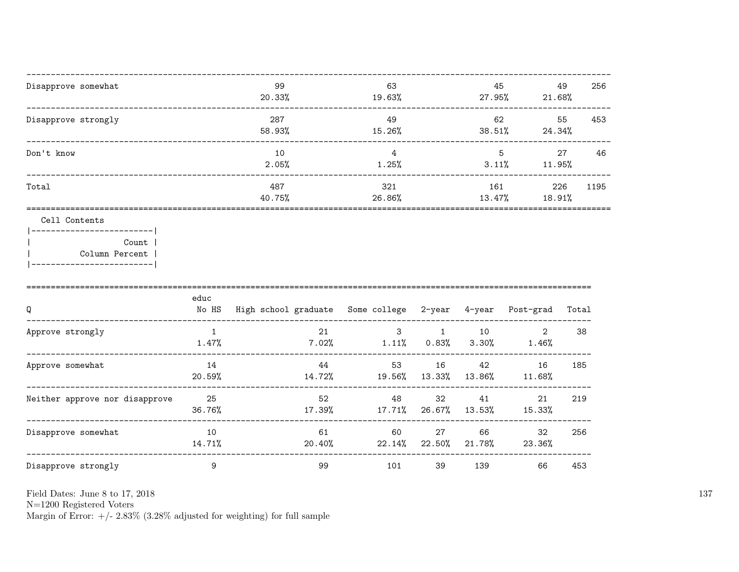| | | | | | |
|---|---|---|---|---|---|
| Disapprove somewhat | 99<br>20.33% | 63<br>19.63% | 45<br>27.95% | 49<br>21.68% | 256 |
| Disapprove strongly | 287<br>58.93% | 49<br>15.26% | 62<br>38.51% | 55<br>24.34% | 453 |
| Don't know | 10<br>2.05% | 4<br>1.25% | 5<br>3.11% | 27<br>11.95% | 46 |
| Total | 487<br>40.75% | 321<br>26.86% | 161<br>13.47% | 226<br>18.91% | 1195 |

Cell Contents
- Count
- Column Percent

| Q | educ<br>No HS | High school graduate | Some college | 2-year | 4-year | Post-grad | Total |
|---|---|---|---|---|---|---|---|
| Approve strongly | 1<br>1.47% | 21<br>7.02% | 3<br>1.11% | 1<br>0.83% | 10<br>3.30% | 2<br>1.46% | 38 |
| Approve somewhat | 14<br>20.59% | 44<br>14.72% | 53<br>19.56% | 16<br>13.33% | 42<br>13.86% | 16<br>11.68% | 185 |
| Neither approve nor disapprove | 25<br>36.76% | 52<br>17.39% | 48<br>17.71% | 32<br>26.67% | 41<br>13.53% | 21<br>15.33% | 219 |
| Disapprove somewhat | 10<br>14.71% | 61<br>20.40% | 60<br>22.14% | 27<br>22.50% | 66<br>21.78% | 32<br>23.36% | 256 |
| Disapprove strongly | 9 | 99 | 101 | 39 | 139 | 66 | 453 |

Field Dates: June 8 to 17, 2018
N=1200 Registered Voters
Margin of Error: +/- 2.83% (3.28% adjusted for weighting) for full sample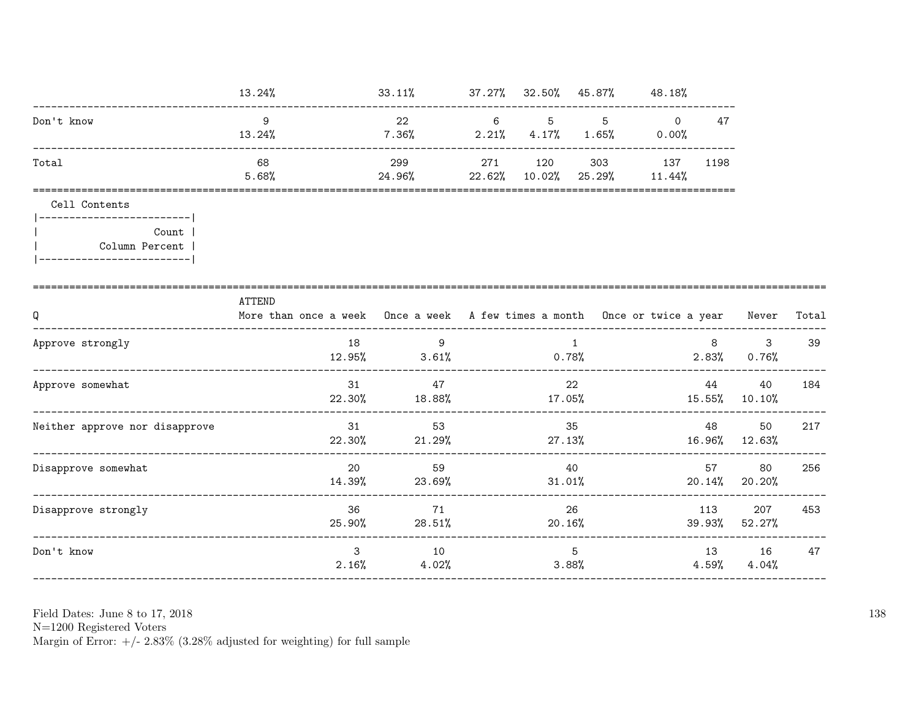| | | | | | | | |
|---|---|---|---|---|---|---|---|
| | 13.24% | 33.11% | 37.27% | 32.50% | 45.87% | 48.18% | |
| Don't know | 9 | 22 | 6 | 5 | 5 | 0 | 47 |
| | 13.24% | 7.36% | 2.21% | 4.17% | 1.65% | 0.00% | |
| Total | 68 | 299 | 271 | 120 | 303 | 137 | 1198 |
| | 5.68% | 24.96% | 22.62% | 10.02% | 25.29% | 11.44% | |

Cell Contents

|Count|
|---|
|Column Percent|

| Q | ATTEND More than once a week | Once a week | A few times a month | Once or twice a year | Never | Total |
|---|---|---|---|---|---|---|
| Approve strongly | 18 | 9 | 1 | 8 | 3 | 39 |
| | 12.95% | 3.61% | 0.78% | 2.83% | 0.76% | |
| Approve somewhat | 31 | 47 | 22 | 44 | 40 | 184 |
| | 22.30% | 18.88% | 17.05% | 15.55% | 10.10% | |
| Neither approve nor disapprove | 31 | 53 | 35 | 48 | 50 | 217 |
| | 22.30% | 21.29% | 27.13% | 16.96% | 12.63% | |
| Disapprove somewhat | 20 | 59 | 40 | 57 | 80 | 256 |
| | 14.39% | 23.69% | 31.01% | 20.14% | 20.20% | |
| Disapprove strongly | 36 | 71 | 26 | 113 | 207 | 453 |
| | 25.90% | 28.51% | 20.16% | 39.93% | 52.27% | |
| Don't know | 3 | 10 | 5 | 13 | 16 | 47 |
| | 2.16% | 4.02% | 3.88% | 4.59% | 4.04% | |

Field Dates: June 8 to 17, 2018
N=1200 Registered Voters
Margin of Error: +/- 2.83% (3.28% adjusted for weighting) for full sample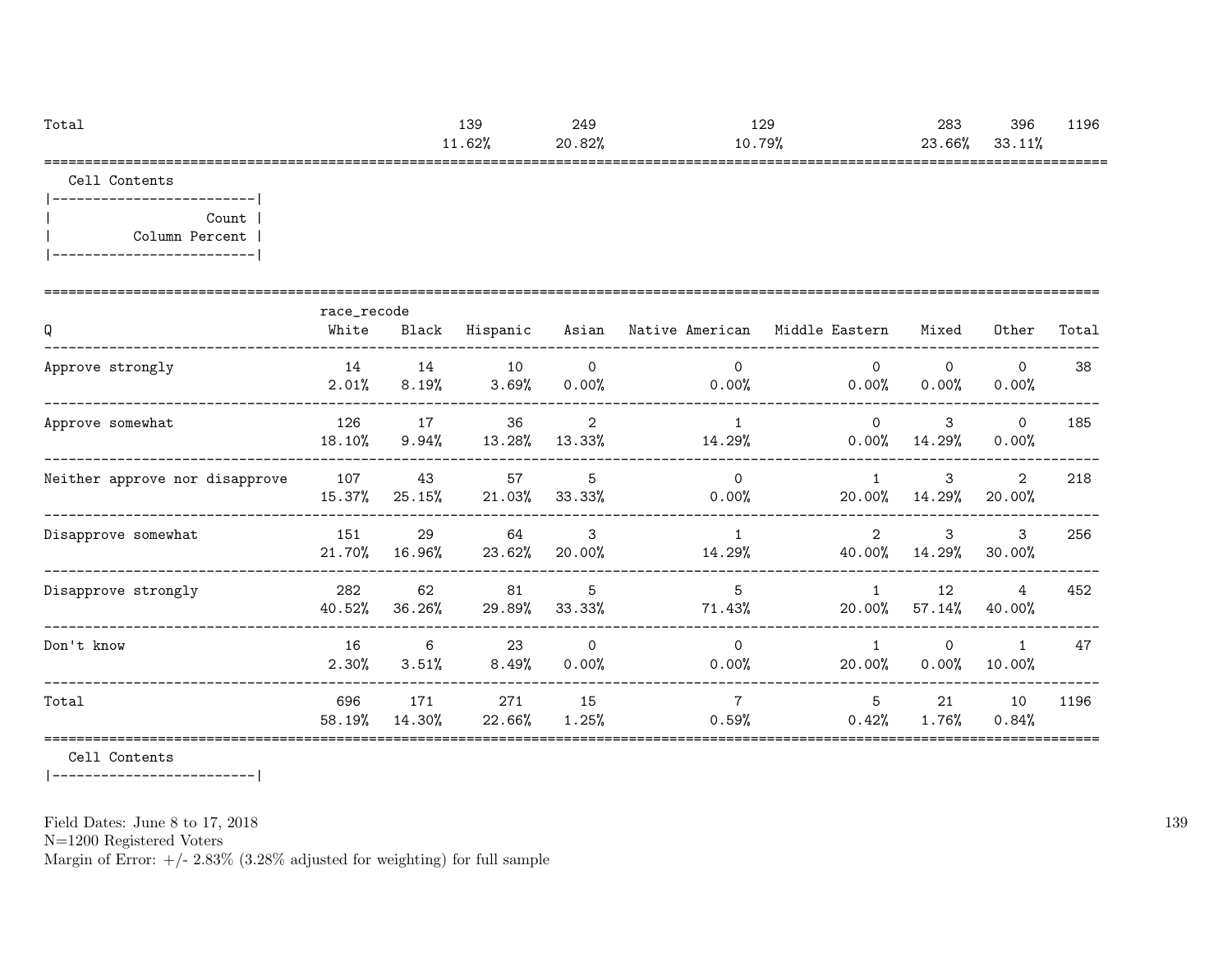| Total | | 139 | 249 | 129 | | 283 | 396 | 1196 |
|---|---|---|---|---|---|---|---|---|
| | | 11.62% | 20.82% | 10.79% | | 23.66% | 33.11% | |

Cell Contents

| Count |
|---|
| Column Percent |

| Q | race_recode White | Black | Hispanic | Asian | Native American | Middle Eastern | Mixed | Other | Total |
|---|---|---|---|---|---|---|---|---|---|
| Approve strongly | 14<br>2.01% | 14<br>8.19% | 10<br>3.69% | 0<br>0.00% | 0<br>0.00% | 0<br>0.00% | 0<br>0.00% | 0<br>0.00% | 38 |
| Approve somewhat | 126<br>18.10% | 17<br>9.94% | 36<br>13.28% | 2<br>13.33% | 1<br>14.29% | 0<br>0.00% | 3<br>14.29% | 0<br>0.00% | 185 |
| Neither approve nor disapprove | 107<br>15.37% | 43<br>25.15% | 57<br>21.03% | 5<br>33.33% | 0<br>0.00% | 1<br>20.00% | 3<br>14.29% | 2<br>20.00% | 218 |
| Disapprove somewhat | 151<br>21.70% | 29<br>16.96% | 64<br>23.62% | 3<br>20.00% | 1<br>14.29% | 2<br>40.00% | 3<br>14.29% | 3<br>30.00% | 256 |
| Disapprove strongly | 282<br>40.52% | 62<br>36.26% | 81<br>29.89% | 5<br>33.33% | 5<br>71.43% | 1<br>20.00% | 12<br>57.14% | 4<br>40.00% | 452 |
| Don't know | 16<br>2.30% | 6<br>3.51% | 23<br>8.49% | 0<br>0.00% | 0<br>0.00% | 1<br>20.00% | 0<br>0.00% | 1<br>10.00% | 47 |
| Total | 696<br>58.19% | 171<br>14.30% | 271<br>22.66% | 15<br>1.25% | 7<br>0.59% | 5<br>0.42% | 21<br>1.76% | 10<br>0.84% | 1196 |

Cell Contents

Field Dates: June 8 to 17, 2018
N=1200 Registered Voters
Margin of Error: +/- 2.83% (3.28% adjusted for weighting) for full sample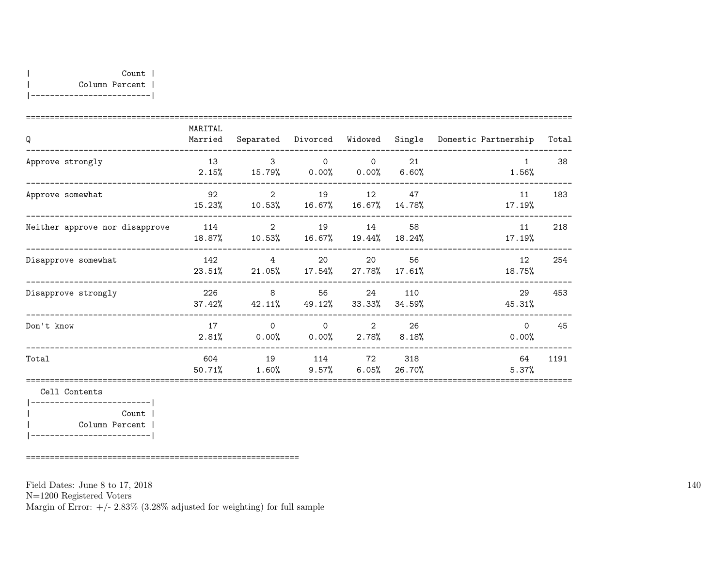| Count |
|---|
| Column Percent |

| Q | MARITAL Married | Separated | Divorced | Widowed | Single | Domestic Partnership | Total |
|---|---|---|---|---|---|---|---|
| Approve strongly | 13<br>2.15% | 3<br>15.79% | 0<br>0.00% | 0<br>0.00% | 21<br>6.60% | 1<br>1.56% | 38 |
| Approve somewhat | 92<br>15.23% | 2<br>10.53% | 19<br>16.67% | 12<br>16.67% | 47<br>14.78% | 11<br>17.19% | 183 |
| Neither approve nor disapprove | 114<br>18.87% | 2<br>10.53% | 19<br>16.67% | 14<br>19.44% | 58<br>18.24% | 11<br>17.19% | 218 |
| Disapprove somewhat | 142<br>23.51% | 4<br>21.05% | 20<br>17.54% | 20<br>27.78% | 56<br>17.61% | 12<br>18.75% | 254 |
| Disapprove strongly | 226<br>37.42% | 8<br>42.11% | 56<br>49.12% | 24<br>33.33% | 110<br>34.59% | 29<br>45.31% | 453 |
| Don't know | 17<br>2.81% | 0<br>0.00% | 0<br>0.00% | 2<br>2.78% | 26<br>8.18% | 0<br>0.00% | 45 |
| Total | 604<br>50.71% | 19<br>1.60% | 114<br>9.57% | 72<br>6.05% | 318<br>26.70% | 64<br>5.37% | 1191 |

Cell Contents

| Count |
|---|
| Column Percent |

Field Dates: June 8 to 17, 2018
N=1200 Registered Voters
Margin of Error: +/- 2.83% (3.28% adjusted for weighting) for full sample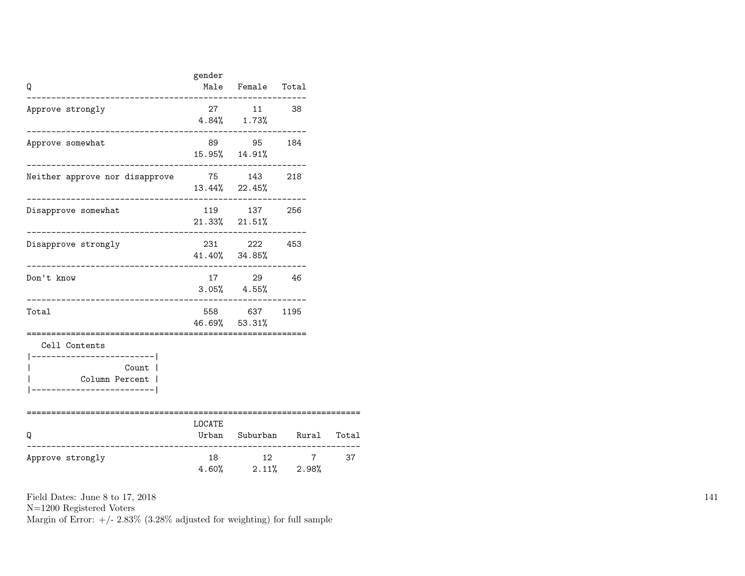| Q | gender Male | Female | Total |
|---|---|---|---|
| Approve strongly | 27<br>4.84% | 11<br>1.73% | 38 |
| Approve somewhat | 89<br>15.95% | 95<br>14.91% | 184 |
| Neither approve nor disapprove | 75<br>13.44% | 143<br>22.45% | 218 |
| Disapprove somewhat | 119<br>21.33% | 137<br>21.51% | 256 |
| Disapprove strongly | 231<br>41.40% | 222<br>34.85% | 453 |
| Don't know | 17<br>3.05% | 29<br>4.55% | 46 |
| Total | 558<br>46.69% | 637<br>53.31% | 1195 |

Cell Contents

| |
|---|
| Count |
| Column Percent |

| Q | LOCATE Urban | Suburban | Rural | Total |
|---|---|---|---|---|
| Approve strongly | 18<br>4.60% | 12<br>2.11% | 7<br>2.98% | 37 |

Field Dates: June 8 to 17, 2018
N=1200 Registered Voters
Margin of Error: +/- 2.83% (3.28% adjusted for weighting) for full sample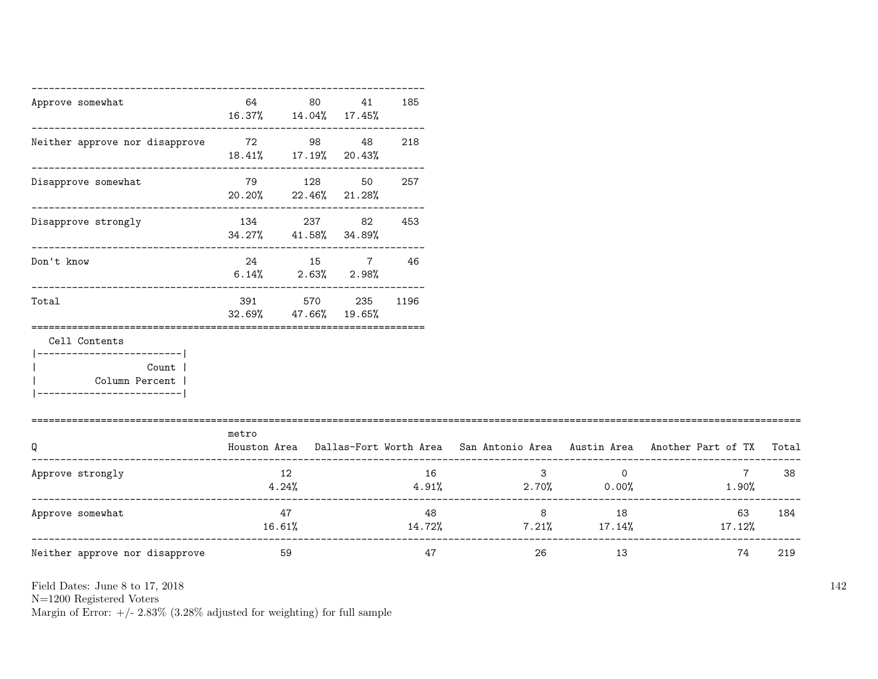| | | | | |
|---|---|---|---|---|
| Approve somewhat | 64<br>16.37% | 80<br>14.04% | 41<br>17.45% | 185 |
| Neither approve nor disapprove | 72<br>18.41% | 98<br>17.19% | 48<br>20.43% | 218 |
| Disapprove somewhat | 79<br>20.20% | 128<br>22.46% | 50<br>21.28% | 257 |
| Disapprove strongly | 134<br>34.27% | 237<br>41.58% | 82<br>34.89% | 453 |
| Don't know | 24<br>6.14% | 15<br>2.63% | 7<br>2.98% | 46 |
| Total | 391<br>32.69% | 570<br>47.66% | 235<br>19.65% | 1196 |

Cell Contents

| |
|---|
| Count |
| Column Percent |

| Q | metro<br>Houston Area | Dallas-Fort Worth Area | San Antonio Area | Austin Area | Another Part of TX | Total |
|---|---|---|---|---|---|---|
| Approve strongly | 12<br>4.24% | 16<br>4.91% | 3<br>2.70% | 0<br>0.00% | 7<br>1.90% | 38 |
| Approve somewhat | 47<br>16.61% | 48<br>14.72% | 8<br>7.21% | 18<br>17.14% | 63<br>17.12% | 184 |
| Neither approve nor disapprove | 59 | 47 | 26 | 13 | 74 | 219 |

Field Dates: June 8 to 17, 2018
N=1200 Registered Voters
Margin of Error: +/- 2.83% (3.28% adjusted for weighting) for full sample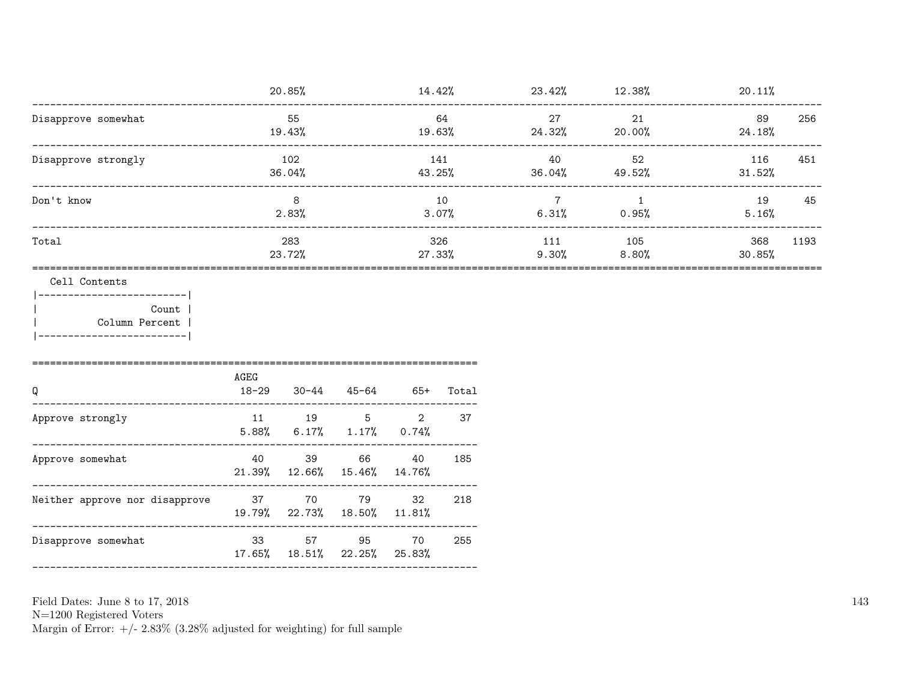| | | | | | | |
|---|---|---|---|---|---|---|
| | 20.85% | 14.42% | 23.42% | 12.38% | 20.11% | |
| Disapprove somewhat | 55 | 64 | 27 | 21 | 89 | 256 |
| | 19.43% | 19.63% | 24.32% | 20.00% | 24.18% | |
| Disapprove strongly | 102 | 141 | 40 | 52 | 116 | 451 |
| | 36.04% | 43.25% | 36.04% | 49.52% | 31.52% | |
| Don't know | 8 | 10 | 7 | 1 | 19 | 45 |
| | 2.83% | 3.07% | 6.31% | 0.95% | 5.16% | |
| Total | 283 | 326 | 111 | 105 | 368 | 1193 |
| | 23.72% | 27.33% | 9.30% | 8.80% | 30.85% | |

Cell Contents

| |
|---|
| Count |
| Column Percent |

| Q | AGEG 18-29 | 30-44 | 45-64 | 65+ | Total |
|---|---|---|---|---|---|
| Approve strongly | 11 | 19 | 5 | 2 | 37 |
| | 5.88% | 6.17% | 1.17% | 0.74% | |
| Approve somewhat | 40 | 39 | 66 | 40 | 185 |
| | 21.39% | 12.66% | 15.46% | 14.76% | |
| Neither approve nor disapprove | 37 | 70 | 79 | 32 | 218 |
| | 19.79% | 22.73% | 18.50% | 11.81% | |
| Disapprove somewhat | 33 | 57 | 95 | 70 | 255 |
| | 17.65% | 18.51% | 22.25% | 25.83% | |

Field Dates: June 8 to 17, 2018
N=1200 Registered Voters
Margin of Error: +/- 2.83% (3.28% adjusted for weighting) for full sample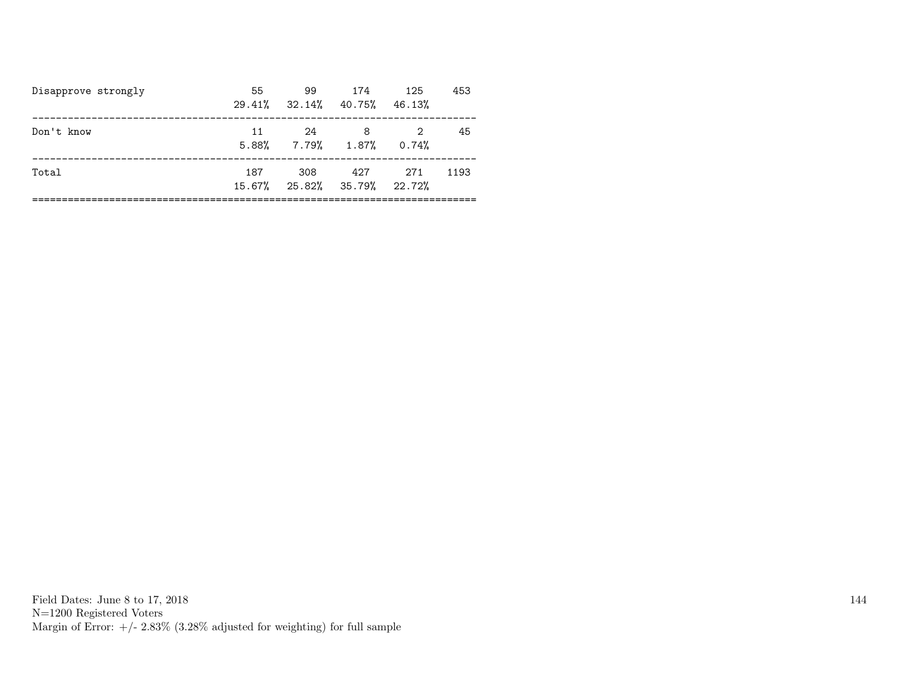| | | | | | |
|---|---|---|---|---|---|
| Disapprove strongly | 55 | 99 | 174 | 125 | 453 |
| | 29.41% | 32.14% | 40.75% | 46.13% | |
| Don't know | 11 | 24 | 8 | 2 | 45 |
| | 5.88% | 7.79% | 1.87% | 0.74% | |
| Total | 187 | 308 | 427 | 271 | 1193 |
| | 15.67% | 25.82% | 35.79% | 22.72% | |

Field Dates: June 8 to 17, 2018
N=1200 Registered Voters
Margin of Error: +/- 2.83% (3.28% adjusted for weighting) for full sample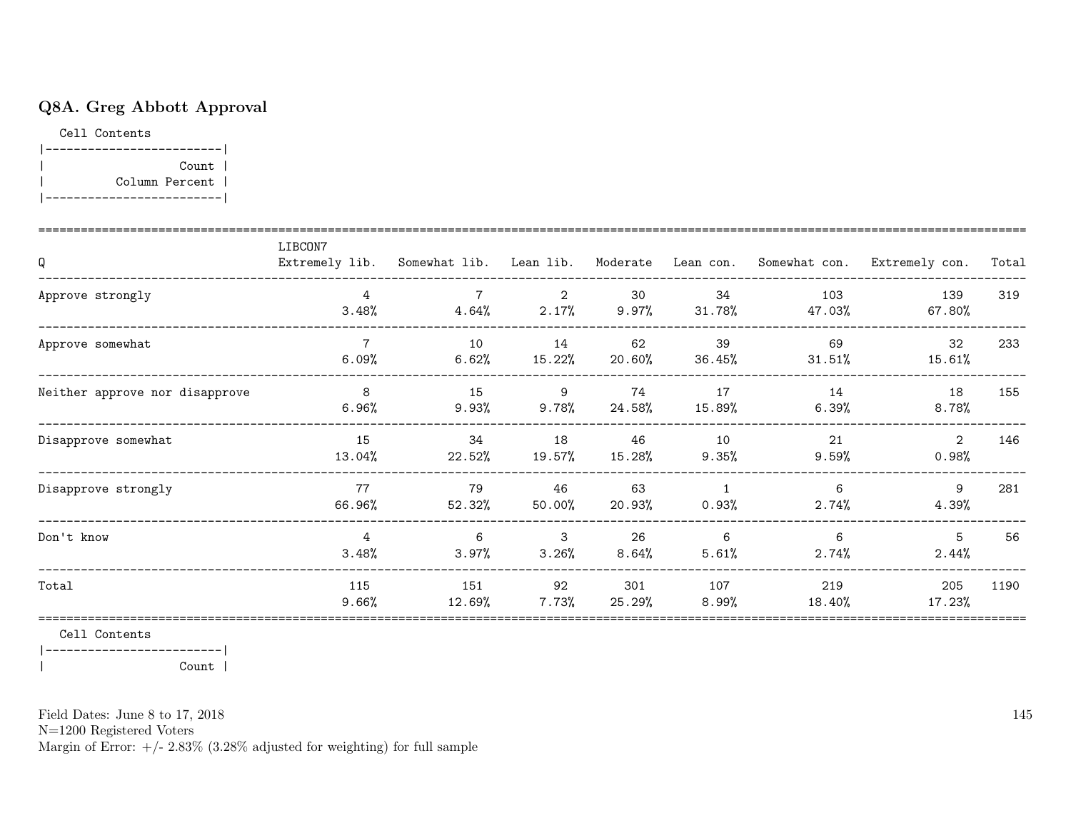## Q8A. Greg Abbott Approval

Cell Contents

|-------------------------|
| Count |
| Column Percent |
|-------------------------|

| Q | LIBCON7 Extremely lib. | Somewhat lib. | Lean lib. | Moderate | Lean con. | Somewhat con. | Extremely con. | Total |
|---|---|---|---|---|---|---|---|---|
| Approve strongly | 4<br>3.48% | 7<br>4.64% | 2<br>2.17% | 30<br>9.97% | 34<br>31.78% | 103<br>47.03% | 139<br>67.80% | 319 |
| Approve somewhat | 7<br>6.09% | 10<br>6.62% | 14<br>15.22% | 62<br>20.60% | 39<br>36.45% | 69<br>31.51% | 32<br>15.61% | 233 |
| Neither approve nor disapprove | 8<br>6.96% | 15<br>9.93% | 9<br>9.78% | 74<br>24.58% | 17<br>15.89% | 14<br>6.39% | 18<br>8.78% | 155 |
| Disapprove somewhat | 15<br>13.04% | 34<br>22.52% | 18<br>19.57% | 46<br>15.28% | 10<br>9.35% | 21<br>9.59% | 2<br>0.98% | 146 |
| Disapprove strongly | 77<br>66.96% | 79<br>52.32% | 46<br>50.00% | 63<br>20.93% | 1<br>0.93% | 6<br>2.74% | 9<br>4.39% | 281 |
| Don't know | 4<br>3.48% | 6<br>3.97% | 3<br>3.26% | 26<br>8.64% | 6<br>5.61% | 6<br>2.74% | 5<br>2.44% | 56 |
| Total | 115<br>9.66% | 151<br>12.69% | 92<br>7.73% | 301<br>25.29% | 107<br>8.99% | 219<br>18.40% | 205<br>17.23% | 1190 |

Cell Contents

|-------------------------|
| Count |

Field Dates: June 8 to 17, 2018
N=1200 Registered Voters
Margin of Error: +/- 2.83% (3.28% adjusted for weighting) for full sample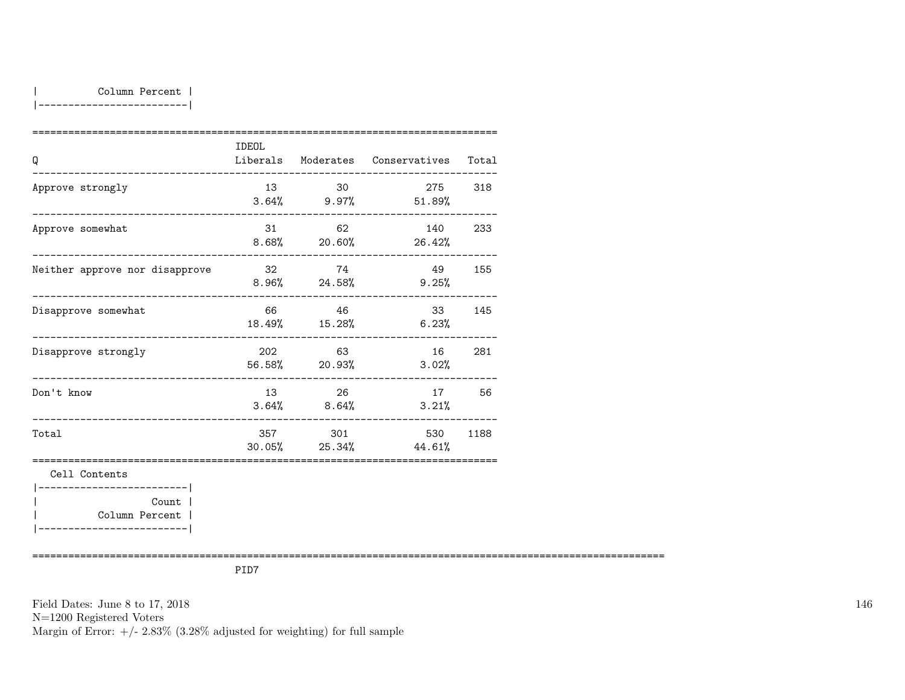| Column Percent |
|---|

| Q | IDEOL Liberals | Moderates | Conservatives | Total |
|---|---|---|---|---|
| Approve strongly | 13<br>3.64% | 30<br>9.97% | 275<br>51.89% | 318 |
| Approve somewhat | 31<br>8.68% | 62<br>20.60% | 140<br>26.42% | 233 |
| Neither approve nor disapprove | 32<br>8.96% | 74<br>24.58% | 49<br>9.25% | 155 |
| Disapprove somewhat | 66<br>18.49% | 46<br>15.28% | 33<br>6.23% | 145 |
| Disapprove strongly | 202<br>56.58% | 63<br>20.93% | 16<br>3.02% | 281 |
| Don't know | 13<br>3.64% | 26<br>8.64% | 17<br>3.21% | 56 |
| Total | 357<br>30.05% | 301<br>25.34% | 530<br>44.61% | 1188 |

Cell Contents

| Count |
|---|
| Column Percent |

PID7

Field Dates: June 8 to 17, 2018
N=1200 Registered Voters
Margin of Error: +/- 2.83% (3.28% adjusted for weighting) for full sample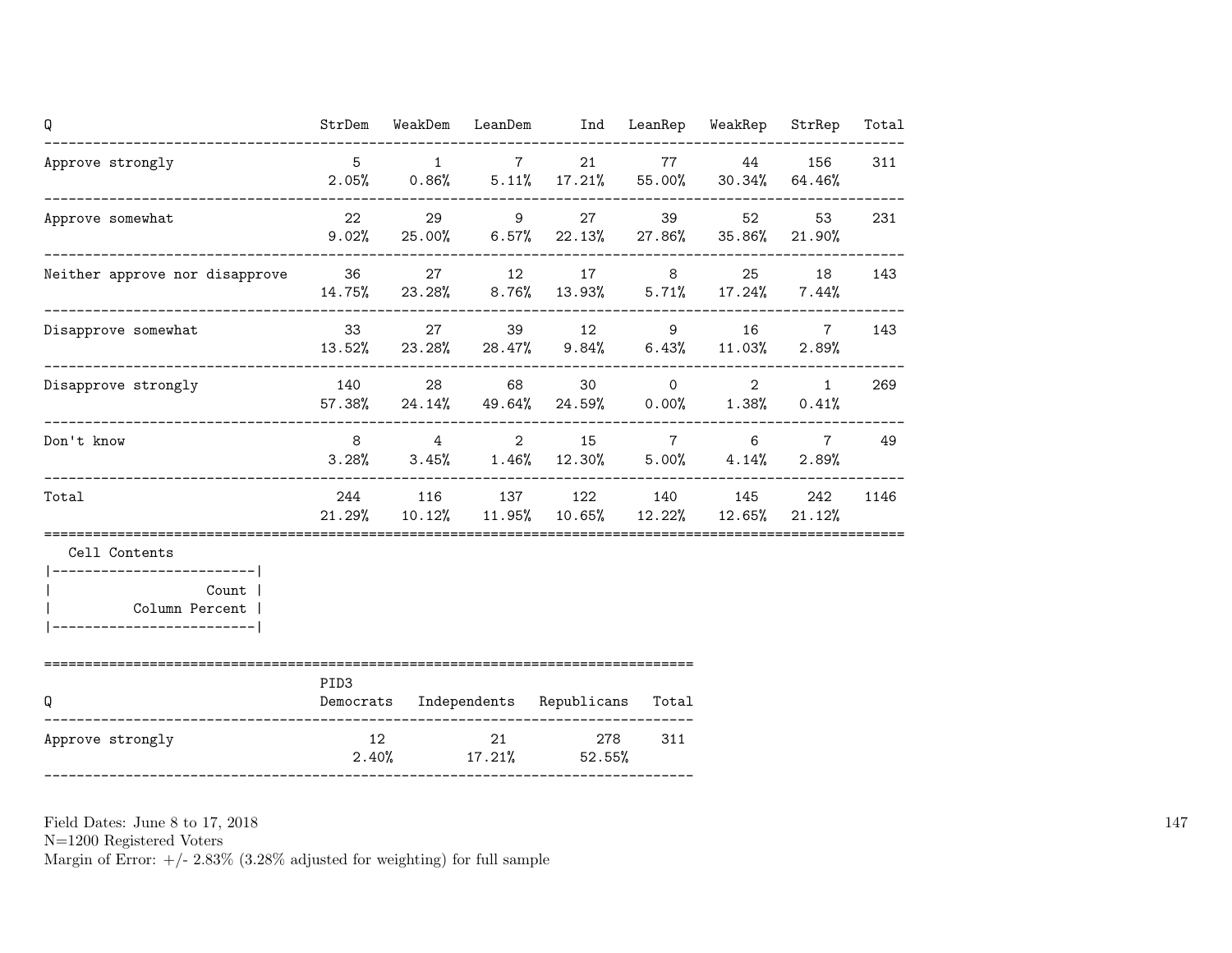| Q | StrDem | WeakDem | LeanDem | Ind | LeanRep | WeakRep | StrRep | Total |
|---|---|---|---|---|---|---|---|---|
| Approve strongly | 5 | 1 | 7 | 21 | 77 | 44 | 156 | 311 |
| | 2.05% | 0.86% | 5.11% | 17.21% | 55.00% | 30.34% | 64.46% | |
| Approve somewhat | 22 | 29 | 9 | 27 | 39 | 52 | 53 | 231 |
| | 9.02% | 25.00% | 6.57% | 22.13% | 27.86% | 35.86% | 21.90% | |
| Neither approve nor disapprove | 36 | 27 | 12 | 17 | 8 | 25 | 18 | 143 |
| | 14.75% | 23.28% | 8.76% | 13.93% | 5.71% | 17.24% | 7.44% | |
| Disapprove somewhat | 33 | 27 | 39 | 12 | 9 | 16 | 7 | 143 |
| | 13.52% | 23.28% | 28.47% | 9.84% | 6.43% | 11.03% | 2.89% | |
| Disapprove strongly | 140 | 28 | 68 | 30 | 0 | 2 | 1 | 269 |
| | 57.38% | 24.14% | 49.64% | 24.59% | 0.00% | 1.38% | 0.41% | |
| Don't know | 8 | 4 | 2 | 15 | 7 | 6 | 7 | 49 |
| | 3.28% | 3.45% | 1.46% | 12.30% | 5.00% | 4.14% | 2.89% | |
| Total | 244 | 116 | 137 | 122 | 140 | 145 | 242 | 1146 |
| | 21.29% | 10.12% | 11.95% | 10.65% | 12.22% | 12.65% | 21.12% | |

Cell Contents

| |
|---|
| Count |
| Column Percent |

| Q | PID3 Democrats | Independents | Republicans | Total |
|---|---|---|---|---|
| Approve strongly | 12 | 21 | 278 | 311 |
| | 2.40% | 17.21% | 52.55% | |

Field Dates: June 8 to 17, 2018
N=1200 Registered Voters
Margin of Error: +/- 2.83% (3.28% adjusted for weighting) for full sample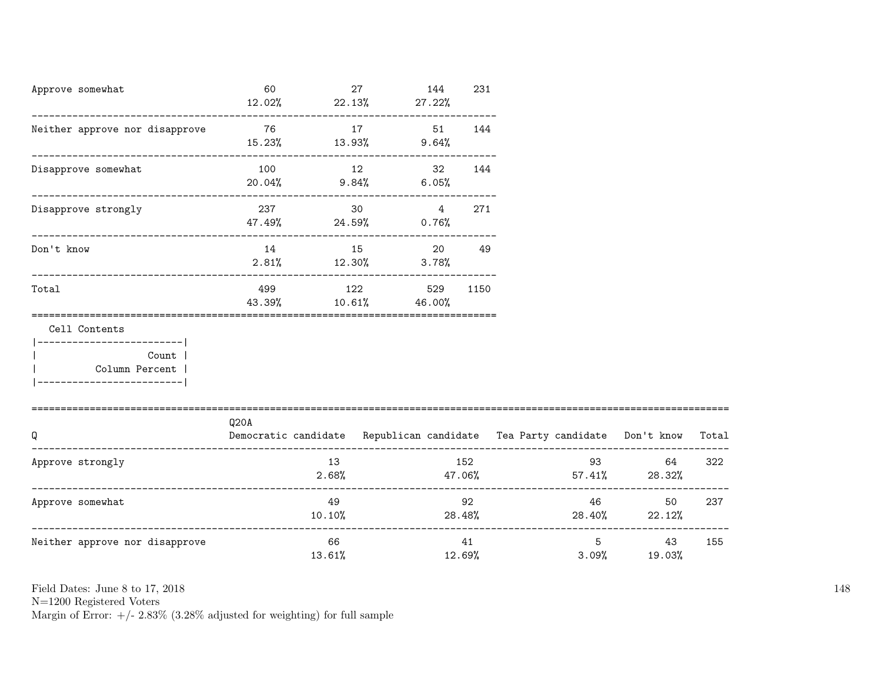| | | | | |
|---|---|---|---|---|
| Approve somewhat | 60<br>12.02% | 27<br>22.13% | 144<br>27.22% | 231 |
| Neither approve nor disapprove | 76<br>15.23% | 17<br>13.93% | 51<br>9.64% | 144 |
| Disapprove somewhat | 100<br>20.04% | 12<br>9.84% | 32<br>6.05% | 144 |
| Disapprove strongly | 237<br>47.49% | 30<br>24.59% | 4<br>0.76% | 271 |
| Don't know | 14<br>2.81% | 15<br>12.30% | 20<br>3.78% | 49 |
| Total | 499<br>43.39% | 122<br>10.61% | 529<br>46.00% | 1150 |

Cell Contents
|-------------------------|
| Count |
| Column Percent |
|-------------------------|

| Q | Q20A<br>Democratic candidate | Republican candidate | Tea Party candidate | Don't know | Total |
|---|---|---|---|---|---|
| Approve strongly | 13<br>2.68% | 152<br>47.06% | 93<br>57.41% | 64<br>28.32% | 322 |
| Approve somewhat | 49<br>10.10% | 92<br>28.48% | 46<br>28.40% | 50<br>22.12% | 237 |
| Neither approve nor disapprove | 66<br>13.61% | 41<br>12.69% | 5<br>3.09% | 43<br>19.03% | 155 |

Field Dates: June 8 to 17, 2018
N=1200 Registered Voters
Margin of Error: +/- 2.83% (3.28% adjusted for weighting) for full sample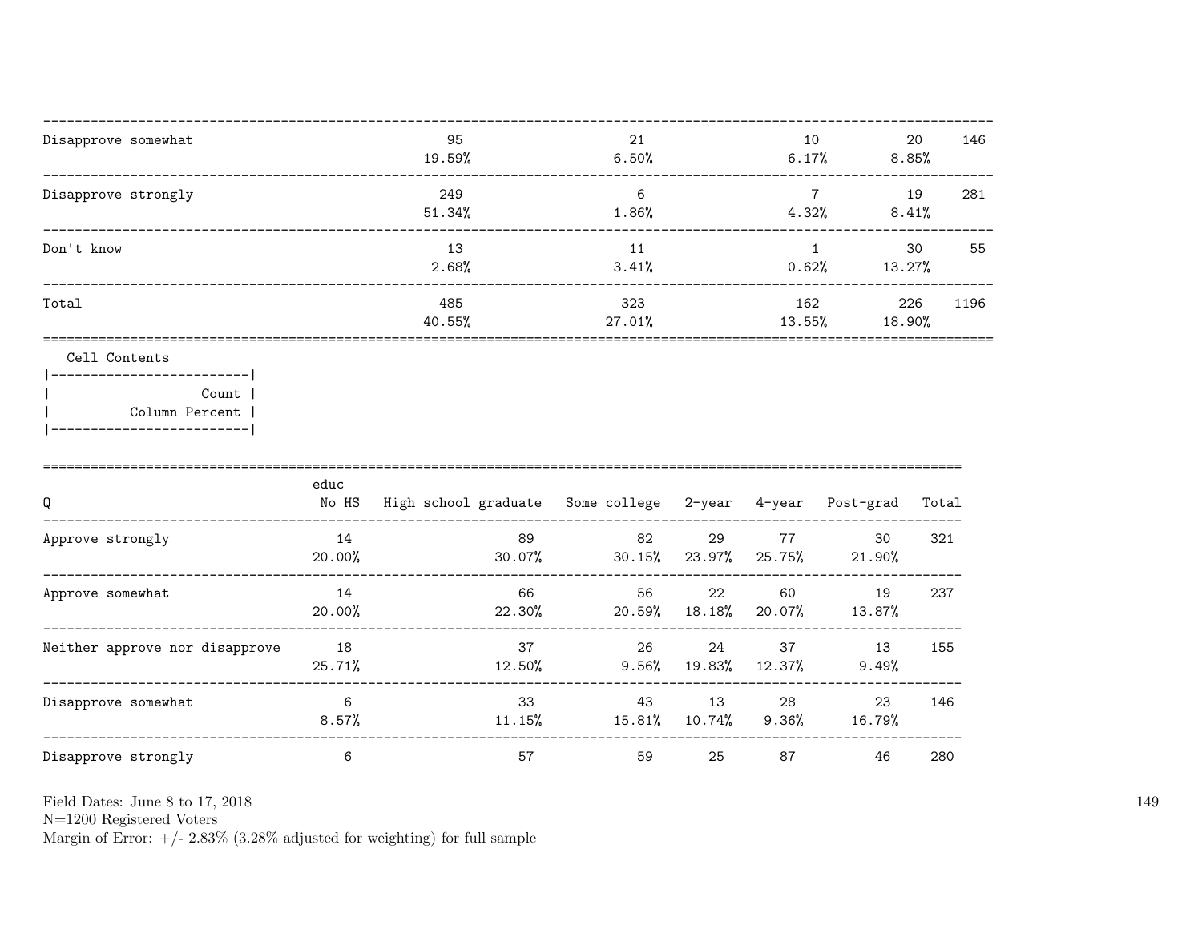| | | | | | |
|---|---|---|---|---|---|
| Disapprove somewhat | 95<br>19.59% | 21<br>6.50% | 10<br>6.17% | 20<br>8.85% | 146 |
| Disapprove strongly | 249<br>51.34% | 6<br>1.86% | 7<br>4.32% | 19<br>8.41% | 281 |
| Don't know | 13<br>2.68% | 11<br>3.41% | 1<br>0.62% | 30<br>13.27% | 55 |
| Total | 485<br>40.55% | 323<br>27.01% | 162<br>13.55% | 226<br>18.90% | 1196 |

Cell Contents

| Count |
|---|
| Column Percent |

| Q | educ<br>No HS | High school graduate | Some college | 2-year | 4-year | Post-grad | Total |
|---|---|---|---|---|---|---|---|
| Approve strongly | 14<br>20.00% | 89<br>30.07% | 82<br>30.15% | 29<br>23.97% | 77<br>25.75% | 30<br>21.90% | 321 |
| Approve somewhat | 14<br>20.00% | 66<br>22.30% | 56<br>20.59% | 22<br>18.18% | 60<br>20.07% | 19<br>13.87% | 237 |
| Neither approve nor disapprove | 18<br>25.71% | 37<br>12.50% | 26<br>9.56% | 24<br>19.83% | 37<br>12.37% | 13<br>9.49% | 155 |
| Disapprove somewhat | 6<br>8.57% | 33<br>11.15% | 43<br>15.81% | 13<br>10.74% | 28<br>9.36% | 23<br>16.79% | 146 |
| Disapprove strongly | 6 | 57 | 59 | 25 | 87 | 46 | 280 |

Field Dates: June 8 to 17, 2018
N=1200 Registered Voters
Margin of Error: +/- 2.83% (3.28% adjusted for weighting) for full sample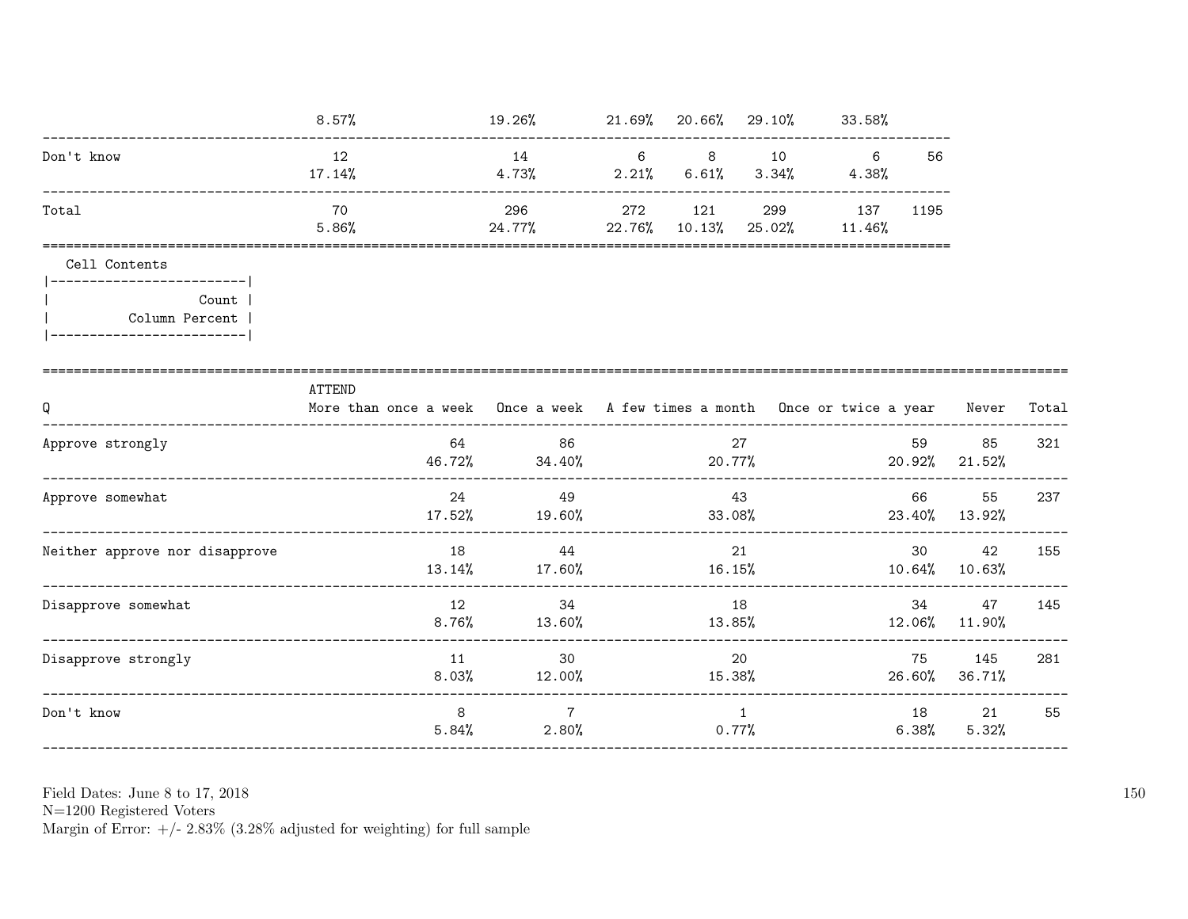| | | | | | | | |
|---|---|---|---|---|---|---|---|
| | 8.57% | 19.26% | 21.69% | 20.66% | 29.10% | 33.58% | |
| Don't know | 12 | 14 | 6 | 8 | 10 | 6 | 56 |
| | 17.14% | 4.73% | 2.21% | 6.61% | 3.34% | 4.38% | |
| Total | 70 | 296 | 272 | 121 | 299 | 137 | 1195 |
| | 5.86% | 24.77% | 22.76% | 10.13% | 25.02% | 11.46% | |

Cell Contents

| |
|---|
| Count |
| Column Percent |

| Q | ATTEND More than once a week | Once a week | A few times a month | Once or twice a year | Never | Total |
|---|---|---|---|---|---|---|
| Approve strongly | 64 | 86 | 27 | 59 | 85 | 321 |
| | 46.72% | 34.40% | 20.77% | 20.92% | 21.52% | |
| Approve somewhat | 24 | 49 | 43 | 66 | 55 | 237 |
| | 17.52% | 19.60% | 33.08% | 23.40% | 13.92% | |
| Neither approve nor disapprove | 18 | 44 | 21 | 30 | 42 | 155 |
| | 13.14% | 17.60% | 16.15% | 10.64% | 10.63% | |
| Disapprove somewhat | 12 | 34 | 18 | 34 | 47 | 145 |
| | 8.76% | 13.60% | 13.85% | 12.06% | 11.90% | |
| Disapprove strongly | 11 | 30 | 20 | 75 | 145 | 281 |
| | 8.03% | 12.00% | 15.38% | 26.60% | 36.71% | |
| Don't know | 8 | 7 | 1 | 18 | 21 | 55 |
| | 5.84% | 2.80% | 0.77% | 6.38% | 5.32% | |

Field Dates: June 8 to 17, 2018
N=1200 Registered Voters
Margin of Error: +/- 2.83% (3.28% adjusted for weighting) for full sample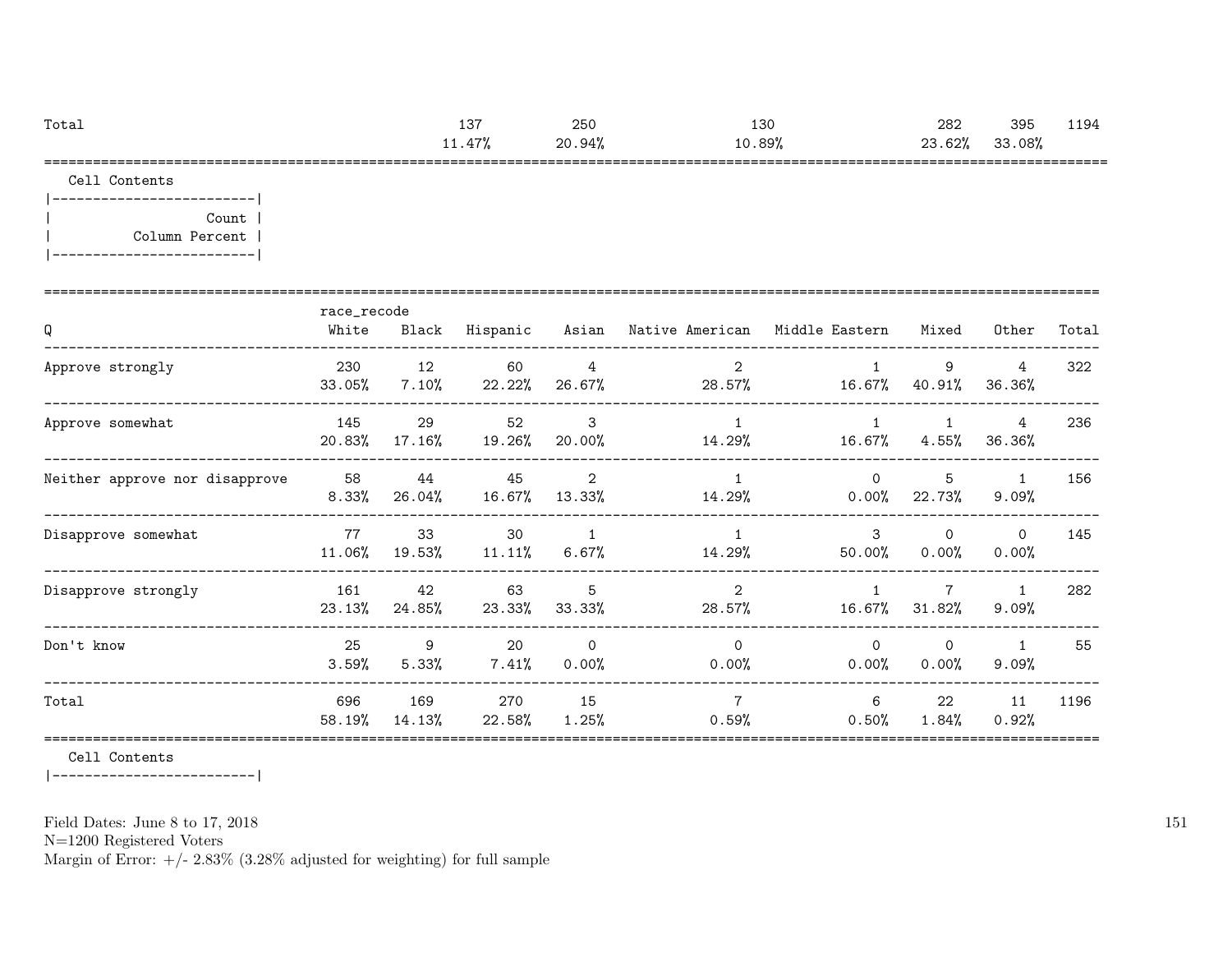| | | | | | | |
|---|---|---|---|---|---|---|
| Total | 137 | 250 | 130 | 282 | 395 | 1194 |
| | 11.47% | 20.94% | 10.89% | 23.62% | 33.08% | |

Cell Contents

|-------------------------|
| Count |
| Column Percent |
|-------------------------|

| Q | race_recode White | Black | Hispanic | Asian | Native American | Middle Eastern | Mixed | Other | Total |
|---|---|---|---|---|---|---|---|---|---|
| Approve strongly | 230 | 12 | 60 | 4 | 2 | 1 | 9 | 4 | 322 |
| | 33.05% | 7.10% | 22.22% | 26.67% | 28.57% | 16.67% | 40.91% | 36.36% | |
| Approve somewhat | 145 | 29 | 52 | 3 | 1 | 1 | 1 | 4 | 236 |
| | 20.83% | 17.16% | 19.26% | 20.00% | 14.29% | 16.67% | 4.55% | 36.36% | |
| Neither approve nor disapprove | 58 | 44 | 45 | 2 | 1 | 0 | 5 | 1 | 156 |
| | 8.33% | 26.04% | 16.67% | 13.33% | 14.29% | 0.00% | 22.73% | 9.09% | |
| Disapprove somewhat | 77 | 33 | 30 | 1 | 1 | 3 | 0 | 0 | 145 |
| | 11.06% | 19.53% | 11.11% | 6.67% | 14.29% | 50.00% | 0.00% | 0.00% | |
| Disapprove strongly | 161 | 42 | 63 | 5 | 2 | 1 | 7 | 1 | 282 |
| | 23.13% | 24.85% | 23.33% | 33.33% | 28.57% | 16.67% | 31.82% | 9.09% | |
| Don't know | 25 | 9 | 20 | 0 | 0 | 0 | 0 | 1 | 55 |
| | 3.59% | 5.33% | 7.41% | 0.00% | 0.00% | 0.00% | 0.00% | 9.09% | |
| Total | 696 | 169 | 270 | 15 | 7 | 6 | 22 | 11 | 1196 |
| | 58.19% | 14.13% | 22.58% | 1.25% | 0.59% | 0.50% | 1.84% | 0.92% | |

Cell Contents

|-------------------------|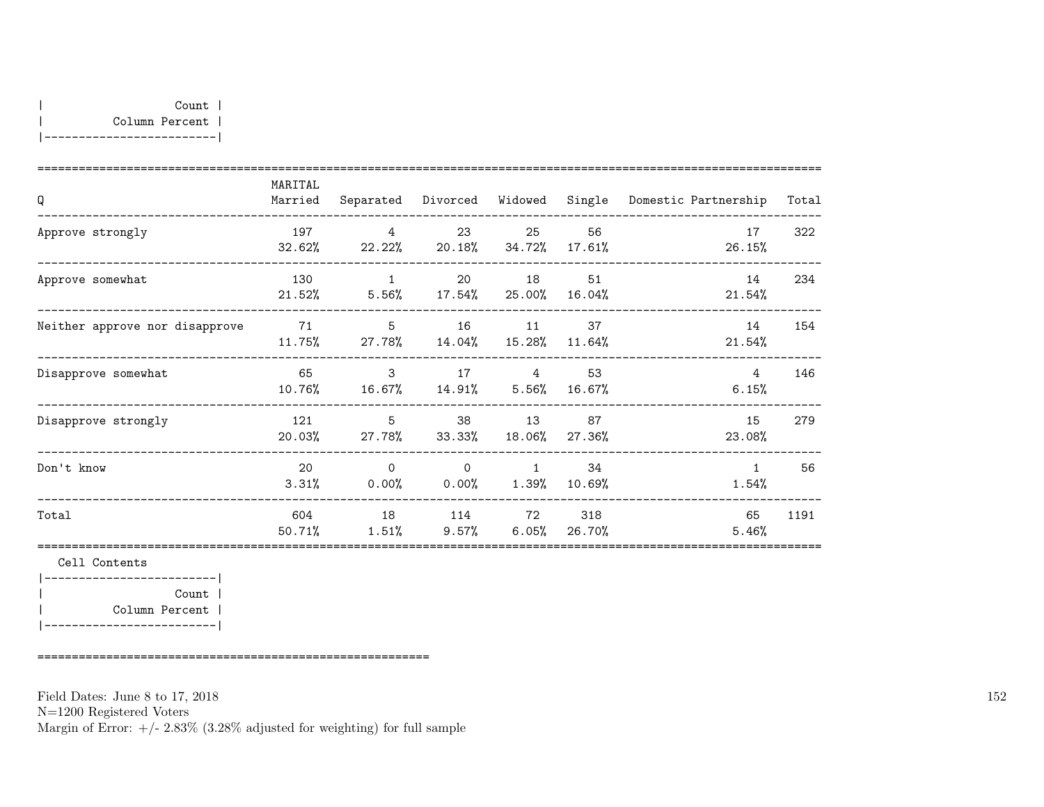| Count |
|---|
| Column Percent |

| Q | MARITAL Married | Separated | Divorced | Widowed | Single | Domestic Partnership | Total |
|---|---|---|---|---|---|---|---|
| Approve strongly | 197<br>32.62% | 4<br>22.22% | 23<br>20.18% | 25<br>34.72% | 56<br>17.61% | 17<br>26.15% | 322 |
| Approve somewhat | 130<br>21.52% | 1<br>5.56% | 20<br>17.54% | 18<br>25.00% | 51<br>16.04% | 14<br>21.54% | 234 |
| Neither approve nor disapprove | 71<br>11.75% | 5<br>27.78% | 16<br>14.04% | 11<br>15.28% | 37<br>11.64% | 14<br>21.54% | 154 |
| Disapprove somewhat | 65<br>10.76% | 3<br>16.67% | 17<br>14.91% | 4<br>5.56% | 53<br>16.67% | 4<br>6.15% | 146 |
| Disapprove strongly | 121<br>20.03% | 5<br>27.78% | 38<br>33.33% | 13<br>18.06% | 87<br>27.36% | 15<br>23.08% | 279 |
| Don't know | 20<br>3.31% | 0<br>0.00% | 0<br>0.00% | 1<br>1.39% | 34<br>10.69% | 1<br>1.54% | 56 |
| Total | 604<br>50.71% | 18<br>1.51% | 114<br>9.57% | 72<br>6.05% | 318<br>26.70% | 65<br>5.46% | 1191 |

Cell Contents

| Count |
|---|
| Column Percent |

Field Dates: June 8 to 17, 2018
N=1200 Registered Voters
Margin of Error: +/- 2.83% (3.28% adjusted for weighting) for full sample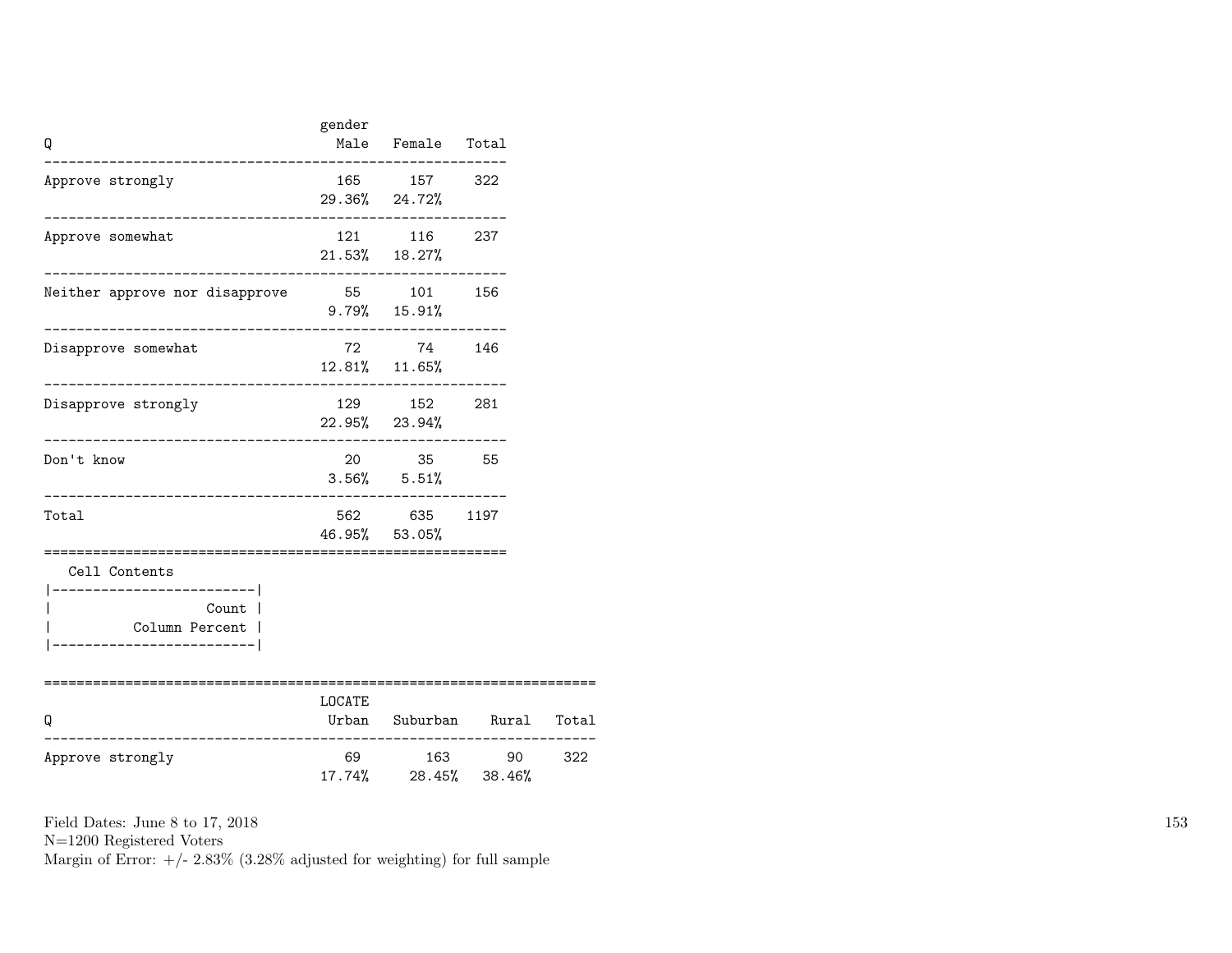| Q | gender Male | Female | Total |
|---|---|---|---|
| Approve strongly | 165 | 157 | 322 |
| | 29.36% | 24.72% | |
| Approve somewhat | 121 | 116 | 237 |
| | 21.53% | 18.27% | |
| Neither approve nor disapprove | 55 | 101 | 156 |
| | 9.79% | 15.91% | |
| Disapprove somewhat | 72 | 74 | 146 |
| | 12.81% | 11.65% | |
| Disapprove strongly | 129 | 152 | 281 |
| | 22.95% | 23.94% | |
| Don't know | 20 | 35 | 55 |
| | 3.56% | 5.51% | |
| Total | 562 | 635 | 1197 |
| | 46.95% | 53.05% | |

| Cell Contents |
|---|
| Count |
| Column Percent |

| Q | LOCATE Urban | Suburban | Rural | Total |
|---|---|---|---|---|
| Approve strongly | 69 | 163 | 90 | 322 |
| | 17.74% | 28.45% | 38.46% | |

Field Dates: June 8 to 17, 2018
N=1200 Registered Voters
Margin of Error: +/- 2.83% (3.28% adjusted for weighting) for full sample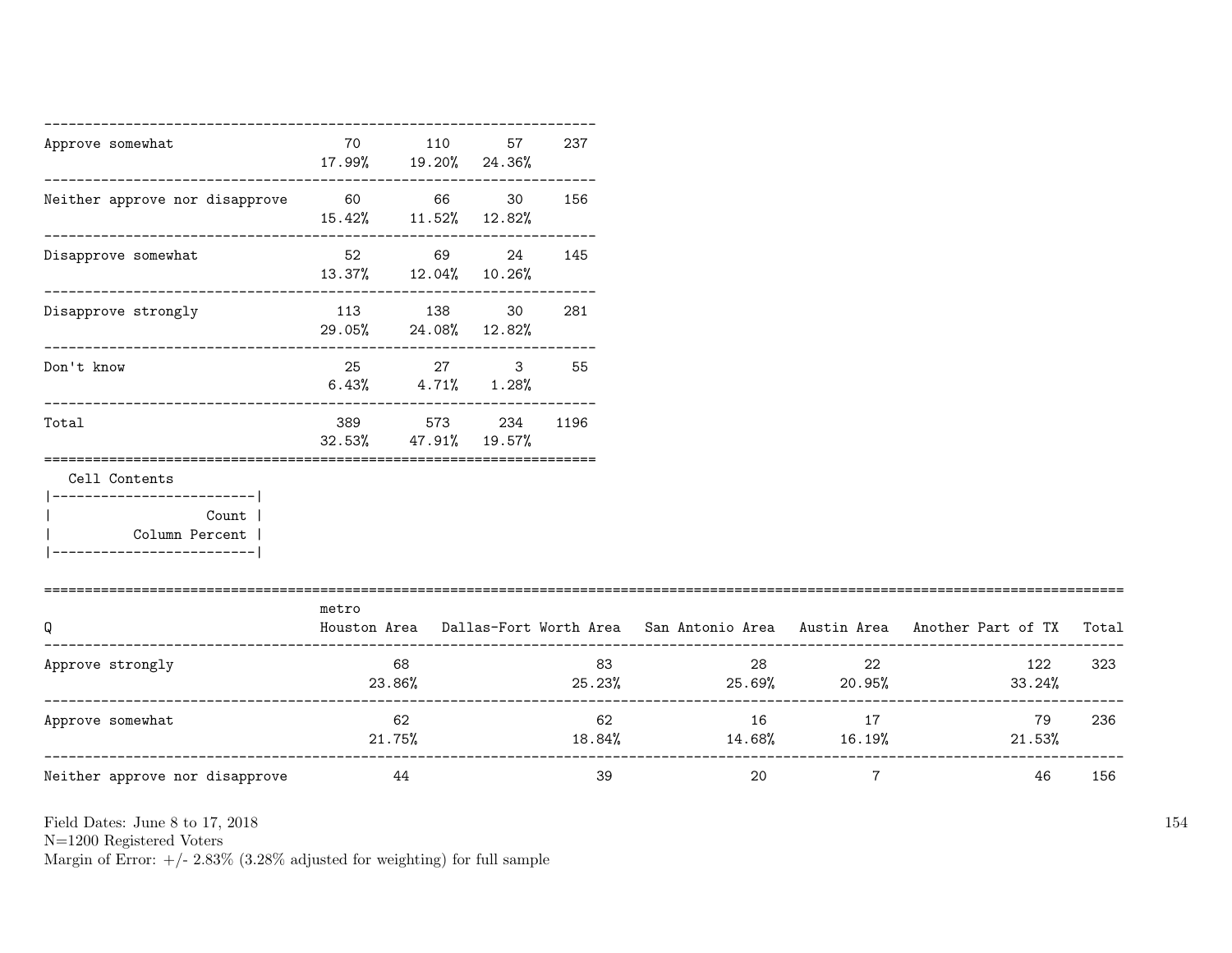| | | | | |
|---|---|---|---|---|
| Approve somewhat | 70<br>17.99% | 110<br>19.20% | 57<br>24.36% | 237 |
| Neither approve nor disapprove | 60<br>15.42% | 66<br>11.52% | 30<br>12.82% | 156 |
| Disapprove somewhat | 52<br>13.37% | 69<br>12.04% | 24<br>10.26% | 145 |
| Disapprove strongly | 113<br>29.05% | 138<br>24.08% | 30<br>12.82% | 281 |
| Don't know | 25<br>6.43% | 27<br>4.71% | 3<br>1.28% | 55 |
| Total | 389<br>32.53% | 573<br>47.91% | 234<br>19.57% | 1196 |

Cell Contents

| |
|---|
| Count |
| Column Percent |

| Q | metro<br>Houston Area | Dallas-Fort Worth Area | San Antonio Area | Austin Area | Another Part of TX | Total |
|---|---|---|---|---|---|---|
| Approve strongly | 68<br>23.86% | 83<br>25.23% | 28<br>25.69% | 22<br>20.95% | 122<br>33.24% | 323 |
| Approve somewhat | 62<br>21.75% | 62<br>18.84% | 16<br>14.68% | 17<br>16.19% | 79<br>21.53% | 236 |
| Neither approve nor disapprove | 44 | 39 | 20 | 7 | 46 | 156 |

Field Dates: June 8 to 17, 2018
N=1200 Registered Voters
Margin of Error: +/- 2.83% (3.28% adjusted for weighting) for full sample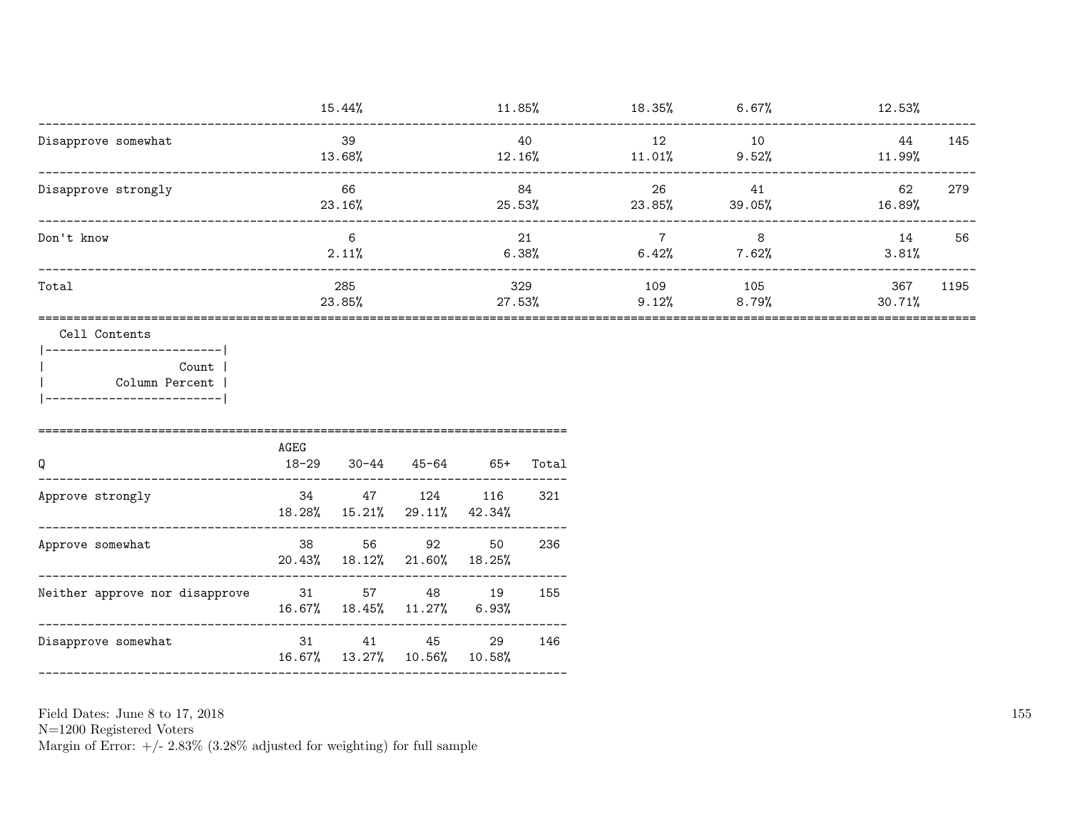| | | | | | | |
|---|---|---|---|---|---|---|
| | 15.44% | 11.85% | 18.35% | 6.67% | 12.53% | |
| Disapprove somewhat | 39 | 40 | 12 | 10 | 44 | 145 |
| | 13.68% | 12.16% | 11.01% | 9.52% | 11.99% | |
| Disapprove strongly | 66 | 84 | 26 | 41 | 62 | 279 |
| | 23.16% | 25.53% | 23.85% | 39.05% | 16.89% | |
| Don't know | 6 | 21 | 7 | 8 | 14 | 56 |
| | 2.11% | 6.38% | 6.42% | 7.62% | 3.81% | |
| Total | 285 | 329 | 109 | 105 | 367 | 1195 |
| | 23.85% | 27.53% | 9.12% | 8.79% | 30.71% | |

Cell Contents

| |
|---|
| Count |
| Column Percent |

| Q | AGEG 18-29 | 30-44 | 45-64 | 65+ | Total |
|---|---|---|---|---|---|
| Approve strongly | 34 | 47 | 124 | 116 | 321 |
| | 18.28% | 15.21% | 29.11% | 42.34% | |
| Approve somewhat | 38 | 56 | 92 | 50 | 236 |
| | 20.43% | 18.12% | 21.60% | 18.25% | |
| Neither approve nor disapprove | 31 | 57 | 48 | 19 | 155 |
| | 16.67% | 18.45% | 11.27% | 6.93% | |
| Disapprove somewhat | 31 | 41 | 45 | 29 | 146 |
| | 16.67% | 13.27% | 10.56% | 10.58% | |

Field Dates: June 8 to 17, 2018
N=1200 Registered Voters
Margin of Error: +/- 2.83% (3.28% adjusted for weighting) for full sample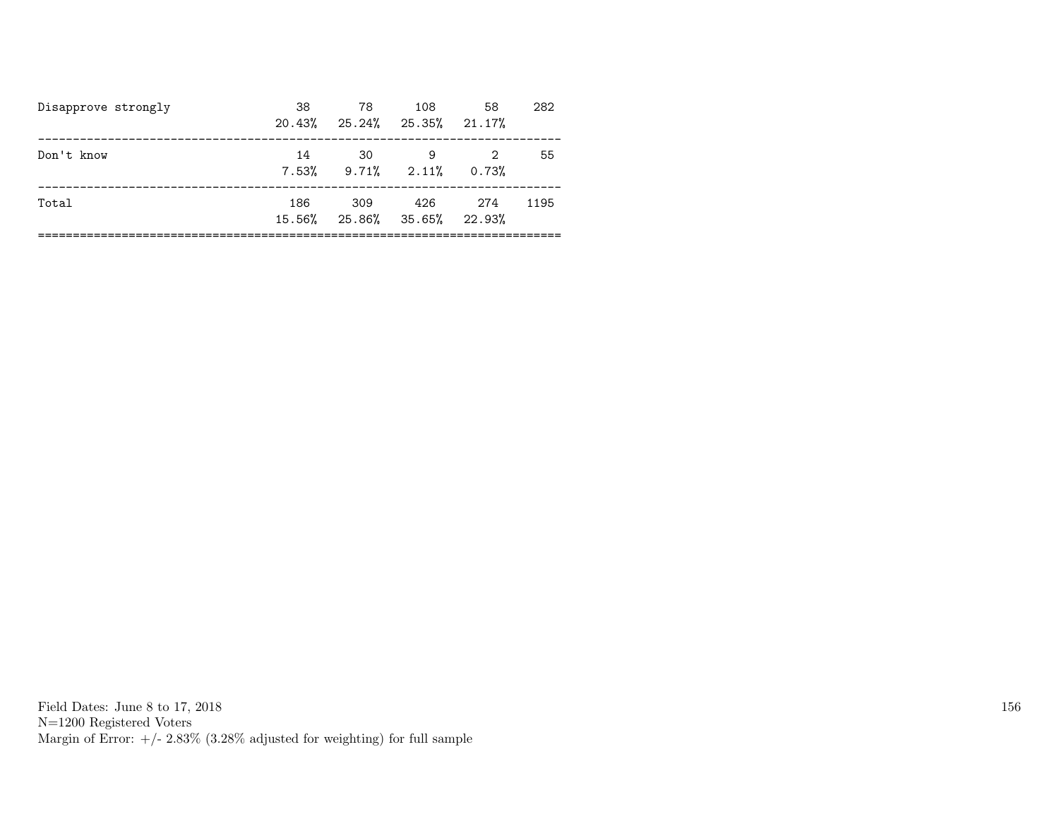|  |  |  |  |  |  |
|---|---|---|---|---|---|
| Disapprove strongly | 38 | 78 | 108 | 58 | 282 |
|  | 20.43% | 25.24% | 25.35% | 21.17% |  |
| Don't know | 14 | 30 | 9 | 2 | 55 |
|  | 7.53% | 9.71% | 2.11% | 0.73% |  |
| Total | 186 | 309 | 426 | 274 | 1195 |
|  | 15.56% | 25.86% | 35.65% | 22.93% |  |

Field Dates: June 8 to 17, 2018
N=1200 Registered Voters
Margin of Error: +/- 2.83% (3.28% adjusted for weighting) for full sample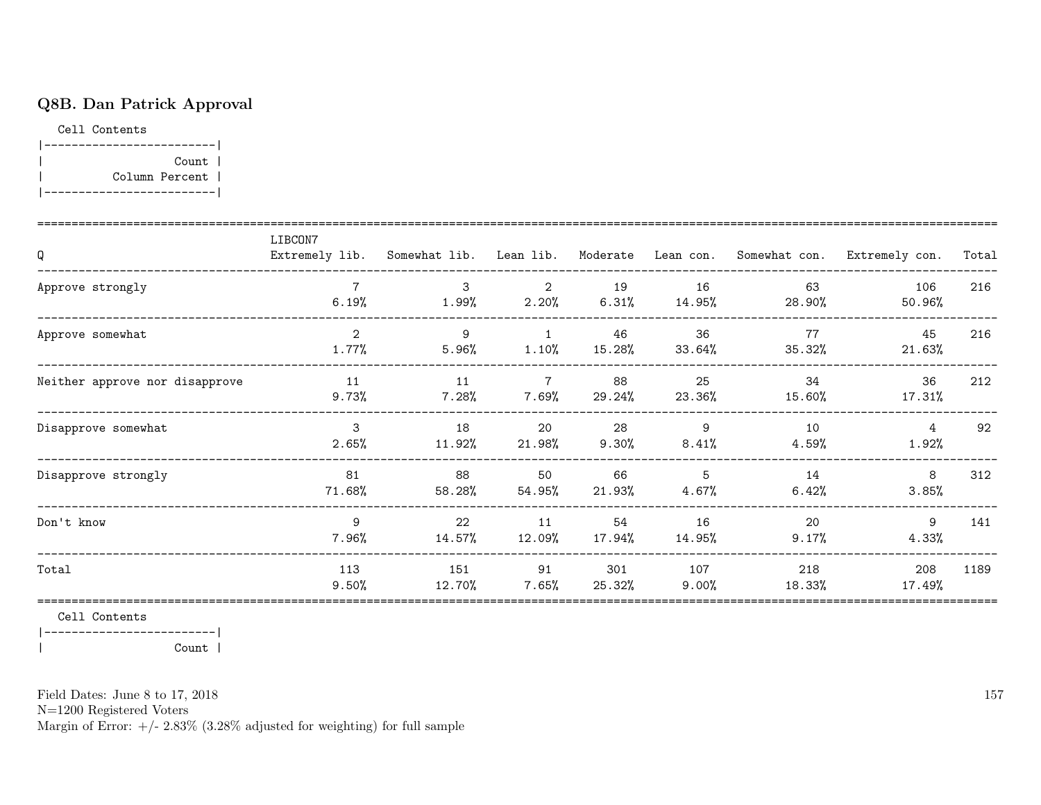## Q8B. Dan Patrick Approval

Cell Contents

|-------------------------|
| Count |
| Column Percent |
|-------------------------|

| Q | LIBCON7 Extremely lib. | Somewhat lib. | Lean lib. | Moderate | Lean con. | Somewhat con. | Extremely con. | Total |
|---|---|---|---|---|---|---|---|---|
| Approve strongly | 7<br>6.19% | 3<br>1.99% | 2<br>2.20% | 19<br>6.31% | 16<br>14.95% | 63<br>28.90% | 106<br>50.96% | 216 |
| Approve somewhat | 2<br>1.77% | 9<br>5.96% | 1<br>1.10% | 46<br>15.28% | 36<br>33.64% | 77<br>35.32% | 45<br>21.63% | 216 |
| Neither approve nor disapprove | 11<br>9.73% | 11<br>7.28% | 7<br>7.69% | 88<br>29.24% | 25<br>23.36% | 34<br>15.60% | 36<br>17.31% | 212 |
| Disapprove somewhat | 3<br>2.65% | 18<br>11.92% | 20<br>21.98% | 28<br>9.30% | 9<br>8.41% | 10<br>4.59% | 4<br>1.92% | 92 |
| Disapprove strongly | 81<br>71.68% | 88<br>58.28% | 50<br>54.95% | 66<br>21.93% | 5<br>4.67% | 14<br>6.42% | 8<br>3.85% | 312 |
| Don't know | 9<br>7.96% | 22<br>14.57% | 11<br>12.09% | 54<br>17.94% | 16<br>14.95% | 20<br>9.17% | 9<br>4.33% | 141 |
| Total | 113<br>9.50% | 151<br>12.70% | 91<br>7.65% | 301<br>25.32% | 107<br>9.00% | 218<br>18.33% | 208<br>17.49% | 1189 |

Cell Contents

|-------------------------|
| Count |

Field Dates: June 8 to 17, 2018
N=1200 Registered Voters
Margin of Error: +/- 2.83% (3.28% adjusted for weighting) for full sample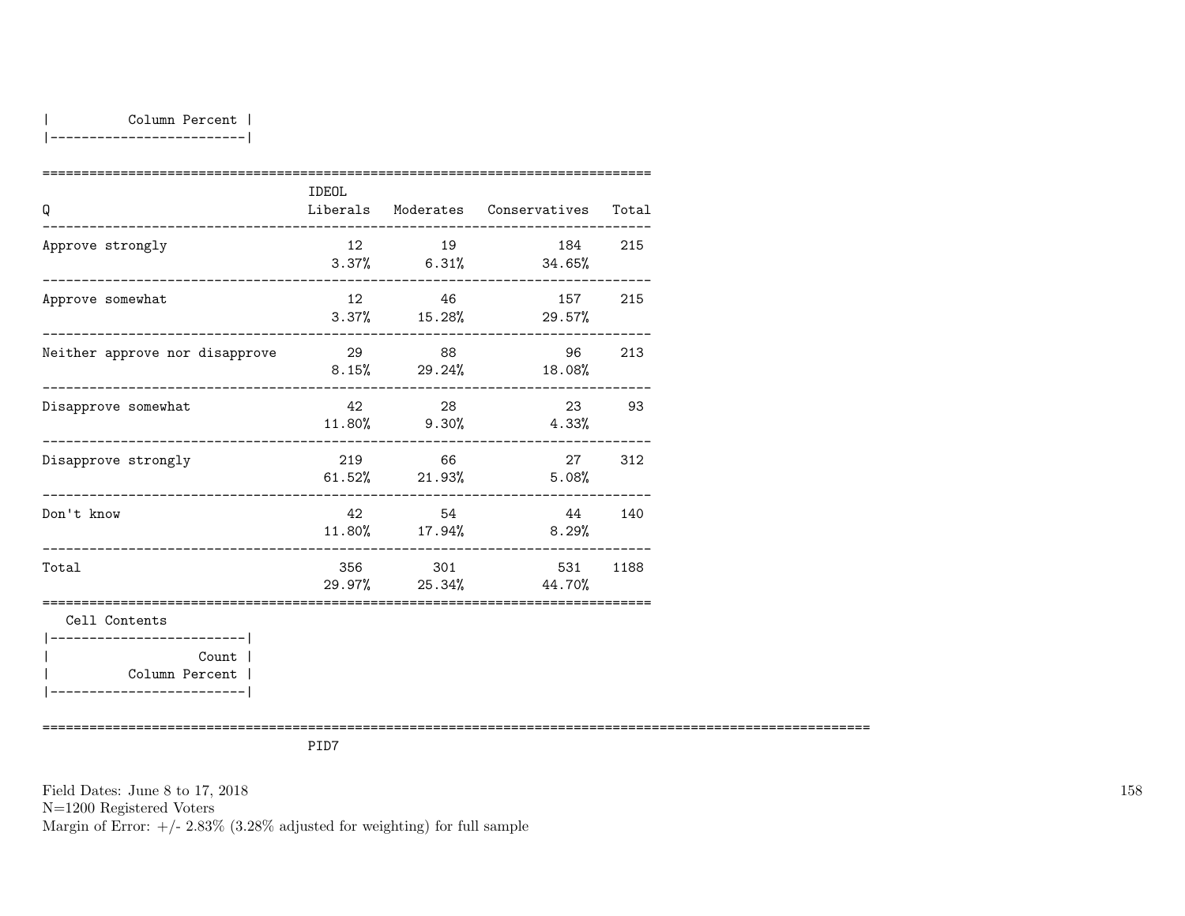| Column Percent |
|---|

| Q | IDEOL Liberals | Moderates | Conservatives | Total |
|---|---|---|---|---|
| Approve strongly | 12<br>3.37% | 19<br>6.31% | 184<br>34.65% | 215 |
| Approve somewhat | 12<br>3.37% | 46<br>15.28% | 157<br>29.57% | 215 |
| Neither approve nor disapprove | 29<br>8.15% | 88<br>29.24% | 96<br>18.08% | 213 |
| Disapprove somewhat | 42<br>11.80% | 28<br>9.30% | 23<br>4.33% | 93 |
| Disapprove strongly | 219<br>61.52% | 66<br>21.93% | 27<br>5.08% | 312 |
| Don't know | 42<br>11.80% | 54<br>17.94% | 44<br>8.29% | 140 |
| Total | 356<br>29.97% | 301<br>25.34% | 531<br>44.70% | 1188 |

Cell Contents

| Count |
|---|
| Column Percent |

PID7

Field Dates: June 8 to 17, 2018
N=1200 Registered Voters
Margin of Error: +/- 2.83% (3.28% adjusted for weighting) for full sample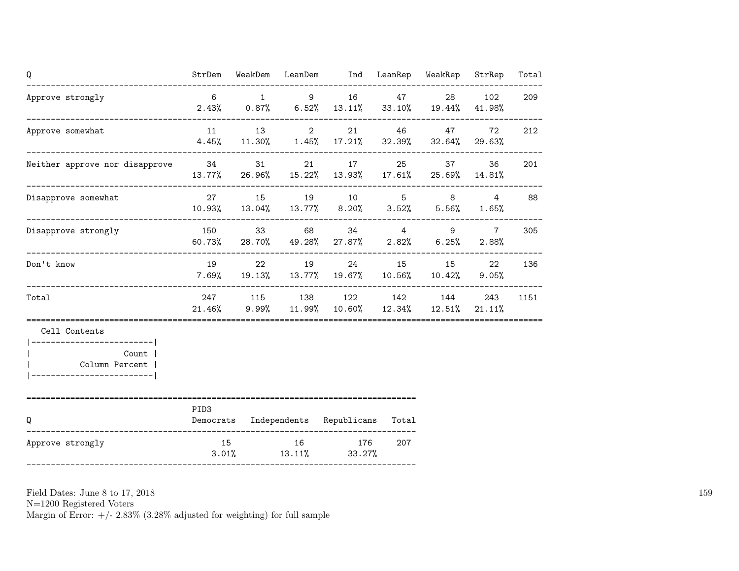| Q | StrDem | WeakDem | LeanDem | Ind | LeanRep | WeakRep | StrRep | Total |
|---|---|---|---|---|---|---|---|---|
| Approve strongly | 6<br>2.43% | 1<br>0.87% | 9<br>6.52% | 16<br>13.11% | 47<br>33.10% | 28<br>19.44% | 102<br>41.98% | 209 |
| Approve somewhat | 11<br>4.45% | 13<br>11.30% | 2<br>1.45% | 21<br>17.21% | 46<br>32.39% | 47<br>32.64% | 72<br>29.63% | 212 |
| Neither approve nor disapprove | 34<br>13.77% | 31<br>26.96% | 21<br>15.22% | 17<br>13.93% | 25<br>17.61% | 37<br>25.69% | 36<br>14.81% | 201 |
| Disapprove somewhat | 27<br>10.93% | 15<br>13.04% | 19<br>13.77% | 10<br>8.20% | 5<br>3.52% | 8<br>5.56% | 4<br>1.65% | 88 |
| Disapprove strongly | 150<br>60.73% | 33<br>28.70% | 68<br>49.28% | 34<br>27.87% | 4<br>2.82% | 9<br>6.25% | 7<br>2.88% | 305 |
| Don't know | 19<br>7.69% | 22<br>19.13% | 19<br>13.77% | 24<br>19.67% | 15<br>10.56% | 15<br>10.42% | 22<br>9.05% | 136 |
| Total | 247<br>21.46% | 115<br>9.99% | 138<br>11.99% | 122<br>10.60% | 142<br>12.34% | 144<br>12.51% | 243<br>21.11% | 1151 |

Cell Contents

| Count |
|---|
| Column Percent |

| Q | PID3 Democrats | Independents | Republicans | Total |
|---|---|---|---|---|
| Approve strongly | 15<br>3.01% | 16<br>13.11% | 176<br>33.27% | 207 |

Field Dates: June 8 to 17, 2018
N=1200 Registered Voters
Margin of Error: +/- 2.83% (3.28% adjusted for weighting) for full sample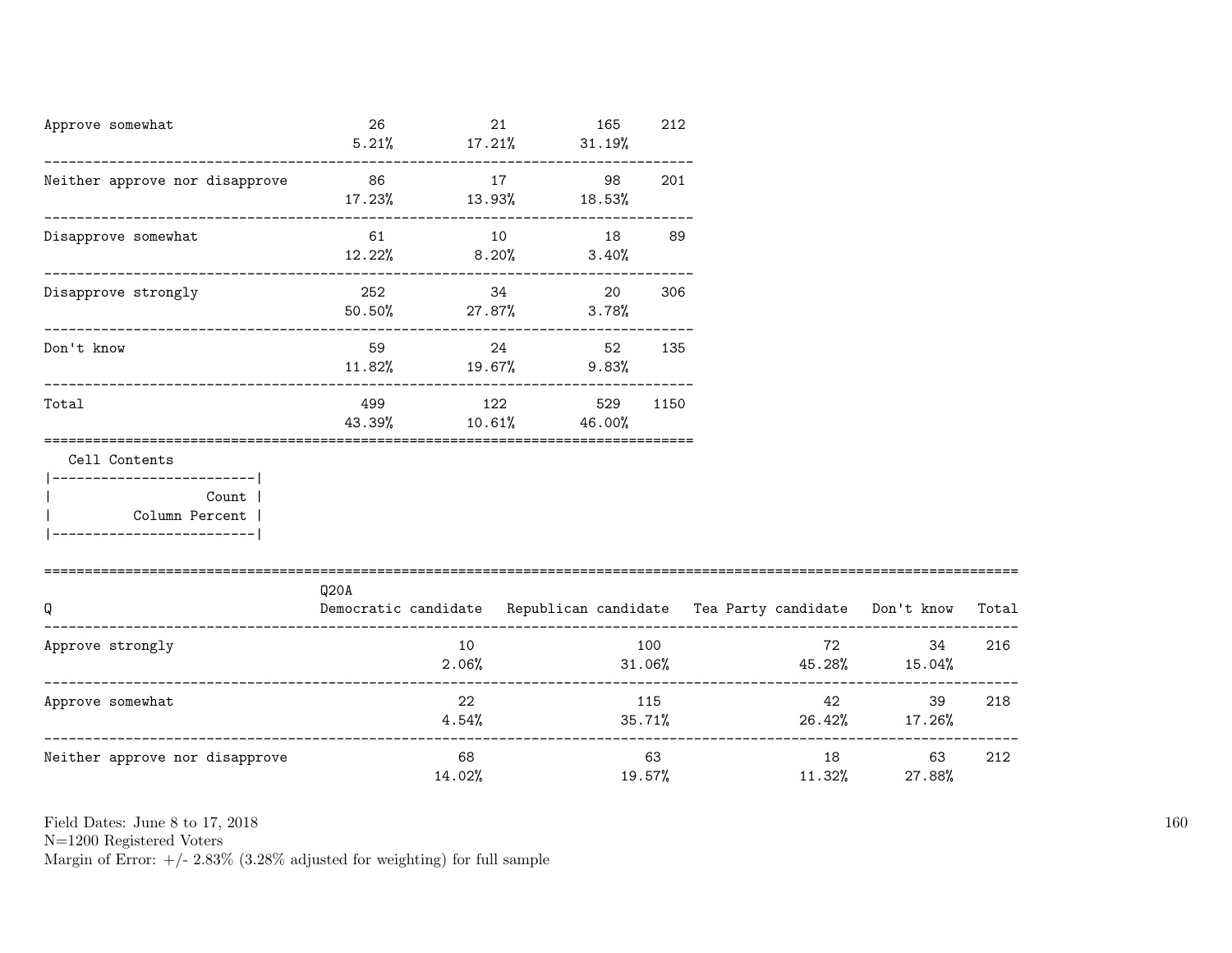| | | | | |
|---|---|---|---|---|
| Approve somewhat | 26 | 21 | 165 | 212 |
| | 5.21% | 17.21% | 31.19% | |
| Neither approve nor disapprove | 86 | 17 | 98 | 201 |
| | 17.23% | 13.93% | 18.53% | |
| Disapprove somewhat | 61 | 10 | 18 | 89 |
| | 12.22% | 8.20% | 3.40% | |
| Disapprove strongly | 252 | 34 | 20 | 306 |
| | 50.50% | 27.87% | 3.78% | |
| Don't know | 59 | 24 | 52 | 135 |
| | 11.82% | 19.67% | 9.83% | |
| Total | 499 | 122 | 529 | 1150 |
| | 43.39% | 10.61% | 46.00% | |

```
   Cell Contents
|-------------------------|
|                   Count |
|          Column Percent |
|-------------------------|
```

| Q | Q20A Democratic candidate | Republican candidate | Tea Party candidate | Don't know | Total |
|---|---|---|---|---|---|
| Approve strongly | 10 | 100 | 72 | 34 | 216 |
| | 2.06% | 31.06% | 45.28% | 15.04% | |
| Approve somewhat | 22 | 115 | 42 | 39 | 218 |
| | 4.54% | 35.71% | 26.42% | 17.26% | |
| Neither approve nor disapprove | 68 | 63 | 18 | 63 | 212 |
| | 14.02% | 19.57% | 11.32% | 27.88% | |

Field Dates: June 8 to 17, 2018
N=1200 Registered Voters
Margin of Error: +/- 2.83% (3.28% adjusted for weighting) for full sample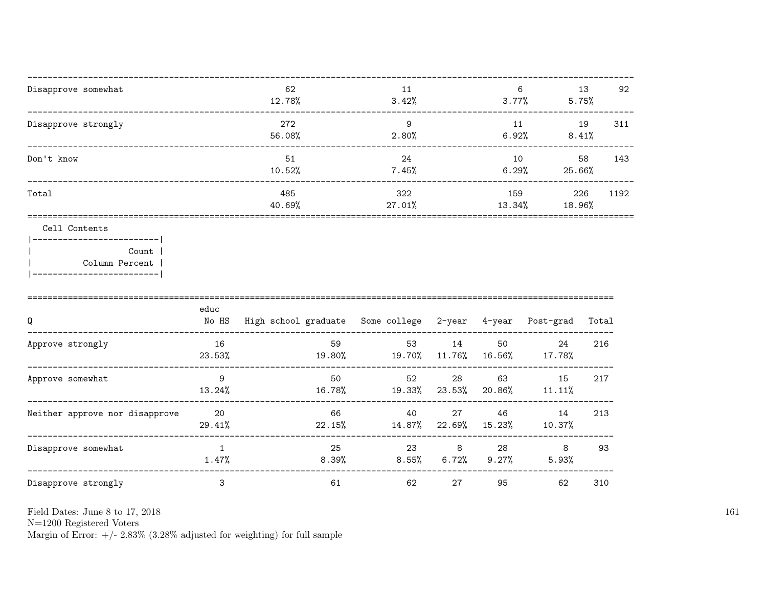| | | | | | |
|---|---|---|---|---|---|
| Disapprove somewhat | 62<br>12.78% | 11<br>3.42% | 6<br>3.77% | 13<br>5.75% | 92 |
| Disapprove strongly | 272<br>56.08% | 9<br>2.80% | 11<br>6.92% | 19<br>8.41% | 311 |
| Don't know | 51<br>10.52% | 24<br>7.45% | 10<br>6.29% | 58<br>25.66% | 143 |
| Total | 485<br>40.69% | 322<br>27.01% | 159<br>13.34% | 226<br>18.96% | 1192 |

Cell Contents

| |
|---|
| Count |
| Column Percent |

| Q | educ<br>No HS | High school graduate | Some college | 2-year | 4-year | Post-grad | Total |
|---|---|---|---|---|---|---|---|
| Approve strongly | 16<br>23.53% | 59<br>19.80% | 53<br>19.70% | 14<br>11.76% | 50<br>16.56% | 24<br>17.78% | 216 |
| Approve somewhat | 9<br>13.24% | 50<br>16.78% | 52<br>19.33% | 28<br>23.53% | 63<br>20.86% | 15<br>11.11% | 217 |
| Neither approve nor disapprove | 20<br>29.41% | 66<br>22.15% | 40<br>14.87% | 27<br>22.69% | 46<br>15.23% | 14<br>10.37% | 213 |
| Disapprove somewhat | 1<br>1.47% | 25<br>8.39% | 23<br>8.55% | 8<br>6.72% | 28<br>9.27% | 8<br>5.93% | 93 |
| Disapprove strongly | 3 | 61 | 62 | 27 | 95 | 62 | 310 |

Field Dates: June 8 to 17, 2018
N=1200 Registered Voters
Margin of Error: +/- 2.83% (3.28% adjusted for weighting) for full sample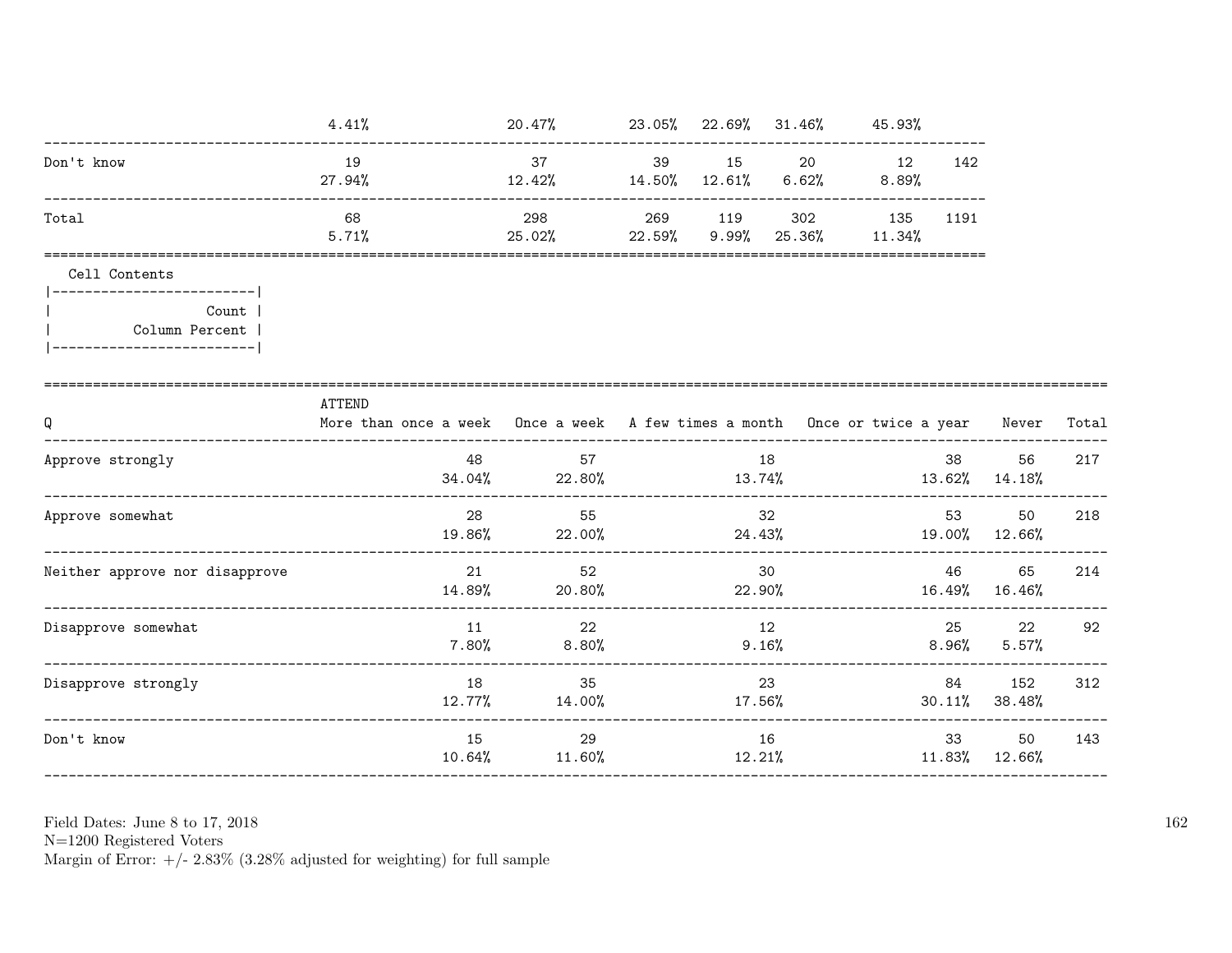| | | | | | | | |
|---|---|---|---|---|---|---|---|
| | 4.41% | 20.47% | 23.05% | 22.69% | 31.46% | 45.93% | |
| Don't know | 19 | 37 | 39 | 15 | 20 | 12 | 142 |
| | 27.94% | 12.42% | 14.50% | 12.61% | 6.62% | 8.89% | |
| Total | 68 | 298 | 269 | 119 | 302 | 135 | 1191 |
| | 5.71% | 25.02% | 22.59% | 9.99% | 25.36% | 11.34% | |

Cell Contents

| Count |
|---|
| Column Percent |

| Q | ATTEND More than once a week | Once a week | A few times a month | Once or twice a year | Never | Total |
|---|---|---|---|---|---|---|
| Approve strongly | 48 | 57 | 18 | 38 | 56 | 217 |
| | 34.04% | 22.80% | 13.74% | 13.62% | 14.18% | |
| Approve somewhat | 28 | 55 | 32 | 53 | 50 | 218 |
| | 19.86% | 22.00% | 24.43% | 19.00% | 12.66% | |
| Neither approve nor disapprove | 21 | 52 | 30 | 46 | 65 | 214 |
| | 14.89% | 20.80% | 22.90% | 16.49% | 16.46% | |
| Disapprove somewhat | 11 | 22 | 12 | 25 | 22 | 92 |
| | 7.80% | 8.80% | 9.16% | 8.96% | 5.57% | |
| Disapprove strongly | 18 | 35 | 23 | 84 | 152 | 312 |
| | 12.77% | 14.00% | 17.56% | 30.11% | 38.48% | |
| Don't know | 15 | 29 | 16 | 33 | 50 | 143 |
| | 10.64% | 11.60% | 12.21% | 11.83% | 12.66% | |

Field Dates: June 8 to 17, 2018
N=1200 Registered Voters
Margin of Error: +/- 2.83% (3.28% adjusted for weighting) for full sample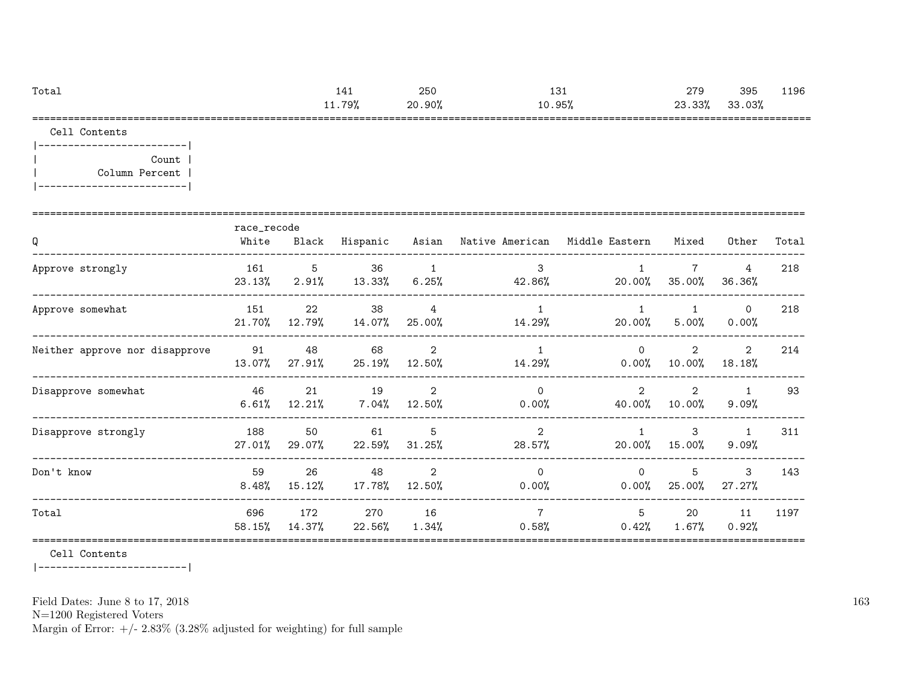| Total | | | 141 | 250 | | 131 | | 279 | 395 | 1196 |
|---|---|---|---|---|---|---|---|---|---|---|
| | | | 11.79% | 20.90% | | 10.95% | | 23.33% | 33.03% | |

Cell Contents

|-------------------------|
| Count |
| Column Percent |
|-------------------------|

| Q | race_recode White | Black | Hispanic | Asian | Native American | Middle Eastern | Mixed | Other | Total |
|---|---|---|---|---|---|---|---|---|---|
| Approve strongly | 161 | 5 | 36 | 1 | 3 | 1 | 7 | 4 | 218 |
| | 23.13% | 2.91% | 13.33% | 6.25% | 42.86% | 20.00% | 35.00% | 36.36% | |
| Approve somewhat | 151 | 22 | 38 | 4 | 1 | 1 | 1 | 0 | 218 |
| | 21.70% | 12.79% | 14.07% | 25.00% | 14.29% | 20.00% | 5.00% | 0.00% | |
| Neither approve nor disapprove | 91 | 48 | 68 | 2 | 1 | 0 | 2 | 2 | 214 |
| | 13.07% | 27.91% | 25.19% | 12.50% | 14.29% | 0.00% | 10.00% | 18.18% | |
| Disapprove somewhat | 46 | 21 | 19 | 2 | 0 | 2 | 2 | 1 | 93 |
| | 6.61% | 12.21% | 7.04% | 12.50% | 0.00% | 40.00% | 10.00% | 9.09% | |
| Disapprove strongly | 188 | 50 | 61 | 5 | 2 | 1 | 3 | 1 | 311 |
| | 27.01% | 29.07% | 22.59% | 31.25% | 28.57% | 20.00% | 15.00% | 9.09% | |
| Don't know | 59 | 26 | 48 | 2 | 0 | 0 | 5 | 3 | 143 |
| | 8.48% | 15.12% | 17.78% | 12.50% | 0.00% | 0.00% | 25.00% | 27.27% | |
| Total | 696 | 172 | 270 | 16 | 7 | 5 | 20 | 11 | 1197 |
| | 58.15% | 14.37% | 22.56% | 1.34% | 0.58% | 0.42% | 1.67% | 0.92% | |

Cell Contents

|-------------------------|

Field Dates: June 8 to 17, 2018
N=1200 Registered Voters
Margin of Error: +/- 2.83% (3.28% adjusted for weighting) for full sample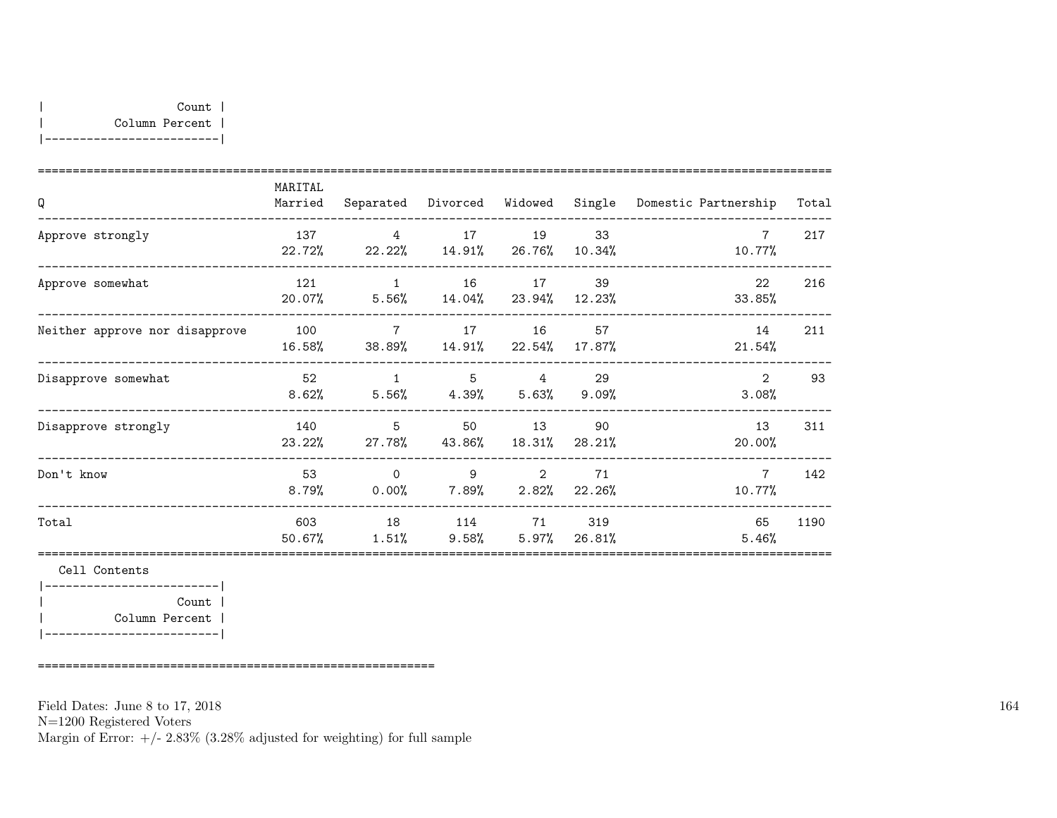| Count |
|---|
| Column Percent |

| Q | MARITAL Married | Separated | Divorced | Widowed | Single | Domestic Partnership | Total |
|---|---|---|---|---|---|---|---|
| Approve strongly | 137<br>22.72% | 4<br>22.22% | 17<br>14.91% | 19<br>26.76% | 33<br>10.34% | 7<br>10.77% | 217 |
| Approve somewhat | 121<br>20.07% | 1<br>5.56% | 16<br>14.04% | 17<br>23.94% | 39<br>12.23% | 22<br>33.85% | 216 |
| Neither approve nor disapprove | 100<br>16.58% | 7<br>38.89% | 17<br>14.91% | 16<br>22.54% | 57<br>17.87% | 14<br>21.54% | 211 |
| Disapprove somewhat | 52<br>8.62% | 1<br>5.56% | 5<br>4.39% | 4<br>5.63% | 29<br>9.09% | 2<br>3.08% | 93 |
| Disapprove strongly | 140<br>23.22% | 5<br>27.78% | 50<br>43.86% | 13<br>18.31% | 90<br>28.21% | 13<br>20.00% | 311 |
| Don't know | 53<br>8.79% | 0<br>0.00% | 9<br>7.89% | 2<br>2.82% | 71<br>22.26% | 7<br>10.77% | 142 |
| Total | 603<br>50.67% | 18<br>1.51% | 114<br>9.58% | 71<br>5.97% | 319<br>26.81% | 65<br>5.46% | 1190 |

Cell Contents

| Count |
|---|
| Column Percent |

Field Dates: June 8 to 17, 2018
N=1200 Registered Voters
Margin of Error: +/- 2.83% (3.28% adjusted for weighting) for full sample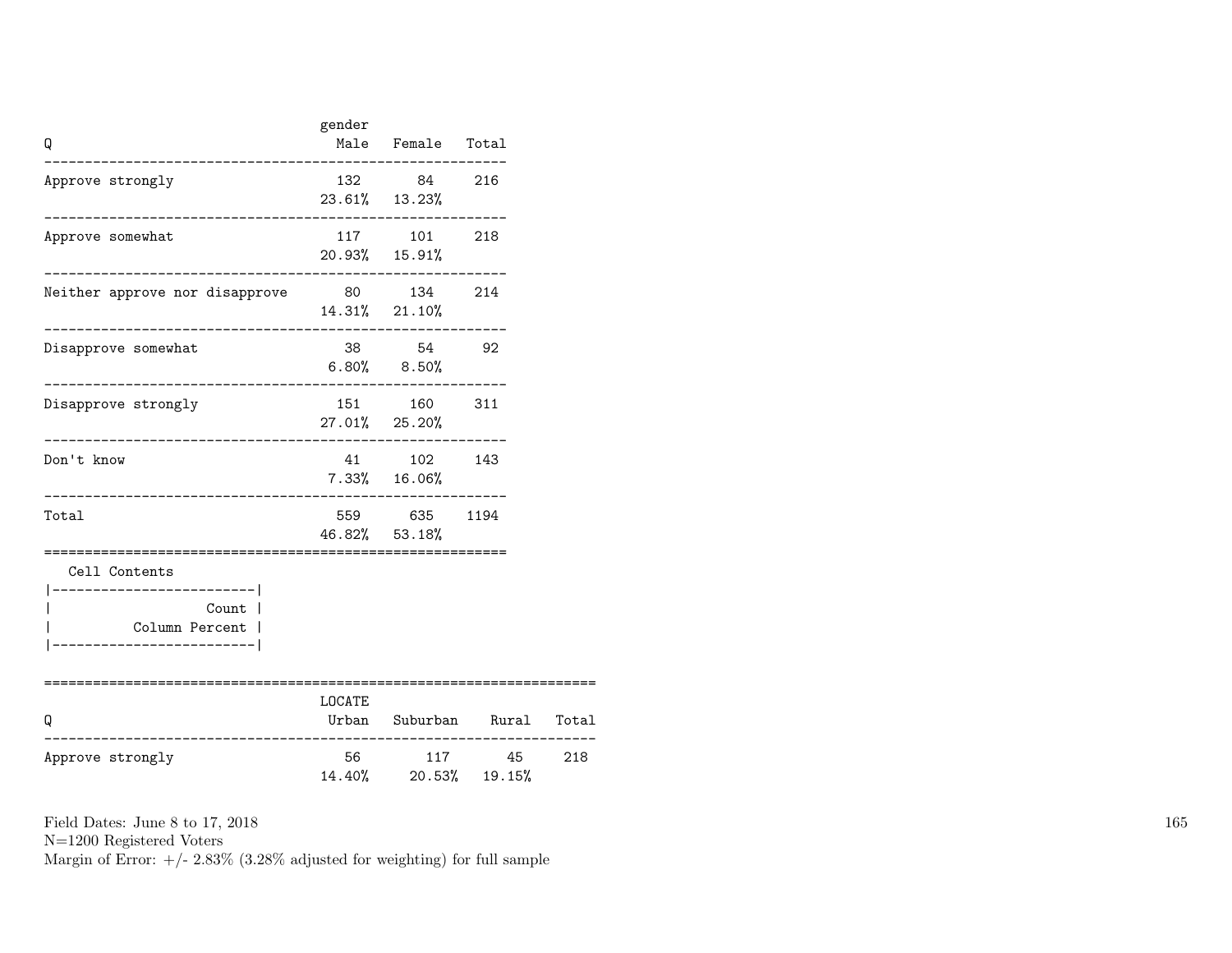| Q | gender Male | Female | Total |
|---|---|---|---|
| Approve strongly | 132 | 84 | 216 |
| | 23.61% | 13.23% | |
| Approve somewhat | 117 | 101 | 218 |
| | 20.93% | 15.91% | |
| Neither approve nor disapprove | 80 | 134 | 214 |
| | 14.31% | 21.10% | |
| Disapprove somewhat | 38 | 54 | 92 |
| | 6.80% | 8.50% | |
| Disapprove strongly | 151 | 160 | 311 |
| | 27.01% | 25.20% | |
| Don't know | 41 | 102 | 143 |
| | 7.33% | 16.06% | |
| Total | 559 | 635 | 1194 |
| | 46.82% | 53.18% | |

Cell Contents

| |
|---|
| Count |
| Column Percent |

| Q | LOCATE Urban | Suburban | Rural | Total |
|---|---|---|---|---|
| Approve strongly | 56 | 117 | 45 | 218 |
| | 14.40% | 20.53% | 19.15% | |

Field Dates: June 8 to 17, 2018
N=1200 Registered Voters
Margin of Error: +/- 2.83% (3.28% adjusted for weighting) for full sample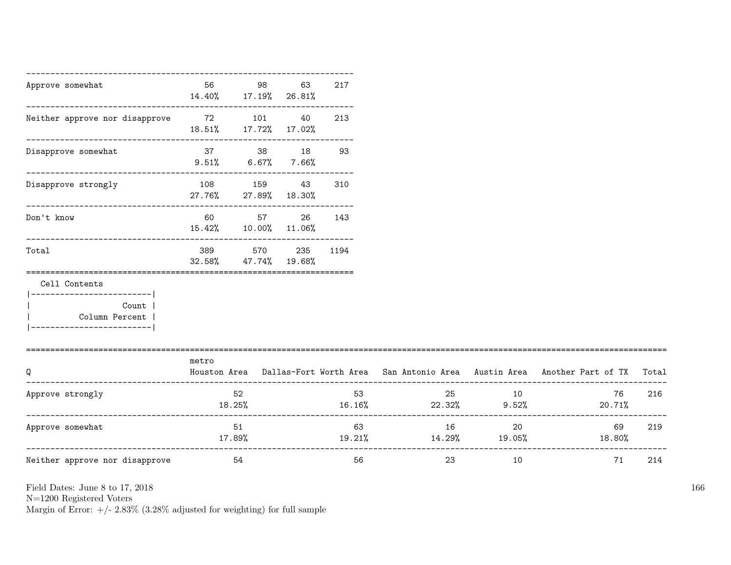| | | | | |
|---|---|---|---|---|
| Approve somewhat | 56<br>14.40% | 98<br>17.19% | 63<br>26.81% | 217 |
| Neither approve nor disapprove | 72<br>18.51% | 101<br>17.72% | 40<br>17.02% | 213 |
| Disapprove somewhat | 37<br>9.51% | 38<br>6.67% | 18<br>7.66% | 93 |
| Disapprove strongly | 108<br>27.76% | 159<br>27.89% | 43<br>18.30% | 310 |
| Don't know | 60<br>15.42% | 57<br>10.00% | 26<br>11.06% | 143 |
| Total | 389<br>32.58% | 570<br>47.74% | 235<br>19.68% | 1194 |

Cell Contents
|-------------------------|
| Count |
| Column Percent |
|-------------------------|

| Q | metro<br>Houston Area | Dallas-Fort Worth Area | San Antonio Area | Austin Area | Another Part of TX | Total |
|---|---|---|---|---|---|---|
| Approve strongly | 52<br>18.25% | 53<br>16.16% | 25<br>22.32% | 10<br>9.52% | 76<br>20.71% | 216 |
| Approve somewhat | 51<br>17.89% | 63<br>19.21% | 16<br>14.29% | 20<br>19.05% | 69<br>18.80% | 219 |
| Neither approve nor disapprove | 54 | 56 | 23 | 10 | 71 | 214 |

Field Dates: June 8 to 17, 2018
N=1200 Registered Voters
Margin of Error: +/- 2.83% (3.28% adjusted for weighting) for full sample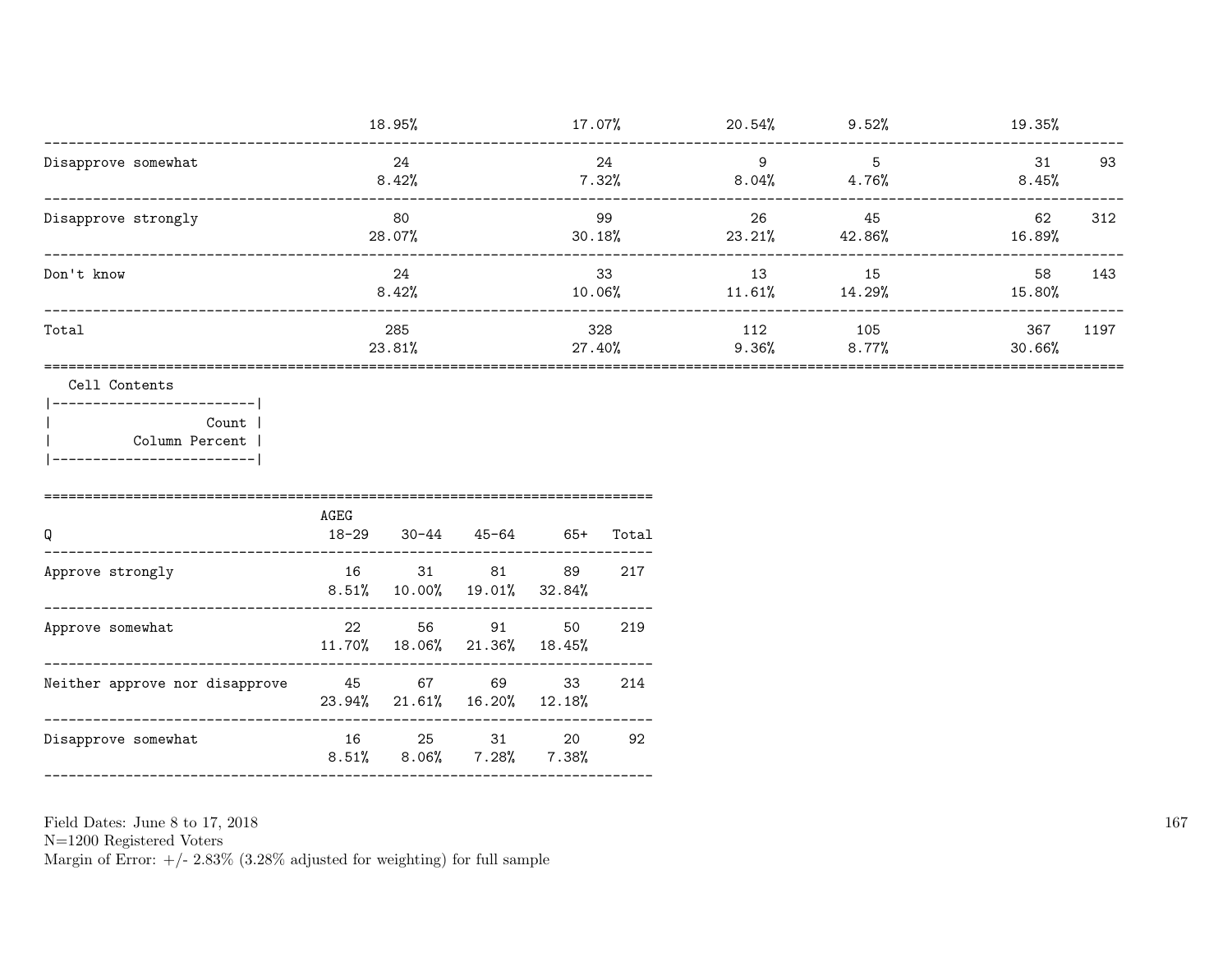| | | | | | | |
|---|---|---|---|---|---|---|
| | 18.95% | 17.07% | 20.54% | 9.52% | 19.35% | |
| Disapprove somewhat | 24<br>8.42% | 24<br>7.32% | 9<br>8.04% | 5<br>4.76% | 31<br>8.45% | 93 |
| Disapprove strongly | 80<br>28.07% | 99<br>30.18% | 26<br>23.21% | 45<br>42.86% | 62<br>16.89% | 312 |
| Don't know | 24<br>8.42% | 33<br>10.06% | 13<br>11.61% | 15<br>14.29% | 58<br>15.80% | 143 |
| Total | 285<br>23.81% | 328<br>27.40% | 112<br>9.36% | 105<br>8.77% | 367<br>30.66% | 1197 |

Cell Contents

| |
|---|
| Count |
| Column Percent |

| Q | AGEG<br>18-29 | 30-44 | 45-64 | 65+ | Total |
|---|---|---|---|---|---|
| Approve strongly | 16<br>8.51% | 31<br>10.00% | 81<br>19.01% | 89<br>32.84% | 217 |
| Approve somewhat | 22<br>11.70% | 56<br>18.06% | 91<br>21.36% | 50<br>18.45% | 219 |
| Neither approve nor disapprove | 45<br>23.94% | 67<br>21.61% | 69<br>16.20% | 33<br>12.18% | 214 |
| Disapprove somewhat | 16<br>8.51% | 25<br>8.06% | 31<br>7.28% | 20<br>7.38% | 92 |

Field Dates: June 8 to 17, 2018
N=1200 Registered Voters
Margin of Error: +/- 2.83% (3.28% adjusted for weighting) for full sample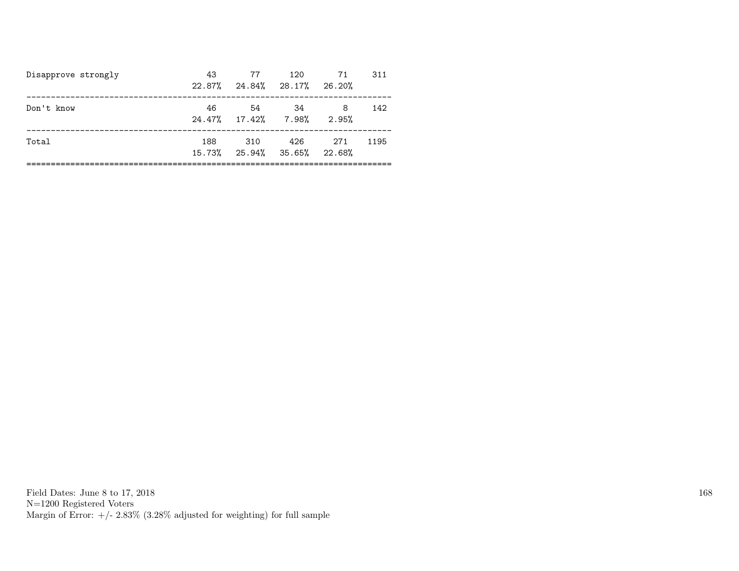| | | | | | |
|---|---|---|---|---|---|
| Disapprove strongly | 43 | 77 | 120 | 71 | 311 |
| | 22.87% | 24.84% | 28.17% | 26.20% | |
| Don't know | 46 | 54 | 34 | 8 | 142 |
| | 24.47% | 17.42% | 7.98% | 2.95% | |
| Total | 188 | 310 | 426 | 271 | 1195 |
| | 15.73% | 25.94% | 35.65% | 22.68% | |

Field Dates: June 8 to 17, 2018
N=1200 Registered Voters
Margin of Error: +/- 2.83% (3.28% adjusted for weighting) for full sample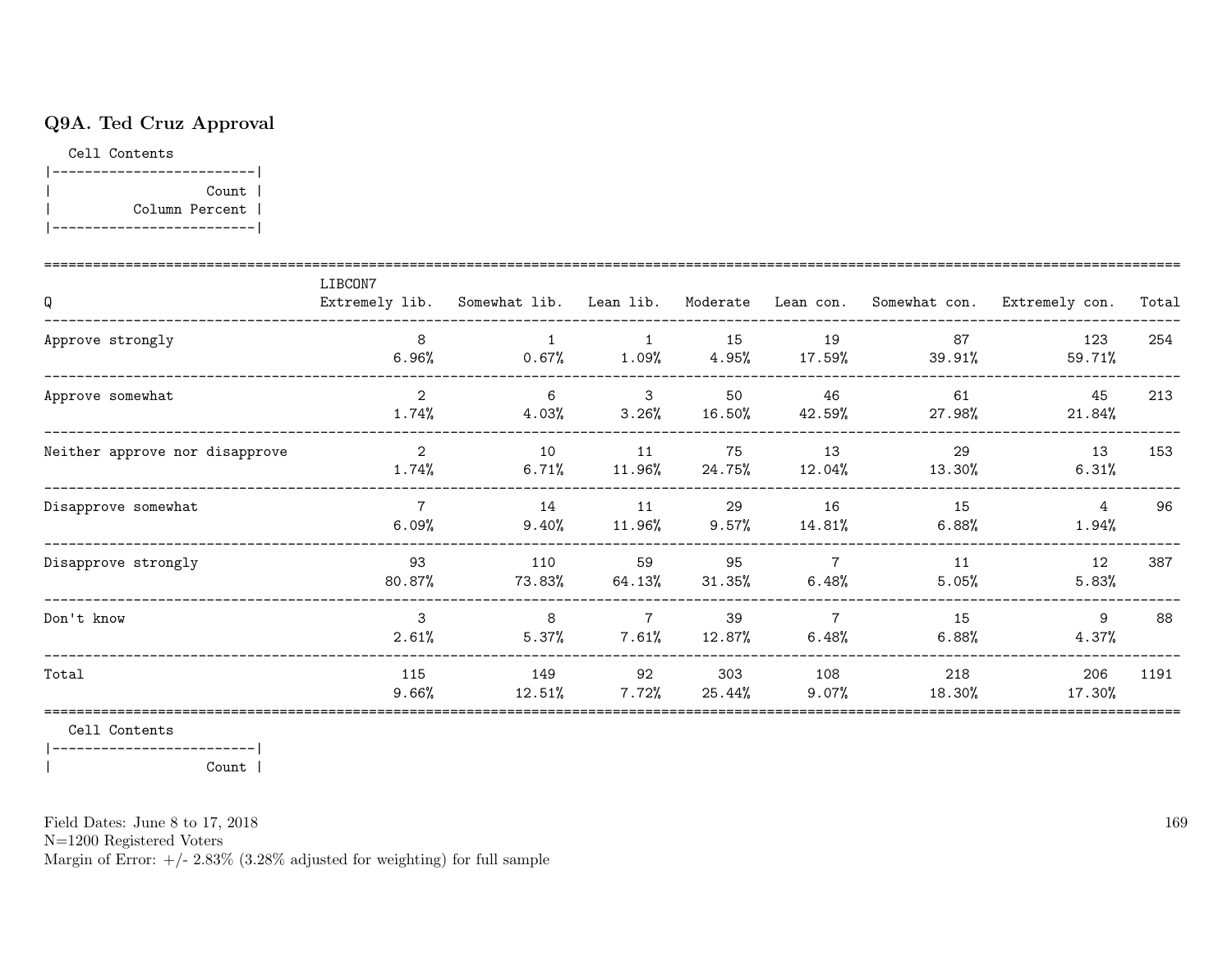### Q9A. Ted Cruz Approval

Cell Contents

|-------------------------|
| Count |
| Column Percent |
|-------------------------|

| Q | Extremely lib. | Somewhat lib. | Lean lib. | Moderate | Lean con. | Somewhat con. | Extremely con. | Total |
|---|---|---|---|---|---|---|---|---|
| Approve strongly | 8<br>6.96% | 1<br>0.67% | 1<br>1.09% | 15<br>4.95% | 19<br>17.59% | 87<br>39.91% | 123<br>59.71% | 254 |
| Approve somewhat | 2<br>1.74% | 6<br>4.03% | 3<br>3.26% | 50<br>16.50% | 46<br>42.59% | 61<br>27.98% | 45<br>21.84% | 213 |
| Neither approve nor disapprove | 2<br>1.74% | 10<br>6.71% | 11<br>11.96% | 75<br>24.75% | 13<br>12.04% | 29<br>13.30% | 13<br>6.31% | 153 |
| Disapprove somewhat | 7<br>6.09% | 14<br>9.40% | 11<br>11.96% | 29<br>9.57% | 16<br>14.81% | 15<br>6.88% | 4<br>1.94% | 96 |
| Disapprove strongly | 93<br>80.87% | 110<br>73.83% | 59<br>64.13% | 95<br>31.35% | 7<br>6.48% | 11<br>5.05% | 12<br>5.83% | 387 |
| Don't know | 3<br>2.61% | 8<br>5.37% | 7<br>7.61% | 39<br>12.87% | 7<br>6.48% | 15<br>6.88% | 9<br>4.37% | 88 |
| Total | 115<br>9.66% | 149<br>12.51% | 92<br>7.72% | 303<br>25.44% | 108<br>9.07% | 218<br>18.30% | 206<br>17.30% | 1191 |

(Column variable: LIBCON7)

Cell Contents

|-------------------------|
| Count |

Field Dates: June 8 to 17, 2018
N=1200 Registered Voters
Margin of Error: +/- 2.83% (3.28% adjusted for weighting) for full sample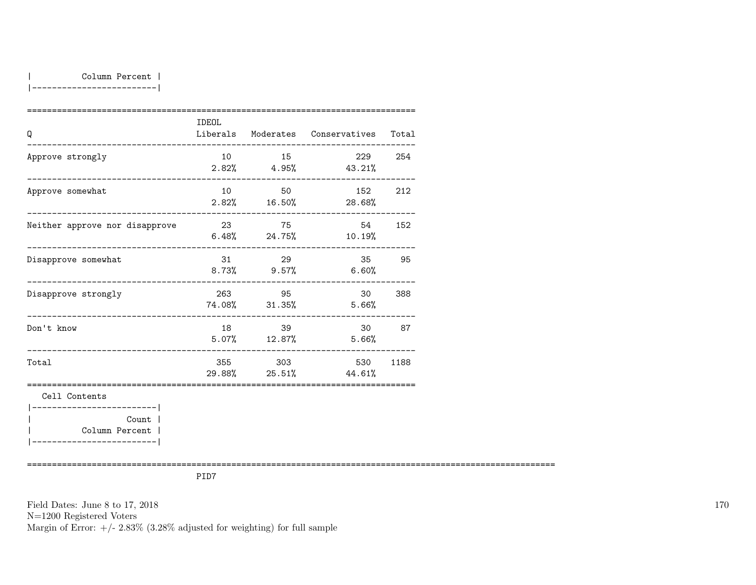| Column Percent |
|---|

| Q | IDEOL Liberals | Moderates | Conservatives | Total |
|---|---|---|---|---|
| Approve strongly | 10<br>2.82% | 15<br>4.95% | 229<br>43.21% | 254 |
| Approve somewhat | 10<br>2.82% | 50<br>16.50% | 152<br>28.68% | 212 |
| Neither approve nor disapprove | 23<br>6.48% | 75<br>24.75% | 54<br>10.19% | 152 |
| Disapprove somewhat | 31<br>8.73% | 29<br>9.57% | 35<br>6.60% | 95 |
| Disapprove strongly | 263<br>74.08% | 95<br>31.35% | 30<br>5.66% | 388 |
| Don't know | 18<br>5.07% | 39<br>12.87% | 30<br>5.66% | 87 |
| Total | 355<br>29.88% | 303<br>25.51% | 530<br>44.61% | 1188 |

Cell Contents

| Count |
|---|
| Column Percent |

PID7

Field Dates: June 8 to 17, 2018
N=1200 Registered Voters
Margin of Error: +/- 2.83% (3.28% adjusted for weighting) for full sample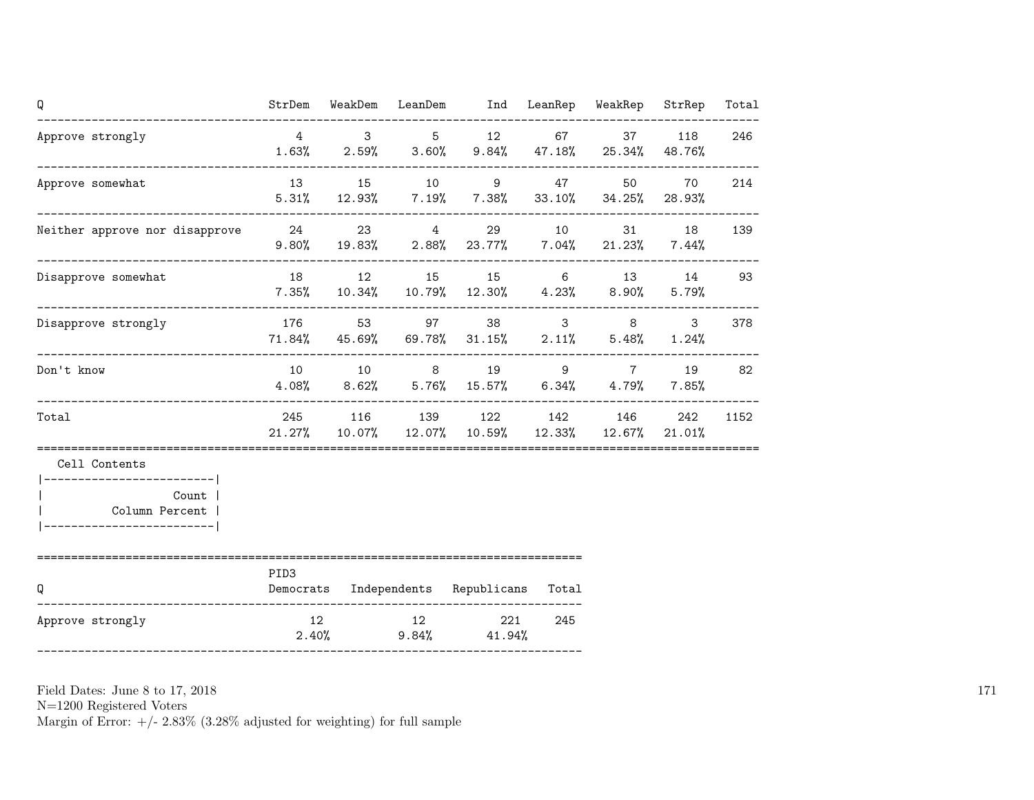| Q | StrDem | WeakDem | LeanDem | Ind | LeanRep | WeakRep | StrRep | Total |
|---|---|---|---|---|---|---|---|---|
| Approve strongly | 4<br>1.63% | 3<br>2.59% | 5<br>3.60% | 12<br>9.84% | 67<br>47.18% | 37<br>25.34% | 118<br>48.76% | 246 |
| Approve somewhat | 13<br>5.31% | 15<br>12.93% | 10<br>7.19% | 9<br>7.38% | 47<br>33.10% | 50<br>34.25% | 70<br>28.93% | 214 |
| Neither approve nor disapprove | 24<br>9.80% | 23<br>19.83% | 4<br>2.88% | 29<br>23.77% | 10<br>7.04% | 31<br>21.23% | 18<br>7.44% | 139 |
| Disapprove somewhat | 18<br>7.35% | 12<br>10.34% | 15<br>10.79% | 15<br>12.30% | 6<br>4.23% | 13<br>8.90% | 14<br>5.79% | 93 |
| Disapprove strongly | 176<br>71.84% | 53<br>45.69% | 97<br>69.78% | 38<br>31.15% | 3<br>2.11% | 8<br>5.48% | 3<br>1.24% | 378 |
| Don't know | 10<br>4.08% | 10<br>8.62% | 8<br>5.76% | 19<br>15.57% | 9<br>6.34% | 7<br>4.79% | 19<br>7.85% | 82 |
| Total | 245<br>21.27% | 116<br>10.07% | 139<br>12.07% | 122<br>10.59% | 142<br>12.33% | 146<br>12.67% | 242<br>21.01% | 1152 |

Cell Contents

| |
|---|
| Count |
| Column Percent |

| Q | PID3<br>Democrats | Independents | Republicans | Total |
|---|---|---|---|---|
| Approve strongly | 12<br>2.40% | 12<br>9.84% | 221<br>41.94% | 245 |

Field Dates: June 8 to 17, 2018
N=1200 Registered Voters
Margin of Error: +/- 2.83% (3.28% adjusted for weighting) for full sample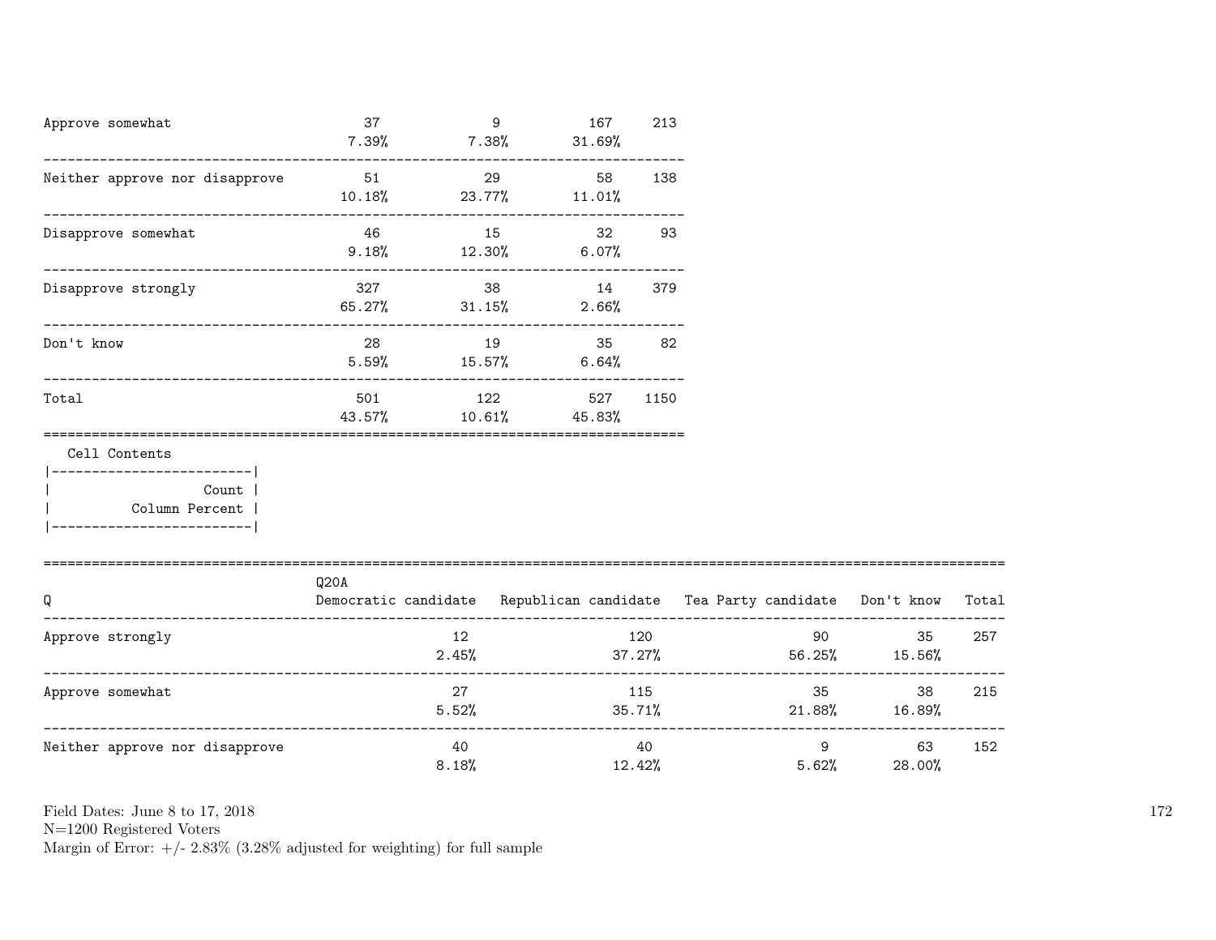| | | | | |
|---|---|---|---|---|
| Approve somewhat | 37<br>7.39% | 9<br>7.38% | 167<br>31.69% | 213 |
| Neither approve nor disapprove | 51<br>10.18% | 29<br>23.77% | 58<br>11.01% | 138 |
| Disapprove somewhat | 46<br>9.18% | 15<br>12.30% | 32<br>6.07% | 93 |
| Disapprove strongly | 327<br>65.27% | 38<br>31.15% | 14<br>2.66% | 379 |
| Don't know | 28<br>5.59% | 19<br>15.57% | 35<br>6.64% | 82 |
| Total | 501<br>43.57% | 122<br>10.61% | 527<br>45.83% | 1150 |

```
   Cell Contents
|-------------------------|
|                   Count |
|          Column Percent |
|-------------------------|
```

| Q | Q20A<br>Democratic candidate | Republican candidate | Tea Party candidate | Don't know | Total |
|---|---|---|---|---|---|
| Approve strongly | 12<br>2.45% | 120<br>37.27% | 90<br>56.25% | 35<br>15.56% | 257 |
| Approve somewhat | 27<br>5.52% | 115<br>35.71% | 35<br>21.88% | 38<br>16.89% | 215 |
| Neither approve nor disapprove | 40<br>8.18% | 40<br>12.42% | 9<br>5.62% | 63<br>28.00% | 152 |

Field Dates: June 8 to 17, 2018
N=1200 Registered Voters
Margin of Error: +/- 2.83% (3.28% adjusted for weighting) for full sample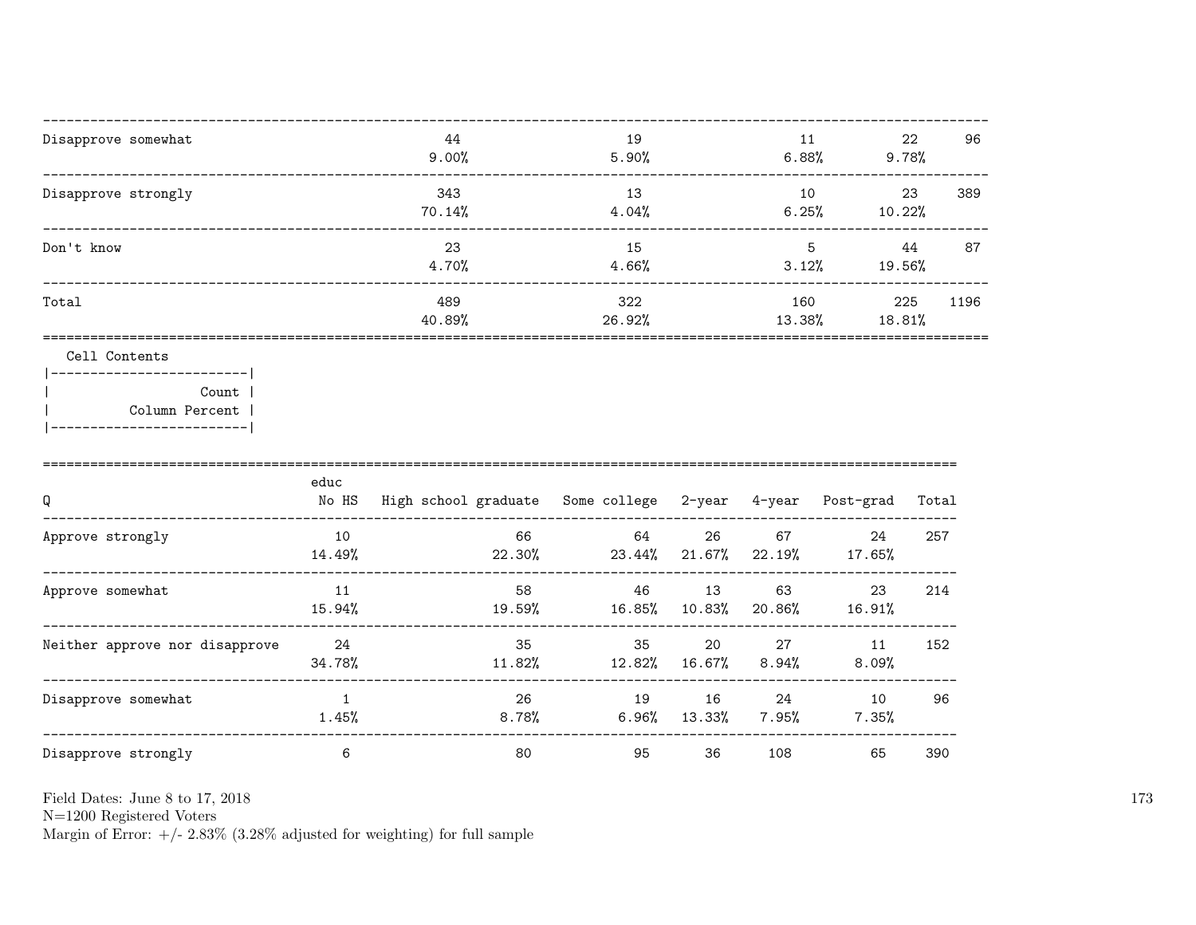| | | | | | |
|---|---|---|---|---|---|
| Disapprove somewhat | 44<br>9.00% | 19<br>5.90% | 11<br>6.88% | 22<br>9.78% | 96 |
| Disapprove strongly | 343<br>70.14% | 13<br>4.04% | 10<br>6.25% | 23<br>10.22% | 389 |
| Don't know | 23<br>4.70% | 15<br>4.66% | 5<br>3.12% | 44<br>19.56% | 87 |
| Total | 489<br>40.89% | 322<br>26.92% | 160<br>13.38% | 225<br>18.81% | 1196 |

Cell Contents

| |
|---|
| Count |
| Column Percent |

| Q | educ<br>No HS | High school graduate | Some college | 2-year | 4-year | Post-grad | Total |
|---|---|---|---|---|---|---|---|
| Approve strongly | 10<br>14.49% | 66<br>22.30% | 64<br>23.44% | 26<br>21.67% | 67<br>22.19% | 24<br>17.65% | 257 |
| Approve somewhat | 11<br>15.94% | 58<br>19.59% | 46<br>16.85% | 13<br>10.83% | 63<br>20.86% | 23<br>16.91% | 214 |
| Neither approve nor disapprove | 24<br>34.78% | 35<br>11.82% | 35<br>12.82% | 20<br>16.67% | 27<br>8.94% | 11<br>8.09% | 152 |
| Disapprove somewhat | 1<br>1.45% | 26<br>8.78% | 19<br>6.96% | 16<br>13.33% | 24<br>7.95% | 10<br>7.35% | 96 |
| Disapprove strongly | 6 | 80 | 95 | 36 | 108 | 65 | 390 |

Field Dates: June 8 to 17, 2018
N=1200 Registered Voters
Margin of Error: +/- 2.83% (3.28% adjusted for weighting) for full sample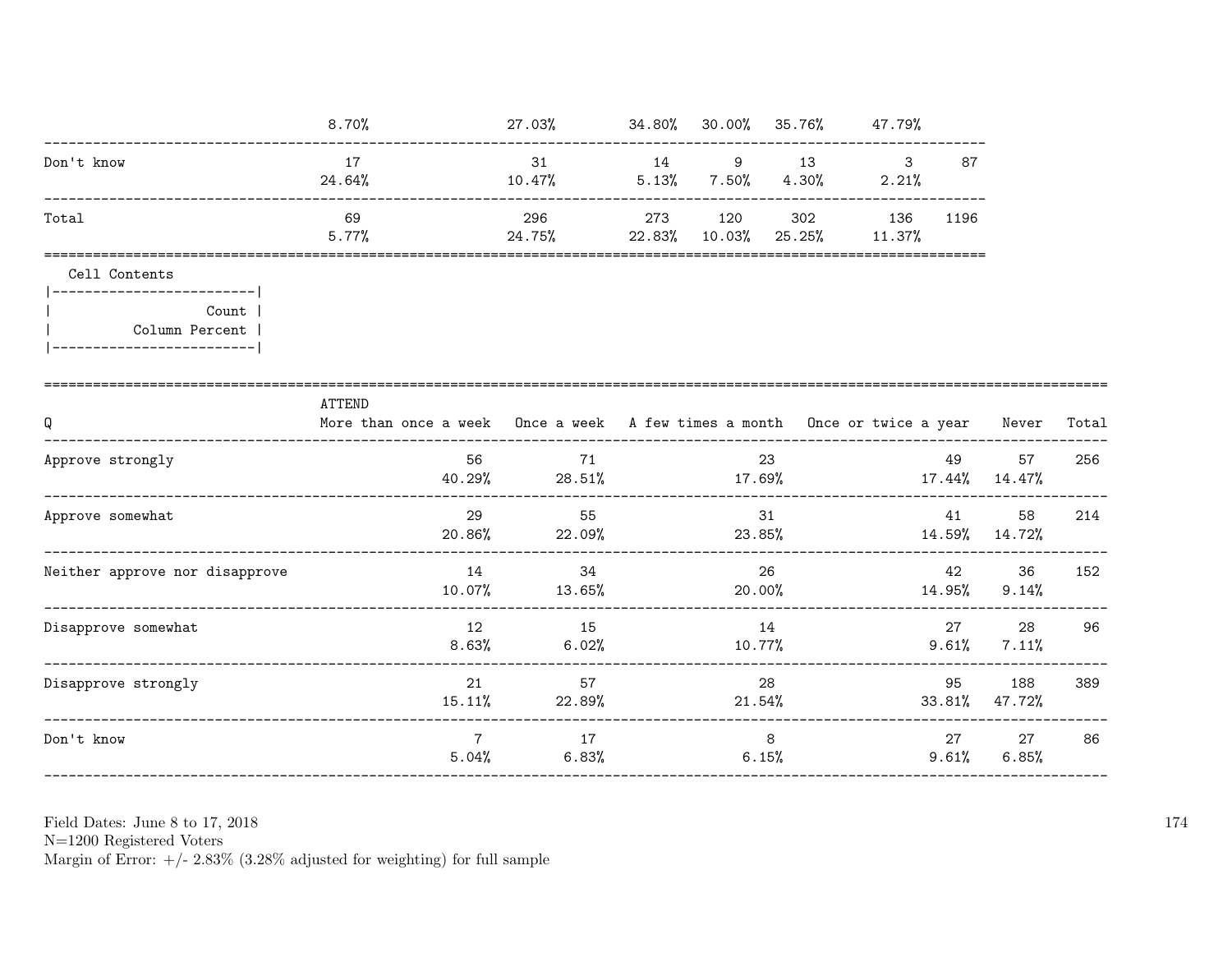| | | | | | | | |
|---|---|---|---|---|---|---|---|
| | 8.70% | 27.03% | 34.80% | 30.00% | 35.76% | 47.79% | |
| Don't know | 17 | 31 | 14 | 9 | 13 | 3 | 87 |
| | 24.64% | 10.47% | 5.13% | 7.50% | 4.30% | 2.21% | |
| Total | 69 | 296 | 273 | 120 | 302 | 136 | 1196 |
| | 5.77% | 24.75% | 22.83% | 10.03% | 25.25% | 11.37% | |

Cell Contents

| |
|---|
| Count |
| Column Percent |

| Q | ATTEND More than once a week | Once a week | A few times a month | Once or twice a year | Never | Total |
|---|---|---|---|---|---|---|
| Approve strongly | 56 | 71 | 23 | 49 | 57 | 256 |
| | 40.29% | 28.51% | 17.69% | 17.44% | 14.47% | |
| Approve somewhat | 29 | 55 | 31 | 41 | 58 | 214 |
| | 20.86% | 22.09% | 23.85% | 14.59% | 14.72% | |
| Neither approve nor disapprove | 14 | 34 | 26 | 42 | 36 | 152 |
| | 10.07% | 13.65% | 20.00% | 14.95% | 9.14% | |
| Disapprove somewhat | 12 | 15 | 14 | 27 | 28 | 96 |
| | 8.63% | 6.02% | 10.77% | 9.61% | 7.11% | |
| Disapprove strongly | 21 | 57 | 28 | 95 | 188 | 389 |
| | 15.11% | 22.89% | 21.54% | 33.81% | 47.72% | |
| Don't know | 7 | 17 | 8 | 27 | 27 | 86 |
| | 5.04% | 6.83% | 6.15% | 9.61% | 6.85% | |

Field Dates: June 8 to 17, 2018
N=1200 Registered Voters
Margin of Error: +/- 2.83% (3.28% adjusted for weighting) for full sample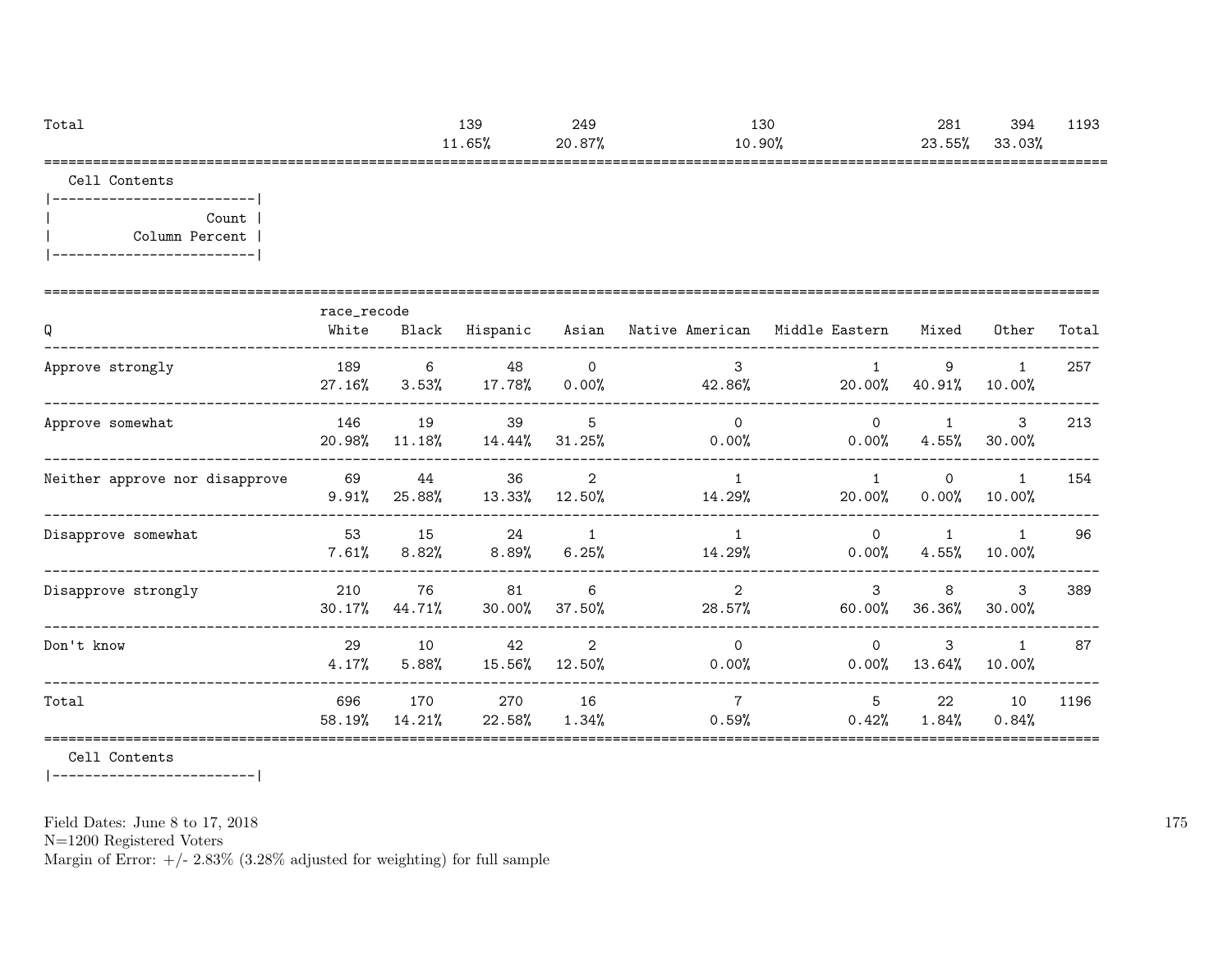| Total | | | 139 | 249 | | 130 | | 281 | 394 | 1193 |
|---|---|---|---|---|---|---|---|---|---|---|
| | | | 11.65% | 20.87% | | 10.90% | | 23.55% | 33.03% | |

Cell Contents

|-------------------------|
| Count |
| Column Percent |
|-------------------------|

| Q | race_recode White | Black | Hispanic | Asian | Native American | Middle Eastern | Mixed | Other | Total |
|---|---|---|---|---|---|---|---|---|---|
| Approve strongly | 189 | 6 | 48 | 0 | 3 | 1 | 9 | 1 | 257 |
| | 27.16% | 3.53% | 17.78% | 0.00% | 42.86% | 20.00% | 40.91% | 10.00% | |
| Approve somewhat | 146 | 19 | 39 | 5 | 0 | 0 | 1 | 3 | 213 |
| | 20.98% | 11.18% | 14.44% | 31.25% | 0.00% | 0.00% | 4.55% | 30.00% | |
| Neither approve nor disapprove | 69 | 44 | 36 | 2 | 1 | 1 | 0 | 1 | 154 |
| | 9.91% | 25.88% | 13.33% | 12.50% | 14.29% | 20.00% | 0.00% | 10.00% | |
| Disapprove somewhat | 53 | 15 | 24 | 1 | 1 | 0 | 1 | 1 | 96 |
| | 7.61% | 8.82% | 8.89% | 6.25% | 14.29% | 0.00% | 4.55% | 10.00% | |
| Disapprove strongly | 210 | 76 | 81 | 6 | 2 | 3 | 8 | 3 | 389 |
| | 30.17% | 44.71% | 30.00% | 37.50% | 28.57% | 60.00% | 36.36% | 30.00% | |
| Don't know | 29 | 10 | 42 | 2 | 0 | 0 | 3 | 1 | 87 |
| | 4.17% | 5.88% | 15.56% | 12.50% | 0.00% | 0.00% | 13.64% | 10.00% | |
| Total | 696 | 170 | 270 | 16 | 7 | 5 | 22 | 10 | 1196 |
| | 58.19% | 14.21% | 22.58% | 1.34% | 0.59% | 0.42% | 1.84% | 0.84% | |

Cell Contents

|-------------------------|

Field Dates: June 8 to 17, 2018
N=1200 Registered Voters
Margin of Error: +/- 2.83% (3.28% adjusted for weighting) for full sample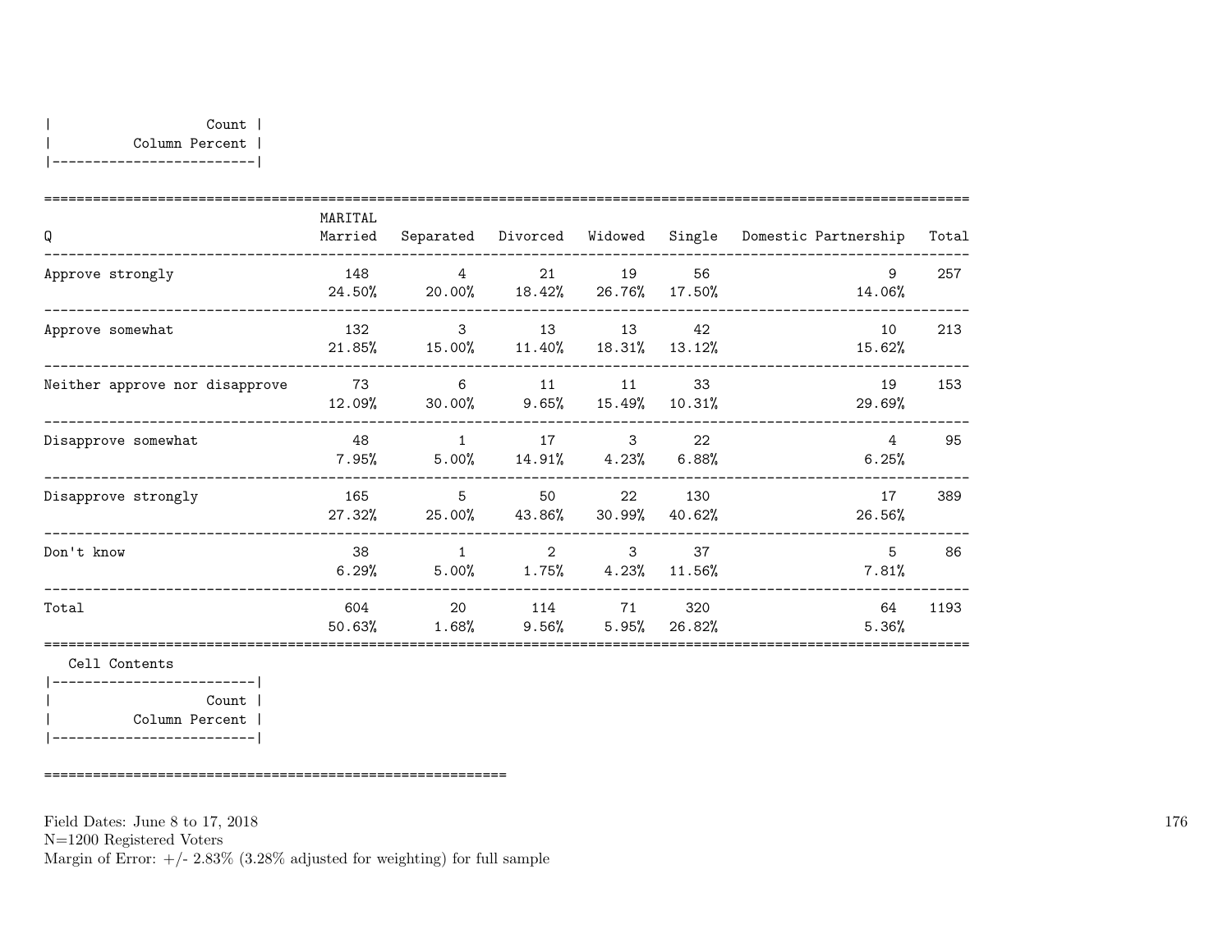| Count |
|---|
| Column Percent |

| Q | MARITAL Married | Separated | Divorced | Widowed | Single | Domestic Partnership | Total |
|---|---|---|---|---|---|---|---|
| Approve strongly | 148<br>24.50% | 4<br>20.00% | 21<br>18.42% | 19<br>26.76% | 56<br>17.50% | 9<br>14.06% | 257 |
| Approve somewhat | 132<br>21.85% | 3<br>15.00% | 13<br>11.40% | 13<br>18.31% | 42<br>13.12% | 10<br>15.62% | 213 |
| Neither approve nor disapprove | 73<br>12.09% | 6<br>30.00% | 11<br>9.65% | 11<br>15.49% | 33<br>10.31% | 19<br>29.69% | 153 |
| Disapprove somewhat | 48<br>7.95% | 1<br>5.00% | 17<br>14.91% | 3<br>4.23% | 22<br>6.88% | 4<br>6.25% | 95 |
| Disapprove strongly | 165<br>27.32% | 5<br>25.00% | 50<br>43.86% | 22<br>30.99% | 130<br>40.62% | 17<br>26.56% | 389 |
| Don't know | 38<br>6.29% | 1<br>5.00% | 2<br>1.75% | 3<br>4.23% | 37<br>11.56% | 5<br>7.81% | 86 |
| Total | 604<br>50.63% | 20<br>1.68% | 114<br>9.56% | 71<br>5.95% | 320<br>26.82% | 64<br>5.36% | 1193 |

Cell Contents

| Count |
|---|
| Column Percent |

Field Dates: June 8 to 17, 2018
N=1200 Registered Voters
Margin of Error: +/- 2.83% (3.28% adjusted for weighting) for full sample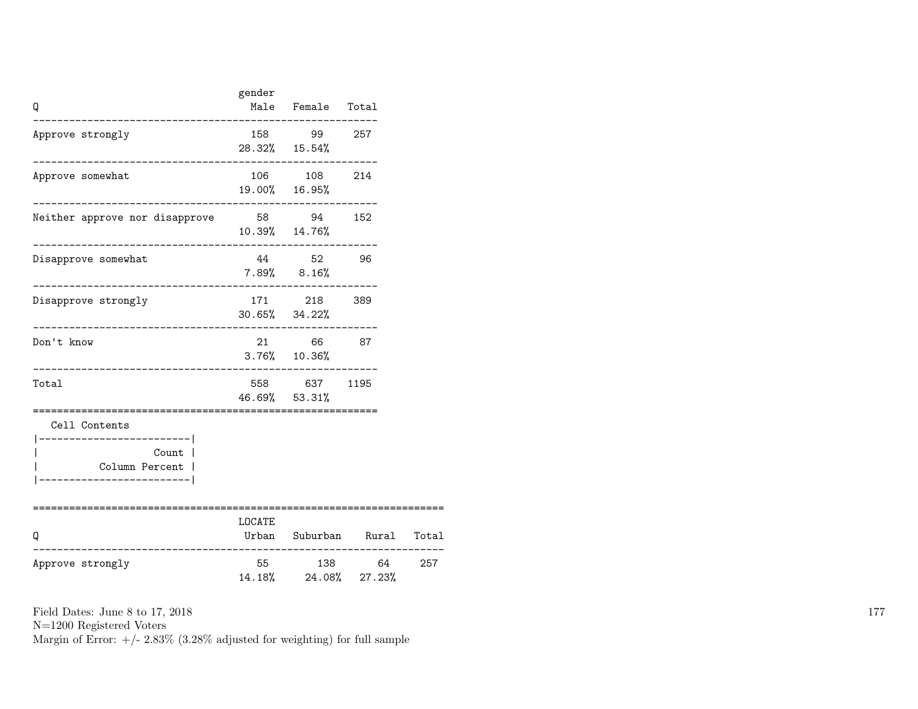| Q | gender Male | Female | Total |
|---|---|---|---|
| Approve strongly | 158 | 99 | 257 |
| | 28.32% | 15.54% | |
| Approve somewhat | 106 | 108 | 214 |
| | 19.00% | 16.95% | |
| Neither approve nor disapprove | 58 | 94 | 152 |
| | 10.39% | 14.76% | |
| Disapprove somewhat | 44 | 52 | 96 |
| | 7.89% | 8.16% | |
| Disapprove strongly | 171 | 218 | 389 |
| | 30.65% | 34.22% | |
| Don't know | 21 | 66 | 87 |
| | 3.76% | 10.36% | |
| Total | 558 | 637 | 1195 |
| | 46.69% | 53.31% | |

Cell Contents

| |
|---|
| Count |
| Column Percent |

| Q | LOCATE Urban | Suburban | Rural | Total |
|---|---|---|---|---|
| Approve strongly | 55 | 138 | 64 | 257 |
| | 14.18% | 24.08% | 27.23% | |

Field Dates: June 8 to 17, 2018
N=1200 Registered Voters
Margin of Error: +/- 2.83% (3.28% adjusted for weighting) for full sample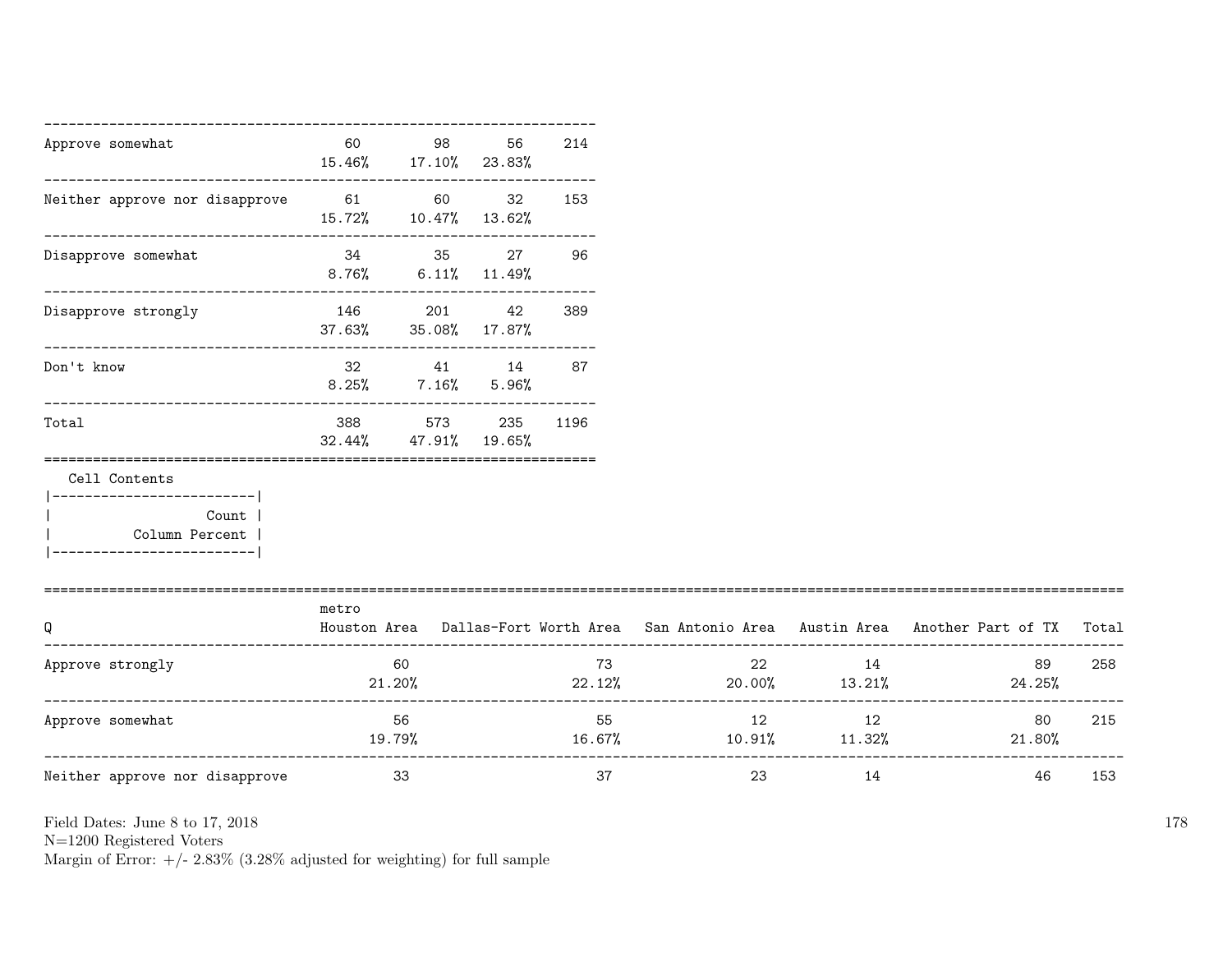| | | | | |
|---|---|---|---|---|
| Approve somewhat | 60<br>15.46% | 98<br>17.10% | 56<br>23.83% | 214 |
| Neither approve nor disapprove | 61<br>15.72% | 60<br>10.47% | 32<br>13.62% | 153 |
| Disapprove somewhat | 34<br>8.76% | 35<br>6.11% | 27<br>11.49% | 96 |
| Disapprove strongly | 146<br>37.63% | 201<br>35.08% | 42<br>17.87% | 389 |
| Don't know | 32<br>8.25% | 41<br>7.16% | 14<br>5.96% | 87 |
| Total | 388<br>32.44% | 573<br>47.91% | 235<br>19.65% | 1196 |

Cell Contents

| |
|---|
| Count |
| Column Percent |

| Q | metro<br>Houston Area | Dallas-Fort Worth Area | San Antonio Area | Austin Area | Another Part of TX | Total |
|---|---|---|---|---|---|---|
| Approve strongly | 60<br>21.20% | 73<br>22.12% | 22<br>20.00% | 14<br>13.21% | 89<br>24.25% | 258 |
| Approve somewhat | 56<br>19.79% | 55<br>16.67% | 12<br>10.91% | 12<br>11.32% | 80<br>21.80% | 215 |
| Neither approve nor disapprove | 33 | 37 | 23 | 14 | 46 | 153 |

Field Dates: June 8 to 17, 2018
N=1200 Registered Voters
Margin of Error: +/- 2.83% (3.28% adjusted for weighting) for full sample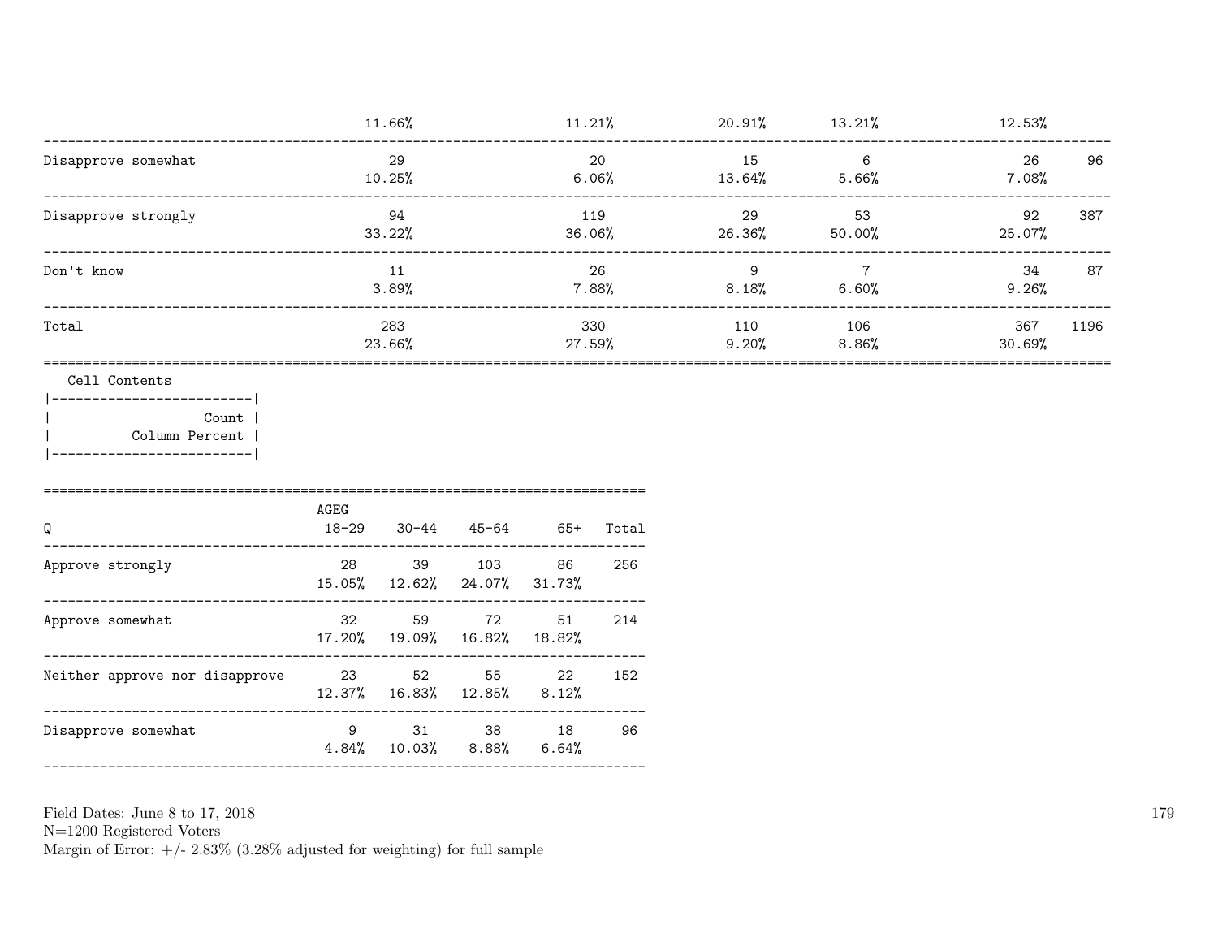| | | | | | | |
|---|---|---|---|---|---|---|
| | 11.66% | 11.21% | 20.91% | 13.21% | 12.53% | |
| Disapprove somewhat | 29<br>10.25% | 20<br>6.06% | 15<br>13.64% | 6<br>5.66% | 26<br>7.08% | 96 |
| Disapprove strongly | 94<br>33.22% | 119<br>36.06% | 29<br>26.36% | 53<br>50.00% | 92<br>25.07% | 387 |
| Don't know | 11<br>3.89% | 26<br>7.88% | 9<br>8.18% | 7<br>6.60% | 34<br>9.26% | 87 |
| Total | 283<br>23.66% | 330<br>27.59% | 110<br>9.20% | 106<br>8.86% | 367<br>30.69% | 1196 |

Cell Contents

| |
|---|
| Count |
| Column Percent |

| Q | AGEG<br>18-29 | 30-44 | 45-64 | 65+ | Total |
|---|---|---|---|---|---|
| Approve strongly | 28<br>15.05% | 39<br>12.62% | 103<br>24.07% | 86<br>31.73% | 256 |
| Approve somewhat | 32<br>17.20% | 59<br>19.09% | 72<br>16.82% | 51<br>18.82% | 214 |
| Neither approve nor disapprove | 23<br>12.37% | 52<br>16.83% | 55<br>12.85% | 22<br>8.12% | 152 |
| Disapprove somewhat | 9<br>4.84% | 31<br>10.03% | 38<br>8.88% | 18<br>6.64% | 96 |

Field Dates: June 8 to 17, 2018
N=1200 Registered Voters
Margin of Error: +/- 2.83% (3.28% adjusted for weighting) for full sample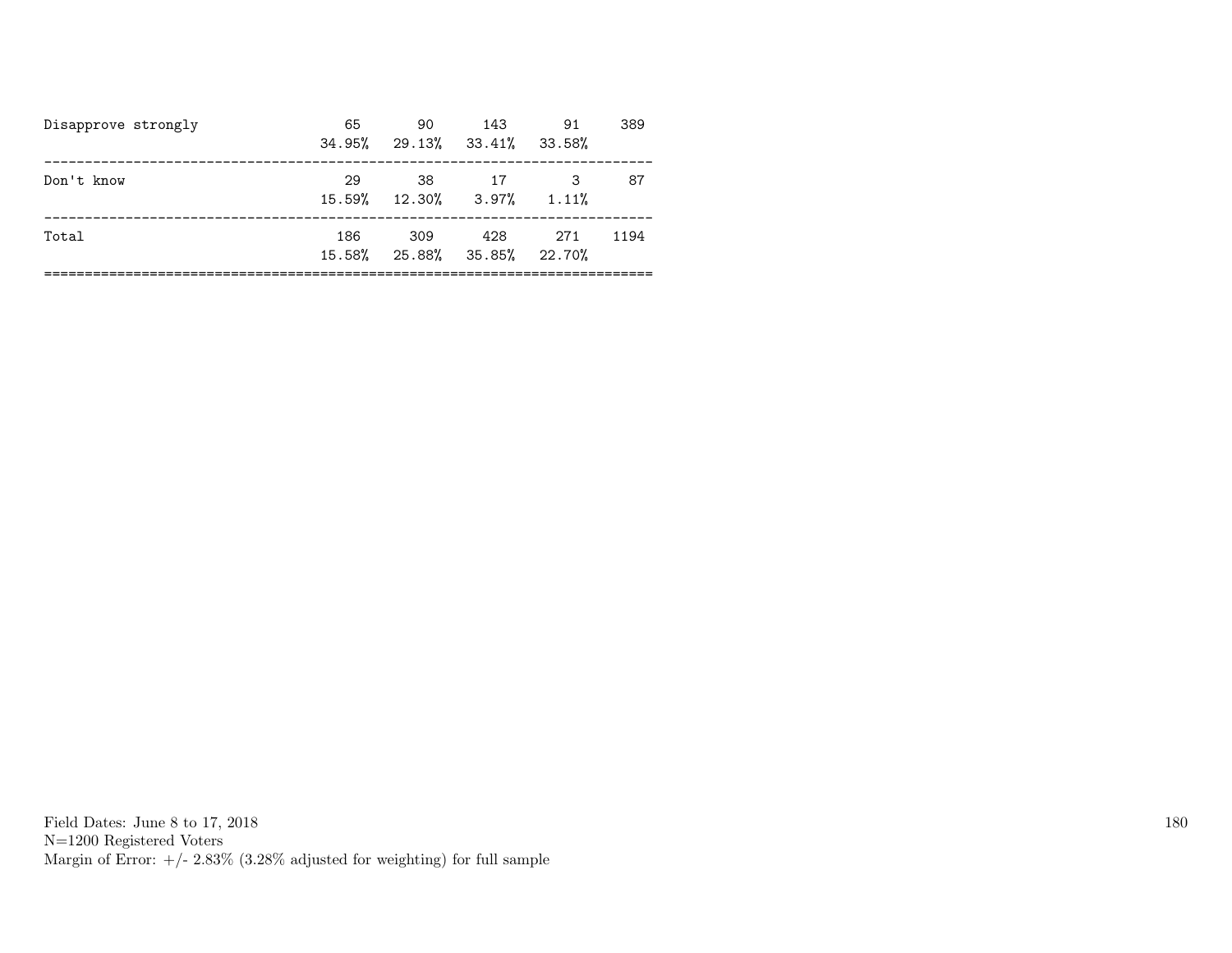| | | | | | |
|---|---|---|---|---|---|
| Disapprove strongly | 65 | 90 | 143 | 91 | 389 |
| | 34.95% | 29.13% | 33.41% | 33.58% | |
| Don't know | 29 | 38 | 17 | 3 | 87 |
| | 15.59% | 12.30% | 3.97% | 1.11% | |
| Total | 186 | 309 | 428 | 271 | 1194 |
| | 15.58% | 25.88% | 35.85% | 22.70% | |

Field Dates: June 8 to 17, 2018
N=1200 Registered Voters
Margin of Error: +/- 2.83% (3.28% adjusted for weighting) for full sample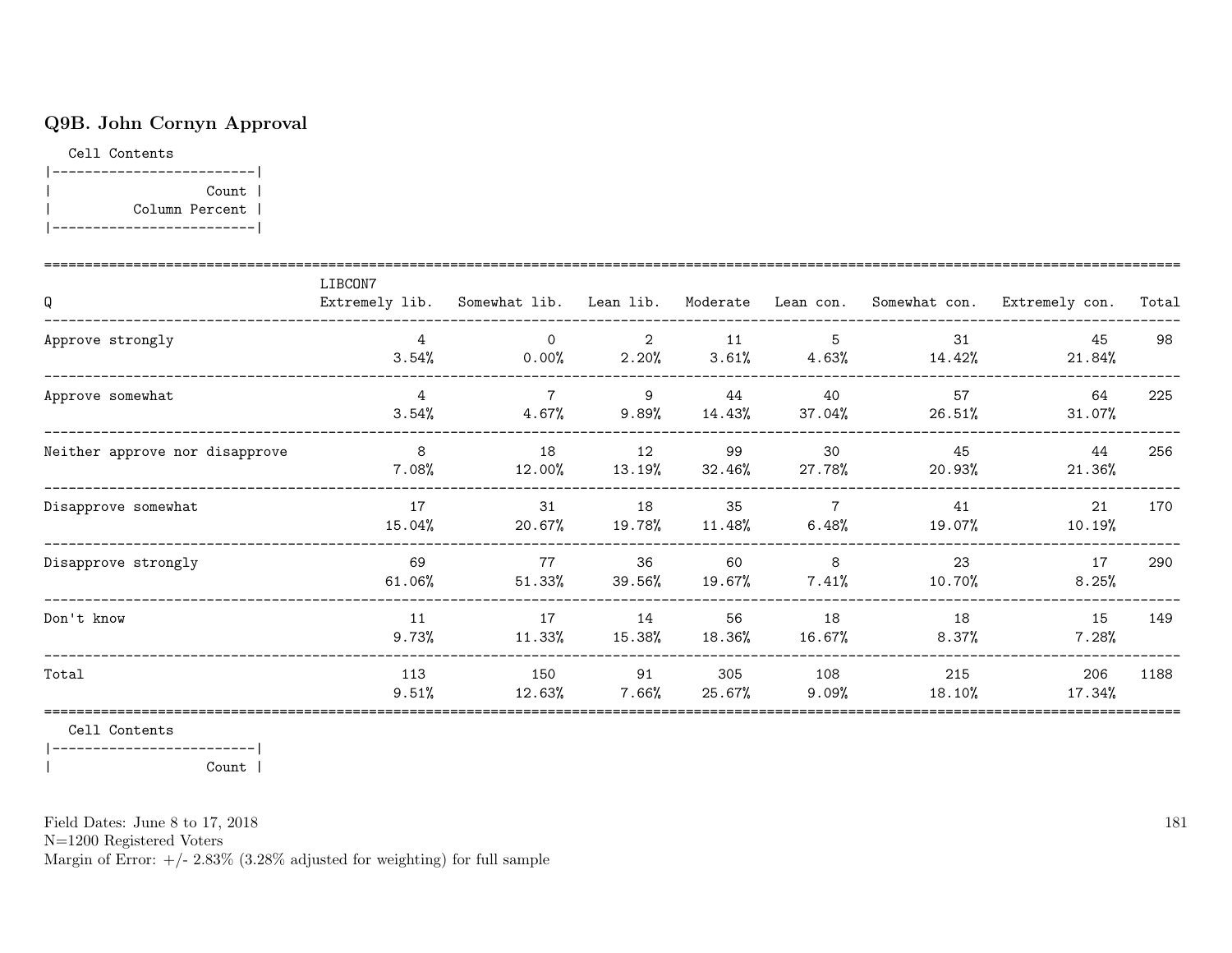## Q9B. John Cornyn Approval

Cell Contents

|-------------------------|
| Count |
| Column Percent |
|-------------------------|

| Q | LIBCON7 Extremely lib. | Somewhat lib. | Lean lib. | Moderate | Lean con. | Somewhat con. | Extremely con. | Total |
|---|---|---|---|---|---|---|---|---|
| Approve strongly | 4 | 0 | 2 | 11 | 5 | 31 | 45 | 98 |
| | 3.54% | 0.00% | 2.20% | 3.61% | 4.63% | 14.42% | 21.84% | |
| Approve somewhat | 4 | 7 | 9 | 44 | 40 | 57 | 64 | 225 |
| | 3.54% | 4.67% | 9.89% | 14.43% | 37.04% | 26.51% | 31.07% | |
| Neither approve nor disapprove | 8 | 18 | 12 | 99 | 30 | 45 | 44 | 256 |
| | 7.08% | 12.00% | 13.19% | 32.46% | 27.78% | 20.93% | 21.36% | |
| Disapprove somewhat | 17 | 31 | 18 | 35 | 7 | 41 | 21 | 170 |
| | 15.04% | 20.67% | 19.78% | 11.48% | 6.48% | 19.07% | 10.19% | |
| Disapprove strongly | 69 | 77 | 36 | 60 | 8 | 23 | 17 | 290 |
| | 61.06% | 51.33% | 39.56% | 19.67% | 7.41% | 10.70% | 8.25% | |
| Don't know | 11 | 17 | 14 | 56 | 18 | 18 | 15 | 149 |
| | 9.73% | 11.33% | 15.38% | 18.36% | 16.67% | 8.37% | 7.28% | |
| Total | 113 | 150 | 91 | 305 | 108 | 215 | 206 | 1188 |
| | 9.51% | 12.63% | 7.66% | 25.67% | 9.09% | 18.10% | 17.34% | |

Cell Contents

|-------------------------|
| Count |

Field Dates: June 8 to 17, 2018
N=1200 Registered Voters
Margin of Error: +/- 2.83% (3.28% adjusted for weighting) for full sample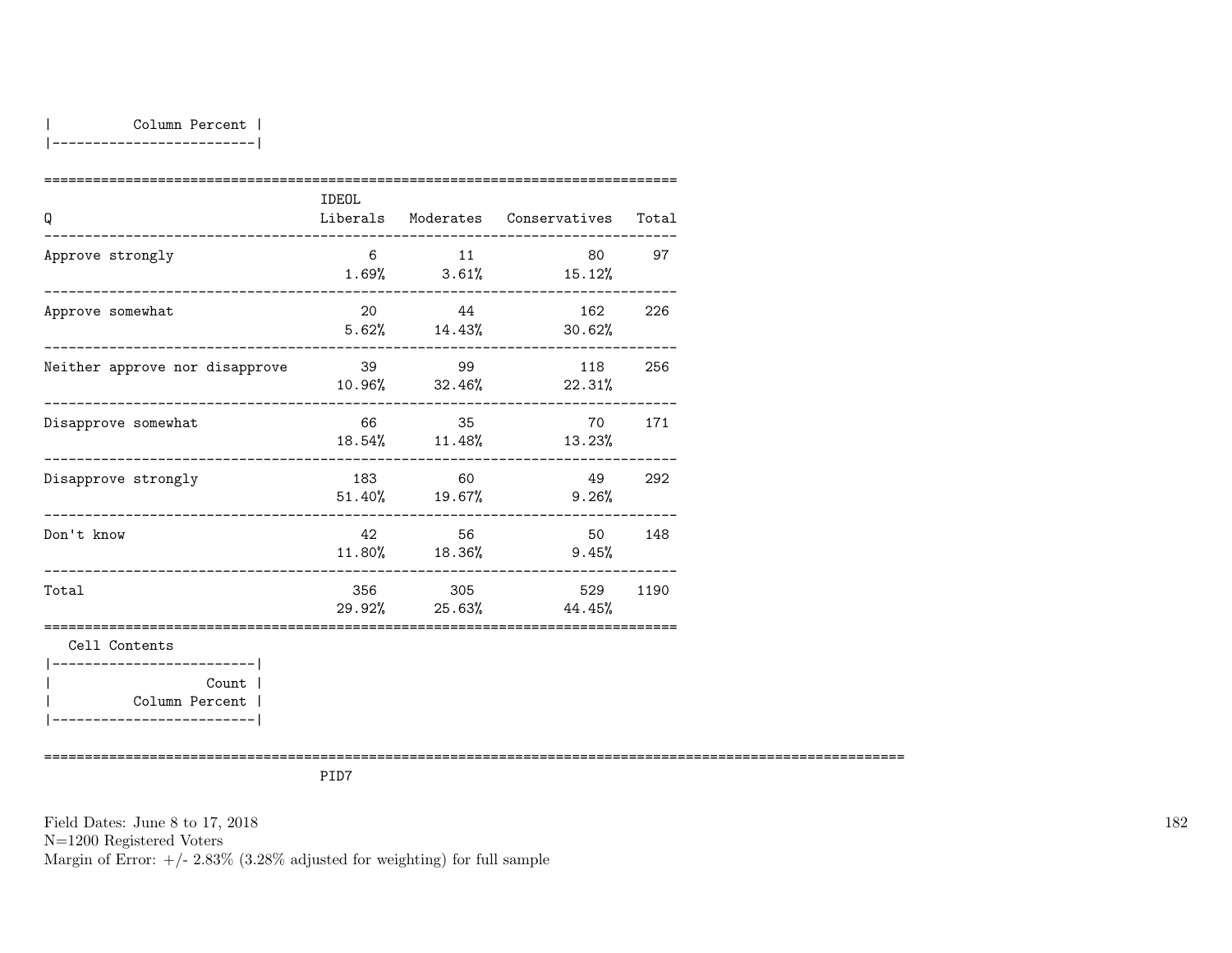| Column Percent |
|---|

| Q | IDEOL Liberals | Moderates | Conservatives | Total |
|---|---|---|---|---|
| Approve strongly | 6<br>1.69% | 11<br>3.61% | 80<br>15.12% | 97 |
| Approve somewhat | 20<br>5.62% | 44<br>14.43% | 162<br>30.62% | 226 |
| Neither approve nor disapprove | 39<br>10.96% | 99<br>32.46% | 118<br>22.31% | 256 |
| Disapprove somewhat | 66<br>18.54% | 35<br>11.48% | 70<br>13.23% | 171 |
| Disapprove strongly | 183<br>51.40% | 60<br>19.67% | 49<br>9.26% | 292 |
| Don't know | 42<br>11.80% | 56<br>18.36% | 50<br>9.45% | 148 |
| Total | 356<br>29.92% | 305<br>25.63% | 529<br>44.45% | 1190 |

Cell Contents

| Count |
|---|
| Column Percent |

PID7

Field Dates: June 8 to 17, 2018
N=1200 Registered Voters
Margin of Error: +/- 2.83% (3.28% adjusted for weighting) for full sample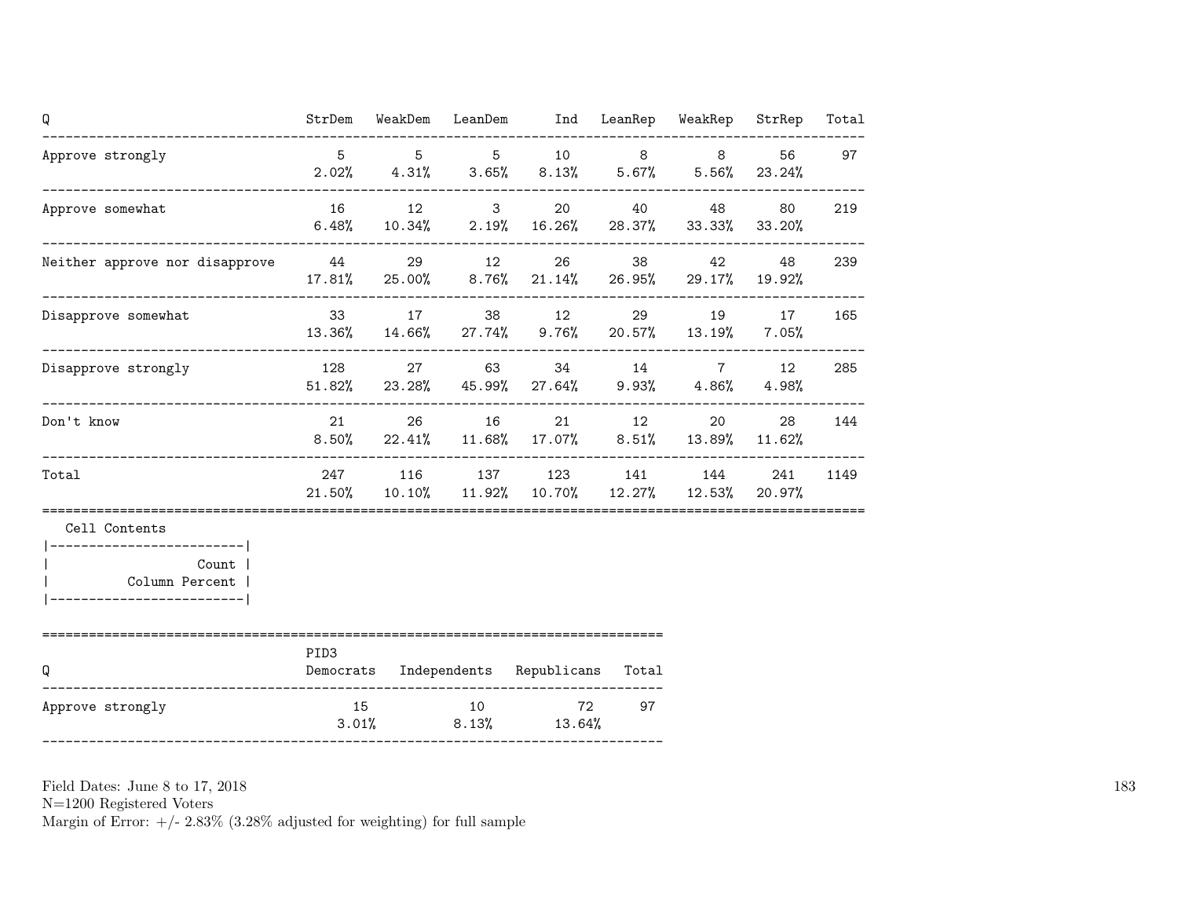| Q | StrDem | WeakDem | LeanDem | Ind | LeanRep | WeakRep | StrRep | Total |
|---|---|---|---|---|---|---|---|---|
| Approve strongly | 5<br>2.02% | 5<br>4.31% | 5<br>3.65% | 10<br>8.13% | 8<br>5.67% | 8<br>5.56% | 56<br>23.24% | 97 |
| Approve somewhat | 16<br>6.48% | 12<br>10.34% | 3<br>2.19% | 20<br>16.26% | 40<br>28.37% | 48<br>33.33% | 80<br>33.20% | 219 |
| Neither approve nor disapprove | 44<br>17.81% | 29<br>25.00% | 12<br>8.76% | 26<br>21.14% | 38<br>26.95% | 42<br>29.17% | 48<br>19.92% | 239 |
| Disapprove somewhat | 33<br>13.36% | 17<br>14.66% | 38<br>27.74% | 12<br>9.76% | 29<br>20.57% | 19<br>13.19% | 17<br>7.05% | 165 |
| Disapprove strongly | 128<br>51.82% | 27<br>23.28% | 63<br>45.99% | 34<br>27.64% | 14<br>9.93% | 7<br>4.86% | 12<br>4.98% | 285 |
| Don't know | 21<br>8.50% | 26<br>22.41% | 16<br>11.68% | 21<br>17.07% | 12<br>8.51% | 20<br>13.89% | 28<br>11.62% | 144 |
| Total | 247<br>21.50% | 116<br>10.10% | 137<br>11.92% | 123<br>10.70% | 141<br>12.27% | 144<br>12.53% | 241<br>20.97% | 1149 |

Cell Contents
- Count
- Column Percent

| Q | PID3 Democrats | Independents | Republicans | Total |
|---|---|---|---|---|
| Approve strongly | 15<br>3.01% | 10<br>8.13% | 72<br>13.64% | 97 |

Field Dates: June 8 to 17, 2018
N=1200 Registered Voters
Margin of Error: +/- 2.83% (3.28% adjusted for weighting) for full sample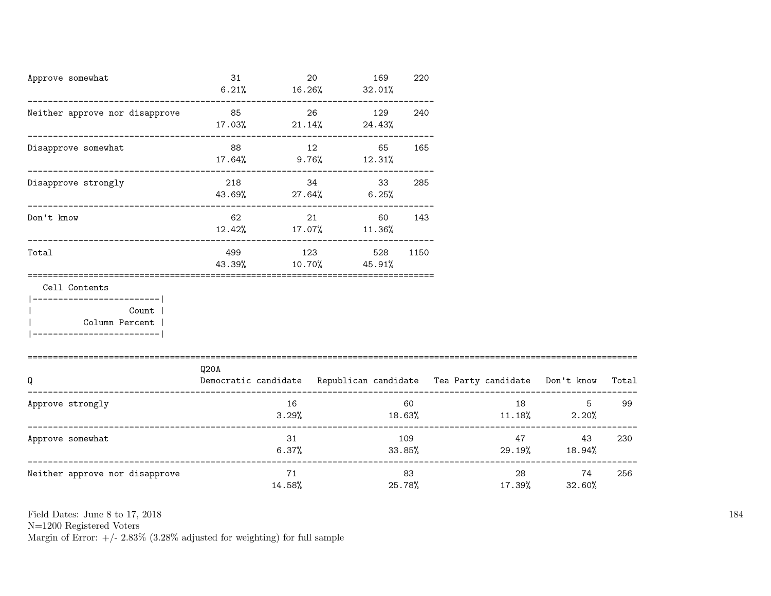| | | | | |
|---|---|---|---|---|
| Approve somewhat | 31<br>6.21% | 20<br>16.26% | 169<br>32.01% | 220 |
| Neither approve nor disapprove | 85<br>17.03% | 26<br>21.14% | 129<br>24.43% | 240 |
| Disapprove somewhat | 88<br>17.64% | 12<br>9.76% | 65<br>12.31% | 165 |
| Disapprove strongly | 218<br>43.69% | 34<br>27.64% | 33<br>6.25% | 285 |
| Don't know | 62<br>12.42% | 21<br>17.07% | 60<br>11.36% | 143 |
| Total | 499<br>43.39% | 123<br>10.70% | 528<br>45.91% | 1150 |

Cell Contents

|-------------------------|
| Count |
| Column Percent |
|-------------------------|

| Q | Q20A<br>Democratic candidate | Republican candidate | Tea Party candidate | Don't know | Total |
|---|---|---|---|---|---|
| Approve strongly | 16<br>3.29% | 60<br>18.63% | 18<br>11.18% | 5<br>2.20% | 99 |
| Approve somewhat | 31<br>6.37% | 109<br>33.85% | 47<br>29.19% | 43<br>18.94% | 230 |
| Neither approve nor disapprove | 71<br>14.58% | 83<br>25.78% | 28<br>17.39% | 74<br>32.60% | 256 |

Field Dates: June 8 to 17, 2018
N=1200 Registered Voters
Margin of Error: +/- 2.83% (3.28% adjusted for weighting) for full sample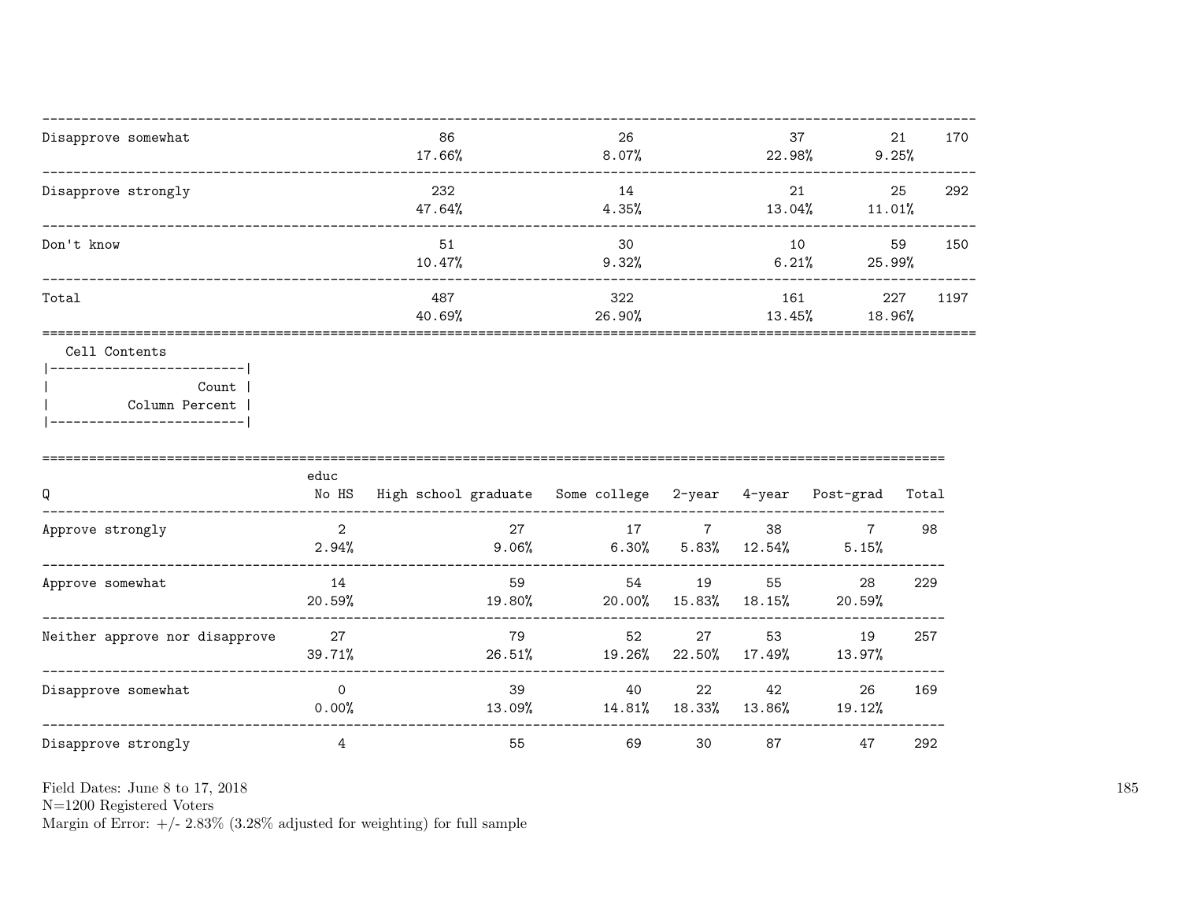| | | | | | |
|---|---|---|---|---|---|
| Disapprove somewhat | 86<br>17.66% | 26<br>8.07% | 37<br>22.98% | 21<br>9.25% | 170 |
| Disapprove strongly | 232<br>47.64% | 14<br>4.35% | 21<br>13.04% | 25<br>11.01% | 292 |
| Don't know | 51<br>10.47% | 30<br>9.32% | 10<br>6.21% | 59<br>25.99% | 150 |
| Total | 487<br>40.69% | 322<br>26.90% | 161<br>13.45% | 227<br>18.96% | 1197 |

Cell Contents

| Count |
|---|
| Column Percent |

| Q | educ<br>No HS | High school graduate | Some college | 2-year | 4-year | Post-grad | Total |
|---|---|---|---|---|---|---|---|
| Approve strongly | 2<br>2.94% | 27<br>9.06% | 17<br>6.30% | 7<br>5.83% | 38<br>12.54% | 7<br>5.15% | 98 |
| Approve somewhat | 14<br>20.59% | 59<br>19.80% | 54<br>20.00% | 19<br>15.83% | 55<br>18.15% | 28<br>20.59% | 229 |
| Neither approve nor disapprove | 27<br>39.71% | 79<br>26.51% | 52<br>19.26% | 27<br>22.50% | 53<br>17.49% | 19<br>13.97% | 257 |
| Disapprove somewhat | 0<br>0.00% | 39<br>13.09% | 40<br>14.81% | 22<br>18.33% | 42<br>13.86% | 26<br>19.12% | 169 |
| Disapprove strongly | 4 | 55 | 69 | 30 | 87 | 47 | 292 |

Field Dates: June 8 to 17, 2018
N=1200 Registered Voters
Margin of Error: +/- 2.83% (3.28% adjusted for weighting) for full sample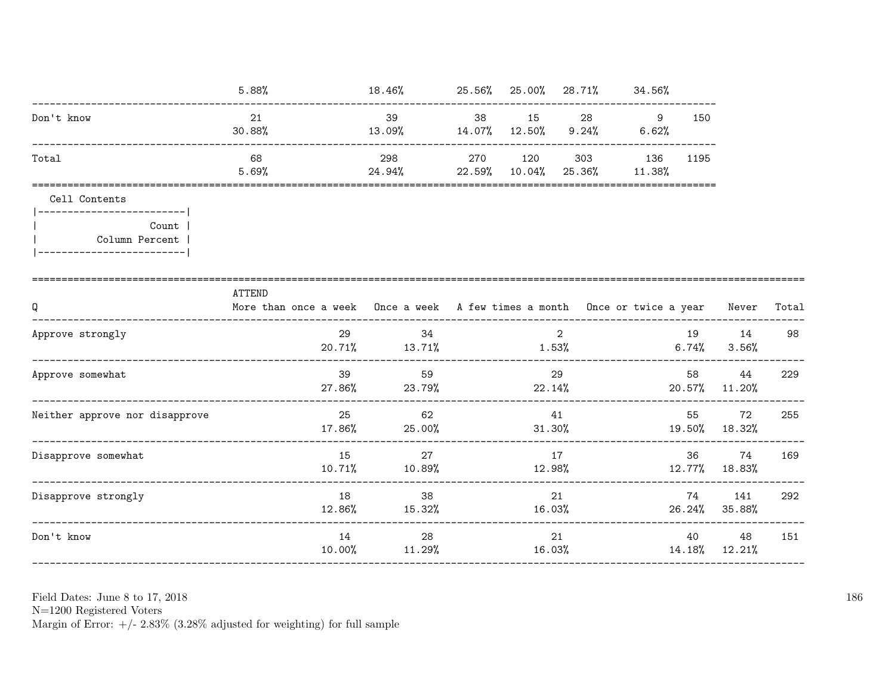| | | | | | | | |
|---|---|---|---|---|---|---|---|
| | 5.88% | 18.46% | 25.56% | 25.00% | 28.71% | 34.56% | |
| Don't know | 21 | 39 | 38 | 15 | 28 | 9 | 150 |
| | 30.88% | 13.09% | 14.07% | 12.50% | 9.24% | 6.62% | |
| Total | 68 | 298 | 270 | 120 | 303 | 136 | 1195 |
| | 5.69% | 24.94% | 22.59% | 10.04% | 25.36% | 11.38% | |

Cell Contents

| Count |
|---|
| Column Percent |

| Q | ATTEND More than once a week | Once a week | A few times a month | Once or twice a year | Never | Total |
|---|---|---|---|---|---|---|
| Approve strongly | 29 | 34 | 2 | 19 | 14 | 98 |
| | 20.71% | 13.71% | 1.53% | 6.74% | 3.56% | |
| Approve somewhat | 39 | 59 | 29 | 58 | 44 | 229 |
| | 27.86% | 23.79% | 22.14% | 20.57% | 11.20% | |
| Neither approve nor disapprove | 25 | 62 | 41 | 55 | 72 | 255 |
| | 17.86% | 25.00% | 31.30% | 19.50% | 18.32% | |
| Disapprove somewhat | 15 | 27 | 17 | 36 | 74 | 169 |
| | 10.71% | 10.89% | 12.98% | 12.77% | 18.83% | |
| Disapprove strongly | 18 | 38 | 21 | 74 | 141 | 292 |
| | 12.86% | 15.32% | 16.03% | 26.24% | 35.88% | |
| Don't know | 14 | 28 | 21 | 40 | 48 | 151 |
| | 10.00% | 11.29% | 16.03% | 14.18% | 12.21% | |

Field Dates: June 8 to 17, 2018
N=1200 Registered Voters
Margin of Error: +/- 2.83% (3.28% adjusted for weighting) for full sample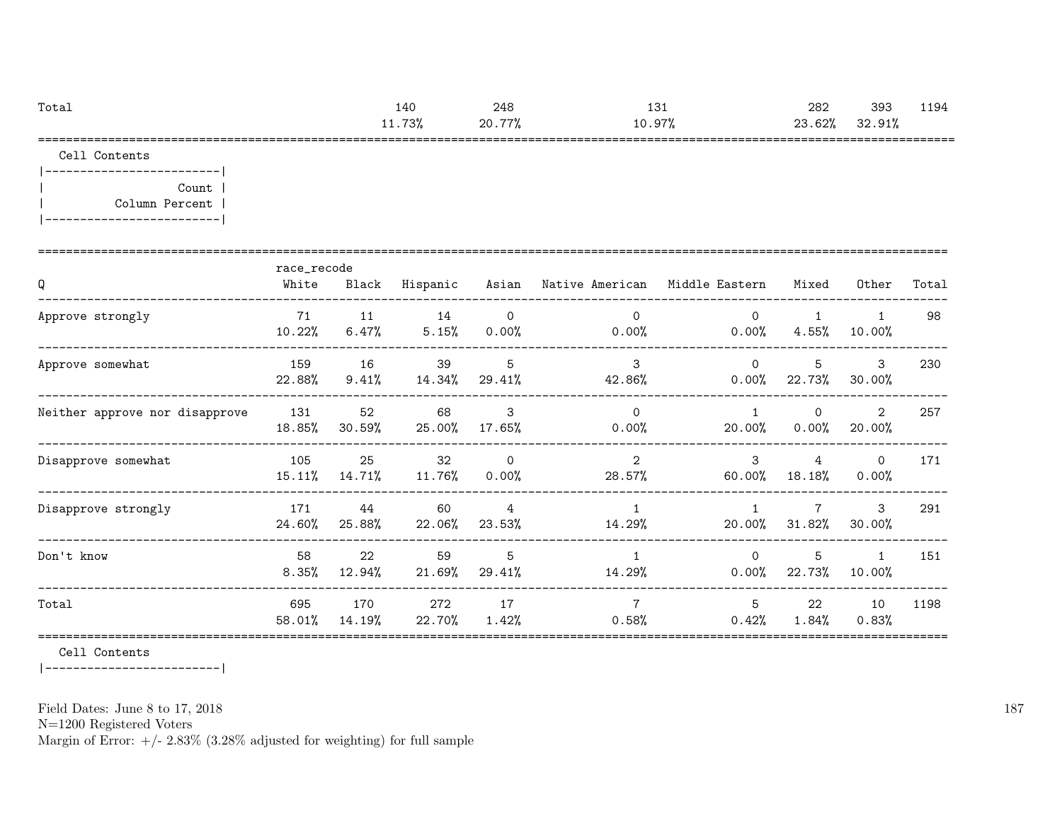| Total | | | 140 | 248 | 131 | | 282 | 393 | 1194 |
|---|---|---|---|---|---|---|---|---|---|
| | | | 11.73% | 20.77% | 10.97% | | 23.62% | 32.91% | |

Cell Contents

```
|-------------------------|
|                   Count |
|          Column Percent |
|-------------------------|
```

| Q | race_recode White | Black | Hispanic | Asian | Native American | Middle Eastern | Mixed | Other | Total |
|---|---|---|---|---|---|---|---|---|---|
| Approve strongly | 71<br>10.22% | 11<br>6.47% | 14<br>5.15% | 0<br>0.00% | 0<br>0.00% | 0<br>0.00% | 1<br>4.55% | 1<br>10.00% | 98 |
| Approve somewhat | 159<br>22.88% | 16<br>9.41% | 39<br>14.34% | 5<br>29.41% | 3<br>42.86% | 0<br>0.00% | 5<br>22.73% | 3<br>30.00% | 230 |
| Neither approve nor disapprove | 131<br>18.85% | 52<br>30.59% | 68<br>25.00% | 3<br>17.65% | 0<br>0.00% | 1<br>20.00% | 0<br>0.00% | 2<br>20.00% | 257 |
| Disapprove somewhat | 105<br>15.11% | 25<br>14.71% | 32<br>11.76% | 0<br>0.00% | 2<br>28.57% | 3<br>60.00% | 4<br>18.18% | 0<br>0.00% | 171 |
| Disapprove strongly | 171<br>24.60% | 44<br>25.88% | 60<br>22.06% | 4<br>23.53% | 1<br>14.29% | 1<br>20.00% | 7<br>31.82% | 3<br>30.00% | 291 |
| Don't know | 58<br>8.35% | 22<br>12.94% | 59<br>21.69% | 5<br>29.41% | 1<br>14.29% | 0<br>0.00% | 5<br>22.73% | 1<br>10.00% | 151 |
| Total | 695<br>58.01% | 170<br>14.19% | 272<br>22.70% | 17<br>1.42% | 7<br>0.58% | 5<br>0.42% | 22<br>1.84% | 10<br>0.83% | 1198 |

Cell Contents

```
|-------------------------|
```

Field Dates: June 8 to 17, 2018
N=1200 Registered Voters
Margin of Error: +/- 2.83% (3.28% adjusted for weighting) for full sample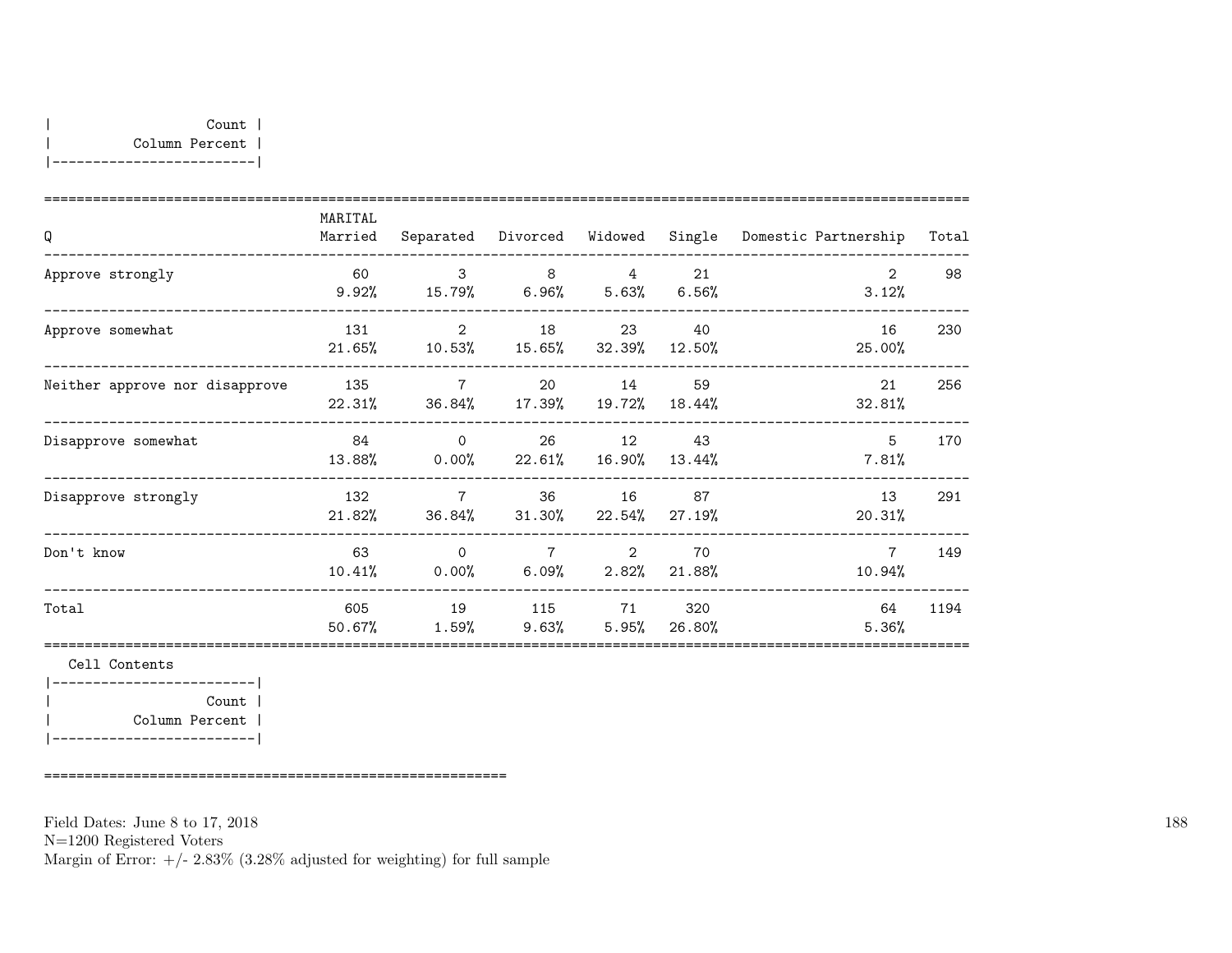| Count |
|---|
| Column Percent |

| Q | MARITAL Married | Separated | Divorced | Widowed | Single | Domestic Partnership | Total |
|---|---|---|---|---|---|---|---|
| Approve strongly | 60<br>9.92% | 3<br>15.79% | 8<br>6.96% | 4<br>5.63% | 21<br>6.56% | 2<br>3.12% | 98 |
| Approve somewhat | 131<br>21.65% | 2<br>10.53% | 18<br>15.65% | 23<br>32.39% | 40<br>12.50% | 16<br>25.00% | 230 |
| Neither approve nor disapprove | 135<br>22.31% | 7<br>36.84% | 20<br>17.39% | 14<br>19.72% | 59<br>18.44% | 21<br>32.81% | 256 |
| Disapprove somewhat | 84<br>13.88% | 0<br>0.00% | 26<br>22.61% | 12<br>16.90% | 43<br>13.44% | 5<br>7.81% | 170 |
| Disapprove strongly | 132<br>21.82% | 7<br>36.84% | 36<br>31.30% | 16<br>22.54% | 87<br>27.19% | 13<br>20.31% | 291 |
| Don't know | 63<br>10.41% | 0<br>0.00% | 7<br>6.09% | 2<br>2.82% | 70<br>21.88% | 7<br>10.94% | 149 |
| Total | 605<br>50.67% | 19<br>1.59% | 115<br>9.63% | 71<br>5.95% | 320<br>26.80% | 64<br>5.36% | 1194 |

Cell Contents

| Count |
|---|
| Column Percent |

Field Dates: June 8 to 17, 2018
N=1200 Registered Voters
Margin of Error: +/- 2.83% (3.28% adjusted for weighting) for full sample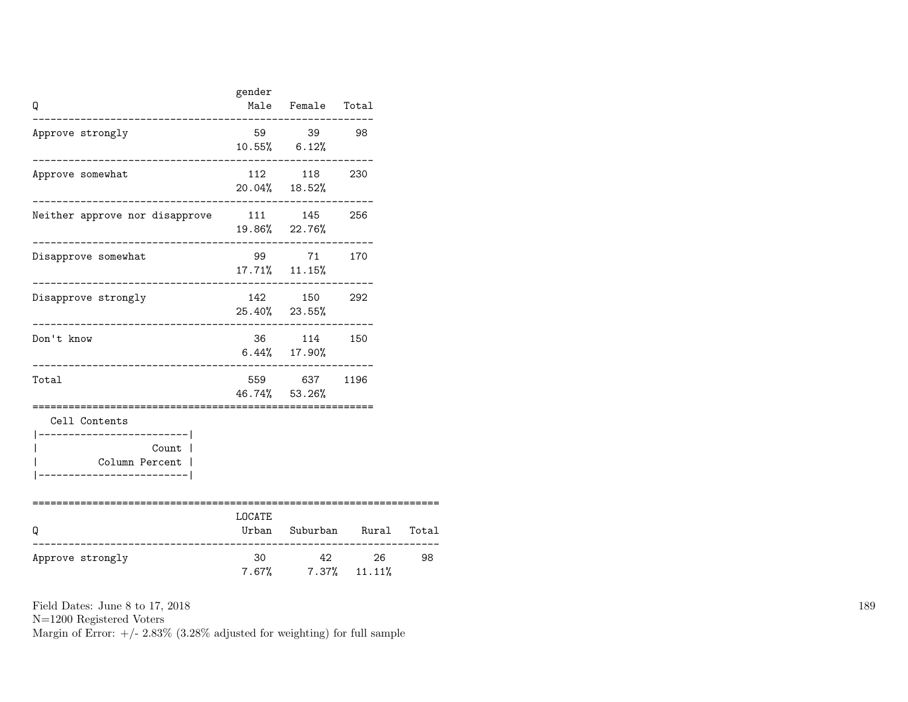| Q | gender Male | Female | Total |
|---|---|---|---|
| Approve strongly | 59<br>10.55% | 39<br>6.12% | 98 |
| Approve somewhat | 112<br>20.04% | 118<br>18.52% | 230 |
| Neither approve nor disapprove | 111<br>19.86% | 145<br>22.76% | 256 |
| Disapprove somewhat | 99<br>17.71% | 71<br>11.15% | 170 |
| Disapprove strongly | 142<br>25.40% | 150<br>23.55% | 292 |
| Don't know | 36<br>6.44% | 114<br>17.90% | 150 |
| Total | 559<br>46.74% | 637<br>53.26% | 1196 |

Cell Contents

| |
|---|
| Count |
| Column Percent |

| Q | LOCATE Urban | Suburban | Rural | Total |
|---|---|---|---|---|
| Approve strongly | 30<br>7.67% | 42<br>7.37% | 26<br>11.11% | 98 |

Field Dates: June 8 to 17, 2018
N=1200 Registered Voters
Margin of Error: +/- 2.83% (3.28% adjusted for weighting) for full sample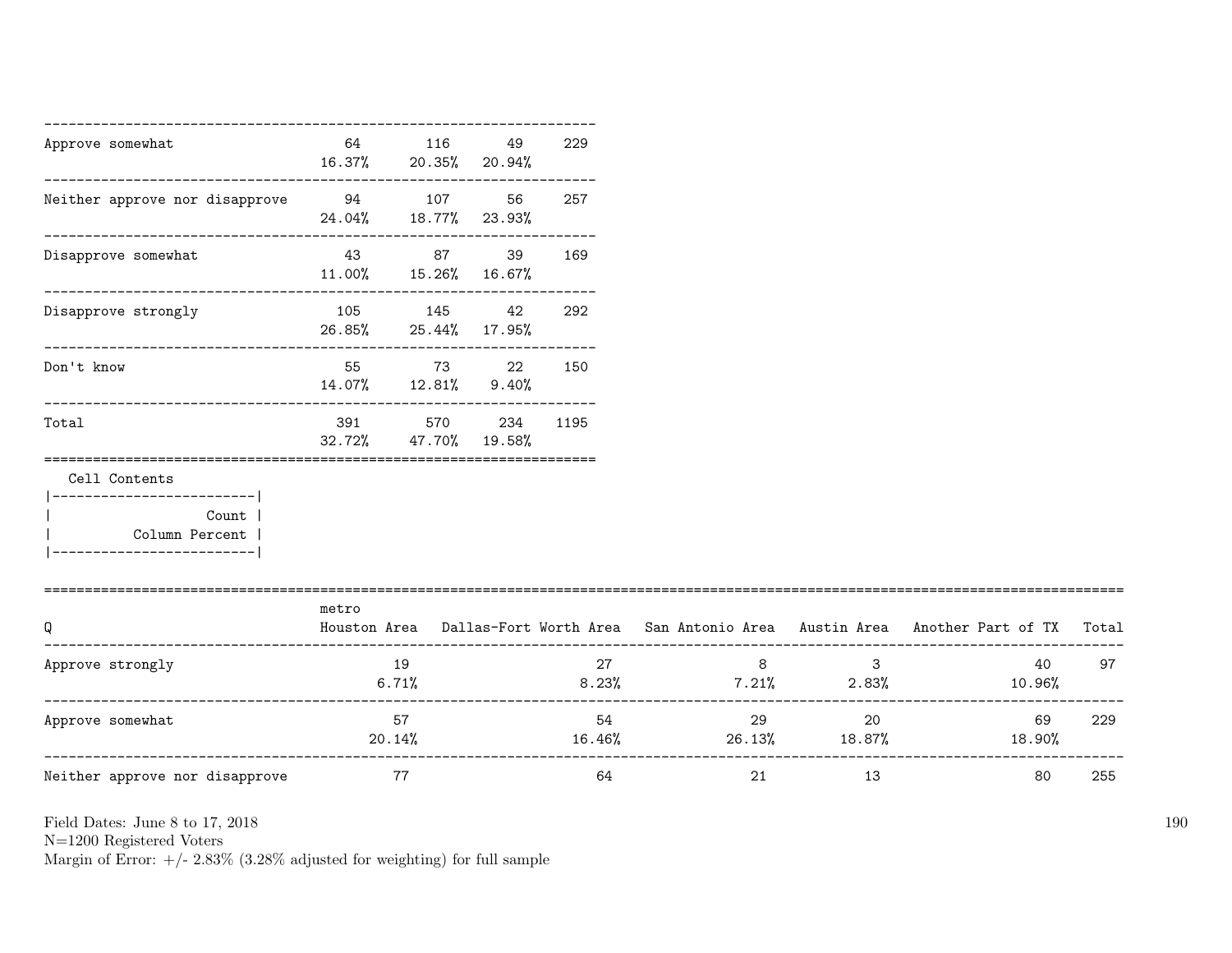| | | | | |
|---|---|---|---|---|
| Approve somewhat | 64<br>16.37% | 116<br>20.35% | 49<br>20.94% | 229 |
| Neither approve nor disapprove | 94<br>24.04% | 107<br>18.77% | 56<br>23.93% | 257 |
| Disapprove somewhat | 43<br>11.00% | 87<br>15.26% | 39<br>16.67% | 169 |
| Disapprove strongly | 105<br>26.85% | 145<br>25.44% | 42<br>17.95% | 292 |
| Don't know | 55<br>14.07% | 73<br>12.81% | 22<br>9.40% | 150 |
| Total | 391<br>32.72% | 570<br>47.70% | 234<br>19.58% | 1195 |

Cell Contents

| |
|---|
| Count |
| Column Percent |

| Q | metro<br>Houston Area | Dallas-Fort Worth Area | San Antonio Area | Austin Area | Another Part of TX | Total |
|---|---|---|---|---|---|---|
| Approve strongly | 19<br>6.71% | 27<br>8.23% | 8<br>7.21% | 3<br>2.83% | 40<br>10.96% | 97 |
| Approve somewhat | 57<br>20.14% | 54<br>16.46% | 29<br>26.13% | 20<br>18.87% | 69<br>18.90% | 229 |
| Neither approve nor disapprove | 77 | 64 | 21 | 13 | 80 | 255 |

Field Dates: June 8 to 17, 2018
N=1200 Registered Voters
Margin of Error: +/- 2.83% (3.28% adjusted for weighting) for full sample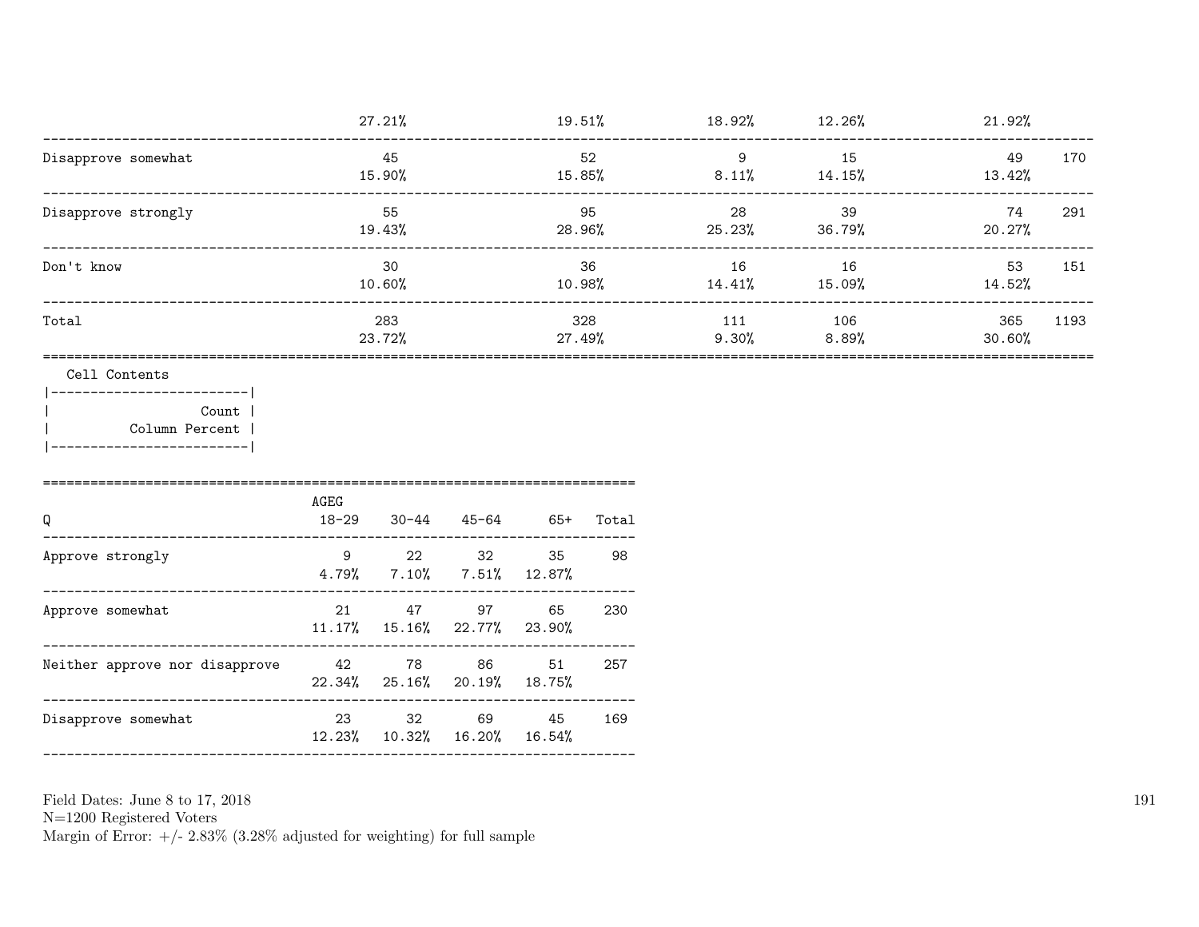| | | | | | | |
|---|---|---|---|---|---|---|
| | 27.21% | 19.51% | 18.92% | 12.26% | 21.92% | |
| Disapprove somewhat | 45<br>15.90% | 52<br>15.85% | 9<br>8.11% | 15<br>14.15% | 49<br>13.42% | 170 |
| Disapprove strongly | 55<br>19.43% | 95<br>28.96% | 28<br>25.23% | 39<br>36.79% | 74<br>20.27% | 291 |
| Don't know | 30<br>10.60% | 36<br>10.98% | 16<br>14.41% | 16<br>15.09% | 53<br>14.52% | 151 |
| Total | 283<br>23.72% | 328<br>27.49% | 111<br>9.30% | 106<br>8.89% | 365<br>30.60% | 1193 |

Cell Contents

| |
|---|
| Count |
| Column Percent |

| Q | AGEG<br>18-29 | 30-44 | 45-64 | 65+ | Total |
|---|---|---|---|---|---|
| Approve strongly | 9<br>4.79% | 22<br>7.10% | 32<br>7.51% | 35<br>12.87% | 98 |
| Approve somewhat | 21<br>11.17% | 47<br>15.16% | 97<br>22.77% | 65<br>23.90% | 230 |
| Neither approve nor disapprove | 42<br>22.34% | 78<br>25.16% | 86<br>20.19% | 51<br>18.75% | 257 |
| Disapprove somewhat | 23<br>12.23% | 32<br>10.32% | 69<br>16.20% | 45<br>16.54% | 169 |

Field Dates: June 8 to 17, 2018
N=1200 Registered Voters
Margin of Error: +/- 2.83% (3.28% adjusted for weighting) for full sample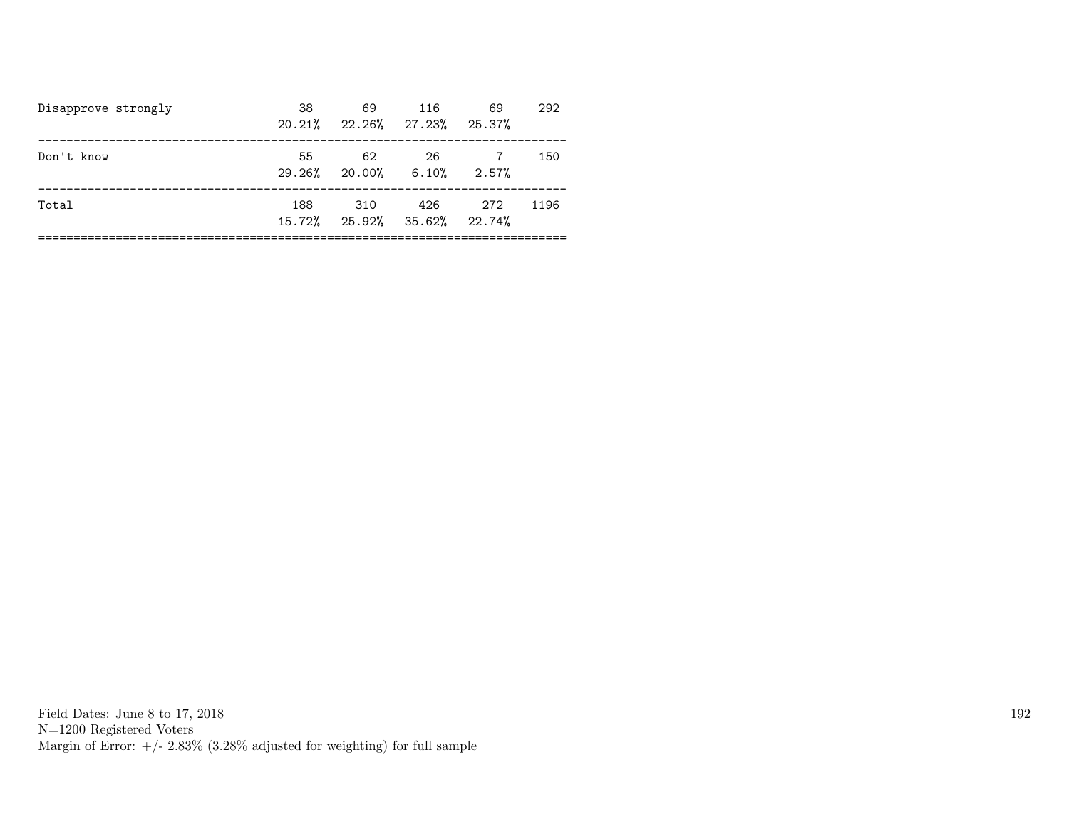| | | | | | |
|---|---|---|---|---|---|
| Disapprove strongly | 38 | 69 | 116 | 69 | 292 |
| | 20.21% | 22.26% | 27.23% | 25.37% | |
| Don't know | 55 | 62 | 26 | 7 | 150 |
| | 29.26% | 20.00% | 6.10% | 2.57% | |
| Total | 188 | 310 | 426 | 272 | 1196 |
| | 15.72% | 25.92% | 35.62% | 22.74% | |

Field Dates: June 8 to 17, 2018
N=1200 Registered Voters
Margin of Error: +/- 2.83% (3.28% adjusted for weighting) for full sample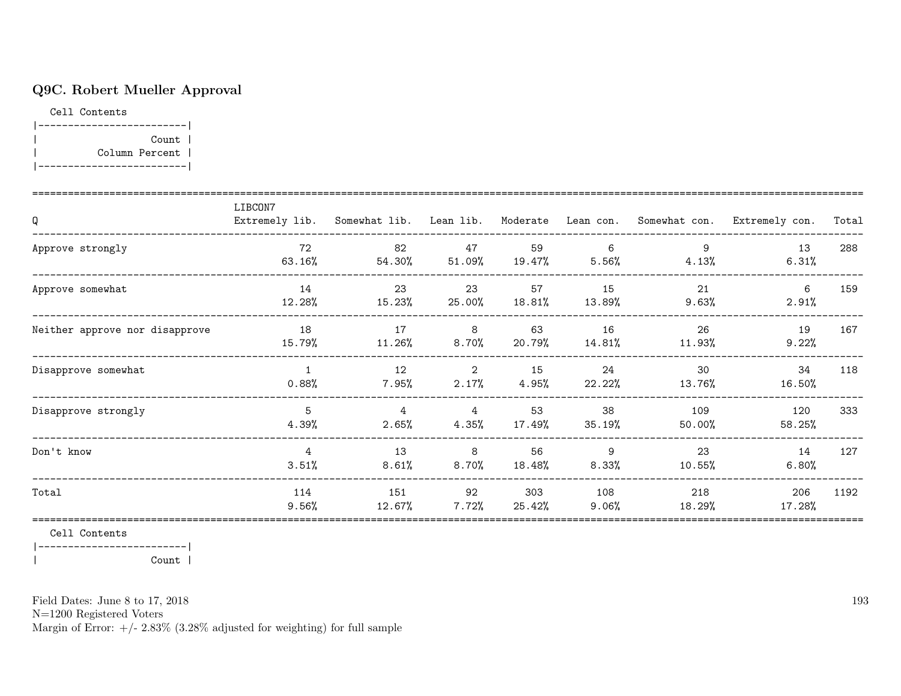## Q9C. Robert Mueller Approval

Cell Contents

|-------------------------|
| Count |
| Column Percent |
|-------------------------|

| Q | LIBCON7 Extremely lib. | Somewhat lib. | Lean lib. | Moderate | Lean con. | Somewhat con. | Extremely con. | Total |
|---|---|---|---|---|---|---|---|---|
| Approve strongly | 72<br>63.16% | 82<br>54.30% | 47<br>51.09% | 59<br>19.47% | 6<br>5.56% | 9<br>4.13% | 13<br>6.31% | 288 |
| Approve somewhat | 14<br>12.28% | 23<br>15.23% | 23<br>25.00% | 57<br>18.81% | 15<br>13.89% | 21<br>9.63% | 6<br>2.91% | 159 |
| Neither approve nor disapprove | 18<br>15.79% | 17<br>11.26% | 8<br>8.70% | 63<br>20.79% | 16<br>14.81% | 26<br>11.93% | 19<br>9.22% | 167 |
| Disapprove somewhat | 1<br>0.88% | 12<br>7.95% | 2<br>2.17% | 15<br>4.95% | 24<br>22.22% | 30<br>13.76% | 34<br>16.50% | 118 |
| Disapprove strongly | 5<br>4.39% | 4<br>2.65% | 4<br>4.35% | 53<br>17.49% | 38<br>35.19% | 109<br>50.00% | 120<br>58.25% | 333 |
| Don't know | 4<br>3.51% | 13<br>8.61% | 8<br>8.70% | 56<br>18.48% | 9<br>8.33% | 23<br>10.55% | 14<br>6.80% | 127 |
| Total | 114<br>9.56% | 151<br>12.67% | 92<br>7.72% | 303<br>25.42% | 108<br>9.06% | 218<br>18.29% | 206<br>17.28% | 1192 |

Cell Contents

|-------------------------|
| Count |

Field Dates: June 8 to 17, 2018
N=1200 Registered Voters
Margin of Error: +/- 2.83% (3.28% adjusted for weighting) for full sample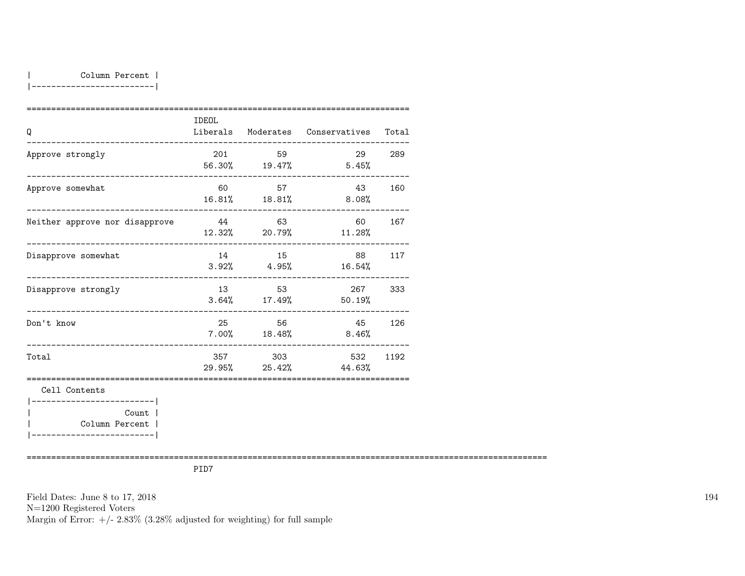| Column Percent |
|---|

| Q | IDEOL Liberals | Moderates | Conservatives | Total |
|---|---|---|---|---|
| Approve strongly | 201<br>56.30% | 59<br>19.47% | 29<br>5.45% | 289 |
| Approve somewhat | 60<br>16.81% | 57<br>18.81% | 43<br>8.08% | 160 |
| Neither approve nor disapprove | 44<br>12.32% | 63<br>20.79% | 60<br>11.28% | 167 |
| Disapprove somewhat | 14<br>3.92% | 15<br>4.95% | 88<br>16.54% | 117 |
| Disapprove strongly | 13<br>3.64% | 53<br>17.49% | 267<br>50.19% | 333 |
| Don't know | 25<br>7.00% | 56<br>18.48% | 45<br>8.46% | 126 |
| Total | 357<br>29.95% | 303<br>25.42% | 532<br>44.63% | 1192 |

Cell Contents

| Count |
|---|
| Column Percent |

PID7

Field Dates: June 8 to 17, 2018
N=1200 Registered Voters
Margin of Error: +/- 2.83% (3.28% adjusted for weighting) for full sample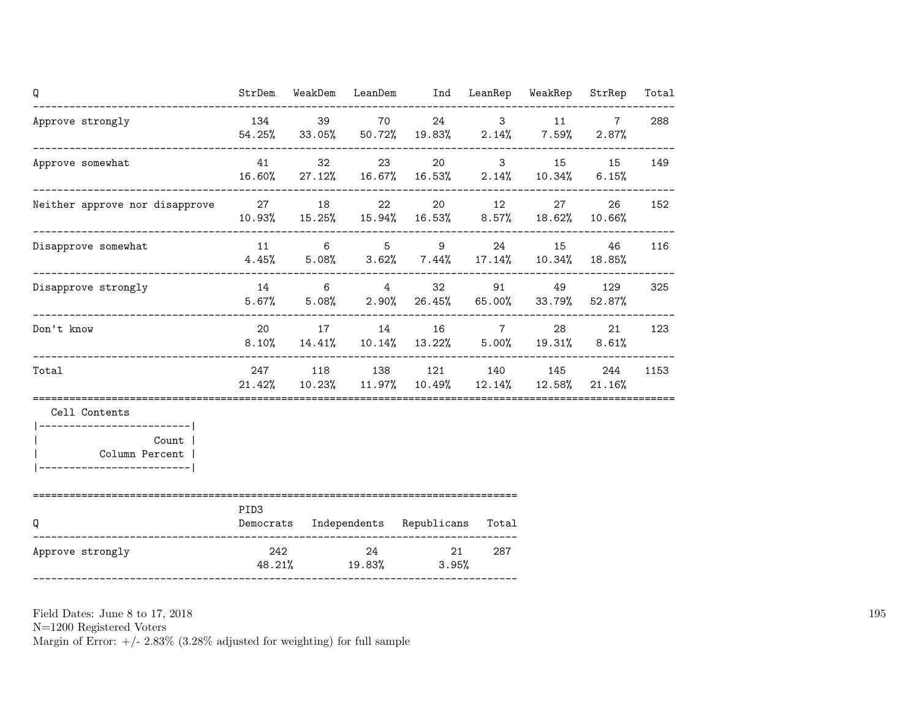| Q | StrDem | WeakDem | LeanDem | Ind | LeanRep | WeakRep | StrRep | Total |
|---|---|---|---|---|---|---|---|---|
| Approve strongly | 134<br>54.25% | 39<br>33.05% | 70<br>50.72% | 24<br>19.83% | 3<br>2.14% | 11<br>7.59% | 7<br>2.87% | 288 |
| Approve somewhat | 41<br>16.60% | 32<br>27.12% | 23<br>16.67% | 20<br>16.53% | 3<br>2.14% | 15<br>10.34% | 15<br>6.15% | 149 |
| Neither approve nor disapprove | 27<br>10.93% | 18<br>15.25% | 22<br>15.94% | 20<br>16.53% | 12<br>8.57% | 27<br>18.62% | 26<br>10.66% | 152 |
| Disapprove somewhat | 11<br>4.45% | 6<br>5.08% | 5<br>3.62% | 9<br>7.44% | 24<br>17.14% | 15<br>10.34% | 46<br>18.85% | 116 |
| Disapprove strongly | 14<br>5.67% | 6<br>5.08% | 4<br>2.90% | 32<br>26.45% | 91<br>65.00% | 49<br>33.79% | 129<br>52.87% | 325 |
| Don't know | 20<br>8.10% | 17<br>14.41% | 14<br>10.14% | 16<br>13.22% | 7<br>5.00% | 28<br>19.31% | 21<br>8.61% | 123 |
| Total | 247<br>21.42% | 118<br>10.23% | 138<br>11.97% | 121<br>10.49% | 140<br>12.14% | 145<br>12.58% | 244<br>21.16% | 1153 |

Cell Contents

| |
|---|
| Count |
| Column Percent |

| Q | PID3 Democrats | Independents | Republicans | Total |
|---|---|---|---|---|
| Approve strongly | 242<br>48.21% | 24<br>19.83% | 21<br>3.95% | 287 |

Field Dates: June 8 to 17, 2018
N=1200 Registered Voters
Margin of Error: +/- 2.83% (3.28% adjusted for weighting) for full sample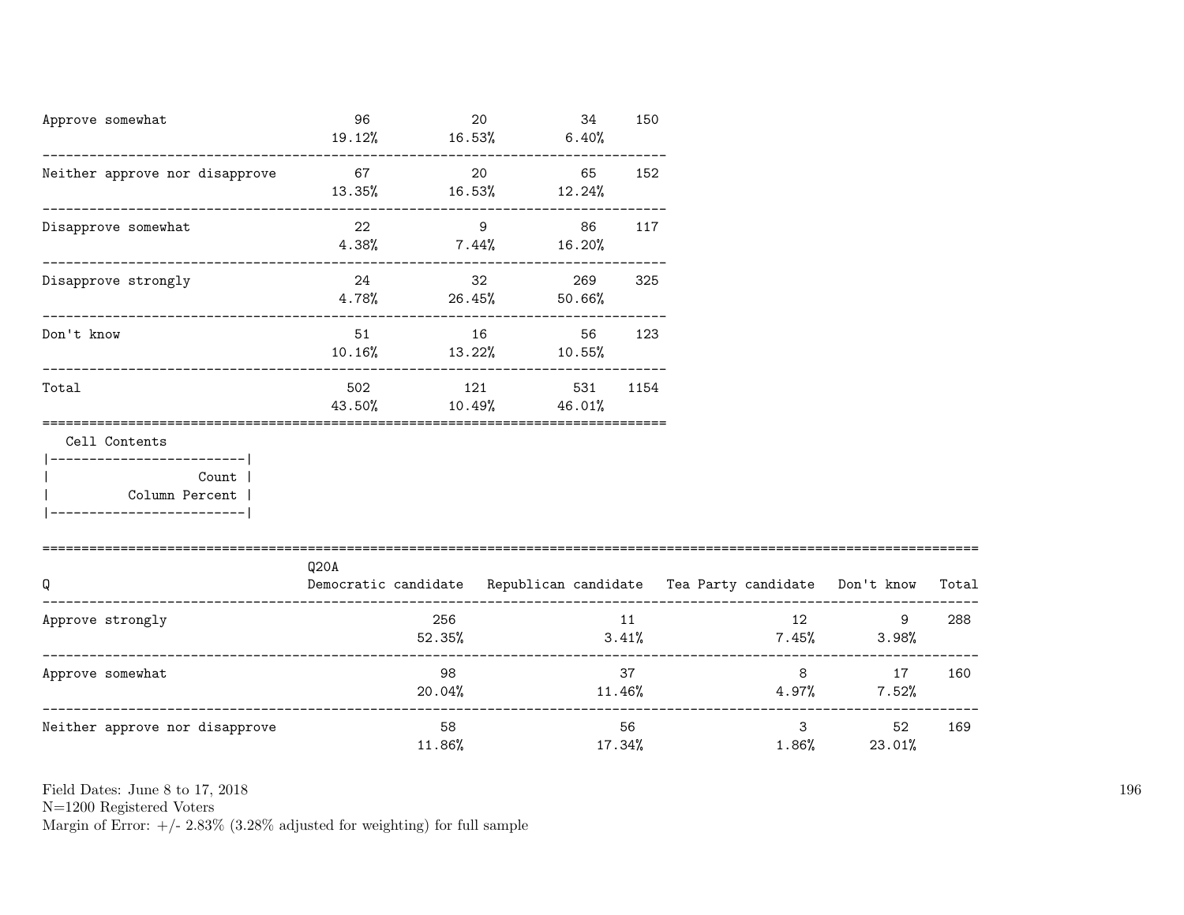| | | | | |
|---|---|---|---|---|
| Approve somewhat | 96<br>19.12% | 20<br>16.53% | 34<br>6.40% | 150 |
| Neither approve nor disapprove | 67<br>13.35% | 20<br>16.53% | 65<br>12.24% | 152 |
| Disapprove somewhat | 22<br>4.38% | 9<br>7.44% | 86<br>16.20% | 117 |
| Disapprove strongly | 24<br>4.78% | 32<br>26.45% | 269<br>50.66% | 325 |
| Don't know | 51<br>10.16% | 16<br>13.22% | 56<br>10.55% | 123 |
| Total | 502<br>43.50% | 121<br>10.49% | 531<br>46.01% | 1154 |

Cell Contents
|-------------------------|
| Count |
| Column Percent |
|-------------------------|

| Q | Q20A<br>Democratic candidate | Republican candidate | Tea Party candidate | Don't know | Total |
|---|---|---|---|---|---|
| Approve strongly | 256<br>52.35% | 11<br>3.41% | 12<br>7.45% | 9<br>3.98% | 288 |
| Approve somewhat | 98<br>20.04% | 37<br>11.46% | 8<br>4.97% | 17<br>7.52% | 160 |
| Neither approve nor disapprove | 58<br>11.86% | 56<br>17.34% | 3<br>1.86% | 52<br>23.01% | 169 |

Field Dates: June 8 to 17, 2018
N=1200 Registered Voters
Margin of Error: +/- 2.83% (3.28% adjusted for weighting) for full sample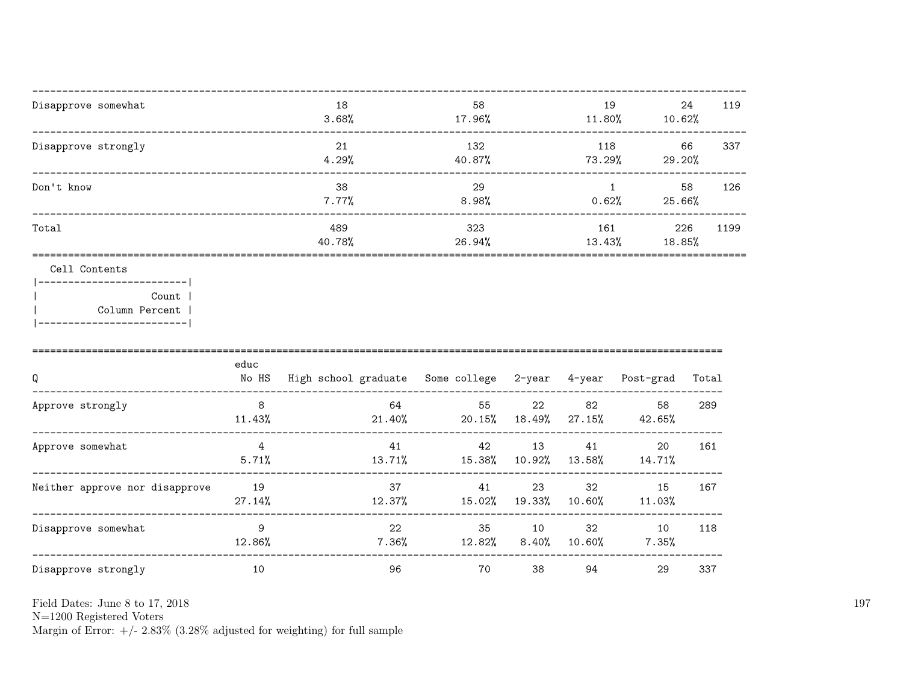| | | | | | |
|---|---|---|---|---|---|
| Disapprove somewhat | 18<br>3.68% | 58<br>17.96% | 19<br>11.80% | 24<br>10.62% | 119 |
| Disapprove strongly | 21<br>4.29% | 132<br>40.87% | 118<br>73.29% | 66<br>29.20% | 337 |
| Don't know | 38<br>7.77% | 29<br>8.98% | 1<br>0.62% | 58<br>25.66% | 126 |
| Total | 489<br>40.78% | 323<br>26.94% | 161<br>13.43% | 226<br>18.85% | 1199 |

Cell Contents

| |
|---|
| Count |
| Column Percent |

| Q | educ<br>No HS | High school graduate | Some college | 2-year | 4-year | Post-grad | Total |
|---|---|---|---|---|---|---|---|
| Approve strongly | 8<br>11.43% | 64<br>21.40% | 55<br>20.15% | 22<br>18.49% | 82<br>27.15% | 58<br>42.65% | 289 |
| Approve somewhat | 4<br>5.71% | 41<br>13.71% | 42<br>15.38% | 13<br>10.92% | 41<br>13.58% | 20<br>14.71% | 161 |
| Neither approve nor disapprove | 19<br>27.14% | 37<br>12.37% | 41<br>15.02% | 23<br>19.33% | 32<br>10.60% | 15<br>11.03% | 167 |
| Disapprove somewhat | 9<br>12.86% | 22<br>7.36% | 35<br>12.82% | 10<br>8.40% | 32<br>10.60% | 10<br>7.35% | 118 |
| Disapprove strongly | 10 | 96 | 70 | 38 | 94 | 29 | 337 |

Field Dates: June 8 to 17, 2018
N=1200 Registered Voters
Margin of Error: +/- 2.83% (3.28% adjusted for weighting) for full sample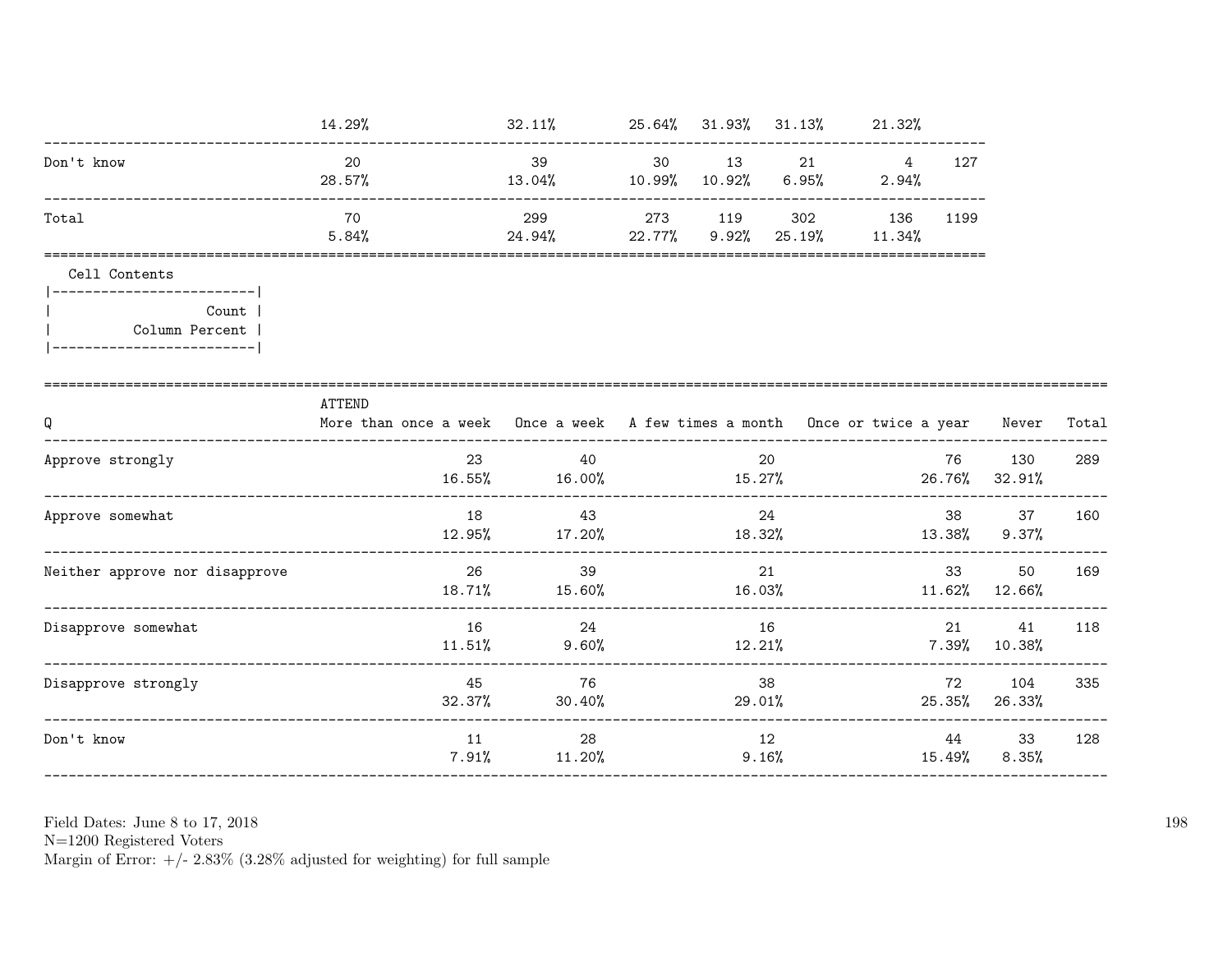| | | | | | | | |
|---|---|---|---|---|---|---|---|
| | 14.29% | 32.11% | 25.64% | 31.93% | 31.13% | 21.32% | |
| Don't know | 20 | 39 | 30 | 13 | 21 | 4 | 127 |
| | 28.57% | 13.04% | 10.99% | 10.92% | 6.95% | 2.94% | |
| Total | 70 | 299 | 273 | 119 | 302 | 136 | 1199 |
| | 5.84% | 24.94% | 22.77% | 9.92% | 25.19% | 11.34% | |

Cell Contents

| |
|---|
| Count |
| Column Percent |

| Q | ATTEND More than once a week | Once a week | A few times a month | Once or twice a year | Never | Total |
|---|---|---|---|---|---|---|
| Approve strongly | 23 | 40 | 20 | 76 | 130 | 289 |
| | 16.55% | 16.00% | 15.27% | 26.76% | 32.91% | |
| Approve somewhat | 18 | 43 | 24 | 38 | 37 | 160 |
| | 12.95% | 17.20% | 18.32% | 13.38% | 9.37% | |
| Neither approve nor disapprove | 26 | 39 | 21 | 33 | 50 | 169 |
| | 18.71% | 15.60% | 16.03% | 11.62% | 12.66% | |
| Disapprove somewhat | 16 | 24 | 16 | 21 | 41 | 118 |
| | 11.51% | 9.60% | 12.21% | 7.39% | 10.38% | |
| Disapprove strongly | 45 | 76 | 38 | 72 | 104 | 335 |
| | 32.37% | 30.40% | 29.01% | 25.35% | 26.33% | |
| Don't know | 11 | 28 | 12 | 44 | 33 | 128 |
| | 7.91% | 11.20% | 9.16% | 15.49% | 8.35% | |

Field Dates: June 8 to 17, 2018
N=1200 Registered Voters
Margin of Error: +/- 2.83% (3.28% adjusted for weighting) for full sample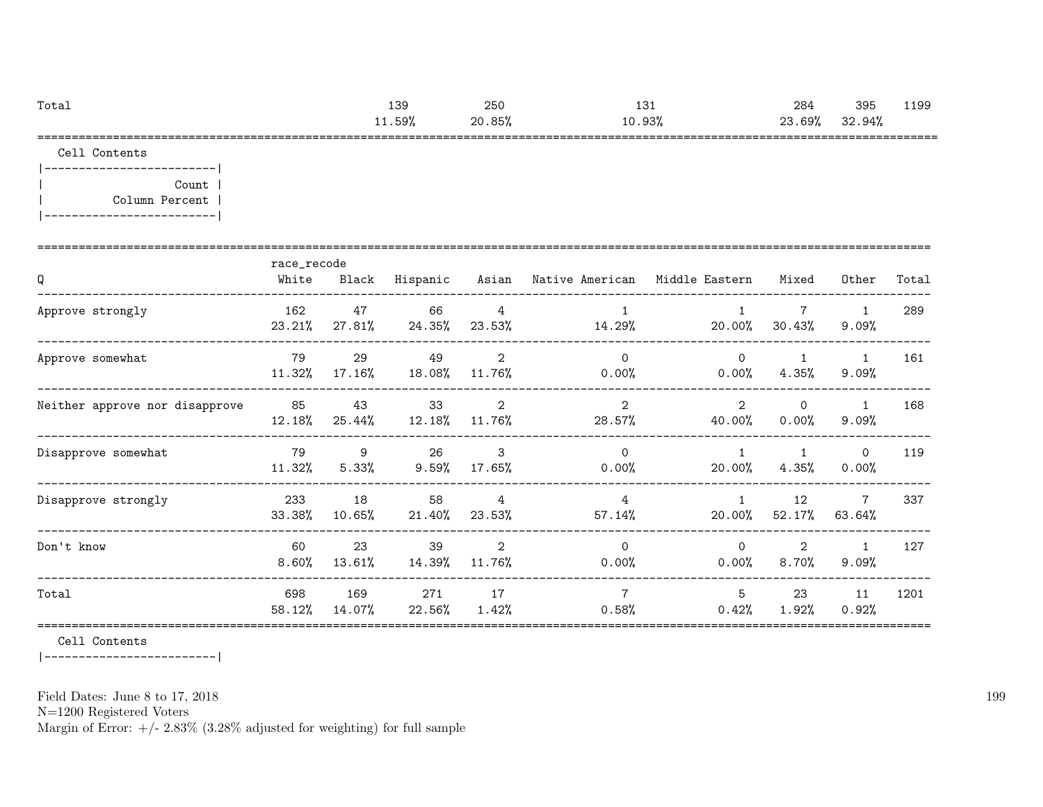| Total | | | 139 | 250 | 131 | 284 | 395 | 1199 |
|---|---|---|---|---|---|---|---|---|
| | | | 11.59% | 20.85% | 10.93% | 23.69% | 32.94% | |

Cell Contents

|-------------------------|
| Count |
| Column Percent |
|-------------------------|

| Q | race_recode White | Black | Hispanic | Asian | Native American | Middle Eastern | Mixed | Other | Total |
|---|---|---|---|---|---|---|---|---|---|
| Approve strongly | 162 | 47 | 66 | 4 | 1 | 1 | 7 | 1 | 289 |
| | 23.21% | 27.81% | 24.35% | 23.53% | 14.29% | 20.00% | 30.43% | 9.09% | |
| Approve somewhat | 79 | 29 | 49 | 2 | 0 | 0 | 1 | 1 | 161 |
| | 11.32% | 17.16% | 18.08% | 11.76% | 0.00% | 0.00% | 4.35% | 9.09% | |
| Neither approve nor disapprove | 85 | 43 | 33 | 2 | 2 | 2 | 0 | 1 | 168 |
| | 12.18% | 25.44% | 12.18% | 11.76% | 28.57% | 40.00% | 0.00% | 9.09% | |
| Disapprove somewhat | 79 | 9 | 26 | 3 | 0 | 1 | 1 | 0 | 119 |
| | 11.32% | 5.33% | 9.59% | 17.65% | 0.00% | 20.00% | 4.35% | 0.00% | |
| Disapprove strongly | 233 | 18 | 58 | 4 | 4 | 1 | 12 | 7 | 337 |
| | 33.38% | 10.65% | 21.40% | 23.53% | 57.14% | 20.00% | 52.17% | 63.64% | |
| Don't know | 60 | 23 | 39 | 2 | 0 | 0 | 2 | 1 | 127 |
| | 8.60% | 13.61% | 14.39% | 11.76% | 0.00% | 0.00% | 8.70% | 9.09% | |
| Total | 698 | 169 | 271 | 17 | 7 | 5 | 23 | 11 | 1201 |
| | 58.12% | 14.07% | 22.56% | 1.42% | 0.58% | 0.42% | 1.92% | 0.92% | |

Cell Contents

|-------------------------|

Field Dates: June 8 to 17, 2018
N=1200 Registered Voters
Margin of Error: +/- 2.83% (3.28% adjusted for weighting) for full sample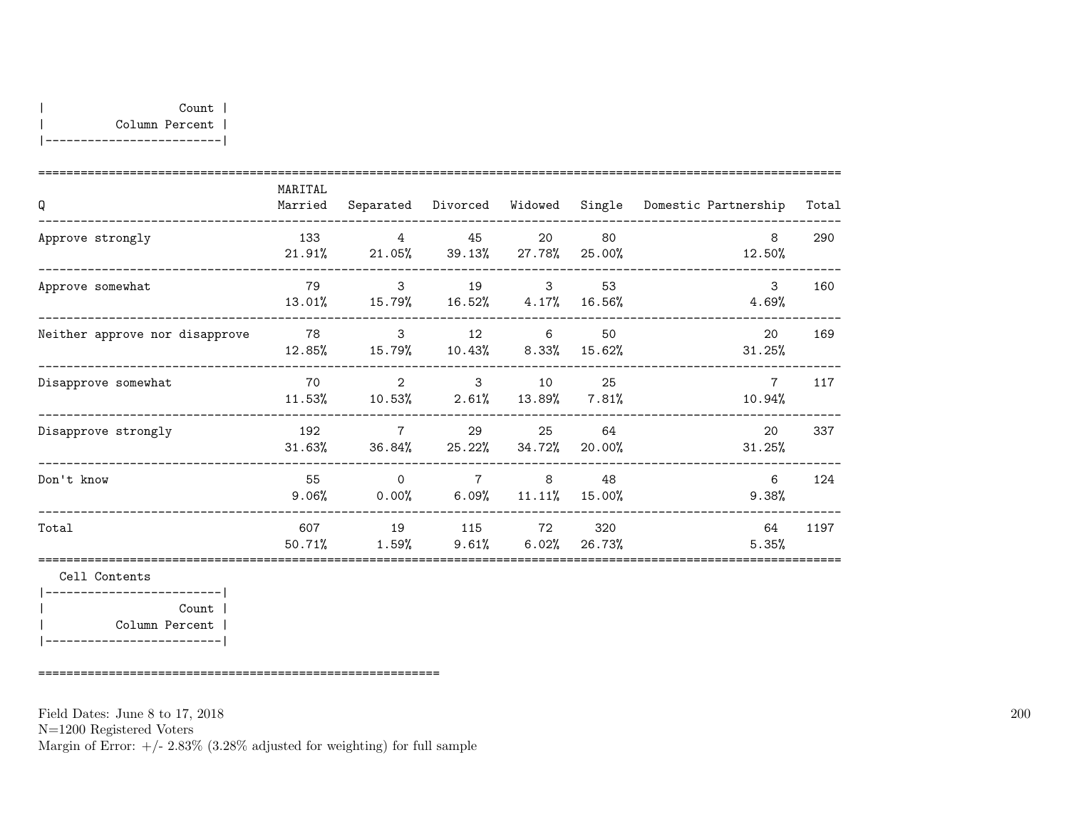| Count |
|---|
| Column Percent |

| Q | MARITAL Married | Separated | Divorced | Widowed | Single | Domestic Partnership | Total |
|---|---|---|---|---|---|---|---|
| Approve strongly | 133<br>21.91% | 4<br>21.05% | 45<br>39.13% | 20<br>27.78% | 80<br>25.00% | 8<br>12.50% | 290 |
| Approve somewhat | 79<br>13.01% | 3<br>15.79% | 19<br>16.52% | 3<br>4.17% | 53<br>16.56% | 3<br>4.69% | 160 |
| Neither approve nor disapprove | 78<br>12.85% | 3<br>15.79% | 12<br>10.43% | 6<br>8.33% | 50<br>15.62% | 20<br>31.25% | 169 |
| Disapprove somewhat | 70<br>11.53% | 2<br>10.53% | 3<br>2.61% | 10<br>13.89% | 25<br>7.81% | 7<br>10.94% | 117 |
| Disapprove strongly | 192<br>31.63% | 7<br>36.84% | 29<br>25.22% | 25<br>34.72% | 64<br>20.00% | 20<br>31.25% | 337 |
| Don't know | 55<br>9.06% | 0<br>0.00% | 7<br>6.09% | 8<br>11.11% | 48<br>15.00% | 6<br>9.38% | 124 |
| Total | 607<br>50.71% | 19<br>1.59% | 115<br>9.61% | 72<br>6.02% | 320<br>26.73% | 64<br>5.35% | 1197 |

Cell Contents

| Count |
|---|
| Column Percent |

Field Dates: June 8 to 17, 2018
N=1200 Registered Voters
Margin of Error: +/- 2.83% (3.28% adjusted for weighting) for full sample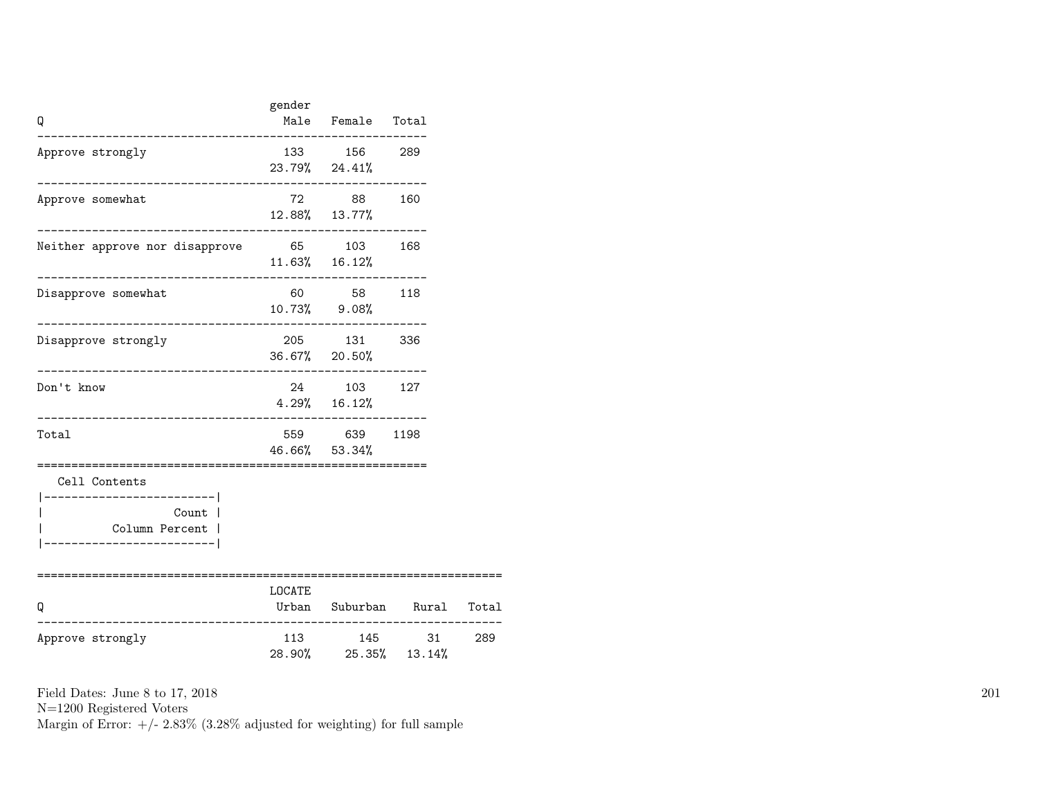| Q | gender Male | Female | Total |
|---|---|---|---|
| Approve strongly | 133 | 156 | 289 |
| | 23.79% | 24.41% | |
| Approve somewhat | 72 | 88 | 160 |
| | 12.88% | 13.77% | |
| Neither approve nor disapprove | 65 | 103 | 168 |
| | 11.63% | 16.12% | |
| Disapprove somewhat | 60 | 58 | 118 |
| | 10.73% | 9.08% | |
| Disapprove strongly | 205 | 131 | 336 |
| | 36.67% | 20.50% | |
| Don't know | 24 | 103 | 127 |
| | 4.29% | 16.12% | |
| Total | 559 | 639 | 1198 |
| | 46.66% | 53.34% | |

Cell Contents

| |
|---|
| Count |
| Column Percent |

| Q | LOCATE Urban | Suburban | Rural | Total |
|---|---|---|---|---|
| Approve strongly | 113 | 145 | 31 | 289 |
| | 28.90% | 25.35% | 13.14% | |

Field Dates: June 8 to 17, 2018
N=1200 Registered Voters
Margin of Error: +/- 2.83% (3.28% adjusted for weighting) for full sample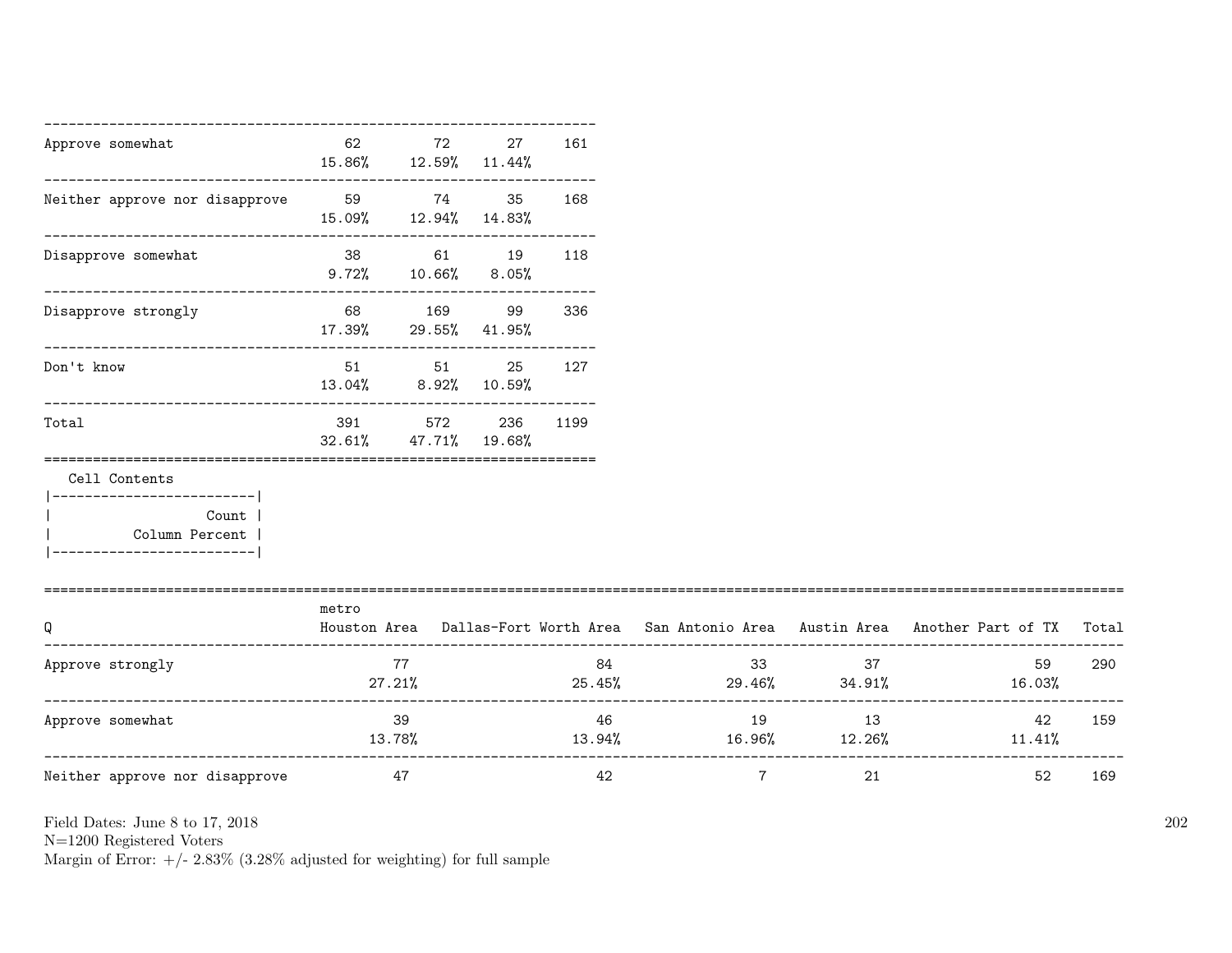| | | | | |
|---|---|---|---|---|
| Approve somewhat | 62<br>15.86% | 72<br>12.59% | 27<br>11.44% | 161 |
| Neither approve nor disapprove | 59<br>15.09% | 74<br>12.94% | 35<br>14.83% | 168 |
| Disapprove somewhat | 38<br>9.72% | 61<br>10.66% | 19<br>8.05% | 118 |
| Disapprove strongly | 68<br>17.39% | 169<br>29.55% | 99<br>41.95% | 336 |
| Don't know | 51<br>13.04% | 51<br>8.92% | 25<br>10.59% | 127 |
| Total | 391<br>32.61% | 572<br>47.71% | 236<br>19.68% | 1199 |

Cell Contents

```
|-------------------------|
|                   Count |
|          Column Percent |
|-------------------------|
```

| Q | metro<br>Houston Area | Dallas-Fort Worth Area | San Antonio Area | Austin Area | Another Part of TX | Total |
|---|---|---|---|---|---|---|
| Approve strongly | 77<br>27.21% | 84<br>25.45% | 33<br>29.46% | 37<br>34.91% | 59<br>16.03% | 290 |
| Approve somewhat | 39<br>13.78% | 46<br>13.94% | 19<br>16.96% | 13<br>12.26% | 42<br>11.41% | 159 |
| Neither approve nor disapprove | 47 | 42 | 7 | 21 | 52 | 169 |

Field Dates: June 8 to 17, 2018
N=1200 Registered Voters
Margin of Error: +/- 2.83% (3.28% adjusted for weighting) for full sample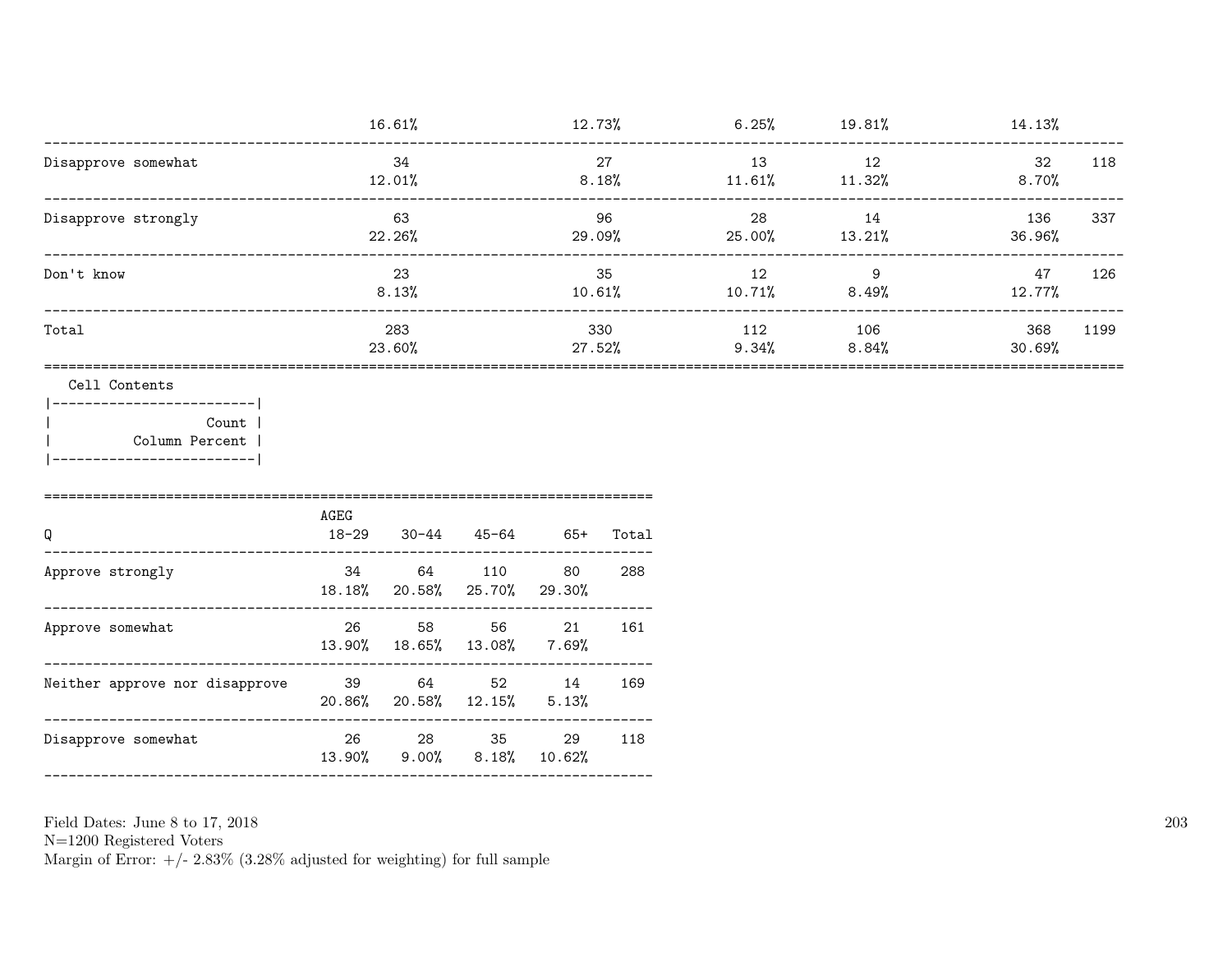| | | | | | | |
|---|---|---|---|---|---|---|
| | 16.61% | 12.73% | 6.25% | 19.81% | 14.13% | |
| Disapprove somewhat | 34<br>12.01% | 27<br>8.18% | 13<br>11.61% | 12<br>11.32% | 32<br>8.70% | 118 |
| Disapprove strongly | 63<br>22.26% | 96<br>29.09% | 28<br>25.00% | 14<br>13.21% | 136<br>36.96% | 337 |
| Don't know | 23<br>8.13% | 35<br>10.61% | 12<br>10.71% | 9<br>8.49% | 47<br>12.77% | 126 |
| Total | 283<br>23.60% | 330<br>27.52% | 112<br>9.34% | 106<br>8.84% | 368<br>30.69% | 1199 |

Cell Contents

| |
|---|
| Count |
| Column Percent |

| Q | AGEG 18-29 | 30-44 | 45-64 | 65+ | Total |
|---|---|---|---|---|---|
| Approve strongly | 34<br>18.18% | 64<br>20.58% | 110<br>25.70% | 80<br>29.30% | 288 |
| Approve somewhat | 26<br>13.90% | 58<br>18.65% | 56<br>13.08% | 21<br>7.69% | 161 |
| Neither approve nor disapprove | 39<br>20.86% | 64<br>20.58% | 52<br>12.15% | 14<br>5.13% | 169 |
| Disapprove somewhat | 26<br>13.90% | 28<br>9.00% | 35<br>8.18% | 29<br>10.62% | 118 |

Field Dates: June 8 to 17, 2018
N=1200 Registered Voters
Margin of Error: +/- 2.83% (3.28% adjusted for weighting) for full sample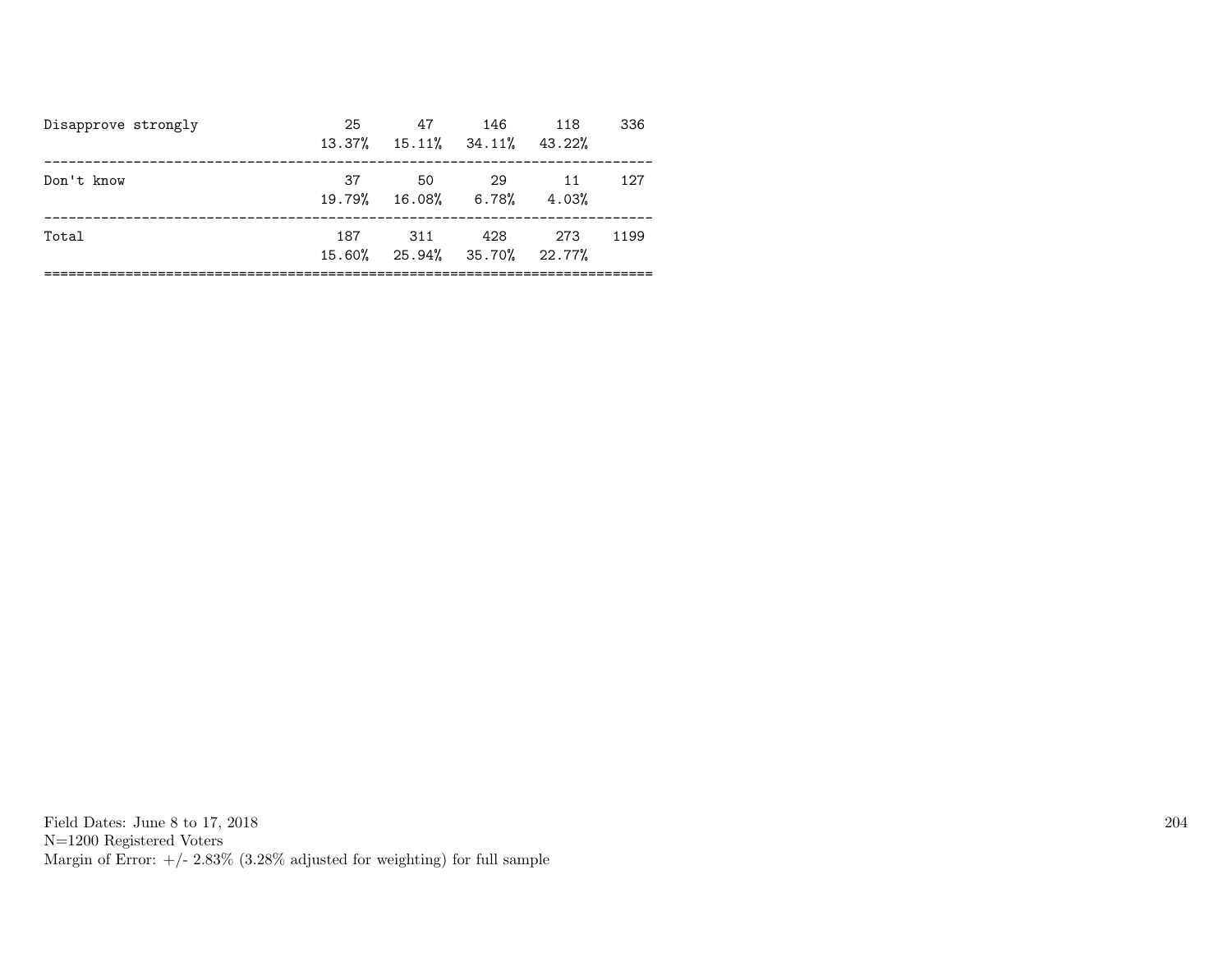| | | | | | |
|---|---|---|---|---|---|
| Disapprove strongly | 25 | 47 | 146 | 118 | 336 |
| | 13.37% | 15.11% | 34.11% | 43.22% | |
| Don't know | 37 | 50 | 29 | 11 | 127 |
| | 19.79% | 16.08% | 6.78% | 4.03% | |
| Total | 187 | 311 | 428 | 273 | 1199 |
| | 15.60% | 25.94% | 35.70% | 22.77% | |

Field Dates: June 8 to 17, 2018
N=1200 Registered Voters
Margin of Error: +/- 2.83% (3.28% adjusted for weighting) for full sample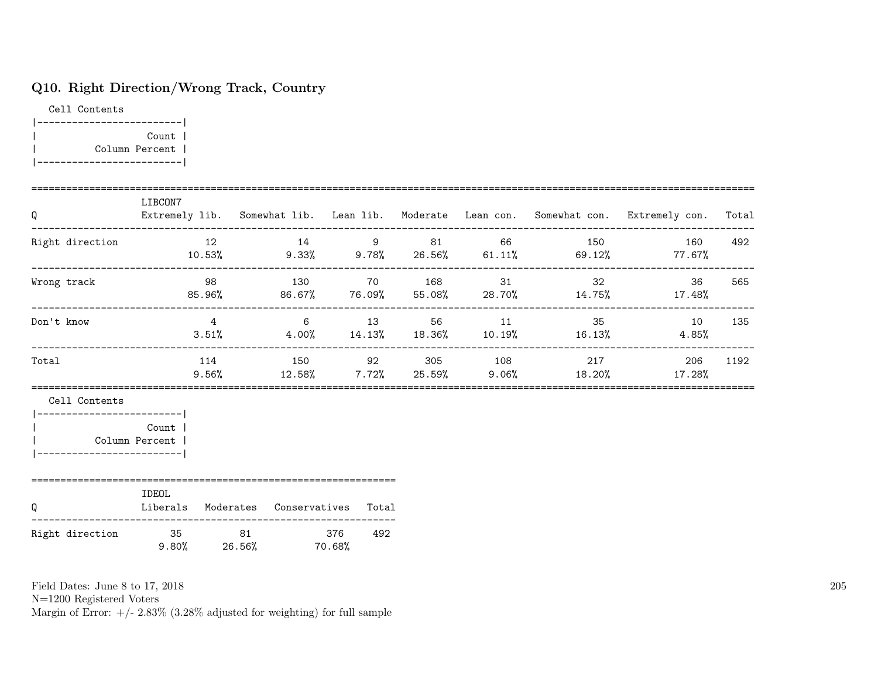## Q10. Right Direction/Wrong Track, Country

Cell Contents

| Count |
|---|
| Column Percent |

| Q | LIBCON7 Extremely lib. | Somewhat lib. | Lean lib. | Moderate | Lean con. | Somewhat con. | Extremely con. | Total |
|---|---|---|---|---|---|---|---|---|
| Right direction | 12 | 14 | 9 | 81 | 66 | 150 | 160 | 492 |
| | 10.53% | 9.33% | 9.78% | 26.56% | 61.11% | 69.12% | 77.67% | |
| Wrong track | 98 | 130 | 70 | 168 | 31 | 32 | 36 | 565 |
| | 85.96% | 86.67% | 76.09% | 55.08% | 28.70% | 14.75% | 17.48% | |
| Don't know | 4 | 6 | 13 | 56 | 11 | 35 | 10 | 135 |
| | 3.51% | 4.00% | 14.13% | 18.36% | 10.19% | 16.13% | 4.85% | |
| Total | 114 | 150 | 92 | 305 | 108 | 217 | 206 | 1192 |
| | 9.56% | 12.58% | 7.72% | 25.59% | 9.06% | 18.20% | 17.28% | |

Cell Contents

| Count |
|---|
| Column Percent |

| Q | IDEOL Liberals | Moderates | Conservatives | Total |
|---|---|---|---|---|
| Right direction | 35 | 81 | 376 | 492 |
| | 9.80% | 26.56% | 70.68% | |

Field Dates: June 8 to 17, 2018
N=1200 Registered Voters
Margin of Error: +/- 2.83% (3.28% adjusted for weighting) for full sample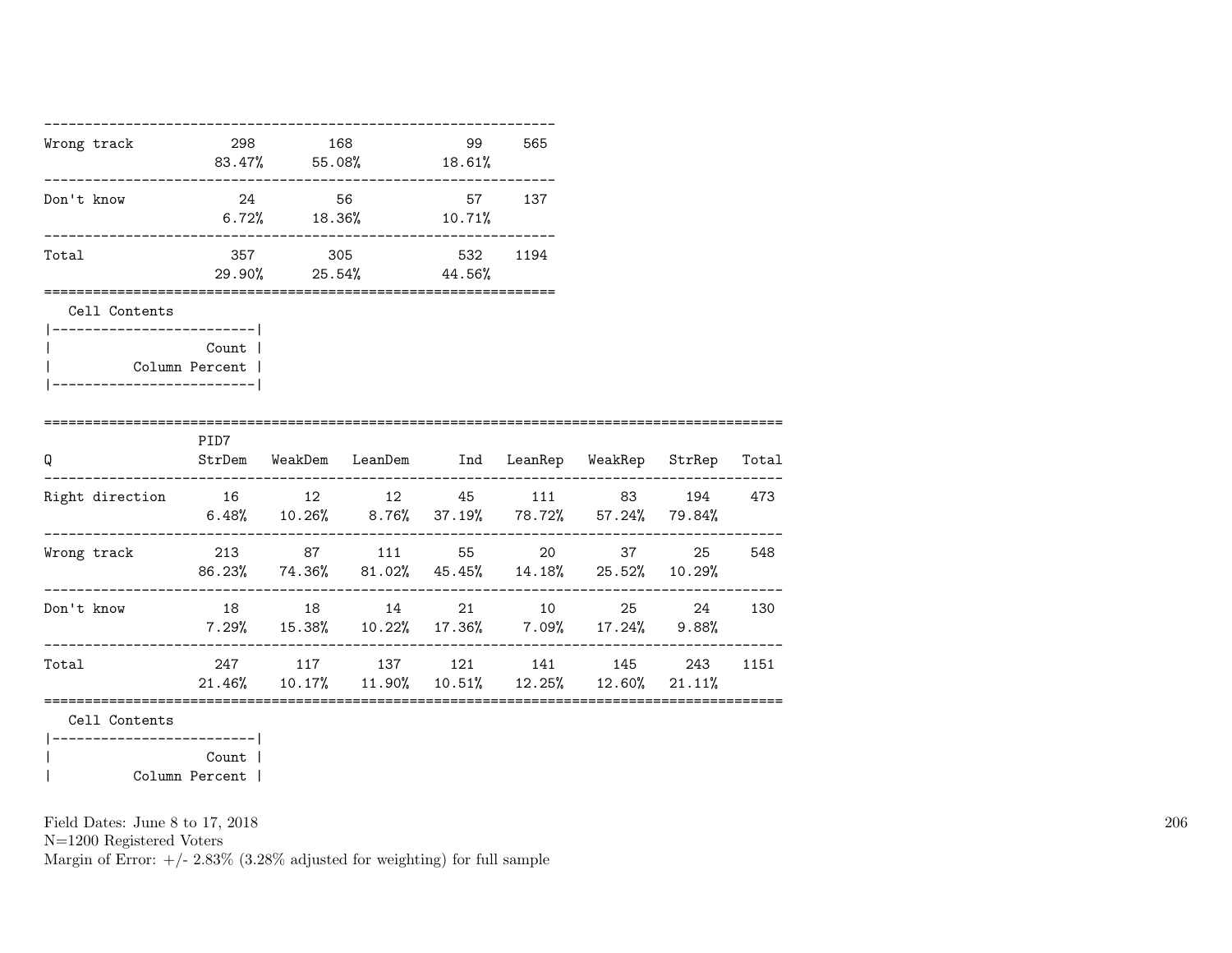| | | | | |
|---|---|---|---|---|
| Wrong track | 298 | 168 | 99 | 565 |
| | 83.47% | 55.08% | 18.61% | |
| Don't know | 24 | 56 | 57 | 137 |
| | 6.72% | 18.36% | 10.71% | |
| Total | 357 | 305 | 532 | 1194 |
| | 29.90% | 25.54% | 44.56% | |

Cell Contents

| |
|---|
| Count |
| Column Percent |

| Q | PID7 StrDem | WeakDem | LeanDem | Ind | LeanRep | WeakRep | StrRep | Total |
|---|---|---|---|---|---|---|---|---|
| Right direction | 16 | 12 | 12 | 45 | 111 | 83 | 194 | 473 |
| | 6.48% | 10.26% | 8.76% | 37.19% | 78.72% | 57.24% | 79.84% | |
| Wrong track | 213 | 87 | 111 | 55 | 20 | 37 | 25 | 548 |
| | 86.23% | 74.36% | 81.02% | 45.45% | 14.18% | 25.52% | 10.29% | |
| Don't know | 18 | 18 | 14 | 21 | 10 | 25 | 24 | 130 |
| | 7.29% | 15.38% | 10.22% | 17.36% | 7.09% | 17.24% | 9.88% | |
| Total | 247 | 117 | 137 | 121 | 141 | 145 | 243 | 1151 |
| | 21.46% | 10.17% | 11.90% | 10.51% | 12.25% | 12.60% | 21.11% | |

Cell Contents

| |
|---|
| Count |
| Column Percent |

Field Dates: June 8 to 17, 2018
N=1200 Registered Voters
Margin of Error: +/- 2.83% (3.28% adjusted for weighting) for full sample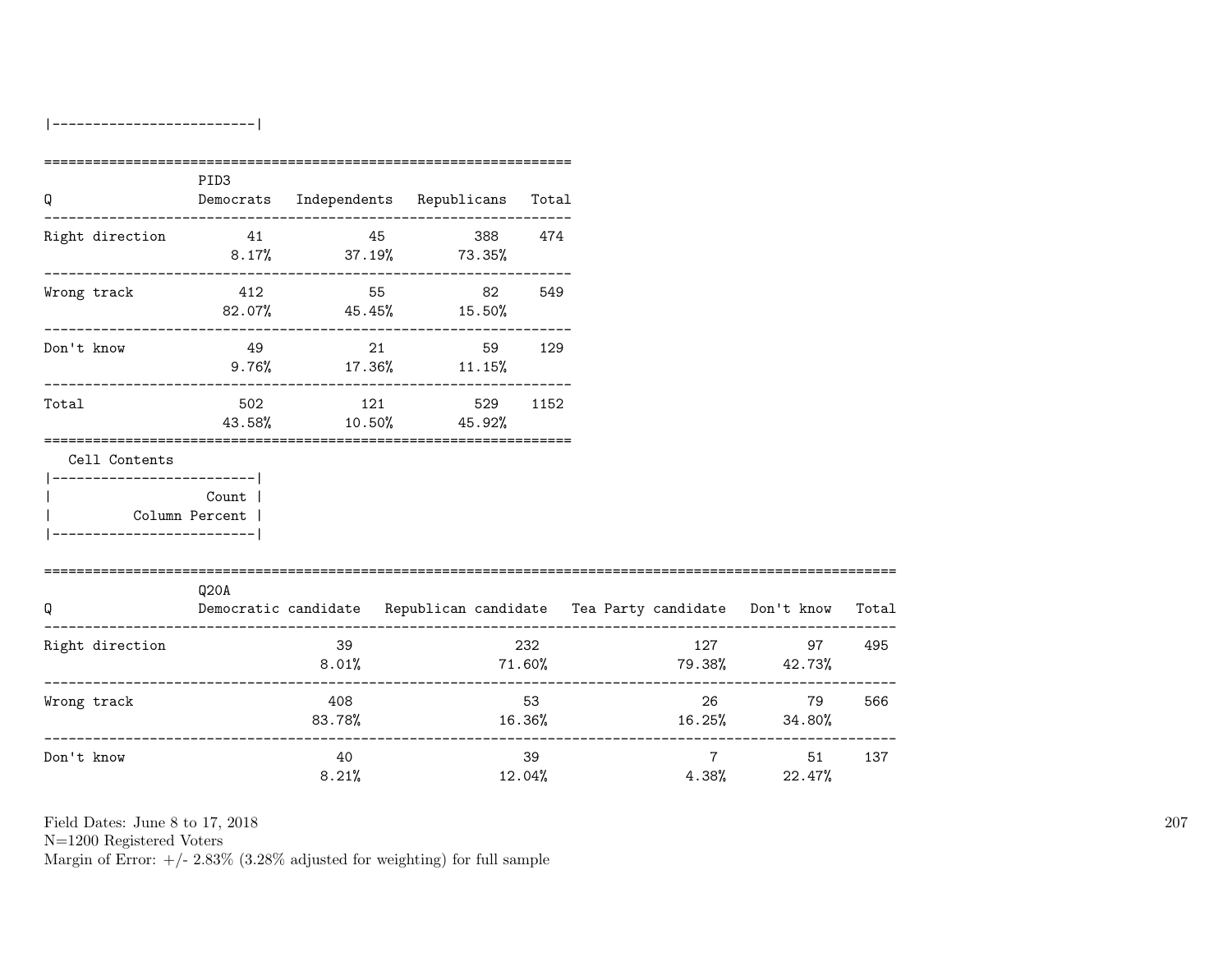|-------------------------|

| Q | PID3 Democrats | Independents | Republicans | Total |
|---|---|---|---|---|
| Right direction | 41<br>8.17% | 45<br>37.19% | 388<br>73.35% | 474 |
| Wrong track | 412<br>82.07% | 55<br>45.45% | 82<br>15.50% | 549 |
| Don't know | 49<br>9.76% | 21<br>17.36% | 59<br>11.15% | 129 |
| Total | 502<br>43.58% | 121<br>10.50% | 529<br>45.92% | 1152 |

Cell Contents

|-------------------------|
| Count |
| Column Percent |
|-------------------------|

| Q | Q20A Democratic candidate | Republican candidate | Tea Party candidate | Don't know | Total |
|---|---|---|---|---|---|
| Right direction | 39<br>8.01% | 232<br>71.60% | 127<br>79.38% | 97<br>42.73% | 495 |
| Wrong track | 408<br>83.78% | 53<br>16.36% | 26<br>16.25% | 79<br>34.80% | 566 |
| Don't know | 40<br>8.21% | 39<br>12.04% | 7<br>4.38% | 51<br>22.47% | 137 |

Field Dates: June 8 to 17, 2018
N=1200 Registered Voters
Margin of Error: +/- 2.83% (3.28% adjusted for weighting) for full sample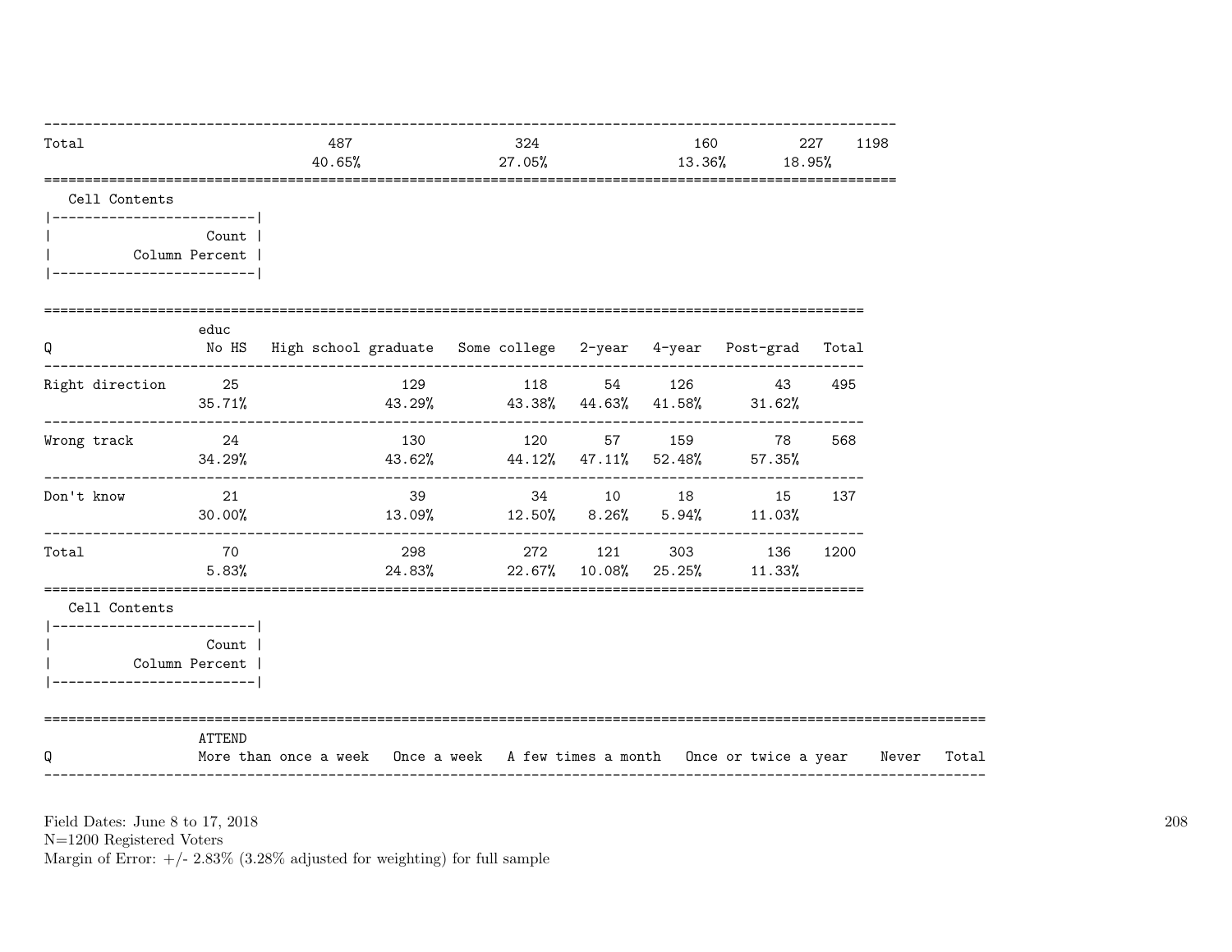| | | | | | |
|---|---|---|---|---|---|
| Total | 487 | 324 | 160 | 227 | 1198 |
| | 40.65% | 27.05% | 13.36% | 18.95% | |

Cell Contents

| |
|---|
| Count |
| Column Percent |

| Q | educ No HS | High school graduate | Some college | 2-year | 4-year | Post-grad | Total |
|---|---|---|---|---|---|---|---|
| Right direction | 25 | 129 | 118 | 54 | 126 | 43 | 495 |
| | 35.71% | 43.29% | 43.38% | 44.63% | 41.58% | 31.62% | |
| Wrong track | 24 | 130 | 120 | 57 | 159 | 78 | 568 |
| | 34.29% | 43.62% | 44.12% | 47.11% | 52.48% | 57.35% | |
| Don't know | 21 | 39 | 34 | 10 | 18 | 15 | 137 |
| | 30.00% | 13.09% | 12.50% | 8.26% | 5.94% | 11.03% | |
| Total | 70 | 298 | 272 | 121 | 303 | 136 | 1200 |
| | 5.83% | 24.83% | 22.67% | 10.08% | 25.25% | 11.33% | |

Cell Contents

| |
|---|
| Count |
| Column Percent |

| Q | ATTEND More than once a week | Once a week | A few times a month | Once or twice a year | Never | Total |
|---|---|---|---|---|---|---|

Field Dates: June 8 to 17, 2018
N=1200 Registered Voters
Margin of Error: +/- 2.83% (3.28% adjusted for weighting) for full sample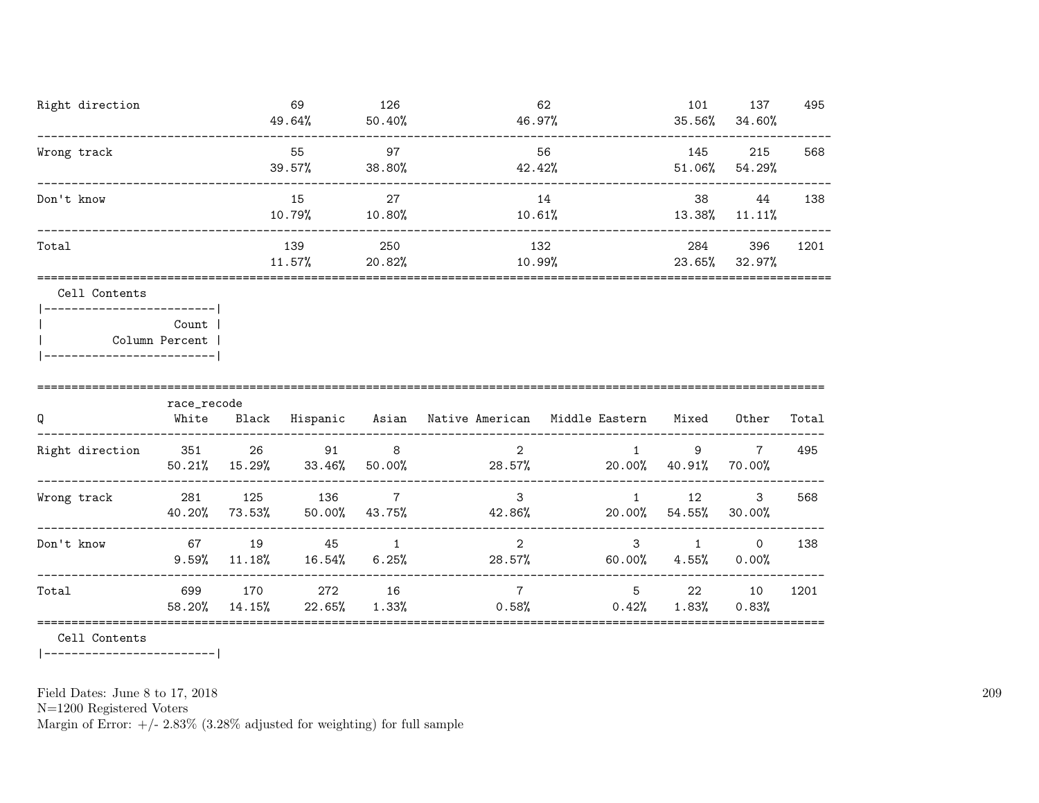| | | | | | | |
|---|---|---|---|---|---|---|
| Right direction | 69<br>49.64% | 126<br>50.40% | 62<br>46.97% | 101<br>35.56% | 137<br>34.60% | 495 |
| Wrong track | 55<br>39.57% | 97<br>38.80% | 56<br>42.42% | 145<br>51.06% | 215<br>54.29% | 568 |
| Don't know | 15<br>10.79% | 27<br>10.80% | 14<br>10.61% | 38<br>13.38% | 44<br>11.11% | 138 |
| Total | 139<br>11.57% | 250<br>20.82% | 132<br>10.99% | 284<br>23.65% | 396<br>32.97% | 1201 |

Cell Contents

|-------------------------|
| Count |
| Column Percent |
|-------------------------|

| Q | race_recode<br>White | Black | Hispanic | Asian | Native American | Middle Eastern | Mixed | Other | Total |
|---|---|---|---|---|---|---|---|---|---|
| Right direction | 351<br>50.21% | 26<br>15.29% | 91<br>33.46% | 8<br>50.00% | 2<br>28.57% | 1<br>20.00% | 9<br>40.91% | 7<br>70.00% | 495 |
| Wrong track | 281<br>40.20% | 125<br>73.53% | 136<br>50.00% | 7<br>43.75% | 3<br>42.86% | 1<br>20.00% | 12<br>54.55% | 3<br>30.00% | 568 |
| Don't know | 67<br>9.59% | 19<br>11.18% | 45<br>16.54% | 1<br>6.25% | 2<br>28.57% | 3<br>60.00% | 1<br>4.55% | 0<br>0.00% | 138 |
| Total | 699<br>58.20% | 170<br>14.15% | 272<br>22.65% | 16<br>1.33% | 7<br>0.58% | 5<br>0.42% | 22<br>1.83% | 10<br>0.83% | 1201 |

Cell Contents

|-------------------------|

Field Dates: June 8 to 17, 2018
N=1200 Registered Voters
Margin of Error: +/- 2.83% (3.28% adjusted for weighting) for full sample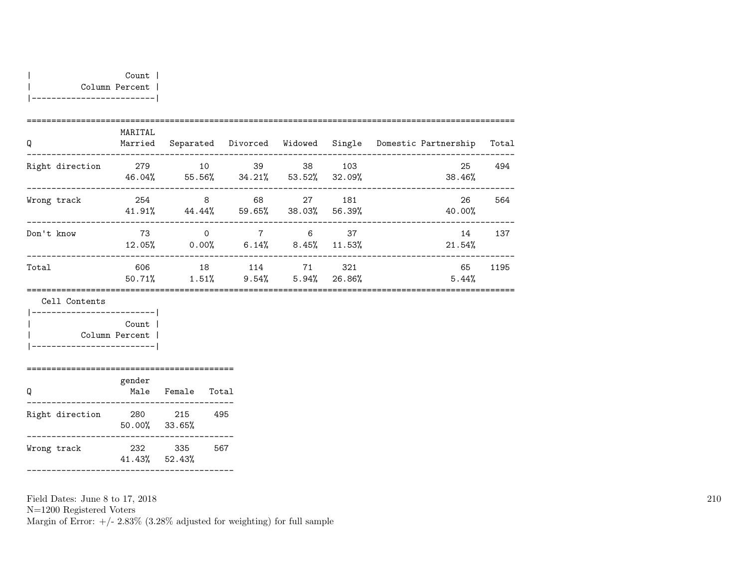| Count |
|---|
| Column Percent |

| Q | MARITAL Married | Separated | Divorced | Widowed | Single | Domestic Partnership | Total |
|---|---|---|---|---|---|---|---|
| Right direction | 279<br>46.04% | 10<br>55.56% | 39<br>34.21% | 38<br>53.52% | 103<br>32.09% | 25<br>38.46% | 494 |
| Wrong track | 254<br>41.91% | 8<br>44.44% | 68<br>59.65% | 27<br>38.03% | 181<br>56.39% | 26<br>40.00% | 564 |
| Don't know | 73<br>12.05% | 0<br>0.00% | 7<br>6.14% | 6<br>8.45% | 37<br>11.53% | 14<br>21.54% | 137 |
| Total | 606<br>50.71% | 18<br>1.51% | 114<br>9.54% | 71<br>5.94% | 321<br>26.86% | 65<br>5.44% | 1195 |

Cell Contents

| Count |
|---|
| Column Percent |

| Q | gender Male | Female | Total |
|---|---|---|---|
| Right direction | 280<br>50.00% | 215<br>33.65% | 495 |
| Wrong track | 232<br>41.43% | 335<br>52.43% | 567 |

Field Dates: June 8 to 17, 2018
N=1200 Registered Voters
Margin of Error: +/- 2.83% (3.28% adjusted for weighting) for full sample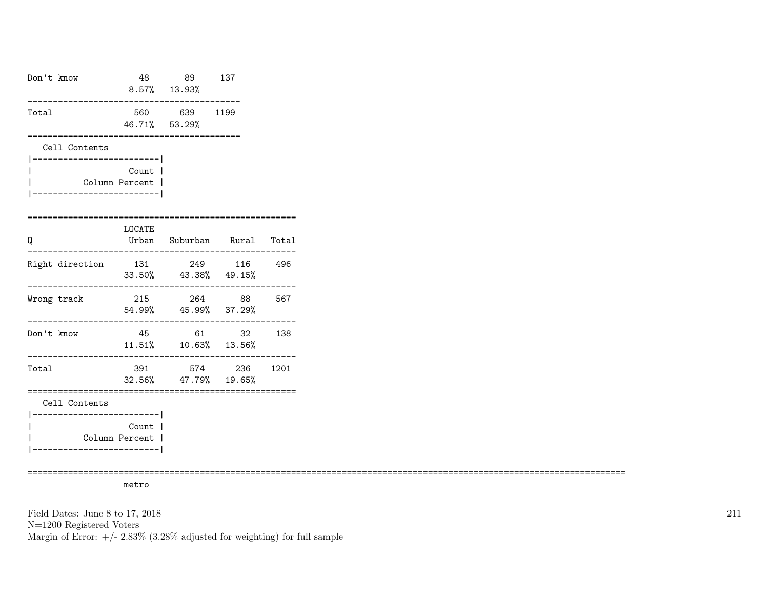| | | | |
|---|---|---|---|
| Don't know | 48 | 89 | 137 |
| | 8.57% | 13.93% | |
| Total | 560 | 639 | 1199 |
| | 46.71% | 53.29% | |

Cell Contents

| |
|---|
| Count |
| Column Percent |

| Q | LOCATE Urban | Suburban | Rural | Total |
|---|---|---|---|---|
| Right direction | 131 | 249 | 116 | 496 |
| | 33.50% | 43.38% | 49.15% | |
| Wrong track | 215 | 264 | 88 | 567 |
| | 54.99% | 45.99% | 37.29% | |
| Don't know | 45 | 61 | 32 | 138 |
| | 11.51% | 10.63% | 13.56% | |
| Total | 391 | 574 | 236 | 1201 |
| | 32.56% | 47.79% | 19.65% | |

Cell Contents

| |
|---|
| Count |
| Column Percent |

metro

Field Dates: June 8 to 17, 2018
N=1200 Registered Voters
Margin of Error: +/- 2.83% (3.28% adjusted for weighting) for full sample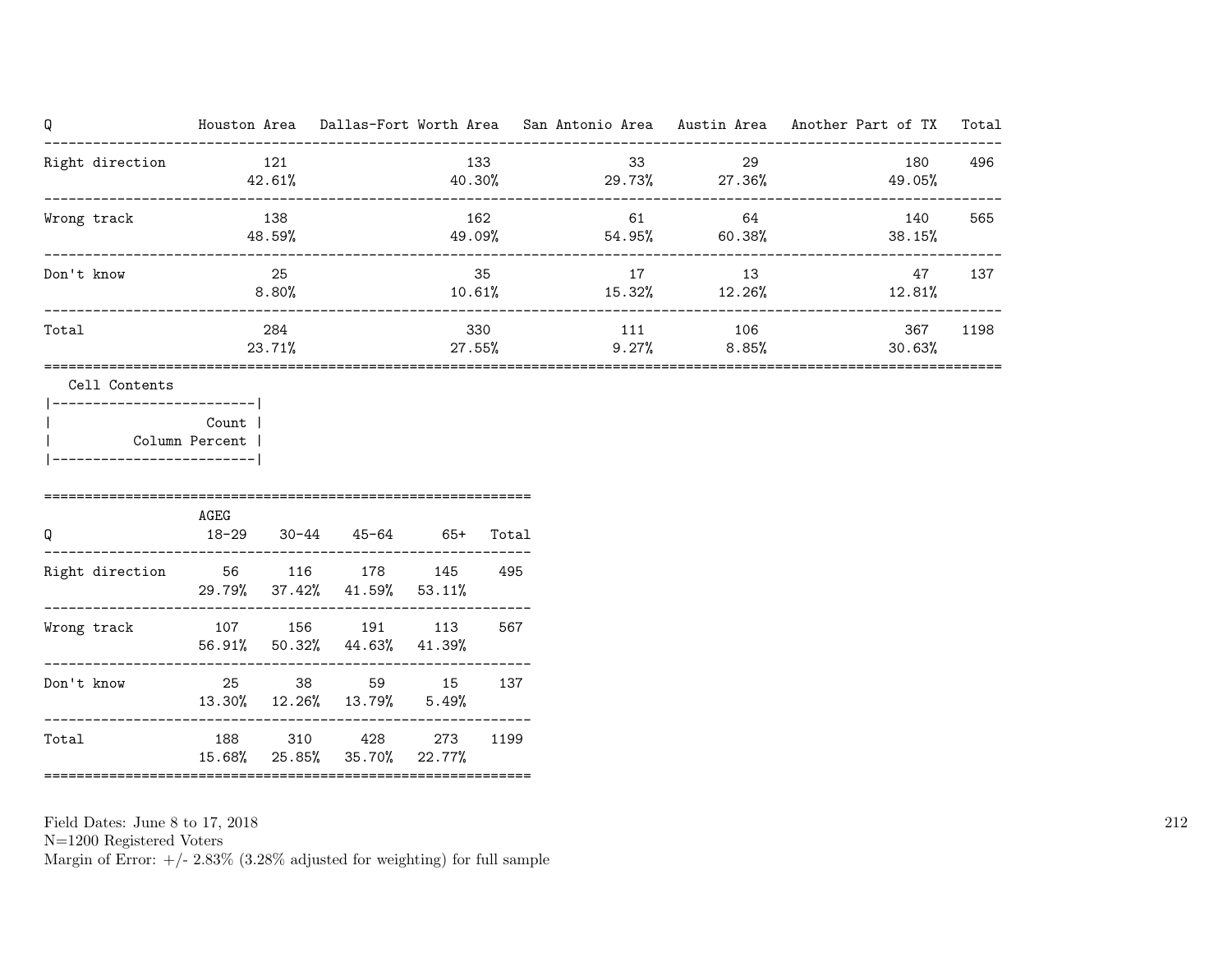| Q | Houston Area | Dallas-Fort Worth Area | San Antonio Area | Austin Area | Another Part of TX | Total |
|---|---|---|---|---|---|---|
| Right direction | 121<br>42.61% | 133<br>40.30% | 33<br>29.73% | 29<br>27.36% | 180<br>49.05% | 496 |
| Wrong track | 138<br>48.59% | 162<br>49.09% | 61<br>54.95% | 64<br>60.38% | 140<br>38.15% | 565 |
| Don't know | 25<br>8.80% | 35<br>10.61% | 17<br>15.32% | 13<br>12.26% | 47<br>12.81% | 137 |
| Total | 284<br>23.71% | 330<br>27.55% | 111<br>9.27% | 106<br>8.85% | 367<br>30.63% | 1198 |

Cell Contents

| Count |
|---|
| Column Percent |

| Q | AGEG 18-29 | 30-44 | 45-64 | 65+ | Total |
|---|---|---|---|---|---|
| Right direction | 56<br>29.79% | 116<br>37.42% | 178<br>41.59% | 145<br>53.11% | 495 |
| Wrong track | 107<br>56.91% | 156<br>50.32% | 191<br>44.63% | 113<br>41.39% | 567 |
| Don't know | 25<br>13.30% | 38<br>12.26% | 59<br>13.79% | 15<br>5.49% | 137 |
| Total | 188<br>15.68% | 310<br>25.85% | 428<br>35.70% | 273<br>22.77% | 1199 |

Field Dates: June 8 to 17, 2018
N=1200 Registered Voters
Margin of Error: +/- 2.83% (3.28% adjusted for weighting) for full sample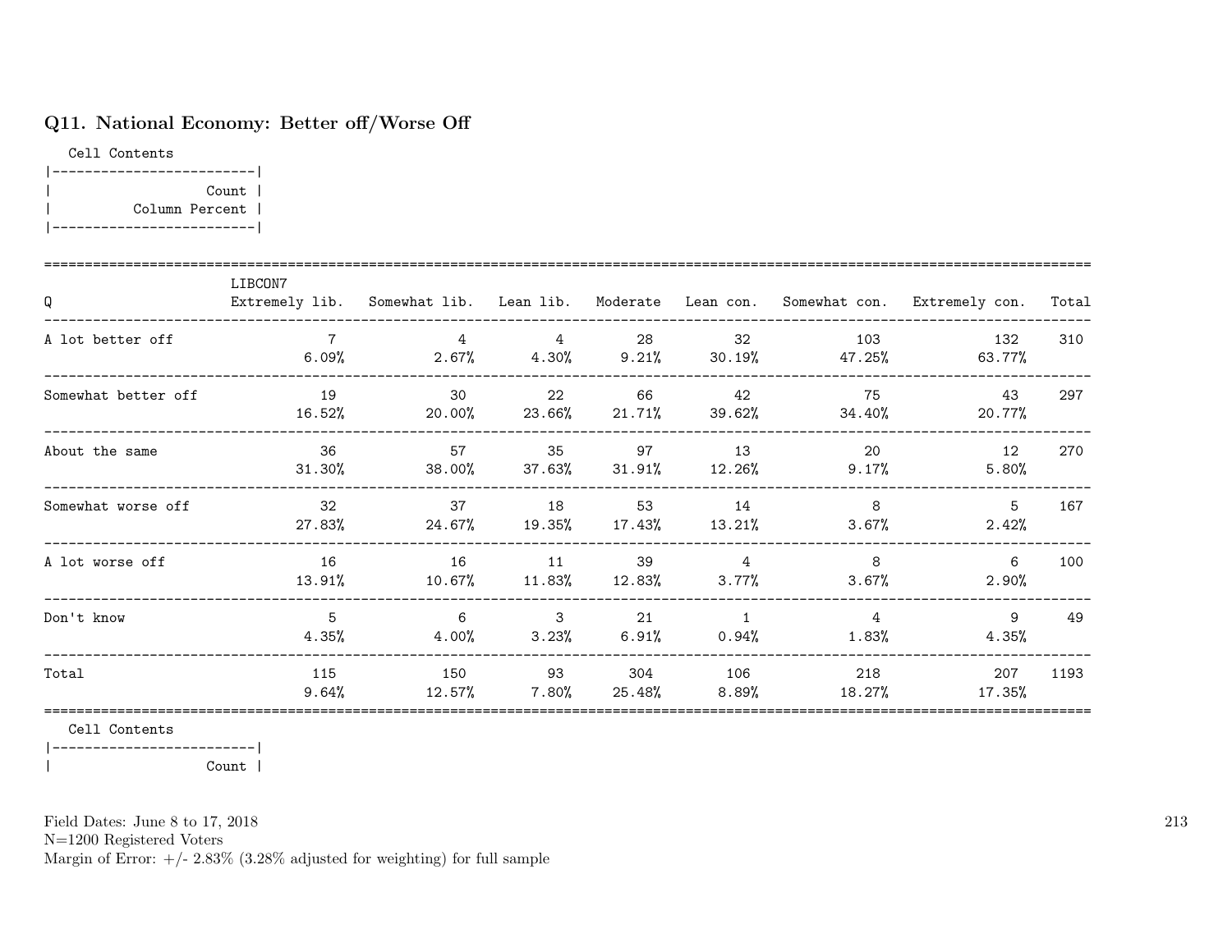## Q11. National Economy: Better off/Worse Off

Cell Contents

| Count |
|---|
| Column Percent |

| Q | LIBCON7 Extremely lib. | Somewhat lib. | Lean lib. | Moderate | Lean con. | Somewhat con. | Extremely con. | Total |
|---|---|---|---|---|---|---|---|---|
| A lot better off | 7 | 4 | 4 | 28 | 32 | 103 | 132 | 310 |
| | 6.09% | 2.67% | 4.30% | 9.21% | 30.19% | 47.25% | 63.77% | |
| Somewhat better off | 19 | 30 | 22 | 66 | 42 | 75 | 43 | 297 |
| | 16.52% | 20.00% | 23.66% | 21.71% | 39.62% | 34.40% | 20.77% | |
| About the same | 36 | 57 | 35 | 97 | 13 | 20 | 12 | 270 |
| | 31.30% | 38.00% | 37.63% | 31.91% | 12.26% | 9.17% | 5.80% | |
| Somewhat worse off | 32 | 37 | 18 | 53 | 14 | 8 | 5 | 167 |
| | 27.83% | 24.67% | 19.35% | 17.43% | 13.21% | 3.67% | 2.42% | |
| A lot worse off | 16 | 16 | 11 | 39 | 4 | 8 | 6 | 100 |
| | 13.91% | 10.67% | 11.83% | 12.83% | 3.77% | 3.67% | 2.90% | |
| Don't know | 5 | 6 | 3 | 21 | 1 | 4 | 9 | 49 |
| | 4.35% | 4.00% | 3.23% | 6.91% | 0.94% | 1.83% | 4.35% | |
| Total | 115 | 150 | 93 | 304 | 106 | 218 | 207 | 1193 |
| | 9.64% | 12.57% | 7.80% | 25.48% | 8.89% | 18.27% | 17.35% | |

Cell Contents

| Count |
|---|

Field Dates: June 8 to 17, 2018
N=1200 Registered Voters
Margin of Error: +/- 2.83% (3.28% adjusted for weighting) for full sample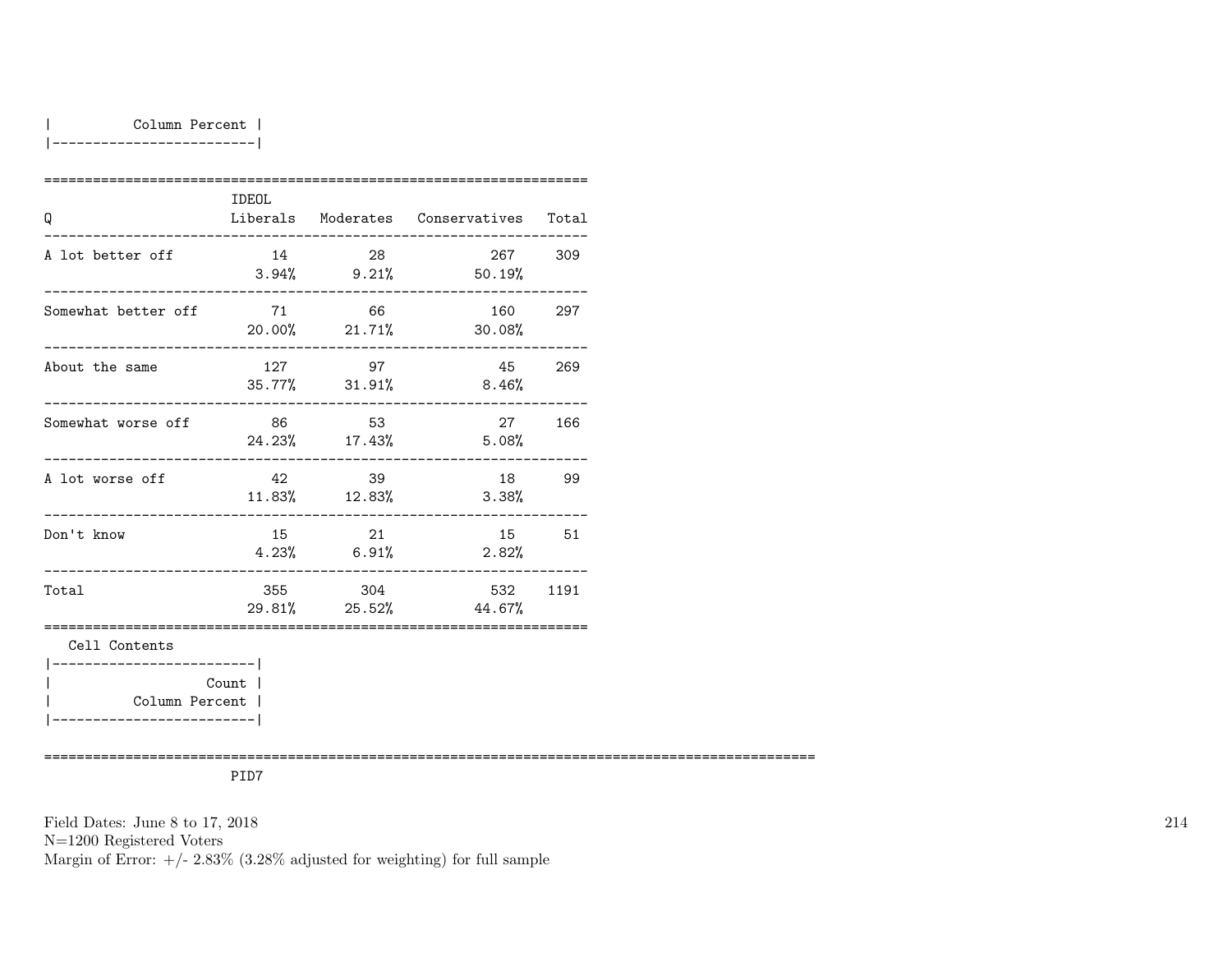| Column Percent |
|---|

| Q | IDEOL Liberals | Moderates | Conservatives | Total |
|---|---|---|---|---|
| A lot better off | 14<br>3.94% | 28<br>9.21% | 267<br>50.19% | 309 |
| Somewhat better off | 71<br>20.00% | 66<br>21.71% | 160<br>30.08% | 297 |
| About the same | 127<br>35.77% | 97<br>31.91% | 45<br>8.46% | 269 |
| Somewhat worse off | 86<br>24.23% | 53<br>17.43% | 27<br>5.08% | 166 |
| A lot worse off | 42<br>11.83% | 39<br>12.83% | 18<br>3.38% | 99 |
| Don't know | 15<br>4.23% | 21<br>6.91% | 15<br>2.82% | 51 |
| Total | 355<br>29.81% | 304<br>25.52% | 532<br>44.67% | 1191 |

Cell Contents

| Count |
|---|
| Column Percent |

PID7

Field Dates: June 8 to 17, 2018
N=1200 Registered Voters
Margin of Error: +/- 2.83% (3.28% adjusted for weighting) for full sample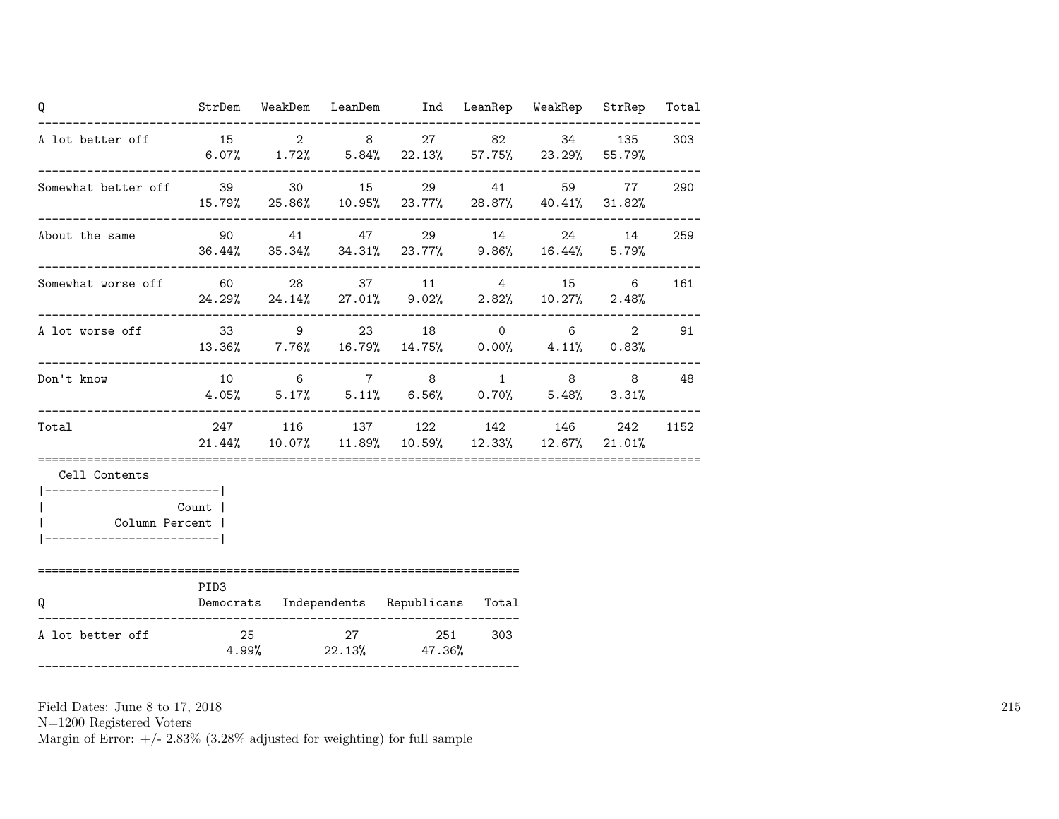| Q | StrDem | WeakDem | LeanDem | Ind | LeanRep | WeakRep | StrRep | Total |
|---|---|---|---|---|---|---|---|---|
| A lot better off | 15<br>6.07% | 2<br>1.72% | 8<br>5.84% | 27<br>22.13% | 82<br>57.75% | 34<br>23.29% | 135<br>55.79% | 303 |
| Somewhat better off | 39<br>15.79% | 30<br>25.86% | 15<br>10.95% | 29<br>23.77% | 41<br>28.87% | 59<br>40.41% | 77<br>31.82% | 290 |
| About the same | 90<br>36.44% | 41<br>35.34% | 47<br>34.31% | 29<br>23.77% | 14<br>9.86% | 24<br>16.44% | 14<br>5.79% | 259 |
| Somewhat worse off | 60<br>24.29% | 28<br>24.14% | 37<br>27.01% | 11<br>9.02% | 4<br>2.82% | 15<br>10.27% | 6<br>2.48% | 161 |
| A lot worse off | 33<br>13.36% | 9<br>7.76% | 23<br>16.79% | 18<br>14.75% | 0<br>0.00% | 6<br>4.11% | 2<br>0.83% | 91 |
| Don't know | 10<br>4.05% | 6<br>5.17% | 7<br>5.11% | 8<br>6.56% | 1<br>0.70% | 8<br>5.48% | 8<br>3.31% | 48 |
| Total | 247<br>21.44% | 116<br>10.07% | 137<br>11.89% | 122<br>10.59% | 142<br>12.33% | 146<br>12.67% | 242<br>21.01% | 1152 |

Cell Contents

| |
|---|
| Count |
| Column Percent |

| Q | PID3 Democrats | Independents | Republicans | Total |
|---|---|---|---|---|
| A lot better off | 25<br>4.99% | 27<br>22.13% | 251<br>47.36% | 303 |

Field Dates: June 8 to 17, 2018
N=1200 Registered Voters
Margin of Error: +/- 2.83% (3.28% adjusted for weighting) for full sample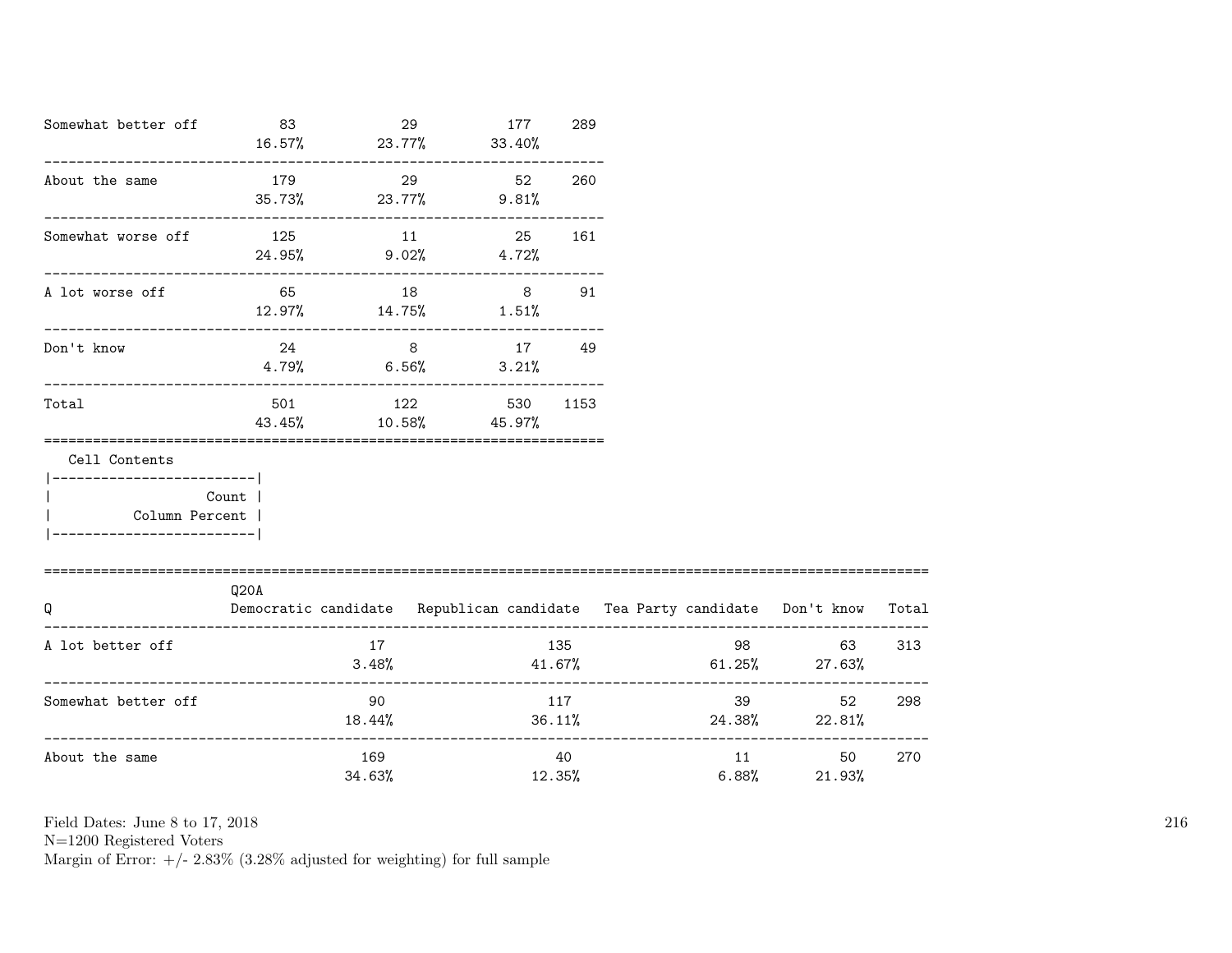| | | | | |
|---|---|---|---|---|
| Somewhat better off | 83<br>16.57% | 29<br>23.77% | 177<br>33.40% | 289 |
| About the same | 179<br>35.73% | 29<br>23.77% | 52<br>9.81% | 260 |
| Somewhat worse off | 125<br>24.95% | 11<br>9.02% | 25<br>4.72% | 161 |
| A lot worse off | 65<br>12.97% | 18<br>14.75% | 8<br>1.51% | 91 |
| Don't know | 24<br>4.79% | 8<br>6.56% | 17<br>3.21% | 49 |
| Total | 501<br>43.45% | 122<br>10.58% | 530<br>45.97% | 1153 |

Cell Contents

| |
|---|
| Count |
| Column Percent |

| Q | Q20A<br>Democratic candidate | Republican candidate | Tea Party candidate | Don't know | Total |
|---|---|---|---|---|---|
| A lot better off | 17<br>3.48% | 135<br>41.67% | 98<br>61.25% | 63<br>27.63% | 313 |
| Somewhat better off | 90<br>18.44% | 117<br>36.11% | 39<br>24.38% | 52<br>22.81% | 298 |
| About the same | 169<br>34.63% | 40<br>12.35% | 11<br>6.88% | 50<br>21.93% | 270 |

Field Dates: June 8 to 17, 2018
N=1200 Registered Voters
Margin of Error: +/- 2.83% (3.28% adjusted for weighting) for full sample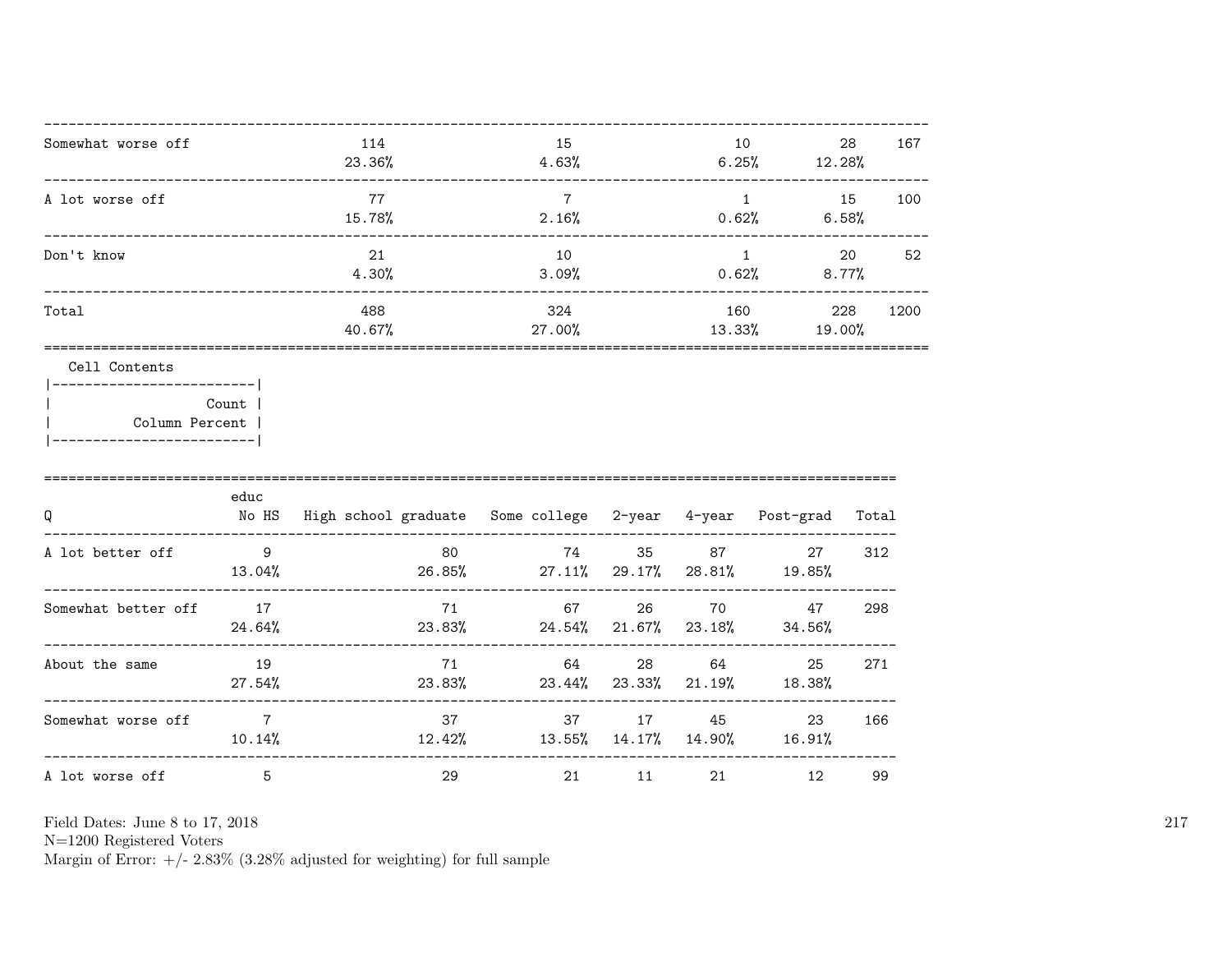| | | | | | |
|---|---|---|---|---|---|
| Somewhat worse off | 114<br>23.36% | 15<br>4.63% | 10<br>6.25% | 28<br>12.28% | 167 |
| A lot worse off | 77<br>15.78% | 7<br>2.16% | 1<br>0.62% | 15<br>6.58% | 100 |
| Don't know | 21<br>4.30% | 10<br>3.09% | 1<br>0.62% | 20<br>8.77% | 52 |
| Total | 488<br>40.67% | 324<br>27.00% | 160<br>13.33% | 228<br>19.00% | 1200 |

Cell Contents

| |
|---|
| Count |
| Column Percent |

| Q | educ<br>No HS | High school graduate | Some college | 2-year | 4-year | Post-grad | Total |
|---|---|---|---|---|---|---|---|
| A lot better off | 9<br>13.04% | 80<br>26.85% | 74<br>27.11% | 35<br>29.17% | 87<br>28.81% | 27<br>19.85% | 312 |
| Somewhat better off | 17<br>24.64% | 71<br>23.83% | 67<br>24.54% | 26<br>21.67% | 70<br>23.18% | 47<br>34.56% | 298 |
| About the same | 19<br>27.54% | 71<br>23.83% | 64<br>23.44% | 28<br>23.33% | 64<br>21.19% | 25<br>18.38% | 271 |
| Somewhat worse off | 7<br>10.14% | 37<br>12.42% | 37<br>13.55% | 17<br>14.17% | 45<br>14.90% | 23<br>16.91% | 166 |
| A lot worse off | 5 | 29 | 21 | 11 | 21 | 12 | 99 |

Field Dates: June 8 to 17, 2018
N=1200 Registered Voters
Margin of Error: +/- 2.83% (3.28% adjusted for weighting) for full sample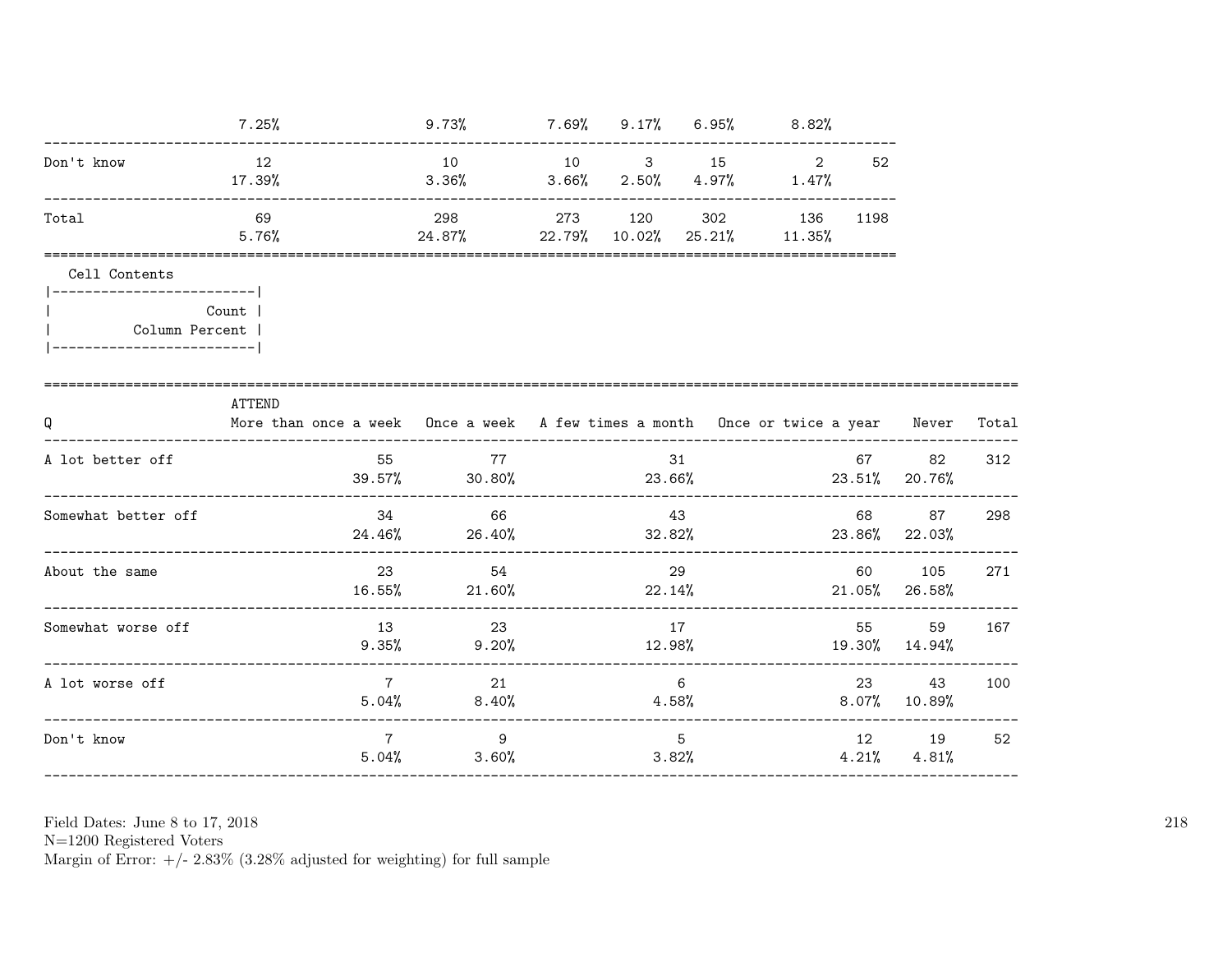| | | | | | | | |
|---|---|---|---|---|---|---|---|
| | 7.25% | 9.73% | 7.69% | 9.17% | 6.95% | 8.82% | |
| Don't know | 12 | 10 | 10 | 3 | 15 | 2 | 52 |
| | 17.39% | 3.36% | 3.66% | 2.50% | 4.97% | 1.47% | |
| Total | 69 | 298 | 273 | 120 | 302 | 136 | 1198 |
| | 5.76% | 24.87% | 22.79% | 10.02% | 25.21% | 11.35% | |

Cell Contents

| |
|---|
| Count |
| Column Percent |

| Q | ATTEND More than once a week | Once a week | A few times a month | Once or twice a year | Never | Total |
|---|---|---|---|---|---|---|
| A lot better off | 55 | 77 | 31 | 67 | 82 | 312 |
| | 39.57% | 30.80% | 23.66% | 23.51% | 20.76% | |
| Somewhat better off | 34 | 66 | 43 | 68 | 87 | 298 |
| | 24.46% | 26.40% | 32.82% | 23.86% | 22.03% | |
| About the same | 23 | 54 | 29 | 60 | 105 | 271 |
| | 16.55% | 21.60% | 22.14% | 21.05% | 26.58% | |
| Somewhat worse off | 13 | 23 | 17 | 55 | 59 | 167 |
| | 9.35% | 9.20% | 12.98% | 19.30% | 14.94% | |
| A lot worse off | 7 | 21 | 6 | 23 | 43 | 100 |
| | 5.04% | 8.40% | 4.58% | 8.07% | 10.89% | |
| Don't know | 7 | 9 | 5 | 12 | 19 | 52 |
| | 5.04% | 3.60% | 3.82% | 4.21% | 4.81% | |

Field Dates: June 8 to 17, 2018
N=1200 Registered Voters
Margin of Error: +/- 2.83% (3.28% adjusted for weighting) for full sample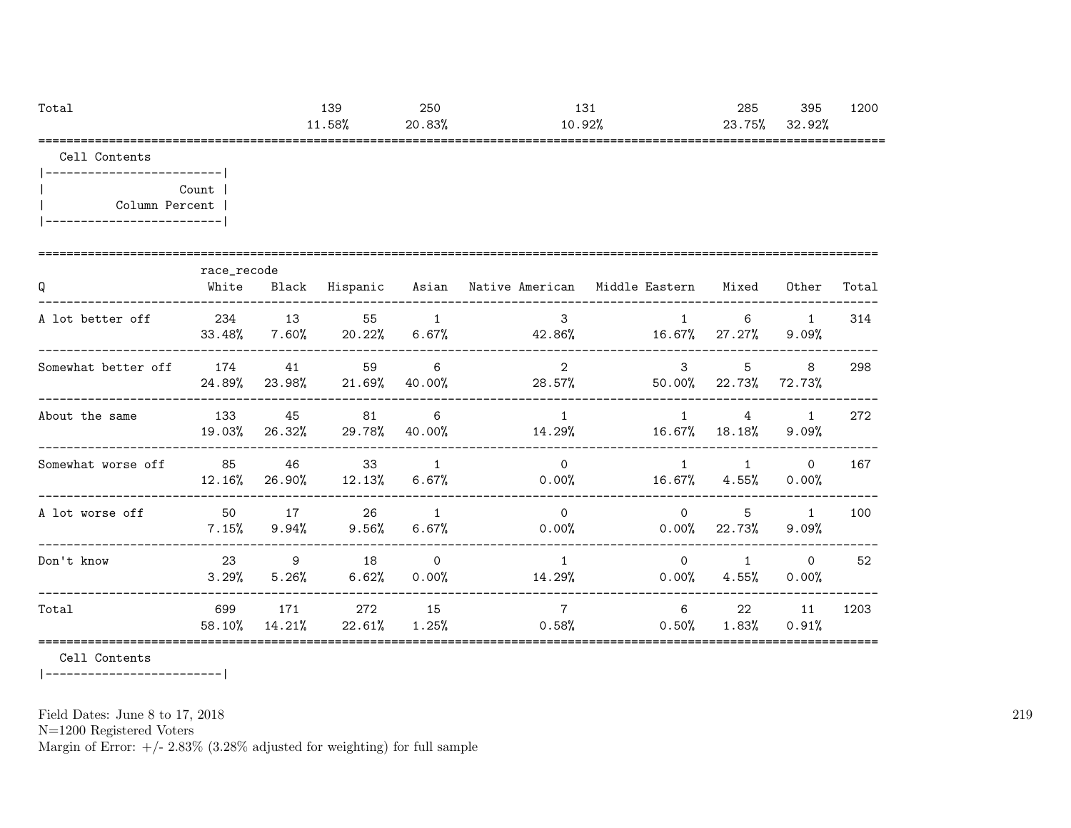| Total | | 139 | 250 | 131 | | 285 | 395 | 1200 |
|---|---|---|---|---|---|---|---|---|
| | | 11.58% | 20.83% | 10.92% | | 23.75% | 32.92% | |

Cell Contents

```
|-------------------------|
|                   Count |
|          Column Percent |
|-------------------------|
```

| Q | race_recode White | Black | Hispanic | Asian | Native American | Middle Eastern | Mixed | Other | Total |
|---|---|---|---|---|---|---|---|---|---|
| A lot better off | 234 | 13 | 55 | 1 | 3 | 1 | 6 | 1 | 314 |
| | 33.48% | 7.60% | 20.22% | 6.67% | 42.86% | 16.67% | 27.27% | 9.09% | |
| Somewhat better off | 174 | 41 | 59 | 6 | 2 | 3 | 5 | 8 | 298 |
| | 24.89% | 23.98% | 21.69% | 40.00% | 28.57% | 50.00% | 22.73% | 72.73% | |
| About the same | 133 | 45 | 81 | 6 | 1 | 1 | 4 | 1 | 272 |
| | 19.03% | 26.32% | 29.78% | 40.00% | 14.29% | 16.67% | 18.18% | 9.09% | |
| Somewhat worse off | 85 | 46 | 33 | 1 | 0 | 1 | 1 | 0 | 167 |
| | 12.16% | 26.90% | 12.13% | 6.67% | 0.00% | 16.67% | 4.55% | 0.00% | |
| A lot worse off | 50 | 17 | 26 | 1 | 0 | 0 | 5 | 1 | 100 |
| | 7.15% | 9.94% | 9.56% | 6.67% | 0.00% | 0.00% | 22.73% | 9.09% | |
| Don't know | 23 | 9 | 18 | 0 | 1 | 0 | 1 | 0 | 52 |
| | 3.29% | 5.26% | 6.62% | 0.00% | 14.29% | 0.00% | 4.55% | 0.00% | |
| Total | 699 | 171 | 272 | 15 | 7 | 6 | 22 | 11 | 1203 |
| | 58.10% | 14.21% | 22.61% | 1.25% | 0.58% | 0.50% | 1.83% | 0.91% | |

Cell Contents

```
|-------------------------|
```

Field Dates: June 8 to 17, 2018
N=1200 Registered Voters
Margin of Error: +/- 2.83% (3.28% adjusted for weighting) for full sample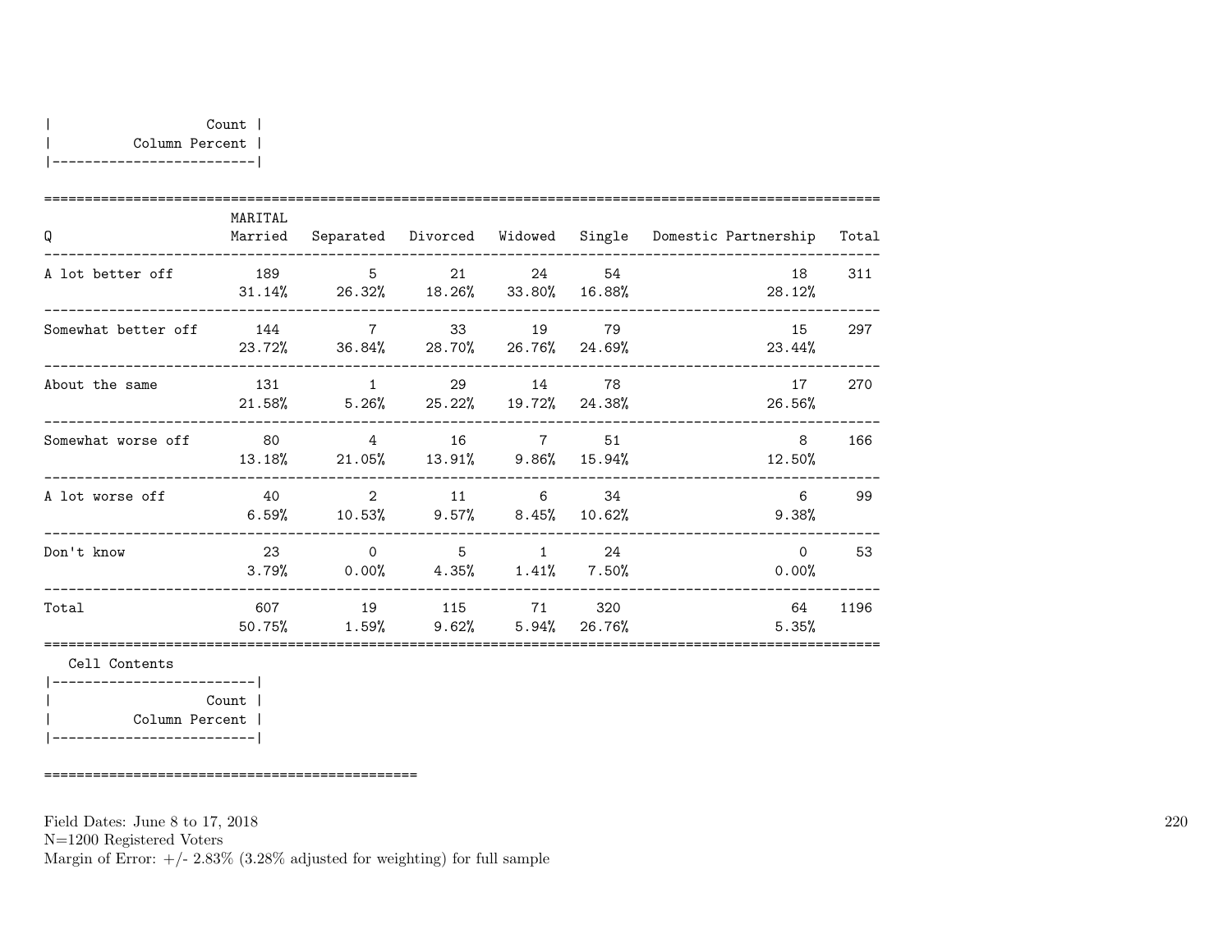| Count |
|---|
| Column Percent |

| Q | MARITAL Married | Separated | Divorced | Widowed | Single | Domestic Partnership | Total |
|---|---|---|---|---|---|---|---|
| A lot better off | 189 | 5 | 21 | 24 | 54 | 18 | 311 |
| | 31.14% | 26.32% | 18.26% | 33.80% | 16.88% | 28.12% | |
| Somewhat better off | 144 | 7 | 33 | 19 | 79 | 15 | 297 |
| | 23.72% | 36.84% | 28.70% | 26.76% | 24.69% | 23.44% | |
| About the same | 131 | 1 | 29 | 14 | 78 | 17 | 270 |
| | 21.58% | 5.26% | 25.22% | 19.72% | 24.38% | 26.56% | |
| Somewhat worse off | 80 | 4 | 16 | 7 | 51 | 8 | 166 |
| | 13.18% | 21.05% | 13.91% | 9.86% | 15.94% | 12.50% | |
| A lot worse off | 40 | 2 | 11 | 6 | 34 | 6 | 99 |
| | 6.59% | 10.53% | 9.57% | 8.45% | 10.62% | 9.38% | |
| Don't know | 23 | 0 | 5 | 1 | 24 | 0 | 53 |
| | 3.79% | 0.00% | 4.35% | 1.41% | 7.50% | 0.00% | |
| Total | 607 | 19 | 115 | 71 | 320 | 64 | 1196 |
| | 50.75% | 1.59% | 9.62% | 5.94% | 26.76% | 5.35% | |

Cell Contents

| Count |
|---|
| Column Percent |

Field Dates: June 8 to 17, 2018
N=1200 Registered Voters
Margin of Error: +/- 2.83% (3.28% adjusted for weighting) for full sample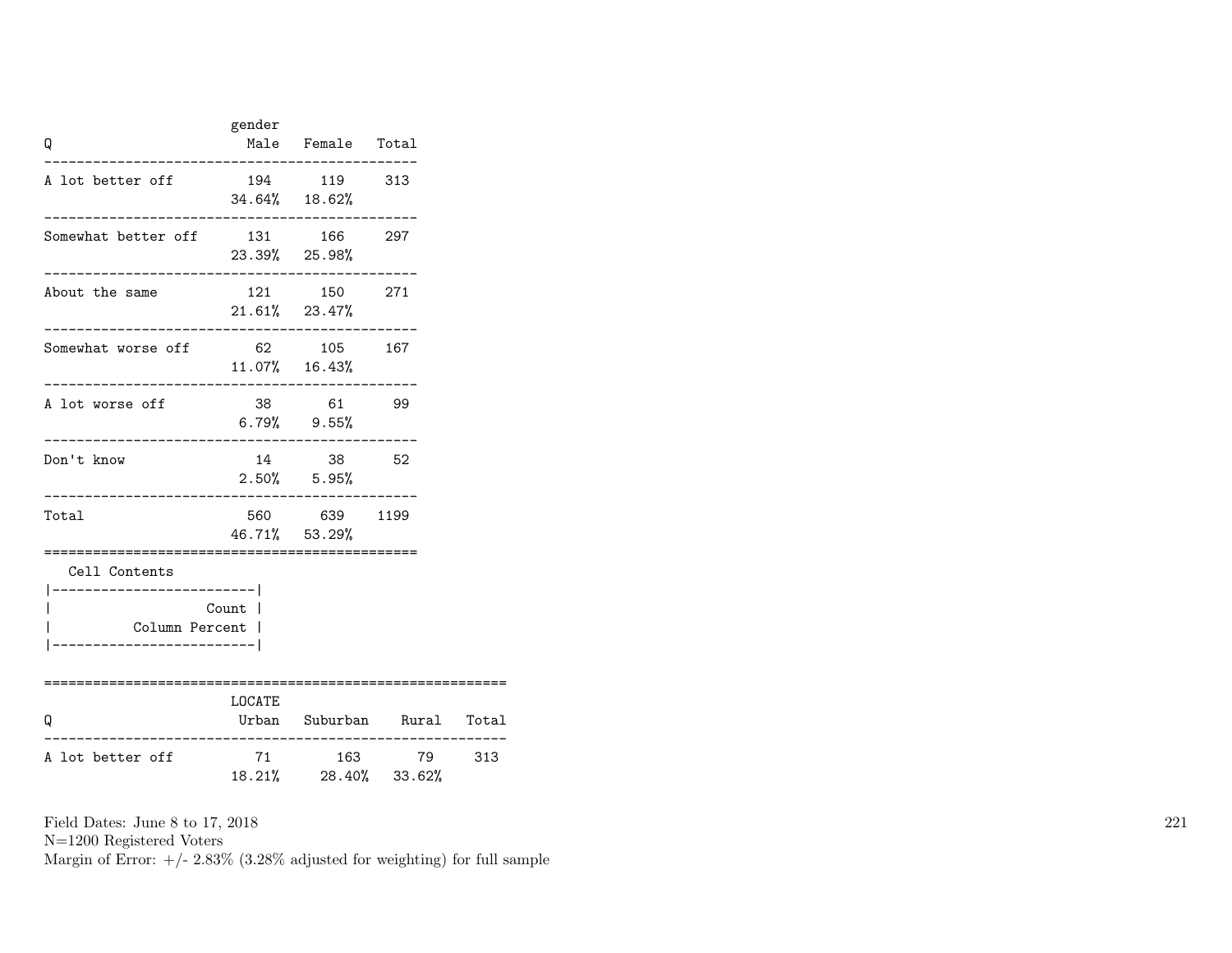| Q | gender Male | Female | Total |
|---|---|---|---|
| A lot better off | 194<br>34.64% | 119<br>18.62% | 313 |
| Somewhat better off | 131<br>23.39% | 166<br>25.98% | 297 |
| About the same | 121<br>21.61% | 150<br>23.47% | 271 |
| Somewhat worse off | 62<br>11.07% | 105<br>16.43% | 167 |
| A lot worse off | 38<br>6.79% | 61<br>9.55% | 99 |
| Don't know | 14<br>2.50% | 38<br>5.95% | 52 |
| Total | 560<br>46.71% | 639<br>53.29% | 1199 |

Cell Contents

| |
|---|
| Count |
| Column Percent |

| Q | LOCATE Urban | Suburban | Rural | Total |
|---|---|---|---|---|
| A lot better off | 71<br>18.21% | 163<br>28.40% | 79<br>33.62% | 313 |

Field Dates: June 8 to 17, 2018
N=1200 Registered Voters
Margin of Error: +/- 2.83% (3.28% adjusted for weighting) for full sample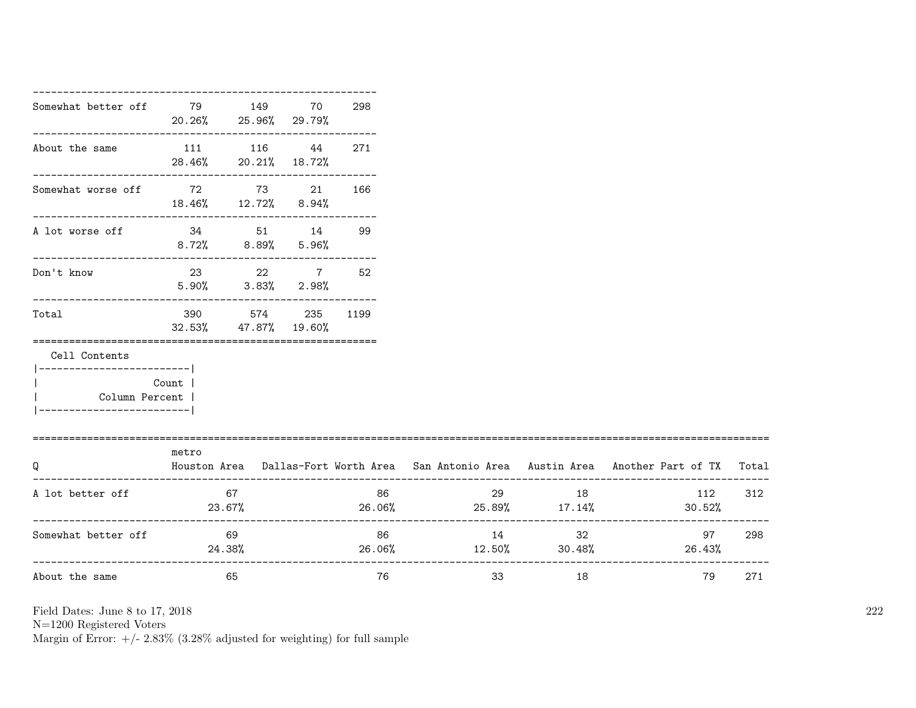| | | | | |
|---|---|---|---|---|
| Somewhat better off | 79<br>20.26% | 149<br>25.96% | 70<br>29.79% | 298 |
| About the same | 111<br>28.46% | 116<br>20.21% | 44<br>18.72% | 271 |
| Somewhat worse off | 72<br>18.46% | 73<br>12.72% | 21<br>8.94% | 166 |
| A lot worse off | 34<br>8.72% | 51<br>8.89% | 14<br>5.96% | 99 |
| Don't know | 23<br>5.90% | 22<br>3.83% | 7<br>2.98% | 52 |
| Total | 390<br>32.53% | 574<br>47.87% | 235<br>19.60% | 1199 |

Cell Contents

| |
|---|
| Count |
| Column Percent |

| Q | metro<br>Houston Area | Dallas-Fort Worth Area | San Antonio Area | Austin Area | Another Part of TX | Total |
|---|---|---|---|---|---|---|
| A lot better off | 67<br>23.67% | 86<br>26.06% | 29<br>25.89% | 18<br>17.14% | 112<br>30.52% | 312 |
| Somewhat better off | 69<br>24.38% | 86<br>26.06% | 14<br>12.50% | 32<br>30.48% | 97<br>26.43% | 298 |
| About the same | 65 | 76 | 33 | 18 | 79 | 271 |

Field Dates: June 8 to 17, 2018
N=1200 Registered Voters
Margin of Error: +/- 2.83% (3.28% adjusted for weighting) for full sample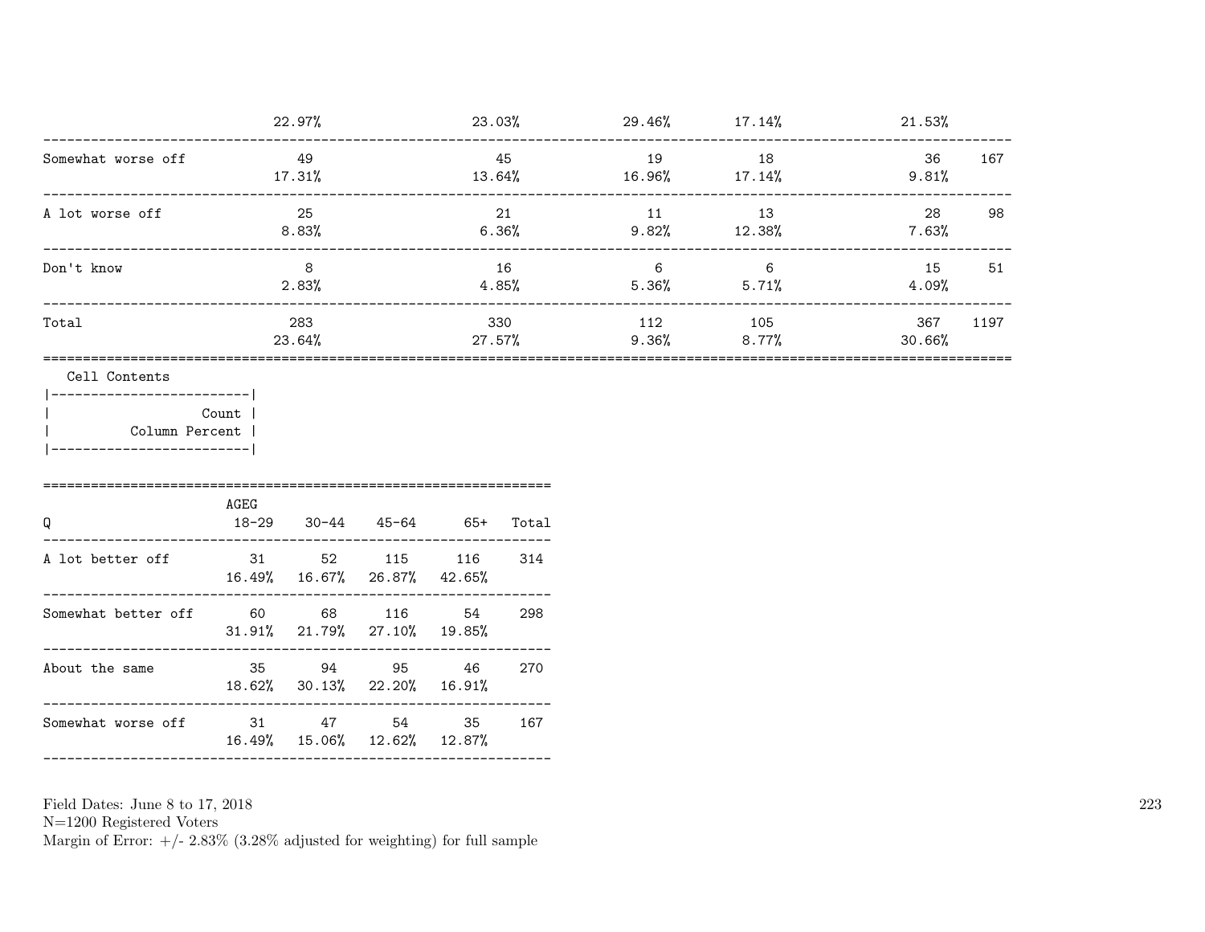| | | | | | | |
|---|---|---|---|---|---|---|
| | 22.97% | 23.03% | 29.46% | 17.14% | 21.53% | |
| Somewhat worse off | 49 | 45 | 19 | 18 | 36 | 167 |
| | 17.31% | 13.64% | 16.96% | 17.14% | 9.81% | |
| A lot worse off | 25 | 21 | 11 | 13 | 28 | 98 |
| | 8.83% | 6.36% | 9.82% | 12.38% | 7.63% | |
| Don't know | 8 | 16 | 6 | 6 | 15 | 51 |
| | 2.83% | 4.85% | 5.36% | 5.71% | 4.09% | |
| Total | 283 | 330 | 112 | 105 | 367 | 1197 |
| | 23.64% | 27.57% | 9.36% | 8.77% | 30.66% | |

Cell Contents

| |
|---|
| Count |
| Column Percent |

| Q | AGEG 18-29 | 30-44 | 45-64 | 65+ | Total |
|---|---|---|---|---|---|
| A lot better off | 31 | 52 | 115 | 116 | 314 |
| | 16.49% | 16.67% | 26.87% | 42.65% | |
| Somewhat better off | 60 | 68 | 116 | 54 | 298 |
| | 31.91% | 21.79% | 27.10% | 19.85% | |
| About the same | 35 | 94 | 95 | 46 | 270 |
| | 18.62% | 30.13% | 22.20% | 16.91% | |
| Somewhat worse off | 31 | 47 | 54 | 35 | 167 |
| | 16.49% | 15.06% | 12.62% | 12.87% | |

Field Dates: June 8 to 17, 2018
N=1200 Registered Voters
Margin of Error: +/- 2.83% (3.28% adjusted for weighting) for full sample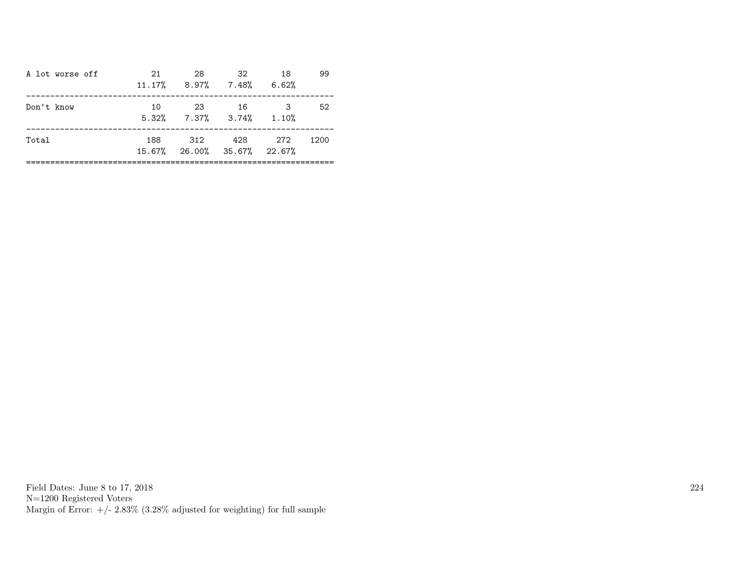| | | | | | |
|---|---|---|---|---|---|
| A lot worse off | 21 | 28 | 32 | 18 | 99 |
| | 11.17% | 8.97% | 7.48% | 6.62% | |
| Don't know | 10 | 23 | 16 | 3 | 52 |
| | 5.32% | 7.37% | 3.74% | 1.10% | |
| Total | 188 | 312 | 428 | 272 | 1200 |
| | 15.67% | 26.00% | 35.67% | 22.67% | |

Field Dates: June 8 to 17, 2018
N=1200 Registered Voters
Margin of Error: +/- 2.83% (3.28% adjusted for weighting) for full sample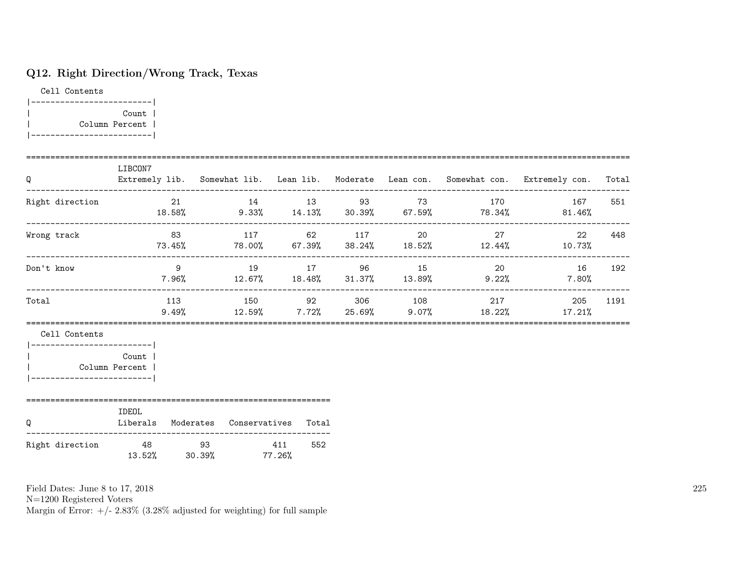## Q12. Right Direction/Wrong Track, Texas

Cell Contents

| Count |
|---|
| Column Percent |

| Q | LIBCON7 Extremely lib. | Somewhat lib. | Lean lib. | Moderate | Lean con. | Somewhat con. | Extremely con. | Total |
|---|---|---|---|---|---|---|---|---|
| Right direction | 21<br>18.58% | 14<br>9.33% | 13<br>14.13% | 93<br>30.39% | 73<br>67.59% | 170<br>78.34% | 167<br>81.46% | 551 |
| Wrong track | 83<br>73.45% | 117<br>78.00% | 62<br>67.39% | 117<br>38.24% | 20<br>18.52% | 27<br>12.44% | 22<br>10.73% | 448 |
| Don't know | 9<br>7.96% | 19<br>12.67% | 17<br>18.48% | 96<br>31.37% | 15<br>13.89% | 20<br>9.22% | 16<br>7.80% | 192 |
| Total | 113<br>9.49% | 150<br>12.59% | 92<br>7.72% | 306<br>25.69% | 108<br>9.07% | 217<br>18.22% | 205<br>17.21% | 1191 |

Cell Contents

| Count |
|---|
| Column Percent |

| Q | IDEOL Liberals | Moderates | Conservatives | Total |
|---|---|---|---|---|
| Right direction | 48<br>13.52% | 93<br>30.39% | 411<br>77.26% | 552 |

Field Dates: June 8 to 17, 2018
N=1200 Registered Voters
Margin of Error: +/- 2.83% (3.28% adjusted for weighting) for full sample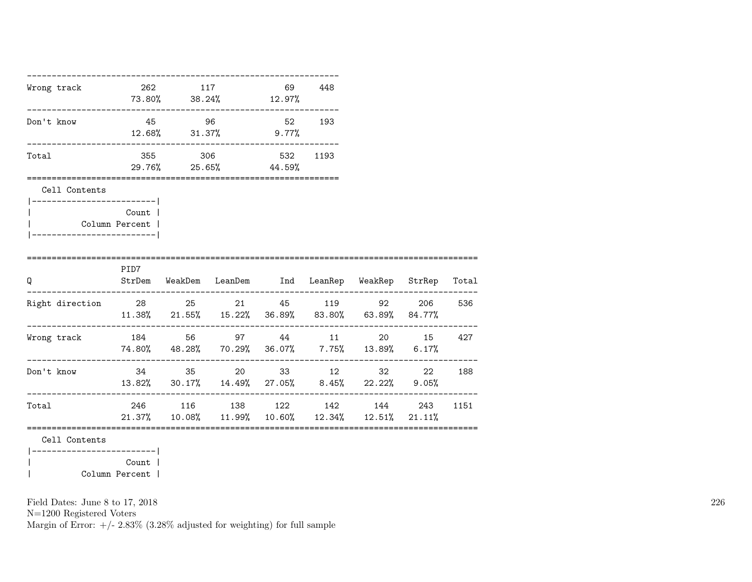| | | | | |
|---|---|---|---|---|
| Wrong track | 262 | 117 | 69 | 448 |
| | 73.80% | 38.24% | 12.97% | |
| Don't know | 45 | 96 | 52 | 193 |
| | 12.68% | 31.37% | 9.77% | |
| Total | 355 | 306 | 532 | 1193 |
| | 29.76% | 25.65% | 44.59% | |

Cell Contents

| |
|---|
| Count |
| Column Percent |

| Q | PID7 StrDem | WeakDem | LeanDem | Ind | LeanRep | WeakRep | StrRep | Total |
|---|---|---|---|---|---|---|---|---|
| Right direction | 28 | 25 | 21 | 45 | 119 | 92 | 206 | 536 |
| | 11.38% | 21.55% | 15.22% | 36.89% | 83.80% | 63.89% | 84.77% | |
| Wrong track | 184 | 56 | 97 | 44 | 11 | 20 | 15 | 427 |
| | 74.80% | 48.28% | 70.29% | 36.07% | 7.75% | 13.89% | 6.17% | |
| Don't know | 34 | 35 | 20 | 33 | 12 | 32 | 22 | 188 |
| | 13.82% | 30.17% | 14.49% | 27.05% | 8.45% | 22.22% | 9.05% | |
| Total | 246 | 116 | 138 | 122 | 142 | 144 | 243 | 1151 |
| | 21.37% | 10.08% | 11.99% | 10.60% | 12.34% | 12.51% | 21.11% | |

Cell Contents

| |
|---|
| Count |
| Column Percent |

Field Dates: June 8 to 17, 2018
N=1200 Registered Voters
Margin of Error: +/- 2.83% (3.28% adjusted for weighting) for full sample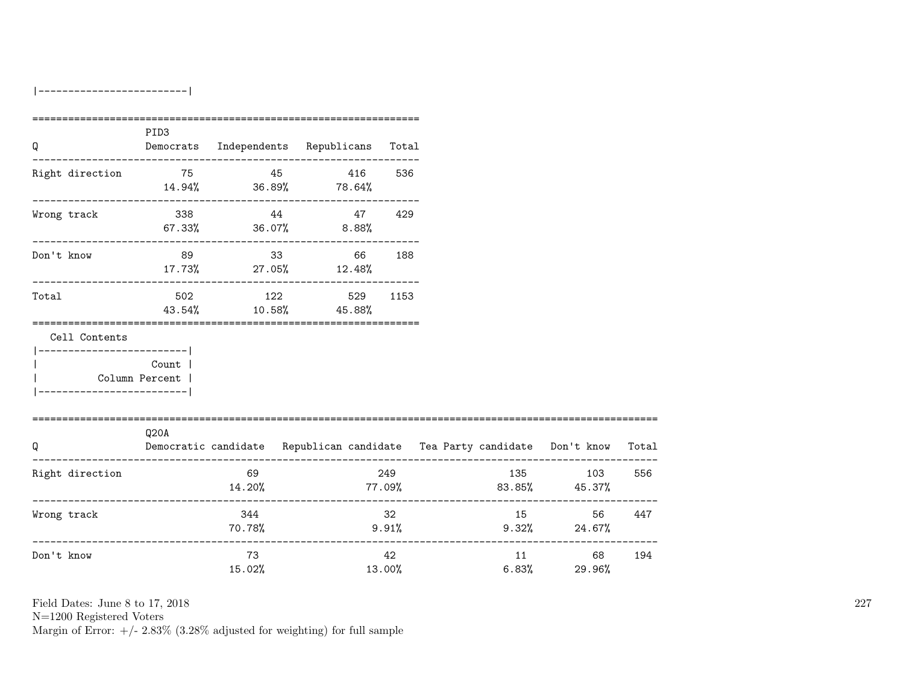|-------------------------|

| Q | PID3 Democrats | Independents | Republicans | Total |
|---|---|---|---|---|
| Right direction | 75<br>14.94% | 45<br>36.89% | 416<br>78.64% | 536 |
| Wrong track | 338<br>67.33% | 44<br>36.07% | 47<br>8.88% | 429 |
| Don't know | 89<br>17.73% | 33<br>27.05% | 66<br>12.48% | 188 |
| Total | 502<br>43.54% | 122<br>10.58% | 529<br>45.88% | 1153 |

Cell Contents

|-------------------------|
| Count |
| Column Percent |
|-------------------------|

| Q | Q20A Democratic candidate | Republican candidate | Tea Party candidate | Don't know | Total |
|---|---|---|---|---|---|
| Right direction | 69<br>14.20% | 249<br>77.09% | 135<br>83.85% | 103<br>45.37% | 556 |
| Wrong track | 344<br>70.78% | 32<br>9.91% | 15<br>9.32% | 56<br>24.67% | 447 |
| Don't know | 73<br>15.02% | 42<br>13.00% | 11<br>6.83% | 68<br>29.96% | 194 |

Field Dates: June 8 to 17, 2018
N=1200 Registered Voters
Margin of Error: +/- 2.83% (3.28% adjusted for weighting) for full sample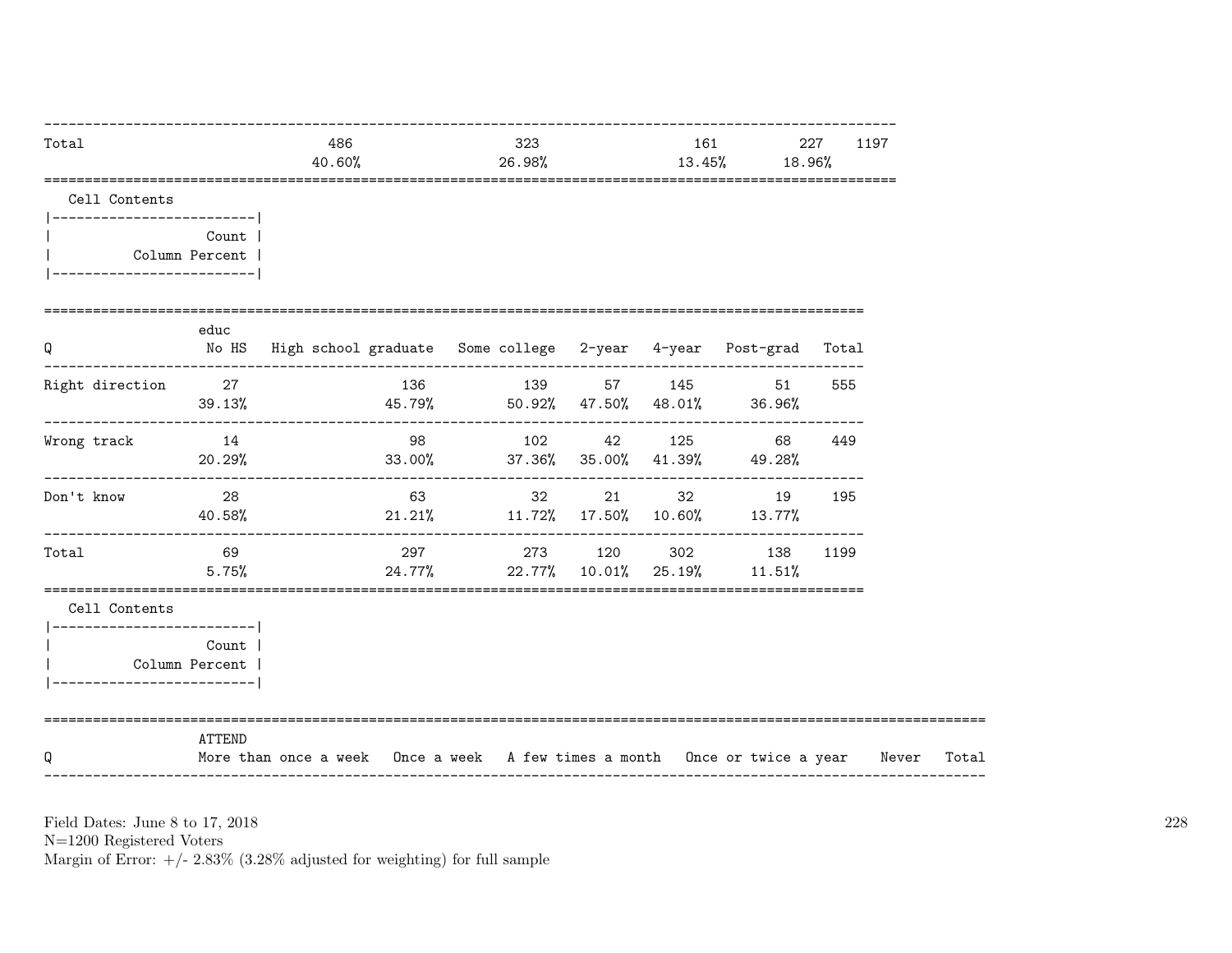| | | | | | |
|---|---|---|---|---|---|
| Total | 486 | 323 | 161 | 227 | 1197 |
| | 40.60% | 26.98% | 13.45% | 18.96% | |

Cell Contents

| |
|---|
| Count |
| Column Percent |

| Q | educ No HS | High school graduate | Some college | 2-year | 4-year | Post-grad | Total |
|---|---|---|---|---|---|---|---|
| Right direction | 27 | 136 | 139 | 57 | 145 | 51 | 555 |
| | 39.13% | 45.79% | 50.92% | 47.50% | 48.01% | 36.96% | |
| Wrong track | 14 | 98 | 102 | 42 | 125 | 68 | 449 |
| | 20.29% | 33.00% | 37.36% | 35.00% | 41.39% | 49.28% | |
| Don't know | 28 | 63 | 32 | 21 | 32 | 19 | 195 |
| | 40.58% | 21.21% | 11.72% | 17.50% | 10.60% | 13.77% | |
| Total | 69 | 297 | 273 | 120 | 302 | 138 | 1199 |
| | 5.75% | 24.77% | 22.77% | 10.01% | 25.19% | 11.51% | |

Cell Contents

| |
|---|
| Count |
| Column Percent |

| Q | ATTEND More than once a week | Once a week | A few times a month | Once or twice a year | Never | Total |
|---|---|---|---|---|---|---|

Field Dates: June 8 to 17, 2018
N=1200 Registered Voters
Margin of Error: +/- 2.83% (3.28% adjusted for weighting) for full sample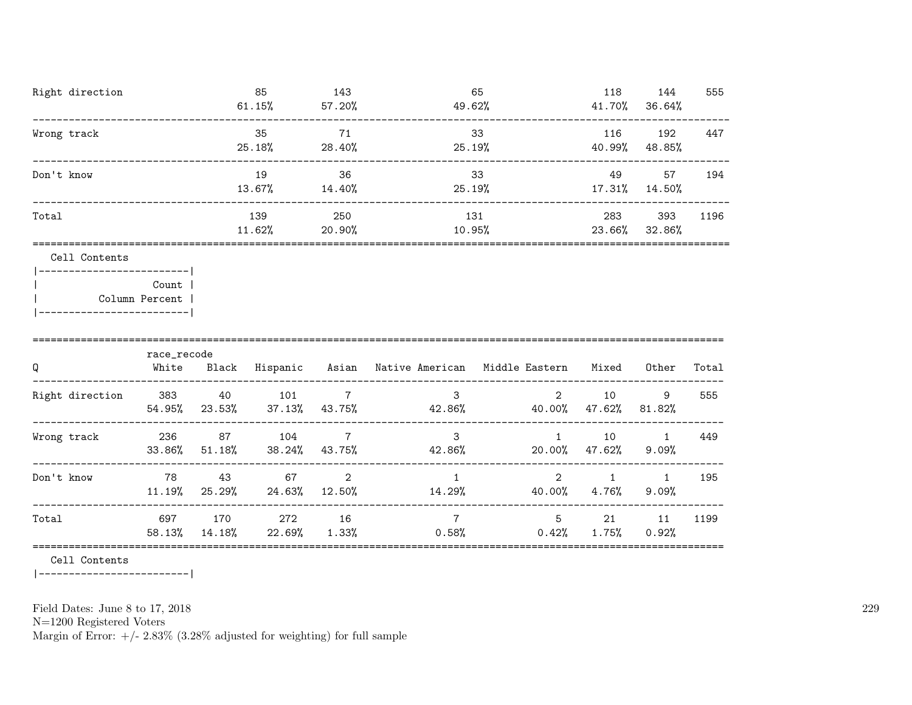| | | | | | | |
|---|---|---|---|---|---|---|
| Right direction | 85<br>61.15% | 143<br>57.20% | 65<br>49.62% | 118<br>41.70% | 144<br>36.64% | 555 |
| Wrong track | 35<br>25.18% | 71<br>28.40% | 33<br>25.19% | 116<br>40.99% | 192<br>48.85% | 447 |
| Don't know | 19<br>13.67% | 36<br>14.40% | 33<br>25.19% | 49<br>17.31% | 57<br>14.50% | 194 |
| Total | 139<br>11.62% | 250<br>20.90% | 131<br>10.95% | 283<br>23.66% | 393<br>32.86% | 1196 |

Cell Contents

```
|-------------------------|
|                   Count |
|         Column Percent |
|-------------------------|
```

| Q | race_recode<br>White | Black | Hispanic | Asian | Native American | Middle Eastern | Mixed | Other | Total |
|---|---|---|---|---|---|---|---|---|---|
| Right direction | 383<br>54.95% | 40<br>23.53% | 101<br>37.13% | 7<br>43.75% | 3<br>42.86% | 2<br>40.00% | 10<br>47.62% | 9<br>81.82% | 555 |
| Wrong track | 236<br>33.86% | 87<br>51.18% | 104<br>38.24% | 7<br>43.75% | 3<br>42.86% | 1<br>20.00% | 10<br>47.62% | 1<br>9.09% | 449 |
| Don't know | 78<br>11.19% | 43<br>25.29% | 67<br>24.63% | 2<br>12.50% | 1<br>14.29% | 2<br>40.00% | 1<br>4.76% | 1<br>9.09% | 195 |
| Total | 697<br>58.13% | 170<br>14.18% | 272<br>22.69% | 16<br>1.33% | 7<br>0.58% | 5<br>0.42% | 21<br>1.75% | 11<br>0.92% | 1199 |

Cell Contents

```
|-------------------------|
```

Field Dates: June 8 to 17, 2018
N=1200 Registered Voters
Margin of Error: +/- 2.83% (3.28% adjusted for weighting) for full sample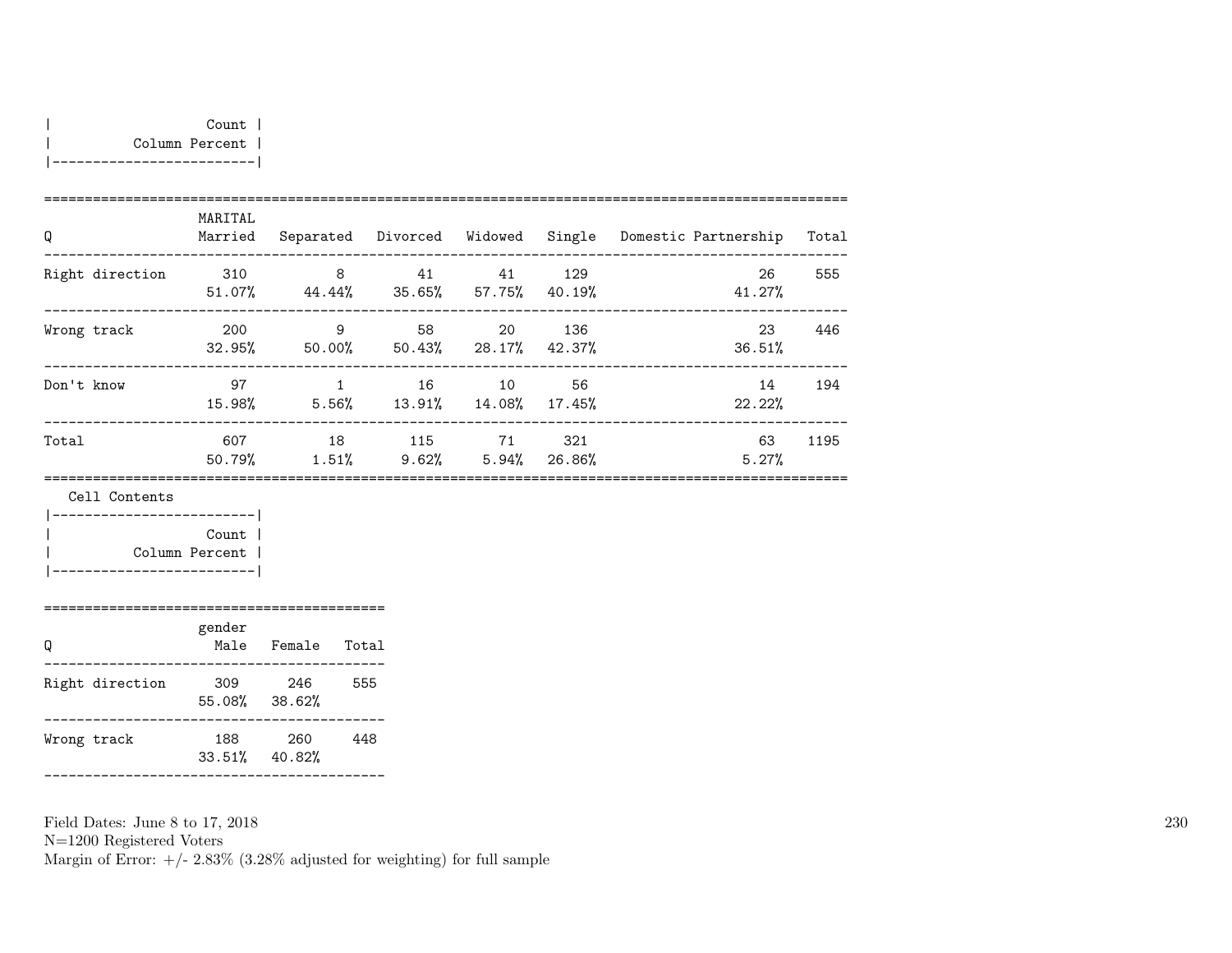| Count |
|---|
| Column Percent |

| Q | MARITAL Married | Separated | Divorced | Widowed | Single | Domestic Partnership | Total |
|---|---|---|---|---|---|---|---|
| Right direction | 310 | 8 | 41 | 41 | 129 | 26 | 555 |
| | 51.07% | 44.44% | 35.65% | 57.75% | 40.19% | 41.27% | |
| Wrong track | 200 | 9 | 58 | 20 | 136 | 23 | 446 |
| | 32.95% | 50.00% | 50.43% | 28.17% | 42.37% | 36.51% | |
| Don't know | 97 | 1 | 16 | 10 | 56 | 14 | 194 |
| | 15.98% | 5.56% | 13.91% | 14.08% | 17.45% | 22.22% | |
| Total | 607 | 18 | 115 | 71 | 321 | 63 | 1195 |
| | 50.79% | 1.51% | 9.62% | 5.94% | 26.86% | 5.27% | |

Cell Contents

| Count |
|---|
| Column Percent |

| Q | gender Male | Female | Total |
|---|---|---|---|
| Right direction | 309 | 246 | 555 |
| | 55.08% | 38.62% | |
| Wrong track | 188 | 260 | 448 |
| | 33.51% | 40.82% | |

Field Dates: June 8 to 17, 2018
N=1200 Registered Voters
Margin of Error: +/- 2.83% (3.28% adjusted for weighting) for full sample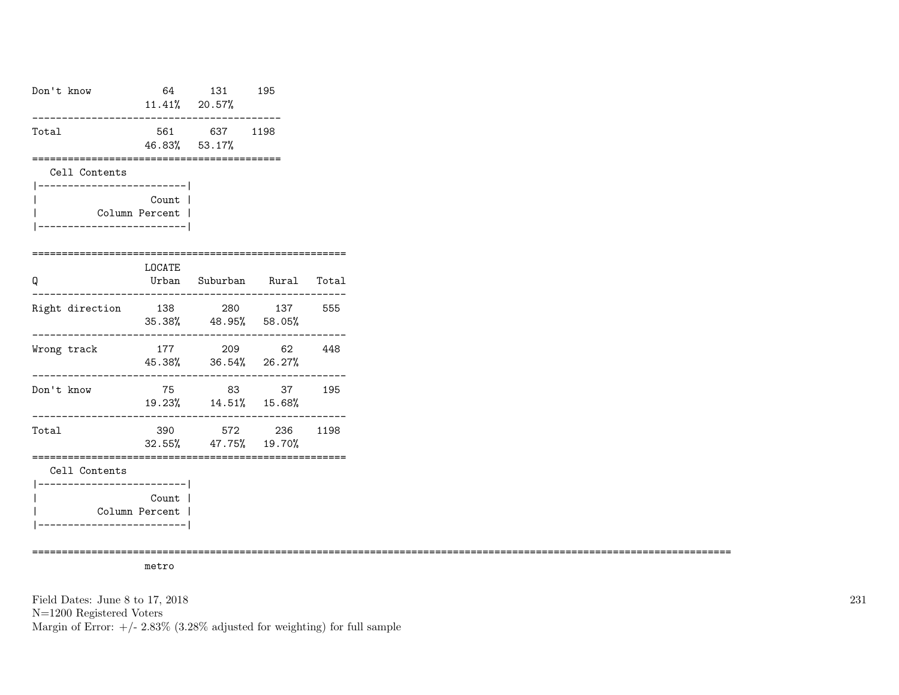| | | | |
|---|---|---|---|
| Don't know | 64 | 131 | 195 |
| | 11.41% | 20.57% | |
| Total | 561 | 637 | 1198 |
| | 46.83% | 53.17% | |

Cell Contents

| Count |
|---|
| Column Percent |

| Q | LOCATE Urban | Suburban | Rural | Total |
|---|---|---|---|---|
| Right direction | 138 | 280 | 137 | 555 |
| | 35.38% | 48.95% | 58.05% | |
| Wrong track | 177 | 209 | 62 | 448 |
| | 45.38% | 36.54% | 26.27% | |
| Don't know | 75 | 83 | 37 | 195 |
| | 19.23% | 14.51% | 15.68% | |
| Total | 390 | 572 | 236 | 1198 |
| | 32.55% | 47.75% | 19.70% | |

Cell Contents

| Count |
|---|
| Column Percent |

metro

Field Dates: June 8 to 17, 2018
N=1200 Registered Voters
Margin of Error: +/- 2.83% (3.28% adjusted for weighting) for full sample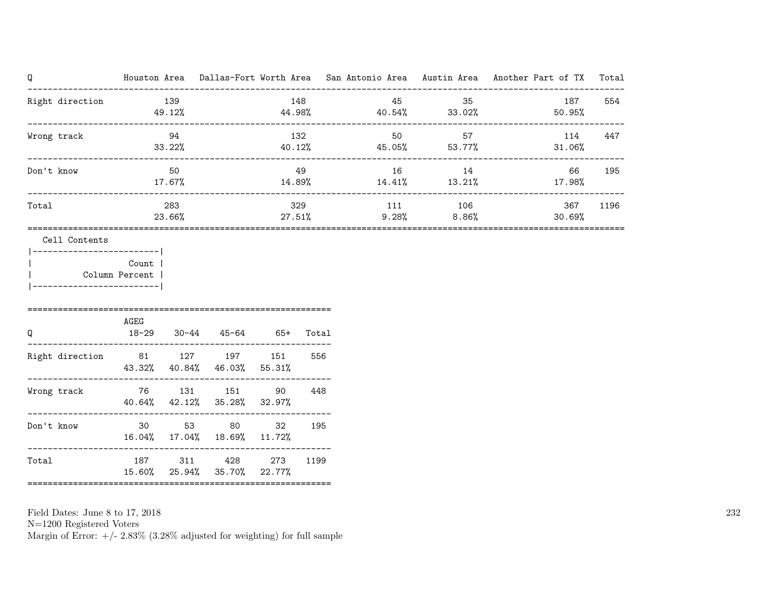| Q | Houston Area | Dallas-Fort Worth Area | San Antonio Area | Austin Area | Another Part of TX | Total |
|---|---|---|---|---|---|---|
| Right direction | 139<br>49.12% | 148<br>44.98% | 45<br>40.54% | 35<br>33.02% | 187<br>50.95% | 554 |
| Wrong track | 94<br>33.22% | 132<br>40.12% | 50<br>45.05% | 57<br>53.77% | 114<br>31.06% | 447 |
| Don't know | 50<br>17.67% | 49<br>14.89% | 16<br>14.41% | 14<br>13.21% | 66<br>17.98% | 195 |
| Total | 283<br>23.66% | 329<br>27.51% | 111<br>9.28% | 106<br>8.86% | 367<br>30.69% | 1196 |

Cell Contents

| Count |
|---|
| Column Percent |

| Q | AGEG 18-29 | 30-44 | 45-64 | 65+ | Total |
|---|---|---|---|---|---|
| Right direction | 81<br>43.32% | 127<br>40.84% | 197<br>46.03% | 151<br>55.31% | 556 |
| Wrong track | 76<br>40.64% | 131<br>42.12% | 151<br>35.28% | 90<br>32.97% | 448 |
| Don't know | 30<br>16.04% | 53<br>17.04% | 80<br>18.69% | 32<br>11.72% | 195 |
| Total | 187<br>15.60% | 311<br>25.94% | 428<br>35.70% | 273<br>22.77% | 1199 |

Field Dates: June 8 to 17, 2018
N=1200 Registered Voters
Margin of Error: +/- 2.83% (3.28% adjusted for weighting) for full sample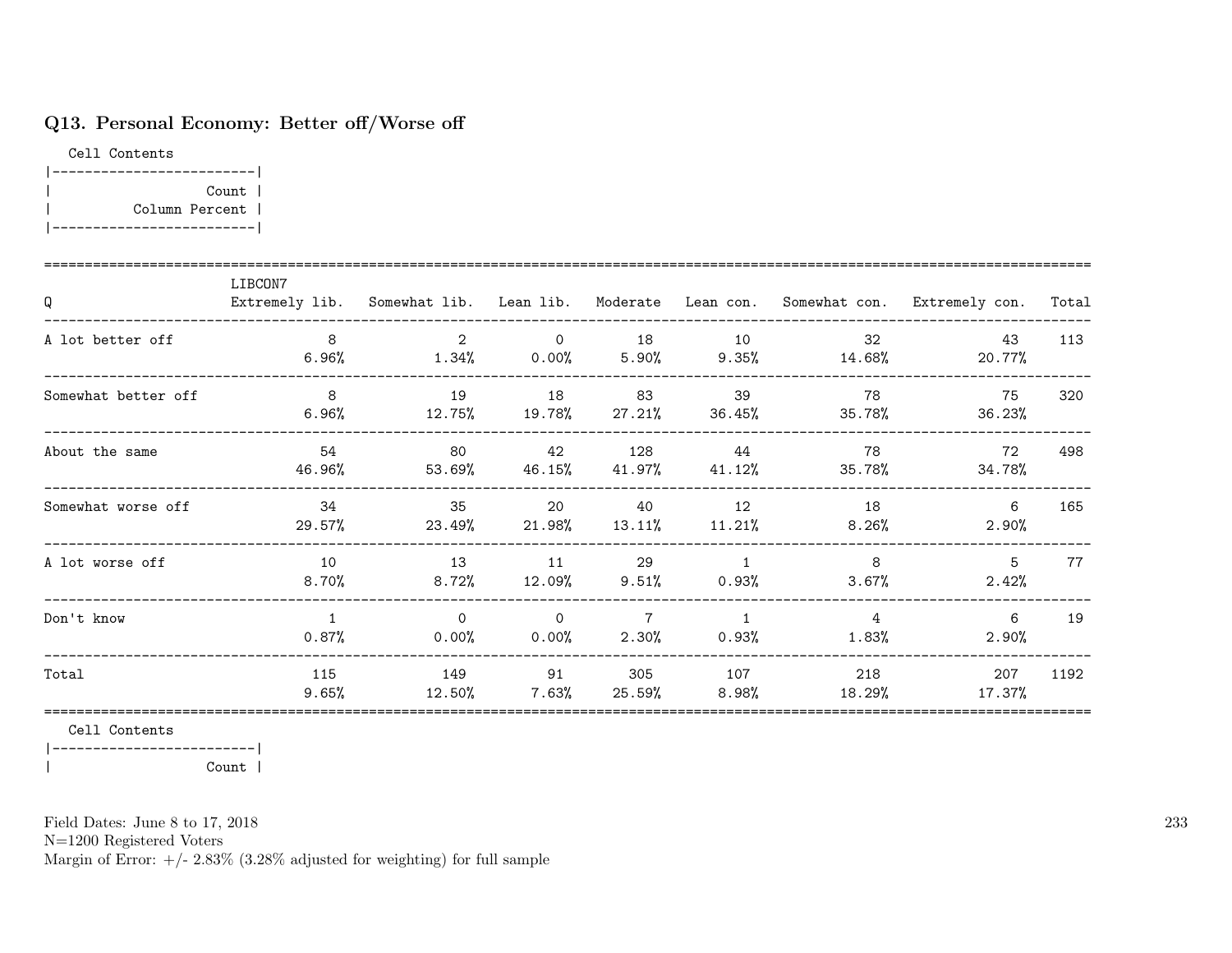## Q13. Personal Economy: Better off/Worse off

Cell Contents

| Count |
|---|
| Column Percent |

| Q | LIBCON7 Extremely lib. | Somewhat lib. | Lean lib. | Moderate | Lean con. | Somewhat con. | Extremely con. | Total |
|---|---|---|---|---|---|---|---|---|
| A lot better off | 8<br>6.96% | 2<br>1.34% | 0<br>0.00% | 18<br>5.90% | 10<br>9.35% | 32<br>14.68% | 43<br>20.77% | 113 |
| Somewhat better off | 8<br>6.96% | 19<br>12.75% | 18<br>19.78% | 83<br>27.21% | 39<br>36.45% | 78<br>35.78% | 75<br>36.23% | 320 |
| About the same | 54<br>46.96% | 80<br>53.69% | 42<br>46.15% | 128<br>41.97% | 44<br>41.12% | 78<br>35.78% | 72<br>34.78% | 498 |
| Somewhat worse off | 34<br>29.57% | 35<br>23.49% | 20<br>21.98% | 40<br>13.11% | 12<br>11.21% | 18<br>8.26% | 6<br>2.90% | 165 |
| A lot worse off | 10<br>8.70% | 13<br>8.72% | 11<br>12.09% | 29<br>9.51% | 1<br>0.93% | 8<br>3.67% | 5<br>2.42% | 77 |
| Don't know | 1<br>0.87% | 0<br>0.00% | 0<br>0.00% | 7<br>2.30% | 1<br>0.93% | 4<br>1.83% | 6<br>2.90% | 19 |
| Total | 115<br>9.65% | 149<br>12.50% | 91<br>7.63% | 305<br>25.59% | 107<br>8.98% | 218<br>18.29% | 207<br>17.37% | 1192 |

Cell Contents

| Count |
|---|

Field Dates: June 8 to 17, 2018
N=1200 Registered Voters
Margin of Error: +/- 2.83% (3.28% adjusted for weighting) for full sample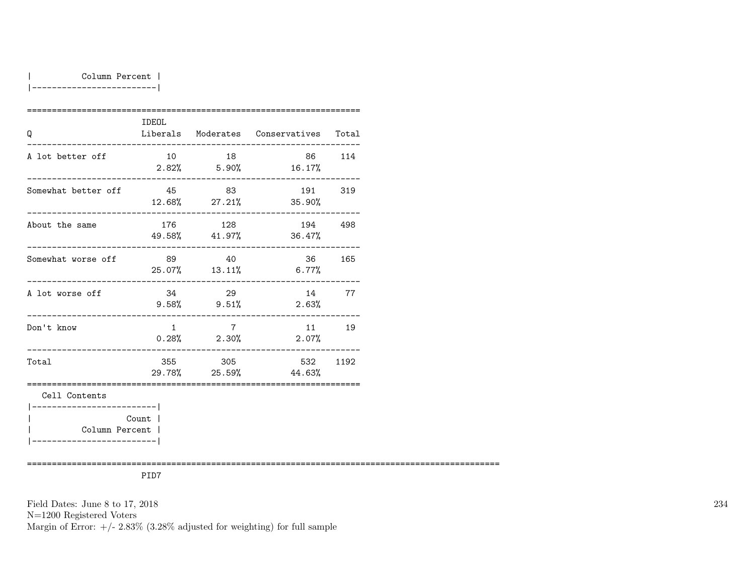| Column Percent |
|---|

| Q | IDEOL Liberals | Moderates | Conservatives | Total |
|---|---|---|---|---|
| A lot better off | 10<br>2.82% | 18<br>5.90% | 86<br>16.17% | 114 |
| Somewhat better off | 45<br>12.68% | 83<br>27.21% | 191<br>35.90% | 319 |
| About the same | 176<br>49.58% | 128<br>41.97% | 194<br>36.47% | 498 |
| Somewhat worse off | 89<br>25.07% | 40<br>13.11% | 36<br>6.77% | 165 |
| A lot worse off | 34<br>9.58% | 29<br>9.51% | 14<br>2.63% | 77 |
| Don't know | 1<br>0.28% | 7<br>2.30% | 11<br>2.07% | 19 |
| Total | 355<br>29.78% | 305<br>25.59% | 532<br>44.63% | 1192 |

Cell Contents

| Count |
|---|
| Column Percent |

PID7

Field Dates: June 8 to 17, 2018
N=1200 Registered Voters
Margin of Error: +/- 2.83% (3.28% adjusted for weighting) for full sample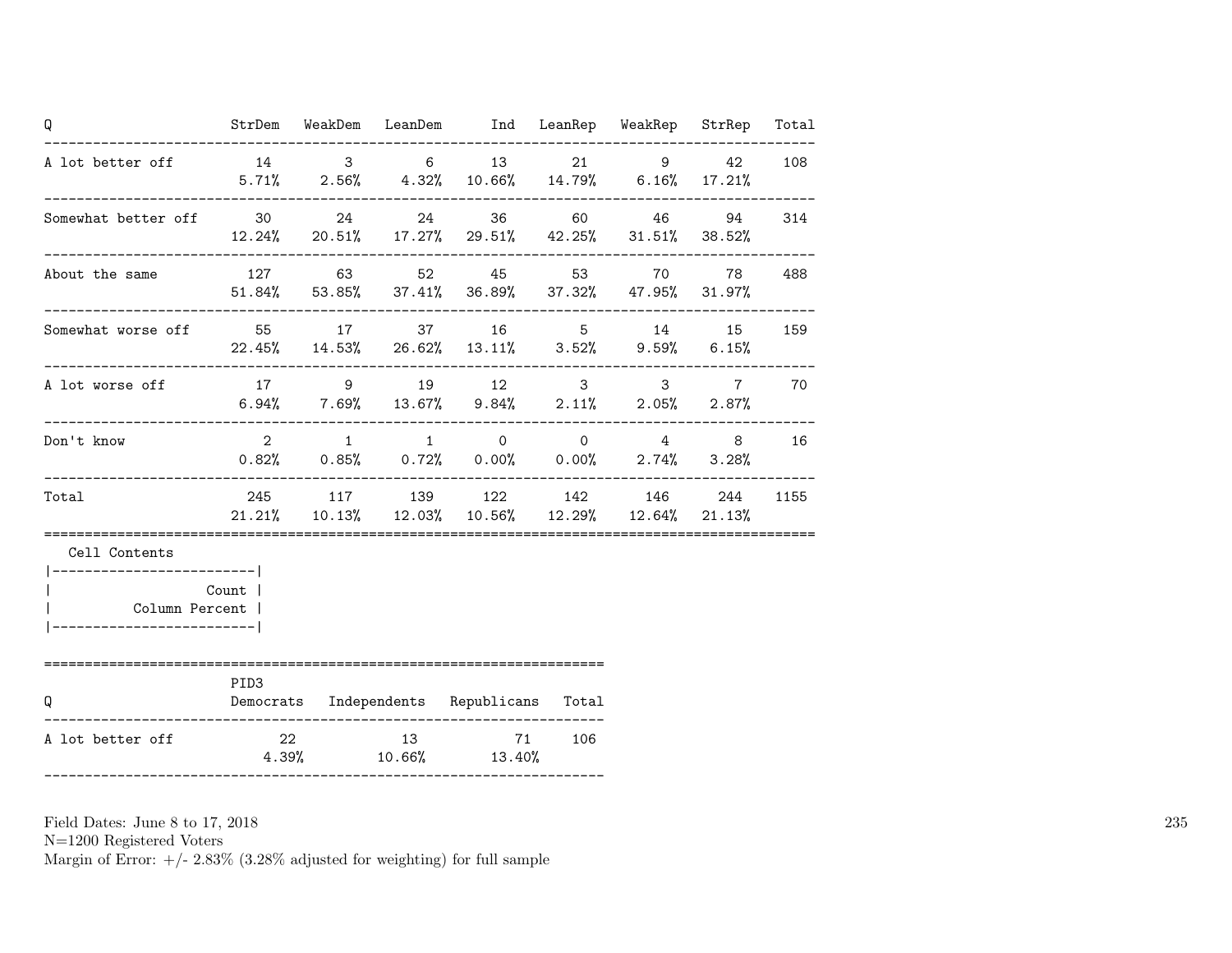| Q | StrDem | WeakDem | LeanDem | Ind | LeanRep | WeakRep | StrRep | Total |
|---|---|---|---|---|---|---|---|---|
| A lot better off | 14<br>5.71% | 3<br>2.56% | 6<br>4.32% | 13<br>10.66% | 21<br>14.79% | 9<br>6.16% | 42<br>17.21% | 108 |
| Somewhat better off | 30<br>12.24% | 24<br>20.51% | 24<br>17.27% | 36<br>29.51% | 60<br>42.25% | 46<br>31.51% | 94<br>38.52% | 314 |
| About the same | 127<br>51.84% | 63<br>53.85% | 52<br>37.41% | 45<br>36.89% | 53<br>37.32% | 70<br>47.95% | 78<br>31.97% | 488 |
| Somewhat worse off | 55<br>22.45% | 17<br>14.53% | 37<br>26.62% | 16<br>13.11% | 5<br>3.52% | 14<br>9.59% | 15<br>6.15% | 159 |
| A lot worse off | 17<br>6.94% | 9<br>7.69% | 19<br>13.67% | 12<br>9.84% | 3<br>2.11% | 3<br>2.05% | 7<br>2.87% | 70 |
| Don't know | 2<br>0.82% | 1<br>0.85% | 1<br>0.72% | 0<br>0.00% | 0<br>0.00% | 4<br>2.74% | 8<br>3.28% | 16 |
| Total | 245<br>21.21% | 117<br>10.13% | 139<br>12.03% | 122<br>10.56% | 142<br>12.29% | 146<br>12.64% | 244<br>21.13% | 1155 |

Cell Contents

| |
|---|
| Count |
| Column Percent |

| Q | PID3 Democrats | Independents | Republicans | Total |
|---|---|---|---|---|
| A lot better off | 22<br>4.39% | 13<br>10.66% | 71<br>13.40% | 106 |

Field Dates: June 8 to 17, 2018
N=1200 Registered Voters
Margin of Error: +/- 2.83% (3.28% adjusted for weighting) for full sample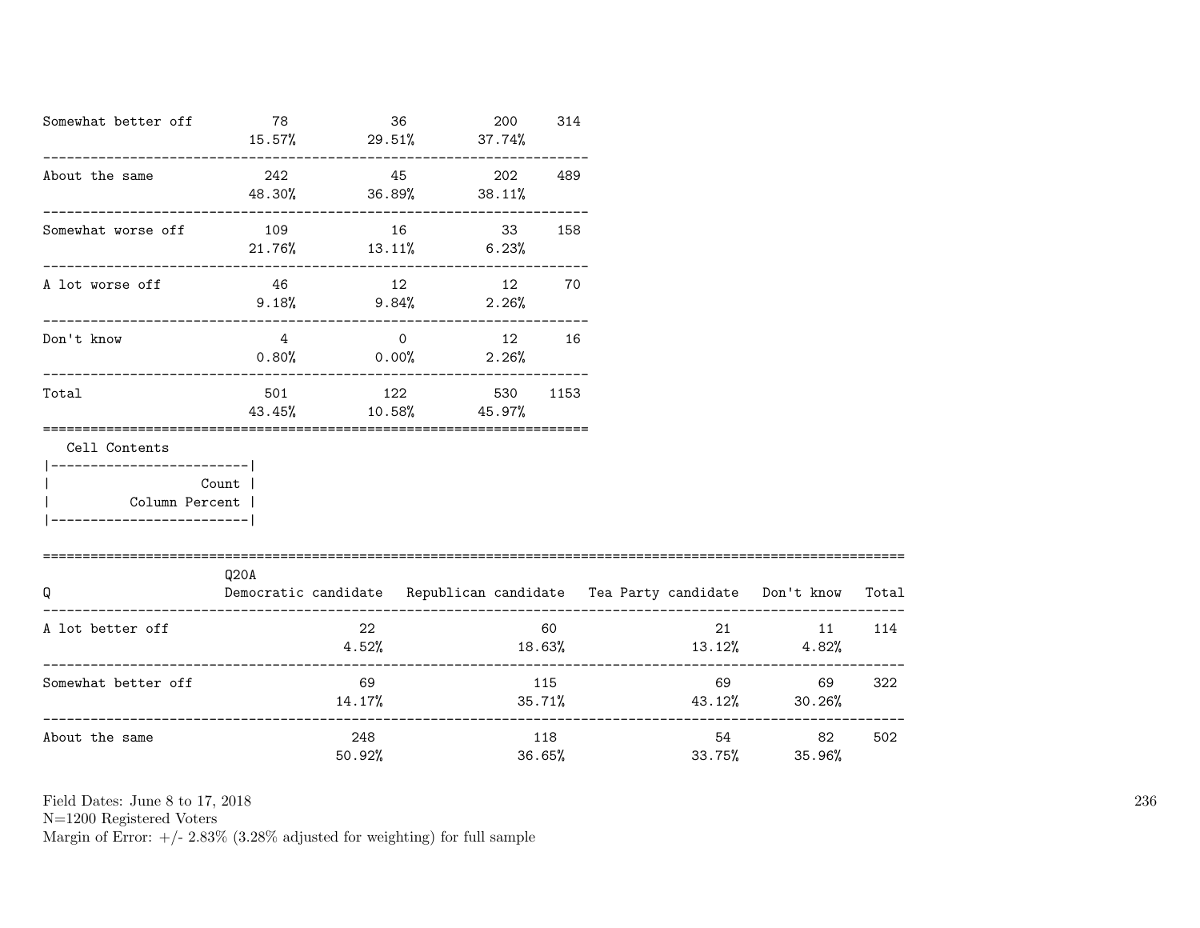| | | | | |
|---|---|---|---|---|
| Somewhat better off | 78<br>15.57% | 36<br>29.51% | 200<br>37.74% | 314 |
| About the same | 242<br>48.30% | 45<br>36.89% | 202<br>38.11% | 489 |
| Somewhat worse off | 109<br>21.76% | 16<br>13.11% | 33<br>6.23% | 158 |
| A lot worse off | 46<br>9.18% | 12<br>9.84% | 12<br>2.26% | 70 |
| Don't know | 4<br>0.80% | 0<br>0.00% | 12<br>2.26% | 16 |
| Total | 501<br>43.45% | 122<br>10.58% | 530<br>45.97% | 1153 |

Cell Contents

| |
|---|
| Count |
| Column Percent |

| Q | Q20A<br>Democratic candidate | Republican candidate | Tea Party candidate | Don't know | Total |
|---|---|---|---|---|---|
| A lot better off | 22<br>4.52% | 60<br>18.63% | 21<br>13.12% | 11<br>4.82% | 114 |
| Somewhat better off | 69<br>14.17% | 115<br>35.71% | 69<br>43.12% | 69<br>30.26% | 322 |
| About the same | 248<br>50.92% | 118<br>36.65% | 54<br>33.75% | 82<br>35.96% | 502 |

Field Dates: June 8 to 17, 2018
N=1200 Registered Voters
Margin of Error: +/- 2.83% (3.28% adjusted for weighting) for full sample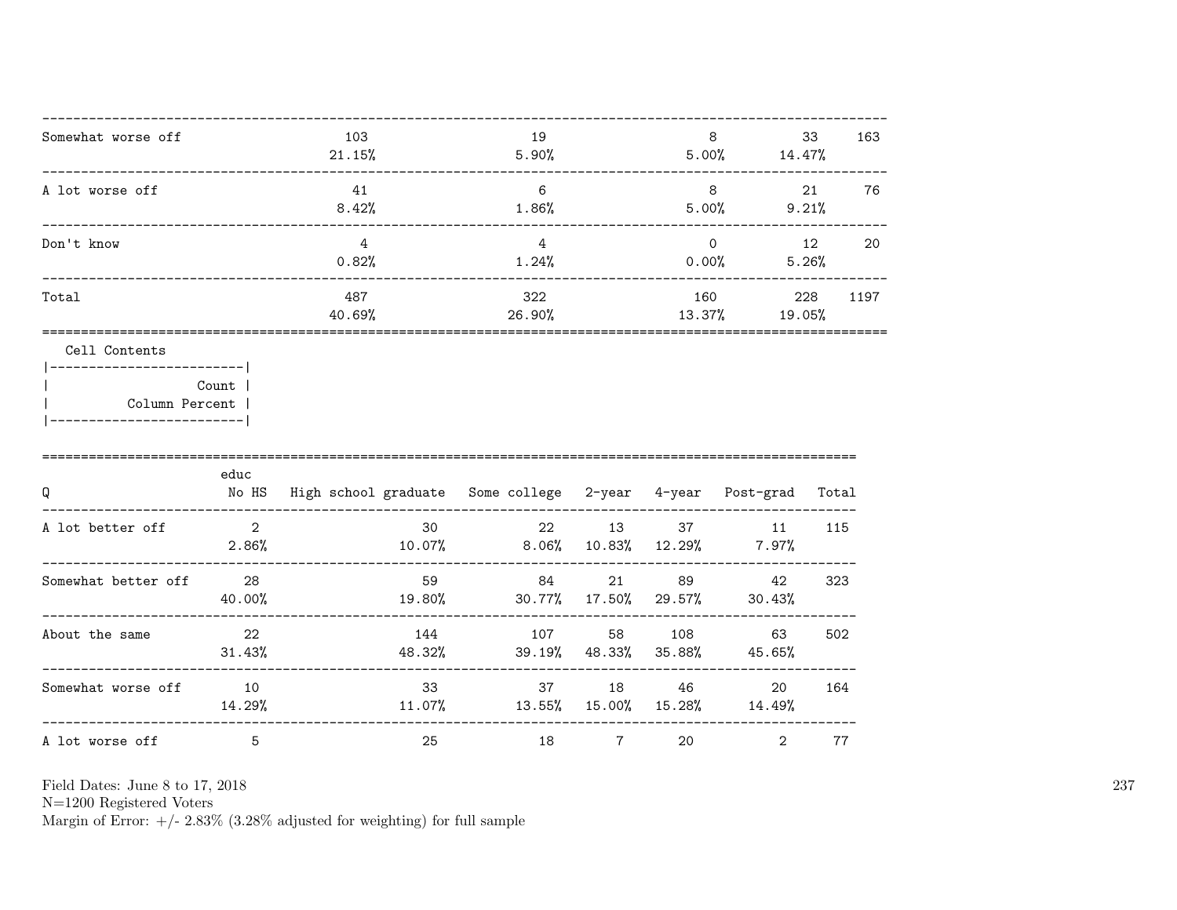| | | | | | |
|---|---|---|---|---|---|
| Somewhat worse off | 103 | 19 | 8 | 33 | 163 |
| | 21.15% | 5.90% | 5.00% | 14.47% | |
| A lot worse off | 41 | 6 | 8 | 21 | 76 |
| | 8.42% | 1.86% | 5.00% | 9.21% | |
| Don't know | 4 | 4 | 0 | 12 | 20 |
| | 0.82% | 1.24% | 0.00% | 5.26% | |
| Total | 487 | 322 | 160 | 228 | 1197 |
| | 40.69% | 26.90% | 13.37% | 19.05% | |

Cell Contents

| |
|---|
| Count |
| Column Percent |

| Q | educ No HS | High school graduate | Some college | 2-year | 4-year | Post-grad | Total |
|---|---|---|---|---|---|---|---|
| A lot better off | 2 | 30 | 22 | 13 | 37 | 11 | 115 |
| | 2.86% | 10.07% | 8.06% | 10.83% | 12.29% | 7.97% | |
| Somewhat better off | 28 | 59 | 84 | 21 | 89 | 42 | 323 |
| | 40.00% | 19.80% | 30.77% | 17.50% | 29.57% | 30.43% | |
| About the same | 22 | 144 | 107 | 58 | 108 | 63 | 502 |
| | 31.43% | 48.32% | 39.19% | 48.33% | 35.88% | 45.65% | |
| Somewhat worse off | 10 | 33 | 37 | 18 | 46 | 20 | 164 |
| | 14.29% | 11.07% | 13.55% | 15.00% | 15.28% | 14.49% | |
| A lot worse off | 5 | 25 | 18 | 7 | 20 | 2 | 77 |

Field Dates: June 8 to 17, 2018
N=1200 Registered Voters
Margin of Error: +/- 2.83% (3.28% adjusted for weighting) for full sample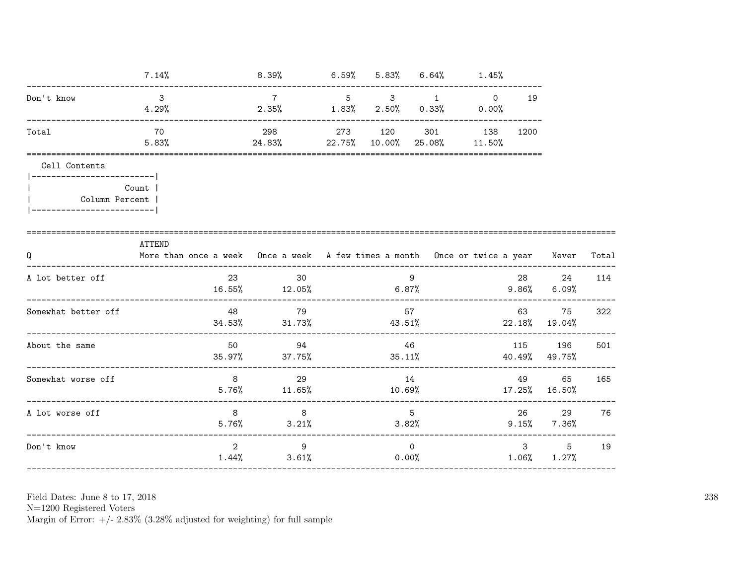| | | | | | | | |
|---|---|---|---|---|---|---|---|
| | 7.14% | 8.39% | 6.59% | 5.83% | 6.64% | 1.45% | |
| Don't know | 3 | 7 | 5 | 3 | 1 | 0 | 19 |
| | 4.29% | 2.35% | 1.83% | 2.50% | 0.33% | 0.00% | |
| Total | 70 | 298 | 273 | 120 | 301 | 138 | 1200 |
| | 5.83% | 24.83% | 22.75% | 10.00% | 25.08% | 11.50% | |

Cell Contents

| |
|---|
| Count |
| Column Percent |

| Q | ATTEND More than once a week | Once a week | A few times a month | Once or twice a year | Never | Total |
|---|---|---|---|---|---|---|
| A lot better off | 23 | 30 | 9 | 28 | 24 | 114 |
| | 16.55% | 12.05% | 6.87% | 9.86% | 6.09% | |
| Somewhat better off | 48 | 79 | 57 | 63 | 75 | 322 |
| | 34.53% | 31.73% | 43.51% | 22.18% | 19.04% | |
| About the same | 50 | 94 | 46 | 115 | 196 | 501 |
| | 35.97% | 37.75% | 35.11% | 40.49% | 49.75% | |
| Somewhat worse off | 8 | 29 | 14 | 49 | 65 | 165 |
| | 5.76% | 11.65% | 10.69% | 17.25% | 16.50% | |
| A lot worse off | 8 | 8 | 5 | 26 | 29 | 76 |
| | 5.76% | 3.21% | 3.82% | 9.15% | 7.36% | |
| Don't know | 2 | 9 | 0 | 3 | 5 | 19 |
| | 1.44% | 3.61% | 0.00% | 1.06% | 1.27% | |

Field Dates: June 8 to 17, 2018
N=1200 Registered Voters
Margin of Error: +/- 2.83% (3.28% adjusted for weighting) for full sample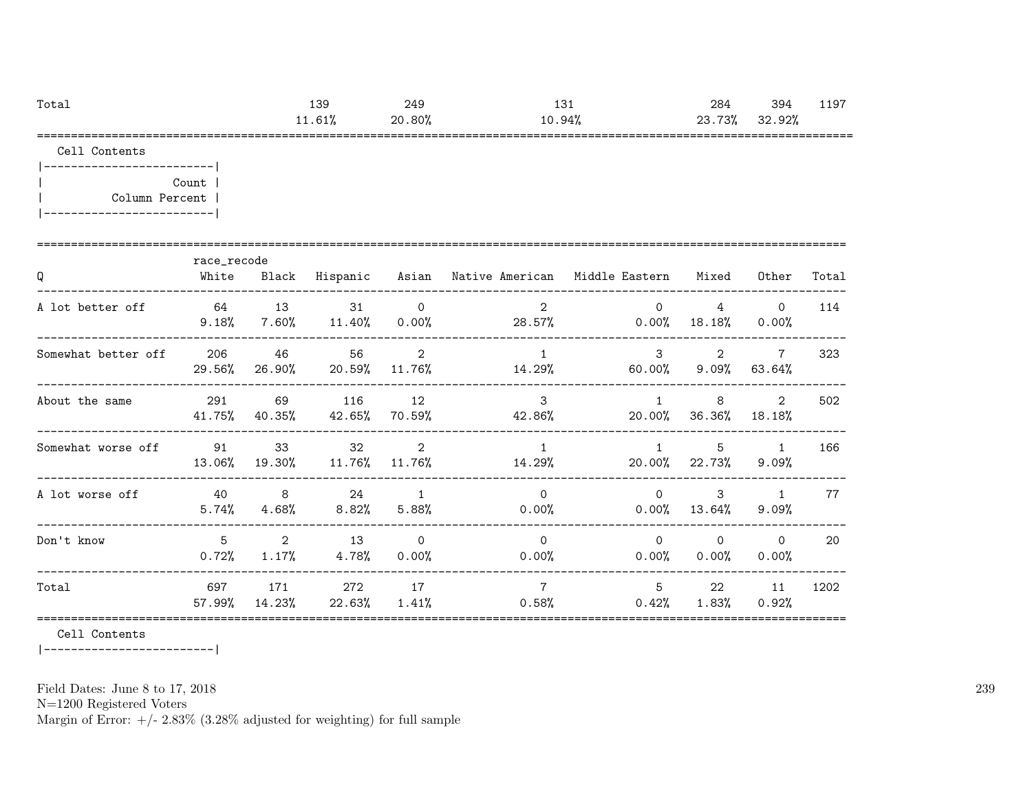| Total | | 139 | 249 | 131 | | 284 | 394 | 1197 |
|---|---|---|---|---|---|---|---|---|
| | | 11.61% | 20.80% | 10.94% | | 23.73% | 32.92% | |

Cell Contents

|-------------------------|
| Count |
| Column Percent |
|-------------------------|

| Q | race_recode White | Black | Hispanic | Asian | Native American | Middle Eastern | Mixed | Other | Total |
|---|---|---|---|---|---|---|---|---|---|
| A lot better off | 64 | 13 | 31 | 0 | 2 | 0 | 4 | 0 | 114 |
| | 9.18% | 7.60% | 11.40% | 0.00% | 28.57% | 0.00% | 18.18% | 0.00% | |
| Somewhat better off | 206 | 46 | 56 | 2 | 1 | 3 | 2 | 7 | 323 |
| | 29.56% | 26.90% | 20.59% | 11.76% | 14.29% | 60.00% | 9.09% | 63.64% | |
| About the same | 291 | 69 | 116 | 12 | 3 | 1 | 8 | 2 | 502 |
| | 41.75% | 40.35% | 42.65% | 70.59% | 42.86% | 20.00% | 36.36% | 18.18% | |
| Somewhat worse off | 91 | 33 | 32 | 2 | 1 | 1 | 5 | 1 | 166 |
| | 13.06% | 19.30% | 11.76% | 11.76% | 14.29% | 20.00% | 22.73% | 9.09% | |
| A lot worse off | 40 | 8 | 24 | 1 | 0 | 0 | 3 | 1 | 77 |
| | 5.74% | 4.68% | 8.82% | 5.88% | 0.00% | 0.00% | 13.64% | 9.09% | |
| Don't know | 5 | 2 | 13 | 0 | 0 | 0 | 0 | 0 | 20 |
| | 0.72% | 1.17% | 4.78% | 0.00% | 0.00% | 0.00% | 0.00% | 0.00% | |
| Total | 697 | 171 | 272 | 17 | 7 | 5 | 22 | 11 | 1202 |
| | 57.99% | 14.23% | 22.63% | 1.41% | 0.58% | 0.42% | 1.83% | 0.92% | |

Cell Contents

|-------------------------|

Field Dates: June 8 to 17, 2018
N=1200 Registered Voters
Margin of Error: +/- 2.83% (3.28% adjusted for weighting) for full sample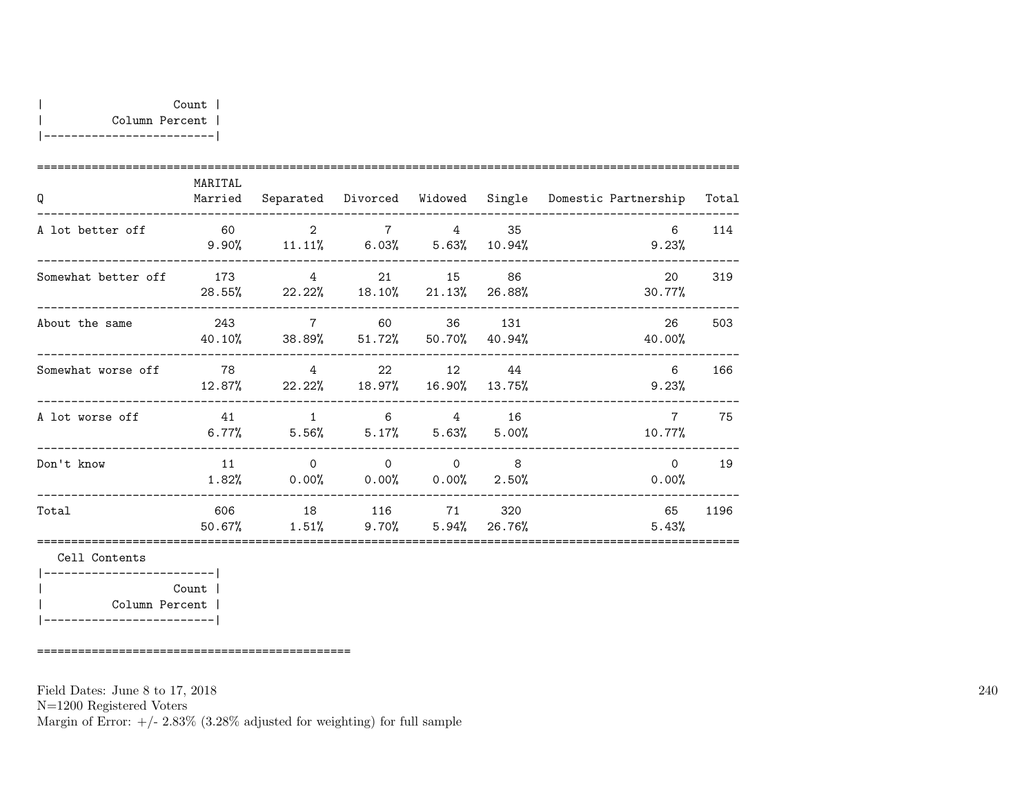| Count |
|---|
| Column Percent |

| Q | MARITAL Married | Separated | Divorced | Widowed | Single | Domestic Partnership | Total |
|---|---|---|---|---|---|---|---|
| A lot better off | 60 | 2 | 7 | 4 | 35 | 6 | 114 |
| | 9.90% | 11.11% | 6.03% | 5.63% | 10.94% | 9.23% | |
| Somewhat better off | 173 | 4 | 21 | 15 | 86 | 20 | 319 |
| | 28.55% | 22.22% | 18.10% | 21.13% | 26.88% | 30.77% | |
| About the same | 243 | 7 | 60 | 36 | 131 | 26 | 503 |
| | 40.10% | 38.89% | 51.72% | 50.70% | 40.94% | 40.00% | |
| Somewhat worse off | 78 | 4 | 22 | 12 | 44 | 6 | 166 |
| | 12.87% | 22.22% | 18.97% | 16.90% | 13.75% | 9.23% | |
| A lot worse off | 41 | 1 | 6 | 4 | 16 | 7 | 75 |
| | 6.77% | 5.56% | 5.17% | 5.63% | 5.00% | 10.77% | |
| Don't know | 11 | 0 | 0 | 0 | 8 | 0 | 19 |
| | 1.82% | 0.00% | 0.00% | 0.00% | 2.50% | 0.00% | |
| Total | 606 | 18 | 116 | 71 | 320 | 65 | 1196 |
| | 50.67% | 1.51% | 9.70% | 5.94% | 26.76% | 5.43% | |

Cell Contents

| Count |
|---|
| Column Percent |

Field Dates: June 8 to 17, 2018
N=1200 Registered Voters
Margin of Error: +/- 2.83% (3.28% adjusted for weighting) for full sample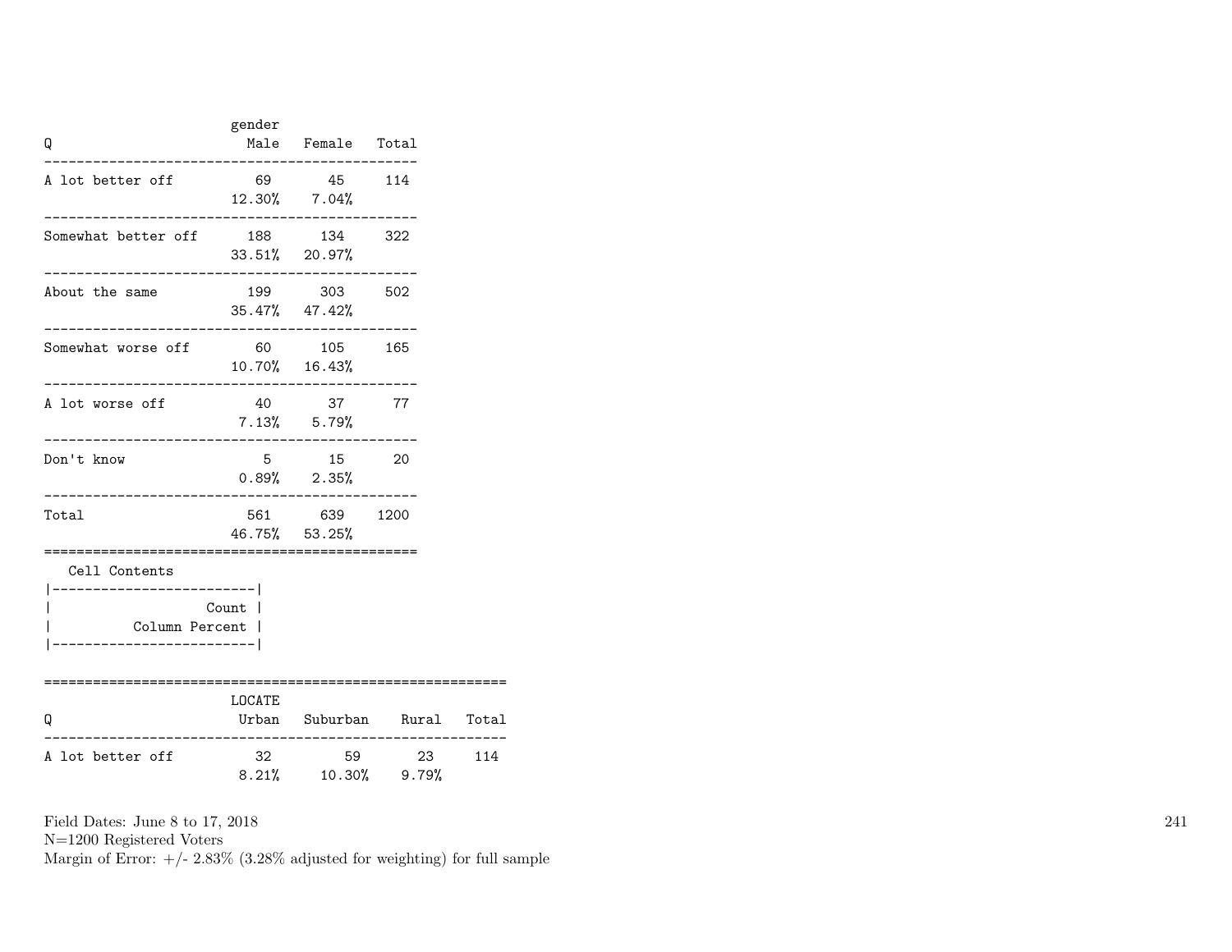| Q | gender Male | Female | Total |
|---|---|---|---|
| A lot better off | 69 | 45 | 114 |
| | 12.30% | 7.04% | |
| Somewhat better off | 188 | 134 | 322 |
| | 33.51% | 20.97% | |
| About the same | 199 | 303 | 502 |
| | 35.47% | 47.42% | |
| Somewhat worse off | 60 | 105 | 165 |
| | 10.70% | 16.43% | |
| A lot worse off | 40 | 37 | 77 |
| | 7.13% | 5.79% | |
| Don't know | 5 | 15 | 20 |
| | 0.89% | 2.35% | |
| Total | 561 | 639 | 1200 |
| | 46.75% | 53.25% | |

Cell Contents

| |
|---|
| Count |
| Column Percent |

| Q | LOCATE Urban | Suburban | Rural | Total |
|---|---|---|---|---|
| A lot better off | 32 | 59 | 23 | 114 |
| | 8.21% | 10.30% | 9.79% | |

Field Dates: June 8 to 17, 2018
N=1200 Registered Voters
Margin of Error: +/- 2.83% (3.28% adjusted for weighting) for full sample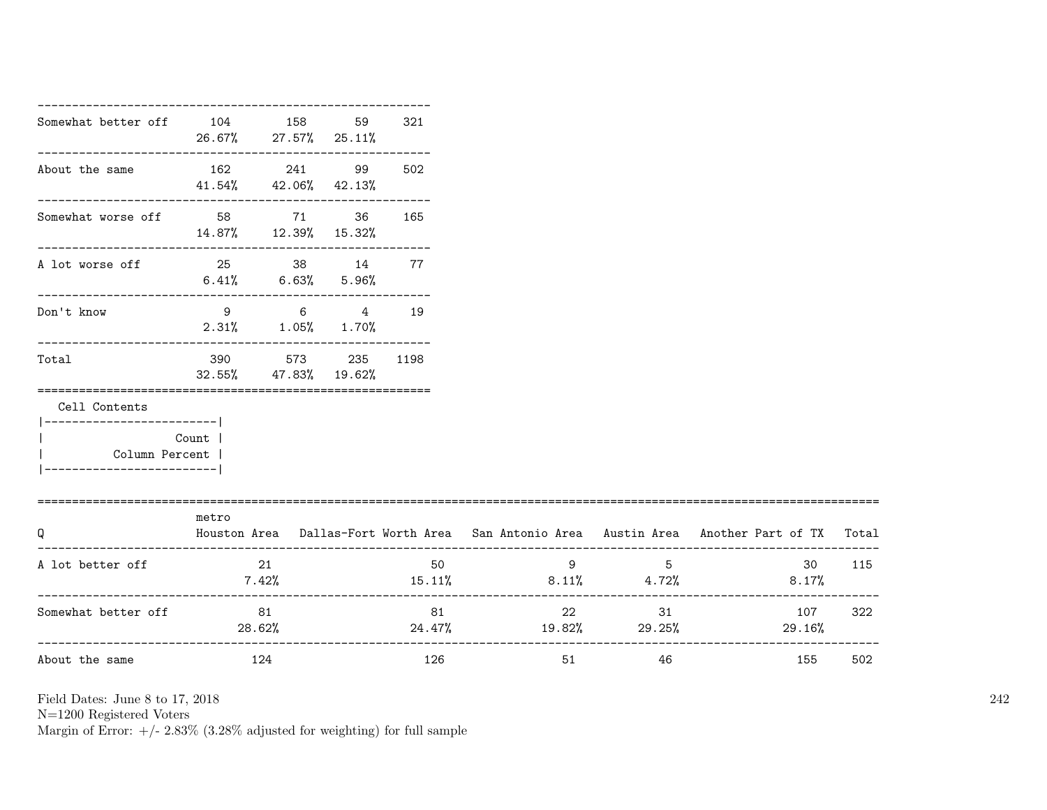| | | | | |
|---|---|---|---|---|
| Somewhat better off | 104<br>26.67% | 158<br>27.57% | 59<br>25.11% | 321 |
| About the same | 162<br>41.54% | 241<br>42.06% | 99<br>42.13% | 502 |
| Somewhat worse off | 58<br>14.87% | 71<br>12.39% | 36<br>15.32% | 165 |
| A lot worse off | 25<br>6.41% | 38<br>6.63% | 14<br>5.96% | 77 |
| Don't know | 9<br>2.31% | 6<br>1.05% | 4<br>1.70% | 19 |
| Total | 390<br>32.55% | 573<br>47.83% | 235<br>19.62% | 1198 |

Cell Contents
|-------------------------|
| Count |
| Column Percent |
|-------------------------|

| Q | metro<br>Houston Area | Dallas-Fort Worth Area | San Antonio Area | Austin Area | Another Part of TX | Total |
|---|---|---|---|---|---|---|
| A lot better off | 21<br>7.42% | 50<br>15.11% | 9<br>8.11% | 5<br>4.72% | 30<br>8.17% | 115 |
| Somewhat better off | 81<br>28.62% | 81<br>24.47% | 22<br>19.82% | 31<br>29.25% | 107<br>29.16% | 322 |
| About the same | 124 | 126 | 51 | 46 | 155 | 502 |

Field Dates: June 8 to 17, 2018
N=1200 Registered Voters
Margin of Error: +/- 2.83% (3.28% adjusted for weighting) for full sample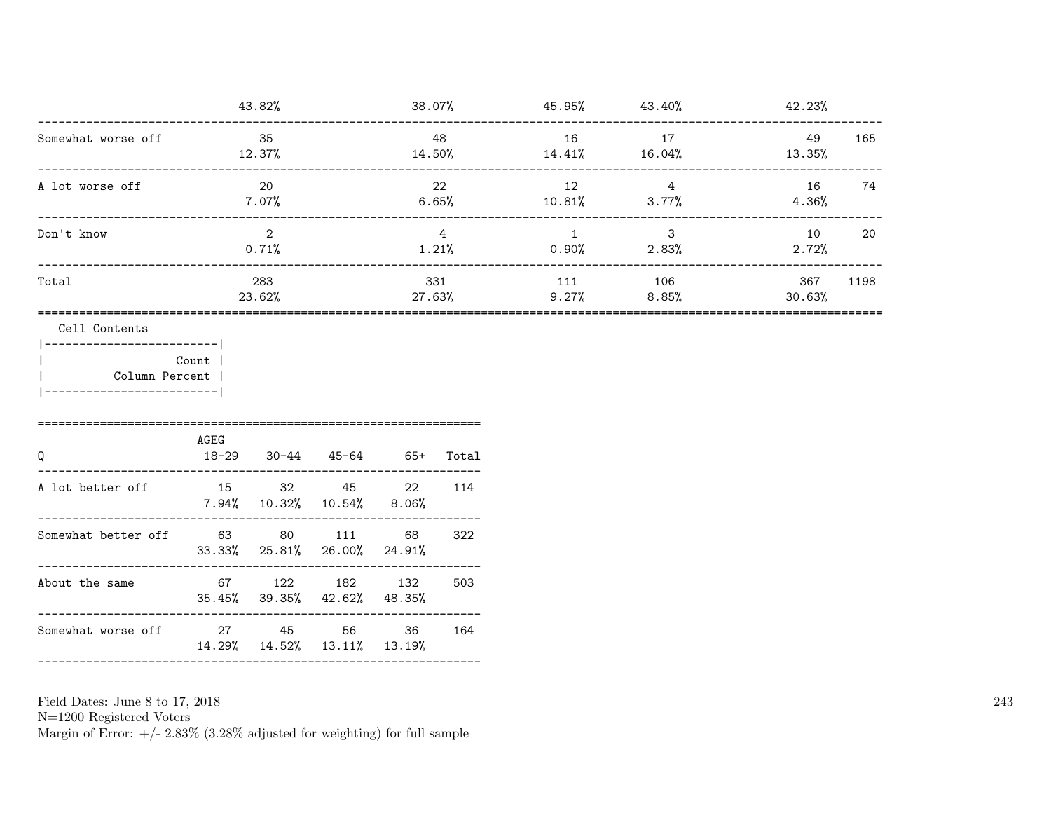| | | | | | | |
|---|---|---|---|---|---|---|
| | 43.82% | 38.07% | 45.95% | 43.40% | 42.23% | |
| Somewhat worse off | 35 | 48 | 16 | 17 | 49 | 165 |
| | 12.37% | 14.50% | 14.41% | 16.04% | 13.35% | |
| A lot worse off | 20 | 22 | 12 | 4 | 16 | 74 |
| | 7.07% | 6.65% | 10.81% | 3.77% | 4.36% | |
| Don't know | 2 | 4 | 1 | 3 | 10 | 20 |
| | 0.71% | 1.21% | 0.90% | 2.83% | 2.72% | |
| Total | 283 | 331 | 111 | 106 | 367 | 1198 |
| | 23.62% | 27.63% | 9.27% | 8.85% | 30.63% | |

Cell Contents

| |
|---|
| Count |
| Column Percent |

| Q | AGEG 18-29 | 30-44 | 45-64 | 65+ | Total |
|---|---|---|---|---|---|
| A lot better off | 15 | 32 | 45 | 22 | 114 |
| | 7.94% | 10.32% | 10.54% | 8.06% | |
| Somewhat better off | 63 | 80 | 111 | 68 | 322 |
| | 33.33% | 25.81% | 26.00% | 24.91% | |
| About the same | 67 | 122 | 182 | 132 | 503 |
| | 35.45% | 39.35% | 42.62% | 48.35% | |
| Somewhat worse off | 27 | 45 | 56 | 36 | 164 |
| | 14.29% | 14.52% | 13.11% | 13.19% | |

Field Dates: June 8 to 17, 2018
N=1200 Registered Voters
Margin of Error: +/- 2.83% (3.28% adjusted for weighting) for full sample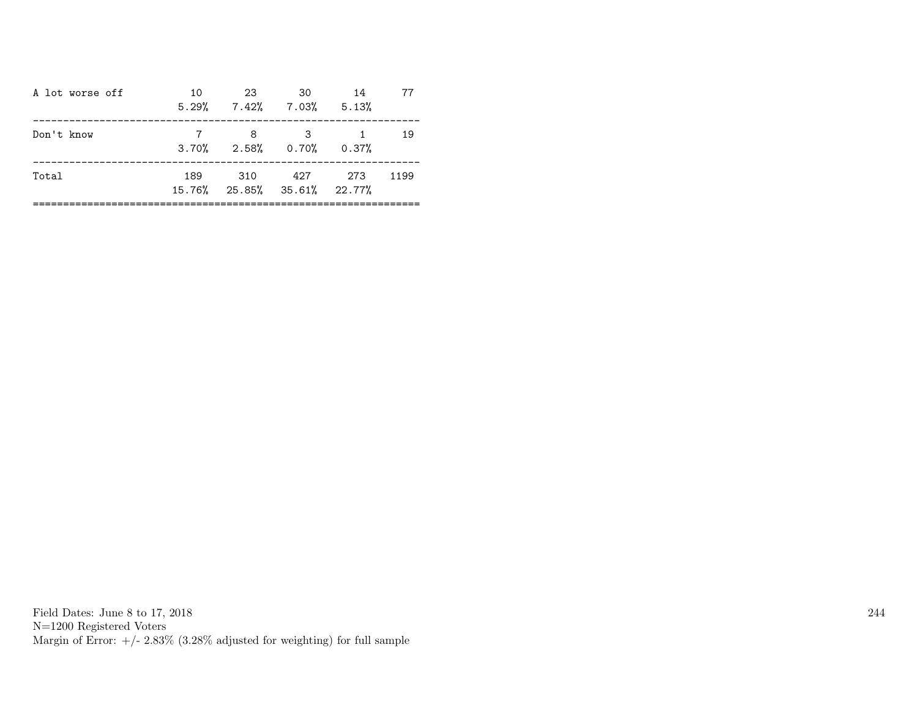| | | | | | |
|---|---|---|---|---|---|
| A lot worse off | 10 | 23 | 30 | 14 | 77 |
| | 5.29% | 7.42% | 7.03% | 5.13% | |
| Don't know | 7 | 8 | 3 | 1 | 19 |
| | 3.70% | 2.58% | 0.70% | 0.37% | |
| Total | 189 | 310 | 427 | 273 | 1199 |
| | 15.76% | 25.85% | 35.61% | 22.77% | |

Field Dates: June 8 to 17, 2018
N=1200 Registered Voters
Margin of Error: +/- 2.83% (3.28% adjusted for weighting) for full sample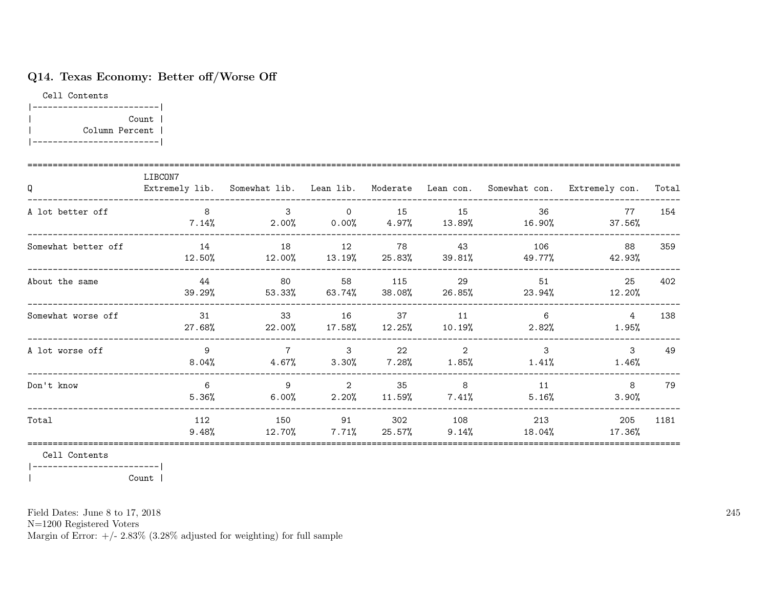## Q14. Texas Economy: Better off/Worse Off

Cell Contents

| Count |
|---|
| Column Percent |

| Q | LIBCON7 Extremely lib. | Somewhat lib. | Lean lib. | Moderate | Lean con. | Somewhat con. | Extremely con. | Total |
|---|---|---|---|---|---|---|---|---|
| A lot better off | 8 | 3 | 0 | 15 | 15 | 36 | 77 | 154 |
| | 7.14% | 2.00% | 0.00% | 4.97% | 13.89% | 16.90% | 37.56% | |
| Somewhat better off | 14 | 18 | 12 | 78 | 43 | 106 | 88 | 359 |
| | 12.50% | 12.00% | 13.19% | 25.83% | 39.81% | 49.77% | 42.93% | |
| About the same | 44 | 80 | 58 | 115 | 29 | 51 | 25 | 402 |
| | 39.29% | 53.33% | 63.74% | 38.08% | 26.85% | 23.94% | 12.20% | |
| Somewhat worse off | 31 | 33 | 16 | 37 | 11 | 6 | 4 | 138 |
| | 27.68% | 22.00% | 17.58% | 12.25% | 10.19% | 2.82% | 1.95% | |
| A lot worse off | 9 | 7 | 3 | 22 | 2 | 3 | 3 | 49 |
| | 8.04% | 4.67% | 3.30% | 7.28% | 1.85% | 1.41% | 1.46% | |
| Don't know | 6 | 9 | 2 | 35 | 8 | 11 | 8 | 79 |
| | 5.36% | 6.00% | 2.20% | 11.59% | 7.41% | 5.16% | 3.90% | |
| Total | 112 | 150 | 91 | 302 | 108 | 213 | 205 | 1181 |
| | 9.48% | 12.70% | 7.71% | 25.57% | 9.14% | 18.04% | 17.36% | |

Cell Contents

| Count |
|---|

Field Dates: June 8 to 17, 2018
N=1200 Registered Voters
Margin of Error: +/- 2.83% (3.28% adjusted for weighting) for full sample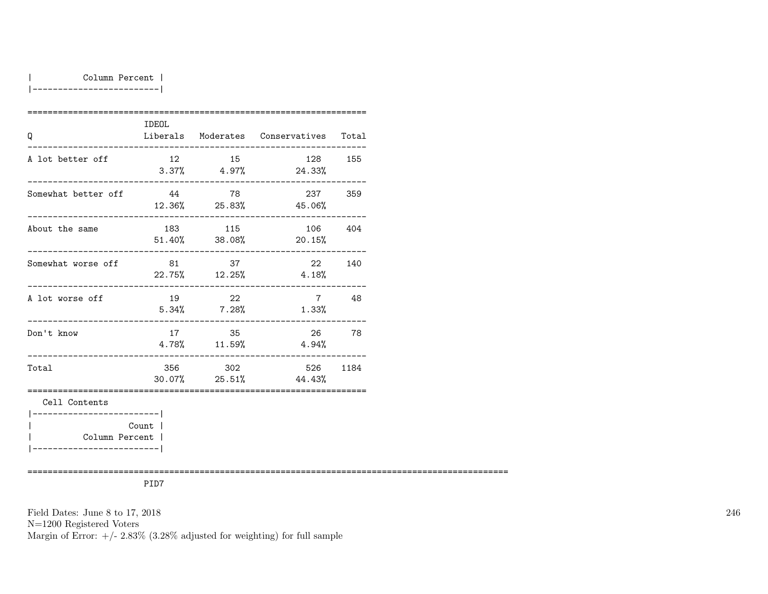| Column Percent |
|---|

| Q | IDEOL Liberals | Moderates | Conservatives | Total |
|---|---|---|---|---|
| A lot better off | 12<br>3.37% | 15<br>4.97% | 128<br>24.33% | 155 |
| Somewhat better off | 44<br>12.36% | 78<br>25.83% | 237<br>45.06% | 359 |
| About the same | 183<br>51.40% | 115<br>38.08% | 106<br>20.15% | 404 |
| Somewhat worse off | 81<br>22.75% | 37<br>12.25% | 22<br>4.18% | 140 |
| A lot worse off | 19<br>5.34% | 22<br>7.28% | 7<br>1.33% | 48 |
| Don't know | 17<br>4.78% | 35<br>11.59% | 26<br>4.94% | 78 |
| Total | 356<br>30.07% | 302<br>25.51% | 526<br>44.43% | 1184 |

Cell Contents

| Count |
|---|
| Column Percent |

PID7

Field Dates: June 8 to 17, 2018
N=1200 Registered Voters
Margin of Error: +/- 2.83% (3.28% adjusted for weighting) for full sample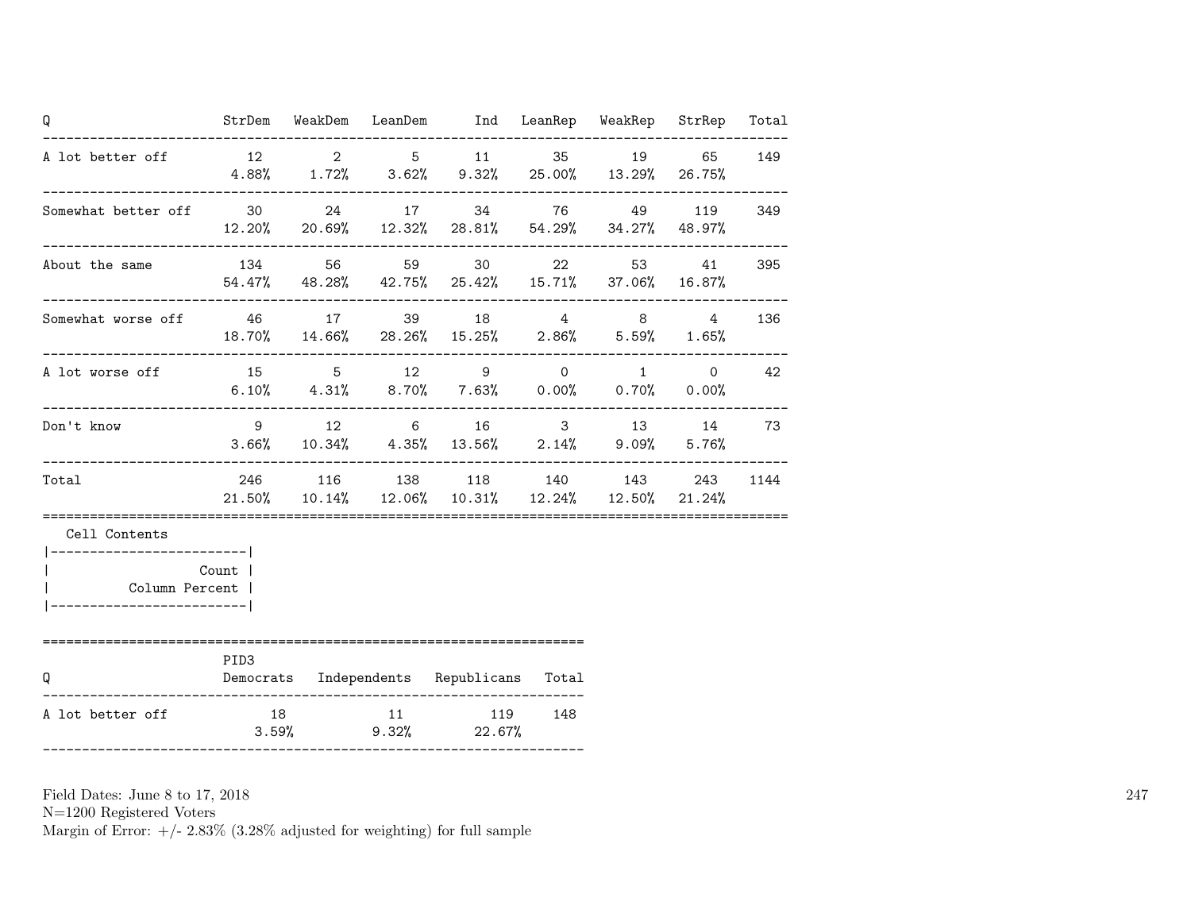| Q | StrDem | WeakDem | LeanDem | Ind | LeanRep | WeakRep | StrRep | Total |
|---|---|---|---|---|---|---|---|---|
| A lot better off | 12<br>4.88% | 2<br>1.72% | 5<br>3.62% | 11<br>9.32% | 35<br>25.00% | 19<br>13.29% | 65<br>26.75% | 149 |
| Somewhat better off | 30<br>12.20% | 24<br>20.69% | 17<br>12.32% | 34<br>28.81% | 76<br>54.29% | 49<br>34.27% | 119<br>48.97% | 349 |
| About the same | 134<br>54.47% | 56<br>48.28% | 59<br>42.75% | 30<br>25.42% | 22<br>15.71% | 53<br>37.06% | 41<br>16.87% | 395 |
| Somewhat worse off | 46<br>18.70% | 17<br>14.66% | 39<br>28.26% | 18<br>15.25% | 4<br>2.86% | 8<br>5.59% | 4<br>1.65% | 136 |
| A lot worse off | 15<br>6.10% | 5<br>4.31% | 12<br>8.70% | 9<br>7.63% | 0<br>0.00% | 1<br>0.70% | 0<br>0.00% | 42 |
| Don't know | 9<br>3.66% | 12<br>10.34% | 6<br>4.35% | 16<br>13.56% | 3<br>2.14% | 13<br>9.09% | 14<br>5.76% | 73 |
| Total | 246<br>21.50% | 116<br>10.14% | 138<br>12.06% | 118<br>10.31% | 140<br>12.24% | 143<br>12.50% | 243<br>21.24% | 1144 |

Cell Contents

| |
|---|
| Count |
| Column Percent |

| Q | PID3<br>Democrats | Independents | Republicans | Total |
|---|---|---|---|---|
| A lot better off | 18<br>3.59% | 11<br>9.32% | 119<br>22.67% | 148 |

Field Dates: June 8 to 17, 2018
N=1200 Registered Voters
Margin of Error: +/- 2.83% (3.28% adjusted for weighting) for full sample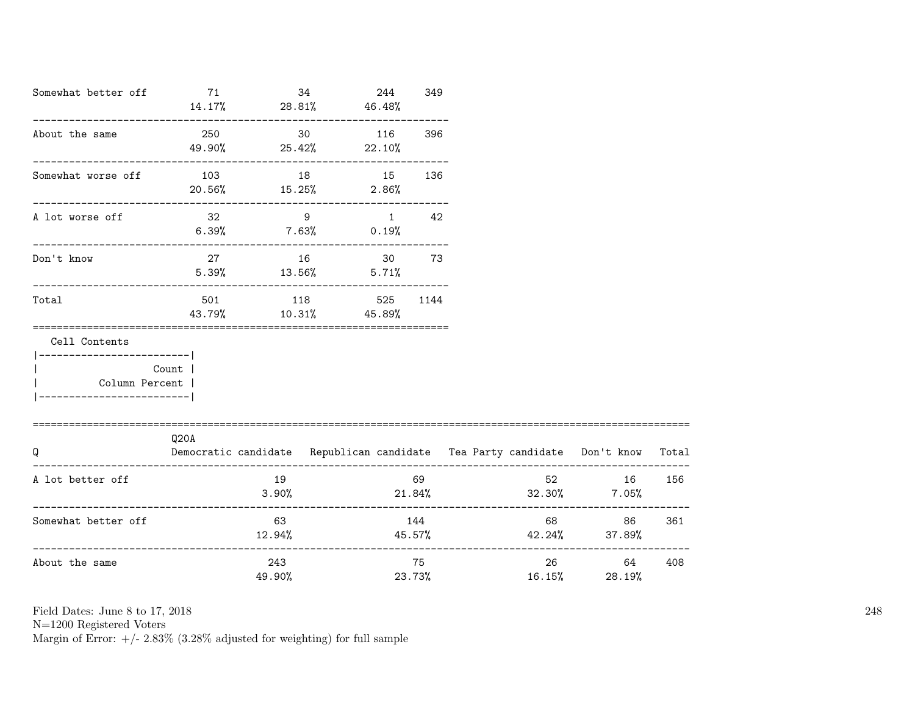| | | | | |
|---|---|---|---|---|
| Somewhat better off | 71<br>14.17% | 34<br>28.81% | 244<br>46.48% | 349 |
| About the same | 250<br>49.90% | 30<br>25.42% | 116<br>22.10% | 396 |
| Somewhat worse off | 103<br>20.56% | 18<br>15.25% | 15<br>2.86% | 136 |
| A lot worse off | 32<br>6.39% | 9<br>7.63% | 1<br>0.19% | 42 |
| Don't know | 27<br>5.39% | 16<br>13.56% | 30<br>5.71% | 73 |
| Total | 501<br>43.79% | 118<br>10.31% | 525<br>45.89% | 1144 |

Cell Contents

| |
|---|
| Count |
| Column Percent |

| Q | Q20A<br>Democratic candidate | Republican candidate | Tea Party candidate | Don't know | Total |
|---|---|---|---|---|---|
| A lot better off | 19<br>3.90% | 69<br>21.84% | 52<br>32.30% | 16<br>7.05% | 156 |
| Somewhat better off | 63<br>12.94% | 144<br>45.57% | 68<br>42.24% | 86<br>37.89% | 361 |
| About the same | 243<br>49.90% | 75<br>23.73% | 26<br>16.15% | 64<br>28.19% | 408 |

Field Dates: June 8 to 17, 2018
N=1200 Registered Voters
Margin of Error: +/- 2.83% (3.28% adjusted for weighting) for full sample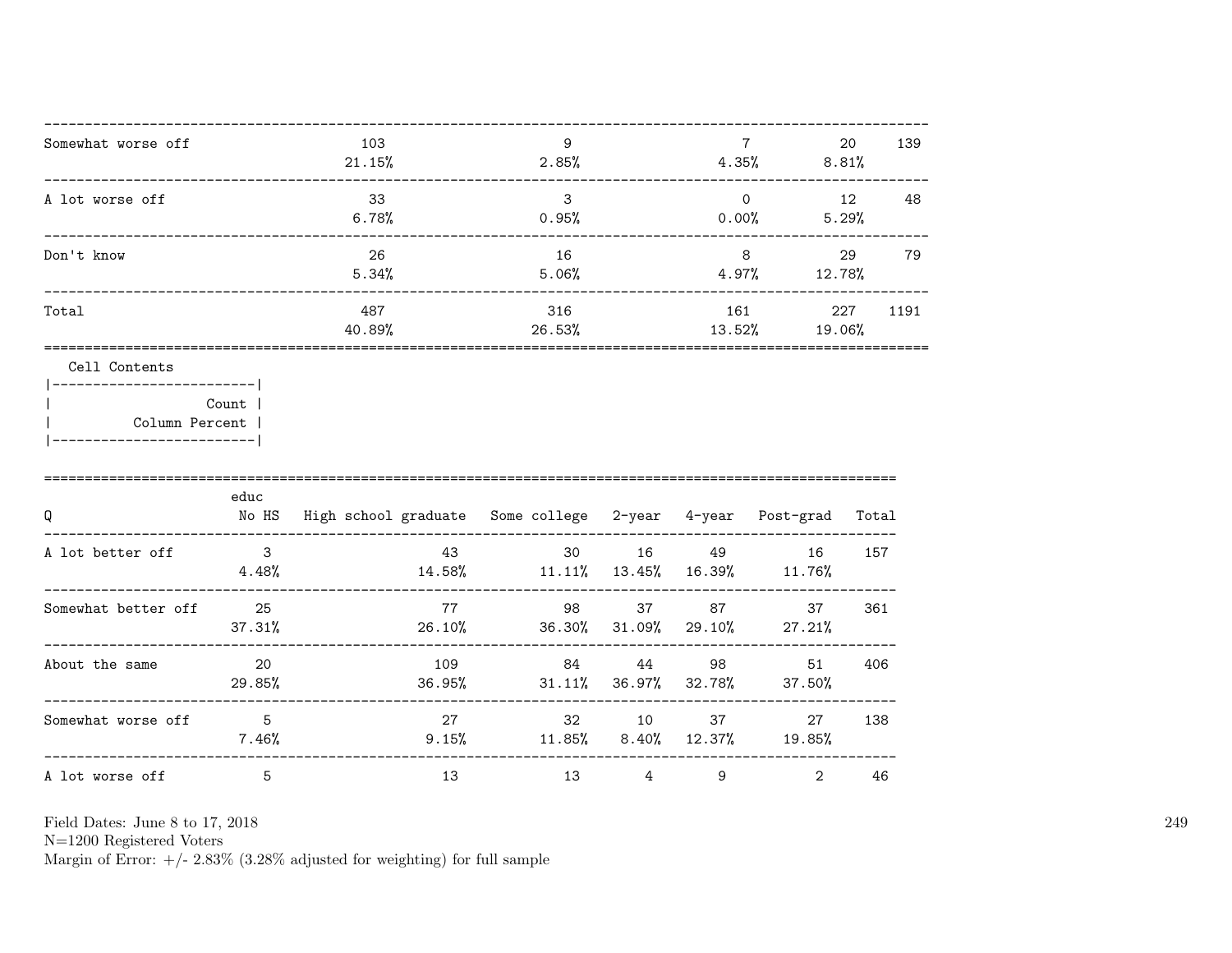| | | | | | |
|---|---|---|---|---|---|
| Somewhat worse off | 103<br>21.15% | 9<br>2.85% | 7<br>4.35% | 20<br>8.81% | 139 |
| A lot worse off | 33<br>6.78% | 3<br>0.95% | 0<br>0.00% | 12<br>5.29% | 48 |
| Don't know | 26<br>5.34% | 16<br>5.06% | 8<br>4.97% | 29<br>12.78% | 79 |
| Total | 487<br>40.89% | 316<br>26.53% | 161<br>13.52% | 227<br>19.06% | 1191 |

Cell Contents

| |
|---|
| Count |
| Column Percent |

| Q | educ<br>No HS | High school graduate | Some college | 2-year | 4-year | Post-grad | Total |
|---|---|---|---|---|---|---|---|
| A lot better off | 3<br>4.48% | 43<br>14.58% | 30<br>11.11% | 16<br>13.45% | 49<br>16.39% | 16<br>11.76% | 157 |
| Somewhat better off | 25<br>37.31% | 77<br>26.10% | 98<br>36.30% | 37<br>31.09% | 87<br>29.10% | 37<br>27.21% | 361 |
| About the same | 20<br>29.85% | 109<br>36.95% | 84<br>31.11% | 44<br>36.97% | 98<br>32.78% | 51<br>37.50% | 406 |
| Somewhat worse off | 5<br>7.46% | 27<br>9.15% | 32<br>11.85% | 10<br>8.40% | 37<br>12.37% | 27<br>19.85% | 138 |
| A lot worse off | 5 | 13 | 13 | 4 | 9 | 2 | 46 |

Field Dates: June 8 to 17, 2018
N=1200 Registered Voters
Margin of Error: +/- 2.83% (3.28% adjusted for weighting) for full sample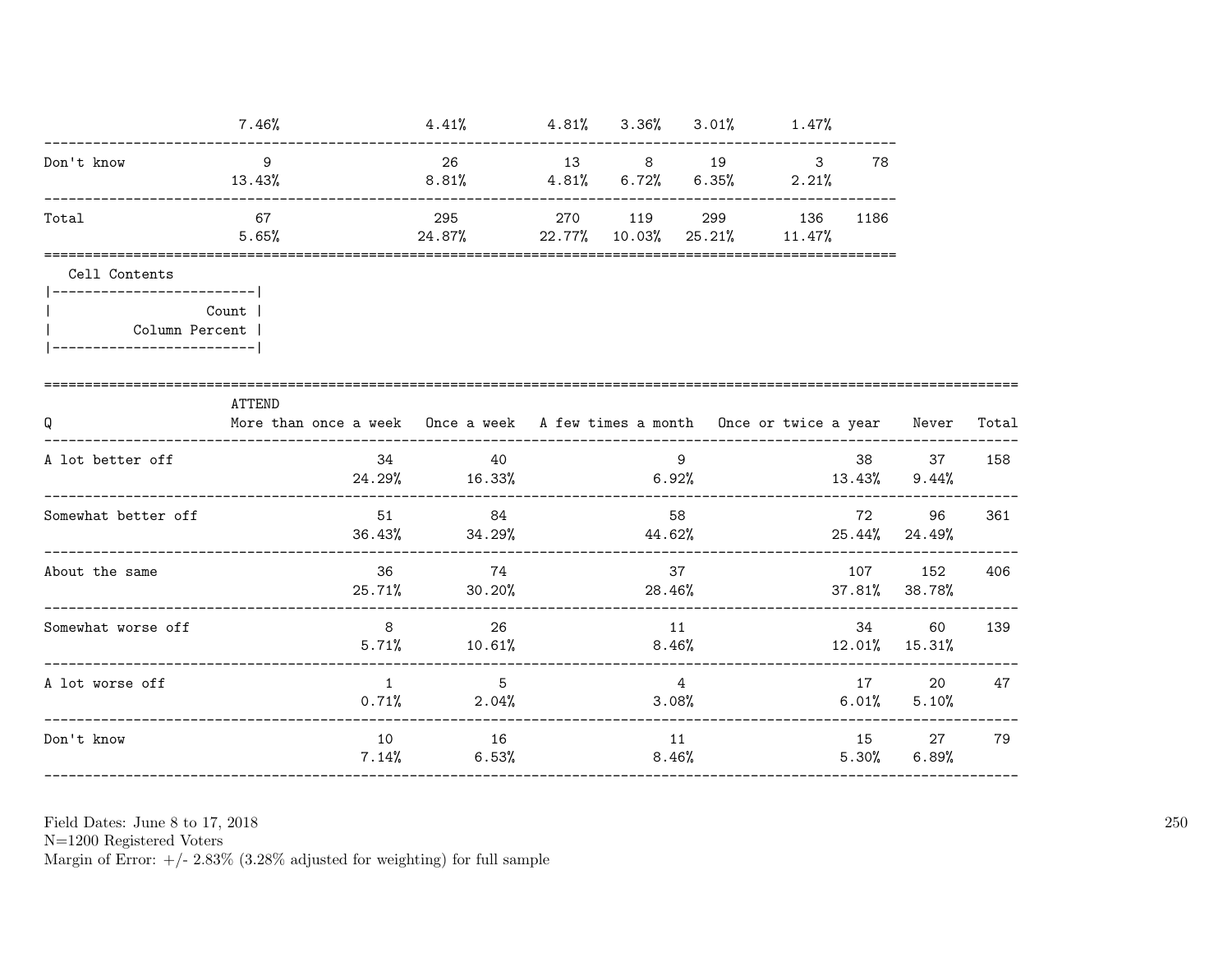| | | | | | | | |
|---|---|---|---|---|---|---|---|
| | 7.46% | 4.41% | 4.81% | 3.36% | 3.01% | 1.47% | |
| Don't know | 9 | 26 | 13 | 8 | 19 | 3 | 78 |
| | 13.43% | 8.81% | 4.81% | 6.72% | 6.35% | 2.21% | |
| Total | 67 | 295 | 270 | 119 | 299 | 136 | 1186 |
| | 5.65% | 24.87% | 22.77% | 10.03% | 25.21% | 11.47% | |

Cell Contents

| |
|---|
| Count |
| Column Percent |

| Q | ATTEND More than once a week | Once a week | A few times a month | Once or twice a year | Never | Total |
|---|---|---|---|---|---|---|
| A lot better off | 34 | 40 | 9 | 38 | 37 | 158 |
| | 24.29% | 16.33% | 6.92% | 13.43% | 9.44% | |
| Somewhat better off | 51 | 84 | 58 | 72 | 96 | 361 |
| | 36.43% | 34.29% | 44.62% | 25.44% | 24.49% | |
| About the same | 36 | 74 | 37 | 107 | 152 | 406 |
| | 25.71% | 30.20% | 28.46% | 37.81% | 38.78% | |
| Somewhat worse off | 8 | 26 | 11 | 34 | 60 | 139 |
| | 5.71% | 10.61% | 8.46% | 12.01% | 15.31% | |
| A lot worse off | 1 | 5 | 4 | 17 | 20 | 47 |
| | 0.71% | 2.04% | 3.08% | 6.01% | 5.10% | |
| Don't know | 10 | 16 | 11 | 15 | 27 | 79 |
| | 7.14% | 6.53% | 8.46% | 5.30% | 6.89% | |

Field Dates: June 8 to 17, 2018
N=1200 Registered Voters
Margin of Error: +/- 2.83% (3.28% adjusted for weighting) for full sample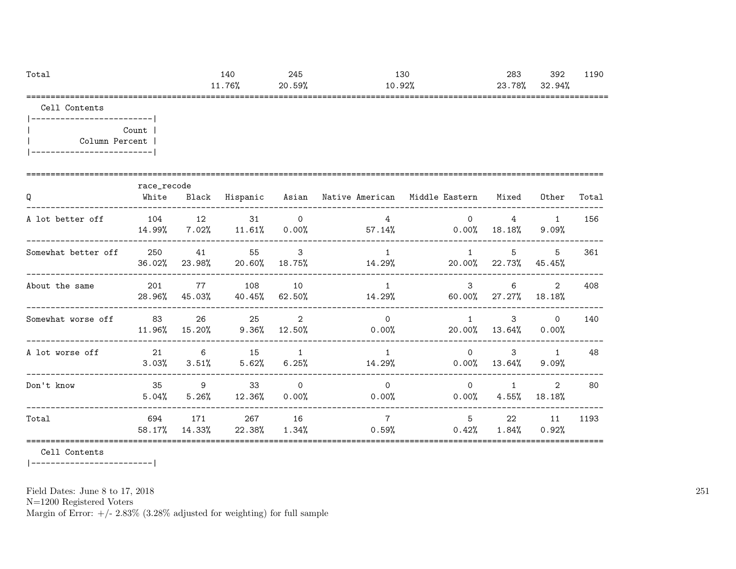| Total | | | 140 | 245 | 130 | | 283 | 392 | 1190 |
|---|---|---|---|---|---|---|---|---|---|
| | | | 11.76% | 20.59% | 10.92% | | 23.78% | 32.94% | |

Cell Contents

|-------------------------|
| Count |
| Column Percent |
|-------------------------|

| Q | race_recode White | Black | Hispanic | Asian | Native American | Middle Eastern | Mixed | Other | Total |
|---|---|---|---|---|---|---|---|---|---|
| A lot better off | 104 | 12 | 31 | 0 | 4 | 0 | 4 | 1 | 156 |
| | 14.99% | 7.02% | 11.61% | 0.00% | 57.14% | 0.00% | 18.18% | 9.09% | |
| Somewhat better off | 250 | 41 | 55 | 3 | 1 | 1 | 5 | 5 | 361 |
| | 36.02% | 23.98% | 20.60% | 18.75% | 14.29% | 20.00% | 22.73% | 45.45% | |
| About the same | 201 | 77 | 108 | 10 | 1 | 3 | 6 | 2 | 408 |
| | 28.96% | 45.03% | 40.45% | 62.50% | 14.29% | 60.00% | 27.27% | 18.18% | |
| Somewhat worse off | 83 | 26 | 25 | 2 | 0 | 1 | 3 | 0 | 140 |
| | 11.96% | 15.20% | 9.36% | 12.50% | 0.00% | 20.00% | 13.64% | 0.00% | |
| A lot worse off | 21 | 6 | 15 | 1 | 1 | 0 | 3 | 1 | 48 |
| | 3.03% | 3.51% | 5.62% | 6.25% | 14.29% | 0.00% | 13.64% | 9.09% | |
| Don't know | 35 | 9 | 33 | 0 | 0 | 0 | 1 | 2 | 80 |
| | 5.04% | 5.26% | 12.36% | 0.00% | 0.00% | 0.00% | 4.55% | 18.18% | |
| Total | 694 | 171 | 267 | 16 | 7 | 5 | 22 | 11 | 1193 |
| | 58.17% | 14.33% | 22.38% | 1.34% | 0.59% | 0.42% | 1.84% | 0.92% | |

Cell Contents

|-------------------------|

Field Dates: June 8 to 17, 2018
N=1200 Registered Voters
Margin of Error: +/- 2.83% (3.28% adjusted for weighting) for full sample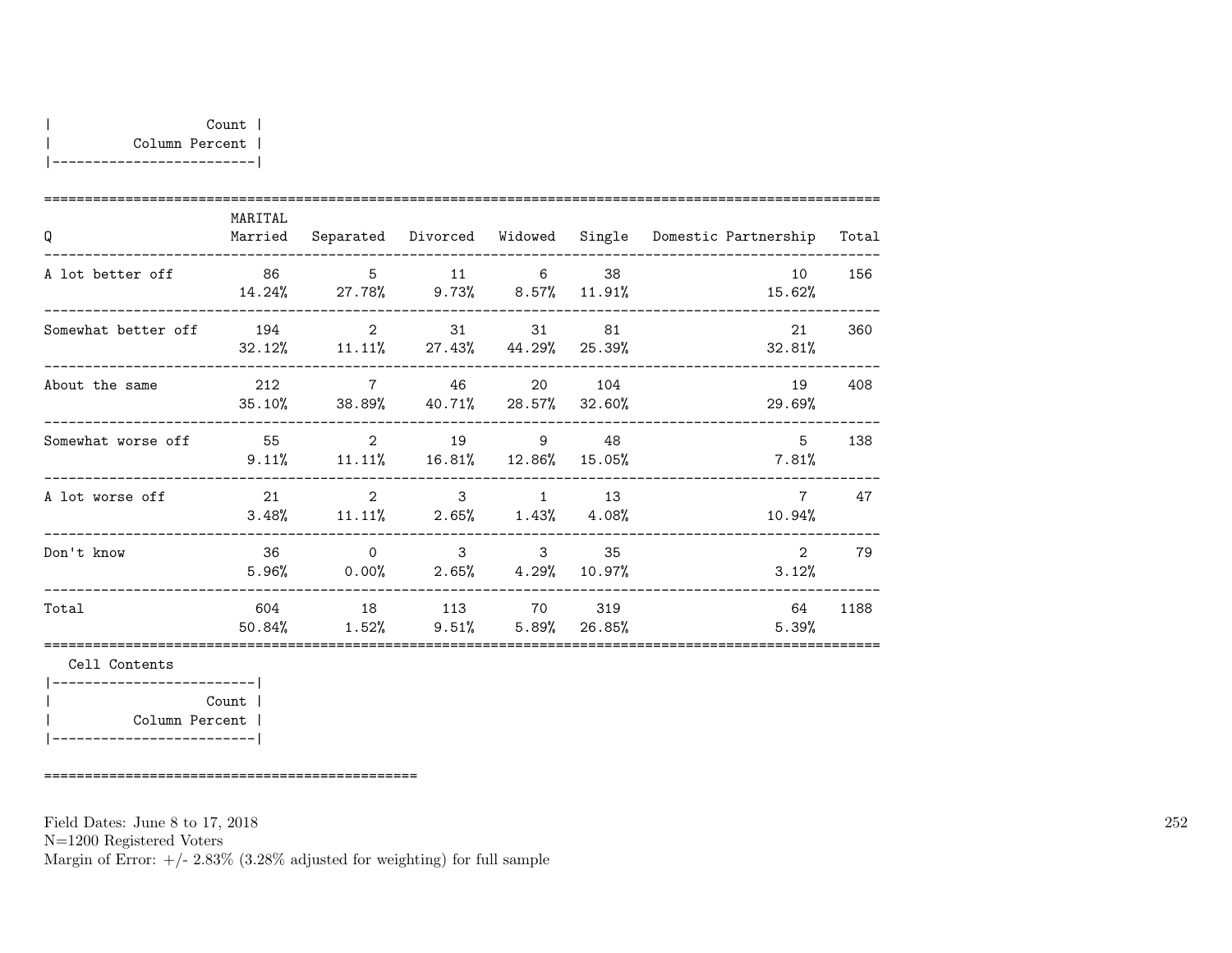| Count |
|---|
| Column Percent |

| Q | MARITAL Married | Separated | Divorced | Widowed | Single | Domestic Partnership | Total |
|---|---|---|---|---|---|---|---|
| A lot better off | 86 | 5 | 11 | 6 | 38 | 10 | 156 |
| | 14.24% | 27.78% | 9.73% | 8.57% | 11.91% | 15.62% | |
| Somewhat better off | 194 | 2 | 31 | 31 | 81 | 21 | 360 |
| | 32.12% | 11.11% | 27.43% | 44.29% | 25.39% | 32.81% | |
| About the same | 212 | 7 | 46 | 20 | 104 | 19 | 408 |
| | 35.10% | 38.89% | 40.71% | 28.57% | 32.60% | 29.69% | |
| Somewhat worse off | 55 | 2 | 19 | 9 | 48 | 5 | 138 |
| | 9.11% | 11.11% | 16.81% | 12.86% | 15.05% | 7.81% | |
| A lot worse off | 21 | 2 | 3 | 1 | 13 | 7 | 47 |
| | 3.48% | 11.11% | 2.65% | 1.43% | 4.08% | 10.94% | |
| Don't know | 36 | 0 | 3 | 3 | 35 | 2 | 79 |
| | 5.96% | 0.00% | 2.65% | 4.29% | 10.97% | 3.12% | |
| Total | 604 | 18 | 113 | 70 | 319 | 64 | 1188 |
| | 50.84% | 1.52% | 9.51% | 5.89% | 26.85% | 5.39% | |

Cell Contents

| Count |
|---|
| Column Percent |

Field Dates: June 8 to 17, 2018
N=1200 Registered Voters
Margin of Error: +/- 2.83% (3.28% adjusted for weighting) for full sample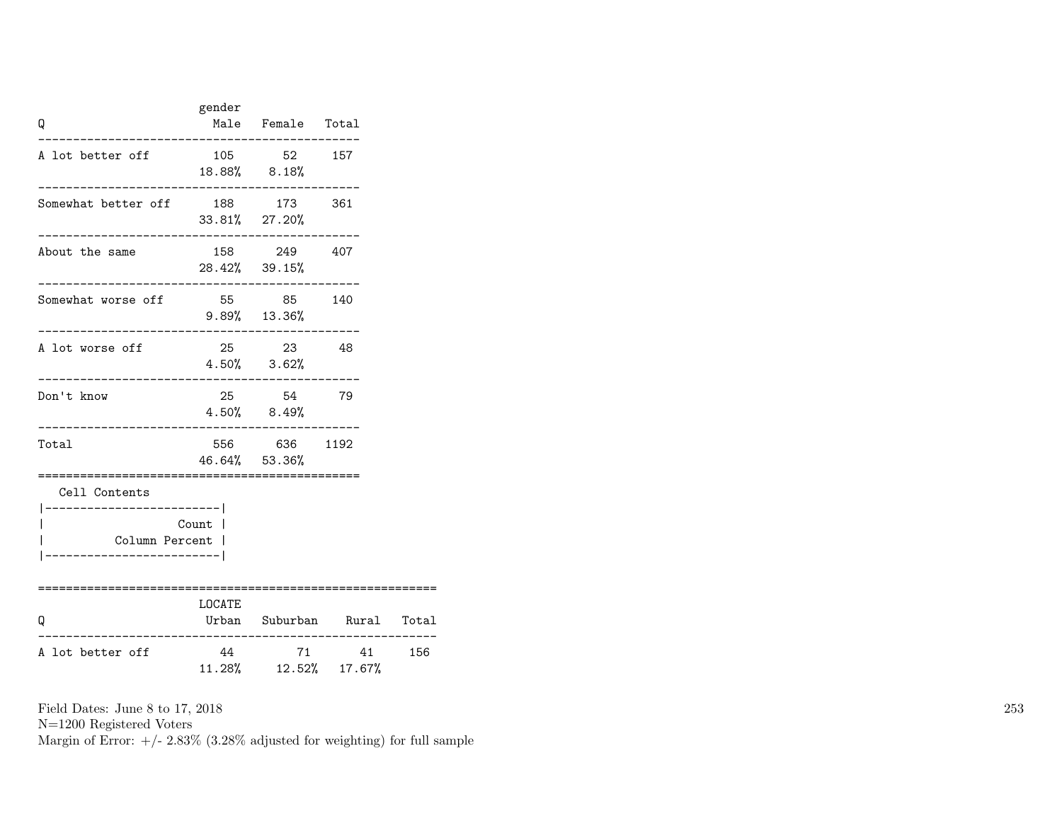| Q | gender Male | Female | Total |
|---|---|---|---|
| A lot better off | 105 | 52 | 157 |
| | 18.88% | 8.18% | |
| Somewhat better off | 188 | 173 | 361 |
| | 33.81% | 27.20% | |
| About the same | 158 | 249 | 407 |
| | 28.42% | 39.15% | |
| Somewhat worse off | 55 | 85 | 140 |
| | 9.89% | 13.36% | |
| A lot worse off | 25 | 23 | 48 |
| | 4.50% | 3.62% | |
| Don't know | 25 | 54 | 79 |
| | 4.50% | 8.49% | |
| Total | 556 | 636 | 1192 |
| | 46.64% | 53.36% | |

Cell Contents

| Count |
|---|
| Column Percent |

| Q | LOCATE Urban | Suburban | Rural | Total |
|---|---|---|---|---|
| A lot better off | 44 | 71 | 41 | 156 |
| | 11.28% | 12.52% | 17.67% | |

Field Dates: June 8 to 17, 2018
N=1200 Registered Voters
Margin of Error: +/- 2.83% (3.28% adjusted for weighting) for full sample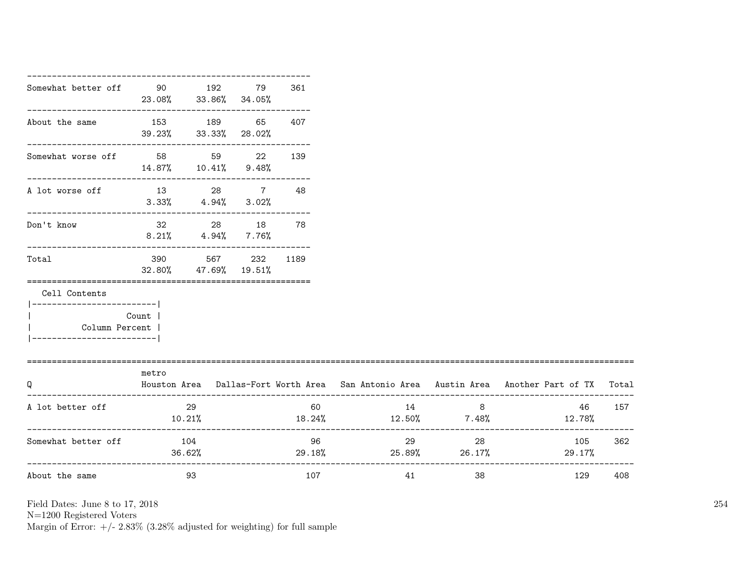| | | | | |
|---|---|---|---|---|
| Somewhat better off | 90<br>23.08% | 192<br>33.86% | 79<br>34.05% | 361 |
| About the same | 153<br>39.23% | 189<br>33.33% | 65<br>28.02% | 407 |
| Somewhat worse off | 58<br>14.87% | 59<br>10.41% | 22<br>9.48% | 139 |
| A lot worse off | 13<br>3.33% | 28<br>4.94% | 7<br>3.02% | 48 |
| Don't know | 32<br>8.21% | 28<br>4.94% | 18<br>7.76% | 78 |
| Total | 390<br>32.80% | 567<br>47.69% | 232<br>19.51% | 1189 |

Cell Contents

| |
|---|
| Count |
| Column Percent |

| Q | metro<br>Houston Area | Dallas-Fort Worth Area | San Antonio Area | Austin Area | Another Part of TX | Total |
|---|---|---|---|---|---|---|
| A lot better off | 29<br>10.21% | 60<br>18.24% | 14<br>12.50% | 8<br>7.48% | 46<br>12.78% | 157 |
| Somewhat better off | 104<br>36.62% | 96<br>29.18% | 29<br>25.89% | 28<br>26.17% | 105<br>29.17% | 362 |
| About the same | 93 | 107 | 41 | 38 | 129 | 408 |

Field Dates: June 8 to 17, 2018
N=1200 Registered Voters
Margin of Error: +/- 2.83% (3.28% adjusted for weighting) for full sample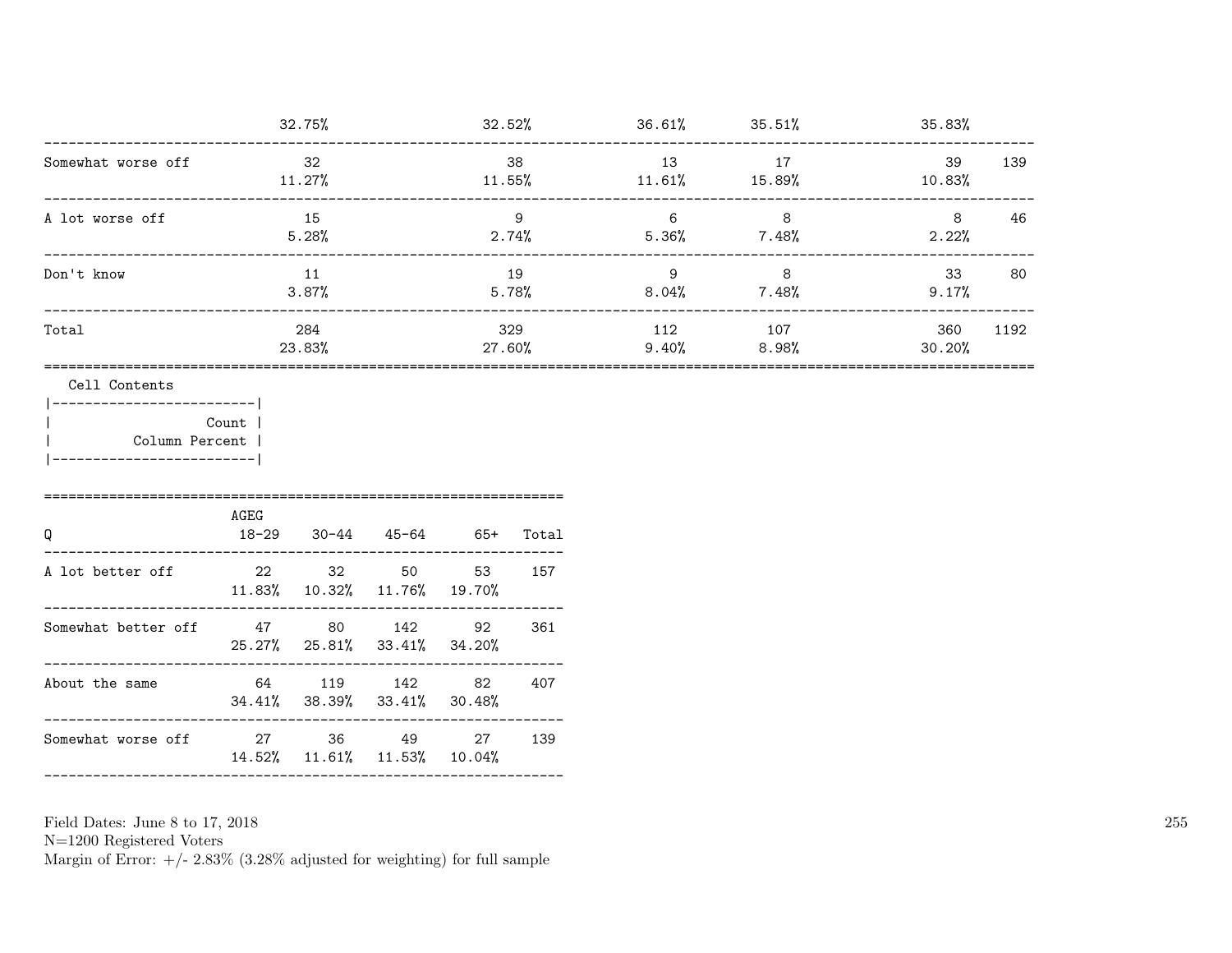| | | | | | | |
|---|---|---|---|---|---|---|
| | 32.75% | 32.52% | 36.61% | 35.51% | 35.83% | |
| Somewhat worse off | 32 | 38 | 13 | 17 | 39 | 139 |
| | 11.27% | 11.55% | 11.61% | 15.89% | 10.83% | |
| A lot worse off | 15 | 9 | 6 | 8 | 8 | 46 |
| | 5.28% | 2.74% | 5.36% | 7.48% | 2.22% | |
| Don't know | 11 | 19 | 9 | 8 | 33 | 80 |
| | 3.87% | 5.78% | 8.04% | 7.48% | 9.17% | |
| Total | 284 | 329 | 112 | 107 | 360 | 1192 |
| | 23.83% | 27.60% | 9.40% | 8.98% | 30.20% | |

Cell Contents

| |
|---|
| Count |
| Column Percent |

| Q | AGEG 18-29 | 30-44 | 45-64 | 65+ | Total |
|---|---|---|---|---|---|
| A lot better off | 22 | 32 | 50 | 53 | 157 |
| | 11.83% | 10.32% | 11.76% | 19.70% | |
| Somewhat better off | 47 | 80 | 142 | 92 | 361 |
| | 25.27% | 25.81% | 33.41% | 34.20% | |
| About the same | 64 | 119 | 142 | 82 | 407 |
| | 34.41% | 38.39% | 33.41% | 30.48% | |
| Somewhat worse off | 27 | 36 | 49 | 27 | 139 |
| | 14.52% | 11.61% | 11.53% | 10.04% | |

Field Dates: June 8 to 17, 2018
N=1200 Registered Voters
Margin of Error: +/- 2.83% (3.28% adjusted for weighting) for full sample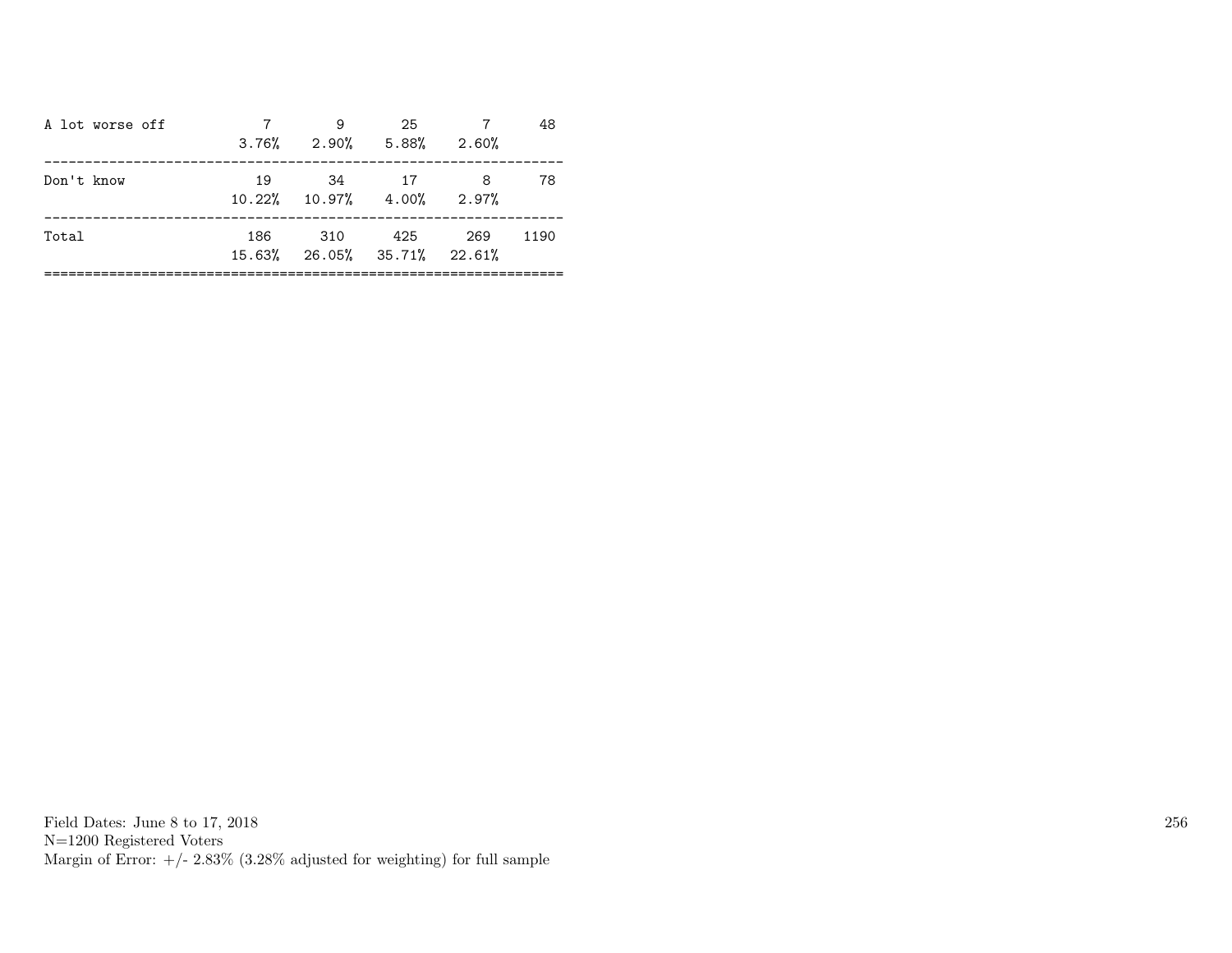| | | | | | |
|---|---|---|---|---|---|
| A lot worse off | 7 | 9 | 25 | 7 | 48 |
| | 3.76% | 2.90% | 5.88% | 2.60% | |
| Don't know | 19 | 34 | 17 | 8 | 78 |
| | 10.22% | 10.97% | 4.00% | 2.97% | |
| Total | 186 | 310 | 425 | 269 | 1190 |
| | 15.63% | 26.05% | 35.71% | 22.61% | |

Field Dates: June 8 to 17, 2018
N=1200 Registered Voters
Margin of Error: +/- 2.83% (3.28% adjusted for weighting) for full sample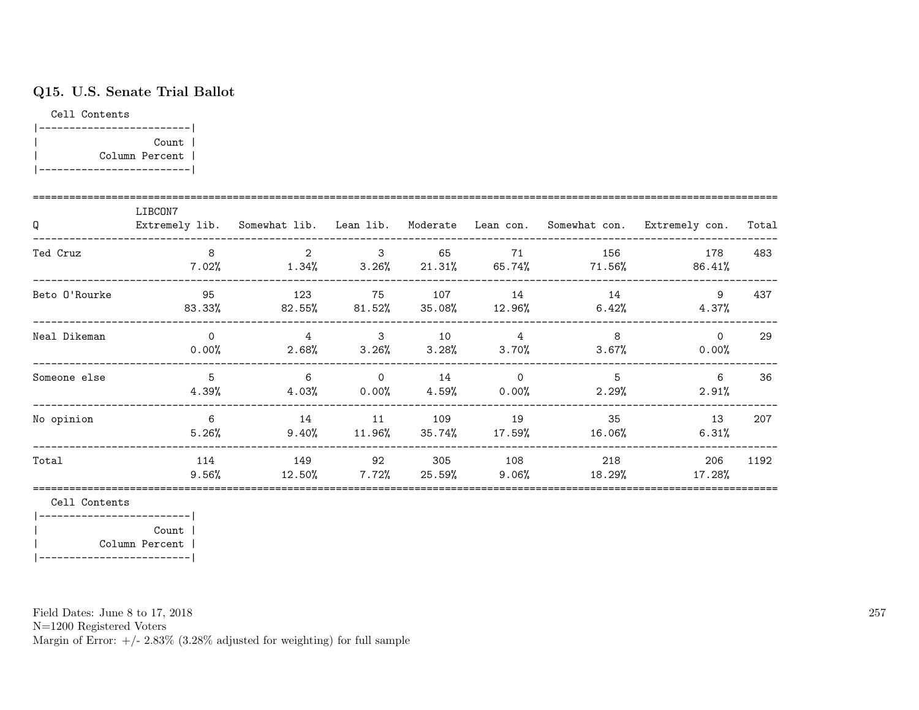## Q15. U.S. Senate Trial Ballot

Cell Contents

|-------------------------|
| Count |
| Column Percent |
|-------------------------|

| Q | LIBCON7 Extremely lib. | Somewhat lib. | Lean lib. | Moderate | Lean con. | Somewhat con. | Extremely con. | Total |
|---|---|---|---|---|---|---|---|---|
| Ted Cruz | 8<br>7.02% | 2<br>1.34% | 3<br>3.26% | 65<br>21.31% | 71<br>65.74% | 156<br>71.56% | 178<br>86.41% | 483 |
| Beto O'Rourke | 95<br>83.33% | 123<br>82.55% | 75<br>81.52% | 107<br>35.08% | 14<br>12.96% | 14<br>6.42% | 9<br>4.37% | 437 |
| Neal Dikeman | 0<br>0.00% | 4<br>2.68% | 3<br>3.26% | 10<br>3.28% | 4<br>3.70% | 8<br>3.67% | 0<br>0.00% | 29 |
| Someone else | 5<br>4.39% | 6<br>4.03% | 0<br>0.00% | 14<br>4.59% | 0<br>0.00% | 5<br>2.29% | 6<br>2.91% | 36 |
| No opinion | 6<br>5.26% | 14<br>9.40% | 11<br>11.96% | 109<br>35.74% | 19<br>17.59% | 35<br>16.06% | 13<br>6.31% | 207 |
| Total | 114<br>9.56% | 149<br>12.50% | 92<br>7.72% | 305<br>25.59% | 108<br>9.06% | 218<br>18.29% | 206<br>17.28% | 1192 |

Cell Contents

|-------------------------|
| Count |
| Column Percent |
|-------------------------|

Field Dates: June 8 to 17, 2018
N=1200 Registered Voters
Margin of Error: +/- 2.83% (3.28% adjusted for weighting) for full sample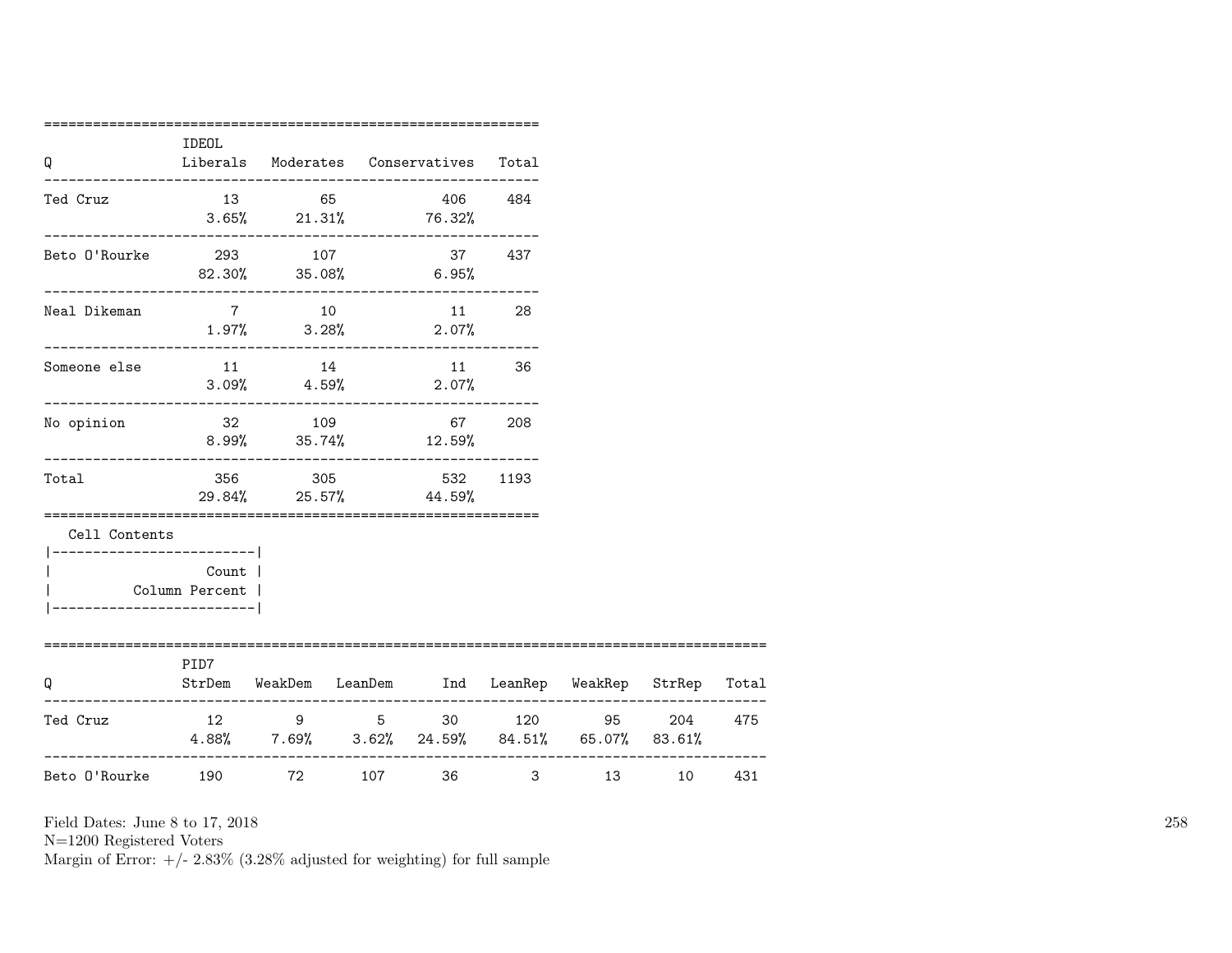| Q | IDEOL Liberals | Moderates | Conservatives | Total |
|---|---|---|---|---|
| Ted Cruz | 13 | 65 | 406 | 484 |
| | 3.65% | 21.31% | 76.32% | |
| Beto O'Rourke | 293 | 107 | 37 | 437 |
| | 82.30% | 35.08% | 6.95% | |
| Neal Dikeman | 7 | 10 | 11 | 28 |
| | 1.97% | 3.28% | 2.07% | |
| Someone else | 11 | 14 | 11 | 36 |
| | 3.09% | 4.59% | 2.07% | |
| No opinion | 32 | 109 | 67 | 208 |
| | 8.99% | 35.74% | 12.59% | |
| Total | 356 | 305 | 532 | 1193 |
| | 29.84% | 25.57% | 44.59% | |

Cell Contents

| |
|---|
| Count |
| Column Percent |

| Q | PID7 StrDem | WeakDem | LeanDem | Ind | LeanRep | WeakRep | StrRep | Total |
|---|---|---|---|---|---|---|---|---|
| Ted Cruz | 12 | 9 | 5 | 30 | 120 | 95 | 204 | 475 |
| | 4.88% | 7.69% | 3.62% | 24.59% | 84.51% | 65.07% | 83.61% | |
| Beto O'Rourke | 190 | 72 | 107 | 36 | 3 | 13 | 10 | 431 |

Field Dates: June 8 to 17, 2018
N=1200 Registered Voters
Margin of Error: +/- 2.83% (3.28% adjusted for weighting) for full sample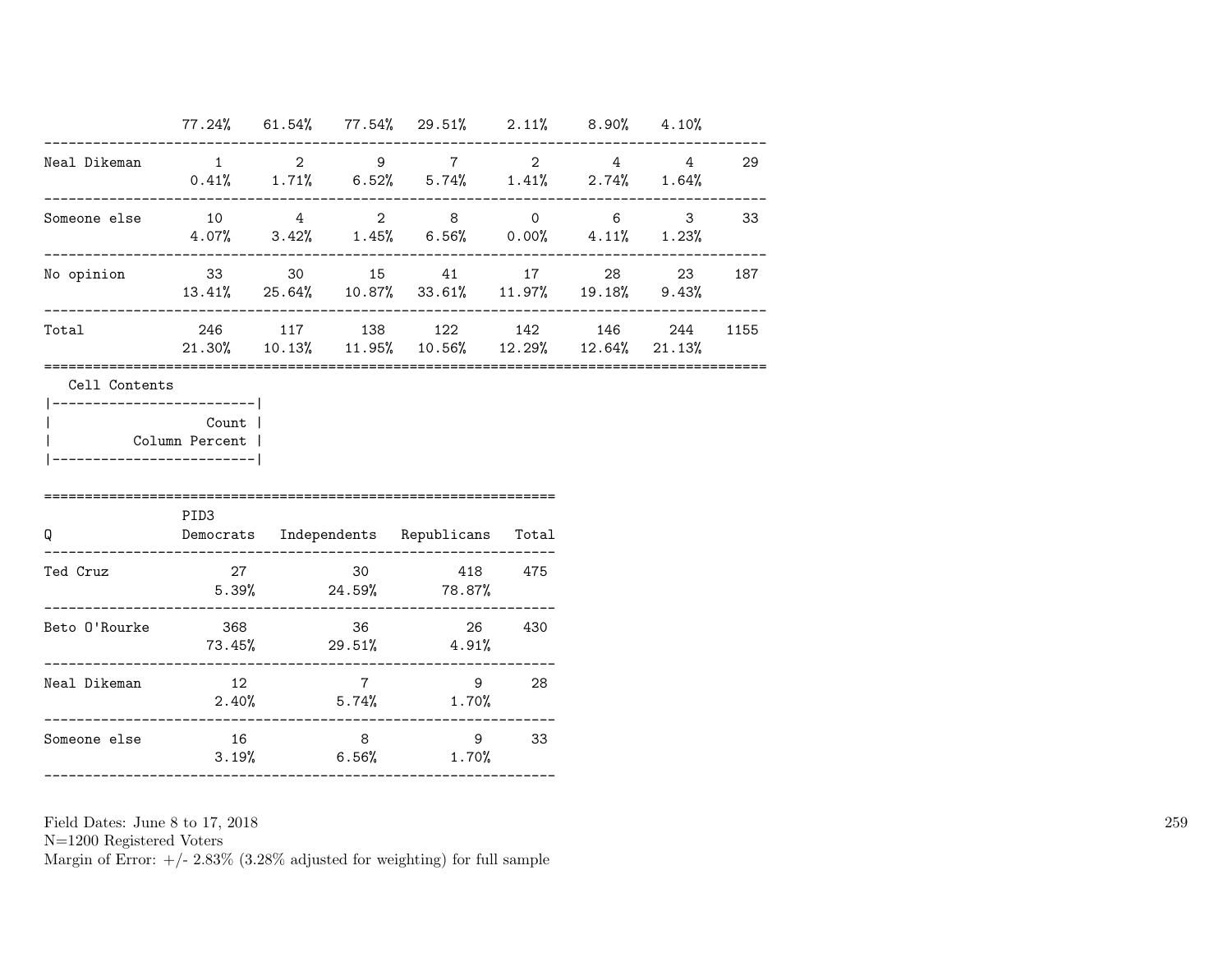| | | | | | | | | |
|---|---|---|---|---|---|---|---|---|
| | 77.24% | 61.54% | 77.54% | 29.51% | 2.11% | 8.90% | 4.10% | |
| Neal Dikeman | 1 | 2 | 9 | 7 | 2 | 4 | 4 | 29 |
| | 0.41% | 1.71% | 6.52% | 5.74% | 1.41% | 2.74% | 1.64% | |
| Someone else | 10 | 4 | 2 | 8 | 0 | 6 | 3 | 33 |
| | 4.07% | 3.42% | 1.45% | 6.56% | 0.00% | 4.11% | 1.23% | |
| No opinion | 33 | 30 | 15 | 41 | 17 | 28 | 23 | 187 |
| | 13.41% | 25.64% | 10.87% | 33.61% | 11.97% | 19.18% | 9.43% | |
| Total | 246 | 117 | 138 | 122 | 142 | 146 | 244 | 1155 |
| | 21.30% | 10.13% | 11.95% | 10.56% | 12.29% | 12.64% | 21.13% | |

Cell Contents

| |
|---|
| Count |
| Column Percent |

| Q | PID3 Democrats | Independents | Republicans | Total |
|---|---|---|---|---|
| Ted Cruz | 27 | 30 | 418 | 475 |
| | 5.39% | 24.59% | 78.87% | |
| Beto O'Rourke | 368 | 36 | 26 | 430 |
| | 73.45% | 29.51% | 4.91% | |
| Neal Dikeman | 12 | 7 | 9 | 28 |
| | 2.40% | 5.74% | 1.70% | |
| Someone else | 16 | 8 | 9 | 33 |
| | 3.19% | 6.56% | 1.70% | |

Field Dates: June 8 to 17, 2018
N=1200 Registered Voters
Margin of Error: +/- 2.83% (3.28% adjusted for weighting) for full sample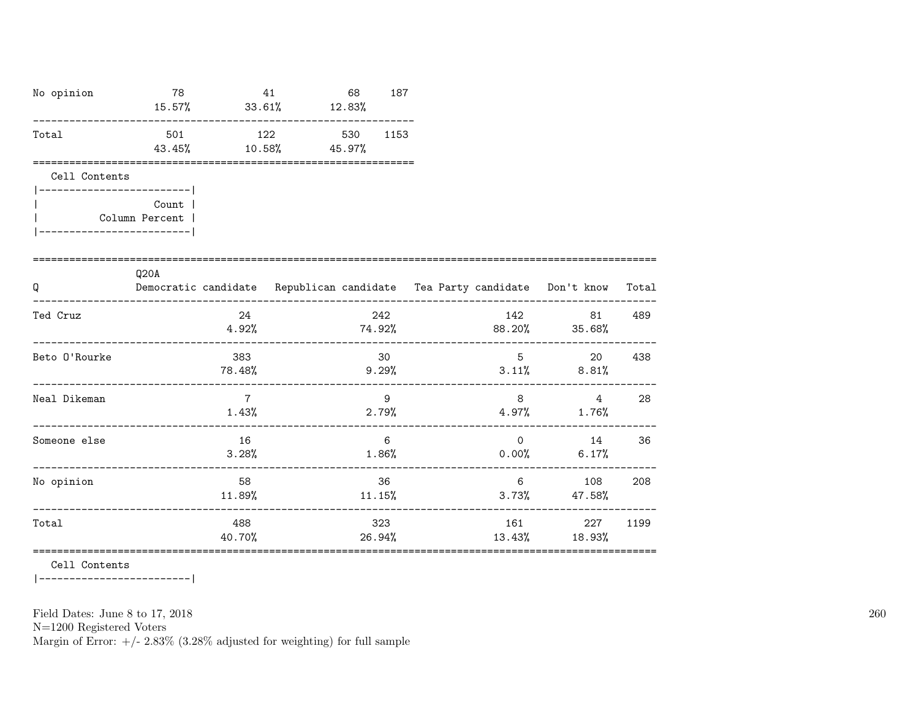| | | | | |
|---|---|---|---|---|
| No opinion | 78 | 41 | 68 | 187 |
| | 15.57% | 33.61% | 12.83% | |
| Total | 501 | 122 | 530 | 1153 |
| | 43.45% | 10.58% | 45.97% | |

Cell Contents

| |
|---|
| Count |
| Column Percent |

| Q | Q20A Democratic candidate | Republican candidate | Tea Party candidate | Don't know | Total |
|---|---|---|---|---|---|
| Ted Cruz | 24 | 242 | 142 | 81 | 489 |
| | 4.92% | 74.92% | 88.20% | 35.68% | |
| Beto O'Rourke | 383 | 30 | 5 | 20 | 438 |
| | 78.48% | 9.29% | 3.11% | 8.81% | |
| Neal Dikeman | 7 | 9 | 8 | 4 | 28 |
| | 1.43% | 2.79% | 4.97% | 1.76% | |
| Someone else | 16 | 6 | 0 | 14 | 36 |
| | 3.28% | 1.86% | 0.00% | 6.17% | |
| No opinion | 58 | 36 | 6 | 108 | 208 |
| | 11.89% | 11.15% | 3.73% | 47.58% | |
| Total | 488 | 323 | 161 | 227 | 1199 |
| | 40.70% | 26.94% | 13.43% | 18.93% | |

Cell Contents

Field Dates: June 8 to 17, 2018
N=1200 Registered Voters
Margin of Error: +/- 2.83% (3.28% adjusted for weighting) for full sample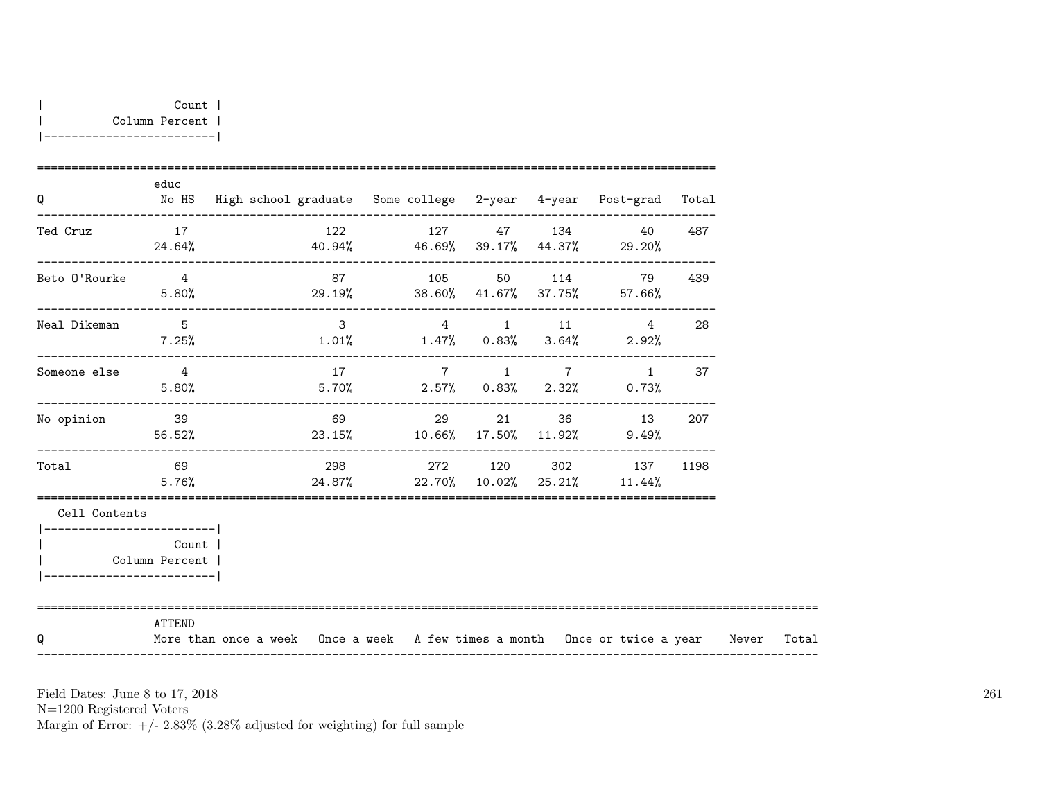| Count |
|---|
| Column Percent |

| Q | educ No HS | High school graduate | Some college | 2-year | 4-year | Post-grad | Total |
|---|---|---|---|---|---|---|---|
| Ted Cruz | 17 | 122 | 127 | 47 | 134 | 40 | 487 |
| | 24.64% | 40.94% | 46.69% | 39.17% | 44.37% | 29.20% | |
| Beto O'Rourke | 4 | 87 | 105 | 50 | 114 | 79 | 439 |
| | 5.80% | 29.19% | 38.60% | 41.67% | 37.75% | 57.66% | |
| Neal Dikeman | 5 | 3 | 4 | 1 | 11 | 4 | 28 |
| | 7.25% | 1.01% | 1.47% | 0.83% | 3.64% | 2.92% | |
| Someone else | 4 | 17 | 7 | 1 | 7 | 1 | 37 |
| | 5.80% | 5.70% | 2.57% | 0.83% | 2.32% | 0.73% | |
| No opinion | 39 | 69 | 29 | 21 | 36 | 13 | 207 |
| | 56.52% | 23.15% | 10.66% | 17.50% | 11.92% | 9.49% | |
| Total | 69 | 298 | 272 | 120 | 302 | 137 | 1198 |
| | 5.76% | 24.87% | 22.70% | 10.02% | 25.21% | 11.44% | |

Cell Contents

| Count |
|---|
| Column Percent |

| Q | ATTEND More than once a week | Once a week | A few times a month | Once or twice a year | Never | Total |
|---|---|---|---|---|---|---|

Field Dates: June 8 to 17, 2018
N=1200 Registered Voters
Margin of Error: +/- 2.83% (3.28% adjusted for weighting) for full sample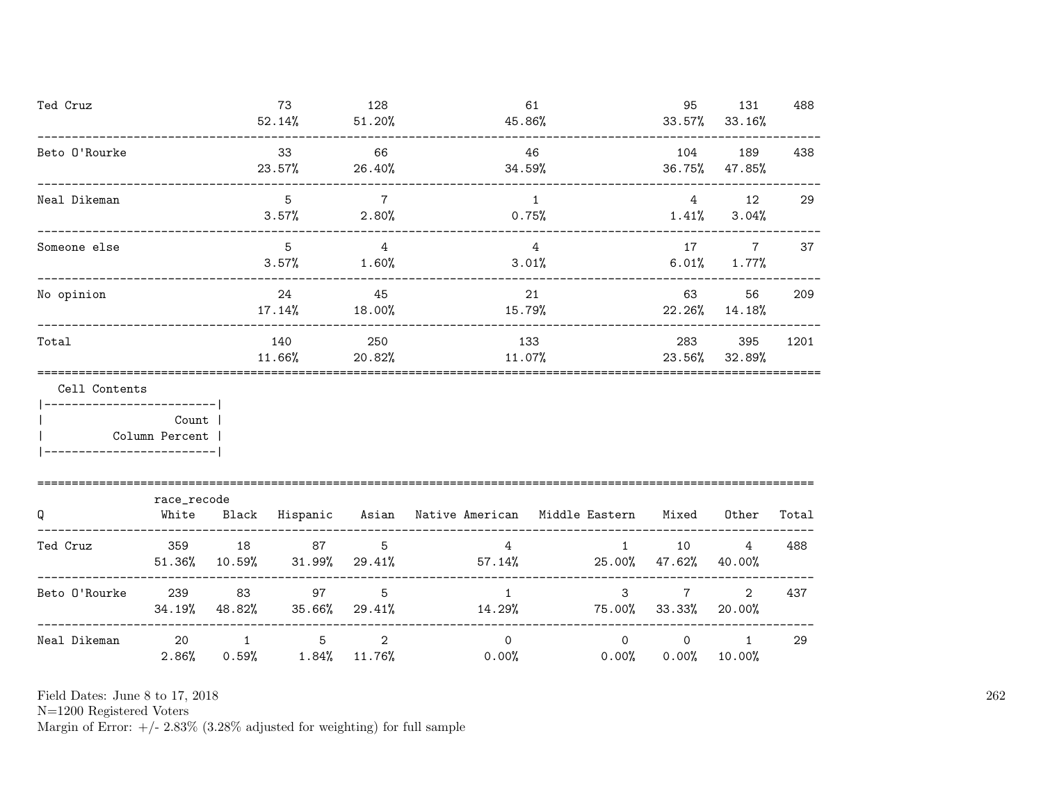| | | | | | | |
|---|---|---|---|---|---|---|
| Ted Cruz | 73 | 128 | 61 | 95 | 131 | 488 |
| | 52.14% | 51.20% | 45.86% | 33.57% | 33.16% | |
| Beto O'Rourke | 33 | 66 | 46 | 104 | 189 | 438 |
| | 23.57% | 26.40% | 34.59% | 36.75% | 47.85% | |
| Neal Dikeman | 5 | 7 | 1 | 4 | 12 | 29 |
| | 3.57% | 2.80% | 0.75% | 1.41% | 3.04% | |
| Someone else | 5 | 4 | 4 | 17 | 7 | 37 |
| | 3.57% | 1.60% | 3.01% | 6.01% | 1.77% | |
| No opinion | 24 | 45 | 21 | 63 | 56 | 209 |
| | 17.14% | 18.00% | 15.79% | 22.26% | 14.18% | |
| Total | 140 | 250 | 133 | 283 | 395 | 1201 |
| | 11.66% | 20.82% | 11.07% | 23.56% | 32.89% | |

Cell Contents
- Count
- Column Percent

| Q | race_recode White | Black | Hispanic | Asian | Native American | Middle Eastern | Mixed | Other | Total |
|---|---|---|---|---|---|---|---|---|---|
| Ted Cruz | 359 | 18 | 87 | 5 | 4 | 1 | 10 | 4 | 488 |
| | 51.36% | 10.59% | 31.99% | 29.41% | 57.14% | 25.00% | 47.62% | 40.00% | |
| Beto O'Rourke | 239 | 83 | 97 | 5 | 1 | 3 | 7 | 2 | 437 |
| | 34.19% | 48.82% | 35.66% | 29.41% | 14.29% | 75.00% | 33.33% | 20.00% | |
| Neal Dikeman | 20 | 1 | 5 | 2 | 0 | 0 | 0 | 1 | 29 |
| | 2.86% | 0.59% | 1.84% | 11.76% | 0.00% | 0.00% | 0.00% | 10.00% | |

Field Dates: June 8 to 17, 2018
N=1200 Registered Voters
Margin of Error: +/- 2.83% (3.28% adjusted for weighting) for full sample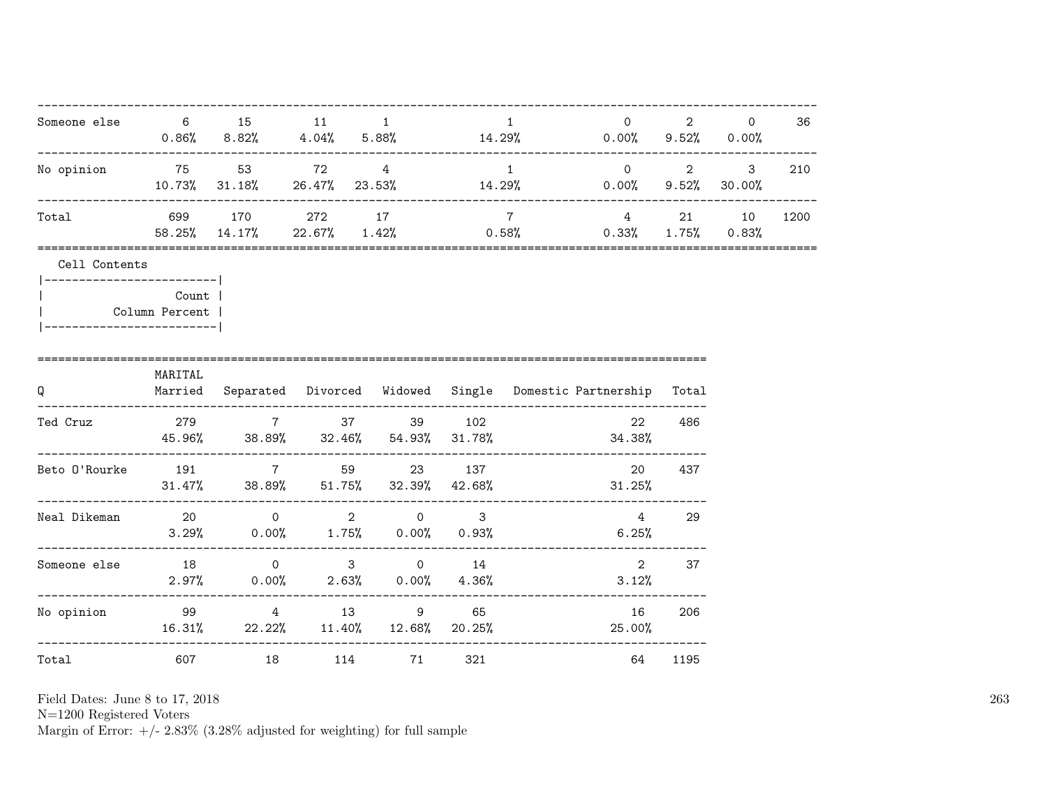| | | | | | | | | | |
|---|---|---|---|---|---|---|---|---|---|
| Someone else | 6<br>0.86% | 15<br>8.82% | 11<br>4.04% | 1<br>5.88% | 1<br>14.29% | 0<br>0.00% | 2<br>9.52% | 0<br>0.00% | 36 |
| No opinion | 75<br>10.73% | 53<br>31.18% | 72<br>26.47% | 4<br>23.53% | 1<br>14.29% | 0<br>0.00% | 2<br>9.52% | 3<br>30.00% | 210 |
| Total | 699<br>58.25% | 170<br>14.17% | 272<br>22.67% | 17<br>1.42% | 7<br>0.58% | 4<br>0.33% | 21<br>1.75% | 10<br>0.83% | 1200 |

Cell Contents

| |
|---|
| Count |
| Column Percent |

| Q | MARITAL<br>Married | Separated | Divorced | Widowed | Single | Domestic Partnership | Total |
|---|---|---|---|---|---|---|---|
| Ted Cruz | 279<br>45.96% | 7<br>38.89% | 37<br>32.46% | 39<br>54.93% | 102<br>31.78% | 22<br>34.38% | 486 |
| Beto O'Rourke | 191<br>31.47% | 7<br>38.89% | 59<br>51.75% | 23<br>32.39% | 137<br>42.68% | 20<br>31.25% | 437 |
| Neal Dikeman | 20<br>3.29% | 0<br>0.00% | 2<br>1.75% | 0<br>0.00% | 3<br>0.93% | 4<br>6.25% | 29 |
| Someone else | 18<br>2.97% | 0<br>0.00% | 3<br>2.63% | 0<br>0.00% | 14<br>4.36% | 2<br>3.12% | 37 |
| No opinion | 99<br>16.31% | 4<br>22.22% | 13<br>11.40% | 9<br>12.68% | 65<br>20.25% | 16<br>25.00% | 206 |
| Total | 607 | 18 | 114 | 71 | 321 | 64 | 1195 |

Field Dates: June 8 to 17, 2018
N=1200 Registered Voters
Margin of Error: +/- 2.83% (3.28% adjusted for weighting) for full sample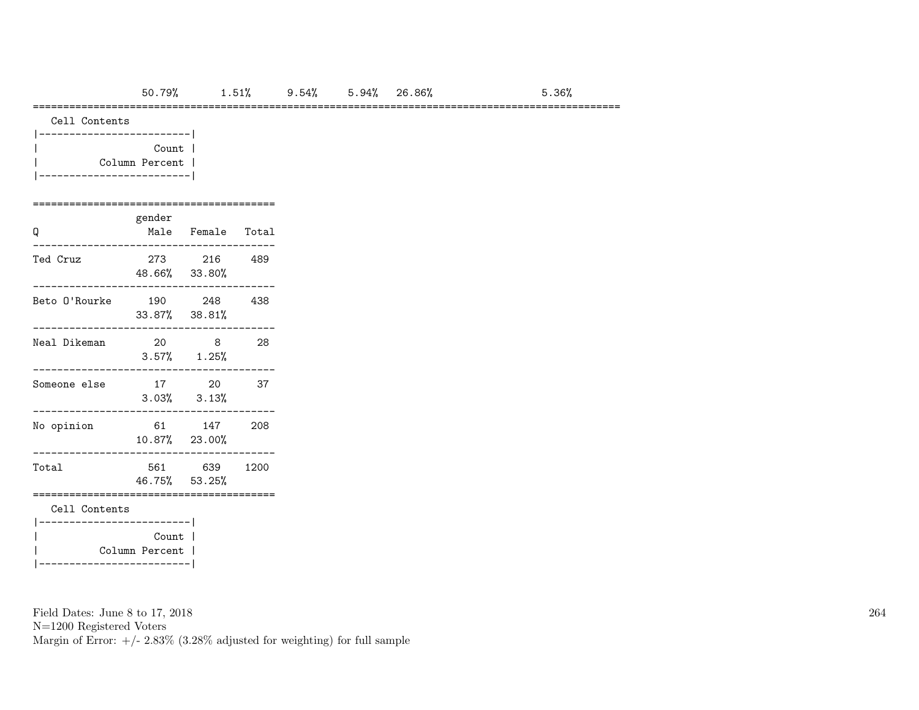| 50.79% | 1.51% | 9.54% | 5.94% | 26.86% | 5.36% |
|---|---|---|---|---|---|

Cell Contents

| Count |
|---|
| Column Percent |

| Q | gender Male | Female | Total |
|---|---|---|---|
| Ted Cruz | 273 | 216 | 489 |
| | 48.66% | 33.80% | |
| Beto O'Rourke | 190 | 248 | 438 |
| | 33.87% | 38.81% | |
| Neal Dikeman | 20 | 8 | 28 |
| | 3.57% | 1.25% | |
| Someone else | 17 | 20 | 37 |
| | 3.03% | 3.13% | |
| No opinion | 61 | 147 | 208 |
| | 10.87% | 23.00% | |
| Total | 561 | 639 | 1200 |
| | 46.75% | 53.25% | |

Cell Contents

| Count |
|---|
| Column Percent |

Field Dates: June 8 to 17, 2018
N=1200 Registered Voters
Margin of Error: +/- 2.83% (3.28% adjusted for weighting) for full sample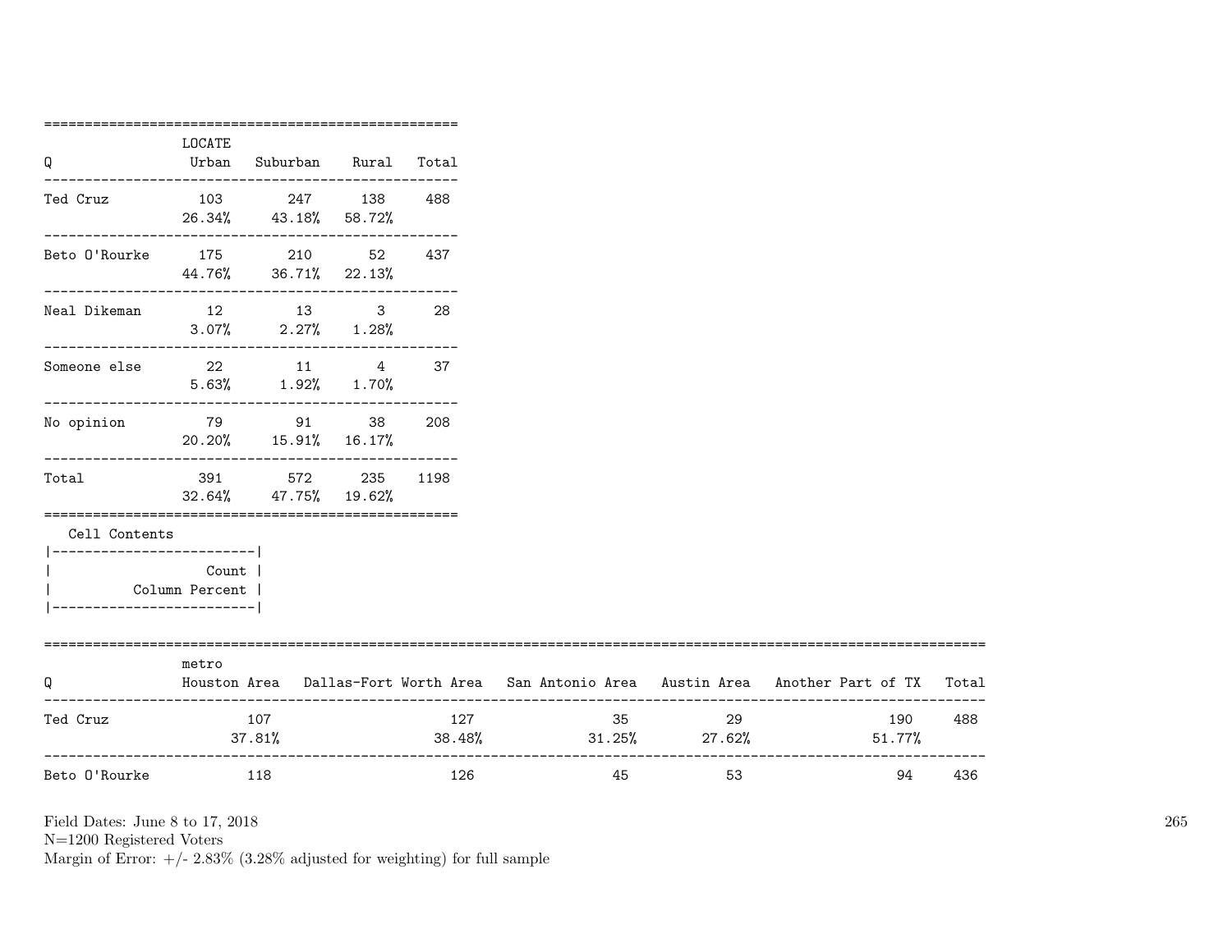| Q | LOCATE Urban | Suburban | Rural | Total |
|---|---|---|---|---|
| Ted Cruz | 103 | 247 | 138 | 488 |
| | 26.34% | 43.18% | 58.72% | |
| Beto O'Rourke | 175 | 210 | 52 | 437 |
| | 44.76% | 36.71% | 22.13% | |
| Neal Dikeman | 12 | 13 | 3 | 28 |
| | 3.07% | 2.27% | 1.28% | |
| Someone else | 22 | 11 | 4 | 37 |
| | 5.63% | 1.92% | 1.70% | |
| No opinion | 79 | 91 | 38 | 208 |
| | 20.20% | 15.91% | 16.17% | |
| Total | 391 | 572 | 235 | 1198 |
| | 32.64% | 47.75% | 19.62% | |

Cell Contents

| Count |
|---|
| Column Percent |

| Q | metro Houston Area | Dallas-Fort Worth Area | San Antonio Area | Austin Area | Another Part of TX | Total |
|---|---|---|---|---|---|---|
| Ted Cruz | 107 | 127 | 35 | 29 | 190 | 488 |
| | 37.81% | 38.48% | 31.25% | 27.62% | 51.77% | |
| Beto O'Rourke | 118 | 126 | 45 | 53 | 94 | 436 |

Field Dates: June 8 to 17, 2018
N=1200 Registered Voters
Margin of Error: +/- 2.83% (3.28% adjusted for weighting) for full sample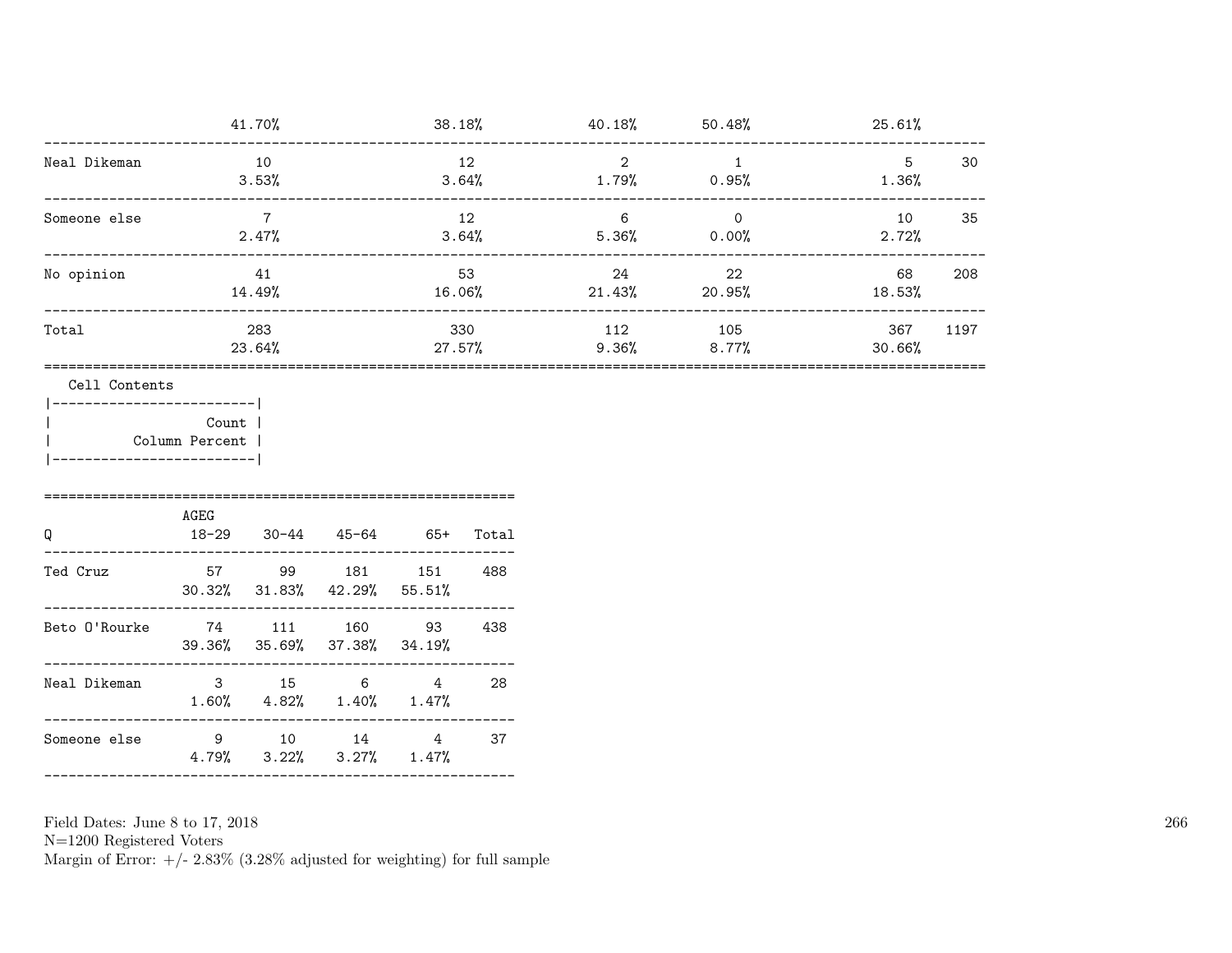| | | | | | | |
|---|---|---|---|---|---|---|
| | 41.70% | 38.18% | 40.18% | 50.48% | 25.61% | |
| Neal Dikeman | 10 | 12 | 2 | 1 | 5 | 30 |
| | 3.53% | 3.64% | 1.79% | 0.95% | 1.36% | |
| Someone else | 7 | 12 | 6 | 0 | 10 | 35 |
| | 2.47% | 3.64% | 5.36% | 0.00% | 2.72% | |
| No opinion | 41 | 53 | 24 | 22 | 68 | 208 |
| | 14.49% | 16.06% | 21.43% | 20.95% | 18.53% | |
| Total | 283 | 330 | 112 | 105 | 367 | 1197 |
| | 23.64% | 27.57% | 9.36% | 8.77% | 30.66% | |

Cell Contents

| |
|---|
| Count |
| Column Percent |

| Q | AGEG 18-29 | 30-44 | 45-64 | 65+ | Total |
|---|---|---|---|---|---|
| Ted Cruz | 57 | 99 | 181 | 151 | 488 |
| | 30.32% | 31.83% | 42.29% | 55.51% | |
| Beto O'Rourke | 74 | 111 | 160 | 93 | 438 |
| | 39.36% | 35.69% | 37.38% | 34.19% | |
| Neal Dikeman | 3 | 15 | 6 | 4 | 28 |
| | 1.60% | 4.82% | 1.40% | 1.47% | |
| Someone else | 9 | 10 | 14 | 4 | 37 |
| | 4.79% | 3.22% | 3.27% | 1.47% | |

Field Dates: June 8 to 17, 2018
N=1200 Registered Voters
Margin of Error: +/- 2.83% (3.28% adjusted for weighting) for full sample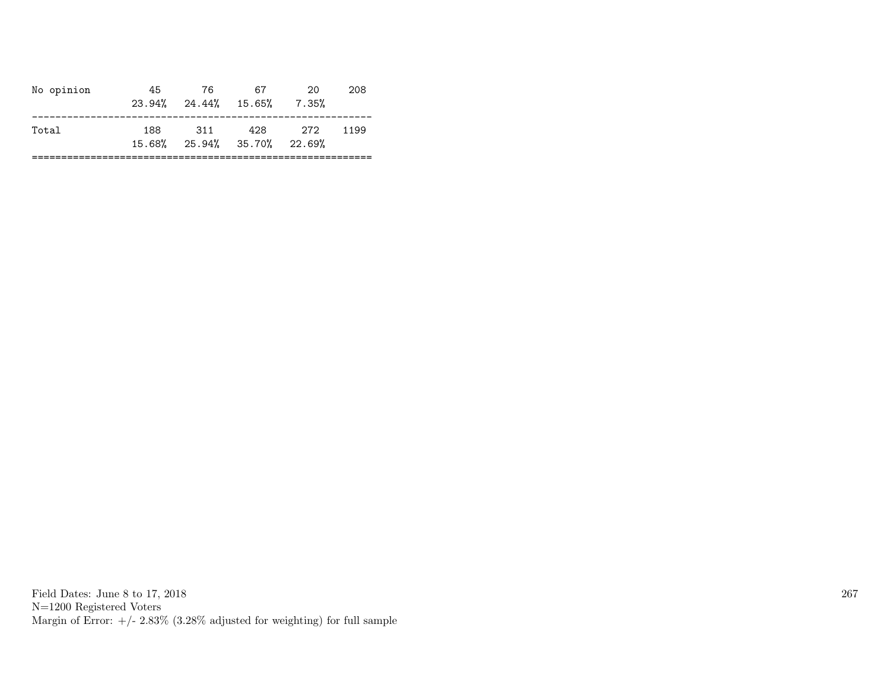| | | | | | |
|---|---|---|---|---|---|
| No opinion | 45 | 76 | 67 | 20 | 208 |
| | 23.94% | 24.44% | 15.65% | 7.35% | |
| Total | 188 | 311 | 428 | 272 | 1199 |
| | 15.68% | 25.94% | 35.70% | 22.69% | |

Field Dates: June 8 to 17, 2018
N=1200 Registered Voters
Margin of Error: +/- 2.83% (3.28% adjusted for weighting) for full sample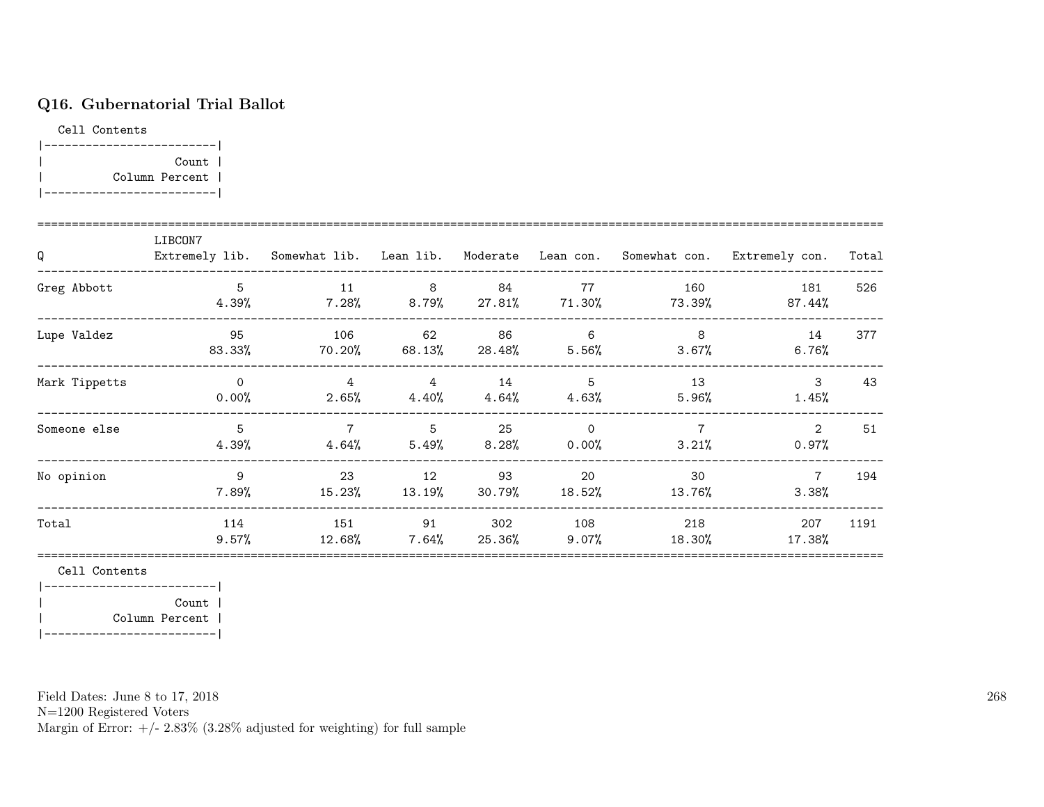## Q16. Gubernatorial Trial Ballot

Cell Contents

| Count |
|---|
| Column Percent |

| Q | LIBCON7 Extremely lib. | Somewhat lib. | Lean lib. | Moderate | Lean con. | Somewhat con. | Extremely con. | Total |
|---|---|---|---|---|---|---|---|---|
| Greg Abbott | 5 | 11 | 8 | 84 | 77 | 160 | 181 | 526 |
| | 4.39% | 7.28% | 8.79% | 27.81% | 71.30% | 73.39% | 87.44% | |
| Lupe Valdez | 95 | 106 | 62 | 86 | 6 | 8 | 14 | 377 |
| | 83.33% | 70.20% | 68.13% | 28.48% | 5.56% | 3.67% | 6.76% | |
| Mark Tippetts | 0 | 4 | 4 | 14 | 5 | 13 | 3 | 43 |
| | 0.00% | 2.65% | 4.40% | 4.64% | 4.63% | 5.96% | 1.45% | |
| Someone else | 5 | 7 | 5 | 25 | 0 | 7 | 2 | 51 |
| | 4.39% | 4.64% | 5.49% | 8.28% | 0.00% | 3.21% | 0.97% | |
| No opinion | 9 | 23 | 12 | 93 | 20 | 30 | 7 | 194 |
| | 7.89% | 15.23% | 13.19% | 30.79% | 18.52% | 13.76% | 3.38% | |
| Total | 114 | 151 | 91 | 302 | 108 | 218 | 207 | 1191 |
| | 9.57% | 12.68% | 7.64% | 25.36% | 9.07% | 18.30% | 17.38% | |

Cell Contents

| Count |
|---|
| Column Percent |

Field Dates: June 8 to 17, 2018
N=1200 Registered Voters
Margin of Error: +/- 2.83% (3.28% adjusted for weighting) for full sample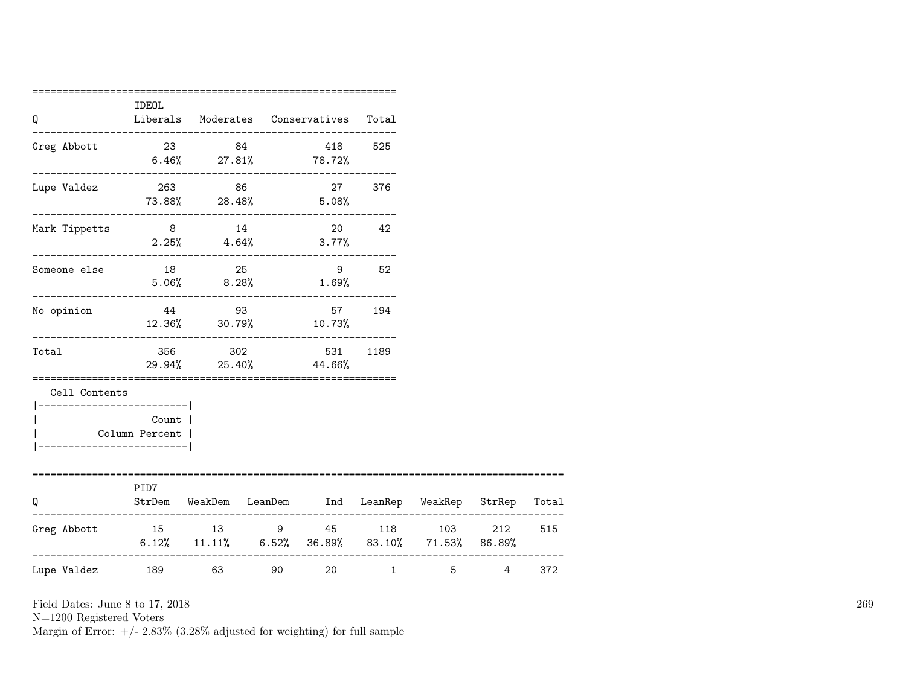| Q | IDEOL Liberals | Moderates | Conservatives | Total |
|---|---|---|---|---|
| Greg Abbott | 23<br>6.46% | 84<br>27.81% | 418<br>78.72% | 525 |
| Lupe Valdez | 263<br>73.88% | 86<br>28.48% | 27<br>5.08% | 376 |
| Mark Tippetts | 8<br>2.25% | 14<br>4.64% | 20<br>3.77% | 42 |
| Someone else | 18<br>5.06% | 25<br>8.28% | 9<br>1.69% | 52 |
| No opinion | 44<br>12.36% | 93<br>30.79% | 57<br>10.73% | 194 |
| Total | 356<br>29.94% | 302<br>25.40% | 531<br>44.66% | 1189 |

Cell Contents

| |
|---|
| Count |
| Column Percent |

| Q | PID7 StrDem | WeakDem | LeanDem | Ind | LeanRep | WeakRep | StrRep | Total |
|---|---|---|---|---|---|---|---|---|
| Greg Abbott | 15<br>6.12% | 13<br>11.11% | 9<br>6.52% | 45<br>36.89% | 118<br>83.10% | 103<br>71.53% | 212<br>86.89% | 515 |
| Lupe Valdez | 189 | 63 | 90 | 20 | 1 | 5 | 4 | 372 |

Field Dates: June 8 to 17, 2018
N=1200 Registered Voters
Margin of Error: +/- 2.83% (3.28% adjusted for weighting) for full sample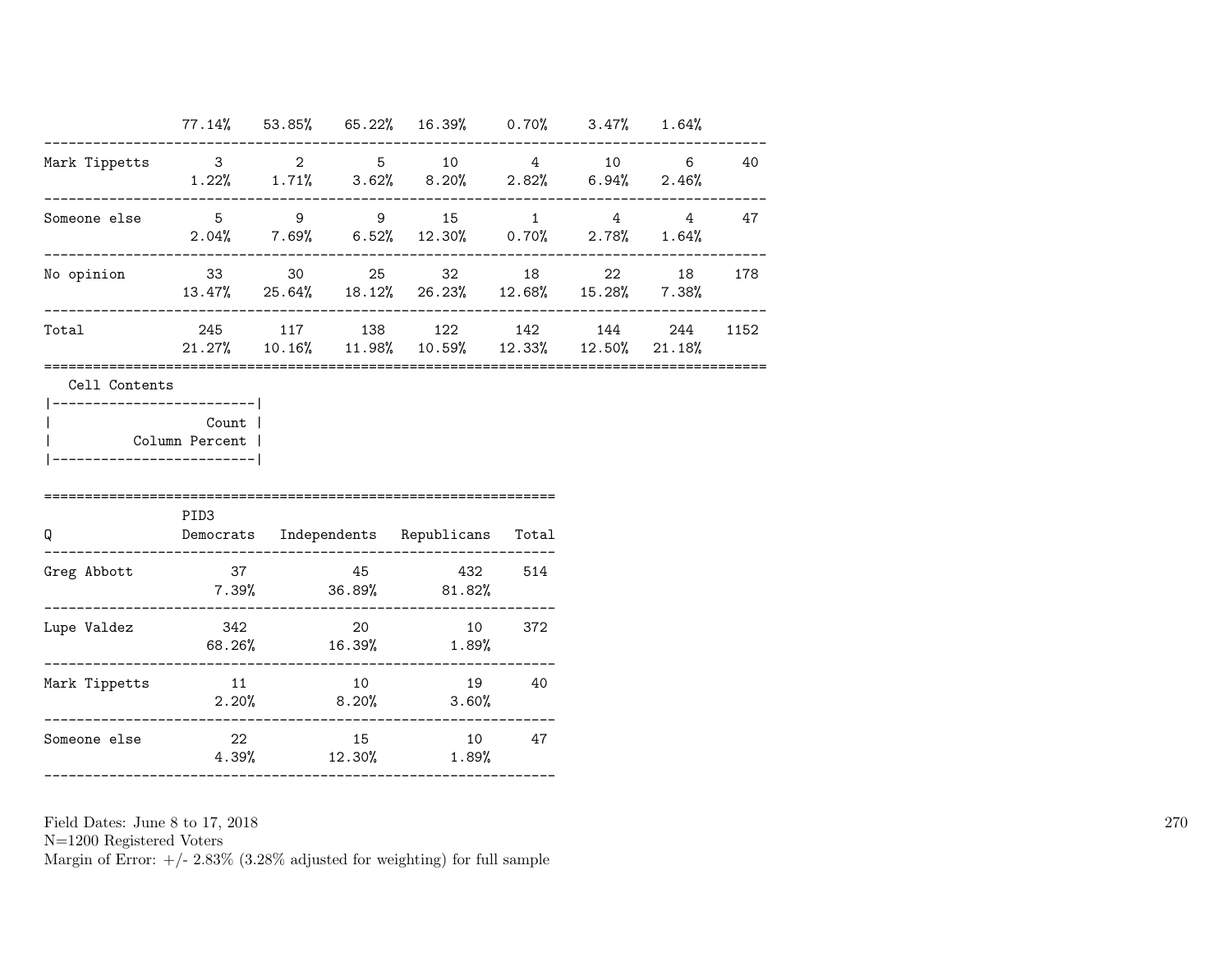| | | | | | | | | |
|---|---|---|---|---|---|---|---|---|
| | 77.14% | 53.85% | 65.22% | 16.39% | 0.70% | 3.47% | 1.64% | |
| Mark Tippetts | 3 | 2 | 5 | 10 | 4 | 10 | 6 | 40 |
| | 1.22% | 1.71% | 3.62% | 8.20% | 2.82% | 6.94% | 2.46% | |
| Someone else | 5 | 9 | 9 | 15 | 1 | 4 | 4 | 47 |
| | 2.04% | 7.69% | 6.52% | 12.30% | 0.70% | 2.78% | 1.64% | |
| No opinion | 33 | 30 | 25 | 32 | 18 | 22 | 18 | 178 |
| | 13.47% | 25.64% | 18.12% | 26.23% | 12.68% | 15.28% | 7.38% | |
| Total | 245 | 117 | 138 | 122 | 142 | 144 | 244 | 1152 |
| | 21.27% | 10.16% | 11.98% | 10.59% | 12.33% | 12.50% | 21.18% | |

Cell Contents

| |
|---|
| Count |
| Column Percent |

| Q | PID3 Democrats | Independents | Republicans | Total |
|---|---|---|---|---|
| Greg Abbott | 37 | 45 | 432 | 514 |
| | 7.39% | 36.89% | 81.82% | |
| Lupe Valdez | 342 | 20 | 10 | 372 |
| | 68.26% | 16.39% | 1.89% | |
| Mark Tippetts | 11 | 10 | 19 | 40 |
| | 2.20% | 8.20% | 3.60% | |
| Someone else | 22 | 15 | 10 | 47 |
| | 4.39% | 12.30% | 1.89% | |

Field Dates: June 8 to 17, 2018
N=1200 Registered Voters
Margin of Error: +/- 2.83% (3.28% adjusted for weighting) for full sample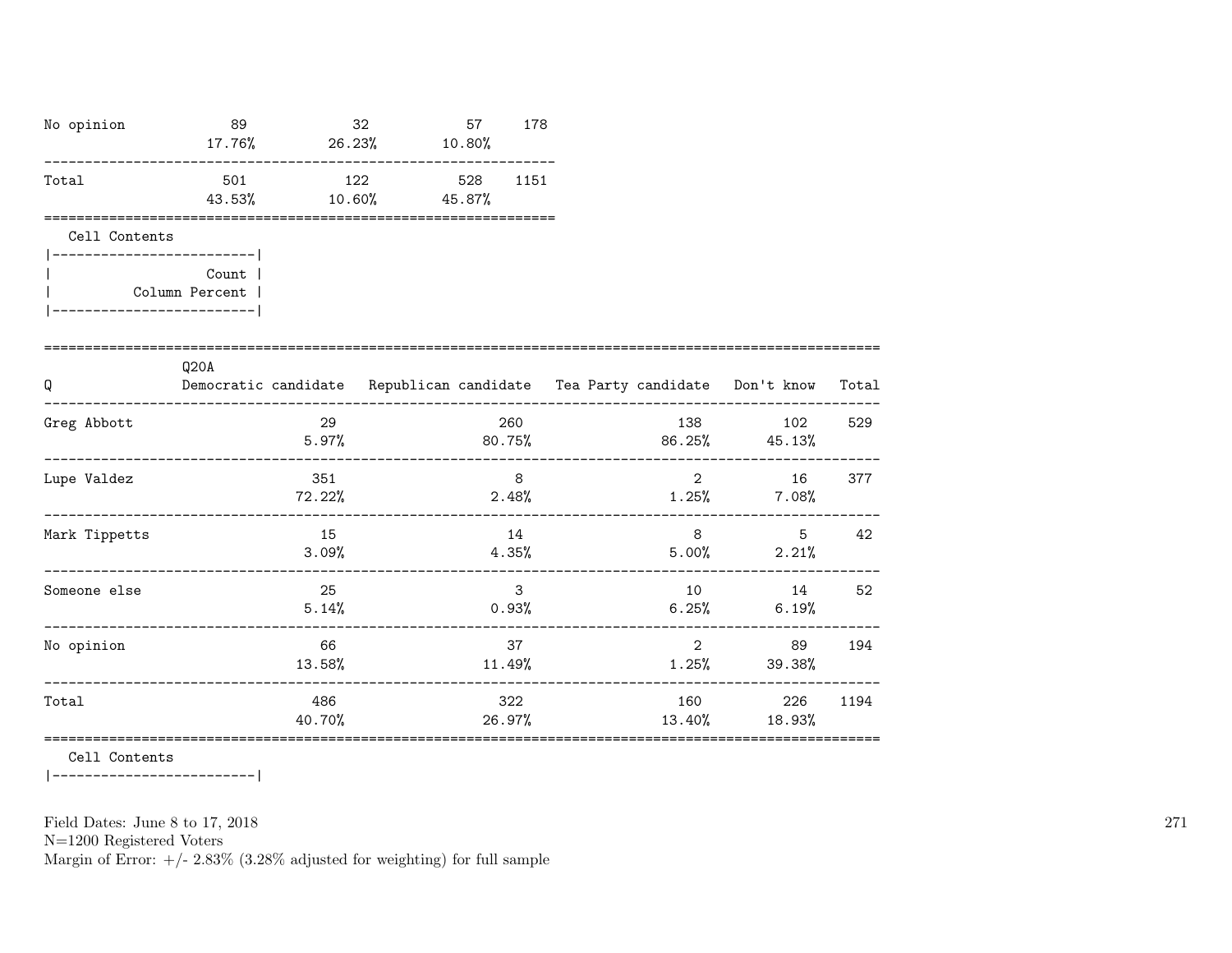| | | | | |
|---|---|---|---|---|
| No opinion | 89<br>17.76% | 32<br>26.23% | 57<br>10.80% | 178 |
| Total | 501<br>43.53% | 122<br>10.60% | 528<br>45.87% | 1151 |

Cell Contents

```
|-------------------------|
|                   Count |
|          Column Percent |
|-------------------------|
```

| Q | Q20A<br>Democratic candidate | Republican candidate | Tea Party candidate | Don't know | Total |
|---|---|---|---|---|---|
| Greg Abbott | 29<br>5.97% | 260<br>80.75% | 138<br>86.25% | 102<br>45.13% | 529 |
| Lupe Valdez | 351<br>72.22% | 8<br>2.48% | 2<br>1.25% | 16<br>7.08% | 377 |
| Mark Tippetts | 15<br>3.09% | 14<br>4.35% | 8<br>5.00% | 5<br>2.21% | 42 |
| Someone else | 25<br>5.14% | 3<br>0.93% | 10<br>6.25% | 14<br>6.19% | 52 |
| No opinion | 66<br>13.58% | 37<br>11.49% | 2<br>1.25% | 89<br>39.38% | 194 |
| Total | 486<br>40.70% | 322<br>26.97% | 160<br>13.40% | 226<br>18.93% | 1194 |

Cell Contents

```
|-------------------------|
```

Field Dates: June 8 to 17, 2018
N=1200 Registered Voters
Margin of Error: +/- 2.83% (3.28% adjusted for weighting) for full sample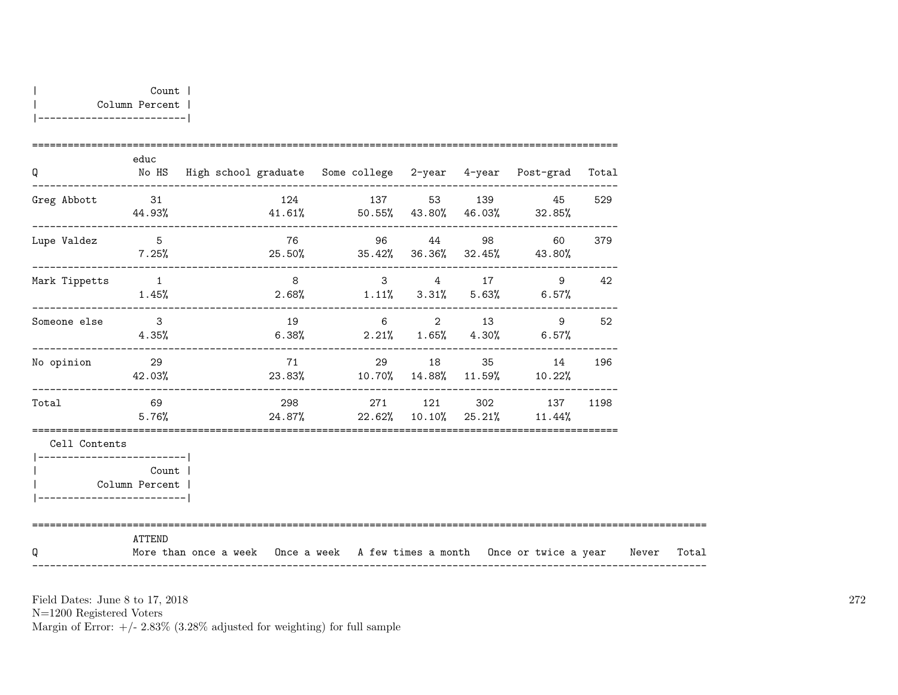| Count |
|---|
| Column Percent |

| Q | educ No HS | High school graduate | Some college | 2-year | 4-year | Post-grad | Total |
|---|---|---|---|---|---|---|---|
| Greg Abbott | 31<br>44.93% | 124<br>41.61% | 137<br>50.55% | 53<br>43.80% | 139<br>46.03% | 45<br>32.85% | 529 |
| Lupe Valdez | 5<br>7.25% | 76<br>25.50% | 96<br>35.42% | 44<br>36.36% | 98<br>32.45% | 60<br>43.80% | 379 |
| Mark Tippetts | 1<br>1.45% | 8<br>2.68% | 3<br>1.11% | 4<br>3.31% | 17<br>5.63% | 9<br>6.57% | 42 |
| Someone else | 3<br>4.35% | 19<br>6.38% | 6<br>2.21% | 2<br>1.65% | 13<br>4.30% | 9<br>6.57% | 52 |
| No opinion | 29<br>42.03% | 71<br>23.83% | 29<br>10.70% | 18<br>14.88% | 35<br>11.59% | 14<br>10.22% | 196 |
| Total | 69<br>5.76% | 298<br>24.87% | 271<br>22.62% | 121<br>10.10% | 302<br>25.21% | 137<br>11.44% | 1198 |

Cell Contents

| Count |
|---|
| Column Percent |

| Q | ATTEND More than once a week | Once a week | A few times a month | Once or twice a year | Never | Total |
|---|---|---|---|---|---|---|

Field Dates: June 8 to 17, 2018
N=1200 Registered Voters
Margin of Error: +/- 2.83% (3.28% adjusted for weighting) for full sample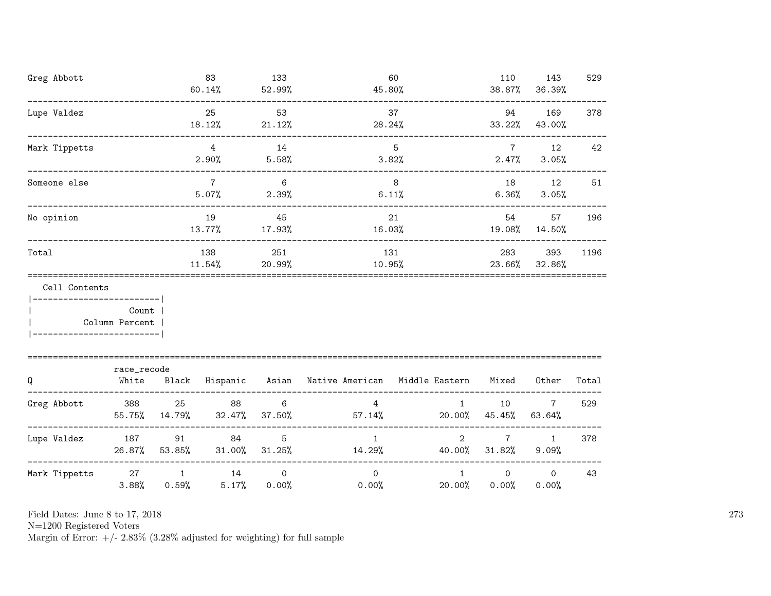| | | | | | | |
|---|---|---|---|---|---|---|
| Greg Abbott | 83<br>60.14% | 133<br>52.99% | 60<br>45.80% | 110<br>38.87% | 143<br>36.39% | 529 |
| Lupe Valdez | 25<br>18.12% | 53<br>21.12% | 37<br>28.24% | 94<br>33.22% | 169<br>43.00% | 378 |
| Mark Tippetts | 4<br>2.90% | 14<br>5.58% | 5<br>3.82% | 7<br>2.47% | 12<br>3.05% | 42 |
| Someone else | 7<br>5.07% | 6<br>2.39% | 8<br>6.11% | 18<br>6.36% | 12<br>3.05% | 51 |
| No opinion | 19<br>13.77% | 45<br>17.93% | 21<br>16.03% | 54<br>19.08% | 57<br>14.50% | 196 |
| Total | 138<br>11.54% | 251<br>20.99% | 131<br>10.95% | 283<br>23.66% | 393<br>32.86% | 1196 |

Cell Contents
|-------------------------|
| Count |
| Column Percent |
|-------------------------|

| Q | race_recode<br>White | Black | Hispanic | Asian | Native American | Middle Eastern | Mixed | Other | Total |
|---|---|---|---|---|---|---|---|---|---|
| Greg Abbott | 388<br>55.75% | 25<br>14.79% | 88<br>32.47% | 6<br>37.50% | 4<br>57.14% | 1<br>20.00% | 10<br>45.45% | 7<br>63.64% | 529 |
| Lupe Valdez | 187<br>26.87% | 91<br>53.85% | 84<br>31.00% | 5<br>31.25% | 1<br>14.29% | 2<br>40.00% | 7<br>31.82% | 1<br>9.09% | 378 |
| Mark Tippetts | 27<br>3.88% | 1<br>0.59% | 14<br>5.17% | 0<br>0.00% | 0<br>0.00% | 1<br>20.00% | 0<br>0.00% | 0<br>0.00% | 43 |

Field Dates: June 8 to 17, 2018
N=1200 Registered Voters
Margin of Error: +/- 2.83% (3.28% adjusted for weighting) for full sample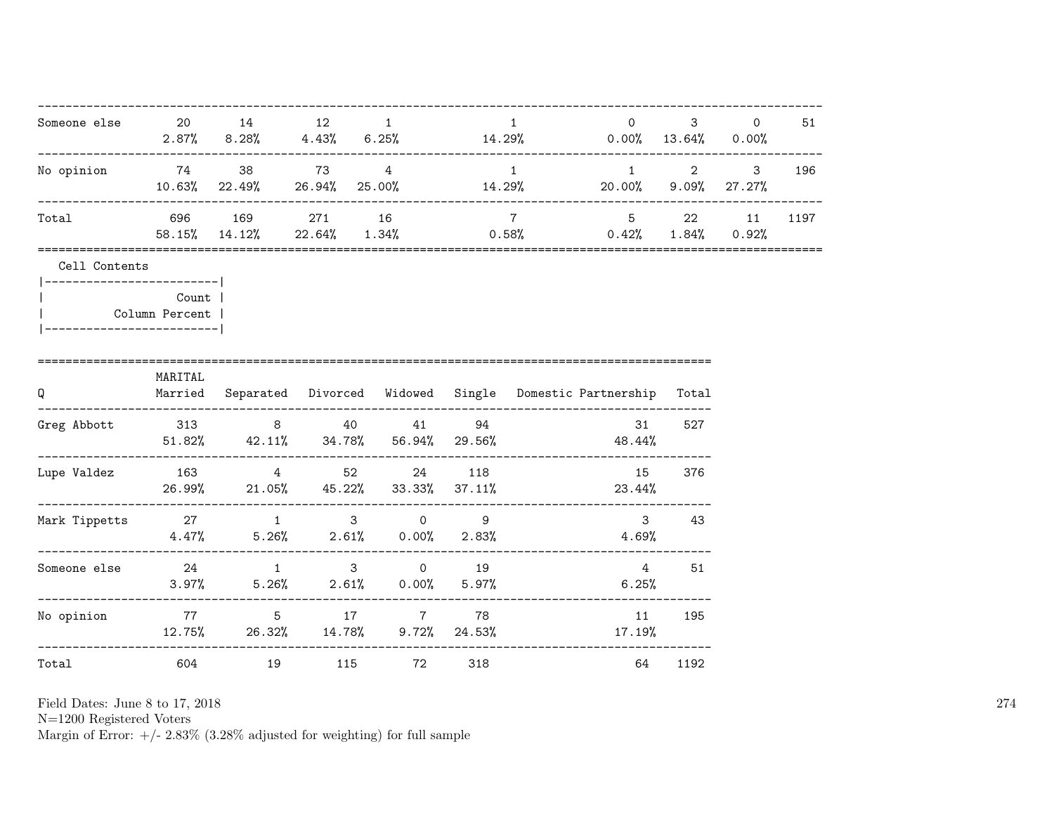| | | | | | | | | | |
|---|---|---|---|---|---|---|---|---|---|
| Someone else | 20<br>2.87% | 14<br>8.28% | 12<br>4.43% | 1<br>6.25% | 1<br>14.29% | 0<br>0.00% | 3<br>13.64% | 0<br>0.00% | 51 |
| No opinion | 74<br>10.63% | 38<br>22.49% | 73<br>26.94% | 4<br>25.00% | 1<br>14.29% | 1<br>20.00% | 2<br>9.09% | 3<br>27.27% | 196 |
| Total | 696<br>58.15% | 169<br>14.12% | 271<br>22.64% | 16<br>1.34% | 7<br>0.58% | 5<br>0.42% | 22<br>1.84% | 11<br>0.92% | 1197 |

Cell Contents

| Count |
|---|
| Column Percent |

| Q | MARITAL<br>Married | Separated | Divorced | Widowed | Single | Domestic Partnership | Total |
|---|---|---|---|---|---|---|---|
| Greg Abbott | 313<br>51.82% | 8<br>42.11% | 40<br>34.78% | 41<br>56.94% | 94<br>29.56% | 31<br>48.44% | 527 |
| Lupe Valdez | 163<br>26.99% | 4<br>21.05% | 52<br>45.22% | 24<br>33.33% | 118<br>37.11% | 15<br>23.44% | 376 |
| Mark Tippetts | 27<br>4.47% | 1<br>5.26% | 3<br>2.61% | 0<br>0.00% | 9<br>2.83% | 3<br>4.69% | 43 |
| Someone else | 24<br>3.97% | 1<br>5.26% | 3<br>2.61% | 0<br>0.00% | 19<br>5.97% | 4<br>6.25% | 51 |
| No opinion | 77<br>12.75% | 5<br>26.32% | 17<br>14.78% | 7<br>9.72% | 78<br>24.53% | 11<br>17.19% | 195 |
| Total | 604 | 19 | 115 | 72 | 318 | 64 | 1192 |

Field Dates: June 8 to 17, 2018
N=1200 Registered Voters
Margin of Error: +/- 2.83% (3.28% adjusted for weighting) for full sample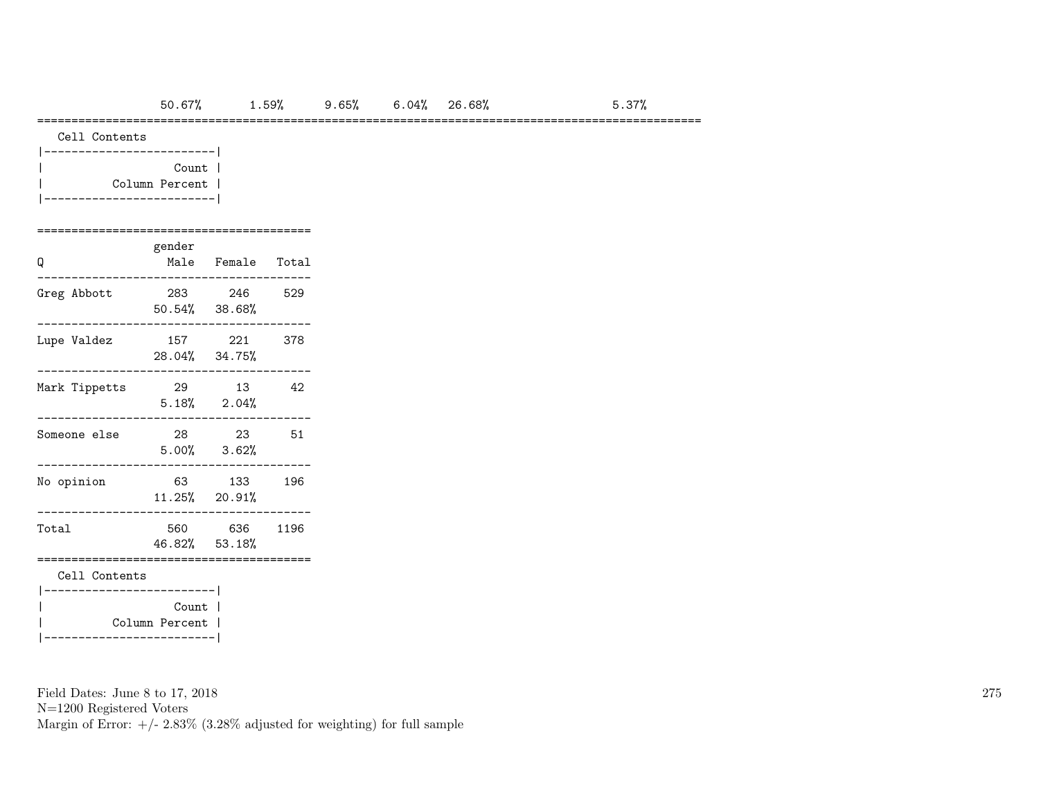| 50.67% | 1.59% | 9.65% | 6.04% | 26.68% | 5.37% |
|---|---|---|---|---|---|

Cell Contents

| Count |
|---|
| Column Percent |

| Q | gender Male | Female | Total |
|---|---|---|---|
| Greg Abbott | 283 | 246 | 529 |
| | 50.54% | 38.68% | |
| Lupe Valdez | 157 | 221 | 378 |
| | 28.04% | 34.75% | |
| Mark Tippetts | 29 | 13 | 42 |
| | 5.18% | 2.04% | |
| Someone else | 28 | 23 | 51 |
| | 5.00% | 3.62% | |
| No opinion | 63 | 133 | 196 |
| | 11.25% | 20.91% | |
| Total | 560 | 636 | 1196 |
| | 46.82% | 53.18% | |

Cell Contents

| Count |
|---|
| Column Percent |

Field Dates: June 8 to 17, 2018
N=1200 Registered Voters
Margin of Error: +/- 2.83% (3.28% adjusted for weighting) for full sample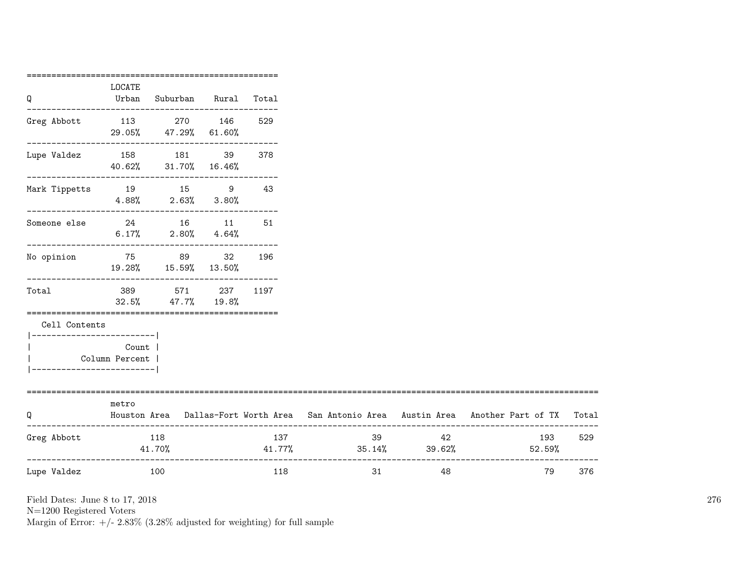| Q | LOCATE Urban | Suburban | Rural | Total |
|---|---|---|---|---|
| Greg Abbott | 113 | 270 | 146 | 529 |
| | 29.05% | 47.29% | 61.60% | |
| Lupe Valdez | 158 | 181 | 39 | 378 |
| | 40.62% | 31.70% | 16.46% | |
| Mark Tippetts | 19 | 15 | 9 | 43 |
| | 4.88% | 2.63% | 3.80% | |
| Someone else | 24 | 16 | 11 | 51 |
| | 6.17% | 2.80% | 4.64% | |
| No opinion | 75 | 89 | 32 | 196 |
| | 19.28% | 15.59% | 13.50% | |
| Total | 389 | 571 | 237 | 1197 |
| | 32.5% | 47.7% | 19.8% | |

Cell Contents

| Count |
|---|
| Column Percent |

| Q | metro Houston Area | Dallas-Fort Worth Area | San Antonio Area | Austin Area | Another Part of TX | Total |
|---|---|---|---|---|---|---|
| Greg Abbott | 118 | 137 | 39 | 42 | 193 | 529 |
| | 41.70% | 41.77% | 35.14% | 39.62% | 52.59% | |
| Lupe Valdez | 100 | 118 | 31 | 48 | 79 | 376 |

Field Dates: June 8 to 17, 2018
N=1200 Registered Voters
Margin of Error: +/- 2.83% (3.28% adjusted for weighting) for full sample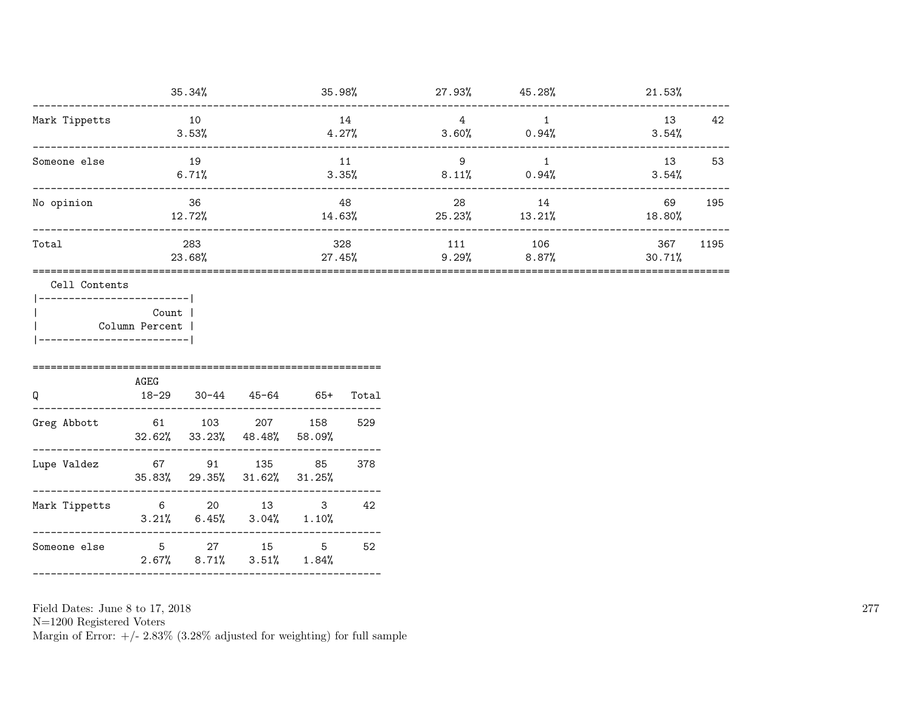| | | | | | | |
|---|---|---|---|---|---|---|
| | 35.34% | 35.98% | 27.93% | 45.28% | 21.53% | |
| Mark Tippetts | 10 | 14 | 4 | 1 | 13 | 42 |
| | 3.53% | 4.27% | 3.60% | 0.94% | 3.54% | |
| Someone else | 19 | 11 | 9 | 1 | 13 | 53 |
| | 6.71% | 3.35% | 8.11% | 0.94% | 3.54% | |
| No opinion | 36 | 48 | 28 | 14 | 69 | 195 |
| | 12.72% | 14.63% | 25.23% | 13.21% | 18.80% | |
| Total | 283 | 328 | 111 | 106 | 367 | 1195 |
| | 23.68% | 27.45% | 9.29% | 8.87% | 30.71% | |

Cell Contents

| |
|---|
| Count |
| Column Percent |

| Q | AGEG 18-29 | 30-44 | 45-64 | 65+ | Total |
|---|---|---|---|---|---|
| Greg Abbott | 61 | 103 | 207 | 158 | 529 |
| | 32.62% | 33.23% | 48.48% | 58.09% | |
| Lupe Valdez | 67 | 91 | 135 | 85 | 378 |
| | 35.83% | 29.35% | 31.62% | 31.25% | |
| Mark Tippetts | 6 | 20 | 13 | 3 | 42 |
| | 3.21% | 6.45% | 3.04% | 1.10% | |
| Someone else | 5 | 27 | 15 | 5 | 52 |
| | 2.67% | 8.71% | 3.51% | 1.84% | |

Field Dates: June 8 to 17, 2018
N=1200 Registered Voters
Margin of Error: +/- 2.83% (3.28% adjusted for weighting) for full sample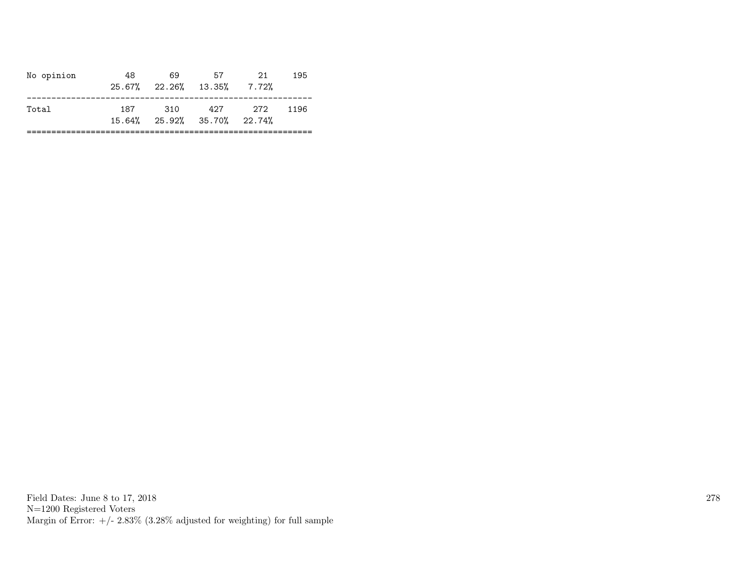| | | | | | |
|---|---|---|---|---|---|
| No opinion | 48 | 69 | 57 | 21 | 195 |
| | 25.67% | 22.26% | 13.35% | 7.72% | |
| Total | 187 | 310 | 427 | 272 | 1196 |
| | 15.64% | 25.92% | 35.70% | 22.74% | |

Field Dates: June 8 to 17, 2018
N=1200 Registered Voters
Margin of Error: +/- 2.83% (3.28% adjusted for weighting) for full sample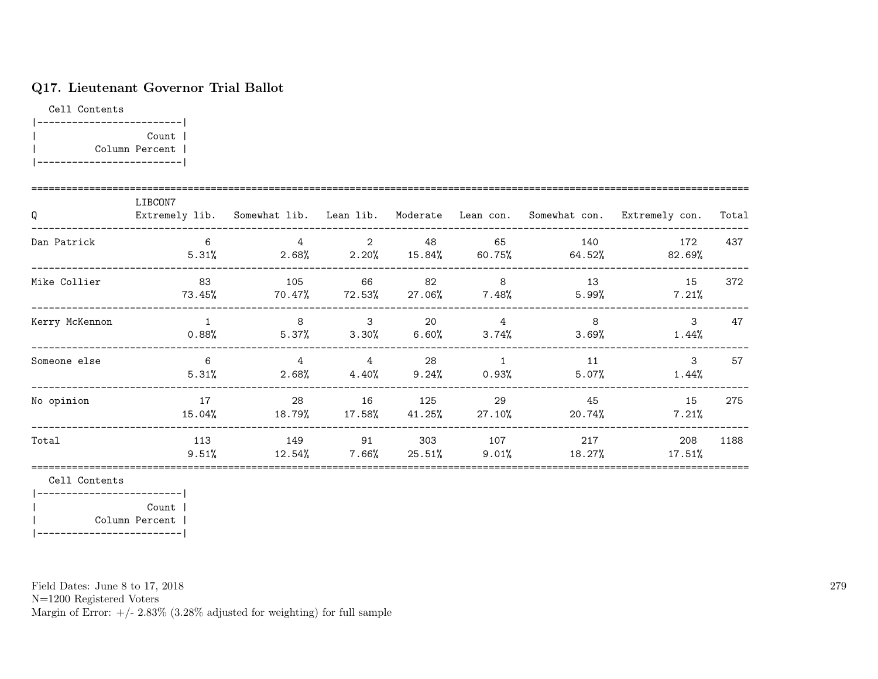## Q17. Lieutenant Governor Trial Ballot

Cell Contents

| Count |
|---|
| Column Percent |

| Q | LIBCON7 Extremely lib. | Somewhat lib. | Lean lib. | Moderate | Lean con. | Somewhat con. | Extremely con. | Total |
|---|---|---|---|---|---|---|---|---|
| Dan Patrick | 6 | 4 | 2 | 48 | 65 | 140 | 172 | 437 |
| | 5.31% | 2.68% | 2.20% | 15.84% | 60.75% | 64.52% | 82.69% | |
| Mike Collier | 83 | 105 | 66 | 82 | 8 | 13 | 15 | 372 |
| | 73.45% | 70.47% | 72.53% | 27.06% | 7.48% | 5.99% | 7.21% | |
| Kerry McKennon | 1 | 8 | 3 | 20 | 4 | 8 | 3 | 47 |
| | 0.88% | 5.37% | 3.30% | 6.60% | 3.74% | 3.69% | 1.44% | |
| Someone else | 6 | 4 | 4 | 28 | 1 | 11 | 3 | 57 |
| | 5.31% | 2.68% | 4.40% | 9.24% | 0.93% | 5.07% | 1.44% | |
| No opinion | 17 | 28 | 16 | 125 | 29 | 45 | 15 | 275 |
| | 15.04% | 18.79% | 17.58% | 41.25% | 27.10% | 20.74% | 7.21% | |
| Total | 113 | 149 | 91 | 303 | 107 | 217 | 208 | 1188 |
| | 9.51% | 12.54% | 7.66% | 25.51% | 9.01% | 18.27% | 17.51% | |

Cell Contents

| Count |
|---|
| Column Percent |

Field Dates: June 8 to 17, 2018
N=1200 Registered Voters
Margin of Error: +/- 2.83% (3.28% adjusted for weighting) for full sample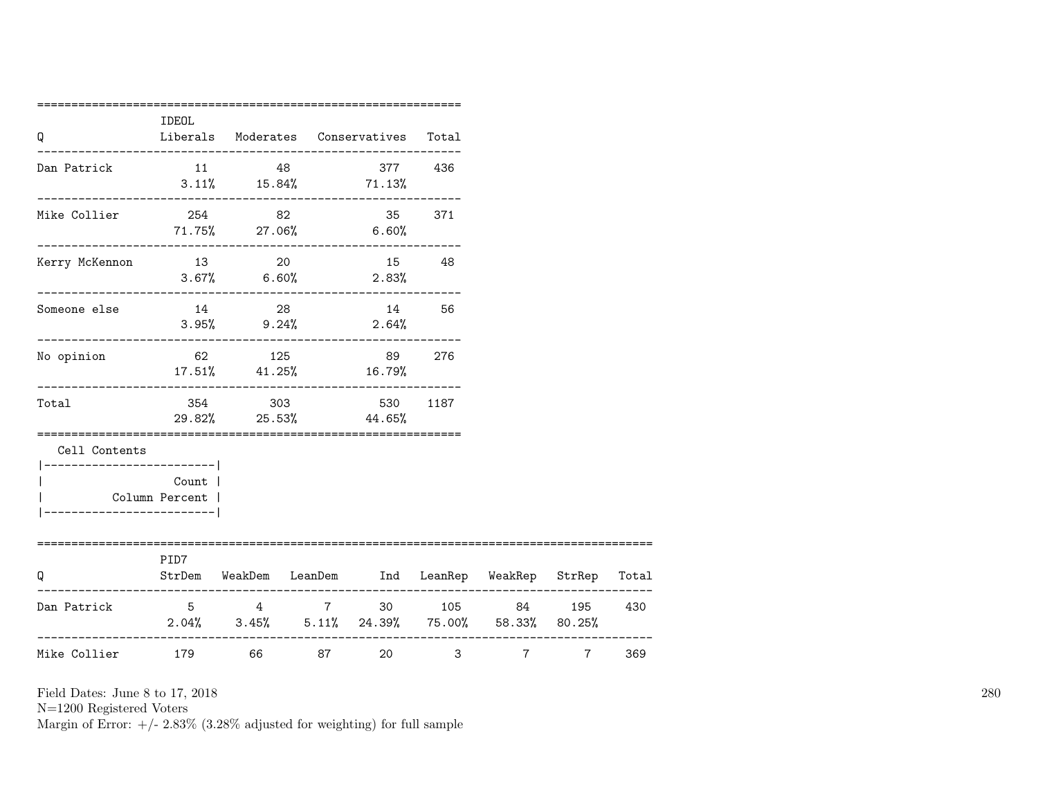| Q | IDEOL Liberals | Moderates | Conservatives | Total |
|---|---|---|---|---|
| Dan Patrick | 11 | 48 | 377 | 436 |
| | 3.11% | 15.84% | 71.13% | |
| Mike Collier | 254 | 82 | 35 | 371 |
| | 71.75% | 27.06% | 6.60% | |
| Kerry McKennon | 13 | 20 | 15 | 48 |
| | 3.67% | 6.60% | 2.83% | |
| Someone else | 14 | 28 | 14 | 56 |
| | 3.95% | 9.24% | 2.64% | |
| No opinion | 62 | 125 | 89 | 276 |
| | 17.51% | 41.25% | 16.79% | |
| Total | 354 | 303 | 530 | 1187 |
| | 29.82% | 25.53% | 44.65% | |

Cell Contents

| |
|---|
| Count |
| Column Percent |

| Q | PID7 StrDem | WeakDem | LeanDem | Ind | LeanRep | WeakRep | StrRep | Total |
|---|---|---|---|---|---|---|---|---|
| Dan Patrick | 5 | 4 | 7 | 30 | 105 | 84 | 195 | 430 |
| | 2.04% | 3.45% | 5.11% | 24.39% | 75.00% | 58.33% | 80.25% | |
| Mike Collier | 179 | 66 | 87 | 20 | 3 | 7 | 7 | 369 |

Field Dates: June 8 to 17, 2018
N=1200 Registered Voters
Margin of Error: +/- 2.83% (3.28% adjusted for weighting) for full sample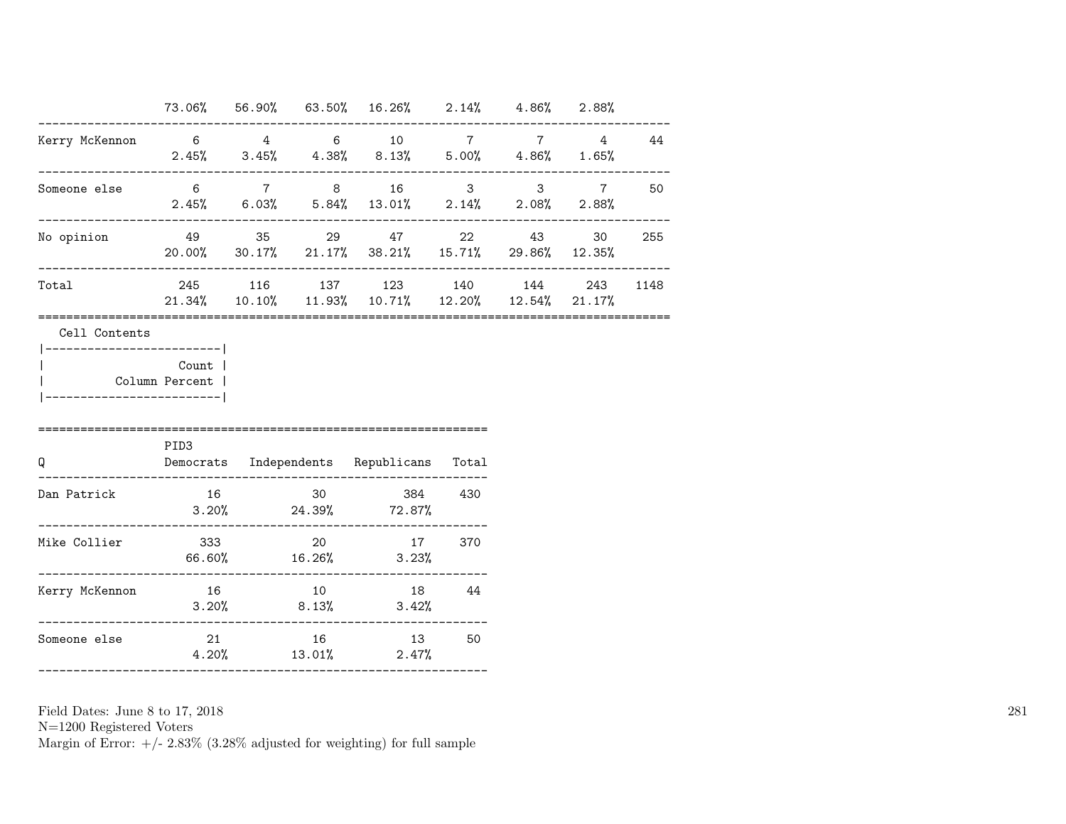| | | | | | | | | |
|---|---|---|---|---|---|---|---|---|
| | 73.06% | 56.90% | 63.50% | 16.26% | 2.14% | 4.86% | 2.88% | |
| Kerry McKennon | 6 | 4 | 6 | 10 | 7 | 7 | 4 | 44 |
| | 2.45% | 3.45% | 4.38% | 8.13% | 5.00% | 4.86% | 1.65% | |
| Someone else | 6 | 7 | 8 | 16 | 3 | 3 | 7 | 50 |
| | 2.45% | 6.03% | 5.84% | 13.01% | 2.14% | 2.08% | 2.88% | |
| No opinion | 49 | 35 | 29 | 47 | 22 | 43 | 30 | 255 |
| | 20.00% | 30.17% | 21.17% | 38.21% | 15.71% | 29.86% | 12.35% | |
| Total | 245 | 116 | 137 | 123 | 140 | 144 | 243 | 1148 |
| | 21.34% | 10.10% | 11.93% | 10.71% | 12.20% | 12.54% | 21.17% | |

Cell Contents

| |
|---|
| Count |
| Column Percent |

| Q | PID3 Democrats | Independents | Republicans | Total |
|---|---|---|---|---|
| Dan Patrick | 16 | 30 | 384 | 430 |
| | 3.20% | 24.39% | 72.87% | |
| Mike Collier | 333 | 20 | 17 | 370 |
| | 66.60% | 16.26% | 3.23% | |
| Kerry McKennon | 16 | 10 | 18 | 44 |
| | 3.20% | 8.13% | 3.42% | |
| Someone else | 21 | 16 | 13 | 50 |
| | 4.20% | 13.01% | 2.47% | |

Field Dates: June 8 to 17, 2018
N=1200 Registered Voters
Margin of Error: +/- 2.83% (3.28% adjusted for weighting) for full sample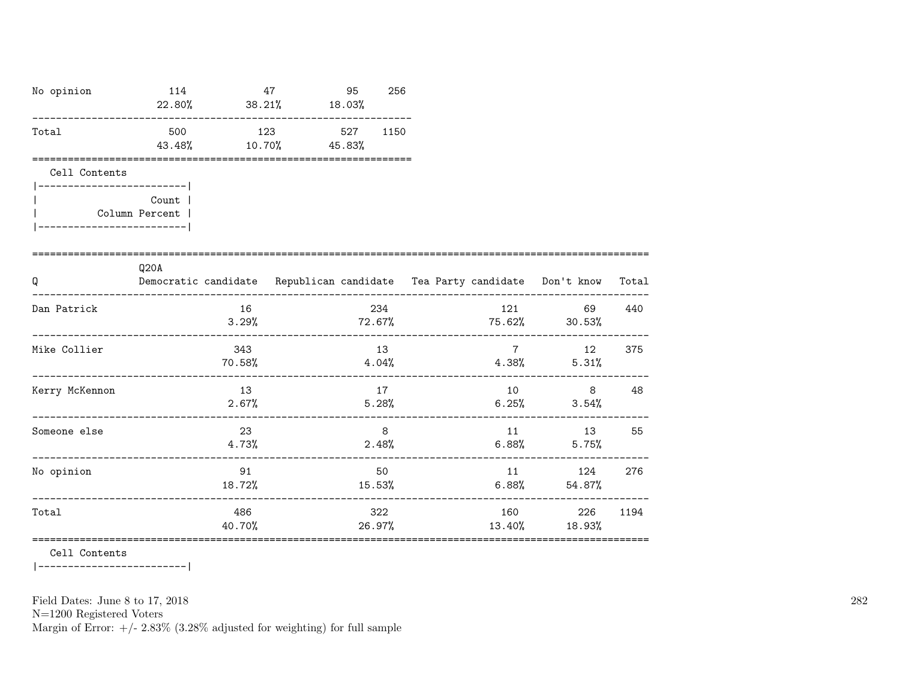| | | | | |
|---|---|---|---|---|
| No opinion | 114<br>22.80% | 47<br>38.21% | 95<br>18.03% | 256 |
| Total | 500<br>43.48% | 123<br>10.70% | 527<br>45.83% | 1150 |

Cell Contents

```
|-------------------------|
|                   Count |
|          Column Percent |
|-------------------------|
```

| Q | Q20A<br>Democratic candidate | Republican candidate | Tea Party candidate | Don't know | Total |
|---|---|---|---|---|---|
| Dan Patrick | 16<br>3.29% | 234<br>72.67% | 121<br>75.62% | 69<br>30.53% | 440 |
| Mike Collier | 343<br>70.58% | 13<br>4.04% | 7<br>4.38% | 12<br>5.31% | 375 |
| Kerry McKennon | 13<br>2.67% | 17<br>5.28% | 10<br>6.25% | 8<br>3.54% | 48 |
| Someone else | 23<br>4.73% | 8<br>2.48% | 11<br>6.88% | 13<br>5.75% | 55 |
| No opinion | 91<br>18.72% | 50<br>15.53% | 11<br>6.88% | 124<br>54.87% | 276 |
| Total | 486<br>40.70% | 322<br>26.97% | 160<br>13.40% | 226<br>18.93% | 1194 |

Cell Contents

```
|-------------------------|
```

Field Dates: June 8 to 17, 2018
N=1200 Registered Voters
Margin of Error: +/- 2.83% (3.28% adjusted for weighting) for full sample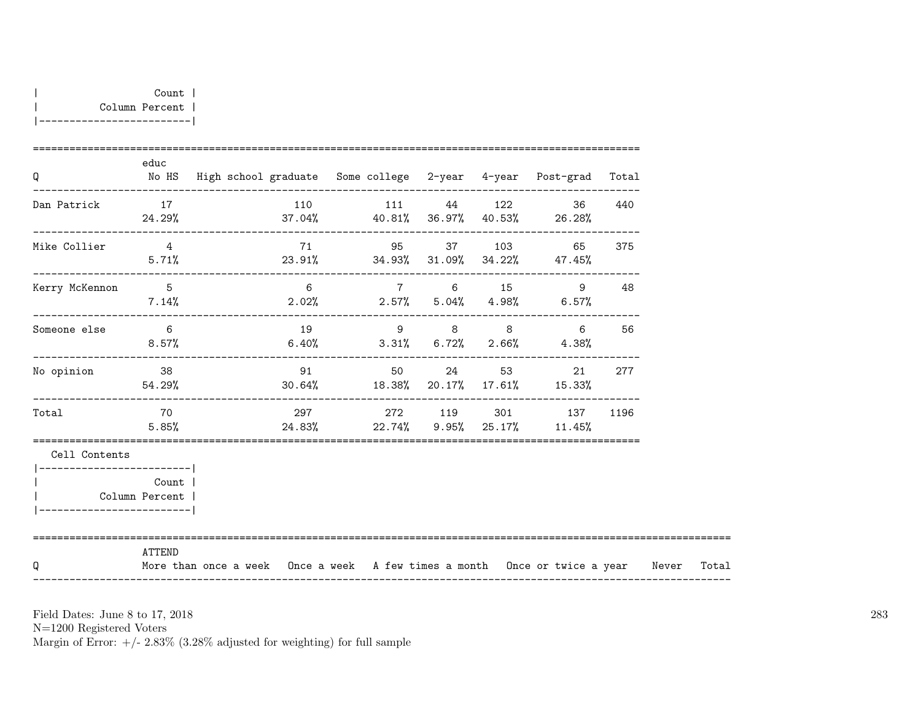| Count |
|---|
| Column Percent |

| Q | educ No HS | High school graduate | Some college | 2-year | 4-year | Post-grad | Total |
|---|---|---|---|---|---|---|---|
| Dan Patrick | 17<br>24.29% | 110<br>37.04% | 111<br>40.81% | 44<br>36.97% | 122<br>40.53% | 36<br>26.28% | 440 |
| Mike Collier | 4<br>5.71% | 71<br>23.91% | 95<br>34.93% | 37<br>31.09% | 103<br>34.22% | 65<br>47.45% | 375 |
| Kerry McKennon | 5<br>7.14% | 6<br>2.02% | 7<br>2.57% | 6<br>5.04% | 15<br>4.98% | 9<br>6.57% | 48 |
| Someone else | 6<br>8.57% | 19<br>6.40% | 9<br>3.31% | 8<br>6.72% | 8<br>2.66% | 6<br>4.38% | 56 |
| No opinion | 38<br>54.29% | 91<br>30.64% | 50<br>18.38% | 24<br>20.17% | 53<br>17.61% | 21<br>15.33% | 277 |
| Total | 70<br>5.85% | 297<br>24.83% | 272<br>22.74% | 119<br>9.95% | 301<br>25.17% | 137<br>11.45% | 1196 |

Cell Contents

| Count |
|---|
| Column Percent |

| Q | ATTEND More than once a week | Once a week | A few times a month | Once or twice a year | Never | Total |
|---|---|---|---|---|---|---|

Field Dates: June 8 to 17, 2018
N=1200 Registered Voters
Margin of Error: +/- 2.83% (3.28% adjusted for weighting) for full sample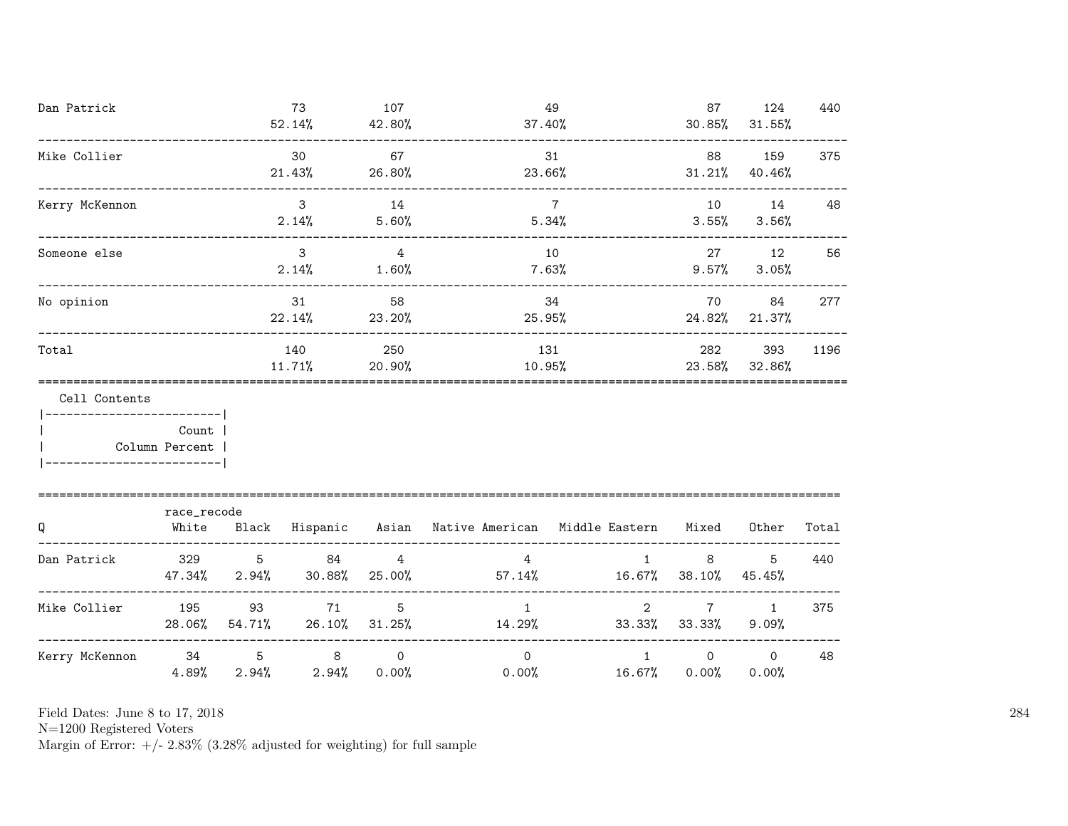| Q |  |  |  |  |  | Total |
|---|---|---|---|---|---|---|
| Dan Patrick | 73<br>52.14% | 107<br>42.80% | 49<br>37.40% | 87<br>30.85% | 124<br>31.55% | 440 |
| Mike Collier | 30<br>21.43% | 67<br>26.80% | 31<br>23.66% | 88<br>31.21% | 159<br>40.46% | 375 |
| Kerry McKennon | 3<br>2.14% | 14<br>5.60% | 7<br>5.34% | 10<br>3.55% | 14<br>3.56% | 48 |
| Someone else | 3<br>2.14% | 4<br>1.60% | 10<br>7.63% | 27<br>9.57% | 12<br>3.05% | 56 |
| No opinion | 31<br>22.14% | 58<br>23.20% | 34<br>25.95% | 70<br>24.82% | 84<br>21.37% | 277 |
| Total | 140<br>11.71% | 250<br>20.90% | 131<br>10.95% | 282<br>23.58% | 393<br>32.86% | 1196 |

Cell Contents

| Count |
|---|
| Column Percent |

| Q | race_recode<br>White | Black | Hispanic | Asian | Native American | Middle Eastern | Mixed | Other | Total |
|---|---|---|---|---|---|---|---|---|---|
| Dan Patrick | 329<br>47.34% | 5<br>2.94% | 84<br>30.88% | 4<br>25.00% | 4<br>57.14% | 1<br>16.67% | 8<br>38.10% | 5<br>45.45% | 440 |
| Mike Collier | 195<br>28.06% | 93<br>54.71% | 71<br>26.10% | 5<br>31.25% | 1<br>14.29% | 2<br>33.33% | 7<br>33.33% | 1<br>9.09% | 375 |
| Kerry McKennon | 34<br>4.89% | 5<br>2.94% | 8<br>2.94% | 0<br>0.00% | 0<br>0.00% | 1<br>16.67% | 0<br>0.00% | 0<br>0.00% | 48 |

Field Dates: June 8 to 17, 2018
N=1200 Registered Voters
Margin of Error: +/- 2.83% (3.28% adjusted for weighting) for full sample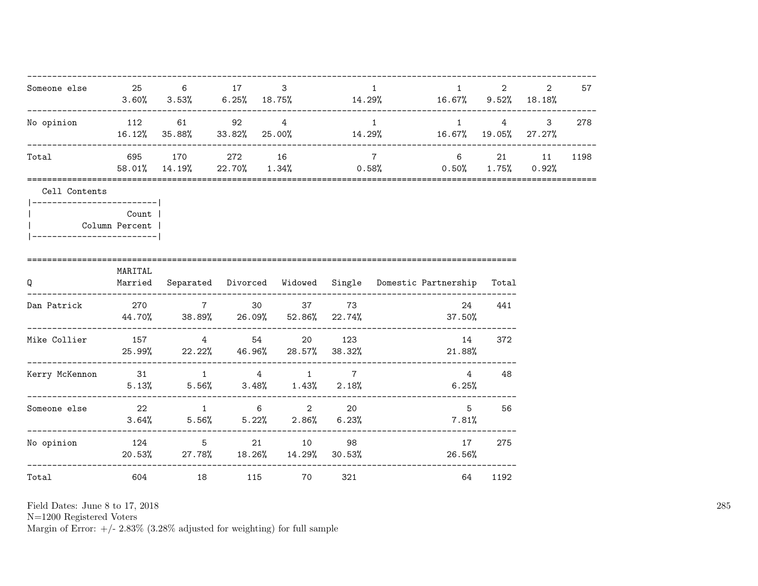| | | | | | | | | | |
|---|---|---|---|---|---|---|---|---|---|
| Someone else | 25 | 6 | 17 | 3 | 1 | 1 | 2 | 2 | 57 |
| | 3.60% | 3.53% | 6.25% | 18.75% | 14.29% | 16.67% | 9.52% | 18.18% | |
| No opinion | 112 | 61 | 92 | 4 | 1 | 1 | 4 | 3 | 278 |
| | 16.12% | 35.88% | 33.82% | 25.00% | 14.29% | 16.67% | 19.05% | 27.27% | |
| Total | 695 | 170 | 272 | 16 | 7 | 6 | 21 | 11 | 1198 |
| | 58.01% | 14.19% | 22.70% | 1.34% | 0.58% | 0.50% | 1.75% | 0.92% | |

Cell Contents

| |
|---|
| Count |
| Column Percent |

| Q | MARITAL Married | Separated | Divorced | Widowed | Single | Domestic Partnership | Total |
|---|---|---|---|---|---|---|---|
| Dan Patrick | 270 | 7 | 30 | 37 | 73 | 24 | 441 |
| | 44.70% | 38.89% | 26.09% | 52.86% | 22.74% | 37.50% | |
| Mike Collier | 157 | 4 | 54 | 20 | 123 | 14 | 372 |
| | 25.99% | 22.22% | 46.96% | 28.57% | 38.32% | 21.88% | |
| Kerry McKennon | 31 | 1 | 4 | 1 | 7 | 4 | 48 |
| | 5.13% | 5.56% | 3.48% | 1.43% | 2.18% | 6.25% | |
| Someone else | 22 | 1 | 6 | 2 | 20 | 5 | 56 |
| | 3.64% | 5.56% | 5.22% | 2.86% | 6.23% | 7.81% | |
| No opinion | 124 | 5 | 21 | 10 | 98 | 17 | 275 |
| | 20.53% | 27.78% | 18.26% | 14.29% | 30.53% | 26.56% | |
| Total | 604 | 18 | 115 | 70 | 321 | 64 | 1192 |

Field Dates: June 8 to 17, 2018
N=1200 Registered Voters
Margin of Error: +/- 2.83% (3.28% adjusted for weighting) for full sample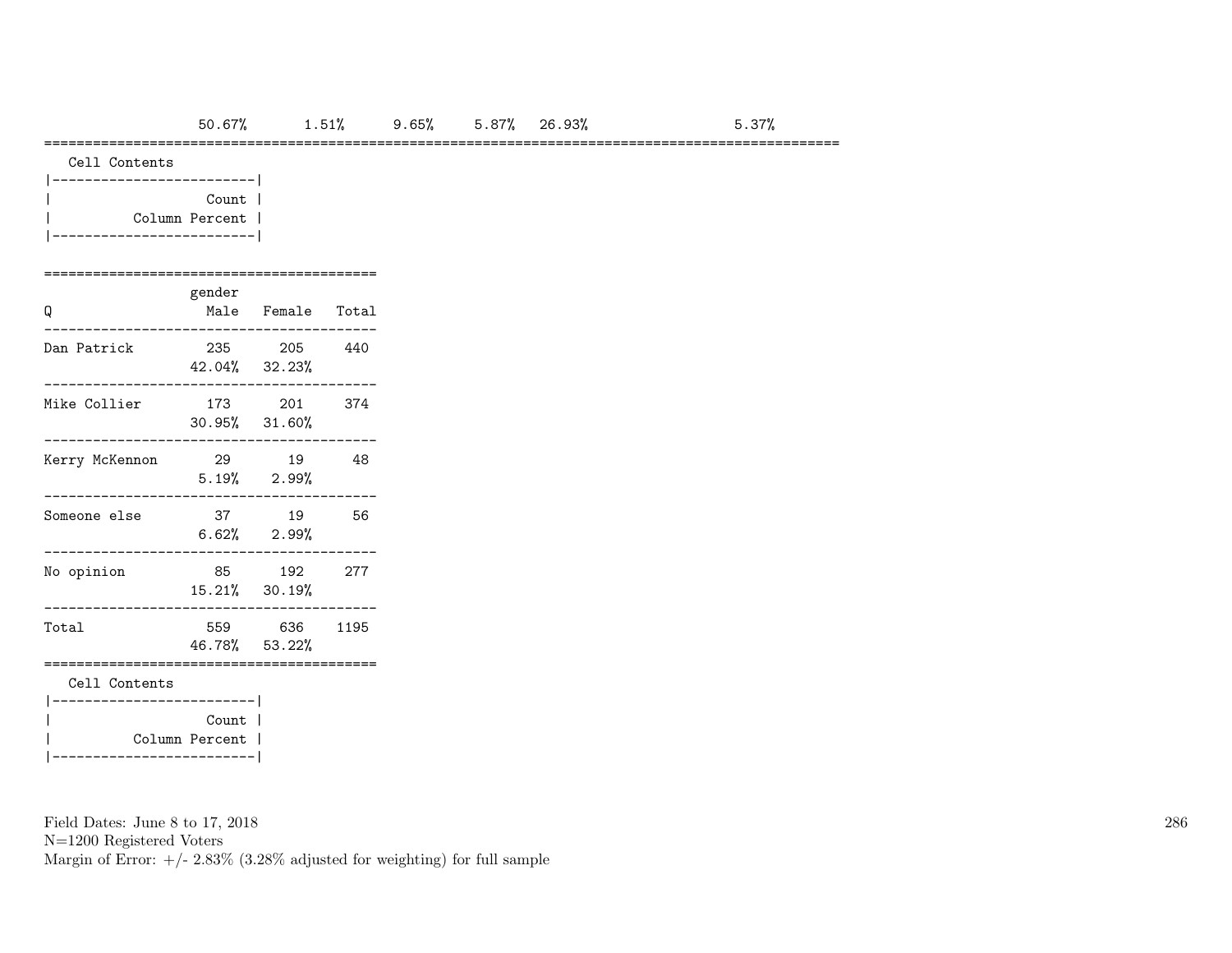| 50.67% | 1.51% | 9.65% | 5.87% | 26.93% | 5.37% |
|---|---|---|---|---|---|

Cell Contents

| Count |
|---|
| Column Percent |

| Q | gender Male | Female | Total |
|---|---|---|---|
| Dan Patrick | 235 | 205 | 440 |
| | 42.04% | 32.23% | |
| Mike Collier | 173 | 201 | 374 |
| | 30.95% | 31.60% | |
| Kerry McKennon | 29 | 19 | 48 |
| | 5.19% | 2.99% | |
| Someone else | 37 | 19 | 56 |
| | 6.62% | 2.99% | |
| No opinion | 85 | 192 | 277 |
| | 15.21% | 30.19% | |
| Total | 559 | 636 | 1195 |
| | 46.78% | 53.22% | |

Cell Contents

| Count |
|---|
| Column Percent |

Field Dates: June 8 to 17, 2018
N=1200 Registered Voters
Margin of Error: +/- 2.83% (3.28% adjusted for weighting) for full sample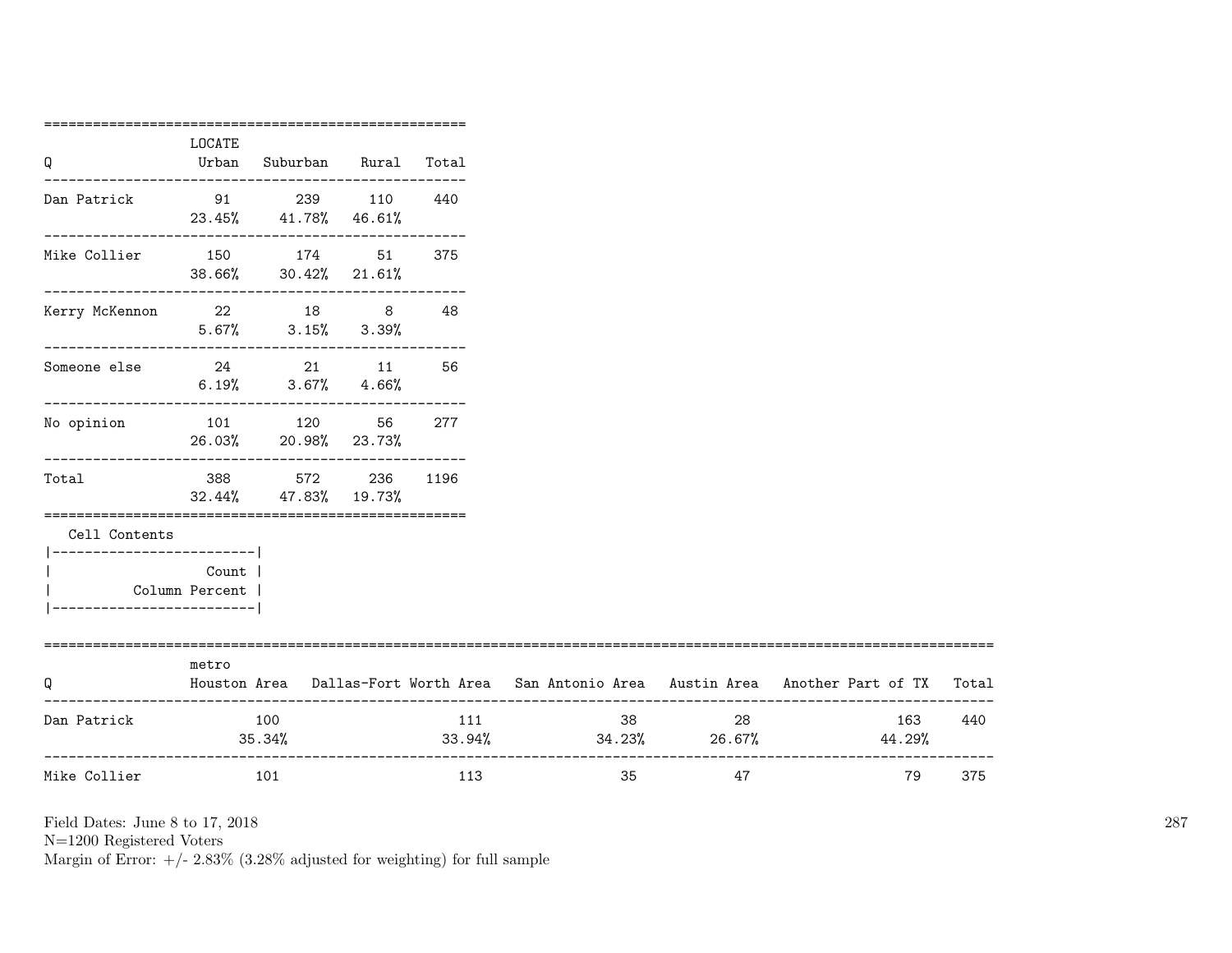| Q | LOCATE Urban | Suburban | Rural | Total |
|---|---|---|---|---|
| Dan Patrick | 91 | 239 | 110 | 440 |
| | 23.45% | 41.78% | 46.61% | |
| Mike Collier | 150 | 174 | 51 | 375 |
| | 38.66% | 30.42% | 21.61% | |
| Kerry McKennon | 22 | 18 | 8 | 48 |
| | 5.67% | 3.15% | 3.39% | |
| Someone else | 24 | 21 | 11 | 56 |
| | 6.19% | 3.67% | 4.66% | |
| No opinion | 101 | 120 | 56 | 277 |
| | 26.03% | 20.98% | 23.73% | |
| Total | 388 | 572 | 236 | 1196 |
| | 32.44% | 47.83% | 19.73% | |

Cell Contents

| |
|---|
| Count |
| Column Percent |

| Q | metro Houston Area | Dallas-Fort Worth Area | San Antonio Area | Austin Area | Another Part of TX | Total |
|---|---|---|---|---|---|---|
| Dan Patrick | 100 | 111 | 38 | 28 | 163 | 440 |
| | 35.34% | 33.94% | 34.23% | 26.67% | 44.29% | |
| Mike Collier | 101 | 113 | 35 | 47 | 79 | 375 |

Field Dates: June 8 to 17, 2018
N=1200 Registered Voters
Margin of Error: +/- 2.83% (3.28% adjusted for weighting) for full sample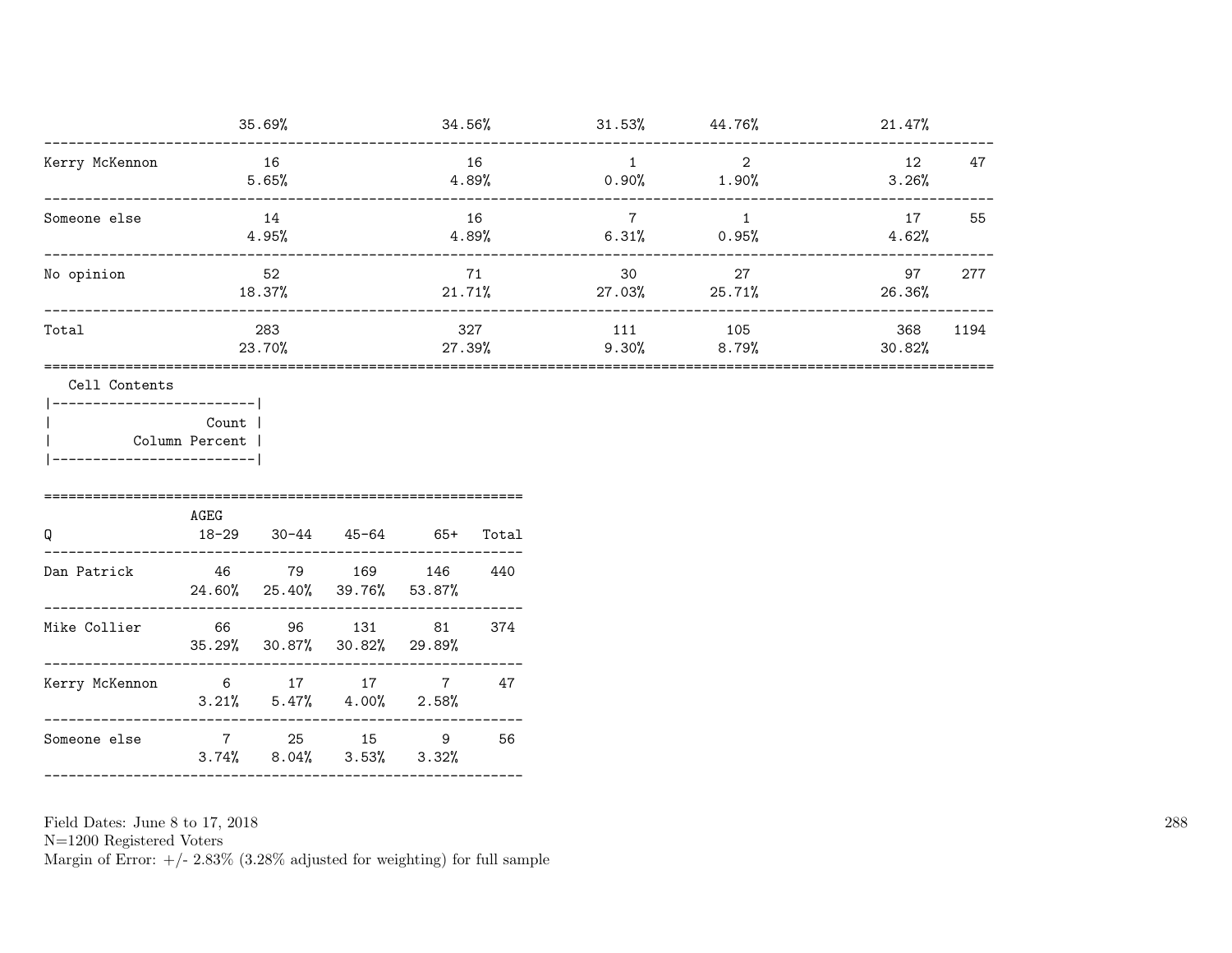| | | | | | | |
|---|---|---|---|---|---|---|
| | 35.69% | 34.56% | 31.53% | 44.76% | 21.47% | |
| Kerry McKennon | 16 | 16 | 1 | 2 | 12 | 47 |
| | 5.65% | 4.89% | 0.90% | 1.90% | 3.26% | |
| Someone else | 14 | 16 | 7 | 1 | 17 | 55 |
| | 4.95% | 4.89% | 6.31% | 0.95% | 4.62% | |
| No opinion | 52 | 71 | 30 | 27 | 97 | 277 |
| | 18.37% | 21.71% | 27.03% | 25.71% | 26.36% | |
| Total | 283 | 327 | 111 | 105 | 368 | 1194 |
| | 23.70% | 27.39% | 9.30% | 8.79% | 30.82% | |

Cell Contents

| |
|---|
| Count |
| Column Percent |

| Q | AGEG 18-29 | 30-44 | 45-64 | 65+ | Total |
|---|---|---|---|---|---|
| Dan Patrick | 46 | 79 | 169 | 146 | 440 |
| | 24.60% | 25.40% | 39.76% | 53.87% | |
| Mike Collier | 66 | 96 | 131 | 81 | 374 |
| | 35.29% | 30.87% | 30.82% | 29.89% | |
| Kerry McKennon | 6 | 17 | 17 | 7 | 47 |
| | 3.21% | 5.47% | 4.00% | 2.58% | |
| Someone else | 7 | 25 | 15 | 9 | 56 |
| | 3.74% | 8.04% | 3.53% | 3.32% | |

Field Dates: June 8 to 17, 2018
N=1200 Registered Voters
Margin of Error: +/- 2.83% (3.28% adjusted for weighting) for full sample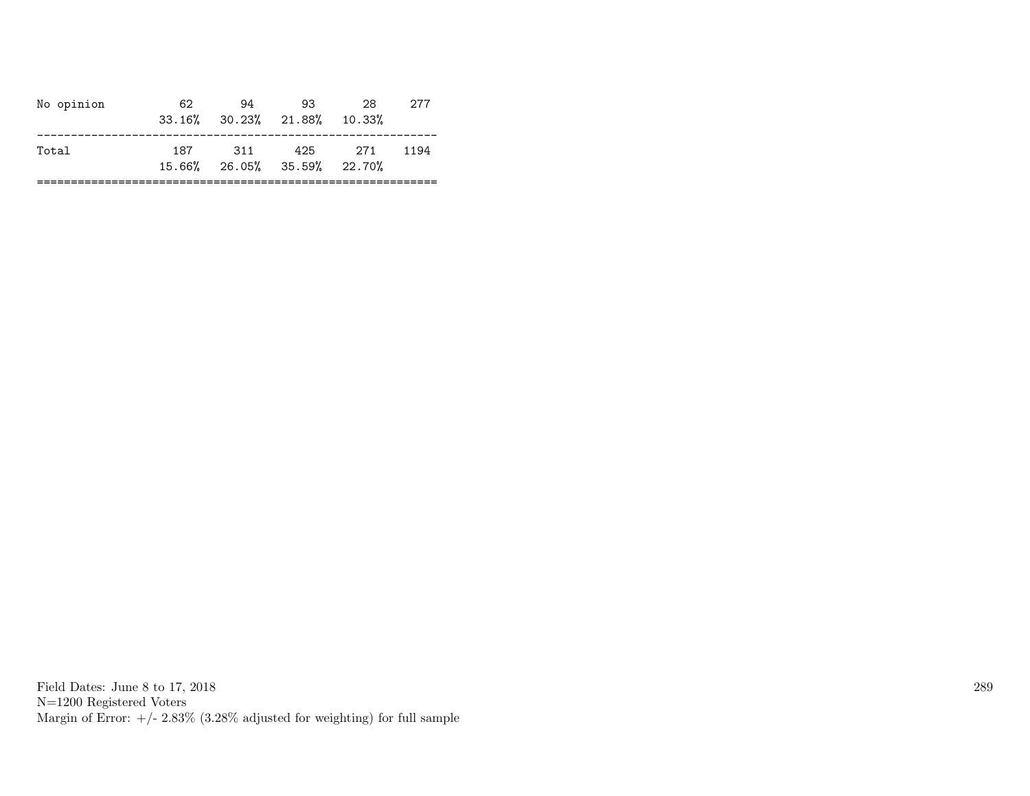| | | | | | |
|---|---|---|---|---|---|
| No opinion | 62 | 94 | 93 | 28 | 277 |
| | 33.16% | 30.23% | 21.88% | 10.33% | |
| Total | 187 | 311 | 425 | 271 | 1194 |
| | 15.66% | 26.05% | 35.59% | 22.70% | |

Field Dates: June 8 to 17, 2018
N=1200 Registered Voters
Margin of Error: +/- 2.83% (3.28% adjusted for weighting) for full sample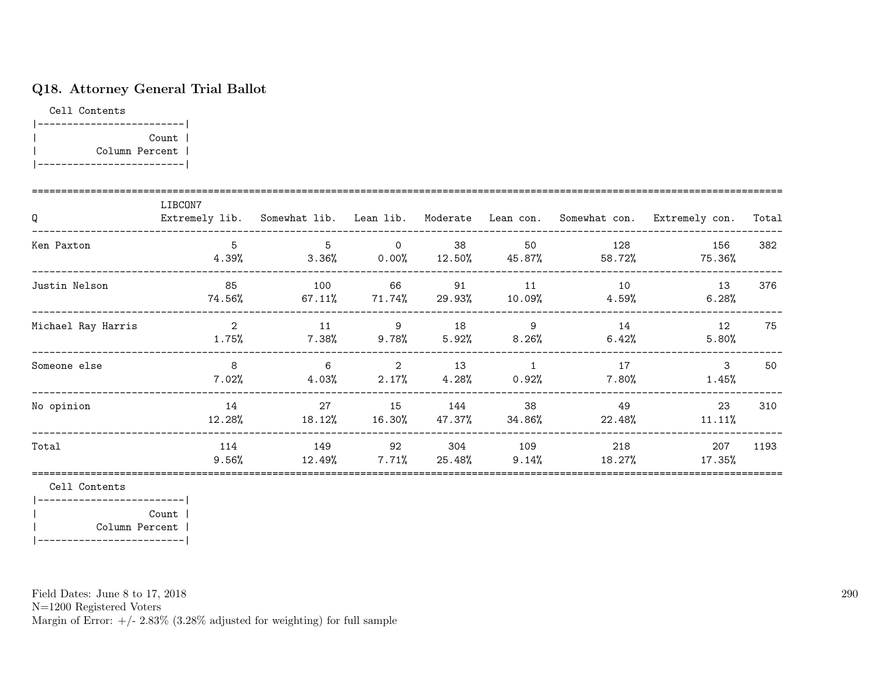## Q18. Attorney General Trial Ballot

Cell Contents

| Count |
|---|
| Column Percent |

| Q | LIBCON7 Extremely lib. | Somewhat lib. | Lean lib. | Moderate | Lean con. | Somewhat con. | Extremely con. | Total |
|---|---|---|---|---|---|---|---|---|
| Ken Paxton | 5 | 5 | 0 | 38 | 50 | 128 | 156 | 382 |
| | 4.39% | 3.36% | 0.00% | 12.50% | 45.87% | 58.72% | 75.36% | |
| Justin Nelson | 85 | 100 | 66 | 91 | 11 | 10 | 13 | 376 |
| | 74.56% | 67.11% | 71.74% | 29.93% | 10.09% | 4.59% | 6.28% | |
| Michael Ray Harris | 2 | 11 | 9 | 18 | 9 | 14 | 12 | 75 |
| | 1.75% | 7.38% | 9.78% | 5.92% | 8.26% | 6.42% | 5.80% | |
| Someone else | 8 | 6 | 2 | 13 | 1 | 17 | 3 | 50 |
| | 7.02% | 4.03% | 2.17% | 4.28% | 0.92% | 7.80% | 1.45% | |
| No opinion | 14 | 27 | 15 | 144 | 38 | 49 | 23 | 310 |
| | 12.28% | 18.12% | 16.30% | 47.37% | 34.86% | 22.48% | 11.11% | |
| Total | 114 | 149 | 92 | 304 | 109 | 218 | 207 | 1193 |
| | 9.56% | 12.49% | 7.71% | 25.48% | 9.14% | 18.27% | 17.35% | |

Cell Contents

| Count |
|---|
| Column Percent |

Field Dates: June 8 to 17, 2018
N=1200 Registered Voters
Margin of Error: +/- 2.83% (3.28% adjusted for weighting) for full sample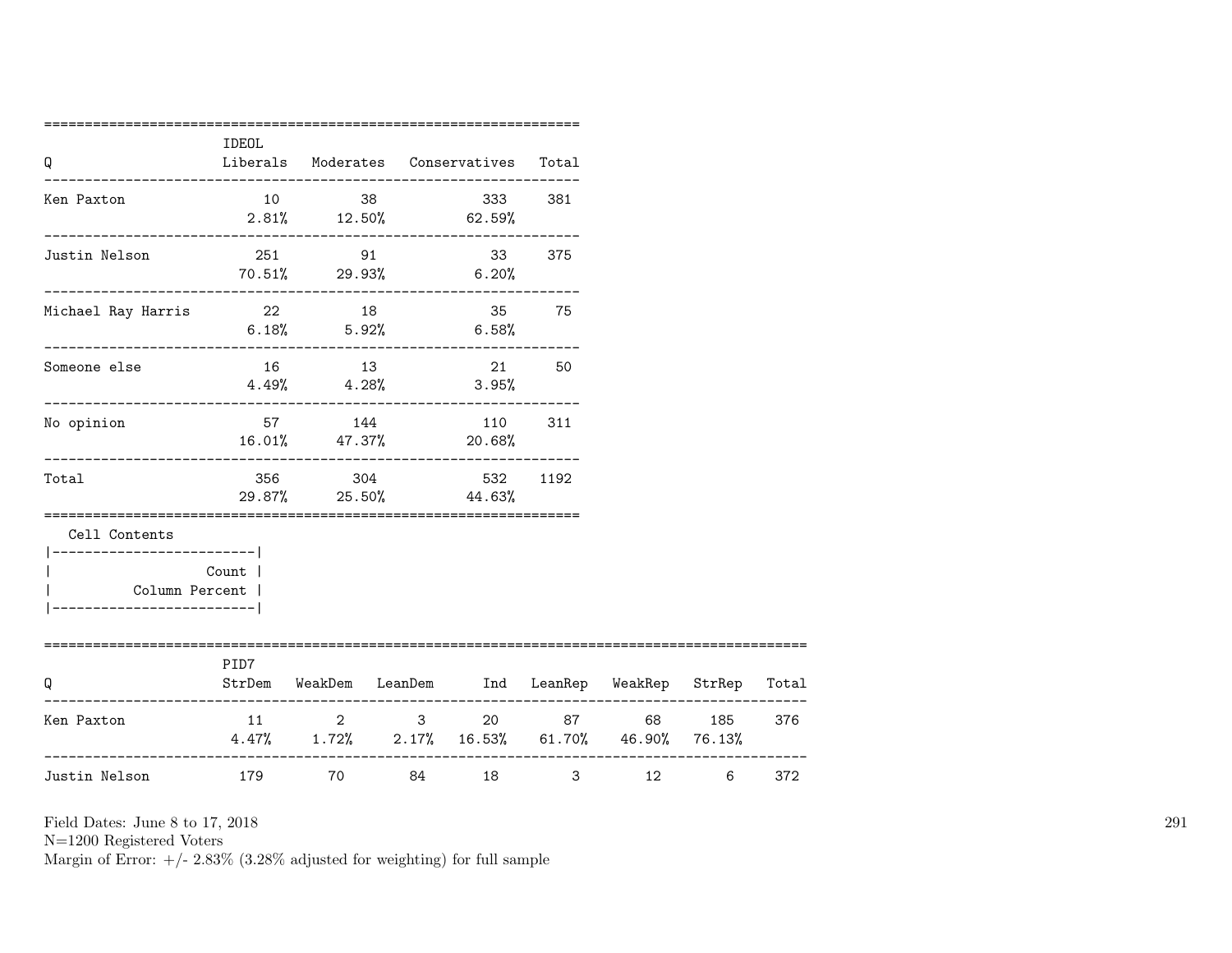| Q | IDEOL Liberals | Moderates | Conservatives | Total |
|---|---|---|---|---|
| Ken Paxton | 10 | 38 | 333 | 381 |
| | 2.81% | 12.50% | 62.59% | |
| Justin Nelson | 251 | 91 | 33 | 375 |
| | 70.51% | 29.93% | 6.20% | |
| Michael Ray Harris | 22 | 18 | 35 | 75 |
| | 6.18% | 5.92% | 6.58% | |
| Someone else | 16 | 13 | 21 | 50 |
| | 4.49% | 4.28% | 3.95% | |
| No opinion | 57 | 144 | 110 | 311 |
| | 16.01% | 47.37% | 20.68% | |
| Total | 356 | 304 | 532 | 1192 |
| | 29.87% | 25.50% | 44.63% | |

Cell Contents

|-------------------------|
| Count |
| Column Percent |
|-------------------------|

| Q | PID7 StrDem | WeakDem | LeanDem | Ind | LeanRep | WeakRep | StrRep | Total |
|---|---|---|---|---|---|---|---|---|
| Ken Paxton | 11 | 2 | 3 | 20 | 87 | 68 | 185 | 376 |
| | 4.47% | 1.72% | 2.17% | 16.53% | 61.70% | 46.90% | 76.13% | |
| Justin Nelson | 179 | 70 | 84 | 18 | 3 | 12 | 6 | 372 |

Field Dates: June 8 to 17, 2018
N=1200 Registered Voters
Margin of Error: +/- 2.83% (3.28% adjusted for weighting) for full sample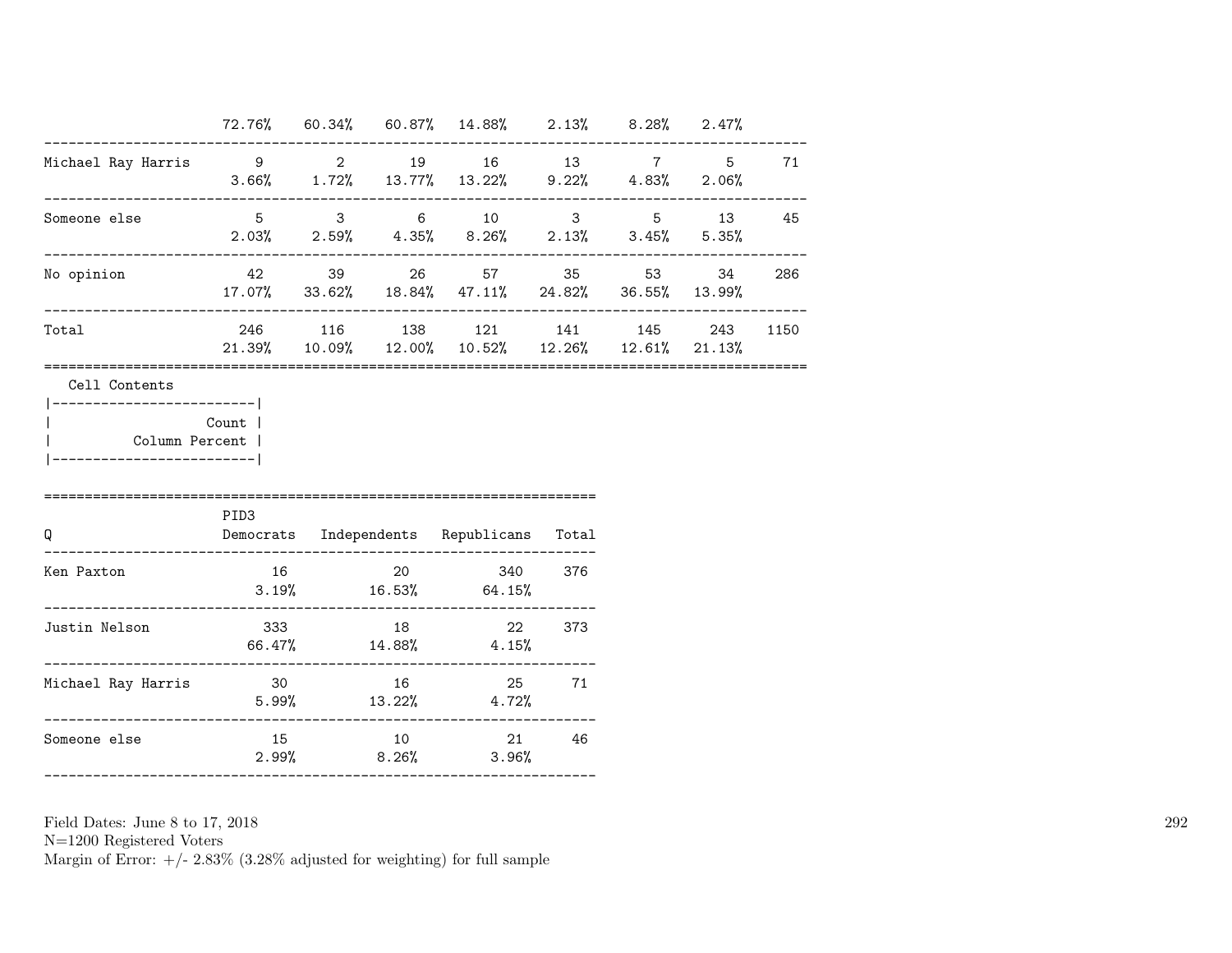| | | | | | | | | |
|---|---|---|---|---|---|---|---|---|
| | 72.76% | 60.34% | 60.87% | 14.88% | 2.13% | 8.28% | 2.47% | |
| Michael Ray Harris | 9 | 2 | 19 | 16 | 13 | 7 | 5 | 71 |
| | 3.66% | 1.72% | 13.77% | 13.22% | 9.22% | 4.83% | 2.06% | |
| Someone else | 5 | 3 | 6 | 10 | 3 | 5 | 13 | 45 |
| | 2.03% | 2.59% | 4.35% | 8.26% | 2.13% | 3.45% | 5.35% | |
| No opinion | 42 | 39 | 26 | 57 | 35 | 53 | 34 | 286 |
| | 17.07% | 33.62% | 18.84% | 47.11% | 24.82% | 36.55% | 13.99% | |
| Total | 246 | 116 | 138 | 121 | 141 | 145 | 243 | 1150 |
| | 21.39% | 10.09% | 12.00% | 10.52% | 12.26% | 12.61% | 21.13% | |

Cell Contents

| |
|---|
| Count |
| Column Percent |

| Q | PID3 Democrats | Independents | Republicans | Total |
|---|---|---|---|---|
| Ken Paxton | 16 | 20 | 340 | 376 |
| | 3.19% | 16.53% | 64.15% | |
| Justin Nelson | 333 | 18 | 22 | 373 |
| | 66.47% | 14.88% | 4.15% | |
| Michael Ray Harris | 30 | 16 | 25 | 71 |
| | 5.99% | 13.22% | 4.72% | |
| Someone else | 15 | 10 | 21 | 46 |
| | 2.99% | 8.26% | 3.96% | |

Field Dates: June 8 to 17, 2018
N=1200 Registered Voters
Margin of Error: +/- 2.83% (3.28% adjusted for weighting) for full sample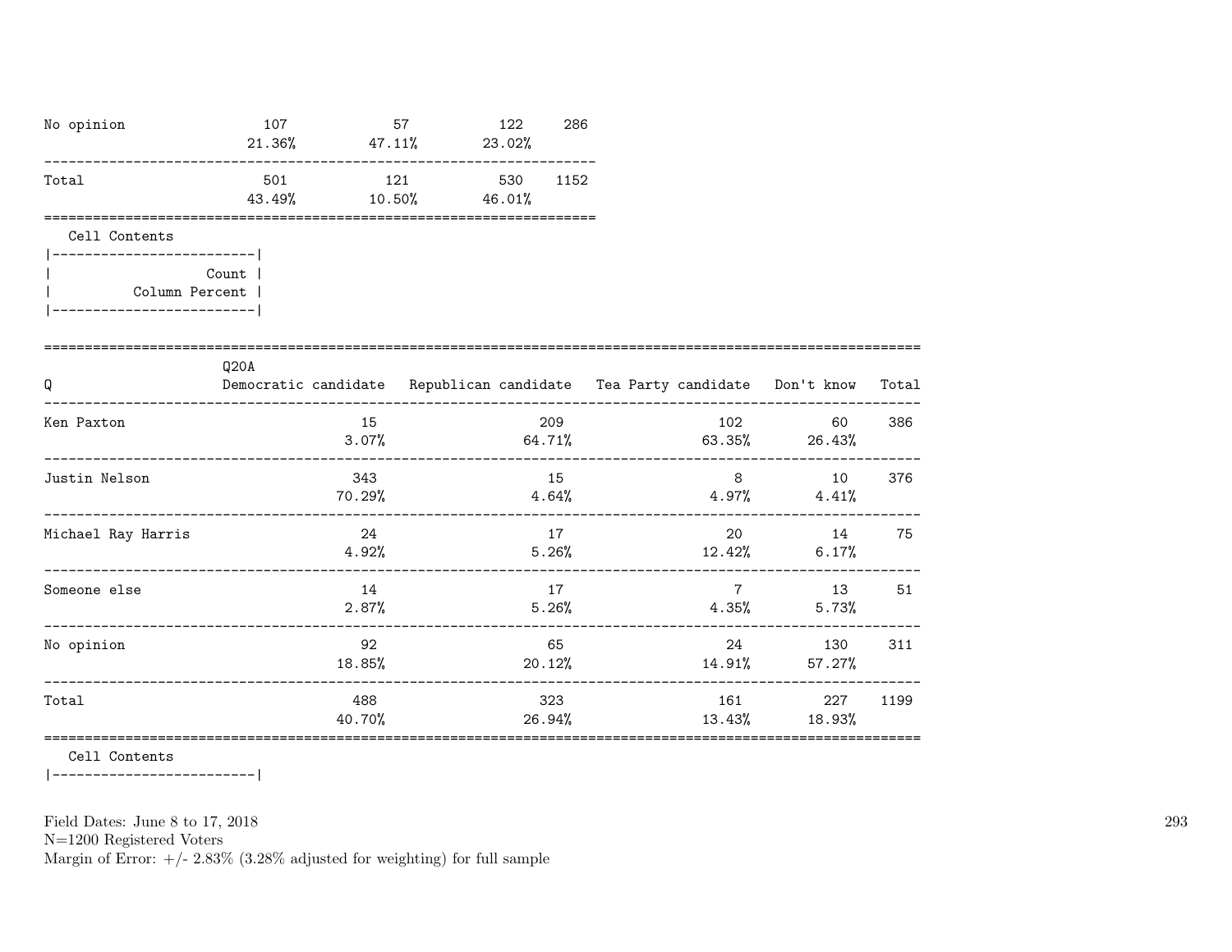| | | | | |
|---|---|---|---|---|
| No opinion | 107<br>21.36% | 57<br>47.11% | 122<br>23.02% | 286 |
| Total | 501<br>43.49% | 121<br>10.50% | 530<br>46.01% | 1152 |

Cell Contents

| |
|---|
| Count |
| Column Percent |

| Q | Q20A<br>Democratic candidate | Republican candidate | Tea Party candidate | Don't know | Total |
|---|---|---|---|---|---|
| Ken Paxton | 15<br>3.07% | 209<br>64.71% | 102<br>63.35% | 60<br>26.43% | 386 |
| Justin Nelson | 343<br>70.29% | 15<br>4.64% | 8<br>4.97% | 10<br>4.41% | 376 |
| Michael Ray Harris | 24<br>4.92% | 17<br>5.26% | 20<br>12.42% | 14<br>6.17% | 75 |
| Someone else | 14<br>2.87% | 17<br>5.26% | 7<br>4.35% | 13<br>5.73% | 51 |
| No opinion | 92<br>18.85% | 65<br>20.12% | 24<br>14.91% | 130<br>57.27% | 311 |
| Total | 488<br>40.70% | 323<br>26.94% | 161<br>13.43% | 227<br>18.93% | 1199 |

Cell Contents

Field Dates: June 8 to 17, 2018
N=1200 Registered Voters
Margin of Error: +/- 2.83% (3.28% adjusted for weighting) for full sample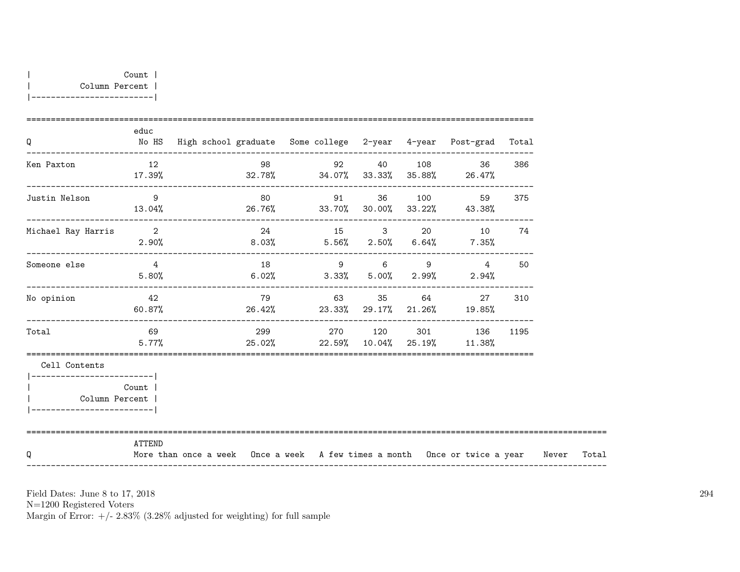| Count |
|---|
| Column Percent |

| Q | No HS | High school graduate | Some college | 2-year | 4-year | Post-grad | Total |
|---|---|---|---|---|---|---|---|
| Ken Paxton | 12<br>17.39% | 98<br>32.78% | 92<br>34.07% | 40<br>33.33% | 108<br>35.88% | 36<br>26.47% | 386 |
| Justin Nelson | 9<br>13.04% | 80<br>26.76% | 91<br>33.70% | 36<br>30.00% | 100<br>33.22% | 59<br>43.38% | 375 |
| Michael Ray Harris | 2<br>2.90% | 24<br>8.03% | 15<br>5.56% | 3<br>2.50% | 20<br>6.64% | 10<br>7.35% | 74 |
| Someone else | 4<br>5.80% | 18<br>6.02% | 9<br>3.33% | 6<br>5.00% | 9<br>2.99% | 4<br>2.94% | 50 |
| No opinion | 42<br>60.87% | 79<br>26.42% | 63<br>23.33% | 35<br>29.17% | 64<br>21.26% | 27<br>19.85% | 310 |
| Total | 69<br>5.77% | 299<br>25.02% | 270<br>22.59% | 120<br>10.04% | 301<br>25.19% | 136<br>11.38% | 1195 |

(Column variable: educ)

Cell Contents

| Count |
|---|
| Column Percent |

| Q | More than once a week | Once a week | A few times a month | Once or twice a year | Never | Total |
|---|---|---|---|---|---|---|

(Column variable: ATTEND)

Field Dates: June 8 to 17, 2018
N=1200 Registered Voters
Margin of Error: +/- 2.83% (3.28% adjusted for weighting) for full sample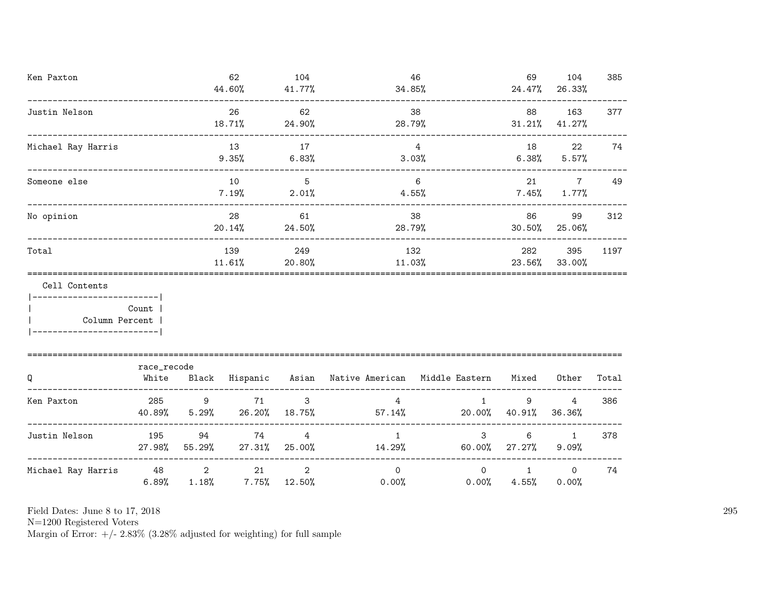| | | | | | | |
|---|---|---|---|---|---|---|
| Ken Paxton | 62<br>44.60% | 104<br>41.77% | 46<br>34.85% | 69<br>24.47% | 104<br>26.33% | 385 |
| Justin Nelson | 26<br>18.71% | 62<br>24.90% | 38<br>28.79% | 88<br>31.21% | 163<br>41.27% | 377 |
| Michael Ray Harris | 13<br>9.35% | 17<br>6.83% | 4<br>3.03% | 18<br>6.38% | 22<br>5.57% | 74 |
| Someone else | 10<br>7.19% | 5<br>2.01% | 6<br>4.55% | 21<br>7.45% | 7<br>1.77% | 49 |
| No opinion | 28<br>20.14% | 61<br>24.50% | 38<br>28.79% | 86<br>30.50% | 99<br>25.06% | 312 |
| Total | 139<br>11.61% | 249<br>20.80% | 132<br>11.03% | 282<br>23.56% | 395<br>33.00% | 1197 |

Cell Contents
- Count
- Column Percent

| Q | race_recode<br>White | Black | Hispanic | Asian | Native American | Middle Eastern | Mixed | Other | Total |
|---|---|---|---|---|---|---|---|---|---|
| Ken Paxton | 285<br>40.89% | 9<br>5.29% | 71<br>26.20% | 3<br>18.75% | 4<br>57.14% | 1<br>20.00% | 9<br>40.91% | 4<br>36.36% | 386 |
| Justin Nelson | 195<br>27.98% | 94<br>55.29% | 74<br>27.31% | 4<br>25.00% | 1<br>14.29% | 3<br>60.00% | 6<br>27.27% | 1<br>9.09% | 378 |
| Michael Ray Harris | 48<br>6.89% | 2<br>1.18% | 21<br>7.75% | 2<br>12.50% | 0<br>0.00% | 0<br>0.00% | 1<br>4.55% | 0<br>0.00% | 74 |

Field Dates: June 8 to 17, 2018
N=1200 Registered Voters
Margin of Error: +/- 2.83% (3.28% adjusted for weighting) for full sample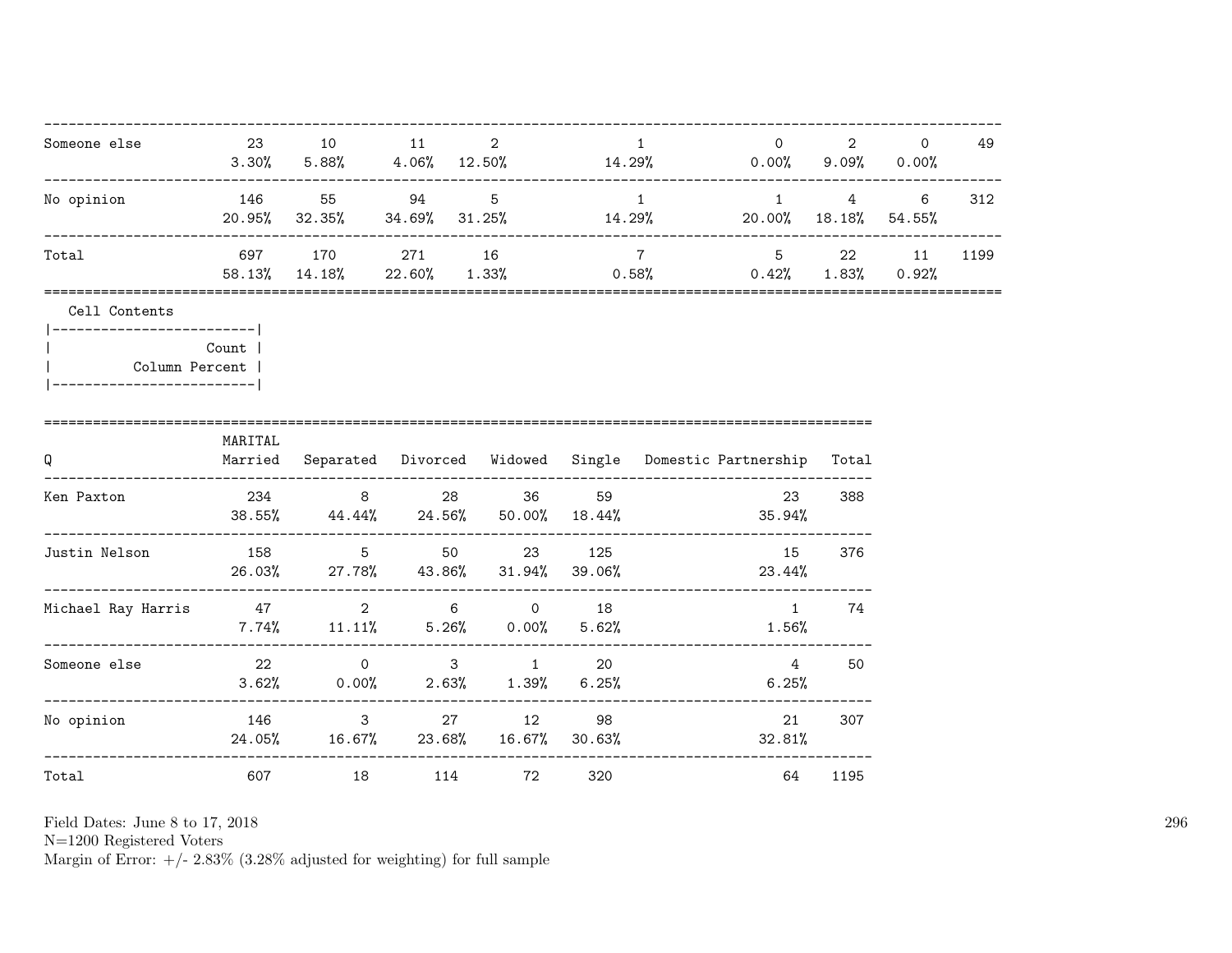| | | | | | | | | | |
|---|---|---|---|---|---|---|---|---|---|
| Someone else | 23<br>3.30% | 10<br>5.88% | 11<br>4.06% | 2<br>12.50% | 1<br>14.29% | 0<br>0.00% | 2<br>9.09% | 0<br>0.00% | 49 |
| No opinion | 146<br>20.95% | 55<br>32.35% | 94<br>34.69% | 5<br>31.25% | 1<br>14.29% | 1<br>20.00% | 4<br>18.18% | 6<br>54.55% | 312 |
| Total | 697<br>58.13% | 170<br>14.18% | 271<br>22.60% | 16<br>1.33% | 7<br>0.58% | 5<br>0.42% | 22<br>1.83% | 11<br>0.92% | 1199 |

Cell Contents

| Count |
|---|
| Column Percent |

| Q | MARITAL<br>Married | Separated | Divorced | Widowed | Single | Domestic Partnership | Total |
|---|---|---|---|---|---|---|---|
| Ken Paxton | 234<br>38.55% | 8<br>44.44% | 28<br>24.56% | 36<br>50.00% | 59<br>18.44% | 23<br>35.94% | 388 |
| Justin Nelson | 158<br>26.03% | 5<br>27.78% | 50<br>43.86% | 23<br>31.94% | 125<br>39.06% | 15<br>23.44% | 376 |
| Michael Ray Harris | 47<br>7.74% | 2<br>11.11% | 6<br>5.26% | 0<br>0.00% | 18<br>5.62% | 1<br>1.56% | 74 |
| Someone else | 22<br>3.62% | 0<br>0.00% | 3<br>2.63% | 1<br>1.39% | 20<br>6.25% | 4<br>6.25% | 50 |
| No opinion | 146<br>24.05% | 3<br>16.67% | 27<br>23.68% | 12<br>16.67% | 98<br>30.63% | 21<br>32.81% | 307 |
| Total | 607 | 18 | 114 | 72 | 320 | 64 | 1195 |

Field Dates: June 8 to 17, 2018
N=1200 Registered Voters
Margin of Error: +/- 2.83% (3.28% adjusted for weighting) for full sample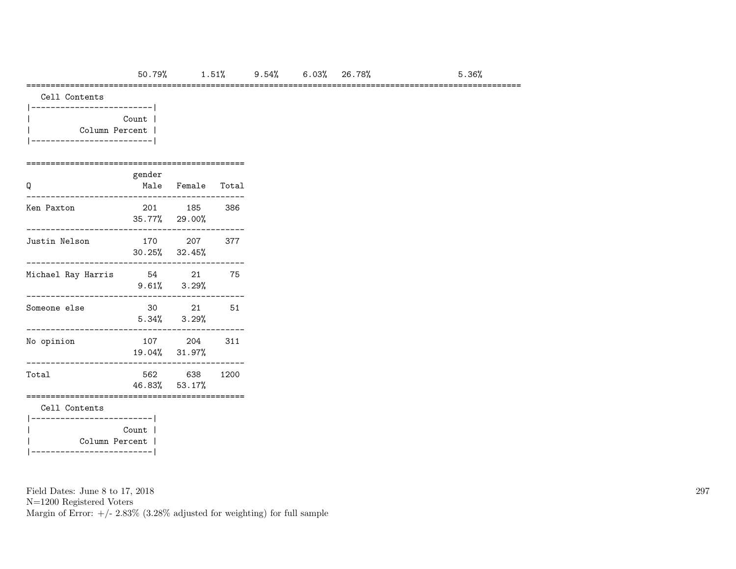| | | | | | |
|---|---|---|---|---|---|
| 50.79% | 1.51% | 9.54% | 6.03% | 26.78% | 5.36% |

Cell Contents

| |
|---|
| Count |
| Column Percent |

| Q | gender Male | Female | Total |
|---|---|---|---|
| Ken Paxton | 201 | 185 | 386 |
| | 35.77% | 29.00% | |
| Justin Nelson | 170 | 207 | 377 |
| | 30.25% | 32.45% | |
| Michael Ray Harris | 54 | 21 | 75 |
| | 9.61% | 3.29% | |
| Someone else | 30 | 21 | 51 |
| | 5.34% | 3.29% | |
| No opinion | 107 | 204 | 311 |
| | 19.04% | 31.97% | |
| Total | 562 | 638 | 1200 |
| | 46.83% | 53.17% | |

Cell Contents

| |
|---|
| Count |
| Column Percent |

Field Dates: June 8 to 17, 2018
N=1200 Registered Voters
Margin of Error: +/- 2.83% (3.28% adjusted for weighting) for full sample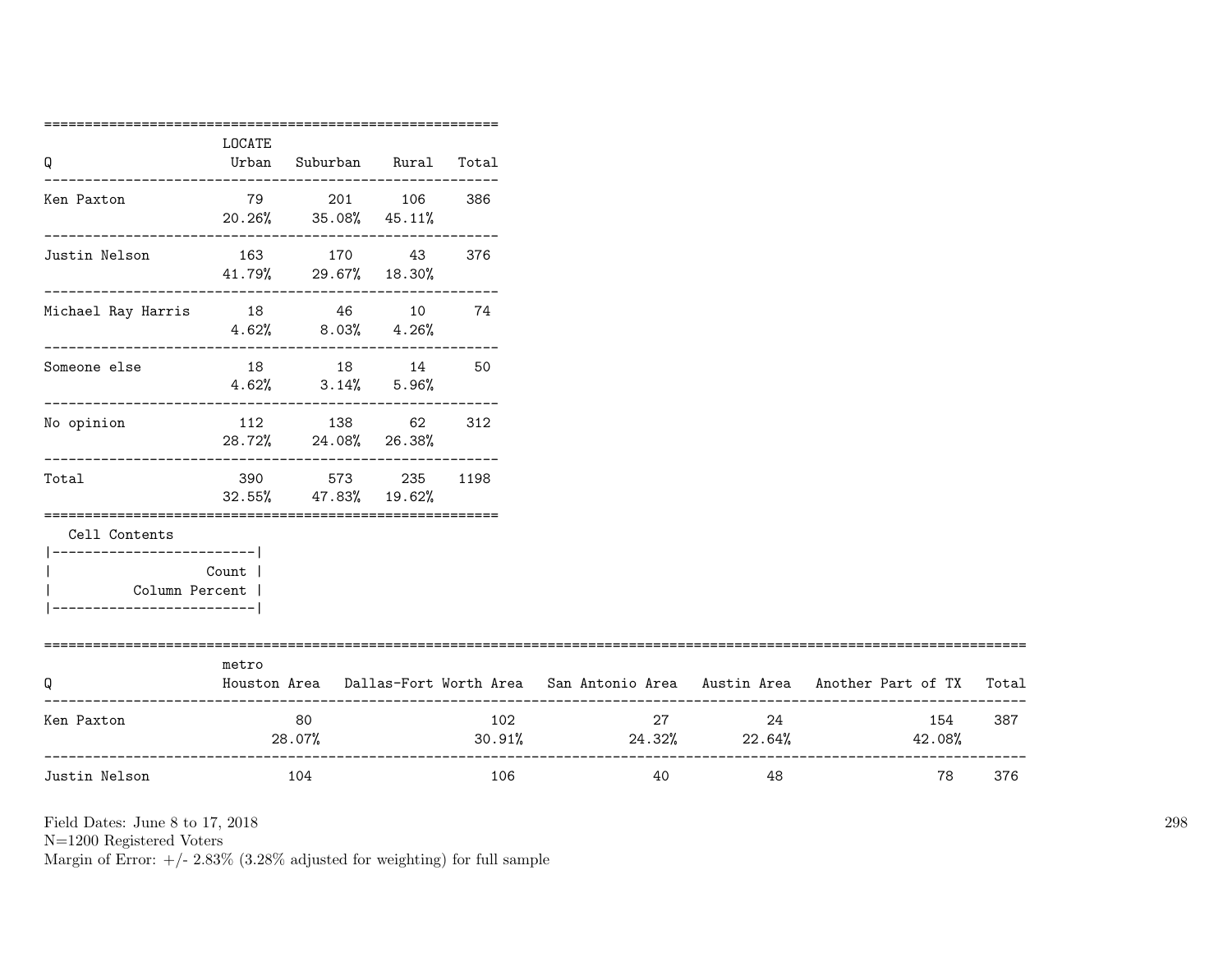| Q | LOCATE Urban | Suburban | Rural | Total |
|---|---|---|---|---|
| Ken Paxton | 79 | 201 | 106 | 386 |
| | 20.26% | 35.08% | 45.11% | |
| Justin Nelson | 163 | 170 | 43 | 376 |
| | 41.79% | 29.67% | 18.30% | |
| Michael Ray Harris | 18 | 46 | 10 | 74 |
| | 4.62% | 8.03% | 4.26% | |
| Someone else | 18 | 18 | 14 | 50 |
| | 4.62% | 3.14% | 5.96% | |
| No opinion | 112 | 138 | 62 | 312 |
| | 28.72% | 24.08% | 26.38% | |
| Total | 390 | 573 | 235 | 1198 |
| | 32.55% | 47.83% | 19.62% | |

Cell Contents
- Count
- Column Percent

| Q | metro Houston Area | Dallas-Fort Worth Area | San Antonio Area | Austin Area | Another Part of TX | Total |
|---|---|---|---|---|---|---|
| Ken Paxton | 80 | 102 | 27 | 24 | 154 | 387 |
| | 28.07% | 30.91% | 24.32% | 22.64% | 42.08% | |
| Justin Nelson | 104 | 106 | 40 | 48 | 78 | 376 |

Field Dates: June 8 to 17, 2018
N=1200 Registered Voters
Margin of Error: +/- 2.83% (3.28% adjusted for weighting) for full sample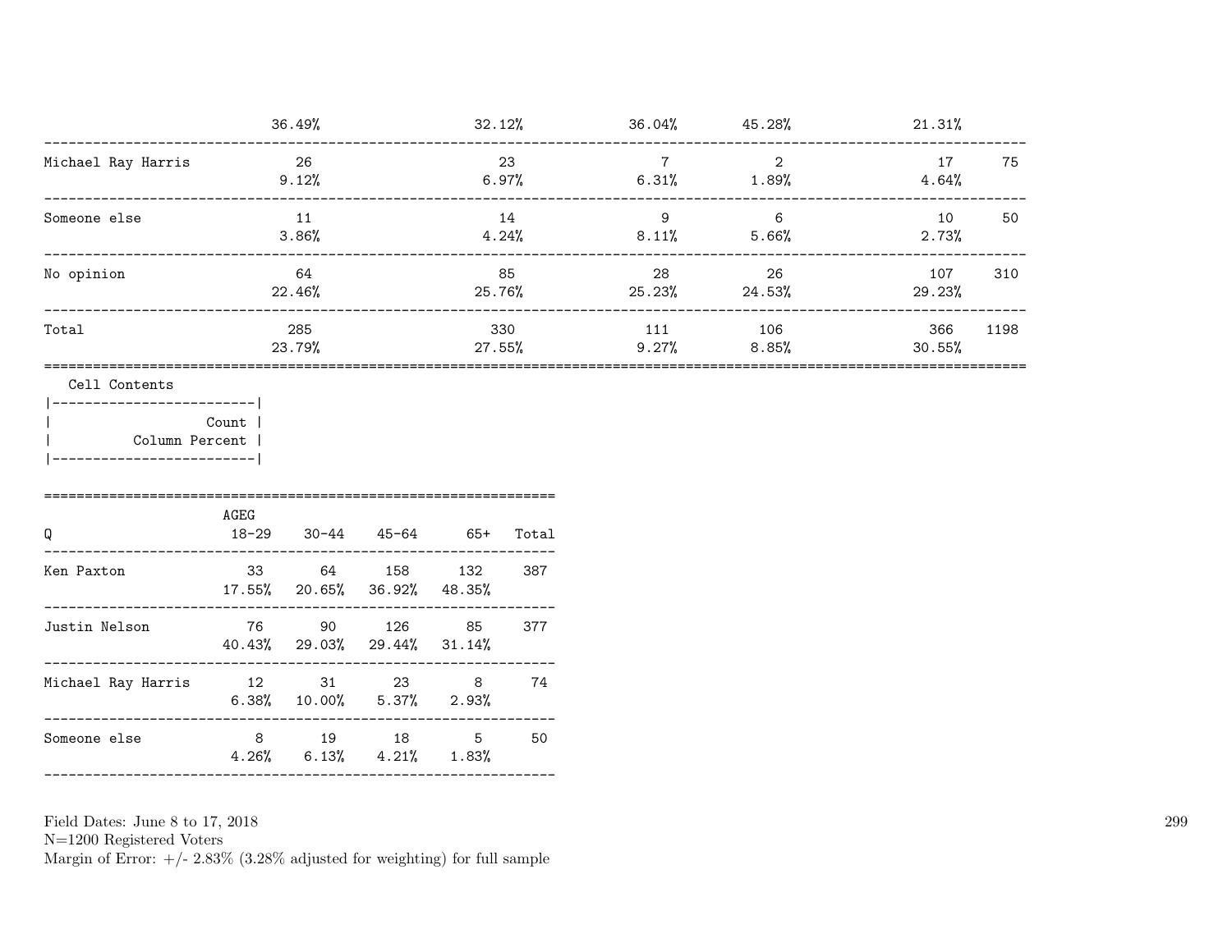| | | | | | | |
|---|---|---|---|---|---|---|
| | 36.49% | 32.12% | 36.04% | 45.28% | 21.31% | |
| Michael Ray Harris | 26<br>9.12% | 23<br>6.97% | 7<br>6.31% | 2<br>1.89% | 17<br>4.64% | 75 |
| Someone else | 11<br>3.86% | 14<br>4.24% | 9<br>8.11% | 6<br>5.66% | 10<br>2.73% | 50 |
| No opinion | 64<br>22.46% | 85<br>25.76% | 28<br>25.23% | 26<br>24.53% | 107<br>29.23% | 310 |
| Total | 285<br>23.79% | 330<br>27.55% | 111<br>9.27% | 106<br>8.85% | 366<br>30.55% | 1198 |

Cell Contents

| |
|---|
| Count |
| Column Percent |

| Q | AGEG<br>18-29 | 30-44 | 45-64 | 65+ | Total |
|---|---|---|---|---|---|
| Ken Paxton | 33<br>17.55% | 64<br>20.65% | 158<br>36.92% | 132<br>48.35% | 387 |
| Justin Nelson | 76<br>40.43% | 90<br>29.03% | 126<br>29.44% | 85<br>31.14% | 377 |
| Michael Ray Harris | 12<br>6.38% | 31<br>10.00% | 23<br>5.37% | 8<br>2.93% | 74 |
| Someone else | 8<br>4.26% | 19<br>6.13% | 18<br>4.21% | 5<br>1.83% | 50 |

Field Dates: June 8 to 17, 2018
N=1200 Registered Voters
Margin of Error: +/- 2.83% (3.28% adjusted for weighting) for full sample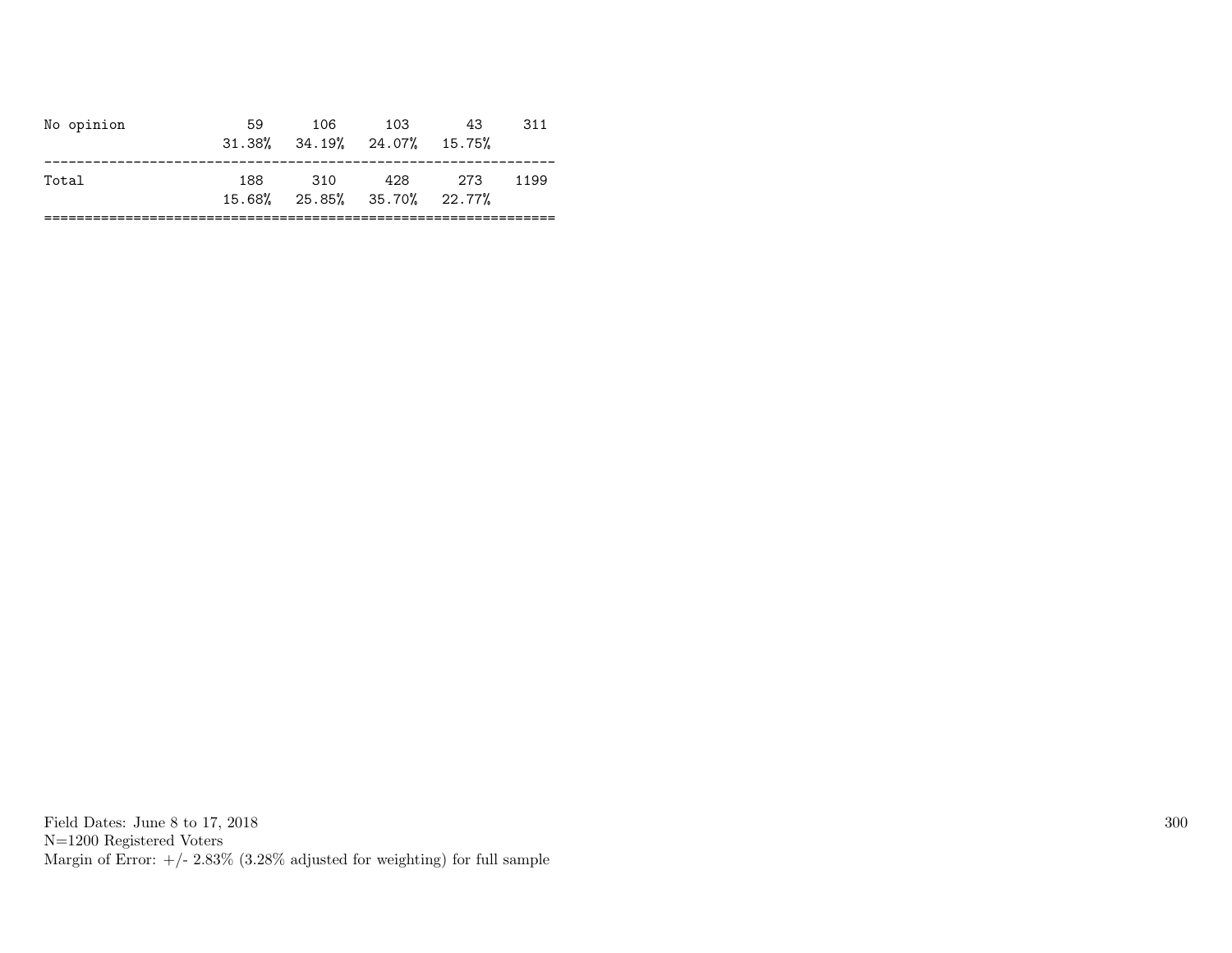| | | | | | |
|---|---|---|---|---|---|
| No opinion | 59 | 106 | 103 | 43 | 311 |
| | 31.38% | 34.19% | 24.07% | 15.75% | |
| Total | 188 | 310 | 428 | 273 | 1199 |
| | 15.68% | 25.85% | 35.70% | 22.77% | |

Field Dates: June 8 to 17, 2018
N=1200 Registered Voters
Margin of Error: +/- 2.83% (3.28% adjusted for weighting) for full sample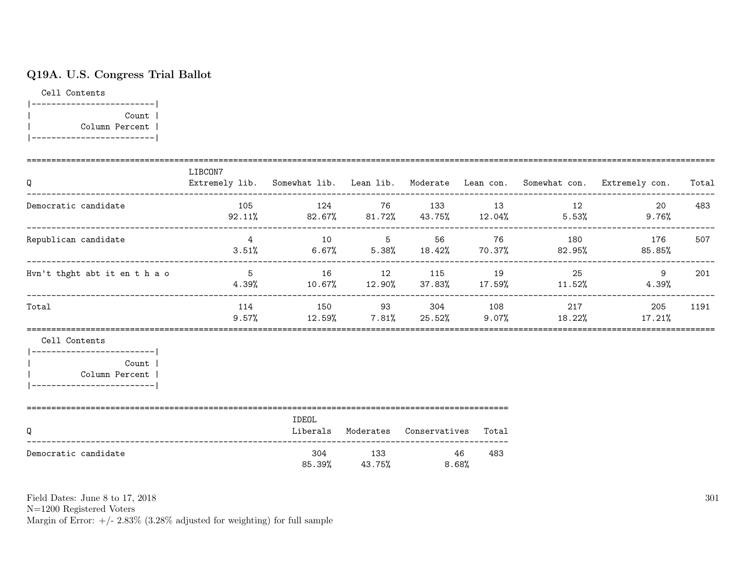## Q19A. U.S. Congress Trial Ballot

Cell Contents

| Count |
|---|
| Column Percent |

| Q | LIBCON7 Extremely lib. | Somewhat lib. | Lean lib. | Moderate | Lean con. | Somewhat con. | Extremely con. | Total |
|---|---|---|---|---|---|---|---|---|
| Democratic candidate | 105 | 124 | 76 | 133 | 13 | 12 | 20 | 483 |
| | 92.11% | 82.67% | 81.72% | 43.75% | 12.04% | 5.53% | 9.76% | |
| Republican candidate | 4 | 10 | 5 | 56 | 76 | 180 | 176 | 507 |
| | 3.51% | 6.67% | 5.38% | 18.42% | 70.37% | 82.95% | 85.85% | |
| Hvn't thght abt it en t h a o | 5 | 16 | 12 | 115 | 19 | 25 | 9 | 201 |
| | 4.39% | 10.67% | 12.90% | 37.83% | 17.59% | 11.52% | 4.39% | |
| Total | 114 | 150 | 93 | 304 | 108 | 217 | 205 | 1191 |
| | 9.57% | 12.59% | 7.81% | 25.52% | 9.07% | 18.22% | 17.21% | |

Cell Contents

| Count |
|---|
| Column Percent |

| Q | IDEOL Liberals | Moderates | Conservatives | Total |
|---|---|---|---|---|
| Democratic candidate | 304 | 133 | 46 | 483 |
| | 85.39% | 43.75% | 8.68% | |

Field Dates: June 8 to 17, 2018
N=1200 Registered Voters
Margin of Error: +/- 2.83% (3.28% adjusted for weighting) for full sample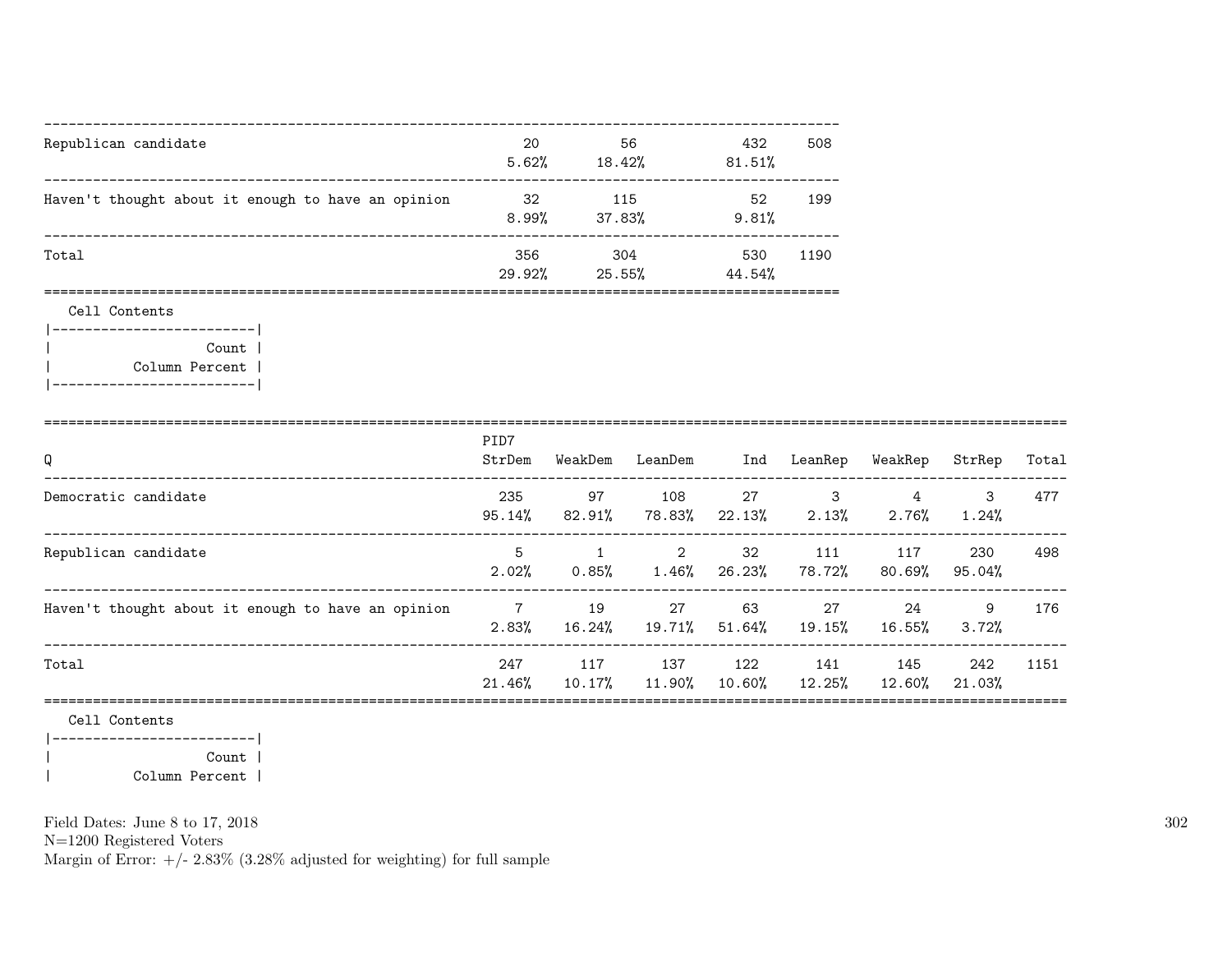| | | | | |
|---|---|---|---|---|
| Republican candidate | 20<br>5.62% | 56<br>18.42% | 432<br>81.51% | 508 |
| Haven't thought about it enough to have an opinion | 32<br>8.99% | 115<br>37.83% | 52<br>9.81% | 199 |
| Total | 356<br>29.92% | 304<br>25.55% | 530<br>44.54% | 1190 |

Cell Contents

| |
|---|
| Count |
| Column Percent |

| Q | PID7 StrDem | WeakDem | LeanDem | Ind | LeanRep | WeakRep | StrRep | Total |
|---|---|---|---|---|---|---|---|---|
| Democratic candidate | 235<br>95.14% | 97<br>82.91% | 108<br>78.83% | 27<br>22.13% | 3<br>2.13% | 4<br>2.76% | 3<br>1.24% | 477 |
| Republican candidate | 5<br>2.02% | 1<br>0.85% | 2<br>1.46% | 32<br>26.23% | 111<br>78.72% | 117<br>80.69% | 230<br>95.04% | 498 |
| Haven't thought about it enough to have an opinion | 7<br>2.83% | 19<br>16.24% | 27<br>19.71% | 63<br>51.64% | 27<br>19.15% | 24<br>16.55% | 9<br>3.72% | 176 |
| Total | 247<br>21.46% | 117<br>10.17% | 137<br>11.90% | 122<br>10.60% | 141<br>12.25% | 145<br>12.60% | 242<br>21.03% | 1151 |

Cell Contents

| |
|---|
| Count |
| Column Percent |

Field Dates: June 8 to 17, 2018
N=1200 Registered Voters
Margin of Error: +/- 2.83% (3.28% adjusted for weighting) for full sample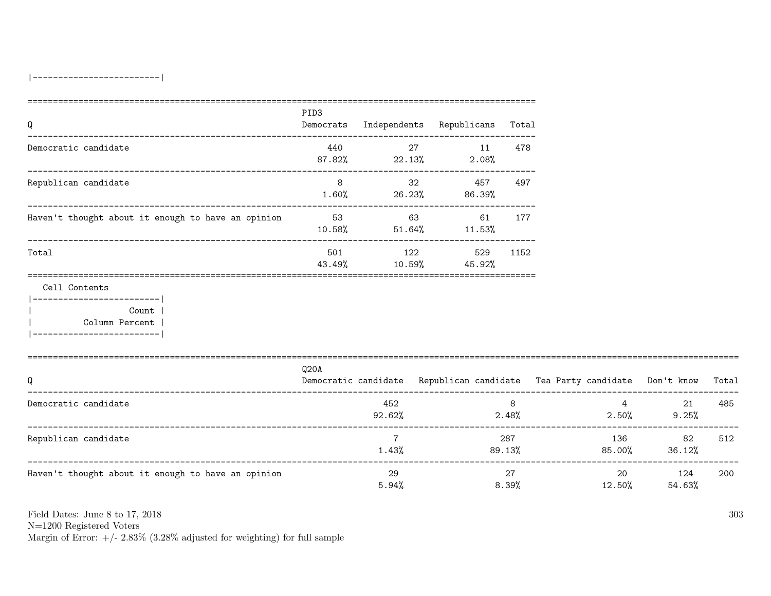|-------------------------|

| Q | PID3 Democrats | Independents | Republicans | Total |
|---|---|---|---|---|
| Democratic candidate | 440<br>87.82% | 27<br>22.13% | 11<br>2.08% | 478 |
| Republican candidate | 8<br>1.60% | 32<br>26.23% | 457<br>86.39% | 497 |
| Haven't thought about it enough to have an opinion | 53<br>10.58% | 63<br>51.64% | 61<br>11.53% | 177 |
| Total | 501<br>43.49% | 122<br>10.59% | 529<br>45.92% | 1152 |

Cell Contents

|-------------------------|
| Count |
| Column Percent |
|-------------------------|

| Q | Q20A Democratic candidate | Republican candidate | Tea Party candidate | Don't know | Total |
|---|---|---|---|---|---|
| Democratic candidate | 452<br>92.62% | 8<br>2.48% | 4<br>2.50% | 21<br>9.25% | 485 |
| Republican candidate | 7<br>1.43% | 287<br>89.13% | 136<br>85.00% | 82<br>36.12% | 512 |
| Haven't thought about it enough to have an opinion | 29<br>5.94% | 27<br>8.39% | 20<br>12.50% | 124<br>54.63% | 200 |

Field Dates: June 8 to 17, 2018
N=1200 Registered Voters
Margin of Error: +/- 2.83% (3.28% adjusted for weighting) for full sample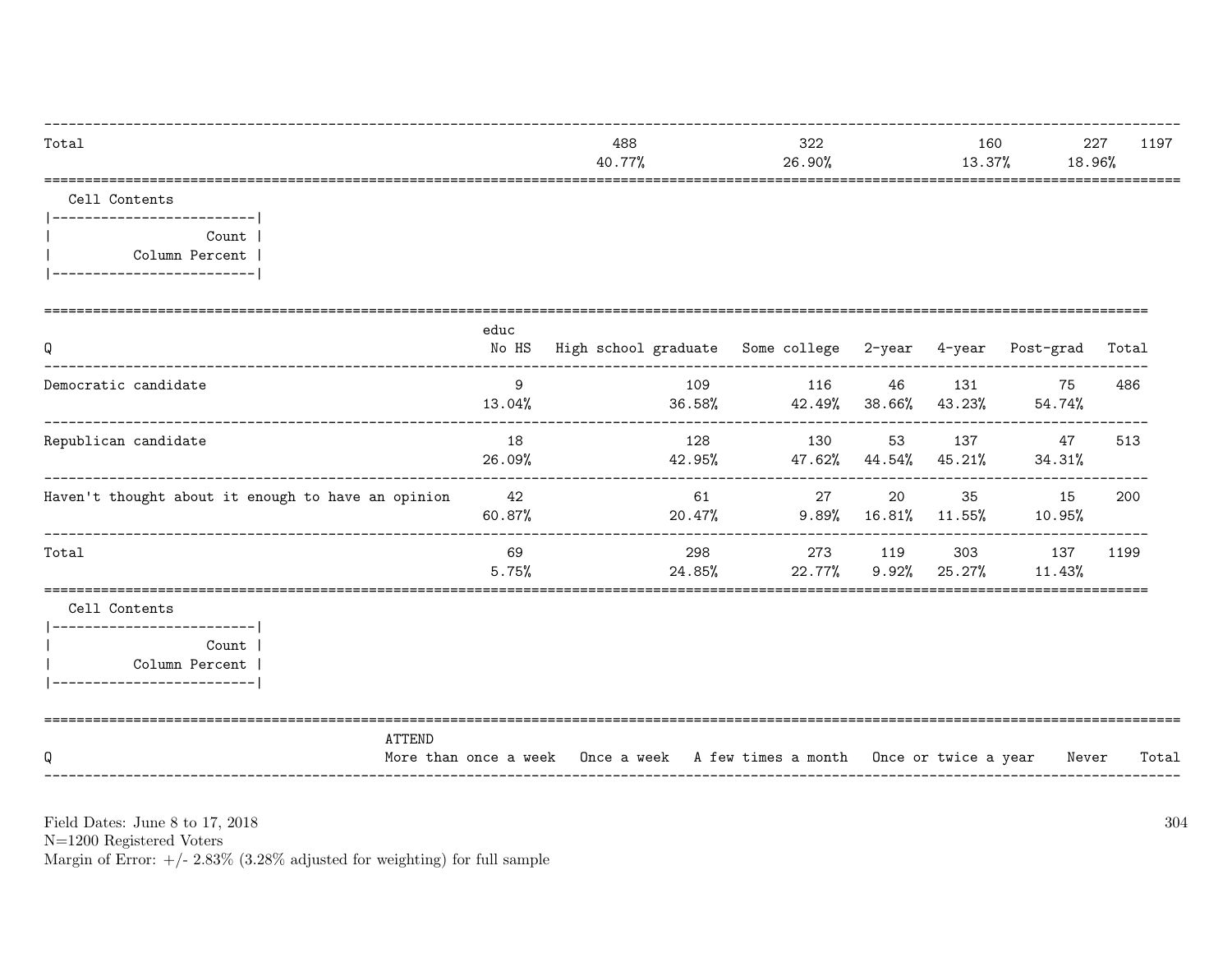| Total | | 488 | 322 | 160 | 227 | 1197 |
|---|---|---|---|---|---|---|
| | | 40.77% | 26.90% | 13.37% | 18.96% | |

Cell Contents

| Count |
|---|
| Column Percent |

| Q | educ No HS | High school graduate | Some college | 2-year | 4-year | Post-grad | Total |
|---|---|---|---|---|---|---|---|
| Democratic candidate | 9 | 109 | 116 | 46 | 131 | 75 | 486 |
| | 13.04% | 36.58% | 42.49% | 38.66% | 43.23% | 54.74% | |
| Republican candidate | 18 | 128 | 130 | 53 | 137 | 47 | 513 |
| | 26.09% | 42.95% | 47.62% | 44.54% | 45.21% | 34.31% | |
| Haven't thought about it enough to have an opinion | 42 | 61 | 27 | 20 | 35 | 15 | 200 |
| | 60.87% | 20.47% | 9.89% | 16.81% | 11.55% | 10.95% | |
| Total | 69 | 298 | 273 | 119 | 303 | 137 | 1199 |
| | 5.75% | 24.85% | 22.77% | 9.92% | 25.27% | 11.43% | |

Cell Contents

| Count |
|---|
| Column Percent |

| Q | ATTEND More than once a week | Once a week | A few times a month | Once or twice a year | Never | Total |
|---|---|---|---|---|---|---|

Field Dates: June 8 to 17, 2018
N=1200 Registered Voters
Margin of Error: +/- 2.83% (3.28% adjusted for weighting) for full sample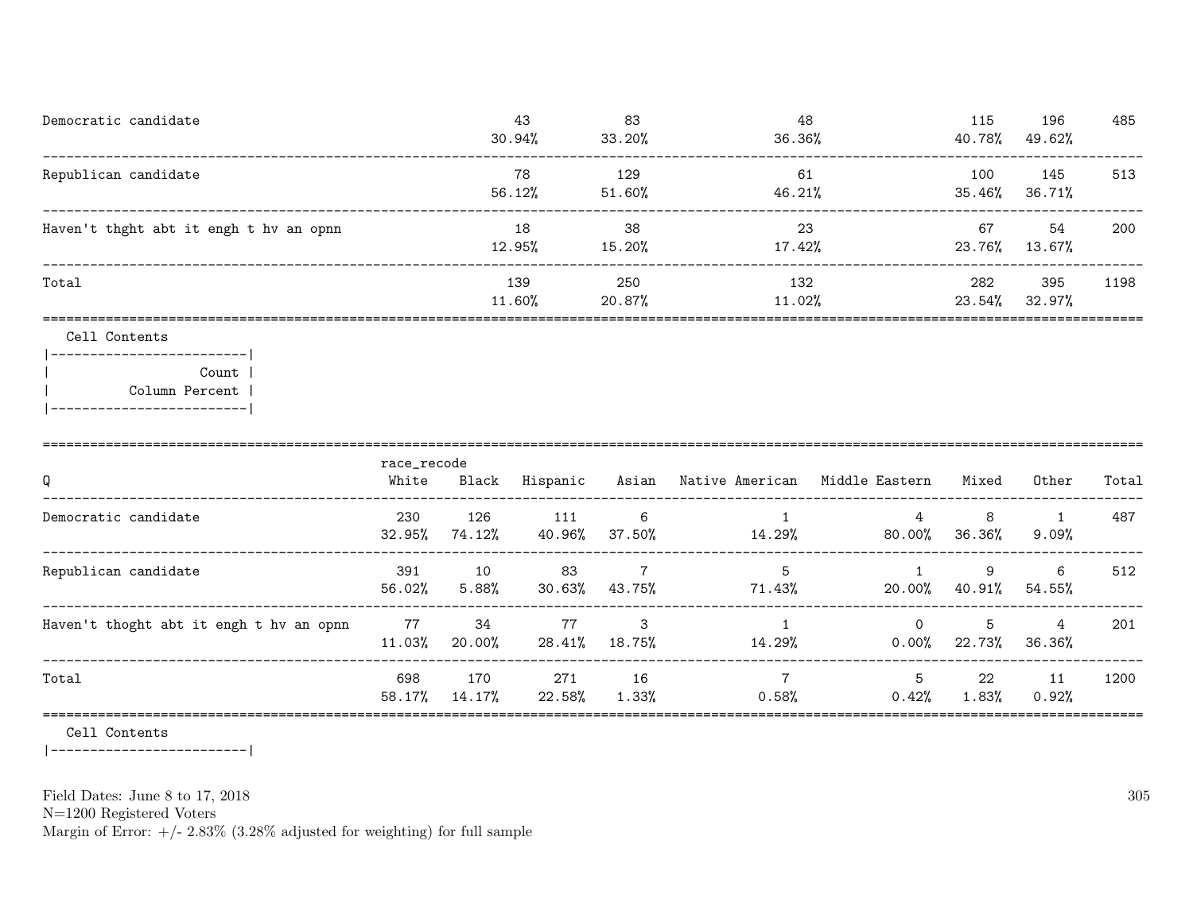| Q | | | | | | Total |
|---|---|---|---|---|---|---|
| Democratic candidate | 43<br>30.94% | 83<br>33.20% | 48<br>36.36% | 115<br>40.78% | 196<br>49.62% | 485 |
| Republican candidate | 78<br>56.12% | 129<br>51.60% | 61<br>46.21% | 100<br>35.46% | 145<br>36.71% | 513 |
| Haven't thght abt it engh t hv an opnn | 18<br>12.95% | 38<br>15.20% | 23<br>17.42% | 67<br>23.76% | 54<br>13.67% | 200 |
| Total | 139<br>11.60% | 250<br>20.87% | 132<br>11.02% | 282<br>23.54% | 395<br>32.97% | 1198 |

Cell Contents

```
|-------------------------|
|                   Count |
|          Column Percent |
|-------------------------|
```

| Q | race_recode<br>White | Black | Hispanic | Asian | Native American | Middle Eastern | Mixed | Other | Total |
|---|---|---|---|---|---|---|---|---|---|
| Democratic candidate | 230<br>32.95% | 126<br>74.12% | 111<br>40.96% | 6<br>37.50% | 1<br>14.29% | 4<br>80.00% | 8<br>36.36% | 1<br>9.09% | 487 |
| Republican candidate | 391<br>56.02% | 10<br>5.88% | 83<br>30.63% | 7<br>43.75% | 5<br>71.43% | 1<br>20.00% | 9<br>40.91% | 6<br>54.55% | 512 |
| Haven't thoght abt it engh t hv an opnn | 77<br>11.03% | 34<br>20.00% | 77<br>28.41% | 3<br>18.75% | 1<br>14.29% | 0<br>0.00% | 5<br>22.73% | 4<br>36.36% | 201 |
| Total | 698<br>58.17% | 170<br>14.17% | 271<br>22.58% | 16<br>1.33% | 7<br>0.58% | 5<br>0.42% | 22<br>1.83% | 11<br>0.92% | 1200 |

Cell Contents

```
|-------------------------|
```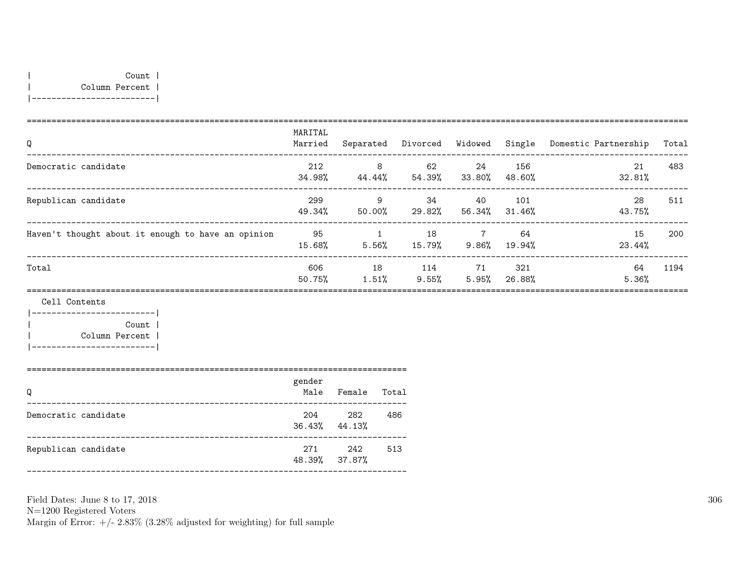| Count |
|---|
| Column Percent |

| Q | MARITAL Married | Separated | Divorced | Widowed | Single | Domestic Partnership | Total |
|---|---|---|---|---|---|---|---|
| Democratic candidate | 212 | 8 | 62 | 24 | 156 | 21 | 483 |
| | 34.98% | 44.44% | 54.39% | 33.80% | 48.60% | 32.81% | |
| Republican candidate | 299 | 9 | 34 | 40 | 101 | 28 | 511 |
| | 49.34% | 50.00% | 29.82% | 56.34% | 31.46% | 43.75% | |
| Haven't thought about it enough to have an opinion | 95 | 1 | 18 | 7 | 64 | 15 | 200 |
| | 15.68% | 5.56% | 15.79% | 9.86% | 19.94% | 23.44% | |
| Total | 606 | 18 | 114 | 71 | 321 | 64 | 1194 |
| | 50.75% | 1.51% | 9.55% | 5.95% | 26.88% | 5.36% | |

Cell Contents

| Count |
|---|
| Column Percent |

| Q | gender Male | Female | Total |
|---|---|---|---|
| Democratic candidate | 204 | 282 | 486 |
| | 36.43% | 44.13% | |
| Republican candidate | 271 | 242 | 513 |
| | 48.39% | 37.87% | |

Field Dates: June 8 to 17, 2018
N=1200 Registered Voters
Margin of Error: +/- 2.83% (3.28% adjusted for weighting) for full sample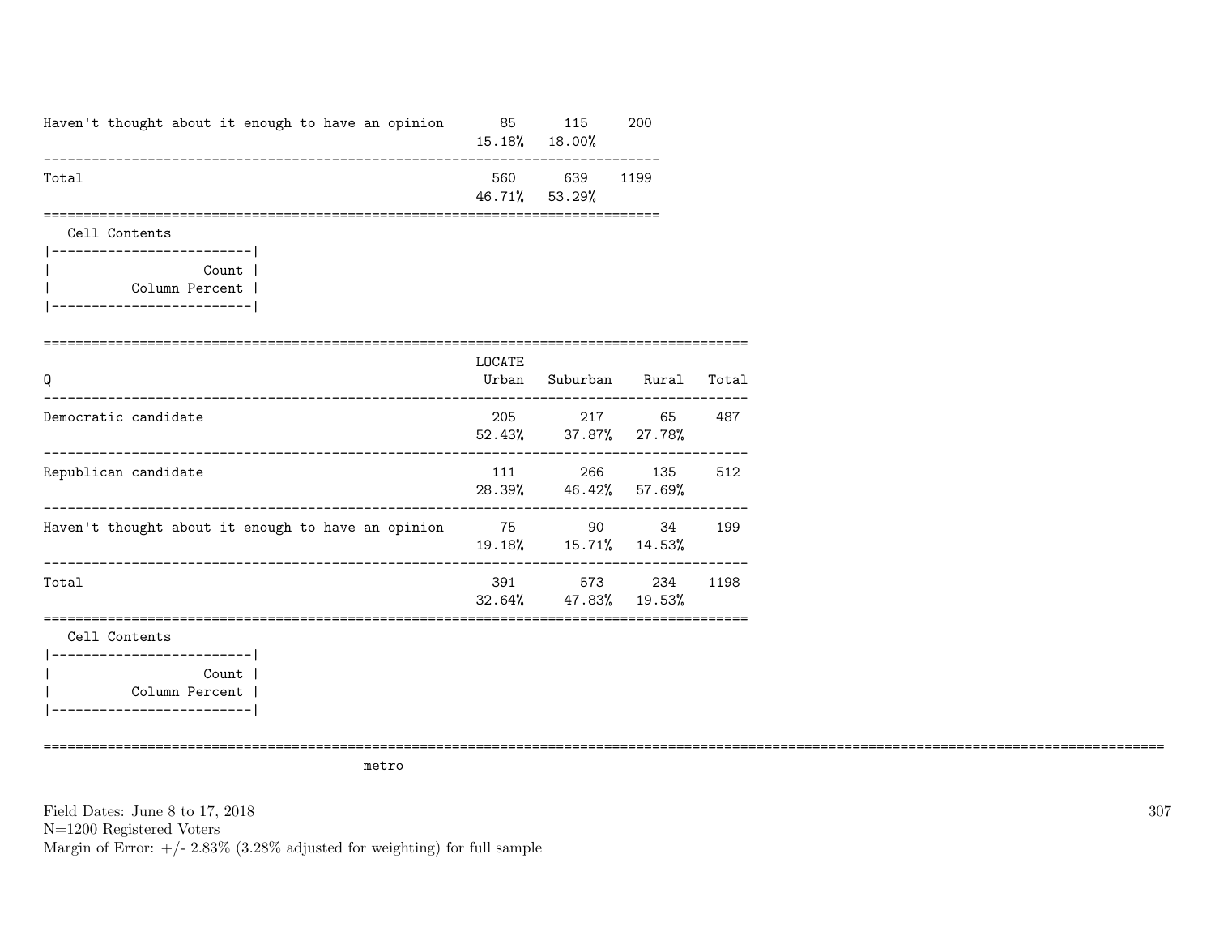| | | | |
|---|---|---|---|
| Haven't thought about it enough to have an opinion | 85<br>15.18% | 115<br>18.00% | 200 |
| Total | 560<br>46.71% | 639<br>53.29% | 1199 |

Cell Contents

|-------------------------|
| Count |
| Column Percent |
|-------------------------|

| Q | LOCATE<br>Urban | Suburban | Rural | Total |
|---|---|---|---|---|
| Democratic candidate | 205<br>52.43% | 217<br>37.87% | 65<br>27.78% | 487 |
| Republican candidate | 111<br>28.39% | 266<br>46.42% | 135<br>57.69% | 512 |
| Haven't thought about it enough to have an opinion | 75<br>19.18% | 90<br>15.71% | 34<br>14.53% | 199 |
| Total | 391<br>32.64% | 573<br>47.83% | 234<br>19.53% | 1198 |

Cell Contents

|-------------------------|
| Count |
| Column Percent |
|-------------------------|

metro

Field Dates: June 8 to 17, 2018
N=1200 Registered Voters
Margin of Error: +/- 2.83% (3.28% adjusted for weighting) for full sample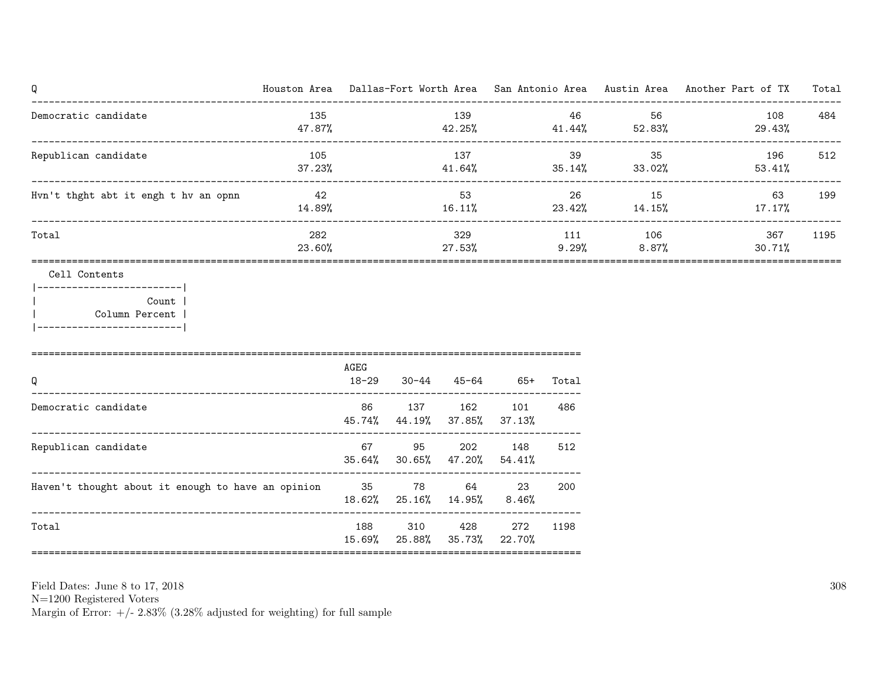| Q | Houston Area | Dallas-Fort Worth Area | San Antonio Area | Austin Area | Another Part of TX | Total |
|---|---|---|---|---|---|---|
| Democratic candidate | 135<br>47.87% | 139<br>42.25% | 46<br>41.44% | 56<br>52.83% | 108<br>29.43% | 484 |
| Republican candidate | 105<br>37.23% | 137<br>41.64% | 39<br>35.14% | 35<br>33.02% | 196<br>53.41% | 512 |
| Hvn't thght abt it engh t hv an opnn | 42<br>14.89% | 53<br>16.11% | 26<br>23.42% | 15<br>14.15% | 63<br>17.17% | 199 |
| Total | 282<br>23.60% | 329<br>27.53% | 111<br>9.29% | 106<br>8.87% | 367<br>30.71% | 1195 |

Cell Contents

| Count |
|---|
| Column Percent |

| Q | AGEG 18-29 | 30-44 | 45-64 | 65+ | Total |
|---|---|---|---|---|---|
| Democratic candidate | 86<br>45.74% | 137<br>44.19% | 162<br>37.85% | 101<br>37.13% | 486 |
| Republican candidate | 67<br>35.64% | 95<br>30.65% | 202<br>47.20% | 148<br>54.41% | 512 |
| Haven't thought about it enough to have an opinion | 35<br>18.62% | 78<br>25.16% | 64<br>14.95% | 23<br>8.46% | 200 |
| Total | 188<br>15.69% | 310<br>25.88% | 428<br>35.73% | 272<br>22.70% | 1198 |

Field Dates: June 8 to 17, 2018
N=1200 Registered Voters
Margin of Error: +/- 2.83% (3.28% adjusted for weighting) for full sample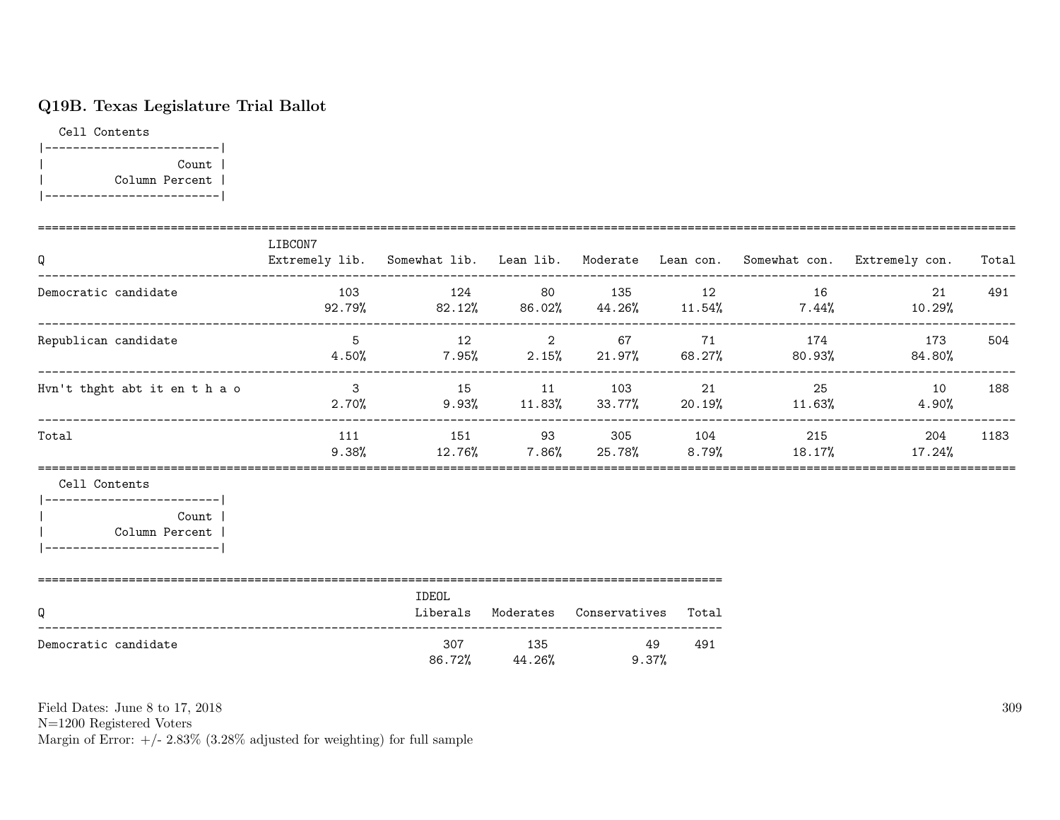### Q19B. Texas Legislature Trial Ballot

Cell Contents

| Count |
|---|
| Column Percent |

| Q | LIBCON7 Extremely lib. | Somewhat lib. | Lean lib. | Moderate | Lean con. | Somewhat con. | Extremely con. | Total |
|---|---|---|---|---|---|---|---|---|
| Democratic candidate | 103<br>92.79% | 124<br>82.12% | 80<br>86.02% | 135<br>44.26% | 12<br>11.54% | 16<br>7.44% | 21<br>10.29% | 491 |
| Republican candidate | 5<br>4.50% | 12<br>7.95% | 2<br>2.15% | 67<br>21.97% | 71<br>68.27% | 174<br>80.93% | 173<br>84.80% | 504 |
| Hvn't thght abt it en t h a o | 3<br>2.70% | 15<br>9.93% | 11<br>11.83% | 103<br>33.77% | 21<br>20.19% | 25<br>11.63% | 10<br>4.90% | 188 |
| Total | 111<br>9.38% | 151<br>12.76% | 93<br>7.86% | 305<br>25.78% | 104<br>8.79% | 215<br>18.17% | 204<br>17.24% | 1183 |

Cell Contents

| Count |
|---|
| Column Percent |

| Q | IDEOL Liberals | Moderates | Conservatives | Total |
|---|---|---|---|---|
| Democratic candidate | 307<br>86.72% | 135<br>44.26% | 49<br>9.37% | 491 |

Field Dates: June 8 to 17, 2018
N=1200 Registered Voters
Margin of Error: +/- 2.83% (3.28% adjusted for weighting) for full sample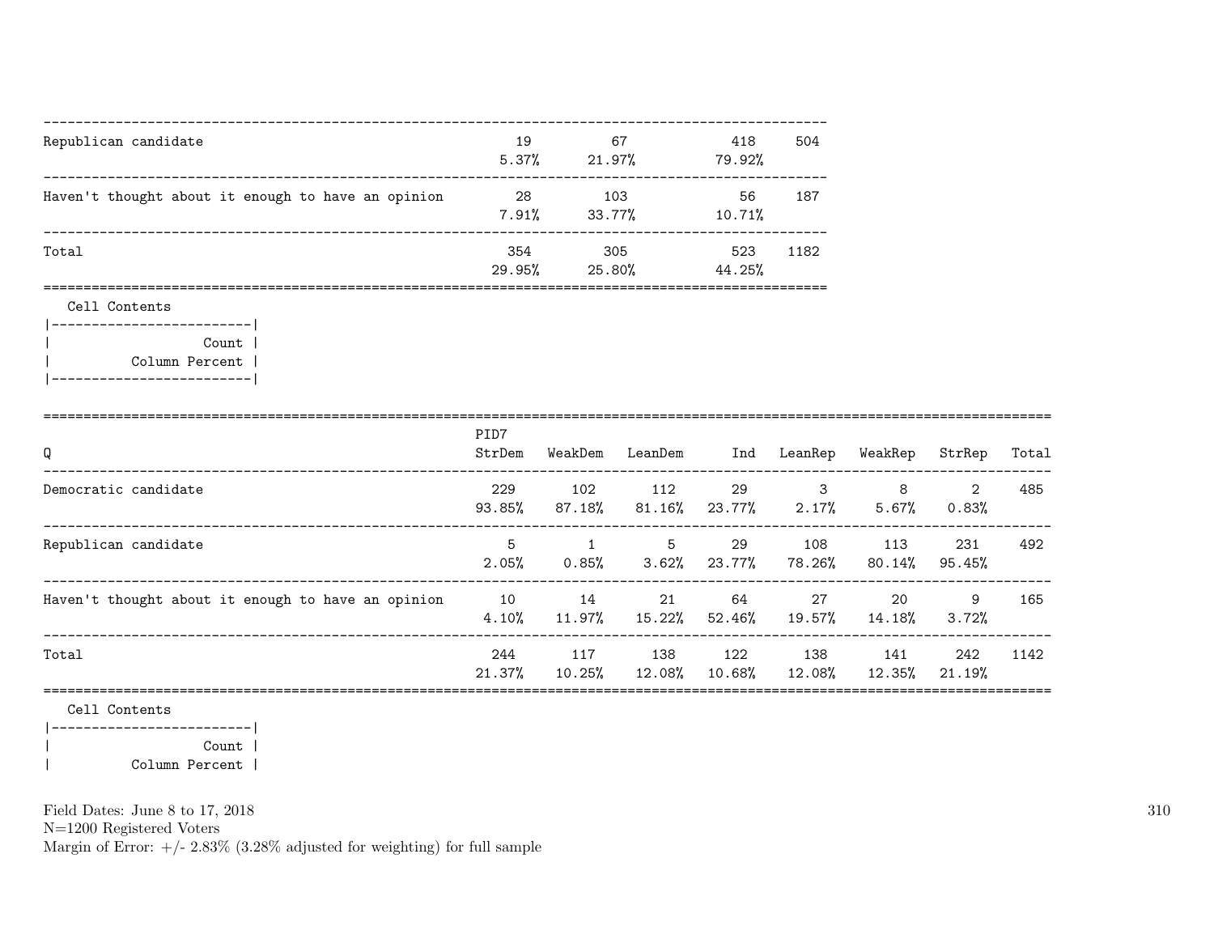| | | | | |
|---|---|---|---|---|
| Republican candidate | 19<br>5.37% | 67<br>21.97% | 418<br>79.92% | 504 |
| Haven't thought about it enough to have an opinion | 28<br>7.91% | 103<br>33.77% | 56<br>10.71% | 187 |
| Total | 354<br>29.95% | 305<br>25.80% | 523<br>44.25% | 1182 |

Cell Contents

| |
|---|
| Count |
| Column Percent |

| Q | PID7<br>StrDem | WeakDem | LeanDem | Ind | LeanRep | WeakRep | StrRep | Total |
|---|---|---|---|---|---|---|---|---|
| Democratic candidate | 229<br>93.85% | 102<br>87.18% | 112<br>81.16% | 29<br>23.77% | 3<br>2.17% | 8<br>5.67% | 2<br>0.83% | 485 |
| Republican candidate | 5<br>2.05% | 1<br>0.85% | 5<br>3.62% | 29<br>23.77% | 108<br>78.26% | 113<br>80.14% | 231<br>95.45% | 492 |
| Haven't thought about it enough to have an opinion | 10<br>4.10% | 14<br>11.97% | 21<br>15.22% | 64<br>52.46% | 27<br>19.57% | 20<br>14.18% | 9<br>3.72% | 165 |
| Total | 244<br>21.37% | 117<br>10.25% | 138<br>12.08% | 122<br>10.68% | 138<br>12.08% | 141<br>12.35% | 242<br>21.19% | 1142 |

Cell Contents

| |
|---|
| Count |
| Column Percent |

Field Dates: June 8 to 17, 2018
N=1200 Registered Voters
Margin of Error: +/- 2.83% (3.28% adjusted for weighting) for full sample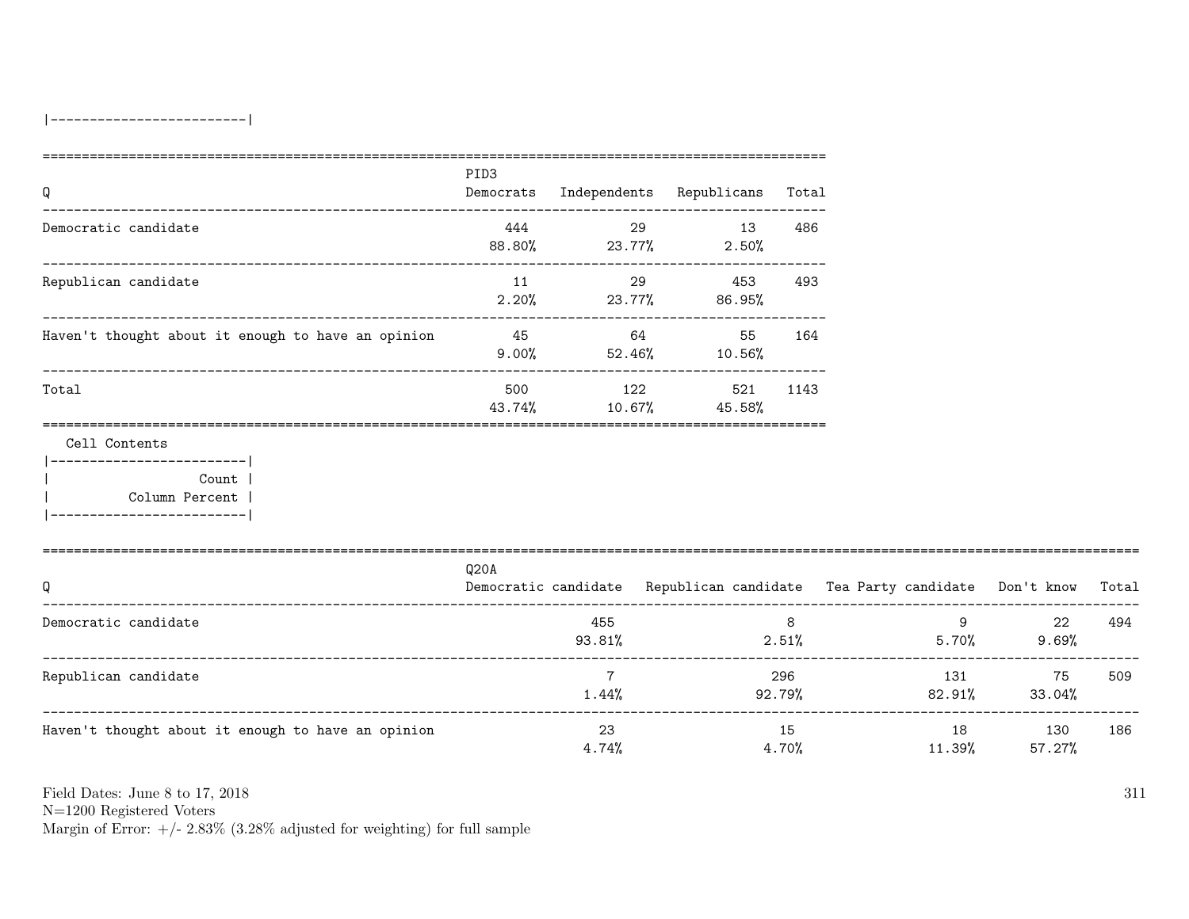|-------------------------|

| Q | PID3 Democrats | Independents | Republicans | Total |
|---|---|---|---|---|
| Democratic candidate | 444<br>88.80% | 29<br>23.77% | 13<br>2.50% | 486 |
| Republican candidate | 11<br>2.20% | 29<br>23.77% | 453<br>86.95% | 493 |
| Haven't thought about it enough to have an opinion | 45<br>9.00% | 64<br>52.46% | 55<br>10.56% | 164 |
| Total | 500<br>43.74% | 122<br>10.67% | 521<br>45.58% | 1143 |

Cell Contents
|-------------------------|
| Count |
| Column Percent |
|-------------------------|

| Q | Q20A Democratic candidate | Republican candidate | Tea Party candidate | Don't know | Total |
|---|---|---|---|---|---|
| Democratic candidate | 455<br>93.81% | 8<br>2.51% | 9<br>5.70% | 22<br>9.69% | 494 |
| Republican candidate | 7<br>1.44% | 296<br>92.79% | 131<br>82.91% | 75<br>33.04% | 509 |
| Haven't thought about it enough to have an opinion | 23<br>4.74% | 15<br>4.70% | 18<br>11.39% | 130<br>57.27% | 186 |

Field Dates: June 8 to 17, 2018
N=1200 Registered Voters
Margin of Error: +/- 2.83% (3.28% adjusted for weighting) for full sample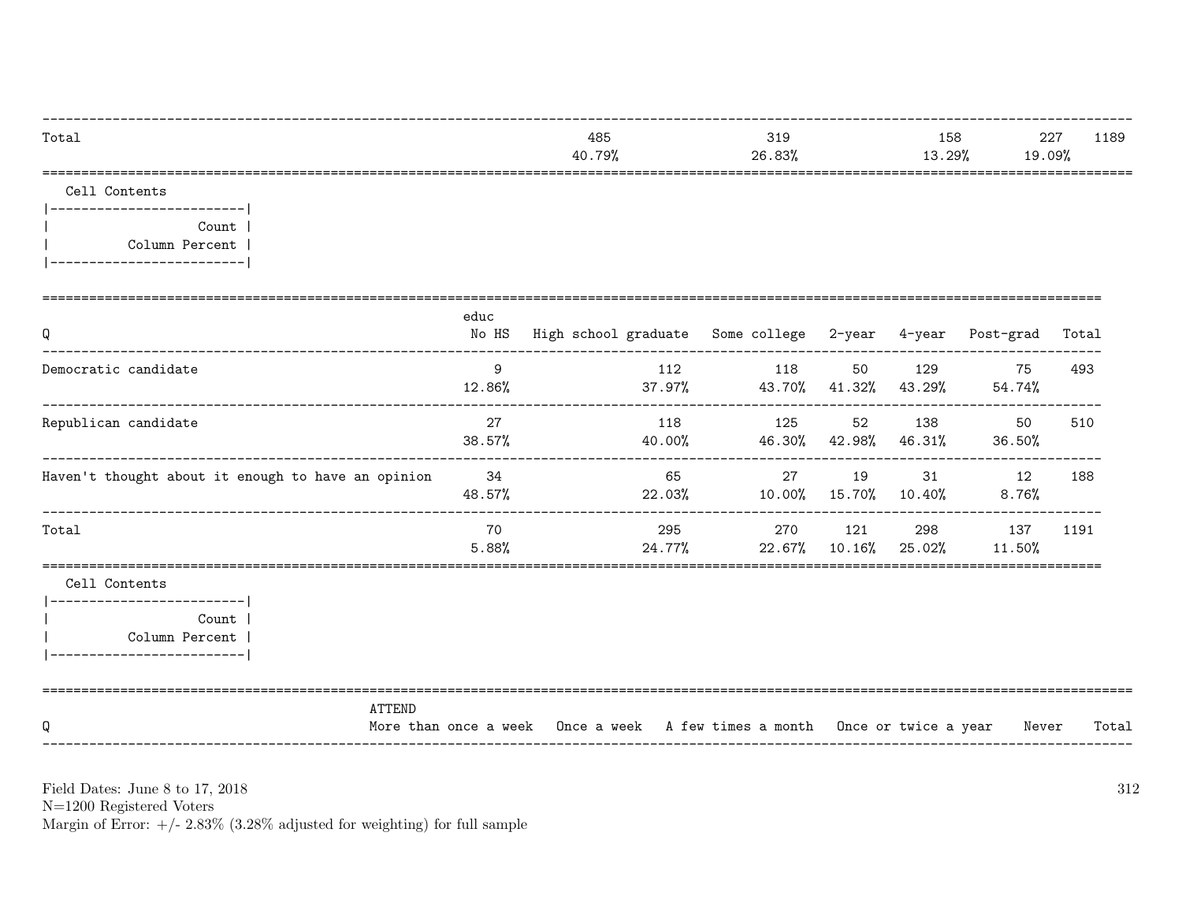| | | | | | |
|---|---|---|---|---|---|
| Total | 485 | 319 | 158 | 227 | 1189 |
| | 40.79% | 26.83% | 13.29% | 19.09% | |

Cell Contents

| Count |
|---|
| Column Percent |

| Q | educ No HS | High school graduate | Some college | 2-year | 4-year | Post-grad | Total |
|---|---|---|---|---|---|---|---|
| Democratic candidate | 9 | 112 | 118 | 50 | 129 | 75 | 493 |
| | 12.86% | 37.97% | 43.70% | 41.32% | 43.29% | 54.74% | |
| Republican candidate | 27 | 118 | 125 | 52 | 138 | 50 | 510 |
| | 38.57% | 40.00% | 46.30% | 42.98% | 46.31% | 36.50% | |
| Haven't thought about it enough to have an opinion | 34 | 65 | 27 | 19 | 31 | 12 | 188 |
| | 48.57% | 22.03% | 10.00% | 15.70% | 10.40% | 8.76% | |
| Total | 70 | 295 | 270 | 121 | 298 | 137 | 1191 |
| | 5.88% | 24.77% | 22.67% | 10.16% | 25.02% | 11.50% | |

Cell Contents

| Count |
|---|
| Column Percent |

| Q | ATTEND More than once a week | Once a week | A few times a month | Once or twice a year | Never | Total |
|---|---|---|---|---|---|---|

Field Dates: June 8 to 17, 2018
N=1200 Registered Voters
Margin of Error: +/- 2.83% (3.28% adjusted for weighting) for full sample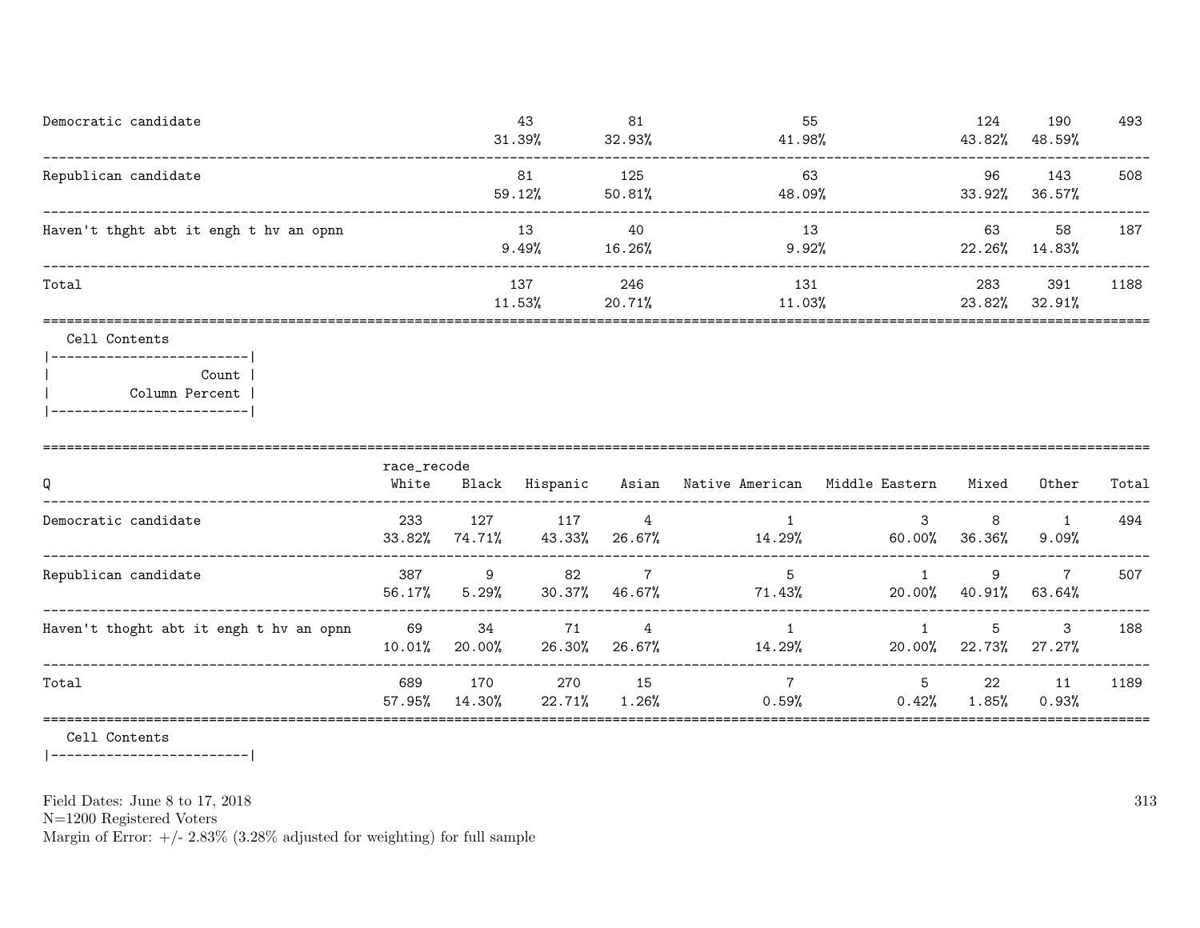| | | | | | | |
|---|---|---|---|---|---|---|
| Democratic candidate | 43<br>31.39% | 81<br>32.93% | 55<br>41.98% | 124<br>43.82% | 190<br>48.59% | 493 |
| Republican candidate | 81<br>59.12% | 125<br>50.81% | 63<br>48.09% | 96<br>33.92% | 143<br>36.57% | 508 |
| Haven't thght abt it engh t hv an opnn | 13<br>9.49% | 40<br>16.26% | 13<br>9.92% | 63<br>22.26% | 58<br>14.83% | 187 |
| Total | 137<br>11.53% | 246<br>20.71% | 131<br>11.03% | 283<br>23.82% | 391<br>32.91% | 1188 |

Cell Contents

```
|-------------------------|
|                   Count |
|          Column Percent |
|-------------------------|
```

| Q | race_recode<br>White | Black | Hispanic | Asian | Native American | Middle Eastern | Mixed | Other | Total |
|---|---|---|---|---|---|---|---|---|---|
| Democratic candidate | 233<br>33.82% | 127<br>74.71% | 117<br>43.33% | 4<br>26.67% | 1<br>14.29% | 3<br>60.00% | 8<br>36.36% | 1<br>9.09% | 494 |
| Republican candidate | 387<br>56.17% | 9<br>5.29% | 82<br>30.37% | 7<br>46.67% | 5<br>71.43% | 1<br>20.00% | 9<br>40.91% | 7<br>63.64% | 507 |
| Haven't thoght abt it engh t hv an opnn | 69<br>10.01% | 34<br>20.00% | 71<br>26.30% | 4<br>26.67% | 1<br>14.29% | 1<br>20.00% | 5<br>22.73% | 3<br>27.27% | 188 |
| Total | 689<br>57.95% | 170<br>14.30% | 270<br>22.71% | 15<br>1.26% | 7<br>0.59% | 5<br>0.42% | 22<br>1.85% | 11<br>0.93% | 1189 |

Cell Contents

```
|-------------------------|
```

Field Dates: June 8 to 17, 2018
N=1200 Registered Voters
Margin of Error: +/- 2.83% (3.28% adjusted for weighting) for full sample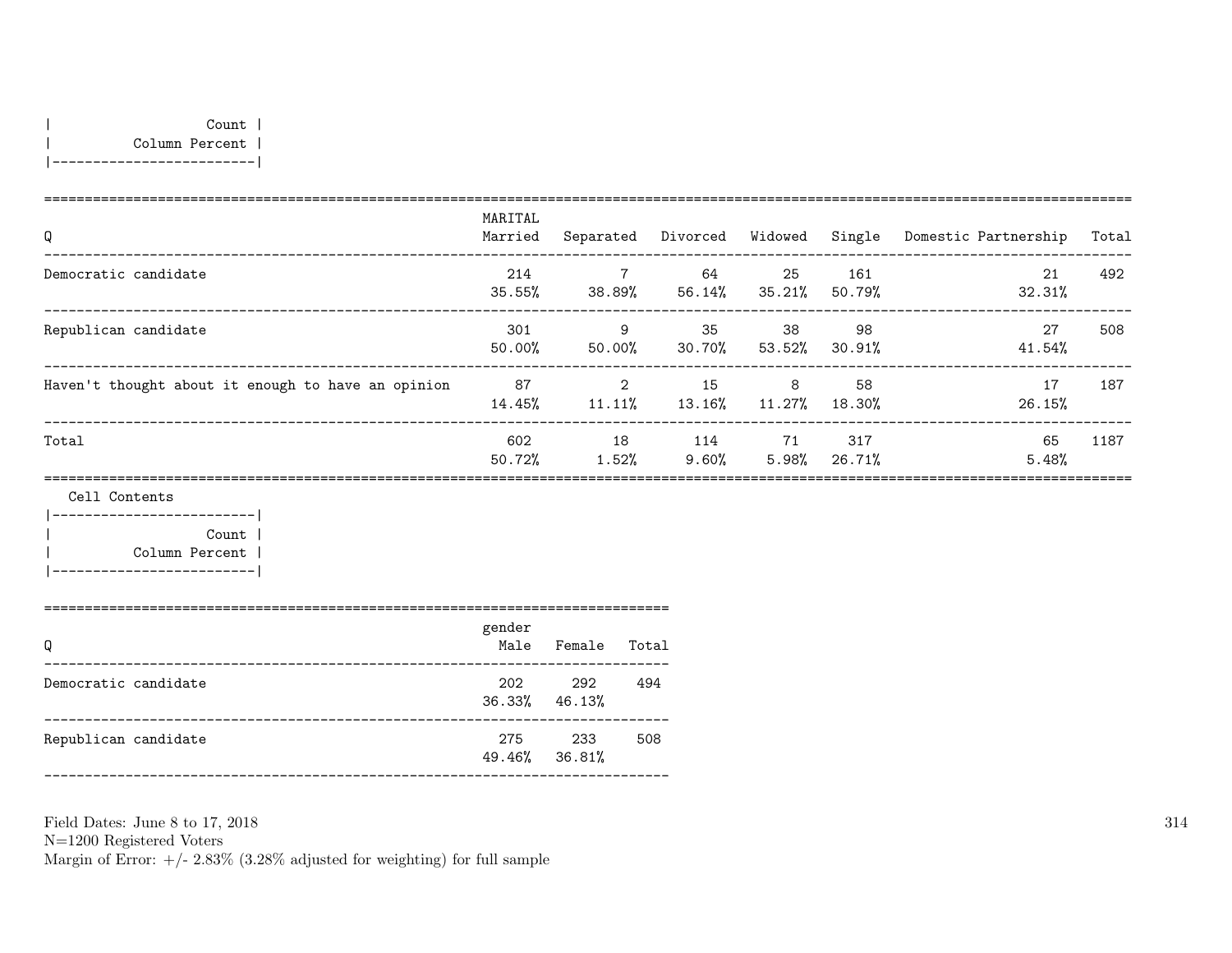| Count |
|---|
| Column Percent |

| Q | MARITAL Married | Separated | Divorced | Widowed | Single | Domestic Partnership | Total |
|---|---|---|---|---|---|---|---|
| Democratic candidate | 214 | 7 | 64 | 25 | 161 | 21 | 492 |
| | 35.55% | 38.89% | 56.14% | 35.21% | 50.79% | 32.31% | |
| Republican candidate | 301 | 9 | 35 | 38 | 98 | 27 | 508 |
| | 50.00% | 50.00% | 30.70% | 53.52% | 30.91% | 41.54% | |
| Haven't thought about it enough to have an opinion | 87 | 2 | 15 | 8 | 58 | 17 | 187 |
| | 14.45% | 11.11% | 13.16% | 11.27% | 18.30% | 26.15% | |
| Total | 602 | 18 | 114 | 71 | 317 | 65 | 1187 |
| | 50.72% | 1.52% | 9.60% | 5.98% | 26.71% | 5.48% | |

Cell Contents

| Count |
|---|
| Column Percent |

| Q | gender Male | Female | Total |
|---|---|---|---|
| Democratic candidate | 202 | 292 | 494 |
| | 36.33% | 46.13% | |
| Republican candidate | 275 | 233 | 508 |
| | 49.46% | 36.81% | |

Field Dates: June 8 to 17, 2018
N=1200 Registered Voters
Margin of Error: +/- 2.83% (3.28% adjusted for weighting) for full sample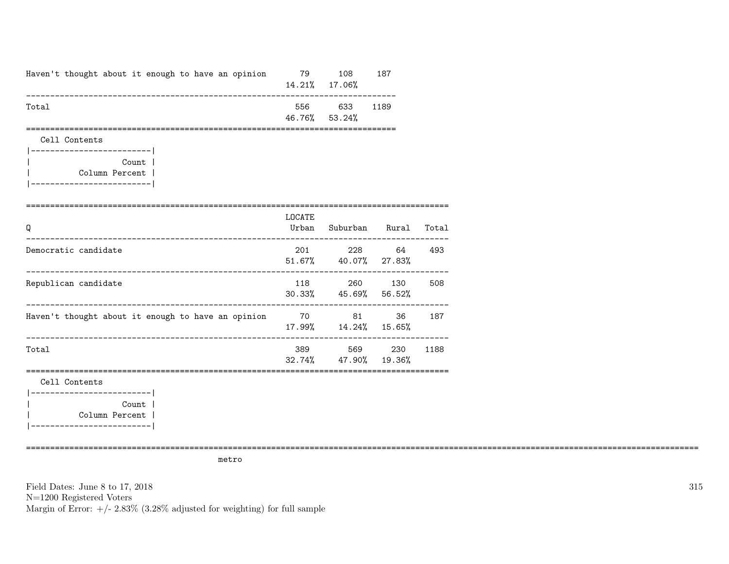| | | | |
|---|---|---|---|
| Haven't thought about it enough to have an opinion | 79<br>14.21% | 108<br>17.06% | 187 |
| Total | 556<br>46.76% | 633<br>53.24% | 1189 |

Cell Contents

|-------------------------|
| Count |
| Column Percent |
|-------------------------|

| Q | LOCATE<br>Urban | Suburban | Rural | Total |
|---|---|---|---|---|
| Democratic candidate | 201<br>51.67% | 228<br>40.07% | 64<br>27.83% | 493 |
| Republican candidate | 118<br>30.33% | 260<br>45.69% | 130<br>56.52% | 508 |
| Haven't thought about it enough to have an opinion | 70<br>17.99% | 81<br>14.24% | 36<br>15.65% | 187 |
| Total | 389<br>32.74% | 569<br>47.90% | 230<br>19.36% | 1188 |

Cell Contents

|-------------------------|
| Count |
| Column Percent |
|-------------------------|

metro

Field Dates: June 8 to 17, 2018
N=1200 Registered Voters
Margin of Error: +/- 2.83% (3.28% adjusted for weighting) for full sample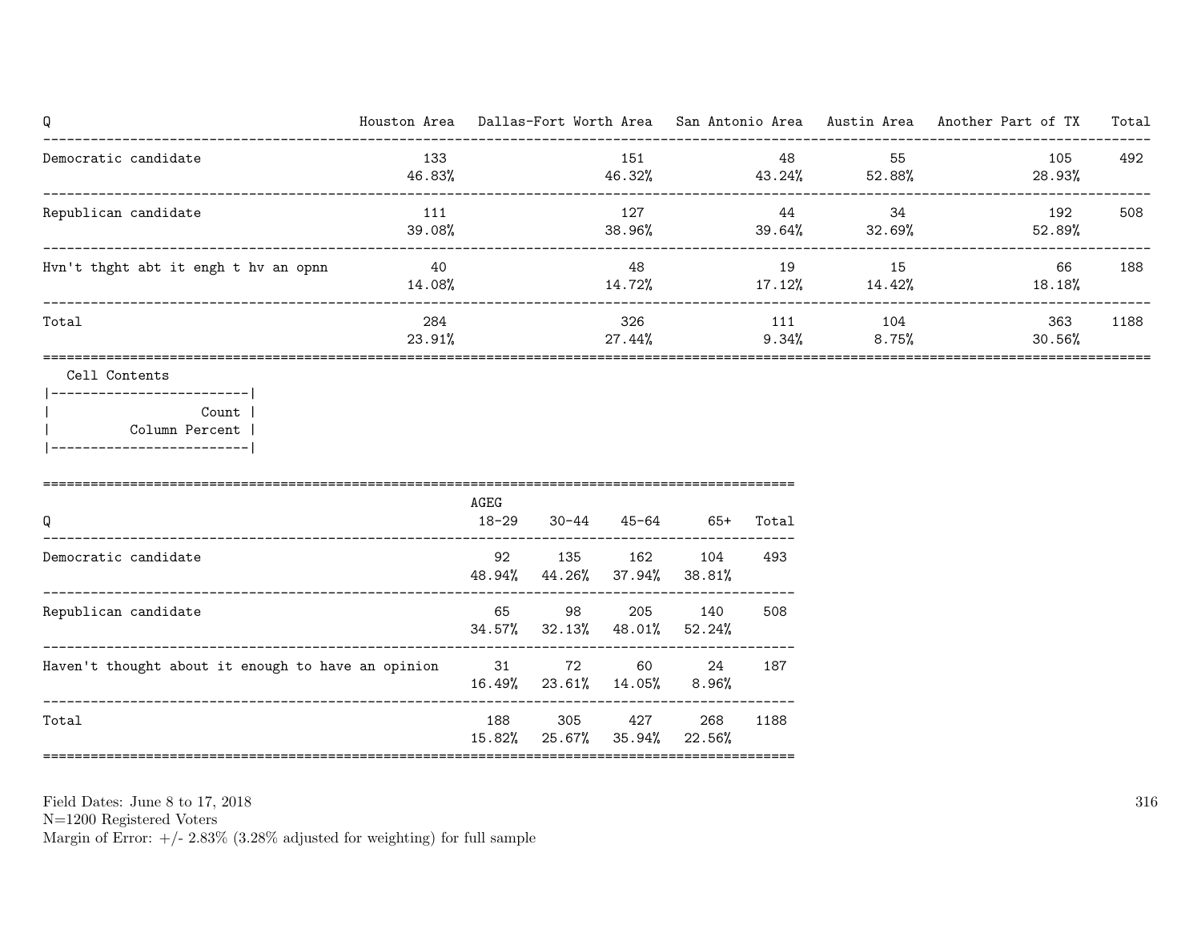| Q | Houston Area | Dallas-Fort Worth Area | San Antonio Area | Austin Area | Another Part of TX | Total |
|---|---|---|---|---|---|---|
| Democratic candidate | 133<br>46.83% | 151<br>46.32% | 48<br>43.24% | 55<br>52.88% | 105<br>28.93% | 492 |
| Republican candidate | 111<br>39.08% | 127<br>38.96% | 44<br>39.64% | 34<br>32.69% | 192<br>52.89% | 508 |
| Hvn't thght abt it engh t hv an opnn | 40<br>14.08% | 48<br>14.72% | 19<br>17.12% | 15<br>14.42% | 66<br>18.18% | 188 |
| Total | 284<br>23.91% | 326<br>27.44% | 111<br>9.34% | 104<br>8.75% | 363<br>30.56% | 1188 |

Cell Contents

| Count |
|---|
| Column Percent |

| Q | AGEG<br>18-29 | 30-44 | 45-64 | 65+ | Total |
|---|---|---|---|---|---|
| Democratic candidate | 92<br>48.94% | 135<br>44.26% | 162<br>37.94% | 104<br>38.81% | 493 |
| Republican candidate | 65<br>34.57% | 98<br>32.13% | 205<br>48.01% | 140<br>52.24% | 508 |
| Haven't thought about it enough to have an opinion | 31<br>16.49% | 72<br>23.61% | 60<br>14.05% | 24<br>8.96% | 187 |
| Total | 188<br>15.82% | 305<br>25.67% | 427<br>35.94% | 268<br>22.56% | 1188 |

Field Dates: June 8 to 17, 2018
N=1200 Registered Voters
Margin of Error: +/- 2.83% (3.28% adjusted for weighting) for full sample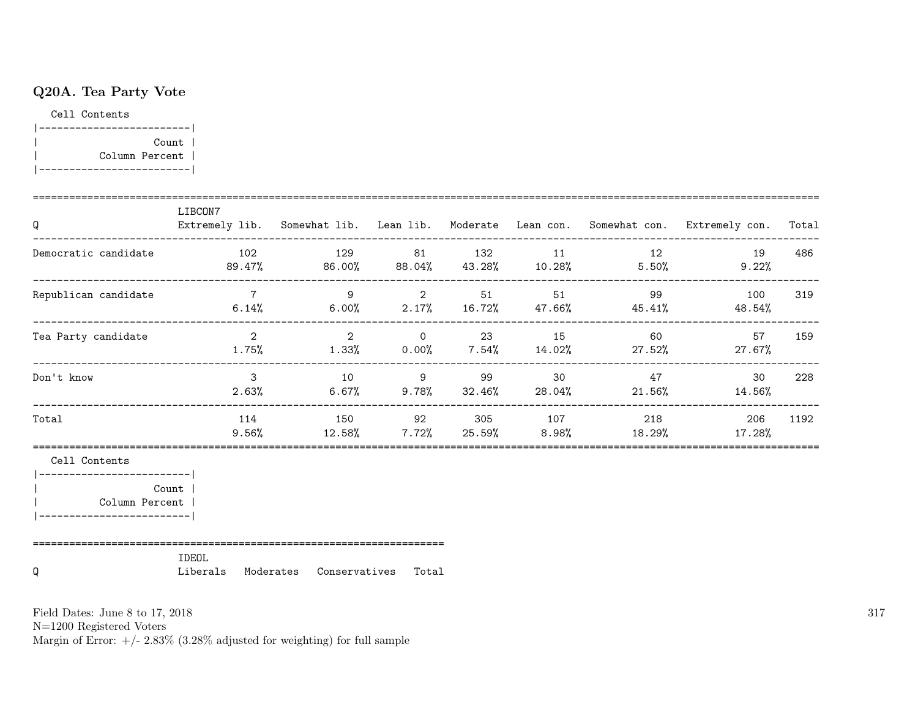### Q20A. Tea Party Vote

Cell Contents

| Count |
|---|
| Column Percent |

| Q | LIBCON7 Extremely lib. | Somewhat lib. | Lean lib. | Moderate | Lean con. | Somewhat con. | Extremely con. | Total |
|---|---|---|---|---|---|---|---|---|
| Democratic candidate | 102 | 129 | 81 | 132 | 11 | 12 | 19 | 486 |
| | 89.47% | 86.00% | 88.04% | 43.28% | 10.28% | 5.50% | 9.22% | |
| Republican candidate | 7 | 9 | 2 | 51 | 51 | 99 | 100 | 319 |
| | 6.14% | 6.00% | 2.17% | 16.72% | 47.66% | 45.41% | 48.54% | |
| Tea Party candidate | 2 | 2 | 0 | 23 | 15 | 60 | 57 | 159 |
| | 1.75% | 1.33% | 0.00% | 7.54% | 14.02% | 27.52% | 27.67% | |
| Don't know | 3 | 10 | 9 | 99 | 30 | 47 | 30 | 228 |
| | 2.63% | 6.67% | 9.78% | 32.46% | 28.04% | 21.56% | 14.56% | |
| Total | 114 | 150 | 92 | 305 | 107 | 218 | 206 | 1192 |
| | 9.56% | 12.58% | 7.72% | 25.59% | 8.98% | 18.29% | 17.28% | |

Cell Contents

| Count |
|---|
| Column Percent |

| Q | IDEOL Liberals | Moderates | Conservatives | Total |
|---|---|---|---|---|

Field Dates: June 8 to 17, 2018
N=1200 Registered Voters
Margin of Error: +/- 2.83% (3.28% adjusted for weighting) for full sample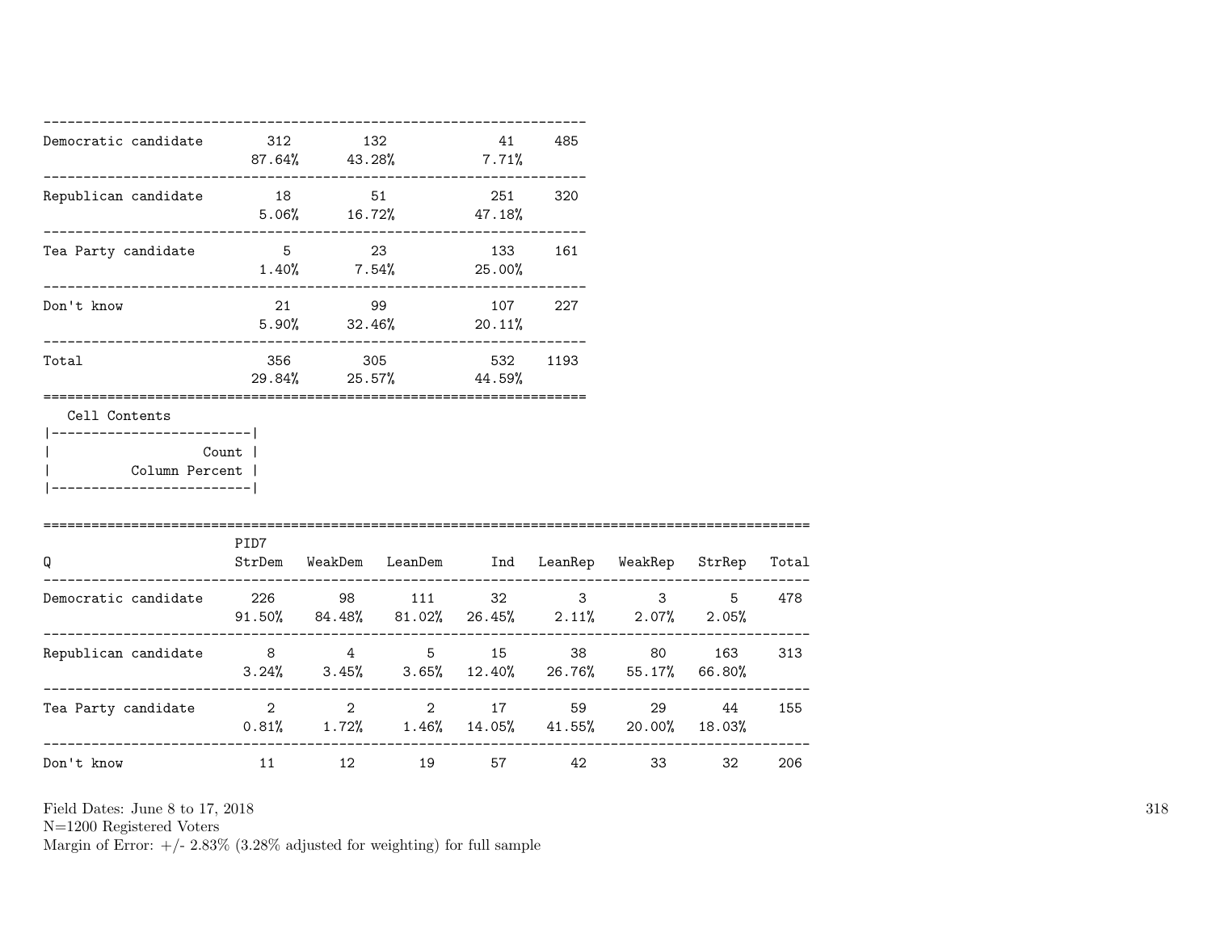| | | | | |
|---|---|---|---|---|
| Democratic candidate | 312<br>87.64% | 132<br>43.28% | 41<br>7.71% | 485 |
| Republican candidate | 18<br>5.06% | 51<br>16.72% | 251<br>47.18% | 320 |
| Tea Party candidate | 5<br>1.40% | 23<br>7.54% | 133<br>25.00% | 161 |
| Don't know | 21<br>5.90% | 99<br>32.46% | 107<br>20.11% | 227 |
| Total | 356<br>29.84% | 305<br>25.57% | 532<br>44.59% | 1193 |

Cell Contents

```
|-------------------------|
|                   Count |
|          Column Percent |
|-------------------------|
```

| Q | PID7<br>StrDem | WeakDem | LeanDem | Ind | LeanRep | WeakRep | StrRep | Total |
|---|---|---|---|---|---|---|---|---|
| Democratic candidate | 226<br>91.50% | 98<br>84.48% | 111<br>81.02% | 32<br>26.45% | 3<br>2.11% | 3<br>2.07% | 5<br>2.05% | 478 |
| Republican candidate | 8<br>3.24% | 4<br>3.45% | 5<br>3.65% | 15<br>12.40% | 38<br>26.76% | 80<br>55.17% | 163<br>66.80% | 313 |
| Tea Party candidate | 2<br>0.81% | 2<br>1.72% | 2<br>1.46% | 17<br>14.05% | 59<br>41.55% | 29<br>20.00% | 44<br>18.03% | 155 |
| Don't know | 11 | 12 | 19 | 57 | 42 | 33 | 32 | 206 |

Field Dates: June 8 to 17, 2018
N=1200 Registered Voters
Margin of Error: +/- 2.83% (3.28% adjusted for weighting) for full sample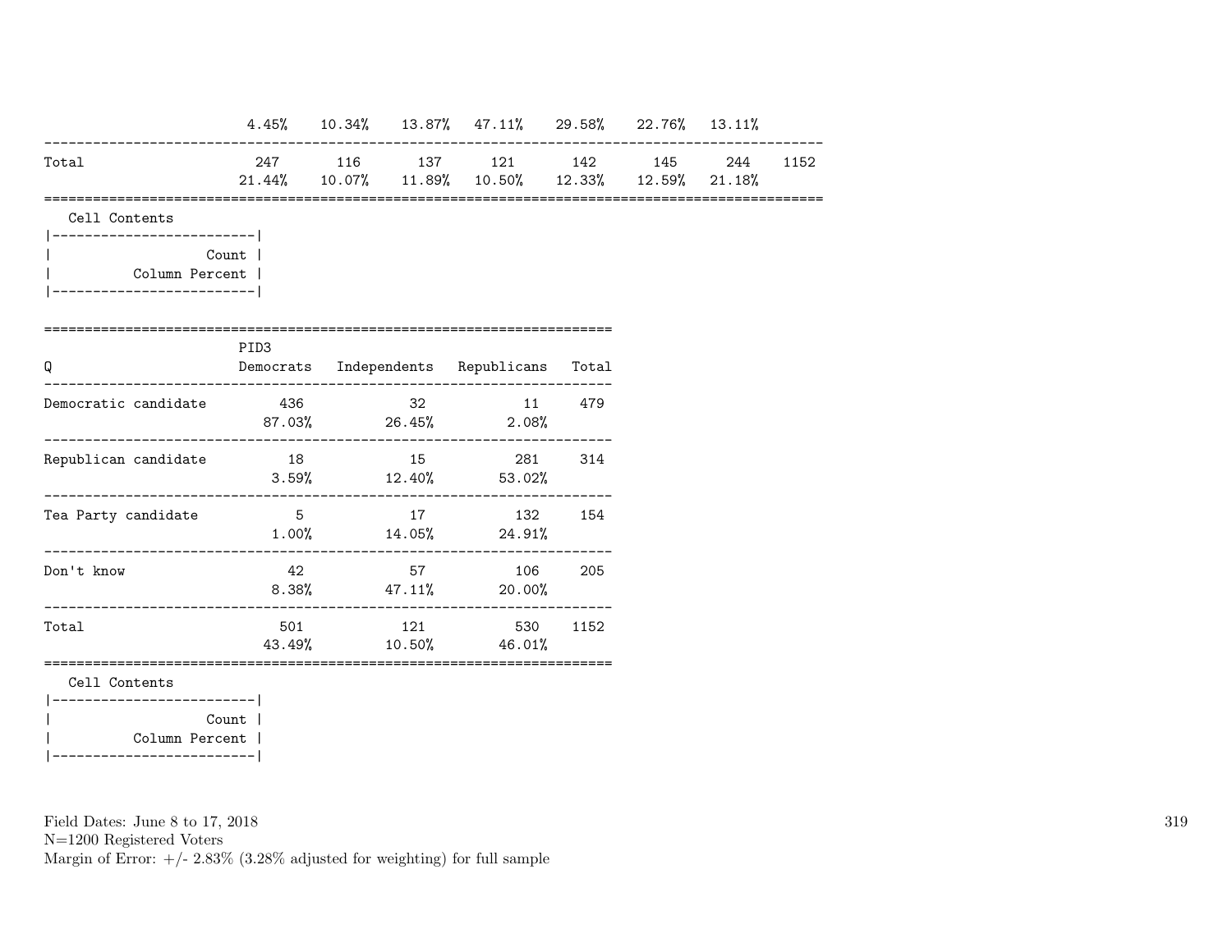| | | | | | | | | |
|---|---|---|---|---|---|---|---|---|
| | 4.45% | 10.34% | 13.87% | 47.11% | 29.58% | 22.76% | 13.11% | |
| Total | 247 | 116 | 137 | 121 | 142 | 145 | 244 | 1152 |
| | 21.44% | 10.07% | 11.89% | 10.50% | 12.33% | 12.59% | 21.18% | |

Cell Contents

| |
|---|
| Count |
| Column Percent |

| Q | PID3 Democrats | Independents | Republicans | Total |
|---|---|---|---|---|
| Democratic candidate | 436 | 32 | 11 | 479 |
| | 87.03% | 26.45% | 2.08% | |
| Republican candidate | 18 | 15 | 281 | 314 |
| | 3.59% | 12.40% | 53.02% | |
| Tea Party candidate | 5 | 17 | 132 | 154 |
| | 1.00% | 14.05% | 24.91% | |
| Don't know | 42 | 57 | 106 | 205 |
| | 8.38% | 47.11% | 20.00% | |
| Total | 501 | 121 | 530 | 1152 |
| | 43.49% | 10.50% | 46.01% | |

Cell Contents

| |
|---|
| Count |
| Column Percent |

Field Dates: June 8 to 17, 2018
N=1200 Registered Voters
Margin of Error: +/- 2.83% (3.28% adjusted for weighting) for full sample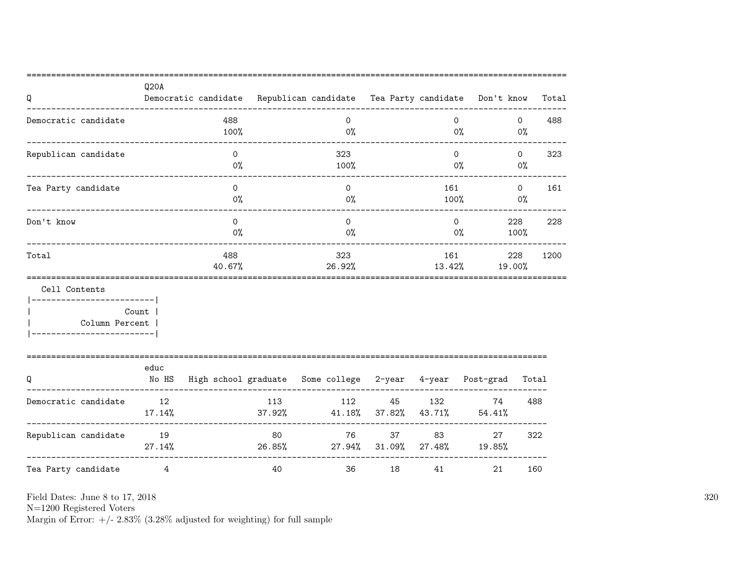| Q | Q20A Democratic candidate | Republican candidate | Tea Party candidate | Don't know | Total |
|---|---|---|---|---|---|
| Democratic candidate | 488 | 0 | 0 | 0 | 488 |
| | 100% | 0% | 0% | 0% | |
| Republican candidate | 0 | 323 | 0 | 0 | 323 |
| | 0% | 100% | 0% | 0% | |
| Tea Party candidate | 0 | 0 | 161 | 0 | 161 |
| | 0% | 0% | 100% | 0% | |
| Don't know | 0 | 0 | 0 | 228 | 228 |
| | 0% | 0% | 0% | 100% | |
| Total | 488 | 323 | 161 | 228 | 1200 |
| | 40.67% | 26.92% | 13.42% | 19.00% | |

Cell Contents

|-------------------------|
| Count |
| Column Percent |
|-------------------------|

| Q | educ No HS | High school graduate | Some college | 2-year | 4-year | Post-grad | Total |
|---|---|---|---|---|---|---|---|
| Democratic candidate | 12 | 113 | 112 | 45 | 132 | 74 | 488 |
| | 17.14% | 37.92% | 41.18% | 37.82% | 43.71% | 54.41% | |
| Republican candidate | 19 | 80 | 76 | 37 | 83 | 27 | 322 |
| | 27.14% | 26.85% | 27.94% | 31.09% | 27.48% | 19.85% | |
| Tea Party candidate | 4 | 40 | 36 | 18 | 41 | 21 | 160 |

Field Dates: June 8 to 17, 2018
N=1200 Registered Voters
Margin of Error: +/- 2.83% (3.28% adjusted for weighting) for full sample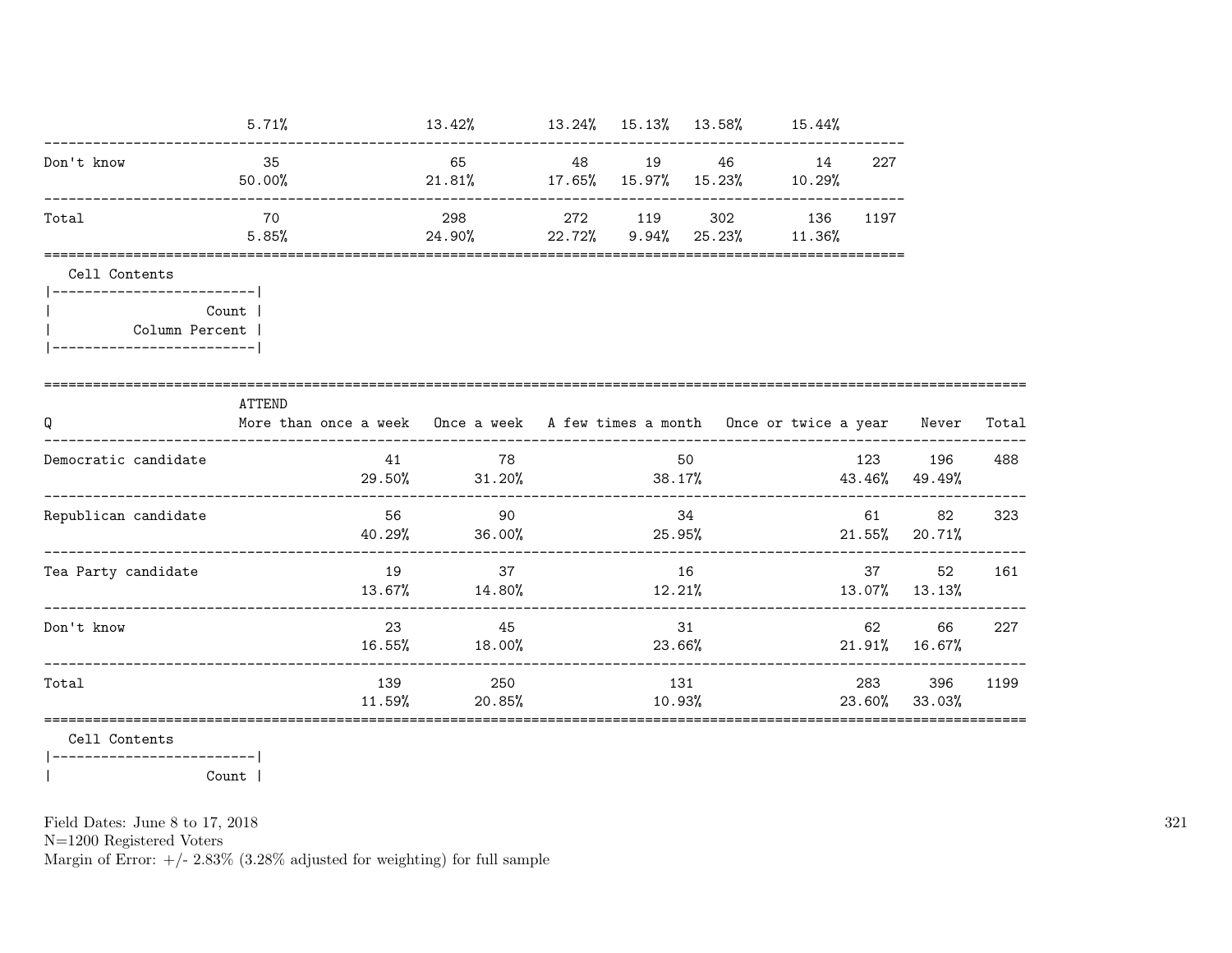| | | | | | | | |
|---|---|---|---|---|---|---|---|
| | 5.71% | 13.42% | 13.24% | 15.13% | 13.58% | 15.44% | |
| Don't know | 35 | 65 | 48 | 19 | 46 | 14 | 227 |
| | 50.00% | 21.81% | 17.65% | 15.97% | 15.23% | 10.29% | |
| Total | 70 | 298 | 272 | 119 | 302 | 136 | 1197 |
| | 5.85% | 24.90% | 22.72% | 9.94% | 25.23% | 11.36% | |

Cell Contents

|-------------------------|
| Count |
| Column Percent |
|-------------------------|

| Q | ATTEND More than once a week | Once a week | A few times a month | Once or twice a year | Never | Total |
|---|---|---|---|---|---|---|
| Democratic candidate | 41 | 78 | 50 | 123 | 196 | 488 |
| | 29.50% | 31.20% | 38.17% | 43.46% | 49.49% | |
| Republican candidate | 56 | 90 | 34 | 61 | 82 | 323 |
| | 40.29% | 36.00% | 25.95% | 21.55% | 20.71% | |
| Tea Party candidate | 19 | 37 | 16 | 37 | 52 | 161 |
| | 13.67% | 14.80% | 12.21% | 13.07% | 13.13% | |
| Don't know | 23 | 45 | 31 | 62 | 66 | 227 |
| | 16.55% | 18.00% | 23.66% | 21.91% | 16.67% | |
| Total | 139 | 250 | 131 | 283 | 396 | 1199 |
| | 11.59% | 20.85% | 10.93% | 23.60% | 33.03% | |

Cell Contents

|-------------------------|
| Count |

Field Dates: June 8 to 17, 2018
N=1200 Registered Voters
Margin of Error: +/- 2.83% (3.28% adjusted for weighting) for full sample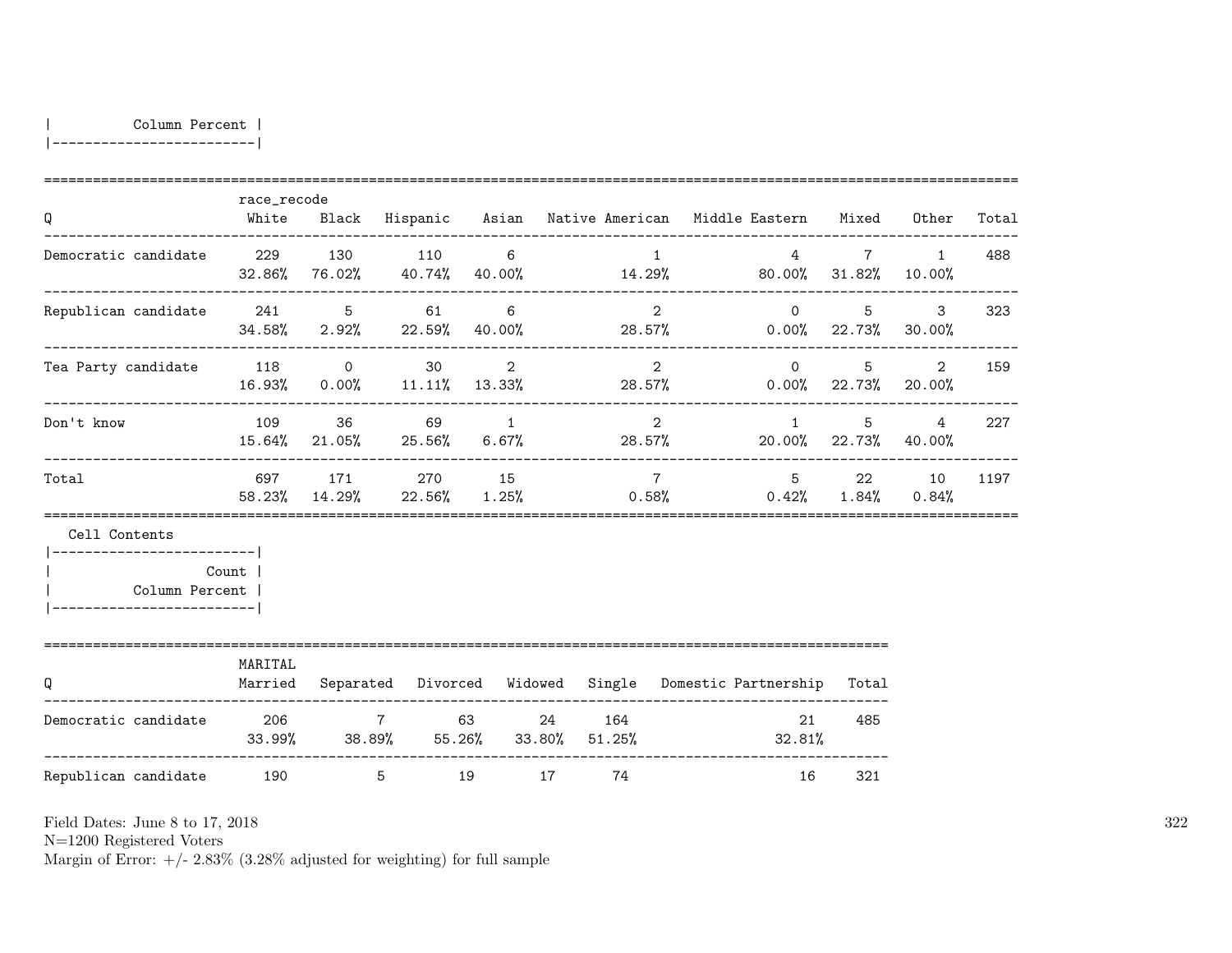| Column Percent |
|---|

| Q | race_recode White | Black | Hispanic | Asian | Native American | Middle Eastern | Mixed | Other | Total |
|---|---|---|---|---|---|---|---|---|---|
| Democratic candidate | 229<br>32.86% | 130<br>76.02% | 110<br>40.74% | 6<br>40.00% | 1<br>14.29% | 4<br>80.00% | 7<br>31.82% | 1<br>10.00% | 488 |
| Republican candidate | 241<br>34.58% | 5<br>2.92% | 61<br>22.59% | 6<br>40.00% | 2<br>28.57% | 0<br>0.00% | 5<br>22.73% | 3<br>30.00% | 323 |
| Tea Party candidate | 118<br>16.93% | 0<br>0.00% | 30<br>11.11% | 2<br>13.33% | 2<br>28.57% | 0<br>0.00% | 5<br>22.73% | 2<br>20.00% | 159 |
| Don't know | 109<br>15.64% | 36<br>21.05% | 69<br>25.56% | 1<br>6.67% | 2<br>28.57% | 1<br>20.00% | 5<br>22.73% | 4<br>40.00% | 227 |
| Total | 697<br>58.23% | 171<br>14.29% | 270<br>22.56% | 15<br>1.25% | 7<br>0.58% | 5<br>0.42% | 22<br>1.84% | 10<br>0.84% | 1197 |

Cell Contents

| Count |
|---|
| Column Percent |

| Q | MARITAL Married | Separated | Divorced | Widowed | Single | Domestic Partnership | Total |
|---|---|---|---|---|---|---|---|
| Democratic candidate | 206<br>33.99% | 7<br>38.89% | 63<br>55.26% | 24<br>33.80% | 164<br>51.25% | 21<br>32.81% | 485 |
| Republican candidate | 190 | 5 | 19 | 17 | 74 | 16 | 321 |

Field Dates: June 8 to 17, 2018
N=1200 Registered Voters
Margin of Error: +/- 2.83% (3.28% adjusted for weighting) for full sample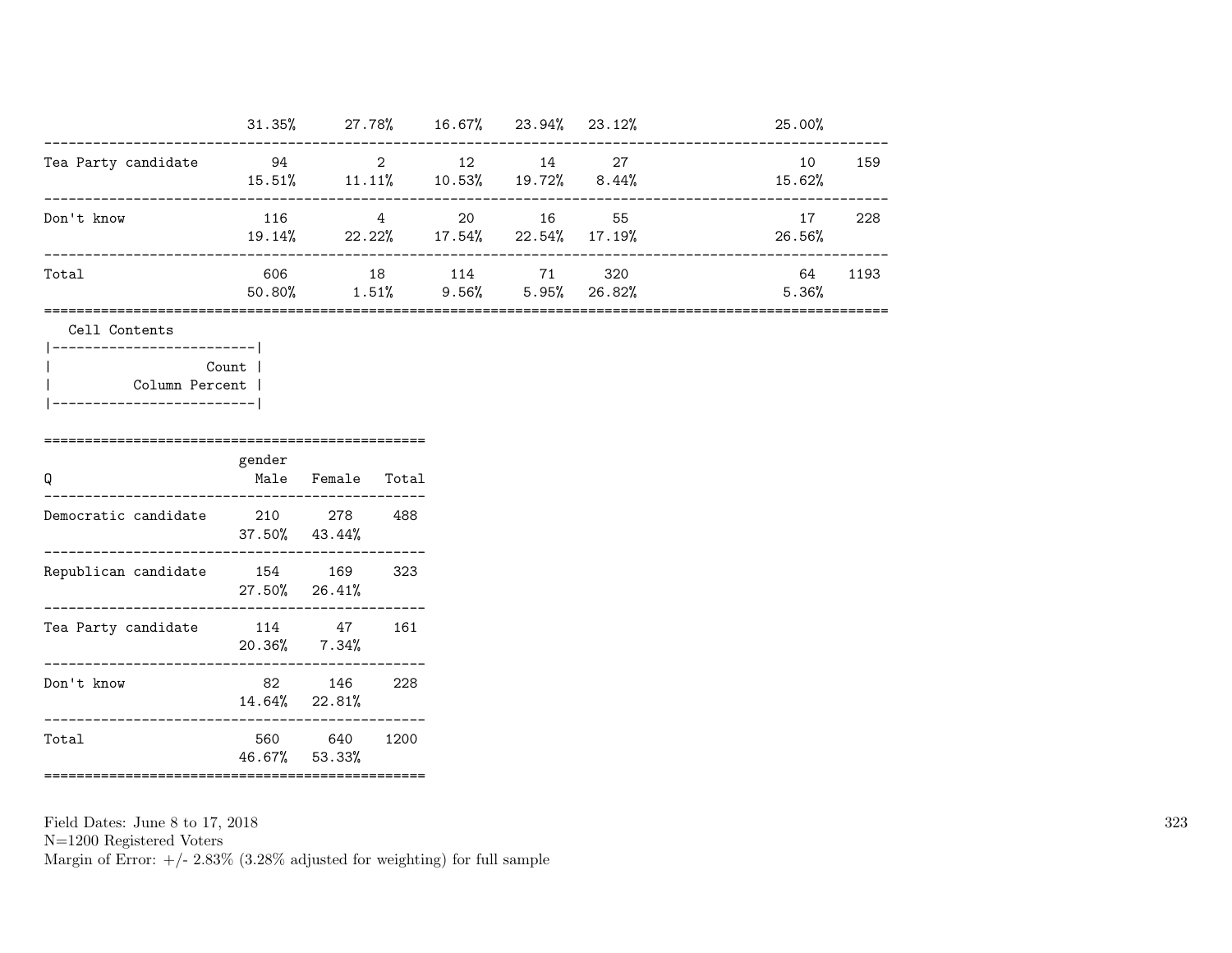| | | | | | | | |
|---|---|---|---|---|---|---|---|
| | 31.35% | 27.78% | 16.67% | 23.94% | 23.12% | 25.00% | |
| Tea Party candidate | 94 | 2 | 12 | 14 | 27 | 10 | 159 |
| | 15.51% | 11.11% | 10.53% | 19.72% | 8.44% | 15.62% | |
| Don't know | 116 | 4 | 20 | 16 | 55 | 17 | 228 |
| | 19.14% | 22.22% | 17.54% | 22.54% | 17.19% | 26.56% | |
| Total | 606 | 18 | 114 | 71 | 320 | 64 | 1193 |
| | 50.80% | 1.51% | 9.56% | 5.95% | 26.82% | 5.36% | |

Cell Contents

| |
|---|
| Count |
| Column Percent |

| Q | gender Male | Female | Total |
|---|---|---|---|
| Democratic candidate | 210 | 278 | 488 |
| | 37.50% | 43.44% | |
| Republican candidate | 154 | 169 | 323 |
| | 27.50% | 26.41% | |
| Tea Party candidate | 114 | 47 | 161 |
| | 20.36% | 7.34% | |
| Don't know | 82 | 146 | 228 |
| | 14.64% | 22.81% | |
| Total | 560 | 640 | 1200 |
| | 46.67% | 53.33% | |

Field Dates: June 8 to 17, 2018
N=1200 Registered Voters
Margin of Error: +/- 2.83% (3.28% adjusted for weighting) for full sample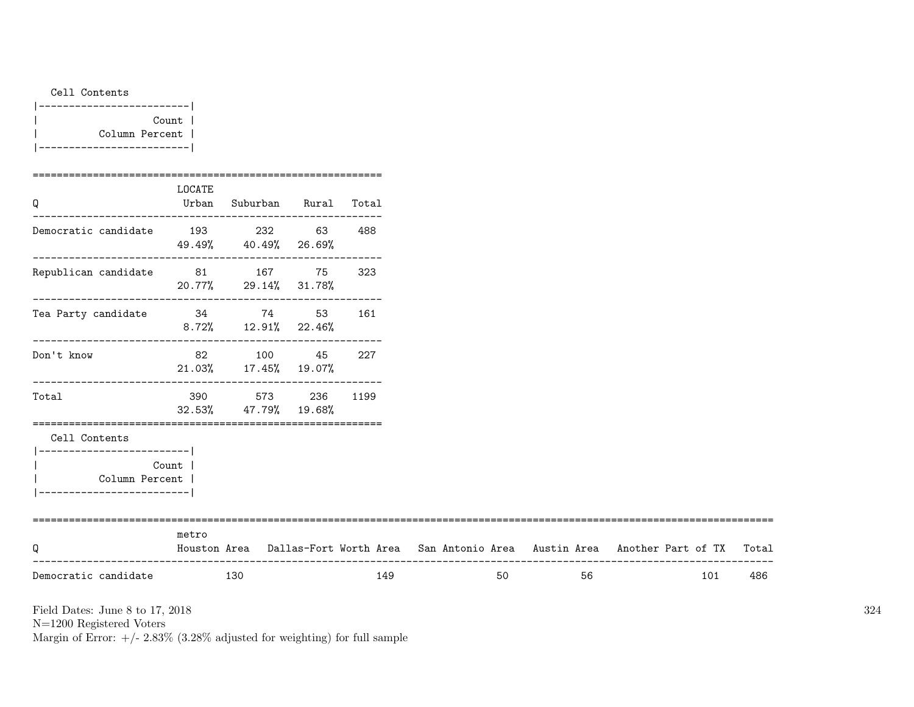Cell Contents

| Count |
|---|
| Column Percent |

| Q | LOCATE Urban | Suburban | Rural | Total |
|---|---|---|---|---|
| Democratic candidate | 193<br>49.49% | 232<br>40.49% | 63<br>26.69% | 488 |
| Republican candidate | 81<br>20.77% | 167<br>29.14% | 75<br>31.78% | 323 |
| Tea Party candidate | 34<br>8.72% | 74<br>12.91% | 53<br>22.46% | 161 |
| Don't know | 82<br>21.03% | 100<br>17.45% | 45<br>19.07% | 227 |
| Total | 390<br>32.53% | 573<br>47.79% | 236<br>19.68% | 1199 |

Cell Contents

| Count |
|---|
| Column Percent |

| Q | metro Houston Area | Dallas-Fort Worth Area | San Antonio Area | Austin Area | Another Part of TX | Total |
|---|---|---|---|---|---|---|
| Democratic candidate | 130 | 149 | 50 | 56 | 101 | 486 |

Field Dates: June 8 to 17, 2018
N=1200 Registered Voters
Margin of Error: +/- 2.83% (3.28% adjusted for weighting) for full sample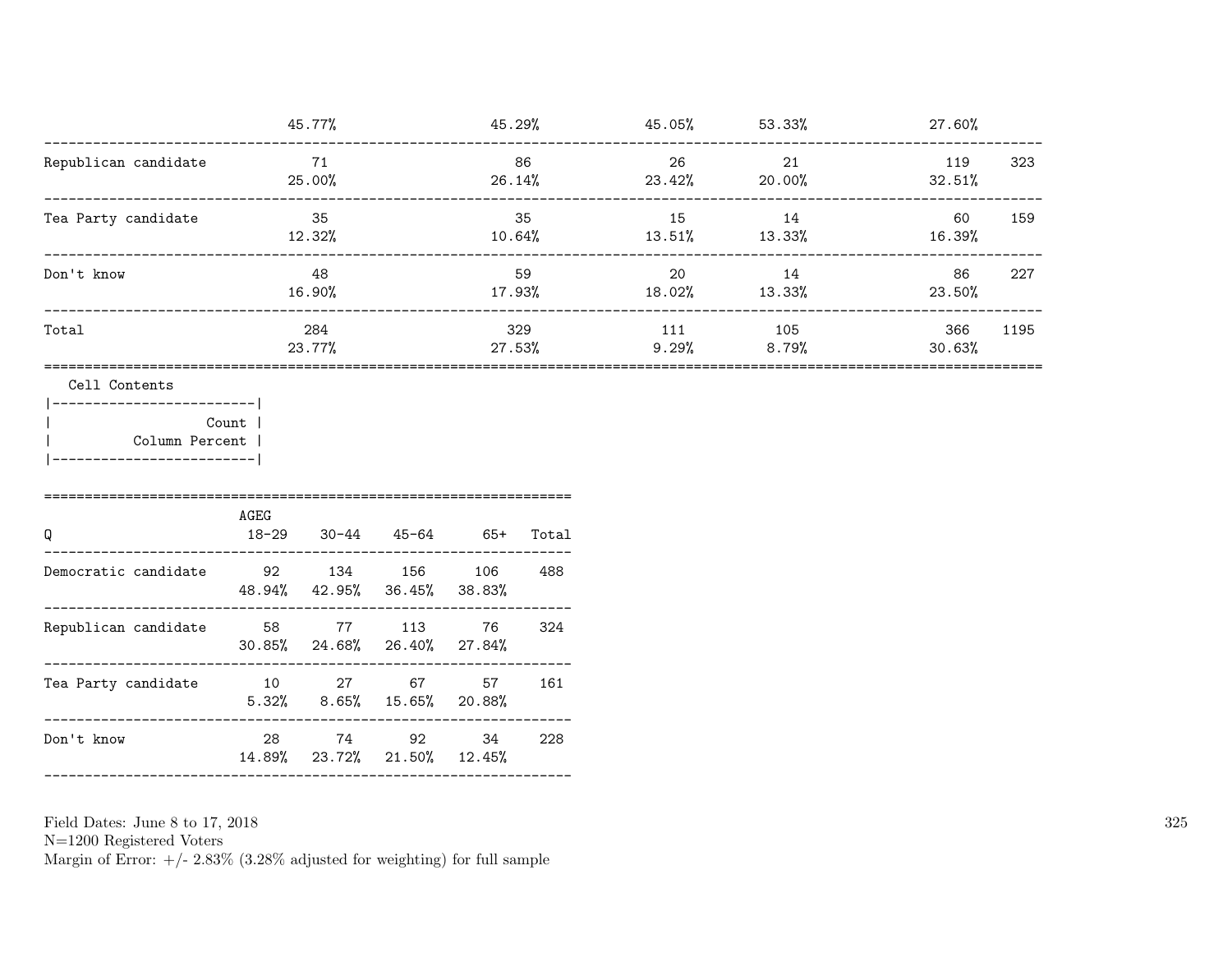| | | | | | | |
|---|---|---|---|---|---|---|
| | 45.77% | 45.29% | 45.05% | 53.33% | 27.60% | |
| Republican candidate | 71 | 86 | 26 | 21 | 119 | 323 |
| | 25.00% | 26.14% | 23.42% | 20.00% | 32.51% | |
| Tea Party candidate | 35 | 35 | 15 | 14 | 60 | 159 |
| | 12.32% | 10.64% | 13.51% | 13.33% | 16.39% | |
| Don't know | 48 | 59 | 20 | 14 | 86 | 227 |
| | 16.90% | 17.93% | 18.02% | 13.33% | 23.50% | |
| Total | 284 | 329 | 111 | 105 | 366 | 1195 |
| | 23.77% | 27.53% | 9.29% | 8.79% | 30.63% | |

Cell Contents

| |
|---|
| Count |
| Column Percent |

| Q | AGEG 18-29 | 30-44 | 45-64 | 65+ | Total |
|---|---|---|---|---|---|
| Democratic candidate | 92 | 134 | 156 | 106 | 488 |
| | 48.94% | 42.95% | 36.45% | 38.83% | |
| Republican candidate | 58 | 77 | 113 | 76 | 324 |
| | 30.85% | 24.68% | 26.40% | 27.84% | |
| Tea Party candidate | 10 | 27 | 67 | 57 | 161 |
| | 5.32% | 8.65% | 15.65% | 20.88% | |
| Don't know | 28 | 74 | 92 | 34 | 228 |
| | 14.89% | 23.72% | 21.50% | 12.45% | |

Field Dates: June 8 to 17, 2018
N=1200 Registered Voters
Margin of Error: +/- 2.83% (3.28% adjusted for weighting) for full sample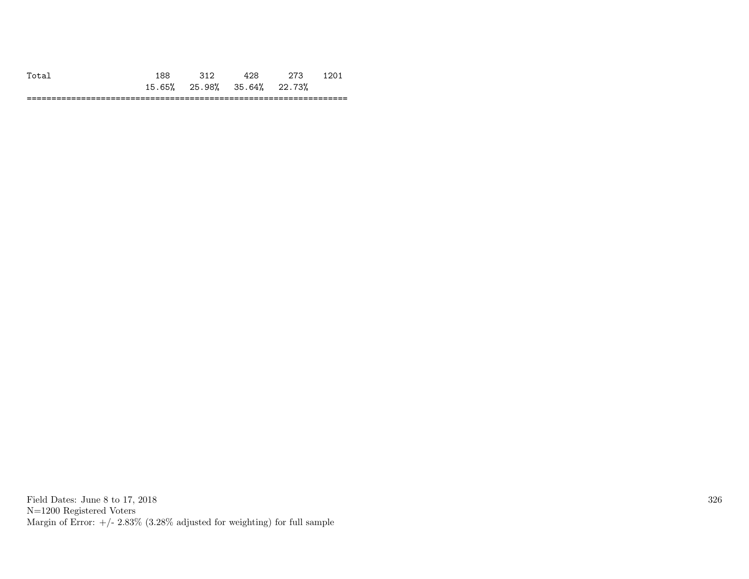| | | | | | |
|---|---|---|---|---|---|
| Total | 188 | 312 | 428 | 273 | 1201 |
| | 15.65% | 25.98% | 35.64% | 22.73% | |

Field Dates: June 8 to 17, 2018
N=1200 Registered Voters
Margin of Error: +/- 2.83% (3.28% adjusted for weighting) for full sample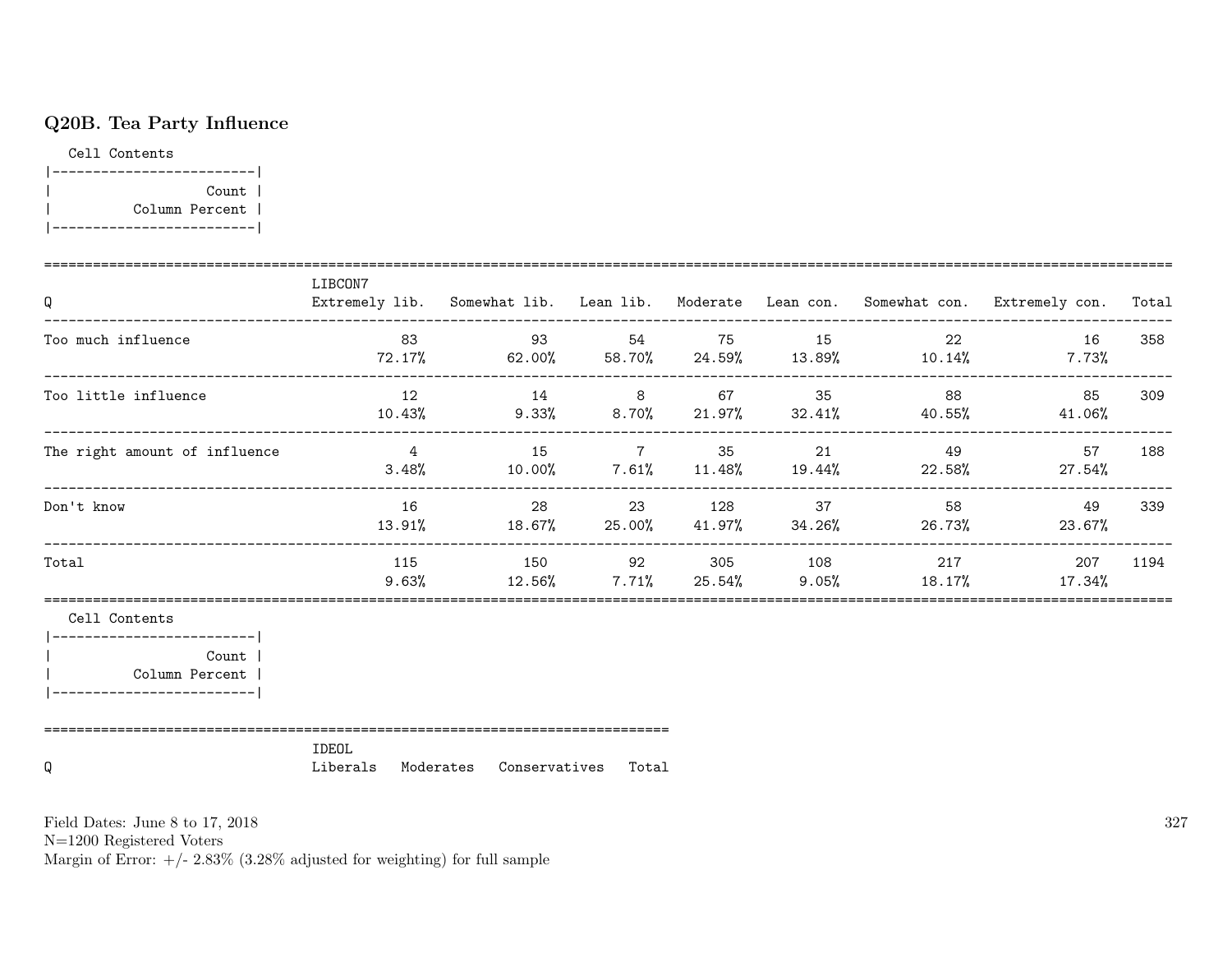## Q20B. Tea Party Influence

Cell Contents

| |
|---|
| Count |
| Column Percent |

| Q | LIBCON7 Extremely lib. | Somewhat lib. | Lean lib. | Moderate | Lean con. | Somewhat con. | Extremely con. | Total |
|---|---|---|---|---|---|---|---|---|
| Too much influence | 83<br>72.17% | 93<br>62.00% | 54<br>58.70% | 75<br>24.59% | 15<br>13.89% | 22<br>10.14% | 16<br>7.73% | 358 |
| Too little influence | 12<br>10.43% | 14<br>9.33% | 8<br>8.70% | 67<br>21.97% | 35<br>32.41% | 88<br>40.55% | 85<br>41.06% | 309 |
| The right amount of influence | 4<br>3.48% | 15<br>10.00% | 7<br>7.61% | 35<br>11.48% | 21<br>19.44% | 49<br>22.58% | 57<br>27.54% | 188 |
| Don't know | 16<br>13.91% | 28<br>18.67% | 23<br>25.00% | 128<br>41.97% | 37<br>34.26% | 58<br>26.73% | 49<br>23.67% | 339 |
| Total | 115<br>9.63% | 150<br>12.56% | 92<br>7.71% | 305<br>25.54% | 108<br>9.05% | 217<br>18.17% | 207<br>17.34% | 1194 |

Cell Contents

| |
|---|
| Count |
| Column Percent |

| Q | IDEOL Liberals | Moderates | Conservatives | Total |
|---|---|---|---|---|

Field Dates: June 8 to 17, 2018
N=1200 Registered Voters
Margin of Error: +/- 2.83% (3.28% adjusted for weighting) for full sample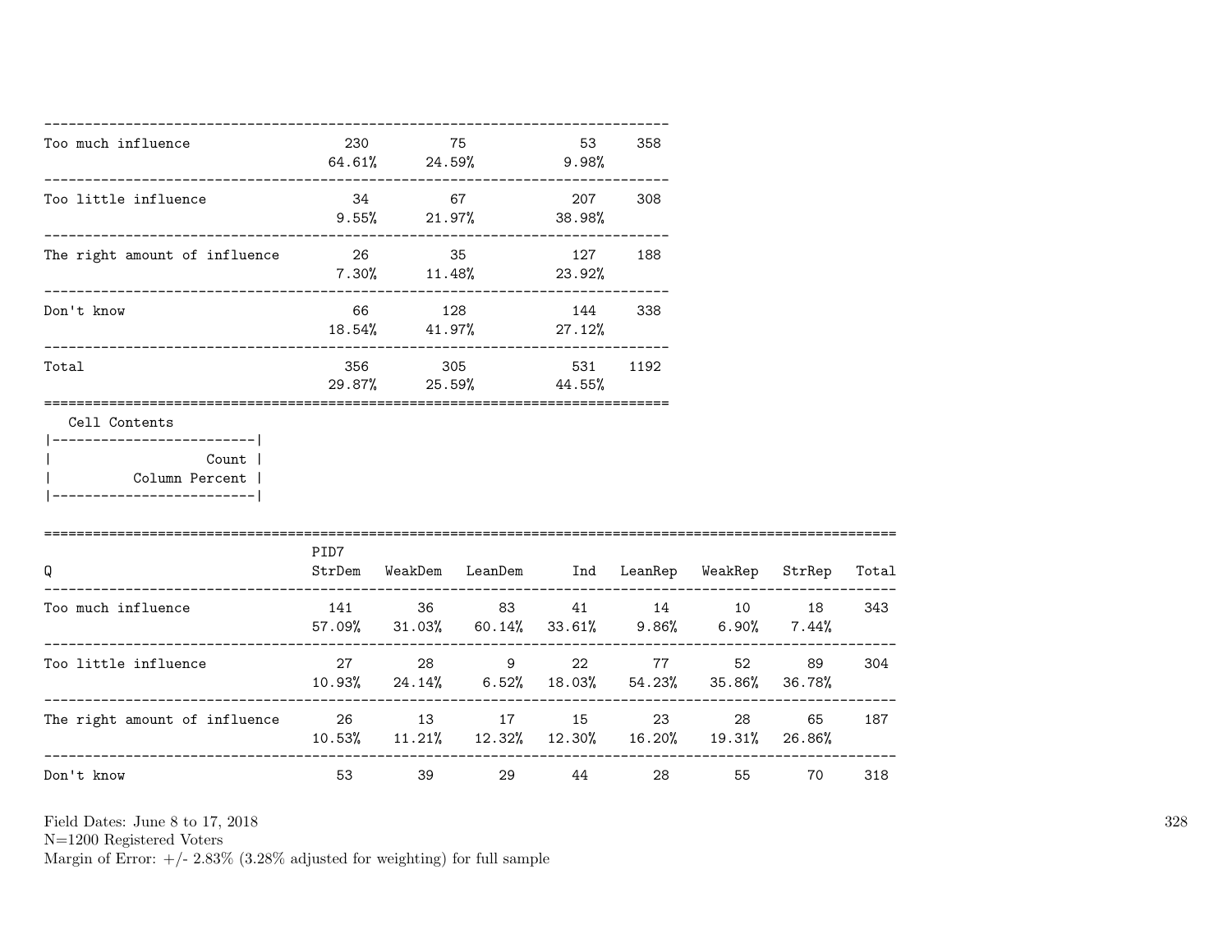| | | | | |
|---|---|---|---|---|
| Too much influence | 230<br>64.61% | 75<br>24.59% | 53<br>9.98% | 358 |
| Too little influence | 34<br>9.55% | 67<br>21.97% | 207<br>38.98% | 308 |
| The right amount of influence | 26<br>7.30% | 35<br>11.48% | 127<br>23.92% | 188 |
| Don't know | 66<br>18.54% | 128<br>41.97% | 144<br>27.12% | 338 |
| Total | 356<br>29.87% | 305<br>25.59% | 531<br>44.55% | 1192 |

Cell Contents

| |
|---|
| Count |
| Column Percent |

| Q | PID7<br>StrDem | WeakDem | LeanDem | Ind | LeanRep | WeakRep | StrRep | Total |
|---|---|---|---|---|---|---|---|---|
| Too much influence | 141<br>57.09% | 36<br>31.03% | 83<br>60.14% | 41<br>33.61% | 14<br>9.86% | 10<br>6.90% | 18<br>7.44% | 343 |
| Too little influence | 27<br>10.93% | 28<br>24.14% | 9<br>6.52% | 22<br>18.03% | 77<br>54.23% | 52<br>35.86% | 89<br>36.78% | 304 |
| The right amount of influence | 26<br>10.53% | 13<br>11.21% | 17<br>12.32% | 15<br>12.30% | 23<br>16.20% | 28<br>19.31% | 65<br>26.86% | 187 |
| Don't know | 53 | 39 | 29 | 44 | 28 | 55 | 70 | 318 |

Field Dates: June 8 to 17, 2018
N=1200 Registered Voters
Margin of Error: +/- 2.83% (3.28% adjusted for weighting) for full sample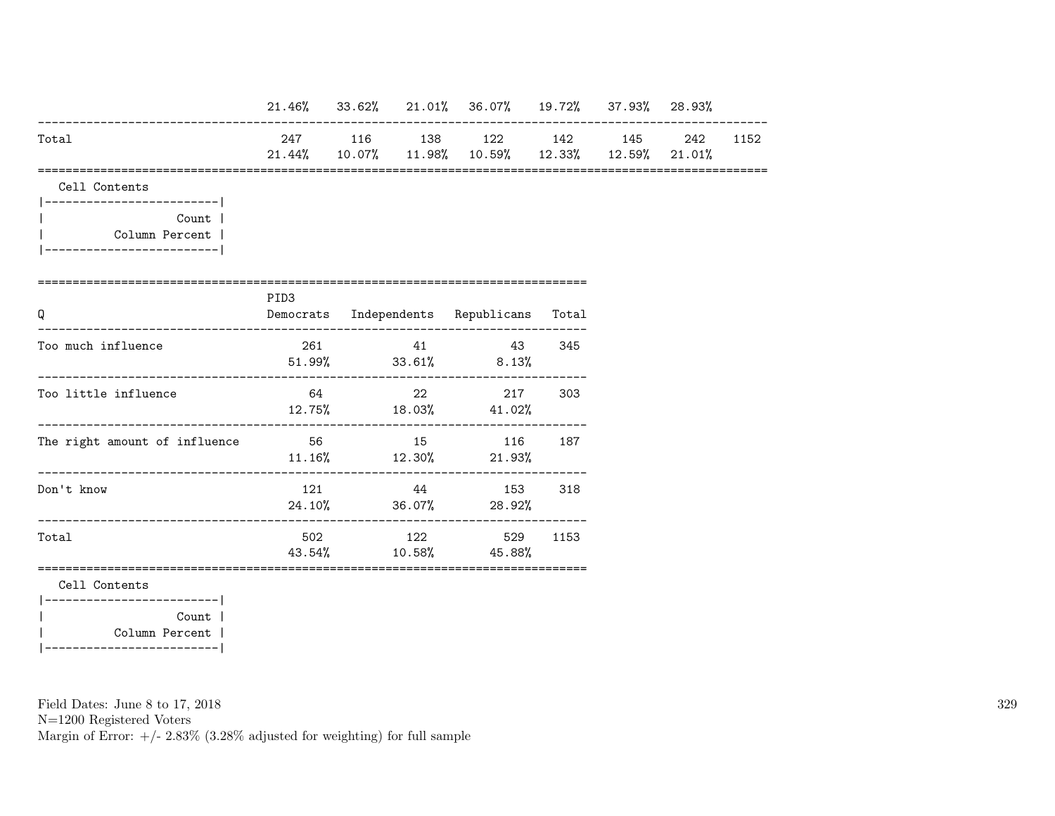| | | | | | | | | |
|---|---|---|---|---|---|---|---|---|
| | 21.46% | 33.62% | 21.01% | 36.07% | 19.72% | 37.93% | 28.93% | |
| Total | 247 | 116 | 138 | 122 | 142 | 145 | 242 | 1152 |
| | 21.44% | 10.07% | 11.98% | 10.59% | 12.33% | 12.59% | 21.01% | |

Cell Contents

| |
|---|
| Count |
| Column Percent |

| Q | PID3 Democrats | Independents | Republicans | Total |
|---|---|---|---|---|
| Too much influence | 261 | 41 | 43 | 345 |
| | 51.99% | 33.61% | 8.13% | |
| Too little influence | 64 | 22 | 217 | 303 |
| | 12.75% | 18.03% | 41.02% | |
| The right amount of influence | 56 | 15 | 116 | 187 |
| | 11.16% | 12.30% | 21.93% | |
| Don't know | 121 | 44 | 153 | 318 |
| | 24.10% | 36.07% | 28.92% | |
| Total | 502 | 122 | 529 | 1153 |
| | 43.54% | 10.58% | 45.88% | |

Cell Contents

| |
|---|
| Count |
| Column Percent |

Field Dates: June 8 to 17, 2018
N=1200 Registered Voters
Margin of Error: +/- 2.83% (3.28% adjusted for weighting) for full sample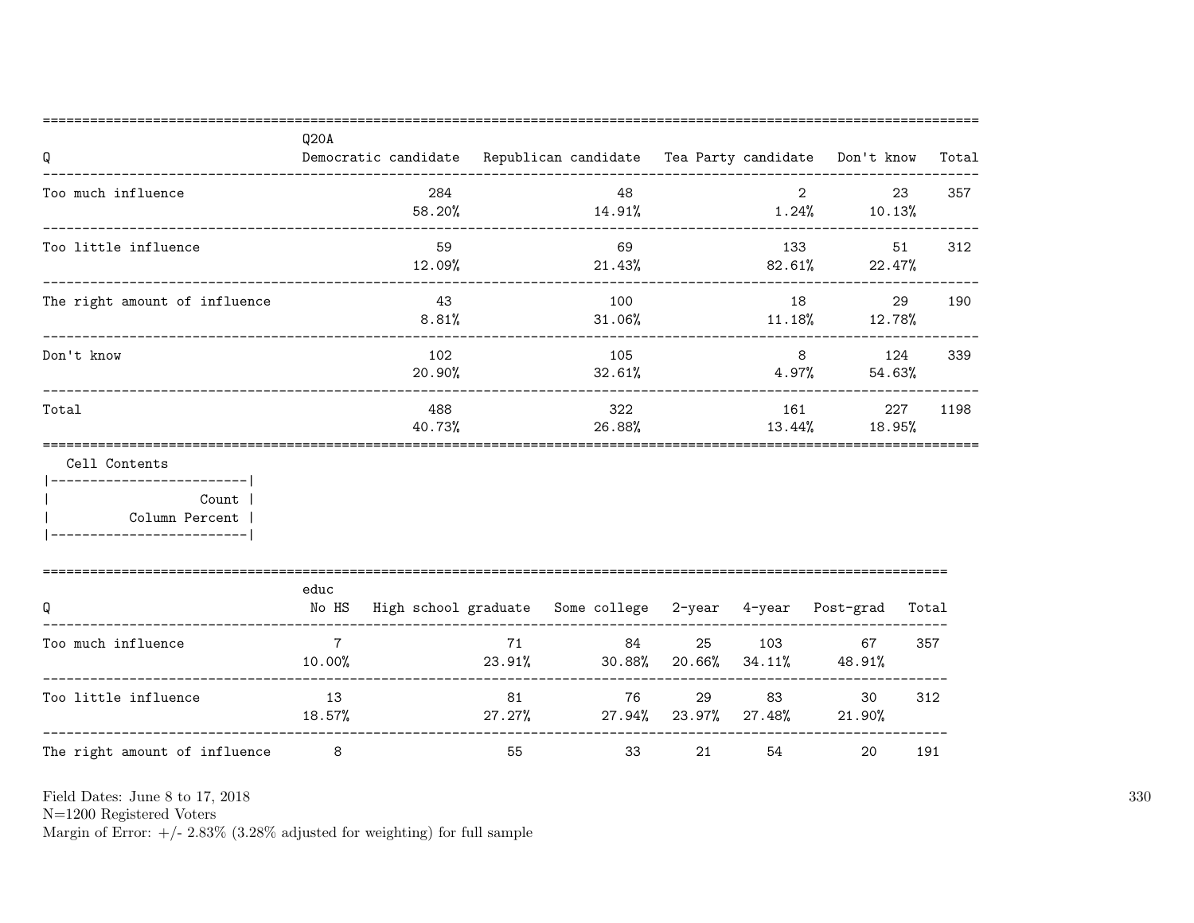| Q | Q20A Democratic candidate | Republican candidate | Tea Party candidate | Don't know | Total |
|---|---|---|---|---|---|
| Too much influence | 284<br>58.20% | 48<br>14.91% | 2<br>1.24% | 23<br>10.13% | 357 |
| Too little influence | 59<br>12.09% | 69<br>21.43% | 133<br>82.61% | 51<br>22.47% | 312 |
| The right amount of influence | 43<br>8.81% | 100<br>31.06% | 18<br>11.18% | 29<br>12.78% | 190 |
| Don't know | 102<br>20.90% | 105<br>32.61% | 8<br>4.97% | 124<br>54.63% | 339 |
| Total | 488<br>40.73% | 322<br>26.88% | 161<br>13.44% | 227<br>18.95% | 1198 |

Cell Contents

| Cell Contents |
|---|
| Count |
| Column Percent |

| Q | educ No HS | High school graduate | Some college | 2-year | 4-year | Post-grad | Total |
|---|---|---|---|---|---|---|---|
| Too much influence | 7<br>10.00% | 71<br>23.91% | 84<br>30.88% | 25<br>20.66% | 103<br>34.11% | 67<br>48.91% | 357 |
| Too little influence | 13<br>18.57% | 81<br>27.27% | 76<br>27.94% | 29<br>23.97% | 83<br>27.48% | 30<br>21.90% | 312 |
| The right amount of influence | 8 | 55 | 33 | 21 | 54 | 20 | 191 |

Field Dates: June 8 to 17, 2018
N=1200 Registered Voters
Margin of Error: +/- 2.83% (3.28% adjusted for weighting) for full sample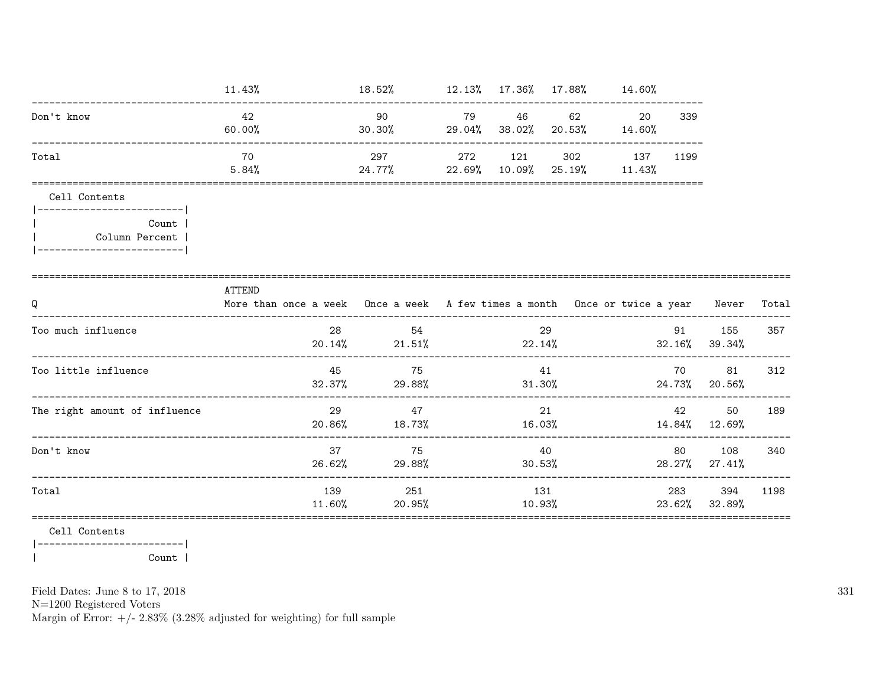| | | | | | | | |
|---|---|---|---|---|---|---|---|
| | 11.43% | 18.52% | 12.13% | 17.36% | 17.88% | 14.60% | |
| Don't know | 42 | 90 | 79 | 46 | 62 | 20 | 339 |
| | 60.00% | 30.30% | 29.04% | 38.02% | 20.53% | 14.60% | |
| Total | 70 | 297 | 272 | 121 | 302 | 137 | 1199 |
| | 5.84% | 24.77% | 22.69% | 10.09% | 25.19% | 11.43% | |

Cell Contents

| Count |
|---|
| Column Percent |

| Q | ATTEND More than once a week | Once a week | A few times a month | Once or twice a year | Never | Total |
|---|---|---|---|---|---|---|
| Too much influence | 28 | 54 | 29 | 91 | 155 | 357 |
| | 20.14% | 21.51% | 22.14% | 32.16% | 39.34% | |
| Too little influence | 45 | 75 | 41 | 70 | 81 | 312 |
| | 32.37% | 29.88% | 31.30% | 24.73% | 20.56% | |
| The right amount of influence | 29 | 47 | 21 | 42 | 50 | 189 |
| | 20.86% | 18.73% | 16.03% | 14.84% | 12.69% | |
| Don't know | 37 | 75 | 40 | 80 | 108 | 340 |
| | 26.62% | 29.88% | 30.53% | 28.27% | 27.41% | |
| Total | 139 | 251 | 131 | 283 | 394 | 1198 |
| | 11.60% | 20.95% | 10.93% | 23.62% | 32.89% | |

Cell Contents

| Count |
|---|

Field Dates: June 8 to 17, 2018
N=1200 Registered Voters
Margin of Error: +/- 2.83% (3.28% adjusted for weighting) for full sample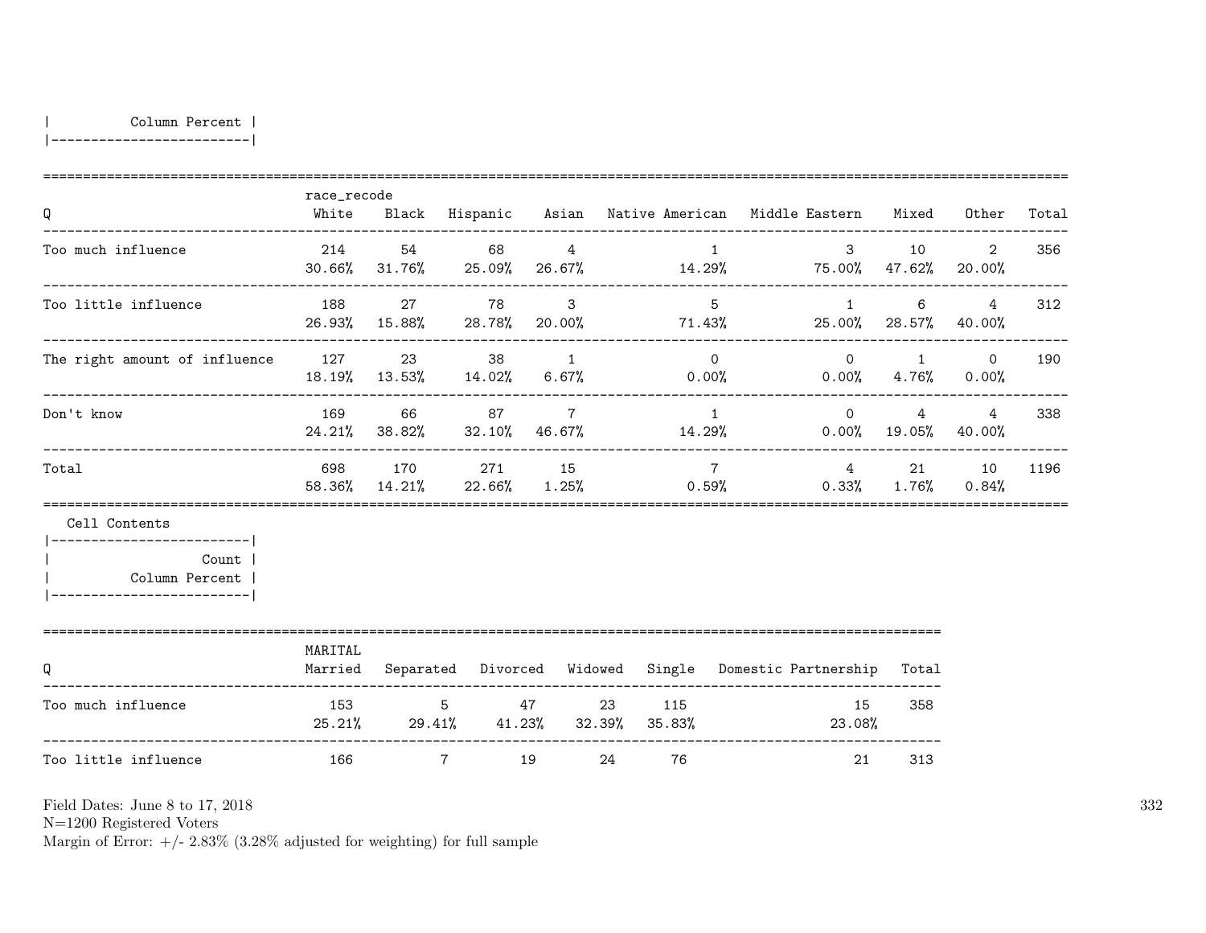| Column Percent |
|---|

| Q | race_recode White | Black | Hispanic | Asian | Native American | Middle Eastern | Mixed | Other | Total |
|---|---|---|---|---|---|---|---|---|---|
| Too much influence | 214<br>30.66% | 54<br>31.76% | 68<br>25.09% | 4<br>26.67% | 1<br>14.29% | 3<br>75.00% | 10<br>47.62% | 2<br>20.00% | 356 |
| Too little influence | 188<br>26.93% | 27<br>15.88% | 78<br>28.78% | 3<br>20.00% | 5<br>71.43% | 1<br>25.00% | 6<br>28.57% | 4<br>40.00% | 312 |
| The right amount of influence | 127<br>18.19% | 23<br>13.53% | 38<br>14.02% | 1<br>6.67% | 0<br>0.00% | 0<br>0.00% | 1<br>4.76% | 0<br>0.00% | 190 |
| Don't know | 169<br>24.21% | 66<br>38.82% | 87<br>32.10% | 7<br>46.67% | 1<br>14.29% | 0<br>0.00% | 4<br>19.05% | 4<br>40.00% | 338 |
| Total | 698<br>58.36% | 170<br>14.21% | 271<br>22.66% | 15<br>1.25% | 7<br>0.59% | 4<br>0.33% | 21<br>1.76% | 10<br>0.84% | 1196 |

Cell Contents

| Count |
|---|
| Column Percent |

| Q | MARITAL Married | Separated | Divorced | Widowed | Single | Domestic Partnership | Total |
|---|---|---|---|---|---|---|---|
| Too much influence | 153<br>25.21% | 5<br>29.41% | 47<br>41.23% | 23<br>32.39% | 115<br>35.83% | 15<br>23.08% | 358 |
| Too little influence | 166 | 7 | 19 | 24 | 76 | 21 | 313 |

Field Dates: June 8 to 17, 2018
N=1200 Registered Voters
Margin of Error: +/- 2.83% (3.28% adjusted for weighting) for full sample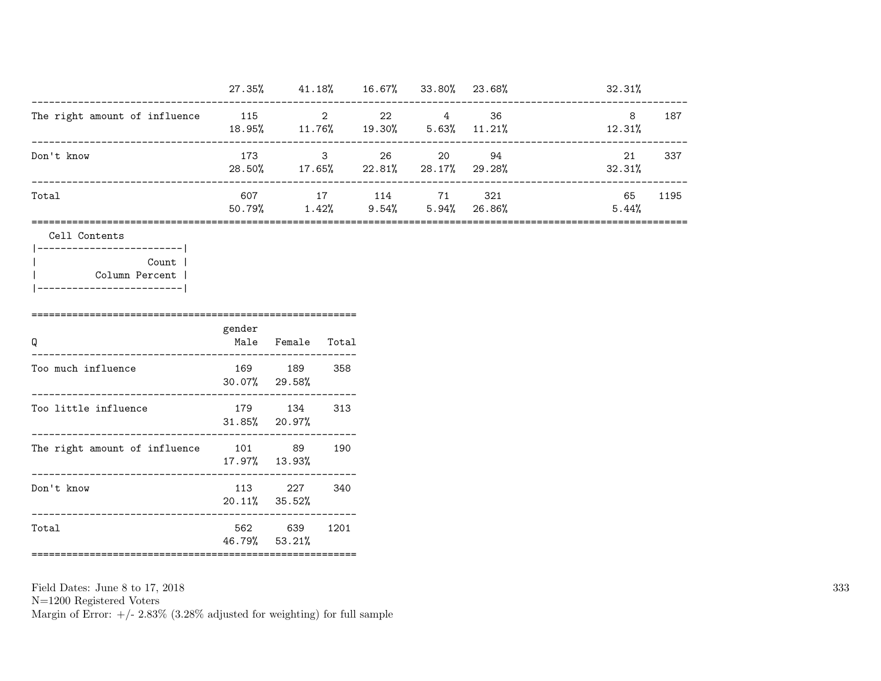| | | | | | | | |
|---|---|---|---|---|---|---|---|
| | 27.35% | 41.18% | 16.67% | 33.80% | 23.68% | 32.31% | |
| The right amount of influence | 115 | 2 | 22 | 4 | 36 | 8 | 187 |
| | 18.95% | 11.76% | 19.30% | 5.63% | 11.21% | 12.31% | |
| Don't know | 173 | 3 | 26 | 20 | 94 | 21 | 337 |
| | 28.50% | 17.65% | 22.81% | 28.17% | 29.28% | 32.31% | |
| Total | 607 | 17 | 114 | 71 | 321 | 65 | 1195 |
| | 50.79% | 1.42% | 9.54% | 5.94% | 26.86% | 5.44% | |

Cell Contents

| Count |
|---|
| Column Percent |

| Q | gender Male | Female | Total |
|---|---|---|---|
| Too much influence | 169 | 189 | 358 |
| | 30.07% | 29.58% | |
| Too little influence | 179 | 134 | 313 |
| | 31.85% | 20.97% | |
| The right amount of influence | 101 | 89 | 190 |
| | 17.97% | 13.93% | |
| Don't know | 113 | 227 | 340 |
| | 20.11% | 35.52% | |
| Total | 562 | 639 | 1201 |
| | 46.79% | 53.21% | |

Field Dates: June 8 to 17, 2018
N=1200 Registered Voters
Margin of Error: +/- 2.83% (3.28% adjusted for weighting) for full sample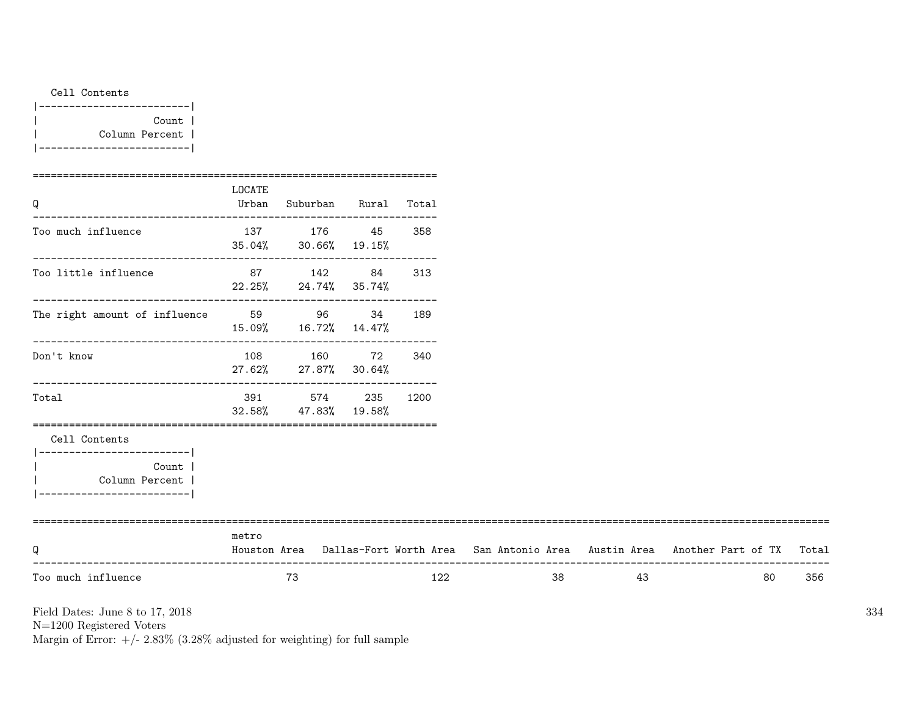Cell Contents

| Count |
|---|
| Column Percent |

| Q | LOCATE Urban | Suburban | Rural | Total |
|---|---|---|---|---|
| Too much influence | 137 | 176 | 45 | 358 |
| | 35.04% | 30.66% | 19.15% | |
| Too little influence | 87 | 142 | 84 | 313 |
| | 22.25% | 24.74% | 35.74% | |
| The right amount of influence | 59 | 96 | 34 | 189 |
| | 15.09% | 16.72% | 14.47% | |
| Don't know | 108 | 160 | 72 | 340 |
| | 27.62% | 27.87% | 30.64% | |
| Total | 391 | 574 | 235 | 1200 |
| | 32.58% | 47.83% | 19.58% | |

Cell Contents

| Count |
|---|
| Column Percent |

| Q | metro Houston Area | Dallas-Fort Worth Area | San Antonio Area | Austin Area | Another Part of TX | Total |
|---|---|---|---|---|---|---|
| Too much influence | 73 | 122 | 38 | 43 | 80 | 356 |

Field Dates: June 8 to 17, 2018
N=1200 Registered Voters
Margin of Error: +/- 2.83% (3.28% adjusted for weighting) for full sample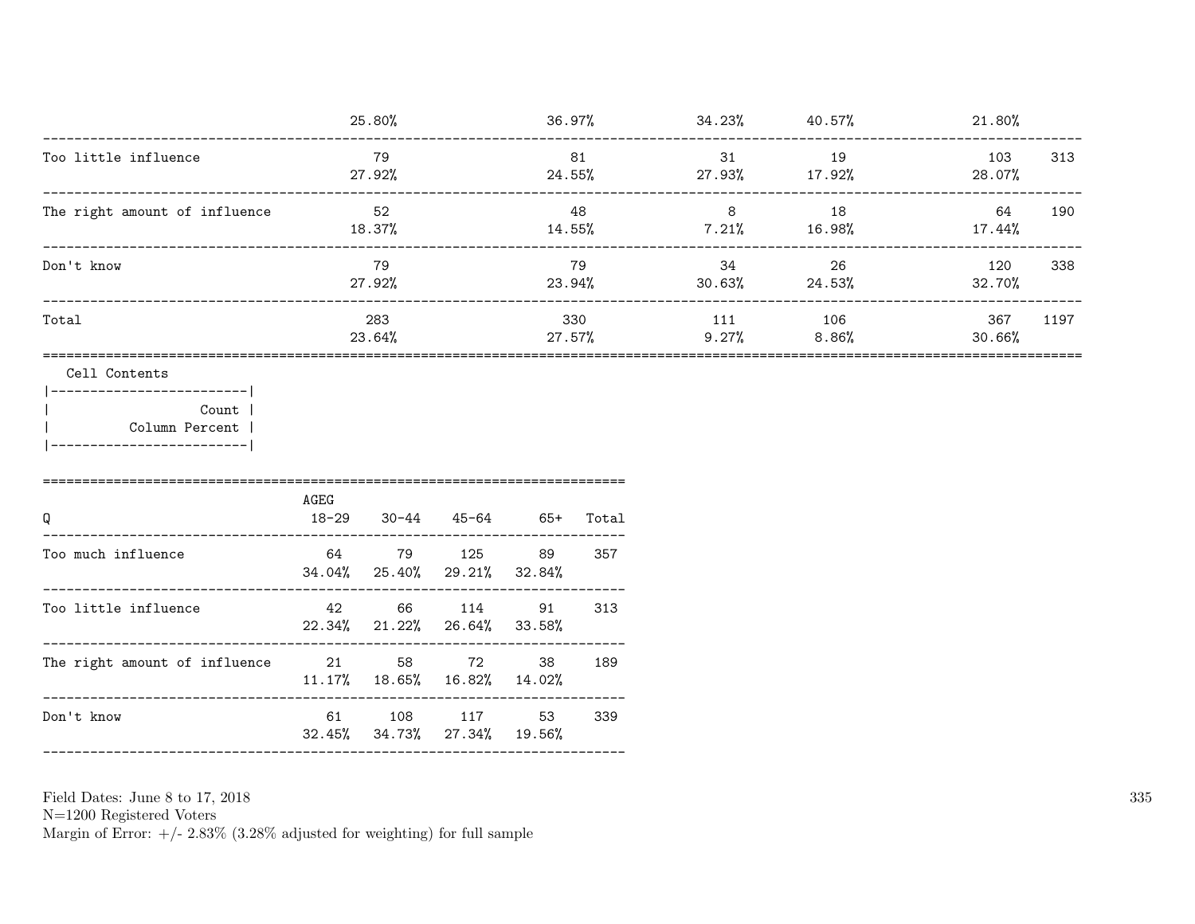| | | | | | | |
|---|---|---|---|---|---|---|
| | 25.80% | 36.97% | 34.23% | 40.57% | 21.80% | |
| Too little influence | 79 | 81 | 31 | 19 | 103 | 313 |
| | 27.92% | 24.55% | 27.93% | 17.92% | 28.07% | |
| The right amount of influence | 52 | 48 | 8 | 18 | 64 | 190 |
| | 18.37% | 14.55% | 7.21% | 16.98% | 17.44% | |
| Don't know | 79 | 79 | 34 | 26 | 120 | 338 |
| | 27.92% | 23.94% | 30.63% | 24.53% | 32.70% | |
| Total | 283 | 330 | 111 | 106 | 367 | 1197 |
| | 23.64% | 27.57% | 9.27% | 8.86% | 30.66% | |

Cell Contents

| |
|---|
| Count |
| Column Percent |

| Q | AGEG 18-29 | 30-44 | 45-64 | 65+ | Total |
|---|---|---|---|---|---|
| Too much influence | 64 | 79 | 125 | 89 | 357 |
| | 34.04% | 25.40% | 29.21% | 32.84% | |
| Too little influence | 42 | 66 | 114 | 91 | 313 |
| | 22.34% | 21.22% | 26.64% | 33.58% | |
| The right amount of influence | 21 | 58 | 72 | 38 | 189 |
| | 11.17% | 18.65% | 16.82% | 14.02% | |
| Don't know | 61 | 108 | 117 | 53 | 339 |
| | 32.45% | 34.73% | 27.34% | 19.56% | |

Field Dates: June 8 to 17, 2018
N=1200 Registered Voters
Margin of Error: +/- 2.83% (3.28% adjusted for weighting) for full sample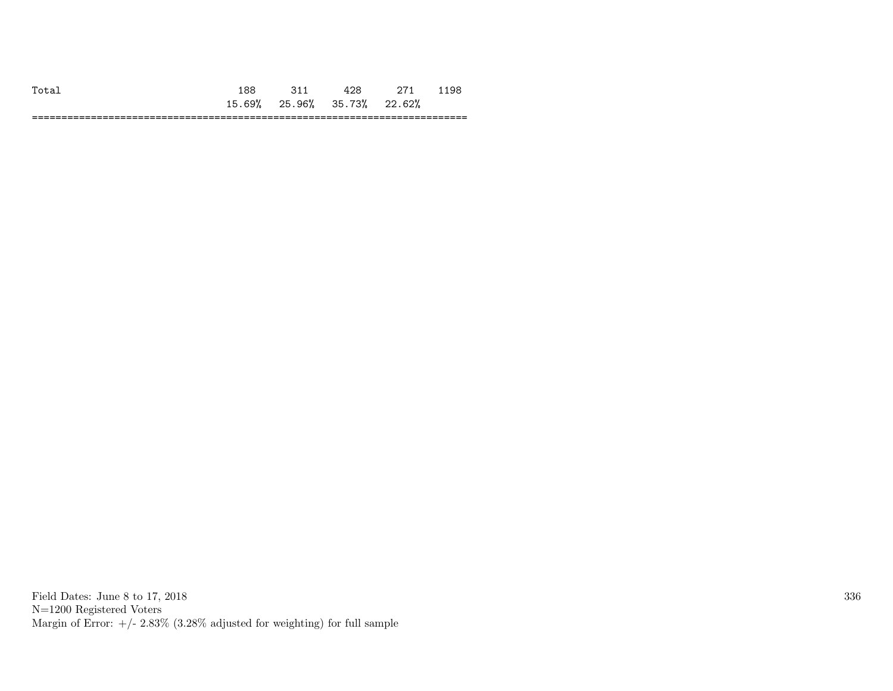| | | | | | |
|---|---|---|---|---|---|
| Total | 188 | 311 | 428 | 271 | 1198 |
| | 15.69% | 25.96% | 35.73% | 22.62% | |

Field Dates: June 8 to 17, 2018
N=1200 Registered Voters
Margin of Error: +/- 2.83% (3.28% adjusted for weighting) for full sample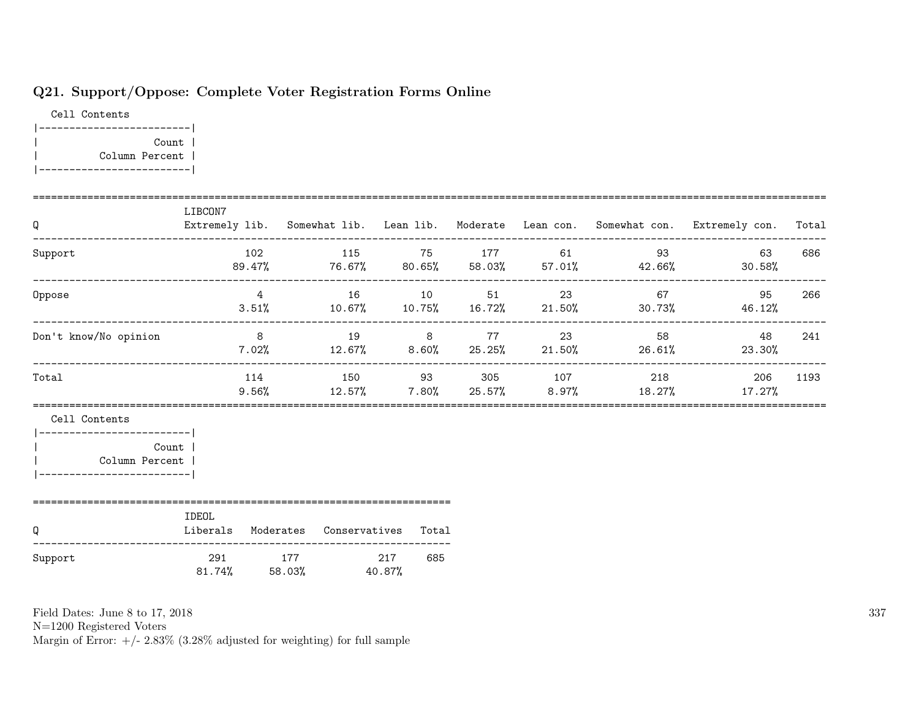## Q21. Support/Oppose: Complete Voter Registration Forms Online

Cell Contents

| Count |
|---|
| Column Percent |

| Q | LIBCON7 Extremely lib. | Somewhat lib. | Lean lib. | Moderate | Lean con. | Somewhat con. | Extremely con. | Total |
|---|---|---|---|---|---|---|---|---|
| Support | 102<br>89.47% | 115<br>76.67% | 75<br>80.65% | 177<br>58.03% | 61<br>57.01% | 93<br>42.66% | 63<br>30.58% | 686 |
| Oppose | 4<br>3.51% | 16<br>10.67% | 10<br>10.75% | 51<br>16.72% | 23<br>21.50% | 67<br>30.73% | 95<br>46.12% | 266 |
| Don't know/No opinion | 8<br>7.02% | 19<br>12.67% | 8<br>8.60% | 77<br>25.25% | 23<br>21.50% | 58<br>26.61% | 48<br>23.30% | 241 |
| Total | 114<br>9.56% | 150<br>12.57% | 93<br>7.80% | 305<br>25.57% | 107<br>8.97% | 218<br>18.27% | 206<br>17.27% | 1193 |

Cell Contents

| Count |
|---|
| Column Percent |

| Q | IDEOL Liberals | Moderates | Conservatives | Total |
|---|---|---|---|---|
| Support | 291<br>81.74% | 177<br>58.03% | 217<br>40.87% | 685 |

Field Dates: June 8 to 17, 2018
N=1200 Registered Voters
Margin of Error: +/- 2.83% (3.28% adjusted for weighting) for full sample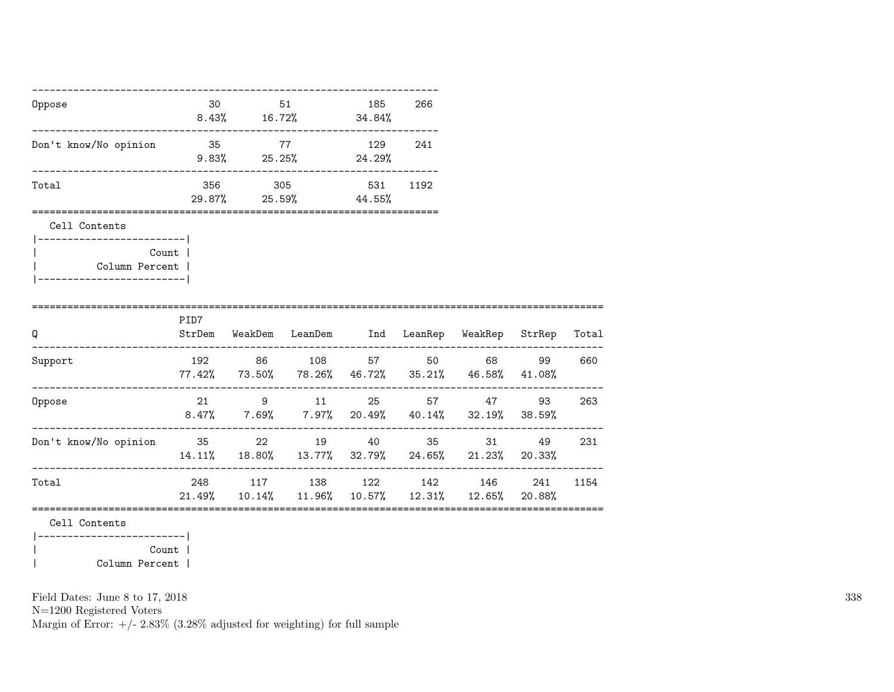| | | | | |
|---|---|---|---|---|
| Oppose | 30<br>8.43% | 51<br>16.72% | 185<br>34.84% | 266 |
| Don't know/No opinion | 35<br>9.83% | 77<br>25.25% | 129<br>24.29% | 241 |
| Total | 356<br>29.87% | 305<br>25.59% | 531<br>44.55% | 1192 |

Cell Contents
|-------------------------|
| Count |
| Column Percent |
|-------------------------|

| Q | PID7<br>StrDem | WeakDem | LeanDem | Ind | LeanRep | WeakRep | StrRep | Total |
|---|---|---|---|---|---|---|---|---|
| Support | 192<br>77.42% | 86<br>73.50% | 108<br>78.26% | 57<br>46.72% | 50<br>35.21% | 68<br>46.58% | 99<br>41.08% | 660 |
| Oppose | 21<br>8.47% | 9<br>7.69% | 11<br>7.97% | 25<br>20.49% | 57<br>40.14% | 47<br>32.19% | 93<br>38.59% | 263 |
| Don't know/No opinion | 35<br>14.11% | 22<br>18.80% | 19<br>13.77% | 40<br>32.79% | 35<br>24.65% | 31<br>21.23% | 49<br>20.33% | 231 |
| Total | 248<br>21.49% | 117<br>10.14% | 138<br>11.96% | 122<br>10.57% | 142<br>12.31% | 146<br>12.65% | 241<br>20.88% | 1154 |

Cell Contents
|-------------------------|
| Count |
| Column Percent |

Field Dates: June 8 to 17, 2018
N=1200 Registered Voters
Margin of Error: +/- 2.83% (3.28% adjusted for weighting) for full sample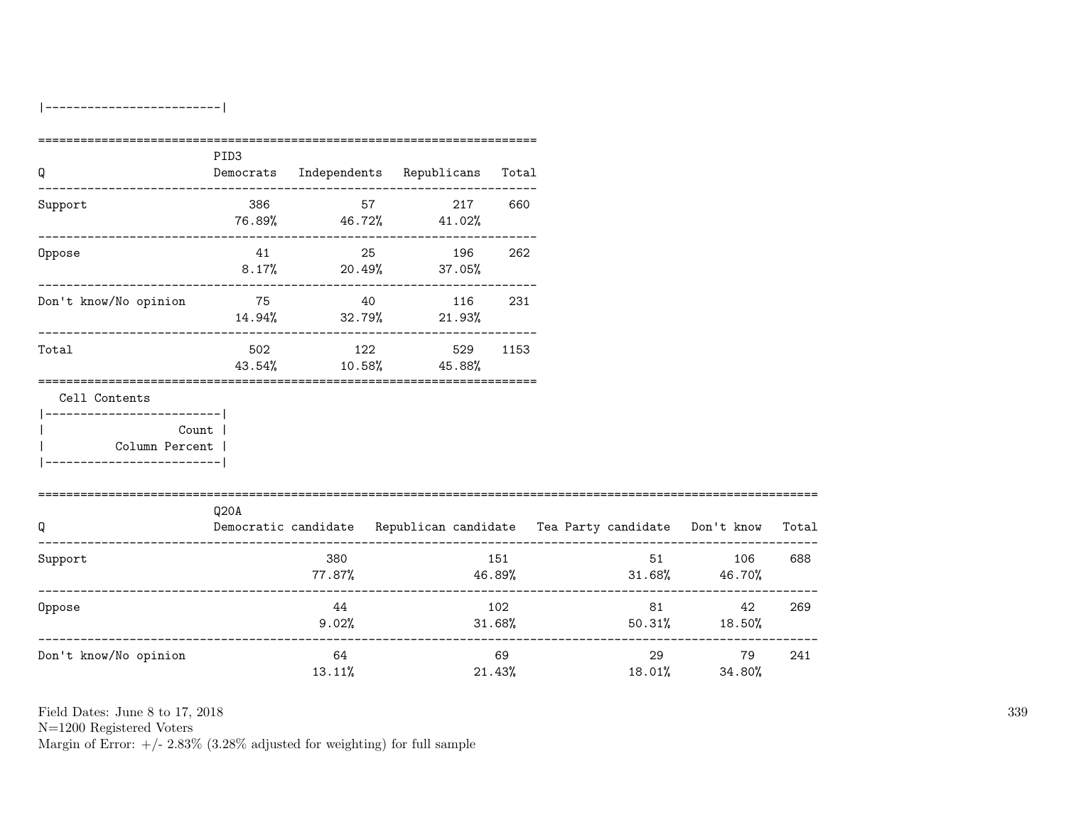|-------------------------|

| Q | PID3 Democrats | Independents | Republicans | Total |
|---|---|---|---|---|
| Support | 386<br>76.89% | 57<br>46.72% | 217<br>41.02% | 660 |
| Oppose | 41<br>8.17% | 25<br>20.49% | 196<br>37.05% | 262 |
| Don't know/No opinion | 75<br>14.94% | 40<br>32.79% | 116<br>21.93% | 231 |
| Total | 502<br>43.54% | 122<br>10.58% | 529<br>45.88% | 1153 |

Cell Contents

|-------------------------|
| Count |
| Column Percent |
|-------------------------|

| Q | Q20A Democratic candidate | Republican candidate | Tea Party candidate | Don't know | Total |
|---|---|---|---|---|---|
| Support | 380<br>77.87% | 151<br>46.89% | 51<br>31.68% | 106<br>46.70% | 688 |
| Oppose | 44<br>9.02% | 102<br>31.68% | 81<br>50.31% | 42<br>18.50% | 269 |
| Don't know/No opinion | 64<br>13.11% | 69<br>21.43% | 29<br>18.01% | 79<br>34.80% | 241 |

Field Dates: June 8 to 17, 2018
N=1200 Registered Voters
Margin of Error: +/- 2.83% (3.28% adjusted for weighting) for full sample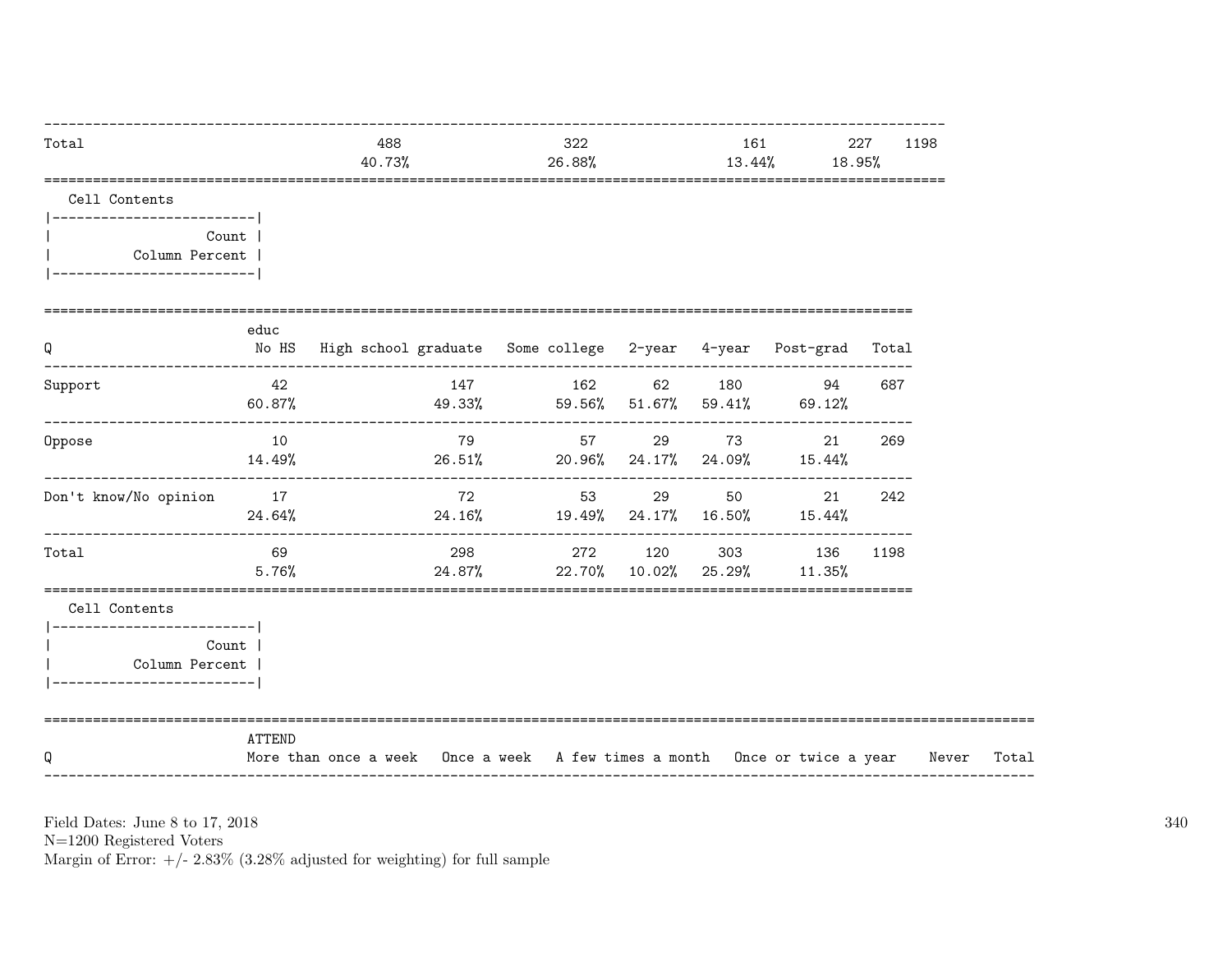| Total | 488 | 322 | 161 | 227 | 1198 |
|---|---|---|---|---|---|
| | 40.73% | 26.88% | 13.44% | 18.95% | |

Cell Contents

| Count |
|---|
| Column Percent |

| Q | educ No HS | High school graduate | Some college | 2-year | 4-year | Post-grad | Total |
|---|---|---|---|---|---|---|---|
| Support | 42 | 147 | 162 | 62 | 180 | 94 | 687 |
| | 60.87% | 49.33% | 59.56% | 51.67% | 59.41% | 69.12% | |
| Oppose | 10 | 79 | 57 | 29 | 73 | 21 | 269 |
| | 14.49% | 26.51% | 20.96% | 24.17% | 24.09% | 15.44% | |
| Don't know/No opinion | 17 | 72 | 53 | 29 | 50 | 21 | 242 |
| | 24.64% | 24.16% | 19.49% | 24.17% | 16.50% | 15.44% | |
| Total | 69 | 298 | 272 | 120 | 303 | 136 | 1198 |
| | 5.76% | 24.87% | 22.70% | 10.02% | 25.29% | 11.35% | |

Cell Contents

| Count |
|---|
| Column Percent |

| Q | ATTEND More than once a week | Once a week | A few times a month | Once or twice a year | Never | Total |
|---|---|---|---|---|---|---|

Field Dates: June 8 to 17, 2018
N=1200 Registered Voters
Margin of Error: +/- 2.83% (3.28% adjusted for weighting) for full sample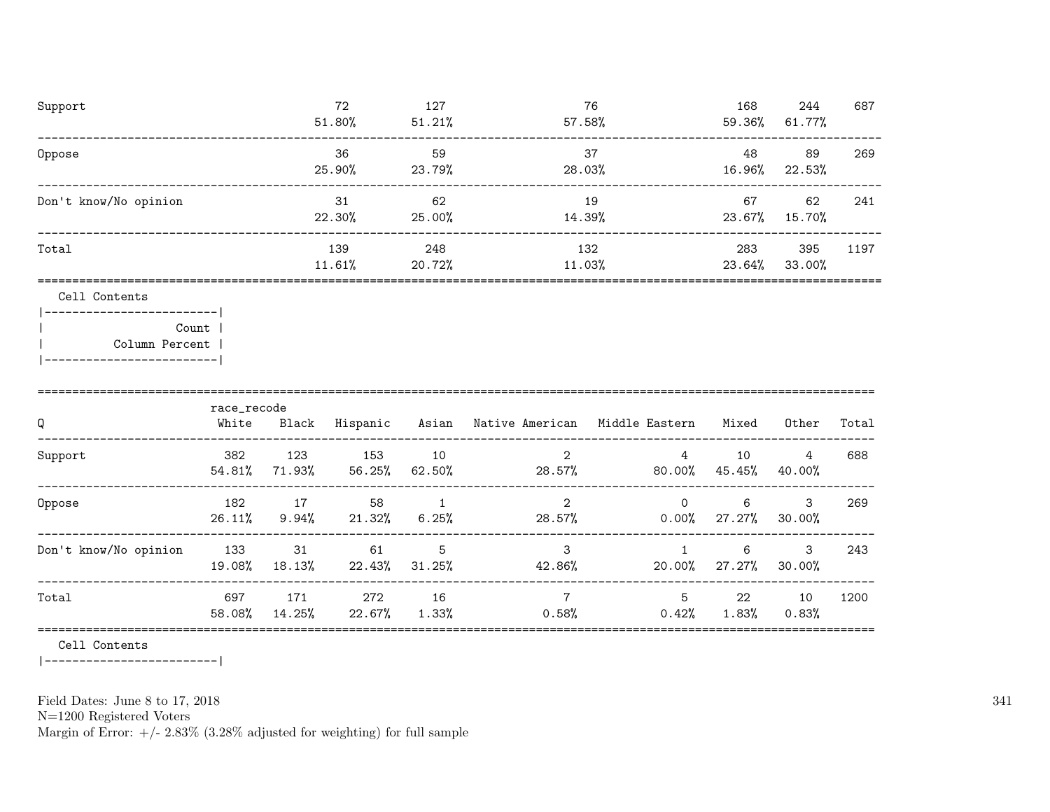| | | | | | | |
|---|---|---|---|---|---|---|
| Support | 72<br>51.80% | 127<br>51.21% | 76<br>57.58% | 168<br>59.36% | 244<br>61.77% | 687 |
| Oppose | 36<br>25.90% | 59<br>23.79% | 37<br>28.03% | 48<br>16.96% | 89<br>22.53% | 269 |
| Don't know/No opinion | 31<br>22.30% | 62<br>25.00% | 19<br>14.39% | 67<br>23.67% | 62<br>15.70% | 241 |
| Total | 139<br>11.61% | 248<br>20.72% | 132<br>11.03% | 283<br>23.64% | 395<br>33.00% | 1197 |

Cell Contents

| |
|---|
| Count |
| Column Percent |

| Q | race_recode<br>White | Black | Hispanic | Asian | Native American | Middle Eastern | Mixed | Other | Total |
|---|---|---|---|---|---|---|---|---|---|
| Support | 382<br>54.81% | 123<br>71.93% | 153<br>56.25% | 10<br>62.50% | 2<br>28.57% | 4<br>80.00% | 10<br>45.45% | 4<br>40.00% | 688 |
| Oppose | 182<br>26.11% | 17<br>9.94% | 58<br>21.32% | 1<br>6.25% | 2<br>28.57% | 0<br>0.00% | 6<br>27.27% | 3<br>30.00% | 269 |
| Don't know/No opinion | 133<br>19.08% | 31<br>18.13% | 61<br>22.43% | 5<br>31.25% | 3<br>42.86% | 1<br>20.00% | 6<br>27.27% | 3<br>30.00% | 243 |
| Total | 697<br>58.08% | 171<br>14.25% | 272<br>22.67% | 16<br>1.33% | 7<br>0.58% | 5<br>0.42% | 22<br>1.83% | 10<br>0.83% | 1200 |

Cell Contents

Field Dates: June 8 to 17, 2018
N=1200 Registered Voters
Margin of Error: +/- 2.83% (3.28% adjusted for weighting) for full sample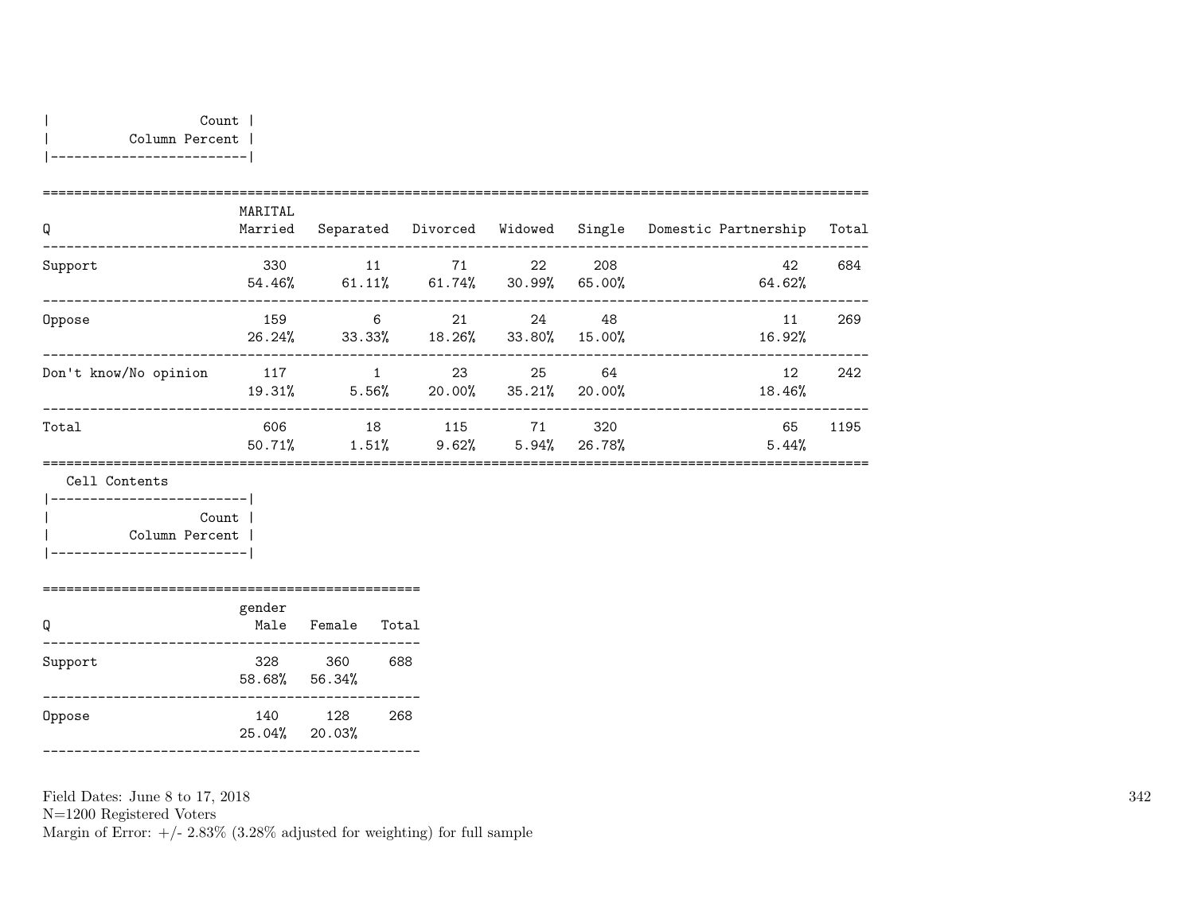| Count |
|---|
| Column Percent |

| Q | MARITAL Married | Separated | Divorced | Widowed | Single | Domestic Partnership | Total |
|---|---|---|---|---|---|---|---|
| Support | 330<br>54.46% | 11<br>61.11% | 71<br>61.74% | 22<br>30.99% | 208<br>65.00% | 42<br>64.62% | 684 |
| Oppose | 159<br>26.24% | 6<br>33.33% | 21<br>18.26% | 24<br>33.80% | 48<br>15.00% | 11<br>16.92% | 269 |
| Don't know/No opinion | 117<br>19.31% | 1<br>5.56% | 23<br>20.00% | 25<br>35.21% | 64<br>20.00% | 12<br>18.46% | 242 |
| Total | 606<br>50.71% | 18<br>1.51% | 115<br>9.62% | 71<br>5.94% | 320<br>26.78% | 65<br>5.44% | 1195 |

Cell Contents

| Count |
|---|
| Column Percent |

| Q | gender Male | Female | Total |
|---|---|---|---|
| Support | 328<br>58.68% | 360<br>56.34% | 688 |
| Oppose | 140<br>25.04% | 128<br>20.03% | 268 |

Field Dates: June 8 to 17, 2018
N=1200 Registered Voters
Margin of Error: +/- 2.83% (3.28% adjusted for weighting) for full sample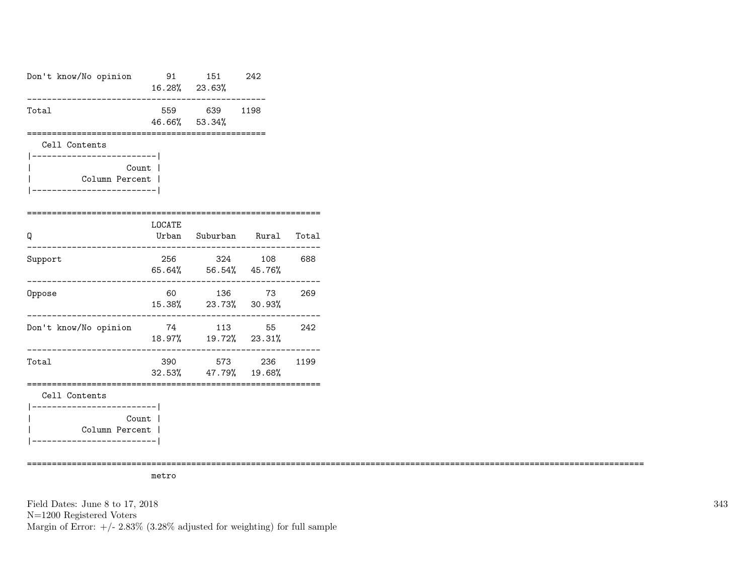| | | | |
|---|---|---|---|
| Don't know/No opinion | 91 | 151 | 242 |
| | 16.28% | 23.63% | |
| Total | 559 | 639 | 1198 |
| | 46.66% | 53.34% | |

Cell Contents

| |
|---|
| Count |
| Column Percent |

| Q | LOCATE Urban | Suburban | Rural | Total |
|---|---|---|---|---|
| Support | 256 | 324 | 108 | 688 |
| | 65.64% | 56.54% | 45.76% | |
| Oppose | 60 | 136 | 73 | 269 |
| | 15.38% | 23.73% | 30.93% | |
| Don't know/No opinion | 74 | 113 | 55 | 242 |
| | 18.97% | 19.72% | 23.31% | |
| Total | 390 | 573 | 236 | 1199 |
| | 32.53% | 47.79% | 19.68% | |

Cell Contents

| |
|---|
| Count |
| Column Percent |

metro

Field Dates: June 8 to 17, 2018
N=1200 Registered Voters
Margin of Error: +/- 2.83% (3.28% adjusted for weighting) for full sample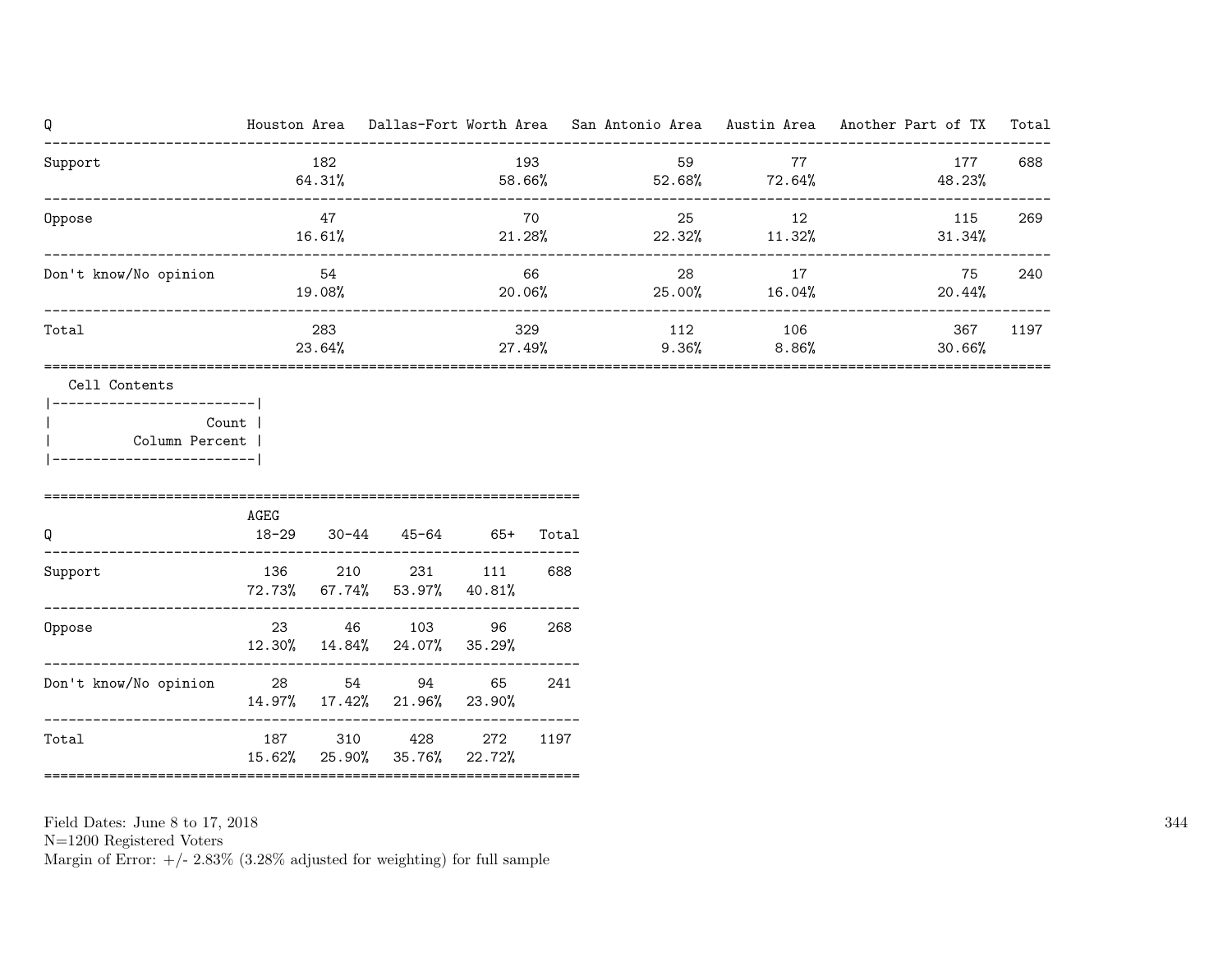| Q | Houston Area | Dallas-Fort Worth Area | San Antonio Area | Austin Area | Another Part of TX | Total |
|---|---|---|---|---|---|---|
| Support | 182<br>64.31% | 193<br>58.66% | 59<br>52.68% | 77<br>72.64% | 177<br>48.23% | 688 |
| Oppose | 47<br>16.61% | 70<br>21.28% | 25<br>22.32% | 12<br>11.32% | 115<br>31.34% | 269 |
| Don't know/No opinion | 54<br>19.08% | 66<br>20.06% | 28<br>25.00% | 17<br>16.04% | 75<br>20.44% | 240 |
| Total | 283<br>23.64% | 329<br>27.49% | 112<br>9.36% | 106<br>8.86% | 367<br>30.66% | 1197 |

Cell Contents

| Count |
|---|
| Column Percent |

| Q | AGEG<br>18-29 | 30-44 | 45-64 | 65+ | Total |
|---|---|---|---|---|---|
| Support | 136<br>72.73% | 210<br>67.74% | 231<br>53.97% | 111<br>40.81% | 688 |
| Oppose | 23<br>12.30% | 46<br>14.84% | 103<br>24.07% | 96<br>35.29% | 268 |
| Don't know/No opinion | 28<br>14.97% | 54<br>17.42% | 94<br>21.96% | 65<br>23.90% | 241 |
| Total | 187<br>15.62% | 310<br>25.90% | 428<br>35.76% | 272<br>22.72% | 1197 |

Field Dates: June 8 to 17, 2018
N=1200 Registered Voters
Margin of Error: +/- 2.83% (3.28% adjusted for weighting) for full sample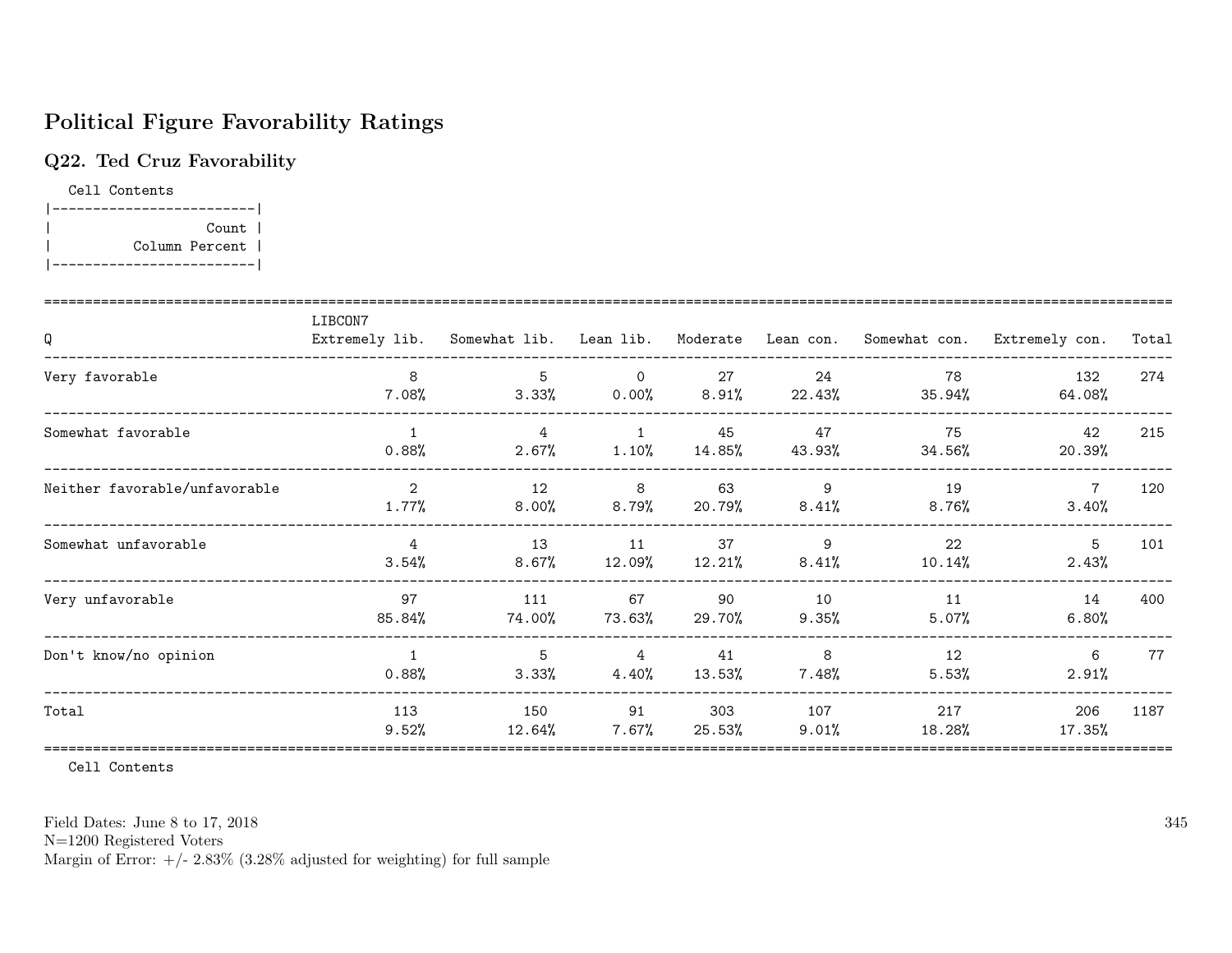# Political Figure Favorability Ratings

## Q22. Ted Cruz Favorability

Cell Contents

| Count |
|---|
| Column Percent |

| Q | LIBCON7 Extremely lib. | Somewhat lib. | Lean lib. | Moderate | Lean con. | Somewhat con. | Extremely con. | Total |
|---|---|---|---|---|---|---|---|---|
| Very favorable | 8<br>7.08% | 5<br>3.33% | 0<br>0.00% | 27<br>8.91% | 24<br>22.43% | 78<br>35.94% | 132<br>64.08% | 274 |
| Somewhat favorable | 1<br>0.88% | 4<br>2.67% | 1<br>1.10% | 45<br>14.85% | 47<br>43.93% | 75<br>34.56% | 42<br>20.39% | 215 |
| Neither favorable/unfavorable | 2<br>1.77% | 12<br>8.00% | 8<br>8.79% | 63<br>20.79% | 9<br>8.41% | 19<br>8.76% | 7<br>3.40% | 120 |
| Somewhat unfavorable | 4<br>3.54% | 13<br>8.67% | 11<br>12.09% | 37<br>12.21% | 9<br>8.41% | 22<br>10.14% | 5<br>2.43% | 101 |
| Very unfavorable | 97<br>85.84% | 111<br>74.00% | 67<br>73.63% | 90<br>29.70% | 10<br>9.35% | 11<br>5.07% | 14<br>6.80% | 400 |
| Don't know/no opinion | 1<br>0.88% | 5<br>3.33% | 4<br>4.40% | 41<br>13.53% | 8<br>7.48% | 12<br>5.53% | 6<br>2.91% | 77 |
| Total | 113<br>9.52% | 150<br>12.64% | 91<br>7.67% | 303<br>25.53% | 107<br>9.01% | 217<br>18.28% | 206<br>17.35% | 1187 |

Cell Contents

Field Dates: June 8 to 17, 2018
N=1200 Registered Voters
Margin of Error: +/- 2.83% (3.28% adjusted for weighting) for full sample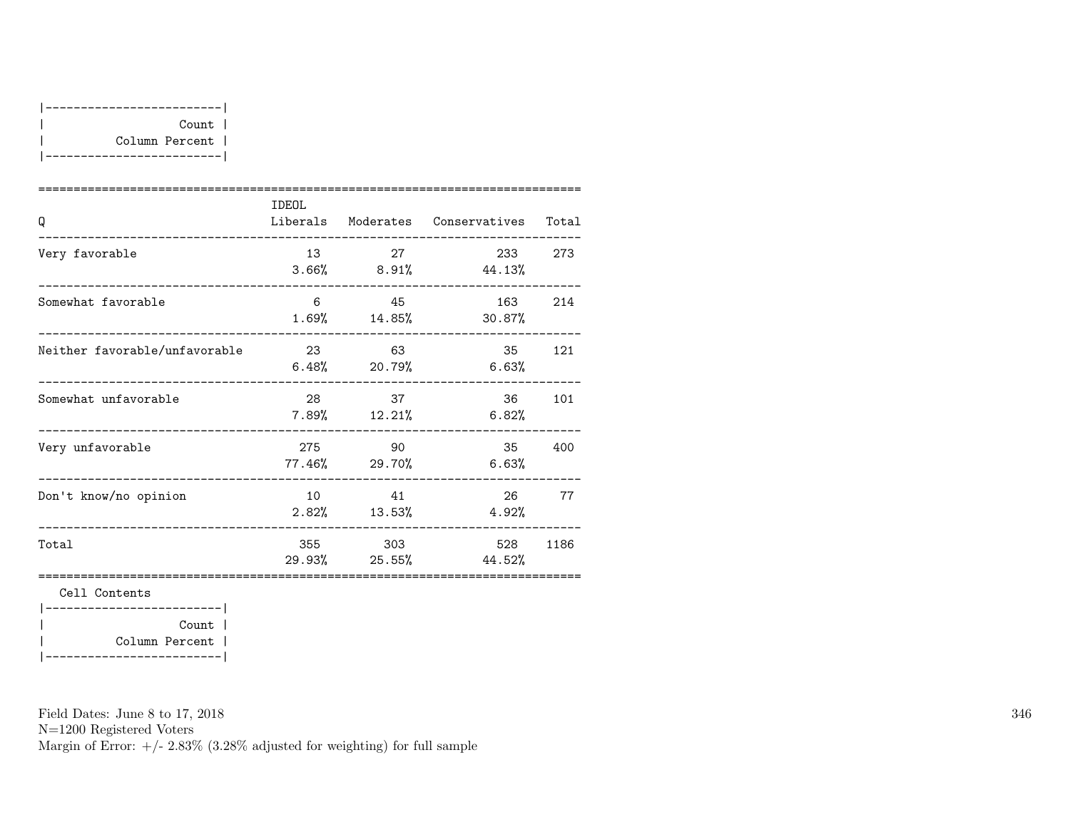| Count |
|---|
| Column Percent |

| Q | IDEOL Liberals | Moderates | Conservatives | Total |
|---|---|---|---|---|
| Very favorable | 13<br>3.66% | 27<br>8.91% | 233<br>44.13% | 273 |
| Somewhat favorable | 6<br>1.69% | 45<br>14.85% | 163<br>30.87% | 214 |
| Neither favorable/unfavorable | 23<br>6.48% | 63<br>20.79% | 35<br>6.63% | 121 |
| Somewhat unfavorable | 28<br>7.89% | 37<br>12.21% | 36<br>6.82% | 101 |
| Very unfavorable | 275<br>77.46% | 90<br>29.70% | 35<br>6.63% | 400 |
| Don't know/no opinion | 10<br>2.82% | 41<br>13.53% | 26<br>4.92% | 77 |
| Total | 355<br>29.93% | 303<br>25.55% | 528<br>44.52% | 1186 |

Cell Contents

| Count |
|---|
| Column Percent |

Field Dates: June 8 to 17, 2018
N=1200 Registered Voters
Margin of Error: +/- 2.83% (3.28% adjusted for weighting) for full sample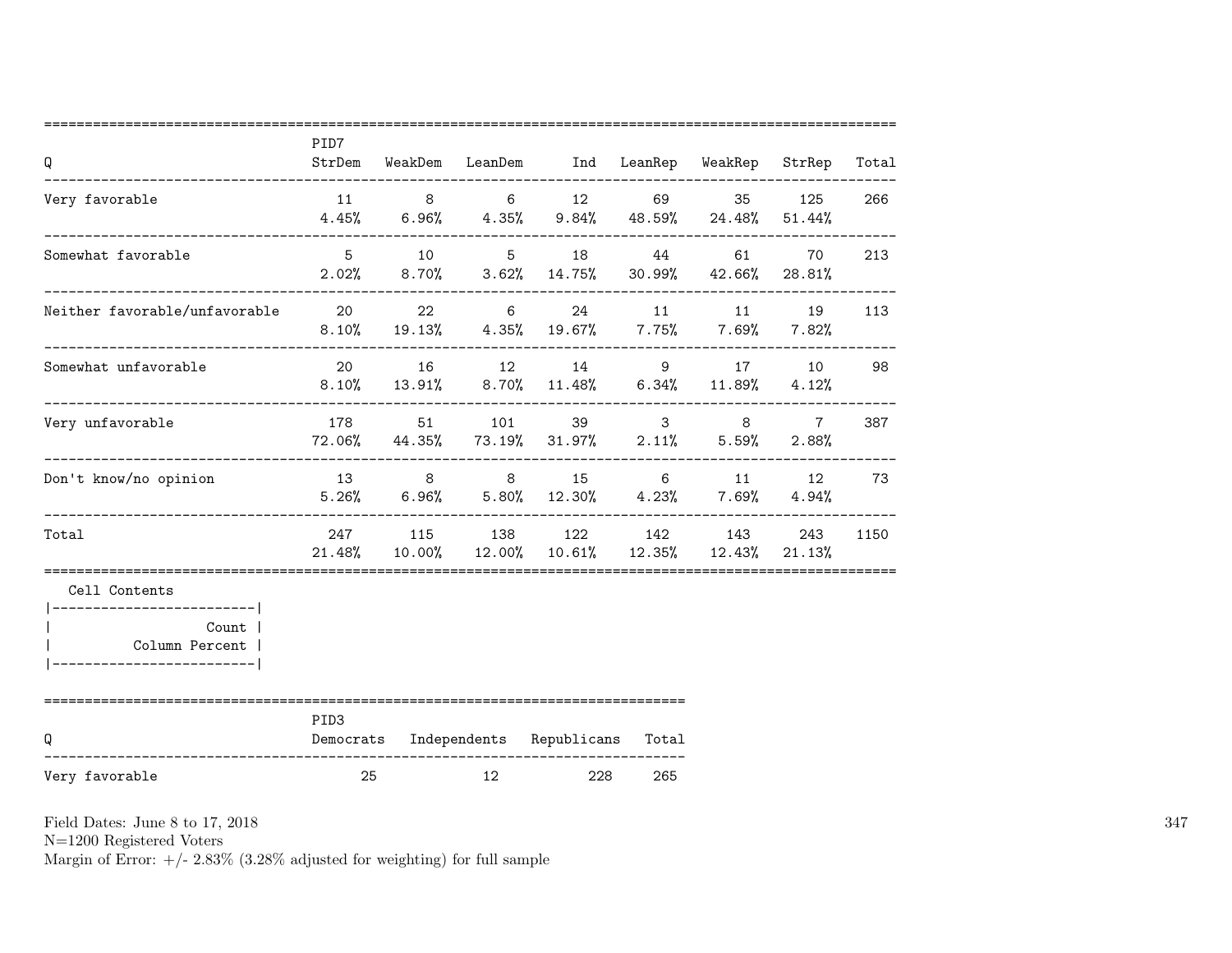| Q | PID7 StrDem | WeakDem | LeanDem | Ind | LeanRep | WeakRep | StrRep | Total |
|---|---|---|---|---|---|---|---|---|
| Very favorable | 11 | 8 | 6 | 12 | 69 | 35 | 125 | 266 |
| | 4.45% | 6.96% | 4.35% | 9.84% | 48.59% | 24.48% | 51.44% | |
| Somewhat favorable | 5 | 10 | 5 | 18 | 44 | 61 | 70 | 213 |
| | 2.02% | 8.70% | 3.62% | 14.75% | 30.99% | 42.66% | 28.81% | |
| Neither favorable/unfavorable | 20 | 22 | 6 | 24 | 11 | 11 | 19 | 113 |
| | 8.10% | 19.13% | 4.35% | 19.67% | 7.75% | 7.69% | 7.82% | |
| Somewhat unfavorable | 20 | 16 | 12 | 14 | 9 | 17 | 10 | 98 |
| | 8.10% | 13.91% | 8.70% | 11.48% | 6.34% | 11.89% | 4.12% | |
| Very unfavorable | 178 | 51 | 101 | 39 | 3 | 8 | 7 | 387 |
| | 72.06% | 44.35% | 73.19% | 31.97% | 2.11% | 5.59% | 2.88% | |
| Don't know/no opinion | 13 | 8 | 8 | 15 | 6 | 11 | 12 | 73 |
| | 5.26% | 6.96% | 5.80% | 12.30% | 4.23% | 7.69% | 4.94% | |
| Total | 247 | 115 | 138 | 122 | 142 | 143 | 243 | 1150 |
| | 21.48% | 10.00% | 12.00% | 10.61% | 12.35% | 12.43% | 21.13% | |

Cell Contents

| |
|---|
| Count |
| Column Percent |

| Q | PID3 Democrats | Independents | Republicans | Total |
|---|---|---|---|---|
| Very favorable | 25 | 12 | 228 | 265 |

Field Dates: June 8 to 17, 2018
N=1200 Registered Voters
Margin of Error: +/- 2.83% (3.28% adjusted for weighting) for full sample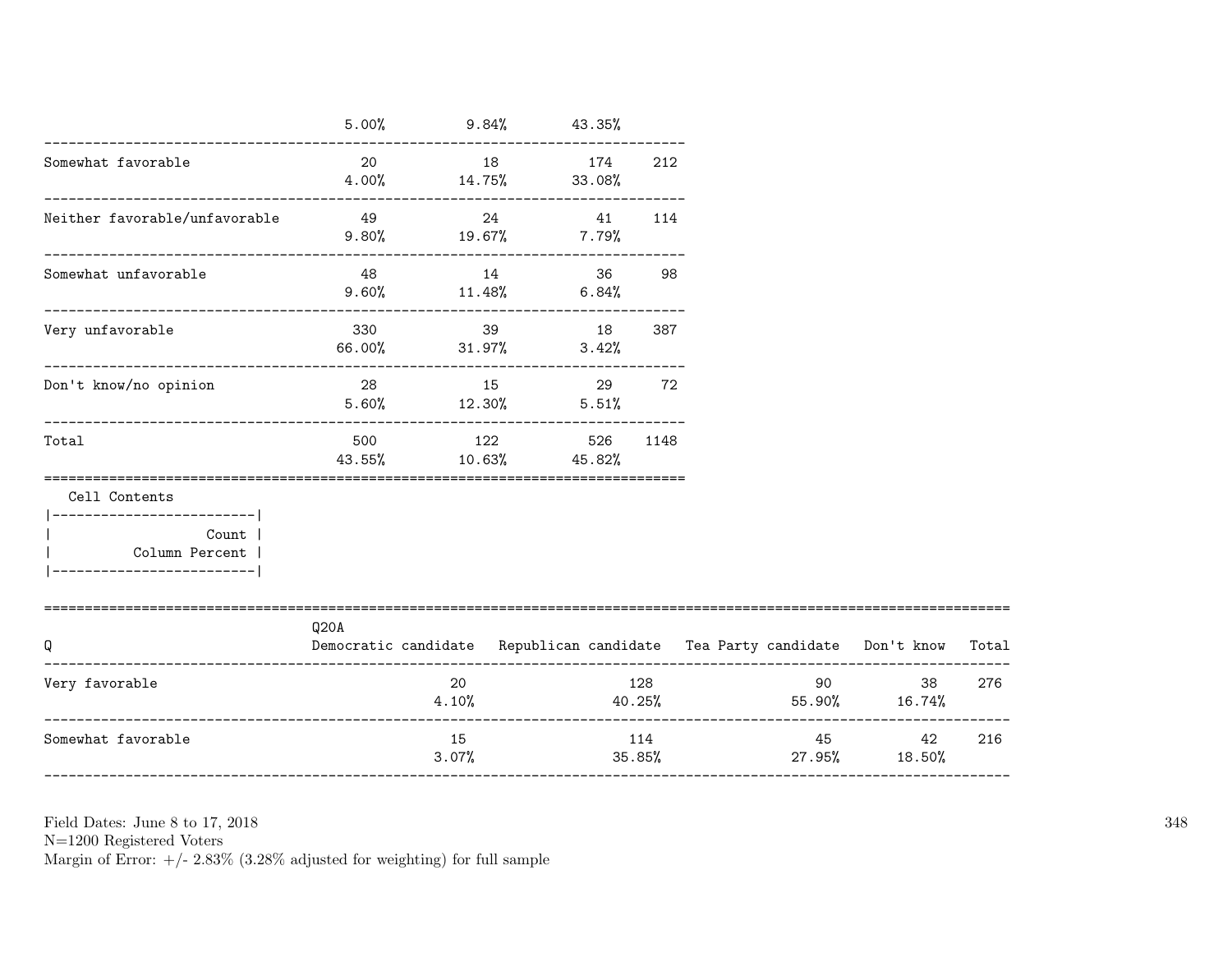| | | | | |
|---|---|---|---|---|
| | 5.00% | 9.84% | 43.35% | |
| Somewhat favorable | 20 | 18 | 174 | 212 |
| | 4.00% | 14.75% | 33.08% | |
| Neither favorable/unfavorable | 49 | 24 | 41 | 114 |
| | 9.80% | 19.67% | 7.79% | |
| Somewhat unfavorable | 48 | 14 | 36 | 98 |
| | 9.60% | 11.48% | 6.84% | |
| Very unfavorable | 330 | 39 | 18 | 387 |
| | 66.00% | 31.97% | 3.42% | |
| Don't know/no opinion | 28 | 15 | 29 | 72 |
| | 5.60% | 12.30% | 5.51% | |
| Total | 500 | 122 | 526 | 1148 |
| | 43.55% | 10.63% | 45.82% | |

Cell Contents

| |
|---|
| Count |
| Column Percent |

| Q | Q20A Democratic candidate | Republican candidate | Tea Party candidate | Don't know | Total |
|---|---|---|---|---|---|
| Very favorable | 20 | 128 | 90 | 38 | 276 |
| | 4.10% | 40.25% | 55.90% | 16.74% | |
| Somewhat favorable | 15 | 114 | 45 | 42 | 216 |
| | 3.07% | 35.85% | 27.95% | 18.50% | |

Field Dates: June 8 to 17, 2018
N=1200 Registered Voters
Margin of Error: +/- 2.83% (3.28% adjusted for weighting) for full sample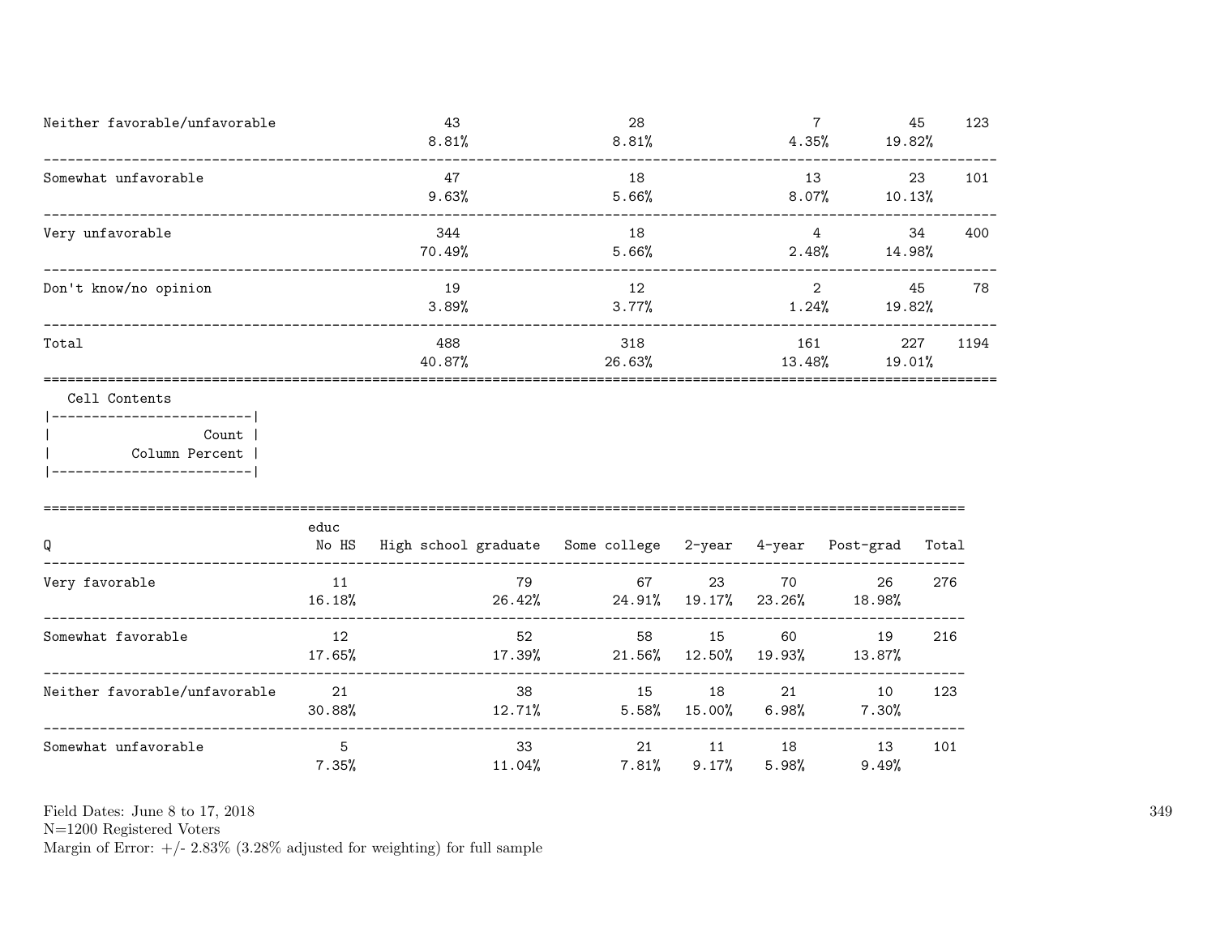| | | | | | |
|---|---|---|---|---|---|
| Neither favorable/unfavorable | 43<br>8.81% | 28<br>8.81% | 7<br>4.35% | 45<br>19.82% | 123 |
| Somewhat unfavorable | 47<br>9.63% | 18<br>5.66% | 13<br>8.07% | 23<br>10.13% | 101 |
| Very unfavorable | 344<br>70.49% | 18<br>5.66% | 4<br>2.48% | 34<br>14.98% | 400 |
| Don't know/no opinion | 19<br>3.89% | 12<br>3.77% | 2<br>1.24% | 45<br>19.82% | 78 |
| Total | 488<br>40.87% | 318<br>26.63% | 161<br>13.48% | 227<br>19.01% | 1194 |

Cell Contents
- Count
- Column Percent

| Q | educ<br>No HS | High school graduate | Some college | 2-year | 4-year | Post-grad | Total |
|---|---|---|---|---|---|---|---|
| Very favorable | 11<br>16.18% | 79<br>26.42% | 67<br>24.91% | 23<br>19.17% | 70<br>23.26% | 26<br>18.98% | 276 |
| Somewhat favorable | 12<br>17.65% | 52<br>17.39% | 58<br>21.56% | 15<br>12.50% | 60<br>19.93% | 19<br>13.87% | 216 |
| Neither favorable/unfavorable | 21<br>30.88% | 38<br>12.71% | 15<br>5.58% | 18<br>15.00% | 21<br>6.98% | 10<br>7.30% | 123 |
| Somewhat unfavorable | 5<br>7.35% | 33<br>11.04% | 21<br>7.81% | 11<br>9.17% | 18<br>5.98% | 13<br>9.49% | 101 |

Field Dates: June 8 to 17, 2018
N=1200 Registered Voters
Margin of Error: +/- 2.83% (3.28% adjusted for weighting) for full sample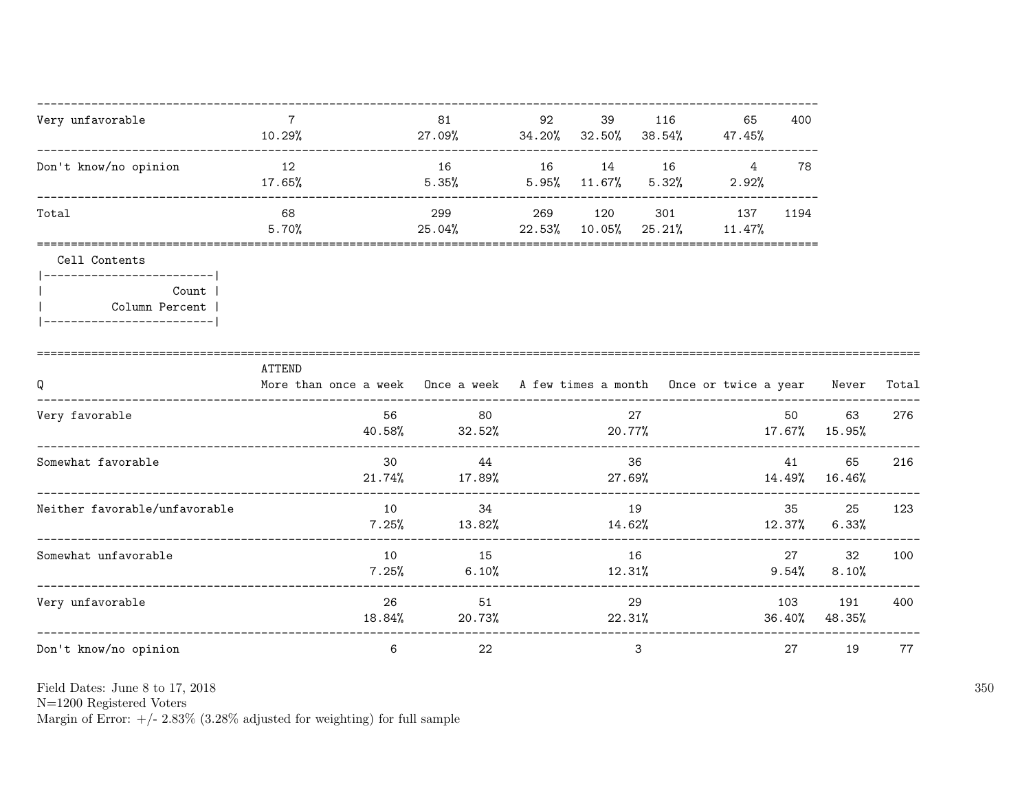| | | | | | | | |
|---|---|---|---|---|---|---|---|
| Very unfavorable | 7<br>10.29% | 81<br>27.09% | 92<br>34.20% | 39<br>32.50% | 116<br>38.54% | 65<br>47.45% | 400 |
| Don't know/no opinion | 12<br>17.65% | 16<br>5.35% | 16<br>5.95% | 14<br>11.67% | 16<br>5.32% | 4<br>2.92% | 78 |
| Total | 68<br>5.70% | 299<br>25.04% | 269<br>22.53% | 120<br>10.05% | 301<br>25.21% | 137<br>11.47% | 1194 |

Cell Contents

| |
|---|
| Count |
| Column Percent |

| Q | ATTEND<br>More than once a week | Once a week | A few times a month | Once or twice a year | Never | Total |
|---|---|---|---|---|---|---|
| Very favorable | 56<br>40.58% | 80<br>32.52% | 27<br>20.77% | 50<br>17.67% | 63<br>15.95% | 276 |
| Somewhat favorable | 30<br>21.74% | 44<br>17.89% | 36<br>27.69% | 41<br>14.49% | 65<br>16.46% | 216 |
| Neither favorable/unfavorable | 10<br>7.25% | 34<br>13.82% | 19<br>14.62% | 35<br>12.37% | 25<br>6.33% | 123 |
| Somewhat unfavorable | 10<br>7.25% | 15<br>6.10% | 16<br>12.31% | 27<br>9.54% | 32<br>8.10% | 100 |
| Very unfavorable | 26<br>18.84% | 51<br>20.73% | 29<br>22.31% | 103<br>36.40% | 191<br>48.35% | 400 |
| Don't know/no opinion | 6 | 22 | 3 | 27 | 19 | 77 |

Field Dates: June 8 to 17, 2018
N=1200 Registered Voters
Margin of Error: +/- 2.83% (3.28% adjusted for weighting) for full sample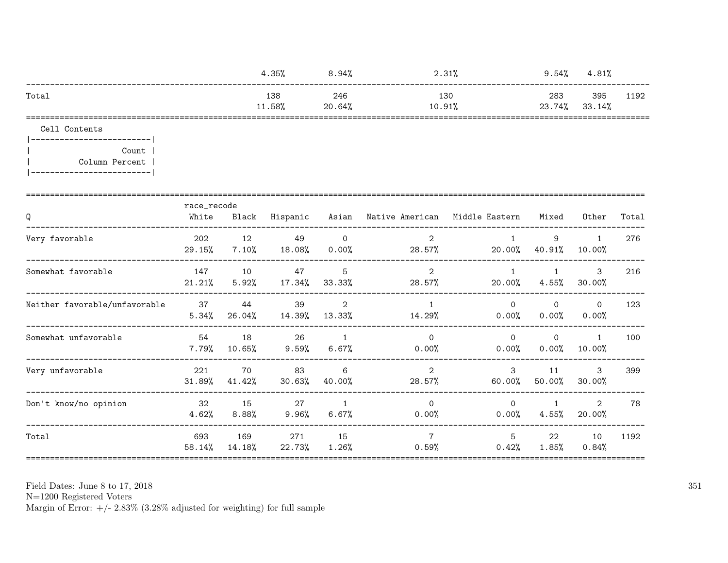| | | | | | | | | | |
|---|---|---|---|---|---|---|---|---|---|
| | | 4.35% | 8.94% | | 2.31% | | 9.54% | 4.81% | |
| Total | | 138 | 246 | | 130 | | 283 | 395 | 1192 |
| | | 11.58% | 20.64% | | 10.91% | | 23.74% | 33.14% | |

Cell Contents

| |
|---|
| Count |
| Column Percent |

| Q | race_recode White | Black | Hispanic | Asian | Native American | Middle Eastern | Mixed | Other | Total |
|---|---|---|---|---|---|---|---|---|---|
| Very favorable | 202 | 12 | 49 | 0 | 2 | 1 | 9 | 1 | 276 |
| | 29.15% | 7.10% | 18.08% | 0.00% | 28.57% | 20.00% | 40.91% | 10.00% | |
| Somewhat favorable | 147 | 10 | 47 | 5 | 2 | 1 | 1 | 3 | 216 |
| | 21.21% | 5.92% | 17.34% | 33.33% | 28.57% | 20.00% | 4.55% | 30.00% | |
| Neither favorable/unfavorable | 37 | 44 | 39 | 2 | 1 | 0 | 0 | 0 | 123 |
| | 5.34% | 26.04% | 14.39% | 13.33% | 14.29% | 0.00% | 0.00% | 0.00% | |
| Somewhat unfavorable | 54 | 18 | 26 | 1 | 0 | 0 | 0 | 1 | 100 |
| | 7.79% | 10.65% | 9.59% | 6.67% | 0.00% | 0.00% | 0.00% | 10.00% | |
| Very unfavorable | 221 | 70 | 83 | 6 | 2 | 3 | 11 | 3 | 399 |
| | 31.89% | 41.42% | 30.63% | 40.00% | 28.57% | 60.00% | 50.00% | 30.00% | |
| Don't know/no opinion | 32 | 15 | 27 | 1 | 0 | 0 | 1 | 2 | 78 |
| | 4.62% | 8.88% | 9.96% | 6.67% | 0.00% | 0.00% | 4.55% | 20.00% | |
| Total | 693 | 169 | 271 | 15 | 7 | 5 | 22 | 10 | 1192 |
| | 58.14% | 14.18% | 22.73% | 1.26% | 0.59% | 0.42% | 1.85% | 0.84% | |

Field Dates: June 8 to 17, 2018
N=1200 Registered Voters
Margin of Error: +/- 2.83% (3.28% adjusted for weighting) for full sample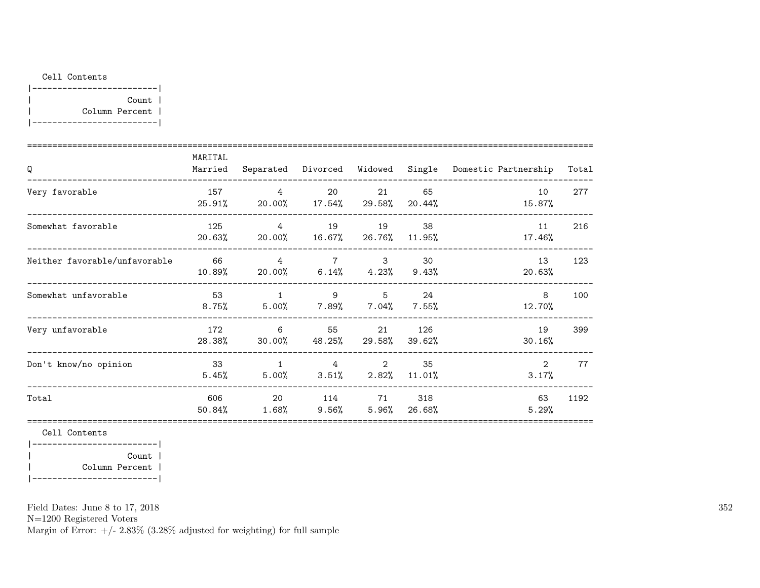Cell Contents

```
|-------------------------|
|                   Count |
|          Column Percent |
|-------------------------|
```

| Q | Married | Separated | Divorced | Widowed | Single | Domestic Partnership | Total |
|---|---|---|---|---|---|---|---|
| | MARITAL | | | | | | |
| Very favorable | 157<br>25.91% | 4<br>20.00% | 20<br>17.54% | 21<br>29.58% | 65<br>20.44% | 10<br>15.87% | 277 |
| Somewhat favorable | 125<br>20.63% | 4<br>20.00% | 19<br>16.67% | 19<br>26.76% | 38<br>11.95% | 11<br>17.46% | 216 |
| Neither favorable/unfavorable | 66<br>10.89% | 4<br>20.00% | 7<br>6.14% | 3<br>4.23% | 30<br>9.43% | 13<br>20.63% | 123 |
| Somewhat unfavorable | 53<br>8.75% | 1<br>5.00% | 9<br>7.89% | 5<br>7.04% | 24<br>7.55% | 8<br>12.70% | 100 |
| Very unfavorable | 172<br>28.38% | 6<br>30.00% | 55<br>48.25% | 21<br>29.58% | 126<br>39.62% | 19<br>30.16% | 399 |
| Don't know/no opinion | 33<br>5.45% | 1<br>5.00% | 4<br>3.51% | 2<br>2.82% | 35<br>11.01% | 2<br>3.17% | 77 |
| Total | 606<br>50.84% | 20<br>1.68% | 114<br>9.56% | 71<br>5.96% | 318<br>26.68% | 63<br>5.29% | 1192 |

Cell Contents

```
|-------------------------|
|                   Count |
|          Column Percent |
|-------------------------|
```

Field Dates: June 8 to 17, 2018
N=1200 Registered Voters
Margin of Error: +/- 2.83% (3.28% adjusted for weighting) for full sample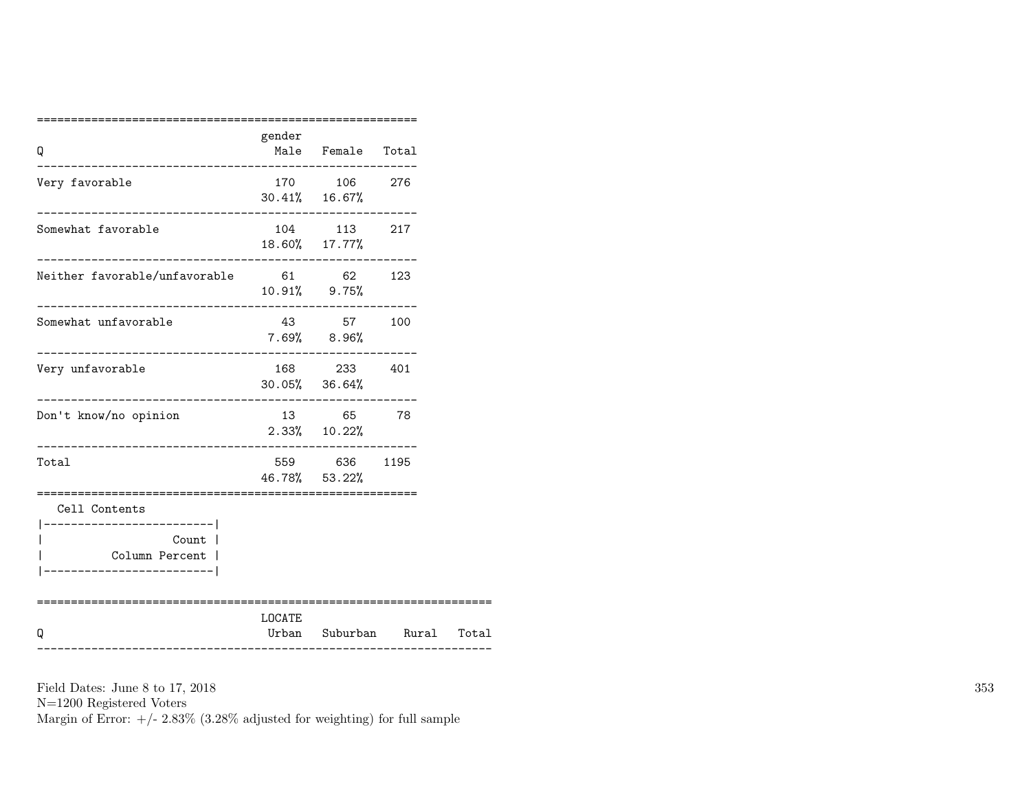| Q | gender Male | Female | Total |
|---|---|---|---|
| Very favorable | 170 | 106 | 276 |
| | 30.41% | 16.67% | |
| Somewhat favorable | 104 | 113 | 217 |
| | 18.60% | 17.77% | |
| Neither favorable/unfavorable | 61 | 62 | 123 |
| | 10.91% | 9.75% | |
| Somewhat unfavorable | 43 | 57 | 100 |
| | 7.69% | 8.96% | |
| Very unfavorable | 168 | 233 | 401 |
| | 30.05% | 36.64% | |
| Don't know/no opinion | 13 | 65 | 78 |
| | 2.33% | 10.22% | |
| Total | 559 | 636 | 1195 |
| | 46.78% | 53.22% | |

Cell Contents

| Count |
|---|
| Column Percent |

| Q | LOCATE Urban | Suburban | Rural | Total |
|---|---|---|---|---|

Field Dates: June 8 to 17, 2018
N=1200 Registered Voters
Margin of Error: +/- 2.83% (3.28% adjusted for weighting) for full sample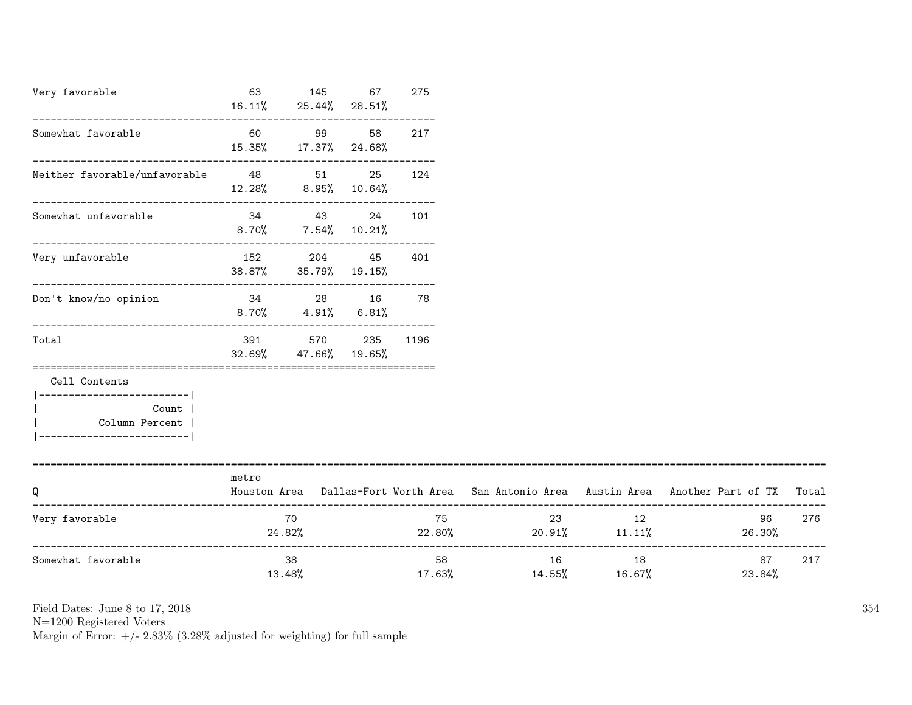| | | | | |
|---|---|---|---|---|
| Very favorable | 63<br>16.11% | 145<br>25.44% | 67<br>28.51% | 275 |
| Somewhat favorable | 60<br>15.35% | 99<br>17.37% | 58<br>24.68% | 217 |
| Neither favorable/unfavorable | 48<br>12.28% | 51<br>8.95% | 25<br>10.64% | 124 |
| Somewhat unfavorable | 34<br>8.70% | 43<br>7.54% | 24<br>10.21% | 101 |
| Very unfavorable | 152<br>38.87% | 204<br>35.79% | 45<br>19.15% | 401 |
| Don't know/no opinion | 34<br>8.70% | 28<br>4.91% | 16<br>6.81% | 78 |
| Total | 391<br>32.69% | 570<br>47.66% | 235<br>19.65% | 1196 |

Cell Contents
|-------------------------|
| Count |
| Column Percent |
|-------------------------|

| Q | metro<br>Houston Area | Dallas-Fort Worth Area | San Antonio Area | Austin Area | Another Part of TX | Total |
|---|---|---|---|---|---|---|
| Very favorable | 70<br>24.82% | 75<br>22.80% | 23<br>20.91% | 12<br>11.11% | 96<br>26.30% | 276 |
| Somewhat favorable | 38<br>13.48% | 58<br>17.63% | 16<br>14.55% | 18<br>16.67% | 87<br>23.84% | 217 |

Field Dates: June 8 to 17, 2018
N=1200 Registered Voters
Margin of Error: +/- 2.83% (3.28% adjusted for weighting) for full sample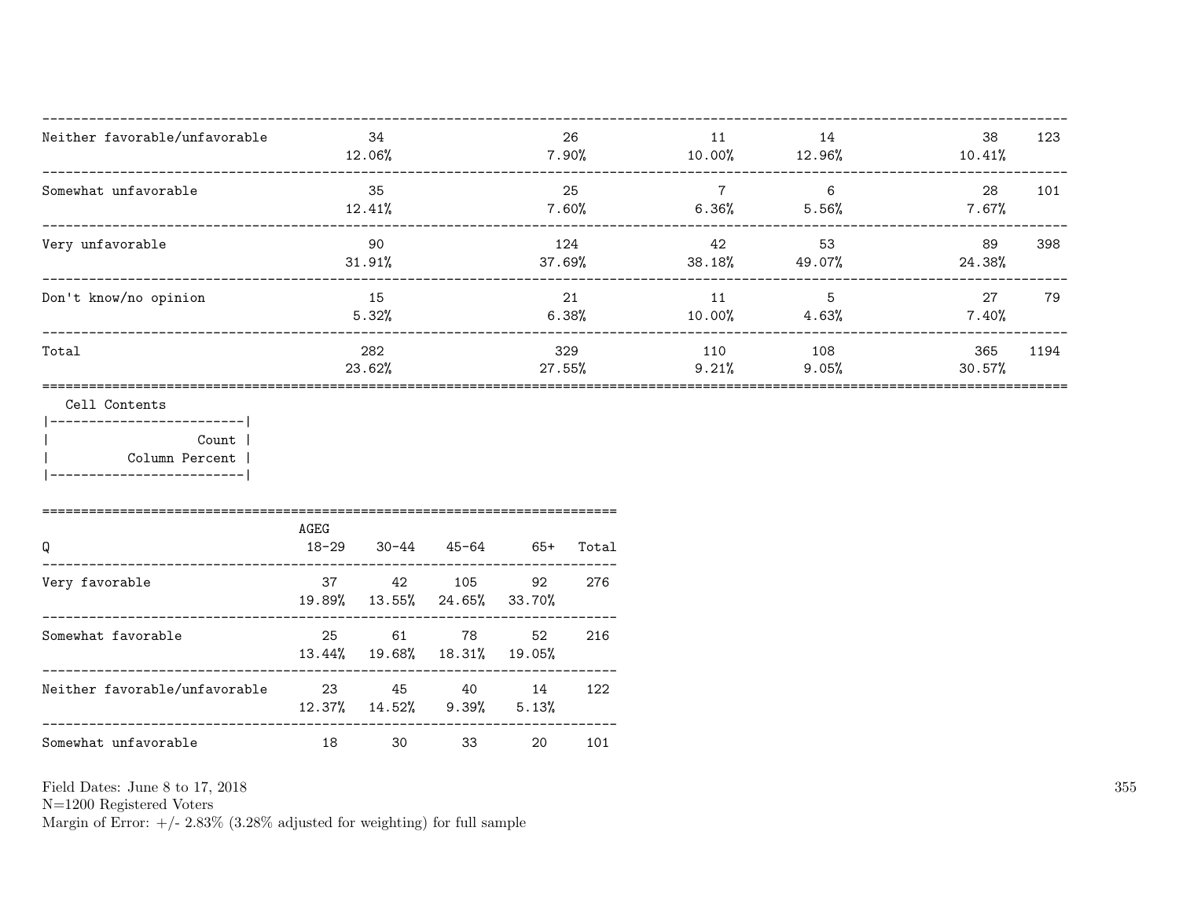| | | | | | | |
|---|---|---|---|---|---|---|
| Neither favorable/unfavorable | 34<br>12.06% | 26<br>7.90% | 11<br>10.00% | 14<br>12.96% | 38<br>10.41% | 123 |
| Somewhat unfavorable | 35<br>12.41% | 25<br>7.60% | 7<br>6.36% | 6<br>5.56% | 28<br>7.67% | 101 |
| Very unfavorable | 90<br>31.91% | 124<br>37.69% | 42<br>38.18% | 53<br>49.07% | 89<br>24.38% | 398 |
| Don't know/no opinion | 15<br>5.32% | 21<br>6.38% | 11<br>10.00% | 5<br>4.63% | 27<br>7.40% | 79 |
| Total | 282<br>23.62% | 329<br>27.55% | 110<br>9.21% | 108<br>9.05% | 365<br>30.57% | 1194 |

Cell Contents

| |
|---|
| Count |
| Column Percent |

| Q | AGEG<br>18-29 | 30-44 | 45-64 | 65+ | Total |
|---|---|---|---|---|---|
| Very favorable | 37<br>19.89% | 42<br>13.55% | 105<br>24.65% | 92<br>33.70% | 276 |
| Somewhat favorable | 25<br>13.44% | 61<br>19.68% | 78<br>18.31% | 52<br>19.05% | 216 |
| Neither favorable/unfavorable | 23<br>12.37% | 45<br>14.52% | 40<br>9.39% | 14<br>5.13% | 122 |
| Somewhat unfavorable | 18 | 30 | 33 | 20 | 101 |

Field Dates: June 8 to 17, 2018
N=1200 Registered Voters
Margin of Error: +/- 2.83% (3.28% adjusted for weighting) for full sample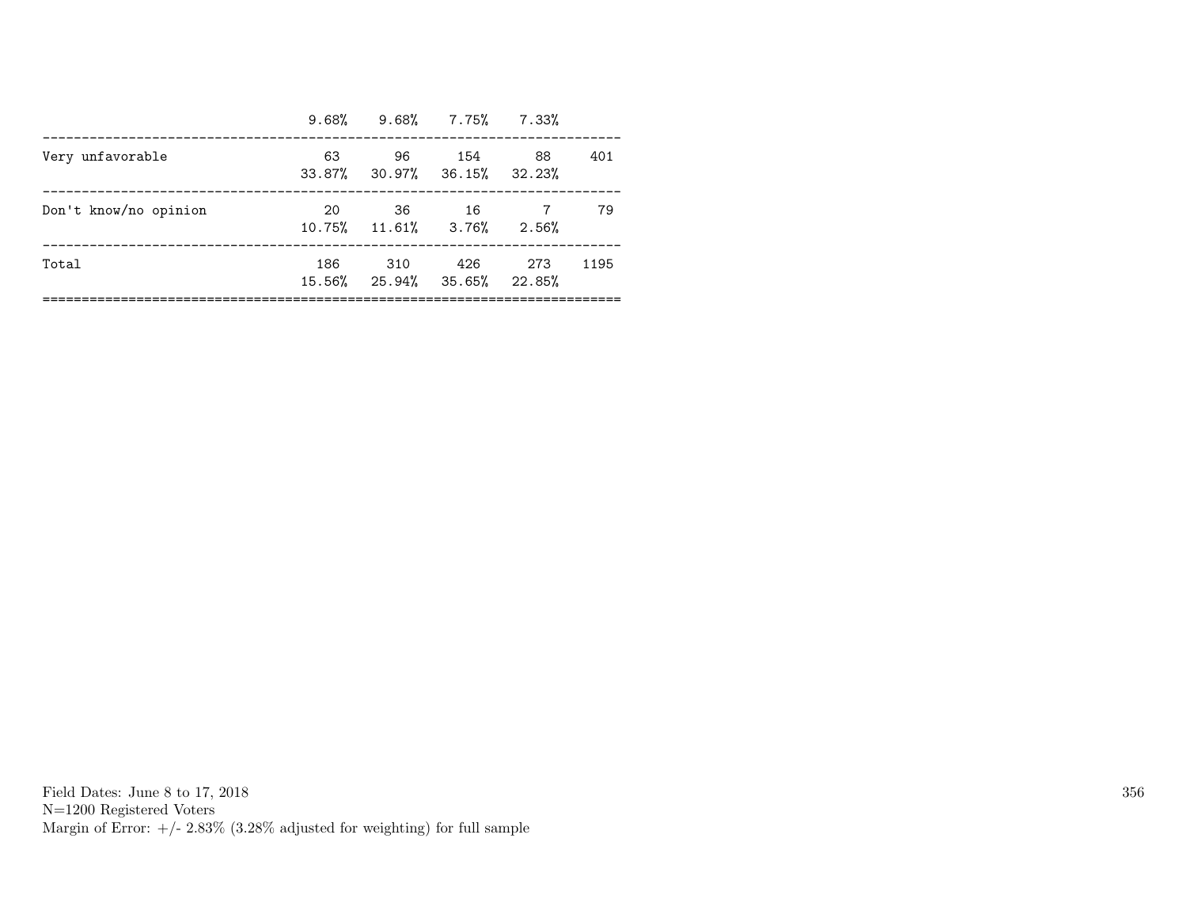| | | | | | |
|---|---|---|---|---|---|
| | 9.68% | 9.68% | 7.75% | 7.33% | |
| Very unfavorable | 63 | 96 | 154 | 88 | 401 |
| | 33.87% | 30.97% | 36.15% | 32.23% | |
| Don't know/no opinion | 20 | 36 | 16 | 7 | 79 |
| | 10.75% | 11.61% | 3.76% | 2.56% | |
| Total | 186 | 310 | 426 | 273 | 1195 |
| | 15.56% | 25.94% | 35.65% | 22.85% | |

Field Dates: June 8 to 17, 2018
N=1200 Registered Voters
Margin of Error: +/- 2.83% (3.28% adjusted for weighting) for full sample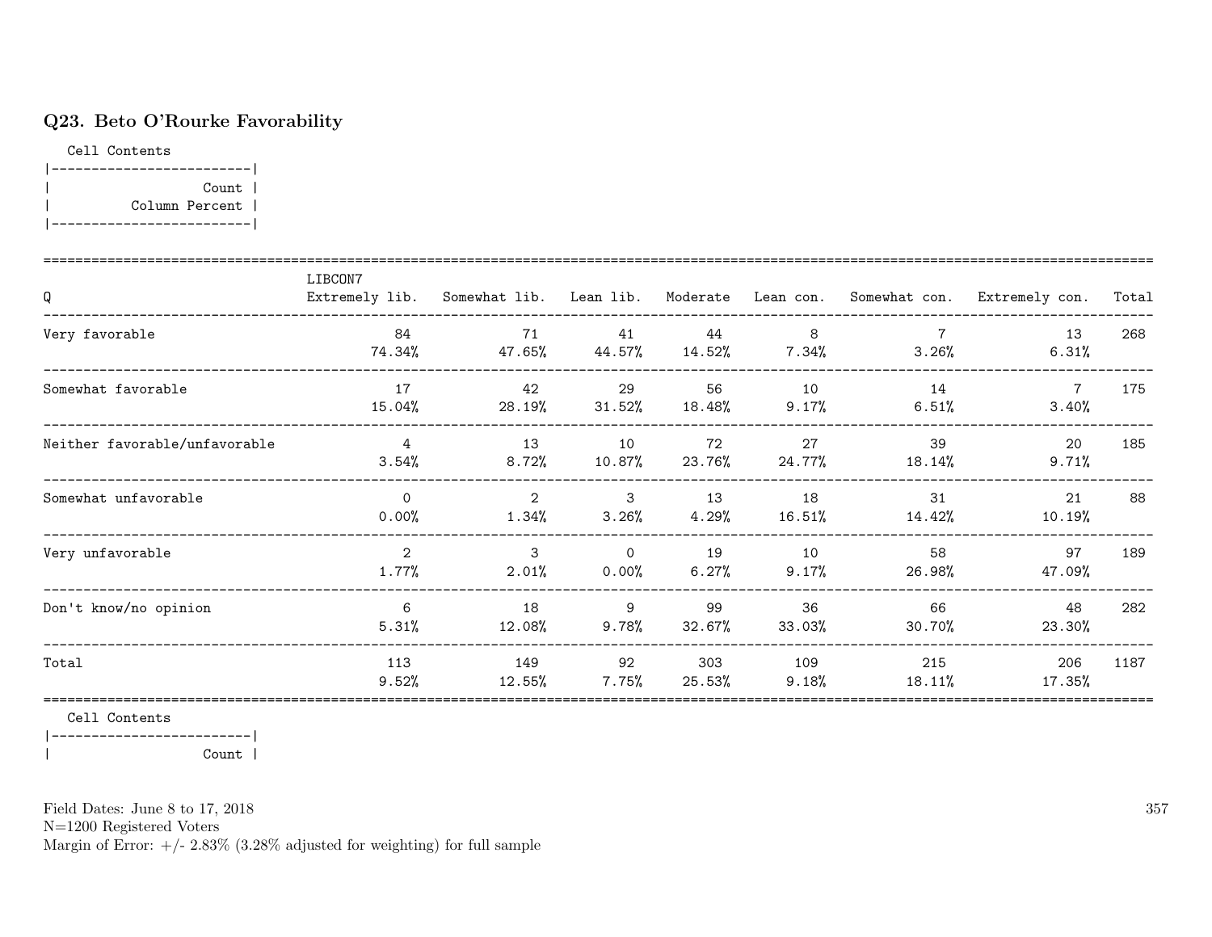## Q23. Beto O'Rourke Favorability

Cell Contents

| Count |
|---|
| Column Percent |

| Q | LIBCON7 Extremely lib. | Somewhat lib. | Lean lib. | Moderate | Lean con. | Somewhat con. | Extremely con. | Total |
|---|---|---|---|---|---|---|---|---|
| Very favorable | 84 | 71 | 41 | 44 | 8 | 7 | 13 | 268 |
| | 74.34% | 47.65% | 44.57% | 14.52% | 7.34% | 3.26% | 6.31% | |
| Somewhat favorable | 17 | 42 | 29 | 56 | 10 | 14 | 7 | 175 |
| | 15.04% | 28.19% | 31.52% | 18.48% | 9.17% | 6.51% | 3.40% | |
| Neither favorable/unfavorable | 4 | 13 | 10 | 72 | 27 | 39 | 20 | 185 |
| | 3.54% | 8.72% | 10.87% | 23.76% | 24.77% | 18.14% | 9.71% | |
| Somewhat unfavorable | 0 | 2 | 3 | 13 | 18 | 31 | 21 | 88 |
| | 0.00% | 1.34% | 3.26% | 4.29% | 16.51% | 14.42% | 10.19% | |
| Very unfavorable | 2 | 3 | 0 | 19 | 10 | 58 | 97 | 189 |
| | 1.77% | 2.01% | 0.00% | 6.27% | 9.17% | 26.98% | 47.09% | |
| Don't know/no opinion | 6 | 18 | 9 | 99 | 36 | 66 | 48 | 282 |
| | 5.31% | 12.08% | 9.78% | 32.67% | 33.03% | 30.70% | 23.30% | |
| Total | 113 | 149 | 92 | 303 | 109 | 215 | 206 | 1187 |
| | 9.52% | 12.55% | 7.75% | 25.53% | 9.18% | 18.11% | 17.35% | |

Cell Contents

| Count |
|---|

Field Dates: June 8 to 17, 2018
N=1200 Registered Voters
Margin of Error: +/- 2.83% (3.28% adjusted for weighting) for full sample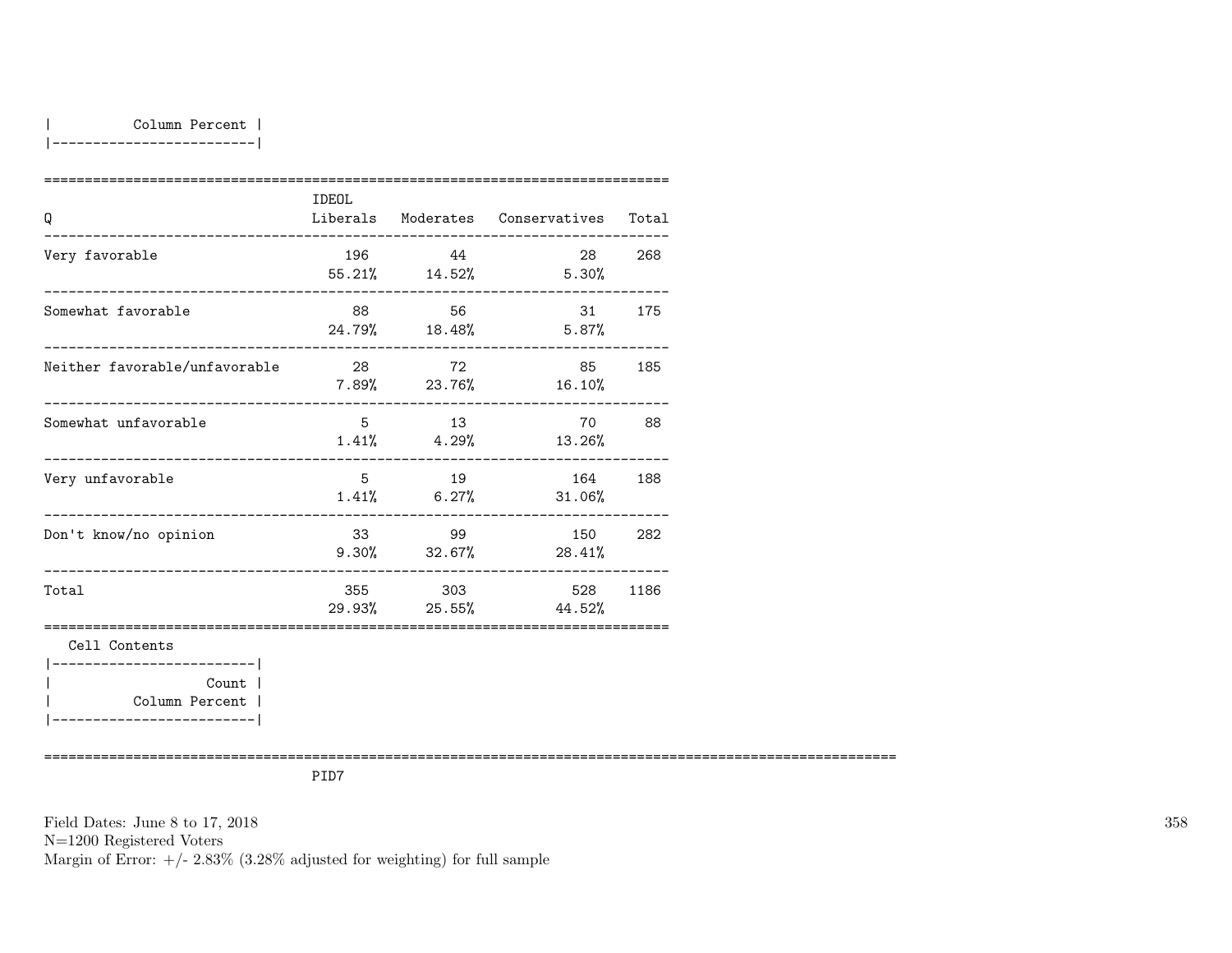| Column Percent |
|---|

| Q | IDEOL Liberals | Moderates | Conservatives | Total |
|---|---|---|---|---|
| Very favorable | 196<br>55.21% | 44<br>14.52% | 28<br>5.30% | 268 |
| Somewhat favorable | 88<br>24.79% | 56<br>18.48% | 31<br>5.87% | 175 |
| Neither favorable/unfavorable | 28<br>7.89% | 72<br>23.76% | 85<br>16.10% | 185 |
| Somewhat unfavorable | 5<br>1.41% | 13<br>4.29% | 70<br>13.26% | 88 |
| Very unfavorable | 5<br>1.41% | 19<br>6.27% | 164<br>31.06% | 188 |
| Don't know/no opinion | 33<br>9.30% | 99<br>32.67% | 150<br>28.41% | 282 |
| Total | 355<br>29.93% | 303<br>25.55% | 528<br>44.52% | 1186 |

Cell Contents

| Count |
|---|
| Column Percent |

PID7

Field Dates: June 8 to 17, 2018
N=1200 Registered Voters
Margin of Error: +/- 2.83% (3.28% adjusted for weighting) for full sample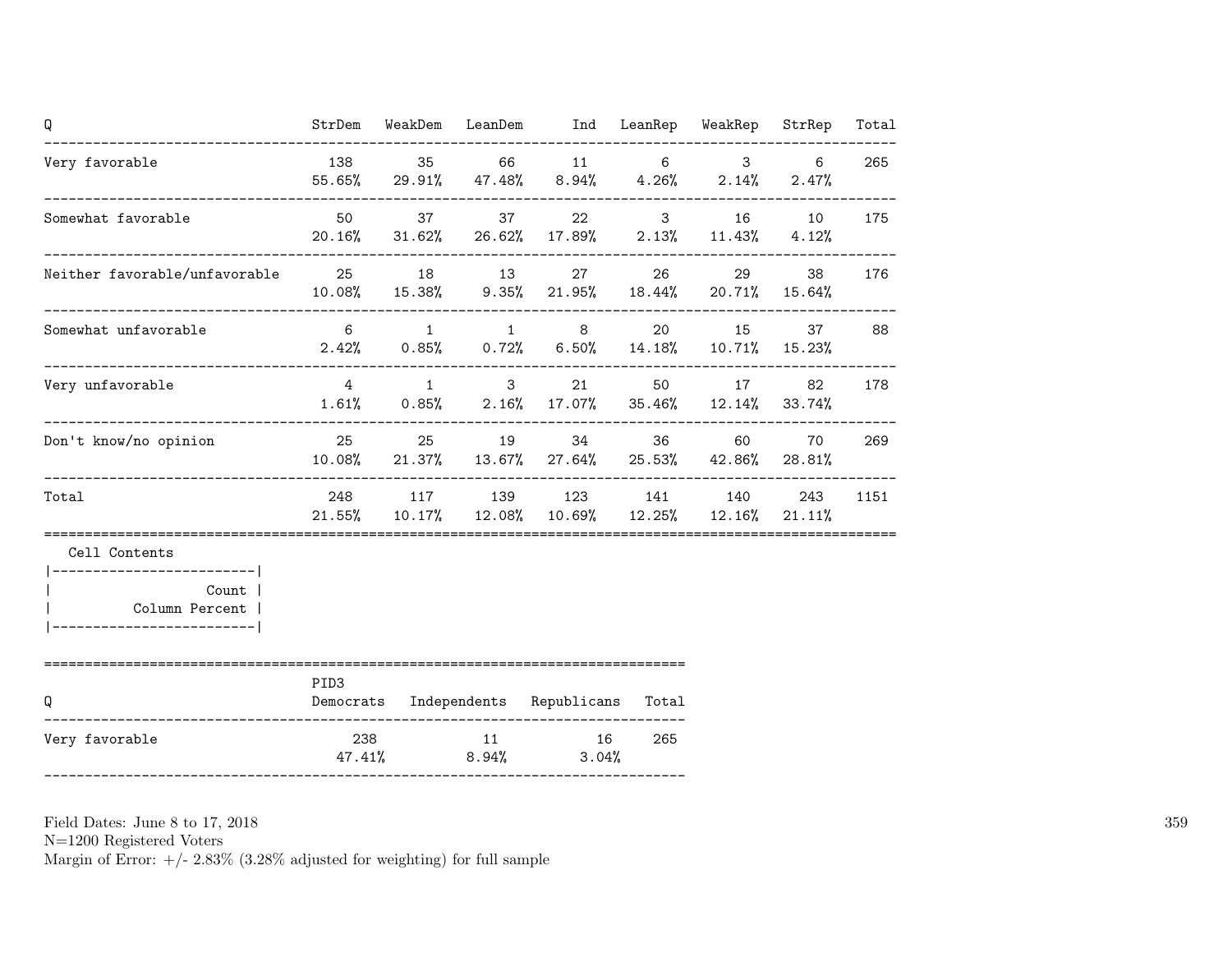| Q | StrDem | WeakDem | LeanDem | Ind | LeanRep | WeakRep | StrRep | Total |
|---|---|---|---|---|---|---|---|---|
| Very favorable | 138<br>55.65% | 35<br>29.91% | 66<br>47.48% | 11<br>8.94% | 6<br>4.26% | 3<br>2.14% | 6<br>2.47% | 265 |
| Somewhat favorable | 50<br>20.16% | 37<br>31.62% | 37<br>26.62% | 22<br>17.89% | 3<br>2.13% | 16<br>11.43% | 10<br>4.12% | 175 |
| Neither favorable/unfavorable | 25<br>10.08% | 18<br>15.38% | 13<br>9.35% | 27<br>21.95% | 26<br>18.44% | 29<br>20.71% | 38<br>15.64% | 176 |
| Somewhat unfavorable | 6<br>2.42% | 1<br>0.85% | 1<br>0.72% | 8<br>6.50% | 20<br>14.18% | 15<br>10.71% | 37<br>15.23% | 88 |
| Very unfavorable | 4<br>1.61% | 1<br>0.85% | 3<br>2.16% | 21<br>17.07% | 50<br>35.46% | 17<br>12.14% | 82<br>33.74% | 178 |
| Don't know/no opinion | 25<br>10.08% | 25<br>21.37% | 19<br>13.67% | 34<br>27.64% | 36<br>25.53% | 60<br>42.86% | 70<br>28.81% | 269 |
| Total | 248<br>21.55% | 117<br>10.17% | 139<br>12.08% | 123<br>10.69% | 141<br>12.25% | 140<br>12.16% | 243<br>21.11% | 1151 |

Cell Contents

| Count |
|---|
| Column Percent |

| Q | PID3<br>Democrats | Independents | Republicans | Total |
|---|---|---|---|---|
| Very favorable | 238<br>47.41% | 11<br>8.94% | 16<br>3.04% | 265 |

Field Dates: June 8 to 17, 2018
N=1200 Registered Voters
Margin of Error: +/- 2.83% (3.28% adjusted for weighting) for full sample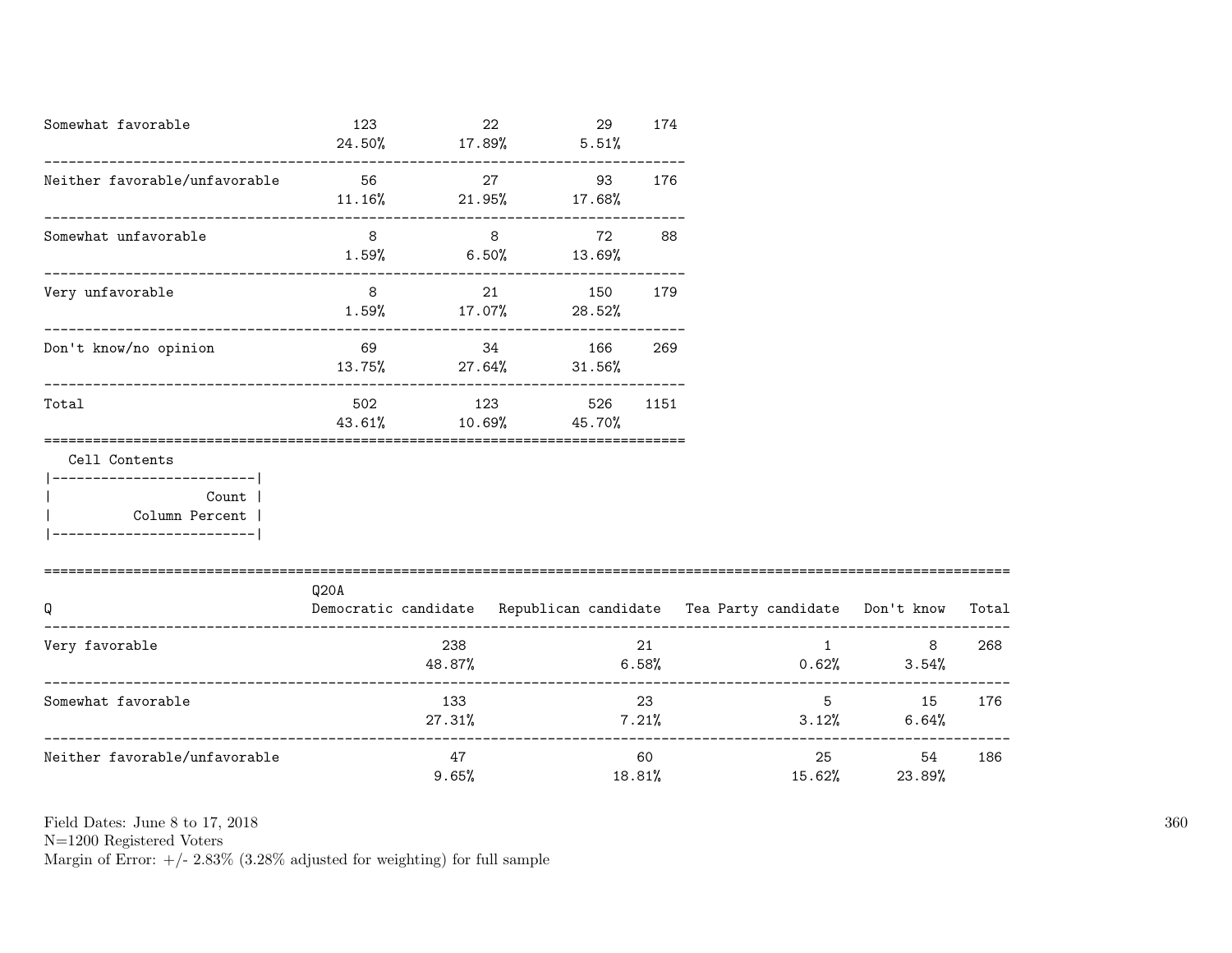| | | | | |
|---|---|---|---|---|
| Somewhat favorable | 123<br>24.50% | 22<br>17.89% | 29<br>5.51% | 174 |
| Neither favorable/unfavorable | 56<br>11.16% | 27<br>21.95% | 93<br>17.68% | 176 |
| Somewhat unfavorable | 8<br>1.59% | 8<br>6.50% | 72<br>13.69% | 88 |
| Very unfavorable | 8<br>1.59% | 21<br>17.07% | 150<br>28.52% | 179 |
| Don't know/no opinion | 69<br>13.75% | 34<br>27.64% | 166<br>31.56% | 269 |
| Total | 502<br>43.61% | 123<br>10.69% | 526<br>45.70% | 1151 |

Cell Contents

| |
|---|
| Count |
| Column Percent |

| Q | Q20A<br>Democratic candidate | Republican candidate | Tea Party candidate | Don't know | Total |
|---|---|---|---|---|---|
| Very favorable | 238<br>48.87% | 21<br>6.58% | 1<br>0.62% | 8<br>3.54% | 268 |
| Somewhat favorable | 133<br>27.31% | 23<br>7.21% | 5<br>3.12% | 15<br>6.64% | 176 |
| Neither favorable/unfavorable | 47<br>9.65% | 60<br>18.81% | 25<br>15.62% | 54<br>23.89% | 186 |

Field Dates: June 8 to 17, 2018
N=1200 Registered Voters
Margin of Error: +/- 2.83% (3.28% adjusted for weighting) for full sample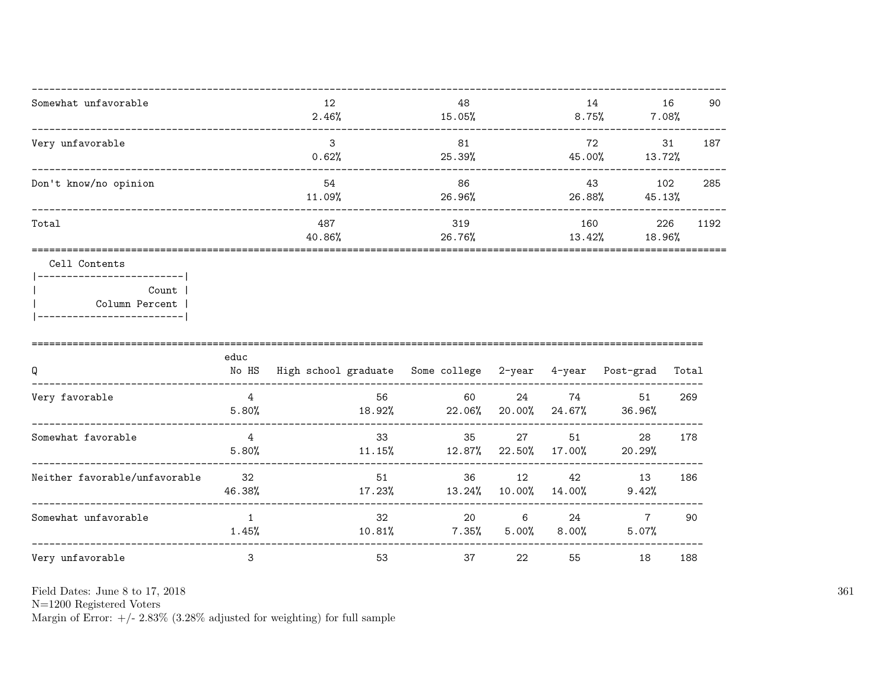| | | | | | |
|---|---|---|---|---|---|
| Somewhat unfavorable | 12<br>2.46% | 48<br>15.05% | 14<br>8.75% | 16<br>7.08% | 90 |
| Very unfavorable | 3<br>0.62% | 81<br>25.39% | 72<br>45.00% | 31<br>13.72% | 187 |
| Don't know/no opinion | 54<br>11.09% | 86<br>26.96% | 43<br>26.88% | 102<br>45.13% | 285 |
| Total | 487<br>40.86% | 319<br>26.76% | 160<br>13.42% | 226<br>18.96% | 1192 |

Cell Contents

| |
|---|
| Count |
| Column Percent |

| Q | educ<br>No HS | High school graduate | Some college | 2-year | 4-year | Post-grad | Total |
|---|---|---|---|---|---|---|---|
| Very favorable | 4<br>5.80% | 56<br>18.92% | 60<br>22.06% | 24<br>20.00% | 74<br>24.67% | 51<br>36.96% | 269 |
| Somewhat favorable | 4<br>5.80% | 33<br>11.15% | 35<br>12.87% | 27<br>22.50% | 51<br>17.00% | 28<br>20.29% | 178 |
| Neither favorable/unfavorable | 32<br>46.38% | 51<br>17.23% | 36<br>13.24% | 12<br>10.00% | 42<br>14.00% | 13<br>9.42% | 186 |
| Somewhat unfavorable | 1<br>1.45% | 32<br>10.81% | 20<br>7.35% | 6<br>5.00% | 24<br>8.00% | 7<br>5.07% | 90 |
| Very unfavorable | 3 | 53 | 37 | 22 | 55 | 18 | 188 |

Field Dates: June 8 to 17, 2018
N=1200 Registered Voters
Margin of Error: +/- 2.83% (3.28% adjusted for weighting) for full sample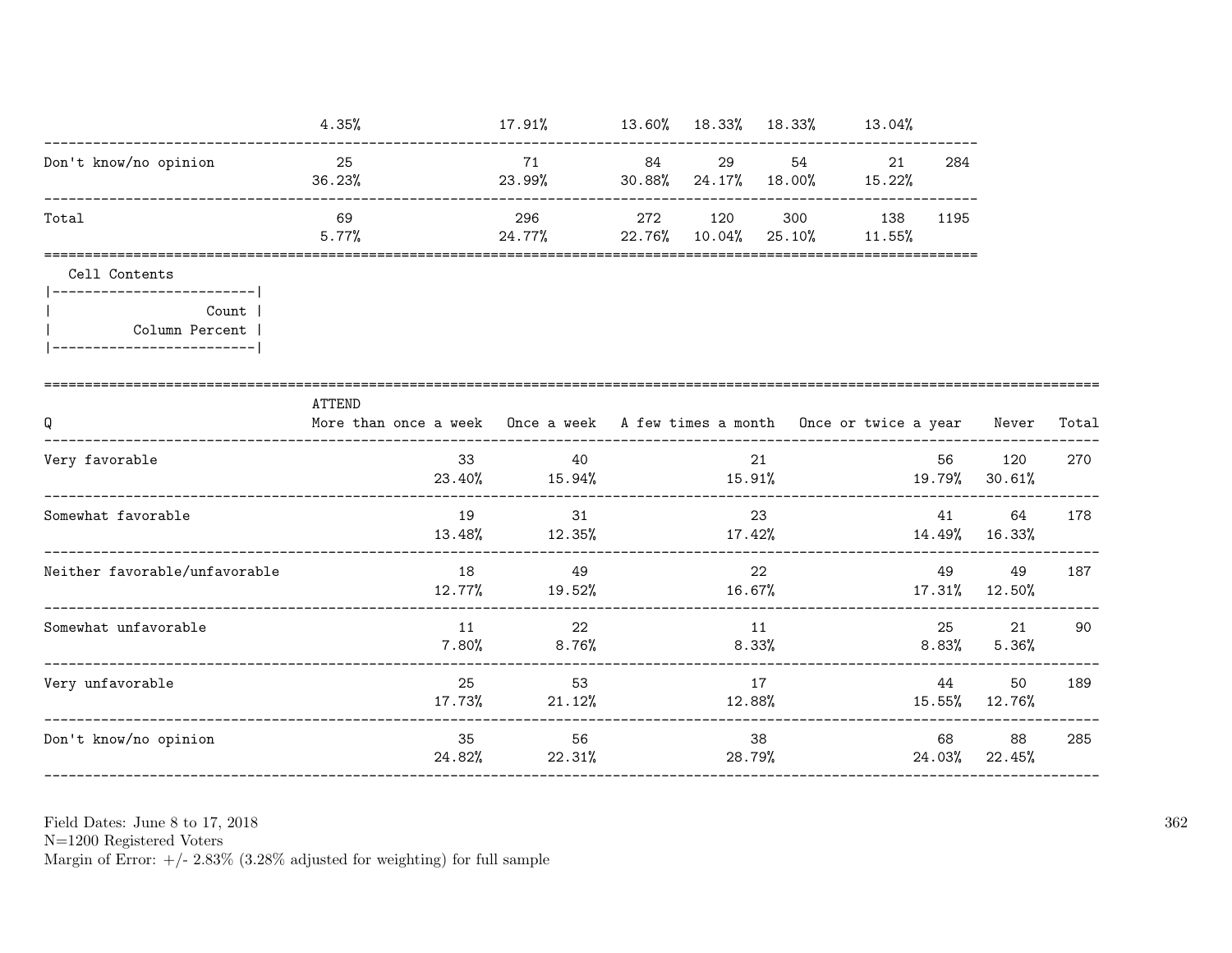| | | | | | | | |
|---|---|---|---|---|---|---|---|
| | 4.35% | 17.91% | 13.60% | 18.33% | 18.33% | 13.04% | |
| Don't know/no opinion | 25<br>36.23% | 71<br>23.99% | 84<br>30.88% | 29<br>24.17% | 54<br>18.00% | 21<br>15.22% | 284 |
| Total | 69<br>5.77% | 296<br>24.77% | 272<br>22.76% | 120<br>10.04% | 300<br>25.10% | 138<br>11.55% | 1195 |

Cell Contents

| |
|---|
| Count |
| Column Percent |

| Q | ATTEND<br>More than once a week | Once a week | A few times a month | Once or twice a year | Never | Total |
|---|---|---|---|---|---|---|
| Very favorable | 33<br>23.40% | 40<br>15.94% | 21<br>15.91% | 56<br>19.79% | 120<br>30.61% | 270 |
| Somewhat favorable | 19<br>13.48% | 31<br>12.35% | 23<br>17.42% | 41<br>14.49% | 64<br>16.33% | 178 |
| Neither favorable/unfavorable | 18<br>12.77% | 49<br>19.52% | 22<br>16.67% | 49<br>17.31% | 49<br>12.50% | 187 |
| Somewhat unfavorable | 11<br>7.80% | 22<br>8.76% | 11<br>8.33% | 25<br>8.83% | 21<br>5.36% | 90 |
| Very unfavorable | 25<br>17.73% | 53<br>21.12% | 17<br>12.88% | 44<br>15.55% | 50<br>12.76% | 189 |
| Don't know/no opinion | 35<br>24.82% | 56<br>22.31% | 38<br>28.79% | 68<br>24.03% | 88<br>22.45% | 285 |

Field Dates: June 8 to 17, 2018
N=1200 Registered Voters
Margin of Error: +/- 2.83% (3.28% adjusted for weighting) for full sample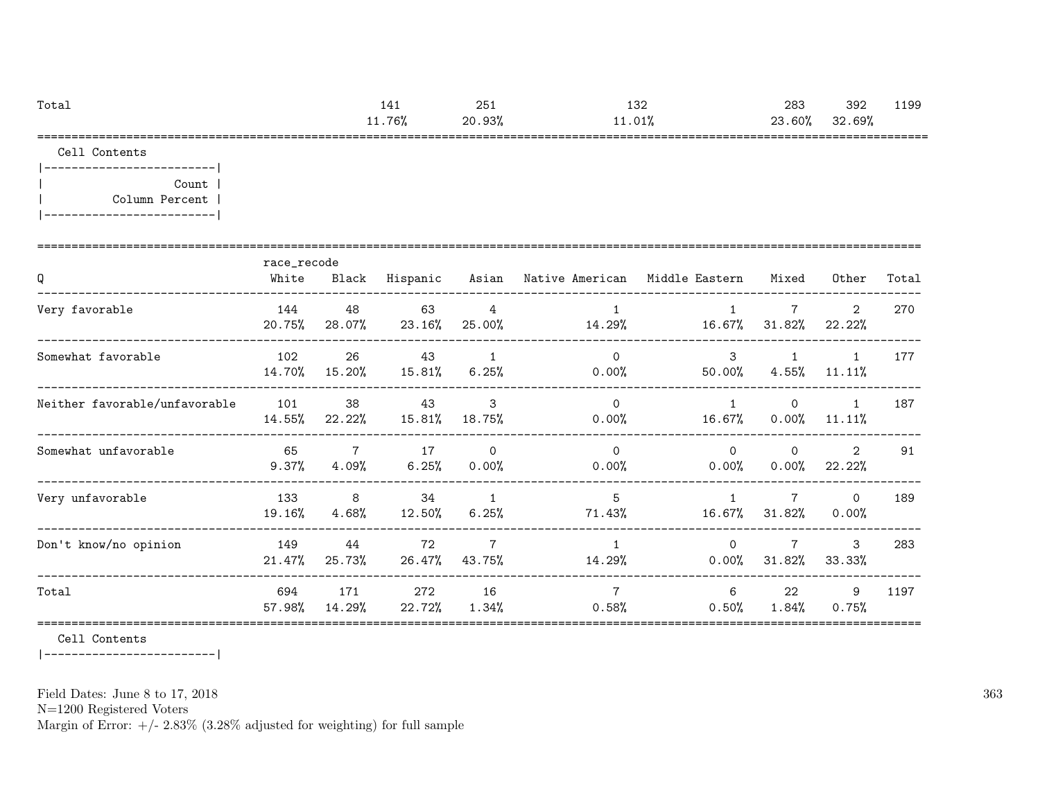| Total | | 141 | 251 | 132 | 283 | 392 | 1199 |
|---|---|---|---|---|---|---|---|
| | | 11.76% | 20.93% | 11.01% | 23.60% | 32.69% | |

Cell Contents

| Count |
|---|
| Column Percent |

| Q | race_recode White | Black | Hispanic | Asian | Native American | Middle Eastern | Mixed | Other | Total |
|---|---|---|---|---|---|---|---|---|---|
| Very favorable | 144 | 48 | 63 | 4 | 1 | 1 | 7 | 2 | 270 |
| | 20.75% | 28.07% | 23.16% | 25.00% | 14.29% | 16.67% | 31.82% | 22.22% | |
| Somewhat favorable | 102 | 26 | 43 | 1 | 0 | 3 | 1 | 1 | 177 |
| | 14.70% | 15.20% | 15.81% | 6.25% | 0.00% | 50.00% | 4.55% | 11.11% | |
| Neither favorable/unfavorable | 101 | 38 | 43 | 3 | 0 | 1 | 0 | 1 | 187 |
| | 14.55% | 22.22% | 15.81% | 18.75% | 0.00% | 16.67% | 0.00% | 11.11% | |
| Somewhat unfavorable | 65 | 7 | 17 | 0 | 0 | 0 | 0 | 2 | 91 |
| | 9.37% | 4.09% | 6.25% | 0.00% | 0.00% | 0.00% | 0.00% | 22.22% | |
| Very unfavorable | 133 | 8 | 34 | 1 | 5 | 1 | 7 | 0 | 189 |
| | 19.16% | 4.68% | 12.50% | 6.25% | 71.43% | 16.67% | 31.82% | 0.00% | |
| Don't know/no opinion | 149 | 44 | 72 | 7 | 1 | 0 | 7 | 3 | 283 |
| | 21.47% | 25.73% | 26.47% | 43.75% | 14.29% | 0.00% | 31.82% | 33.33% | |
| Total | 694 | 171 | 272 | 16 | 7 | 6 | 22 | 9 | 1197 |
| | 57.98% | 14.29% | 22.72% | 1.34% | 0.58% | 0.50% | 1.84% | 0.75% | |

Cell Contents

Field Dates: June 8 to 17, 2018
N=1200 Registered Voters
Margin of Error: +/- 2.83% (3.28% adjusted for weighting) for full sample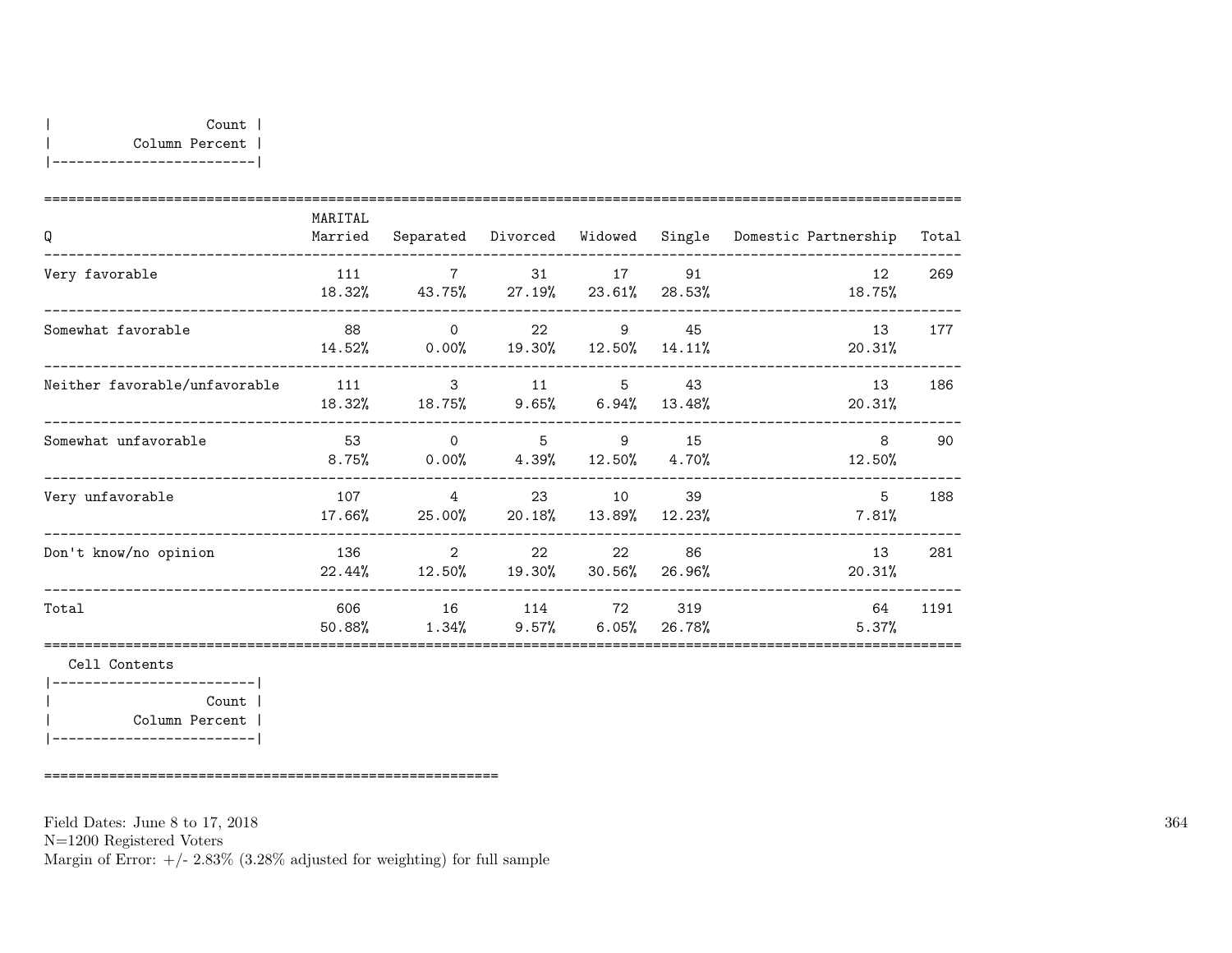| Count |
|---|
| Column Percent |

| Q | MARITAL Married | Separated | Divorced | Widowed | Single | Domestic Partnership | Total |
|---|---|---|---|---|---|---|---|
| Very favorable | 111 | 7 | 31 | 17 | 91 | 12 | 269 |
| | 18.32% | 43.75% | 27.19% | 23.61% | 28.53% | 18.75% | |
| Somewhat favorable | 88 | 0 | 22 | 9 | 45 | 13 | 177 |
| | 14.52% | 0.00% | 19.30% | 12.50% | 14.11% | 20.31% | |
| Neither favorable/unfavorable | 111 | 3 | 11 | 5 | 43 | 13 | 186 |
| | 18.32% | 18.75% | 9.65% | 6.94% | 13.48% | 20.31% | |
| Somewhat unfavorable | 53 | 0 | 5 | 9 | 15 | 8 | 90 |
| | 8.75% | 0.00% | 4.39% | 12.50% | 4.70% | 12.50% | |
| Very unfavorable | 107 | 4 | 23 | 10 | 39 | 5 | 188 |
| | 17.66% | 25.00% | 20.18% | 13.89% | 12.23% | 7.81% | |
| Don't know/no opinion | 136 | 2 | 22 | 22 | 86 | 13 | 281 |
| | 22.44% | 12.50% | 19.30% | 30.56% | 26.96% | 20.31% | |
| Total | 606 | 16 | 114 | 72 | 319 | 64 | 1191 |
| | 50.88% | 1.34% | 9.57% | 6.05% | 26.78% | 5.37% | |

Cell Contents

| Count |
|---|
| Column Percent |

Field Dates: June 8 to 17, 2018
N=1200 Registered Voters
Margin of Error: +/- 2.83% (3.28% adjusted for weighting) for full sample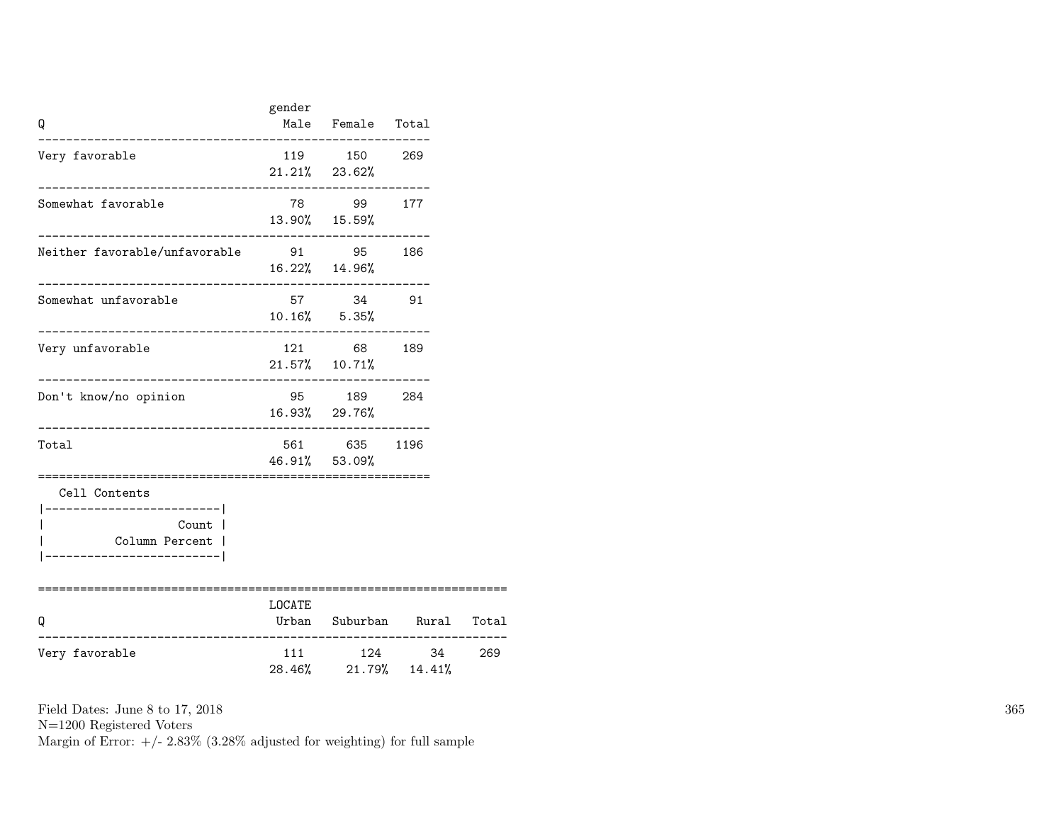| Q | gender Male | Female | Total |
|---|---|---|---|
| Very favorable | 119 | 150 | 269 |
| | 21.21% | 23.62% | |
| Somewhat favorable | 78 | 99 | 177 |
| | 13.90% | 15.59% | |
| Neither favorable/unfavorable | 91 | 95 | 186 |
| | 16.22% | 14.96% | |
| Somewhat unfavorable | 57 | 34 | 91 |
| | 10.16% | 5.35% | |
| Very unfavorable | 121 | 68 | 189 |
| | 21.57% | 10.71% | |
| Don't know/no opinion | 95 | 189 | 284 |
| | 16.93% | 29.76% | |
| Total | 561 | 635 | 1196 |
| | 46.91% | 53.09% | |

| Cell Contents |
|---|
| Count |
| Column Percent |

| Q | LOCATE Urban | Suburban | Rural | Total |
|---|---|---|---|---|
| Very favorable | 111 | 124 | 34 | 269 |
| | 28.46% | 21.79% | 14.41% | |

Field Dates: June 8 to 17, 2018
N=1200 Registered Voters
Margin of Error: +/- 2.83% (3.28% adjusted for weighting) for full sample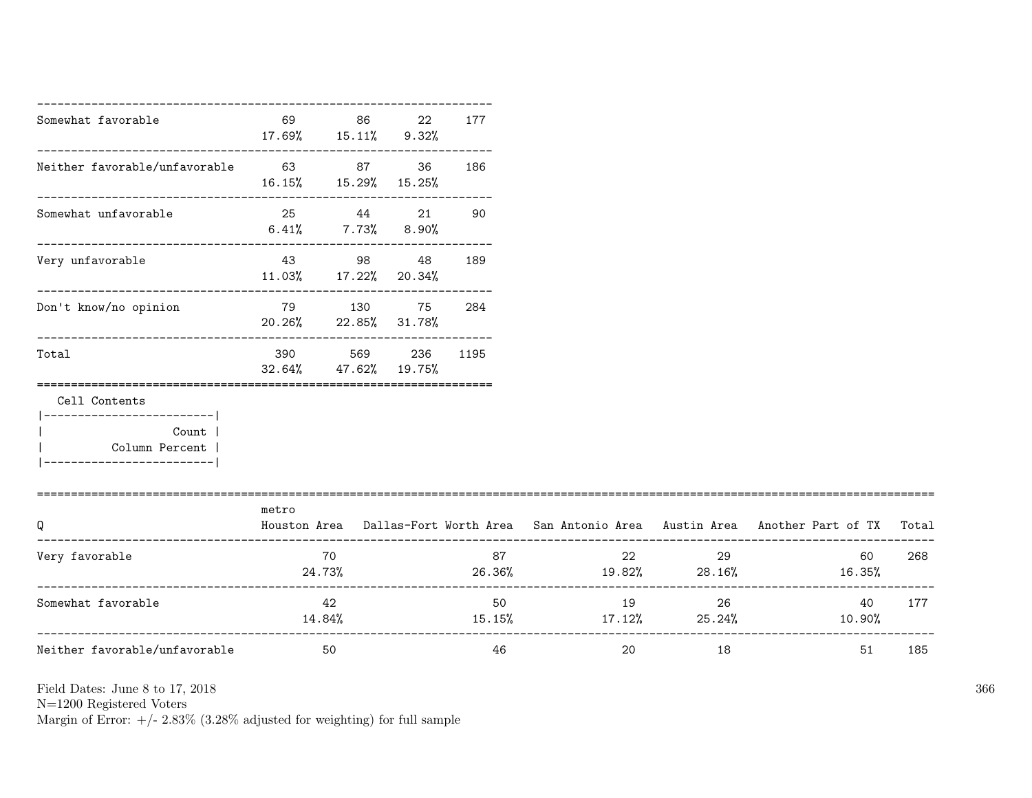| | | | | |
|---|---|---|---|---|
| Somewhat favorable | 69<br>17.69% | 86<br>15.11% | 22<br>9.32% | 177 |
| Neither favorable/unfavorable | 63<br>16.15% | 87<br>15.29% | 36<br>15.25% | 186 |
| Somewhat unfavorable | 25<br>6.41% | 44<br>7.73% | 21<br>8.90% | 90 |
| Very unfavorable | 43<br>11.03% | 98<br>17.22% | 48<br>20.34% | 189 |
| Don't know/no opinion | 79<br>20.26% | 130<br>22.85% | 75<br>31.78% | 284 |
| Total | 390<br>32.64% | 569<br>47.62% | 236<br>19.75% | 1195 |

Cell Contents
- Count
- Column Percent

| Q | metro<br>Houston Area | Dallas-Fort Worth Area | San Antonio Area | Austin Area | Another Part of TX | Total |
|---|---|---|---|---|---|---|
| Very favorable | 70<br>24.73% | 87<br>26.36% | 22<br>19.82% | 29<br>28.16% | 60<br>16.35% | 268 |
| Somewhat favorable | 42<br>14.84% | 50<br>15.15% | 19<br>17.12% | 26<br>25.24% | 40<br>10.90% | 177 |
| Neither favorable/unfavorable | 50 | 46 | 20 | 18 | 51 | 185 |

Field Dates: June 8 to 17, 2018
N=1200 Registered Voters
Margin of Error: +/- 2.83% (3.28% adjusted for weighting) for full sample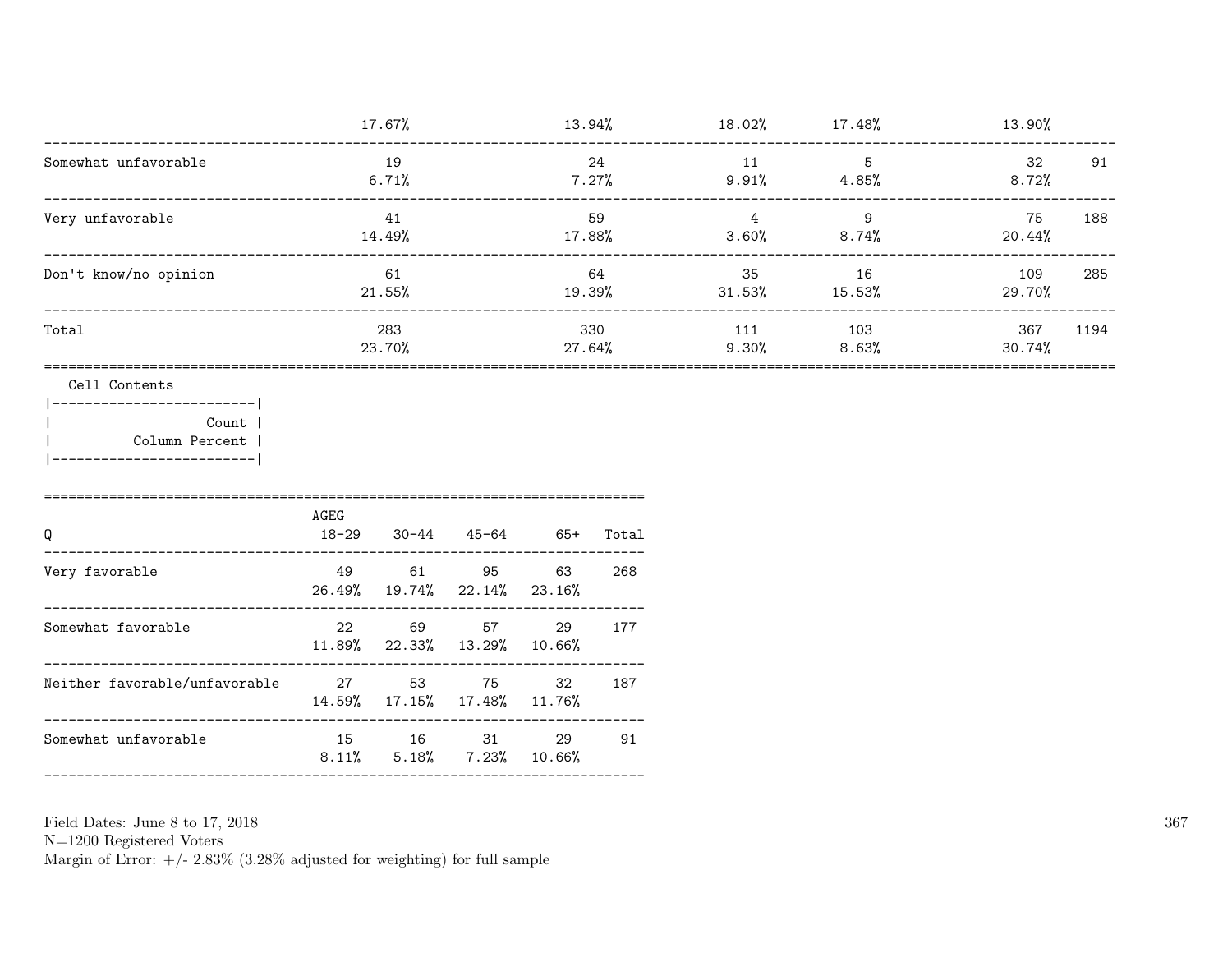| | | | | | | |
|---|---|---|---|---|---|---|
| | 17.67% | 13.94% | 18.02% | 17.48% | 13.90% | |
| Somewhat unfavorable | 19<br>6.71% | 24<br>7.27% | 11<br>9.91% | 5<br>4.85% | 32<br>8.72% | 91 |
| Very unfavorable | 41<br>14.49% | 59<br>17.88% | 4<br>3.60% | 9<br>8.74% | 75<br>20.44% | 188 |
| Don't know/no opinion | 61<br>21.55% | 64<br>19.39% | 35<br>31.53% | 16<br>15.53% | 109<br>29.70% | 285 |
| Total | 283<br>23.70% | 330<br>27.64% | 111<br>9.30% | 103<br>8.63% | 367<br>30.74% | 1194 |

Cell Contents

| |
|---|
| Count |
| Column Percent |

| Q | AGEG<br>18-29 | 30-44 | 45-64 | 65+ | Total |
|---|---|---|---|---|---|
| Very favorable | 49<br>26.49% | 61<br>19.74% | 95<br>22.14% | 63<br>23.16% | 268 |
| Somewhat favorable | 22<br>11.89% | 69<br>22.33% | 57<br>13.29% | 29<br>10.66% | 177 |
| Neither favorable/unfavorable | 27<br>14.59% | 53<br>17.15% | 75<br>17.48% | 32<br>11.76% | 187 |
| Somewhat unfavorable | 15<br>8.11% | 16<br>5.18% | 31<br>7.23% | 29<br>10.66% | 91 |

Field Dates: June 8 to 17, 2018
N=1200 Registered Voters
Margin of Error: +/- 2.83% (3.28% adjusted for weighting) for full sample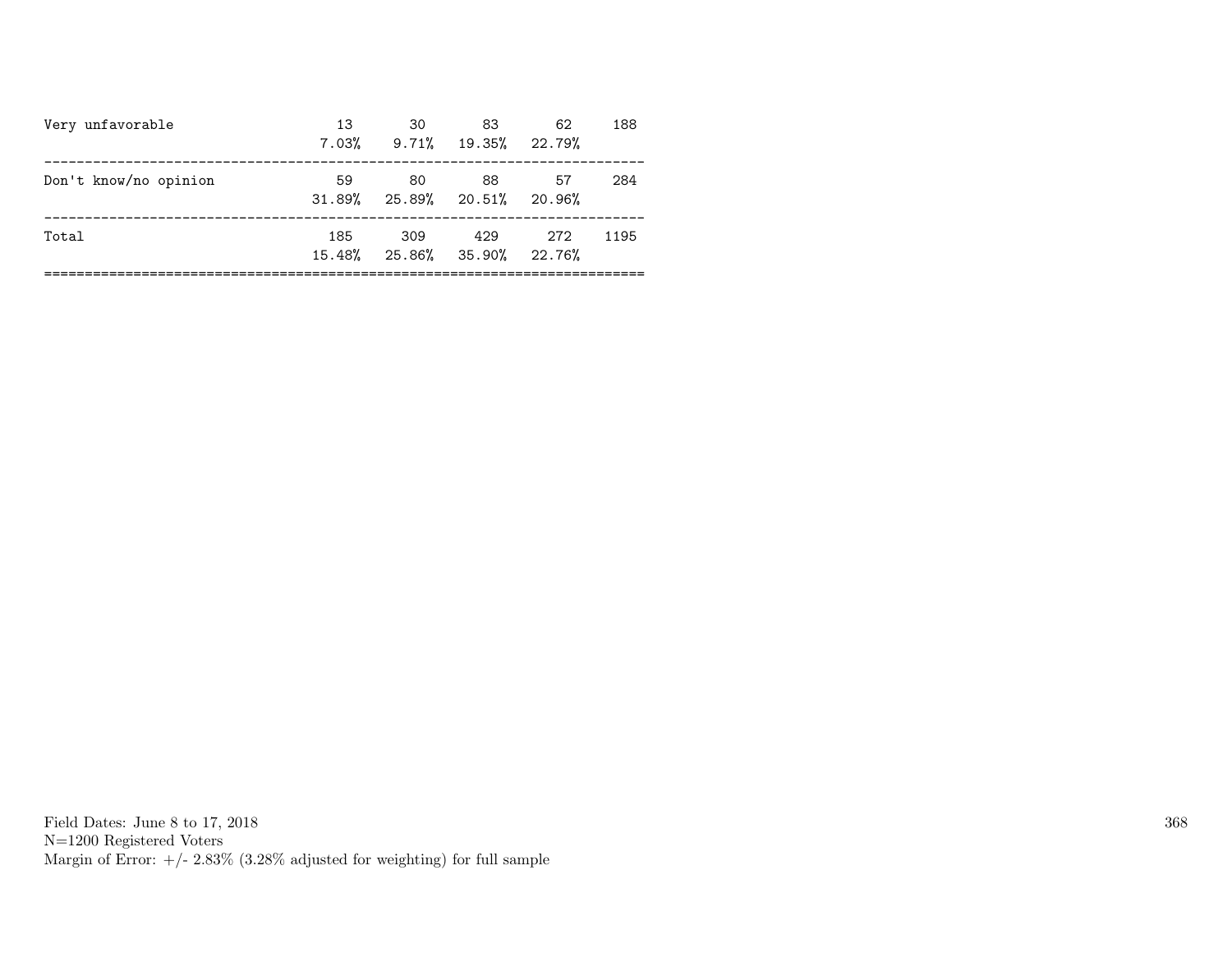| | | | | | |
|---|---|---|---|---|---|
| Very unfavorable | 13 | 30 | 83 | 62 | 188 |
| | 7.03% | 9.71% | 19.35% | 22.79% | |
| Don't know/no opinion | 59 | 80 | 88 | 57 | 284 |
| | 31.89% | 25.89% | 20.51% | 20.96% | |
| Total | 185 | 309 | 429 | 272 | 1195 |
| | 15.48% | 25.86% | 35.90% | 22.76% | |

Field Dates: June 8 to 17, 2018
N=1200 Registered Voters
Margin of Error: +/- 2.83% (3.28% adjusted for weighting) for full sample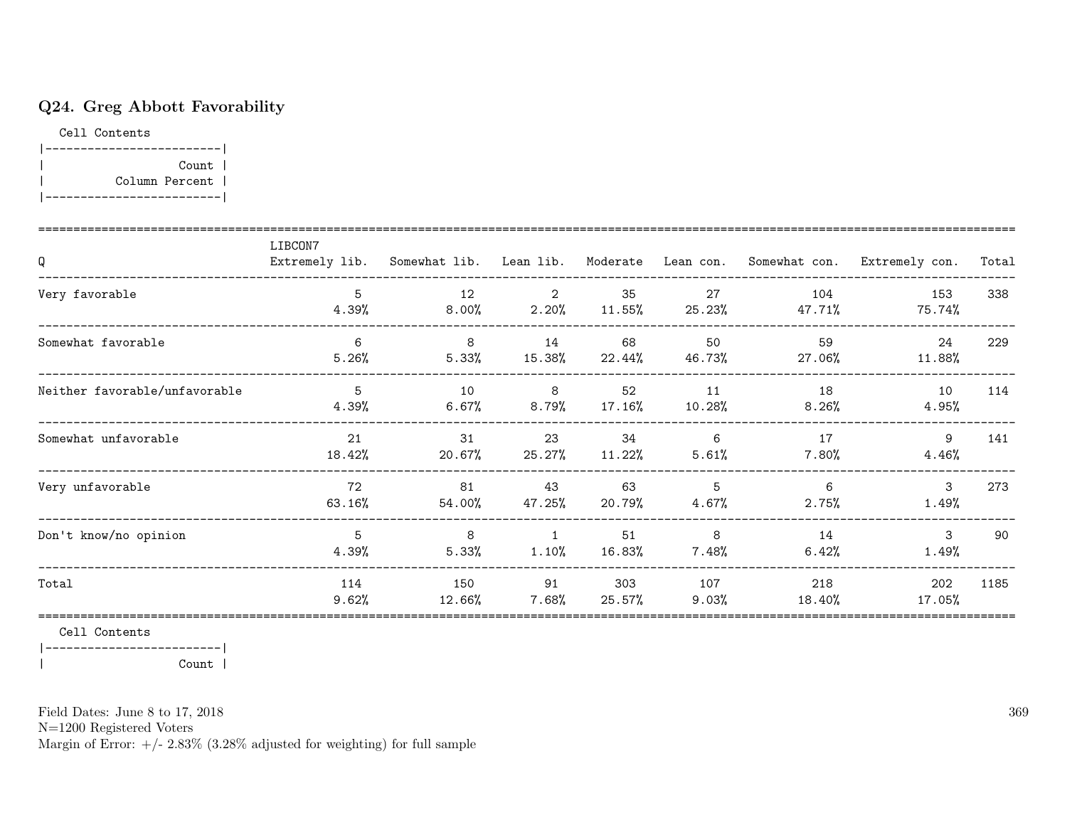## Q24. Greg Abbott Favorability

Cell Contents

|-------------------------|
| Count |
| Column Percent |
|-------------------------|

| Q | LIBCON7 Extremely lib. | Somewhat lib. | Lean lib. | Moderate | Lean con. | Somewhat con. | Extremely con. | Total |
|---|---|---|---|---|---|---|---|---|
| Very favorable | 5 | 12 | 2 | 35 | 27 | 104 | 153 | 338 |
| | 4.39% | 8.00% | 2.20% | 11.55% | 25.23% | 47.71% | 75.74% | |
| Somewhat favorable | 6 | 8 | 14 | 68 | 50 | 59 | 24 | 229 |
| | 5.26% | 5.33% | 15.38% | 22.44% | 46.73% | 27.06% | 11.88% | |
| Neither favorable/unfavorable | 5 | 10 | 8 | 52 | 11 | 18 | 10 | 114 |
| | 4.39% | 6.67% | 8.79% | 17.16% | 10.28% | 8.26% | 4.95% | |
| Somewhat unfavorable | 21 | 31 | 23 | 34 | 6 | 17 | 9 | 141 |
| | 18.42% | 20.67% | 25.27% | 11.22% | 5.61% | 7.80% | 4.46% | |
| Very unfavorable | 72 | 81 | 43 | 63 | 5 | 6 | 3 | 273 |
| | 63.16% | 54.00% | 47.25% | 20.79% | 4.67% | 2.75% | 1.49% | |
| Don't know/no opinion | 5 | 8 | 1 | 51 | 8 | 14 | 3 | 90 |
| | 4.39% | 5.33% | 1.10% | 16.83% | 7.48% | 6.42% | 1.49% | |
| Total | 114 | 150 | 91 | 303 | 107 | 218 | 202 | 1185 |
| | 9.62% | 12.66% | 7.68% | 25.57% | 9.03% | 18.40% | 17.05% | |

Cell Contents

|-------------------------|
| Count |

Field Dates: June 8 to 17, 2018
N=1200 Registered Voters
Margin of Error: +/- 2.83% (3.28% adjusted for weighting) for full sample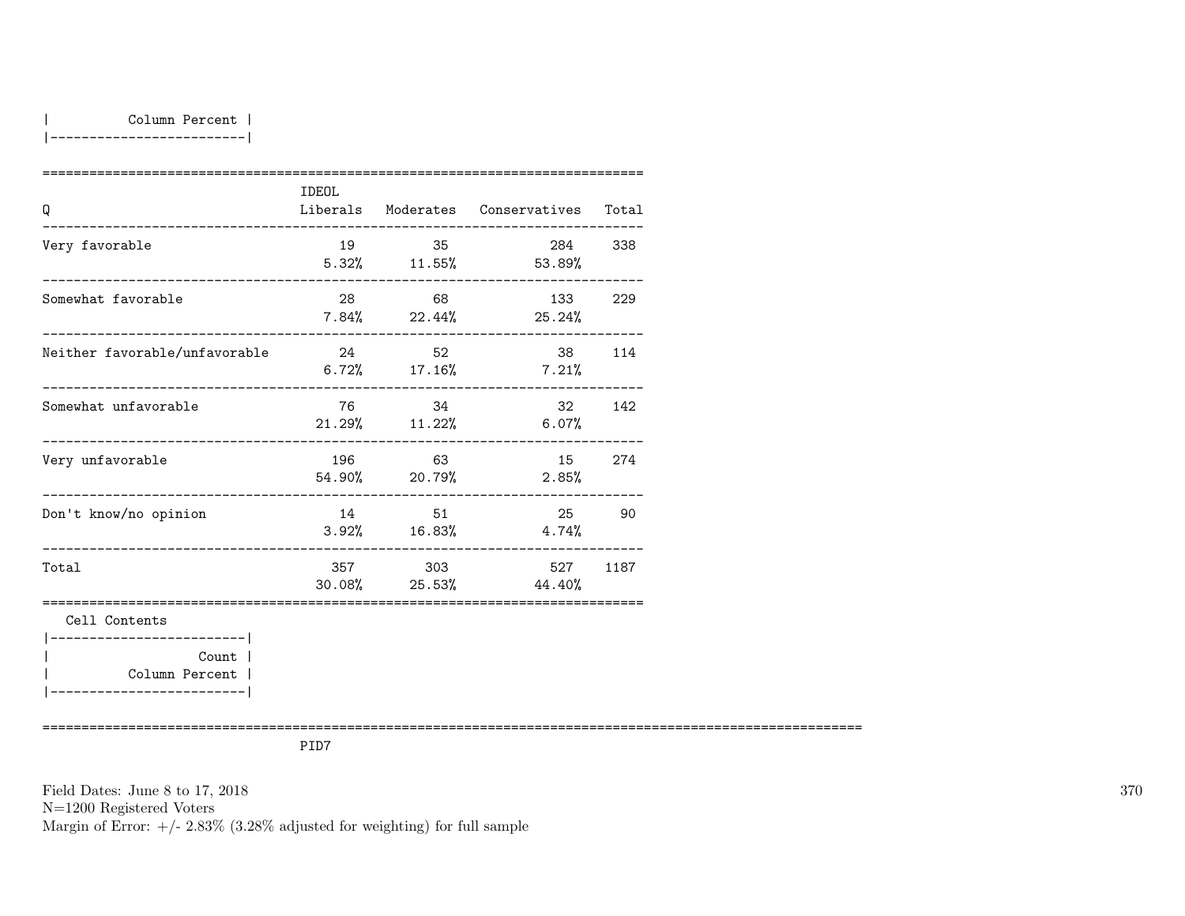|          Column Percent |
|-------------------------|

| Q | IDEOL Liberals | Moderates | Conservatives | Total |
|---|---|---|---|---|
| Very favorable | 19<br>5.32% | 35<br>11.55% | 284<br>53.89% | 338 |
| Somewhat favorable | 28<br>7.84% | 68<br>22.44% | 133<br>25.24% | 229 |
| Neither favorable/unfavorable | 24<br>6.72% | 52<br>17.16% | 38<br>7.21% | 114 |
| Somewhat unfavorable | 76<br>21.29% | 34<br>11.22% | 32<br>6.07% | 142 |
| Very unfavorable | 196<br>54.90% | 63<br>20.79% | 15<br>2.85% | 274 |
| Don't know/no opinion | 14<br>3.92% | 51<br>16.83% | 25<br>4.74% | 90 |
| Total | 357<br>30.08% | 303<br>25.53% | 527<br>44.40% | 1187 |

Cell Contents

|-------------------------|
|                   Count |
|          Column Percent |
|-------------------------|

PID7

Field Dates: June 8 to 17, 2018
N=1200 Registered Voters
Margin of Error: +/- 2.83% (3.28% adjusted for weighting) for full sample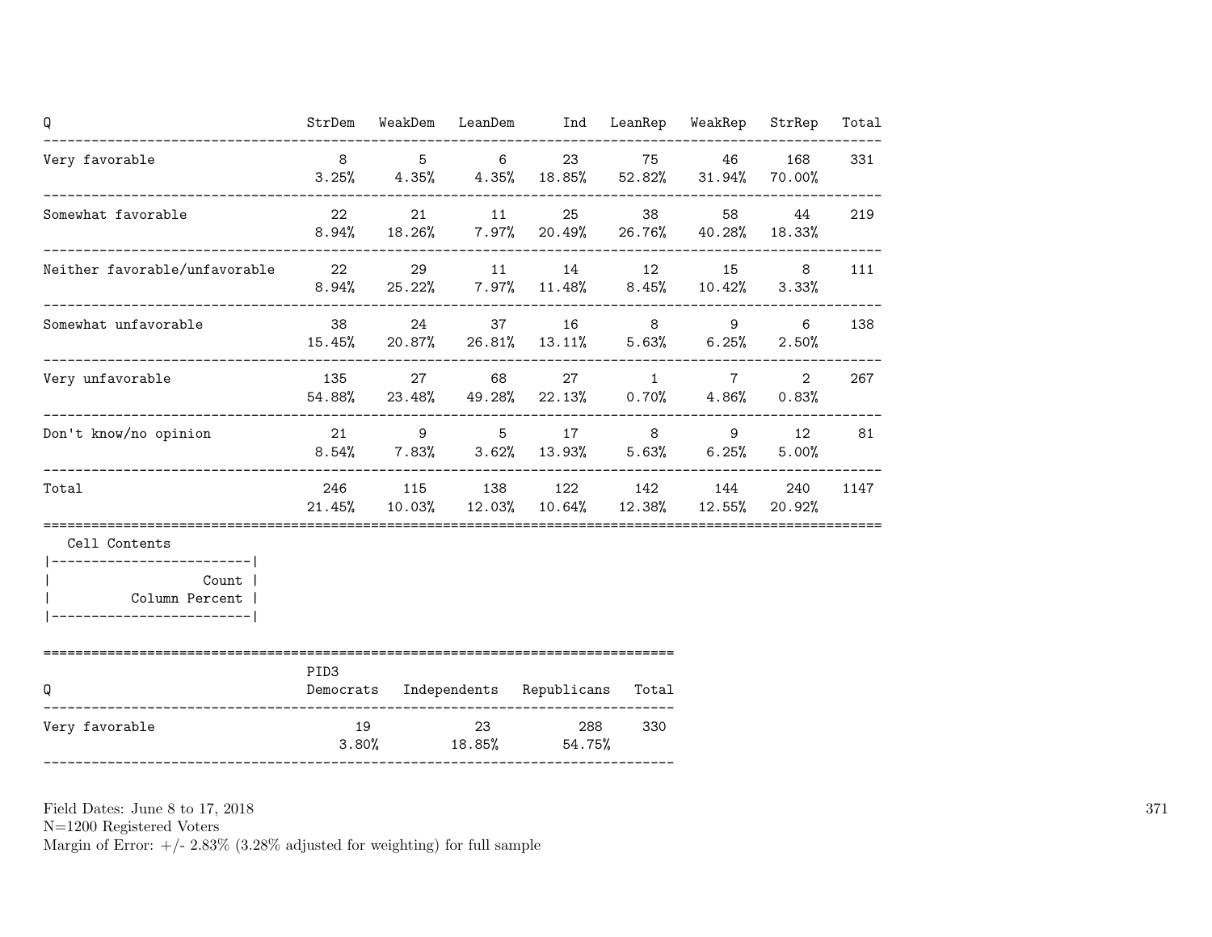| Q | StrDem | WeakDem | LeanDem | Ind | LeanRep | WeakRep | StrRep | Total |
|---|---|---|---|---|---|---|---|---|
| Very favorable | 8<br>3.25% | 5<br>4.35% | 6<br>4.35% | 23<br>18.85% | 75<br>52.82% | 46<br>31.94% | 168<br>70.00% | 331 |
| Somewhat favorable | 22<br>8.94% | 21<br>18.26% | 11<br>7.97% | 25<br>20.49% | 38<br>26.76% | 58<br>40.28% | 44<br>18.33% | 219 |
| Neither favorable/unfavorable | 22<br>8.94% | 29<br>25.22% | 11<br>7.97% | 14<br>11.48% | 12<br>8.45% | 15<br>10.42% | 8<br>3.33% | 111 |
| Somewhat unfavorable | 38<br>15.45% | 24<br>20.87% | 37<br>26.81% | 16<br>13.11% | 8<br>5.63% | 9<br>6.25% | 6<br>2.50% | 138 |
| Very unfavorable | 135<br>54.88% | 27<br>23.48% | 68<br>49.28% | 27<br>22.13% | 1<br>0.70% | 7<br>4.86% | 2<br>0.83% | 267 |
| Don't know/no opinion | 21<br>8.54% | 9<br>7.83% | 5<br>3.62% | 17<br>13.93% | 8<br>5.63% | 9<br>6.25% | 12<br>5.00% | 81 |
| Total | 246<br>21.45% | 115<br>10.03% | 138<br>12.03% | 122<br>10.64% | 142<br>12.38% | 144<br>12.55% | 240<br>20.92% | 1147 |

Cell Contents

| Count |
|---|
| Column Percent |

| Q | PID3<br>Democrats | Independents | Republicans | Total |
|---|---|---|---|---|
| Very favorable | 19<br>3.80% | 23<br>18.85% | 288<br>54.75% | 330 |

Field Dates: June 8 to 17, 2018
N=1200 Registered Voters
Margin of Error: +/- 2.83% (3.28% adjusted for weighting) for full sample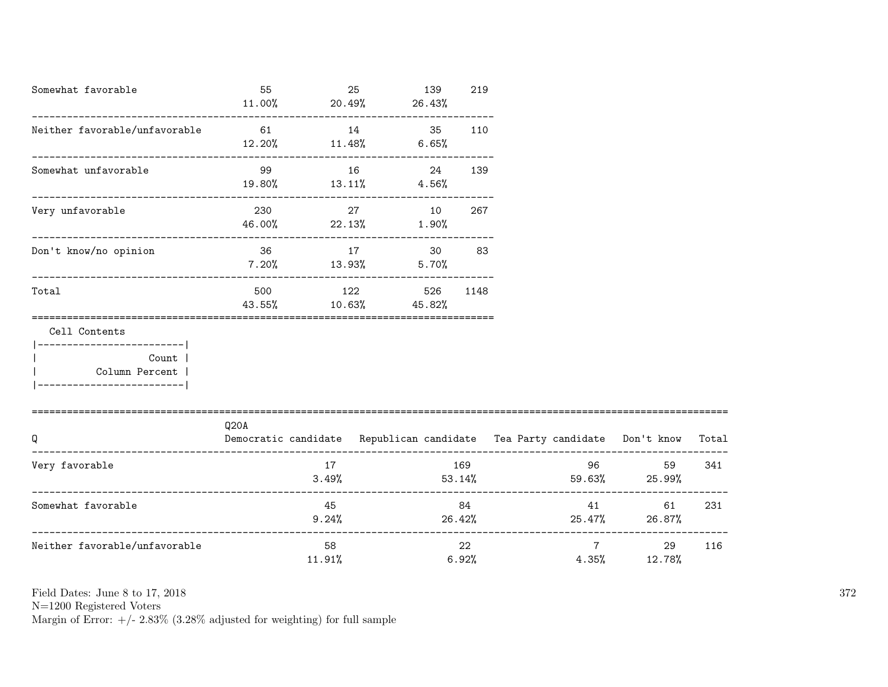| | | | | |
|---|---|---|---|---|
| Somewhat favorable | 55<br>11.00% | 25<br>20.49% | 139<br>26.43% | 219 |
| Neither favorable/unfavorable | 61<br>12.20% | 14<br>11.48% | 35<br>6.65% | 110 |
| Somewhat unfavorable | 99<br>19.80% | 16<br>13.11% | 24<br>4.56% | 139 |
| Very unfavorable | 230<br>46.00% | 27<br>22.13% | 10<br>1.90% | 267 |
| Don't know/no opinion | 36<br>7.20% | 17<br>13.93% | 30<br>5.70% | 83 |
| Total | 500<br>43.55% | 122<br>10.63% | 526<br>45.82% | 1148 |

Cell Contents

| |
|---|
| Count |
| Column Percent |

| Q | Q20A<br>Democratic candidate | Republican candidate | Tea Party candidate | Don't know | Total |
|---|---|---|---|---|---|
| Very favorable | 17<br>3.49% | 169<br>53.14% | 96<br>59.63% | 59<br>25.99% | 341 |
| Somewhat favorable | 45<br>9.24% | 84<br>26.42% | 41<br>25.47% | 61<br>26.87% | 231 |
| Neither favorable/unfavorable | 58<br>11.91% | 22<br>6.92% | 7<br>4.35% | 29<br>12.78% | 116 |

Field Dates: June 8 to 17, 2018
N=1200 Registered Voters
Margin of Error: +/- 2.83% (3.28% adjusted for weighting) for full sample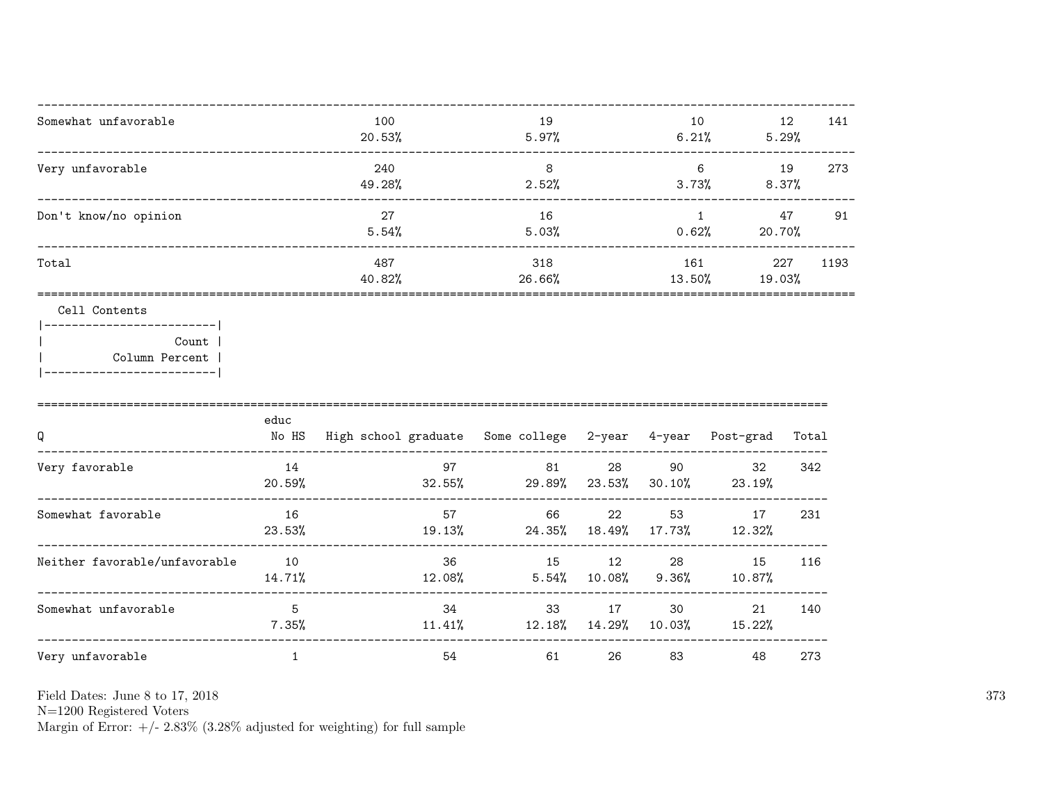| | | | | | |
|---|---|---|---|---|---|
| Somewhat unfavorable | 100<br>20.53% | 19<br>5.97% | 10<br>6.21% | 12<br>5.29% | 141 |
| Very unfavorable | 240<br>49.28% | 8<br>2.52% | 6<br>3.73% | 19<br>8.37% | 273 |
| Don't know/no opinion | 27<br>5.54% | 16<br>5.03% | 1<br>0.62% | 47<br>20.70% | 91 |
| Total | 487<br>40.82% | 318<br>26.66% | 161<br>13.50% | 227<br>19.03% | 1193 |

Cell Contents

| |
|---|
| Count |
| Column Percent |

| Q | educ<br>No HS | High school graduate | Some college | 2-year | 4-year | Post-grad | Total |
|---|---|---|---|---|---|---|---|
| Very favorable | 14<br>20.59% | 97<br>32.55% | 81<br>29.89% | 28<br>23.53% | 90<br>30.10% | 32<br>23.19% | 342 |
| Somewhat favorable | 16<br>23.53% | 57<br>19.13% | 66<br>24.35% | 22<br>18.49% | 53<br>17.73% | 17<br>12.32% | 231 |
| Neither favorable/unfavorable | 10<br>14.71% | 36<br>12.08% | 15<br>5.54% | 12<br>10.08% | 28<br>9.36% | 15<br>10.87% | 116 |
| Somewhat unfavorable | 5<br>7.35% | 34<br>11.41% | 33<br>12.18% | 17<br>14.29% | 30<br>10.03% | 21<br>15.22% | 140 |
| Very unfavorable | 1 | 54 | 61 | 26 | 83 | 48 | 273 |

Field Dates: June 8 to 17, 2018
N=1200 Registered Voters
Margin of Error: +/- 2.83% (3.28% adjusted for weighting) for full sample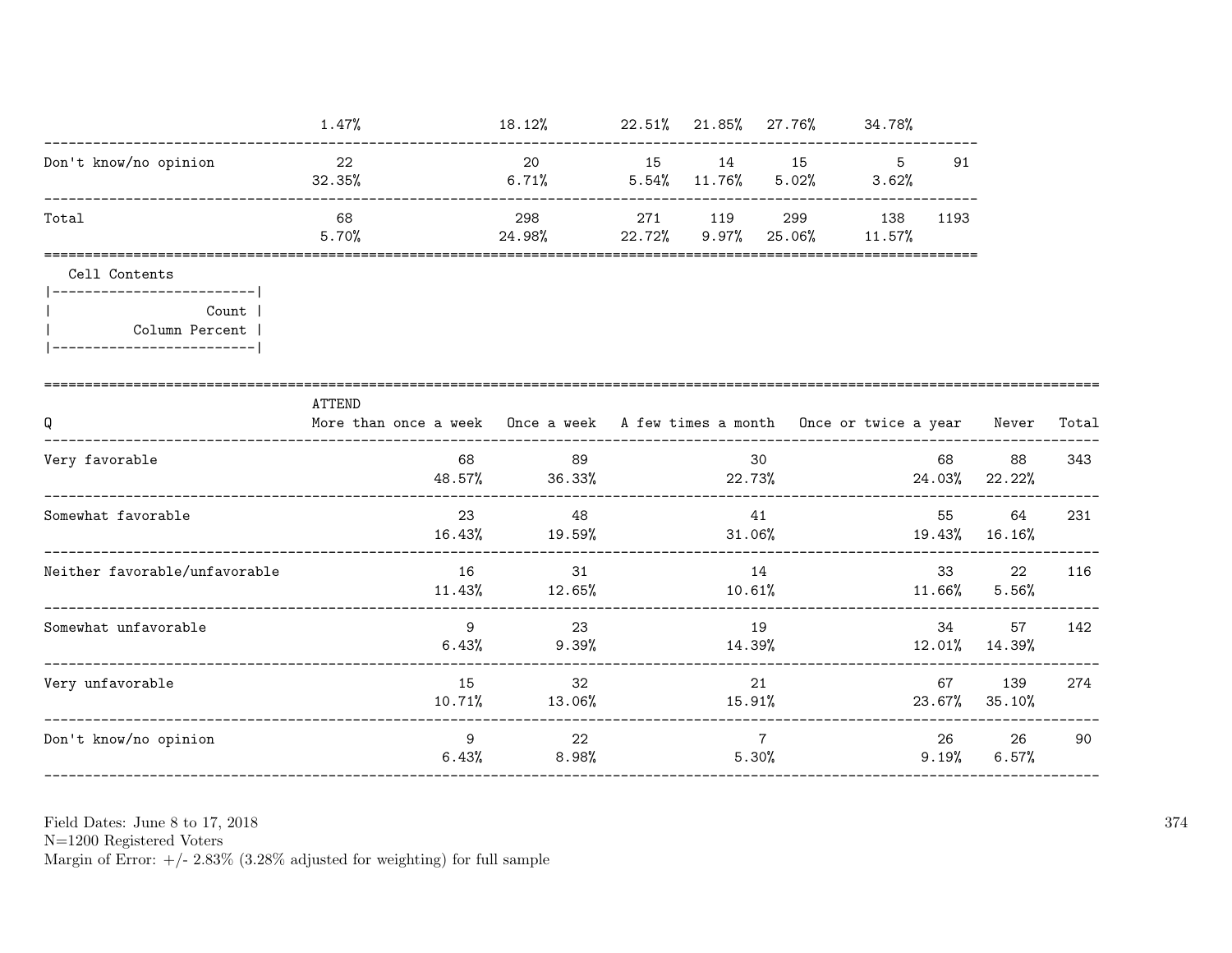| | | | | | | | |
|---|---|---|---|---|---|---|---|
| | 1.47% | 18.12% | 22.51% | 21.85% | 27.76% | 34.78% | |
| Don't know/no opinion | 22<br>32.35% | 20<br>6.71% | 15<br>5.54% | 14<br>11.76% | 15<br>5.02% | 5<br>3.62% | 91 |
| Total | 68<br>5.70% | 298<br>24.98% | 271<br>22.72% | 119<br>9.97% | 299<br>25.06% | 138<br>11.57% | 1193 |

Cell Contents

| |
|---|
| Count |
| Column Percent |

| Q | ATTEND<br>More than once a week | Once a week | A few times a month | Once or twice a year | Never | Total |
|---|---|---|---|---|---|---|
| Very favorable | 68<br>48.57% | 89<br>36.33% | 30<br>22.73% | 68<br>24.03% | 88<br>22.22% | 343 |
| Somewhat favorable | 23<br>16.43% | 48<br>19.59% | 41<br>31.06% | 55<br>19.43% | 64<br>16.16% | 231 |
| Neither favorable/unfavorable | 16<br>11.43% | 31<br>12.65% | 14<br>10.61% | 33<br>11.66% | 22<br>5.56% | 116 |
| Somewhat unfavorable | 9<br>6.43% | 23<br>9.39% | 19<br>14.39% | 34<br>12.01% | 57<br>14.39% | 142 |
| Very unfavorable | 15<br>10.71% | 32<br>13.06% | 21<br>15.91% | 67<br>23.67% | 139<br>35.10% | 274 |
| Don't know/no opinion | 9<br>6.43% | 22<br>8.98% | 7<br>5.30% | 26<br>9.19% | 26<br>6.57% | 90 |

Field Dates: June 8 to 17, 2018
N=1200 Registered Voters
Margin of Error: +/- 2.83% (3.28% adjusted for weighting) for full sample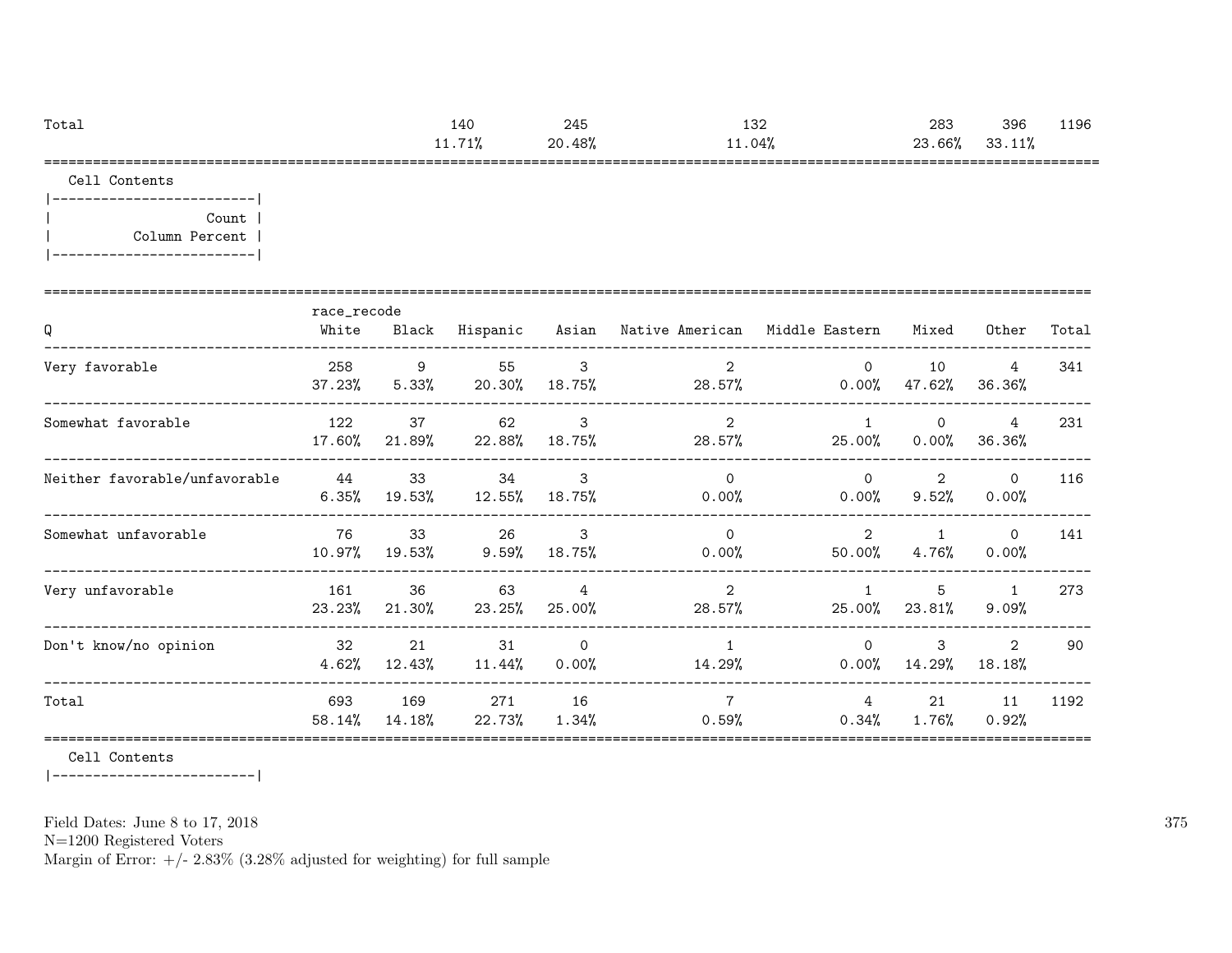| Total | 140 | 245 | 132 | 283 | 396 | 1196 |
|---|---|---|---|---|---|---|
| | 11.71% | 20.48% | 11.04% | 23.66% | 33.11% | |

Cell Contents

| Count |
|---|
| Column Percent |

| Q | race_recode White | Black | Hispanic | Asian | Native American | Middle Eastern | Mixed | Other | Total |
|---|---|---|---|---|---|---|---|---|---|
| Very favorable | 258<br>37.23% | 9<br>5.33% | 55<br>20.30% | 3<br>18.75% | 2<br>28.57% | 0<br>0.00% | 10<br>47.62% | 4<br>36.36% | 341 |
| Somewhat favorable | 122<br>17.60% | 37<br>21.89% | 62<br>22.88% | 3<br>18.75% | 2<br>28.57% | 1<br>25.00% | 0<br>0.00% | 4<br>36.36% | 231 |
| Neither favorable/unfavorable | 44<br>6.35% | 33<br>19.53% | 34<br>12.55% | 3<br>18.75% | 0<br>0.00% | 0<br>0.00% | 2<br>9.52% | 0<br>0.00% | 116 |
| Somewhat unfavorable | 76<br>10.97% | 33<br>19.53% | 26<br>9.59% | 3<br>18.75% | 0<br>0.00% | 2<br>50.00% | 1<br>4.76% | 0<br>0.00% | 141 |
| Very unfavorable | 161<br>23.23% | 36<br>21.30% | 63<br>23.25% | 4<br>25.00% | 2<br>28.57% | 1<br>25.00% | 5<br>23.81% | 1<br>9.09% | 273 |
| Don't know/no opinion | 32<br>4.62% | 21<br>12.43% | 31<br>11.44% | 0<br>0.00% | 1<br>14.29% | 0<br>0.00% | 3<br>14.29% | 2<br>18.18% | 90 |
| Total | 693<br>58.14% | 169<br>14.18% | 271<br>22.73% | 16<br>1.34% | 7<br>0.59% | 4<br>0.34% | 21<br>1.76% | 11<br>0.92% | 1192 |

Cell Contents

Field Dates: June 8 to 17, 2018
N=1200 Registered Voters
Margin of Error: +/- 2.83% (3.28% adjusted for weighting) for full sample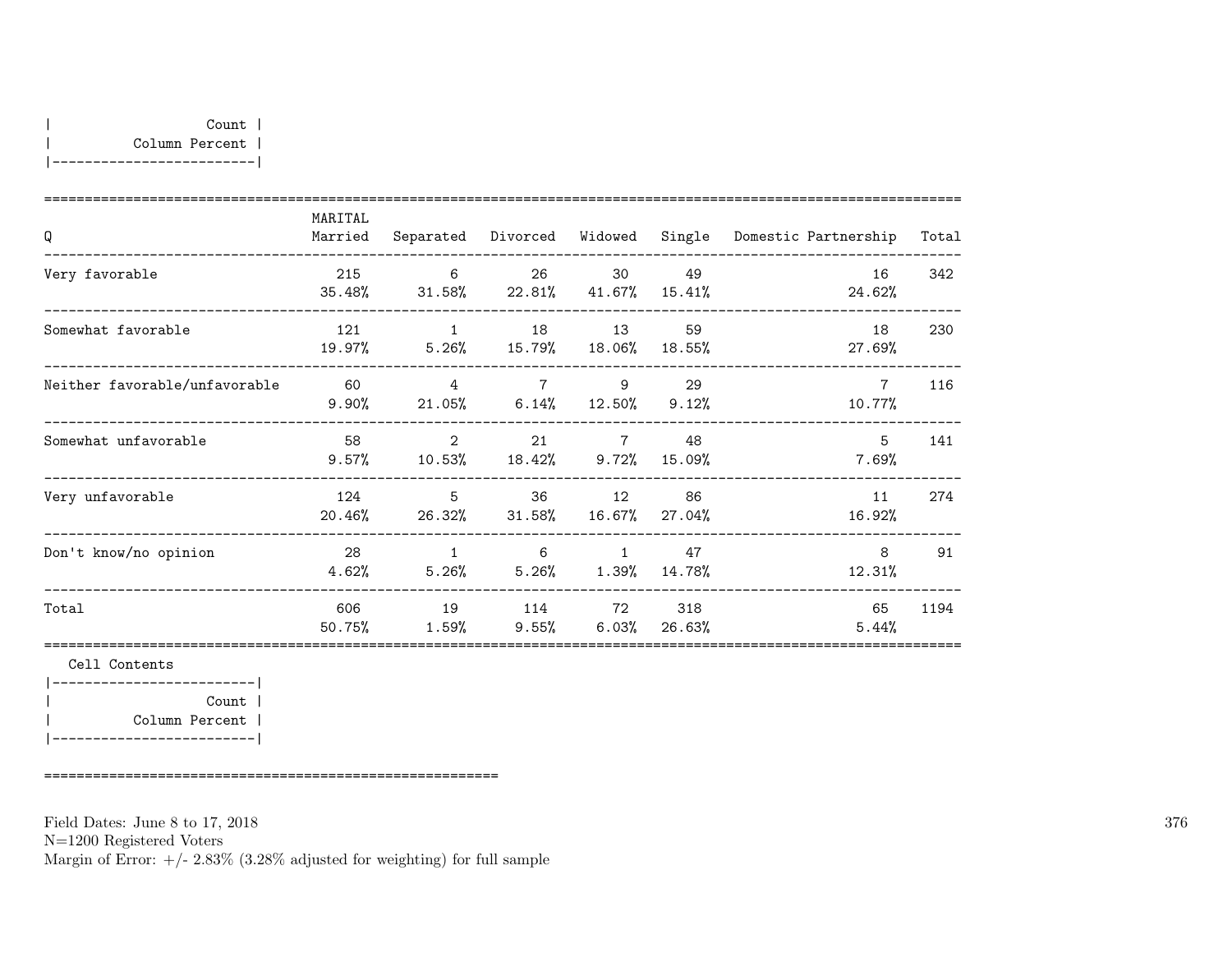| Count |
|---|
| Column Percent |

| Q | MARITAL Married | Separated | Divorced | Widowed | Single | Domestic Partnership | Total |
|---|---|---|---|---|---|---|---|
| Very favorable | 215<br>35.48% | 6<br>31.58% | 26<br>22.81% | 30<br>41.67% | 49<br>15.41% | 16<br>24.62% | 342 |
| Somewhat favorable | 121<br>19.97% | 1<br>5.26% | 18<br>15.79% | 13<br>18.06% | 59<br>18.55% | 18<br>27.69% | 230 |
| Neither favorable/unfavorable | 60<br>9.90% | 4<br>21.05% | 7<br>6.14% | 9<br>12.50% | 29<br>9.12% | 7<br>10.77% | 116 |
| Somewhat unfavorable | 58<br>9.57% | 2<br>10.53% | 21<br>18.42% | 7<br>9.72% | 48<br>15.09% | 5<br>7.69% | 141 |
| Very unfavorable | 124<br>20.46% | 5<br>26.32% | 36<br>31.58% | 12<br>16.67% | 86<br>27.04% | 11<br>16.92% | 274 |
| Don't know/no opinion | 28<br>4.62% | 1<br>5.26% | 6<br>5.26% | 1<br>1.39% | 47<br>14.78% | 8<br>12.31% | 91 |
| Total | 606<br>50.75% | 19<br>1.59% | 114<br>9.55% | 72<br>6.03% | 318<br>26.63% | 65<br>5.44% | 1194 |

Cell Contents

| Count |
|---|
| Column Percent |

Field Dates: June 8 to 17, 2018
N=1200 Registered Voters
Margin of Error: +/- 2.83% (3.28% adjusted for weighting) for full sample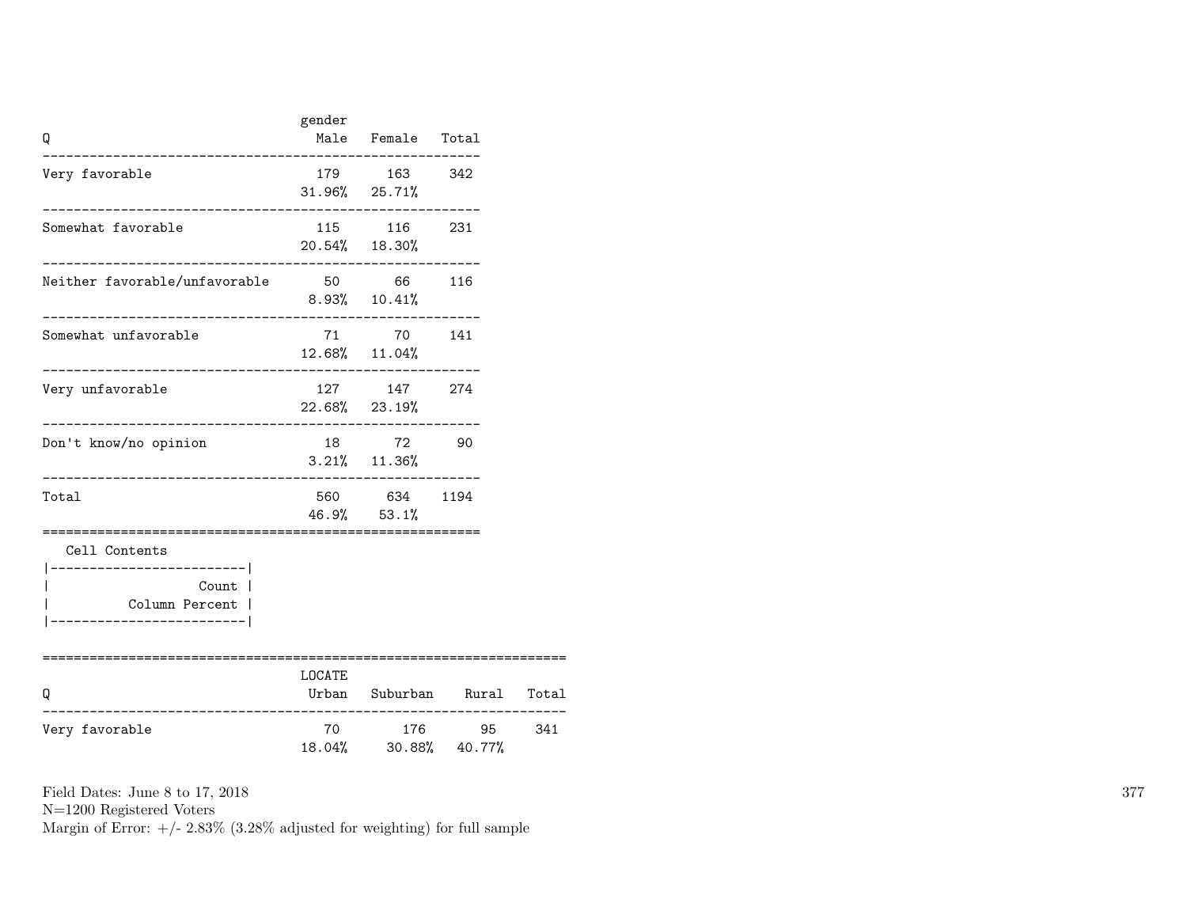| Q | gender Male | Female | Total |
|---|---|---|---|
| Very favorable | 179<br>31.96% | 163<br>25.71% | 342 |
| Somewhat favorable | 115<br>20.54% | 116<br>18.30% | 231 |
| Neither favorable/unfavorable | 50<br>8.93% | 66<br>10.41% | 116 |
| Somewhat unfavorable | 71<br>12.68% | 70<br>11.04% | 141 |
| Very unfavorable | 127<br>22.68% | 147<br>23.19% | 274 |
| Don't know/no opinion | 18<br>3.21% | 72<br>11.36% | 90 |
| Total | 560<br>46.9% | 634<br>53.1% | 1194 |

Cell Contents

| |
|---|
| Count |
| Column Percent |

| Q | LOCATE Urban | Suburban | Rural | Total |
|---|---|---|---|---|
| Very favorable | 70<br>18.04% | 176<br>30.88% | 95<br>40.77% | 341 |

Field Dates: June 8 to 17, 2018
N=1200 Registered Voters
Margin of Error: +/- 2.83% (3.28% adjusted for weighting) for full sample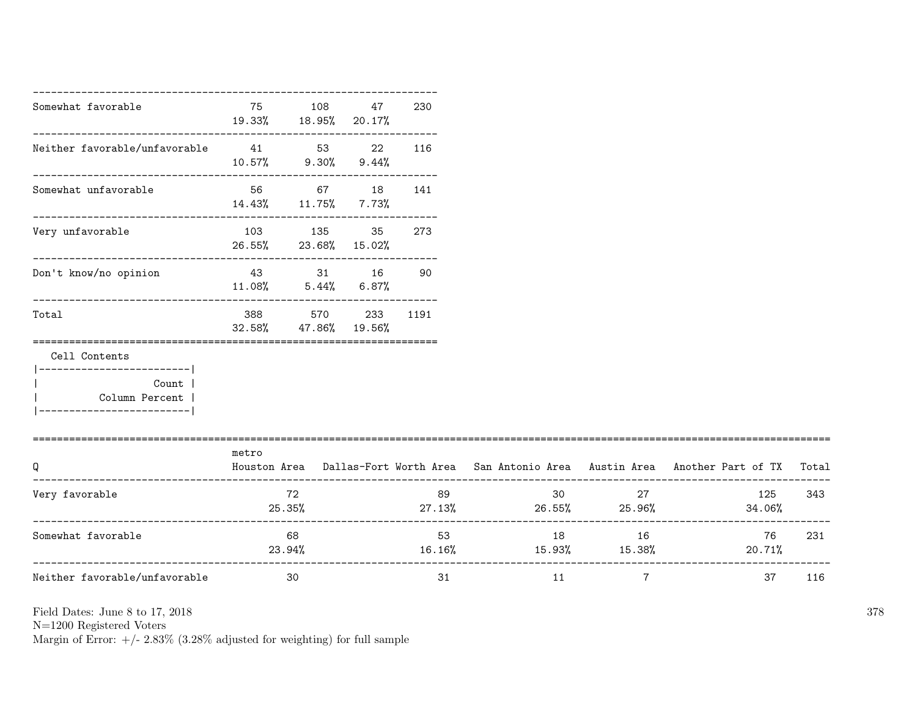| | | | | |
|---|---|---|---|---|
| Somewhat favorable | 75 | 108 | 47 | 230 |
| | 19.33% | 18.95% | 20.17% | |
| Neither favorable/unfavorable | 41 | 53 | 22 | 116 |
| | 10.57% | 9.30% | 9.44% | |
| Somewhat unfavorable | 56 | 67 | 18 | 141 |
| | 14.43% | 11.75% | 7.73% | |
| Very unfavorable | 103 | 135 | 35 | 273 |
| | 26.55% | 23.68% | 15.02% | |
| Don't know/no opinion | 43 | 31 | 16 | 90 |
| | 11.08% | 5.44% | 6.87% | |
| Total | 388 | 570 | 233 | 1191 |
| | 32.58% | 47.86% | 19.56% | |

Cell Contents

| |
|---|
| Count |
| Column Percent |

| Q | metro Houston Area | Dallas-Fort Worth Area | San Antonio Area | Austin Area | Another Part of TX | Total |
|---|---|---|---|---|---|---|
| Very favorable | 72 | 89 | 30 | 27 | 125 | 343 |
| | 25.35% | 27.13% | 26.55% | 25.96% | 34.06% | |
| Somewhat favorable | 68 | 53 | 18 | 16 | 76 | 231 |
| | 23.94% | 16.16% | 15.93% | 15.38% | 20.71% | |
| Neither favorable/unfavorable | 30 | 31 | 11 | 7 | 37 | 116 |

Field Dates: June 8 to 17, 2018
N=1200 Registered Voters
Margin of Error: +/- 2.83% (3.28% adjusted for weighting) for full sample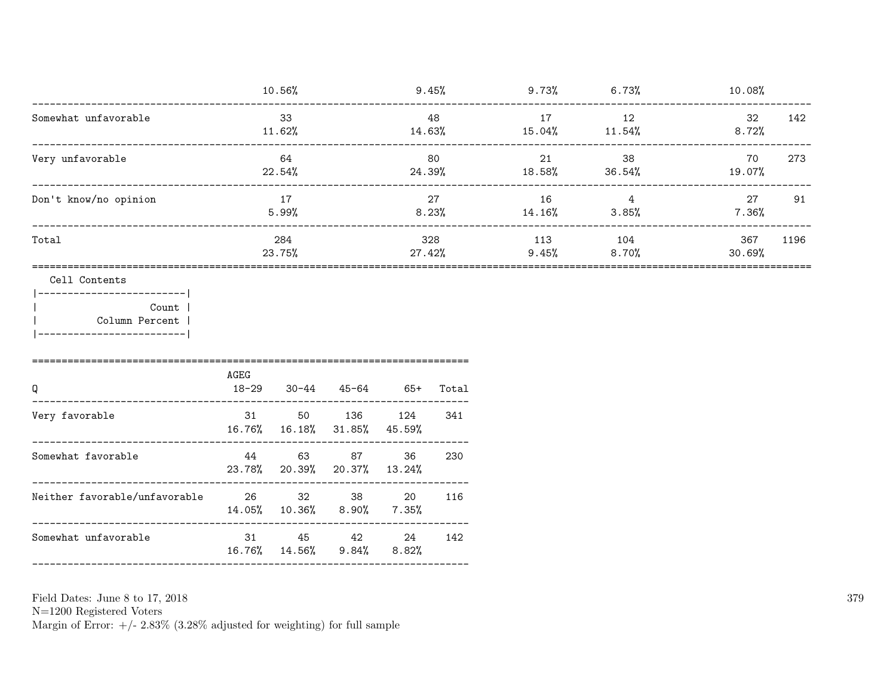| | | | | | | |
|---|---|---|---|---|---|---|
| | 10.56% | 9.45% | 9.73% | 6.73% | 10.08% | |
| Somewhat unfavorable | 33<br>11.62% | 48<br>14.63% | 17<br>15.04% | 12<br>11.54% | 32<br>8.72% | 142 |
| Very unfavorable | 64<br>22.54% | 80<br>24.39% | 21<br>18.58% | 38<br>36.54% | 70<br>19.07% | 273 |
| Don't know/no opinion | 17<br>5.99% | 27<br>8.23% | 16<br>14.16% | 4<br>3.85% | 27<br>7.36% | 91 |
| Total | 284<br>23.75% | 328<br>27.42% | 113<br>9.45% | 104<br>8.70% | 367<br>30.69% | 1196 |

Cell Contents

| |
|---|
| Count |
| Column Percent |

| Q | AGEG<br>18-29 | 30-44 | 45-64 | 65+ | Total |
|---|---|---|---|---|---|
| Very favorable | 31<br>16.76% | 50<br>16.18% | 136<br>31.85% | 124<br>45.59% | 341 |
| Somewhat favorable | 44<br>23.78% | 63<br>20.39% | 87<br>20.37% | 36<br>13.24% | 230 |
| Neither favorable/unfavorable | 26<br>14.05% | 32<br>10.36% | 38<br>8.90% | 20<br>7.35% | 116 |
| Somewhat unfavorable | 31<br>16.76% | 45<br>14.56% | 42<br>9.84% | 24<br>8.82% | 142 |

Field Dates: June 8 to 17, 2018
N=1200 Registered Voters
Margin of Error: +/- 2.83% (3.28% adjusted for weighting) for full sample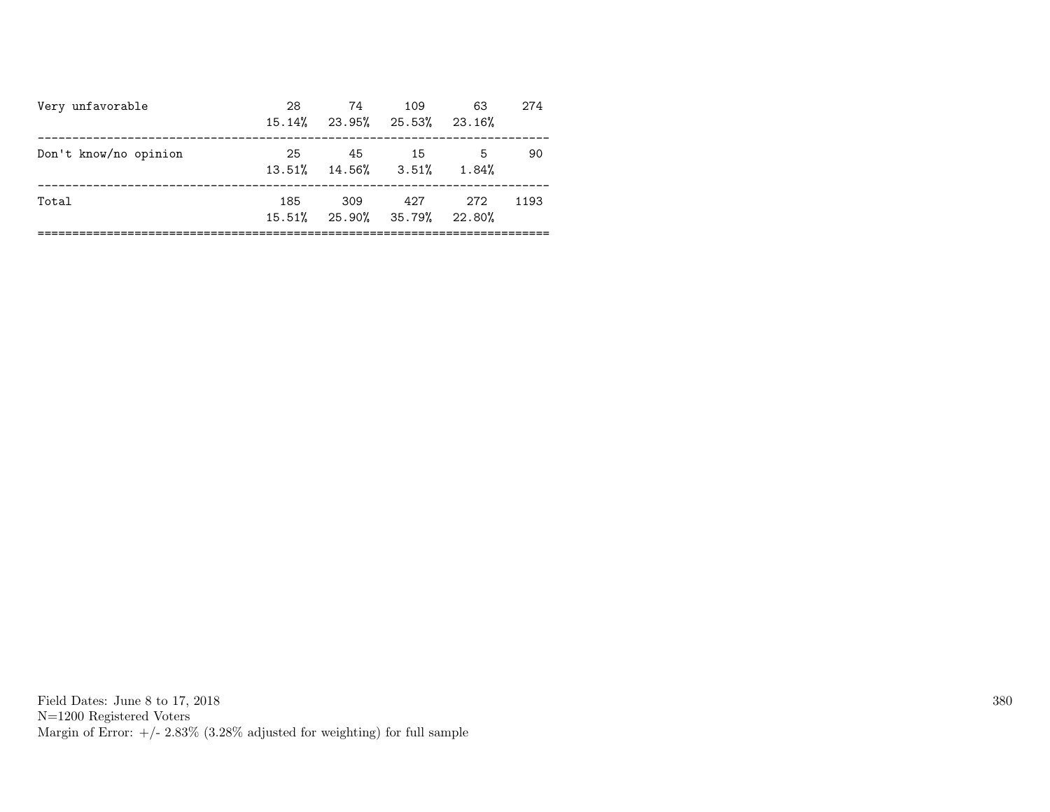| | | | | | |
|---|---|---|---|---|---|
| Very unfavorable | 28 | 74 | 109 | 63 | 274 |
| | 15.14% | 23.95% | 25.53% | 23.16% | |
| Don't know/no opinion | 25 | 45 | 15 | 5 | 90 |
| | 13.51% | 14.56% | 3.51% | 1.84% | |
| Total | 185 | 309 | 427 | 272 | 1193 |
| | 15.51% | 25.90% | 35.79% | 22.80% | |

Field Dates: June 8 to 17, 2018
N=1200 Registered Voters
Margin of Error: +/- 2.83% (3.28% adjusted for weighting) for full sample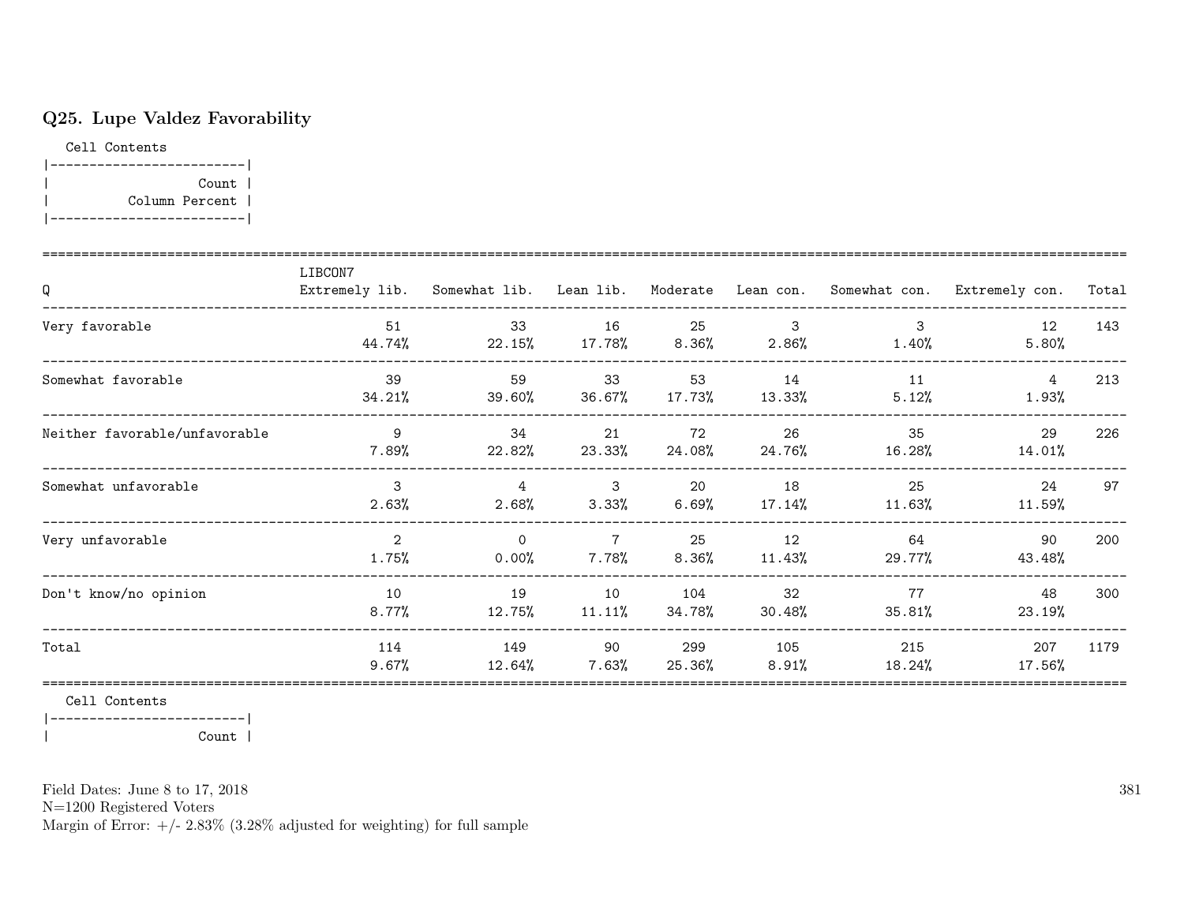## Q25. Lupe Valdez Favorability

Cell Contents

|-------------------------|
| Count |
| Column Percent |
|-------------------------|

| Q | LIBCON7 Extremely lib. | Somewhat lib. | Lean lib. | Moderate | Lean con. | Somewhat con. | Extremely con. | Total |
|---|---|---|---|---|---|---|---|---|
| Very favorable | 51<br>44.74% | 33<br>22.15% | 16<br>17.78% | 25<br>8.36% | 3<br>2.86% | 3<br>1.40% | 12<br>5.80% | 143 |
| Somewhat favorable | 39<br>34.21% | 59<br>39.60% | 33<br>36.67% | 53<br>17.73% | 14<br>13.33% | 11<br>5.12% | 4<br>1.93% | 213 |
| Neither favorable/unfavorable | 9<br>7.89% | 34<br>22.82% | 21<br>23.33% | 72<br>24.08% | 26<br>24.76% | 35<br>16.28% | 29<br>14.01% | 226 |
| Somewhat unfavorable | 3<br>2.63% | 4<br>2.68% | 3<br>3.33% | 20<br>6.69% | 18<br>17.14% | 25<br>11.63% | 24<br>11.59% | 97 |
| Very unfavorable | 2<br>1.75% | 0<br>0.00% | 7<br>7.78% | 25<br>8.36% | 12<br>11.43% | 64<br>29.77% | 90<br>43.48% | 200 |
| Don't know/no opinion | 10<br>8.77% | 19<br>12.75% | 10<br>11.11% | 104<br>34.78% | 32<br>30.48% | 77<br>35.81% | 48<br>23.19% | 300 |
| Total | 114<br>9.67% | 149<br>12.64% | 90<br>7.63% | 299<br>25.36% | 105<br>8.91% | 215<br>18.24% | 207<br>17.56% | 1179 |

Cell Contents

|-------------------------|
| Count |

Field Dates: June 8 to 17, 2018
N=1200 Registered Voters
Margin of Error: +/- 2.83% (3.28% adjusted for weighting) for full sample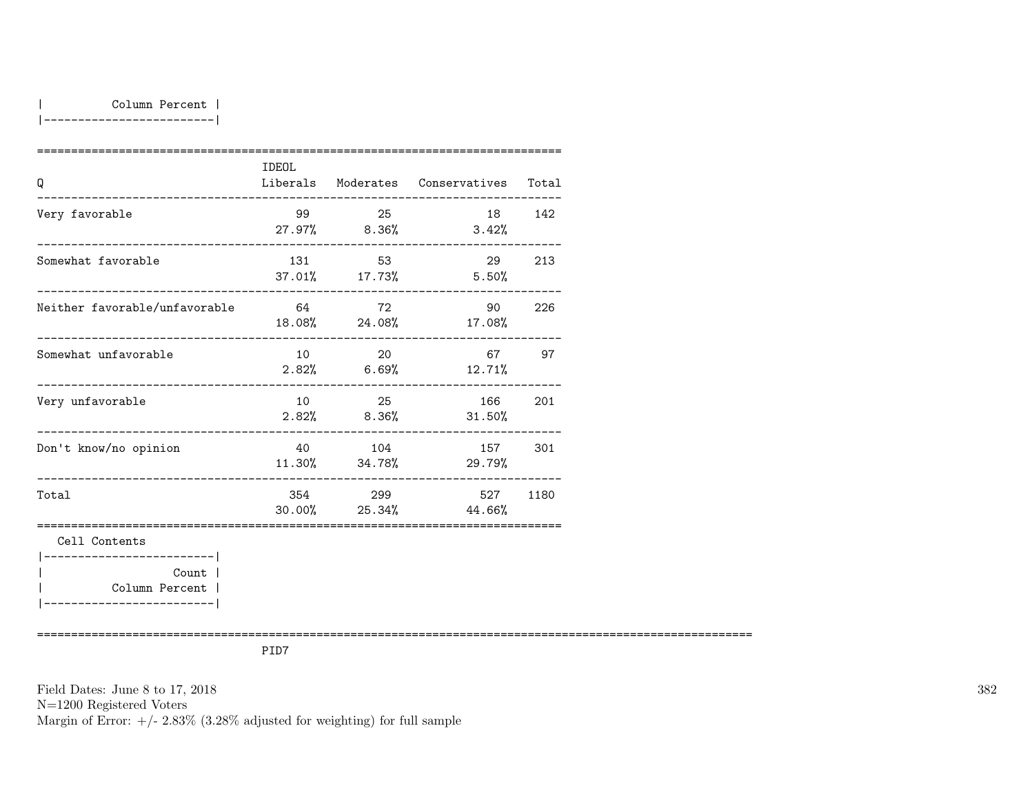| Column Percent |
|---|

| Q | IDEOL Liberals | Moderates | Conservatives | Total |
|---|---|---|---|---|
| Very favorable | 99<br>27.97% | 25<br>8.36% | 18<br>3.42% | 142 |
| Somewhat favorable | 131<br>37.01% | 53<br>17.73% | 29<br>5.50% | 213 |
| Neither favorable/unfavorable | 64<br>18.08% | 72<br>24.08% | 90<br>17.08% | 226 |
| Somewhat unfavorable | 10<br>2.82% | 20<br>6.69% | 67<br>12.71% | 97 |
| Very unfavorable | 10<br>2.82% | 25<br>8.36% | 166<br>31.50% | 201 |
| Don't know/no opinion | 40<br>11.30% | 104<br>34.78% | 157<br>29.79% | 301 |
| Total | 354<br>30.00% | 299<br>25.34% | 527<br>44.66% | 1180 |

Cell Contents

| Count |
|---|
| Column Percent |

PID7

Field Dates: June 8 to 17, 2018
N=1200 Registered Voters
Margin of Error: +/- 2.83% (3.28% adjusted for weighting) for full sample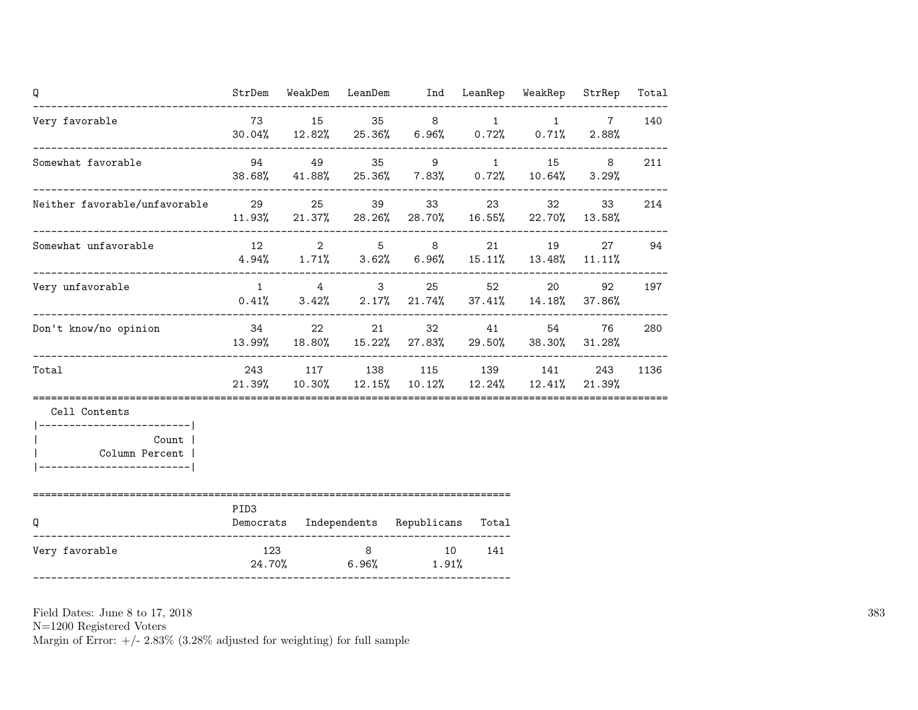| Q | StrDem | WeakDem | LeanDem | Ind | LeanRep | WeakRep | StrRep | Total |
|---|---|---|---|---|---|---|---|---|
| Very favorable | 73 | 15 | 35 | 8 | 1 | 1 | 7 | 140 |
| | 30.04% | 12.82% | 25.36% | 6.96% | 0.72% | 0.71% | 2.88% | |
| Somewhat favorable | 94 | 49 | 35 | 9 | 1 | 15 | 8 | 211 |
| | 38.68% | 41.88% | 25.36% | 7.83% | 0.72% | 10.64% | 3.29% | |
| Neither favorable/unfavorable | 29 | 25 | 39 | 33 | 23 | 32 | 33 | 214 |
| | 11.93% | 21.37% | 28.26% | 28.70% | 16.55% | 22.70% | 13.58% | |
| Somewhat unfavorable | 12 | 2 | 5 | 8 | 21 | 19 | 27 | 94 |
| | 4.94% | 1.71% | 3.62% | 6.96% | 15.11% | 13.48% | 11.11% | |
| Very unfavorable | 1 | 4 | 3 | 25 | 52 | 20 | 92 | 197 |
| | 0.41% | 3.42% | 2.17% | 21.74% | 37.41% | 14.18% | 37.86% | |
| Don't know/no opinion | 34 | 22 | 21 | 32 | 41 | 54 | 76 | 280 |
| | 13.99% | 18.80% | 15.22% | 27.83% | 29.50% | 38.30% | 31.28% | |
| Total | 243 | 117 | 138 | 115 | 139 | 141 | 243 | 1136 |
| | 21.39% | 10.30% | 12.15% | 10.12% | 12.24% | 12.41% | 21.39% | |

Cell Contents

| Count |
|---|
| Column Percent |

| | PID3 | | | |
|---|---|---|---|---|
| Q | Democrats | Independents | Republicans | Total |
| Very favorable | 123 | 8 | 10 | 141 |
| | 24.70% | 6.96% | 1.91% | |

Field Dates: June 8 to 17, 2018
N=1200 Registered Voters
Margin of Error: +/- 2.83% (3.28% adjusted for weighting) for full sample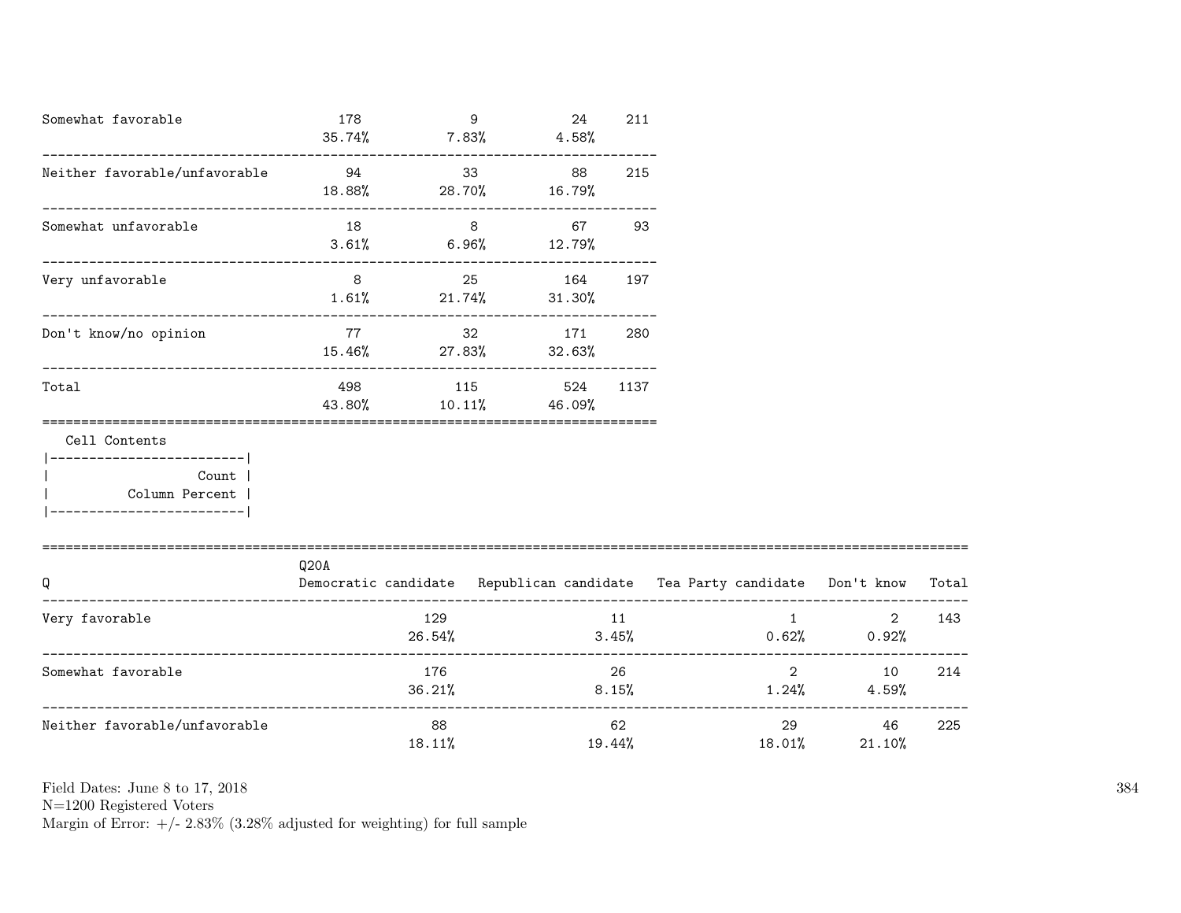| | | | | |
|---|---|---|---|---|
| Somewhat favorable | 178<br>35.74% | 9<br>7.83% | 24<br>4.58% | 211 |
| Neither favorable/unfavorable | 94<br>18.88% | 33<br>28.70% | 88<br>16.79% | 215 |
| Somewhat unfavorable | 18<br>3.61% | 8<br>6.96% | 67<br>12.79% | 93 |
| Very unfavorable | 8<br>1.61% | 25<br>21.74% | 164<br>31.30% | 197 |
| Don't know/no opinion | 77<br>15.46% | 32<br>27.83% | 171<br>32.63% | 280 |
| Total | 498<br>43.80% | 115<br>10.11% | 524<br>46.09% | 1137 |

Cell Contents
- Count
- Column Percent

| Q | Q20A<br>Democratic candidate | Republican candidate | Tea Party candidate | Don't know | Total |
|---|---|---|---|---|---|
| Very favorable | 129<br>26.54% | 11<br>3.45% | 1<br>0.62% | 2<br>0.92% | 143 |
| Somewhat favorable | 176<br>36.21% | 26<br>8.15% | 2<br>1.24% | 10<br>4.59% | 214 |
| Neither favorable/unfavorable | 88<br>18.11% | 62<br>19.44% | 29<br>18.01% | 46<br>21.10% | 225 |

Field Dates: June 8 to 17, 2018
N=1200 Registered Voters
Margin of Error: +/- 2.83% (3.28% adjusted for weighting) for full sample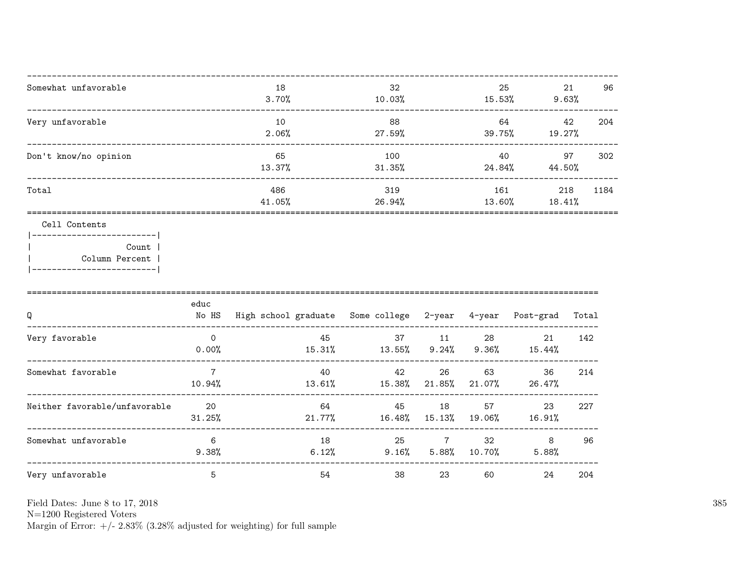| | | | | | |
|---|---|---|---|---|---|
| Somewhat unfavorable | 18<br>3.70% | 32<br>10.03% | 25<br>15.53% | 21<br>9.63% | 96 |
| Very unfavorable | 10<br>2.06% | 88<br>27.59% | 64<br>39.75% | 42<br>19.27% | 204 |
| Don't know/no opinion | 65<br>13.37% | 100<br>31.35% | 40<br>24.84% | 97<br>44.50% | 302 |
| Total | 486<br>41.05% | 319<br>26.94% | 161<br>13.60% | 218<br>18.41% | 1184 |

Cell Contents

| Count |
|---|
| Column Percent |

| Q | educ<br>No HS | High school graduate | Some college | 2-year | 4-year | Post-grad | Total |
|---|---|---|---|---|---|---|---|
| Very favorable | 0<br>0.00% | 45<br>15.31% | 37<br>13.55% | 11<br>9.24% | 28<br>9.36% | 21<br>15.44% | 142 |
| Somewhat favorable | 7<br>10.94% | 40<br>13.61% | 42<br>15.38% | 26<br>21.85% | 63<br>21.07% | 36<br>26.47% | 214 |
| Neither favorable/unfavorable | 20<br>31.25% | 64<br>21.77% | 45<br>16.48% | 18<br>15.13% | 57<br>19.06% | 23<br>16.91% | 227 |
| Somewhat unfavorable | 6<br>9.38% | 18<br>6.12% | 25<br>9.16% | 7<br>5.88% | 32<br>10.70% | 8<br>5.88% | 96 |
| Very unfavorable | 5 | 54 | 38 | 23 | 60 | 24 | 204 |

Field Dates: June 8 to 17, 2018
N=1200 Registered Voters
Margin of Error: +/- 2.83% (3.28% adjusted for weighting) for full sample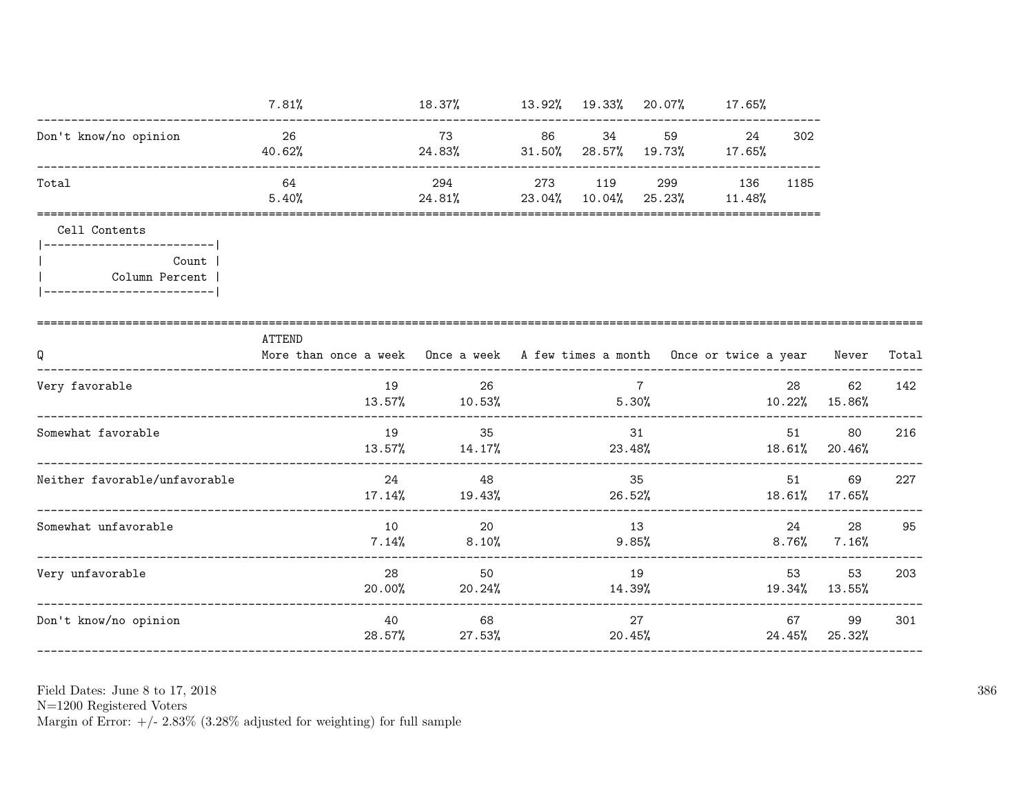| | | | | | | | |
|---|---|---|---|---|---|---|---|
| | 7.81% | 18.37% | 13.92% | 19.33% | 20.07% | 17.65% | |
| Don't know/no opinion | 26<br>40.62% | 73<br>24.83% | 86<br>31.50% | 34<br>28.57% | 59<br>19.73% | 24<br>17.65% | 302 |
| Total | 64<br>5.40% | 294<br>24.81% | 273<br>23.04% | 119<br>10.04% | 299<br>25.23% | 136<br>11.48% | 1185 |

```
   Cell Contents
|-------------------------|
|                   Count |
|          Column Percent |
|-------------------------|
```

| Q | ATTEND<br>More than once a week | Once a week | A few times a month | Once or twice a year | Never | Total |
|---|---|---|---|---|---|---|
| Very favorable | 19<br>13.57% | 26<br>10.53% | 7<br>5.30% | 28<br>10.22% | 62<br>15.86% | 142 |
| Somewhat favorable | 19<br>13.57% | 35<br>14.17% | 31<br>23.48% | 51<br>18.61% | 80<br>20.46% | 216 |
| Neither favorable/unfavorable | 24<br>17.14% | 48<br>19.43% | 35<br>26.52% | 51<br>18.61% | 69<br>17.65% | 227 |
| Somewhat unfavorable | 10<br>7.14% | 20<br>8.10% | 13<br>9.85% | 24<br>8.76% | 28<br>7.16% | 95 |
| Very unfavorable | 28<br>20.00% | 50<br>20.24% | 19<br>14.39% | 53<br>19.34% | 53<br>13.55% | 203 |
| Don't know/no opinion | 40<br>28.57% | 68<br>27.53% | 27<br>20.45% | 67<br>24.45% | 99<br>25.32% | 301 |

Field Dates: June 8 to 17, 2018
N=1200 Registered Voters
Margin of Error: +/- 2.83% (3.28% adjusted for weighting) for full sample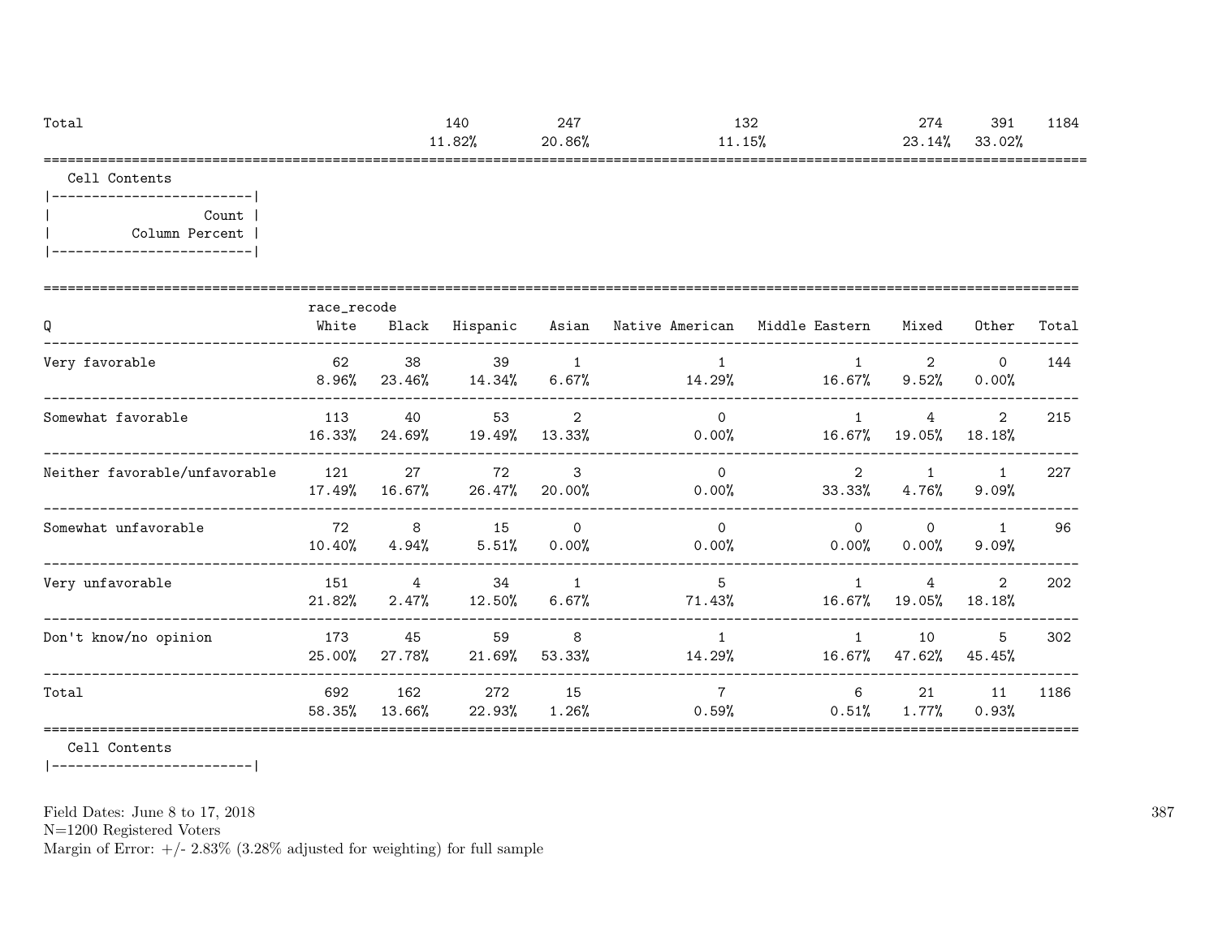| Total | | | 140 | 247 | | 132 | | 274 | 391 | 1184 |
|---|---|---|---|---|---|---|---|---|---|---|
| | | | 11.82% | 20.86% | | 11.15% | | 23.14% | 33.02% | |

Cell Contents

```
|-------------------------|
|                   Count |
|          Column Percent |
|-------------------------|
```

| Q | race_recode White | Black | Hispanic | Asian | Native American | Middle Eastern | Mixed | Other | Total |
|---|---|---|---|---|---|---|---|---|---|
| Very favorable | 62<br>8.96% | 38<br>23.46% | 39<br>14.34% | 1<br>6.67% | 1<br>14.29% | 1<br>16.67% | 2<br>9.52% | 0<br>0.00% | 144 |
| Somewhat favorable | 113<br>16.33% | 40<br>24.69% | 53<br>19.49% | 2<br>13.33% | 0<br>0.00% | 1<br>16.67% | 4<br>19.05% | 2<br>18.18% | 215 |
| Neither favorable/unfavorable | 121<br>17.49% | 27<br>16.67% | 72<br>26.47% | 3<br>20.00% | 0<br>0.00% | 2<br>33.33% | 1<br>4.76% | 1<br>9.09% | 227 |
| Somewhat unfavorable | 72<br>10.40% | 8<br>4.94% | 15<br>5.51% | 0<br>0.00% | 0<br>0.00% | 0<br>0.00% | 0<br>0.00% | 1<br>9.09% | 96 |
| Very unfavorable | 151<br>21.82% | 4<br>2.47% | 34<br>12.50% | 1<br>6.67% | 5<br>71.43% | 1<br>16.67% | 4<br>19.05% | 2<br>18.18% | 202 |
| Don't know/no opinion | 173<br>25.00% | 45<br>27.78% | 59<br>21.69% | 8<br>53.33% | 1<br>14.29% | 1<br>16.67% | 10<br>47.62% | 5<br>45.45% | 302 |
| Total | 692<br>58.35% | 162<br>13.66% | 272<br>22.93% | 15<br>1.26% | 7<br>0.59% | 6<br>0.51% | 21<br>1.77% | 11<br>0.93% | 1186 |

Cell Contents

```
|-------------------------|
```

Field Dates: June 8 to 17, 2018
N=1200 Registered Voters
Margin of Error: +/- 2.83% (3.28% adjusted for weighting) for full sample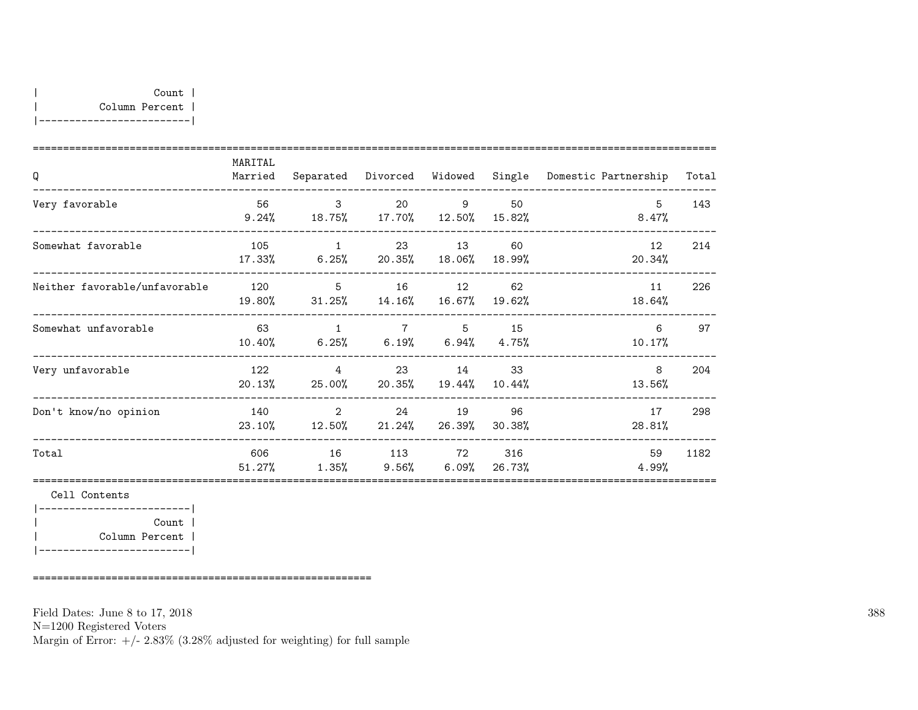| Count |
|---|
| Column Percent |

| Q | MARITAL Married | Separated | Divorced | Widowed | Single | Domestic Partnership | Total |
|---|---|---|---|---|---|---|---|
| Very favorable | 56<br>9.24% | 3<br>18.75% | 20<br>17.70% | 9<br>12.50% | 50<br>15.82% | 5<br>8.47% | 143 |
| Somewhat favorable | 105<br>17.33% | 1<br>6.25% | 23<br>20.35% | 13<br>18.06% | 60<br>18.99% | 12<br>20.34% | 214 |
| Neither favorable/unfavorable | 120<br>19.80% | 5<br>31.25% | 16<br>14.16% | 12<br>16.67% | 62<br>19.62% | 11<br>18.64% | 226 |
| Somewhat unfavorable | 63<br>10.40% | 1<br>6.25% | 7<br>6.19% | 5<br>6.94% | 15<br>4.75% | 6<br>10.17% | 97 |
| Very unfavorable | 122<br>20.13% | 4<br>25.00% | 23<br>20.35% | 14<br>19.44% | 33<br>10.44% | 8<br>13.56% | 204 |
| Don't know/no opinion | 140<br>23.10% | 2<br>12.50% | 24<br>21.24% | 19<br>26.39% | 96<br>30.38% | 17<br>28.81% | 298 |
| Total | 606<br>51.27% | 16<br>1.35% | 113<br>9.56% | 72<br>6.09% | 316<br>26.73% | 59<br>4.99% | 1182 |

Cell Contents

| Count |
|---|
| Column Percent |

Field Dates: June 8 to 17, 2018
N=1200 Registered Voters
Margin of Error: +/- 2.83% (3.28% adjusted for weighting) for full sample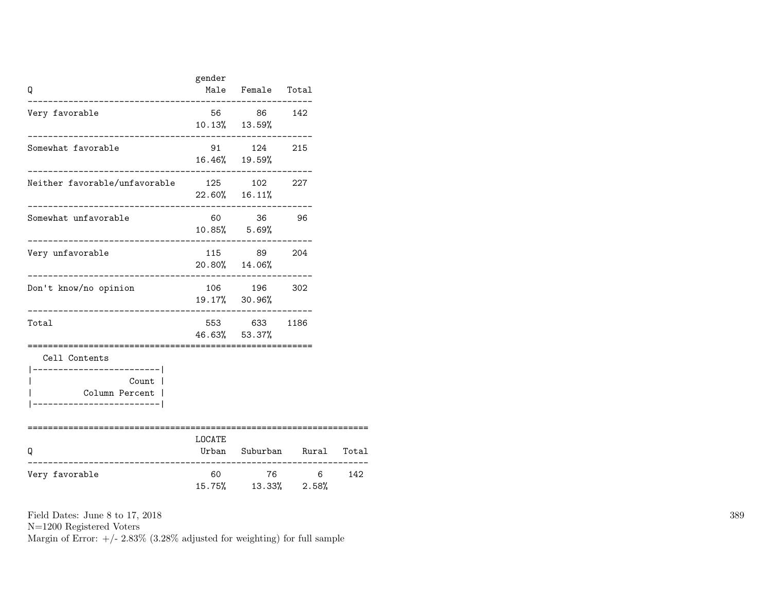| Q | gender Male | Female | Total |
|---|---|---|---|
| Very favorable | 56 | 86 | 142 |
| | 10.13% | 13.59% | |
| Somewhat favorable | 91 | 124 | 215 |
| | 16.46% | 19.59% | |
| Neither favorable/unfavorable | 125 | 102 | 227 |
| | 22.60% | 16.11% | |
| Somewhat unfavorable | 60 | 36 | 96 |
| | 10.85% | 5.69% | |
| Very unfavorable | 115 | 89 | 204 |
| | 20.80% | 14.06% | |
| Don't know/no opinion | 106 | 196 | 302 |
| | 19.17% | 30.96% | |
| Total | 553 | 633 | 1186 |
| | 46.63% | 53.37% | |

Cell Contents

| |
|---|
| Count |
| Column Percent |

| Q | LOCATE Urban | Suburban | Rural | Total |
|---|---|---|---|---|
| Very favorable | 60 | 76 | 6 | 142 |
| | 15.75% | 13.33% | 2.58% | |

Field Dates: June 8 to 17, 2018
N=1200 Registered Voters
Margin of Error: +/- 2.83% (3.28% adjusted for weighting) for full sample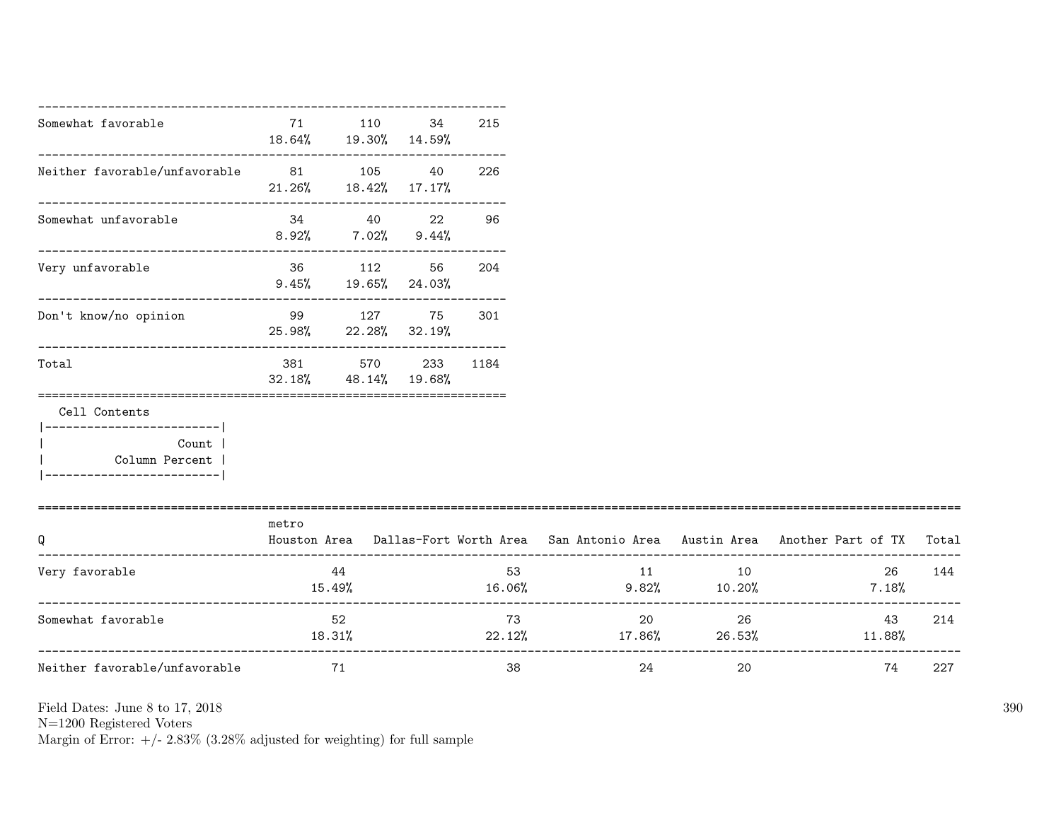| | | | | |
|---|---|---|---|---|
| Somewhat favorable | 71<br>18.64% | 110<br>19.30% | 34<br>14.59% | 215 |
| Neither favorable/unfavorable | 81<br>21.26% | 105<br>18.42% | 40<br>17.17% | 226 |
| Somewhat unfavorable | 34<br>8.92% | 40<br>7.02% | 22<br>9.44% | 96 |
| Very unfavorable | 36<br>9.45% | 112<br>19.65% | 56<br>24.03% | 204 |
| Don't know/no opinion | 99<br>25.98% | 127<br>22.28% | 75<br>32.19% | 301 |
| Total | 381<br>32.18% | 570<br>48.14% | 233<br>19.68% | 1184 |

Cell Contents

| |
|---|
| Count |
| Column Percent |

| Q | metro<br>Houston Area | Dallas-Fort Worth Area | San Antonio Area | Austin Area | Another Part of TX | Total |
|---|---|---|---|---|---|---|
| Very favorable | 44<br>15.49% | 53<br>16.06% | 11<br>9.82% | 10<br>10.20% | 26<br>7.18% | 144 |
| Somewhat favorable | 52<br>18.31% | 73<br>22.12% | 20<br>17.86% | 26<br>26.53% | 43<br>11.88% | 214 |
| Neither favorable/unfavorable | 71 | 38 | 24 | 20 | 74 | 227 |

Field Dates: June 8 to 17, 2018
N=1200 Registered Voters
Margin of Error: +/- 2.83% (3.28% adjusted for weighting) for full sample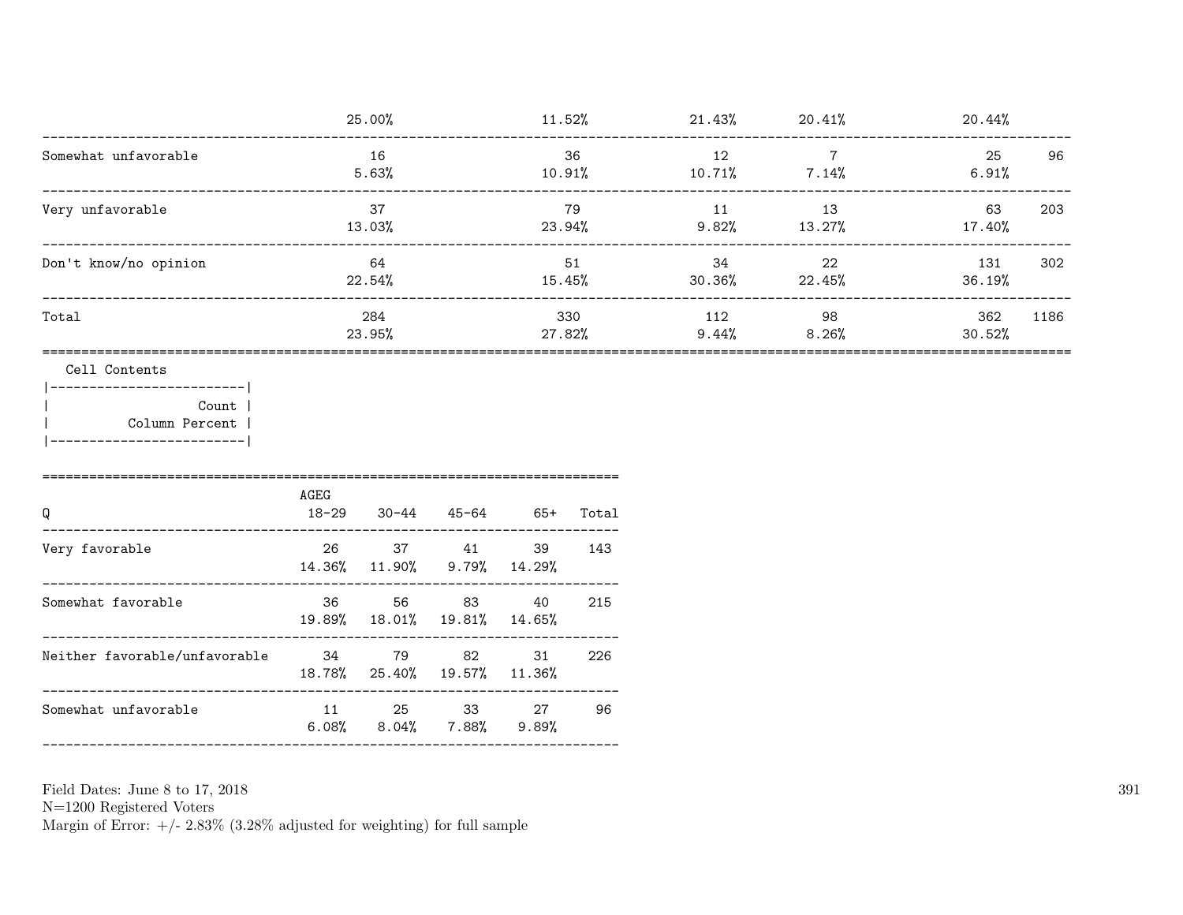| | | | | | | |
|---|---|---|---|---|---|---|
| | 25.00% | 11.52% | 21.43% | 20.41% | 20.44% | |
| Somewhat unfavorable | 16<br>5.63% | 36<br>10.91% | 12<br>10.71% | 7<br>7.14% | 25<br>6.91% | 96 |
| Very unfavorable | 37<br>13.03% | 79<br>23.94% | 11<br>9.82% | 13<br>13.27% | 63<br>17.40% | 203 |
| Don't know/no opinion | 64<br>22.54% | 51<br>15.45% | 34<br>30.36% | 22<br>22.45% | 131<br>36.19% | 302 |
| Total | 284<br>23.95% | 330<br>27.82% | 112<br>9.44% | 98<br>8.26% | 362<br>30.52% | 1186 |

Cell Contents
|-------------------------|
| Count |
| Column Percent |
|-------------------------|

| Q | AGEG<br>18-29 | 30-44 | 45-64 | 65+ | Total |
|---|---|---|---|---|---|
| Very favorable | 26<br>14.36% | 37<br>11.90% | 41<br>9.79% | 39<br>14.29% | 143 |
| Somewhat favorable | 36<br>19.89% | 56<br>18.01% | 83<br>19.81% | 40<br>14.65% | 215 |
| Neither favorable/unfavorable | 34<br>18.78% | 79<br>25.40% | 82<br>19.57% | 31<br>11.36% | 226 |
| Somewhat unfavorable | 11<br>6.08% | 25<br>8.04% | 33<br>7.88% | 27<br>9.89% | 96 |

Field Dates: June 8 to 17, 2018
N=1200 Registered Voters
Margin of Error: +/- 2.83% (3.28% adjusted for weighting) for full sample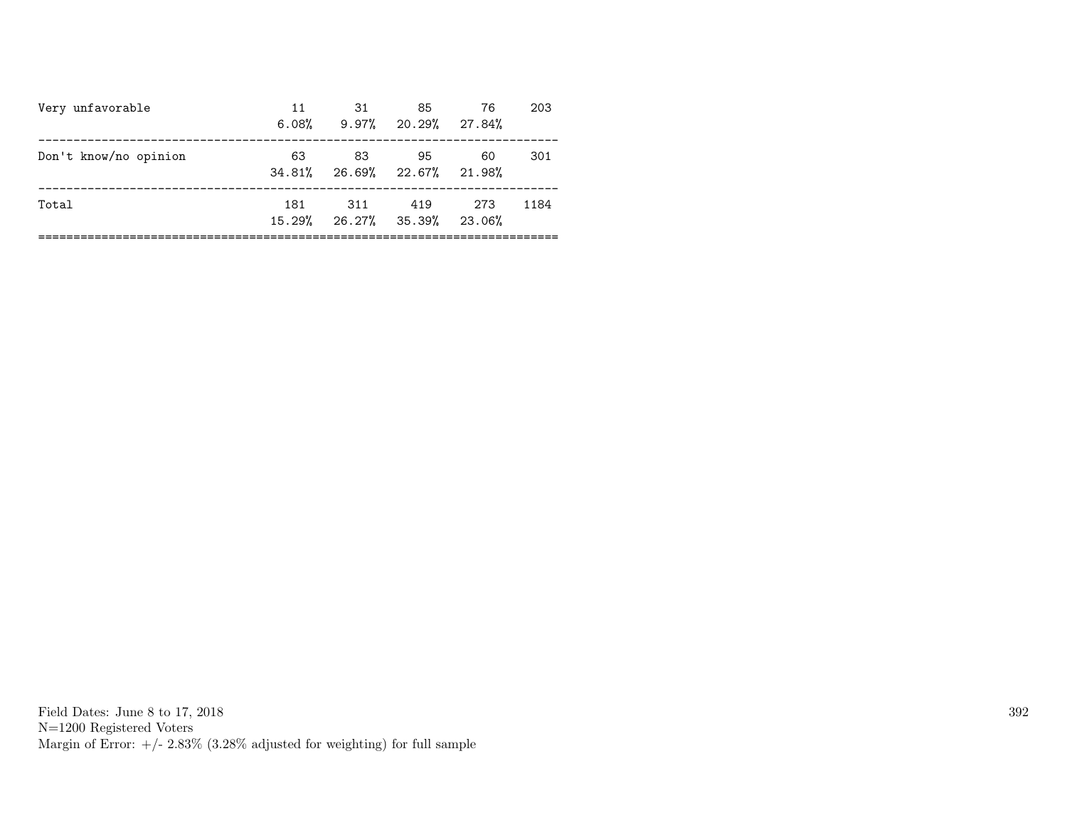| | | | | | |
|---|---|---|---|---|---|
| Very unfavorable | 11 | 31 | 85 | 76 | 203 |
| | 6.08% | 9.97% | 20.29% | 27.84% | |
| Don't know/no opinion | 63 | 83 | 95 | 60 | 301 |
| | 34.81% | 26.69% | 22.67% | 21.98% | |
| Total | 181 | 311 | 419 | 273 | 1184 |
| | 15.29% | 26.27% | 35.39% | 23.06% | |

Field Dates: June 8 to 17, 2018
N=1200 Registered Voters
Margin of Error: +/- 2.83% (3.28% adjusted for weighting) for full sample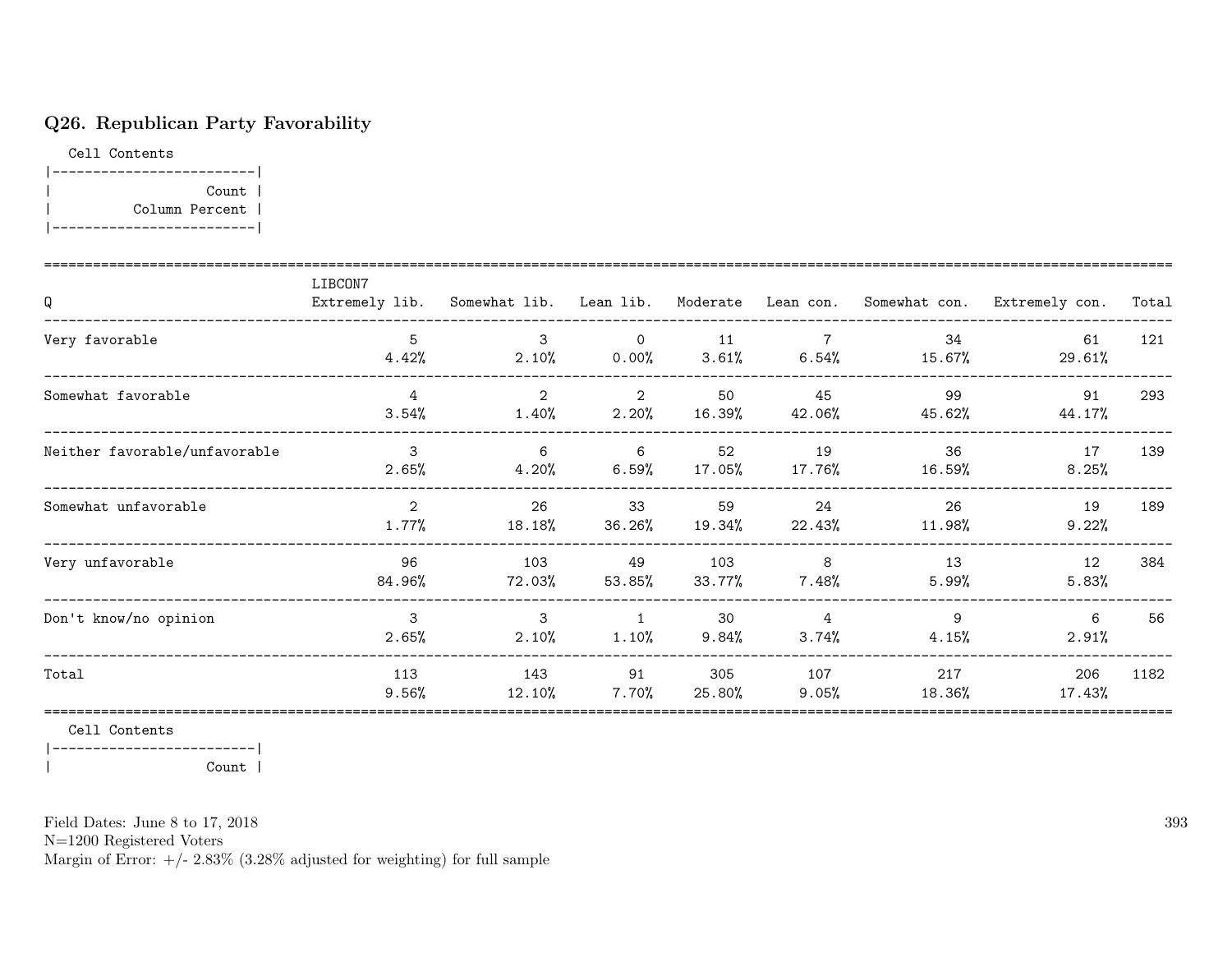## Q26. Republican Party Favorability

Cell Contents

|-------------------------|
| Count |
| Column Percent |
|-------------------------|

| Q | LIBCON7 Extremely lib. | Somewhat lib. | Lean lib. | Moderate | Lean con. | Somewhat con. | Extremely con. | Total |
|---|---|---|---|---|---|---|---|---|
| Very favorable | 5<br>4.42% | 3<br>2.10% | 0<br>0.00% | 11<br>3.61% | 7<br>6.54% | 34<br>15.67% | 61<br>29.61% | 121 |
| Somewhat favorable | 4<br>3.54% | 2<br>1.40% | 2<br>2.20% | 50<br>16.39% | 45<br>42.06% | 99<br>45.62% | 91<br>44.17% | 293 |
| Neither favorable/unfavorable | 3<br>2.65% | 6<br>4.20% | 6<br>6.59% | 52<br>17.05% | 19<br>17.76% | 36<br>16.59% | 17<br>8.25% | 139 |
| Somewhat unfavorable | 2<br>1.77% | 26<br>18.18% | 33<br>36.26% | 59<br>19.34% | 24<br>22.43% | 26<br>11.98% | 19<br>9.22% | 189 |
| Very unfavorable | 96<br>84.96% | 103<br>72.03% | 49<br>53.85% | 103<br>33.77% | 8<br>7.48% | 13<br>5.99% | 12<br>5.83% | 384 |
| Don't know/no opinion | 3<br>2.65% | 3<br>2.10% | 1<br>1.10% | 30<br>9.84% | 4<br>3.74% | 9<br>4.15% | 6<br>2.91% | 56 |
| Total | 113<br>9.56% | 143<br>12.10% | 91<br>7.70% | 305<br>25.80% | 107<br>9.05% | 217<br>18.36% | 206<br>17.43% | 1182 |

Cell Contents

|-------------------------|
| Count |

Field Dates: June 8 to 17, 2018
N=1200 Registered Voters
Margin of Error: +/- 2.83% (3.28% adjusted for weighting) for full sample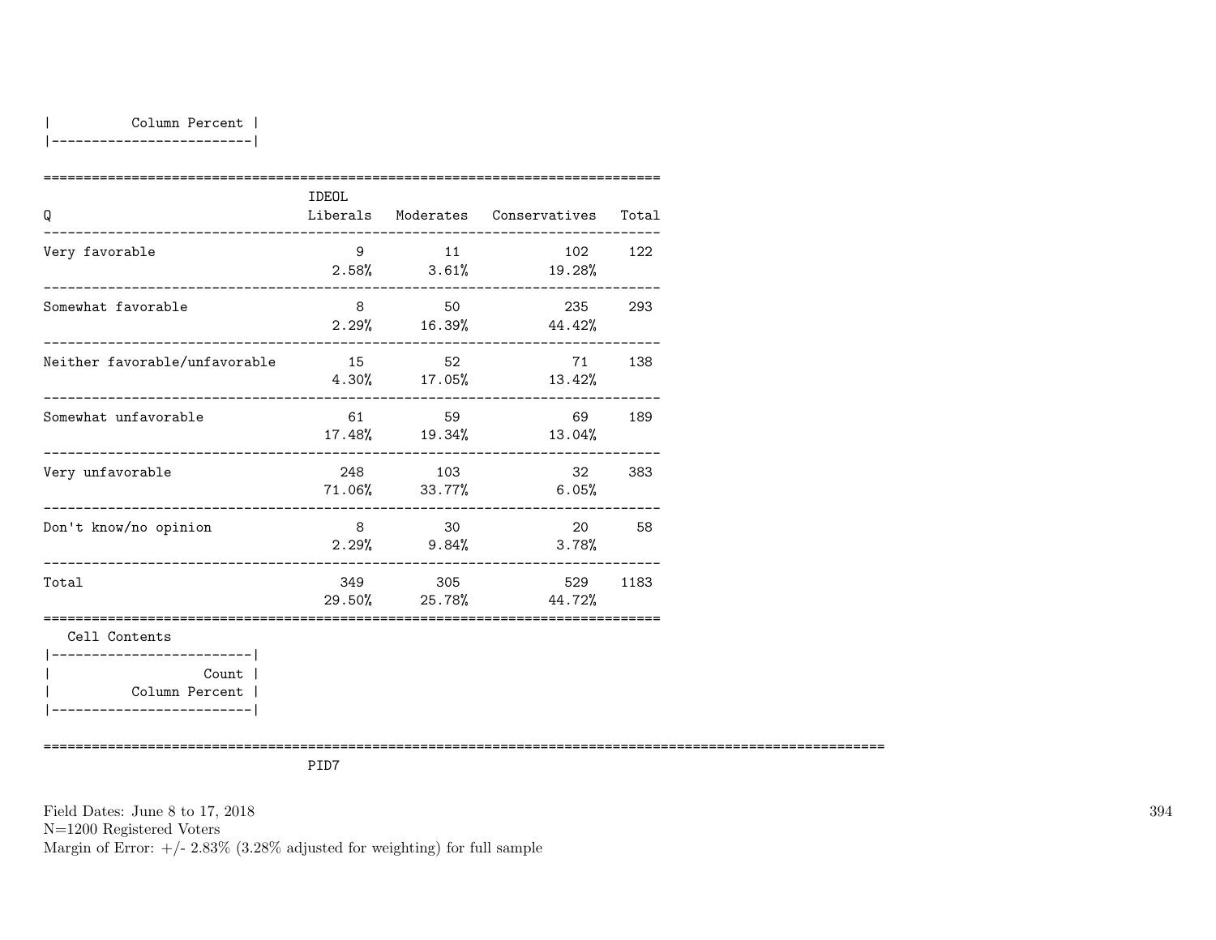| Column Percent |
|---|

| Q | IDEOL Liberals | Moderates | Conservatives | Total |
|---|---|---|---|---|
| Very favorable | 9<br>2.58% | 11<br>3.61% | 102<br>19.28% | 122 |
| Somewhat favorable | 8<br>2.29% | 50<br>16.39% | 235<br>44.42% | 293 |
| Neither favorable/unfavorable | 15<br>4.30% | 52<br>17.05% | 71<br>13.42% | 138 |
| Somewhat unfavorable | 61<br>17.48% | 59<br>19.34% | 69<br>13.04% | 189 |
| Very unfavorable | 248<br>71.06% | 103<br>33.77% | 32<br>6.05% | 383 |
| Don't know/no opinion | 8<br>2.29% | 30<br>9.84% | 20<br>3.78% | 58 |
| Total | 349<br>29.50% | 305<br>25.78% | 529<br>44.72% | 1183 |

Cell Contents

| Count |
|---|
| Column Percent |

PID7

Field Dates: June 8 to 17, 2018
N=1200 Registered Voters
Margin of Error: +/- 2.83% (3.28% adjusted for weighting) for full sample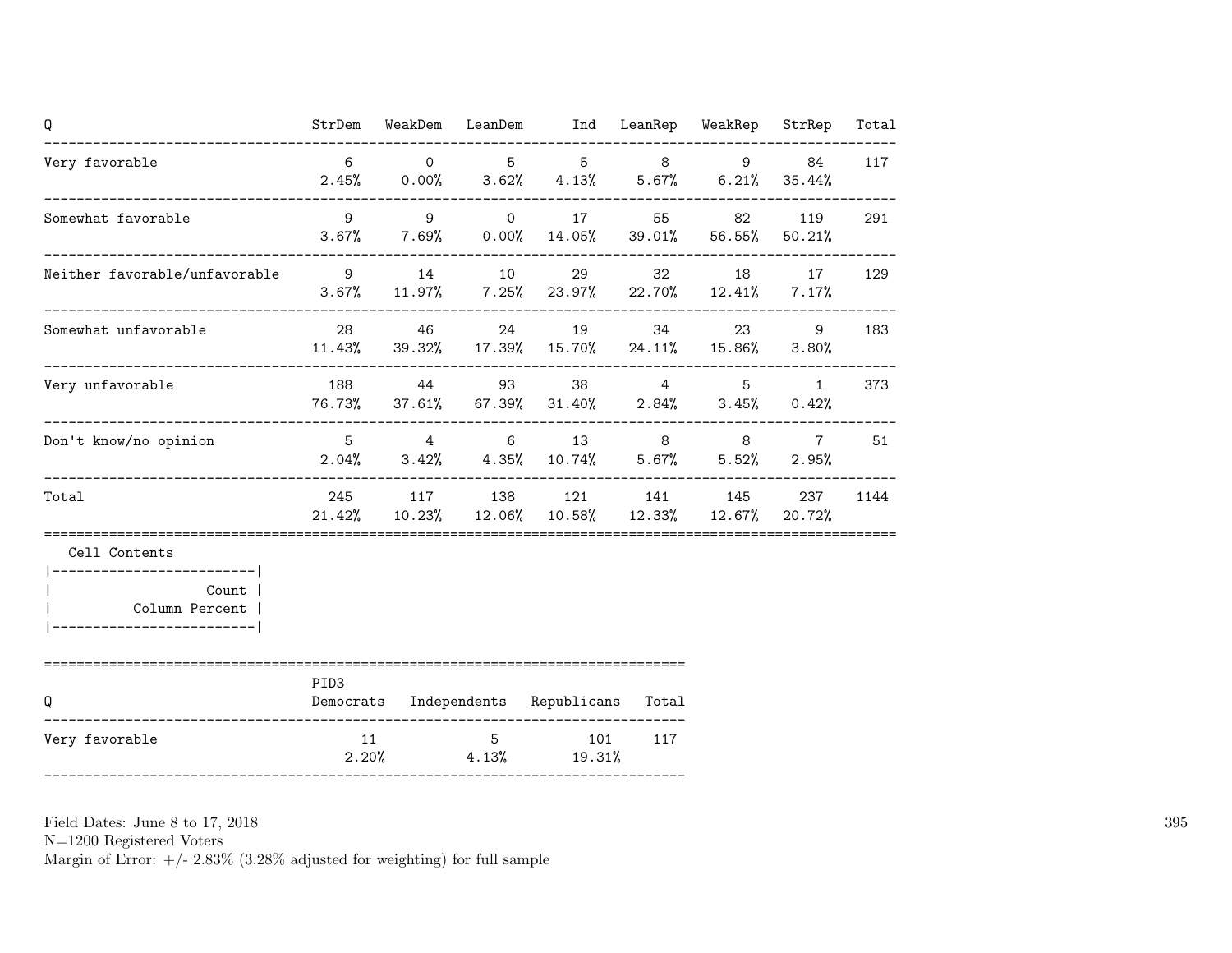| Q | StrDem | WeakDem | LeanDem | Ind | LeanRep | WeakRep | StrRep | Total |
|---|---|---|---|---|---|---|---|---|
| Very favorable | 6<br>2.45% | 0<br>0.00% | 5<br>3.62% | 5<br>4.13% | 8<br>5.67% | 9<br>6.21% | 84<br>35.44% | 117 |
| Somewhat favorable | 9<br>3.67% | 9<br>7.69% | 0<br>0.00% | 17<br>14.05% | 55<br>39.01% | 82<br>56.55% | 119<br>50.21% | 291 |
| Neither favorable/unfavorable | 9<br>3.67% | 14<br>11.97% | 10<br>7.25% | 29<br>23.97% | 32<br>22.70% | 18<br>12.41% | 17<br>7.17% | 129 |
| Somewhat unfavorable | 28<br>11.43% | 46<br>39.32% | 24<br>17.39% | 19<br>15.70% | 34<br>24.11% | 23<br>15.86% | 9<br>3.80% | 183 |
| Very unfavorable | 188<br>76.73% | 44<br>37.61% | 93<br>67.39% | 38<br>31.40% | 4<br>2.84% | 5<br>3.45% | 1<br>0.42% | 373 |
| Don't know/no opinion | 5<br>2.04% | 4<br>3.42% | 6<br>4.35% | 13<br>10.74% | 8<br>5.67% | 8<br>5.52% | 7<br>2.95% | 51 |
| Total | 245<br>21.42% | 117<br>10.23% | 138<br>12.06% | 121<br>10.58% | 141<br>12.33% | 145<br>12.67% | 237<br>20.72% | 1144 |

Cell Contents

| |
|---|
| Count |
| Column Percent |

| Q | PID3<br>Democrats | Independents | Republicans | Total |
|---|---|---|---|---|
| Very favorable | 11<br>2.20% | 5<br>4.13% | 101<br>19.31% | 117 |

Field Dates: June 8 to 17, 2018
N=1200 Registered Voters
Margin of Error: +/- 2.83% (3.28% adjusted for weighting) for full sample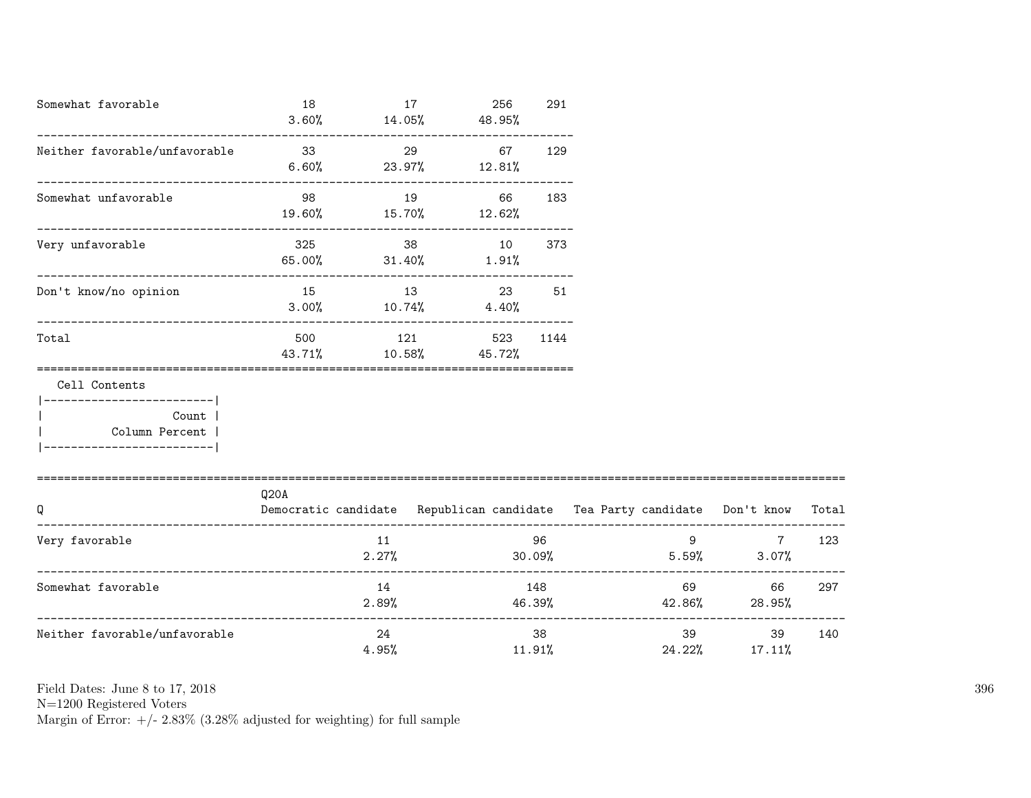| | | | | |
|---|---|---|---|---|
| Somewhat favorable | 18<br>3.60% | 17<br>14.05% | 256<br>48.95% | 291 |
| Neither favorable/unfavorable | 33<br>6.60% | 29<br>23.97% | 67<br>12.81% | 129 |
| Somewhat unfavorable | 98<br>19.60% | 19<br>15.70% | 66<br>12.62% | 183 |
| Very unfavorable | 325<br>65.00% | 38<br>31.40% | 10<br>1.91% | 373 |
| Don't know/no opinion | 15<br>3.00% | 13<br>10.74% | 23<br>4.40% | 51 |
| Total | 500<br>43.71% | 121<br>10.58% | 523<br>45.72% | 1144 |

Cell Contents

| |
|---|
| Count |
| Column Percent |

| Q | Q20A<br>Democratic candidate | Republican candidate | Tea Party candidate | Don't know | Total |
|---|---|---|---|---|---|
| Very favorable | 11<br>2.27% | 96<br>30.09% | 9<br>5.59% | 7<br>3.07% | 123 |
| Somewhat favorable | 14<br>2.89% | 148<br>46.39% | 69<br>42.86% | 66<br>28.95% | 297 |
| Neither favorable/unfavorable | 24<br>4.95% | 38<br>11.91% | 39<br>24.22% | 39<br>17.11% | 140 |

Field Dates: June 8 to 17, 2018
N=1200 Registered Voters
Margin of Error: +/- 2.83% (3.28% adjusted for weighting) for full sample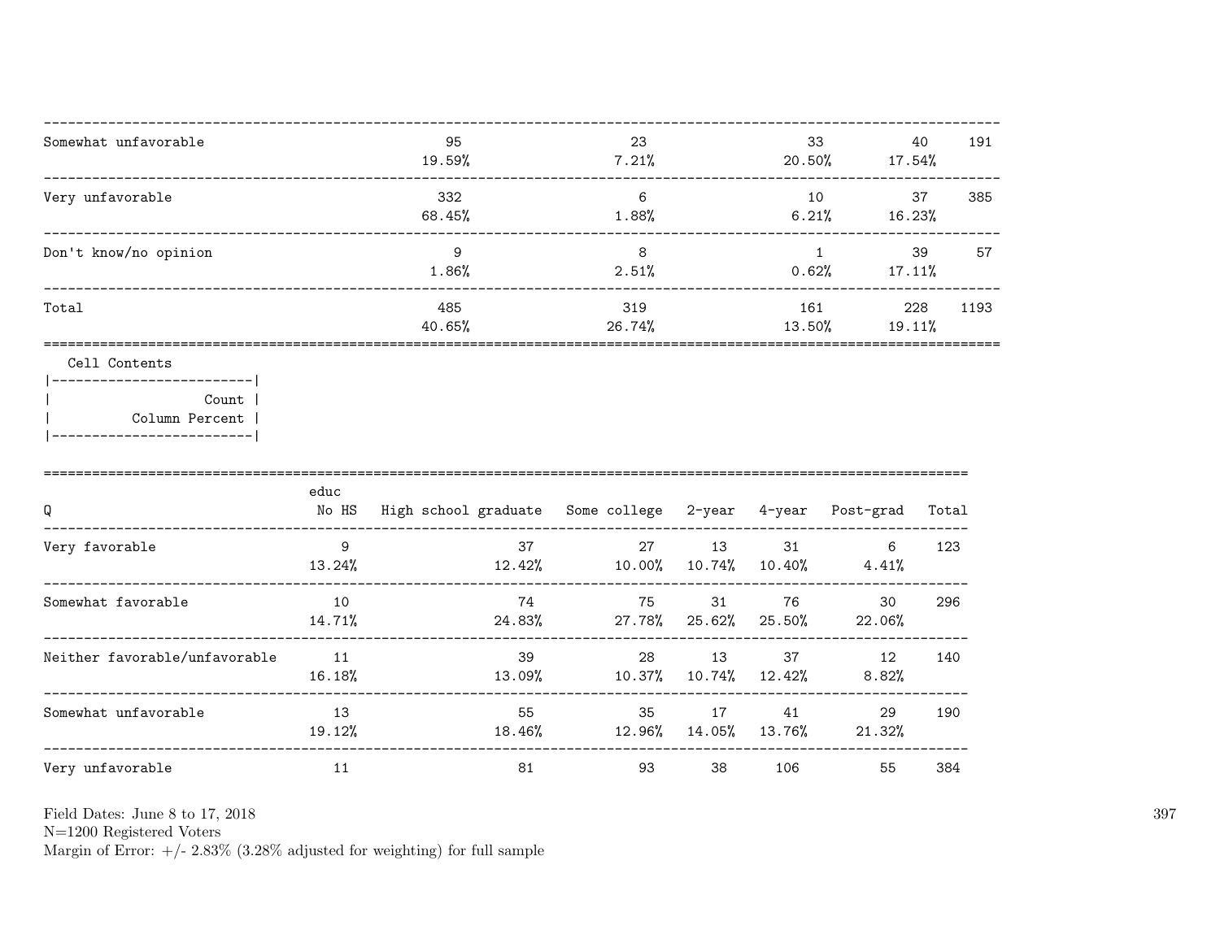| | | | | | |
|---|---|---|---|---|---|
| Somewhat unfavorable | 95<br>19.59% | 23<br>7.21% | 33<br>20.50% | 40<br>17.54% | 191 |
| Very unfavorable | 332<br>68.45% | 6<br>1.88% | 10<br>6.21% | 37<br>16.23% | 385 |
| Don't know/no opinion | 9<br>1.86% | 8<br>2.51% | 1<br>0.62% | 39<br>17.11% | 57 |
| Total | 485<br>40.65% | 319<br>26.74% | 161<br>13.50% | 228<br>19.11% | 1193 |

Cell Contents

|-------------------------|
| Count |
| Column Percent |
|-------------------------|

| Q | educ<br>No HS | High school graduate | Some college | 2-year | 4-year | Post-grad | Total |
|---|---|---|---|---|---|---|---|
| Very favorable | 9<br>13.24% | 37<br>12.42% | 27<br>10.00% | 13<br>10.74% | 31<br>10.40% | 6<br>4.41% | 123 |
| Somewhat favorable | 10<br>14.71% | 74<br>24.83% | 75<br>27.78% | 31<br>25.62% | 76<br>25.50% | 30<br>22.06% | 296 |
| Neither favorable/unfavorable | 11<br>16.18% | 39<br>13.09% | 28<br>10.37% | 13<br>10.74% | 37<br>12.42% | 12<br>8.82% | 140 |
| Somewhat unfavorable | 13<br>19.12% | 55<br>18.46% | 35<br>12.96% | 17<br>14.05% | 41<br>13.76% | 29<br>21.32% | 190 |
| Very unfavorable | 11 | 81 | 93 | 38 | 106 | 55 | 384 |

Field Dates: June 8 to 17, 2018
N=1200 Registered Voters
Margin of Error: +/- 2.83% (3.28% adjusted for weighting) for full sample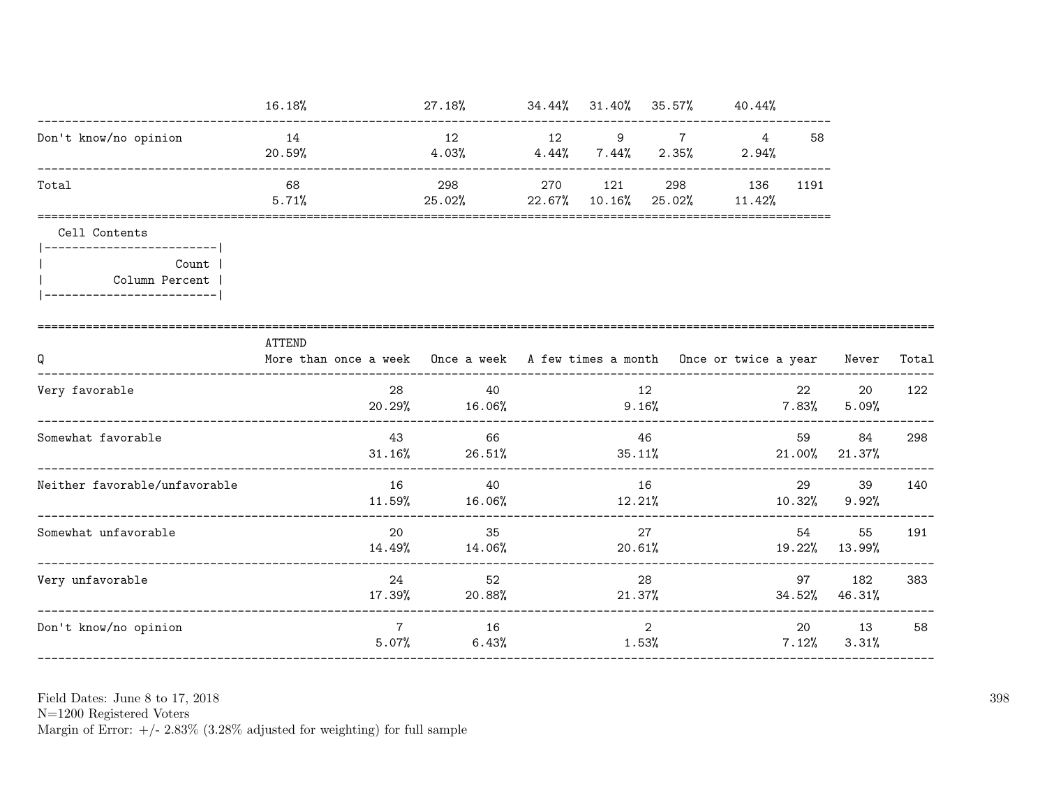| | | | | | | | |
|---|---|---|---|---|---|---|---|
| | 16.18% | 27.18% | 34.44% | 31.40% | 35.57% | 40.44% | |
| Don't know/no opinion | 14 | 12 | 12 | 9 | 7 | 4 | 58 |
| | 20.59% | 4.03% | 4.44% | 7.44% | 2.35% | 2.94% | |
| Total | 68 | 298 | 270 | 121 | 298 | 136 | 1191 |
| | 5.71% | 25.02% | 22.67% | 10.16% | 25.02% | 11.42% | |

Cell Contents

| |
|---|
| Count |
| Column Percent |

| Q | ATTEND More than once a week | Once a week | A few times a month | Once or twice a year | Never | Total |
|---|---|---|---|---|---|---|
| Very favorable | 28 | 40 | 12 | 22 | 20 | 122 |
| | 20.29% | 16.06% | 9.16% | 7.83% | 5.09% | |
| Somewhat favorable | 43 | 66 | 46 | 59 | 84 | 298 |
| | 31.16% | 26.51% | 35.11% | 21.00% | 21.37% | |
| Neither favorable/unfavorable | 16 | 40 | 16 | 29 | 39 | 140 |
| | 11.59% | 16.06% | 12.21% | 10.32% | 9.92% | |
| Somewhat unfavorable | 20 | 35 | 27 | 54 | 55 | 191 |
| | 14.49% | 14.06% | 20.61% | 19.22% | 13.99% | |
| Very unfavorable | 24 | 52 | 28 | 97 | 182 | 383 |
| | 17.39% | 20.88% | 21.37% | 34.52% | 46.31% | |
| Don't know/no opinion | 7 | 16 | 2 | 20 | 13 | 58 |
| | 5.07% | 6.43% | 1.53% | 7.12% | 3.31% | |

Field Dates: June 8 to 17, 2018
N=1200 Registered Voters
Margin of Error: +/- 2.83% (3.28% adjusted for weighting) for full sample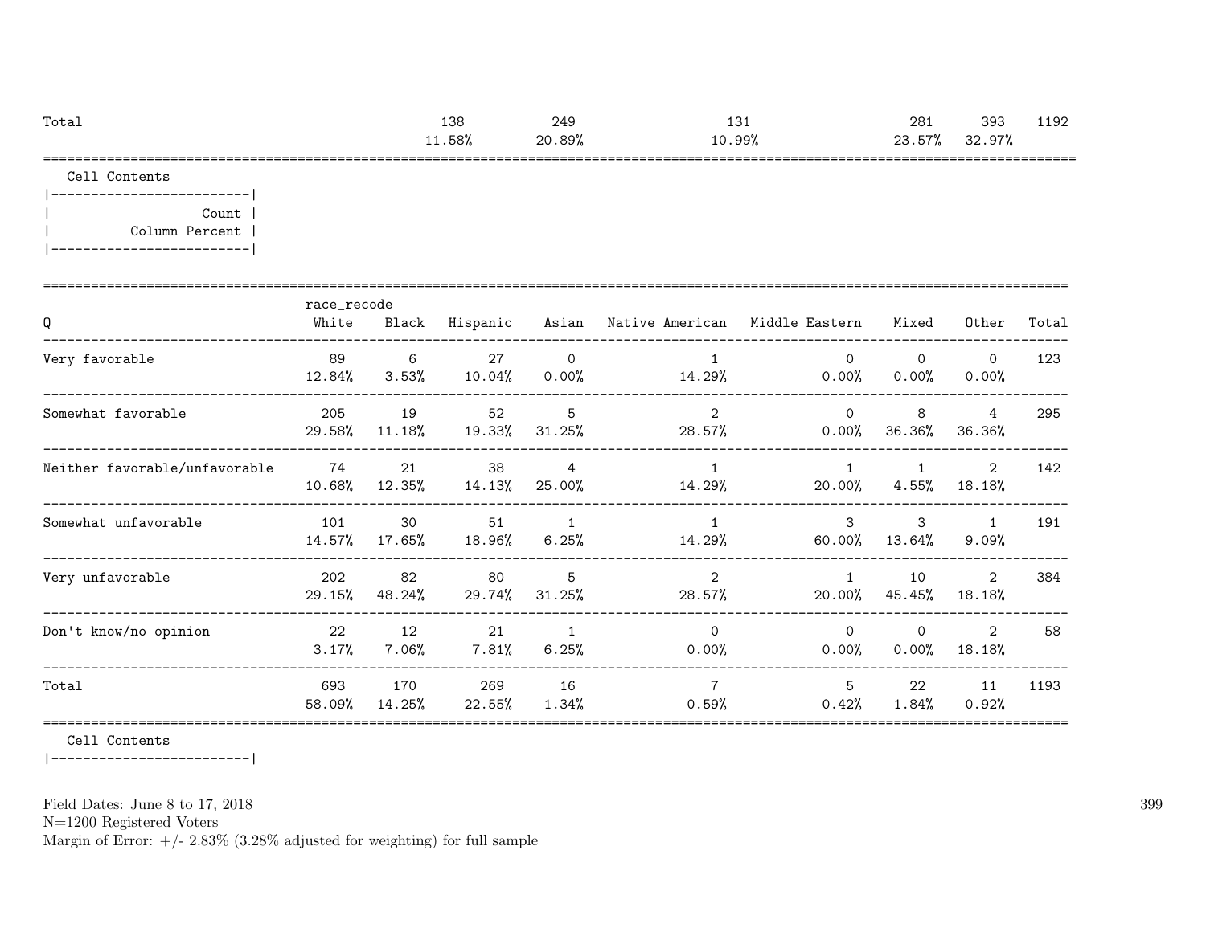| | | | | | | | | | |
|---|---|---|---|---|---|---|---|---|---|
| Total | | 138<br>11.58% | 249<br>20.89% | | 131<br>10.99% | | 281<br>23.57% | 393<br>32.97% | 1192 |

Cell Contents

|-------------------------|
| Count |
| Column Percent |
|-------------------------|

| Q | race_recode<br>White | Black | Hispanic | Asian | Native American | Middle Eastern | Mixed | Other | Total |
|---|---|---|---|---|---|---|---|---|---|
| Very favorable | 89<br>12.84% | 6<br>3.53% | 27<br>10.04% | 0<br>0.00% | 1<br>14.29% | 0<br>0.00% | 0<br>0.00% | 0<br>0.00% | 123 |
| Somewhat favorable | 205<br>29.58% | 19<br>11.18% | 52<br>19.33% | 5<br>31.25% | 2<br>28.57% | 0<br>0.00% | 8<br>36.36% | 4<br>36.36% | 295 |
| Neither favorable/unfavorable | 74<br>10.68% | 21<br>12.35% | 38<br>14.13% | 4<br>25.00% | 1<br>14.29% | 1<br>20.00% | 1<br>4.55% | 2<br>18.18% | 142 |
| Somewhat unfavorable | 101<br>14.57% | 30<br>17.65% | 51<br>18.96% | 1<br>6.25% | 1<br>14.29% | 3<br>60.00% | 3<br>13.64% | 1<br>9.09% | 191 |
| Very unfavorable | 202<br>29.15% | 82<br>48.24% | 80<br>29.74% | 5<br>31.25% | 2<br>28.57% | 1<br>20.00% | 10<br>45.45% | 2<br>18.18% | 384 |
| Don't know/no opinion | 22<br>3.17% | 12<br>7.06% | 21<br>7.81% | 1<br>6.25% | 0<br>0.00% | 0<br>0.00% | 0<br>0.00% | 2<br>18.18% | 58 |
| Total | 693<br>58.09% | 170<br>14.25% | 269<br>22.55% | 16<br>1.34% | 7<br>0.59% | 5<br>0.42% | 22<br>1.84% | 11<br>0.92% | 1193 |

Cell Contents

|-------------------------|

Field Dates: June 8 to 17, 2018
N=1200 Registered Voters
Margin of Error: +/- 2.83% (3.28% adjusted for weighting) for full sample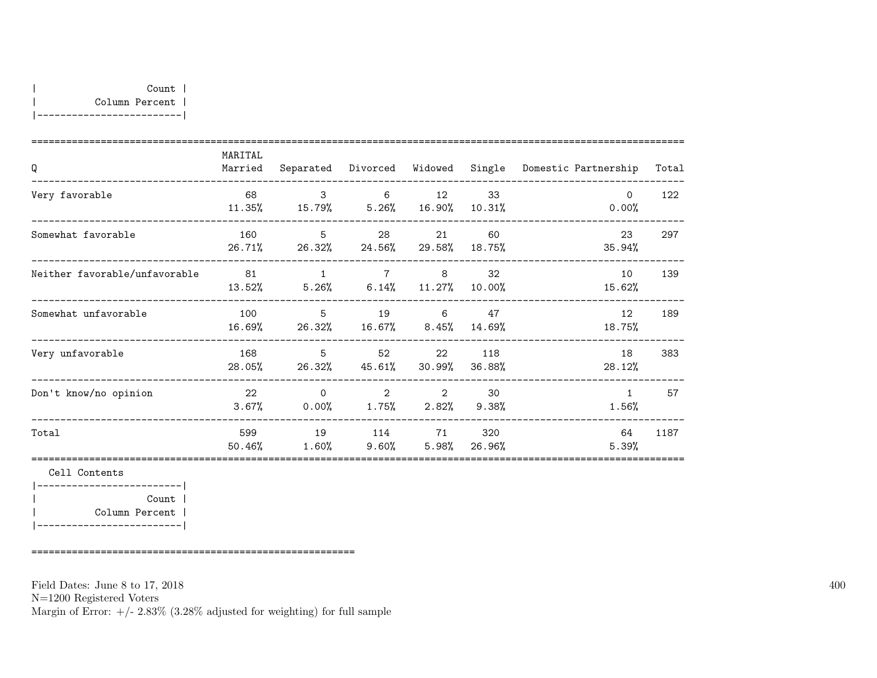| Count |
|---|
| Column Percent |

| Q | MARITAL Married | Separated | Divorced | Widowed | Single | Domestic Partnership | Total |
|---|---|---|---|---|---|---|---|
| Very favorable | 68<br>11.35% | 3<br>15.79% | 6<br>5.26% | 12<br>16.90% | 33<br>10.31% | 0<br>0.00% | 122 |
| Somewhat favorable | 160<br>26.71% | 5<br>26.32% | 28<br>24.56% | 21<br>29.58% | 60<br>18.75% | 23<br>35.94% | 297 |
| Neither favorable/unfavorable | 81<br>13.52% | 1<br>5.26% | 7<br>6.14% | 8<br>11.27% | 32<br>10.00% | 10<br>15.62% | 139 |
| Somewhat unfavorable | 100<br>16.69% | 5<br>26.32% | 19<br>16.67% | 6<br>8.45% | 47<br>14.69% | 12<br>18.75% | 189 |
| Very unfavorable | 168<br>28.05% | 5<br>26.32% | 52<br>45.61% | 22<br>30.99% | 118<br>36.88% | 18<br>28.12% | 383 |
| Don't know/no opinion | 22<br>3.67% | 0<br>0.00% | 2<br>1.75% | 2<br>2.82% | 30<br>9.38% | 1<br>1.56% | 57 |
| Total | 599<br>50.46% | 19<br>1.60% | 114<br>9.60% | 71<br>5.98% | 320<br>26.96% | 64<br>5.39% | 1187 |

Cell Contents

| Count |
|---|
| Column Percent |

Field Dates: June 8 to 17, 2018
N=1200 Registered Voters
Margin of Error: +/- 2.83% (3.28% adjusted for weighting) for full sample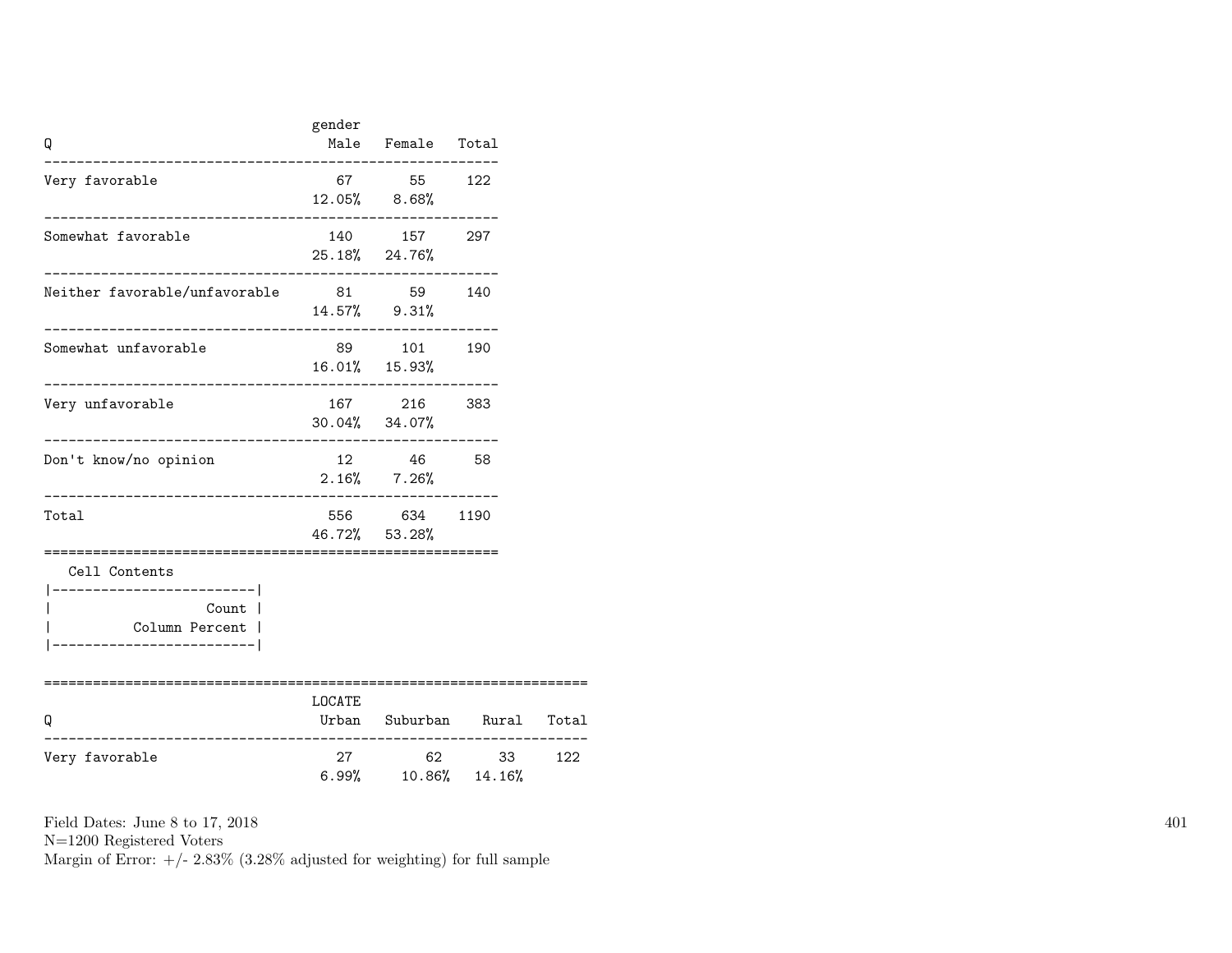| Q | gender Male | Female | Total |
|---|---|---|---|
| Very favorable | 67 | 55 | 122 |
| | 12.05% | 8.68% | |
| Somewhat favorable | 140 | 157 | 297 |
| | 25.18% | 24.76% | |
| Neither favorable/unfavorable | 81 | 59 | 140 |
| | 14.57% | 9.31% | |
| Somewhat unfavorable | 89 | 101 | 190 |
| | 16.01% | 15.93% | |
| Very unfavorable | 167 | 216 | 383 |
| | 30.04% | 34.07% | |
| Don't know/no opinion | 12 | 46 | 58 |
| | 2.16% | 7.26% | |
| Total | 556 | 634 | 1190 |
| | 46.72% | 53.28% | |

Cell Contents

| |
|---|
| Count |
| Column Percent |

| Q | LOCATE Urban | Suburban | Rural | Total |
|---|---|---|---|---|
| Very favorable | 27 | 62 | 33 | 122 |
| | 6.99% | 10.86% | 14.16% | |

Field Dates: June 8 to 17, 2018
N=1200 Registered Voters
Margin of Error: +/- 2.83% (3.28% adjusted for weighting) for full sample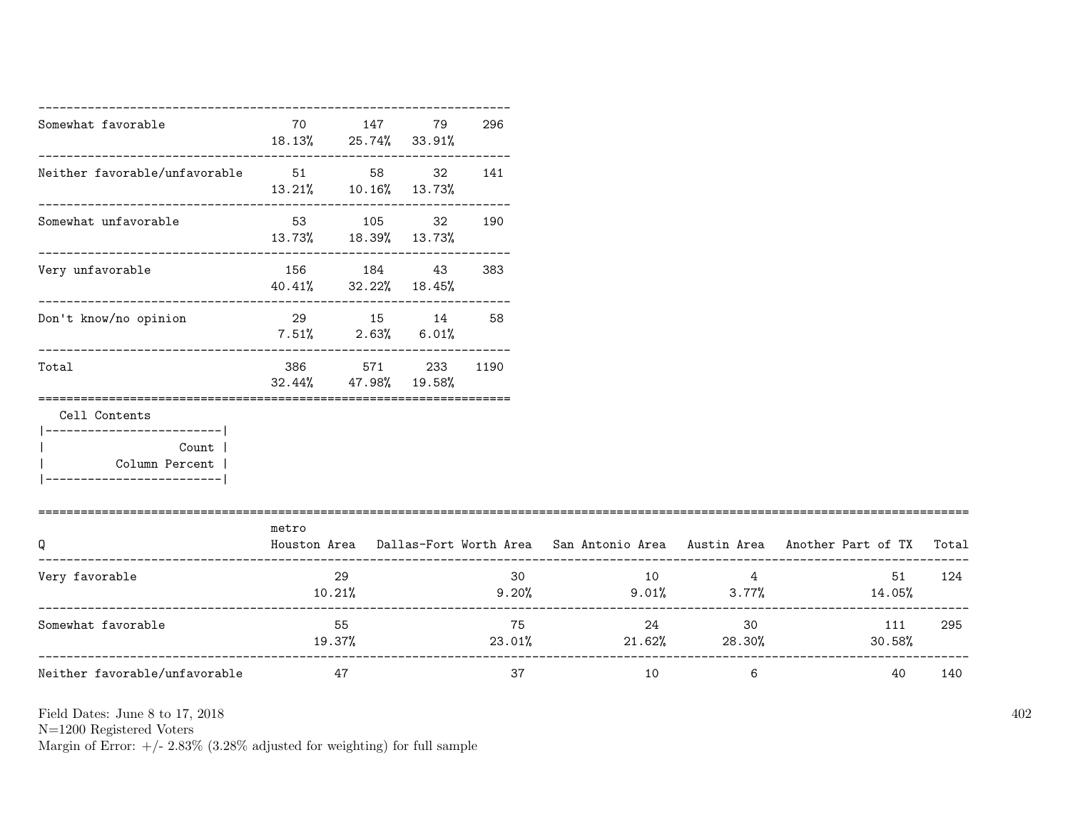| | | | | |
|---|---|---|---|---|
| Somewhat favorable | 70<br>18.13% | 147<br>25.74% | 79<br>33.91% | 296 |
| Neither favorable/unfavorable | 51<br>13.21% | 58<br>10.16% | 32<br>13.73% | 141 |
| Somewhat unfavorable | 53<br>13.73% | 105<br>18.39% | 32<br>13.73% | 190 |
| Very unfavorable | 156<br>40.41% | 184<br>32.22% | 43<br>18.45% | 383 |
| Don't know/no opinion | 29<br>7.51% | 15<br>2.63% | 14<br>6.01% | 58 |
| Total | 386<br>32.44% | 571<br>47.98% | 233<br>19.58% | 1190 |

Cell Contents
|-------------------------|
| Count |
| Column Percent |
|-------------------------|

| Q | metro<br>Houston Area | Dallas-Fort Worth Area | San Antonio Area | Austin Area | Another Part of TX | Total |
|---|---|---|---|---|---|---|
| Very favorable | 29<br>10.21% | 30<br>9.20% | 10<br>9.01% | 4<br>3.77% | 51<br>14.05% | 124 |
| Somewhat favorable | 55<br>19.37% | 75<br>23.01% | 24<br>21.62% | 30<br>28.30% | 111<br>30.58% | 295 |
| Neither favorable/unfavorable | 47 | 37 | 10 | 6 | 40 | 140 |

Field Dates: June 8 to 17, 2018
N=1200 Registered Voters
Margin of Error: +/- 2.83% (3.28% adjusted for weighting) for full sample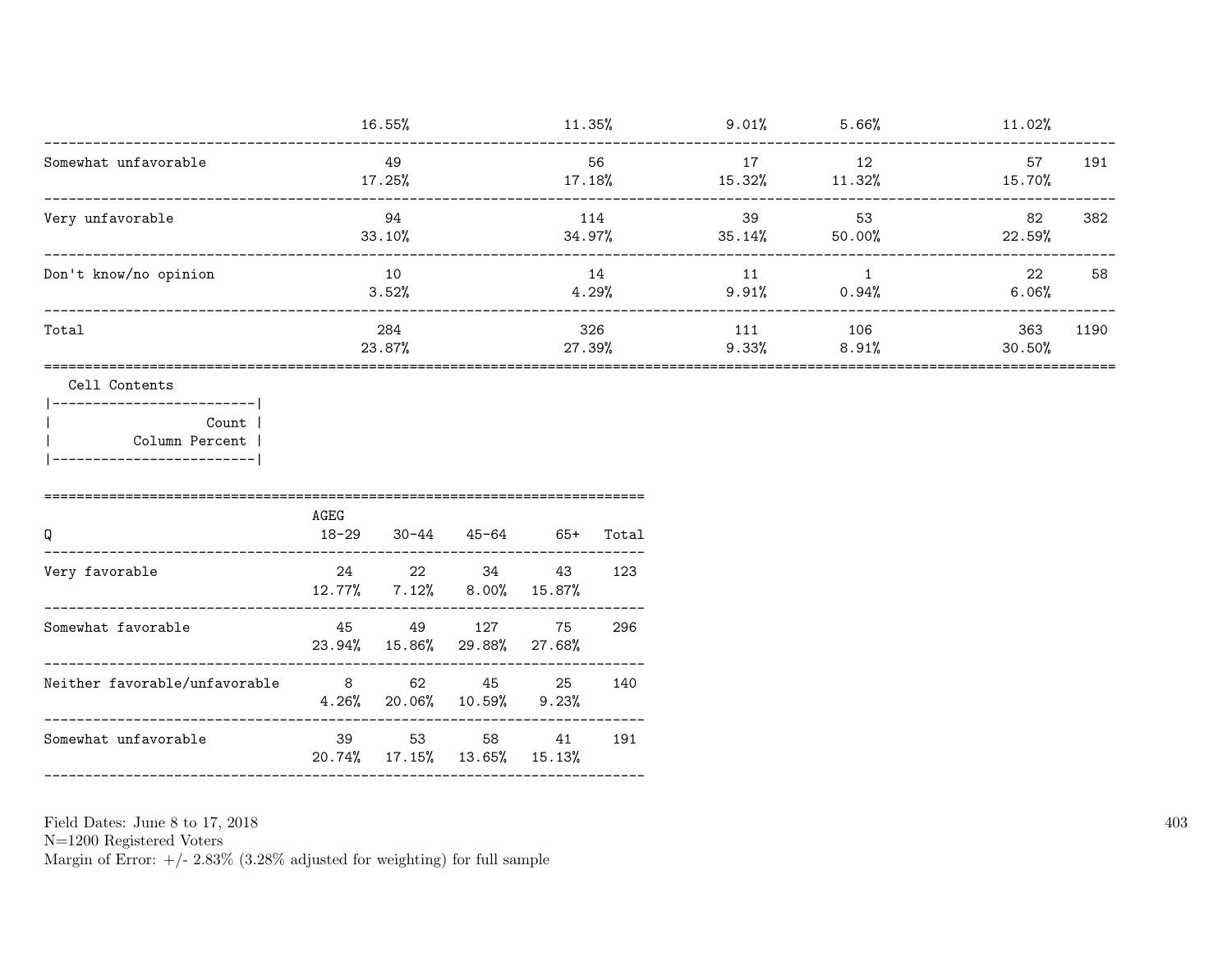| | | | | | | |
|---|---|---|---|---|---|---|
| | 16.55% | 11.35% | 9.01% | 5.66% | 11.02% | |
| Somewhat unfavorable | 49<br>17.25% | 56<br>17.18% | 17<br>15.32% | 12<br>11.32% | 57<br>15.70% | 191 |
| Very unfavorable | 94<br>33.10% | 114<br>34.97% | 39<br>35.14% | 53<br>50.00% | 82<br>22.59% | 382 |
| Don't know/no opinion | 10<br>3.52% | 14<br>4.29% | 11<br>9.91% | 1<br>0.94% | 22<br>6.06% | 58 |
| Total | 284<br>23.87% | 326<br>27.39% | 111<br>9.33% | 106<br>8.91% | 363<br>30.50% | 1190 |

Cell Contents

| |
|---|
| Count |
| Column Percent |

| Q | AGEG<br>18-29 | 30-44 | 45-64 | 65+ | Total |
|---|---|---|---|---|---|
| Very favorable | 24<br>12.77% | 22<br>7.12% | 34<br>8.00% | 43<br>15.87% | 123 |
| Somewhat favorable | 45<br>23.94% | 49<br>15.86% | 127<br>29.88% | 75<br>27.68% | 296 |
| Neither favorable/unfavorable | 8<br>4.26% | 62<br>20.06% | 45<br>10.59% | 25<br>9.23% | 140 |
| Somewhat unfavorable | 39<br>20.74% | 53<br>17.15% | 58<br>13.65% | 41<br>15.13% | 191 |

Field Dates: June 8 to 17, 2018
N=1200 Registered Voters
Margin of Error: +/- 2.83% (3.28% adjusted for weighting) for full sample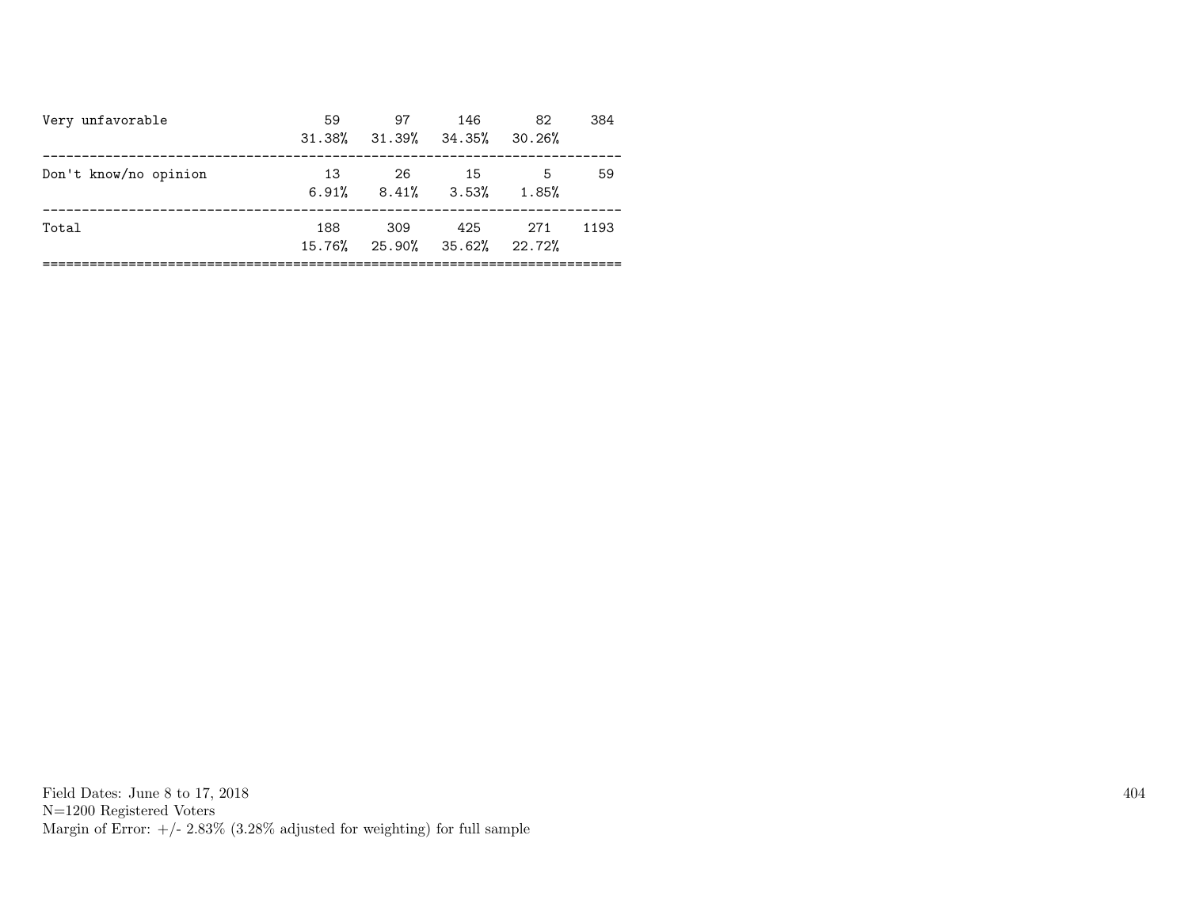| | | | | | |
|---|---|---|---|---|---|
| Very unfavorable | 59 | 97 | 146 | 82 | 384 |
| | 31.38% | 31.39% | 34.35% | 30.26% | |
| Don't know/no opinion | 13 | 26 | 15 | 5 | 59 |
| | 6.91% | 8.41% | 3.53% | 1.85% | |
| Total | 188 | 309 | 425 | 271 | 1193 |
| | 15.76% | 25.90% | 35.62% | 22.72% | |

Field Dates: June 8 to 17, 2018
N=1200 Registered Voters
Margin of Error: +/- 2.83% (3.28% adjusted for weighting) for full sample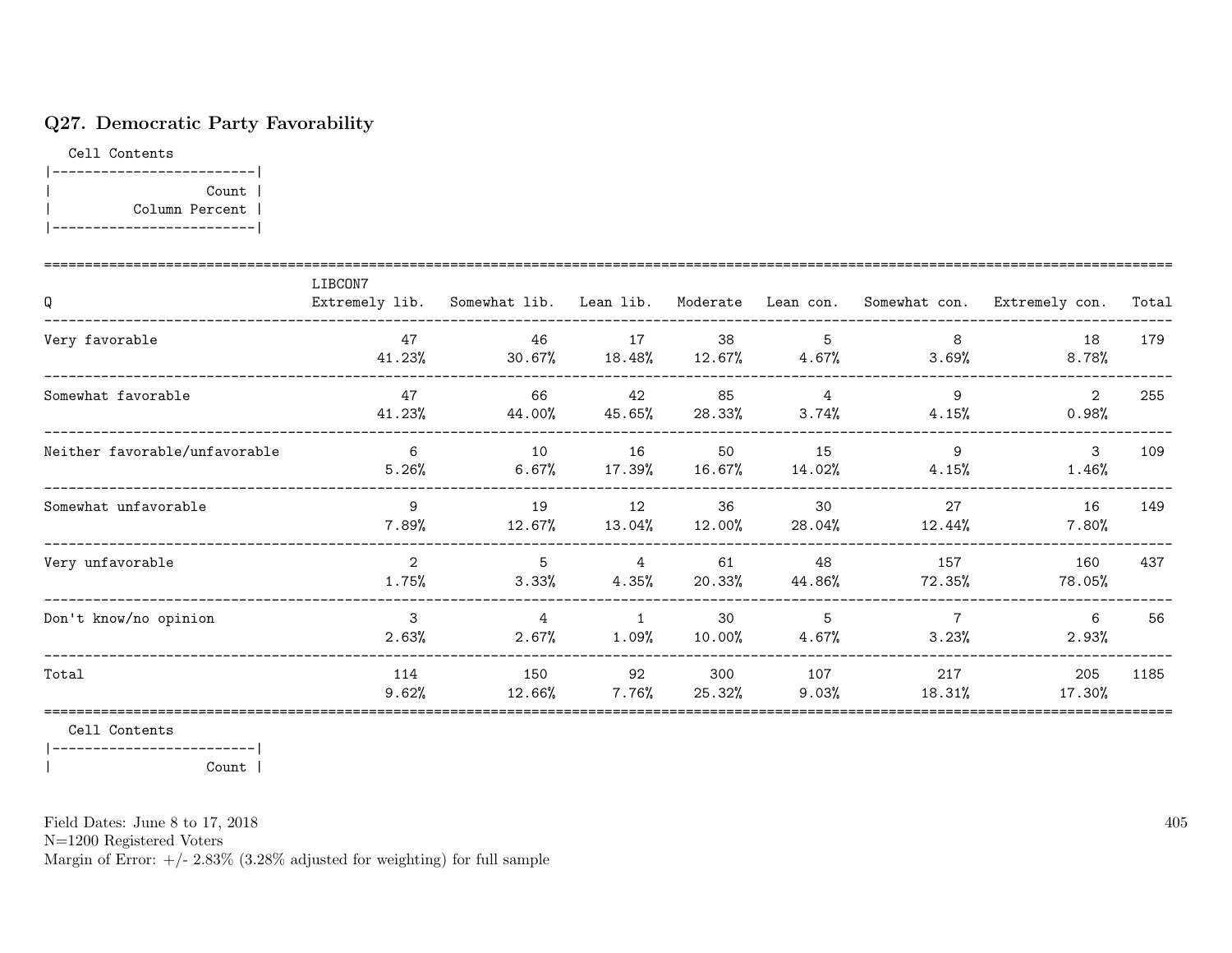## Q27. Democratic Party Favorability

Cell Contents

|-------------------------|
| Count |
| Column Percent |
|-------------------------|

| Q | LIBCON7 Extremely lib. | Somewhat lib. | Lean lib. | Moderate | Lean con. | Somewhat con. | Extremely con. | Total |
|---|---|---|---|---|---|---|---|---|
| Very favorable | 47<br>41.23% | 46<br>30.67% | 17<br>18.48% | 38<br>12.67% | 5<br>4.67% | 8<br>3.69% | 18<br>8.78% | 179 |
| Somewhat favorable | 47<br>41.23% | 66<br>44.00% | 42<br>45.65% | 85<br>28.33% | 4<br>3.74% | 9<br>4.15% | 2<br>0.98% | 255 |
| Neither favorable/unfavorable | 6<br>5.26% | 10<br>6.67% | 16<br>17.39% | 50<br>16.67% | 15<br>14.02% | 9<br>4.15% | 3<br>1.46% | 109 |
| Somewhat unfavorable | 9<br>7.89% | 19<br>12.67% | 12<br>13.04% | 36<br>12.00% | 30<br>28.04% | 27<br>12.44% | 16<br>7.80% | 149 |
| Very unfavorable | 2<br>1.75% | 5<br>3.33% | 4<br>4.35% | 61<br>20.33% | 48<br>44.86% | 157<br>72.35% | 160<br>78.05% | 437 |
| Don't know/no opinion | 3<br>2.63% | 4<br>2.67% | 1<br>1.09% | 30<br>10.00% | 5<br>4.67% | 7<br>3.23% | 6<br>2.93% | 56 |
| Total | 114<br>9.62% | 150<br>12.66% | 92<br>7.76% | 300<br>25.32% | 107<br>9.03% | 217<br>18.31% | 205<br>17.30% | 1185 |

Cell Contents

|-------------------------|
| Count |

Field Dates: June 8 to 17, 2018
N=1200 Registered Voters
Margin of Error: +/- 2.83% (3.28% adjusted for weighting) for full sample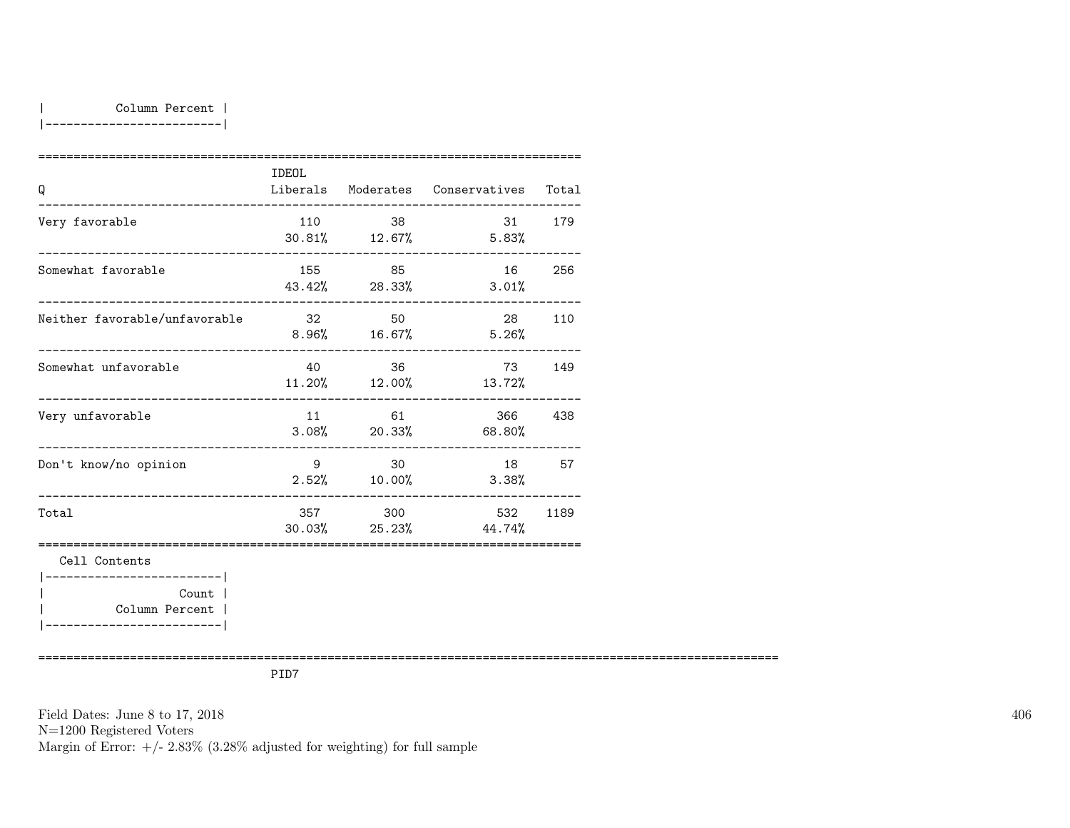| Column Percent |
|---|

| Q | IDEOL Liberals | Moderates | Conservatives | Total |
|---|---|---|---|---|
| Very favorable | 110<br>30.81% | 38<br>12.67% | 31<br>5.83% | 179 |
| Somewhat favorable | 155<br>43.42% | 85<br>28.33% | 16<br>3.01% | 256 |
| Neither favorable/unfavorable | 32<br>8.96% | 50<br>16.67% | 28<br>5.26% | 110 |
| Somewhat unfavorable | 40<br>11.20% | 36<br>12.00% | 73<br>13.72% | 149 |
| Very unfavorable | 11<br>3.08% | 61<br>20.33% | 366<br>68.80% | 438 |
| Don't know/no opinion | 9<br>2.52% | 30<br>10.00% | 18<br>3.38% | 57 |
| Total | 357<br>30.03% | 300<br>25.23% | 532<br>44.74% | 1189 |

Cell Contents

| Count |
|---|
| Column Percent |

PID7

Field Dates: June 8 to 17, 2018
N=1200 Registered Voters
Margin of Error: +/- 2.83% (3.28% adjusted for weighting) for full sample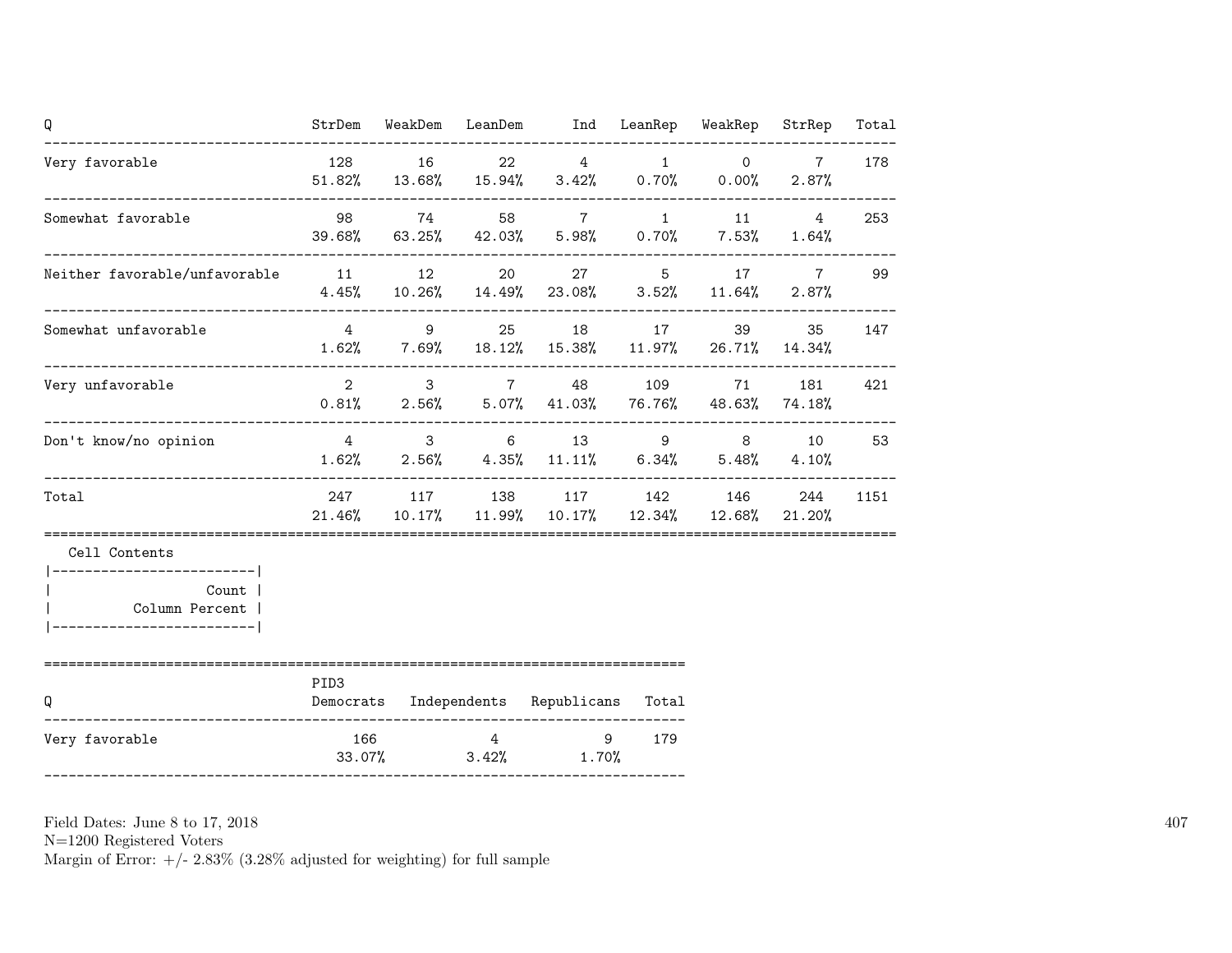| Q | StrDem | WeakDem | LeanDem | Ind | LeanRep | WeakRep | StrRep | Total |
|---|---|---|---|---|---|---|---|---|
| Very favorable | 128<br>51.82% | 16<br>13.68% | 22<br>15.94% | 4<br>3.42% | 1<br>0.70% | 0<br>0.00% | 7<br>2.87% | 178 |
| Somewhat favorable | 98<br>39.68% | 74<br>63.25% | 58<br>42.03% | 7<br>5.98% | 1<br>0.70% | 11<br>7.53% | 4<br>1.64% | 253 |
| Neither favorable/unfavorable | 11<br>4.45% | 12<br>10.26% | 20<br>14.49% | 27<br>23.08% | 5<br>3.52% | 17<br>11.64% | 7<br>2.87% | 99 |
| Somewhat unfavorable | 4<br>1.62% | 9<br>7.69% | 25<br>18.12% | 18<br>15.38% | 17<br>11.97% | 39<br>26.71% | 35<br>14.34% | 147 |
| Very unfavorable | 2<br>0.81% | 3<br>2.56% | 7<br>5.07% | 48<br>41.03% | 109<br>76.76% | 71<br>48.63% | 181<br>74.18% | 421 |
| Don't know/no opinion | 4<br>1.62% | 3<br>2.56% | 6<br>4.35% | 13<br>11.11% | 9<br>6.34% | 8<br>5.48% | 10<br>4.10% | 53 |
| Total | 247<br>21.46% | 117<br>10.17% | 138<br>11.99% | 117<br>10.17% | 142<br>12.34% | 146<br>12.68% | 244<br>21.20% | 1151 |

Cell Contents

| |
|---|
| Count |
| Column Percent |

| Q | PID3<br>Democrats | Independents | Republicans | Total |
|---|---|---|---|---|
| Very favorable | 166<br>33.07% | 4<br>3.42% | 9<br>1.70% | 179 |

Field Dates: June 8 to 17, 2018
N=1200 Registered Voters
Margin of Error: +/- 2.83% (3.28% adjusted for weighting) for full sample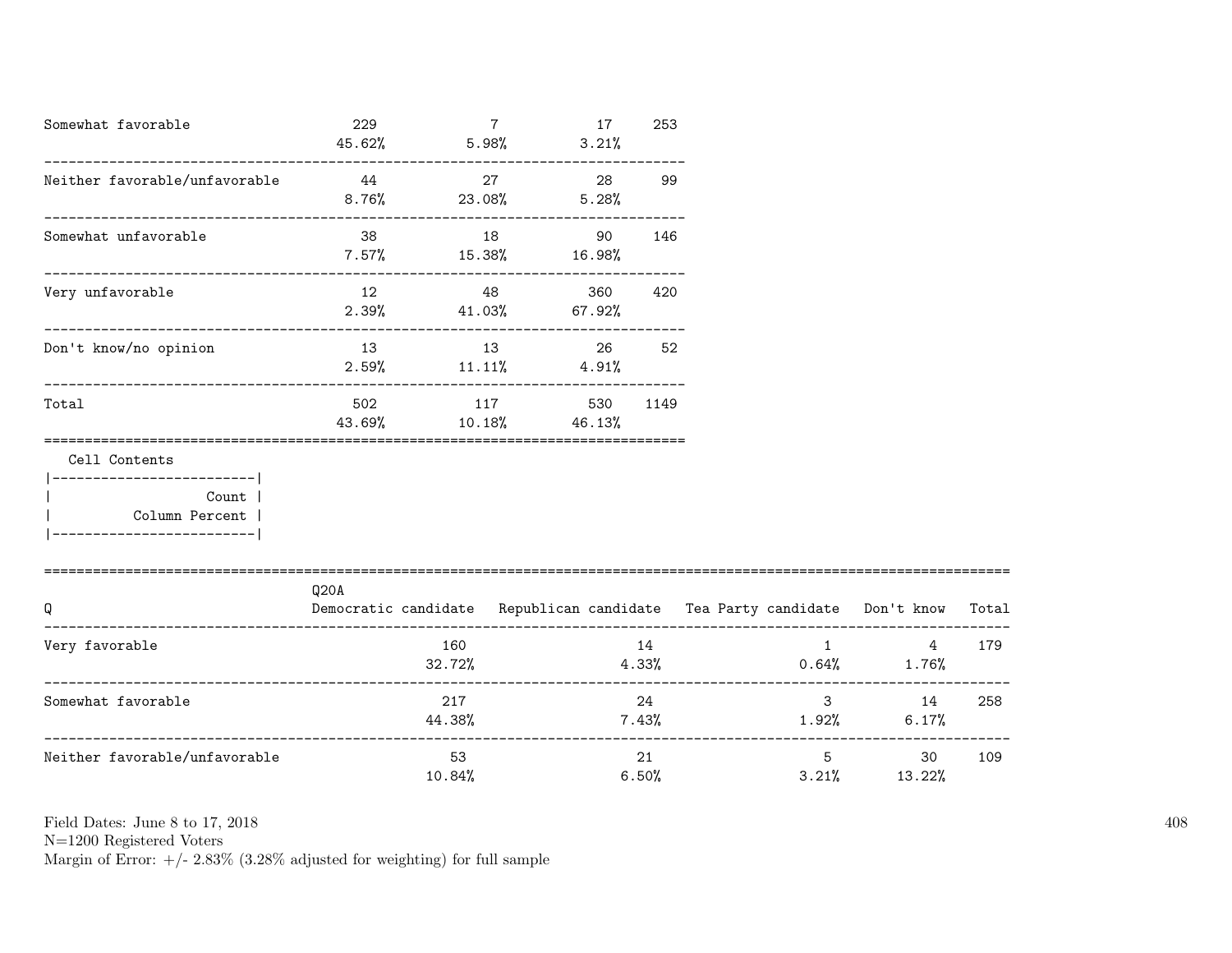| | | | | |
|---|---|---|---|---|
| Somewhat favorable | 229<br>45.62% | 7<br>5.98% | 17<br>3.21% | 253 |
| Neither favorable/unfavorable | 44<br>8.76% | 27<br>23.08% | 28<br>5.28% | 99 |
| Somewhat unfavorable | 38<br>7.57% | 18<br>15.38% | 90<br>16.98% | 146 |
| Very unfavorable | 12<br>2.39% | 48<br>41.03% | 360<br>67.92% | 420 |
| Don't know/no opinion | 13<br>2.59% | 13<br>11.11% | 26<br>4.91% | 52 |
| Total | 502<br>43.69% | 117<br>10.18% | 530<br>46.13% | 1149 |

Cell Contents

| |
|---|
| Count |
| Column Percent |

| Q | Q20A<br>Democratic candidate | Republican candidate | Tea Party candidate | Don't know | Total |
|---|---|---|---|---|---|
| Very favorable | 160<br>32.72% | 14<br>4.33% | 1<br>0.64% | 4<br>1.76% | 179 |
| Somewhat favorable | 217<br>44.38% | 24<br>7.43% | 3<br>1.92% | 14<br>6.17% | 258 |
| Neither favorable/unfavorable | 53<br>10.84% | 21<br>6.50% | 5<br>3.21% | 30<br>13.22% | 109 |

Field Dates: June 8 to 17, 2018
N=1200 Registered Voters
Margin of Error: +/- 2.83% (3.28% adjusted for weighting) for full sample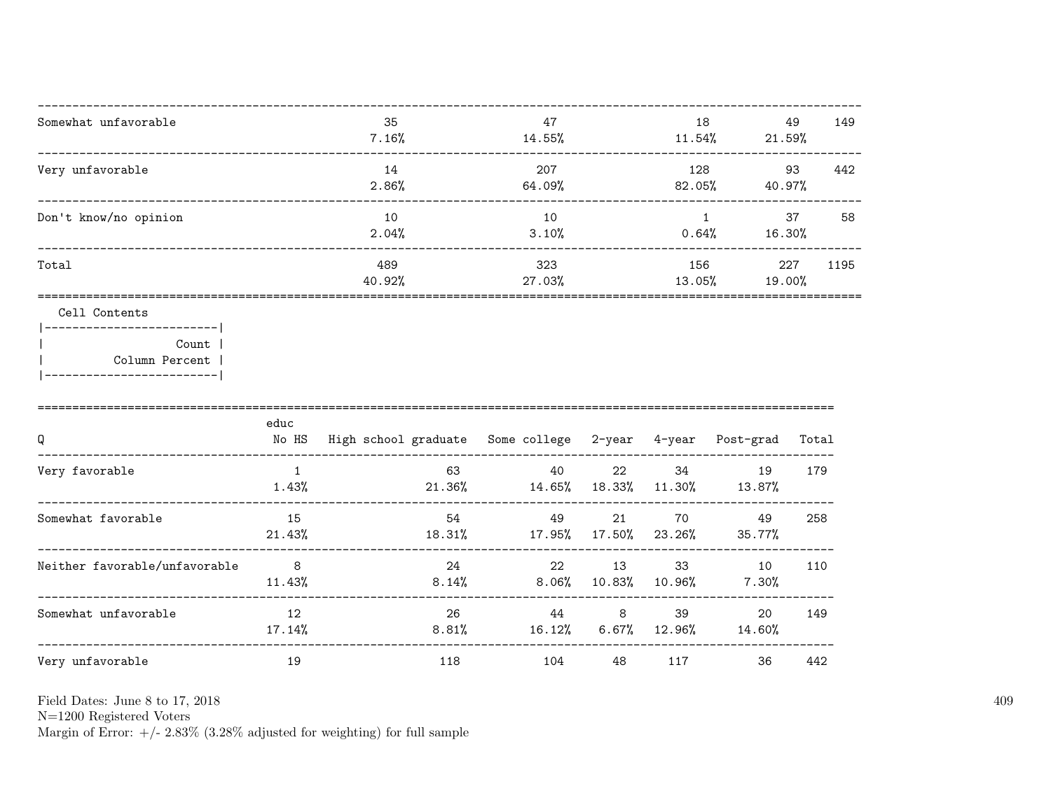| | | | | | |
|---|---|---|---|---|---|
| Somewhat unfavorable | 35<br>7.16% | 47<br>14.55% | 18<br>11.54% | 49<br>21.59% | 149 |
| Very unfavorable | 14<br>2.86% | 207<br>64.09% | 128<br>82.05% | 93<br>40.97% | 442 |
| Don't know/no opinion | 10<br>2.04% | 10<br>3.10% | 1<br>0.64% | 37<br>16.30% | 58 |
| Total | 489<br>40.92% | 323<br>27.03% | 156<br>13.05% | 227<br>19.00% | 1195 |

Cell Contents

| |
|---|
| Count |
| Column Percent |

| Q | educ<br>No HS | High school graduate | Some college | 2-year | 4-year | Post-grad | Total |
|---|---|---|---|---|---|---|---|
| Very favorable | 1<br>1.43% | 63<br>21.36% | 40<br>14.65% | 22<br>18.33% | 34<br>11.30% | 19<br>13.87% | 179 |
| Somewhat favorable | 15<br>21.43% | 54<br>18.31% | 49<br>17.95% | 21<br>17.50% | 70<br>23.26% | 49<br>35.77% | 258 |
| Neither favorable/unfavorable | 8<br>11.43% | 24<br>8.14% | 22<br>8.06% | 13<br>10.83% | 33<br>10.96% | 10<br>7.30% | 110 |
| Somewhat unfavorable | 12<br>17.14% | 26<br>8.81% | 44<br>16.12% | 8<br>6.67% | 39<br>12.96% | 20<br>14.60% | 149 |
| Very unfavorable | 19 | 118 | 104 | 48 | 117 | 36 | 442 |

Field Dates: June 8 to 17, 2018
N=1200 Registered Voters
Margin of Error: +/- 2.83% (3.28% adjusted for weighting) for full sample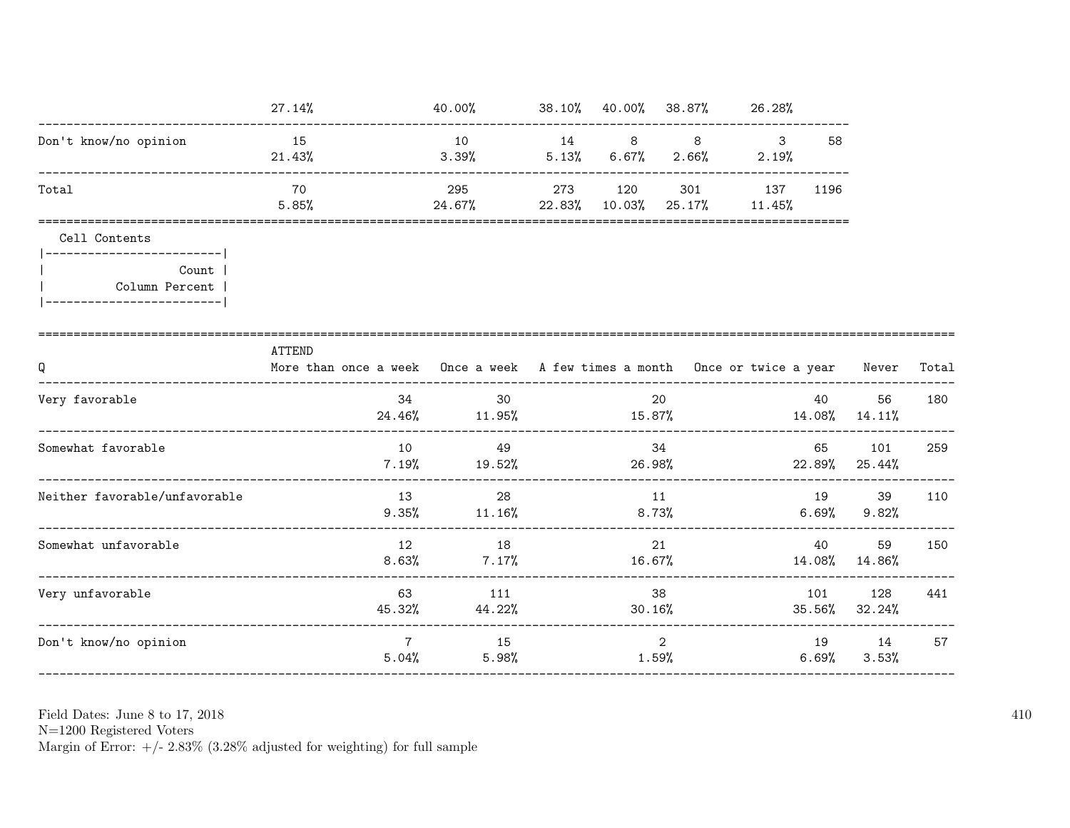| | | | | | | | |
|---|---|---|---|---|---|---|---|
| | 27.14% | 40.00% | 38.10% | 40.00% | 38.87% | 26.28% | |
| Don't know/no opinion | 15<br>21.43% | 10<br>3.39% | 14<br>5.13% | 8<br>6.67% | 8<br>2.66% | 3<br>2.19% | 58 |
| Total | 70<br>5.85% | 295<br>24.67% | 273<br>22.83% | 120<br>10.03% | 301<br>25.17% | 137<br>11.45% | 1196 |

Cell Contents

| |
|---|
| Count |
| Column Percent |

| Q | ATTEND<br>More than once a week | Once a week | A few times a month | Once or twice a year | Never | Total |
|---|---|---|---|---|---|---|
| Very favorable | 34<br>24.46% | 30<br>11.95% | 20<br>15.87% | 40<br>14.08% | 56<br>14.11% | 180 |
| Somewhat favorable | 10<br>7.19% | 49<br>19.52% | 34<br>26.98% | 65<br>22.89% | 101<br>25.44% | 259 |
| Neither favorable/unfavorable | 13<br>9.35% | 28<br>11.16% | 11<br>8.73% | 19<br>6.69% | 39<br>9.82% | 110 |
| Somewhat unfavorable | 12<br>8.63% | 18<br>7.17% | 21<br>16.67% | 40<br>14.08% | 59<br>14.86% | 150 |
| Very unfavorable | 63<br>45.32% | 111<br>44.22% | 38<br>30.16% | 101<br>35.56% | 128<br>32.24% | 441 |
| Don't know/no opinion | 7<br>5.04% | 15<br>5.98% | 2<br>1.59% | 19<br>6.69% | 14<br>3.53% | 57 |

Field Dates: June 8 to 17, 2018
N=1200 Registered Voters
Margin of Error: +/- 2.83% (3.28% adjusted for weighting) for full sample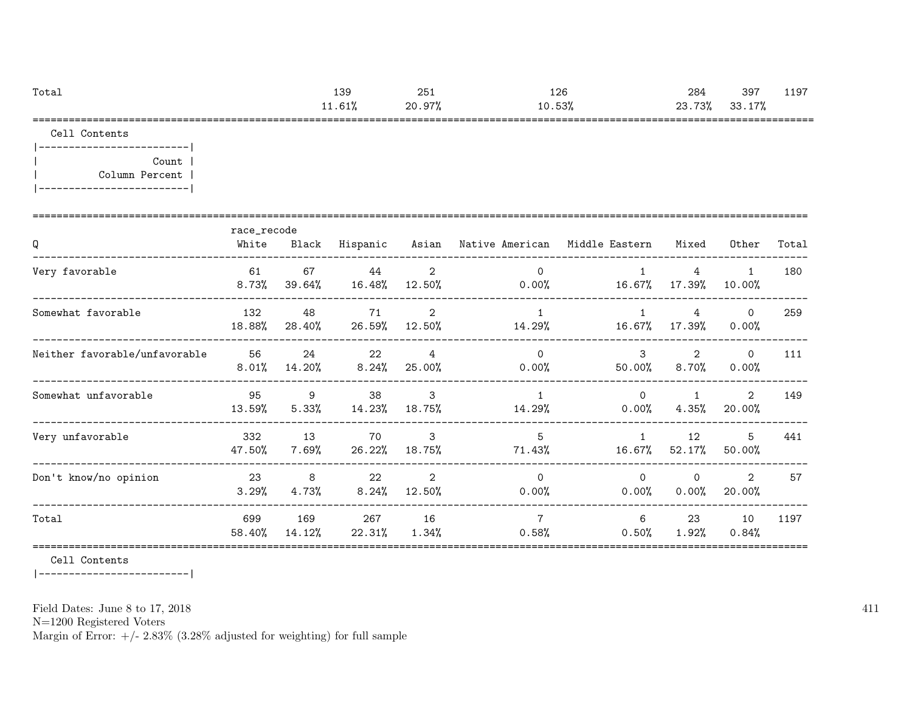| Total | | 139 | 251 | 126 | | 284 | 397 | 1197 |
|---|---|---|---|---|---|---|---|---|
| | | 11.61% | 20.97% | 10.53% | | 23.73% | 33.17% | |

Cell Contents

|-------------------------|
| Count |
| Column Percent |
|-------------------------|

| Q | race_recode White | Black | Hispanic | Asian | Native American | Middle Eastern | Mixed | Other | Total |
|---|---|---|---|---|---|---|---|---|---|
| Very favorable | 61 | 67 | 44 | 2 | 0 | 1 | 4 | 1 | 180 |
| | 8.73% | 39.64% | 16.48% | 12.50% | 0.00% | 16.67% | 17.39% | 10.00% | |
| Somewhat favorable | 132 | 48 | 71 | 2 | 1 | 1 | 4 | 0 | 259 |
| | 18.88% | 28.40% | 26.59% | 12.50% | 14.29% | 16.67% | 17.39% | 0.00% | |
| Neither favorable/unfavorable | 56 | 24 | 22 | 4 | 0 | 3 | 2 | 0 | 111 |
| | 8.01% | 14.20% | 8.24% | 25.00% | 0.00% | 50.00% | 8.70% | 0.00% | |
| Somewhat unfavorable | 95 | 9 | 38 | 3 | 1 | 0 | 1 | 2 | 149 |
| | 13.59% | 5.33% | 14.23% | 18.75% | 14.29% | 0.00% | 4.35% | 20.00% | |
| Very unfavorable | 332 | 13 | 70 | 3 | 5 | 1 | 12 | 5 | 441 |
| | 47.50% | 7.69% | 26.22% | 18.75% | 71.43% | 16.67% | 52.17% | 50.00% | |
| Don't know/no opinion | 23 | 8 | 22 | 2 | 0 | 0 | 0 | 2 | 57 |
| | 3.29% | 4.73% | 8.24% | 12.50% | 0.00% | 0.00% | 0.00% | 20.00% | |
| Total | 699 | 169 | 267 | 16 | 7 | 6 | 23 | 10 | 1197 |
| | 58.40% | 14.12% | 22.31% | 1.34% | 0.58% | 0.50% | 1.92% | 0.84% | |

Cell Contents

|-------------------------|

Field Dates: June 8 to 17, 2018
N=1200 Registered Voters
Margin of Error: +/- 2.83% (3.28% adjusted for weighting) for full sample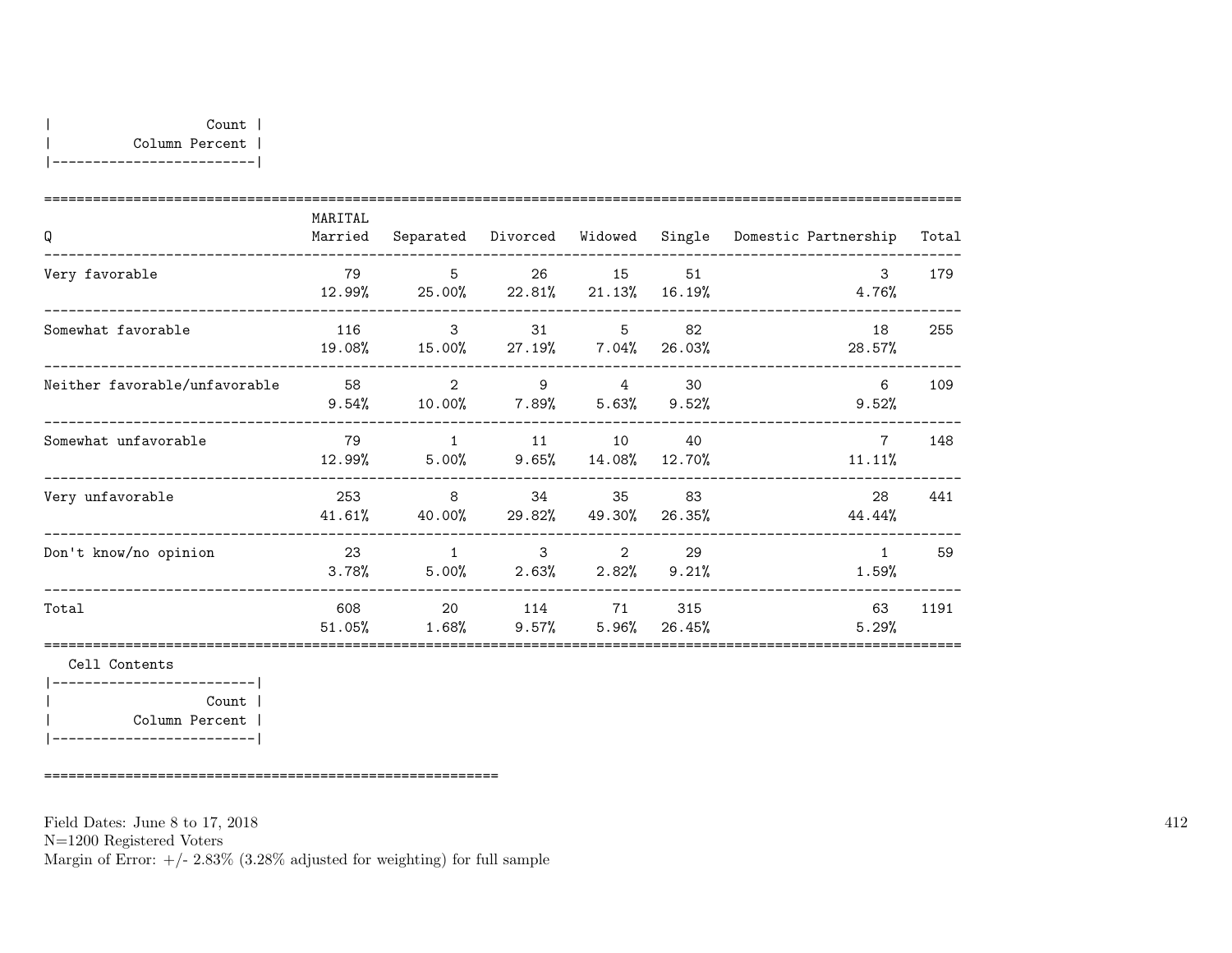| Count |
|---|
| Column Percent |

| Q | MARITAL Married | Separated | Divorced | Widowed | Single | Domestic Partnership | Total |
|---|---|---|---|---|---|---|---|
| Very favorable | 79<br>12.99% | 5<br>25.00% | 26<br>22.81% | 15<br>21.13% | 51<br>16.19% | 3<br>4.76% | 179 |
| Somewhat favorable | 116<br>19.08% | 3<br>15.00% | 31<br>27.19% | 5<br>7.04% | 82<br>26.03% | 18<br>28.57% | 255 |
| Neither favorable/unfavorable | 58<br>9.54% | 2<br>10.00% | 9<br>7.89% | 4<br>5.63% | 30<br>9.52% | 6<br>9.52% | 109 |
| Somewhat unfavorable | 79<br>12.99% | 1<br>5.00% | 11<br>9.65% | 10<br>14.08% | 40<br>12.70% | 7<br>11.11% | 148 |
| Very unfavorable | 253<br>41.61% | 8<br>40.00% | 34<br>29.82% | 35<br>49.30% | 83<br>26.35% | 28<br>44.44% | 441 |
| Don't know/no opinion | 23<br>3.78% | 1<br>5.00% | 3<br>2.63% | 2<br>2.82% | 29<br>9.21% | 1<br>1.59% | 59 |
| Total | 608<br>51.05% | 20<br>1.68% | 114<br>9.57% | 71<br>5.96% | 315<br>26.45% | 63<br>5.29% | 1191 |

Cell Contents

| Count |
|---|
| Column Percent |

Field Dates: June 8 to 17, 2018
N=1200 Registered Voters
Margin of Error: +/- 2.83% (3.28% adjusted for weighting) for full sample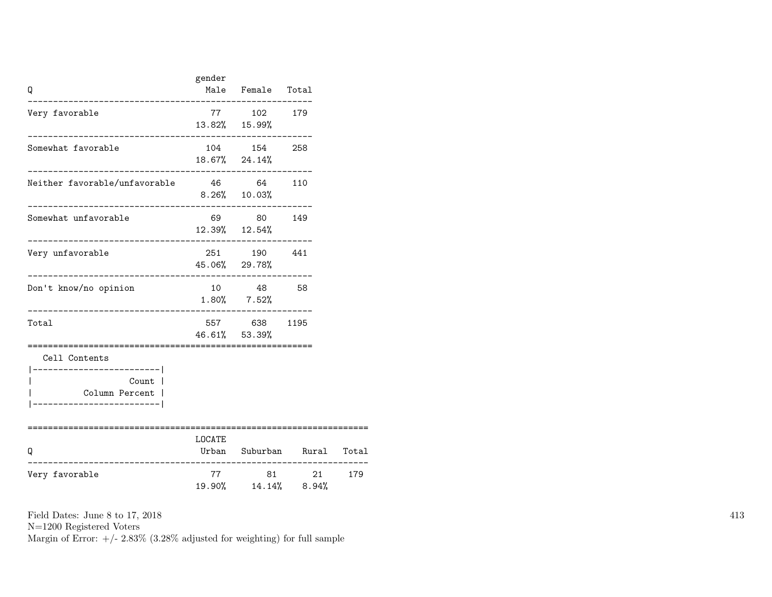| Q | gender Male | Female | Total |
|---|---|---|---|
| Very favorable | 77 | 102 | 179 |
| | 13.82% | 15.99% | |
| Somewhat favorable | 104 | 154 | 258 |
| | 18.67% | 24.14% | |
| Neither favorable/unfavorable | 46 | 64 | 110 |
| | 8.26% | 10.03% | |
| Somewhat unfavorable | 69 | 80 | 149 |
| | 12.39% | 12.54% | |
| Very unfavorable | 251 | 190 | 441 |
| | 45.06% | 29.78% | |
| Don't know/no opinion | 10 | 48 | 58 |
| | 1.80% | 7.52% | |
| Total | 557 | 638 | 1195 |
| | 46.61% | 53.39% | |

Cell Contents

| |
|---|
| Count |
| Column Percent |

| Q | LOCATE Urban | Suburban | Rural | Total |
|---|---|---|---|---|
| Very favorable | 77 | 81 | 21 | 179 |
| | 19.90% | 14.14% | 8.94% | |

Field Dates: June 8 to 17, 2018
N=1200 Registered Voters
Margin of Error: +/- 2.83% (3.28% adjusted for weighting) for full sample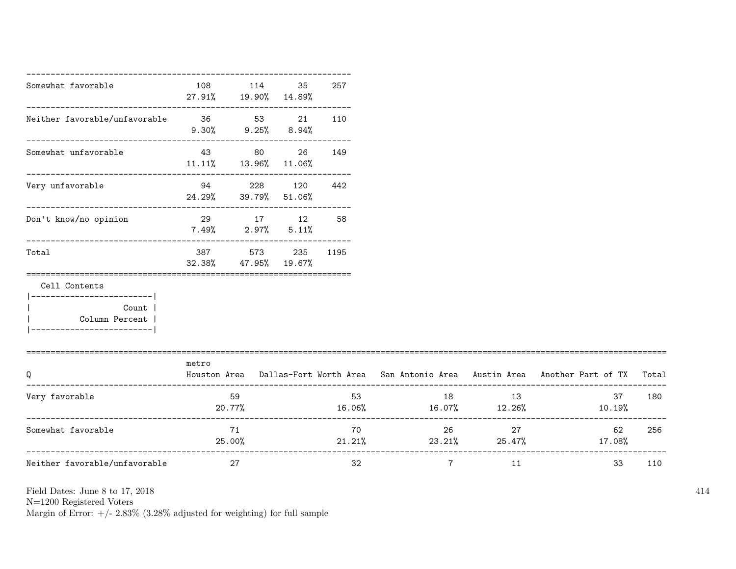| | | | | |
|---|---|---|---|---|
| Somewhat favorable | 108<br>27.91% | 114<br>19.90% | 35<br>14.89% | 257 |
| Neither favorable/unfavorable | 36<br>9.30% | 53<br>9.25% | 21<br>8.94% | 110 |
| Somewhat unfavorable | 43<br>11.11% | 80<br>13.96% | 26<br>11.06% | 149 |
| Very unfavorable | 94<br>24.29% | 228<br>39.79% | 120<br>51.06% | 442 |
| Don't know/no opinion | 29<br>7.49% | 17<br>2.97% | 12<br>5.11% | 58 |
| Total | 387<br>32.38% | 573<br>47.95% | 235<br>19.67% | 1195 |

Cell Contents

| |
|---|
| Count |
| Column Percent |

| Q | metro<br>Houston Area | Dallas-Fort Worth Area | San Antonio Area | Austin Area | Another Part of TX | Total |
|---|---|---|---|---|---|---|
| Very favorable | 59<br>20.77% | 53<br>16.06% | 18<br>16.07% | 13<br>12.26% | 37<br>10.19% | 180 |
| Somewhat favorable | 71<br>25.00% | 70<br>21.21% | 26<br>23.21% | 27<br>25.47% | 62<br>17.08% | 256 |
| Neither favorable/unfavorable | 27 | 32 | 7 | 11 | 33 | 110 |

Field Dates: June 8 to 17, 2018
N=1200 Registered Voters
Margin of Error: +/- 2.83% (3.28% adjusted for weighting) for full sample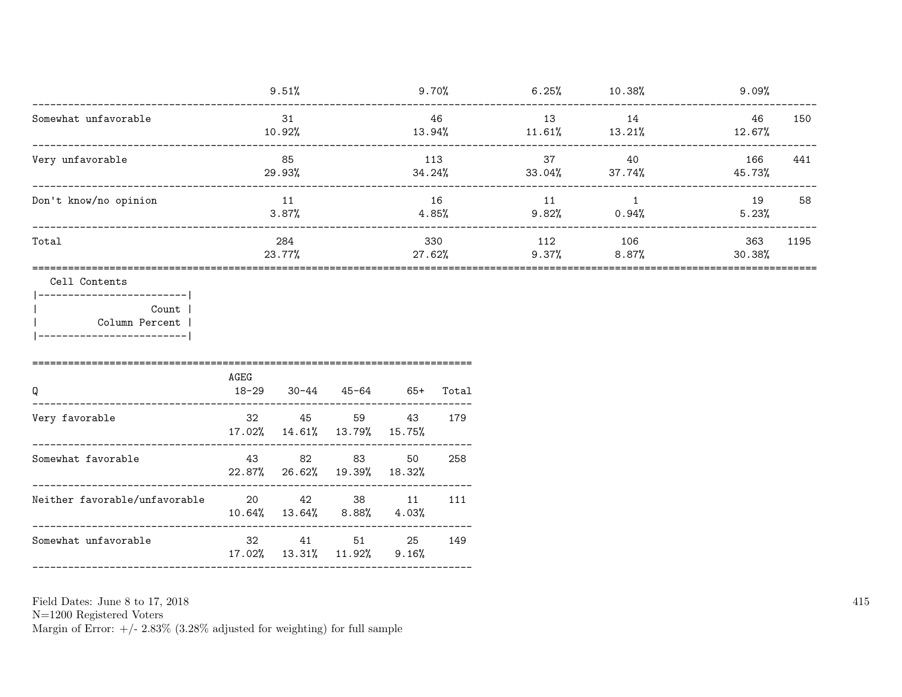| | | | | | | |
|---|---|---|---|---|---|---|
| | 9.51% | 9.70% | 6.25% | 10.38% | 9.09% | |
| Somewhat unfavorable | 31<br>10.92% | 46<br>13.94% | 13<br>11.61% | 14<br>13.21% | 46<br>12.67% | 150 |
| Very unfavorable | 85<br>29.93% | 113<br>34.24% | 37<br>33.04% | 40<br>37.74% | 166<br>45.73% | 441 |
| Don't know/no opinion | 11<br>3.87% | 16<br>4.85% | 11<br>9.82% | 1<br>0.94% | 19<br>5.23% | 58 |
| Total | 284<br>23.77% | 330<br>27.62% | 112<br>9.37% | 106<br>8.87% | 363<br>30.38% | 1195 |

Cell Contents

| |
|---|
| Count |
| Column Percent |

| Q | AGEG<br>18-29 | 30-44 | 45-64 | 65+ | Total |
|---|---|---|---|---|---|
| Very favorable | 32<br>17.02% | 45<br>14.61% | 59<br>13.79% | 43<br>15.75% | 179 |
| Somewhat favorable | 43<br>22.87% | 82<br>26.62% | 83<br>19.39% | 50<br>18.32% | 258 |
| Neither favorable/unfavorable | 20<br>10.64% | 42<br>13.64% | 38<br>8.88% | 11<br>4.03% | 111 |
| Somewhat unfavorable | 32<br>17.02% | 41<br>13.31% | 51<br>11.92% | 25<br>9.16% | 149 |

Field Dates: June 8 to 17, 2018
N=1200 Registered Voters
Margin of Error: +/- 2.83% (3.28% adjusted for weighting) for full sample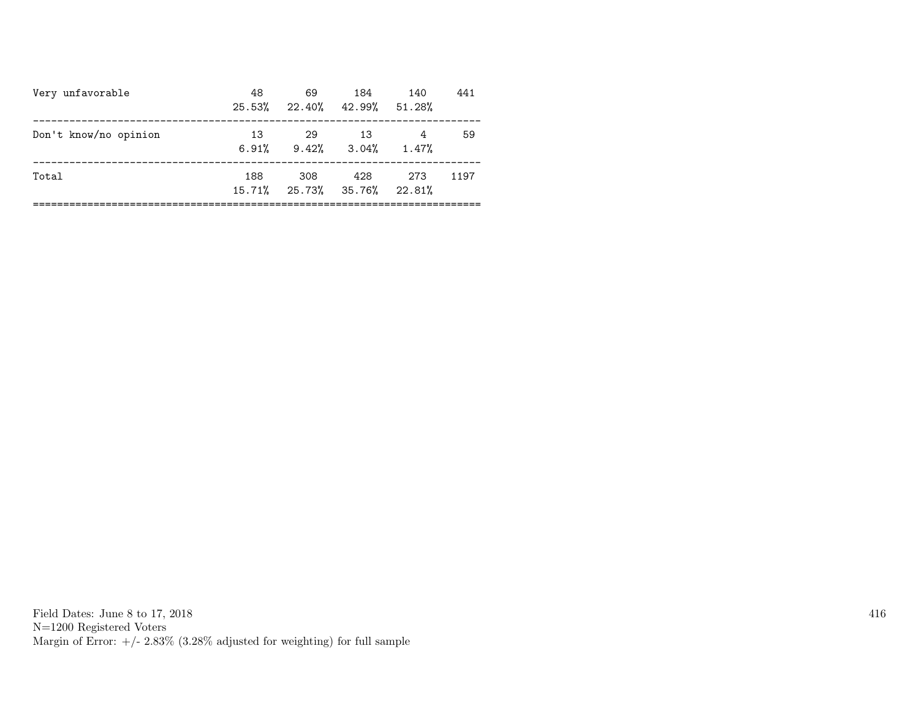| | | | | | |
|---|---|---|---|---|---|
| Very unfavorable | 48 | 69 | 184 | 140 | 441 |
| | 25.53% | 22.40% | 42.99% | 51.28% | |
| Don't know/no opinion | 13 | 29 | 13 | 4 | 59 |
| | 6.91% | 9.42% | 3.04% | 1.47% | |
| Total | 188 | 308 | 428 | 273 | 1197 |
| | 15.71% | 25.73% | 35.76% | 22.81% | |

Field Dates: June 8 to 17, 2018
N=1200 Registered Voters
Margin of Error: +/- 2.83% (3.28% adjusted for weighting) for full sample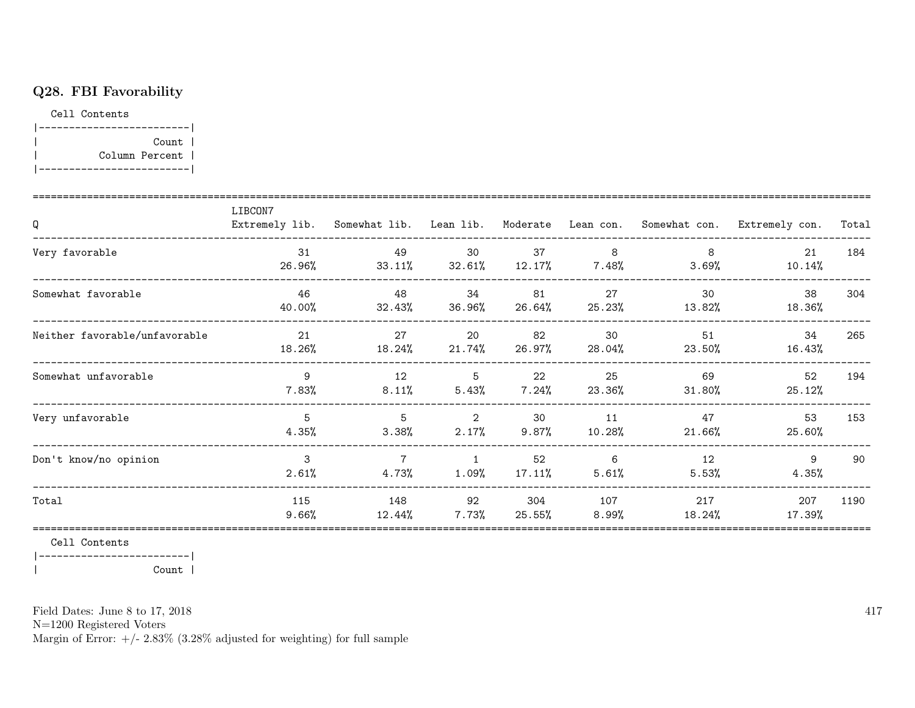## Q28. FBI Favorability

Cell Contents

|-------------------------|
| Count |
| Column Percent |
|-------------------------|

| Q | LIBCON7 Extremely lib. | Somewhat lib. | Lean lib. | Moderate | Lean con. | Somewhat con. | Extremely con. | Total |
|---|---|---|---|---|---|---|---|---|
| Very favorable | 31<br>26.96% | 49<br>33.11% | 30<br>32.61% | 37<br>12.17% | 8<br>7.48% | 8<br>3.69% | 21<br>10.14% | 184 |
| Somewhat favorable | 46<br>40.00% | 48<br>32.43% | 34<br>36.96% | 81<br>26.64% | 27<br>25.23% | 30<br>13.82% | 38<br>18.36% | 304 |
| Neither favorable/unfavorable | 21<br>18.26% | 27<br>18.24% | 20<br>21.74% | 82<br>26.97% | 30<br>28.04% | 51<br>23.50% | 34<br>16.43% | 265 |
| Somewhat unfavorable | 9<br>7.83% | 12<br>8.11% | 5<br>5.43% | 22<br>7.24% | 25<br>23.36% | 69<br>31.80% | 52<br>25.12% | 194 |
| Very unfavorable | 5<br>4.35% | 5<br>3.38% | 2<br>2.17% | 30<br>9.87% | 11<br>10.28% | 47<br>21.66% | 53<br>25.60% | 153 |
| Don't know/no opinion | 3<br>2.61% | 7<br>4.73% | 1<br>1.09% | 52<br>17.11% | 6<br>5.61% | 12<br>5.53% | 9<br>4.35% | 90 |
| Total | 115<br>9.66% | 148<br>12.44% | 92<br>7.73% | 304<br>25.55% | 107<br>8.99% | 217<br>18.24% | 207<br>17.39% | 1190 |

Cell Contents

|-------------------------|
| Count |

Field Dates: June 8 to 17, 2018
N=1200 Registered Voters
Margin of Error: +/- 2.83% (3.28% adjusted for weighting) for full sample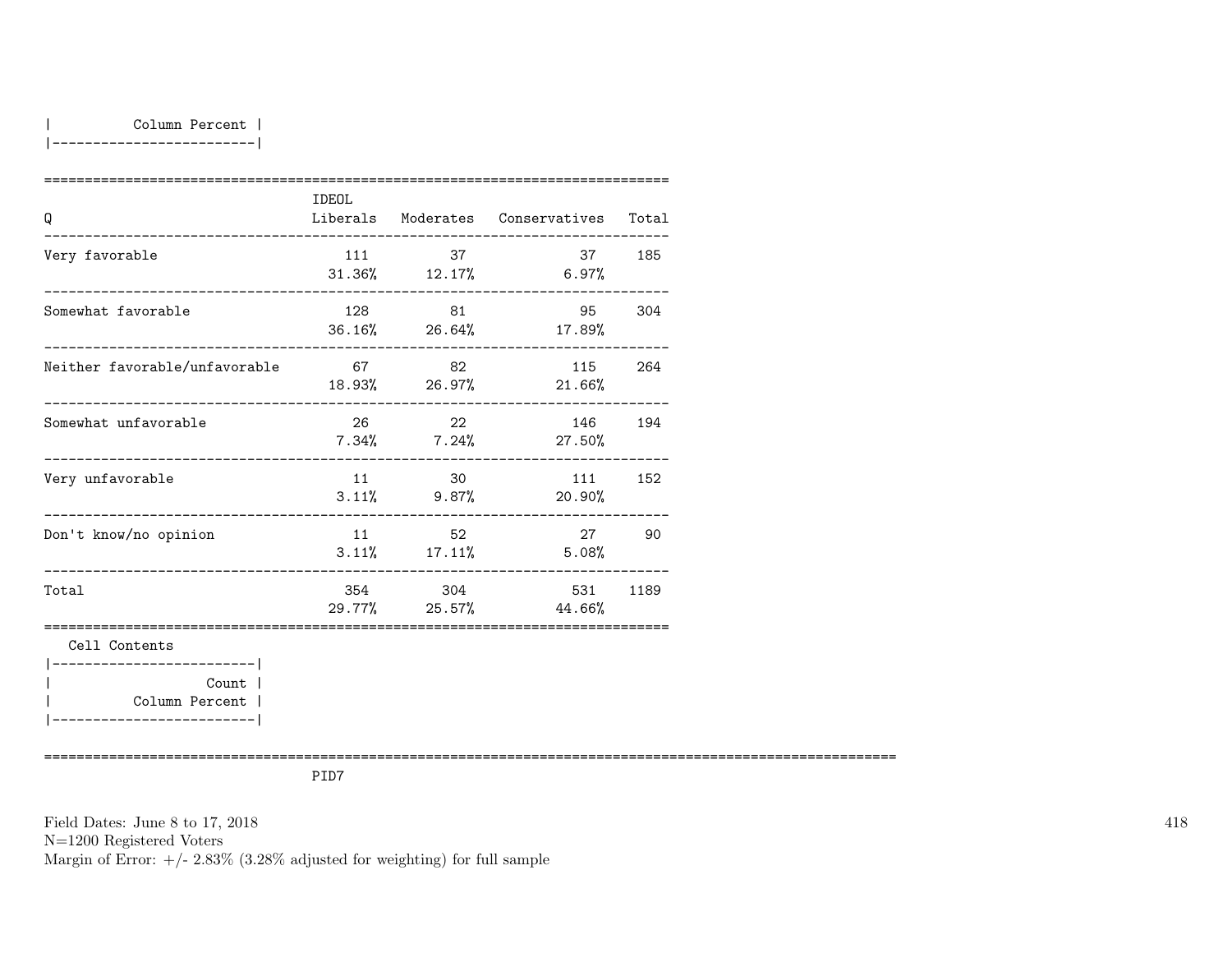| Column Percent |
|---|

| Q | IDEOL Liberals | Moderates | Conservatives | Total |
|---|---|---|---|---|
| Very favorable | 111<br>31.36% | 37<br>12.17% | 37<br>6.97% | 185 |
| Somewhat favorable | 128<br>36.16% | 81<br>26.64% | 95<br>17.89% | 304 |
| Neither favorable/unfavorable | 67<br>18.93% | 82<br>26.97% | 115<br>21.66% | 264 |
| Somewhat unfavorable | 26<br>7.34% | 22<br>7.24% | 146<br>27.50% | 194 |
| Very unfavorable | 11<br>3.11% | 30<br>9.87% | 111<br>20.90% | 152 |
| Don't know/no opinion | 11<br>3.11% | 52<br>17.11% | 27<br>5.08% | 90 |
| Total | 354<br>29.77% | 304<br>25.57% | 531<br>44.66% | 1189 |

Cell Contents

| Count |
|---|
| Column Percent |

PID7

Field Dates: June 8 to 17, 2018
N=1200 Registered Voters
Margin of Error: +/- 2.83% (3.28% adjusted for weighting) for full sample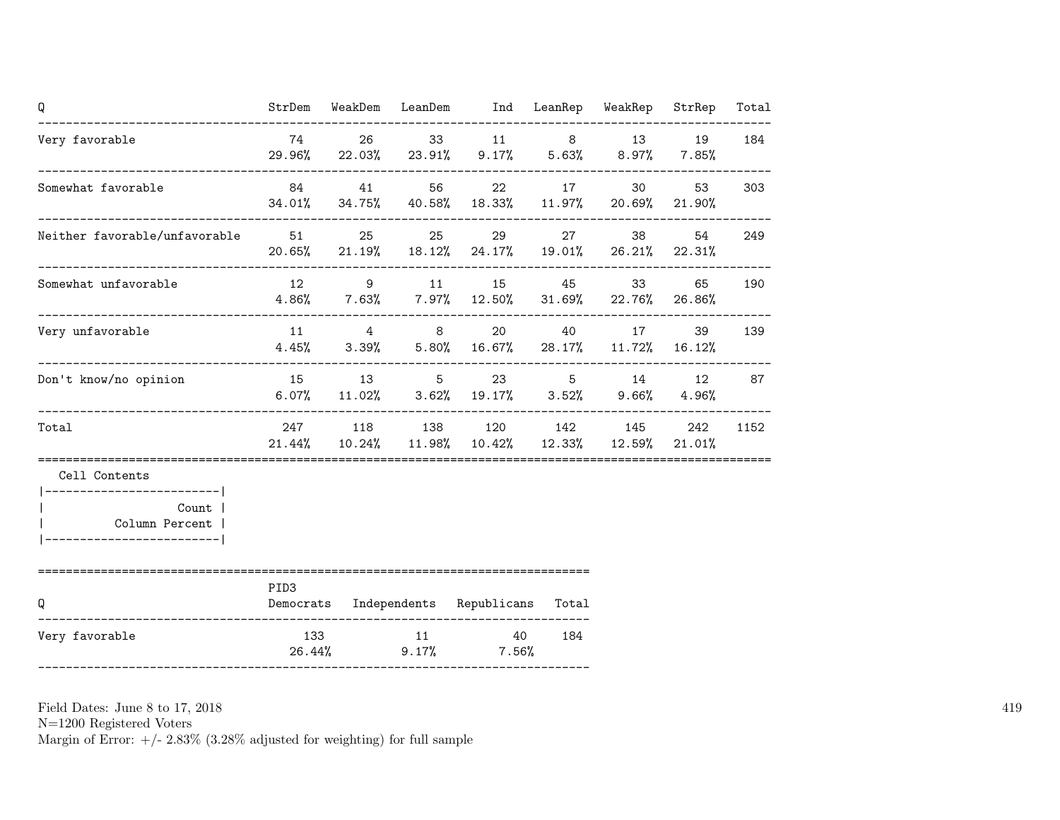| Q | StrDem | WeakDem | LeanDem | Ind | LeanRep | WeakRep | StrRep | Total |
|---|---|---|---|---|---|---|---|---|
| Very favorable | 74<br>29.96% | 26<br>22.03% | 33<br>23.91% | 11<br>9.17% | 8<br>5.63% | 13<br>8.97% | 19<br>7.85% | 184 |
| Somewhat favorable | 84<br>34.01% | 41<br>34.75% | 56<br>40.58% | 22<br>18.33% | 17<br>11.97% | 30<br>20.69% | 53<br>21.90% | 303 |
| Neither favorable/unfavorable | 51<br>20.65% | 25<br>21.19% | 25<br>18.12% | 29<br>24.17% | 27<br>19.01% | 38<br>26.21% | 54<br>22.31% | 249 |
| Somewhat unfavorable | 12<br>4.86% | 9<br>7.63% | 11<br>7.97% | 15<br>12.50% | 45<br>31.69% | 33<br>22.76% | 65<br>26.86% | 190 |
| Very unfavorable | 11<br>4.45% | 4<br>3.39% | 8<br>5.80% | 20<br>16.67% | 40<br>28.17% | 17<br>11.72% | 39<br>16.12% | 139 |
| Don't know/no opinion | 15<br>6.07% | 13<br>11.02% | 5<br>3.62% | 23<br>19.17% | 5<br>3.52% | 14<br>9.66% | 12<br>4.96% | 87 |
| Total | 247<br>21.44% | 118<br>10.24% | 138<br>11.98% | 120<br>10.42% | 142<br>12.33% | 145<br>12.59% | 242<br>21.01% | 1152 |

Cell Contents

| Count |
|---|
| Column Percent |

| Q | PID3<br>Democrats | Independents | Republicans | Total |
|---|---|---|---|---|
| Very favorable | 133<br>26.44% | 11<br>9.17% | 40<br>7.56% | 184 |

Field Dates: June 8 to 17, 2018
N=1200 Registered Voters
Margin of Error: +/- 2.83% (3.28% adjusted for weighting) for full sample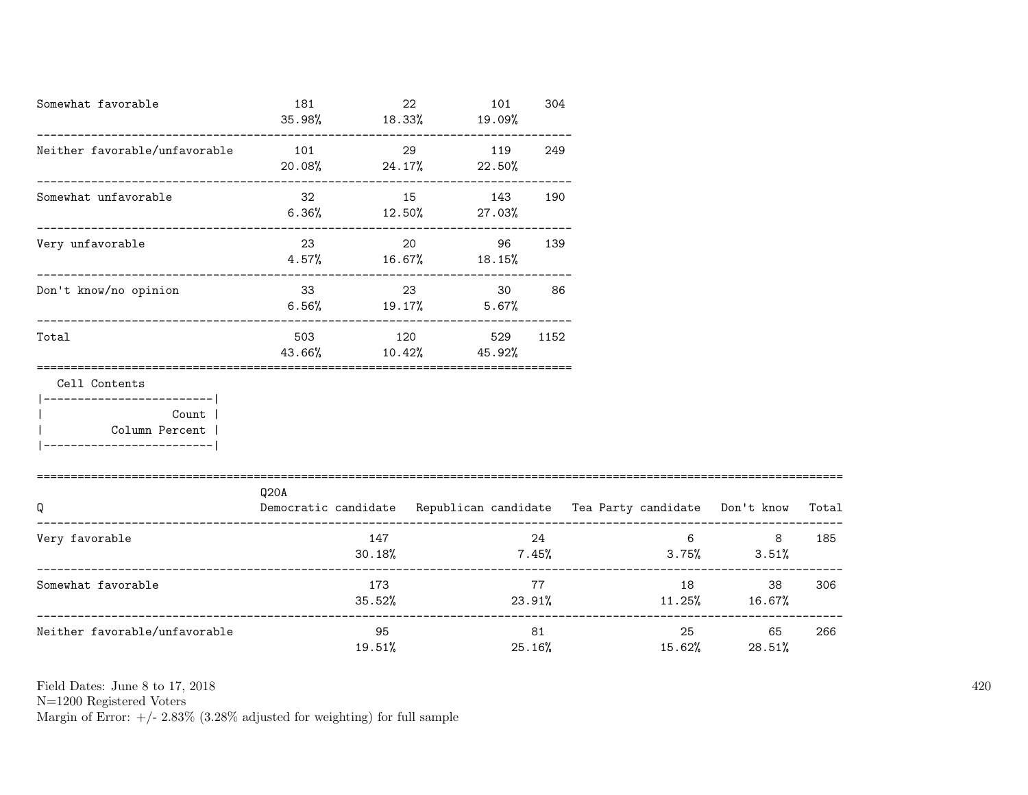| | | | | |
|---|---|---|---|---|
| Somewhat favorable | 181<br>35.98% | 22<br>18.33% | 101<br>19.09% | 304 |
| Neither favorable/unfavorable | 101<br>20.08% | 29<br>24.17% | 119<br>22.50% | 249 |
| Somewhat unfavorable | 32<br>6.36% | 15<br>12.50% | 143<br>27.03% | 190 |
| Very unfavorable | 23<br>4.57% | 20<br>16.67% | 96<br>18.15% | 139 |
| Don't know/no opinion | 33<br>6.56% | 23<br>19.17% | 30<br>5.67% | 86 |
| Total | 503<br>43.66% | 120<br>10.42% | 529<br>45.92% | 1152 |

Cell Contents

| |
|---|
| Count |
| Column Percent |

| Q | Q20A<br>Democratic candidate | Republican candidate | Tea Party candidate | Don't know | Total |
|---|---|---|---|---|---|
| Very favorable | 147<br>30.18% | 24<br>7.45% | 6<br>3.75% | 8<br>3.51% | 185 |
| Somewhat favorable | 173<br>35.52% | 77<br>23.91% | 18<br>11.25% | 38<br>16.67% | 306 |
| Neither favorable/unfavorable | 95<br>19.51% | 81<br>25.16% | 25<br>15.62% | 65<br>28.51% | 266 |

Field Dates: June 8 to 17, 2018
N=1200 Registered Voters
Margin of Error: +/- 2.83% (3.28% adjusted for weighting) for full sample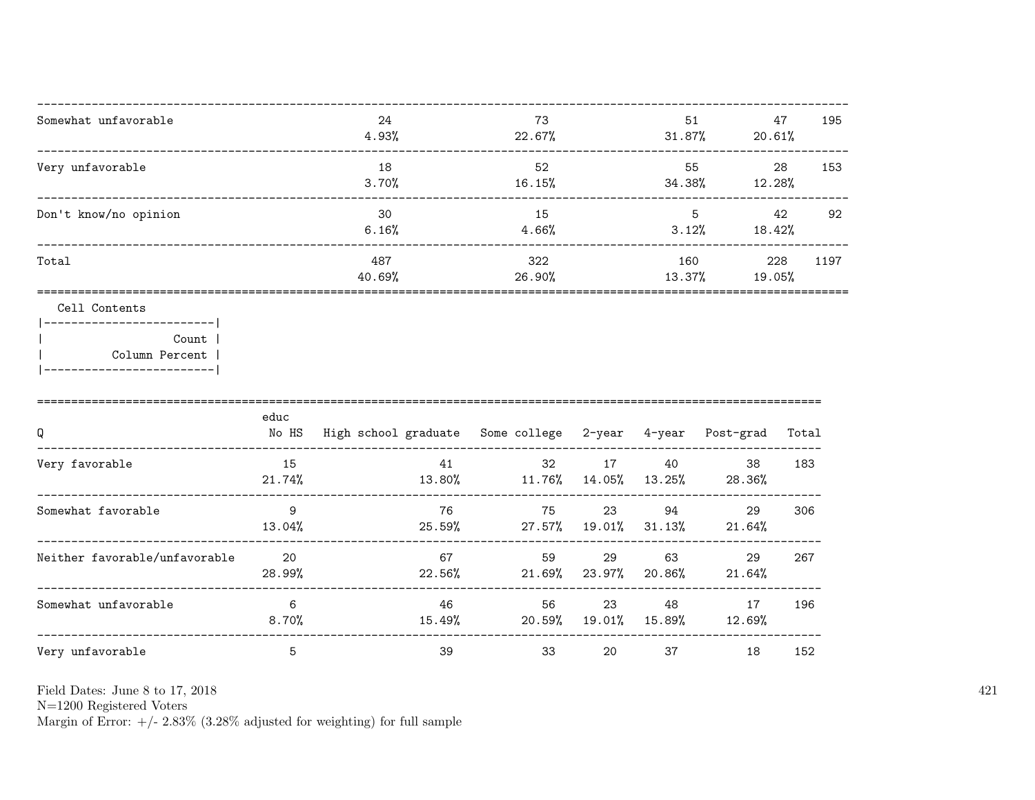| | | | | | |
|---|---|---|---|---|---|
| Somewhat unfavorable | 24<br>4.93% | 73<br>22.67% | 51<br>31.87% | 47<br>20.61% | 195 |
| Very unfavorable | 18<br>3.70% | 52<br>16.15% | 55<br>34.38% | 28<br>12.28% | 153 |
| Don't know/no opinion | 30<br>6.16% | 15<br>4.66% | 5<br>3.12% | 42<br>18.42% | 92 |
| Total | 487<br>40.69% | 322<br>26.90% | 160<br>13.37% | 228<br>19.05% | 1197 |

Cell Contents

| Count |
|---|
| Column Percent |

| Q | educ<br>No HS | High school graduate | Some college | 2-year | 4-year | Post-grad | Total |
|---|---|---|---|---|---|---|---|
| Very favorable | 15<br>21.74% | 41<br>13.80% | 32<br>11.76% | 17<br>14.05% | 40<br>13.25% | 38<br>28.36% | 183 |
| Somewhat favorable | 9<br>13.04% | 76<br>25.59% | 75<br>27.57% | 23<br>19.01% | 94<br>31.13% | 29<br>21.64% | 306 |
| Neither favorable/unfavorable | 20<br>28.99% | 67<br>22.56% | 59<br>21.69% | 29<br>23.97% | 63<br>20.86% | 29<br>21.64% | 267 |
| Somewhat unfavorable | 6<br>8.70% | 46<br>15.49% | 56<br>20.59% | 23<br>19.01% | 48<br>15.89% | 17<br>12.69% | 196 |
| Very unfavorable | 5 | 39 | 33 | 20 | 37 | 18 | 152 |

Field Dates: June 8 to 17, 2018
N=1200 Registered Voters
Margin of Error: +/- 2.83% (3.28% adjusted for weighting) for full sample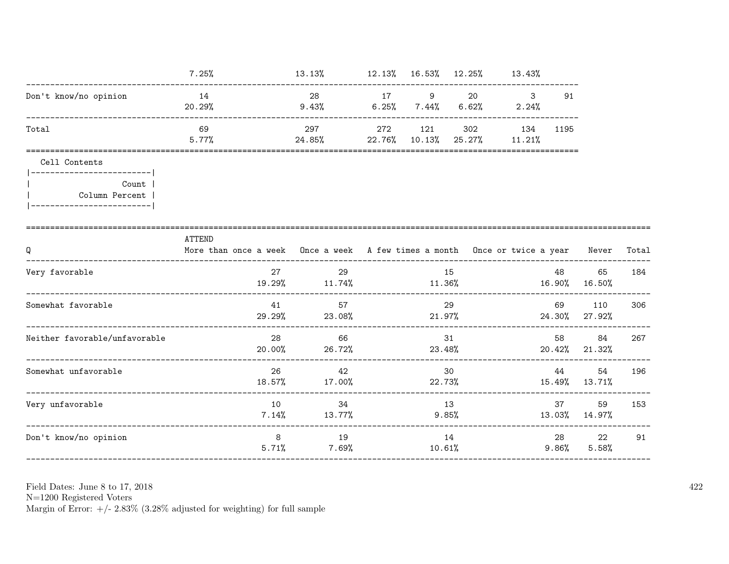| | | | | | | | |
|---|---|---|---|---|---|---|---|
| | 7.25% | 13.13% | 12.13% | 16.53% | 12.25% | 13.43% | |
| Don't know/no opinion | 14 | 28 | 17 | 9 | 20 | 3 | 91 |
| | 20.29% | 9.43% | 6.25% | 7.44% | 6.62% | 2.24% | |
| Total | 69 | 297 | 272 | 121 | 302 | 134 | 1195 |
| | 5.77% | 24.85% | 22.76% | 10.13% | 25.27% | 11.21% | |

Cell Contents

| |
|---|
| Count |
| Column Percent |

| Q | ATTEND More than once a week | Once a week | A few times a month | Once or twice a year | Never | Total |
|---|---|---|---|---|---|---|
| Very favorable | 27 | 29 | 15 | 48 | 65 | 184 |
| | 19.29% | 11.74% | 11.36% | 16.90% | 16.50% | |
| Somewhat favorable | 41 | 57 | 29 | 69 | 110 | 306 |
| | 29.29% | 23.08% | 21.97% | 24.30% | 27.92% | |
| Neither favorable/unfavorable | 28 | 66 | 31 | 58 | 84 | 267 |
| | 20.00% | 26.72% | 23.48% | 20.42% | 21.32% | |
| Somewhat unfavorable | 26 | 42 | 30 | 44 | 54 | 196 |
| | 18.57% | 17.00% | 22.73% | 15.49% | 13.71% | |
| Very unfavorable | 10 | 34 | 13 | 37 | 59 | 153 |
| | 7.14% | 13.77% | 9.85% | 13.03% | 14.97% | |
| Don't know/no opinion | 8 | 19 | 14 | 28 | 22 | 91 |
| | 5.71% | 7.69% | 10.61% | 9.86% | 5.58% | |

Field Dates: June 8 to 17, 2018
N=1200 Registered Voters
Margin of Error: +/- 2.83% (3.28% adjusted for weighting) for full sample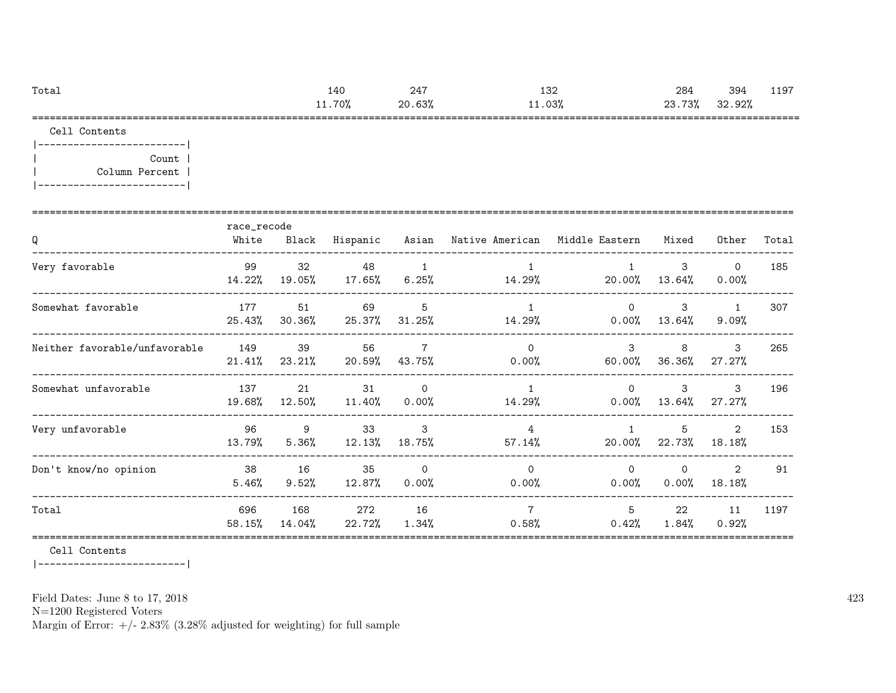| Total | 140 | 247 | 132 | 284 | 394 | 1197 |
|---|---|---|---|---|---|---|
| | 11.70% | 20.63% | 11.03% | 23.73% | 32.92% | |

Cell Contents

|-------------------------|
| Count |
| Column Percent |
|-------------------------|

| Q | race_recode White | Black | Hispanic | Asian | Native American | Middle Eastern | Mixed | Other | Total |
|---|---|---|---|---|---|---|---|---|---|
| Very favorable | 99 | 32 | 48 | 1 | 1 | 1 | 3 | 0 | 185 |
| | 14.22% | 19.05% | 17.65% | 6.25% | 14.29% | 20.00% | 13.64% | 0.00% | |
| Somewhat favorable | 177 | 51 | 69 | 5 | 1 | 0 | 3 | 1 | 307 |
| | 25.43% | 30.36% | 25.37% | 31.25% | 14.29% | 0.00% | 13.64% | 9.09% | |
| Neither favorable/unfavorable | 149 | 39 | 56 | 7 | 0 | 3 | 8 | 3 | 265 |
| | 21.41% | 23.21% | 20.59% | 43.75% | 0.00% | 60.00% | 36.36% | 27.27% | |
| Somewhat unfavorable | 137 | 21 | 31 | 0 | 1 | 0 | 3 | 3 | 196 |
| | 19.68% | 12.50% | 11.40% | 0.00% | 14.29% | 0.00% | 13.64% | 27.27% | |
| Very unfavorable | 96 | 9 | 33 | 3 | 4 | 1 | 5 | 2 | 153 |
| | 13.79% | 5.36% | 12.13% | 18.75% | 57.14% | 20.00% | 22.73% | 18.18% | |
| Don't know/no opinion | 38 | 16 | 35 | 0 | 0 | 0 | 0 | 2 | 91 |
| | 5.46% | 9.52% | 12.87% | 0.00% | 0.00% | 0.00% | 0.00% | 18.18% | |
| Total | 696 | 168 | 272 | 16 | 7 | 5 | 22 | 11 | 1197 |
| | 58.15% | 14.04% | 22.72% | 1.34% | 0.58% | 0.42% | 1.84% | 0.92% | |

Cell Contents

|-------------------------|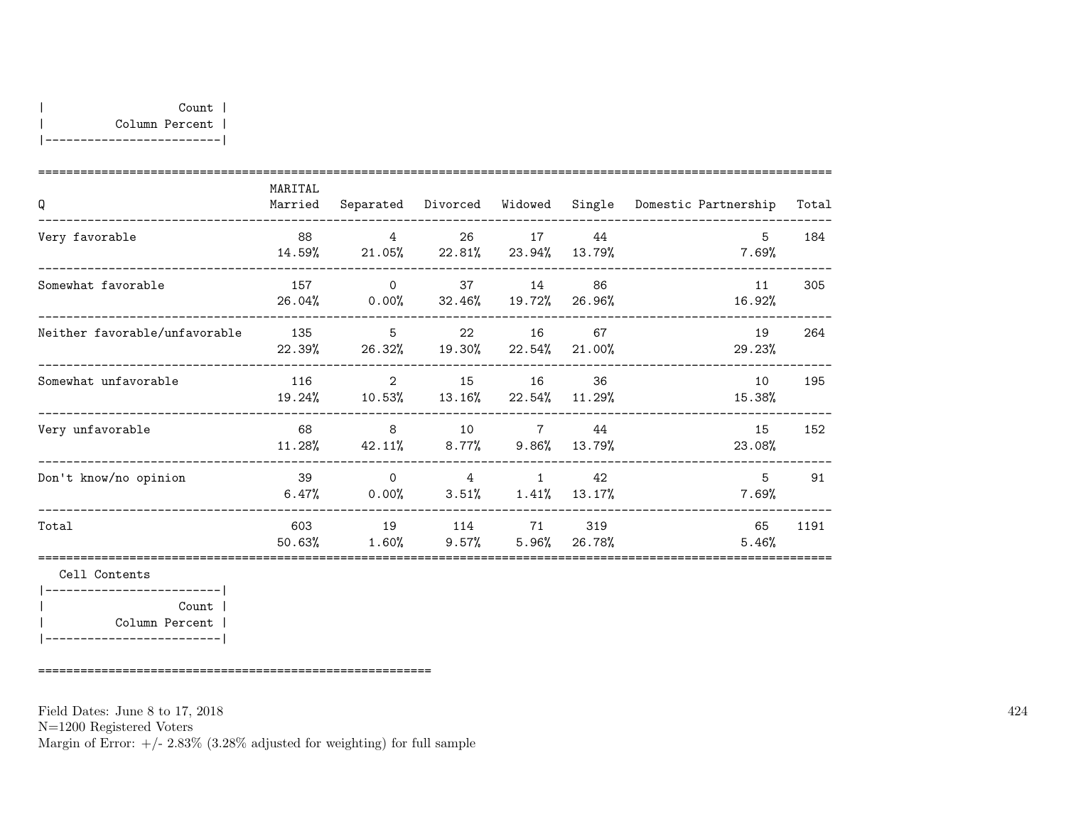| Count |
|---|
| Column Percent |

| Q | MARITAL Married | Separated | Divorced | Widowed | Single | Domestic Partnership | Total |
|---|---|---|---|---|---|---|---|
| Very favorable | 88<br>14.59% | 4<br>21.05% | 26<br>22.81% | 17<br>23.94% | 44<br>13.79% | 5<br>7.69% | 184 |
| Somewhat favorable | 157<br>26.04% | 0<br>0.00% | 37<br>32.46% | 14<br>19.72% | 86<br>26.96% | 11<br>16.92% | 305 |
| Neither favorable/unfavorable | 135<br>22.39% | 5<br>26.32% | 22<br>19.30% | 16<br>22.54% | 67<br>21.00% | 19<br>29.23% | 264 |
| Somewhat unfavorable | 116<br>19.24% | 2<br>10.53% | 15<br>13.16% | 16<br>22.54% | 36<br>11.29% | 10<br>15.38% | 195 |
| Very unfavorable | 68<br>11.28% | 8<br>42.11% | 10<br>8.77% | 7<br>9.86% | 44<br>13.79% | 15<br>23.08% | 152 |
| Don't know/no opinion | 39<br>6.47% | 0<br>0.00% | 4<br>3.51% | 1<br>1.41% | 42<br>13.17% | 5<br>7.69% | 91 |
| Total | 603<br>50.63% | 19<br>1.60% | 114<br>9.57% | 71<br>5.96% | 319<br>26.78% | 65<br>5.46% | 1191 |

Cell Contents

| Count |
|---|
| Column Percent |

Field Dates: June 8 to 17, 2018
N=1200 Registered Voters
Margin of Error: +/- 2.83% (3.28% adjusted for weighting) for full sample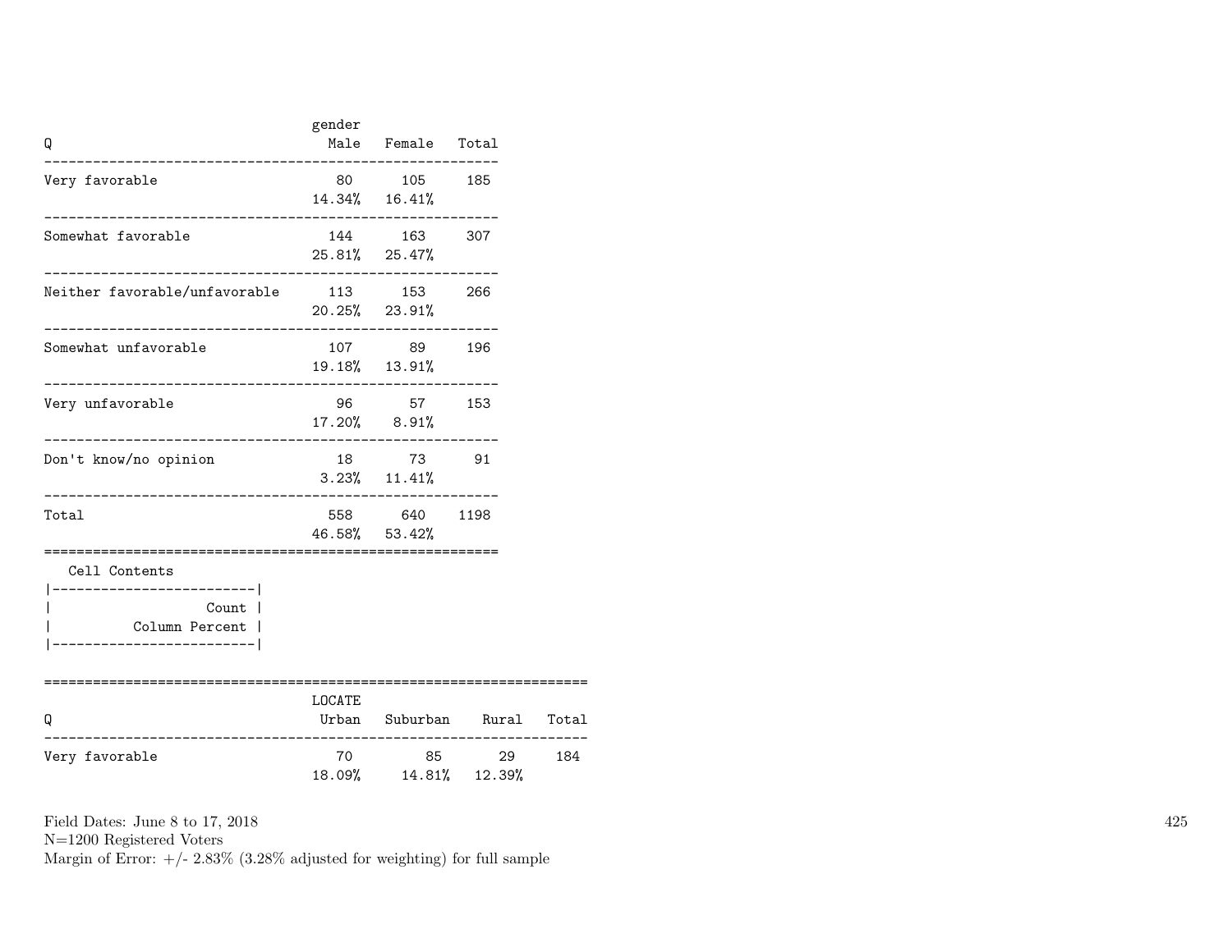| Q | gender Male | Female | Total |
|---|---|---|---|
| Very favorable | 80 | 105 | 185 |
| | 14.34% | 16.41% | |
| Somewhat favorable | 144 | 163 | 307 |
| | 25.81% | 25.47% | |
| Neither favorable/unfavorable | 113 | 153 | 266 |
| | 20.25% | 23.91% | |
| Somewhat unfavorable | 107 | 89 | 196 |
| | 19.18% | 13.91% | |
| Very unfavorable | 96 | 57 | 153 |
| | 17.20% | 8.91% | |
| Don't know/no opinion | 18 | 73 | 91 |
| | 3.23% | 11.41% | |
| Total | 558 | 640 | 1198 |
| | 46.58% | 53.42% | |

Cell Contents

| |
|---|
| Count |
| Column Percent |

| Q | LOCATE Urban | Suburban | Rural | Total |
|---|---|---|---|---|
| Very favorable | 70 | 85 | 29 | 184 |
| | 18.09% | 14.81% | 12.39% | |

Field Dates: June 8 to 17, 2018
N=1200 Registered Voters
Margin of Error: +/- 2.83% (3.28% adjusted for weighting) for full sample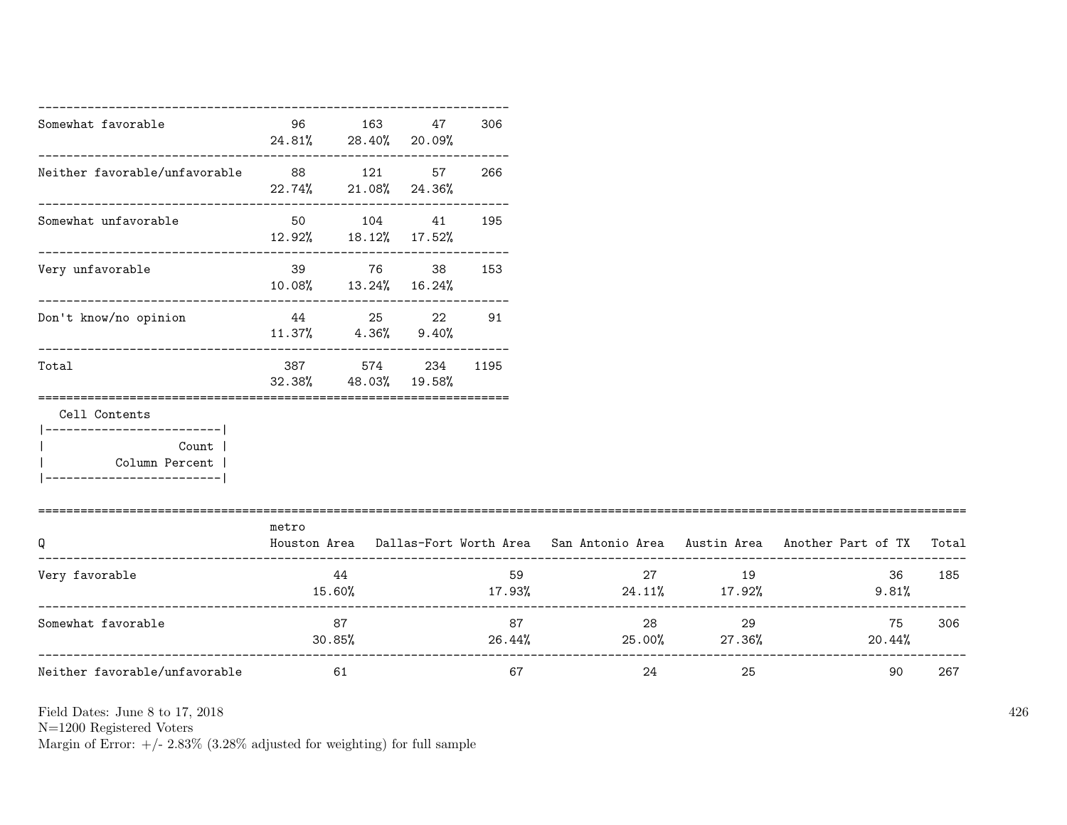| | | | | |
|---|---|---|---|---|
| Somewhat favorable | 96<br>24.81% | 163<br>28.40% | 47<br>20.09% | 306 |
| Neither favorable/unfavorable | 88<br>22.74% | 121<br>21.08% | 57<br>24.36% | 266 |
| Somewhat unfavorable | 50<br>12.92% | 104<br>18.12% | 41<br>17.52% | 195 |
| Very unfavorable | 39<br>10.08% | 76<br>13.24% | 38<br>16.24% | 153 |
| Don't know/no opinion | 44<br>11.37% | 25<br>4.36% | 22<br>9.40% | 91 |
| Total | 387<br>32.38% | 574<br>48.03% | 234<br>19.58% | 1195 |

Cell Contents

| |
|---|
| Count |
| Column Percent |

| Q | metro<br>Houston Area | Dallas-Fort Worth Area | San Antonio Area | Austin Area | Another Part of TX | Total |
|---|---|---|---|---|---|---|
| Very favorable | 44<br>15.60% | 59<br>17.93% | 27<br>24.11% | 19<br>17.92% | 36<br>9.81% | 185 |
| Somewhat favorable | 87<br>30.85% | 87<br>26.44% | 28<br>25.00% | 29<br>27.36% | 75<br>20.44% | 306 |
| Neither favorable/unfavorable | 61 | 67 | 24 | 25 | 90 | 267 |

Field Dates: June 8 to 17, 2018
N=1200 Registered Voters
Margin of Error: +/- 2.83% (3.28% adjusted for weighting) for full sample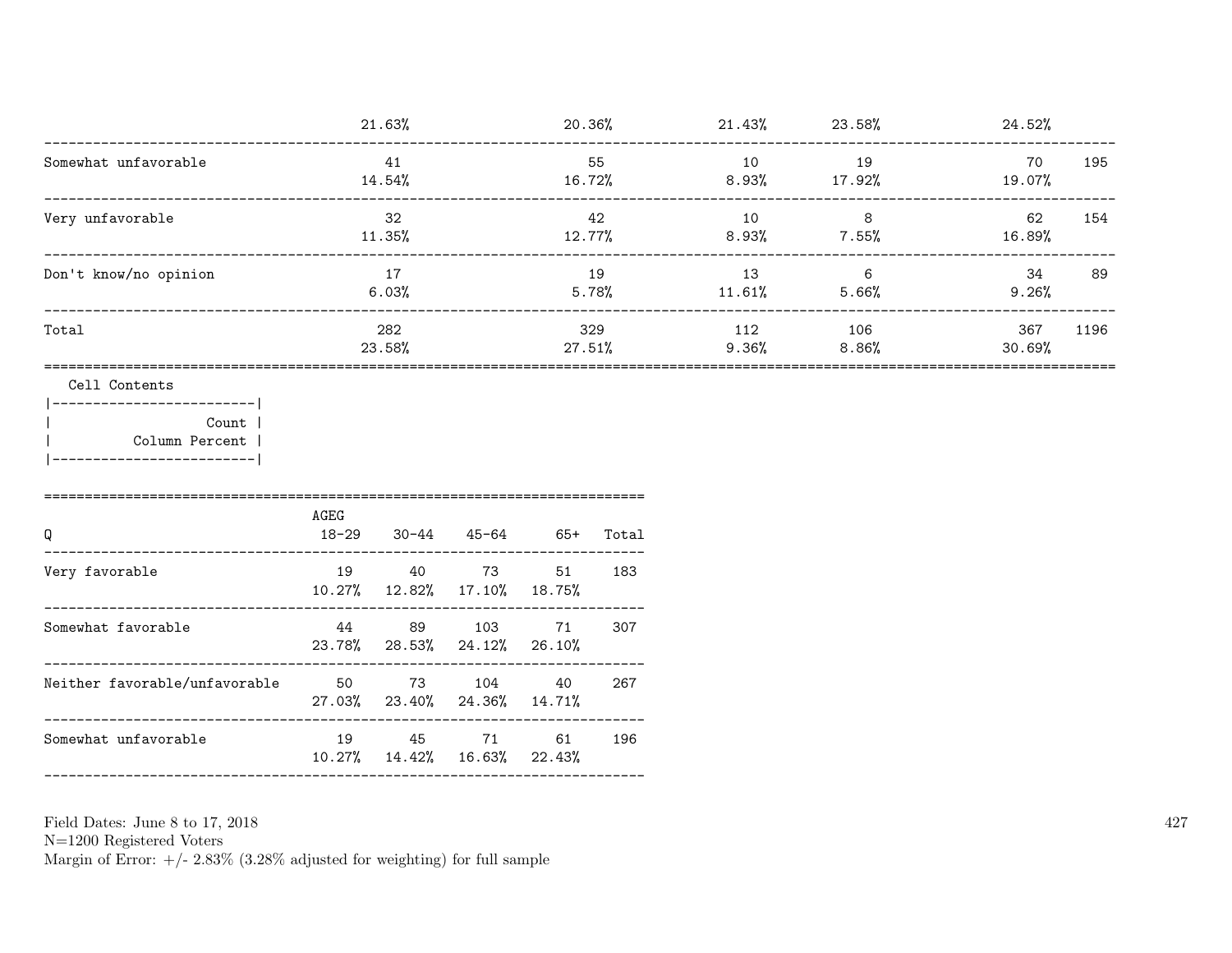| | | | | | | |
|---|---|---|---|---|---|---|
| | 21.63% | 20.36% | 21.43% | 23.58% | 24.52% | |
| Somewhat unfavorable | 41<br>14.54% | 55<br>16.72% | 10<br>8.93% | 19<br>17.92% | 70<br>19.07% | 195 |
| Very unfavorable | 32<br>11.35% | 42<br>12.77% | 10<br>8.93% | 8<br>7.55% | 62<br>16.89% | 154 |
| Don't know/no opinion | 17<br>6.03% | 19<br>5.78% | 13<br>11.61% | 6<br>5.66% | 34<br>9.26% | 89 |
| Total | 282<br>23.58% | 329<br>27.51% | 112<br>9.36% | 106<br>8.86% | 367<br>30.69% | 1196 |

Cell Contents

| |
|---|
| Count |
| Column Percent |

| Q | AGEG<br>18-29 | 30-44 | 45-64 | 65+ | Total |
|---|---|---|---|---|---|
| Very favorable | 19<br>10.27% | 40<br>12.82% | 73<br>17.10% | 51<br>18.75% | 183 |
| Somewhat favorable | 44<br>23.78% | 89<br>28.53% | 103<br>24.12% | 71<br>26.10% | 307 |
| Neither favorable/unfavorable | 50<br>27.03% | 73<br>23.40% | 104<br>24.36% | 40<br>14.71% | 267 |
| Somewhat unfavorable | 19<br>10.27% | 45<br>14.42% | 71<br>16.63% | 61<br>22.43% | 196 |

Field Dates: June 8 to 17, 2018
N=1200 Registered Voters
Margin of Error: +/- 2.83% (3.28% adjusted for weighting) for full sample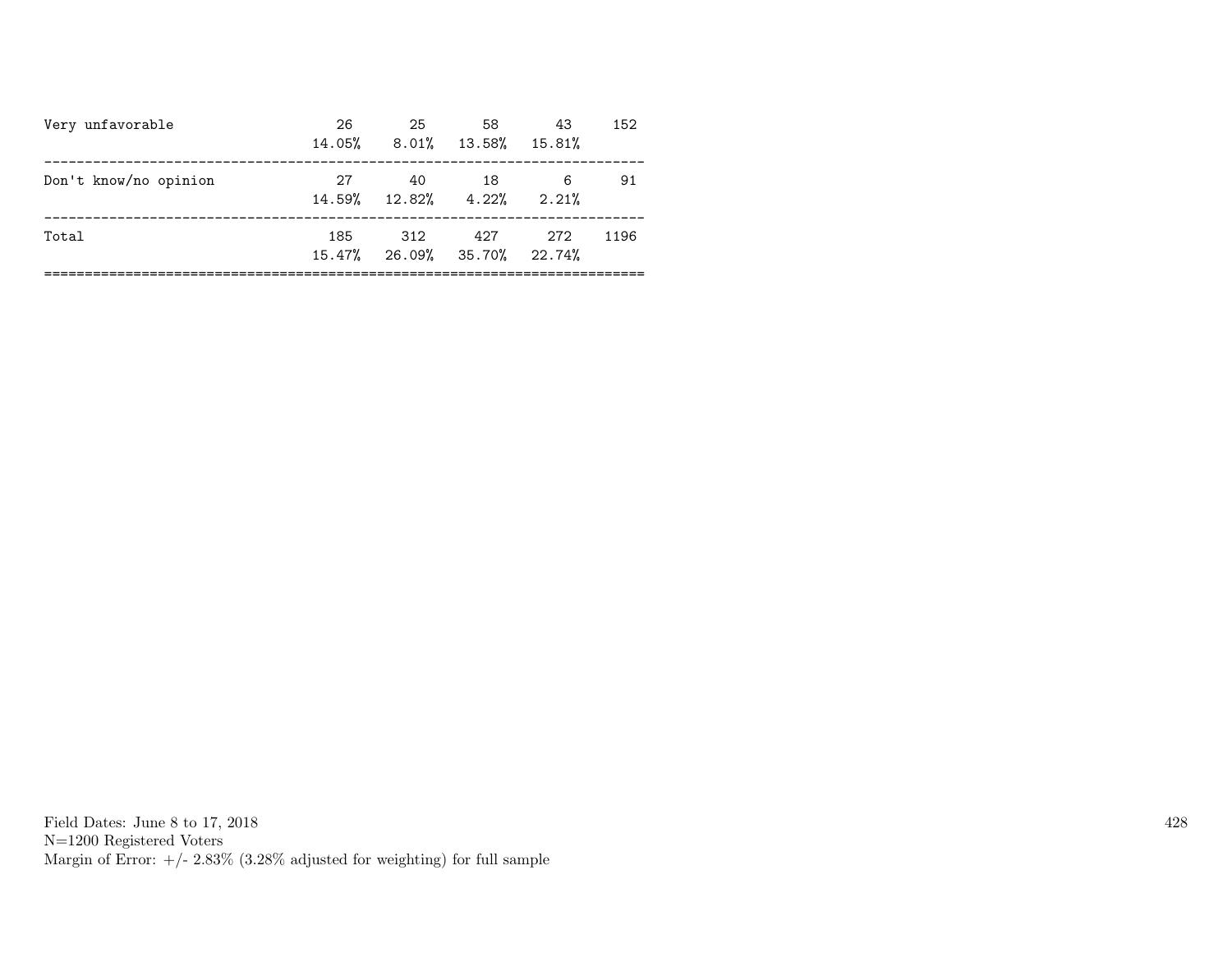| | | | | | |
|---|---|---|---|---|---|
| Very unfavorable | 26 | 25 | 58 | 43 | 152 |
| | 14.05% | 8.01% | 13.58% | 15.81% | |
| Don't know/no opinion | 27 | 40 | 18 | 6 | 91 |
| | 14.59% | 12.82% | 4.22% | 2.21% | |
| Total | 185 | 312 | 427 | 272 | 1196 |
| | 15.47% | 26.09% | 35.70% | 22.74% | |

Field Dates: June 8 to 17, 2018
N=1200 Registered Voters
Margin of Error: +/- 2.83% (3.28% adjusted for weighting) for full sample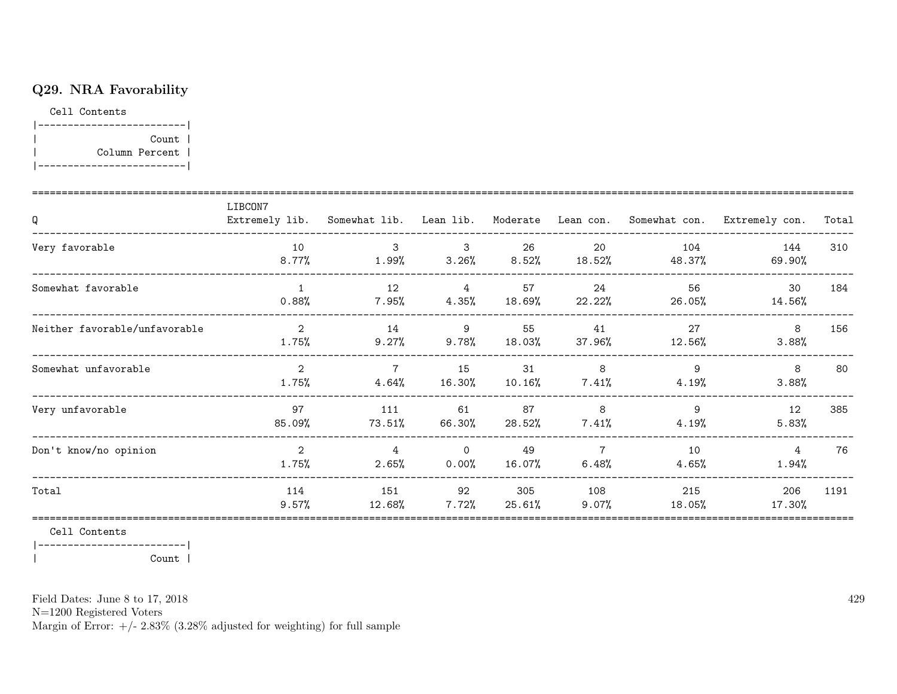### Q29. NRA Favorability

Cell Contents

|-------------------------|
| Count |
| Column Percent |
|-------------------------|

| Q | LIBCON7 Extremely lib. | Somewhat lib. | Lean lib. | Moderate | Lean con. | Somewhat con. | Extremely con. | Total |
|---|---|---|---|---|---|---|---|---|
| Very favorable | 10<br>8.77% | 3<br>1.99% | 3<br>3.26% | 26<br>8.52% | 20<br>18.52% | 104<br>48.37% | 144<br>69.90% | 310 |
| Somewhat favorable | 1<br>0.88% | 12<br>7.95% | 4<br>4.35% | 57<br>18.69% | 24<br>22.22% | 56<br>26.05% | 30<br>14.56% | 184 |
| Neither favorable/unfavorable | 2<br>1.75% | 14<br>9.27% | 9<br>9.78% | 55<br>18.03% | 41<br>37.96% | 27<br>12.56% | 8<br>3.88% | 156 |
| Somewhat unfavorable | 2<br>1.75% | 7<br>4.64% | 15<br>16.30% | 31<br>10.16% | 8<br>7.41% | 9<br>4.19% | 8<br>3.88% | 80 |
| Very unfavorable | 97<br>85.09% | 111<br>73.51% | 61<br>66.30% | 87<br>28.52% | 8<br>7.41% | 9<br>4.19% | 12<br>5.83% | 385 |
| Don't know/no opinion | 2<br>1.75% | 4<br>2.65% | 0<br>0.00% | 49<br>16.07% | 7<br>6.48% | 10<br>4.65% | 4<br>1.94% | 76 |
| Total | 114<br>9.57% | 151<br>12.68% | 92<br>7.72% | 305<br>25.61% | 108<br>9.07% | 215<br>18.05% | 206<br>17.30% | 1191 |

Cell Contents

|-------------------------|
| Count |

Field Dates: June 8 to 17, 2018
N=1200 Registered Voters
Margin of Error: +/- 2.83% (3.28% adjusted for weighting) for full sample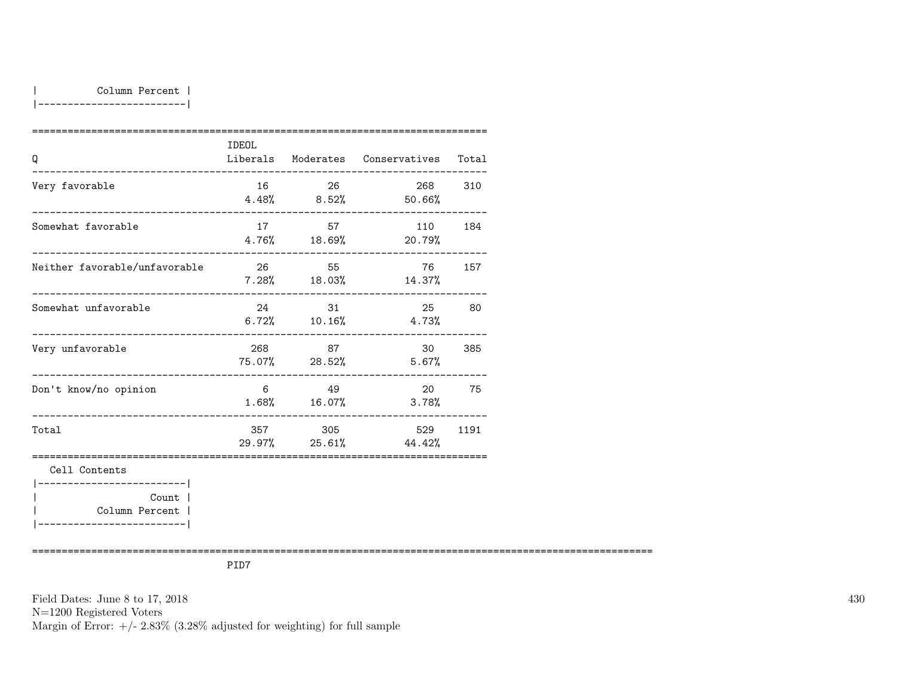| Column Percent |
|---|

| Q | IDEOL Liberals | Moderates | Conservatives | Total |
|---|---|---|---|---|
| Very favorable | 16<br>4.48% | 26<br>8.52% | 268<br>50.66% | 310 |
| Somewhat favorable | 17<br>4.76% | 57<br>18.69% | 110<br>20.79% | 184 |
| Neither favorable/unfavorable | 26<br>7.28% | 55<br>18.03% | 76<br>14.37% | 157 |
| Somewhat unfavorable | 24<br>6.72% | 31<br>10.16% | 25<br>4.73% | 80 |
| Very unfavorable | 268<br>75.07% | 87<br>28.52% | 30<br>5.67% | 385 |
| Don't know/no opinion | 6<br>1.68% | 49<br>16.07% | 20<br>3.78% | 75 |
| Total | 357<br>29.97% | 305<br>25.61% | 529<br>44.42% | 1191 |

Cell Contents

| Count |
|---|
| Column Percent |

PID7

Field Dates: June 8 to 17, 2018
N=1200 Registered Voters
Margin of Error: +/- 2.83% (3.28% adjusted for weighting) for full sample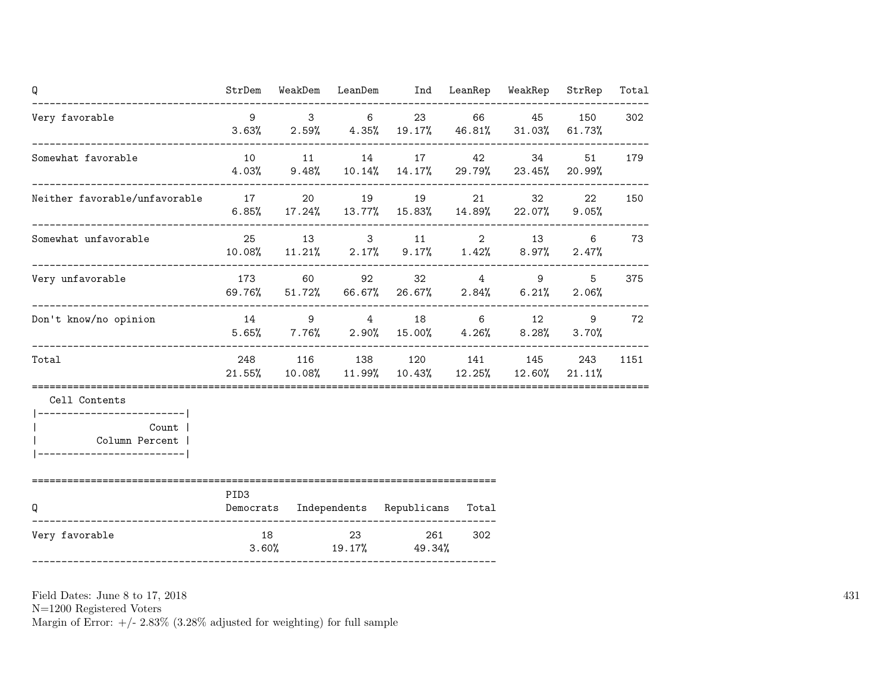| Q | StrDem | WeakDem | LeanDem | Ind | LeanRep | WeakRep | StrRep | Total |
|---|---|---|---|---|---|---|---|---|
| Very favorable | 9<br>3.63% | 3<br>2.59% | 6<br>4.35% | 23<br>19.17% | 66<br>46.81% | 45<br>31.03% | 150<br>61.73% | 302 |
| Somewhat favorable | 10<br>4.03% | 11<br>9.48% | 14<br>10.14% | 17<br>14.17% | 42<br>29.79% | 34<br>23.45% | 51<br>20.99% | 179 |
| Neither favorable/unfavorable | 17<br>6.85% | 20<br>17.24% | 19<br>13.77% | 19<br>15.83% | 21<br>14.89% | 32<br>22.07% | 22<br>9.05% | 150 |
| Somewhat unfavorable | 25<br>10.08% | 13<br>11.21% | 3<br>2.17% | 11<br>9.17% | 2<br>1.42% | 13<br>8.97% | 6<br>2.47% | 73 |
| Very unfavorable | 173<br>69.76% | 60<br>51.72% | 92<br>66.67% | 32<br>26.67% | 4<br>2.84% | 9<br>6.21% | 5<br>2.06% | 375 |
| Don't know/no opinion | 14<br>5.65% | 9<br>7.76% | 4<br>2.90% | 18<br>15.00% | 6<br>4.26% | 12<br>8.28% | 9<br>3.70% | 72 |
| Total | 248<br>21.55% | 116<br>10.08% | 138<br>11.99% | 120<br>10.43% | 141<br>12.25% | 145<br>12.60% | 243<br>21.11% | 1151 |

Cell Contents

| Count |
|---|
| Column Percent |

| Q | PID3<br>Democrats | Independents | Republicans | Total |
|---|---|---|---|---|
| Very favorable | 18<br>3.60% | 23<br>19.17% | 261<br>49.34% | 302 |

Field Dates: June 8 to 17, 2018
N=1200 Registered Voters
Margin of Error: +/- 2.83% (3.28% adjusted for weighting) for full sample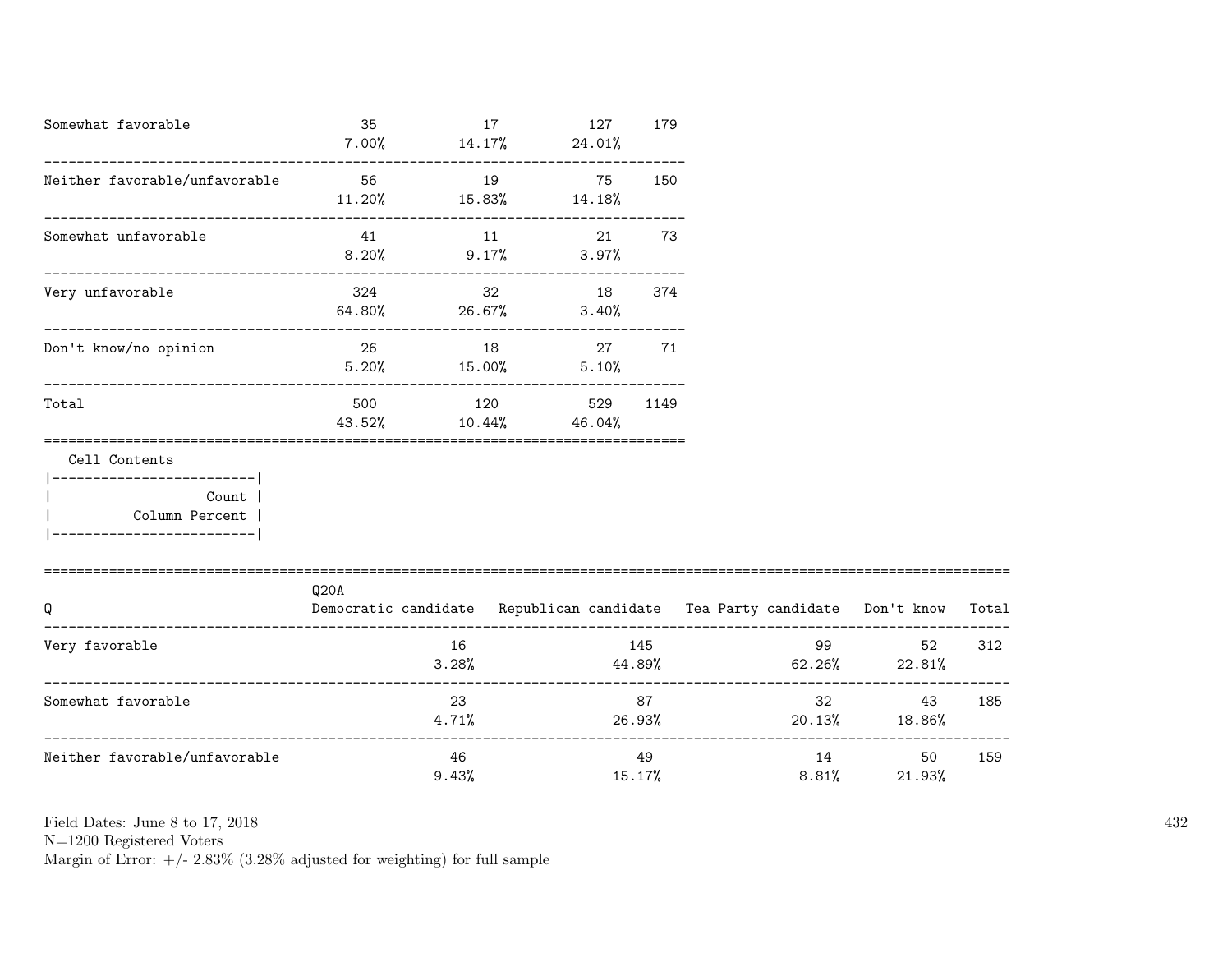| | | | | |
|---|---|---|---|---|
| Somewhat favorable | 35<br>7.00% | 17<br>14.17% | 127<br>24.01% | 179 |
| Neither favorable/unfavorable | 56<br>11.20% | 19<br>15.83% | 75<br>14.18% | 150 |
| Somewhat unfavorable | 41<br>8.20% | 11<br>9.17% | 21<br>3.97% | 73 |
| Very unfavorable | 324<br>64.80% | 32<br>26.67% | 18<br>3.40% | 374 |
| Don't know/no opinion | 26<br>5.20% | 18<br>15.00% | 27<br>5.10% | 71 |
| Total | 500<br>43.52% | 120<br>10.44% | 529<br>46.04% | 1149 |

Cell Contents

| |
|---|
| Count |
| Column Percent |

| Q | Q20A<br>Democratic candidate | Republican candidate | Tea Party candidate | Don't know | Total |
|---|---|---|---|---|---|
| Very favorable | 16<br>3.28% | 145<br>44.89% | 99<br>62.26% | 52<br>22.81% | 312 |
| Somewhat favorable | 23<br>4.71% | 87<br>26.93% | 32<br>20.13% | 43<br>18.86% | 185 |
| Neither favorable/unfavorable | 46<br>9.43% | 49<br>15.17% | 14<br>8.81% | 50<br>21.93% | 159 |

Field Dates: June 8 to 17, 2018
N=1200 Registered Voters
Margin of Error: +/- 2.83% (3.28% adjusted for weighting) for full sample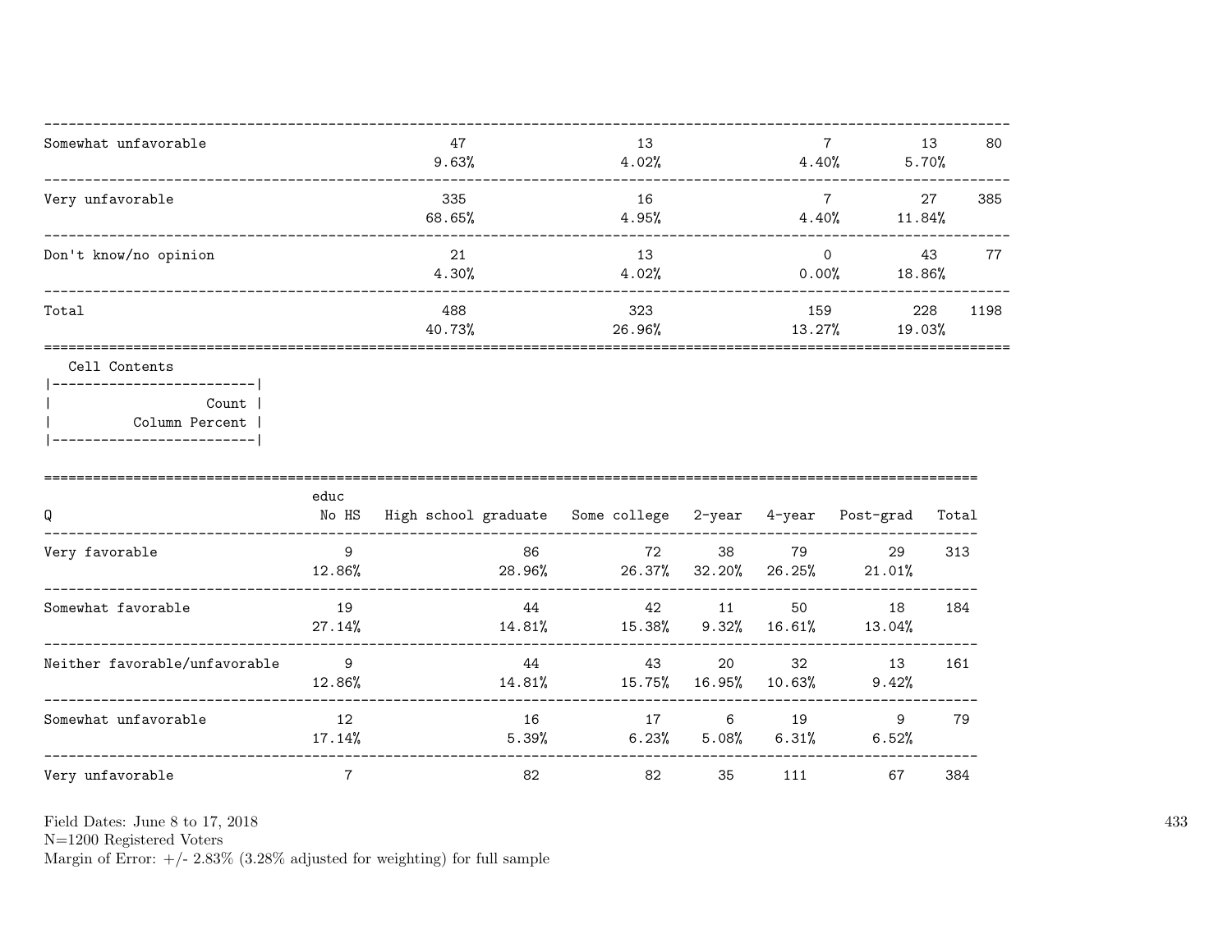| | | | | | |
|---|---|---|---|---|---|
| Somewhat unfavorable | 47<br>9.63% | 13<br>4.02% | 7<br>4.40% | 13<br>5.70% | 80 |
| Very unfavorable | 335<br>68.65% | 16<br>4.95% | 7<br>4.40% | 27<br>11.84% | 385 |
| Don't know/no opinion | 21<br>4.30% | 13<br>4.02% | 0<br>0.00% | 43<br>18.86% | 77 |
| Total | 488<br>40.73% | 323<br>26.96% | 159<br>13.27% | 228<br>19.03% | 1198 |

Cell Contents

| |
|---|
| Count |
| Column Percent |

| Q | educ<br>No HS | High school graduate | Some college | 2-year | 4-year | Post-grad | Total |
|---|---|---|---|---|---|---|---|
| Very favorable | 9<br>12.86% | 86<br>28.96% | 72<br>26.37% | 38<br>32.20% | 79<br>26.25% | 29<br>21.01% | 313 |
| Somewhat favorable | 19<br>27.14% | 44<br>14.81% | 42<br>15.38% | 11<br>9.32% | 50<br>16.61% | 18<br>13.04% | 184 |
| Neither favorable/unfavorable | 9<br>12.86% | 44<br>14.81% | 43<br>15.75% | 20<br>16.95% | 32<br>10.63% | 13<br>9.42% | 161 |
| Somewhat unfavorable | 12<br>17.14% | 16<br>5.39% | 17<br>6.23% | 6<br>5.08% | 19<br>6.31% | 9<br>6.52% | 79 |
| Very unfavorable | 7 | 82 | 82 | 35 | 111 | 67 | 384 |

Field Dates: June 8 to 17, 2018
N=1200 Registered Voters
Margin of Error: +/- 2.83% (3.28% adjusted for weighting) for full sample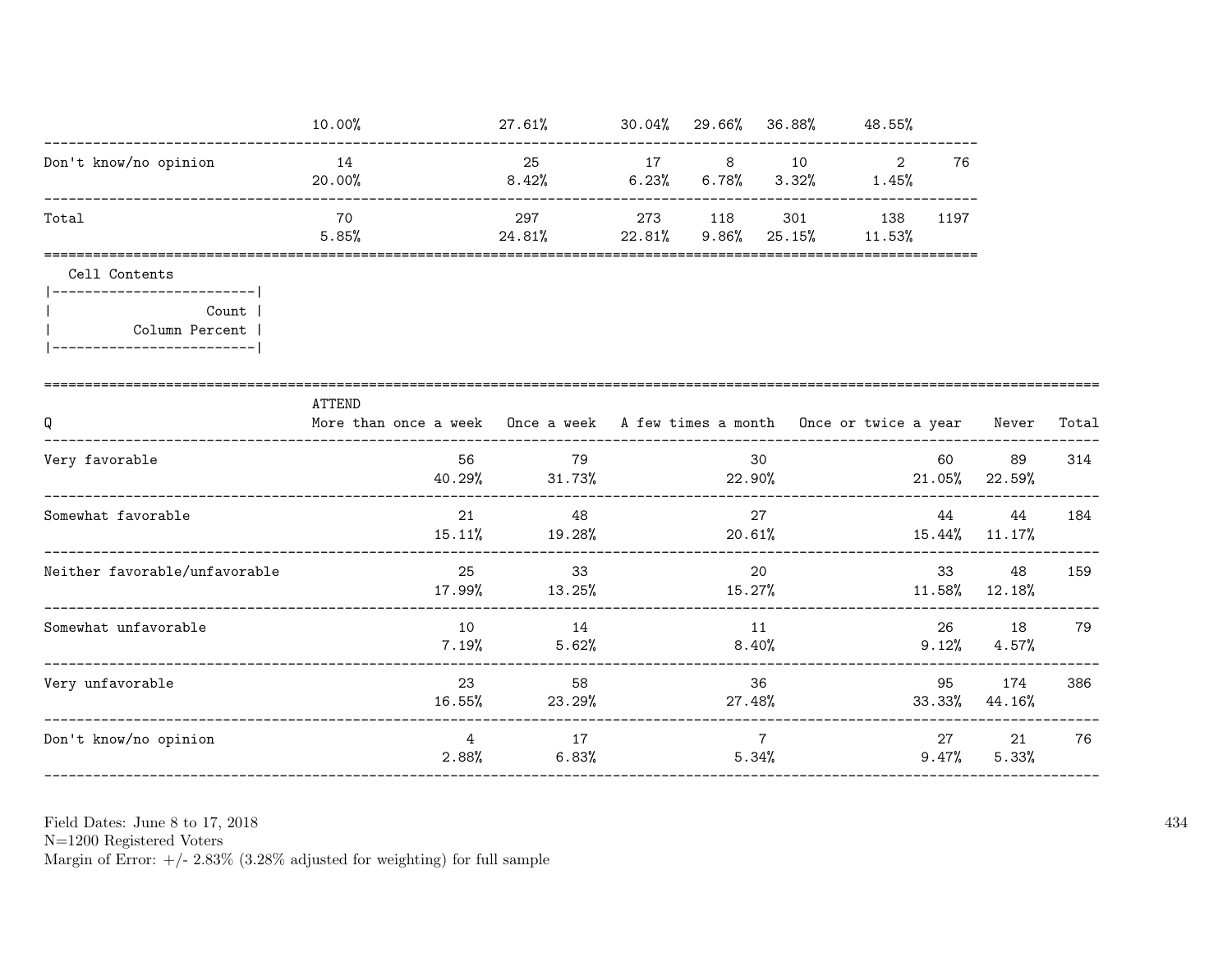| | | | | | | | |
|---|---|---|---|---|---|---|---|
| | 10.00% | 27.61% | 30.04% | 29.66% | 36.88% | 48.55% | |
| Don't know/no opinion | 14 | 25 | 17 | 8 | 10 | 2 | 76 |
| | 20.00% | 8.42% | 6.23% | 6.78% | 3.32% | 1.45% | |
| Total | 70 | 297 | 273 | 118 | 301 | 138 | 1197 |
| | 5.85% | 24.81% | 22.81% | 9.86% | 25.15% | 11.53% | |

Cell Contents

| |
|---|
| Count |
| Column Percent |

| Q | ATTEND More than once a week | Once a week | A few times a month | Once or twice a year | Never | Total |
|---|---|---|---|---|---|---|
| Very favorable | 56 | 79 | 30 | 60 | 89 | 314 |
| | 40.29% | 31.73% | 22.90% | 21.05% | 22.59% | |
| Somewhat favorable | 21 | 48 | 27 | 44 | 44 | 184 |
| | 15.11% | 19.28% | 20.61% | 15.44% | 11.17% | |
| Neither favorable/unfavorable | 25 | 33 | 20 | 33 | 48 | 159 |
| | 17.99% | 13.25% | 15.27% | 11.58% | 12.18% | |
| Somewhat unfavorable | 10 | 14 | 11 | 26 | 18 | 79 |
| | 7.19% | 5.62% | 8.40% | 9.12% | 4.57% | |
| Very unfavorable | 23 | 58 | 36 | 95 | 174 | 386 |
| | 16.55% | 23.29% | 27.48% | 33.33% | 44.16% | |
| Don't know/no opinion | 4 | 17 | 7 | 27 | 21 | 76 |
| | 2.88% | 6.83% | 5.34% | 9.47% | 5.33% | |

Field Dates: June 8 to 17, 2018
N=1200 Registered Voters
Margin of Error: +/- 2.83% (3.28% adjusted for weighting) for full sample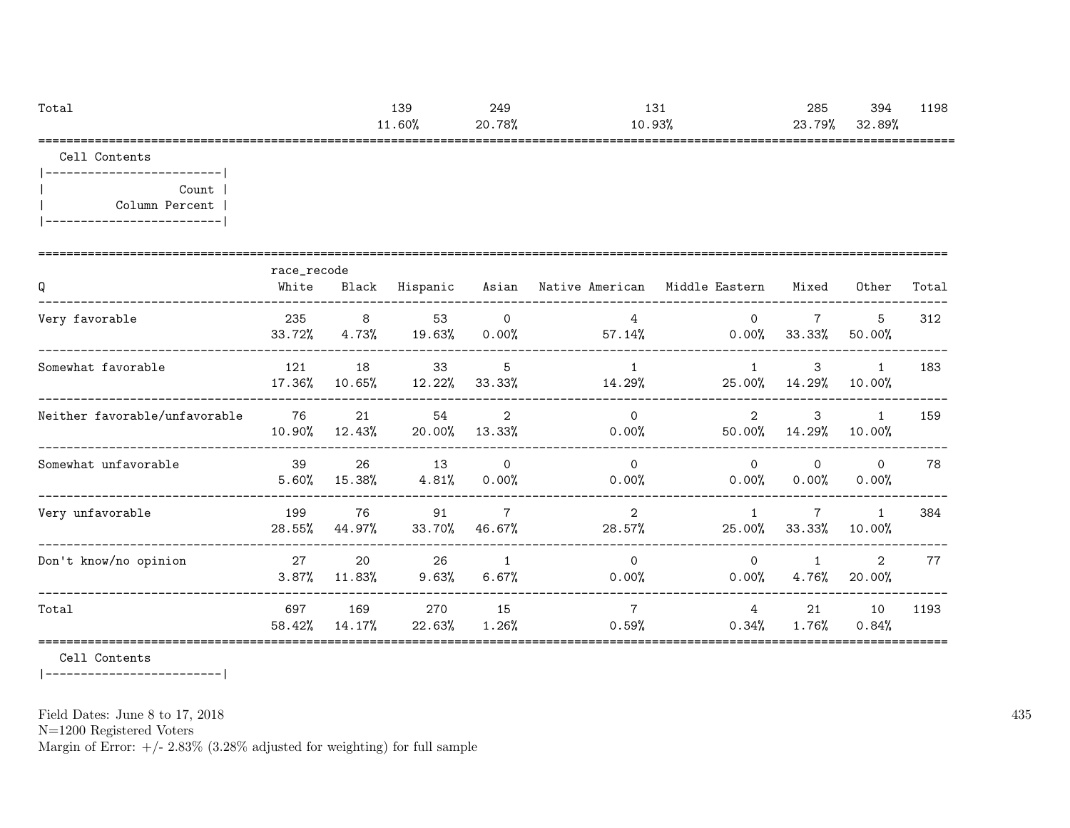| Total | | | 139 | 249 | 131 | | 285 | 394 | 1198 |
|---|---|---|---|---|---|---|---|---|---|
| | | | 11.60% | 20.78% | 10.93% | | 23.79% | 32.89% | |

Cell Contents

```
|-------------------------|
|                   Count |
|          Column Percent |
|-------------------------|
```

| Q | race_recode White | Black | Hispanic | Asian | Native American | Middle Eastern | Mixed | Other | Total |
|---|---|---|---|---|---|---|---|---|---|
| Very favorable | 235 | 8 | 53 | 0 | 4 | 0 | 7 | 5 | 312 |
| | 33.72% | 4.73% | 19.63% | 0.00% | 57.14% | 0.00% | 33.33% | 50.00% | |
| Somewhat favorable | 121 | 18 | 33 | 5 | 1 | 1 | 3 | 1 | 183 |
| | 17.36% | 10.65% | 12.22% | 33.33% | 14.29% | 25.00% | 14.29% | 10.00% | |
| Neither favorable/unfavorable | 76 | 21 | 54 | 2 | 0 | 2 | 3 | 1 | 159 |
| | 10.90% | 12.43% | 20.00% | 13.33% | 0.00% | 50.00% | 14.29% | 10.00% | |
| Somewhat unfavorable | 39 | 26 | 13 | 0 | 0 | 0 | 0 | 0 | 78 |
| | 5.60% | 15.38% | 4.81% | 0.00% | 0.00% | 0.00% | 0.00% | 0.00% | |
| Very unfavorable | 199 | 76 | 91 | 7 | 2 | 1 | 7 | 1 | 384 |
| | 28.55% | 44.97% | 33.70% | 46.67% | 28.57% | 25.00% | 33.33% | 10.00% | |
| Don't know/no opinion | 27 | 20 | 26 | 1 | 0 | 0 | 1 | 2 | 77 |
| | 3.87% | 11.83% | 9.63% | 6.67% | 0.00% | 0.00% | 4.76% | 20.00% | |
| Total | 697 | 169 | 270 | 15 | 7 | 4 | 21 | 10 | 1193 |
| | 58.42% | 14.17% | 22.63% | 1.26% | 0.59% | 0.34% | 1.76% | 0.84% | |

Cell Contents

```
|-------------------------|
```

Field Dates: June 8 to 17, 2018
N=1200 Registered Voters
Margin of Error: +/- 2.83% (3.28% adjusted for weighting) for full sample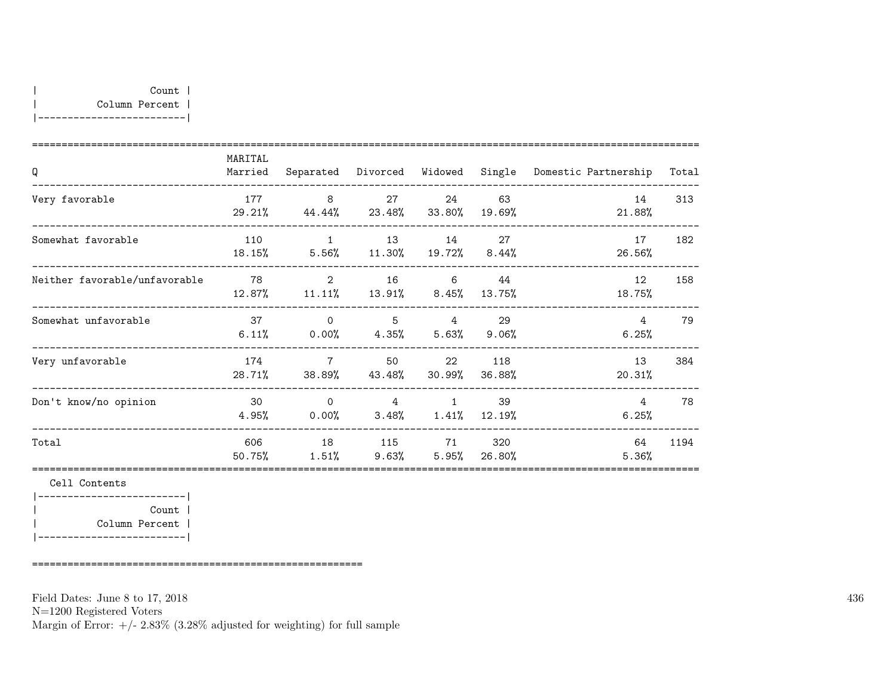| Count |
|---|
| Column Percent |

| Q | MARITAL Married | Separated | Divorced | Widowed | Single | Domestic Partnership | Total |
|---|---|---|---|---|---|---|---|
| Very favorable | 177<br>29.21% | 8<br>44.44% | 27<br>23.48% | 24<br>33.80% | 63<br>19.69% | 14<br>21.88% | 313 |
| Somewhat favorable | 110<br>18.15% | 1<br>5.56% | 13<br>11.30% | 14<br>19.72% | 27<br>8.44% | 17<br>26.56% | 182 |
| Neither favorable/unfavorable | 78<br>12.87% | 2<br>11.11% | 16<br>13.91% | 6<br>8.45% | 44<br>13.75% | 12<br>18.75% | 158 |
| Somewhat unfavorable | 37<br>6.11% | 0<br>0.00% | 5<br>4.35% | 4<br>5.63% | 29<br>9.06% | 4<br>6.25% | 79 |
| Very unfavorable | 174<br>28.71% | 7<br>38.89% | 50<br>43.48% | 22<br>30.99% | 118<br>36.88% | 13<br>20.31% | 384 |
| Don't know/no opinion | 30<br>4.95% | 0<br>0.00% | 4<br>3.48% | 1<br>1.41% | 39<br>12.19% | 4<br>6.25% | 78 |
| Total | 606<br>50.75% | 18<br>1.51% | 115<br>9.63% | 71<br>5.95% | 320<br>26.80% | 64<br>5.36% | 1194 |

Cell Contents

| Count |
|---|
| Column Percent |

Field Dates: June 8 to 17, 2018
N=1200 Registered Voters
Margin of Error: +/- 2.83% (3.28% adjusted for weighting) for full sample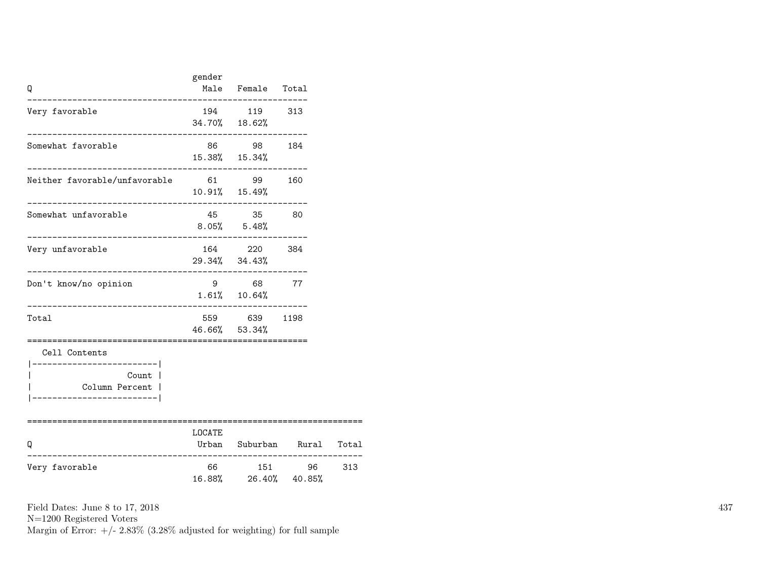| Q | gender Male | Female | Total |
|---|---|---|---|
| Very favorable | 194<br>34.70% | 119<br>18.62% | 313 |
| Somewhat favorable | 86<br>15.38% | 98<br>15.34% | 184 |
| Neither favorable/unfavorable | 61<br>10.91% | 99<br>15.49% | 160 |
| Somewhat unfavorable | 45<br>8.05% | 35<br>5.48% | 80 |
| Very unfavorable | 164<br>29.34% | 220<br>34.43% | 384 |
| Don't know/no opinion | 9<br>1.61% | 68<br>10.64% | 77 |
| Total | 559<br>46.66% | 639<br>53.34% | 1198 |

Cell Contents

| |
|---|
| Count |
| Column Percent |

| Q | LOCATE Urban | Suburban | Rural | Total |
|---|---|---|---|---|
| Very favorable | 66<br>16.88% | 151<br>26.40% | 96<br>40.85% | 313 |

Field Dates: June 8 to 17, 2018
N=1200 Registered Voters
Margin of Error: +/- 2.83% (3.28% adjusted for weighting) for full sample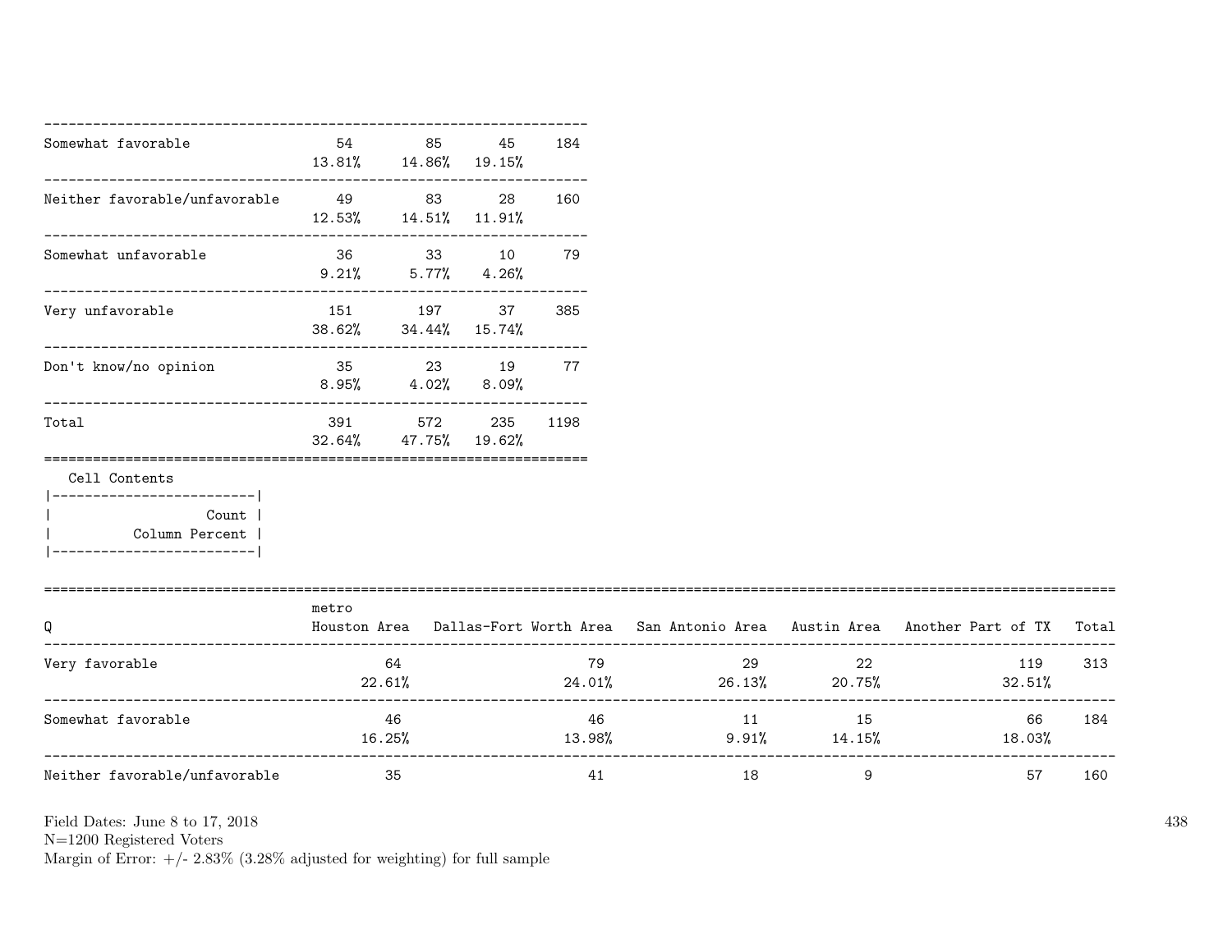| | | | | |
|---|---|---|---|---|
| Somewhat favorable | 54<br>13.81% | 85<br>14.86% | 45<br>19.15% | 184 |
| Neither favorable/unfavorable | 49<br>12.53% | 83<br>14.51% | 28<br>11.91% | 160 |
| Somewhat unfavorable | 36<br>9.21% | 33<br>5.77% | 10<br>4.26% | 79 |
| Very unfavorable | 151<br>38.62% | 197<br>34.44% | 37<br>15.74% | 385 |
| Don't know/no opinion | 35<br>8.95% | 23<br>4.02% | 19<br>8.09% | 77 |
| Total | 391<br>32.64% | 572<br>47.75% | 235<br>19.62% | 1198 |

Cell Contents

| |
|---|
| Count |
| Column Percent |

| Q | metro<br>Houston Area | Dallas-Fort Worth Area | San Antonio Area | Austin Area | Another Part of TX | Total |
|---|---|---|---|---|---|---|
| Very favorable | 64<br>22.61% | 79<br>24.01% | 29<br>26.13% | 22<br>20.75% | 119<br>32.51% | 313 |
| Somewhat favorable | 46<br>16.25% | 46<br>13.98% | 11<br>9.91% | 15<br>14.15% | 66<br>18.03% | 184 |
| Neither favorable/unfavorable | 35 | 41 | 18 | 9 | 57 | 160 |

Field Dates: June 8 to 17, 2018
N=1200 Registered Voters
Margin of Error: +/- 2.83% (3.28% adjusted for weighting) for full sample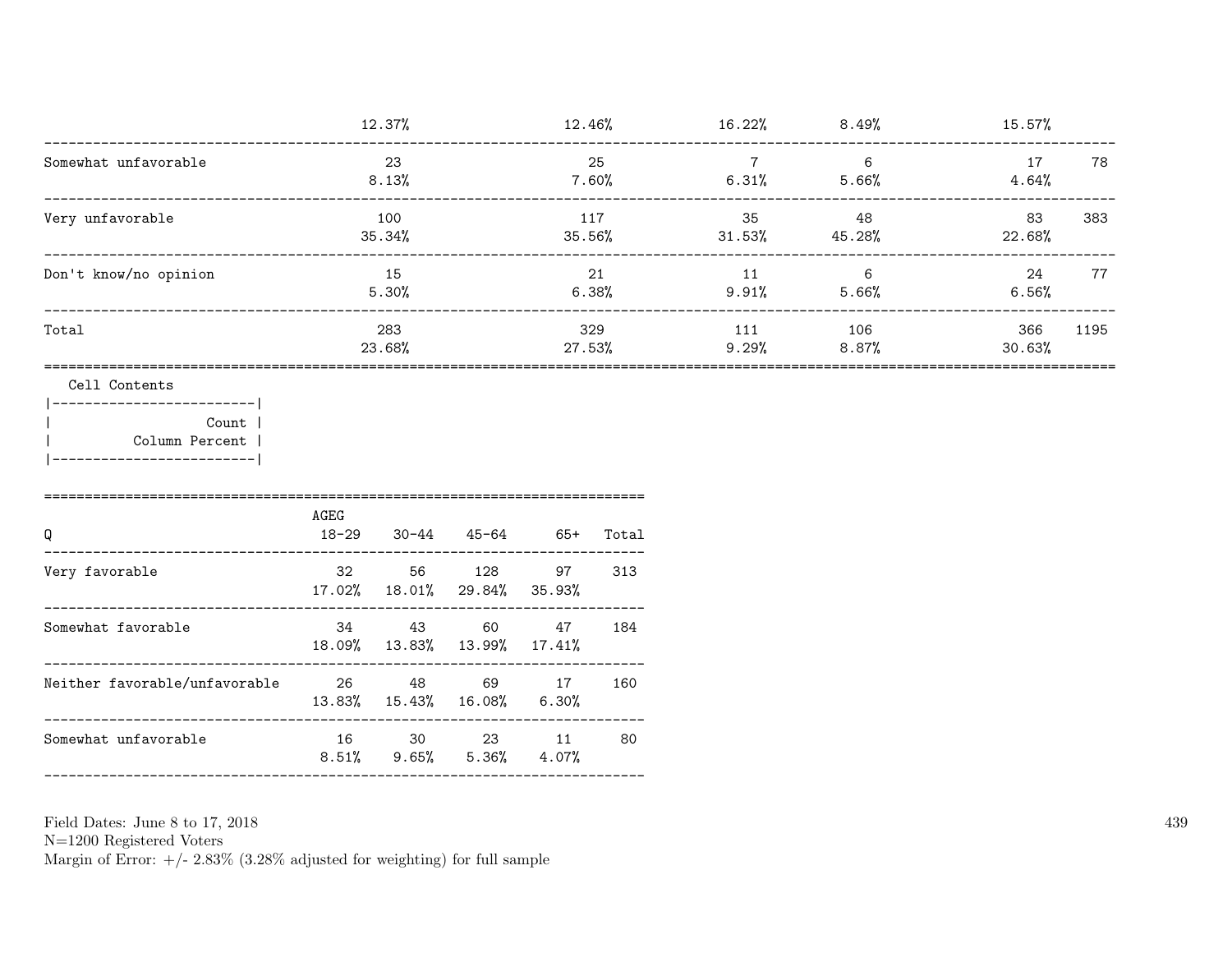| | | | | | | |
|---|---|---|---|---|---|---|
| | 12.37% | 12.46% | 16.22% | 8.49% | 15.57% | |
| Somewhat unfavorable | 23 | 25 | 7 | 6 | 17 | 78 |
| | 8.13% | 7.60% | 6.31% | 5.66% | 4.64% | |
| Very unfavorable | 100 | 117 | 35 | 48 | 83 | 383 |
| | 35.34% | 35.56% | 31.53% | 45.28% | 22.68% | |
| Don't know/no opinion | 15 | 21 | 11 | 6 | 24 | 77 |
| | 5.30% | 6.38% | 9.91% | 5.66% | 6.56% | |
| Total | 283 | 329 | 111 | 106 | 366 | 1195 |
| | 23.68% | 27.53% | 9.29% | 8.87% | 30.63% | |

Cell Contents

| |
|---|
| Count |
| Column Percent |

| Q | AGEG 18-29 | 30-44 | 45-64 | 65+ | Total |
|---|---|---|---|---|---|
| Very favorable | 32 | 56 | 128 | 97 | 313 |
| | 17.02% | 18.01% | 29.84% | 35.93% | |
| Somewhat favorable | 34 | 43 | 60 | 47 | 184 |
| | 18.09% | 13.83% | 13.99% | 17.41% | |
| Neither favorable/unfavorable | 26 | 48 | 69 | 17 | 160 |
| | 13.83% | 15.43% | 16.08% | 6.30% | |
| Somewhat unfavorable | 16 | 30 | 23 | 11 | 80 |
| | 8.51% | 9.65% | 5.36% | 4.07% | |

Field Dates: June 8 to 17, 2018
N=1200 Registered Voters
Margin of Error: +/- 2.83% (3.28% adjusted for weighting) for full sample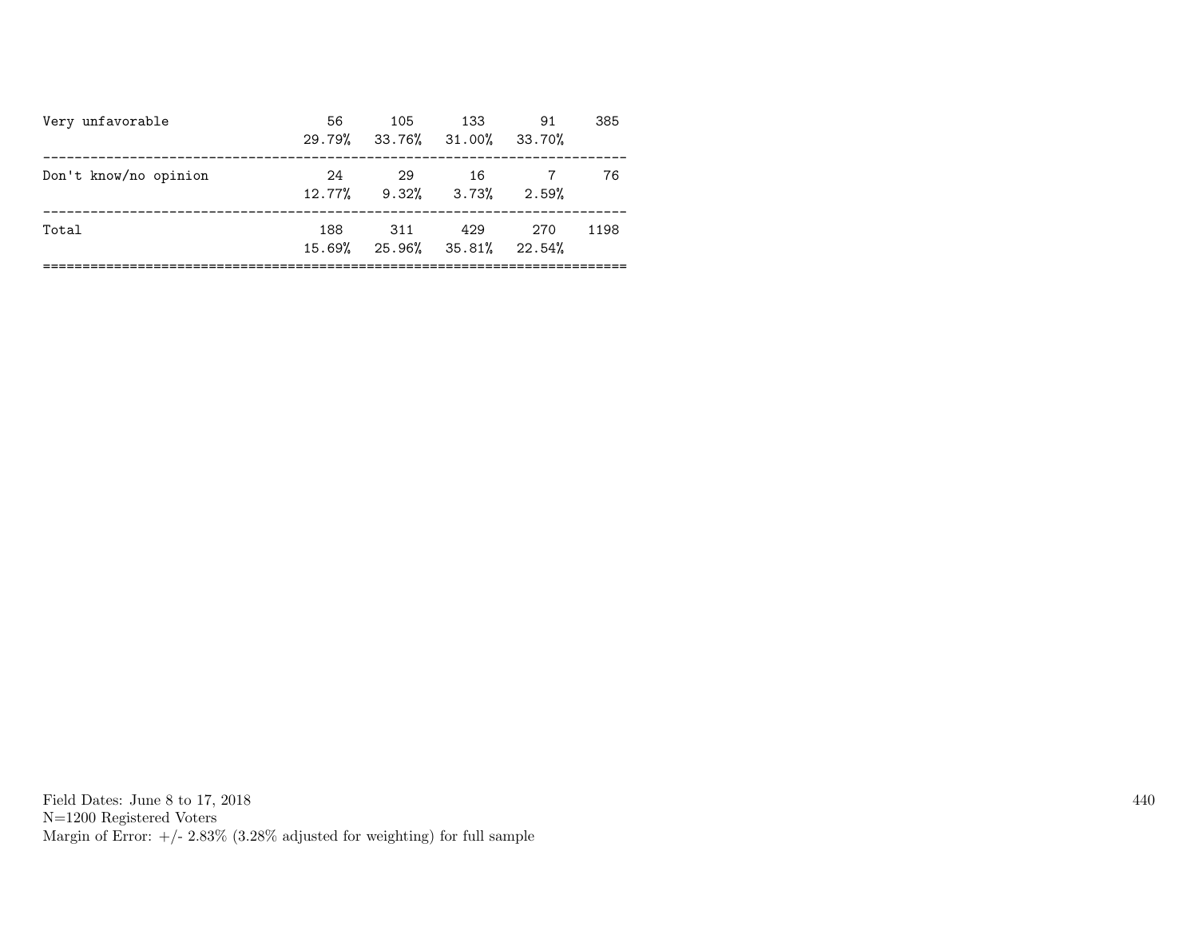| | | | | | |
|---|---|---|---|---|---|
| Very unfavorable | 56 | 105 | 133 | 91 | 385 |
| | 29.79% | 33.76% | 31.00% | 33.70% | |
| Don't know/no opinion | 24 | 29 | 16 | 7 | 76 |
| | 12.77% | 9.32% | 3.73% | 2.59% | |
| Total | 188 | 311 | 429 | 270 | 1198 |
| | 15.69% | 25.96% | 35.81% | 22.54% | |

Field Dates: June 8 to 17, 2018
N=1200 Registered Voters
Margin of Error: +/- 2.83% (3.28% adjusted for weighting) for full sample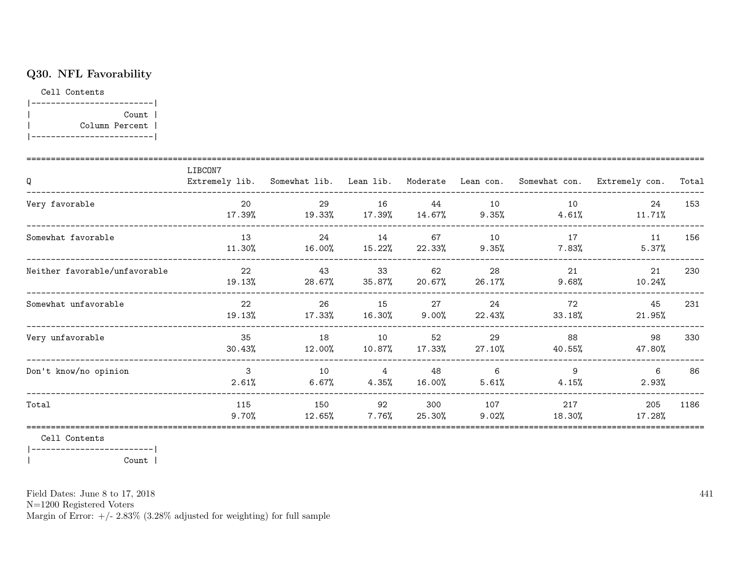## Q30. NFL Favorability

Cell Contents

| Count |
|---|
| Column Percent |

| Q | LIBCON7 Extremely lib. | Somewhat lib. | Lean lib. | Moderate | Lean con. | Somewhat con. | Extremely con. | Total |
|---|---|---|---|---|---|---|---|---|
| Very favorable | 20<br>17.39% | 29<br>19.33% | 16<br>17.39% | 44<br>14.67% | 10<br>9.35% | 10<br>4.61% | 24<br>11.71% | 153 |
| Somewhat favorable | 13<br>11.30% | 24<br>16.00% | 14<br>15.22% | 67<br>22.33% | 10<br>9.35% | 17<br>7.83% | 11<br>5.37% | 156 |
| Neither favorable/unfavorable | 22<br>19.13% | 43<br>28.67% | 33<br>35.87% | 62<br>20.67% | 28<br>26.17% | 21<br>9.68% | 21<br>10.24% | 230 |
| Somewhat unfavorable | 22<br>19.13% | 26<br>17.33% | 15<br>16.30% | 27<br>9.00% | 24<br>22.43% | 72<br>33.18% | 45<br>21.95% | 231 |
| Very unfavorable | 35<br>30.43% | 18<br>12.00% | 10<br>10.87% | 52<br>17.33% | 29<br>27.10% | 88<br>40.55% | 98<br>47.80% | 330 |
| Don't know/no opinion | 3<br>2.61% | 10<br>6.67% | 4<br>4.35% | 48<br>16.00% | 6<br>5.61% | 9<br>4.15% | 6<br>2.93% | 86 |
| Total | 115<br>9.70% | 150<br>12.65% | 92<br>7.76% | 300<br>25.30% | 107<br>9.02% | 217<br>18.30% | 205<br>17.28% | 1186 |

Cell Contents

| Count |
|---|

Field Dates: June 8 to 17, 2018
N=1200 Registered Voters
Margin of Error: +/- 2.83% (3.28% adjusted for weighting) for full sample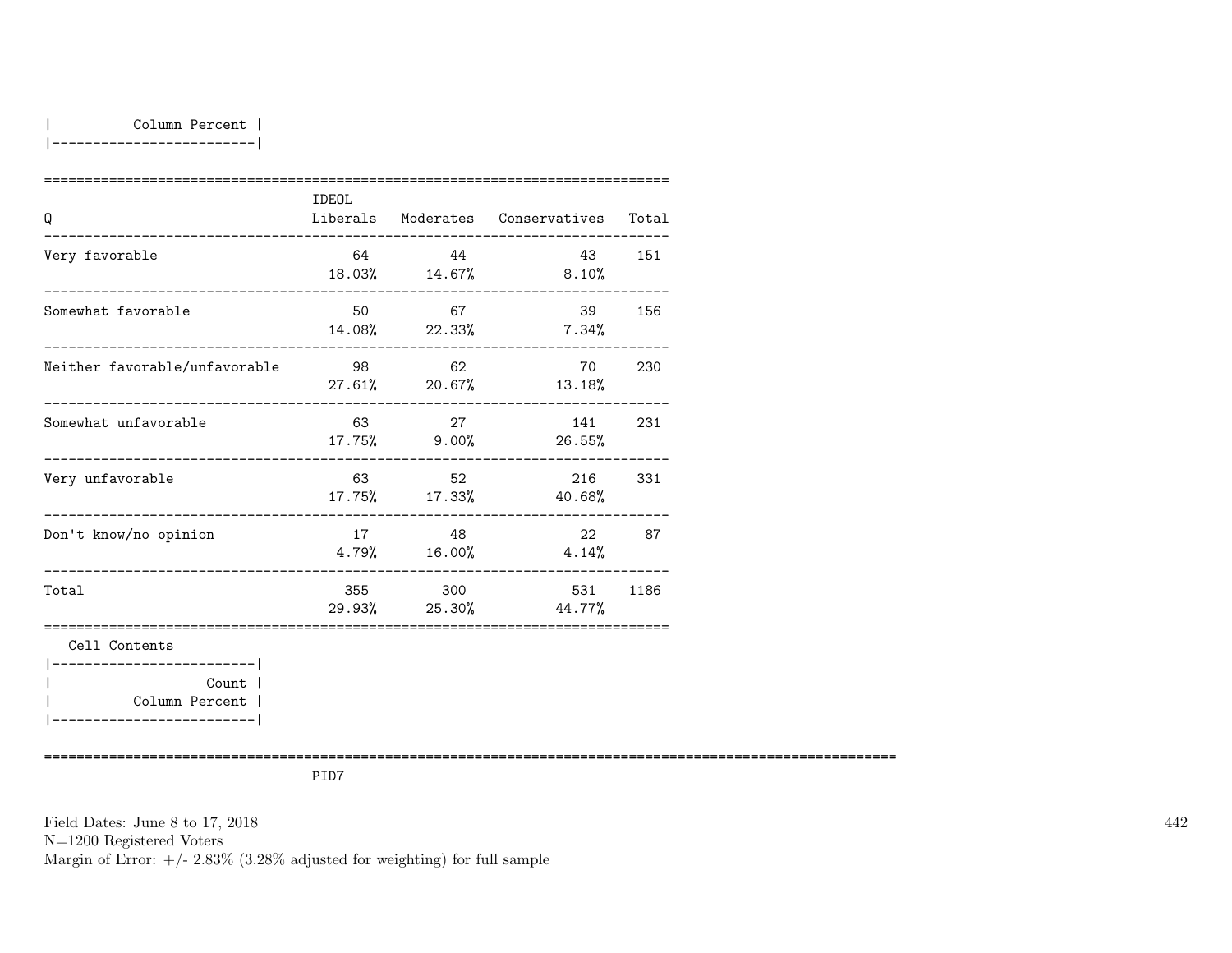| Column Percent |
|---|

| Q | IDEOL Liberals | Moderates | Conservatives | Total |
|---|---|---|---|---|
| Very favorable | 64<br>18.03% | 44<br>14.67% | 43<br>8.10% | 151 |
| Somewhat favorable | 50<br>14.08% | 67<br>22.33% | 39<br>7.34% | 156 |
| Neither favorable/unfavorable | 98<br>27.61% | 62<br>20.67% | 70<br>13.18% | 230 |
| Somewhat unfavorable | 63<br>17.75% | 27<br>9.00% | 141<br>26.55% | 231 |
| Very unfavorable | 63<br>17.75% | 52<br>17.33% | 216<br>40.68% | 331 |
| Don't know/no opinion | 17<br>4.79% | 48<br>16.00% | 22<br>4.14% | 87 |
| Total | 355<br>29.93% | 300<br>25.30% | 531<br>44.77% | 1186 |

Cell Contents

| Count |
|---|
| Column Percent |

PID7

Field Dates: June 8 to 17, 2018
N=1200 Registered Voters
Margin of Error: +/- 2.83% (3.28% adjusted for weighting) for full sample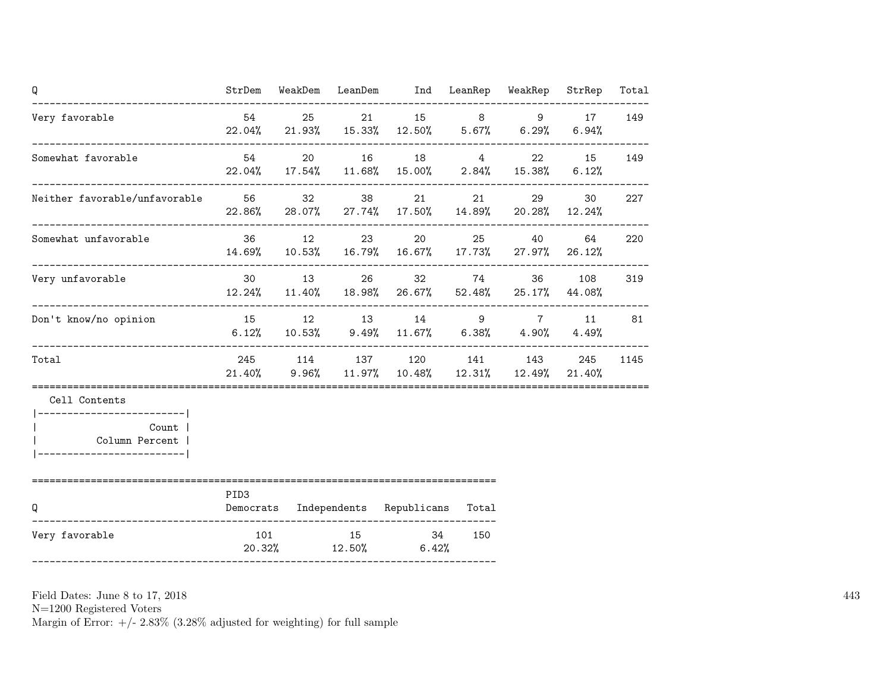| Q | StrDem | WeakDem | LeanDem | Ind | LeanRep | WeakRep | StrRep | Total |
|---|---|---|---|---|---|---|---|---|
| Very favorable | 54 | 25 | 21 | 15 | 8 | 9 | 17 | 149 |
| | 22.04% | 21.93% | 15.33% | 12.50% | 5.67% | 6.29% | 6.94% | |
| Somewhat favorable | 54 | 20 | 16 | 18 | 4 | 22 | 15 | 149 |
| | 22.04% | 17.54% | 11.68% | 15.00% | 2.84% | 15.38% | 6.12% | |
| Neither favorable/unfavorable | 56 | 32 | 38 | 21 | 21 | 29 | 30 | 227 |
| | 22.86% | 28.07% | 27.74% | 17.50% | 14.89% | 20.28% | 12.24% | |
| Somewhat unfavorable | 36 | 12 | 23 | 20 | 25 | 40 | 64 | 220 |
| | 14.69% | 10.53% | 16.79% | 16.67% | 17.73% | 27.97% | 26.12% | |
| Very unfavorable | 30 | 13 | 26 | 32 | 74 | 36 | 108 | 319 |
| | 12.24% | 11.40% | 18.98% | 26.67% | 52.48% | 25.17% | 44.08% | |
| Don't know/no opinion | 15 | 12 | 13 | 14 | 9 | 7 | 11 | 81 |
| | 6.12% | 10.53% | 9.49% | 11.67% | 6.38% | 4.90% | 4.49% | |
| Total | 245 | 114 | 137 | 120 | 141 | 143 | 245 | 1145 |
| | 21.40% | 9.96% | 11.97% | 10.48% | 12.31% | 12.49% | 21.40% | |

Cell Contents

| |
|---|
| Count |
| Column Percent |

| Q | PID3 Democrats | Independents | Republicans | Total |
|---|---|---|---|---|
| Very favorable | 101 | 15 | 34 | 150 |
| | 20.32% | 12.50% | 6.42% | |

Field Dates: June 8 to 17, 2018
N=1200 Registered Voters
Margin of Error: +/- 2.83% (3.28% adjusted for weighting) for full sample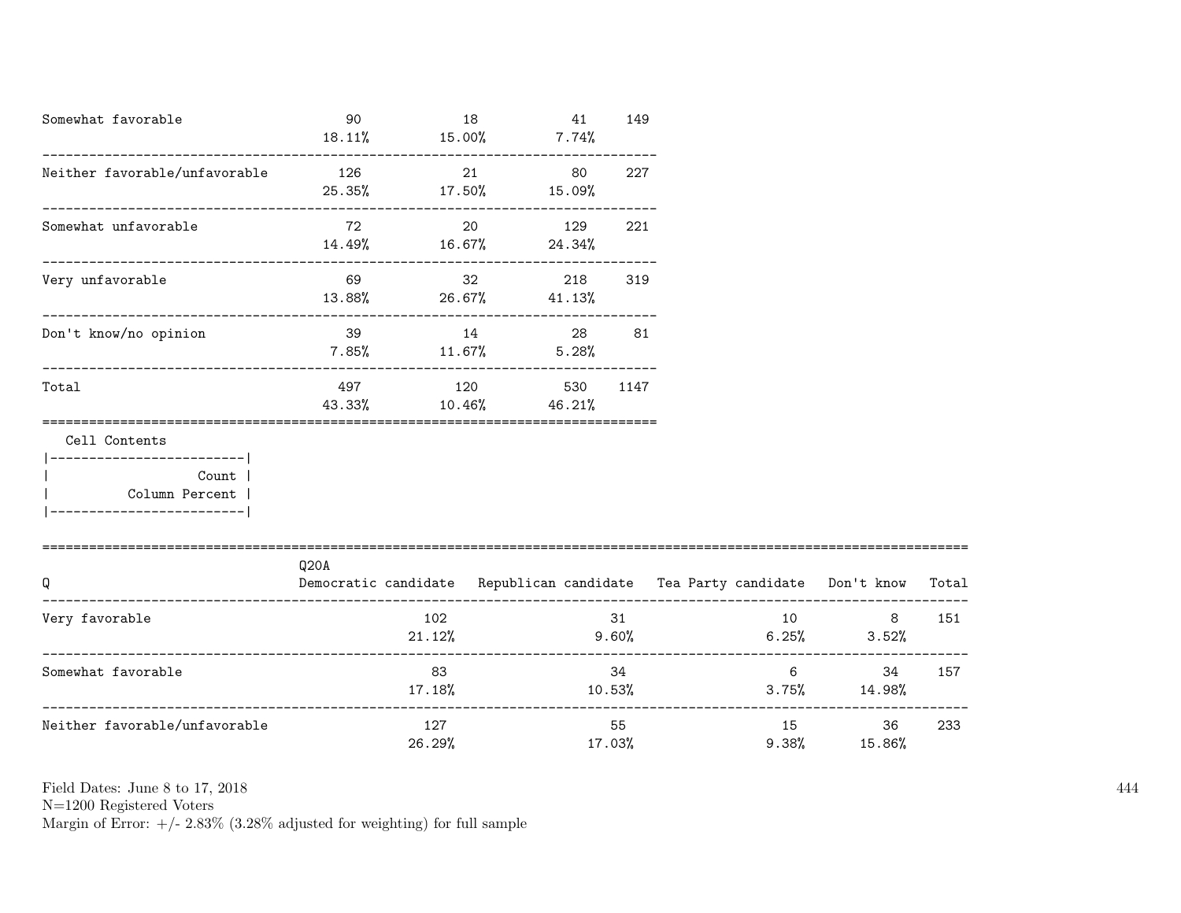| | | | | |
|---|---|---|---|---|
| Somewhat favorable | 90<br>18.11% | 18<br>15.00% | 41<br>7.74% | 149 |
| Neither favorable/unfavorable | 126<br>25.35% | 21<br>17.50% | 80<br>15.09% | 227 |
| Somewhat unfavorable | 72<br>14.49% | 20<br>16.67% | 129<br>24.34% | 221 |
| Very unfavorable | 69<br>13.88% | 32<br>26.67% | 218<br>41.13% | 319 |
| Don't know/no opinion | 39<br>7.85% | 14<br>11.67% | 28<br>5.28% | 81 |
| Total | 497<br>43.33% | 120<br>10.46% | 530<br>46.21% | 1147 |

Cell Contents

| |
|---|
| Count |
| Column Percent |

| Q | Q20A<br>Democratic candidate | Republican candidate | Tea Party candidate | Don't know | Total |
|---|---|---|---|---|---|
| Very favorable | 102<br>21.12% | 31<br>9.60% | 10<br>6.25% | 8<br>3.52% | 151 |
| Somewhat favorable | 83<br>17.18% | 34<br>10.53% | 6<br>3.75% | 34<br>14.98% | 157 |
| Neither favorable/unfavorable | 127<br>26.29% | 55<br>17.03% | 15<br>9.38% | 36<br>15.86% | 233 |

Field Dates: June 8 to 17, 2018
N=1200 Registered Voters
Margin of Error: +/- 2.83% (3.28% adjusted for weighting) for full sample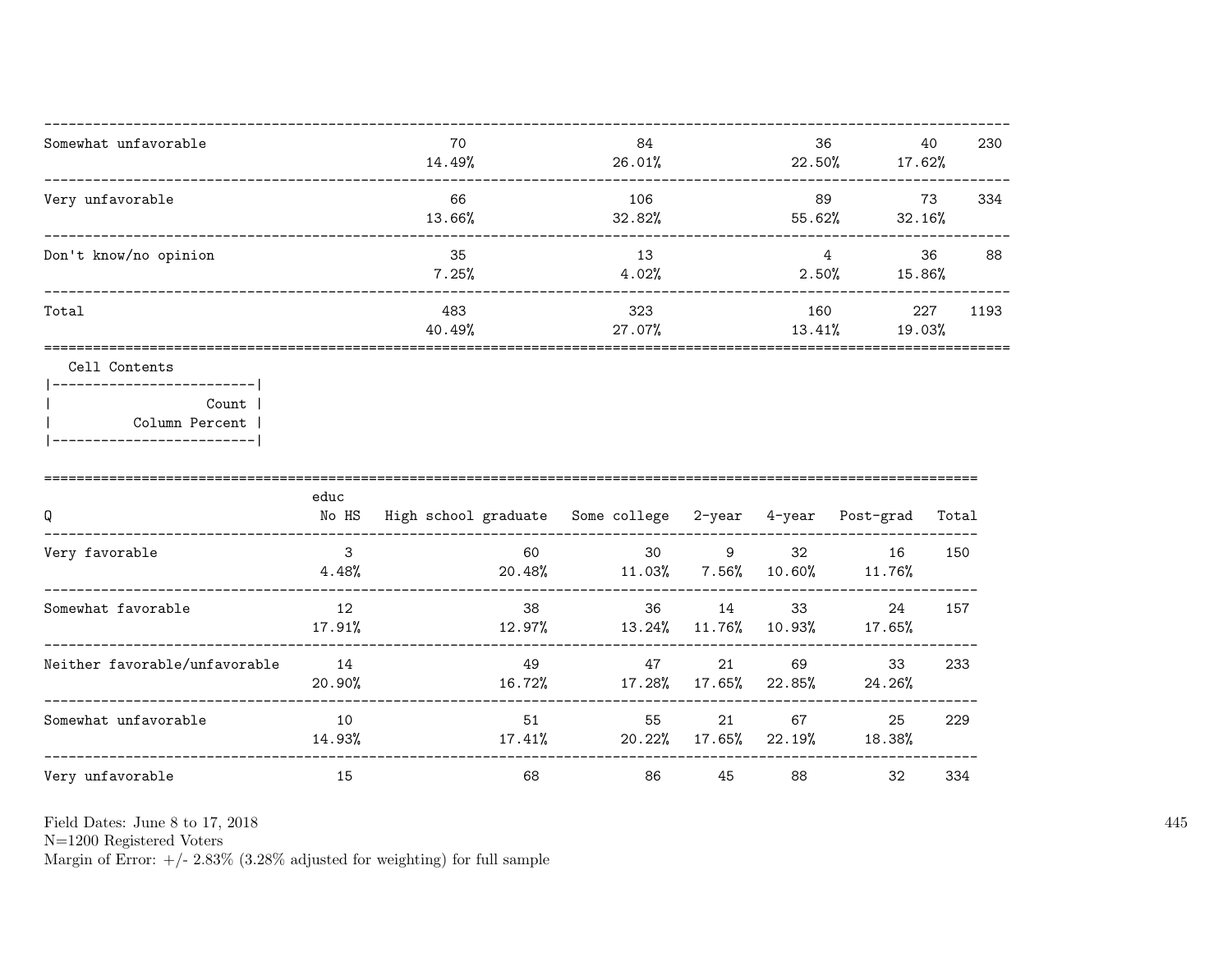| | | | | | |
|---|---|---|---|---|---|
| Somewhat unfavorable | 70<br>14.49% | 84<br>26.01% | 36<br>22.50% | 40<br>17.62% | 230 |
| Very unfavorable | 66<br>13.66% | 106<br>32.82% | 89<br>55.62% | 73<br>32.16% | 334 |
| Don't know/no opinion | 35<br>7.25% | 13<br>4.02% | 4<br>2.50% | 36<br>15.86% | 88 |
| Total | 483<br>40.49% | 323<br>27.07% | 160<br>13.41% | 227<br>19.03% | 1193 |

Cell Contents

| Count |
|---|
| Column Percent |

| Q | educ<br>No HS | High school graduate | Some college | 2-year | 4-year | Post-grad | Total |
|---|---|---|---|---|---|---|---|
| Very favorable | 3<br>4.48% | 60<br>20.48% | 30<br>11.03% | 9<br>7.56% | 32<br>10.60% | 16<br>11.76% | 150 |
| Somewhat favorable | 12<br>17.91% | 38<br>12.97% | 36<br>13.24% | 14<br>11.76% | 33<br>10.93% | 24<br>17.65% | 157 |
| Neither favorable/unfavorable | 14<br>20.90% | 49<br>16.72% | 47<br>17.28% | 21<br>17.65% | 69<br>22.85% | 33<br>24.26% | 233 |
| Somewhat unfavorable | 10<br>14.93% | 51<br>17.41% | 55<br>20.22% | 21<br>17.65% | 67<br>22.19% | 25<br>18.38% | 229 |
| Very unfavorable | 15 | 68 | 86 | 45 | 88 | 32 | 334 |

Field Dates: June 8 to 17, 2018
N=1200 Registered Voters
Margin of Error: +/- 2.83% (3.28% adjusted for weighting) for full sample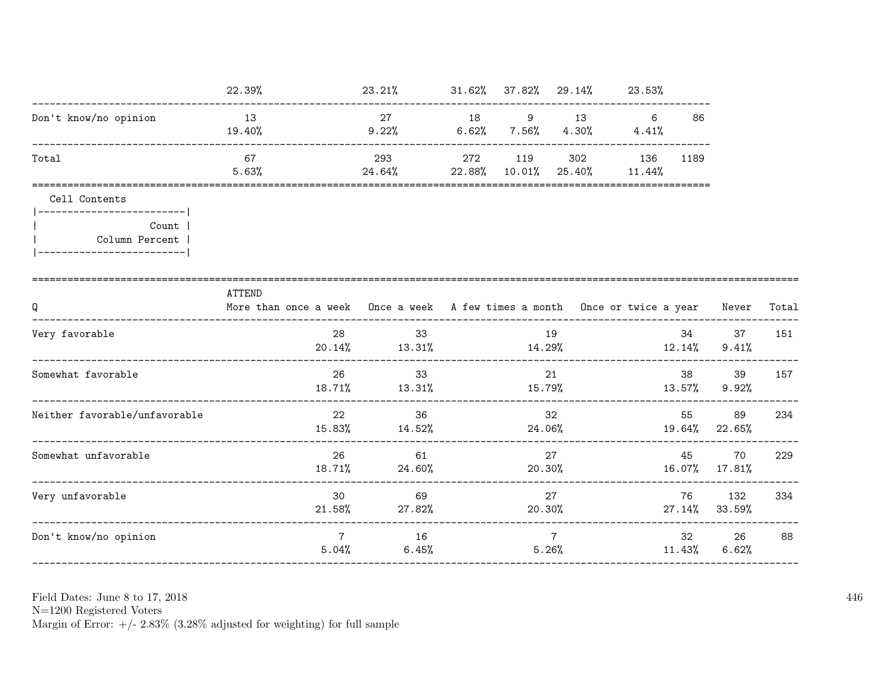| | | | | | | | |
|---|---|---|---|---|---|---|---|
| | 22.39% | 23.21% | 31.62% | 37.82% | 29.14% | 23.53% | |
| Don't know/no opinion | 13<br>19.40% | 27<br>9.22% | 18<br>6.62% | 9<br>7.56% | 13<br>4.30% | 6<br>4.41% | 86 |
| Total | 67<br>5.63% | 293<br>24.64% | 272<br>22.88% | 119<br>10.01% | 302<br>25.40% | 136<br>11.44% | 1189 |

Cell Contents

| |
|---|
| Count |
| Column Percent |

| Q | ATTEND<br>More than once a week | Once a week | A few times a month | Once or twice a year | Never | Total |
|---|---|---|---|---|---|---|
| Very favorable | 28<br>20.14% | 33<br>13.31% | 19<br>14.29% | 34<br>12.14% | 37<br>9.41% | 151 |
| Somewhat favorable | 26<br>18.71% | 33<br>13.31% | 21<br>15.79% | 38<br>13.57% | 39<br>9.92% | 157 |
| Neither favorable/unfavorable | 22<br>15.83% | 36<br>14.52% | 32<br>24.06% | 55<br>19.64% | 89<br>22.65% | 234 |
| Somewhat unfavorable | 26<br>18.71% | 61<br>24.60% | 27<br>20.30% | 45<br>16.07% | 70<br>17.81% | 229 |
| Very unfavorable | 30<br>21.58% | 69<br>27.82% | 27<br>20.30% | 76<br>27.14% | 132<br>33.59% | 334 |
| Don't know/no opinion | 7<br>5.04% | 16<br>6.45% | 7<br>5.26% | 32<br>11.43% | 26<br>6.62% | 88 |

Field Dates: June 8 to 17, 2018
N=1200 Registered Voters
Margin of Error: +/- 2.83% (3.28% adjusted for weighting) for full sample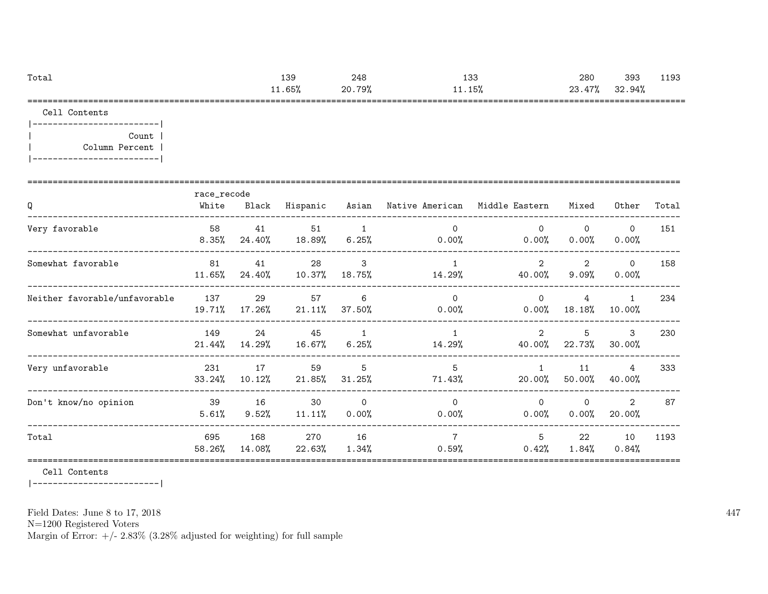| | | | | | |
|---|---|---|---|---|---|
| Total | 139 | 248 | 133 | 280 | 393 | 1193 |
| | 11.65% | 20.79% | 11.15% | 23.47% | 32.94% | |

Cell Contents

| |
|---|
| Count |
| Column Percent |

| Q | race_recode White | Black | Hispanic | Asian | Native American | Middle Eastern | Mixed | Other | Total |
|---|---|---|---|---|---|---|---|---|---|
| Very favorable | 58 | 41 | 51 | 1 | 0 | 0 | 0 | 0 | 151 |
| | 8.35% | 24.40% | 18.89% | 6.25% | 0.00% | 0.00% | 0.00% | 0.00% | |
| Somewhat favorable | 81 | 41 | 28 | 3 | 1 | 2 | 2 | 0 | 158 |
| | 11.65% | 24.40% | 10.37% | 18.75% | 14.29% | 40.00% | 9.09% | 0.00% | |
| Neither favorable/unfavorable | 137 | 29 | 57 | 6 | 0 | 0 | 4 | 1 | 234 |
| | 19.71% | 17.26% | 21.11% | 37.50% | 0.00% | 0.00% | 18.18% | 10.00% | |
| Somewhat unfavorable | 149 | 24 | 45 | 1 | 1 | 2 | 5 | 3 | 230 |
| | 21.44% | 14.29% | 16.67% | 6.25% | 14.29% | 40.00% | 22.73% | 30.00% | |
| Very unfavorable | 231 | 17 | 59 | 5 | 5 | 1 | 11 | 4 | 333 |
| | 33.24% | 10.12% | 21.85% | 31.25% | 71.43% | 20.00% | 50.00% | 40.00% | |
| Don't know/no opinion | 39 | 16 | 30 | 0 | 0 | 0 | 0 | 2 | 87 |
| | 5.61% | 9.52% | 11.11% | 0.00% | 0.00% | 0.00% | 0.00% | 20.00% | |
| Total | 695 | 168 | 270 | 16 | 7 | 5 | 22 | 10 | 1193 |
| | 58.26% | 14.08% | 22.63% | 1.34% | 0.59% | 0.42% | 1.84% | 0.84% | |

Cell Contents

Field Dates: June 8 to 17, 2018
N=1200 Registered Voters
Margin of Error: +/- 2.83% (3.28% adjusted for weighting) for full sample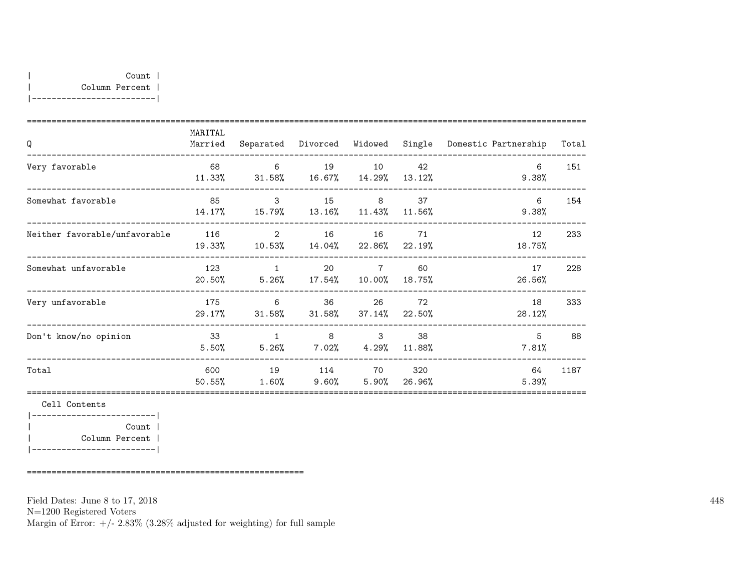| Count |
|---|
| Column Percent |

| Q | MARITAL Married | Separated | Divorced | Widowed | Single | Domestic Partnership | Total |
|---|---|---|---|---|---|---|---|
| Very favorable | 68<br>11.33% | 6<br>31.58% | 19<br>16.67% | 10<br>14.29% | 42<br>13.12% | 6<br>9.38% | 151 |
| Somewhat favorable | 85<br>14.17% | 3<br>15.79% | 15<br>13.16% | 8<br>11.43% | 37<br>11.56% | 6<br>9.38% | 154 |
| Neither favorable/unfavorable | 116<br>19.33% | 2<br>10.53% | 16<br>14.04% | 16<br>22.86% | 71<br>22.19% | 12<br>18.75% | 233 |
| Somewhat unfavorable | 123<br>20.50% | 1<br>5.26% | 20<br>17.54% | 7<br>10.00% | 60<br>18.75% | 17<br>26.56% | 228 |
| Very unfavorable | 175<br>29.17% | 6<br>31.58% | 36<br>31.58% | 26<br>37.14% | 72<br>22.50% | 18<br>28.12% | 333 |
| Don't know/no opinion | 33<br>5.50% | 1<br>5.26% | 8<br>7.02% | 3<br>4.29% | 38<br>11.88% | 5<br>7.81% | 88 |
| Total | 600<br>50.55% | 19<br>1.60% | 114<br>9.60% | 70<br>5.90% | 320<br>26.96% | 64<br>5.39% | 1187 |

Cell Contents

| Count |
|---|
| Column Percent |

Field Dates: June 8 to 17, 2018
N=1200 Registered Voters
Margin of Error: +/- 2.83% (3.28% adjusted for weighting) for full sample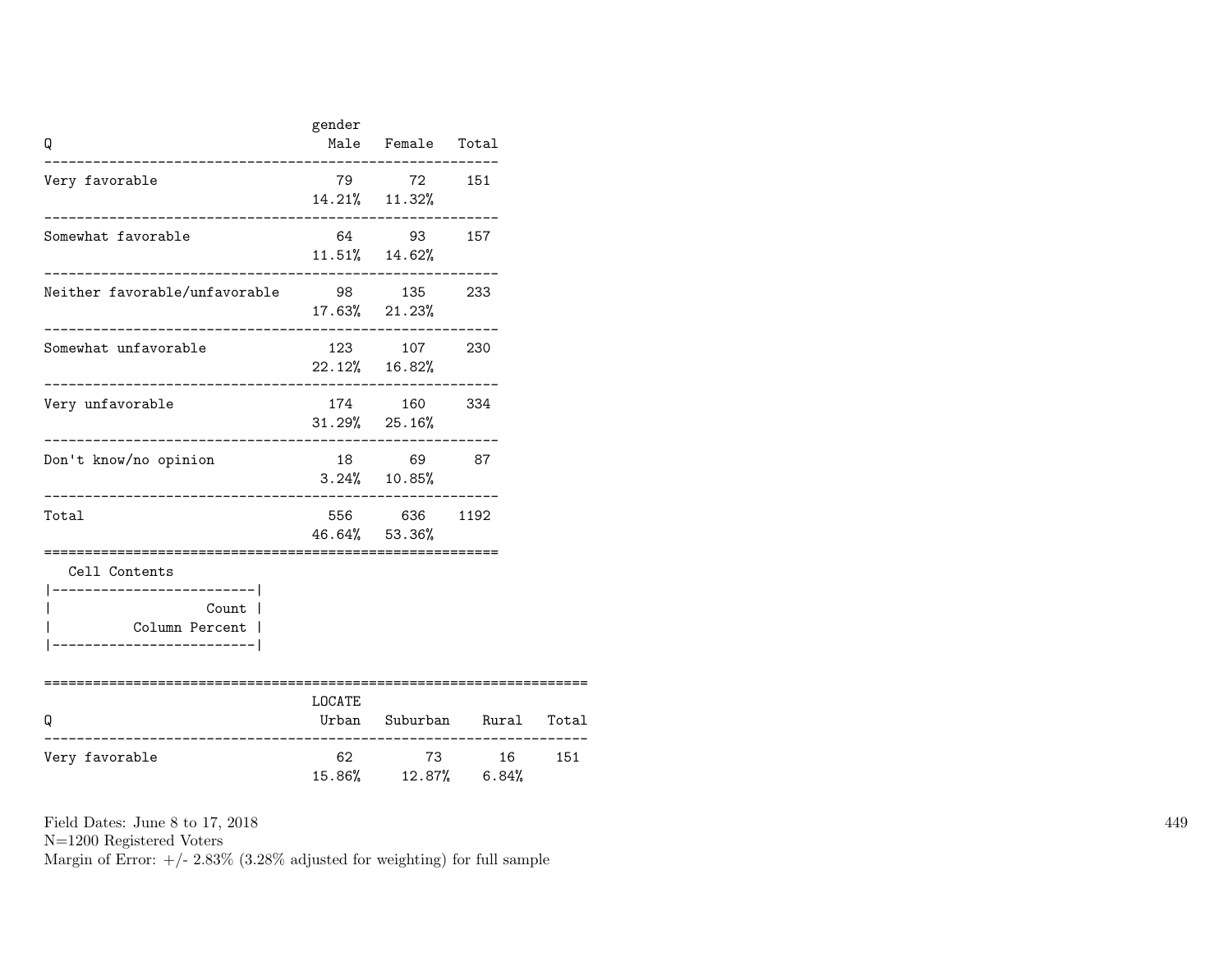| Q | gender Male | Female | Total |
|---|---|---|---|
| Very favorable | 79<br>14.21% | 72<br>11.32% | 151 |
| Somewhat favorable | 64<br>11.51% | 93<br>14.62% | 157 |
| Neither favorable/unfavorable | 98<br>17.63% | 135<br>21.23% | 233 |
| Somewhat unfavorable | 123<br>22.12% | 107<br>16.82% | 230 |
| Very unfavorable | 174<br>31.29% | 160<br>25.16% | 334 |
| Don't know/no opinion | 18<br>3.24% | 69<br>10.85% | 87 |
| Total | 556<br>46.64% | 636<br>53.36% | 1192 |

Cell Contents

| Count |
|---|
| Column Percent |

| Q | LOCATE Urban | Suburban | Rural | Total |
|---|---|---|---|---|
| Very favorable | 62<br>15.86% | 73<br>12.87% | 16<br>6.84% | 151 |

Field Dates: June 8 to 17, 2018
N=1200 Registered Voters
Margin of Error: +/- 2.83% (3.28% adjusted for weighting) for full sample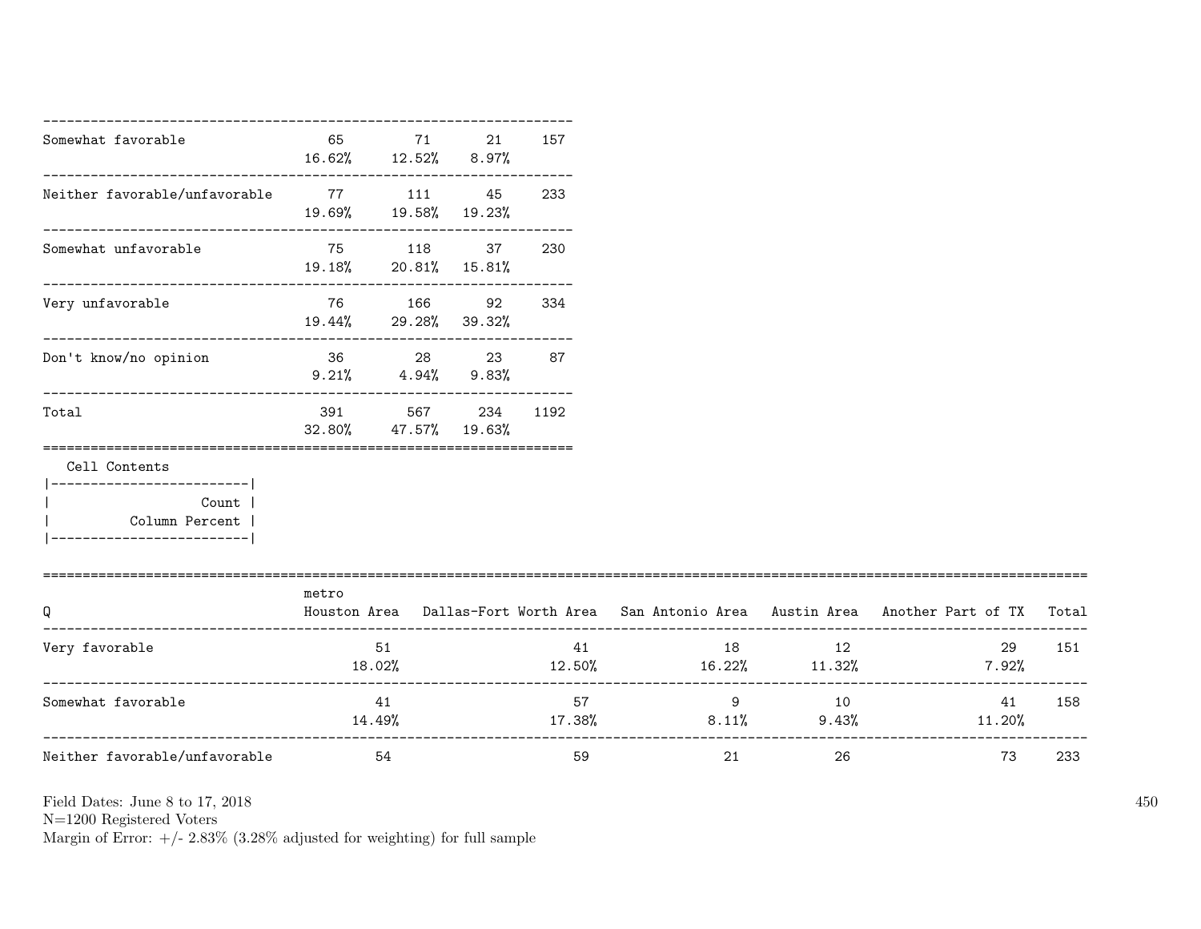| | | | | |
|---|---|---|---|---|
| Somewhat favorable | 65<br>16.62% | 71<br>12.52% | 21<br>8.97% | 157 |
| Neither favorable/unfavorable | 77<br>19.69% | 111<br>19.58% | 45<br>19.23% | 233 |
| Somewhat unfavorable | 75<br>19.18% | 118<br>20.81% | 37<br>15.81% | 230 |
| Very unfavorable | 76<br>19.44% | 166<br>29.28% | 92<br>39.32% | 334 |
| Don't know/no opinion | 36<br>9.21% | 28<br>4.94% | 23<br>9.83% | 87 |
| Total | 391<br>32.80% | 567<br>47.57% | 234<br>19.63% | 1192 |

Cell Contents

| |
|---|
| Count |
| Column Percent |

| Q | metro<br>Houston Area | Dallas-Fort Worth Area | San Antonio Area | Austin Area | Another Part of TX | Total |
|---|---|---|---|---|---|---|
| Very favorable | 51<br>18.02% | 41<br>12.50% | 18<br>16.22% | 12<br>11.32% | 29<br>7.92% | 151 |
| Somewhat favorable | 41<br>14.49% | 57<br>17.38% | 9<br>8.11% | 10<br>9.43% | 41<br>11.20% | 158 |
| Neither favorable/unfavorable | 54 | 59 | 21 | 26 | 73 | 233 |

Field Dates: June 8 to 17, 2018
N=1200 Registered Voters
Margin of Error: +/- 2.83% (3.28% adjusted for weighting) for full sample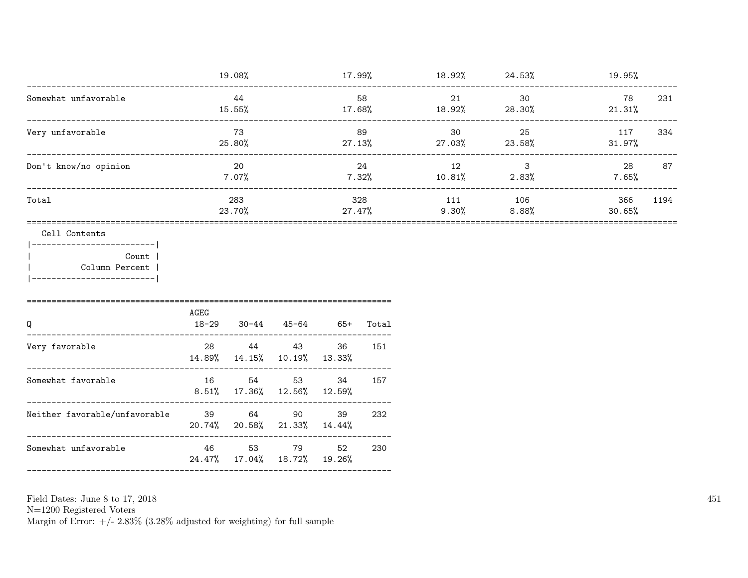| | | | | | | |
|---|---|---|---|---|---|---|
| | 19.08% | 17.99% | 18.92% | 24.53% | 19.95% | |
| Somewhat unfavorable | 44 | 58 | 21 | 30 | 78 | 231 |
| | 15.55% | 17.68% | 18.92% | 28.30% | 21.31% | |
| Very unfavorable | 73 | 89 | 30 | 25 | 117 | 334 |
| | 25.80% | 27.13% | 27.03% | 23.58% | 31.97% | |
| Don't know/no opinion | 20 | 24 | 12 | 3 | 28 | 87 |
| | 7.07% | 7.32% | 10.81% | 2.83% | 7.65% | |
| Total | 283 | 328 | 111 | 106 | 366 | 1194 |
| | 23.70% | 27.47% | 9.30% | 8.88% | 30.65% | |

Cell Contents

| |
|---|
| Count |
| Column Percent |

| Q | AGEG 18-29 | 30-44 | 45-64 | 65+ | Total |
|---|---|---|---|---|---|
| Very favorable | 28 | 44 | 43 | 36 | 151 |
| | 14.89% | 14.15% | 10.19% | 13.33% | |
| Somewhat favorable | 16 | 54 | 53 | 34 | 157 |
| | 8.51% | 17.36% | 12.56% | 12.59% | |
| Neither favorable/unfavorable | 39 | 64 | 90 | 39 | 232 |
| | 20.74% | 20.58% | 21.33% | 14.44% | |
| Somewhat unfavorable | 46 | 53 | 79 | 52 | 230 |
| | 24.47% | 17.04% | 18.72% | 19.26% | |

Field Dates: June 8 to 17, 2018
N=1200 Registered Voters
Margin of Error: +/- 2.83% (3.28% adjusted for weighting) for full sample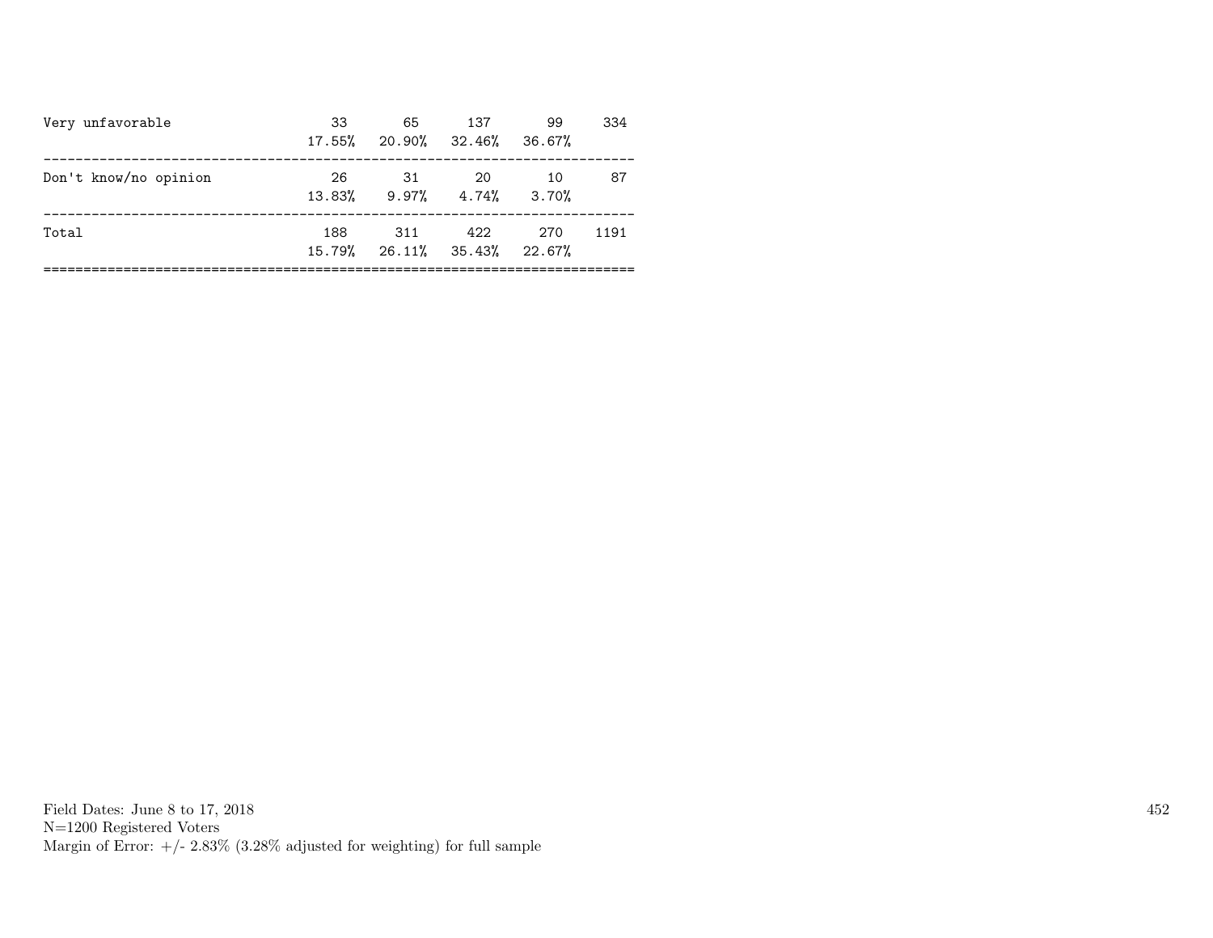| | | | | | |
|---|---|---|---|---|---|
| Very unfavorable | 33 | 65 | 137 | 99 | 334 |
| | 17.55% | 20.90% | 32.46% | 36.67% | |
| Don't know/no opinion | 26 | 31 | 20 | 10 | 87 |
| | 13.83% | 9.97% | 4.74% | 3.70% | |
| Total | 188 | 311 | 422 | 270 | 1191 |
| | 15.79% | 26.11% | 35.43% | 22.67% | |

Field Dates: June 8 to 17, 2018
N=1200 Registered Voters
Margin of Error: +/- 2.83% (3.28% adjusted for weighting) for full sample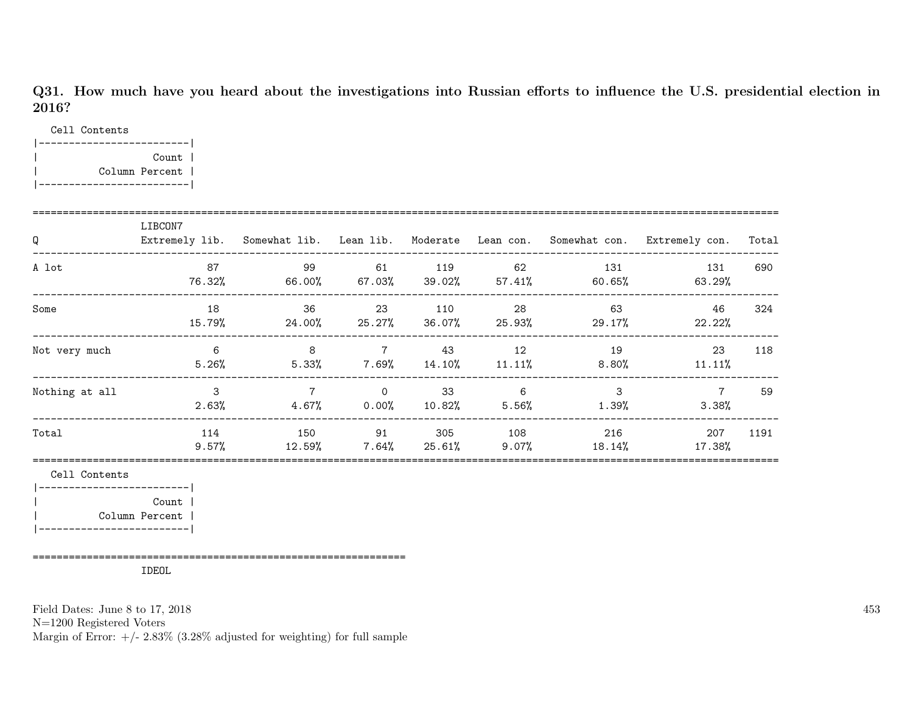**Q31. How much have you heard about the investigations into Russian efforts to influence the U.S. presidential election in 2016?**

```
Cell Contents
|-------------------------|
|                   Count |
|          Column Percent |
|-------------------------|
```

| Q | LIBCON7 Extremely lib. | Somewhat lib. | Lean lib. | Moderate | Lean con. | Somewhat con. | Extremely con. | Total |
|---|---|---|---|---|---|---|---|---|
| A lot | 87<br>76.32% | 99<br>66.00% | 61<br>67.03% | 119<br>39.02% | 62<br>57.41% | 131<br>60.65% | 131<br>63.29% | 690 |
| Some | 18<br>15.79% | 36<br>24.00% | 23<br>25.27% | 110<br>36.07% | 28<br>25.93% | 63<br>29.17% | 46<br>22.22% | 324 |
| Not very much | 6<br>5.26% | 8<br>5.33% | 7<br>7.69% | 43<br>14.10% | 12<br>11.11% | 19<br>8.80% | 23<br>11.11% | 118 |
| Nothing at all | 3<br>2.63% | 7<br>4.67% | 0<br>0.00% | 33<br>10.82% | 6<br>5.56% | 3<br>1.39% | 7<br>3.38% | 59 |
| Total | 114<br>9.57% | 150<br>12.59% | 91<br>7.64% | 305<br>25.61% | 108<br>9.07% | 216<br>18.14% | 207<br>17.38% | 1191 |

```
Cell Contents
|-------------------------|
|                   Count |
|          Column Percent |
|-------------------------|
```

IDEOL

Field Dates: June 8 to 17, 2018
N=1200 Registered Voters
Margin of Error: +/- 2.83% (3.28% adjusted for weighting) for full sample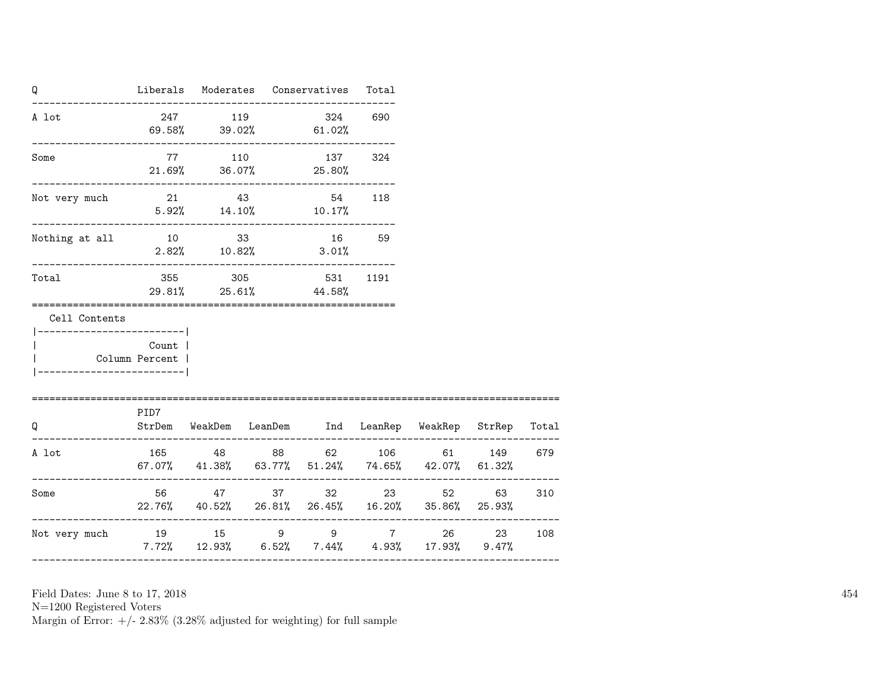| Q | Liberals | Moderates | Conservatives | Total |
|---|---|---|---|---|
| A lot | 247<br>69.58% | 119<br>39.02% | 324<br>61.02% | 690 |
| Some | 77<br>21.69% | 110<br>36.07% | 137<br>25.80% | 324 |
| Not very much | 21<br>5.92% | 43<br>14.10% | 54<br>10.17% | 118 |
| Nothing at all | 10<br>2.82% | 33<br>10.82% | 16<br>3.01% | 59 |
| Total | 355<br>29.81% | 305<br>25.61% | 531<br>44.58% | 1191 |

Cell Contents

```
|-------------------------|
|                   Count |
|          Column Percent |
|-------------------------|
```

| Q | PID7<br>StrDem | WeakDem | LeanDem | Ind | LeanRep | WeakRep | StrRep | Total |
|---|---|---|---|---|---|---|---|---|
| A lot | 165<br>67.07% | 48<br>41.38% | 88<br>63.77% | 62<br>51.24% | 106<br>74.65% | 61<br>42.07% | 149<br>61.32% | 679 |
| Some | 56<br>22.76% | 47<br>40.52% | 37<br>26.81% | 32<br>26.45% | 23<br>16.20% | 52<br>35.86% | 63<br>25.93% | 310 |
| Not very much | 19<br>7.72% | 15<br>12.93% | 9<br>6.52% | 9<br>7.44% | 7<br>4.93% | 26<br>17.93% | 23<br>9.47% | 108 |

Field Dates: June 8 to 17, 2018
N=1200 Registered Voters
Margin of Error: +/- 2.83% (3.28% adjusted for weighting) for full sample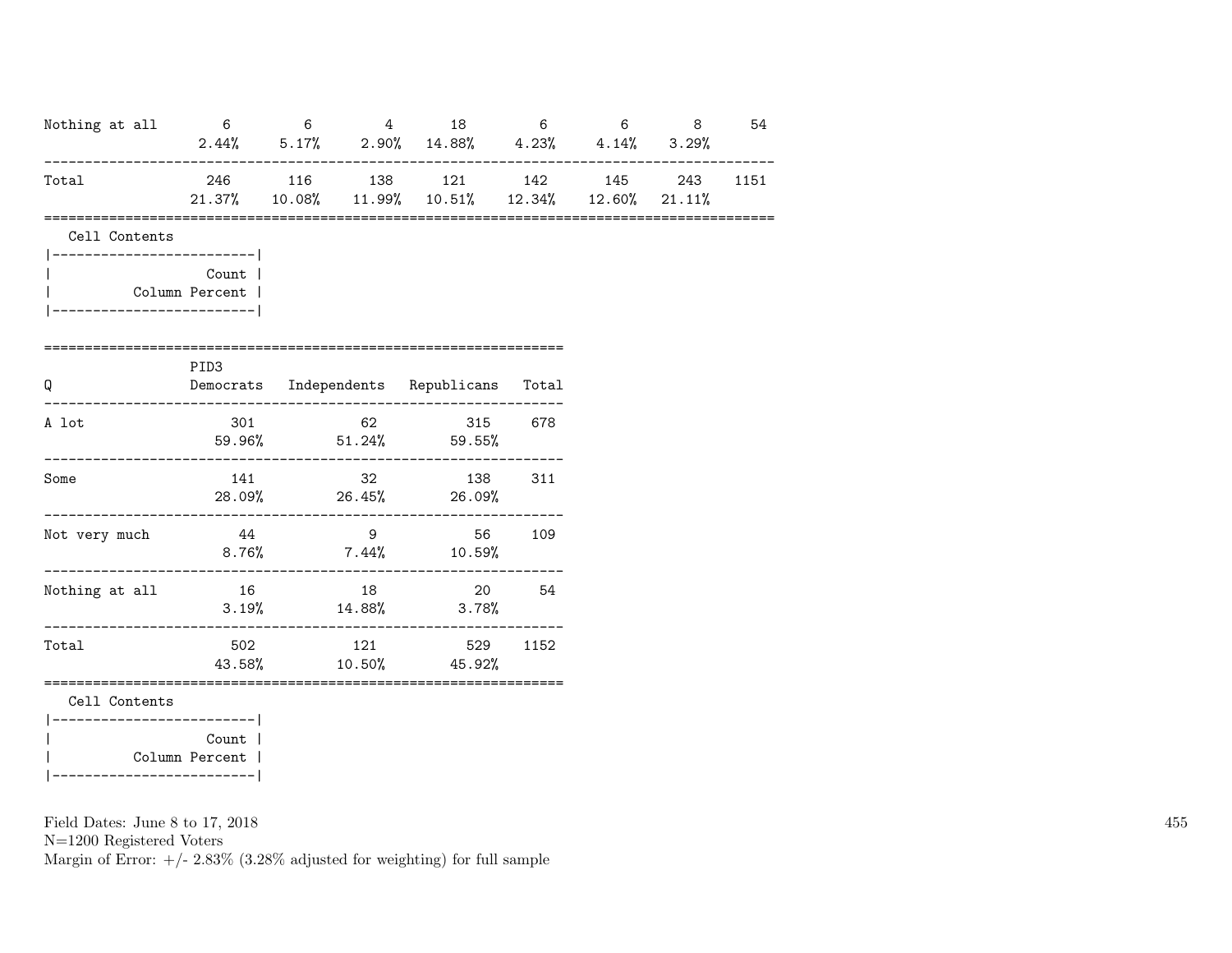| | | | | | | | | |
|---|---|---|---|---|---|---|---|---|
| Nothing at all | 6 | 6 | 4 | 18 | 6 | 6 | 8 | 54 |
| | 2.44% | 5.17% | 2.90% | 14.88% | 4.23% | 4.14% | 3.29% | |
| Total | 246 | 116 | 138 | 121 | 142 | 145 | 243 | 1151 |
| | 21.37% | 10.08% | 11.99% | 10.51% | 12.34% | 12.60% | 21.11% | |

Cell Contents

| |
|---|
| Count |
| Column Percent |

| Q | PID3 Democrats | Independents | Republicans | Total |
|---|---|---|---|---|
| A lot | 301 | 62 | 315 | 678 |
| | 59.96% | 51.24% | 59.55% | |
| Some | 141 | 32 | 138 | 311 |
| | 28.09% | 26.45% | 26.09% | |
| Not very much | 44 | 9 | 56 | 109 |
| | 8.76% | 7.44% | 10.59% | |
| Nothing at all | 16 | 18 | 20 | 54 |
| | 3.19% | 14.88% | 3.78% | |
| Total | 502 | 121 | 529 | 1152 |
| | 43.58% | 10.50% | 45.92% | |

Cell Contents

| |
|---|
| Count |
| Column Percent |

Field Dates: June 8 to 17, 2018
N=1200 Registered Voters
Margin of Error: +/- 2.83% (3.28% adjusted for weighting) for full sample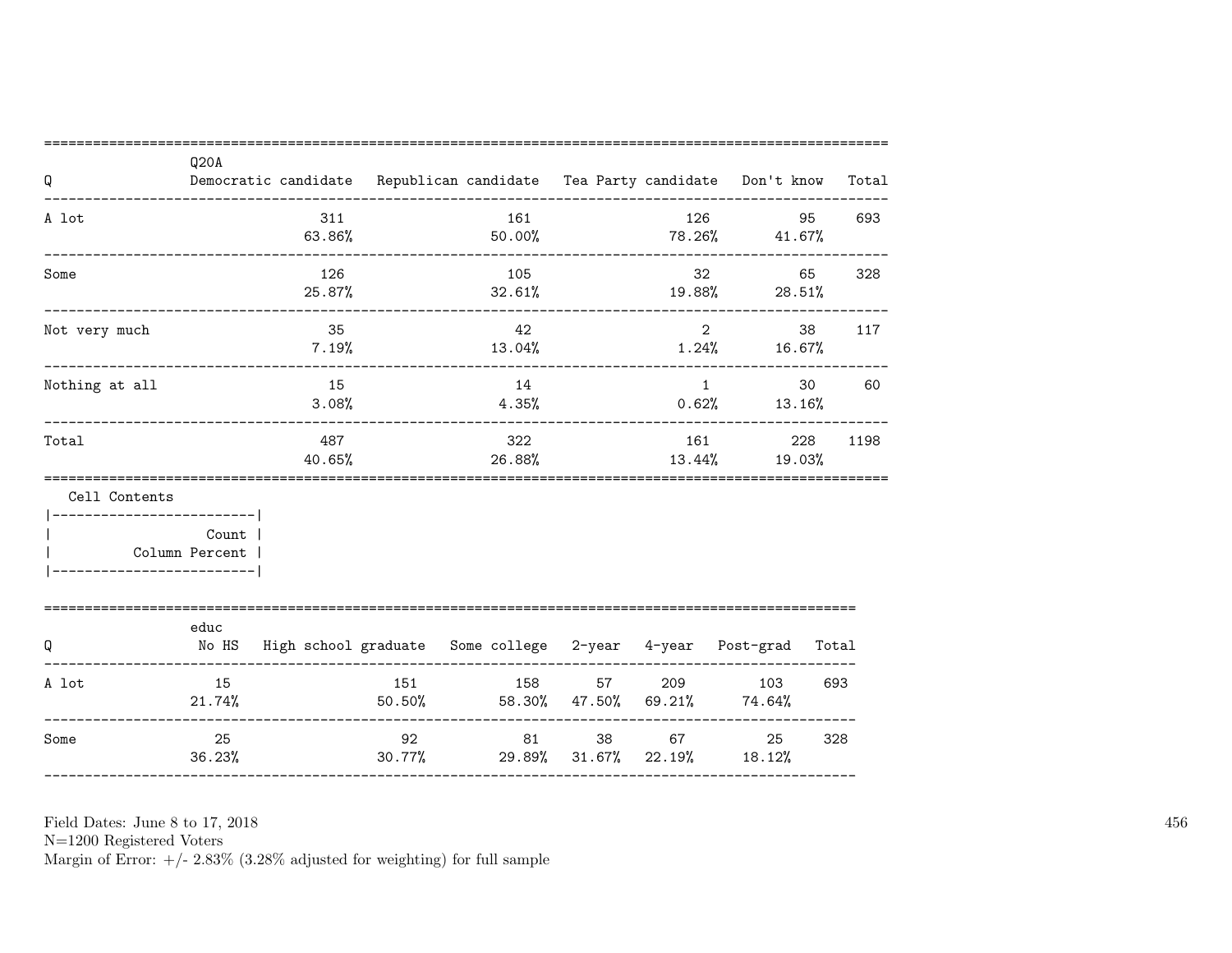| Q | Q20A Democratic candidate | Republican candidate | Tea Party candidate | Don't know | Total |
|---|---|---|---|---|---|
| A lot | 311<br>63.86% | 161<br>50.00% | 126<br>78.26% | 95<br>41.67% | 693 |
| Some | 126<br>25.87% | 105<br>32.61% | 32<br>19.88% | 65<br>28.51% | 328 |
| Not very much | 35<br>7.19% | 42<br>13.04% | 2<br>1.24% | 38<br>16.67% | 117 |
| Nothing at all | 15<br>3.08% | 14<br>4.35% | 1<br>0.62% | 30<br>13.16% | 60 |
| Total | 487<br>40.65% | 322<br>26.88% | 161<br>13.44% | 228<br>19.03% | 1198 |

Cell Contents

|-------------------------|
| Count |
| Column Percent |
|-------------------------|

| Q | educ No HS | High school graduate | Some college | 2-year | 4-year | Post-grad | Total |
|---|---|---|---|---|---|---|---|
| A lot | 15<br>21.74% | 151<br>50.50% | 158<br>58.30% | 57<br>47.50% | 209<br>69.21% | 103<br>74.64% | 693 |
| Some | 25<br>36.23% | 92<br>30.77% | 81<br>29.89% | 38<br>31.67% | 67<br>22.19% | 25<br>18.12% | 328 |

Field Dates: June 8 to 17, 2018
N=1200 Registered Voters
Margin of Error: +/- 2.83% (3.28% adjusted for weighting) for full sample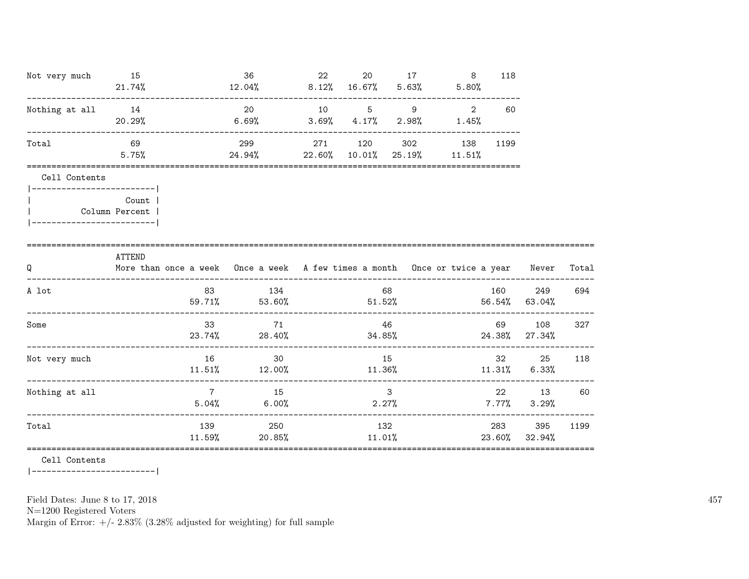| | | | | | | | |
|---|---|---|---|---|---|---|---|
| Not very much | 15 | 36 | 22 | 20 | 17 | 8 | 118 |
| | 21.74% | 12.04% | 8.12% | 16.67% | 5.63% | 5.80% | |
| Nothing at all | 14 | 20 | 10 | 5 | 9 | 2 | 60 |
| | 20.29% | 6.69% | 3.69% | 4.17% | 2.98% | 1.45% | |
| Total | 69 | 299 | 271 | 120 | 302 | 138 | 1199 |
| | 5.75% | 24.94% | 22.60% | 10.01% | 25.19% | 11.51% | |

Cell Contents

| |
|---|
| Count |
| Column Percent |

| Q | ATTEND More than once a week | Once a week | A few times a month | Once or twice a year | Never | Total |
|---|---|---|---|---|---|---|
| A lot | 83 | 134 | 68 | 160 | 249 | 694 |
| | 59.71% | 53.60% | 51.52% | 56.54% | 63.04% | |
| Some | 33 | 71 | 46 | 69 | 108 | 327 |
| | 23.74% | 28.40% | 34.85% | 24.38% | 27.34% | |
| Not very much | 16 | 30 | 15 | 32 | 25 | 118 |
| | 11.51% | 12.00% | 11.36% | 11.31% | 6.33% | |
| Nothing at all | 7 | 15 | 3 | 22 | 13 | 60 |
| | 5.04% | 6.00% | 2.27% | 7.77% | 3.29% | |
| Total | 139 | 250 | 132 | 283 | 395 | 1199 |
| | 11.59% | 20.85% | 11.01% | 23.60% | 32.94% | |

Cell Contents

Field Dates: June 8 to 17, 2018
N=1200 Registered Voters
Margin of Error: +/- 2.83% (3.28% adjusted for weighting) for full sample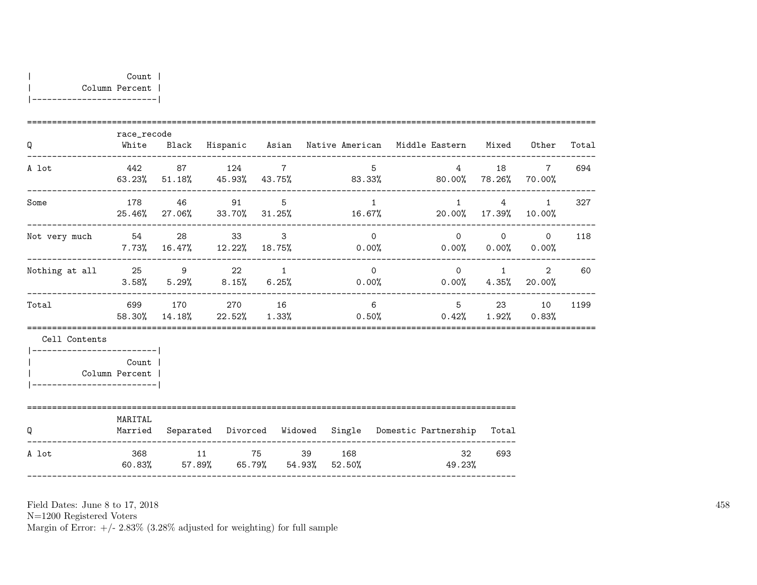| Count |
|---|
| Column Percent |

| Q | race_recode White | Black | Hispanic | Asian | Native American | Middle Eastern | Mixed | Other | Total |
|---|---|---|---|---|---|---|---|---|---|
| A lot | 442<br>63.23% | 87<br>51.18% | 124<br>45.93% | 7<br>43.75% | 5<br>83.33% | 4<br>80.00% | 18<br>78.26% | 7<br>70.00% | 694 |
| Some | 178<br>25.46% | 46<br>27.06% | 91<br>33.70% | 5<br>31.25% | 1<br>16.67% | 1<br>20.00% | 4<br>17.39% | 1<br>10.00% | 327 |
| Not very much | 54<br>7.73% | 28<br>16.47% | 33<br>12.22% | 3<br>18.75% | 0<br>0.00% | 0<br>0.00% | 0<br>0.00% | 0<br>0.00% | 118 |
| Nothing at all | 25<br>3.58% | 9<br>5.29% | 22<br>8.15% | 1<br>6.25% | 0<br>0.00% | 0<br>0.00% | 1<br>4.35% | 2<br>20.00% | 60 |
| Total | 699<br>58.30% | 170<br>14.18% | 270<br>22.52% | 16<br>1.33% | 6<br>0.50% | 5<br>0.42% | 23<br>1.92% | 10<br>0.83% | 1199 |

Cell Contents

| Count |
|---|
| Column Percent |

| Q | MARITAL Married | Separated | Divorced | Widowed | Single | Domestic Partnership | Total |
|---|---|---|---|---|---|---|---|
| A lot | 368<br>60.83% | 11<br>57.89% | 75<br>65.79% | 39<br>54.93% | 168<br>52.50% | 32<br>49.23% | 693 |

Field Dates: June 8 to 17, 2018
N=1200 Registered Voters
Margin of Error: +/- 2.83% (3.28% adjusted for weighting) for full sample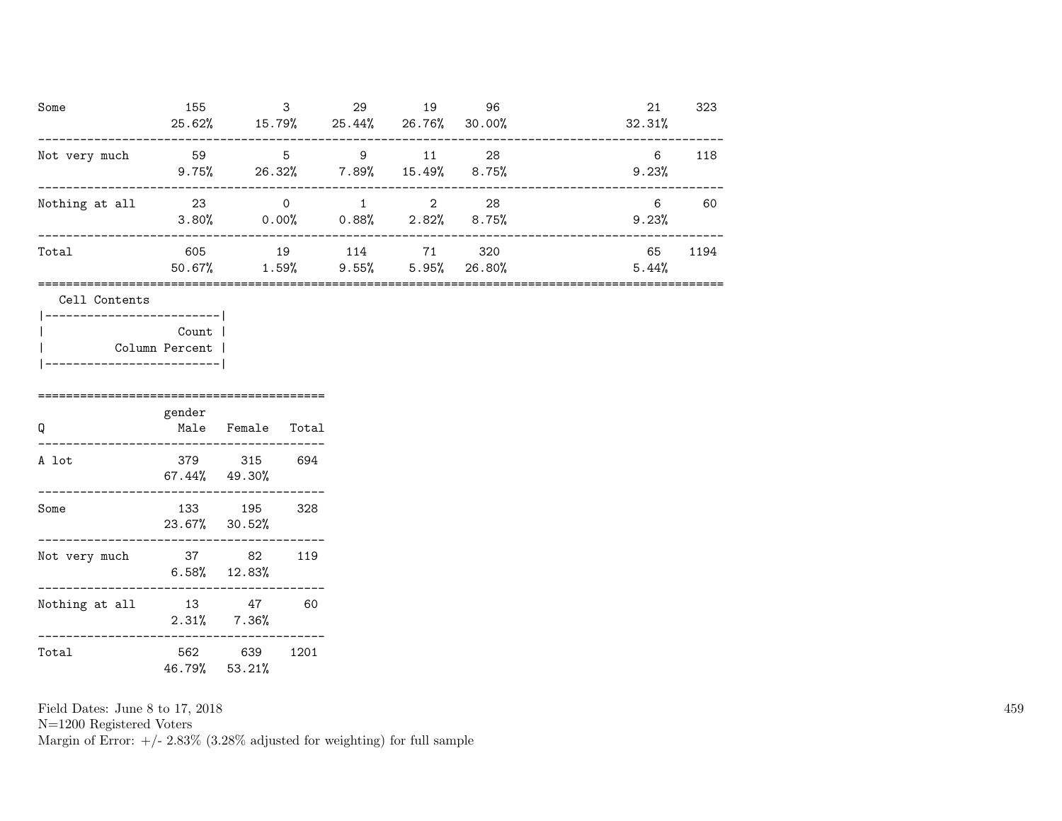| | | | | | | | |
|---|---|---|---|---|---|---|---|
| Some | 155<br>25.62% | 3<br>15.79% | 29<br>25.44% | 19<br>26.76% | 96<br>30.00% | 21<br>32.31% | 323 |
| Not very much | 59<br>9.75% | 5<br>26.32% | 9<br>7.89% | 11<br>15.49% | 28<br>8.75% | 6<br>9.23% | 118 |
| Nothing at all | 23<br>3.80% | 0<br>0.00% | 1<br>0.88% | 2<br>2.82% | 28<br>8.75% | 6<br>9.23% | 60 |
| Total | 605<br>50.67% | 19<br>1.59% | 114<br>9.55% | 71<br>5.95% | 320<br>26.80% | 65<br>5.44% | 1194 |

Cell Contents

| |
|---|
| Count |
| Column Percent |

| Q | gender<br>Male | Female | Total |
|---|---|---|---|
| A lot | 379<br>67.44% | 315<br>49.30% | 694 |
| Some | 133<br>23.67% | 195<br>30.52% | 328 |
| Not very much | 37<br>6.58% | 82<br>12.83% | 119 |
| Nothing at all | 13<br>2.31% | 47<br>7.36% | 60 |
| Total | 562<br>46.79% | 639<br>53.21% | 1201 |

Field Dates: June 8 to 17, 2018
N=1200 Registered Voters
Margin of Error: +/- 2.83% (3.28% adjusted for weighting) for full sample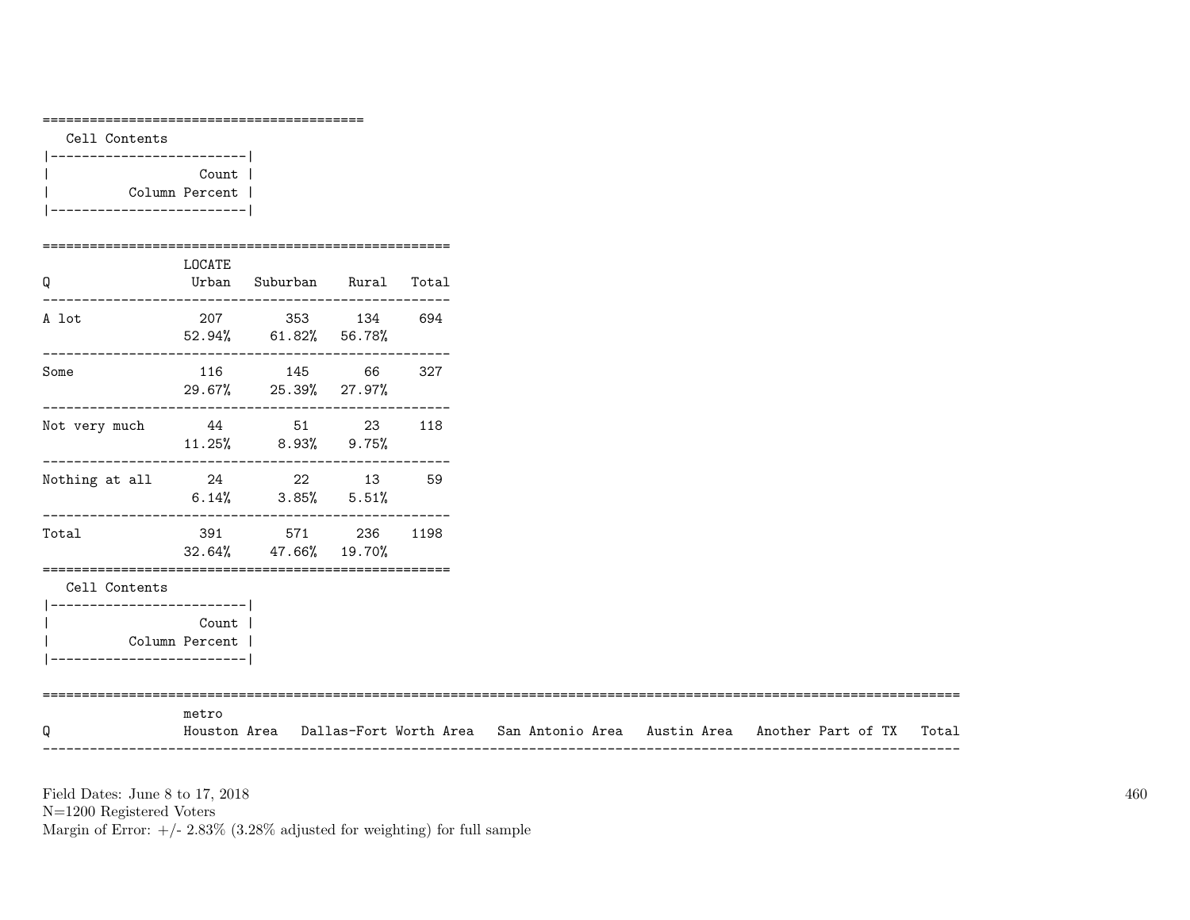Cell Contents

| Count |
|---|
| Column Percent |

| Q | LOCATE Urban | Suburban | Rural | Total |
|---|---|---|---|---|
| A lot | 207<br>52.94% | 353<br>61.82% | 134<br>56.78% | 694 |
| Some | 116<br>29.67% | 145<br>25.39% | 66<br>27.97% | 327 |
| Not very much | 44<br>11.25% | 51<br>8.93% | 23<br>9.75% | 118 |
| Nothing at all | 24<br>6.14% | 22<br>3.85% | 13<br>5.51% | 59 |
| Total | 391<br>32.64% | 571<br>47.66% | 236<br>19.70% | 1198 |

Cell Contents

| Count |
|---|
| Column Percent |

| Q | metro Houston Area | Dallas-Fort Worth Area | San Antonio Area | Austin Area | Another Part of TX | Total |
|---|---|---|---|---|---|---|

Field Dates: June 8 to 17, 2018
N=1200 Registered Voters
Margin of Error: +/- 2.83% (3.28% adjusted for weighting) for full sample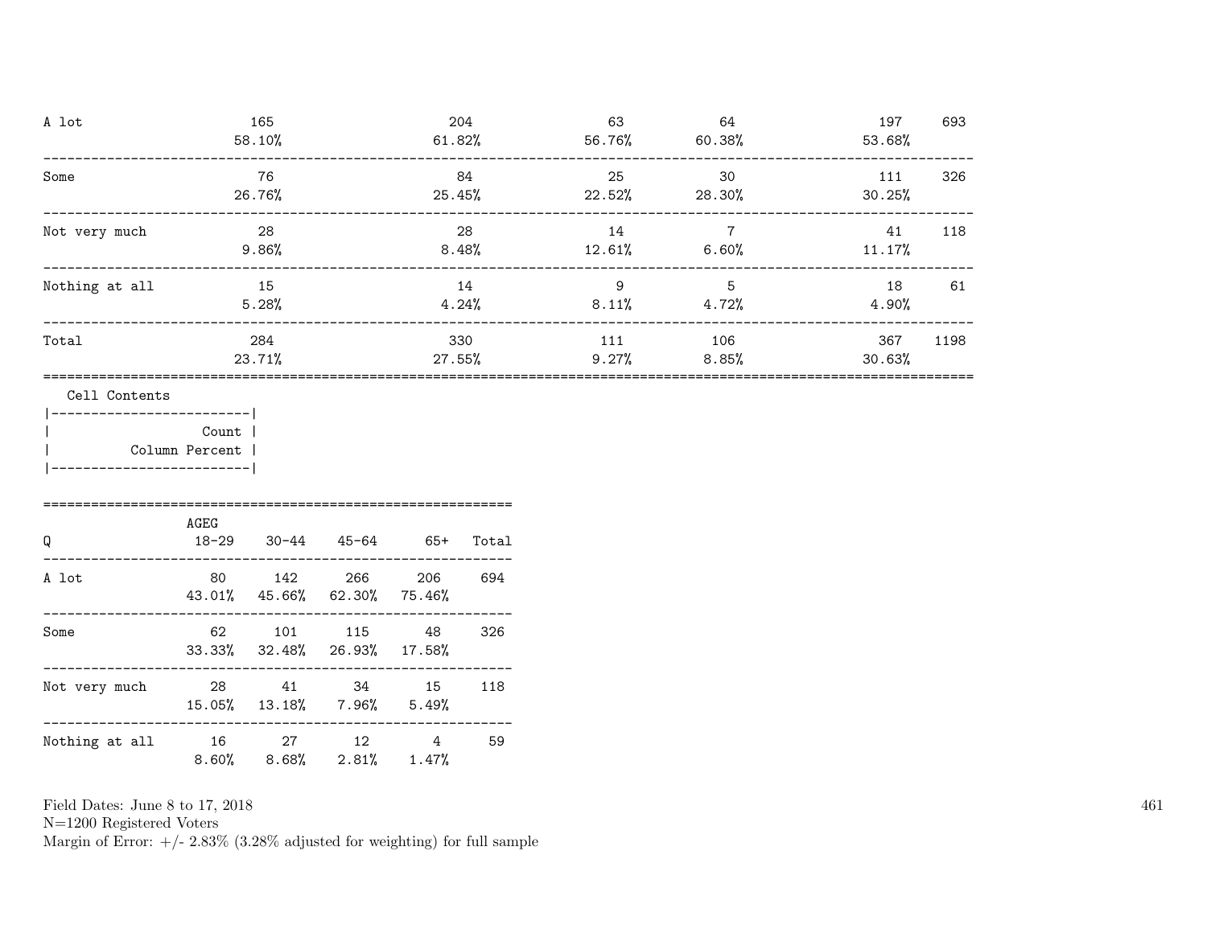| | | | | | | |
|---|---|---|---|---|---|---|
| A lot | 165<br>58.10% | 204<br>61.82% | 63<br>56.76% | 64<br>60.38% | 197<br>53.68% | 693 |
| Some | 76<br>26.76% | 84<br>25.45% | 25<br>22.52% | 30<br>28.30% | 111<br>30.25% | 326 |
| Not very much | 28<br>9.86% | 28<br>8.48% | 14<br>12.61% | 7<br>6.60% | 41<br>11.17% | 118 |
| Nothing at all | 15<br>5.28% | 14<br>4.24% | 9<br>8.11% | 5<br>4.72% | 18<br>4.90% | 61 |
| Total | 284<br>23.71% | 330<br>27.55% | 111<br>9.27% | 106<br>8.85% | 367<br>30.63% | 1198 |

Cell Contents

|-------------------------|
| Count |
| Column Percent |
|-------------------------|

| Q | AGEG 18-29 | 30-44 | 45-64 | 65+ | Total |
|---|---|---|---|---|---|
| A lot | 80<br>43.01% | 142<br>45.66% | 266<br>62.30% | 206<br>75.46% | 694 |
| Some | 62<br>33.33% | 101<br>32.48% | 115<br>26.93% | 48<br>17.58% | 326 |
| Not very much | 28<br>15.05% | 41<br>13.18% | 34<br>7.96% | 15<br>5.49% | 118 |
| Nothing at all | 16<br>8.60% | 27<br>8.68% | 12<br>2.81% | 4<br>1.47% | 59 |

Field Dates: June 8 to 17, 2018
N=1200 Registered Voters
Margin of Error: +/- 2.83% (3.28% adjusted for weighting) for full sample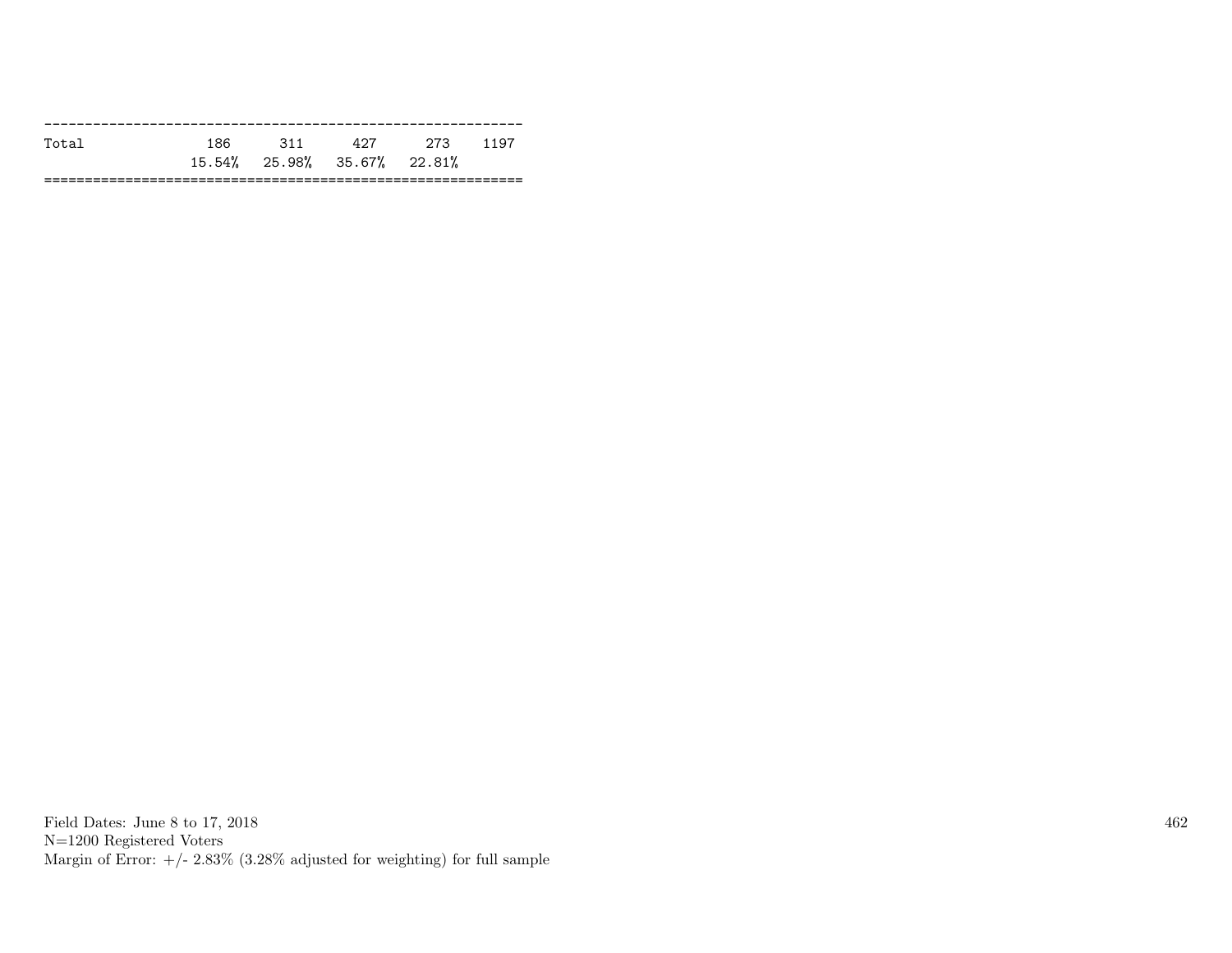| | | | | | |
|---|---|---|---|---|---|
| Total | 186 | 311 | 427 | 273 | 1197 |
| | 15.54% | 25.98% | 35.67% | 22.81% | |

Field Dates: June 8 to 17, 2018
N=1200 Registered Voters
Margin of Error: +/- 2.83% (3.28% adjusted for weighting) for full sample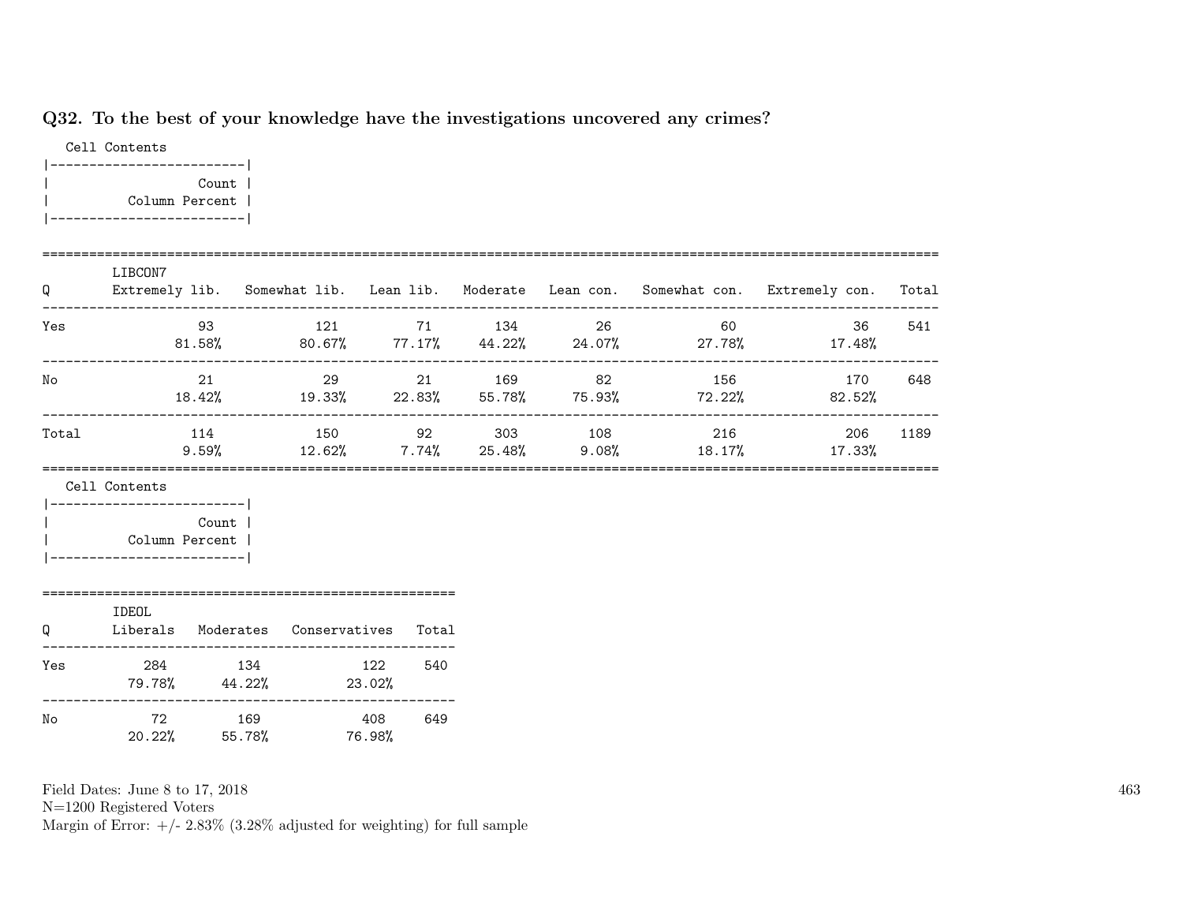**Q32. To the best of your knowledge have the investigations uncovered any crimes?**

Cell Contents

| Count |
|---|
| Column Percent |

| Q | LIBCON7 Extremely lib. | Somewhat lib. | Lean lib. | Moderate | Lean con. | Somewhat con. | Extremely con. | Total |
|---|---|---|---|---|---|---|---|---|
| Yes | 93 | 121 | 71 | 134 | 26 | 60 | 36 | 541 |
| | 81.58% | 80.67% | 77.17% | 44.22% | 24.07% | 27.78% | 17.48% | |
| No | 21 | 29 | 21 | 169 | 82 | 156 | 170 | 648 |
| | 18.42% | 19.33% | 22.83% | 55.78% | 75.93% | 72.22% | 82.52% | |
| Total | 114 | 150 | 92 | 303 | 108 | 216 | 206 | 1189 |
| | 9.59% | 12.62% | 7.74% | 25.48% | 9.08% | 18.17% | 17.33% | |

Cell Contents

| Count |
|---|
| Column Percent |

| Q | IDEOL Liberals | Moderates | Conservatives | Total |
|---|---|---|---|---|
| Yes | 284 | 134 | 122 | 540 |
| | 79.78% | 44.22% | 23.02% | |
| No | 72 | 169 | 408 | 649 |
| | 20.22% | 55.78% | 76.98% | |

Field Dates: June 8 to 17, 2018
N=1200 Registered Voters
Margin of Error: +/- 2.83% (3.28% adjusted for weighting) for full sample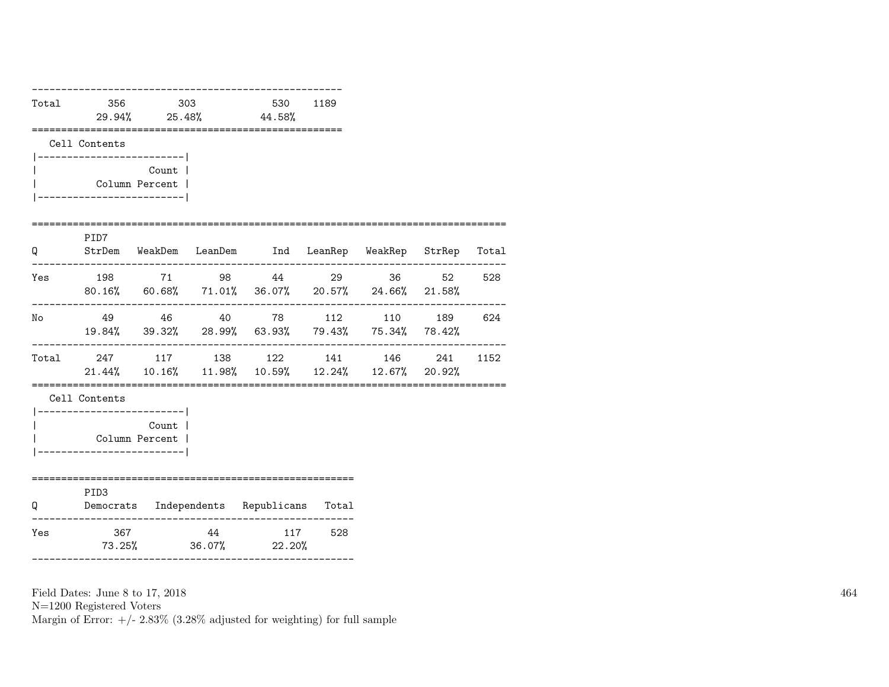| | | | | |
|---|---|---|---|---|
| Total | 356 | 303 | 530 | 1189 |
| | 29.94% | 25.48% | 44.58% | |

Cell Contents

| |
|---|
| Count |
| Column Percent |

| Q | PID7 StrDem | WeakDem | LeanDem | Ind | LeanRep | WeakRep | StrRep | Total |
|---|---|---|---|---|---|---|---|---|
| Yes | 198 | 71 | 98 | 44 | 29 | 36 | 52 | 528 |
| | 80.16% | 60.68% | 71.01% | 36.07% | 20.57% | 24.66% | 21.58% | |
| No | 49 | 46 | 40 | 78 | 112 | 110 | 189 | 624 |
| | 19.84% | 39.32% | 28.99% | 63.93% | 79.43% | 75.34% | 78.42% | |
| Total | 247 | 117 | 138 | 122 | 141 | 146 | 241 | 1152 |
| | 21.44% | 10.16% | 11.98% | 10.59% | 12.24% | 12.67% | 20.92% | |

Cell Contents

| |
|---|
| Count |
| Column Percent |

| Q | PID3 Democrats | Independents | Republicans | Total |
|---|---|---|---|---|
| Yes | 367 | 44 | 117 | 528 |
| | 73.25% | 36.07% | 22.20% | |

Field Dates: June 8 to 17, 2018
N=1200 Registered Voters
Margin of Error: +/- 2.83% (3.28% adjusted for weighting) for full sample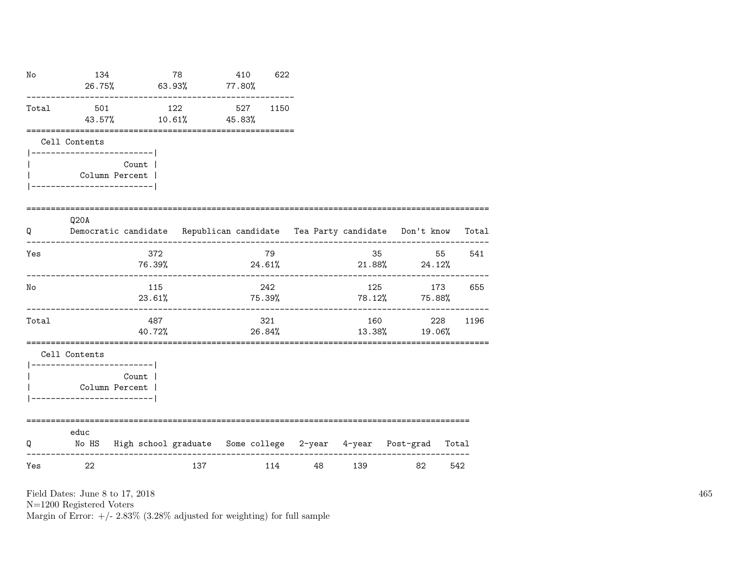| | | | | |
|---|---|---|---|---|
| No | 134 | 78 | 410 | 622 |
| | 26.75% | 63.93% | 77.80% | |
| Total | 501 | 122 | 527 | 1150 |
| | 43.57% | 10.61% | 45.83% | |

Cell Contents

| Count |
|---|
| Column Percent |

| Q | Q20A Democratic candidate | Republican candidate | Tea Party candidate | Don't know | Total |
|---|---|---|---|---|---|
| Yes | 372 | 79 | 35 | 55 | 541 |
| | 76.39% | 24.61% | 21.88% | 24.12% | |
| No | 115 | 242 | 125 | 173 | 655 |
| | 23.61% | 75.39% | 78.12% | 75.88% | |
| Total | 487 | 321 | 160 | 228 | 1196 |
| | 40.72% | 26.84% | 13.38% | 19.06% | |

Cell Contents

| Count |
|---|
| Column Percent |

| Q | educ No HS | High school graduate | Some college | 2-year | 4-year | Post-grad | Total |
|---|---|---|---|---|---|---|---|
| Yes | 22 | 137 | 114 | 48 | 139 | 82 | 542 |

Field Dates: June 8 to 17, 2018
N=1200 Registered Voters
Margin of Error: +/- 2.83% (3.28% adjusted for weighting) for full sample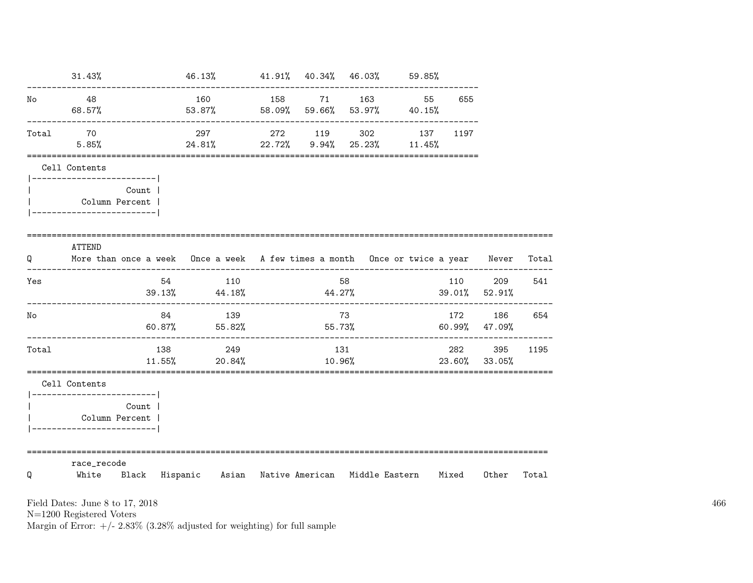| | | | | | | | |
|---|---|---|---|---|---|---|---|
| | 31.43% | 46.13% | 41.91% | 40.34% | 46.03% | 59.85% | |
| No | 48 | 160 | 158 | 71 | 163 | 55 | 655 |
| | 68.57% | 53.87% | 58.09% | 59.66% | 53.97% | 40.15% | |
| Total | 70 | 297 | 272 | 119 | 302 | 137 | 1197 |
| | 5.85% | 24.81% | 22.72% | 9.94% | 25.23% | 11.45% | |

Cell Contents

| |
|---|
| Count |
| Column Percent |

| Q | ATTEND: More than once a week | Once a week | A few times a month | Once or twice a year | Never | Total |
|---|---|---|---|---|---|---|
| Yes | 54 | 110 | 58 | 110 | 209 | 541 |
| | 39.13% | 44.18% | 44.27% | 39.01% | 52.91% | |
| No | 84 | 139 | 73 | 172 | 186 | 654 |
| | 60.87% | 55.82% | 55.73% | 60.99% | 47.09% | |
| Total | 138 | 249 | 131 | 282 | 395 | 1195 |
| | 11.55% | 20.84% | 10.96% | 23.60% | 33.05% | |

Cell Contents

| |
|---|
| Count |
| Column Percent |

| Q | race_recode: White | Black | Hispanic | Asian | Native American | Middle Eastern | Mixed | Other | Total |
|---|---|---|---|---|---|---|---|---|---|

Field Dates: June 8 to 17, 2018
N=1200 Registered Voters
Margin of Error: +/- 2.83% (3.28% adjusted for weighting) for full sample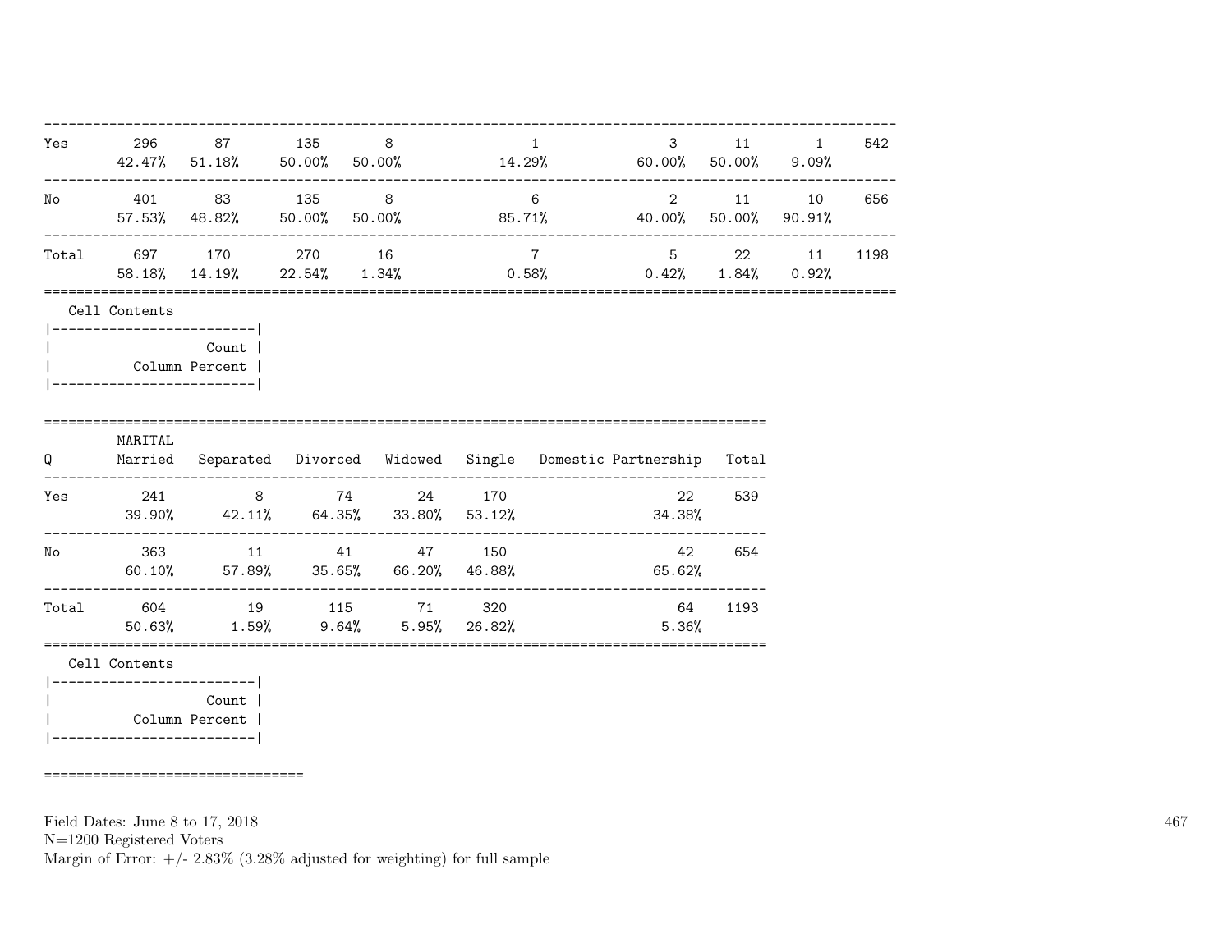| | | | | | | | | | |
|---|---|---|---|---|---|---|---|---|---|
| Yes | 296<br>42.47% | 87<br>51.18% | 135<br>50.00% | 8<br>50.00% | 1<br>14.29% | 3<br>60.00% | 11<br>50.00% | 1<br>9.09% | 542 |
| No | 401<br>57.53% | 83<br>48.82% | 135<br>50.00% | 8<br>50.00% | 6<br>85.71% | 2<br>40.00% | 11<br>50.00% | 10<br>90.91% | 656 |
| Total | 697<br>58.18% | 170<br>14.19% | 270<br>22.54% | 16<br>1.34% | 7<br>0.58% | 5<br>0.42% | 22<br>1.84% | 11<br>0.92% | 1198 |

Cell Contents

| |
|---|
| Count |
| Column Percent |

| Q | MARITAL<br>Married | Separated | Divorced | Widowed | Single | Domestic Partnership | Total |
|---|---|---|---|---|---|---|---|
| Yes | 241<br>39.90% | 8<br>42.11% | 74<br>64.35% | 24<br>33.80% | 170<br>53.12% | 22<br>34.38% | 539 |
| No | 363<br>60.10% | 11<br>57.89% | 41<br>35.65% | 47<br>66.20% | 150<br>46.88% | 42<br>65.62% | 654 |
| Total | 604<br>50.63% | 19<br>1.59% | 115<br>9.64% | 71<br>5.95% | 320<br>26.82% | 64<br>5.36% | 1193 |

Cell Contents

| |
|---|
| Count |
| Column Percent |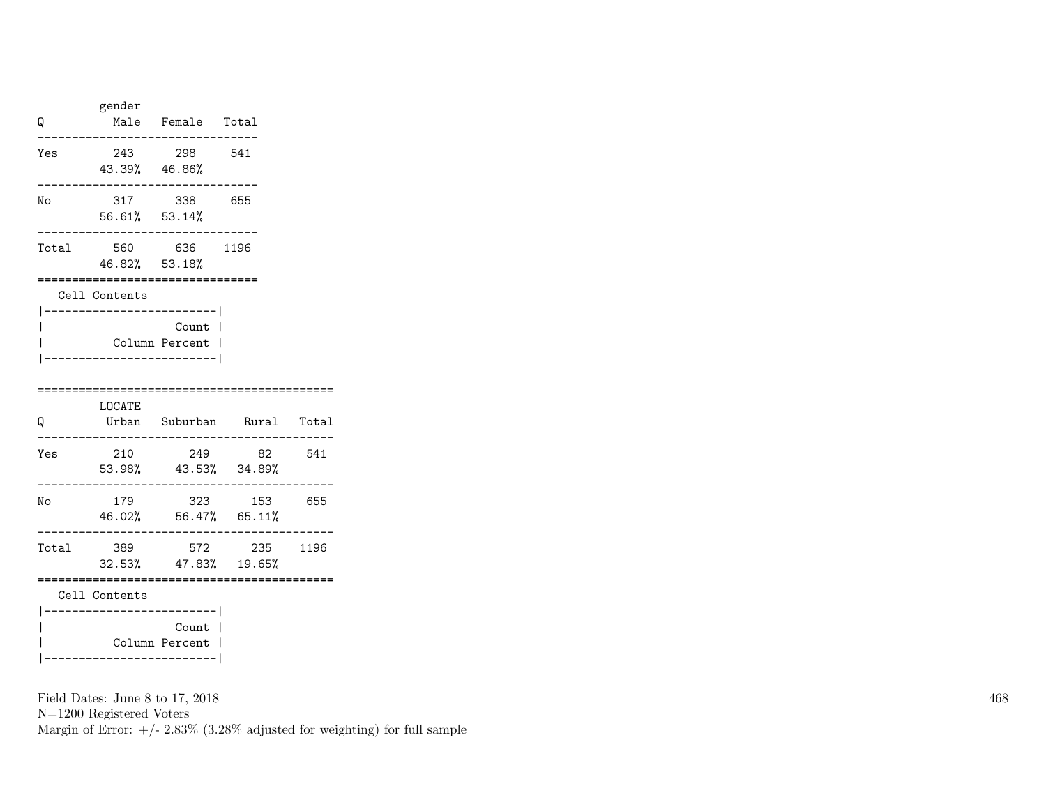| Q | gender Male | Female | Total |
|---|---|---|---|
| Yes | 243 | 298 | 541 |
| | 43.39% | 46.86% | |
| No | 317 | 338 | 655 |
| | 56.61% | 53.14% | |
| Total | 560 | 636 | 1196 |
| | 46.82% | 53.18% | |

Cell Contents

| |
|---|
| Count |
| Column Percent |

| Q | LOCATE Urban | Suburban | Rural | Total |
|---|---|---|---|---|
| Yes | 210 | 249 | 82 | 541 |
| | 53.98% | 43.53% | 34.89% | |
| No | 179 | 323 | 153 | 655 |
| | 46.02% | 56.47% | 65.11% | |
| Total | 389 | 572 | 235 | 1196 |
| | 32.53% | 47.83% | 19.65% | |

Cell Contents

| |
|---|
| Count |
| Column Percent |

Field Dates: June 8 to 17, 2018
N=1200 Registered Voters
Margin of Error: +/- 2.83% (3.28% adjusted for weighting) for full sample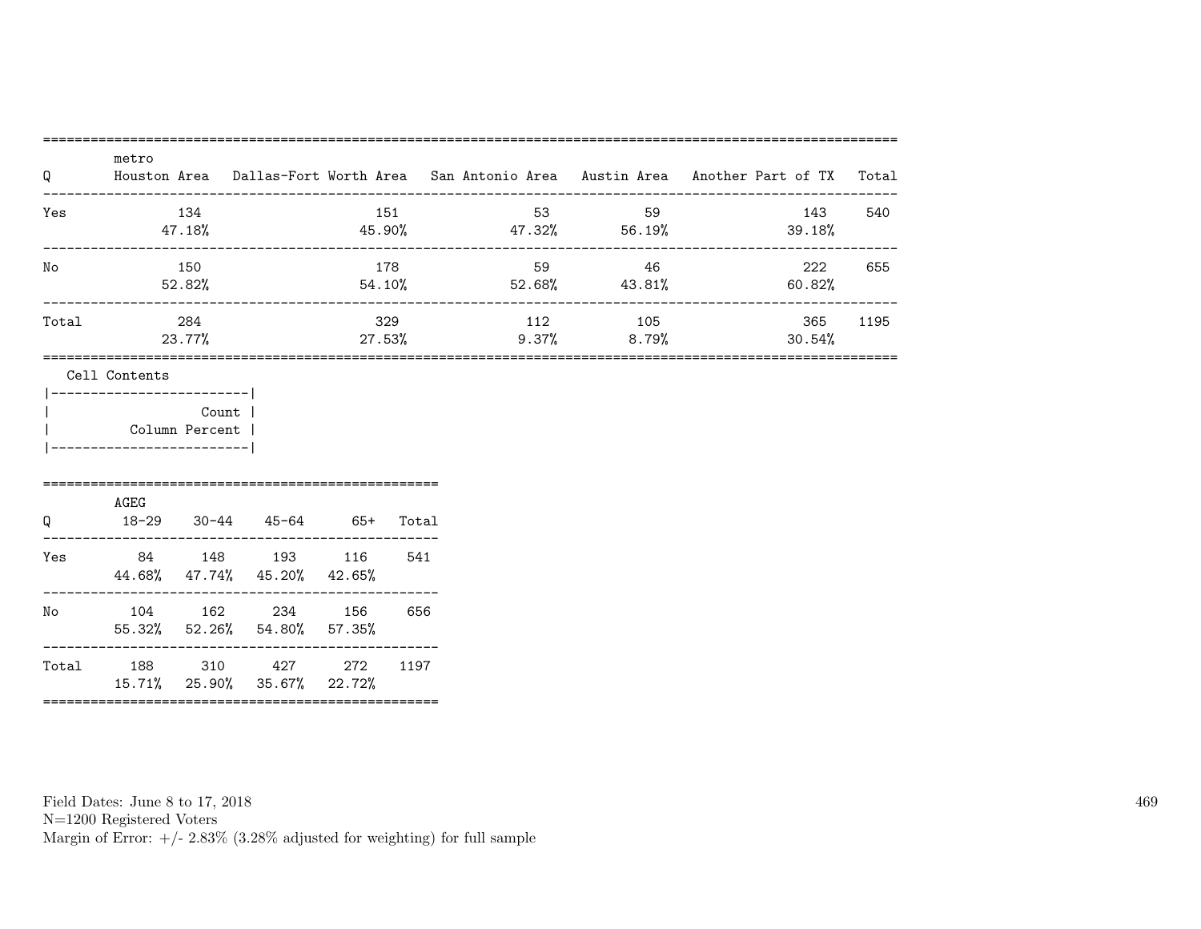| Q | Houston Area | Dallas-Fort Worth Area | San Antonio Area | Austin Area | Another Part of TX | Total |
|---|---|---|---|---|---|---|
| Yes | 134<br>47.18% | 151<br>45.90% | 53<br>47.32% | 59<br>56.19% | 143<br>39.18% | 540 |
| No | 150<br>52.82% | 178<br>54.10% | 59<br>52.68% | 46<br>43.81% | 222<br>60.82% | 655 |
| Total | 284<br>23.77% | 329<br>27.53% | 112<br>9.37% | 105<br>8.79% | 365<br>30.54% | 1195 |

Column header group: metro

Cell Contents

| Count |
|---|
| Column Percent |

| Q | 18-29 | 30-44 | 45-64 | 65+ | Total |
|---|---|---|---|---|---|
| Yes | 84<br>44.68% | 148<br>47.74% | 193<br>45.20% | 116<br>42.65% | 541 |
| No | 104<br>55.32% | 162<br>52.26% | 234<br>54.80% | 156<br>57.35% | 656 |
| Total | 188<br>15.71% | 310<br>25.90% | 427<br>35.67% | 272<br>22.72% | 1197 |

Column header group: AGEG

Field Dates: June 8 to 17, 2018
N=1200 Registered Voters
Margin of Error: +/- 2.83% (3.28% adjusted for weighting) for full sample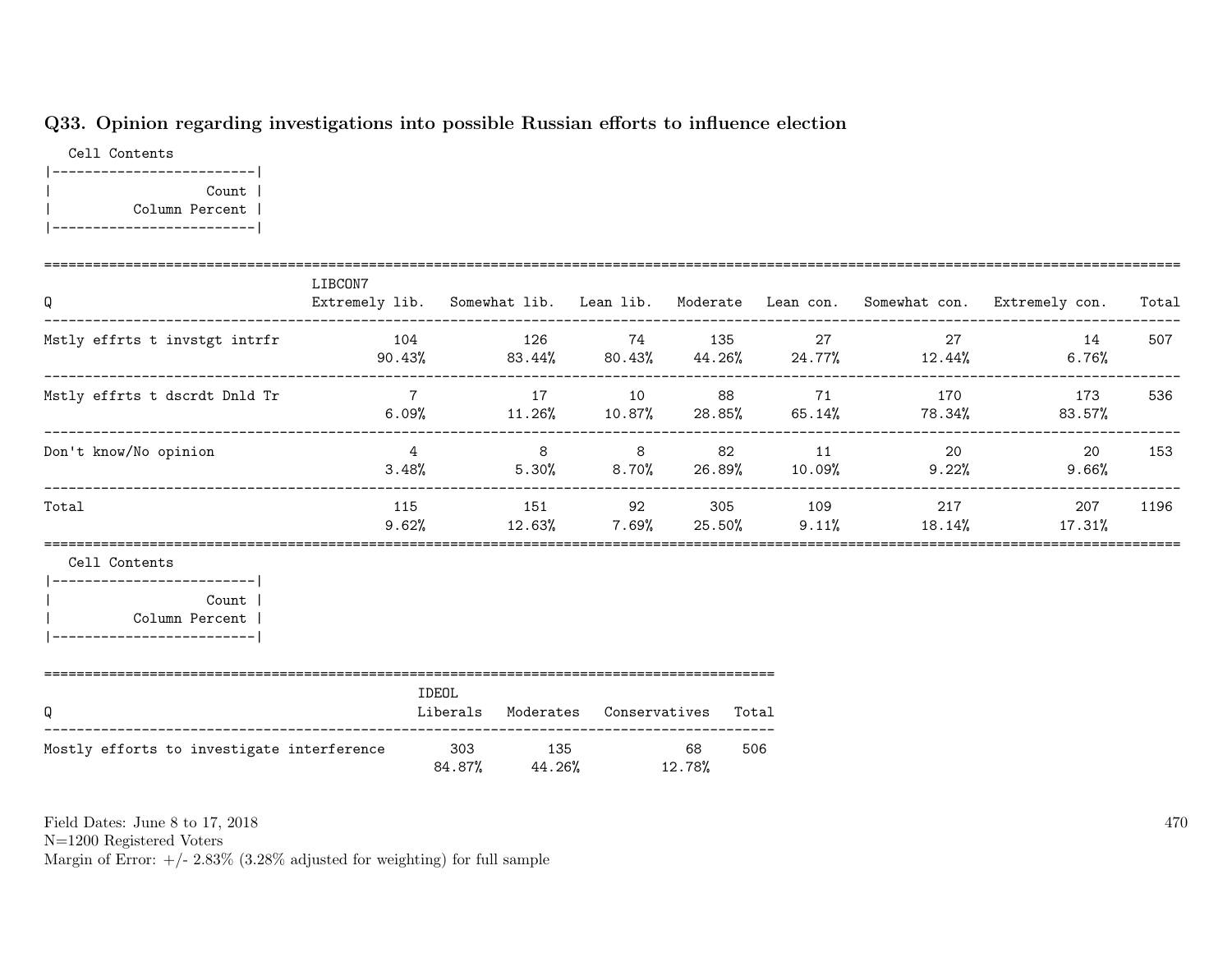## Q33. Opinion regarding investigations into possible Russian efforts to influence election

Cell Contents

| |
|---|
| Count |
| Column Percent |

| Q | LIBCON7 Extremely lib. | Somewhat lib. | Lean lib. | Moderate | Lean con. | Somewhat con. | Extremely con. | Total |
|---|---|---|---|---|---|---|---|---|
| Mstly effrts t invstgt intrfr | 104<br>90.43% | 126<br>83.44% | 74<br>80.43% | 135<br>44.26% | 27<br>24.77% | 27<br>12.44% | 14<br>6.76% | 507 |
| Mstly effrts t dscrdt Dnld Tr | 7<br>6.09% | 17<br>11.26% | 10<br>10.87% | 88<br>28.85% | 71<br>65.14% | 170<br>78.34% | 173<br>83.57% | 536 |
| Don't know/No opinion | 4<br>3.48% | 8<br>5.30% | 8<br>8.70% | 82<br>26.89% | 11<br>10.09% | 20<br>9.22% | 20<br>9.66% | 153 |
| Total | 115<br>9.62% | 151<br>12.63% | 92<br>7.69% | 305<br>25.50% | 109<br>9.11% | 217<br>18.14% | 207<br>17.31% | 1196 |

Cell Contents

| |
|---|
| Count |
| Column Percent |

| Q | IDEOL Liberals | Moderates | Conservatives | Total |
|---|---|---|---|---|
| Mostly efforts to investigate interference | 303<br>84.87% | 135<br>44.26% | 68<br>12.78% | 506 |

Field Dates: June 8 to 17, 2018
N=1200 Registered Voters
Margin of Error: +/- 2.83% (3.28% adjusted for weighting) for full sample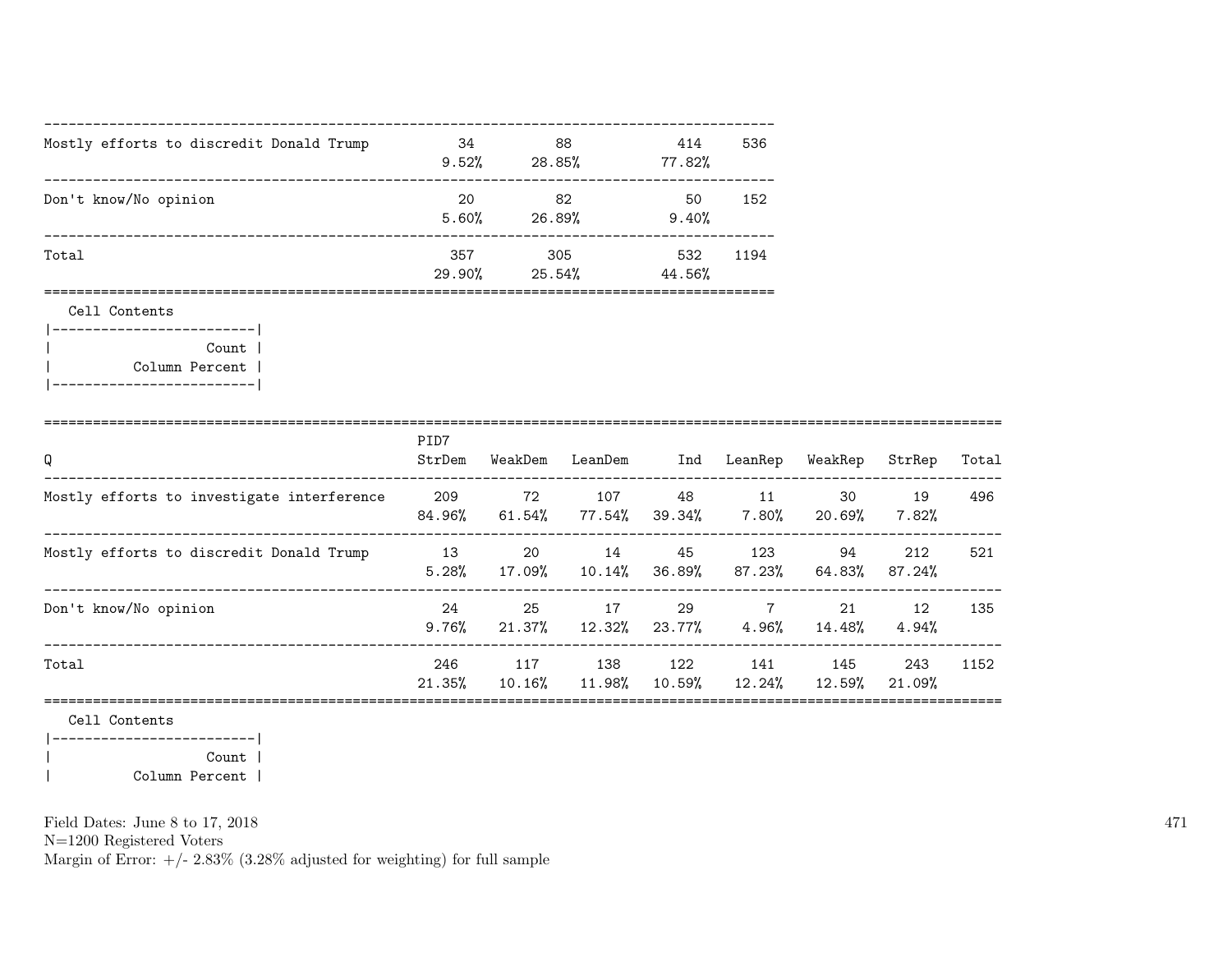| | | | | |
|---|---|---|---|---|
| Mostly efforts to discredit Donald Trump | 34<br>9.52% | 88<br>28.85% | 414<br>77.82% | 536 |
| Don't know/No opinion | 20<br>5.60% | 82<br>26.89% | 50<br>9.40% | 152 |
| Total | 357<br>29.90% | 305<br>25.54% | 532<br>44.56% | 1194 |

Cell Contents

|-------------------------|
| Count |
| Column Percent |
|-------------------------|

| Q | PID7<br>StrDem | WeakDem | LeanDem | Ind | LeanRep | WeakRep | StrRep | Total |
|---|---|---|---|---|---|---|---|---|
| Mostly efforts to investigate interference | 209<br>84.96% | 72<br>61.54% | 107<br>77.54% | 48<br>39.34% | 11<br>7.80% | 30<br>20.69% | 19<br>7.82% | 496 |
| Mostly efforts to discredit Donald Trump | 13<br>5.28% | 20<br>17.09% | 14<br>10.14% | 45<br>36.89% | 123<br>87.23% | 94<br>64.83% | 212<br>87.24% | 521 |
| Don't know/No opinion | 24<br>9.76% | 25<br>21.37% | 17<br>12.32% | 29<br>23.77% | 7<br>4.96% | 21<br>14.48% | 12<br>4.94% | 135 |
| Total | 246<br>21.35% | 117<br>10.16% | 138<br>11.98% | 122<br>10.59% | 141<br>12.24% | 145<br>12.59% | 243<br>21.09% | 1152 |

Cell Contents

|-------------------------|
| Count |
| Column Percent |

Field Dates: June 8 to 17, 2018
N=1200 Registered Voters
Margin of Error: +/- 2.83% (3.28% adjusted for weighting) for full sample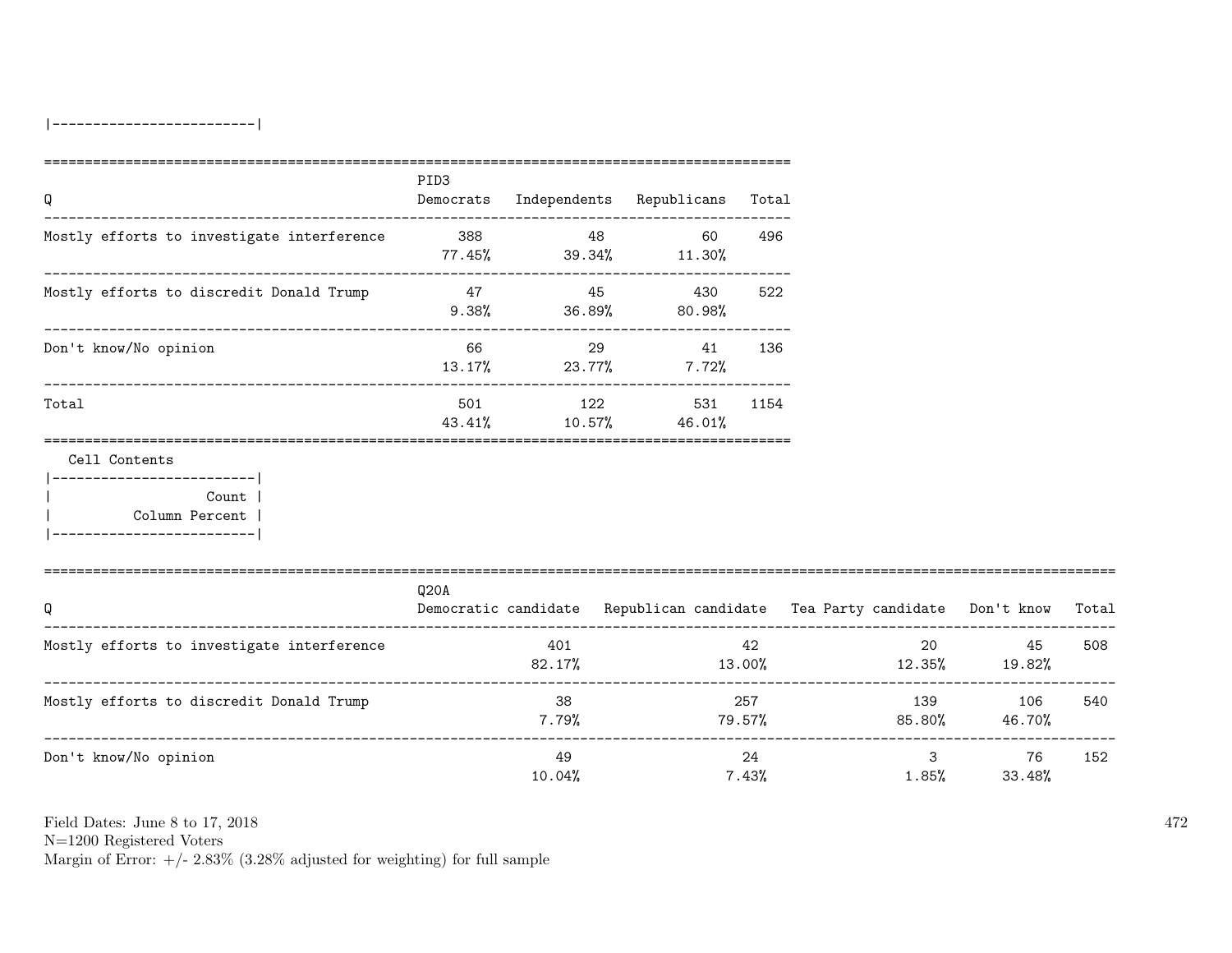|-------------------------|

| Q | PID3 Democrats | Independents | Republicans | Total |
|---|---|---|---|---|
| Mostly efforts to investigate interference | 388<br>77.45% | 48<br>39.34% | 60<br>11.30% | 496 |
| Mostly efforts to discredit Donald Trump | 47<br>9.38% | 45<br>36.89% | 430<br>80.98% | 522 |
| Don't know/No opinion | 66<br>13.17% | 29<br>23.77% | 41<br>7.72% | 136 |
| Total | 501<br>43.41% | 122<br>10.57% | 531<br>46.01% | 1154 |

Cell Contents

|-------------------------|
| Count |
| Column Percent |
|-------------------------|

| Q | Q20A Democratic candidate | Republican candidate | Tea Party candidate | Don't know | Total |
|---|---|---|---|---|---|
| Mostly efforts to investigate interference | 401<br>82.17% | 42<br>13.00% | 20<br>12.35% | 45<br>19.82% | 508 |
| Mostly efforts to discredit Donald Trump | 38<br>7.79% | 257<br>79.57% | 139<br>85.80% | 106<br>46.70% | 540 |
| Don't know/No opinion | 49<br>10.04% | 24<br>7.43% | 3<br>1.85% | 76<br>33.48% | 152 |

Field Dates: June 8 to 17, 2018
N=1200 Registered Voters
Margin of Error: +/- 2.83% (3.28% adjusted for weighting) for full sample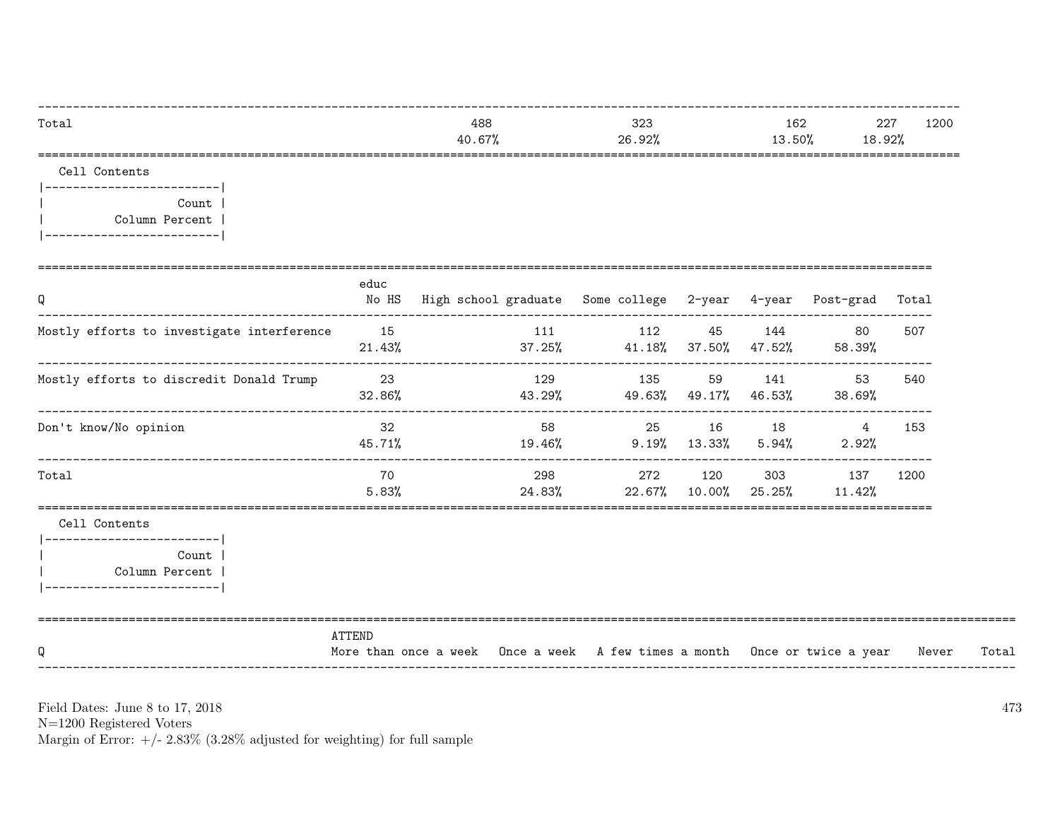| | | | | | |
|---|---|---|---|---|---|
| Total | 488<br>40.67% | 323<br>26.92% | 162<br>13.50% | 227<br>18.92% | 1200 |

Cell Contents

| Count |
|---|
| Column Percent |

| Q | educ<br>No HS | High school graduate | Some college | 2-year | 4-year | Post-grad | Total |
|---|---|---|---|---|---|---|---|
| Mostly efforts to investigate interference | 15<br>21.43% | 111<br>37.25% | 112<br>41.18% | 45<br>37.50% | 144<br>47.52% | 80<br>58.39% | 507 |
| Mostly efforts to discredit Donald Trump | 23<br>32.86% | 129<br>43.29% | 135<br>49.63% | 59<br>49.17% | 141<br>46.53% | 53<br>38.69% | 540 |
| Don't know/No opinion | 32<br>45.71% | 58<br>19.46% | 25<br>9.19% | 16<br>13.33% | 18<br>5.94% | 4<br>2.92% | 153 |
| Total | 70<br>5.83% | 298<br>24.83% | 272<br>22.67% | 120<br>10.00% | 303<br>25.25% | 137<br>11.42% | 1200 |

Cell Contents

| Count |
|---|
| Column Percent |

| Q | ATTEND<br>More than once a week | Once a week | A few times a month | Once or twice a year | Never | Total |
|---|---|---|---|---|---|---|

Field Dates: June 8 to 17, 2018
N=1200 Registered Voters
Margin of Error: +/- 2.83% (3.28% adjusted for weighting) for full sample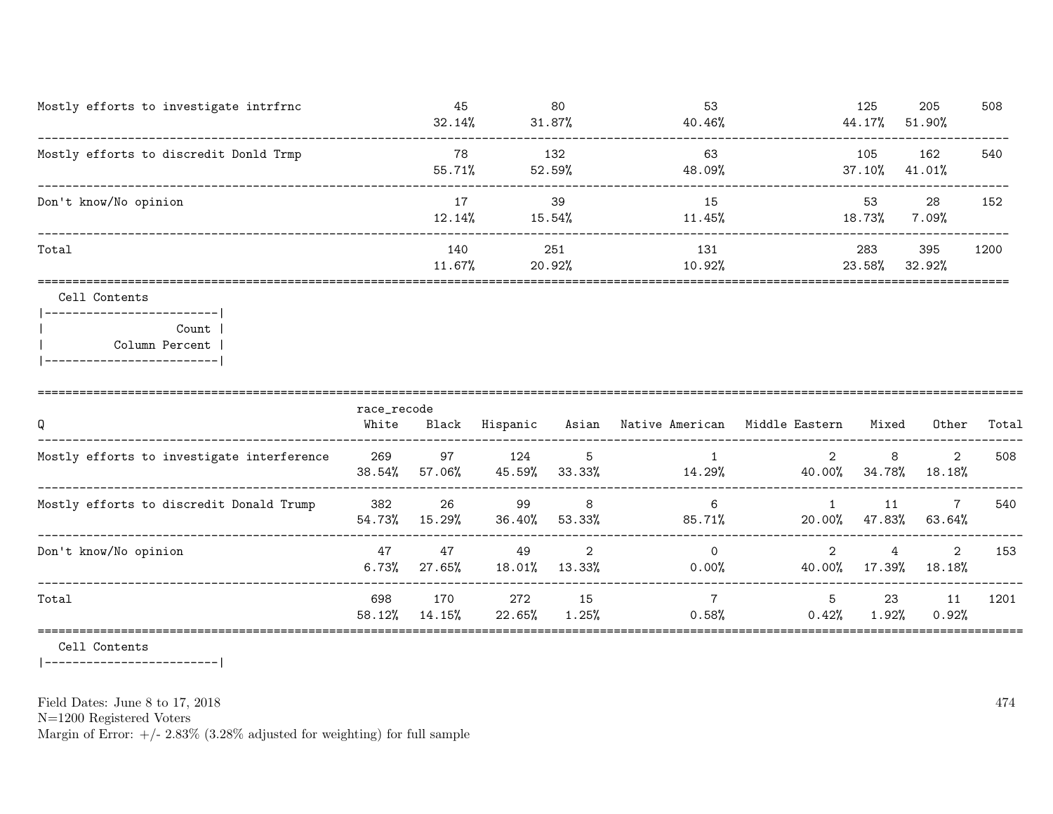| | | | | | | |
|---|---|---|---|---|---|---|
| Mostly efforts to investigate intrfrnc | 45<br>32.14% | 80<br>31.87% | 53<br>40.46% | 125<br>44.17% | 205<br>51.90% | 508 |
| Mostly efforts to discredit Donld Trmp | 78<br>55.71% | 132<br>52.59% | 63<br>48.09% | 105<br>37.10% | 162<br>41.01% | 540 |
| Don't know/No opinion | 17<br>12.14% | 39<br>15.54% | 15<br>11.45% | 53<br>18.73% | 28<br>7.09% | 152 |
| Total | 140<br>11.67% | 251<br>20.92% | 131<br>10.92% | 283<br>23.58% | 395<br>32.92% | 1200 |

Cell Contents

| |
|---|
| Count |
| Column Percent |

| Q | race_recode<br>White | Black | Hispanic | Asian | Native American | Middle Eastern | Mixed | Other | Total |
|---|---|---|---|---|---|---|---|---|---|
| Mostly efforts to investigate interference | 269<br>38.54% | 97<br>57.06% | 124<br>45.59% | 5<br>33.33% | 1<br>14.29% | 2<br>40.00% | 8<br>34.78% | 2<br>18.18% | 508 |
| Mostly efforts to discredit Donald Trump | 382<br>54.73% | 26<br>15.29% | 99<br>36.40% | 8<br>53.33% | 6<br>85.71% | 1<br>20.00% | 11<br>47.83% | 7<br>63.64% | 540 |
| Don't know/No opinion | 47<br>6.73% | 47<br>27.65% | 49<br>18.01% | 2<br>13.33% | 0<br>0.00% | 2<br>40.00% | 4<br>17.39% | 2<br>18.18% | 153 |
| Total | 698<br>58.12% | 170<br>14.15% | 272<br>22.65% | 15<br>1.25% | 7<br>0.58% | 5<br>0.42% | 23<br>1.92% | 11<br>0.92% | 1201 |

Cell Contents

Field Dates: June 8 to 17, 2018
N=1200 Registered Voters
Margin of Error: +/- 2.83% (3.28% adjusted for weighting) for full sample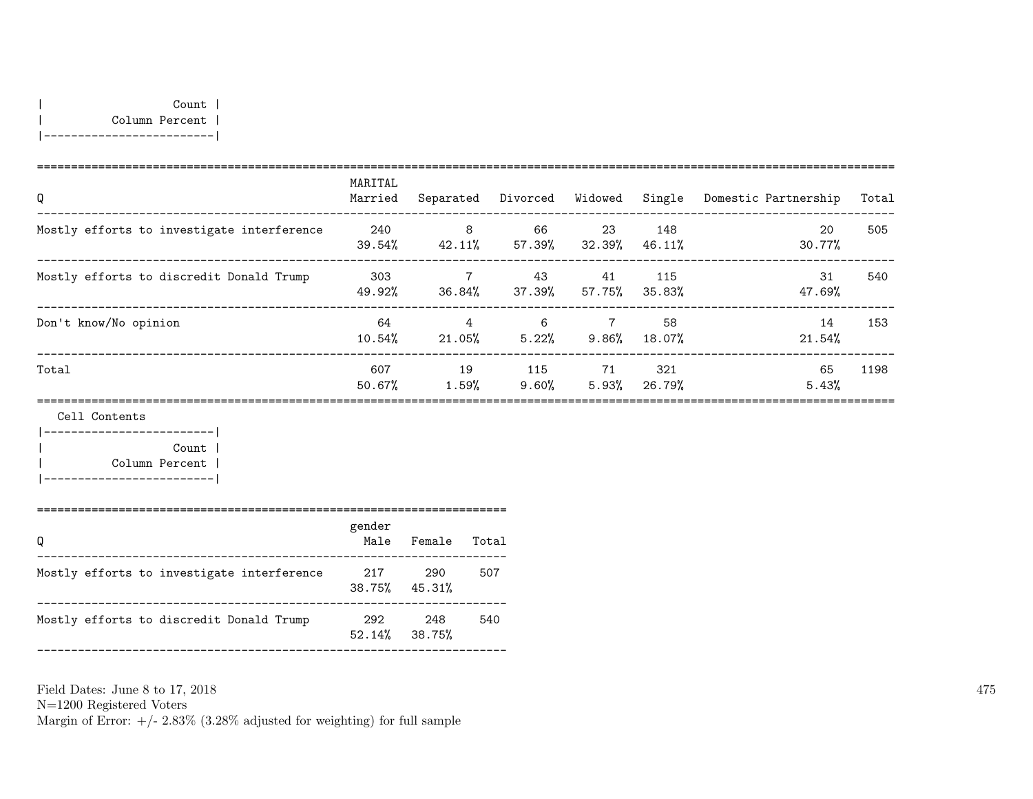| Count |
|---|
| Column Percent |

| Q | MARITAL Married | Separated | Divorced | Widowed | Single | Domestic Partnership | Total |
|---|---|---|---|---|---|---|---|
| Mostly efforts to investigate interference | 240 | 8 | 66 | 23 | 148 | 20 | 505 |
| | 39.54% | 42.11% | 57.39% | 32.39% | 46.11% | 30.77% | |
| Mostly efforts to discredit Donald Trump | 303 | 7 | 43 | 41 | 115 | 31 | 540 |
| | 49.92% | 36.84% | 37.39% | 57.75% | 35.83% | 47.69% | |
| Don't know/No opinion | 64 | 4 | 6 | 7 | 58 | 14 | 153 |
| | 10.54% | 21.05% | 5.22% | 9.86% | 18.07% | 21.54% | |
| Total | 607 | 19 | 115 | 71 | 321 | 65 | 1198 |
| | 50.67% | 1.59% | 9.60% | 5.93% | 26.79% | 5.43% | |

Cell Contents

| Count |
|---|
| Column Percent |

| Q | gender Male | Female | Total |
|---|---|---|---|
| Mostly efforts to investigate interference | 217 | 290 | 507 |
| | 38.75% | 45.31% | |
| Mostly efforts to discredit Donald Trump | 292 | 248 | 540 |
| | 52.14% | 38.75% | |

Field Dates: June 8 to 17, 2018
N=1200 Registered Voters
Margin of Error: +/- 2.83% (3.28% adjusted for weighting) for full sample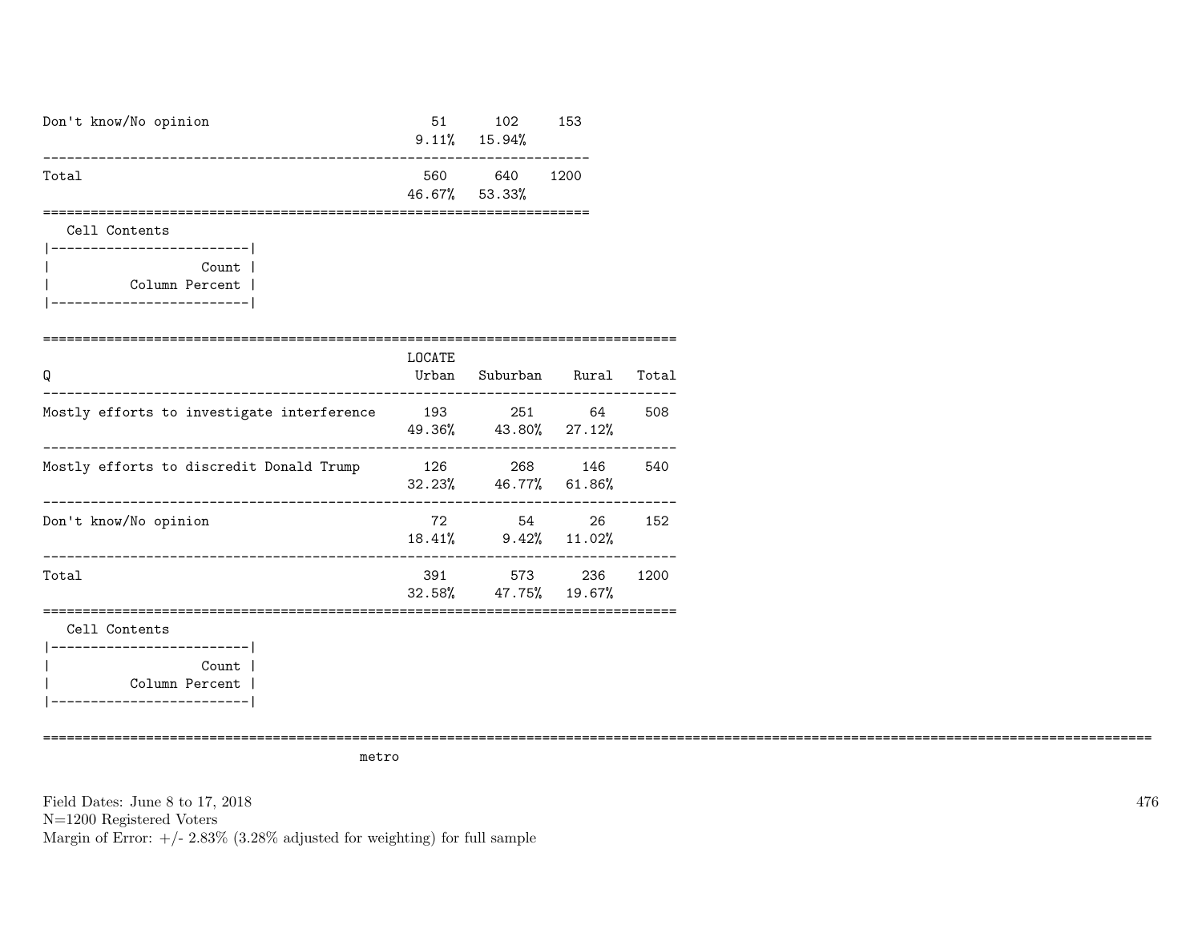| | | | |
|---|---|---|---|
| Don't know/No opinion | 51 | 102 | 153 |
| | 9.11% | 15.94% | |
| Total | 560 | 640 | 1200 |
| | 46.67% | 53.33% | |

Cell Contents

| Count |
|---|
| Column Percent |

| Q | LOCATE Urban | Suburban | Rural | Total |
|---|---|---|---|---|
| Mostly efforts to investigate interference | 193 | 251 | 64 | 508 |
| | 49.36% | 43.80% | 27.12% | |
| Mostly efforts to discredit Donald Trump | 126 | 268 | 146 | 540 |
| | 32.23% | 46.77% | 61.86% | |
| Don't know/No opinion | 72 | 54 | 26 | 152 |
| | 18.41% | 9.42% | 11.02% | |
| Total | 391 | 573 | 236 | 1200 |
| | 32.58% | 47.75% | 19.67% | |

Cell Contents

| Count |
|---|
| Column Percent |

metro

Field Dates: June 8 to 17, 2018
N=1200 Registered Voters
Margin of Error: +/- 2.83% (3.28% adjusted for weighting) for full sample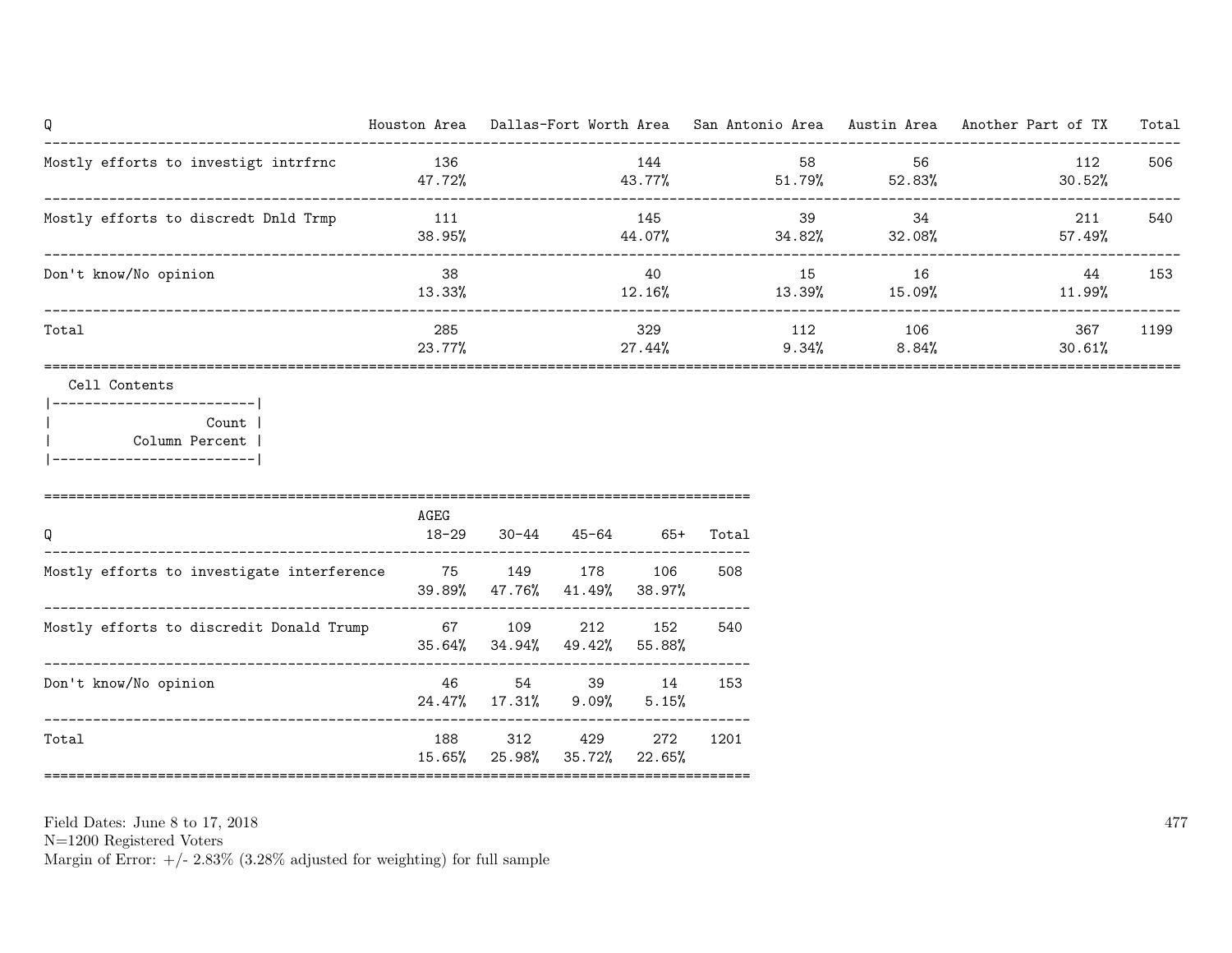| Q | Houston Area | Dallas-Fort Worth Area | San Antonio Area | Austin Area | Another Part of TX | Total |
|---|---|---|---|---|---|---|
| Mostly efforts to investigt intrfrnc | 136<br>47.72% | 144<br>43.77% | 58<br>51.79% | 56<br>52.83% | 112<br>30.52% | 506 |
| Mostly efforts to discredt Dnld Trmp | 111<br>38.95% | 145<br>44.07% | 39<br>34.82% | 34<br>32.08% | 211<br>57.49% | 540 |
| Don't know/No opinion | 38<br>13.33% | 40<br>12.16% | 15<br>13.39% | 16<br>15.09% | 44<br>11.99% | 153 |
| Total | 285<br>23.77% | 329<br>27.44% | 112<br>9.34% | 106<br>8.84% | 367<br>30.61% | 1199 |

Cell Contents

| Count |
|---|
| Column Percent |

| Q | AGEG<br>18-29 | 30-44 | 45-64 | 65+ | Total |
|---|---|---|---|---|---|
| Mostly efforts to investigate interference | 75<br>39.89% | 149<br>47.76% | 178<br>41.49% | 106<br>38.97% | 508 |
| Mostly efforts to discredit Donald Trump | 67<br>35.64% | 109<br>34.94% | 212<br>49.42% | 152<br>55.88% | 540 |
| Don't know/No opinion | 46<br>24.47% | 54<br>17.31% | 39<br>9.09% | 14<br>5.15% | 153 |
| Total | 188<br>15.65% | 312<br>25.98% | 429<br>35.72% | 272<br>22.65% | 1201 |

Field Dates: June 8 to 17, 2018
N=1200 Registered Voters
Margin of Error: +/- 2.83% (3.28% adjusted for weighting) for full sample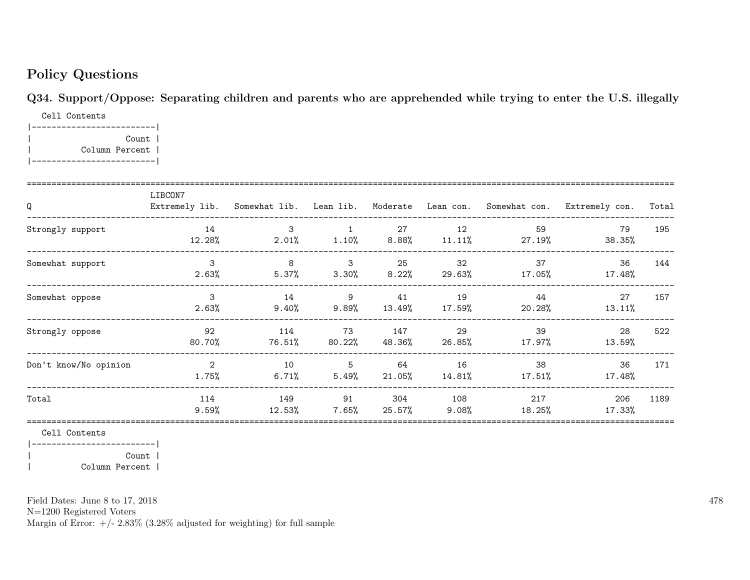## Policy Questions

### Q34. Support/Oppose: Separating children and parents who are apprehended while trying to enter the U.S. illegally

Cell Contents

| Count |
|---|
| Column Percent |

| Q | Extremely lib. | Somewhat lib. | Lean lib. | Moderate | Lean con. | Somewhat con. | Extremely con. | Total |
|---|---|---|---|---|---|---|---|---|
| | LIBCON7 | | | | | | | |
| Strongly support | 14<br>12.28% | 3<br>2.01% | 1<br>1.10% | 27<br>8.88% | 12<br>11.11% | 59<br>27.19% | 79<br>38.35% | 195 |
| Somewhat support | 3<br>2.63% | 8<br>5.37% | 3<br>3.30% | 25<br>8.22% | 32<br>29.63% | 37<br>17.05% | 36<br>17.48% | 144 |
| Somewhat oppose | 3<br>2.63% | 14<br>9.40% | 9<br>9.89% | 41<br>13.49% | 19<br>17.59% | 44<br>20.28% | 27<br>13.11% | 157 |
| Strongly oppose | 92<br>80.70% | 114<br>76.51% | 73<br>80.22% | 147<br>48.36% | 29<br>26.85% | 39<br>17.97% | 28<br>13.59% | 522 |
| Don't know/No opinion | 2<br>1.75% | 10<br>6.71% | 5<br>5.49% | 64<br>21.05% | 16<br>14.81% | 38<br>17.51% | 36<br>17.48% | 171 |
| Total | 114<br>9.59% | 149<br>12.53% | 91<br>7.65% | 304<br>25.57% | 108<br>9.08% | 217<br>18.25% | 206<br>17.33% | 1189 |

Cell Contents

| Count |
|---|
| Column Percent |

Field Dates: June 8 to 17, 2018
N=1200 Registered Voters
Margin of Error: +/- 2.83% (3.28% adjusted for weighting) for full sample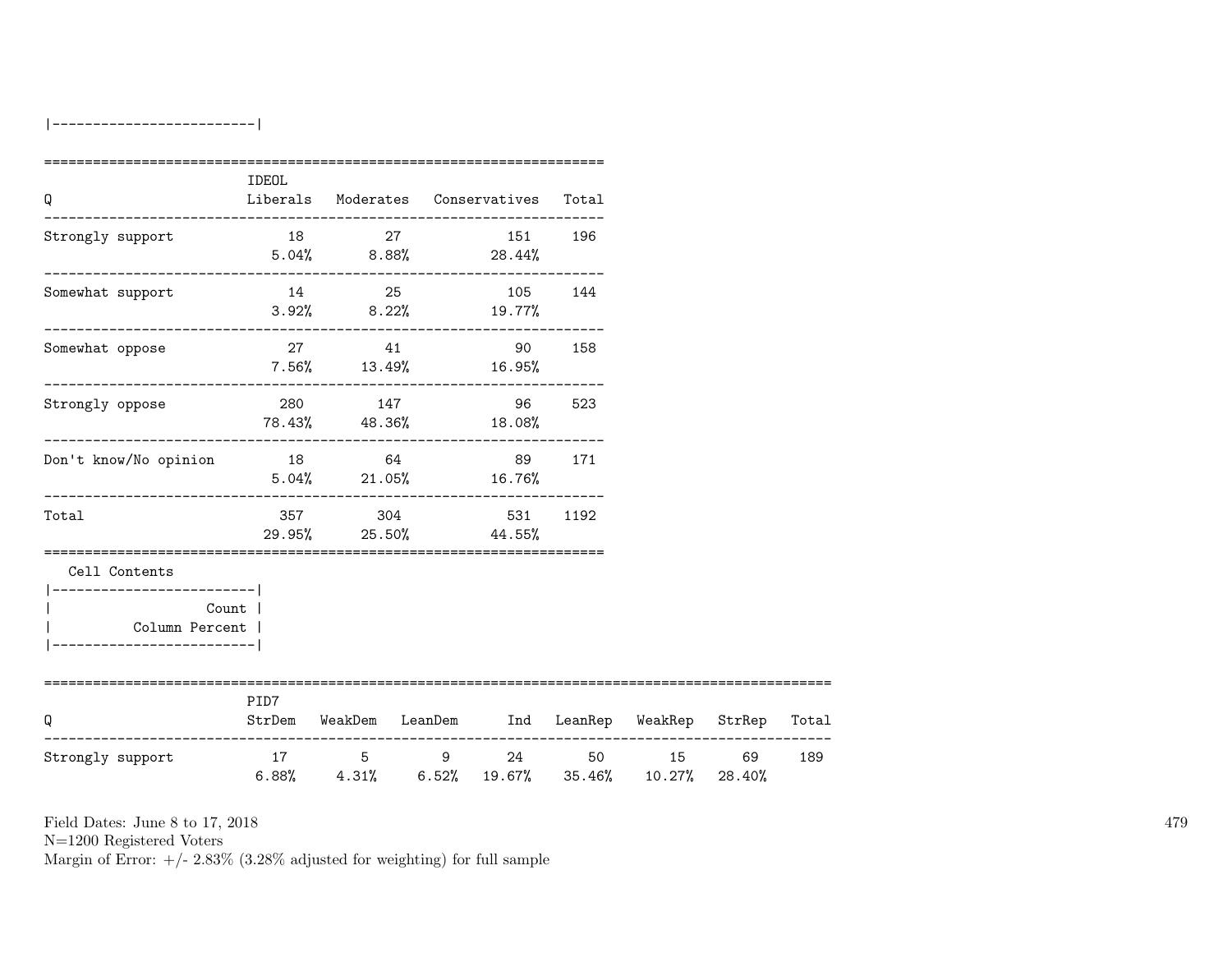|-------------------------|

| Q | IDEOL Liberals | Moderates | Conservatives | Total |
|---|---|---|---|---|
| Strongly support | 18<br>5.04% | 27<br>8.88% | 151<br>28.44% | 196 |
| Somewhat support | 14<br>3.92% | 25<br>8.22% | 105<br>19.77% | 144 |
| Somewhat oppose | 27<br>7.56% | 41<br>13.49% | 90<br>16.95% | 158 |
| Strongly oppose | 280<br>78.43% | 147<br>48.36% | 96<br>18.08% | 523 |
| Don't know/No opinion | 18<br>5.04% | 64<br>21.05% | 89<br>16.76% | 171 |
| Total | 357<br>29.95% | 304<br>25.50% | 531<br>44.55% | 1192 |

Cell Contents

|-------------------------|
| Count |
| Column Percent |
|-------------------------|

| Q | PID7 StrDem | WeakDem | LeanDem | Ind | LeanRep | WeakRep | StrRep | Total |
|---|---|---|---|---|---|---|---|---|
| Strongly support | 17<br>6.88% | 5<br>4.31% | 9<br>6.52% | 24<br>19.67% | 50<br>35.46% | 15<br>10.27% | 69<br>28.40% | 189 |

Field Dates: June 8 to 17, 2018
N=1200 Registered Voters
Margin of Error: +/- 2.83% (3.28% adjusted for weighting) for full sample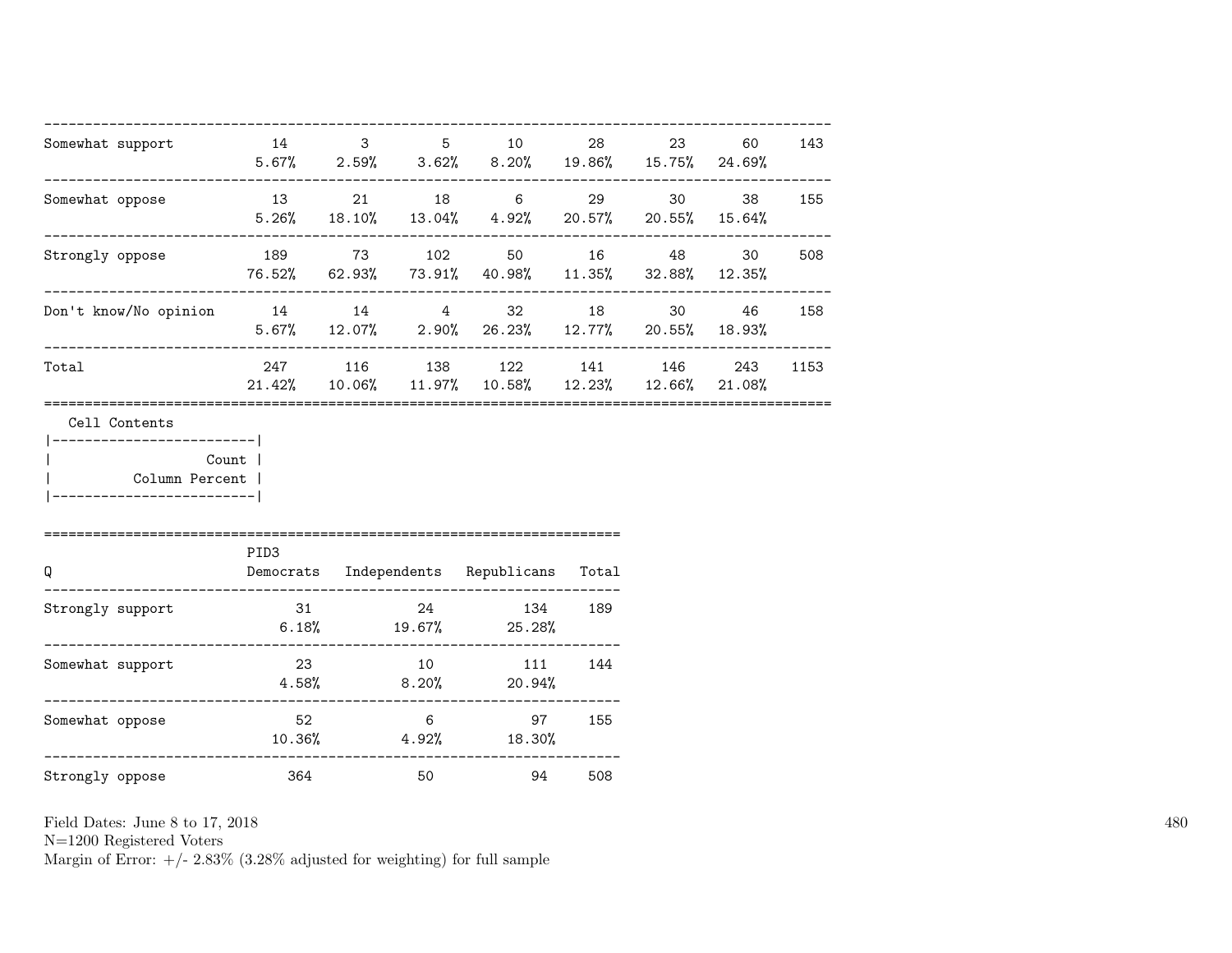| | | | | | | | | |
|---|---|---|---|---|---|---|---|---|
| Somewhat support | 14<br>5.67% | 3<br>2.59% | 5<br>3.62% | 10<br>8.20% | 28<br>19.86% | 23<br>15.75% | 60<br>24.69% | 143 |
| Somewhat oppose | 13<br>5.26% | 21<br>18.10% | 18<br>13.04% | 6<br>4.92% | 29<br>20.57% | 30<br>20.55% | 38<br>15.64% | 155 |
| Strongly oppose | 189<br>76.52% | 73<br>62.93% | 102<br>73.91% | 50<br>40.98% | 16<br>11.35% | 48<br>32.88% | 30<br>12.35% | 508 |
| Don't know/No opinion | 14<br>5.67% | 14<br>12.07% | 4<br>2.90% | 32<br>26.23% | 18<br>12.77% | 30<br>20.55% | 46<br>18.93% | 158 |
| Total | 247<br>21.42% | 116<br>10.06% | 138<br>11.97% | 122<br>10.58% | 141<br>12.23% | 146<br>12.66% | 243<br>21.08% | 1153 |

Cell Contents

| |
|---|
| Count |
| Column Percent |

| Q | PID3<br>Democrats | Independents | Republicans | Total |
|---|---|---|---|---|
| Strongly support | 31<br>6.18% | 24<br>19.67% | 134<br>25.28% | 189 |
| Somewhat support | 23<br>4.58% | 10<br>8.20% | 111<br>20.94% | 144 |
| Somewhat oppose | 52<br>10.36% | 6<br>4.92% | 97<br>18.30% | 155 |
| Strongly oppose | 364 | 50 | 94 | 508 |

Field Dates: June 8 to 17, 2018
N=1200 Registered Voters
Margin of Error: +/- 2.83% (3.28% adjusted for weighting) for full sample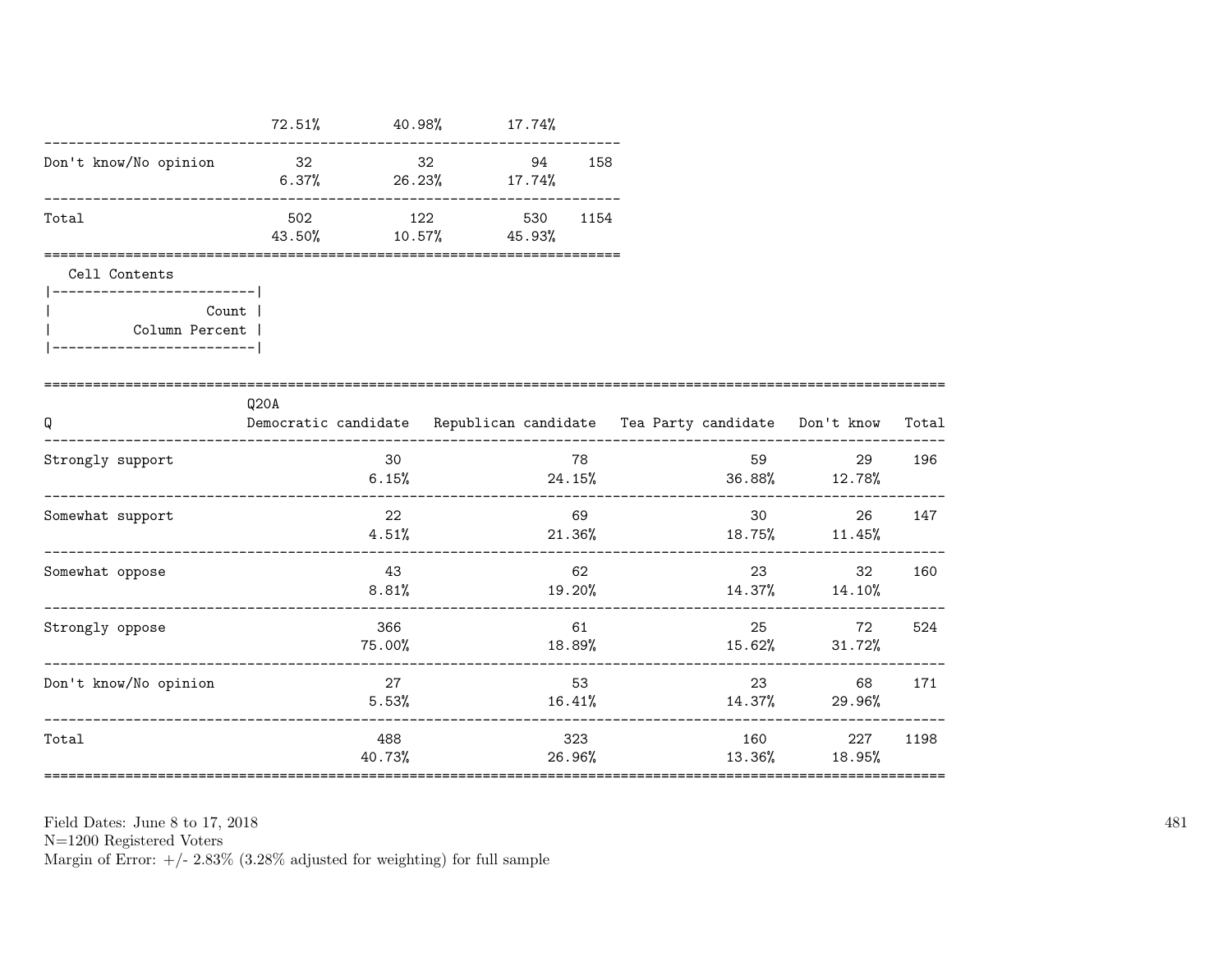| | | | | |
|---|---|---|---|---|
| | 72.51% | 40.98% | 17.74% | |
| Don't know/No opinion | 32<br>6.37% | 32<br>26.23% | 94<br>17.74% | 158 |
| Total | 502<br>43.50% | 122<br>10.57% | 530<br>45.93% | 1154 |

Cell Contents

| |
|---|
| Count |
| Column Percent |

| Q | Q20A<br>Democratic candidate | Republican candidate | Tea Party candidate | Don't know | Total |
|---|---|---|---|---|---|
| Strongly support | 30<br>6.15% | 78<br>24.15% | 59<br>36.88% | 29<br>12.78% | 196 |
| Somewhat support | 22<br>4.51% | 69<br>21.36% | 30<br>18.75% | 26<br>11.45% | 147 |
| Somewhat oppose | 43<br>8.81% | 62<br>19.20% | 23<br>14.37% | 32<br>14.10% | 160 |
| Strongly oppose | 366<br>75.00% | 61<br>18.89% | 25<br>15.62% | 72<br>31.72% | 524 |
| Don't know/No opinion | 27<br>5.53% | 53<br>16.41% | 23<br>14.37% | 68<br>29.96% | 171 |
| Total | 488<br>40.73% | 323<br>26.96% | 160<br>13.36% | 227<br>18.95% | 1198 |

Field Dates: June 8 to 17, 2018
N=1200 Registered Voters
Margin of Error: +/- 2.83% (3.28% adjusted for weighting) for full sample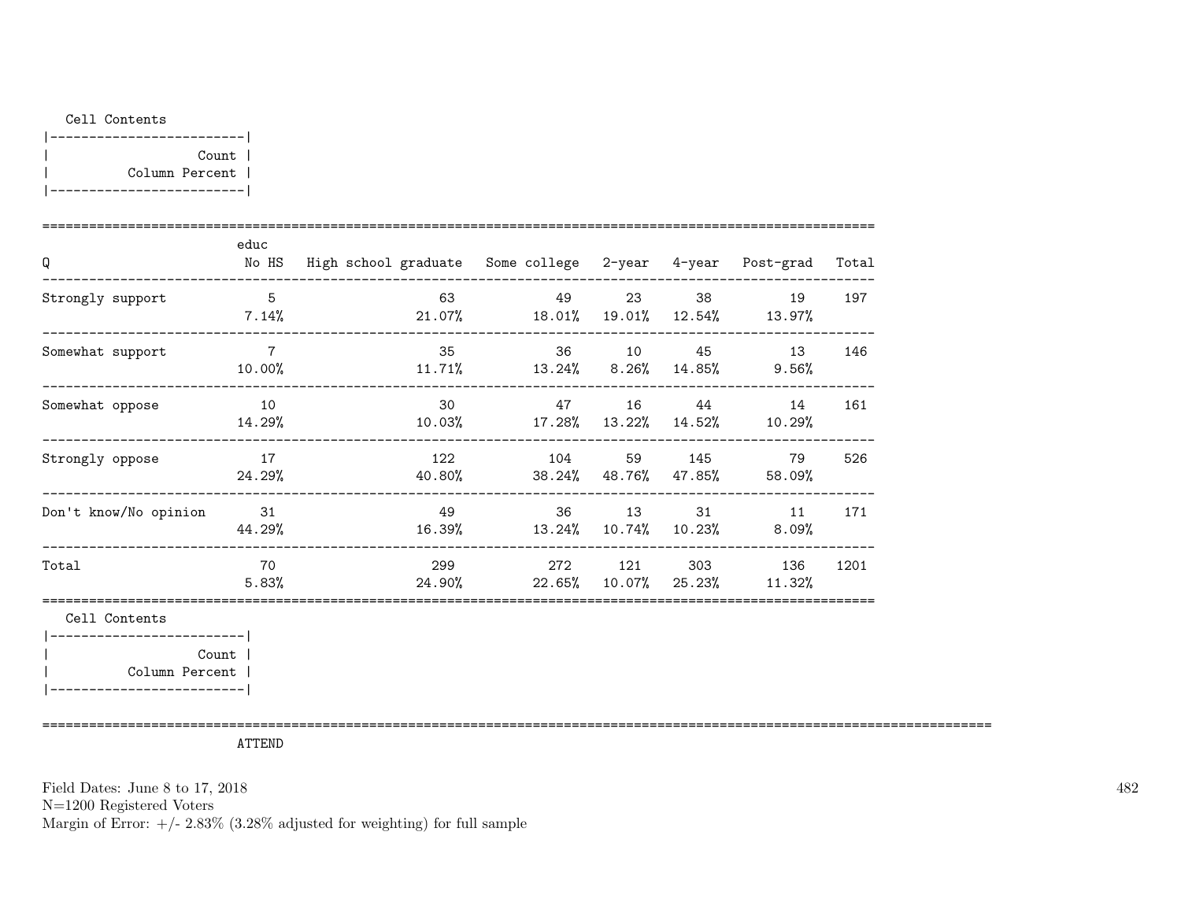Cell Contents

|-------------------------|
| Count |
| Column Percent |
|-------------------------|

| Q | educ No HS | High school graduate | Some college | 2-year | 4-year | Post-grad | Total |
|---|---|---|---|---|---|---|---|
| Strongly support | 5<br>7.14% | 63<br>21.07% | 49<br>18.01% | 23<br>19.01% | 38<br>12.54% | 19<br>13.97% | 197 |
| Somewhat support | 7<br>10.00% | 35<br>11.71% | 36<br>13.24% | 10<br>8.26% | 45<br>14.85% | 13<br>9.56% | 146 |
| Somewhat oppose | 10<br>14.29% | 30<br>10.03% | 47<br>17.28% | 16<br>13.22% | 44<br>14.52% | 14<br>10.29% | 161 |
| Strongly oppose | 17<br>24.29% | 122<br>40.80% | 104<br>38.24% | 59<br>48.76% | 145<br>47.85% | 79<br>58.09% | 526 |
| Don't know/No opinion | 31<br>44.29% | 49<br>16.39% | 36<br>13.24% | 13<br>10.74% | 31<br>10.23% | 11<br>8.09% | 171 |
| Total | 70<br>5.83% | 299<br>24.90% | 272<br>22.65% | 121<br>10.07% | 303<br>25.23% | 136<br>11.32% | 1201 |

Cell Contents

|-------------------------|
| Count |
| Column Percent |
|-------------------------|

ATTEND

Field Dates: June 8 to 17, 2018
N=1200 Registered Voters
Margin of Error: +/- 2.83% (3.28% adjusted for weighting) for full sample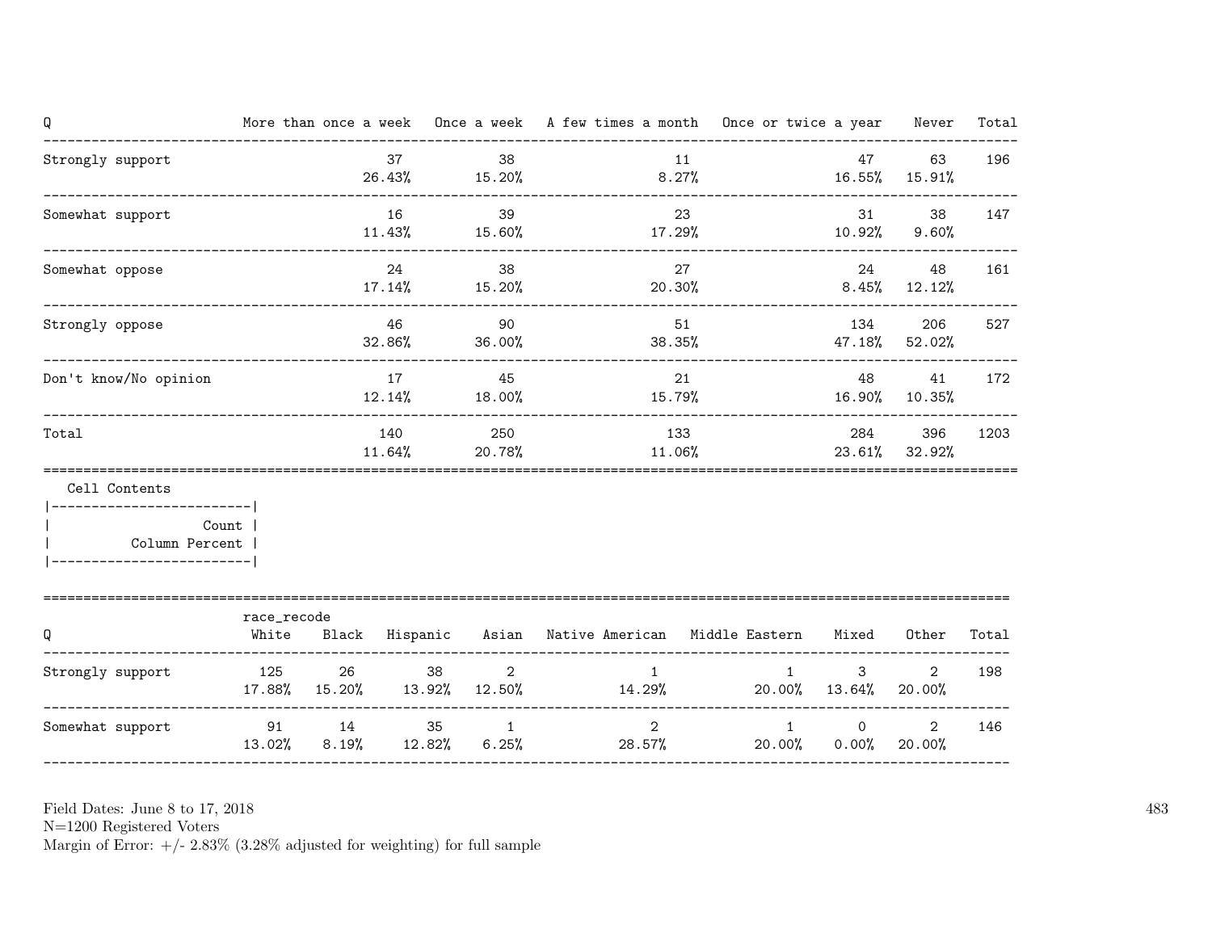| Q | More than once a week | Once a week | A few times a month | Once or twice a year | Never | Total |
|---|---|---|---|---|---|---|
| Strongly support | 37<br>26.43% | 38<br>15.20% | 11<br>8.27% | 47<br>16.55% | 63<br>15.91% | 196 |
| Somewhat support | 16<br>11.43% | 39<br>15.60% | 23<br>17.29% | 31<br>10.92% | 38<br>9.60% | 147 |
| Somewhat oppose | 24<br>17.14% | 38<br>15.20% | 27<br>20.30% | 24<br>8.45% | 48<br>12.12% | 161 |
| Strongly oppose | 46<br>32.86% | 90<br>36.00% | 51<br>38.35% | 134<br>47.18% | 206<br>52.02% | 527 |
| Don't know/No opinion | 17<br>12.14% | 45<br>18.00% | 21<br>15.79% | 48<br>16.90% | 41<br>10.35% | 172 |
| Total | 140<br>11.64% | 250<br>20.78% | 133<br>11.06% | 284<br>23.61% | 396<br>32.92% | 1203 |

Cell Contents
|-------------------------|
| Count |
| Column Percent |
|-------------------------|

| | race_recode | | | | | | | | |
|---|---|---|---|---|---|---|---|---|---|
| Q | White | Black | Hispanic | Asian | Native American | Middle Eastern | Mixed | Other | Total |
| Strongly support | 125<br>17.88% | 26<br>15.20% | 38<br>13.92% | 2<br>12.50% | 1<br>14.29% | 1<br>20.00% | 3<br>13.64% | 2<br>20.00% | 198 |
| Somewhat support | 91<br>13.02% | 14<br>8.19% | 35<br>12.82% | 1<br>6.25% | 2<br>28.57% | 1<br>20.00% | 0<br>0.00% | 2<br>20.00% | 146 |

Field Dates: June 8 to 17, 2018
N=1200 Registered Voters
Margin of Error: +/- 2.83% (3.28% adjusted for weighting) for full sample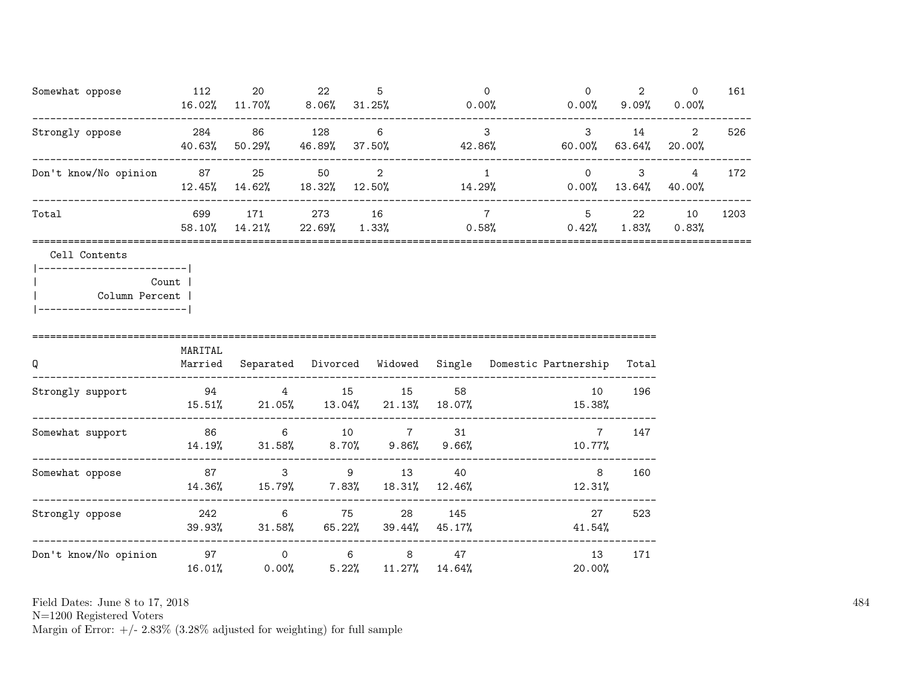| | | | | | | | | | |
|---|---|---|---|---|---|---|---|---|---|
| Somewhat oppose | 112 | 20 | 22 | 5 | 0 | 0 | 2 | 0 | 161 |
| | 16.02% | 11.70% | 8.06% | 31.25% | 0.00% | 0.00% | 9.09% | 0.00% | |
| Strongly oppose | 284 | 86 | 128 | 6 | 3 | 3 | 14 | 2 | 526 |
| | 40.63% | 50.29% | 46.89% | 37.50% | 42.86% | 60.00% | 63.64% | 20.00% | |
| Don't know/No opinion | 87 | 25 | 50 | 2 | 1 | 0 | 3 | 4 | 172 |
| | 12.45% | 14.62% | 18.32% | 12.50% | 14.29% | 0.00% | 13.64% | 40.00% | |
| Total | 699 | 171 | 273 | 16 | 7 | 5 | 22 | 10 | 1203 |
| | 58.10% | 14.21% | 22.69% | 1.33% | 0.58% | 0.42% | 1.83% | 0.83% | |

Cell Contents

| |
|---|
| Count |
| Column Percent |

| Q | MARITAL Married | Separated | Divorced | Widowed | Single | Domestic Partnership | Total |
|---|---|---|---|---|---|---|---|
| Strongly support | 94 | 4 | 15 | 15 | 58 | 10 | 196 |
| | 15.51% | 21.05% | 13.04% | 21.13% | 18.07% | 15.38% | |
| Somewhat support | 86 | 6 | 10 | 7 | 31 | 7 | 147 |
| | 14.19% | 31.58% | 8.70% | 9.86% | 9.66% | 10.77% | |
| Somewhat oppose | 87 | 3 | 9 | 13 | 40 | 8 | 160 |
| | 14.36% | 15.79% | 7.83% | 18.31% | 12.46% | 12.31% | |
| Strongly oppose | 242 | 6 | 75 | 28 | 145 | 27 | 523 |
| | 39.93% | 31.58% | 65.22% | 39.44% | 45.17% | 41.54% | |
| Don't know/No opinion | 97 | 0 | 6 | 8 | 47 | 13 | 171 |
| | 16.01% | 0.00% | 5.22% | 11.27% | 14.64% | 20.00% | |

Field Dates: June 8 to 17, 2018
N=1200 Registered Voters
Margin of Error: +/- 2.83% (3.28% adjusted for weighting) for full sample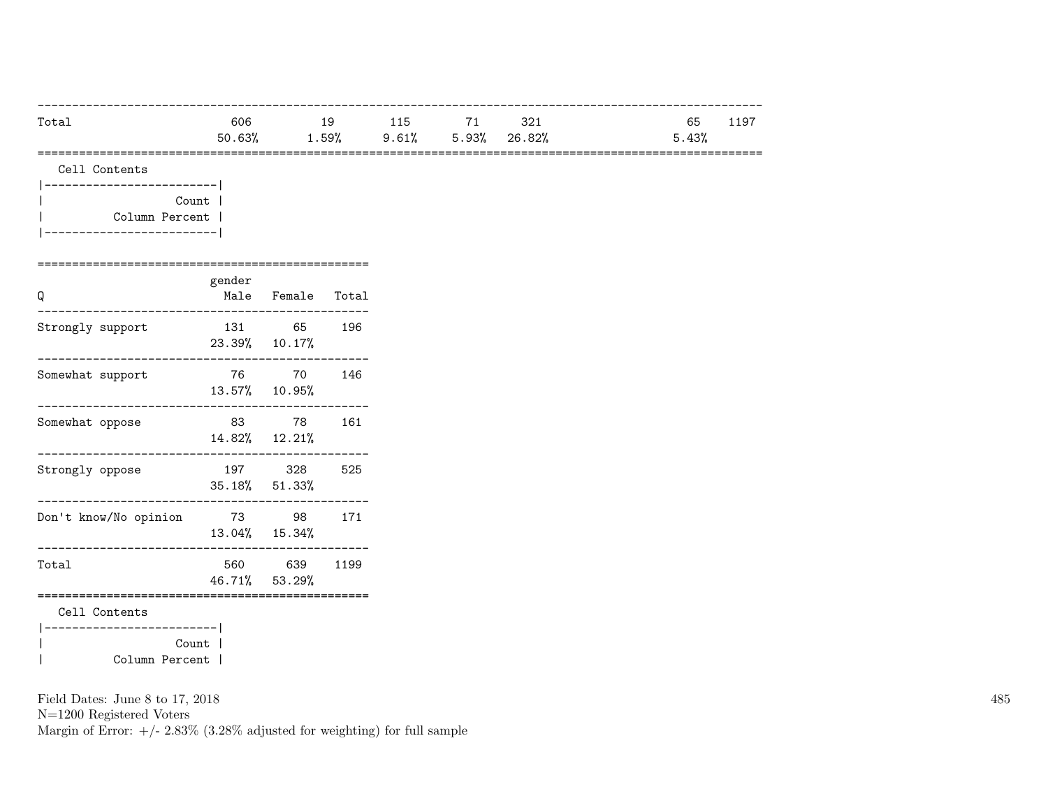| | | | | | | | | |
|---|---|---|---|---|---|---|---|---|
| Total | 606 | 19 | 115 | 71 | 321 | | 65 | 1197 |
| | 50.63% | 1.59% | 9.61% | 5.93% | 26.82% | | 5.43% | |

Cell Contents

```
|-------------------------|
|                   Count |
|          Column Percent |
|-------------------------|
```

| Q | gender Male | Female | Total |
|---|---|---|---|
| Strongly support | 131 | 65 | 196 |
| | 23.39% | 10.17% | |
| Somewhat support | 76 | 70 | 146 |
| | 13.57% | 10.95% | |
| Somewhat oppose | 83 | 78 | 161 |
| | 14.82% | 12.21% | |
| Strongly oppose | 197 | 328 | 525 |
| | 35.18% | 51.33% | |
| Don't know/No opinion | 73 | 98 | 171 |
| | 13.04% | 15.34% | |
| Total | 560 | 639 | 1199 |
| | 46.71% | 53.29% | |

Cell Contents

```
|-------------------------|
|                   Count |
|          Column Percent |
```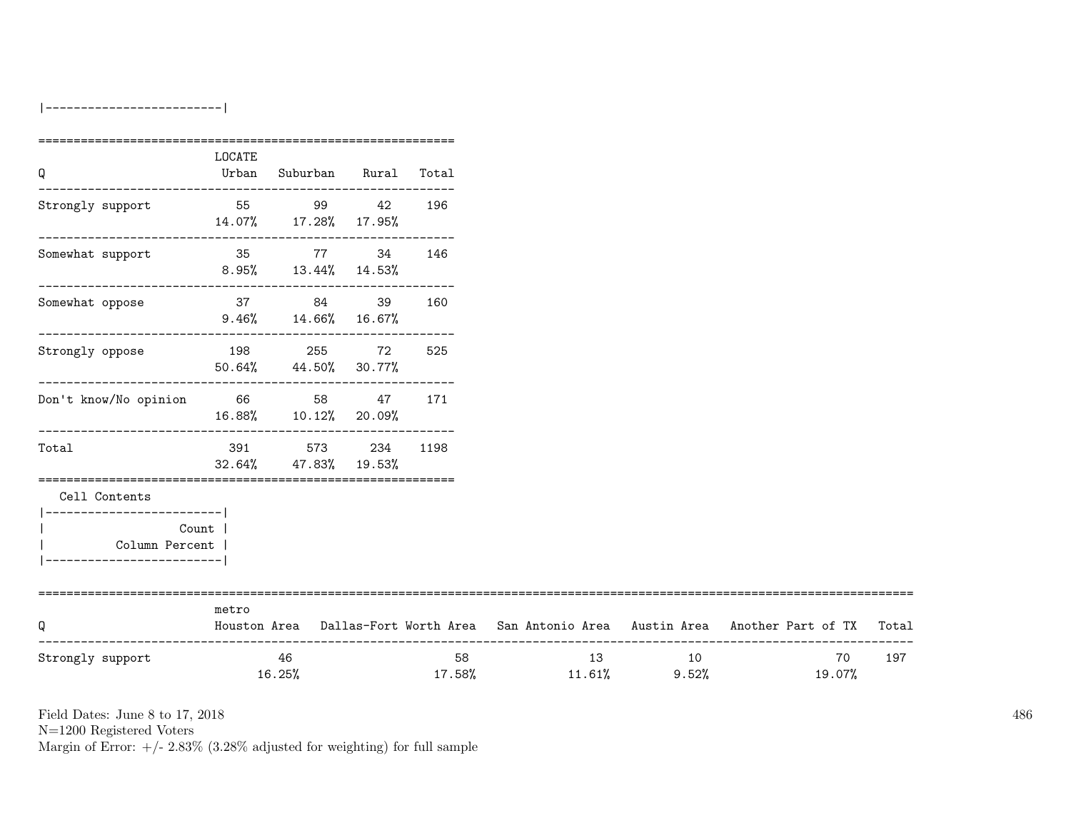|-------------------------|

| Q | LOCATE Urban | Suburban | Rural | Total |
|---|---|---|---|---|
| Strongly support | 55<br>14.07% | 99<br>17.28% | 42<br>17.95% | 196 |
| Somewhat support | 35<br>8.95% | 77<br>13.44% | 34<br>14.53% | 146 |
| Somewhat oppose | 37<br>9.46% | 84<br>14.66% | 39<br>16.67% | 160 |
| Strongly oppose | 198<br>50.64% | 255<br>44.50% | 72<br>30.77% | 525 |
| Don't know/No opinion | 66<br>16.88% | 58<br>10.12% | 47<br>20.09% | 171 |
| Total | 391<br>32.64% | 573<br>47.83% | 234<br>19.53% | 1198 |

Cell Contents

|-------------------------|
| Count |
| Column Percent |
|-------------------------|

| Q | metro Houston Area | Dallas-Fort Worth Area | San Antonio Area | Austin Area | Another Part of TX | Total |
|---|---|---|---|---|---|---|
| Strongly support | 46<br>16.25% | 58<br>17.58% | 13<br>11.61% | 10<br>9.52% | 70<br>19.07% | 197 |

Field Dates: June 8 to 17, 2018
N=1200 Registered Voters
Margin of Error: +/- 2.83% (3.28% adjusted for weighting) for full sample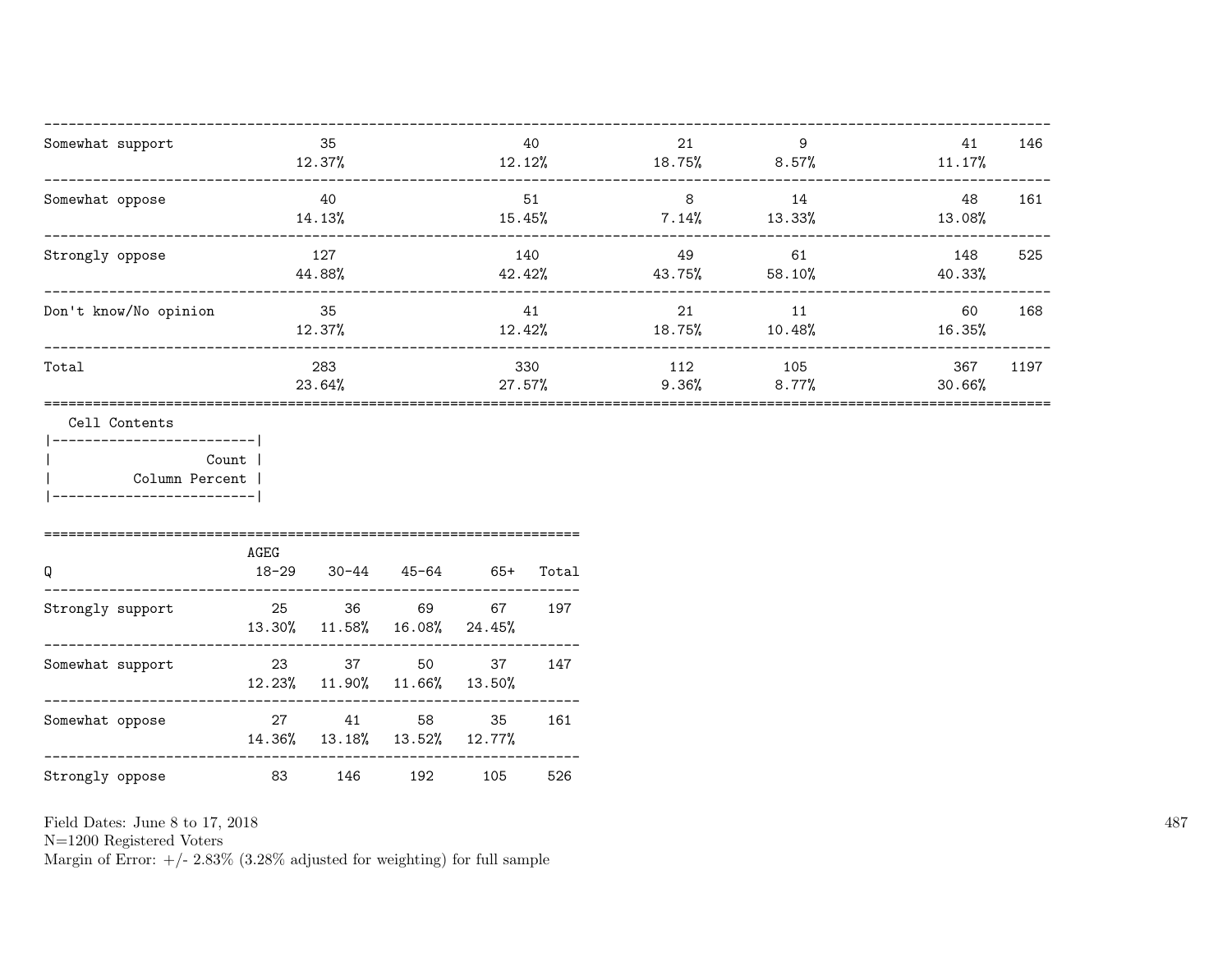| | | | | | | |
|---|---|---|---|---|---|---|
| Somewhat support | 35<br>12.37% | 40<br>12.12% | 21<br>18.75% | 9<br>8.57% | 41<br>11.17% | 146 |
| Somewhat oppose | 40<br>14.13% | 51<br>15.45% | 8<br>7.14% | 14<br>13.33% | 48<br>13.08% | 161 |
| Strongly oppose | 127<br>44.88% | 140<br>42.42% | 49<br>43.75% | 61<br>58.10% | 148<br>40.33% | 525 |
| Don't know/No opinion | 35<br>12.37% | 41<br>12.42% | 21<br>18.75% | 11<br>10.48% | 60<br>16.35% | 168 |
| Total | 283<br>23.64% | 330<br>27.57% | 112<br>9.36% | 105<br>8.77% | 367<br>30.66% | 1197 |

Cell Contents

| |
|---|
| Count |
| Column Percent |

| Q | AGEG 18-29 | 30-44 | 45-64 | 65+ | Total |
|---|---|---|---|---|---|
| Strongly support | 25<br>13.30% | 36<br>11.58% | 69<br>16.08% | 67<br>24.45% | 197 |
| Somewhat support | 23<br>12.23% | 37<br>11.90% | 50<br>11.66% | 37<br>13.50% | 147 |
| Somewhat oppose | 27<br>14.36% | 41<br>13.18% | 58<br>13.52% | 35<br>12.77% | 161 |
| Strongly oppose | 83 | 146 | 192 | 105 | 526 |

Field Dates: June 8 to 17, 2018
N=1200 Registered Voters
Margin of Error: +/- 2.83% (3.28% adjusted for weighting) for full sample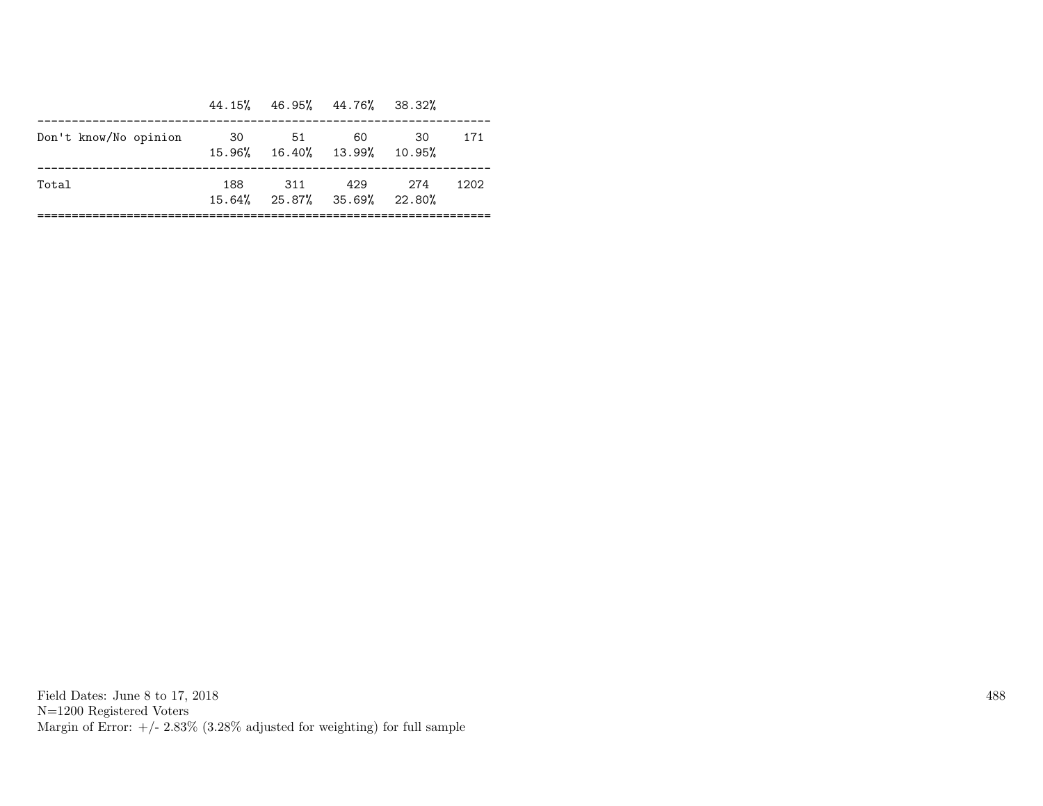| | | | | | |
|---|---|---|---|---|---|
| | 44.15% | 46.95% | 44.76% | 38.32% | |
| Don't know/No opinion | 30 | 51 | 60 | 30 | 171 |
| | 15.96% | 16.40% | 13.99% | 10.95% | |
| Total | 188 | 311 | 429 | 274 | 1202 |
| | 15.64% | 25.87% | 35.69% | 22.80% | |

Field Dates: June 8 to 17, 2018
N=1200 Registered Voters
Margin of Error: +/- 2.83% (3.28% adjusted for weighting) for full sample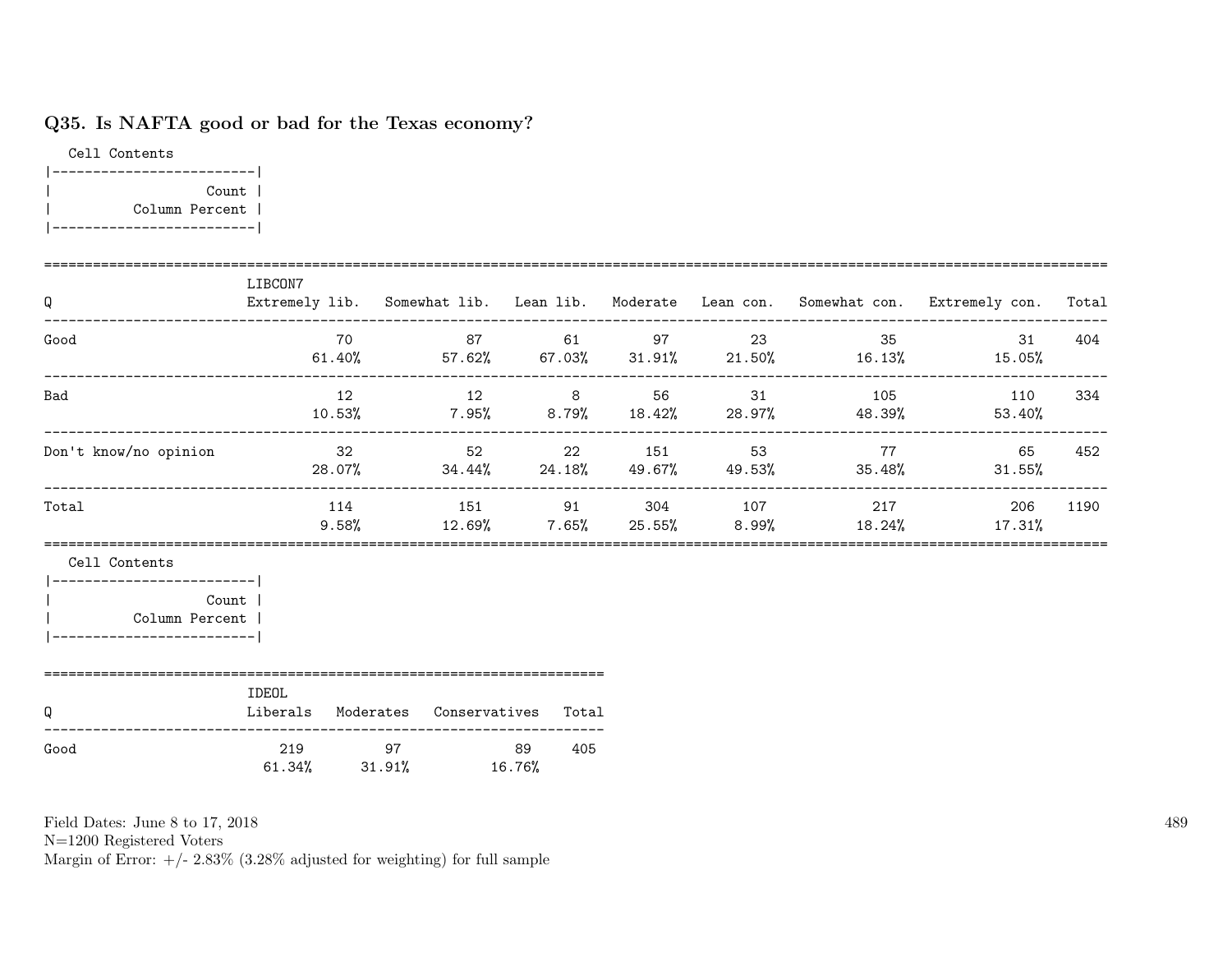## Q35. Is NAFTA good or bad for the Texas economy?

Cell Contents

| Count |
|---|
| Column Percent |

| Q | LIBCON7 Extremely lib. | Somewhat lib. | Lean lib. | Moderate | Lean con. | Somewhat con. | Extremely con. | Total |
|---|---|---|---|---|---|---|---|---|
| Good | 70<br>61.40% | 87<br>57.62% | 61<br>67.03% | 97<br>31.91% | 23<br>21.50% | 35<br>16.13% | 31<br>15.05% | 404 |
| Bad | 12<br>10.53% | 12<br>7.95% | 8<br>8.79% | 56<br>18.42% | 31<br>28.97% | 105<br>48.39% | 110<br>53.40% | 334 |
| Don't know/no opinion | 32<br>28.07% | 52<br>34.44% | 22<br>24.18% | 151<br>49.67% | 53<br>49.53% | 77<br>35.48% | 65<br>31.55% | 452 |
| Total | 114<br>9.58% | 151<br>12.69% | 91<br>7.65% | 304<br>25.55% | 107<br>8.99% | 217<br>18.24% | 206<br>17.31% | 1190 |

Cell Contents

| Count |
|---|
| Column Percent |

| Q | IDEOL Liberals | Moderates | Conservatives | Total |
|---|---|---|---|---|
| Good | 219<br>61.34% | 97<br>31.91% | 89<br>16.76% | 405 |

Field Dates: June 8 to 17, 2018
N=1200 Registered Voters
Margin of Error: +/- 2.83% (3.28% adjusted for weighting) for full sample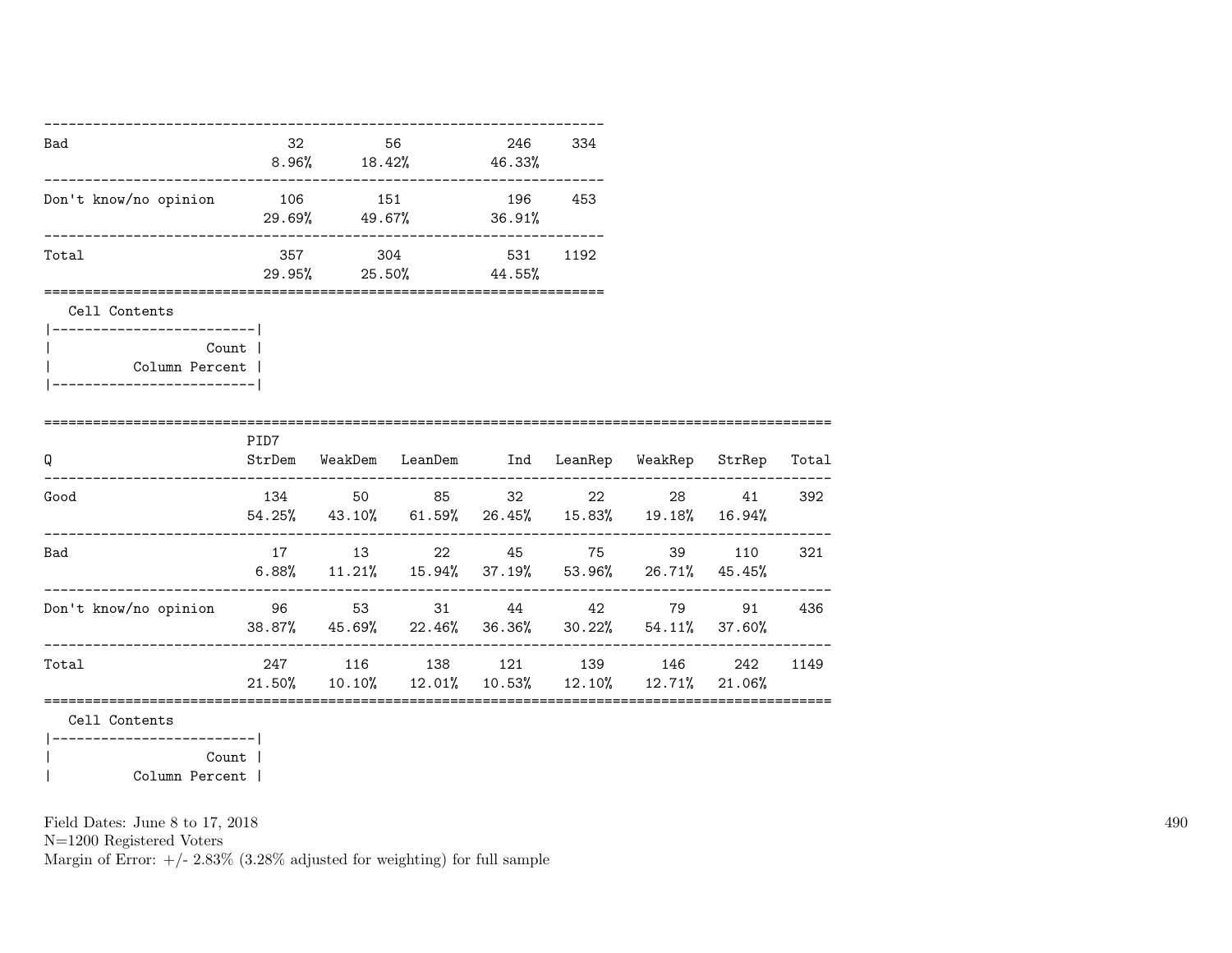| | | | | |
|---|---|---|---|---|
| Bad | 32<br>8.96% | 56<br>18.42% | 246<br>46.33% | 334 |
| Don't know/no opinion | 106<br>29.69% | 151<br>49.67% | 196<br>36.91% | 453 |
| Total | 357<br>29.95% | 304<br>25.50% | 531<br>44.55% | 1192 |

Cell Contents

| |
|---|
| Count |
| Column Percent |

| Q | PID7<br>StrDem | WeakDem | LeanDem | Ind | LeanRep | WeakRep | StrRep | Total |
|---|---|---|---|---|---|---|---|---|
| Good | 134<br>54.25% | 50<br>43.10% | 85<br>61.59% | 32<br>26.45% | 22<br>15.83% | 28<br>19.18% | 41<br>16.94% | 392 |
| Bad | 17<br>6.88% | 13<br>11.21% | 22<br>15.94% | 45<br>37.19% | 75<br>53.96% | 39<br>26.71% | 110<br>45.45% | 321 |
| Don't know/no opinion | 96<br>38.87% | 53<br>45.69% | 31<br>22.46% | 44<br>36.36% | 42<br>30.22% | 79<br>54.11% | 91<br>37.60% | 436 |
| Total | 247<br>21.50% | 116<br>10.10% | 138<br>12.01% | 121<br>10.53% | 139<br>12.10% | 146<br>12.71% | 242<br>21.06% | 1149 |

Cell Contents

| |
|---|
| Count |
| Column Percent |

Field Dates: June 8 to 17, 2018
N=1200 Registered Voters
Margin of Error: +/- 2.83% (3.28% adjusted for weighting) for full sample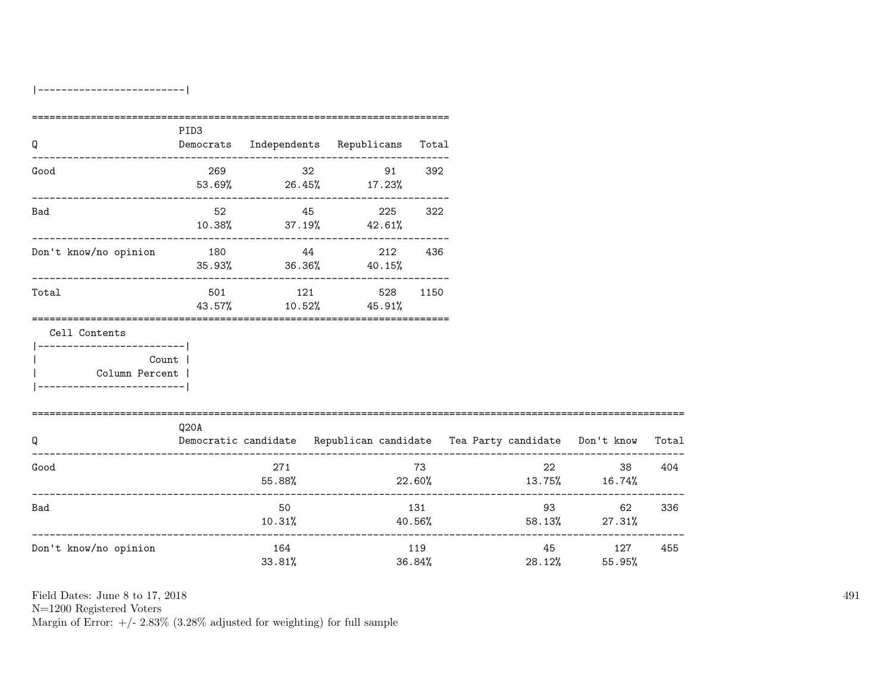|-------------------------|

| Q | PID3 Democrats | Independents | Republicans | Total |
|---|---|---|---|---|
| Good | 269<br>53.69% | 32<br>26.45% | 91<br>17.23% | 392 |
| Bad | 52<br>10.38% | 45<br>37.19% | 225<br>42.61% | 322 |
| Don't know/no opinion | 180<br>35.93% | 44<br>36.36% | 212<br>40.15% | 436 |
| Total | 501<br>43.57% | 121<br>10.52% | 528<br>45.91% | 1150 |

Cell Contents

|-------------------------|
| Count |
| Column Percent |
|-------------------------|

| Q | Q20A Democratic candidate | Republican candidate | Tea Party candidate | Don't know | Total |
|---|---|---|---|---|---|
| Good | 271<br>55.88% | 73<br>22.60% | 22<br>13.75% | 38<br>16.74% | 404 |
| Bad | 50<br>10.31% | 131<br>40.56% | 93<br>58.13% | 62<br>27.31% | 336 |
| Don't know/no opinion | 164<br>33.81% | 119<br>36.84% | 45<br>28.12% | 127<br>55.95% | 455 |

Field Dates: June 8 to 17, 2018
N=1200 Registered Voters
Margin of Error: +/- 2.83% (3.28% adjusted for weighting) for full sample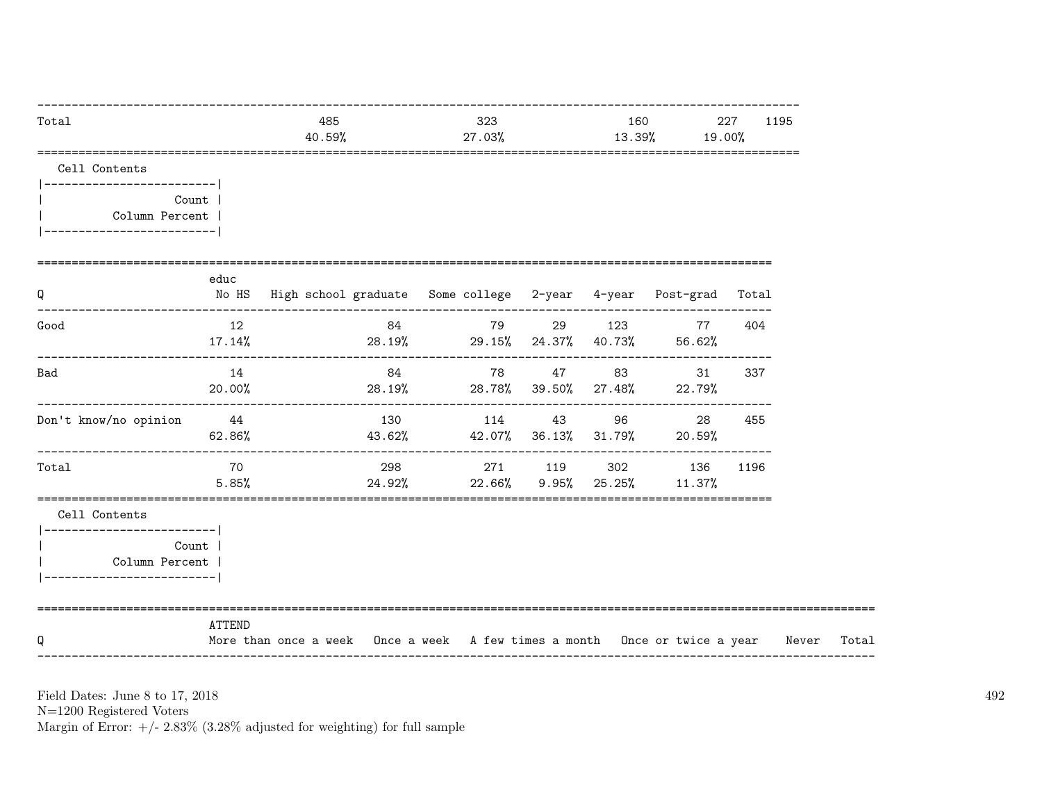| | | | | | |
|---|---|---|---|---|---|
| Total | 485 | 323 | 160 | 227 | 1195 |
| | 40.59% | 27.03% | 13.39% | 19.00% | |

Cell Contents

| Count |
|---|
| Column Percent |

| Q | educ No HS | High school graduate | Some college | 2-year | 4-year | Post-grad | Total |
|---|---|---|---|---|---|---|---|
| Good | 12 | 84 | 79 | 29 | 123 | 77 | 404 |
| | 17.14% | 28.19% | 29.15% | 24.37% | 40.73% | 56.62% | |
| Bad | 14 | 84 | 78 | 47 | 83 | 31 | 337 |
| | 20.00% | 28.19% | 28.78% | 39.50% | 27.48% | 22.79% | |
| Don't know/no opinion | 44 | 130 | 114 | 43 | 96 | 28 | 455 |
| | 62.86% | 43.62% | 42.07% | 36.13% | 31.79% | 20.59% | |
| Total | 70 | 298 | 271 | 119 | 302 | 136 | 1196 |
| | 5.85% | 24.92% | 22.66% | 9.95% | 25.25% | 11.37% | |

Cell Contents

| Count |
|---|
| Column Percent |

| Q | ATTEND More than once a week | Once a week | A few times a month | Once or twice a year | Never | Total |
|---|---|---|---|---|---|---|

Field Dates: June 8 to 17, 2018
N=1200 Registered Voters
Margin of Error: +/- 2.83% (3.28% adjusted for weighting) for full sample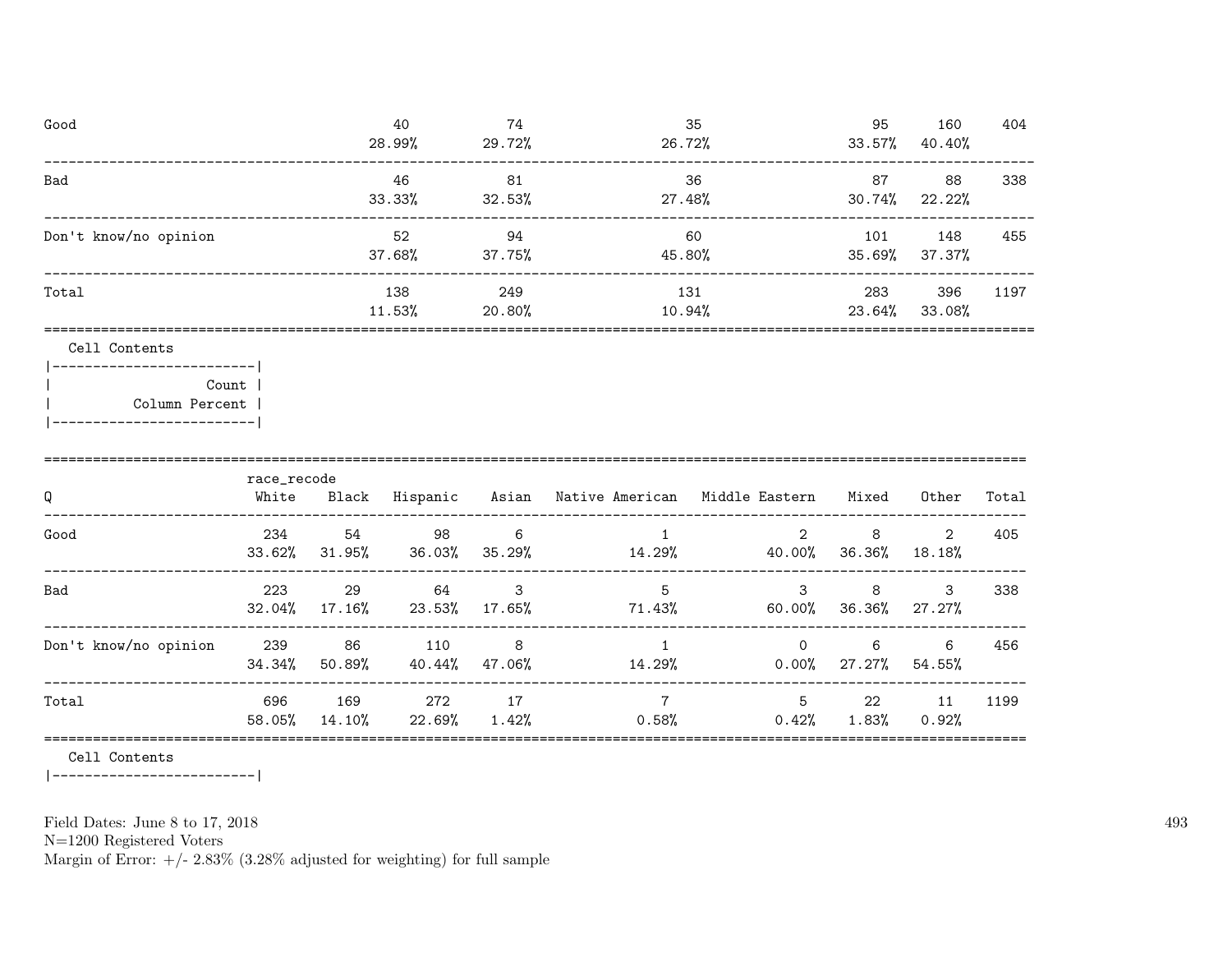| | | | | | | |
|---|---|---|---|---|---|---|
| Good | 40<br>28.99% | 74<br>29.72% | 35<br>26.72% | 95<br>33.57% | 160<br>40.40% | 404 |
| Bad | 46<br>33.33% | 81<br>32.53% | 36<br>27.48% | 87<br>30.74% | 88<br>22.22% | 338 |
| Don't know/no opinion | 52<br>37.68% | 94<br>37.75% | 60<br>45.80% | 101<br>35.69% | 148<br>37.37% | 455 |
| Total | 138<br>11.53% | 249<br>20.80% | 131<br>10.94% | 283<br>23.64% | 396<br>33.08% | 1197 |

Cell Contents

|-------------------------|
| Count |
| Column Percent |
|-------------------------|

| Q | race_recode<br>White | Black | Hispanic | Asian | Native American | Middle Eastern | Mixed | Other | Total |
|---|---|---|---|---|---|---|---|---|---|
| Good | 234<br>33.62% | 54<br>31.95% | 98<br>36.03% | 6<br>35.29% | 1<br>14.29% | 2<br>40.00% | 8<br>36.36% | 2<br>18.18% | 405 |
| Bad | 223<br>32.04% | 29<br>17.16% | 64<br>23.53% | 3<br>17.65% | 5<br>71.43% | 3<br>60.00% | 8<br>36.36% | 3<br>27.27% | 338 |
| Don't know/no opinion | 239<br>34.34% | 86<br>50.89% | 110<br>40.44% | 8<br>47.06% | 1<br>14.29% | 0<br>0.00% | 6<br>27.27% | 6<br>54.55% | 456 |
| Total | 696<br>58.05% | 169<br>14.10% | 272<br>22.69% | 17<br>1.42% | 7<br>0.58% | 5<br>0.42% | 22<br>1.83% | 11<br>0.92% | 1199 |

Cell Contents

|-------------------------|

Field Dates: June 8 to 17, 2018
N=1200 Registered Voters
Margin of Error: +/- 2.83% (3.28% adjusted for weighting) for full sample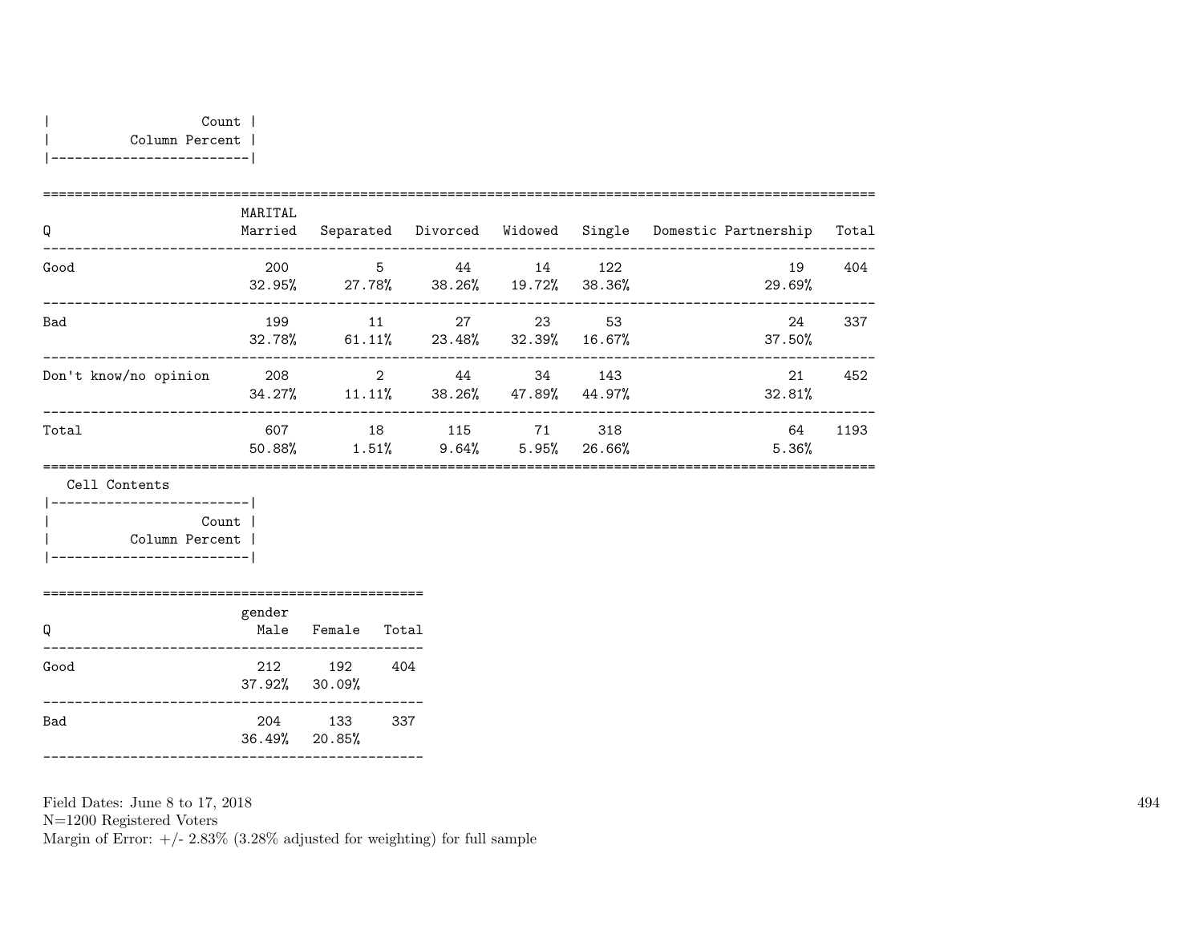| Count |
|---|
| Column Percent |

| Q | MARITAL Married | Separated | Divorced | Widowed | Single | Domestic Partnership | Total |
|---|---|---|---|---|---|---|---|
| Good | 200<br>32.95% | 5<br>27.78% | 44<br>38.26% | 14<br>19.72% | 122<br>38.36% | 19<br>29.69% | 404 |
| Bad | 199<br>32.78% | 11<br>61.11% | 27<br>23.48% | 23<br>32.39% | 53<br>16.67% | 24<br>37.50% | 337 |
| Don't know/no opinion | 208<br>34.27% | 2<br>11.11% | 44<br>38.26% | 34<br>47.89% | 143<br>44.97% | 21<br>32.81% | 452 |
| Total | 607<br>50.88% | 18<br>1.51% | 115<br>9.64% | 71<br>5.95% | 318<br>26.66% | 64<br>5.36% | 1193 |

Cell Contents

| Count |
|---|
| Column Percent |

| Q | gender Male | Female | Total |
|---|---|---|---|
| Good | 212<br>37.92% | 192<br>30.09% | 404 |
| Bad | 204<br>36.49% | 133<br>20.85% | 337 |

Field Dates: June 8 to 17, 2018
N=1200 Registered Voters
Margin of Error: +/- 2.83% (3.28% adjusted for weighting) for full sample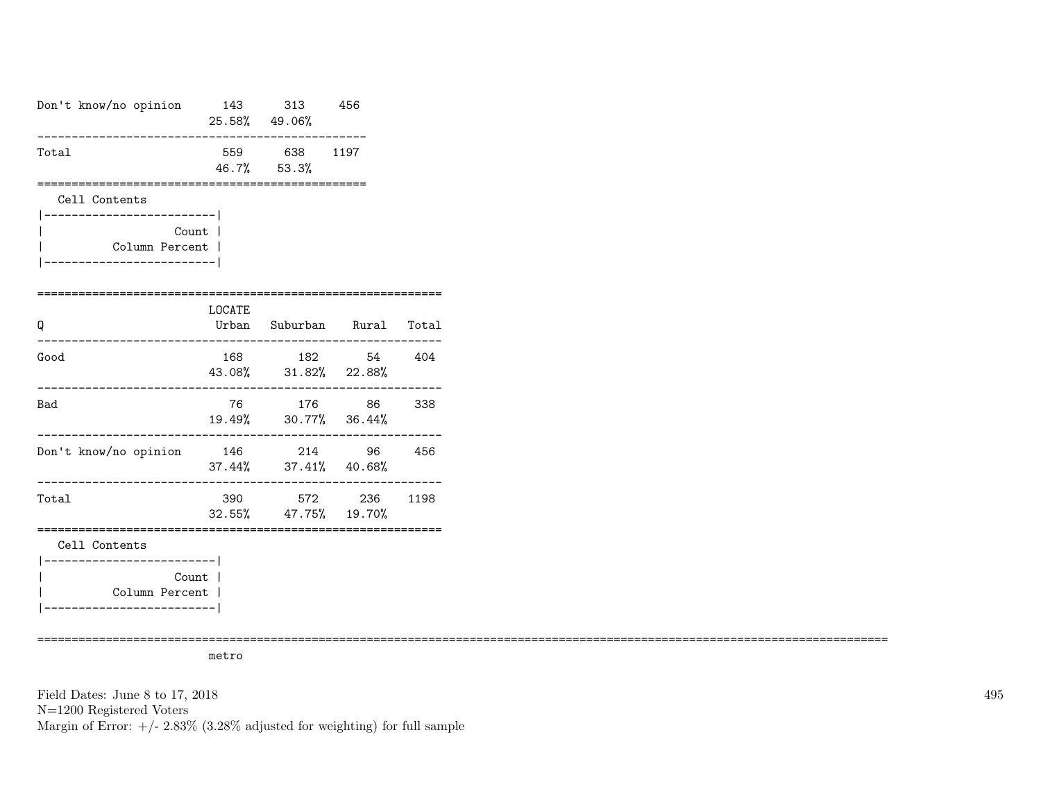| | | | |
|---|---|---|---|
| Don't know/no opinion | 143<br>25.58% | 313<br>49.06% | 456 |
| Total | 559<br>46.7% | 638<br>53.3% | 1197 |

Cell Contents

| |
|---|
| Count |
| Column Percent |

| Q | LOCATE<br>Urban | Suburban | Rural | Total |
|---|---|---|---|---|
| Good | 168<br>43.08% | 182<br>31.82% | 54<br>22.88% | 404 |
| Bad | 76<br>19.49% | 176<br>30.77% | 86<br>36.44% | 338 |
| Don't know/no opinion | 146<br>37.44% | 214<br>37.41% | 96<br>40.68% | 456 |
| Total | 390<br>32.55% | 572<br>47.75% | 236<br>19.70% | 1198 |

Cell Contents

| |
|---|
| Count |
| Column Percent |

metro

Field Dates: June 8 to 17, 2018
N=1200 Registered Voters
Margin of Error: +/- 2.83% (3.28% adjusted for weighting) for full sample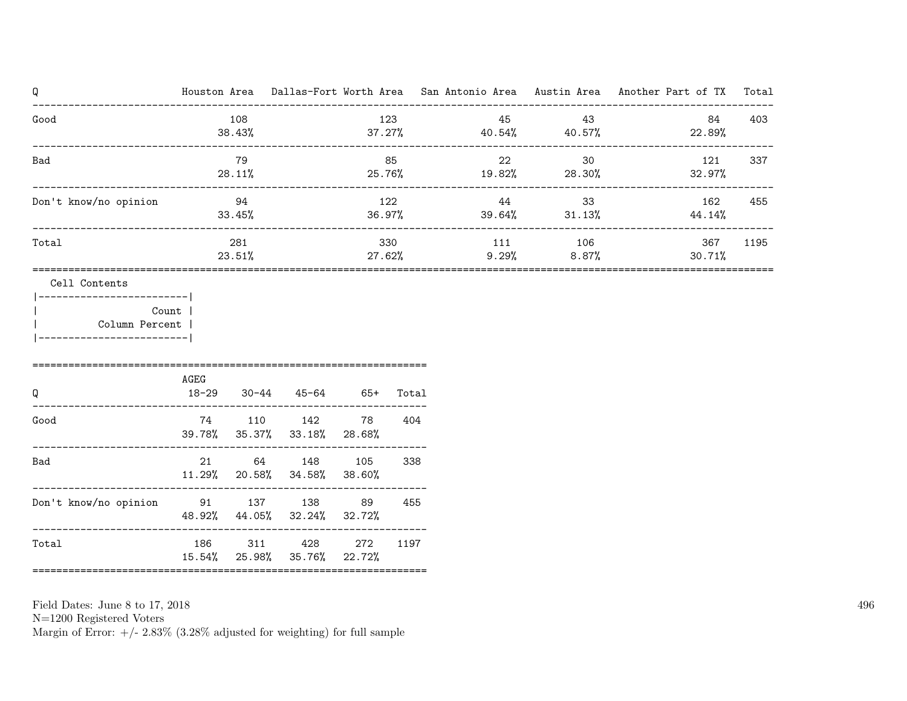| Q | Houston Area | Dallas-Fort Worth Area | San Antonio Area | Austin Area | Another Part of TX | Total |
|---|---|---|---|---|---|---|
| Good | 108<br>38.43% | 123<br>37.27% | 45<br>40.54% | 43<br>40.57% | 84<br>22.89% | 403 |
| Bad | 79<br>28.11% | 85<br>25.76% | 22<br>19.82% | 30<br>28.30% | 121<br>32.97% | 337 |
| Don't know/no opinion | 94<br>33.45% | 122<br>36.97% | 44<br>39.64% | 33<br>31.13% | 162<br>44.14% | 455 |
| Total | 281<br>23.51% | 330<br>27.62% | 111<br>9.29% | 106<br>8.87% | 367<br>30.71% | 1195 |

Cell Contents

| Count |
|---|
| Column Percent |

| Q | AGEG 18-29 | 30-44 | 45-64 | 65+ | Total |
|---|---|---|---|---|---|
| Good | 74<br>39.78% | 110<br>35.37% | 142<br>33.18% | 78<br>28.68% | 404 |
| Bad | 21<br>11.29% | 64<br>20.58% | 148<br>34.58% | 105<br>38.60% | 338 |
| Don't know/no opinion | 91<br>48.92% | 137<br>44.05% | 138<br>32.24% | 89<br>32.72% | 455 |
| Total | 186<br>15.54% | 311<br>25.98% | 428<br>35.76% | 272<br>22.72% | 1197 |

Field Dates: June 8 to 17, 2018
N=1200 Registered Voters
Margin of Error: +/- 2.83% (3.28% adjusted for weighting) for full sample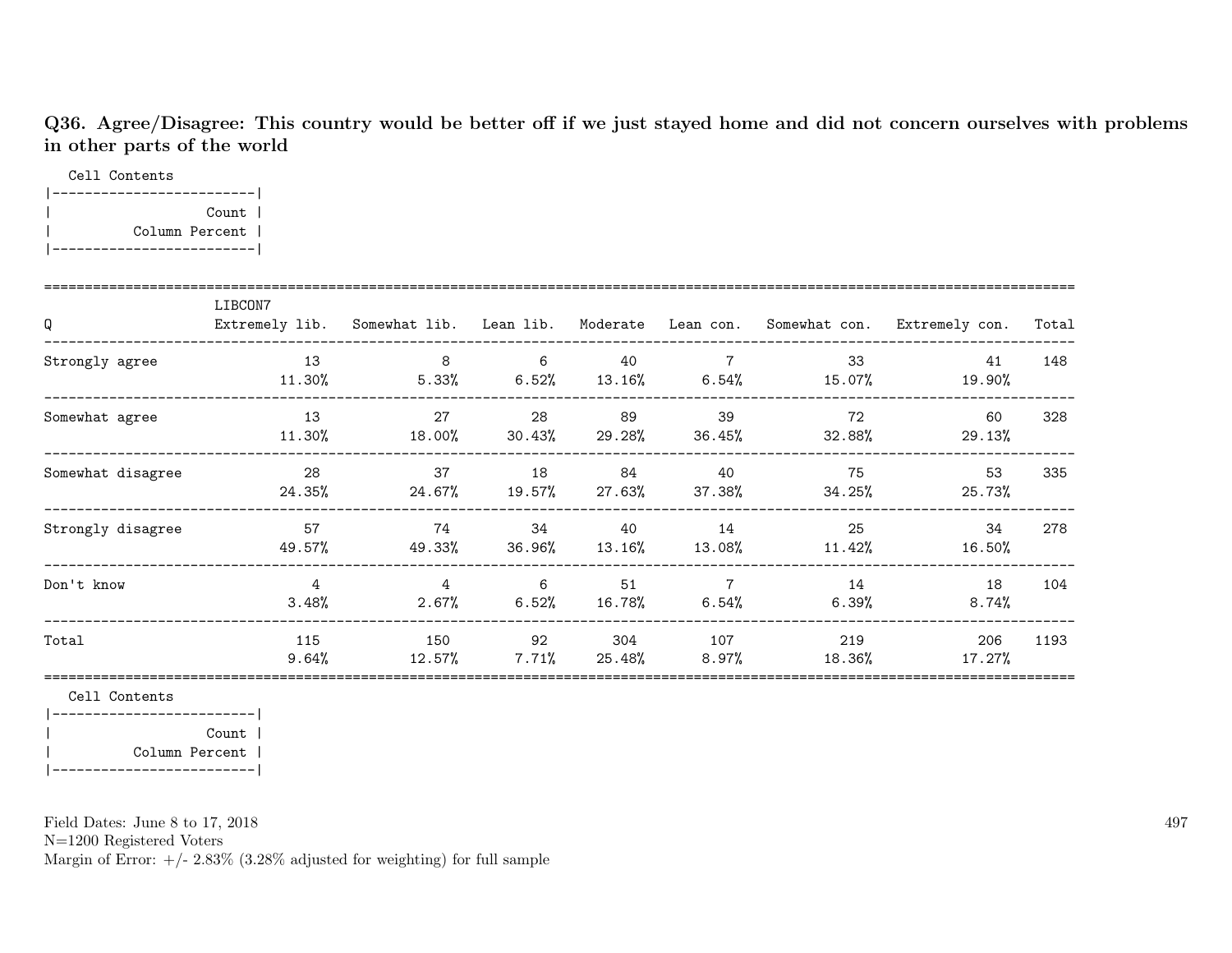### Q36. Agree/Disagree: This country would be better off if we just stayed home and did not concern ourselves with problems in other parts of the world

Cell Contents

| Count |
|---|
| Column Percent |

| Q | LIBCON7 Extremely lib. | Somewhat lib. | Lean lib. | Moderate | Lean con. | Somewhat con. | Extremely con. | Total |
|---|---|---|---|---|---|---|---|---|
| Strongly agree | 13<br>11.30% | 8<br>5.33% | 6<br>6.52% | 40<br>13.16% | 7<br>6.54% | 33<br>15.07% | 41<br>19.90% | 148 |
| Somewhat agree | 13<br>11.30% | 27<br>18.00% | 28<br>30.43% | 89<br>29.28% | 39<br>36.45% | 72<br>32.88% | 60<br>29.13% | 328 |
| Somewhat disagree | 28<br>24.35% | 37<br>24.67% | 18<br>19.57% | 84<br>27.63% | 40<br>37.38% | 75<br>34.25% | 53<br>25.73% | 335 |
| Strongly disagree | 57<br>49.57% | 74<br>49.33% | 34<br>36.96% | 40<br>13.16% | 14<br>13.08% | 25<br>11.42% | 34<br>16.50% | 278 |
| Don't know | 4<br>3.48% | 4<br>2.67% | 6<br>6.52% | 51<br>16.78% | 7<br>6.54% | 14<br>6.39% | 18<br>8.74% | 104 |
| Total | 115<br>9.64% | 150<br>12.57% | 92<br>7.71% | 304<br>25.48% | 107<br>8.97% | 219<br>18.36% | 206<br>17.27% | 1193 |

Cell Contents

| Count |
|---|
| Column Percent |

Field Dates: June 8 to 17, 2018
N=1200 Registered Voters
Margin of Error: +/- 2.83% (3.28% adjusted for weighting) for full sample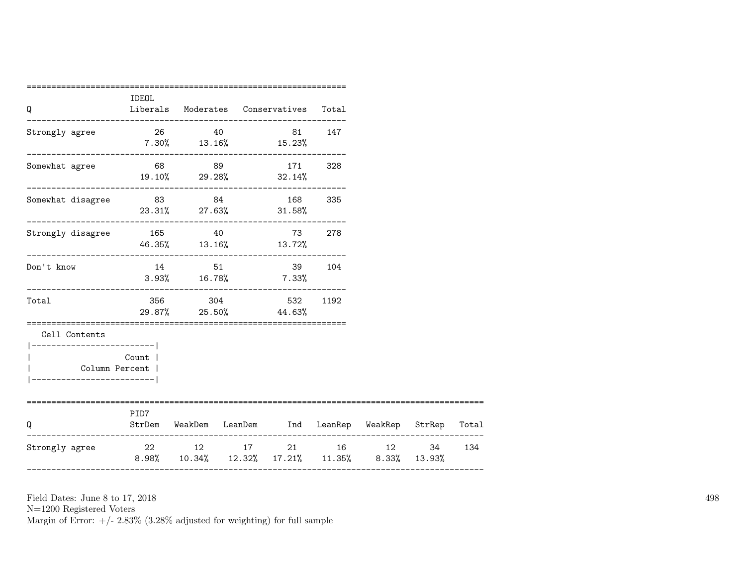| Q | Liberals | Moderates | Conservatives | Total |
|---|---|---|---|---|
| | IDEOL | | | |
| Strongly agree | 26<br>7.30% | 40<br>13.16% | 81<br>15.23% | 147 |
| Somewhat agree | 68<br>19.10% | 89<br>29.28% | 171<br>32.14% | 328 |
| Somewhat disagree | 83<br>23.31% | 84<br>27.63% | 168<br>31.58% | 335 |
| Strongly disagree | 165<br>46.35% | 40<br>13.16% | 73<br>13.72% | 278 |
| Don't know | 14<br>3.93% | 51<br>16.78% | 39<br>7.33% | 104 |
| Total | 356<br>29.87% | 304<br>25.50% | 532<br>44.63% | 1192 |

Cell Contents

| |
|---|
| Count |
| Column Percent |

| Q | StrDem | WeakDem | LeanDem | Ind | LeanRep | WeakRep | StrRep | Total |
|---|---|---|---|---|---|---|---|---|
| | PID7 | | | | | | | |
| Strongly agree | 22<br>8.98% | 12<br>10.34% | 17<br>12.32% | 21<br>17.21% | 16<br>11.35% | 12<br>8.33% | 34<br>13.93% | 134 |

Field Dates: June 8 to 17, 2018
N=1200 Registered Voters
Margin of Error: +/- 2.83% (3.28% adjusted for weighting) for full sample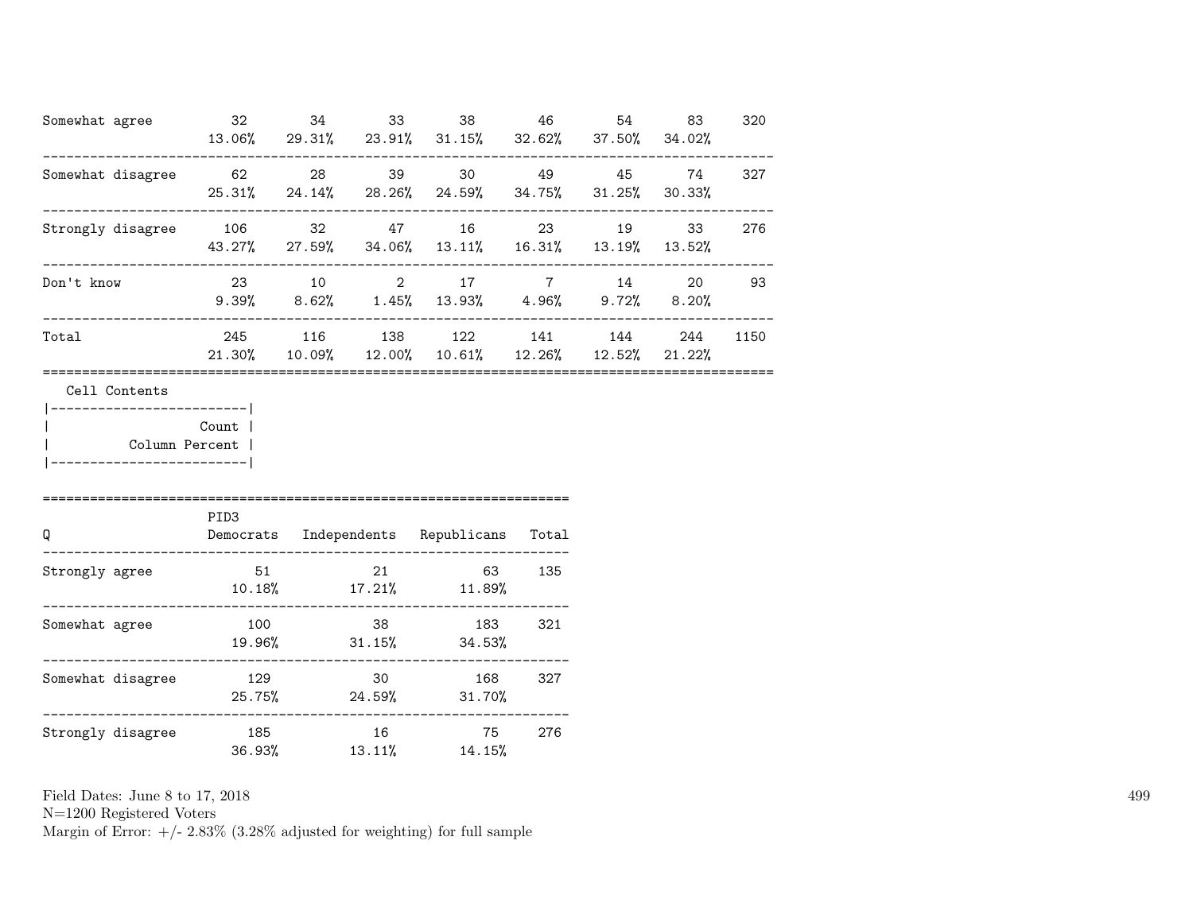| | | | | | | | | |
|---|---|---|---|---|---|---|---|---|
| Somewhat agree | 32<br>13.06% | 34<br>29.31% | 33<br>23.91% | 38<br>31.15% | 46<br>32.62% | 54<br>37.50% | 83<br>34.02% | 320 |
| Somewhat disagree | 62<br>25.31% | 28<br>24.14% | 39<br>28.26% | 30<br>24.59% | 49<br>34.75% | 45<br>31.25% | 74<br>30.33% | 327 |
| Strongly disagree | 106<br>43.27% | 32<br>27.59% | 47<br>34.06% | 16<br>13.11% | 23<br>16.31% | 19<br>13.19% | 33<br>13.52% | 276 |
| Don't know | 23<br>9.39% | 10<br>8.62% | 2<br>1.45% | 17<br>13.93% | 7<br>4.96% | 14<br>9.72% | 20<br>8.20% | 93 |
| Total | 245<br>21.30% | 116<br>10.09% | 138<br>12.00% | 122<br>10.61% | 141<br>12.26% | 144<br>12.52% | 244<br>21.22% | 1150 |

Cell Contents

| |
|---|
| Count |
| Column Percent |

| Q | PID3<br>Democrats | Independents | Republicans | Total |
|---|---|---|---|---|
| Strongly agree | 51<br>10.18% | 21<br>17.21% | 63<br>11.89% | 135 |
| Somewhat agree | 100<br>19.96% | 38<br>31.15% | 183<br>34.53% | 321 |
| Somewhat disagree | 129<br>25.75% | 30<br>24.59% | 168<br>31.70% | 327 |
| Strongly disagree | 185<br>36.93% | 16<br>13.11% | 75<br>14.15% | 276 |

Field Dates: June 8 to 17, 2018
N=1200 Registered Voters
Margin of Error: +/- 2.83% (3.28% adjusted for weighting) for full sample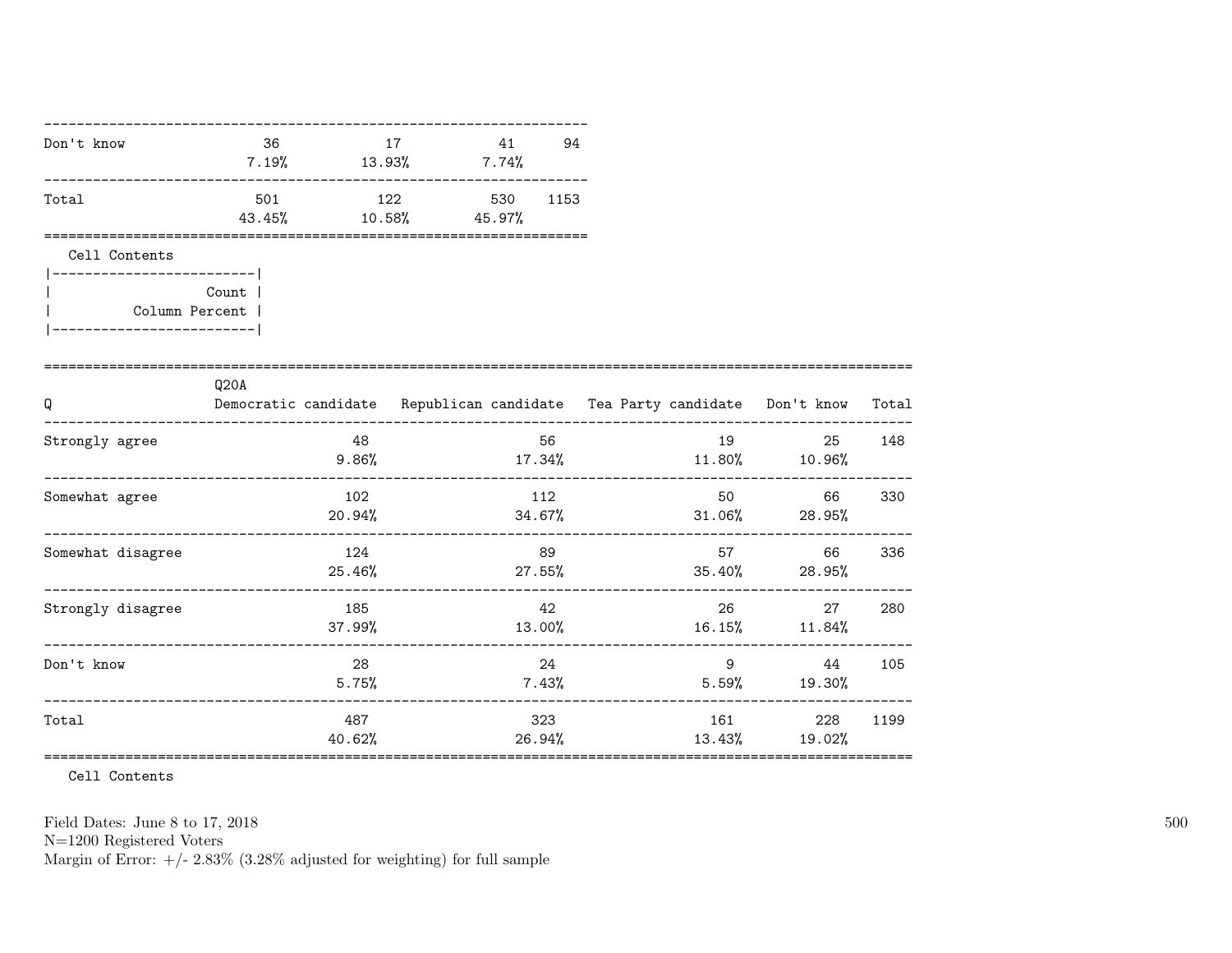| | | | | |
|---|---|---|---|---|
| Don't know | 36 | 17 | 41 | 94 |
| | 7.19% | 13.93% | 7.74% | |
| Total | 501 | 122 | 530 | 1153 |
| | 43.45% | 10.58% | 45.97% | |

Cell Contents

```
|-------------------------|
|                   Count |
|          Column Percent |
|-------------------------|
```

| Q | Q20A Democratic candidate | Republican candidate | Tea Party candidate | Don't know | Total |
|---|---|---|---|---|---|
| Strongly agree | 48 | 56 | 19 | 25 | 148 |
| | 9.86% | 17.34% | 11.80% | 10.96% | |
| Somewhat agree | 102 | 112 | 50 | 66 | 330 |
| | 20.94% | 34.67% | 31.06% | 28.95% | |
| Somewhat disagree | 124 | 89 | 57 | 66 | 336 |
| | 25.46% | 27.55% | 35.40% | 28.95% | |
| Strongly disagree | 185 | 42 | 26 | 27 | 280 |
| | 37.99% | 13.00% | 16.15% | 11.84% | |
| Don't know | 28 | 24 | 9 | 44 | 105 |
| | 5.75% | 7.43% | 5.59% | 19.30% | |
| Total | 487 | 323 | 161 | 228 | 1199 |
| | 40.62% | 26.94% | 13.43% | 19.02% | |

Cell Contents

Field Dates: June 8 to 17, 2018
N=1200 Registered Voters
Margin of Error: +/- 2.83% (3.28% adjusted for weighting) for full sample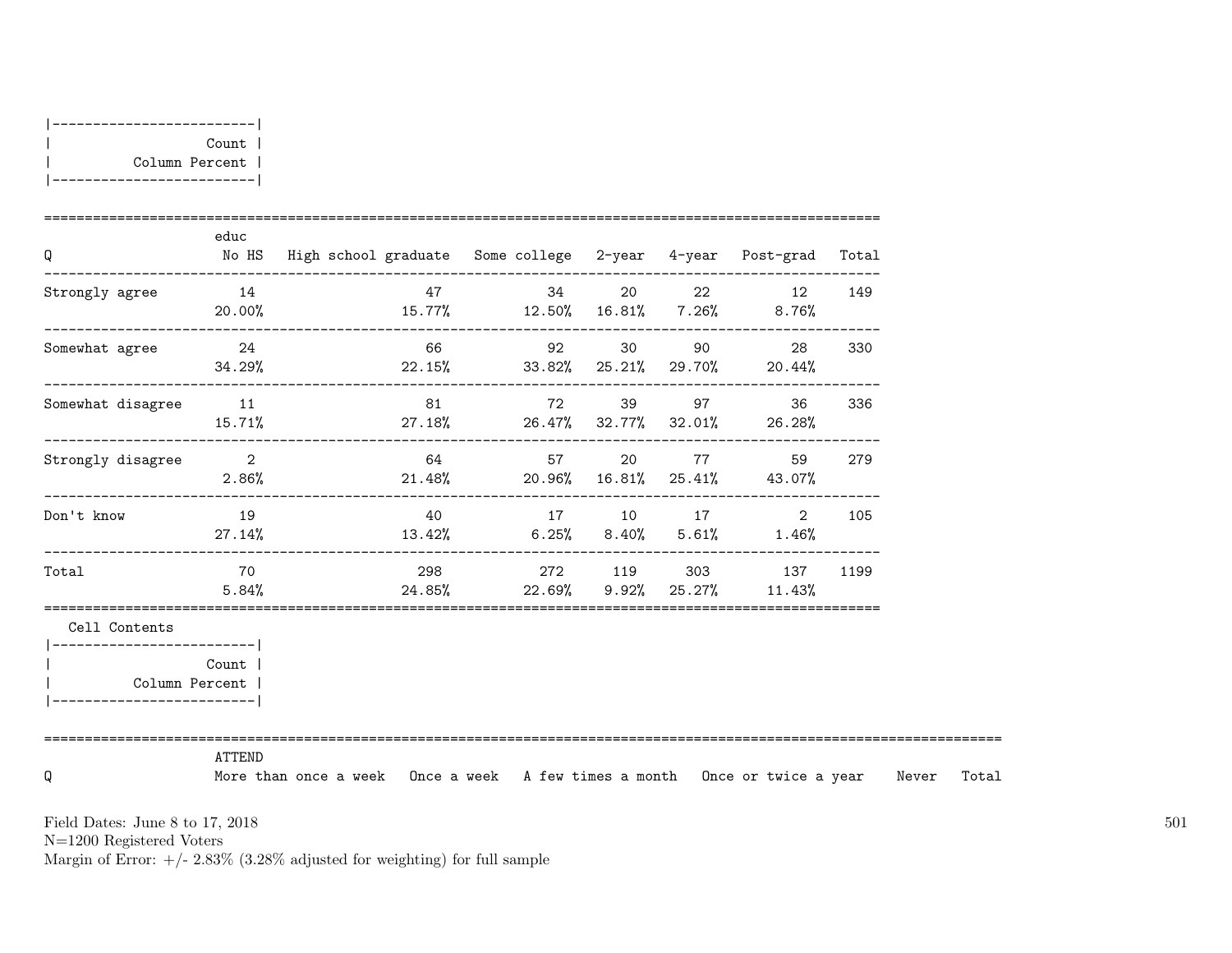| Count |
|---|
| Column Percent |

| Q | educ No HS | High school graduate | Some college | 2-year | 4-year | Post-grad | Total |
|---|---|---|---|---|---|---|---|
| Strongly agree | 14<br>20.00% | 47<br>15.77% | 34<br>12.50% | 20<br>16.81% | 22<br>7.26% | 12<br>8.76% | 149 |
| Somewhat agree | 24<br>34.29% | 66<br>22.15% | 92<br>33.82% | 30<br>25.21% | 90<br>29.70% | 28<br>20.44% | 330 |
| Somewhat disagree | 11<br>15.71% | 81<br>27.18% | 72<br>26.47% | 39<br>32.77% | 97<br>32.01% | 36<br>26.28% | 336 |
| Strongly disagree | 2<br>2.86% | 64<br>21.48% | 57<br>20.96% | 20<br>16.81% | 77<br>25.41% | 59<br>43.07% | 279 |
| Don't know | 19<br>27.14% | 40<br>13.42% | 17<br>6.25% | 10<br>8.40% | 17<br>5.61% | 2<br>1.46% | 105 |
| Total | 70<br>5.84% | 298<br>24.85% | 272<br>22.69% | 119<br>9.92% | 303<br>25.27% | 137<br>11.43% | 1199 |

Cell Contents

| Count |
|---|
| Column Percent |

| Q | ATTEND More than once a week | Once a week | A few times a month | Once or twice a year | Never | Total |
|---|---|---|---|---|---|---|

Field Dates: June 8 to 17, 2018
N=1200 Registered Voters
Margin of Error: +/- 2.83% (3.28% adjusted for weighting) for full sample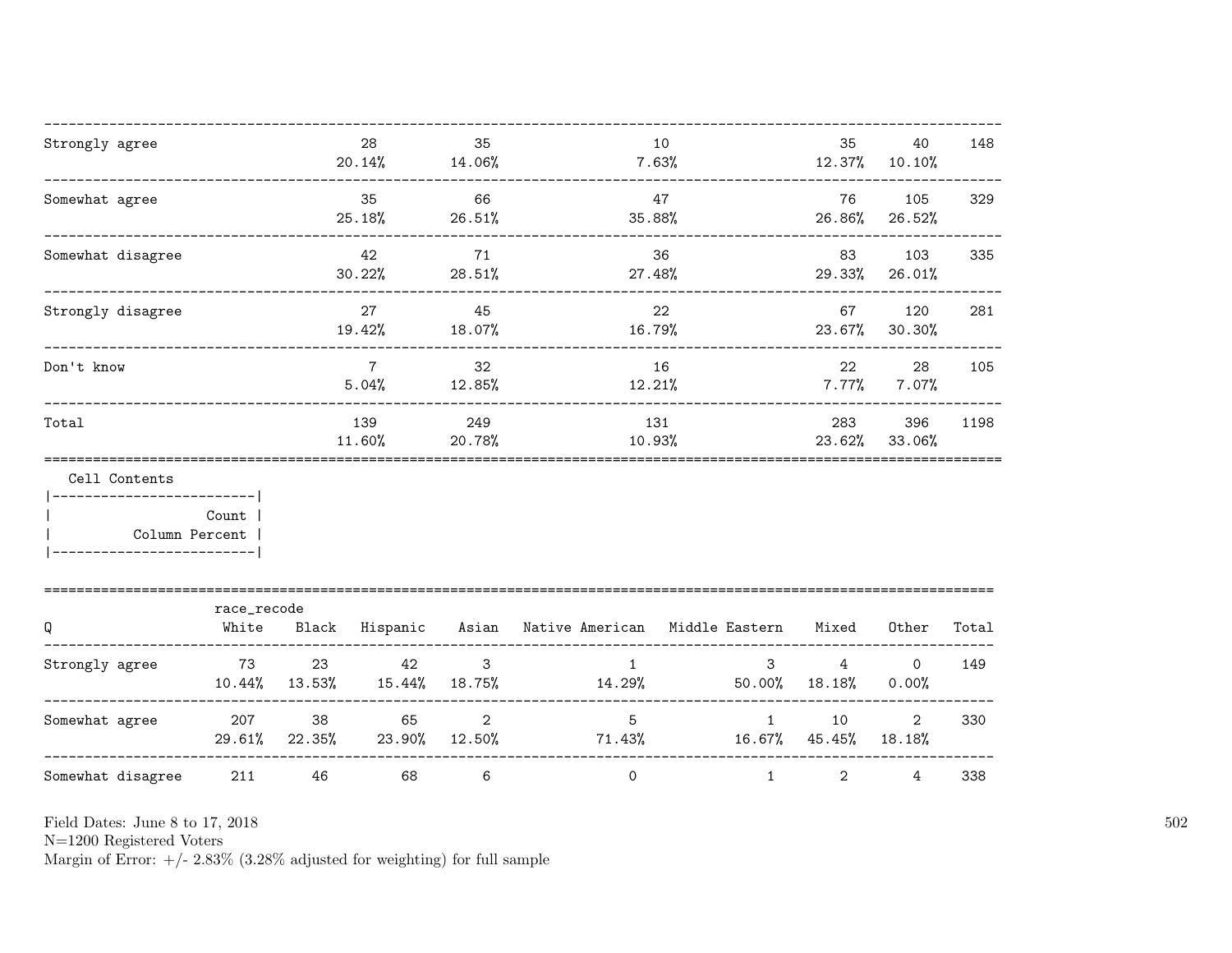| | | | | | | |
|---|---|---|---|---|---|---|
| Strongly agree | 28<br>20.14% | 35<br>14.06% | 10<br>7.63% | 35<br>12.37% | 40<br>10.10% | 148 |
| Somewhat agree | 35<br>25.18% | 66<br>26.51% | 47<br>35.88% | 76<br>26.86% | 105<br>26.52% | 329 |
| Somewhat disagree | 42<br>30.22% | 71<br>28.51% | 36<br>27.48% | 83<br>29.33% | 103<br>26.01% | 335 |
| Strongly disagree | 27<br>19.42% | 45<br>18.07% | 22<br>16.79% | 67<br>23.67% | 120<br>30.30% | 281 |
| Don't know | 7<br>5.04% | 32<br>12.85% | 16<br>12.21% | 22<br>7.77% | 28<br>7.07% | 105 |
| Total | 139<br>11.60% | 249<br>20.78% | 131<br>10.93% | 283<br>23.62% | 396<br>33.06% | 1198 |

Cell Contents

| Count |
|---|
| Column Percent |

| Q | race_recode<br>White | Black | Hispanic | Asian | Native American | Middle Eastern | Mixed | Other | Total |
|---|---|---|---|---|---|---|---|---|---|
| Strongly agree | 73<br>10.44% | 23<br>13.53% | 42<br>15.44% | 3<br>18.75% | 1<br>14.29% | 3<br>50.00% | 4<br>18.18% | 0<br>0.00% | 149 |
| Somewhat agree | 207<br>29.61% | 38<br>22.35% | 65<br>23.90% | 2<br>12.50% | 5<br>71.43% | 1<br>16.67% | 10<br>45.45% | 2<br>18.18% | 330 |
| Somewhat disagree | 211 | 46 | 68 | 6 | 0 | 1 | 2 | 4 | 338 |

Field Dates: June 8 to 17, 2018
N=1200 Registered Voters
Margin of Error: +/- 2.83% (3.28% adjusted for weighting) for full sample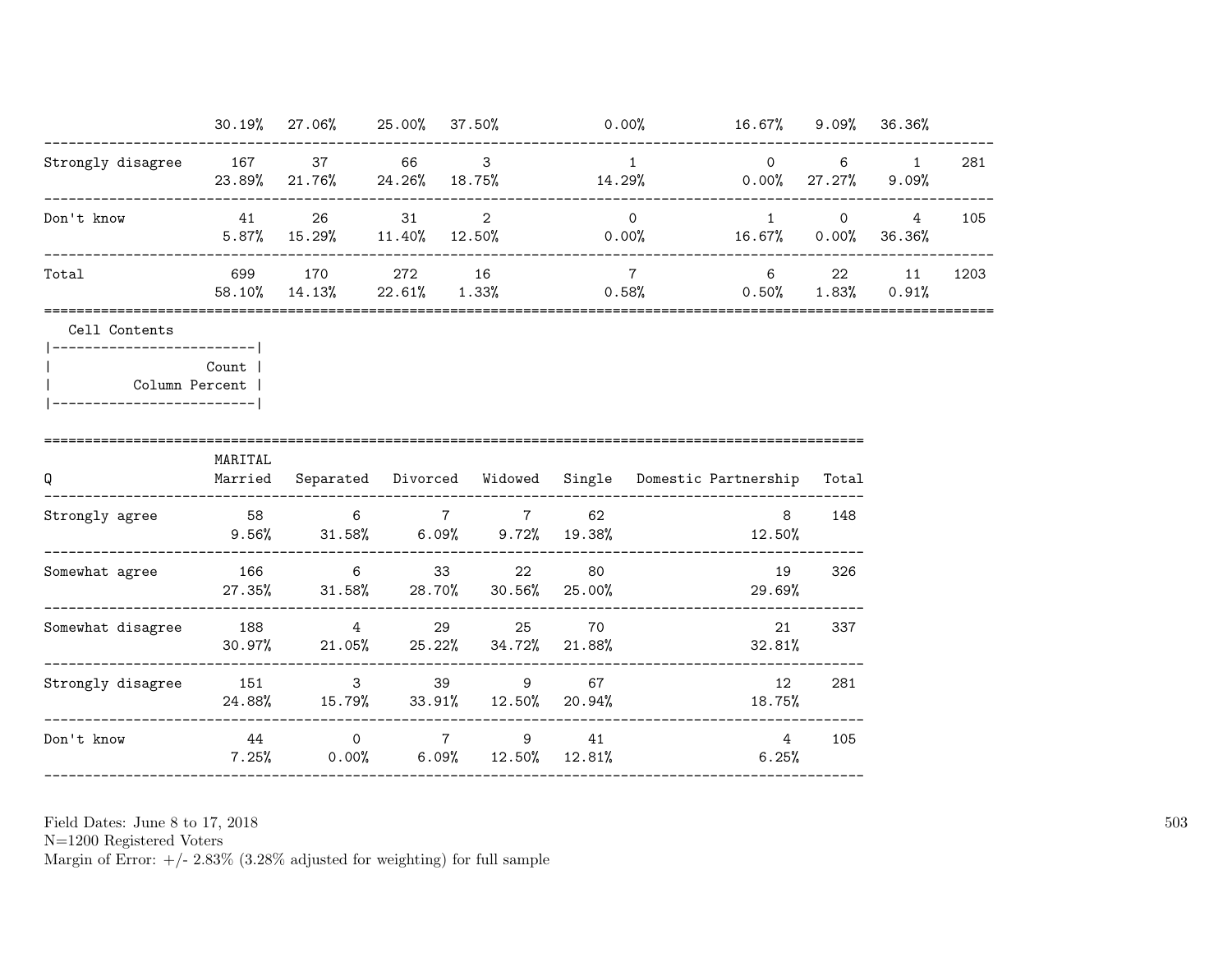| | | | | | | | | | |
|---|---|---|---|---|---|---|---|---|---|
| | 30.19% | 27.06% | 25.00% | 37.50% | 0.00% | 16.67% | 9.09% | 36.36% | |
| Strongly disagree | 167 | 37 | 66 | 3 | 1 | 0 | 6 | 1 | 281 |
| | 23.89% | 21.76% | 24.26% | 18.75% | 14.29% | 0.00% | 27.27% | 9.09% | |
| Don't know | 41 | 26 | 31 | 2 | 0 | 1 | 0 | 4 | 105 |
| | 5.87% | 15.29% | 11.40% | 12.50% | 0.00% | 16.67% | 0.00% | 36.36% | |
| Total | 699 | 170 | 272 | 16 | 7 | 6 | 22 | 11 | 1203 |
| | 58.10% | 14.13% | 22.61% | 1.33% | 0.58% | 0.50% | 1.83% | 0.91% | |

Cell Contents

|-------------------------|
| Count |
| Column Percent |
|-------------------------|

| Q | MARITAL Married | Separated | Divorced | Widowed | Single | Domestic Partnership | Total |
|---|---|---|---|---|---|---|---|
| Strongly agree | 58 | 6 | 7 | 7 | 62 | 8 | 148 |
| | 9.56% | 31.58% | 6.09% | 9.72% | 19.38% | 12.50% | |
| Somewhat agree | 166 | 6 | 33 | 22 | 80 | 19 | 326 |
| | 27.35% | 31.58% | 28.70% | 30.56% | 25.00% | 29.69% | |
| Somewhat disagree | 188 | 4 | 29 | 25 | 70 | 21 | 337 |
| | 30.97% | 21.05% | 25.22% | 34.72% | 21.88% | 32.81% | |
| Strongly disagree | 151 | 3 | 39 | 9 | 67 | 12 | 281 |
| | 24.88% | 15.79% | 33.91% | 12.50% | 20.94% | 18.75% | |
| Don't know | 44 | 0 | 7 | 9 | 41 | 4 | 105 |
| | 7.25% | 0.00% | 6.09% | 12.50% | 12.81% | 6.25% | |

Field Dates: June 8 to 17, 2018
N=1200 Registered Voters
Margin of Error: +/- 2.83% (3.28% adjusted for weighting) for full sample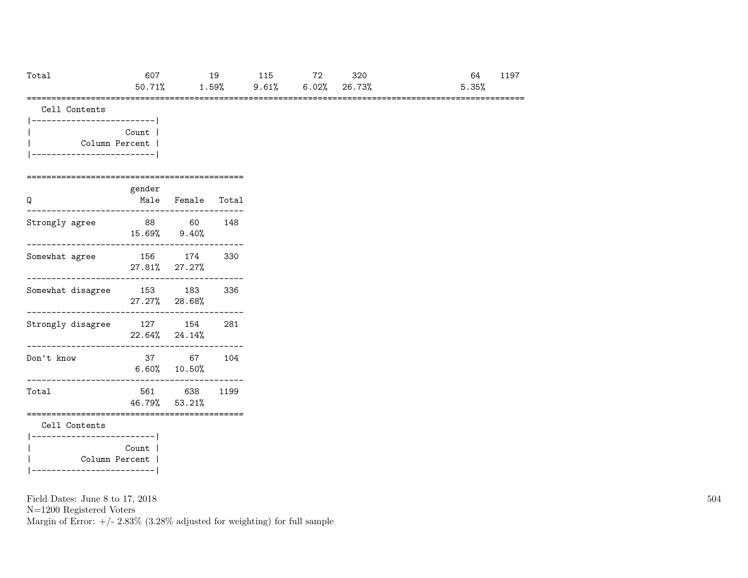| Total | 607 | 19 | 115 | 72 | 320 | | 64 | 1197 |
|---|---|---|---|---|---|---|---|---|
| | 50.71% | 1.59% | 9.61% | 6.02% | 26.73% | | 5.35% | |

Cell Contents

| Count |
|---|
| Column Percent |

| Q | gender Male | Female | Total |
|---|---|---|---|
| Strongly agree | 88 | 60 | 148 |
| | 15.69% | 9.40% | |
| Somewhat agree | 156 | 174 | 330 |
| | 27.81% | 27.27% | |
| Somewhat disagree | 153 | 183 | 336 |
| | 27.27% | 28.68% | |
| Strongly disagree | 127 | 154 | 281 |
| | 22.64% | 24.14% | |
| Don't know | 37 | 67 | 104 |
| | 6.60% | 10.50% | |
| Total | 561 | 638 | 1199 |
| | 46.79% | 53.21% | |

Cell Contents

| Count |
|---|
| Column Percent |

Field Dates: June 8 to 17, 2018
N=1200 Registered Voters
Margin of Error: +/- 2.83% (3.28% adjusted for weighting) for full sample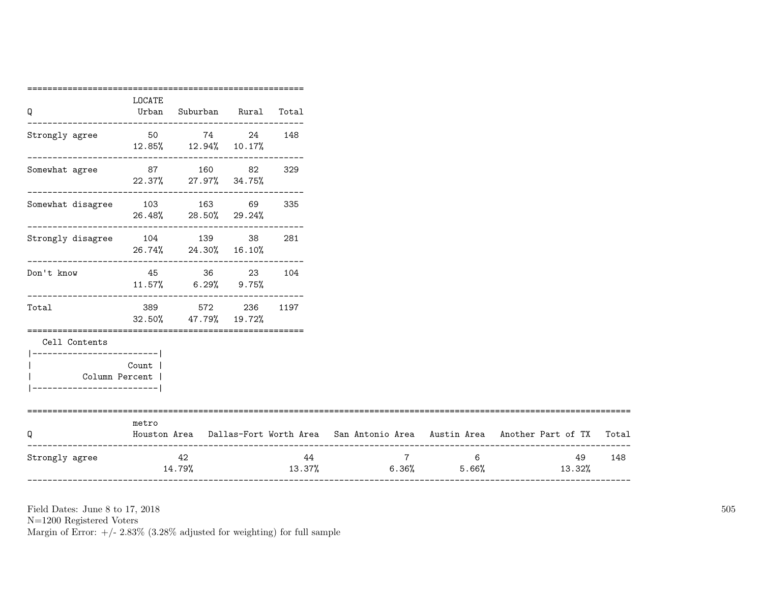| Q | LOCATE Urban | Suburban | Rural | Total |
|---|---|---|---|---|
| Strongly agree | 50<br>12.85% | 74<br>12.94% | 24<br>10.17% | 148 |
| Somewhat agree | 87<br>22.37% | 160<br>27.97% | 82<br>34.75% | 329 |
| Somewhat disagree | 103<br>26.48% | 163<br>28.50% | 69<br>29.24% | 335 |
| Strongly disagree | 104<br>26.74% | 139<br>24.30% | 38<br>16.10% | 281 |
| Don't know | 45<br>11.57% | 36<br>6.29% | 23<br>9.75% | 104 |
| Total | 389<br>32.50% | 572<br>47.79% | 236<br>19.72% | 1197 |

Cell Contents

| Count |
|---|
| Column Percent |

| Q | metro Houston Area | Dallas-Fort Worth Area | San Antonio Area | Austin Area | Another Part of TX | Total |
|---|---|---|---|---|---|---|
| Strongly agree | 42<br>14.79% | 44<br>13.37% | 7<br>6.36% | 6<br>5.66% | 49<br>13.32% | 148 |

Field Dates: June 8 to 17, 2018
N=1200 Registered Voters
Margin of Error: +/- 2.83% (3.28% adjusted for weighting) for full sample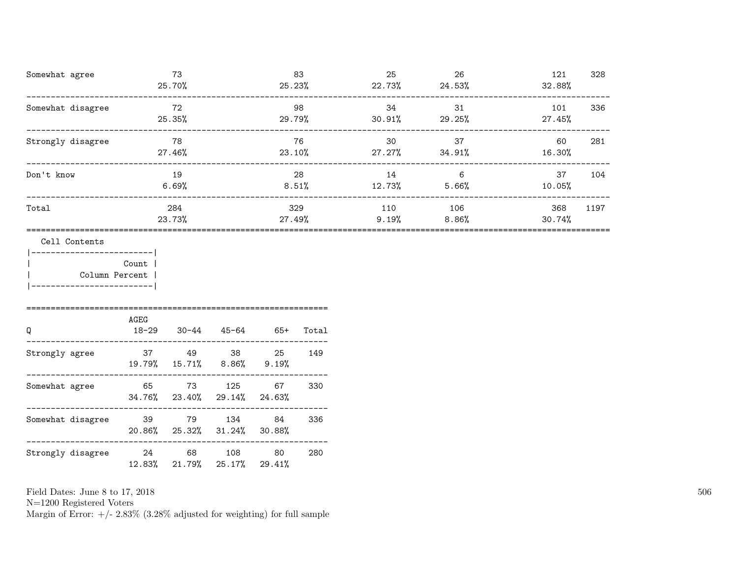| | | | | | | |
|---|---|---|---|---|---|---|
| Somewhat agree | 73<br>25.70% | 83<br>25.23% | 25<br>22.73% | 26<br>24.53% | 121<br>32.88% | 328 |
| Somewhat disagree | 72<br>25.35% | 98<br>29.79% | 34<br>30.91% | 31<br>29.25% | 101<br>27.45% | 336 |
| Strongly disagree | 78<br>27.46% | 76<br>23.10% | 30<br>27.27% | 37<br>34.91% | 60<br>16.30% | 281 |
| Don't know | 19<br>6.69% | 28<br>8.51% | 14<br>12.73% | 6<br>5.66% | 37<br>10.05% | 104 |
| Total | 284<br>23.73% | 329<br>27.49% | 110<br>9.19% | 106<br>8.86% | 368<br>30.74% | 1197 |

Cell Contents

| |
|---|
| Count |
| Column Percent |

| Q | AGEG<br>18-29 | 30-44 | 45-64 | 65+ | Total |
|---|---|---|---|---|---|
| Strongly agree | 37<br>19.79% | 49<br>15.71% | 38<br>8.86% | 25<br>9.19% | 149 |
| Somewhat agree | 65<br>34.76% | 73<br>23.40% | 125<br>29.14% | 67<br>24.63% | 330 |
| Somewhat disagree | 39<br>20.86% | 79<br>25.32% | 134<br>31.24% | 84<br>30.88% | 336 |
| Strongly disagree | 24<br>12.83% | 68<br>21.79% | 108<br>25.17% | 80<br>29.41% | 280 |

Field Dates: June 8 to 17, 2018
N=1200 Registered Voters
Margin of Error: +/- 2.83% (3.28% adjusted for weighting) for full sample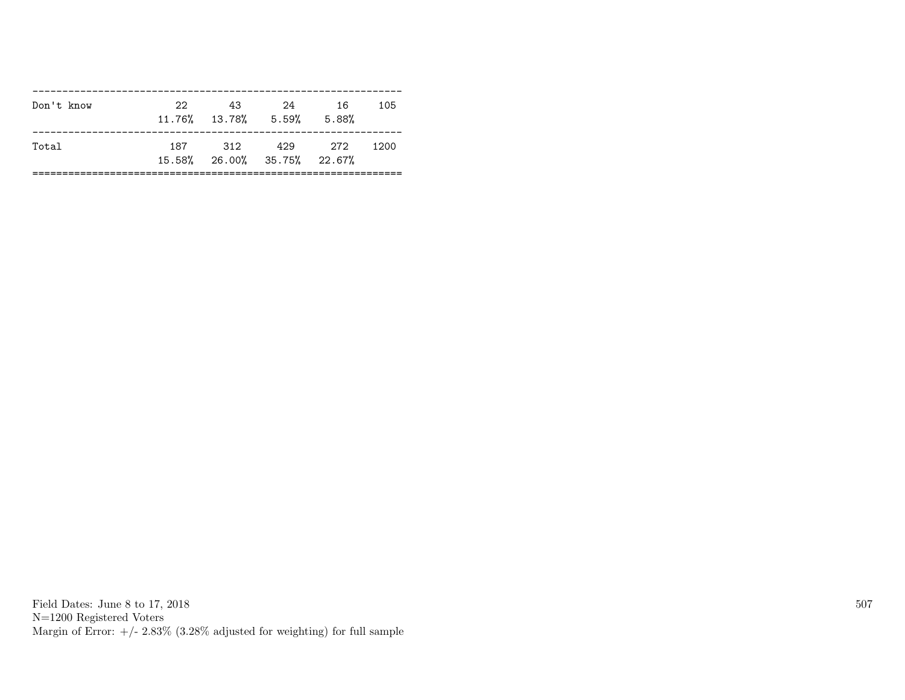| | | | | | |
|---|---|---|---|---|---|
| Don't know | 22 | 43 | 24 | 16 | 105 |
| | 11.76% | 13.78% | 5.59% | 5.88% | |
| Total | 187 | 312 | 429 | 272 | 1200 |
| | 15.58% | 26.00% | 35.75% | 22.67% | |

Field Dates: June 8 to 17, 2018
N=1200 Registered Voters
Margin of Error: +/- 2.83% (3.28% adjusted for weighting) for full sample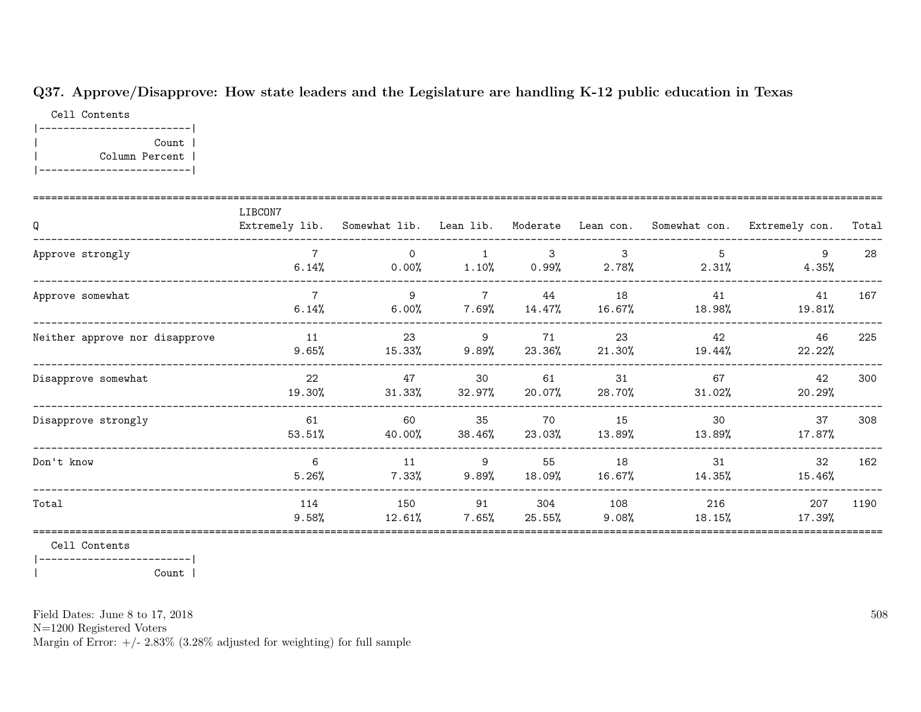## Q37. Approve/Disapprove: How state leaders and the Legislature are handling K-12 public education in Texas

Cell Contents

| Count |
|---|
| Column Percent |

| Q | LIBCON7 Extremely lib. | Somewhat lib. | Lean lib. | Moderate | Lean con. | Somewhat con. | Extremely con. | Total |
|---|---|---|---|---|---|---|---|---|
| Approve strongly | 7 | 0 | 1 | 3 | 3 | 5 | 9 | 28 |
| | 6.14% | 0.00% | 1.10% | 0.99% | 2.78% | 2.31% | 4.35% | |
| Approve somewhat | 7 | 9 | 7 | 44 | 18 | 41 | 41 | 167 |
| | 6.14% | 6.00% | 7.69% | 14.47% | 16.67% | 18.98% | 19.81% | |
| Neither approve nor disapprove | 11 | 23 | 9 | 71 | 23 | 42 | 46 | 225 |
| | 9.65% | 15.33% | 9.89% | 23.36% | 21.30% | 19.44% | 22.22% | |
| Disapprove somewhat | 22 | 47 | 30 | 61 | 31 | 67 | 42 | 300 |
| | 19.30% | 31.33% | 32.97% | 20.07% | 28.70% | 31.02% | 20.29% | |
| Disapprove strongly | 61 | 60 | 35 | 70 | 15 | 30 | 37 | 308 |
| | 53.51% | 40.00% | 38.46% | 23.03% | 13.89% | 13.89% | 17.87% | |
| Don't know | 6 | 11 | 9 | 55 | 18 | 31 | 32 | 162 |
| | 5.26% | 7.33% | 9.89% | 18.09% | 16.67% | 14.35% | 15.46% | |
| Total | 114 | 150 | 91 | 304 | 108 | 216 | 207 | 1190 |
| | 9.58% | 12.61% | 7.65% | 25.55% | 9.08% | 18.15% | 17.39% | |

Cell Contents

| Count |
|---|

Field Dates: June 8 to 17, 2018
N=1200 Registered Voters
Margin of Error: +/- 2.83% (3.28% adjusted for weighting) for full sample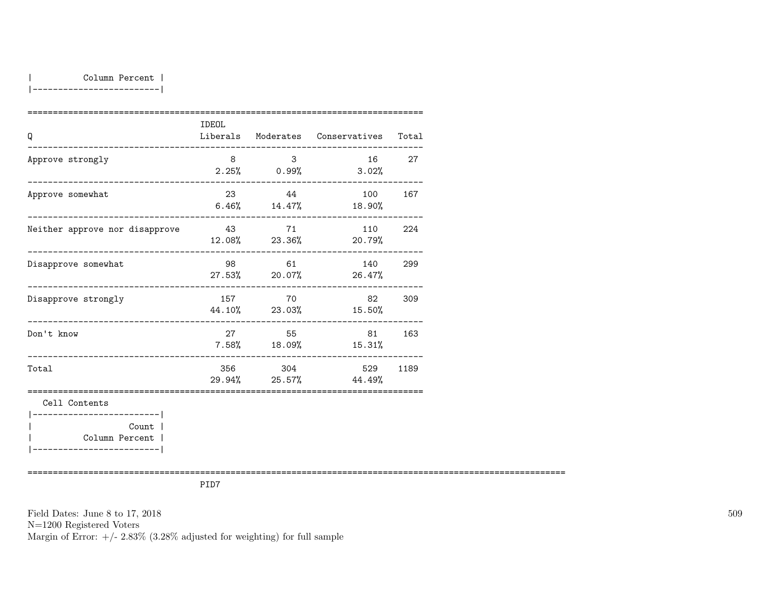| Column Percent |
|---|

| Q | IDEOL Liberals | Moderates | Conservatives | Total |
|---|---|---|---|---|
| Approve strongly | 8<br>2.25% | 3<br>0.99% | 16<br>3.02% | 27 |
| Approve somewhat | 23<br>6.46% | 44<br>14.47% | 100<br>18.90% | 167 |
| Neither approve nor disapprove | 43<br>12.08% | 71<br>23.36% | 110<br>20.79% | 224 |
| Disapprove somewhat | 98<br>27.53% | 61<br>20.07% | 140<br>26.47% | 299 |
| Disapprove strongly | 157<br>44.10% | 70<br>23.03% | 82<br>15.50% | 309 |
| Don't know | 27<br>7.58% | 55<br>18.09% | 81<br>15.31% | 163 |
| Total | 356<br>29.94% | 304<br>25.57% | 529<br>44.49% | 1189 |

Cell Contents

| Count |
|---|
| Column Percent |

PID7

Field Dates: June 8 to 17, 2018
N=1200 Registered Voters
Margin of Error: +/- 2.83% (3.28% adjusted for weighting) for full sample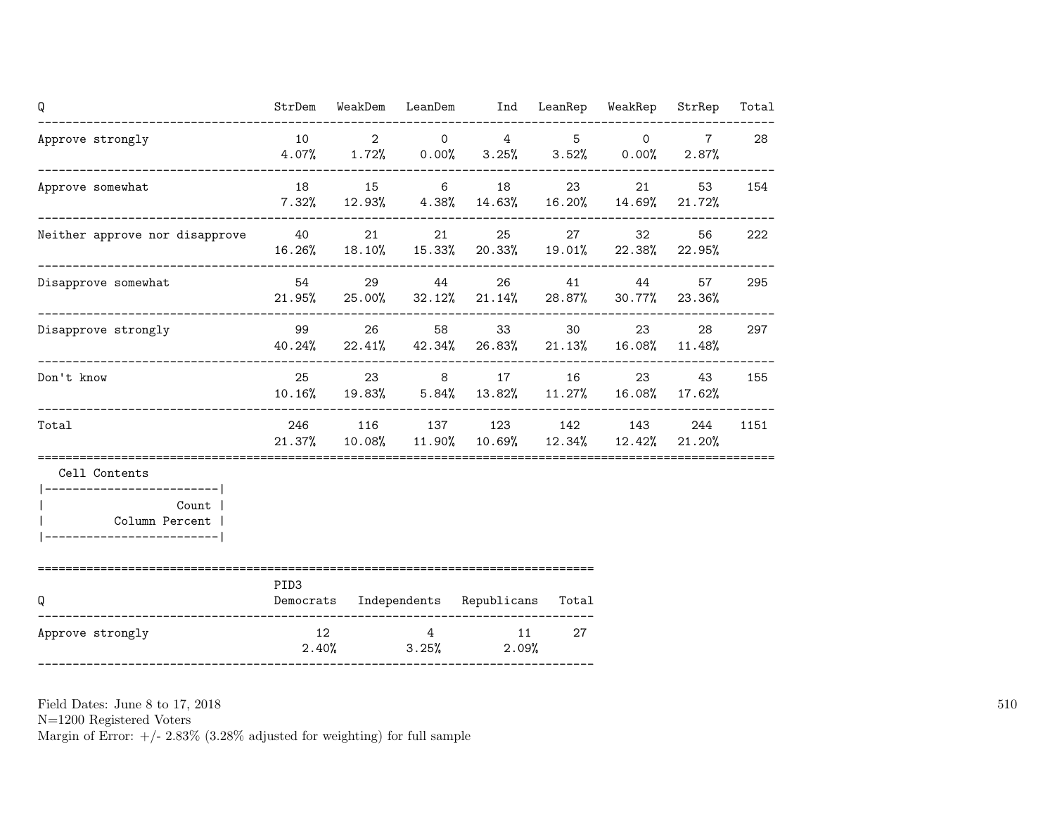| Q | StrDem | WeakDem | LeanDem | Ind | LeanRep | WeakRep | StrRep | Total |
|---|---|---|---|---|---|---|---|---|
| Approve strongly | 10<br>4.07% | 2<br>1.72% | 0<br>0.00% | 4<br>3.25% | 5<br>3.52% | 0<br>0.00% | 7<br>2.87% | 28 |
| Approve somewhat | 18<br>7.32% | 15<br>12.93% | 6<br>4.38% | 18<br>14.63% | 23<br>16.20% | 21<br>14.69% | 53<br>21.72% | 154 |
| Neither approve nor disapprove | 40<br>16.26% | 21<br>18.10% | 21<br>15.33% | 25<br>20.33% | 27<br>19.01% | 32<br>22.38% | 56<br>22.95% | 222 |
| Disapprove somewhat | 54<br>21.95% | 29<br>25.00% | 44<br>32.12% | 26<br>21.14% | 41<br>28.87% | 44<br>30.77% | 57<br>23.36% | 295 |
| Disapprove strongly | 99<br>40.24% | 26<br>22.41% | 58<br>42.34% | 33<br>26.83% | 30<br>21.13% | 23<br>16.08% | 28<br>11.48% | 297 |
| Don't know | 25<br>10.16% | 23<br>19.83% | 8<br>5.84% | 17<br>13.82% | 16<br>11.27% | 23<br>16.08% | 43<br>17.62% | 155 |
| Total | 246<br>21.37% | 116<br>10.08% | 137<br>11.90% | 123<br>10.69% | 142<br>12.34% | 143<br>12.42% | 244<br>21.20% | 1151 |

Cell Contents
- Count
- Column Percent

| Q | PID3<br>Democrats | Independents | Republicans | Total |
|---|---|---|---|---|
| Approve strongly | 12<br>2.40% | 4<br>3.25% | 11<br>2.09% | 27 |

Field Dates: June 8 to 17, 2018
N=1200 Registered Voters
Margin of Error: +/- 2.83% (3.28% adjusted for weighting) for full sample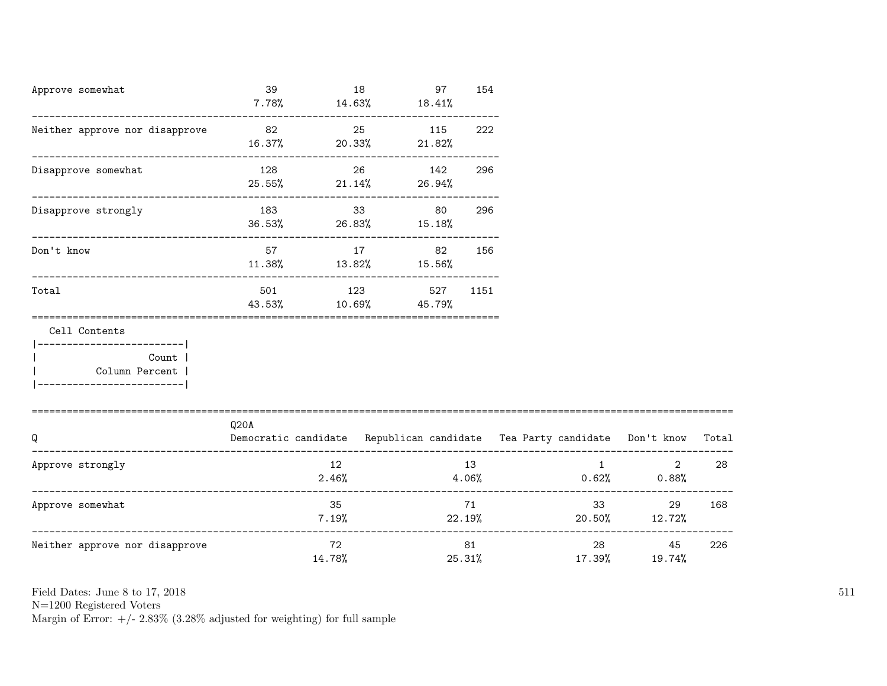| | | | | |
|---|---|---|---|---|
| Approve somewhat | 39<br>7.78% | 18<br>14.63% | 97<br>18.41% | 154 |
| Neither approve nor disapprove | 82<br>16.37% | 25<br>20.33% | 115<br>21.82% | 222 |
| Disapprove somewhat | 128<br>25.55% | 26<br>21.14% | 142<br>26.94% | 296 |
| Disapprove strongly | 183<br>36.53% | 33<br>26.83% | 80<br>15.18% | 296 |
| Don't know | 57<br>11.38% | 17<br>13.82% | 82<br>15.56% | 156 |
| Total | 501<br>43.53% | 123<br>10.69% | 527<br>45.79% | 1151 |

Cell Contents

| Count |
|---|
| Column Percent |

| Q | Q20A<br>Democratic candidate | Republican candidate | Tea Party candidate | Don't know | Total |
|---|---|---|---|---|---|
| Approve strongly | 12<br>2.46% | 13<br>4.06% | 1<br>0.62% | 2<br>0.88% | 28 |
| Approve somewhat | 35<br>7.19% | 71<br>22.19% | 33<br>20.50% | 29<br>12.72% | 168 |
| Neither approve nor disapprove | 72<br>14.78% | 81<br>25.31% | 28<br>17.39% | 45<br>19.74% | 226 |

Field Dates: June 8 to 17, 2018
N=1200 Registered Voters
Margin of Error: +/- 2.83% (3.28% adjusted for weighting) for full sample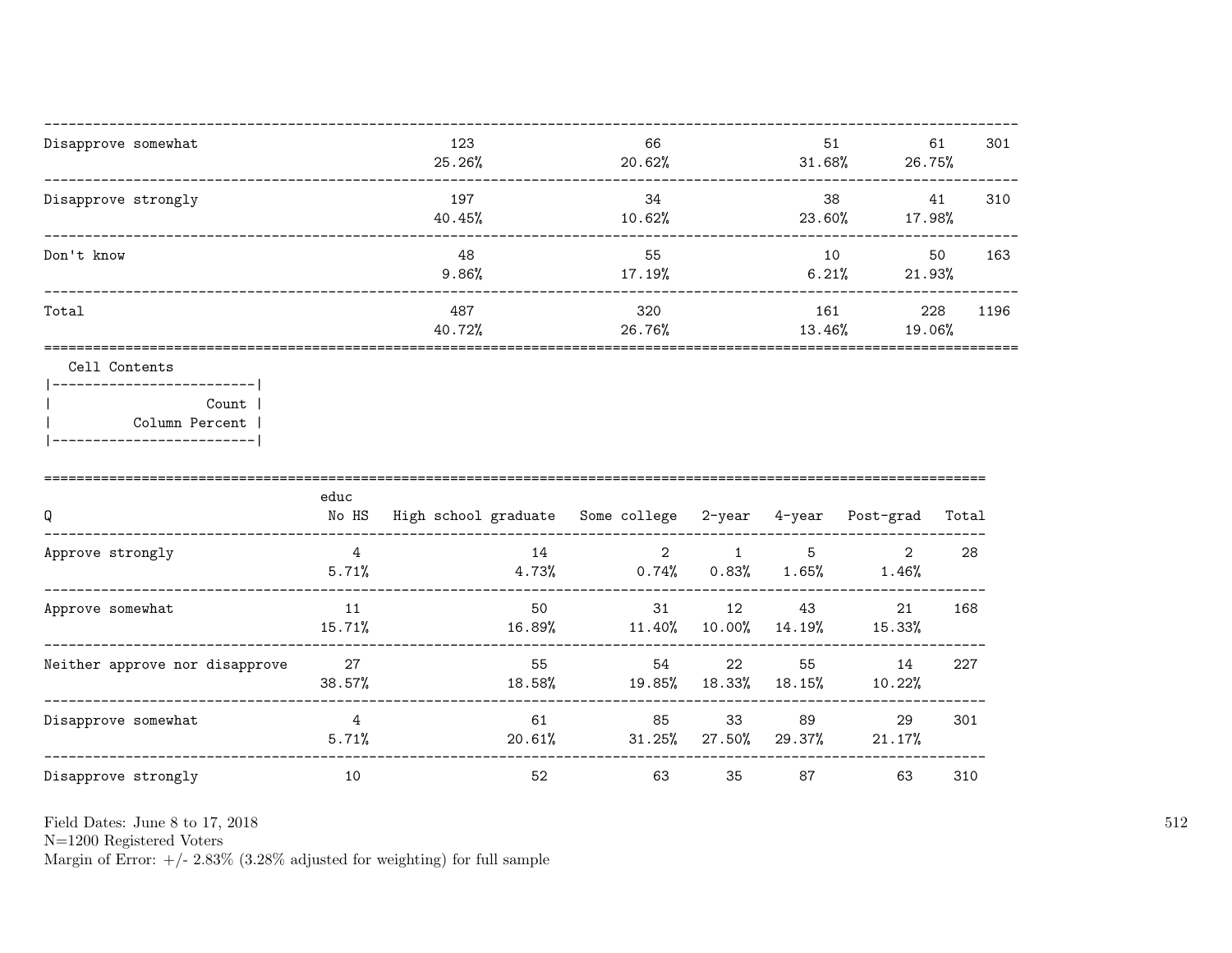| | | | | | |
|---|---|---|---|---|---|
| Disapprove somewhat | 123<br>25.26% | 66<br>20.62% | 51<br>31.68% | 61<br>26.75% | 301 |
| Disapprove strongly | 197<br>40.45% | 34<br>10.62% | 38<br>23.60% | 41<br>17.98% | 310 |
| Don't know | 48<br>9.86% | 55<br>17.19% | 10<br>6.21% | 50<br>21.93% | 163 |
| Total | 487<br>40.72% | 320<br>26.76% | 161<br>13.46% | 228<br>19.06% | 1196 |

Cell Contents

| Count |
|---|
| Column Percent |

| Q | educ<br>No HS | High school graduate | Some college | 2-year | 4-year | Post-grad | Total |
|---|---|---|---|---|---|---|---|
| Approve strongly | 4<br>5.71% | 14<br>4.73% | 2<br>0.74% | 1<br>0.83% | 5<br>1.65% | 2<br>1.46% | 28 |
| Approve somewhat | 11<br>15.71% | 50<br>16.89% | 31<br>11.40% | 12<br>10.00% | 43<br>14.19% | 21<br>15.33% | 168 |
| Neither approve nor disapprove | 27<br>38.57% | 55<br>18.58% | 54<br>19.85% | 22<br>18.33% | 55<br>18.15% | 14<br>10.22% | 227 |
| Disapprove somewhat | 4<br>5.71% | 61<br>20.61% | 85<br>31.25% | 33<br>27.50% | 89<br>29.37% | 29<br>21.17% | 301 |
| Disapprove strongly | 10 | 52 | 63 | 35 | 87 | 63 | 310 |

Field Dates: June 8 to 17, 2018

N=1200 Registered Voters

Margin of Error: +/- 2.83% (3.28% adjusted for weighting) for full sample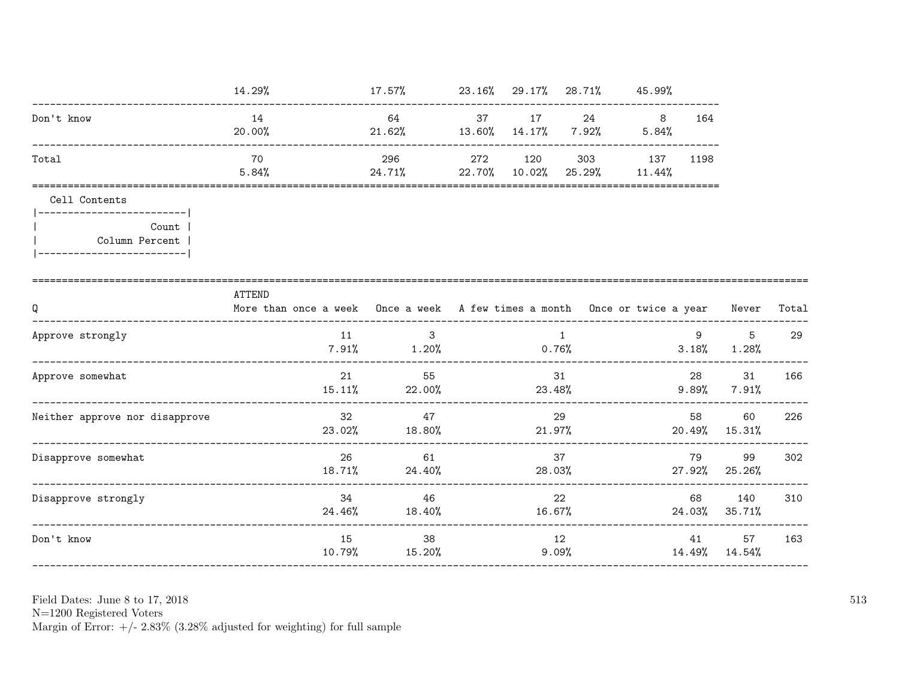| | | | | | | | |
|---|---|---|---|---|---|---|---|
| | 14.29% | 17.57% | 23.16% | 29.17% | 28.71% | 45.99% | |
| Don't know | 14 | 64 | 37 | 17 | 24 | 8 | 164 |
| | 20.00% | 21.62% | 13.60% | 14.17% | 7.92% | 5.84% | |
| Total | 70 | 296 | 272 | 120 | 303 | 137 | 1198 |
| | 5.84% | 24.71% | 22.70% | 10.02% | 25.29% | 11.44% | |

Cell Contents

| |
|---|
| Count |
| Column Percent |

| Q | ATTEND More than once a week | Once a week | A few times a month | Once or twice a year | Never | Total |
|---|---|---|---|---|---|---|
| Approve strongly | 11 | 3 | 1 | 9 | 5 | 29 |
| | 7.91% | 1.20% | 0.76% | 3.18% | 1.28% | |
| Approve somewhat | 21 | 55 | 31 | 28 | 31 | 166 |
| | 15.11% | 22.00% | 23.48% | 9.89% | 7.91% | |
| Neither approve nor disapprove | 32 | 47 | 29 | 58 | 60 | 226 |
| | 23.02% | 18.80% | 21.97% | 20.49% | 15.31% | |
| Disapprove somewhat | 26 | 61 | 37 | 79 | 99 | 302 |
| | 18.71% | 24.40% | 28.03% | 27.92% | 25.26% | |
| Disapprove strongly | 34 | 46 | 22 | 68 | 140 | 310 |
| | 24.46% | 18.40% | 16.67% | 24.03% | 35.71% | |
| Don't know | 15 | 38 | 12 | 41 | 57 | 163 |
| | 10.79% | 15.20% | 9.09% | 14.49% | 14.54% | |

Field Dates: June 8 to 17, 2018
N=1200 Registered Voters
Margin of Error: +/- 2.83% (3.28% adjusted for weighting) for full sample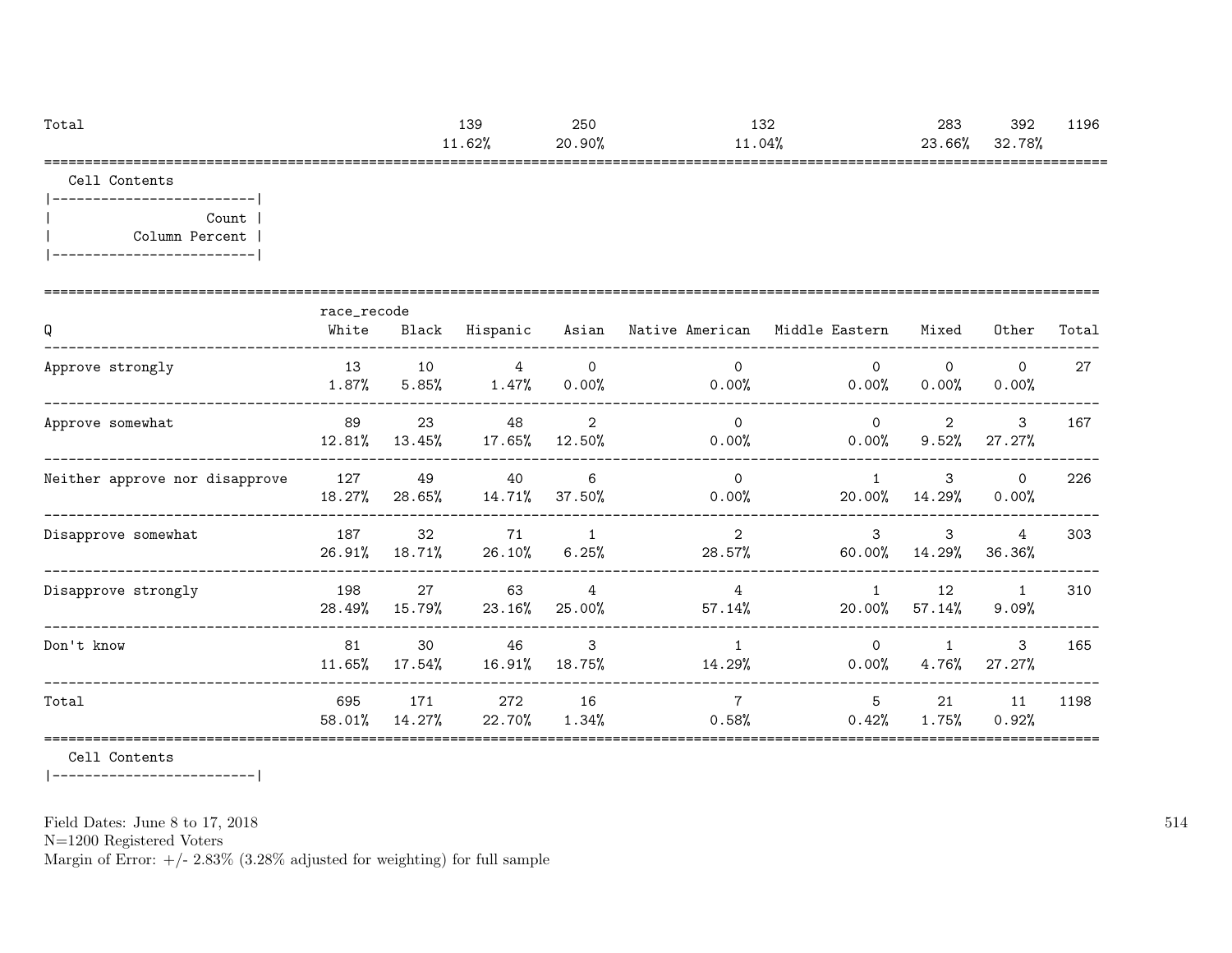| Total | | | 139 | 250 | | 132 | | 283 | 392 | 1196 |
|---|---|---|---|---|---|---|---|---|---|---|
| | | | 11.62% | 20.90% | | 11.04% | | 23.66% | 32.78% | |

Cell Contents

```
|-------------------------|
|                   Count |
|          Column Percent |
|-------------------------|
```

| Q | race_recode White | Black | Hispanic | Asian | Native American | Middle Eastern | Mixed | Other | Total |
|---|---|---|---|---|---|---|---|---|---|
| Approve strongly | 13 | 10 | 4 | 0 | 0 | 0 | 0 | 0 | 27 |
| | 1.87% | 5.85% | 1.47% | 0.00% | 0.00% | 0.00% | 0.00% | 0.00% | |
| Approve somewhat | 89 | 23 | 48 | 2 | 0 | 0 | 2 | 3 | 167 |
| | 12.81% | 13.45% | 17.65% | 12.50% | 0.00% | 0.00% | 9.52% | 27.27% | |
| Neither approve nor disapprove | 127 | 49 | 40 | 6 | 0 | 1 | 3 | 0 | 226 |
| | 18.27% | 28.65% | 14.71% | 37.50% | 0.00% | 20.00% | 14.29% | 0.00% | |
| Disapprove somewhat | 187 | 32 | 71 | 1 | 2 | 3 | 3 | 4 | 303 |
| | 26.91% | 18.71% | 26.10% | 6.25% | 28.57% | 60.00% | 14.29% | 36.36% | |
| Disapprove strongly | 198 | 27 | 63 | 4 | 4 | 1 | 12 | 1 | 310 |
| | 28.49% | 15.79% | 23.16% | 25.00% | 57.14% | 20.00% | 57.14% | 9.09% | |
| Don't know | 81 | 30 | 46 | 3 | 1 | 0 | 1 | 3 | 165 |
| | 11.65% | 17.54% | 16.91% | 18.75% | 14.29% | 0.00% | 4.76% | 27.27% | |
| Total | 695 | 171 | 272 | 16 | 7 | 5 | 21 | 11 | 1198 |
| | 58.01% | 14.27% | 22.70% | 1.34% | 0.58% | 0.42% | 1.75% | 0.92% | |

Cell Contents

```
|-------------------------|
```

Field Dates: June 8 to 17, 2018
N=1200 Registered Voters
Margin of Error: +/- 2.83% (3.28% adjusted for weighting) for full sample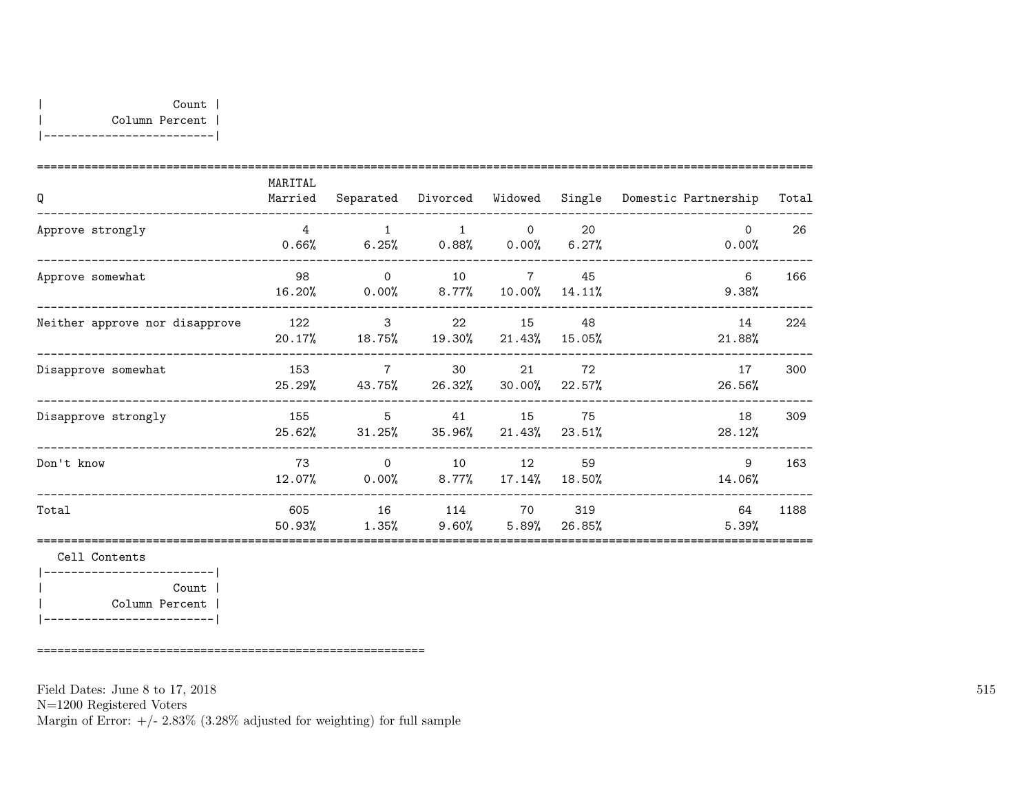| Count |
|---|
| Column Percent |

| Q | MARITAL Married | Separated | Divorced | Widowed | Single | Domestic Partnership | Total |
|---|---|---|---|---|---|---|---|
| Approve strongly | 4 | 1 | 1 | 0 | 20 | 0 | 26 |
| | 0.66% | 6.25% | 0.88% | 0.00% | 6.27% | 0.00% | |
| Approve somewhat | 98 | 0 | 10 | 7 | 45 | 6 | 166 |
| | 16.20% | 0.00% | 8.77% | 10.00% | 14.11% | 9.38% | |
| Neither approve nor disapprove | 122 | 3 | 22 | 15 | 48 | 14 | 224 |
| | 20.17% | 18.75% | 19.30% | 21.43% | 15.05% | 21.88% | |
| Disapprove somewhat | 153 | 7 | 30 | 21 | 72 | 17 | 300 |
| | 25.29% | 43.75% | 26.32% | 30.00% | 22.57% | 26.56% | |
| Disapprove strongly | 155 | 5 | 41 | 15 | 75 | 18 | 309 |
| | 25.62% | 31.25% | 35.96% | 21.43% | 23.51% | 28.12% | |
| Don't know | 73 | 0 | 10 | 12 | 59 | 9 | 163 |
| | 12.07% | 0.00% | 8.77% | 17.14% | 18.50% | 14.06% | |
| Total | 605 | 16 | 114 | 70 | 319 | 64 | 1188 |
| | 50.93% | 1.35% | 9.60% | 5.89% | 26.85% | 5.39% | |

Cell Contents

| Count |
|---|
| Column Percent |

Field Dates: June 8 to 17, 2018
N=1200 Registered Voters
Margin of Error: +/- 2.83% (3.28% adjusted for weighting) for full sample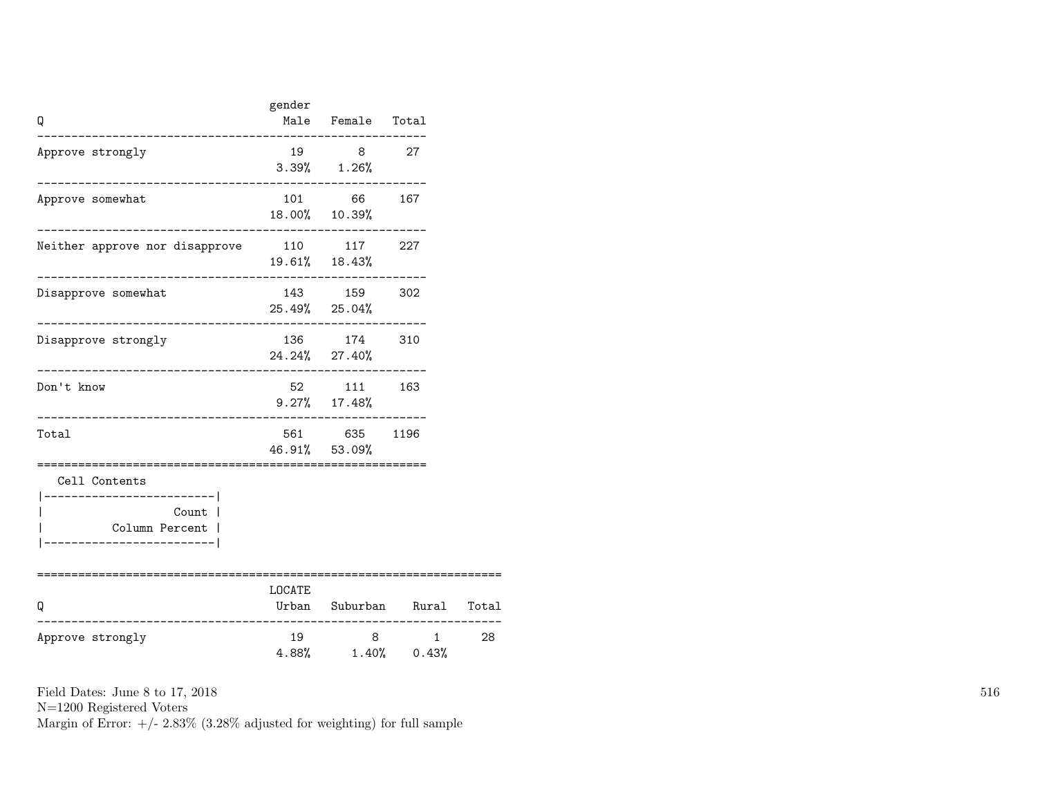| Q | gender Male | Female | Total |
|---|---|---|---|
| Approve strongly | 19<br>3.39% | 8<br>1.26% | 27 |
| Approve somewhat | 101<br>18.00% | 66<br>10.39% | 167 |
| Neither approve nor disapprove | 110<br>19.61% | 117<br>18.43% | 227 |
| Disapprove somewhat | 143<br>25.49% | 159<br>25.04% | 302 |
| Disapprove strongly | 136<br>24.24% | 174<br>27.40% | 310 |
| Don't know | 52<br>9.27% | 111<br>17.48% | 163 |
| Total | 561<br>46.91% | 635<br>53.09% | 1196 |

Cell Contents

| Count |
|---|
| Column Percent |

| Q | LOCATE Urban | Suburban | Rural | Total |
|---|---|---|---|---|
| Approve strongly | 19<br>4.88% | 8<br>1.40% | 1<br>0.43% | 28 |

Field Dates: June 8 to 17, 2018
N=1200 Registered Voters
Margin of Error: +/- 2.83% (3.28% adjusted for weighting) for full sample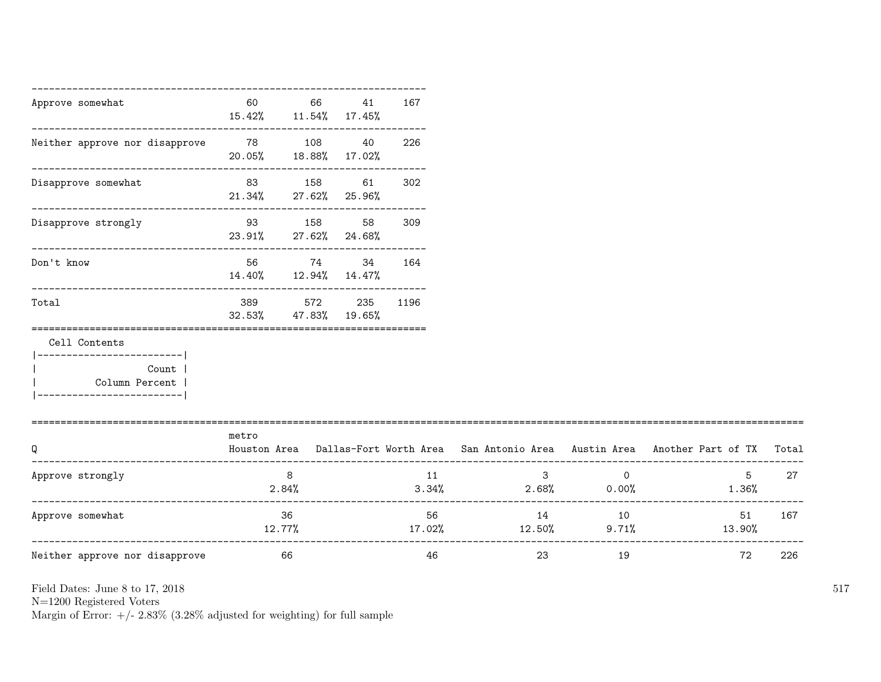| | | | | |
|---|---|---|---|---|
| Approve somewhat | 60<br>15.42% | 66<br>11.54% | 41<br>17.45% | 167 |
| Neither approve nor disapprove | 78<br>20.05% | 108<br>18.88% | 40<br>17.02% | 226 |
| Disapprove somewhat | 83<br>21.34% | 158<br>27.62% | 61<br>25.96% | 302 |
| Disapprove strongly | 93<br>23.91% | 158<br>27.62% | 58<br>24.68% | 309 |
| Don't know | 56<br>14.40% | 74<br>12.94% | 34<br>14.47% | 164 |
| Total | 389<br>32.53% | 572<br>47.83% | 235<br>19.65% | 1196 |

Cell Contents
|-------------------------|
| Count |
| Column Percent |
|-------------------------|

| Q | metro<br>Houston Area | Dallas-Fort Worth Area | San Antonio Area | Austin Area | Another Part of TX | Total |
|---|---|---|---|---|---|---|
| Approve strongly | 8<br>2.84% | 11<br>3.34% | 3<br>2.68% | 0<br>0.00% | 5<br>1.36% | 27 |
| Approve somewhat | 36<br>12.77% | 56<br>17.02% | 14<br>12.50% | 10<br>9.71% | 51<br>13.90% | 167 |
| Neither approve nor disapprove | 66 | 46 | 23 | 19 | 72 | 226 |

Field Dates: June 8 to 17, 2018
N=1200 Registered Voters
Margin of Error: +/- 2.83% (3.28% adjusted for weighting) for full sample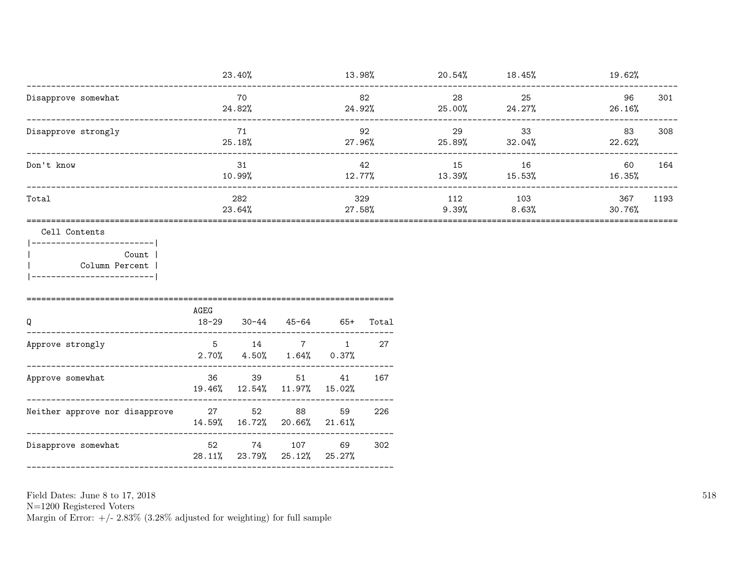| | | | | | | |
|---|---|---|---|---|---|---|
| | 23.40% | 13.98% | 20.54% | 18.45% | 19.62% | |
| Disapprove somewhat | 70 | 82 | 28 | 25 | 96 | 301 |
| | 24.82% | 24.92% | 25.00% | 24.27% | 26.16% | |
| Disapprove strongly | 71 | 92 | 29 | 33 | 83 | 308 |
| | 25.18% | 27.96% | 25.89% | 32.04% | 22.62% | |
| Don't know | 31 | 42 | 15 | 16 | 60 | 164 |
| | 10.99% | 12.77% | 13.39% | 15.53% | 16.35% | |
| Total | 282 | 329 | 112 | 103 | 367 | 1193 |
| | 23.64% | 27.58% | 9.39% | 8.63% | 30.76% | |

Cell Contents

| |
|---|
| Count |
| Column Percent |

| Q | AGEG 18-29 | 30-44 | 45-64 | 65+ | Total |
|---|---|---|---|---|---|
| Approve strongly | 5 | 14 | 7 | 1 | 27 |
| | 2.70% | 4.50% | 1.64% | 0.37% | |
| Approve somewhat | 36 | 39 | 51 | 41 | 167 |
| | 19.46% | 12.54% | 11.97% | 15.02% | |
| Neither approve nor disapprove | 27 | 52 | 88 | 59 | 226 |
| | 14.59% | 16.72% | 20.66% | 21.61% | |
| Disapprove somewhat | 52 | 74 | 107 | 69 | 302 |
| | 28.11% | 23.79% | 25.12% | 25.27% | |

Field Dates: June 8 to 17, 2018
N=1200 Registered Voters
Margin of Error: +/- 2.83% (3.28% adjusted for weighting) for full sample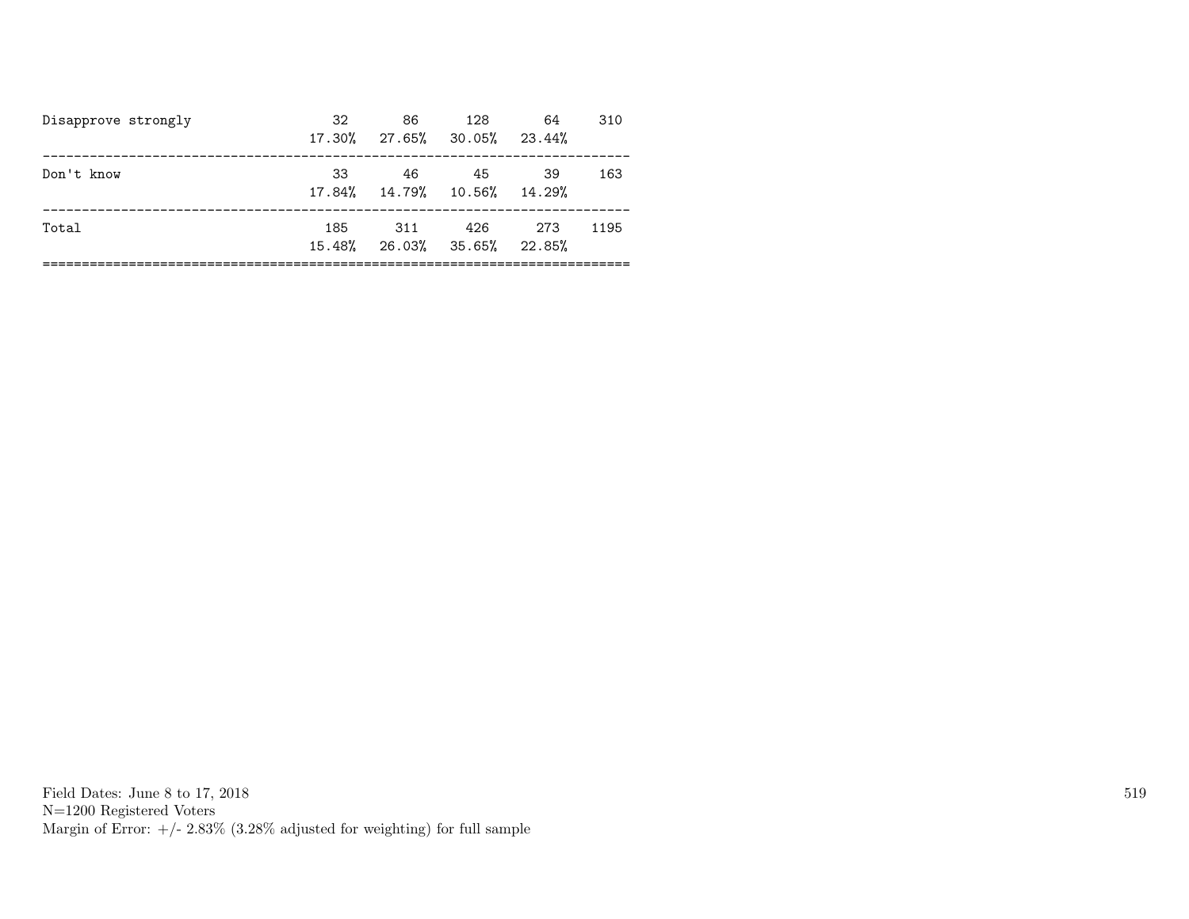| | | | | | |
|---|---|---|---|---|---|
| Disapprove strongly | 32 | 86 | 128 | 64 | 310 |
| | 17.30% | 27.65% | 30.05% | 23.44% | |
| Don't know | 33 | 46 | 45 | 39 | 163 |
| | 17.84% | 14.79% | 10.56% | 14.29% | |
| Total | 185 | 311 | 426 | 273 | 1195 |
| | 15.48% | 26.03% | 35.65% | 22.85% | |

Field Dates: June 8 to 17, 2018
N=1200 Registered Voters
Margin of Error: +/- 2.83% (3.28% adjusted for weighting) for full sample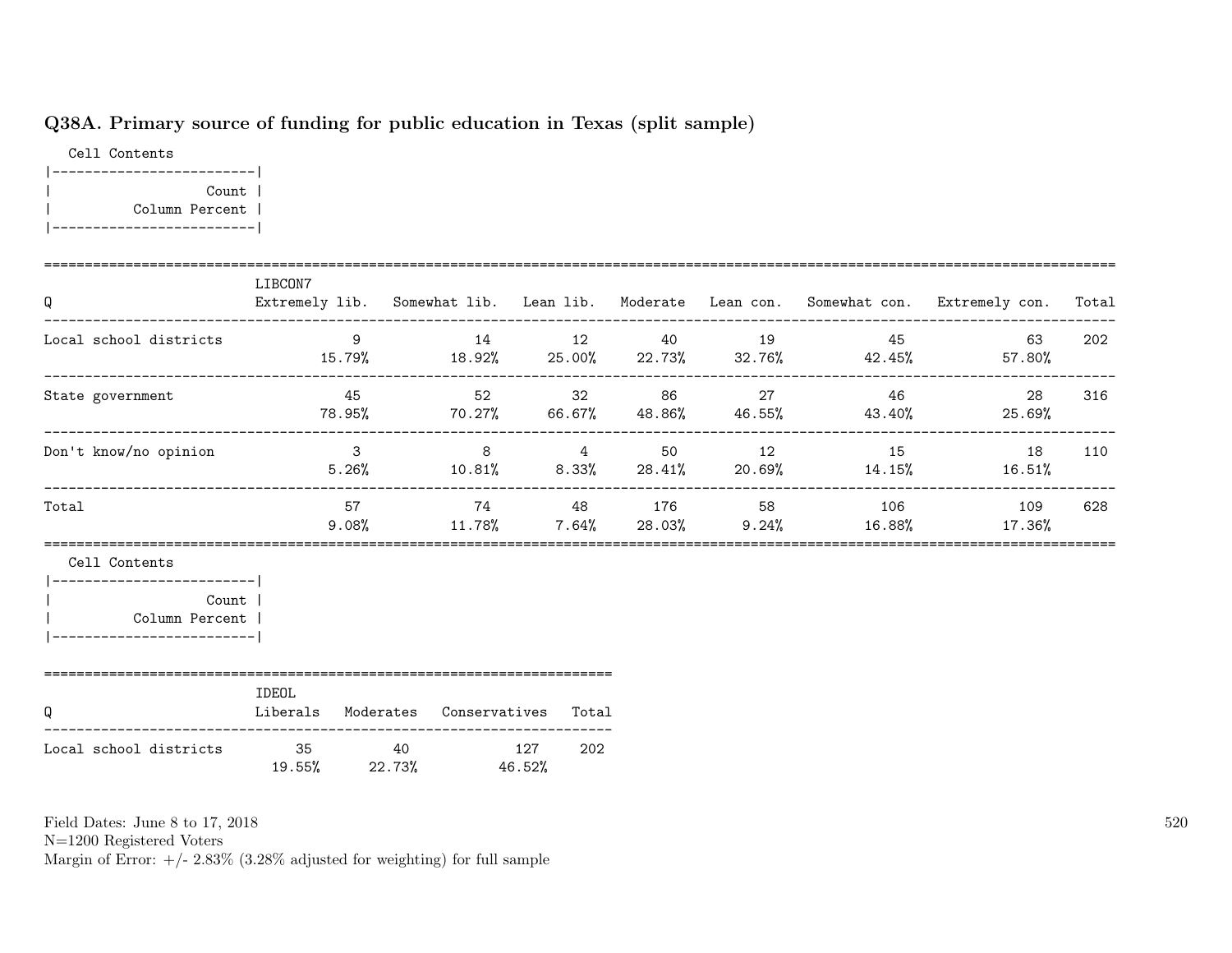## Q38A. Primary source of funding for public education in Texas (split sample)

Cell Contents

| Count |
|---|
| Column Percent |

| Q | LIBCON7 Extremely lib. | Somewhat lib. | Lean lib. | Moderate | Lean con. | Somewhat con. | Extremely con. | Total |
|---|---|---|---|---|---|---|---|---|
| Local school districts | 9 | 14 | 12 | 40 | 19 | 45 | 63 | 202 |
| | 15.79% | 18.92% | 25.00% | 22.73% | 32.76% | 42.45% | 57.80% | |
| State government | 45 | 52 | 32 | 86 | 27 | 46 | 28 | 316 |
| | 78.95% | 70.27% | 66.67% | 48.86% | 46.55% | 43.40% | 25.69% | |
| Don't know/no opinion | 3 | 8 | 4 | 50 | 12 | 15 | 18 | 110 |
| | 5.26% | 10.81% | 8.33% | 28.41% | 20.69% | 14.15% | 16.51% | |
| Total | 57 | 74 | 48 | 176 | 58 | 106 | 109 | 628 |
| | 9.08% | 11.78% | 7.64% | 28.03% | 9.24% | 16.88% | 17.36% | |

Cell Contents

| Count |
|---|
| Column Percent |

| Q | IDEOL Liberals | Moderates | Conservatives | Total |
|---|---|---|---|---|
| Local school districts | 35 | 40 | 127 | 202 |
| | 19.55% | 22.73% | 46.52% | |

Field Dates: June 8 to 17, 2018
N=1200 Registered Voters
Margin of Error: +/- 2.83% (3.28% adjusted for weighting) for full sample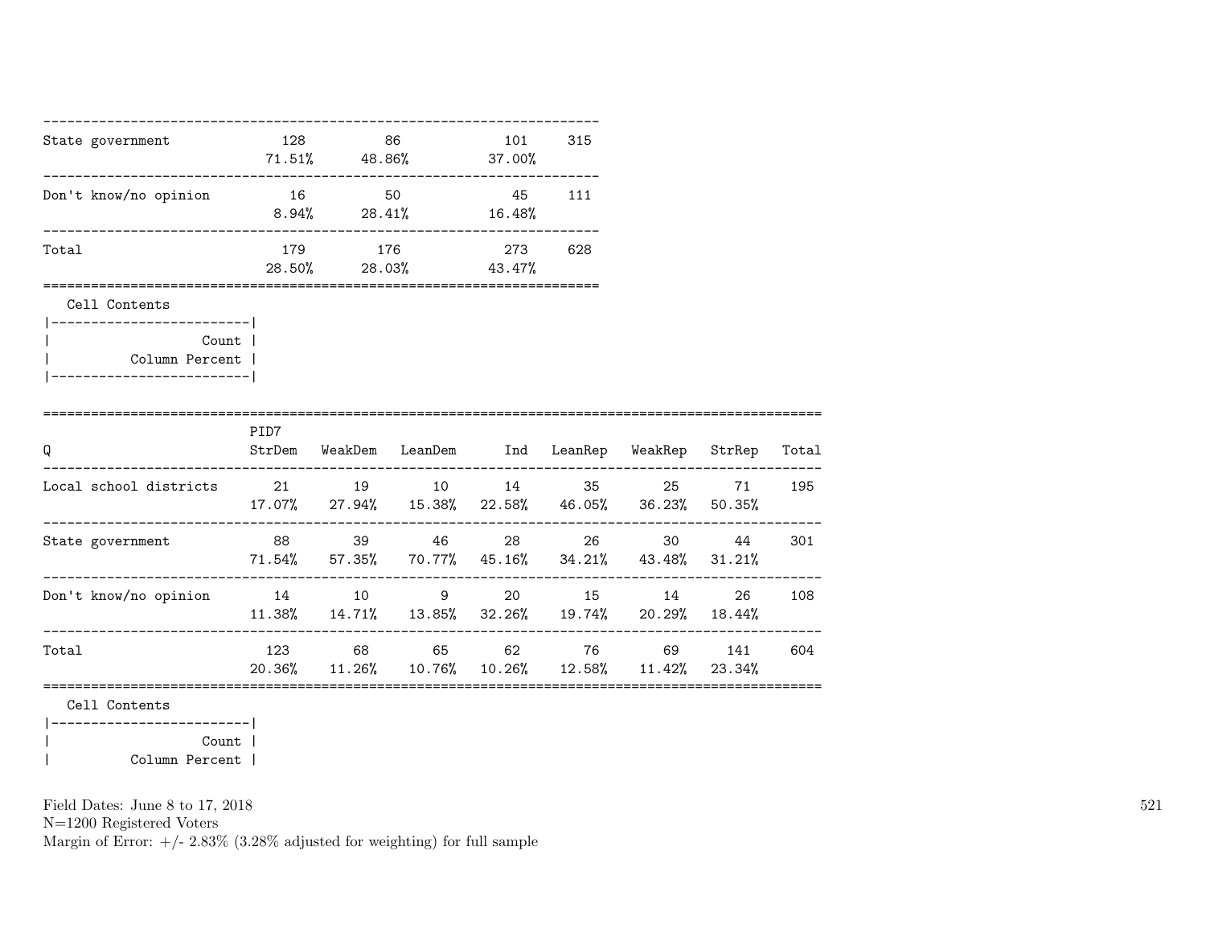| | | | | |
|---|---|---|---|---|
| State government | 128<br>71.51% | 86<br>48.86% | 101<br>37.00% | 315 |
| Don't know/no opinion | 16<br>8.94% | 50<br>28.41% | 45<br>16.48% | 111 |
| Total | 179<br>28.50% | 176<br>28.03% | 273<br>43.47% | 628 |

Cell Contents

| |
|---|
| Count |
| Column Percent |

| Q | PID7<br>StrDem | WeakDem | LeanDem | Ind | LeanRep | WeakRep | StrRep | Total |
|---|---|---|---|---|---|---|---|---|
| Local school districts | 21<br>17.07% | 19<br>27.94% | 10<br>15.38% | 14<br>22.58% | 35<br>46.05% | 25<br>36.23% | 71<br>50.35% | 195 |
| State government | 88<br>71.54% | 39<br>57.35% | 46<br>70.77% | 28<br>45.16% | 26<br>34.21% | 30<br>43.48% | 44<br>31.21% | 301 |
| Don't know/no opinion | 14<br>11.38% | 10<br>14.71% | 9<br>13.85% | 20<br>32.26% | 15<br>19.74% | 14<br>20.29% | 26<br>18.44% | 108 |
| Total | 123<br>20.36% | 68<br>11.26% | 65<br>10.76% | 62<br>10.26% | 76<br>12.58% | 69<br>11.42% | 141<br>23.34% | 604 |

Cell Contents

| |
|---|
| Count |
| Column Percent |

Field Dates: June 8 to 17, 2018
N=1200 Registered Voters
Margin of Error: +/- 2.83% (3.28% adjusted for weighting) for full sample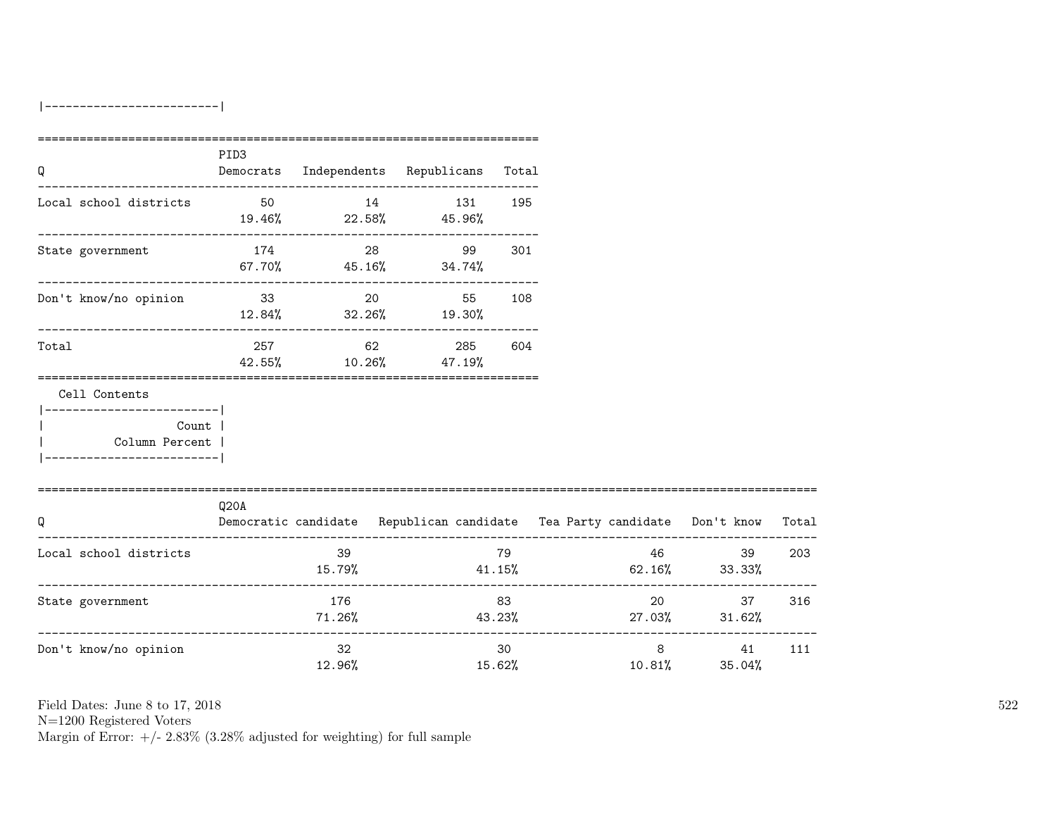| Q | PID3 Democrats | Independents | Republicans | Total |
|---|---|---|---|---|
| Local school districts | 50 | 14 | 131 | 195 |
| | 19.46% | 22.58% | 45.96% | |
| State government | 174 | 28 | 99 | 301 |
| | 67.70% | 45.16% | 34.74% | |
| Don't know/no opinion | 33 | 20 | 55 | 108 |
| | 12.84% | 32.26% | 19.30% | |
| Total | 257 | 62 | 285 | 604 |
| | 42.55% | 10.26% | 47.19% | |

Cell Contents

| |
|---|
| Count |
| Column Percent |

| Q | Q20A Democratic candidate | Republican candidate | Tea Party candidate | Don't know | Total |
|---|---|---|---|---|---|
| Local school districts | 39 | 79 | 46 | 39 | 203 |
| | 15.79% | 41.15% | 62.16% | 33.33% | |
| State government | 176 | 83 | 20 | 37 | 316 |
| | 71.26% | 43.23% | 27.03% | 31.62% | |
| Don't know/no opinion | 32 | 30 | 8 | 41 | 111 |
| | 12.96% | 15.62% | 10.81% | 35.04% | |

Field Dates: June 8 to 17, 2018
N=1200 Registered Voters
Margin of Error: +/- 2.83% (3.28% adjusted for weighting) for full sample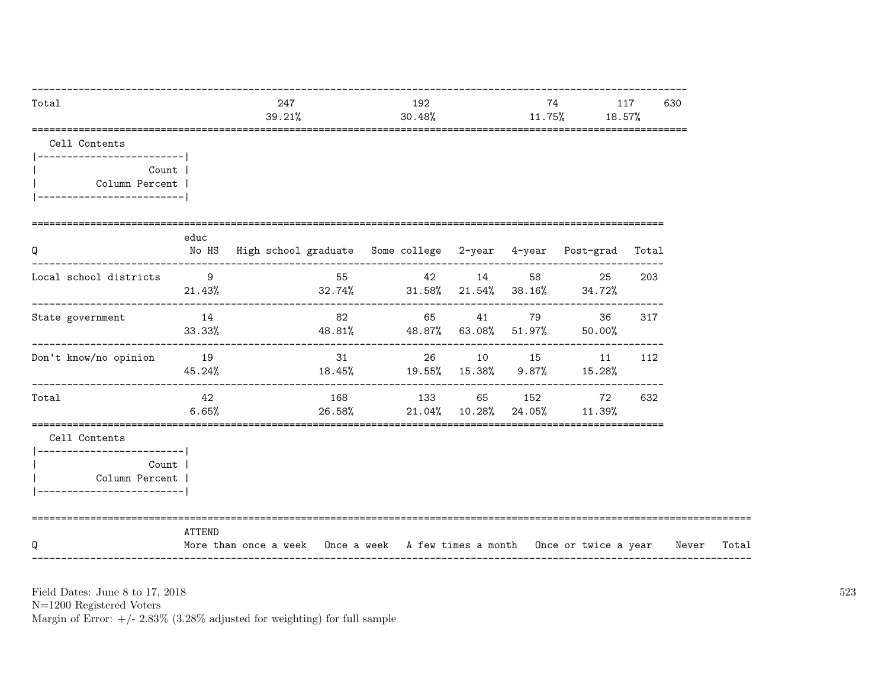| | | | | | |
|---|---|---|---|---|---|
| Total | 247 | 192 | 74 | 117 | 630 |
| | 39.21% | 30.48% | 11.75% | 18.57% | |

Cell Contents

|-------------------------|
| Count |
| Column Percent |
|-------------------------|

| Q | educ No HS | High school graduate | Some college | 2-year | 4-year | Post-grad | Total |
|---|---|---|---|---|---|---|---|
| Local school districts | 9 | 55 | 42 | 14 | 58 | 25 | 203 |
| | 21.43% | 32.74% | 31.58% | 21.54% | 38.16% | 34.72% | |
| State government | 14 | 82 | 65 | 41 | 79 | 36 | 317 |
| | 33.33% | 48.81% | 48.87% | 63.08% | 51.97% | 50.00% | |
| Don't know/no opinion | 19 | 31 | 26 | 10 | 15 | 11 | 112 |
| | 45.24% | 18.45% | 19.55% | 15.38% | 9.87% | 15.28% | |
| Total | 42 | 168 | 133 | 65 | 152 | 72 | 632 |
| | 6.65% | 26.58% | 21.04% | 10.28% | 24.05% | 11.39% | |

Cell Contents

|-------------------------|
| Count |
| Column Percent |
|-------------------------|

| Q | ATTEND More than once a week | Once a week | A few times a month | Once or twice a year | Never | Total |
|---|---|---|---|---|---|---|

Field Dates: June 8 to 17, 2018
N=1200 Registered Voters
Margin of Error: +/- 2.83% (3.28% adjusted for weighting) for full sample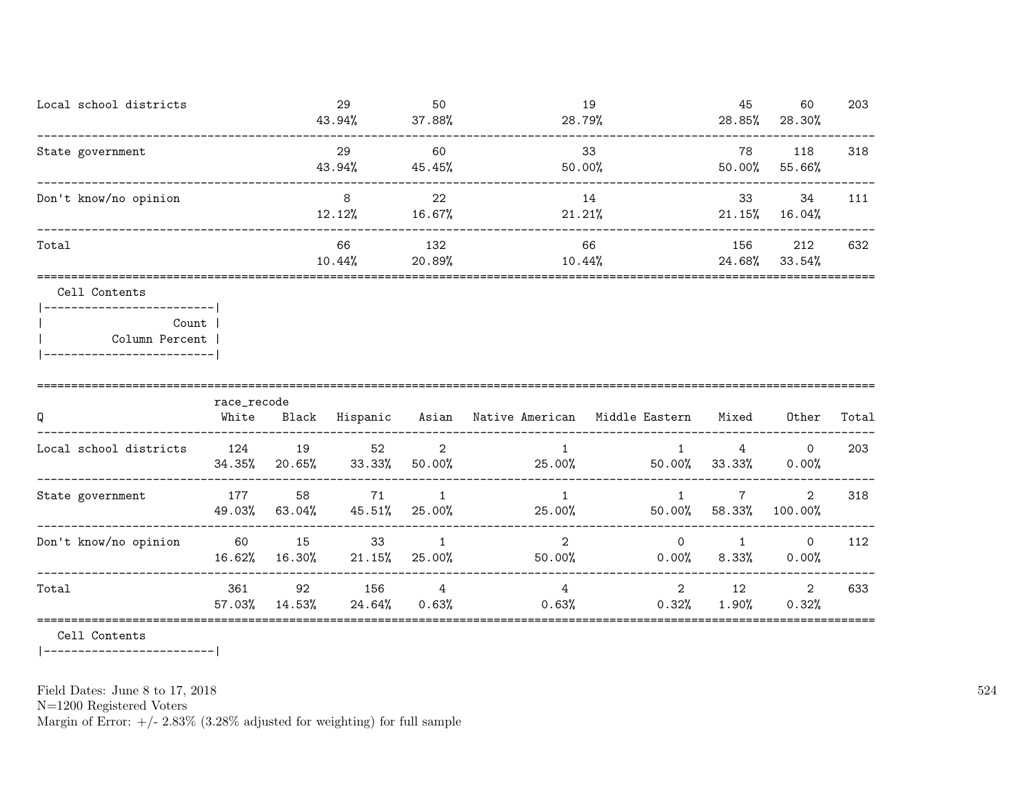| | | | | | | |
|---|---|---|---|---|---|---|
| Local school districts | 29<br>43.94% | 50<br>37.88% | 19<br>28.79% | 45<br>28.85% | 60<br>28.30% | 203 |
| State government | 29<br>43.94% | 60<br>45.45% | 33<br>50.00% | 78<br>50.00% | 118<br>55.66% | 318 |
| Don't know/no opinion | 8<br>12.12% | 22<br>16.67% | 14<br>21.21% | 33<br>21.15% | 34<br>16.04% | 111 |
| Total | 66<br>10.44% | 132<br>20.89% | 66<br>10.44% | 156<br>24.68% | 212<br>33.54% | 632 |

Cell Contents

| |
|---|
| Count |
| Column Percent |

| Q | race_recode<br>White | Black | Hispanic | Asian | Native American | Middle Eastern | Mixed | Other | Total |
|---|---|---|---|---|---|---|---|---|---|
| Local school districts | 124<br>34.35% | 19<br>20.65% | 52<br>33.33% | 2<br>50.00% | 1<br>25.00% | 1<br>50.00% | 4<br>33.33% | 0<br>0.00% | 203 |
| State government | 177<br>49.03% | 58<br>63.04% | 71<br>45.51% | 1<br>25.00% | 1<br>25.00% | 1<br>50.00% | 7<br>58.33% | 2<br>100.00% | 318 |
| Don't know/no opinion | 60<br>16.62% | 15<br>16.30% | 33<br>21.15% | 1<br>25.00% | 2<br>50.00% | 0<br>0.00% | 1<br>8.33% | 0<br>0.00% | 112 |
| Total | 361<br>57.03% | 92<br>14.53% | 156<br>24.64% | 4<br>0.63% | 4<br>0.63% | 2<br>0.32% | 12<br>1.90% | 2<br>0.32% | 633 |

Cell Contents

Field Dates: June 8 to 17, 2018
N=1200 Registered Voters
Margin of Error: +/- 2.83% (3.28% adjusted for weighting) for full sample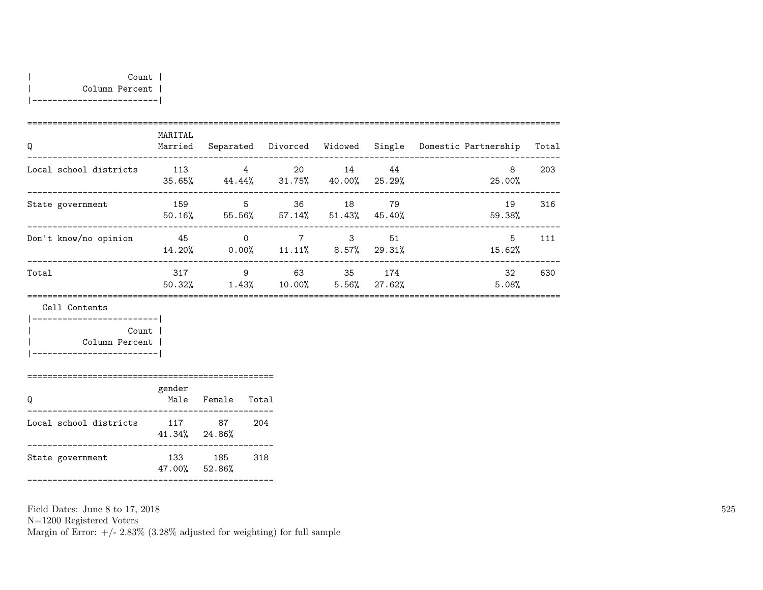| Count |
|---|
| Column Percent |

| Q | MARITAL Married | Separated | Divorced | Widowed | Single | Domestic Partnership | Total |
|---|---|---|---|---|---|---|---|
| Local school districts | 113 | 4 | 20 | 14 | 44 | 8 | 203 |
| | 35.65% | 44.44% | 31.75% | 40.00% | 25.29% | 25.00% | |
| State government | 159 | 5 | 36 | 18 | 79 | 19 | 316 |
| | 50.16% | 55.56% | 57.14% | 51.43% | 45.40% | 59.38% | |
| Don't know/no opinion | 45 | 0 | 7 | 3 | 51 | 5 | 111 |
| | 14.20% | 0.00% | 11.11% | 8.57% | 29.31% | 15.62% | |
| Total | 317 | 9 | 63 | 35 | 174 | 32 | 630 |
| | 50.32% | 1.43% | 10.00% | 5.56% | 27.62% | 5.08% | |

Cell Contents

| Count |
|---|
| Column Percent |

| Q | gender Male | Female | Total |
|---|---|---|---|
| Local school districts | 117 | 87 | 204 |
| | 41.34% | 24.86% | |
| State government | 133 | 185 | 318 |
| | 47.00% | 52.86% | |

Field Dates: June 8 to 17, 2018
N=1200 Registered Voters
Margin of Error: +/- 2.83% (3.28% adjusted for weighting) for full sample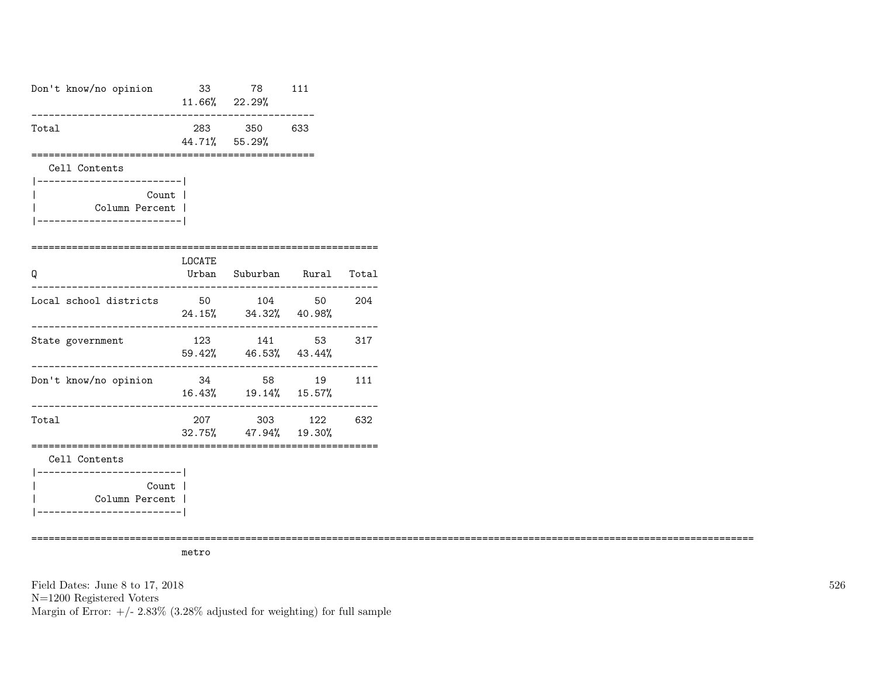| | | | |
|---|---|---|---|
| Don't know/no opinion | 33 | 78 | 111 |
| | 11.66% | 22.29% | |
| Total | 283 | 350 | 633 |
| | 44.71% | 55.29% | |

Cell Contents

| |
|---|
| Count |
| Column Percent |

| Q | LOCATE Urban | Suburban | Rural | Total |
|---|---|---|---|---|
| Local school districts | 50 | 104 | 50 | 204 |
| | 24.15% | 34.32% | 40.98% | |
| State government | 123 | 141 | 53 | 317 |
| | 59.42% | 46.53% | 43.44% | |
| Don't know/no opinion | 34 | 58 | 19 | 111 |
| | 16.43% | 19.14% | 15.57% | |
| Total | 207 | 303 | 122 | 632 |
| | 32.75% | 47.94% | 19.30% | |

Cell Contents

| |
|---|
| Count |
| Column Percent |

metro

Field Dates: June 8 to 17, 2018
N=1200 Registered Voters
Margin of Error: +/- 2.83% (3.28% adjusted for weighting) for full sample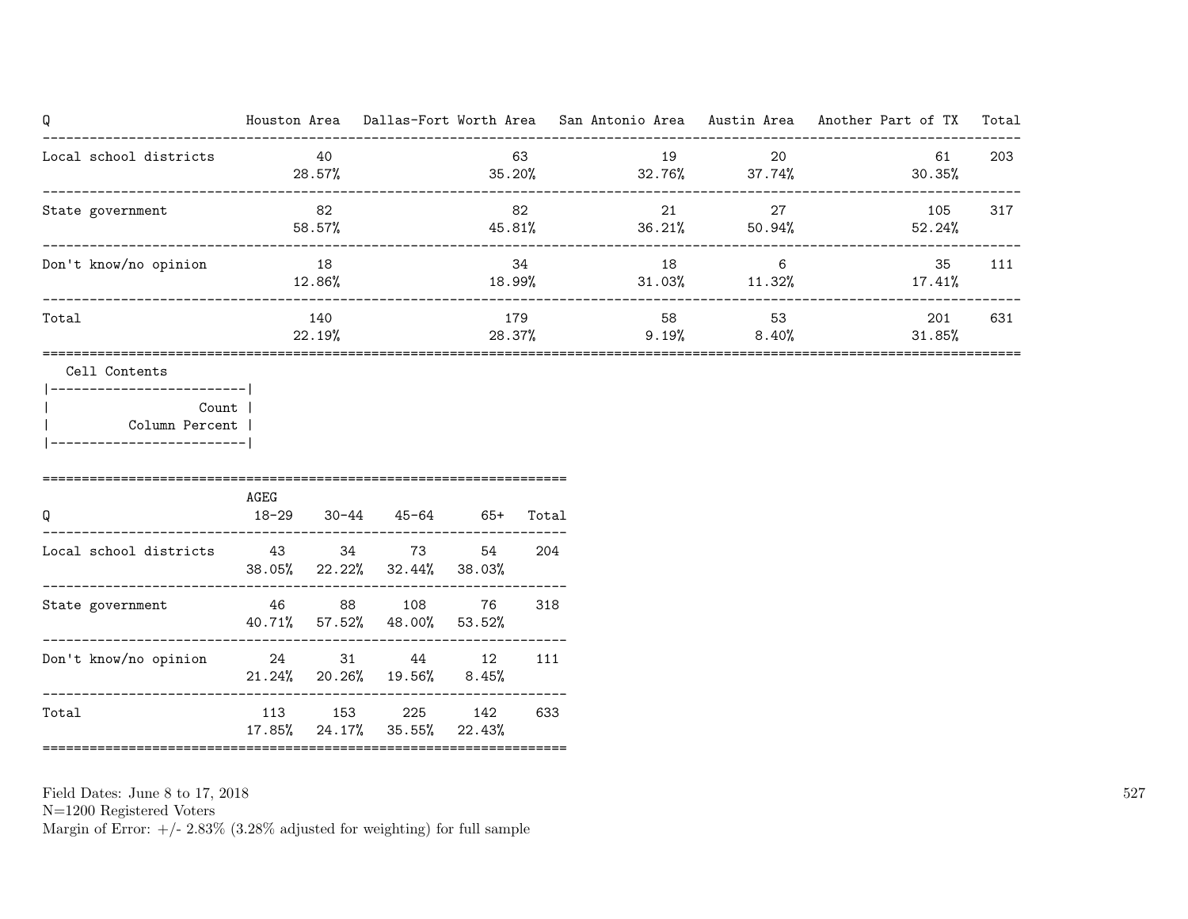| Q | Houston Area | Dallas-Fort Worth Area | San Antonio Area | Austin Area | Another Part of TX | Total |
|---|---|---|---|---|---|---|
| Local school districts | 40<br>28.57% | 63<br>35.20% | 19<br>32.76% | 20<br>37.74% | 61<br>30.35% | 203 |
| State government | 82<br>58.57% | 82<br>45.81% | 21<br>36.21% | 27<br>50.94% | 105<br>52.24% | 317 |
| Don't know/no opinion | 18<br>12.86% | 34<br>18.99% | 18<br>31.03% | 6<br>11.32% | 35<br>17.41% | 111 |
| Total | 140<br>22.19% | 179<br>28.37% | 58<br>9.19% | 53<br>8.40% | 201<br>31.85% | 631 |

Cell Contents

| Count |
|---|
| Column Percent |

| Q | AGEG<br>18-29 | 30-44 | 45-64 | 65+ | Total |
|---|---|---|---|---|---|
| Local school districts | 43<br>38.05% | 34<br>22.22% | 73<br>32.44% | 54<br>38.03% | 204 |
| State government | 46<br>40.71% | 88<br>57.52% | 108<br>48.00% | 76<br>53.52% | 318 |
| Don't know/no opinion | 24<br>21.24% | 31<br>20.26% | 44<br>19.56% | 12<br>8.45% | 111 |
| Total | 113<br>17.85% | 153<br>24.17% | 225<br>35.55% | 142<br>22.43% | 633 |

Field Dates: June 8 to 17, 2018
N=1200 Registered Voters
Margin of Error: +/- 2.83% (3.28% adjusted for weighting) for full sample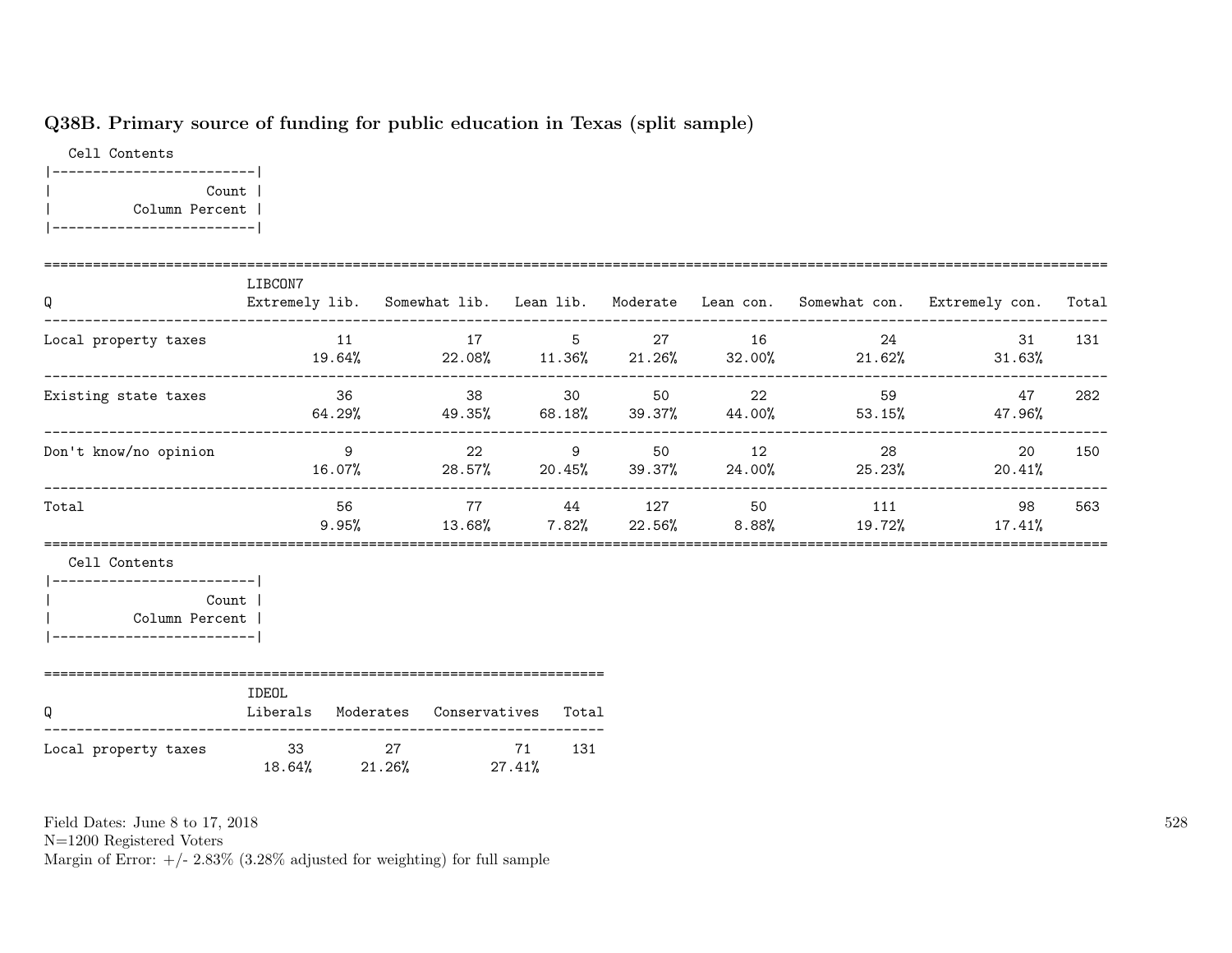### Q38B. Primary source of funding for public education in Texas (split sample)

Cell Contents

| Count |
|---|
| Column Percent |

| Q | LIBCON7 Extremely lib. | Somewhat lib. | Lean lib. | Moderate | Lean con. | Somewhat con. | Extremely con. | Total |
|---|---|---|---|---|---|---|---|---|
| Local property taxes | 11 | 17 | 5 | 27 | 16 | 24 | 31 | 131 |
| | 19.64% | 22.08% | 11.36% | 21.26% | 32.00% | 21.62% | 31.63% | |
| Existing state taxes | 36 | 38 | 30 | 50 | 22 | 59 | 47 | 282 |
| | 64.29% | 49.35% | 68.18% | 39.37% | 44.00% | 53.15% | 47.96% | |
| Don't know/no opinion | 9 | 22 | 9 | 50 | 12 | 28 | 20 | 150 |
| | 16.07% | 28.57% | 20.45% | 39.37% | 24.00% | 25.23% | 20.41% | |
| Total | 56 | 77 | 44 | 127 | 50 | 111 | 98 | 563 |
| | 9.95% | 13.68% | 7.82% | 22.56% | 8.88% | 19.72% | 17.41% | |

Cell Contents

| Count |
|---|
| Column Percent |

| Q | IDEOL Liberals | Moderates | Conservatives | Total |
|---|---|---|---|---|
| Local property taxes | 33 | 27 | 71 | 131 |
| | 18.64% | 21.26% | 27.41% | |

Field Dates: June 8 to 17, 2018
N=1200 Registered Voters
Margin of Error: +/- 2.83% (3.28% adjusted for weighting) for full sample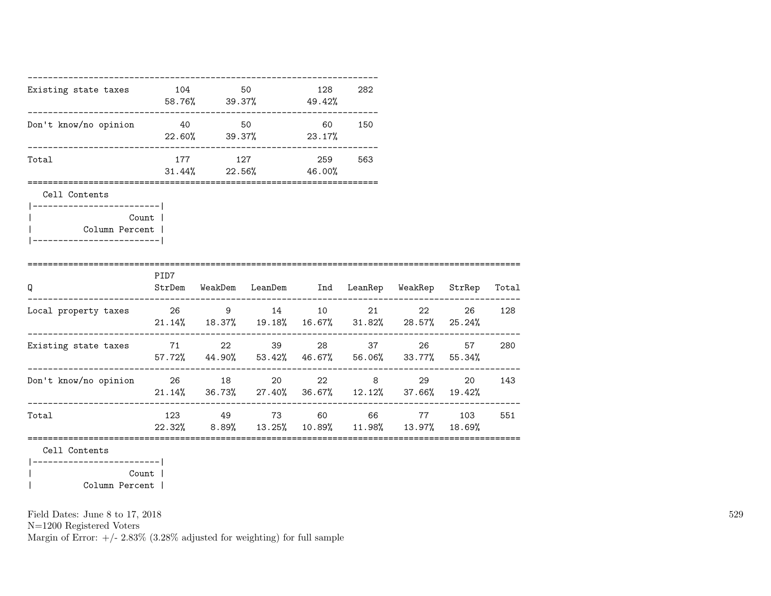| | | | | |
|---|---|---|---|---|
| Existing state taxes | 104<br>58.76% | 50<br>39.37% | 128<br>49.42% | 282 |
| Don't know/no opinion | 40<br>22.60% | 50<br>39.37% | 60<br>23.17% | 150 |
| Total | 177<br>31.44% | 127<br>22.56% | 259<br>46.00% | 563 |

Cell Contents

| Count |
|---|
| Column Percent |

| Q | PID7<br>StrDem | WeakDem | LeanDem | Ind | LeanRep | WeakRep | StrRep | Total |
|---|---|---|---|---|---|---|---|---|
| Local property taxes | 26<br>21.14% | 9<br>18.37% | 14<br>19.18% | 10<br>16.67% | 21<br>31.82% | 22<br>28.57% | 26<br>25.24% | 128 |
| Existing state taxes | 71<br>57.72% | 22<br>44.90% | 39<br>53.42% | 28<br>46.67% | 37<br>56.06% | 26<br>33.77% | 57<br>55.34% | 280 |
| Don't know/no opinion | 26<br>21.14% | 18<br>36.73% | 20<br>27.40% | 22<br>36.67% | 8<br>12.12% | 29<br>37.66% | 20<br>19.42% | 143 |
| Total | 123<br>22.32% | 49<br>8.89% | 73<br>13.25% | 60<br>10.89% | 66<br>11.98% | 77<br>13.97% | 103<br>18.69% | 551 |

Cell Contents

| Count |
|---|
| Column Percent |

Field Dates: June 8 to 17, 2018
N=1200 Registered Voters
Margin of Error: +/- 2.83% (3.28% adjusted for weighting) for full sample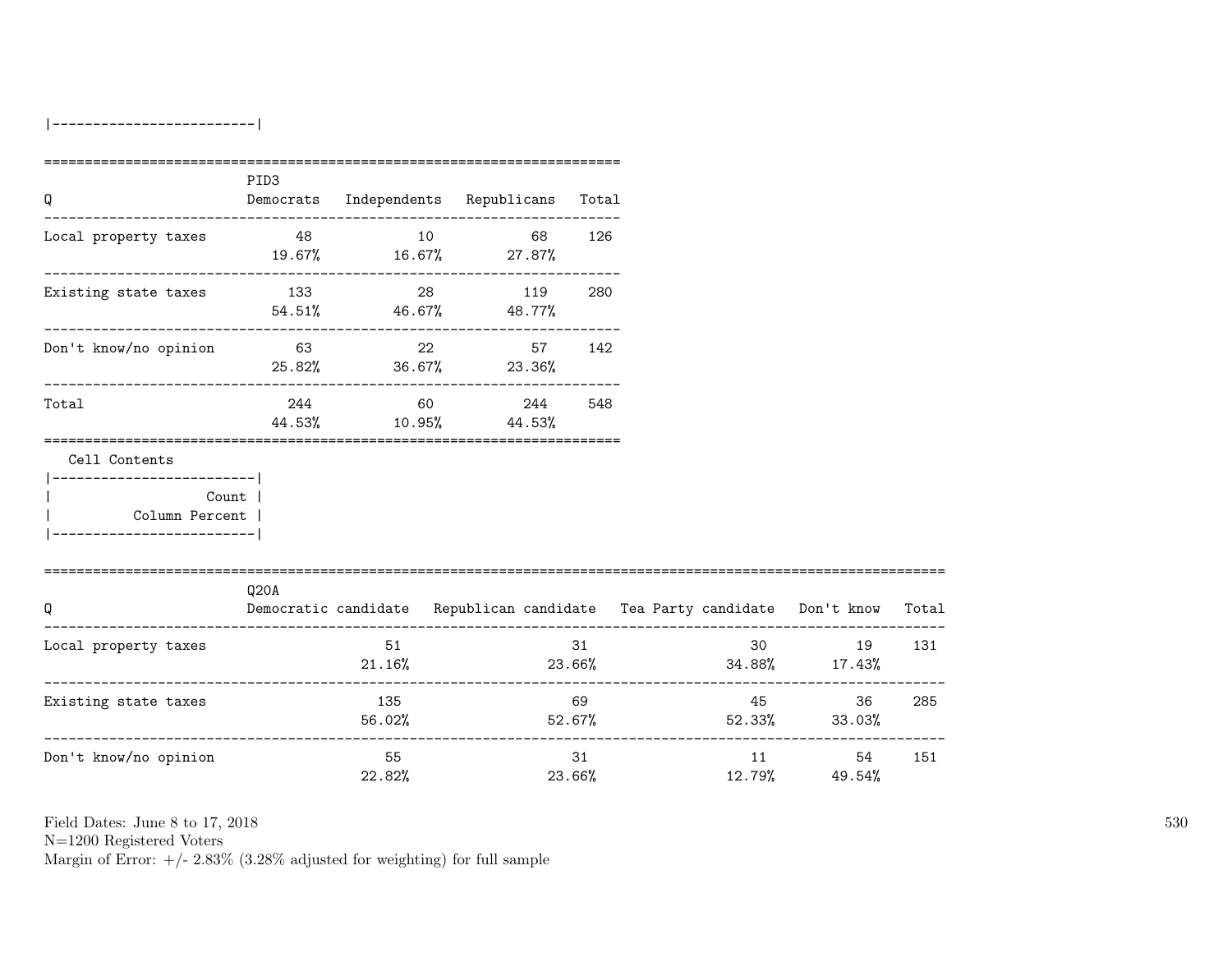|-------------------------|

| Q | PID3 Democrats | Independents | Republicans | Total |
|---|---|---|---|---|
| Local property taxes | 48<br>19.67% | 10<br>16.67% | 68<br>27.87% | 126 |
| Existing state taxes | 133<br>54.51% | 28<br>46.67% | 119<br>48.77% | 280 |
| Don't know/no opinion | 63<br>25.82% | 22<br>36.67% | 57<br>23.36% | 142 |
| Total | 244<br>44.53% | 60<br>10.95% | 244<br>44.53% | 548 |

Cell Contents

|-------------------------|
| Count |
| Column Percent |
|-------------------------|

| Q | Q20A Democratic candidate | Republican candidate | Tea Party candidate | Don't know | Total |
|---|---|---|---|---|---|
| Local property taxes | 51<br>21.16% | 31<br>23.66% | 30<br>34.88% | 19<br>17.43% | 131 |
| Existing state taxes | 135<br>56.02% | 69<br>52.67% | 45<br>52.33% | 36<br>33.03% | 285 |
| Don't know/no opinion | 55<br>22.82% | 31<br>23.66% | 11<br>12.79% | 54<br>49.54% | 151 |

Field Dates: June 8 to 17, 2018
N=1200 Registered Voters
Margin of Error: +/- 2.83% (3.28% adjusted for weighting) for full sample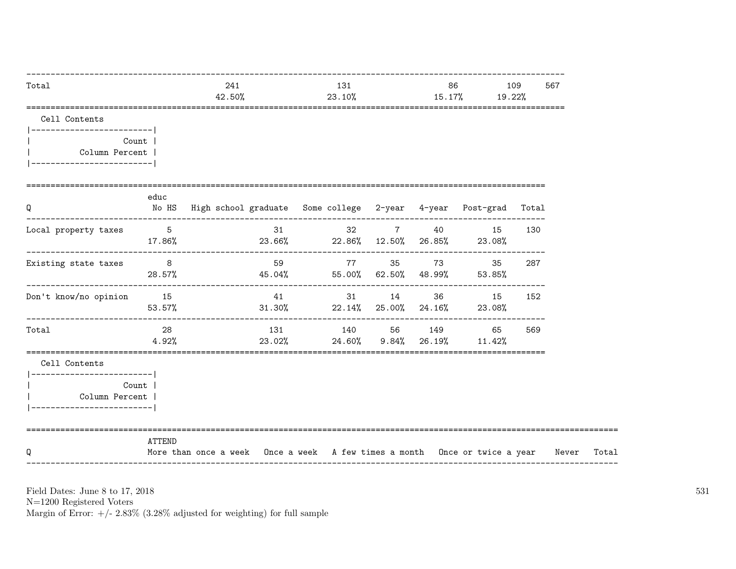| | | | | | |
|---|---|---|---|---|---|
| Total | 241 | 131 | 86 | 109 | 567 |
| | 42.50% | 23.10% | 15.17% | 19.22% | |

Cell Contents

| |
|---|
| Count |
| Column Percent |

| Q | educ No HS | High school graduate | Some college | 2-year | 4-year | Post-grad | Total |
|---|---|---|---|---|---|---|---|
| Local property taxes | 5 | 31 | 32 | 7 | 40 | 15 | 130 |
| | 17.86% | 23.66% | 22.86% | 12.50% | 26.85% | 23.08% | |
| Existing state taxes | 8 | 59 | 77 | 35 | 73 | 35 | 287 |
| | 28.57% | 45.04% | 55.00% | 62.50% | 48.99% | 53.85% | |
| Don't know/no opinion | 15 | 41 | 31 | 14 | 36 | 15 | 152 |
| | 53.57% | 31.30% | 22.14% | 25.00% | 24.16% | 23.08% | |
| Total | 28 | 131 | 140 | 56 | 149 | 65 | 569 |
| | 4.92% | 23.02% | 24.60% | 9.84% | 26.19% | 11.42% | |

Cell Contents

| |
|---|
| Count |
| Column Percent |

| Q | ATTEND More than once a week | Once a week | A few times a month | Once or twice a year | Never | Total |
|---|---|---|---|---|---|---|

Field Dates: June 8 to 17, 2018
N=1200 Registered Voters
Margin of Error: +/- 2.83% (3.28% adjusted for weighting) for full sample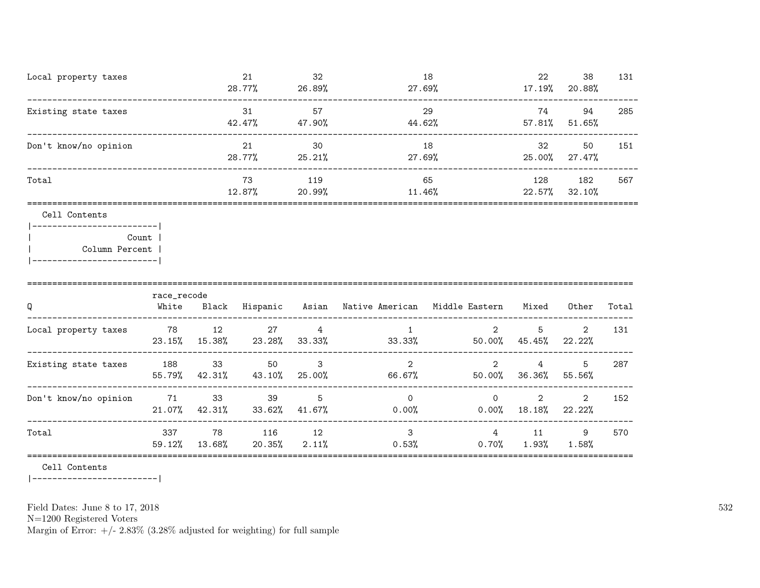| | | | | | | |
|---|---|---|---|---|---|---|
| Local property taxes | 21<br>28.77% | 32<br>26.89% | 18<br>27.69% | 22<br>17.19% | 38<br>20.88% | 131 |
| Existing state taxes | 31<br>42.47% | 57<br>47.90% | 29<br>44.62% | 74<br>57.81% | 94<br>51.65% | 285 |
| Don't know/no opinion | 21<br>28.77% | 30<br>25.21% | 18<br>27.69% | 32<br>25.00% | 50<br>27.47% | 151 |
| Total | 73<br>12.87% | 119<br>20.99% | 65<br>11.46% | 128<br>22.57% | 182<br>32.10% | 567 |

Cell Contents

| |
|---|
| Count |
| Column Percent |

| Q | race_recode<br>White | Black | Hispanic | Asian | Native American | Middle Eastern | Mixed | Other | Total |
|---|---|---|---|---|---|---|---|---|---|
| Local property taxes | 78<br>23.15% | 12<br>15.38% | 27<br>23.28% | 4<br>33.33% | 1<br>33.33% | 2<br>50.00% | 5<br>45.45% | 2<br>22.22% | 131 |
| Existing state taxes | 188<br>55.79% | 33<br>42.31% | 50<br>43.10% | 3<br>25.00% | 2<br>66.67% | 2<br>50.00% | 4<br>36.36% | 5<br>55.56% | 287 |
| Don't know/no opinion | 71<br>21.07% | 33<br>42.31% | 39<br>33.62% | 5<br>41.67% | 0<br>0.00% | 0<br>0.00% | 2<br>18.18% | 2<br>22.22% | 152 |
| Total | 337<br>59.12% | 78<br>13.68% | 116<br>20.35% | 12<br>2.11% | 3<br>0.53% | 4<br>0.70% | 11<br>1.93% | 9<br>1.58% | 570 |

Cell Contents

Field Dates: June 8 to 17, 2018
N=1200 Registered Voters
Margin of Error: +/- 2.83% (3.28% adjusted for weighting) for full sample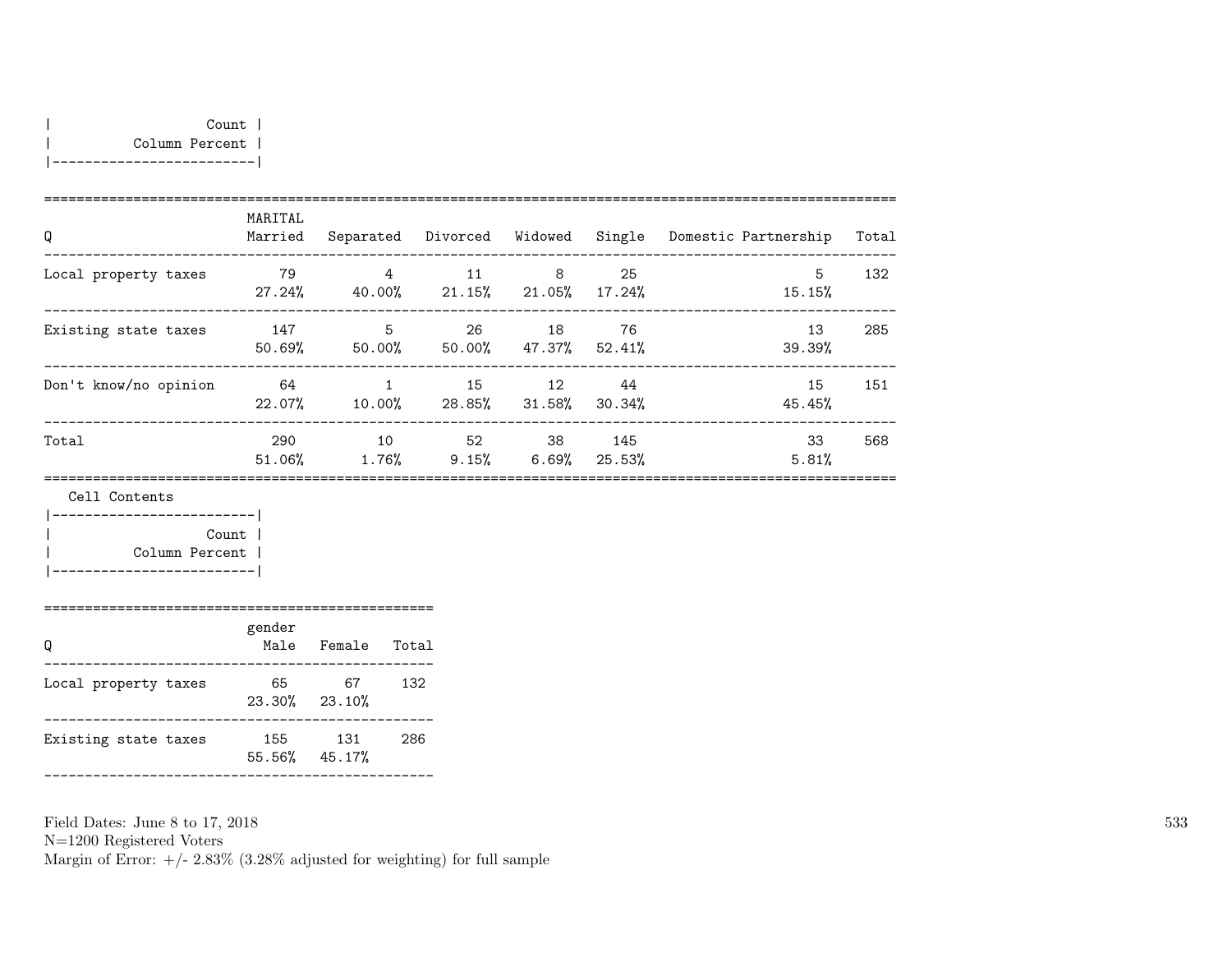| Count |
|---|
| Column Percent |

| Q | MARITAL Married | Separated | Divorced | Widowed | Single | Domestic Partnership | Total |
|---|---|---|---|---|---|---|---|
| Local property taxes | 79<br>27.24% | 4<br>40.00% | 11<br>21.15% | 8<br>21.05% | 25<br>17.24% | 5<br>15.15% | 132 |
| Existing state taxes | 147<br>50.69% | 5<br>50.00% | 26<br>50.00% | 18<br>47.37% | 76<br>52.41% | 13<br>39.39% | 285 |
| Don't know/no opinion | 64<br>22.07% | 1<br>10.00% | 15<br>28.85% | 12<br>31.58% | 44<br>30.34% | 15<br>45.45% | 151 |
| Total | 290<br>51.06% | 10<br>1.76% | 52<br>9.15% | 38<br>6.69% | 145<br>25.53% | 33<br>5.81% | 568 |

Cell Contents

| Count |
|---|
| Column Percent |

| Q | gender Male | Female | Total |
|---|---|---|---|
| Local property taxes | 65<br>23.30% | 67<br>23.10% | 132 |
| Existing state taxes | 155<br>55.56% | 131<br>45.17% | 286 |

Field Dates: June 8 to 17, 2018
N=1200 Registered Voters
Margin of Error: +/- 2.83% (3.28% adjusted for weighting) for full sample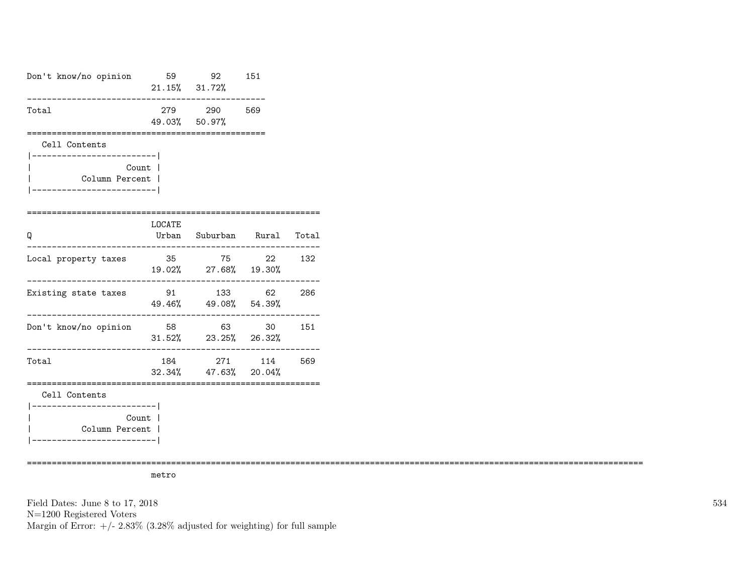| | | | |
|---|---|---|---|
| Don't know/no opinion | 59<br>21.15% | 92<br>31.72% | 151 |
| Total | 279<br>49.03% | 290<br>50.97% | 569 |

Cell Contents

|-------------------------|
| Count |
| Column Percent |
|-------------------------|

| Q | LOCATE<br>Urban | Suburban | Rural | Total |
|---|---|---|---|---|
| Local property taxes | 35<br>19.02% | 75<br>27.68% | 22<br>19.30% | 132 |
| Existing state taxes | 91<br>49.46% | 133<br>49.08% | 62<br>54.39% | 286 |
| Don't know/no opinion | 58<br>31.52% | 63<br>23.25% | 30<br>26.32% | 151 |
| Total | 184<br>32.34% | 271<br>47.63% | 114<br>20.04% | 569 |

Cell Contents

|-------------------------|
| Count |
| Column Percent |
|-------------------------|

metro

Field Dates: June 8 to 17, 2018
N=1200 Registered Voters
Margin of Error: +/- 2.83% (3.28% adjusted for weighting) for full sample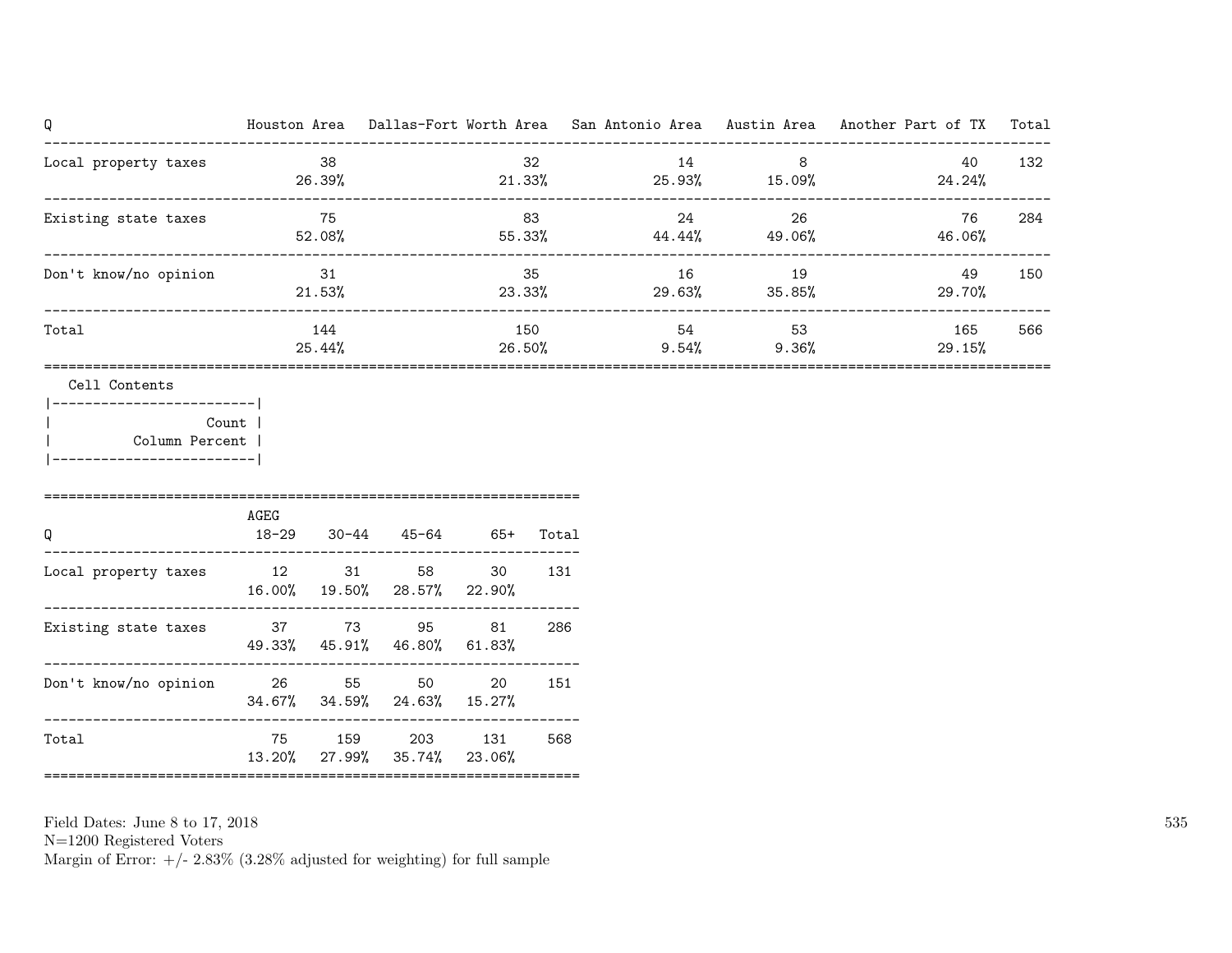| Q | Houston Area | Dallas-Fort Worth Area | San Antonio Area | Austin Area | Another Part of TX | Total |
|---|---|---|---|---|---|---|
| Local property taxes | 38<br>26.39% | 32<br>21.33% | 14<br>25.93% | 8<br>15.09% | 40<br>24.24% | 132 |
| Existing state taxes | 75<br>52.08% | 83<br>55.33% | 24<br>44.44% | 26<br>49.06% | 76<br>46.06% | 284 |
| Don't know/no opinion | 31<br>21.53% | 35<br>23.33% | 16<br>29.63% | 19<br>35.85% | 49<br>29.70% | 150 |
| Total | 144<br>25.44% | 150<br>26.50% | 54<br>9.54% | 53<br>9.36% | 165<br>29.15% | 566 |

Cell Contents

| Count |
|---|
| Column Percent |

| Q | AGEG 18-29 | 30-44 | 45-64 | 65+ | Total |
|---|---|---|---|---|---|
| Local property taxes | 12<br>16.00% | 31<br>19.50% | 58<br>28.57% | 30<br>22.90% | 131 |
| Existing state taxes | 37<br>49.33% | 73<br>45.91% | 95<br>46.80% | 81<br>61.83% | 286 |
| Don't know/no opinion | 26<br>34.67% | 55<br>34.59% | 50<br>24.63% | 20<br>15.27% | 151 |
| Total | 75<br>13.20% | 159<br>27.99% | 203<br>35.74% | 131<br>23.06% | 568 |

Field Dates: June 8 to 17, 2018
N=1200 Registered Voters
Margin of Error: +/- 2.83% (3.28% adjusted for weighting) for full sample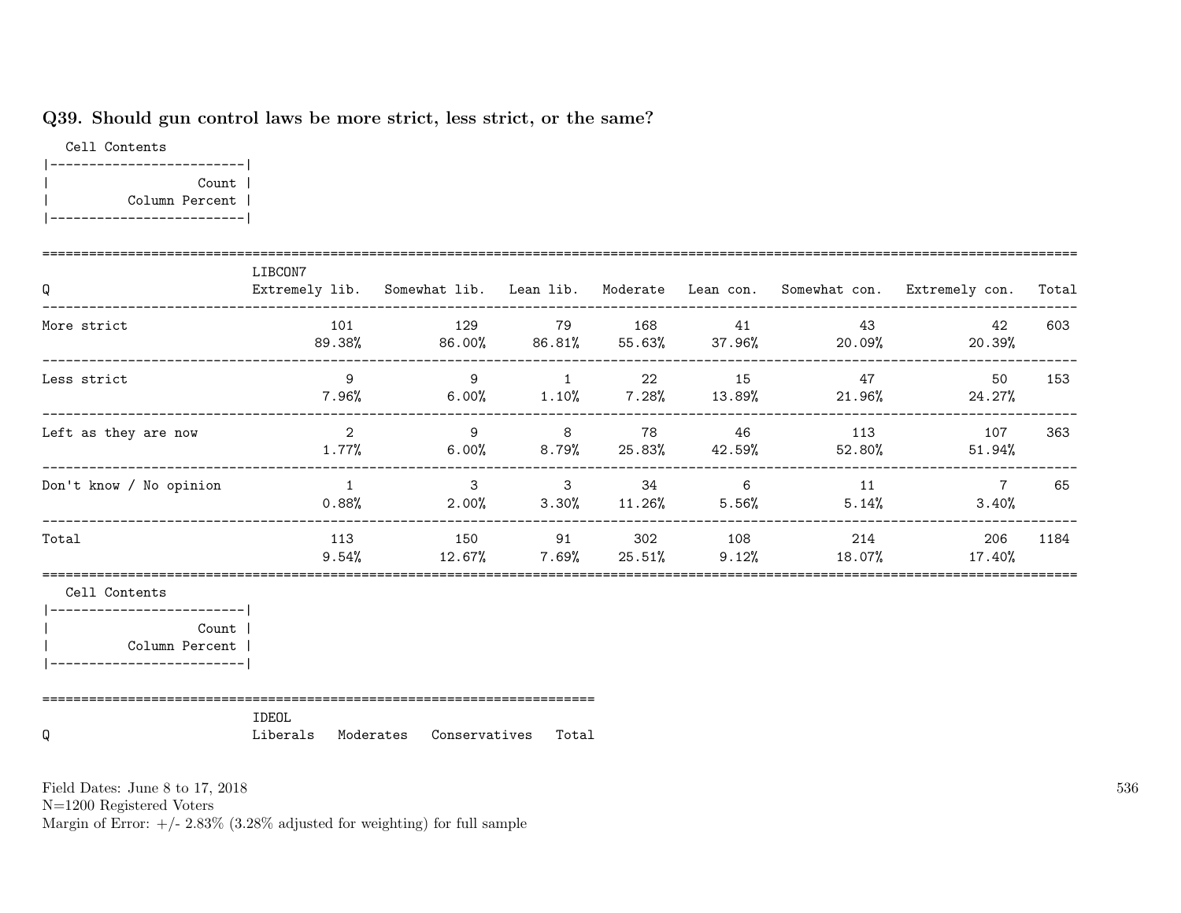## Q39. Should gun control laws be more strict, less strict, or the same?

Cell Contents

|-------------------------|
| Count |
| Column Percent |
|-------------------------|

| Q | LIBCON7 Extremely lib. | Somewhat lib. | Lean lib. | Moderate | Lean con. | Somewhat con. | Extremely con. | Total |
|---|---|---|---|---|---|---|---|---|
| More strict | 101<br>89.38% | 129<br>86.00% | 79<br>86.81% | 168<br>55.63% | 41<br>37.96% | 43<br>20.09% | 42<br>20.39% | 603 |
| Less strict | 9<br>7.96% | 9<br>6.00% | 1<br>1.10% | 22<br>7.28% | 15<br>13.89% | 47<br>21.96% | 50<br>24.27% | 153 |
| Left as they are now | 2<br>1.77% | 9<br>6.00% | 8<br>8.79% | 78<br>25.83% | 46<br>42.59% | 113<br>52.80% | 107<br>51.94% | 363 |
| Don't know / No opinion | 1<br>0.88% | 3<br>2.00% | 3<br>3.30% | 34<br>11.26% | 6<br>5.56% | 11<br>5.14% | 7<br>3.40% | 65 |
| Total | 113<br>9.54% | 150<br>12.67% | 91<br>7.69% | 302<br>25.51% | 108<br>9.12% | 214<br>18.07% | 206<br>17.40% | 1184 |

Cell Contents

|-------------------------|
| Count |
| Column Percent |
|-------------------------|

| Q | IDEOL Liberals | Moderates | Conservatives | Total |
|---|---|---|---|---|

Field Dates: June 8 to 17, 2018
N=1200 Registered Voters
Margin of Error: +/- 2.83% (3.28% adjusted for weighting) for full sample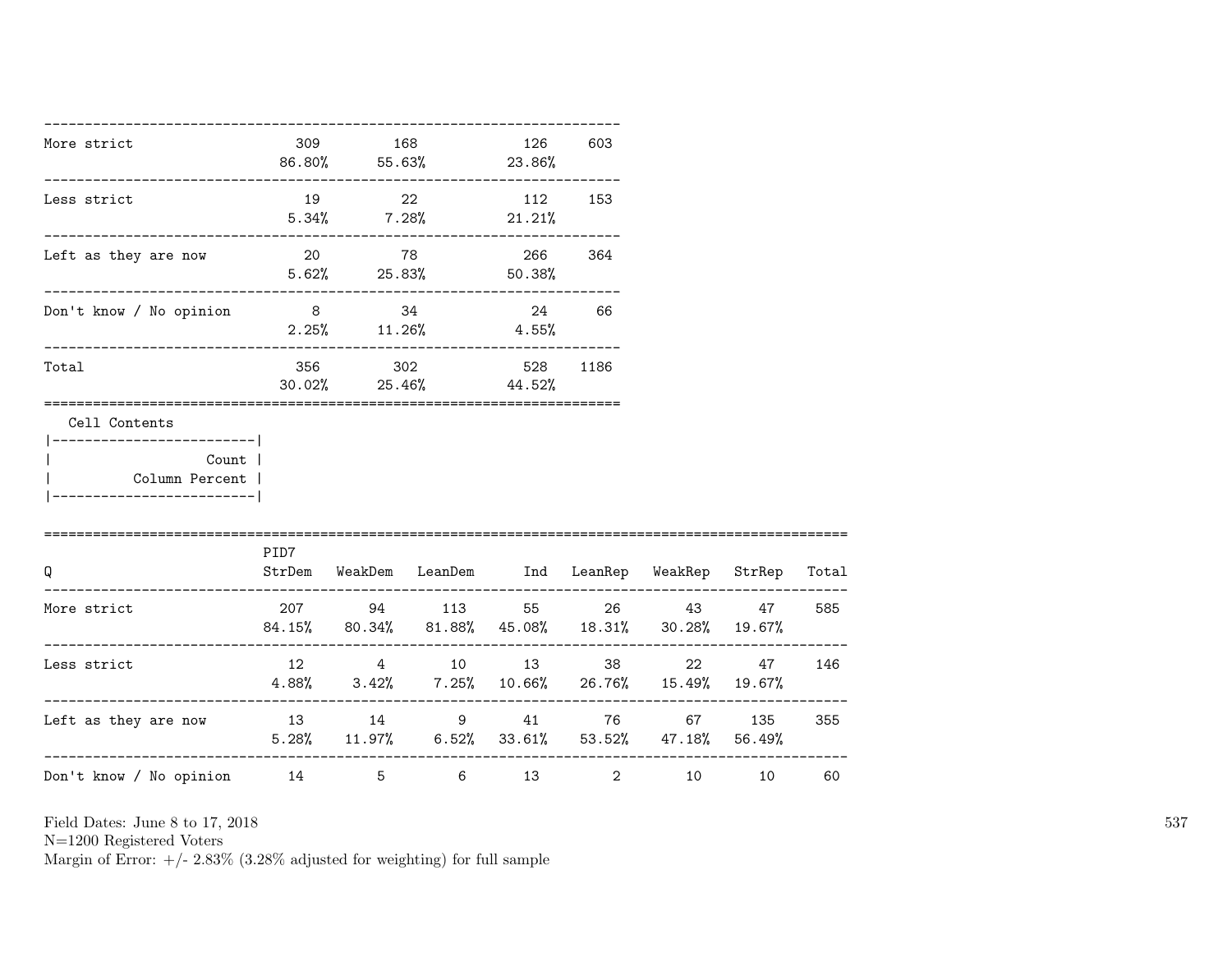| | | | | |
|---|---|---|---|---|
| More strict | 309<br>86.80% | 168<br>55.63% | 126<br>23.86% | 603 |
| Less strict | 19<br>5.34% | 22<br>7.28% | 112<br>21.21% | 153 |
| Left as they are now | 20<br>5.62% | 78<br>25.83% | 266<br>50.38% | 364 |
| Don't know / No opinion | 8<br>2.25% | 34<br>11.26% | 24<br>4.55% | 66 |
| Total | 356<br>30.02% | 302<br>25.46% | 528<br>44.52% | 1186 |

Cell Contents

| |
|---|
| Count |
| Column Percent |

| Q | PID7<br>StrDem | WeakDem | LeanDem | Ind | LeanRep | WeakRep | StrRep | Total |
|---|---|---|---|---|---|---|---|---|
| More strict | 207<br>84.15% | 94<br>80.34% | 113<br>81.88% | 55<br>45.08% | 26<br>18.31% | 43<br>30.28% | 47<br>19.67% | 585 |
| Less strict | 12<br>4.88% | 4<br>3.42% | 10<br>7.25% | 13<br>10.66% | 38<br>26.76% | 22<br>15.49% | 47<br>19.67% | 146 |
| Left as they are now | 13<br>5.28% | 14<br>11.97% | 9<br>6.52% | 41<br>33.61% | 76<br>53.52% | 67<br>47.18% | 135<br>56.49% | 355 |
| Don't know / No opinion | 14 | 5 | 6 | 13 | 2 | 10 | 10 | 60 |

Field Dates: June 8 to 17, 2018
N=1200 Registered Voters
Margin of Error: +/- 2.83% (3.28% adjusted for weighting) for full sample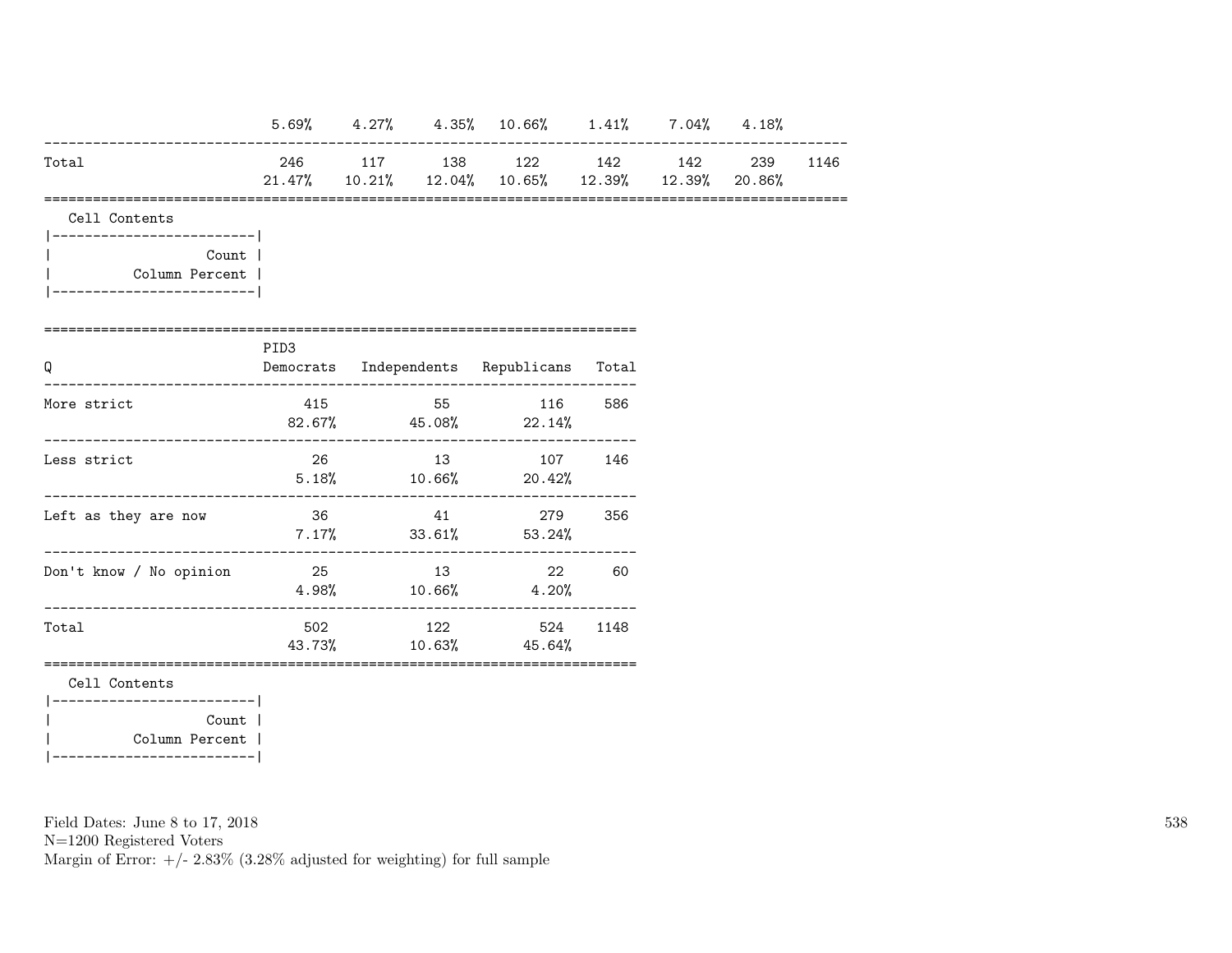| | | | | | | | | |
|---|---|---|---|---|---|---|---|---|
| | 5.69% | 4.27% | 4.35% | 10.66% | 1.41% | 7.04% | 4.18% | |
| Total | 246 | 117 | 138 | 122 | 142 | 142 | 239 | 1146 |
| | 21.47% | 10.21% | 12.04% | 10.65% | 12.39% | 12.39% | 20.86% | |

Cell Contents

| |
|---|
| Count |
| Column Percent |

| Q | PID3 Democrats | Independents | Republicans | Total |
|---|---|---|---|---|
| More strict | 415 | 55 | 116 | 586 |
| | 82.67% | 45.08% | 22.14% | |
| Less strict | 26 | 13 | 107 | 146 |
| | 5.18% | 10.66% | 20.42% | |
| Left as they are now | 36 | 41 | 279 | 356 |
| | 7.17% | 33.61% | 53.24% | |
| Don't know / No opinion | 25 | 13 | 22 | 60 |
| | 4.98% | 10.66% | 4.20% | |
| Total | 502 | 122 | 524 | 1148 |
| | 43.73% | 10.63% | 45.64% | |

Cell Contents

| |
|---|
| Count |
| Column Percent |

Field Dates: June 8 to 17, 2018
N=1200 Registered Voters
Margin of Error: +/- 2.83% (3.28% adjusted for weighting) for full sample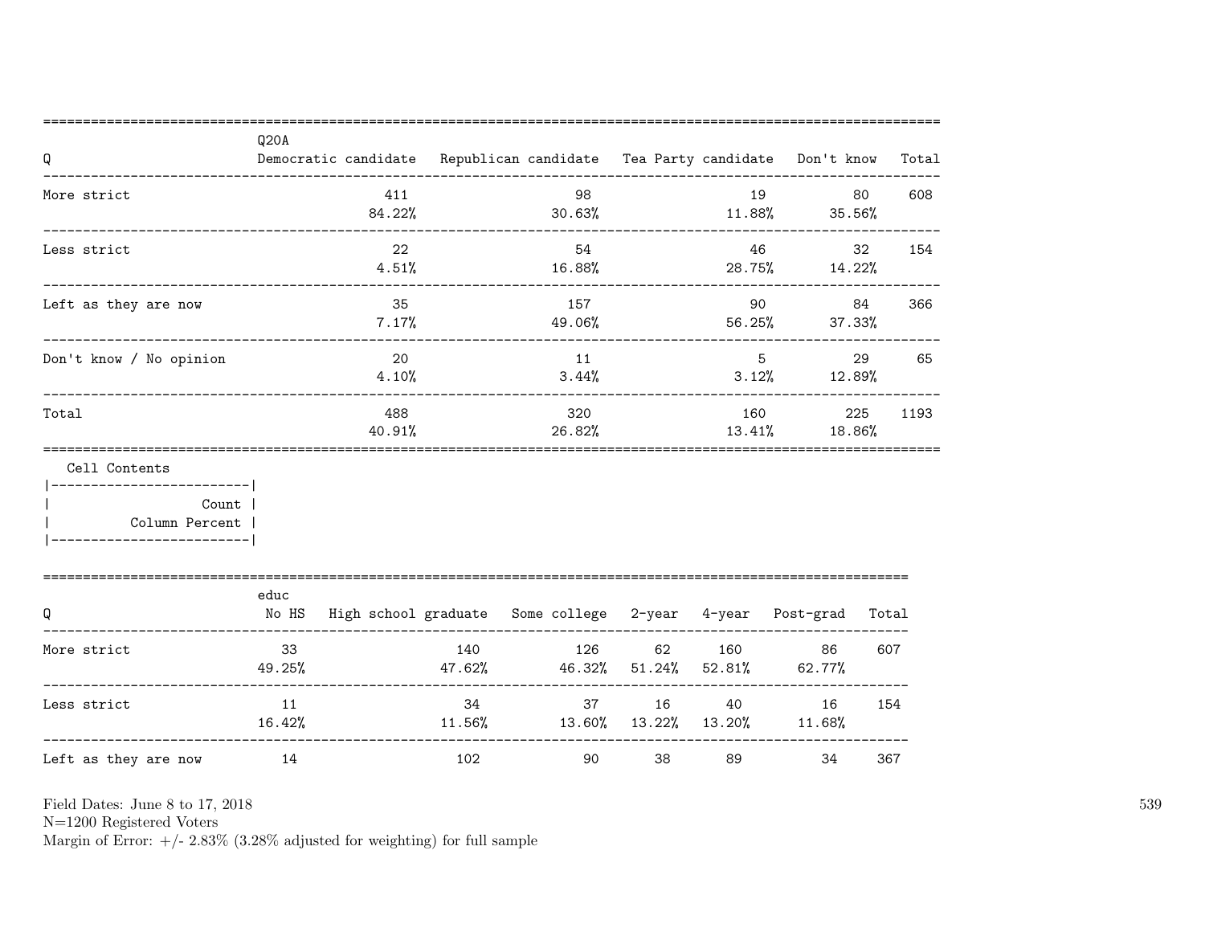| Q | Q20A Democratic candidate | Republican candidate | Tea Party candidate | Don't know | Total |
|---|---|---|---|---|---|
| More strict | 411<br>84.22% | 98<br>30.63% | 19<br>11.88% | 80<br>35.56% | 608 |
| Less strict | 22<br>4.51% | 54<br>16.88% | 46<br>28.75% | 32<br>14.22% | 154 |
| Left as they are now | 35<br>7.17% | 157<br>49.06% | 90<br>56.25% | 84<br>37.33% | 366 |
| Don't know / No opinion | 20<br>4.10% | 11<br>3.44% | 5<br>3.12% | 29<br>12.89% | 65 |
| Total | 488<br>40.91% | 320<br>26.82% | 160<br>13.41% | 225<br>18.86% | 1193 |

Cell Contents

|-------------------------|
| Count |
| Column Percent |
|-------------------------|

| Q | educ No HS | High school graduate | Some college | 2-year | 4-year | Post-grad | Total |
|---|---|---|---|---|---|---|---|
| More strict | 33<br>49.25% | 140<br>47.62% | 126<br>46.32% | 62<br>51.24% | 160<br>52.81% | 86<br>62.77% | 607 |
| Less strict | 11<br>16.42% | 34<br>11.56% | 37<br>13.60% | 16<br>13.22% | 40<br>13.20% | 16<br>11.68% | 154 |
| Left as they are now | 14 | 102 | 90 | 38 | 89 | 34 | 367 |

Field Dates: June 8 to 17, 2018
N=1200 Registered Voters
Margin of Error: +/- 2.83% (3.28% adjusted for weighting) for full sample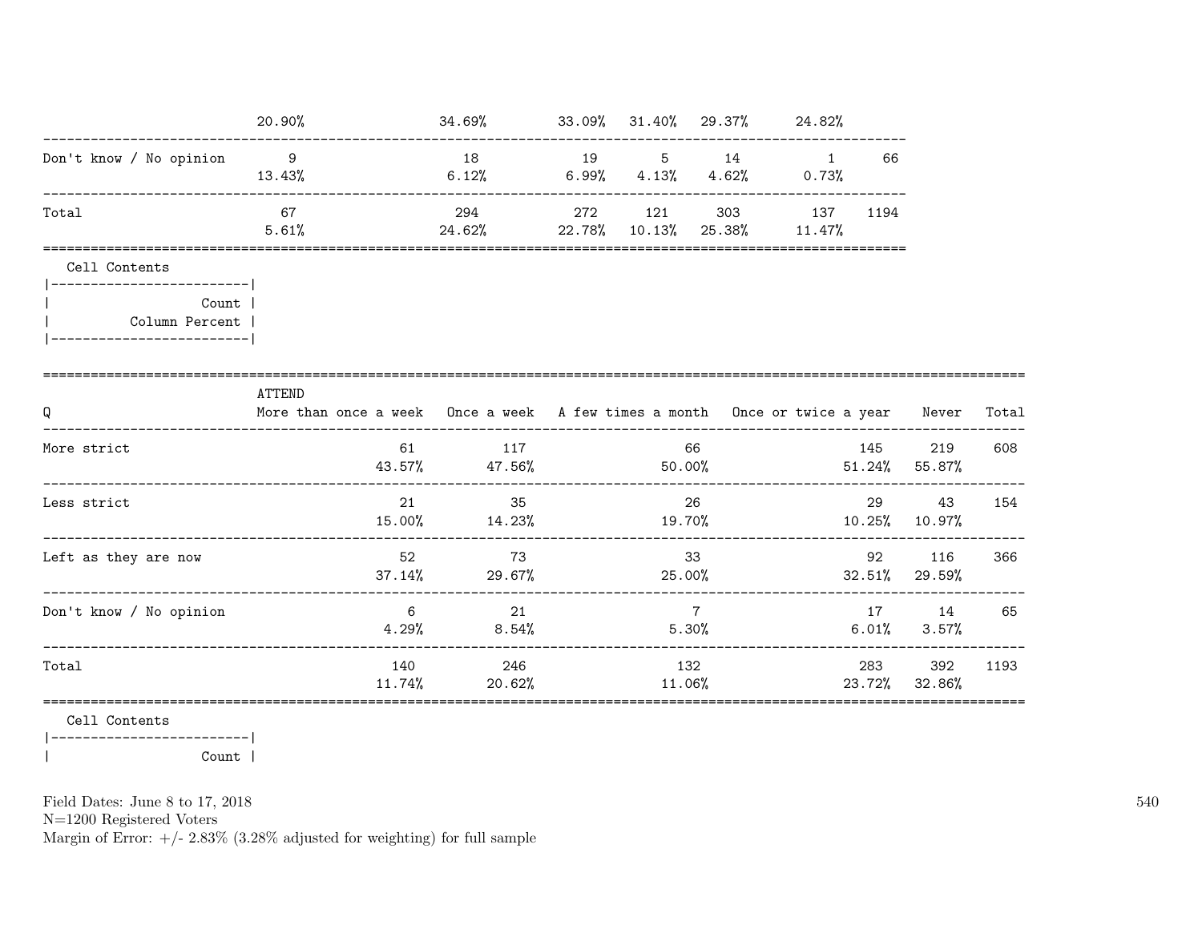| | | | | | | | |
|---|---|---|---|---|---|---|---|
| | 20.90% | 34.69% | 33.09% | 31.40% | 29.37% | 24.82% | |
| Don't know / No opinion | 9 | 18 | 19 | 5 | 14 | 1 | 66 |
| | 13.43% | 6.12% | 6.99% | 4.13% | 4.62% | 0.73% | |
| Total | 67 | 294 | 272 | 121 | 303 | 137 | 1194 |
| | 5.61% | 24.62% | 22.78% | 10.13% | 25.38% | 11.47% | |

Cell Contents
|-------------------------|
| Count |
| Column Percent |
|-------------------------|

| Q | ATTEND More than once a week | Once a week | A few times a month | Once or twice a year | Never | Total |
|---|---|---|---|---|---|---|
| More strict | 61 | 117 | 66 | 145 | 219 | 608 |
| | 43.57% | 47.56% | 50.00% | 51.24% | 55.87% | |
| Less strict | 21 | 35 | 26 | 29 | 43 | 154 |
| | 15.00% | 14.23% | 19.70% | 10.25% | 10.97% | |
| Left as they are now | 52 | 73 | 33 | 92 | 116 | 366 |
| | 37.14% | 29.67% | 25.00% | 32.51% | 29.59% | |
| Don't know / No opinion | 6 | 21 | 7 | 17 | 14 | 65 |
| | 4.29% | 8.54% | 5.30% | 6.01% | 3.57% | |
| Total | 140 | 246 | 132 | 283 | 392 | 1193 |
| | 11.74% | 20.62% | 11.06% | 23.72% | 32.86% | |

Cell Contents
|-------------------------|
| Count |

Field Dates: June 8 to 17, 2018
N=1200 Registered Voters
Margin of Error: +/- 2.83% (3.28% adjusted for weighting) for full sample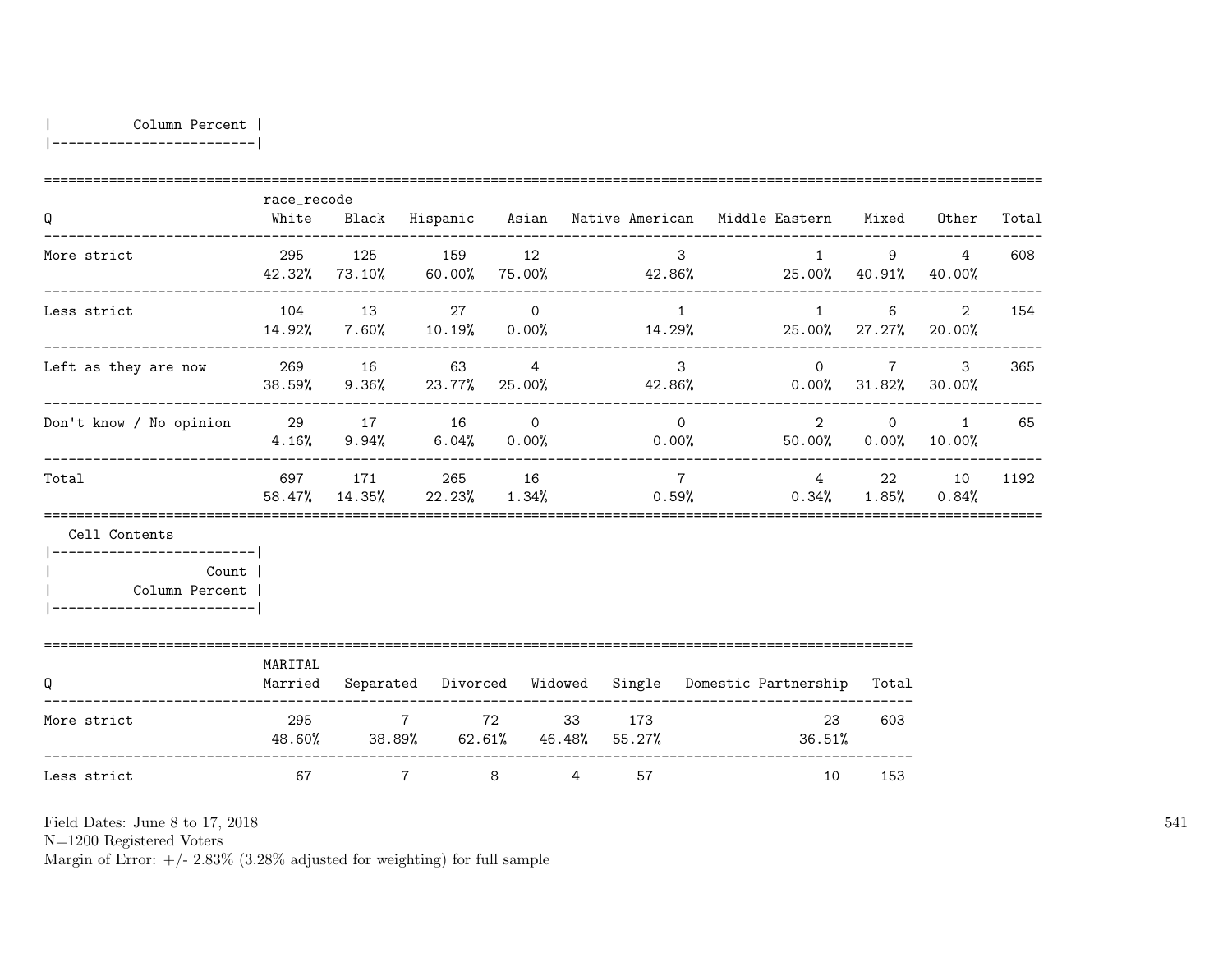| Column Percent |
|---|

| Q | race_recode White | Black | Hispanic | Asian | Native American | Middle Eastern | Mixed | Other | Total |
|---|---|---|---|---|---|---|---|---|---|
| More strict | 295<br>42.32% | 125<br>73.10% | 159<br>60.00% | 12<br>75.00% | 3<br>42.86% | 1<br>25.00% | 9<br>40.91% | 4<br>40.00% | 608 |
| Less strict | 104<br>14.92% | 13<br>7.60% | 27<br>10.19% | 0<br>0.00% | 1<br>14.29% | 1<br>25.00% | 6<br>27.27% | 2<br>20.00% | 154 |
| Left as they are now | 269<br>38.59% | 16<br>9.36% | 63<br>23.77% | 4<br>25.00% | 3<br>42.86% | 0<br>0.00% | 7<br>31.82% | 3<br>30.00% | 365 |
| Don't know / No opinion | 29<br>4.16% | 17<br>9.94% | 16<br>6.04% | 0<br>0.00% | 0<br>0.00% | 2<br>50.00% | 0<br>0.00% | 1<br>10.00% | 65 |
| Total | 697<br>58.47% | 171<br>14.35% | 265<br>22.23% | 16<br>1.34% | 7<br>0.59% | 4<br>0.34% | 22<br>1.85% | 10<br>0.84% | 1192 |

Cell Contents

| Count<br>Column Percent |
|---|

| Q | MARITAL Married | Separated | Divorced | Widowed | Single | Domestic Partnership | Total |
|---|---|---|---|---|---|---|---|
| More strict | 295<br>48.60% | 7<br>38.89% | 72<br>62.61% | 33<br>46.48% | 173<br>55.27% | 23<br>36.51% | 603 |
| Less strict | 67 | 7 | 8 | 4 | 57 | 10 | 153 |

Field Dates: June 8 to 17, 2018
N=1200 Registered Voters
Margin of Error: +/- 2.83% (3.28% adjusted for weighting) for full sample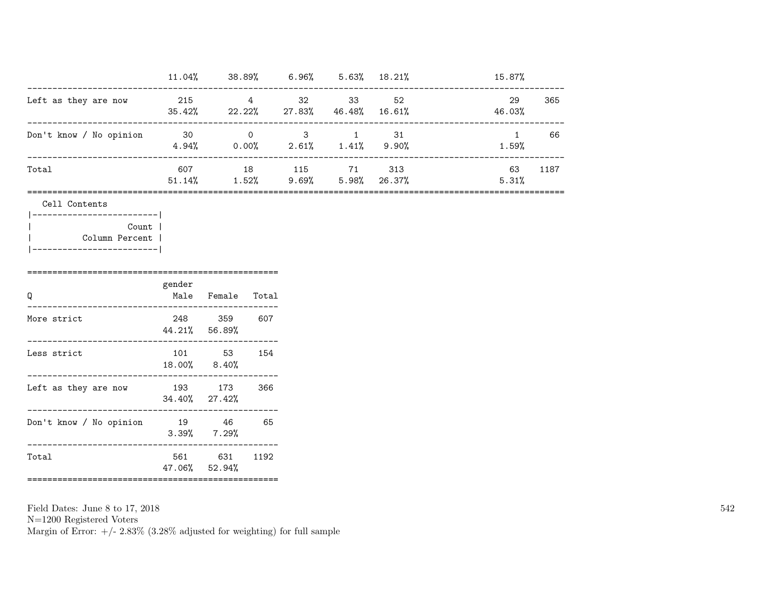| | | | | | | | |
|---|---|---|---|---|---|---|---|
| | 11.04% | 38.89% | 6.96% | 5.63% | 18.21% | 15.87% | |
| Left as they are now | 215 | 4 | 32 | 33 | 52 | 29 | 365 |
| | 35.42% | 22.22% | 27.83% | 46.48% | 16.61% | 46.03% | |
| Don't know / No opinion | 30 | 0 | 3 | 1 | 31 | 1 | 66 |
| | 4.94% | 0.00% | 2.61% | 1.41% | 9.90% | 1.59% | |
| Total | 607 | 18 | 115 | 71 | 313 | 63 | 1187 |
| | 51.14% | 1.52% | 9.69% | 5.98% | 26.37% | 5.31% | |

Cell Contents
- Count
- Column Percent

| Q | gender Male | Female | Total |
|---|---|---|---|
| More strict | 248 | 359 | 607 |
| | 44.21% | 56.89% | |
| Less strict | 101 | 53 | 154 |
| | 18.00% | 8.40% | |
| Left as they are now | 193 | 173 | 366 |
| | 34.40% | 27.42% | |
| Don't know / No opinion | 19 | 46 | 65 |
| | 3.39% | 7.29% | |
| Total | 561 | 631 | 1192 |
| | 47.06% | 52.94% | |

Field Dates: June 8 to 17, 2018
N=1200 Registered Voters
Margin of Error: +/- 2.83% (3.28% adjusted for weighting) for full sample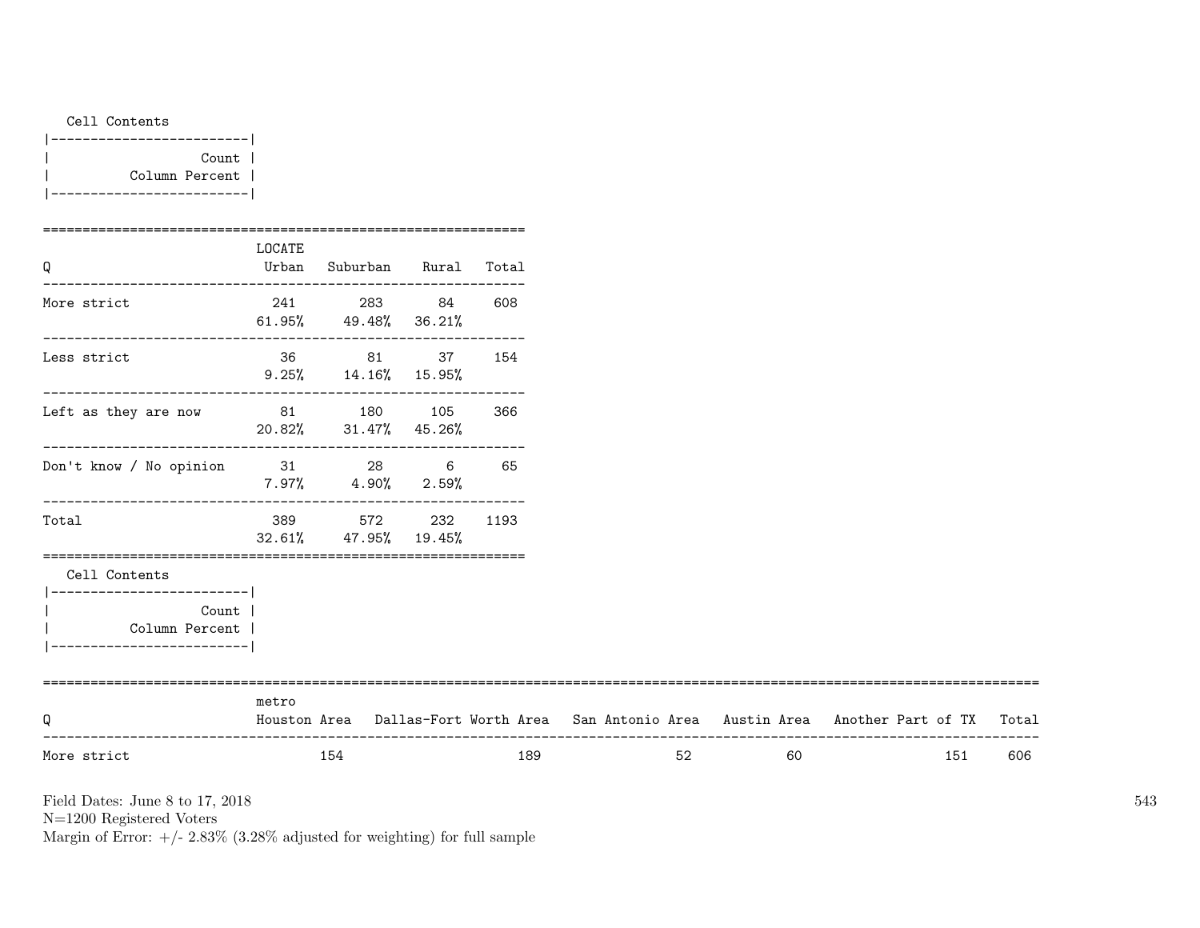Cell Contents

| Count |
|---|
| Column Percent |

| Q | LOCATE Urban | Suburban | Rural | Total |
|---|---|---|---|---|
| More strict | 241<br>61.95% | 283<br>49.48% | 84<br>36.21% | 608 |
| Less strict | 36<br>9.25% | 81<br>14.16% | 37<br>15.95% | 154 |
| Left as they are now | 81<br>20.82% | 180<br>31.47% | 105<br>45.26% | 366 |
| Don't know / No opinion | 31<br>7.97% | 28<br>4.90% | 6<br>2.59% | 65 |
| Total | 389<br>32.61% | 572<br>47.95% | 232<br>19.45% | 1193 |

Cell Contents

| Count |
|---|
| Column Percent |

| Q | metro Houston Area | Dallas-Fort Worth Area | San Antonio Area | Austin Area | Another Part of TX | Total |
|---|---|---|---|---|---|---|
| More strict | 154 | 189 | 52 | 60 | 151 | 606 |

Field Dates: June 8 to 17, 2018
N=1200 Registered Voters
Margin of Error: +/- 2.83% (3.28% adjusted for weighting) for full sample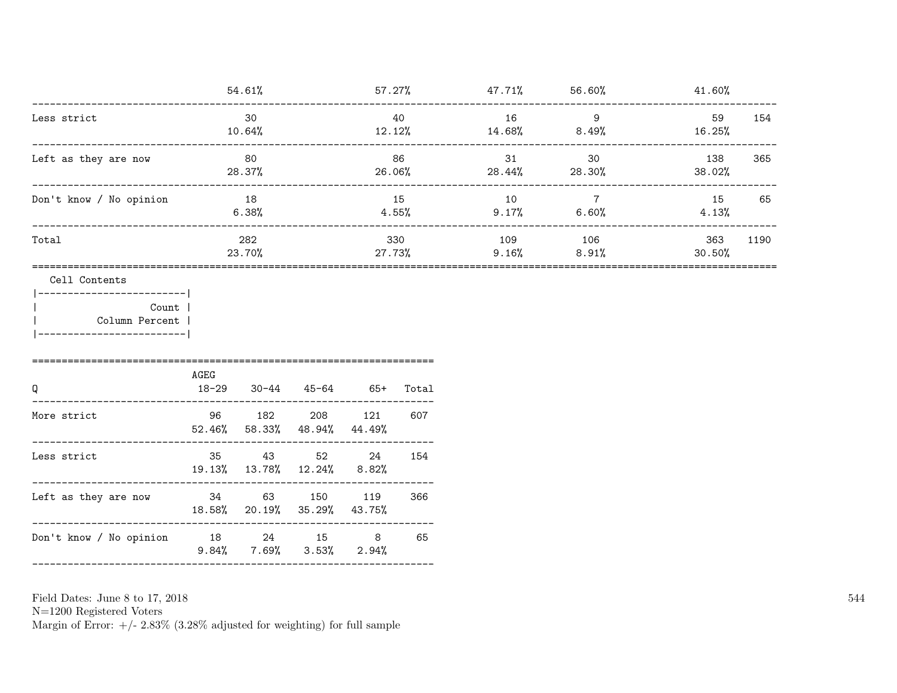| | | | | | | |
|---|---|---|---|---|---|---|
| | 54.61% | 57.27% | 47.71% | 56.60% | 41.60% | |
| Less strict | 30 | 40 | 16 | 9 | 59 | 154 |
| | 10.64% | 12.12% | 14.68% | 8.49% | 16.25% | |
| Left as they are now | 80 | 86 | 31 | 30 | 138 | 365 |
| | 28.37% | 26.06% | 28.44% | 28.30% | 38.02% | |
| Don't know / No opinion | 18 | 15 | 10 | 7 | 15 | 65 |
| | 6.38% | 4.55% | 9.17% | 6.60% | 4.13% | |
| Total | 282 | 330 | 109 | 106 | 363 | 1190 |
| | 23.70% | 27.73% | 9.16% | 8.91% | 30.50% | |

Cell Contents

| |
|---|
| Count |
| Column Percent |

| Q | AGEG 18-29 | 30-44 | 45-64 | 65+ | Total |
|---|---|---|---|---|---|
| More strict | 96 | 182 | 208 | 121 | 607 |
| | 52.46% | 58.33% | 48.94% | 44.49% | |
| Less strict | 35 | 43 | 52 | 24 | 154 |
| | 19.13% | 13.78% | 12.24% | 8.82% | |
| Left as they are now | 34 | 63 | 150 | 119 | 366 |
| | 18.58% | 20.19% | 35.29% | 43.75% | |
| Don't know / No opinion | 18 | 24 | 15 | 8 | 65 |
| | 9.84% | 7.69% | 3.53% | 2.94% | |

Field Dates: June 8 to 17, 2018
N=1200 Registered Voters
Margin of Error: +/- 2.83% (3.28% adjusted for weighting) for full sample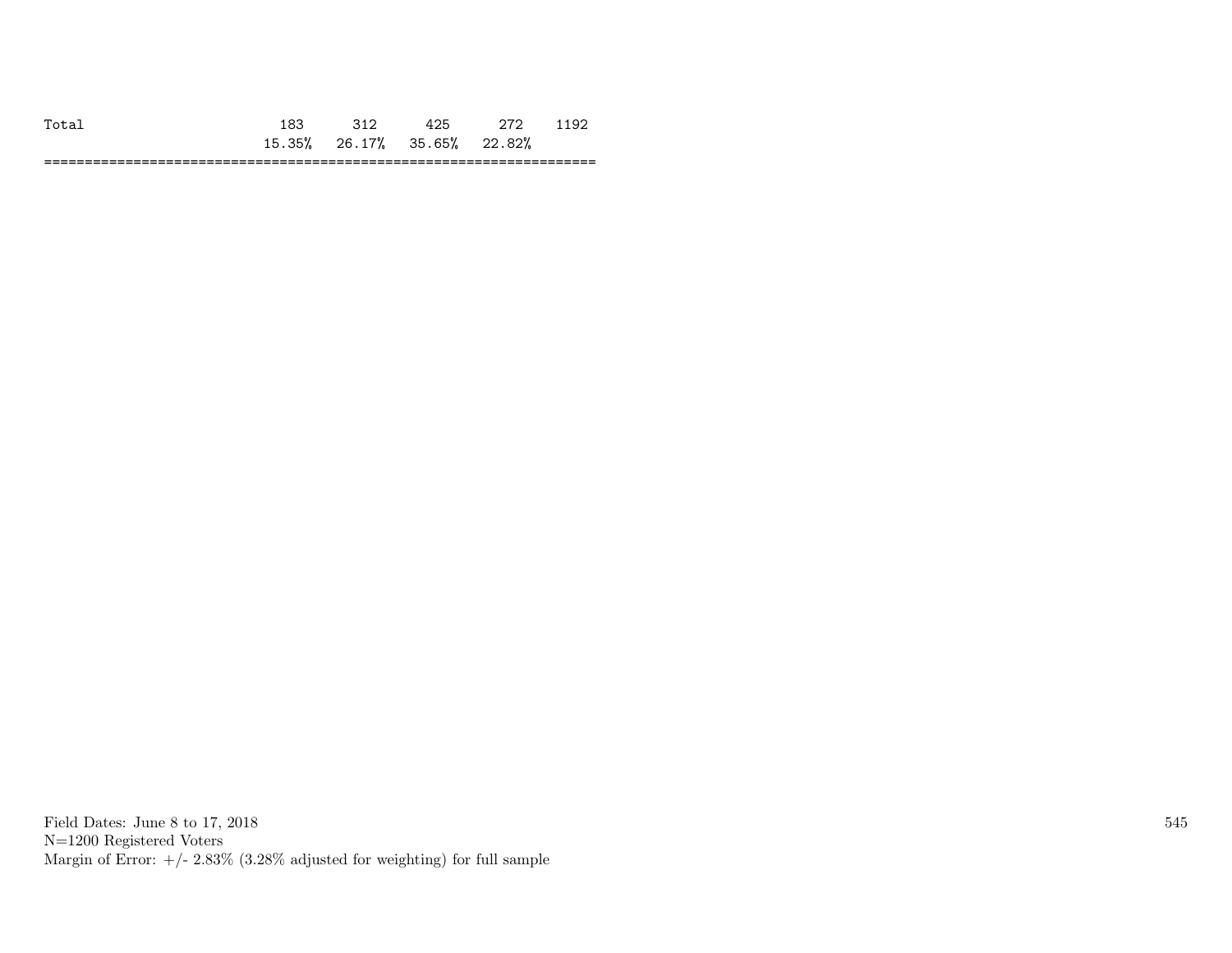| | | | | | |
|---|---|---|---|---|---|
| Total | 183 | 312 | 425 | 272 | 1192 |
| | 15.35% | 26.17% | 35.65% | 22.82% | |

Field Dates: June 8 to 17, 2018
N=1200 Registered Voters
Margin of Error: +/- 2.83% (3.28% adjusted for weighting) for full sample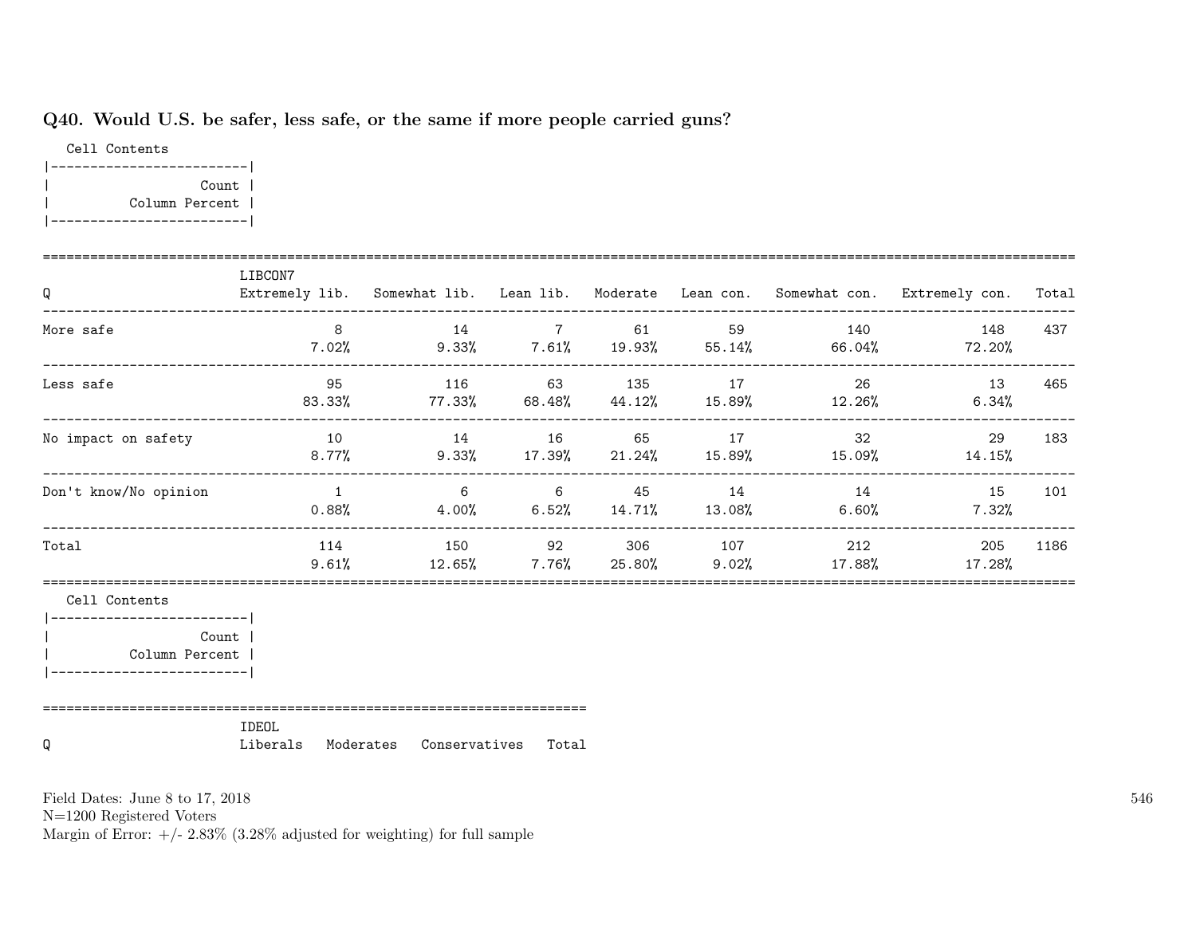### Q40. Would U.S. be safer, less safe, or the same if more people carried guns?

Cell Contents
- Count
- Column Percent

| Q | LIBCON7 Extremely lib. | Somewhat lib. | Lean lib. | Moderate | Lean con. | Somewhat con. | Extremely con. | Total |
|---|---|---|---|---|---|---|---|---|
| More safe | 8<br>7.02% | 14<br>9.33% | 7<br>7.61% | 61<br>19.93% | 59<br>55.14% | 140<br>66.04% | 148<br>72.20% | 437 |
| Less safe | 95<br>83.33% | 116<br>77.33% | 63<br>68.48% | 135<br>44.12% | 17<br>15.89% | 26<br>12.26% | 13<br>6.34% | 465 |
| No impact on safety | 10<br>8.77% | 14<br>9.33% | 16<br>17.39% | 65<br>21.24% | 17<br>15.89% | 32<br>15.09% | 29<br>14.15% | 183 |
| Don't know/No opinion | 1<br>0.88% | 6<br>4.00% | 6<br>6.52% | 45<br>14.71% | 14<br>13.08% | 14<br>6.60% | 15<br>7.32% | 101 |
| Total | 114<br>9.61% | 150<br>12.65% | 92<br>7.76% | 306<br>25.80% | 107<br>9.02% | 212<br>17.88% | 205<br>17.28% | 1186 |

Cell Contents
- Count
- Column Percent

| Q | IDEOL Liberals | Moderates | Conservatives | Total |
|---|---|---|---|---|

Field Dates: June 8 to 17, 2018
N=1200 Registered Voters
Margin of Error: +/- 2.83% (3.28% adjusted for weighting) for full sample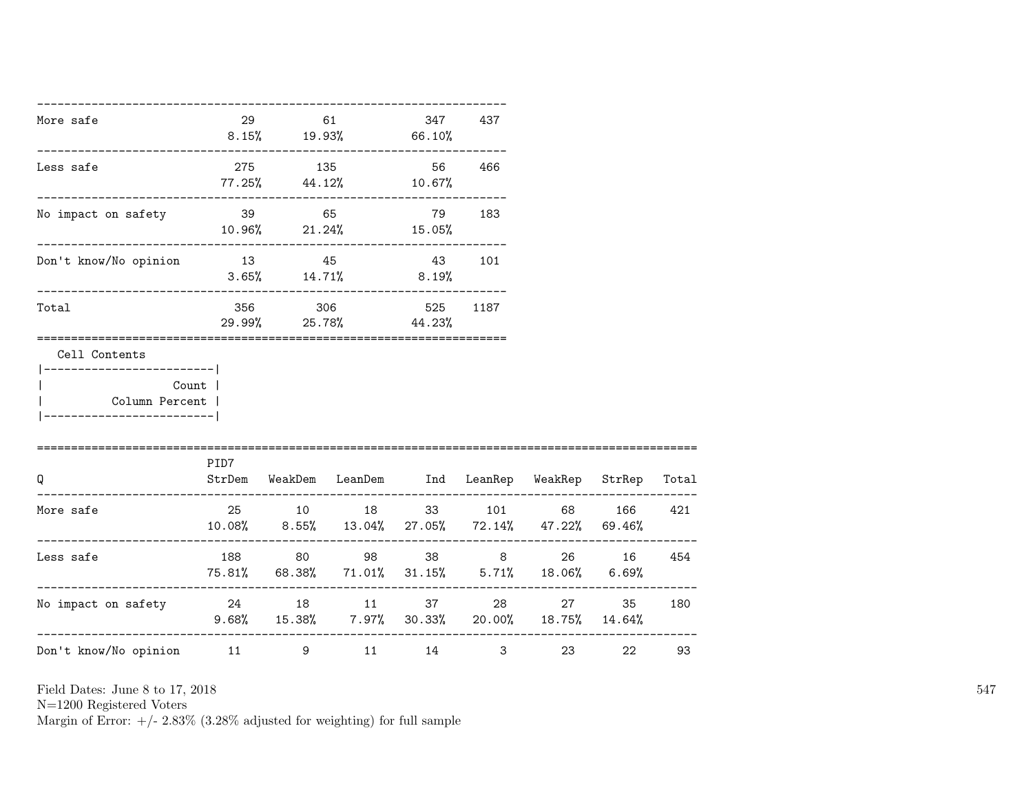| | | | | |
|---|---|---|---|---|
| More safe | 29<br>8.15% | 61<br>19.93% | 347<br>66.10% | 437 |
| Less safe | 275<br>77.25% | 135<br>44.12% | 56<br>10.67% | 466 |
| No impact on safety | 39<br>10.96% | 65<br>21.24% | 79<br>15.05% | 183 |
| Don't know/No opinion | 13<br>3.65% | 45<br>14.71% | 43<br>8.19% | 101 |
| Total | 356<br>29.99% | 306<br>25.78% | 525<br>44.23% | 1187 |

Cell Contents

| |
|---|
| Count |
| Column Percent |

| Q | PID7<br>StrDem | WeakDem | LeanDem | Ind | LeanRep | WeakRep | StrRep | Total |
|---|---|---|---|---|---|---|---|---|
| More safe | 25<br>10.08% | 10<br>8.55% | 18<br>13.04% | 33<br>27.05% | 101<br>72.14% | 68<br>47.22% | 166<br>69.46% | 421 |
| Less safe | 188<br>75.81% | 80<br>68.38% | 98<br>71.01% | 38<br>31.15% | 8<br>5.71% | 26<br>18.06% | 16<br>6.69% | 454 |
| No impact on safety | 24<br>9.68% | 18<br>15.38% | 11<br>7.97% | 37<br>30.33% | 28<br>20.00% | 27<br>18.75% | 35<br>14.64% | 180 |
| Don't know/No opinion | 11 | 9 | 11 | 14 | 3 | 23 | 22 | 93 |

Field Dates: June 8 to 17, 2018
N=1200 Registered Voters
Margin of Error: +/- 2.83% (3.28% adjusted for weighting) for full sample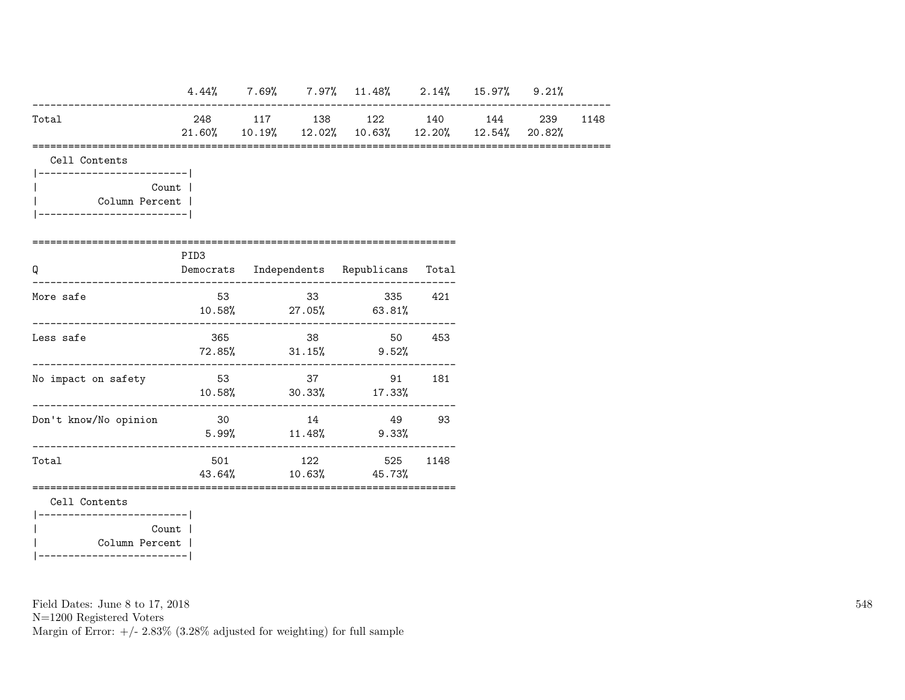| | | | | | | | | |
|---|---|---|---|---|---|---|---|---|
| | 4.44% | 7.69% | 7.97% | 11.48% | 2.14% | 15.97% | 9.21% | |
| Total | 248 | 117 | 138 | 122 | 140 | 144 | 239 | 1148 |
| | 21.60% | 10.19% | 12.02% | 10.63% | 12.20% | 12.54% | 20.82% | |

Cell Contents

| |
|---|
| Count |
| Column Percent |

| Q | PID3 Democrats | Independents | Republicans | Total |
|---|---|---|---|---|
| More safe | 53 | 33 | 335 | 421 |
| | 10.58% | 27.05% | 63.81% | |
| Less safe | 365 | 38 | 50 | 453 |
| | 72.85% | 31.15% | 9.52% | |
| No impact on safety | 53 | 37 | 91 | 181 |
| | 10.58% | 30.33% | 17.33% | |
| Don't know/No opinion | 30 | 14 | 49 | 93 |
| | 5.99% | 11.48% | 9.33% | |
| Total | 501 | 122 | 525 | 1148 |
| | 43.64% | 10.63% | 45.73% | |

Cell Contents

| |
|---|
| Count |
| Column Percent |

Field Dates: June 8 to 17, 2018
N=1200 Registered Voters
Margin of Error: +/- 2.83% (3.28% adjusted for weighting) for full sample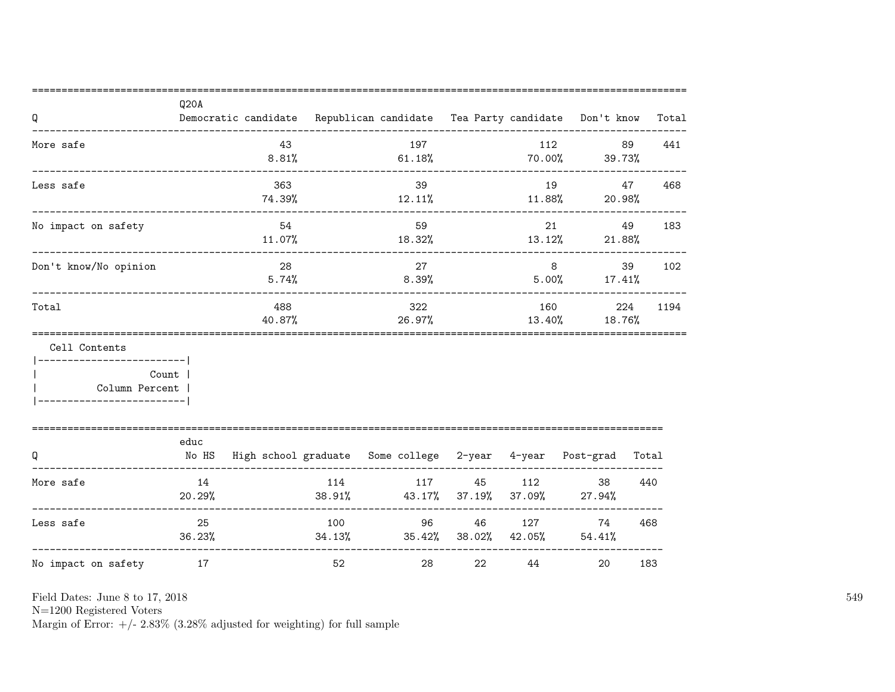| Q | Q20A Democratic candidate | Republican candidate | Tea Party candidate | Don't know | Total |
|---|---|---|---|---|---|
| More safe | 43 | 197 | 112 | 89 | 441 |
| | 8.81% | 61.18% | 70.00% | 39.73% | |
| Less safe | 363 | 39 | 19 | 47 | 468 |
| | 74.39% | 12.11% | 11.88% | 20.98% | |
| No impact on safety | 54 | 59 | 21 | 49 | 183 |
| | 11.07% | 18.32% | 13.12% | 21.88% | |
| Don't know/No opinion | 28 | 27 | 8 | 39 | 102 |
| | 5.74% | 8.39% | 5.00% | 17.41% | |
| Total | 488 | 322 | 160 | 224 | 1194 |
| | 40.87% | 26.97% | 13.40% | 18.76% | |

Cell Contents

| Count |
|---|
| Column Percent |

| Q | educ No HS | High school graduate | Some college | 2-year | 4-year | Post-grad | Total |
|---|---|---|---|---|---|---|---|
| More safe | 14 | 114 | 117 | 45 | 112 | 38 | 440 |
| | 20.29% | 38.91% | 43.17% | 37.19% | 37.09% | 27.94% | |
| Less safe | 25 | 100 | 96 | 46 | 127 | 74 | 468 |
| | 36.23% | 34.13% | 35.42% | 38.02% | 42.05% | 54.41% | |
| No impact on safety | 17 | 52 | 28 | 22 | 44 | 20 | 183 |

Field Dates: June 8 to 17, 2018
N=1200 Registered Voters
Margin of Error: +/- 2.83% (3.28% adjusted for weighting) for full sample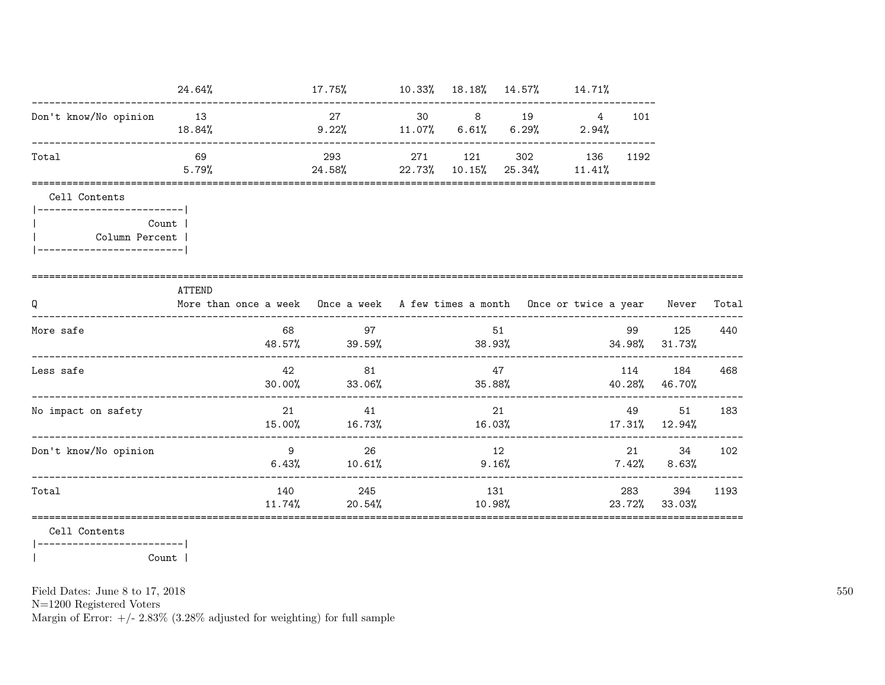| | | | | | | | |
|---|---|---|---|---|---|---|---|
| | 24.64% | 17.75% | 10.33% | 18.18% | 14.57% | 14.71% | |
| Don't know/No opinion | 13 | 27 | 30 | 8 | 19 | 4 | 101 |
| | 18.84% | 9.22% | 11.07% | 6.61% | 6.29% | 2.94% | |
| Total | 69 | 293 | 271 | 121 | 302 | 136 | 1192 |
| | 5.79% | 24.58% | 22.73% | 10.15% | 25.34% | 11.41% | |

Cell Contents

| |
|---|
| Count |
| Column Percent |

| Q | ATTEND More than once a week | Once a week | A few times a month | Once or twice a year | Never | Total |
|---|---|---|---|---|---|---|
| More safe | 68 | 97 | 51 | 99 | 125 | 440 |
| | 48.57% | 39.59% | 38.93% | 34.98% | 31.73% | |
| Less safe | 42 | 81 | 47 | 114 | 184 | 468 |
| | 30.00% | 33.06% | 35.88% | 40.28% | 46.70% | |
| No impact on safety | 21 | 41 | 21 | 49 | 51 | 183 |
| | 15.00% | 16.73% | 16.03% | 17.31% | 12.94% | |
| Don't know/No opinion | 9 | 26 | 12 | 21 | 34 | 102 |
| | 6.43% | 10.61% | 9.16% | 7.42% | 8.63% | |
| Total | 140 | 245 | 131 | 283 | 394 | 1193 |
| | 11.74% | 20.54% | 10.98% | 23.72% | 33.03% | |

Cell Contents

| |
|---|
| Count |

Field Dates: June 8 to 17, 2018
N=1200 Registered Voters
Margin of Error: +/- 2.83% (3.28% adjusted for weighting) for full sample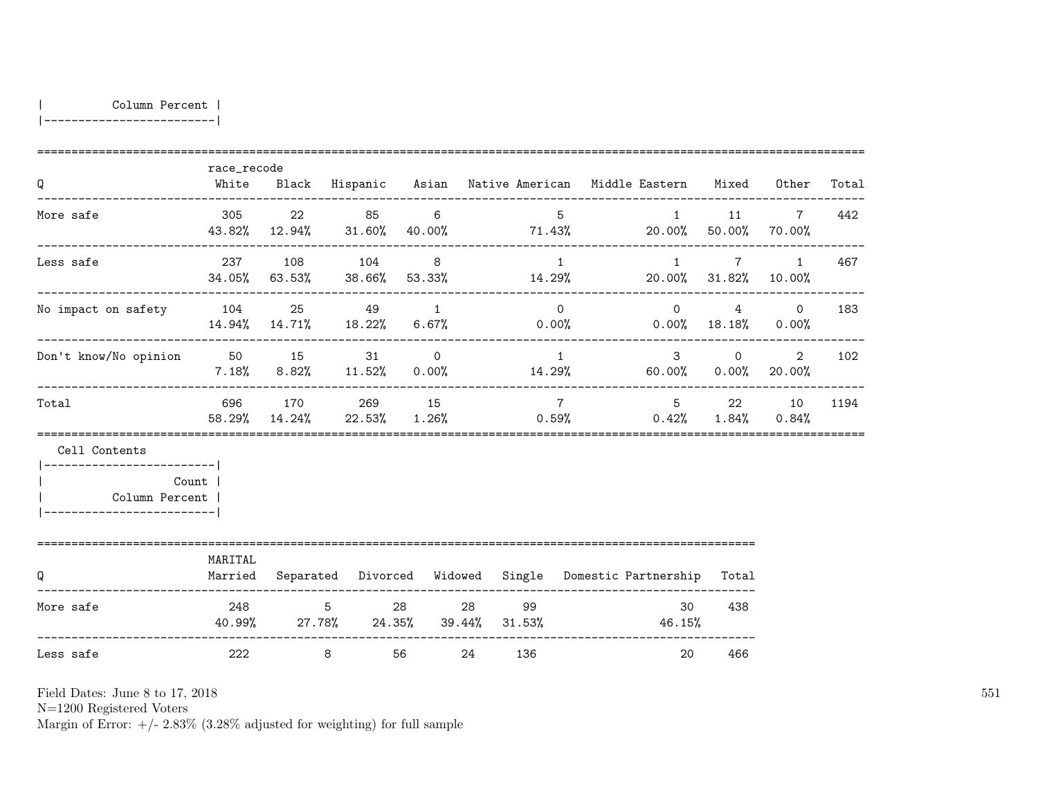| Column Percent |
|---|

| Q | race_recode White | Black | Hispanic | Asian | Native American | Middle Eastern | Mixed | Other | Total |
|---|---|---|---|---|---|---|---|---|---|
| More safe | 305<br>43.82% | 22<br>12.94% | 85<br>31.60% | 6<br>40.00% | 5<br>71.43% | 1<br>20.00% | 11<br>50.00% | 7<br>70.00% | 442 |
| Less safe | 237<br>34.05% | 108<br>63.53% | 104<br>38.66% | 8<br>53.33% | 1<br>14.29% | 1<br>20.00% | 7<br>31.82% | 1<br>10.00% | 467 |
| No impact on safety | 104<br>14.94% | 25<br>14.71% | 49<br>18.22% | 1<br>6.67% | 0<br>0.00% | 0<br>0.00% | 4<br>18.18% | 0<br>0.00% | 183 |
| Don't know/No opinion | 50<br>7.18% | 15<br>8.82% | 31<br>11.52% | 0<br>0.00% | 1<br>14.29% | 3<br>60.00% | 0<br>0.00% | 2<br>20.00% | 102 |
| Total | 696<br>58.29% | 170<br>14.24% | 269<br>22.53% | 15<br>1.26% | 7<br>0.59% | 5<br>0.42% | 22<br>1.84% | 10<br>0.84% | 1194 |

Cell Contents

| Count |
|---|
| Column Percent |

| Q | MARITAL Married | Separated | Divorced | Widowed | Single | Domestic Partnership | Total |
|---|---|---|---|---|---|---|---|
| More safe | 248<br>40.99% | 5<br>27.78% | 28<br>24.35% | 28<br>39.44% | 99<br>31.53% | 30<br>46.15% | 438 |
| Less safe | 222 | 8 | 56 | 24 | 136 | 20 | 466 |

Field Dates: June 8 to 17, 2018
N=1200 Registered Voters
Margin of Error: +/- 2.83% (3.28% adjusted for weighting) for full sample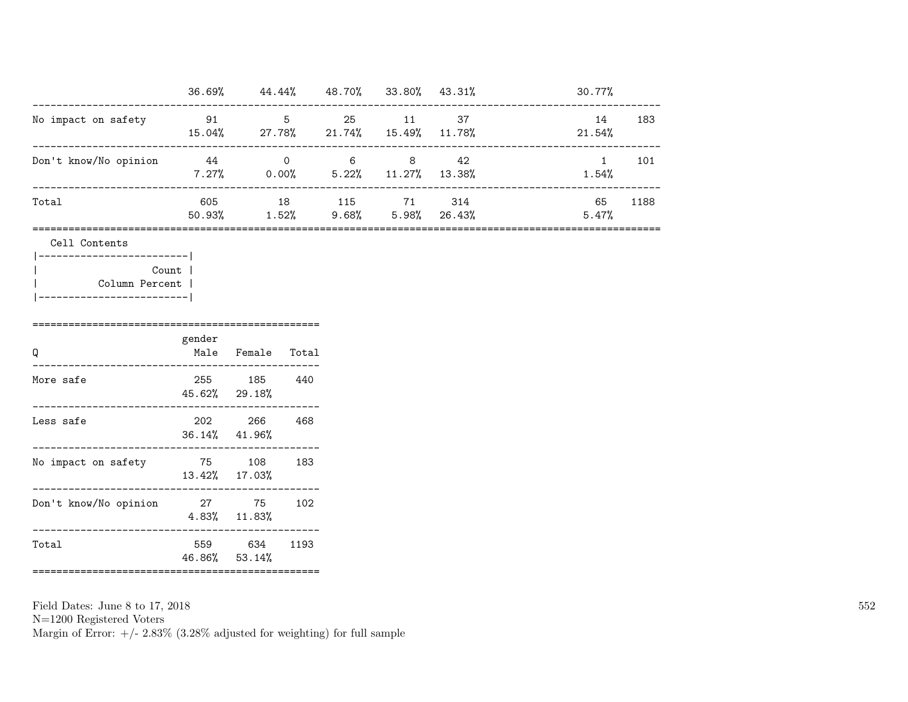| | | | | | | | |
|---|---|---|---|---|---|---|---|
| | 36.69% | 44.44% | 48.70% | 33.80% | 43.31% | 30.77% | |
| No impact on safety | 91 | 5 | 25 | 11 | 37 | 14 | 183 |
| | 15.04% | 27.78% | 21.74% | 15.49% | 11.78% | 21.54% | |
| Don't know/No opinion | 44 | 0 | 6 | 8 | 42 | 1 | 101 |
| | 7.27% | 0.00% | 5.22% | 11.27% | 13.38% | 1.54% | |
| Total | 605 | 18 | 115 | 71 | 314 | 65 | 1188 |
| | 50.93% | 1.52% | 9.68% | 5.98% | 26.43% | 5.47% | |

Cell Contents

| |
|---|
| Count |
| Column Percent |

| Q | gender Male | Female | Total |
|---|---|---|---|
| More safe | 255 | 185 | 440 |
| | 45.62% | 29.18% | |
| Less safe | 202 | 266 | 468 |
| | 36.14% | 41.96% | |
| No impact on safety | 75 | 108 | 183 |
| | 13.42% | 17.03% | |
| Don't know/No opinion | 27 | 75 | 102 |
| | 4.83% | 11.83% | |
| Total | 559 | 634 | 1193 |
| | 46.86% | 53.14% | |

Field Dates: June 8 to 17, 2018
N=1200 Registered Voters
Margin of Error: +/- 2.83% (3.28% adjusted for weighting) for full sample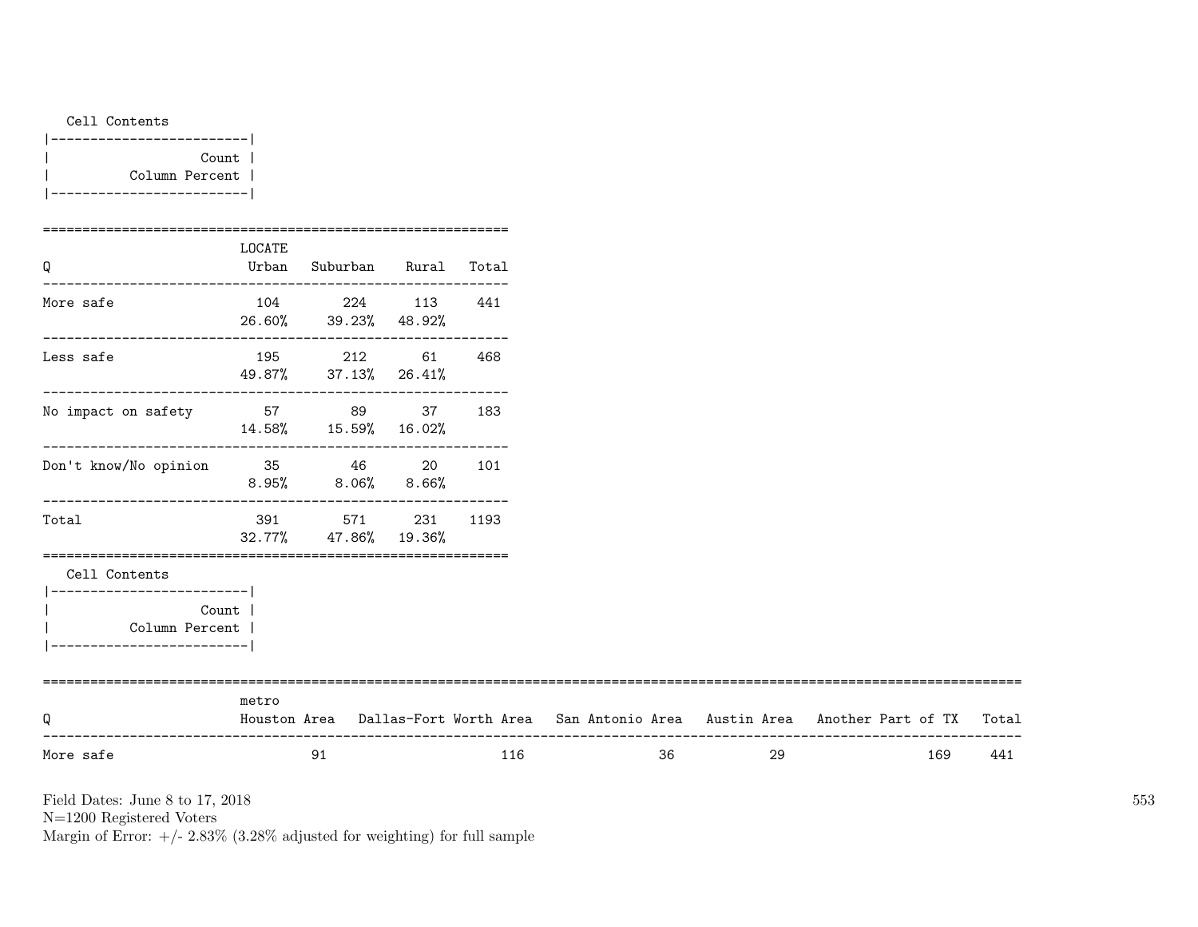Cell Contents

|-------------------------|
| Count |
| Column Percent |
|-------------------------|

| Q | LOCATE Urban | Suburban | Rural | Total |
|---|---|---|---|---|
| More safe | 104<br>26.60% | 224<br>39.23% | 113<br>48.92% | 441 |
| Less safe | 195<br>49.87% | 212<br>37.13% | 61<br>26.41% | 468 |
| No impact on safety | 57<br>14.58% | 89<br>15.59% | 37<br>16.02% | 183 |
| Don't know/No opinion | 35<br>8.95% | 46<br>8.06% | 20<br>8.66% | 101 |
| Total | 391<br>32.77% | 571<br>47.86% | 231<br>19.36% | 1193 |

Cell Contents

|-------------------------|
| Count |
| Column Percent |
|-------------------------|

| Q | metro Houston Area | Dallas-Fort Worth Area | San Antonio Area | Austin Area | Another Part of TX | Total |
|---|---|---|---|---|---|---|
| More safe | 91 | 116 | 36 | 29 | 169 | 441 |

Field Dates: June 8 to 17, 2018
N=1200 Registered Voters
Margin of Error: +/- 2.83% (3.28% adjusted for weighting) for full sample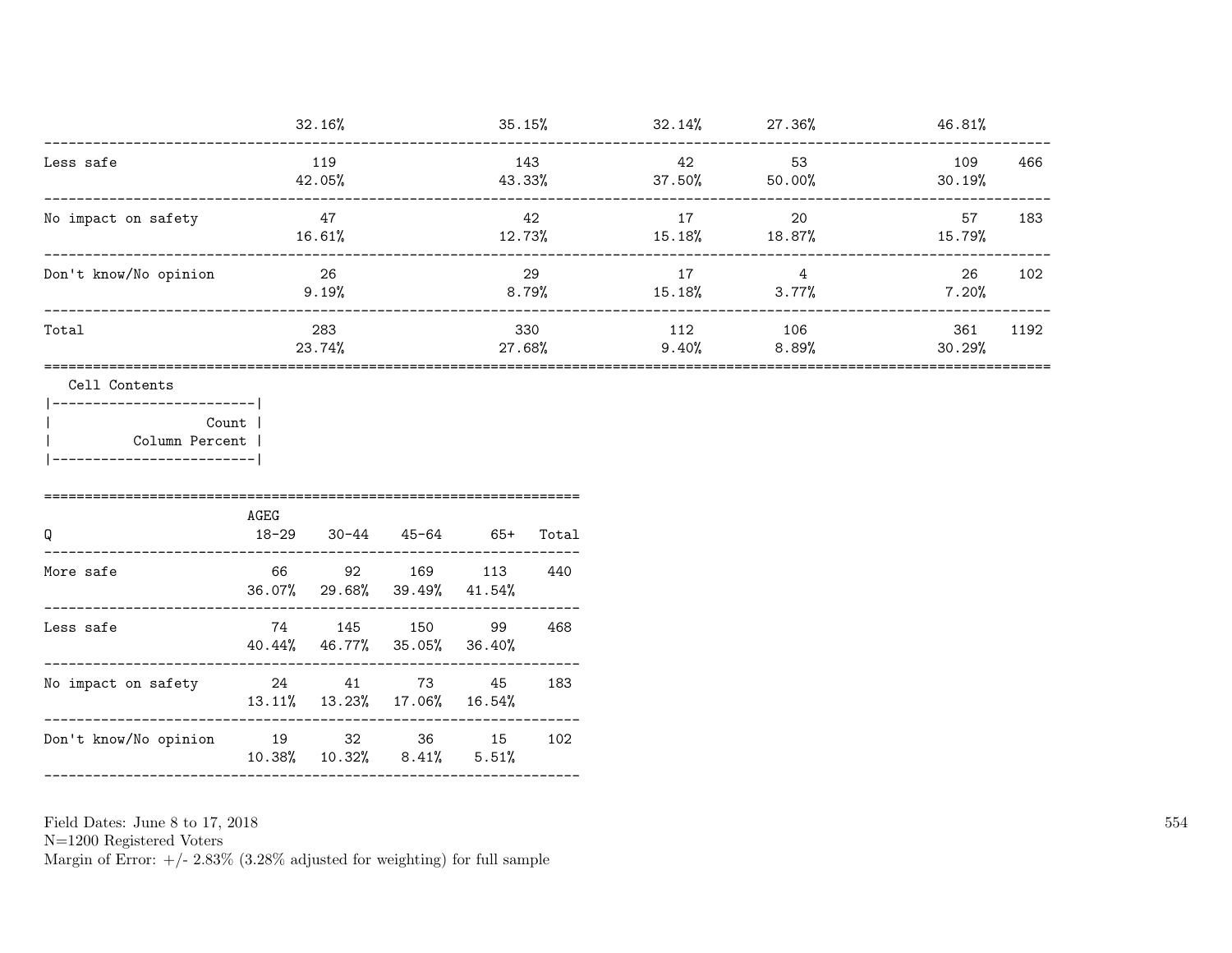| | | | | | | |
|---|---|---|---|---|---|---|
| | 32.16% | 35.15% | 32.14% | 27.36% | 46.81% | |
| Less safe | 119<br>42.05% | 143<br>43.33% | 42<br>37.50% | 53<br>50.00% | 109<br>30.19% | 466 |
| No impact on safety | 47<br>16.61% | 42<br>12.73% | 17<br>15.18% | 20<br>18.87% | 57<br>15.79% | 183 |
| Don't know/No opinion | 26<br>9.19% | 29<br>8.79% | 17<br>15.18% | 4<br>3.77% | 26<br>7.20% | 102 |
| Total | 283<br>23.74% | 330<br>27.68% | 112<br>9.40% | 106<br>8.89% | 361<br>30.29% | 1192 |

Cell Contents

| |
|---|
| Count |
| Column Percent |

| Q | AGEG<br>18-29 | 30-44 | 45-64 | 65+ | Total |
|---|---|---|---|---|---|
| More safe | 66<br>36.07% | 92<br>29.68% | 169<br>39.49% | 113<br>41.54% | 440 |
| Less safe | 74<br>40.44% | 145<br>46.77% | 150<br>35.05% | 99<br>36.40% | 468 |
| No impact on safety | 24<br>13.11% | 41<br>13.23% | 73<br>17.06% | 45<br>16.54% | 183 |
| Don't know/No opinion | 19<br>10.38% | 32<br>10.32% | 36<br>8.41% | 15<br>5.51% | 102 |

Field Dates: June 8 to 17, 2018
N=1200 Registered Voters
Margin of Error: +/- 2.83% (3.28% adjusted for weighting) for full sample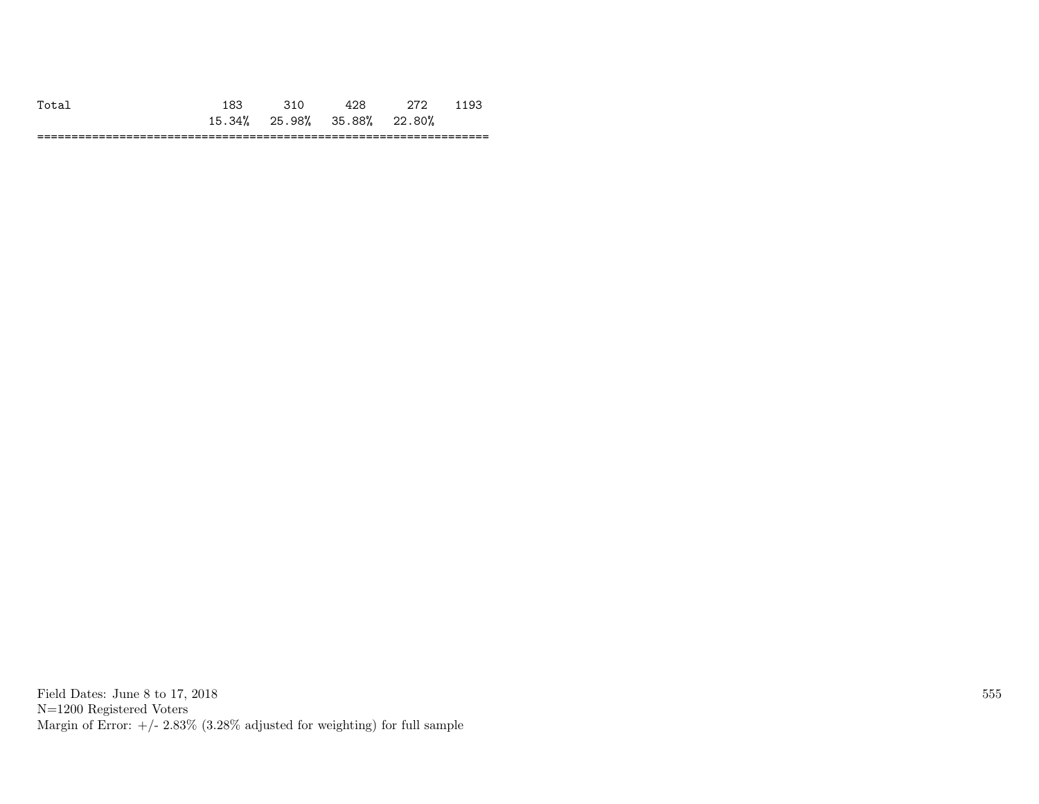| | | | | | |
|---|---|---|---|---|---|
| Total | 183 | 310 | 428 | 272 | 1193 |
| | 15.34% | 25.98% | 35.88% | 22.80% | |

Field Dates: June 8 to 17, 2018
N=1200 Registered Voters
Margin of Error: +/- 2.83% (3.28% adjusted for weighting) for full sample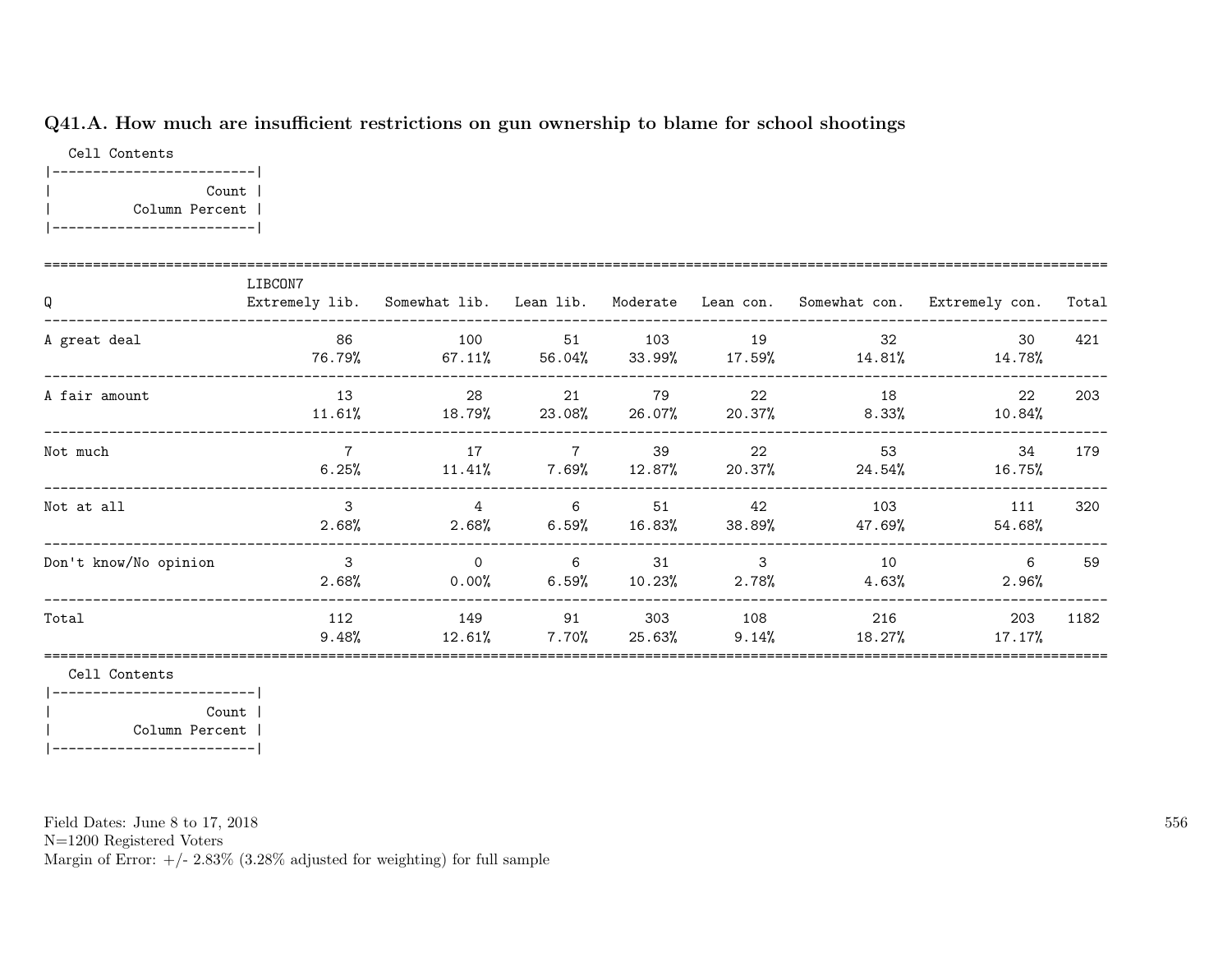### Q41.A. How much are insufficient restrictions on gun ownership to blame for school shootings

Cell Contents

| Count |
|---|
| Column Percent |

| Q | LIBCON7 Extremely lib. | Somewhat lib. | Lean lib. | Moderate | Lean con. | Somewhat con. | Extremely con. | Total |
|---|---|---|---|---|---|---|---|---|
| A great deal | 86<br>76.79% | 100<br>67.11% | 51<br>56.04% | 103<br>33.99% | 19<br>17.59% | 32<br>14.81% | 30<br>14.78% | 421 |
| A fair amount | 13<br>11.61% | 28<br>18.79% | 21<br>23.08% | 79<br>26.07% | 22<br>20.37% | 18<br>8.33% | 22<br>10.84% | 203 |
| Not much | 7<br>6.25% | 17<br>11.41% | 7<br>7.69% | 39<br>12.87% | 22<br>20.37% | 53<br>24.54% | 34<br>16.75% | 179 |
| Not at all | 3<br>2.68% | 4<br>2.68% | 6<br>6.59% | 51<br>16.83% | 42<br>38.89% | 103<br>47.69% | 111<br>54.68% | 320 |
| Don't know/No opinion | 3<br>2.68% | 0<br>0.00% | 6<br>6.59% | 31<br>10.23% | 3<br>2.78% | 10<br>4.63% | 6<br>2.96% | 59 |
| Total | 112<br>9.48% | 149<br>12.61% | 91<br>7.70% | 303<br>25.63% | 108<br>9.14% | 216<br>18.27% | 203<br>17.17% | 1182 |

Cell Contents

| Count |
|---|
| Column Percent |

Field Dates: June 8 to 17, 2018
N=1200 Registered Voters
Margin of Error: +/- 2.83% (3.28% adjusted for weighting) for full sample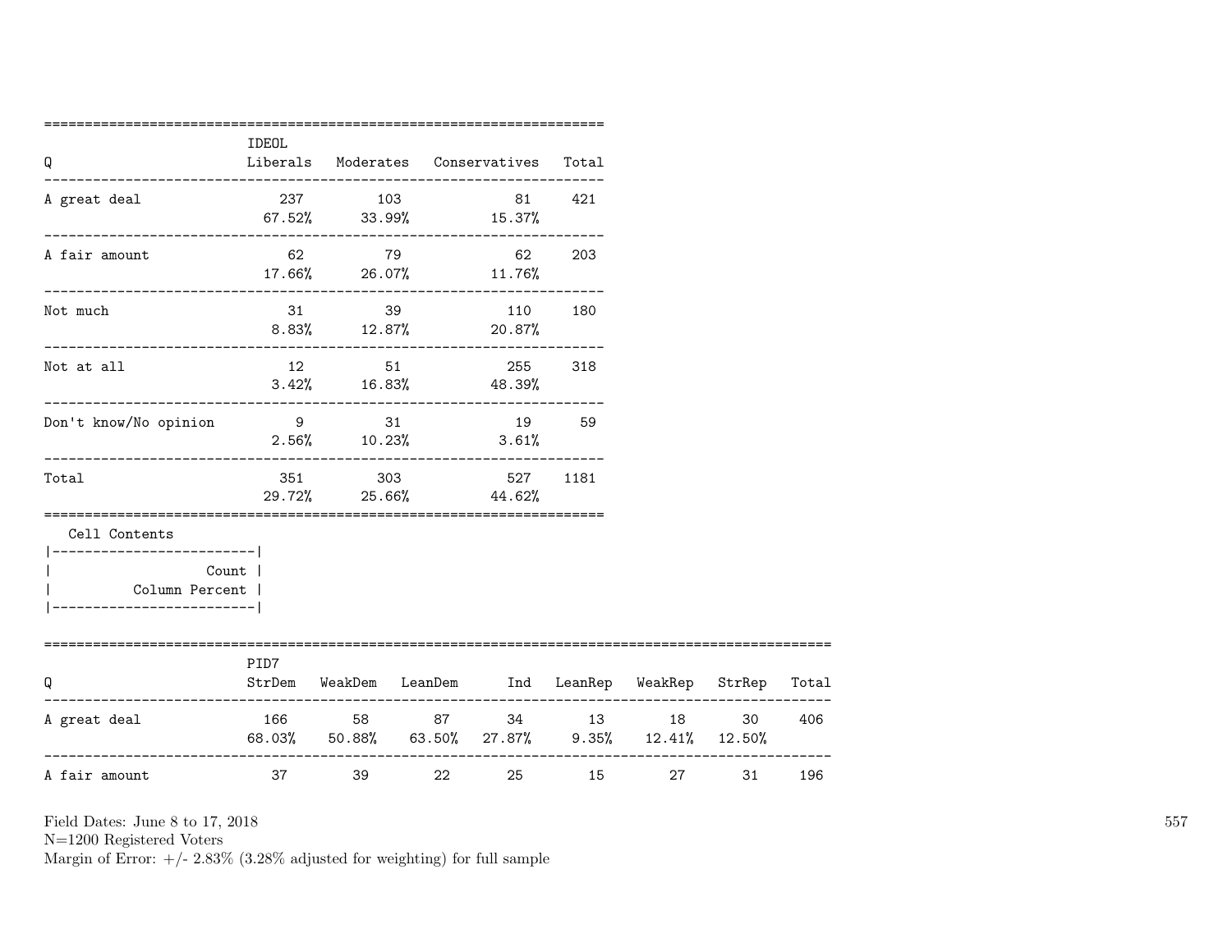| Q | IDEOL Liberals | Moderates | Conservatives | Total |
|---|---|---|---|---|
| A great deal | 237 | 103 | 81 | 421 |
| | 67.52% | 33.99% | 15.37% | |
| A fair amount | 62 | 79 | 62 | 203 |
| | 17.66% | 26.07% | 11.76% | |
| Not much | 31 | 39 | 110 | 180 |
| | 8.83% | 12.87% | 20.87% | |
| Not at all | 12 | 51 | 255 | 318 |
| | 3.42% | 16.83% | 48.39% | |
| Don't know/No opinion | 9 | 31 | 19 | 59 |
| | 2.56% | 10.23% | 3.61% | |
| Total | 351 | 303 | 527 | 1181 |
| | 29.72% | 25.66% | 44.62% | |

Cell Contents
- Count
- Column Percent

| Q | PID7 StrDem | WeakDem | LeanDem | Ind | LeanRep | WeakRep | StrRep | Total |
|---|---|---|---|---|---|---|---|---|
| A great deal | 166 | 58 | 87 | 34 | 13 | 18 | 30 | 406 |
| | 68.03% | 50.88% | 63.50% | 27.87% | 9.35% | 12.41% | 12.50% | |
| A fair amount | 37 | 39 | 22 | 25 | 15 | 27 | 31 | 196 |

Field Dates: June 8 to 17, 2018
N=1200 Registered Voters
Margin of Error: +/- 2.83% (3.28% adjusted for weighting) for full sample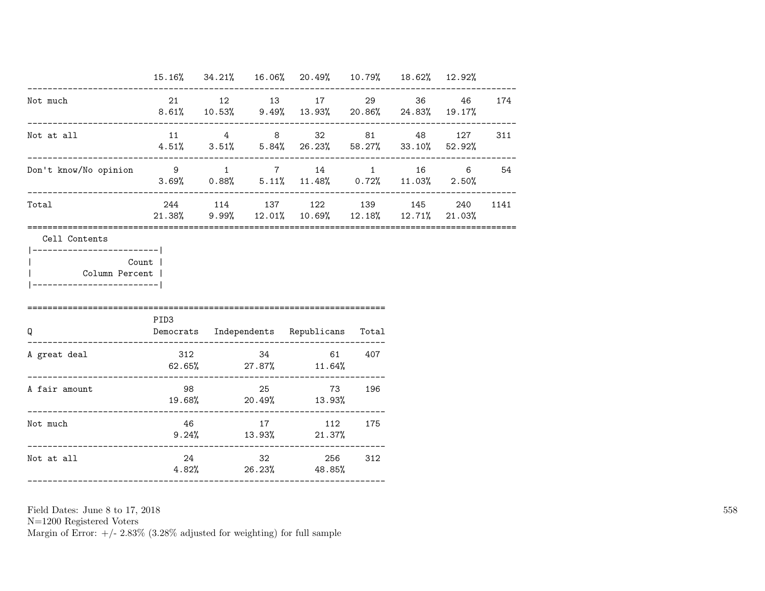| | | | | | | | | |
|---|---|---|---|---|---|---|---|---|
| | 15.16% | 34.21% | 16.06% | 20.49% | 10.79% | 18.62% | 12.92% | |
| Not much | 21 | 12 | 13 | 17 | 29 | 36 | 46 | 174 |
| | 8.61% | 10.53% | 9.49% | 13.93% | 20.86% | 24.83% | 19.17% | |
| Not at all | 11 | 4 | 8 | 32 | 81 | 48 | 127 | 311 |
| | 4.51% | 3.51% | 5.84% | 26.23% | 58.27% | 33.10% | 52.92% | |
| Don't know/No opinion | 9 | 1 | 7 | 14 | 1 | 16 | 6 | 54 |
| | 3.69% | 0.88% | 5.11% | 11.48% | 0.72% | 11.03% | 2.50% | |
| Total | 244 | 114 | 137 | 122 | 139 | 145 | 240 | 1141 |
| | 21.38% | 9.99% | 12.01% | 10.69% | 12.18% | 12.71% | 21.03% | |

Cell Contents

| |
|---|
| Count |
| Column Percent |

| Q | PID3 Democrats | Independents | Republicans | Total |
|---|---|---|---|---|
| A great deal | 312 | 34 | 61 | 407 |
| | 62.65% | 27.87% | 11.64% | |
| A fair amount | 98 | 25 | 73 | 196 |
| | 19.68% | 20.49% | 13.93% | |
| Not much | 46 | 17 | 112 | 175 |
| | 9.24% | 13.93% | 21.37% | |
| Not at all | 24 | 32 | 256 | 312 |
| | 4.82% | 26.23% | 48.85% | |

Field Dates: June 8 to 17, 2018
N=1200 Registered Voters
Margin of Error: +/- 2.83% (3.28% adjusted for weighting) for full sample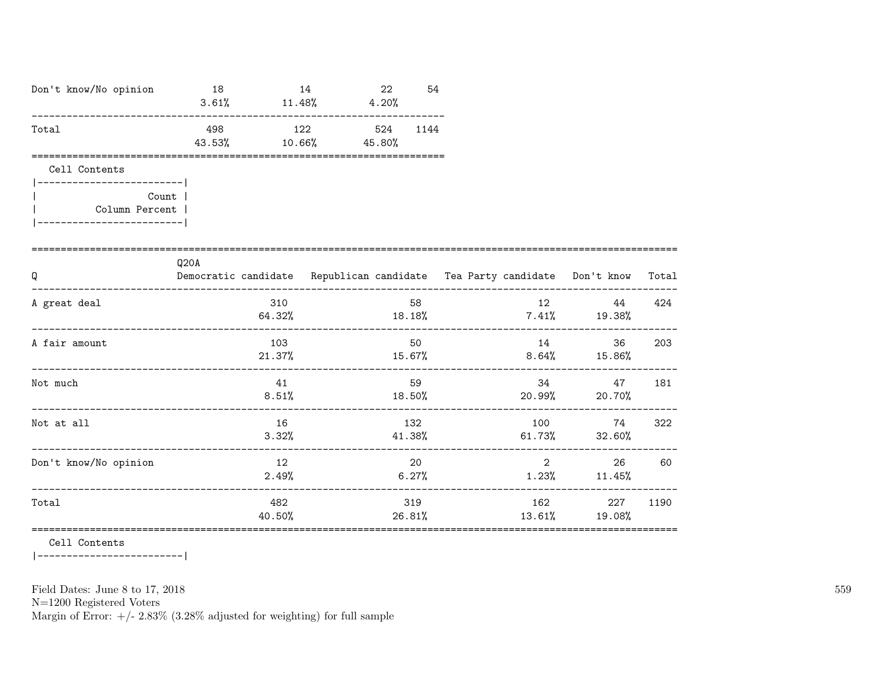| | | | | |
|---|---|---|---|---|
| Don't know/No opinion | 18<br>3.61% | 14<br>11.48% | 22<br>4.20% | 54 |
| Total | 498<br>43.53% | 122<br>10.66% | 524<br>45.80% | 1144 |

Cell Contents

```
|-------------------------|
|                   Count |
|          Column Percent |
|-------------------------|
```

| Q | Q20A<br>Democratic candidate | Republican candidate | Tea Party candidate | Don't know | Total |
|---|---|---|---|---|---|
| A great deal | 310<br>64.32% | 58<br>18.18% | 12<br>7.41% | 44<br>19.38% | 424 |
| A fair amount | 103<br>21.37% | 50<br>15.67% | 14<br>8.64% | 36<br>15.86% | 203 |
| Not much | 41<br>8.51% | 59<br>18.50% | 34<br>20.99% | 47<br>20.70% | 181 |
| Not at all | 16<br>3.32% | 132<br>41.38% | 100<br>61.73% | 74<br>32.60% | 322 |
| Don't know/No opinion | 12<br>2.49% | 20<br>6.27% | 2<br>1.23% | 26<br>11.45% | 60 |
| Total | 482<br>40.50% | 319<br>26.81% | 162<br>13.61% | 227<br>19.08% | 1190 |

Cell Contents

Field Dates: June 8 to 17, 2018
N=1200 Registered Voters
Margin of Error: +/- 2.83% (3.28% adjusted for weighting) for full sample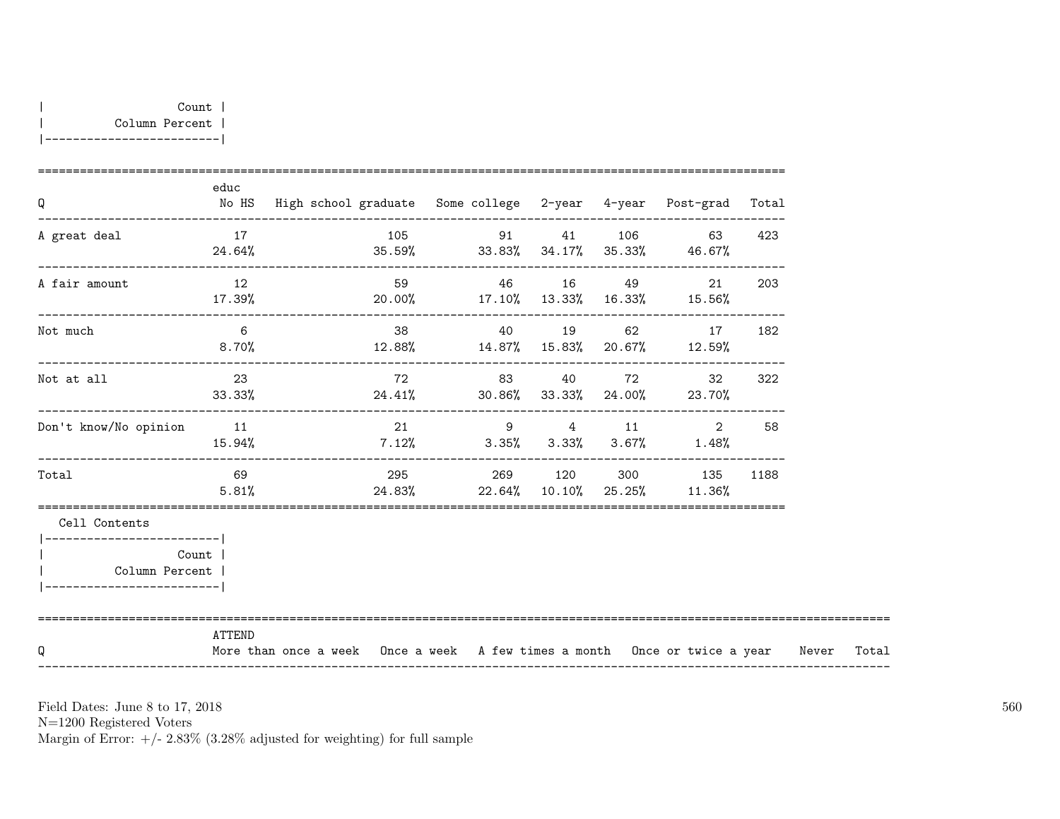| Count |
|---|
| Column Percent |

| Q | educ No HS | High school graduate | Some college | 2-year | 4-year | Post-grad | Total |
|---|---|---|---|---|---|---|---|
| A great deal | 17<br>24.64% | 105<br>35.59% | 91<br>33.83% | 41<br>34.17% | 106<br>35.33% | 63<br>46.67% | 423 |
| A fair amount | 12<br>17.39% | 59<br>20.00% | 46<br>17.10% | 16<br>13.33% | 49<br>16.33% | 21<br>15.56% | 203 |
| Not much | 6<br>8.70% | 38<br>12.88% | 40<br>14.87% | 19<br>15.83% | 62<br>20.67% | 17<br>12.59% | 182 |
| Not at all | 23<br>33.33% | 72<br>24.41% | 83<br>30.86% | 40<br>33.33% | 72<br>24.00% | 32<br>23.70% | 322 |
| Don't know/No opinion | 11<br>15.94% | 21<br>7.12% | 9<br>3.35% | 4<br>3.33% | 11<br>3.67% | 2<br>1.48% | 58 |
| Total | 69<br>5.81% | 295<br>24.83% | 269<br>22.64% | 120<br>10.10% | 300<br>25.25% | 135<br>11.36% | 1188 |

Cell Contents

| Count |
|---|
| Column Percent |

| Q | ATTEND More than once a week | Once a week | A few times a month | Once or twice a year | Never | Total |
|---|---|---|---|---|---|---|

Field Dates: June 8 to 17, 2018
N=1200 Registered Voters
Margin of Error: +/- 2.83% (3.28% adjusted for weighting) for full sample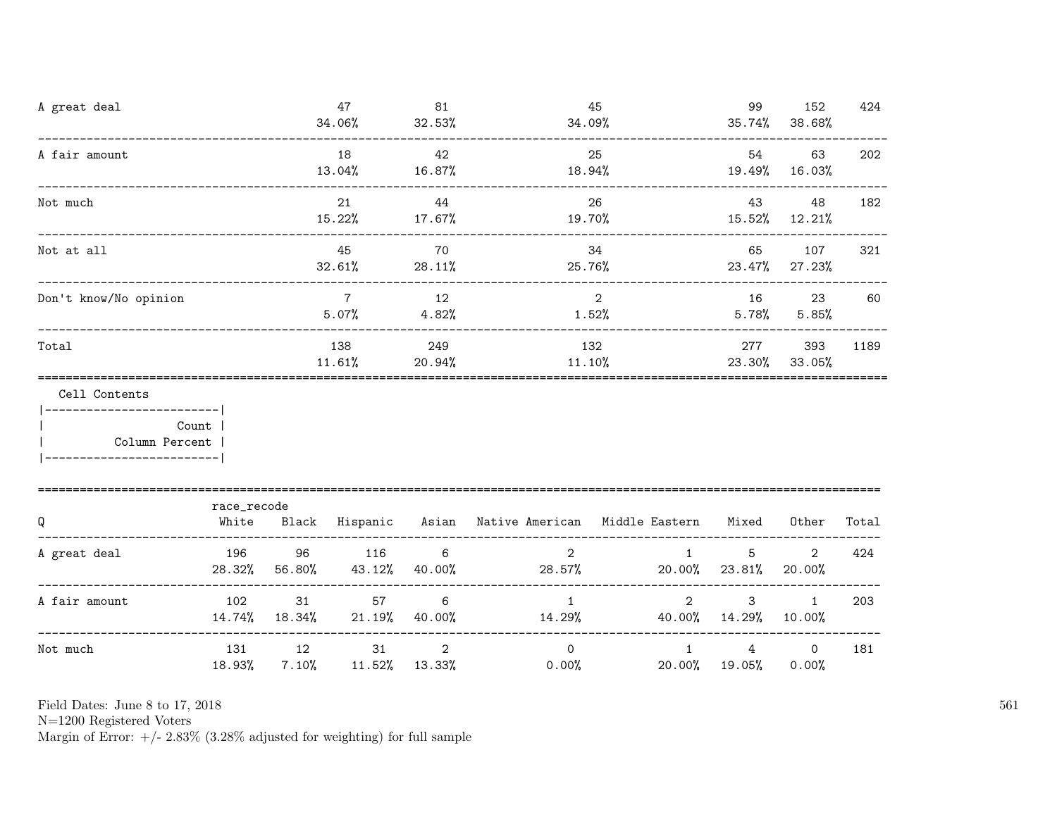| | | | | | | |
|---|---|---|---|---|---|---|
| A great deal | 47<br>34.06% | 81<br>32.53% | 45<br>34.09% | 99<br>35.74% | 152<br>38.68% | 424 |
| A fair amount | 18<br>13.04% | 42<br>16.87% | 25<br>18.94% | 54<br>19.49% | 63<br>16.03% | 202 |
| Not much | 21<br>15.22% | 44<br>17.67% | 26<br>19.70% | 43<br>15.52% | 48<br>12.21% | 182 |
| Not at all | 45<br>32.61% | 70<br>28.11% | 34<br>25.76% | 65<br>23.47% | 107<br>27.23% | 321 |
| Don't know/No opinion | 7<br>5.07% | 12<br>4.82% | 2<br>1.52% | 16<br>5.78% | 23<br>5.85% | 60 |
| Total | 138<br>11.61% | 249<br>20.94% | 132<br>11.10% | 277<br>23.30% | 393<br>33.05% | 1189 |

Cell Contents

| Count |
|---|
| Column Percent |

| Q | race_recode<br>White | Black | Hispanic | Asian | Native American | Middle Eastern | Mixed | Other | Total |
|---|---|---|---|---|---|---|---|---|---|
| A great deal | 196<br>28.32% | 96<br>56.80% | 116<br>43.12% | 6<br>40.00% | 2<br>28.57% | 1<br>20.00% | 5<br>23.81% | 2<br>20.00% | 424 |
| A fair amount | 102<br>14.74% | 31<br>18.34% | 57<br>21.19% | 6<br>40.00% | 1<br>14.29% | 2<br>40.00% | 3<br>14.29% | 1<br>10.00% | 203 |
| Not much | 131<br>18.93% | 12<br>7.10% | 31<br>11.52% | 2<br>13.33% | 0<br>0.00% | 1<br>20.00% | 4<br>19.05% | 0<br>0.00% | 181 |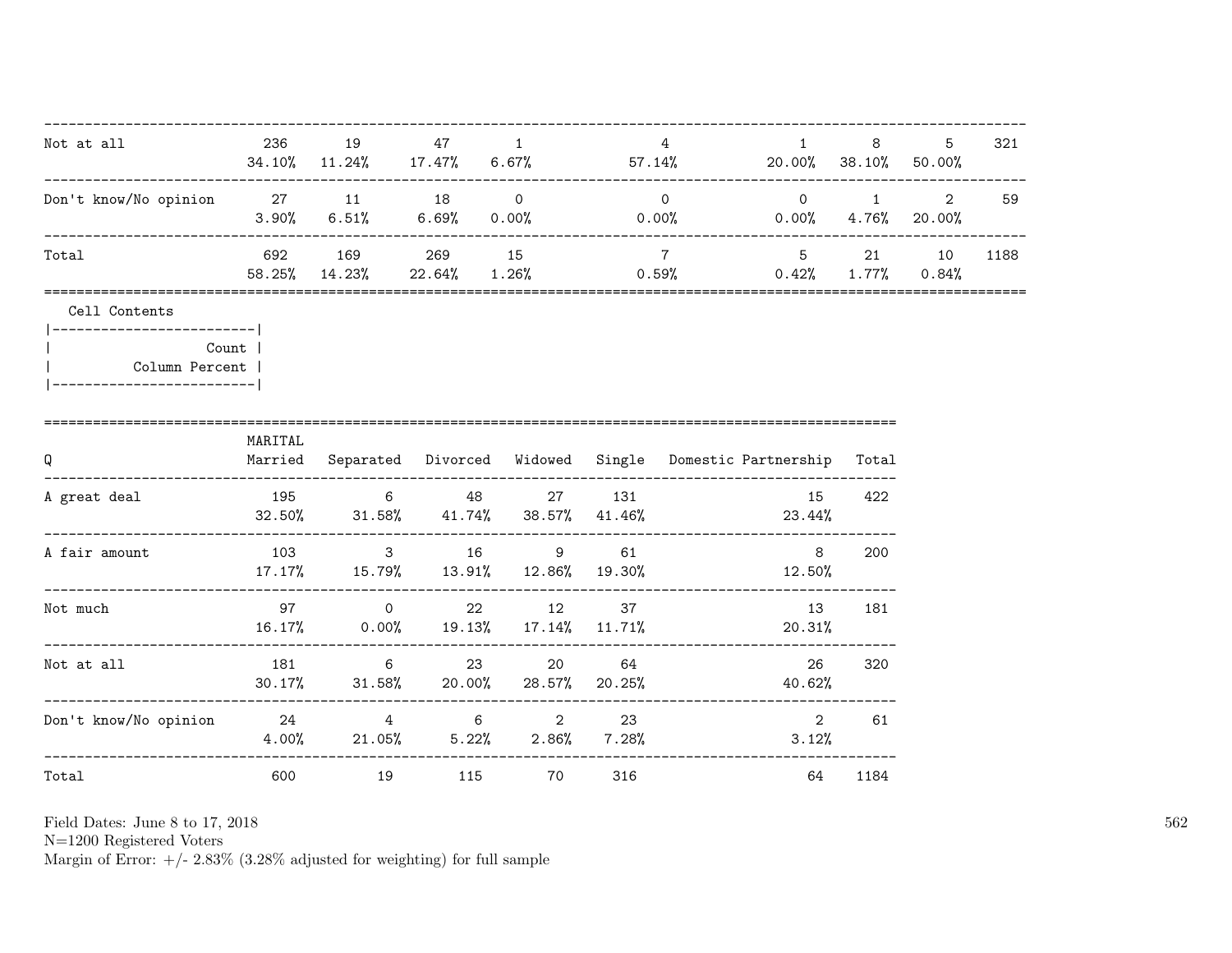| | | | | | | | | | |
|---|---|---|---|---|---|---|---|---|---|
| Not at all | 236<br>34.10% | 19<br>11.24% | 47<br>17.47% | 1<br>6.67% | 4<br>57.14% | 1<br>20.00% | 8<br>38.10% | 5<br>50.00% | 321 |
| Don't know/No opinion | 27<br>3.90% | 11<br>6.51% | 18<br>6.69% | 0<br>0.00% | 0<br>0.00% | 0<br>0.00% | 1<br>4.76% | 2<br>20.00% | 59 |
| Total | 692<br>58.25% | 169<br>14.23% | 269<br>22.64% | 15<br>1.26% | 7<br>0.59% | 5<br>0.42% | 21<br>1.77% | 10<br>0.84% | 1188 |

Cell Contents

| Count |
|---|
| Column Percent |

| Q | MARITAL<br>Married | Separated | Divorced | Widowed | Single | Domestic Partnership | Total |
|---|---|---|---|---|---|---|---|
| A great deal | 195<br>32.50% | 6<br>31.58% | 48<br>41.74% | 27<br>38.57% | 131<br>41.46% | 15<br>23.44% | 422 |
| A fair amount | 103<br>17.17% | 3<br>15.79% | 16<br>13.91% | 9<br>12.86% | 61<br>19.30% | 8<br>12.50% | 200 |
| Not much | 97<br>16.17% | 0<br>0.00% | 22<br>19.13% | 12<br>17.14% | 37<br>11.71% | 13<br>20.31% | 181 |
| Not at all | 181<br>30.17% | 6<br>31.58% | 23<br>20.00% | 20<br>28.57% | 64<br>20.25% | 26<br>40.62% | 320 |
| Don't know/No opinion | 24<br>4.00% | 4<br>21.05% | 6<br>5.22% | 2<br>2.86% | 23<br>7.28% | 2<br>3.12% | 61 |
| Total | 600 | 19 | 115 | 70 | 316 | 64 | 1184 |

Field Dates: June 8 to 17, 2018
N=1200 Registered Voters
Margin of Error: +/- 2.83% (3.28% adjusted for weighting) for full sample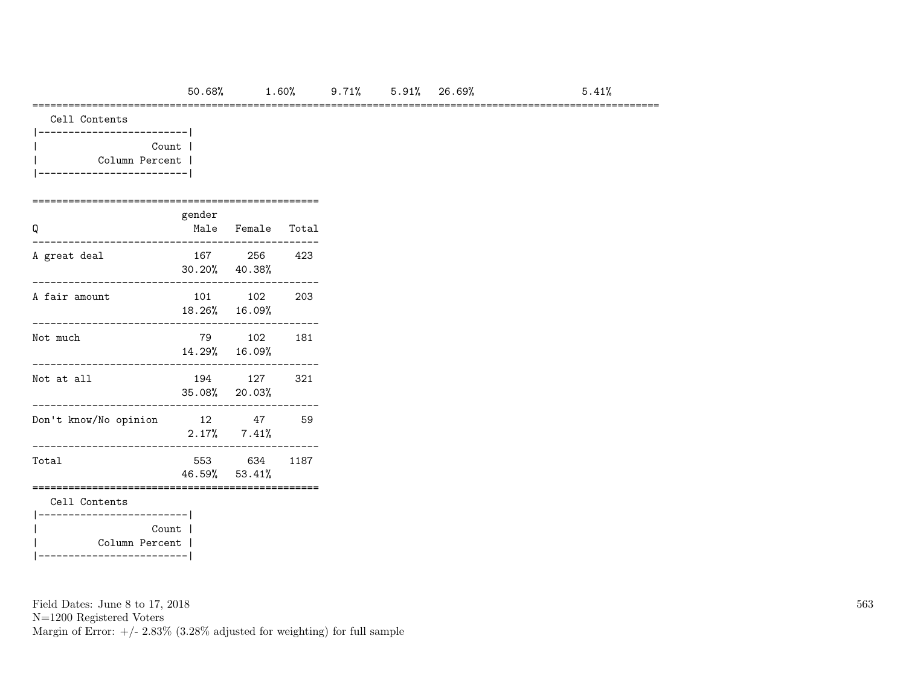| | | | | | | | |
|---|---|---|---|---|---|---|---|
| | 50.68% | 1.60% | 9.71% | 5.91% | 26.69% | | 5.41% |

Cell Contents

| |
|---|
| Count |
| Column Percent |

| Q | gender Male | Female | Total |
|---|---|---|---|
| A great deal | 167 | 256 | 423 |
| | 30.20% | 40.38% | |
| A fair amount | 101 | 102 | 203 |
| | 18.26% | 16.09% | |
| Not much | 79 | 102 | 181 |
| | 14.29% | 16.09% | |
| Not at all | 194 | 127 | 321 |
| | 35.08% | 20.03% | |
| Don't know/No opinion | 12 | 47 | 59 |
| | 2.17% | 7.41% | |
| Total | 553 | 634 | 1187 |
| | 46.59% | 53.41% | |

Cell Contents

| |
|---|
| Count |
| Column Percent |

Field Dates: June 8 to 17, 2018
N=1200 Registered Voters
Margin of Error: +/- 2.83% (3.28% adjusted for weighting) for full sample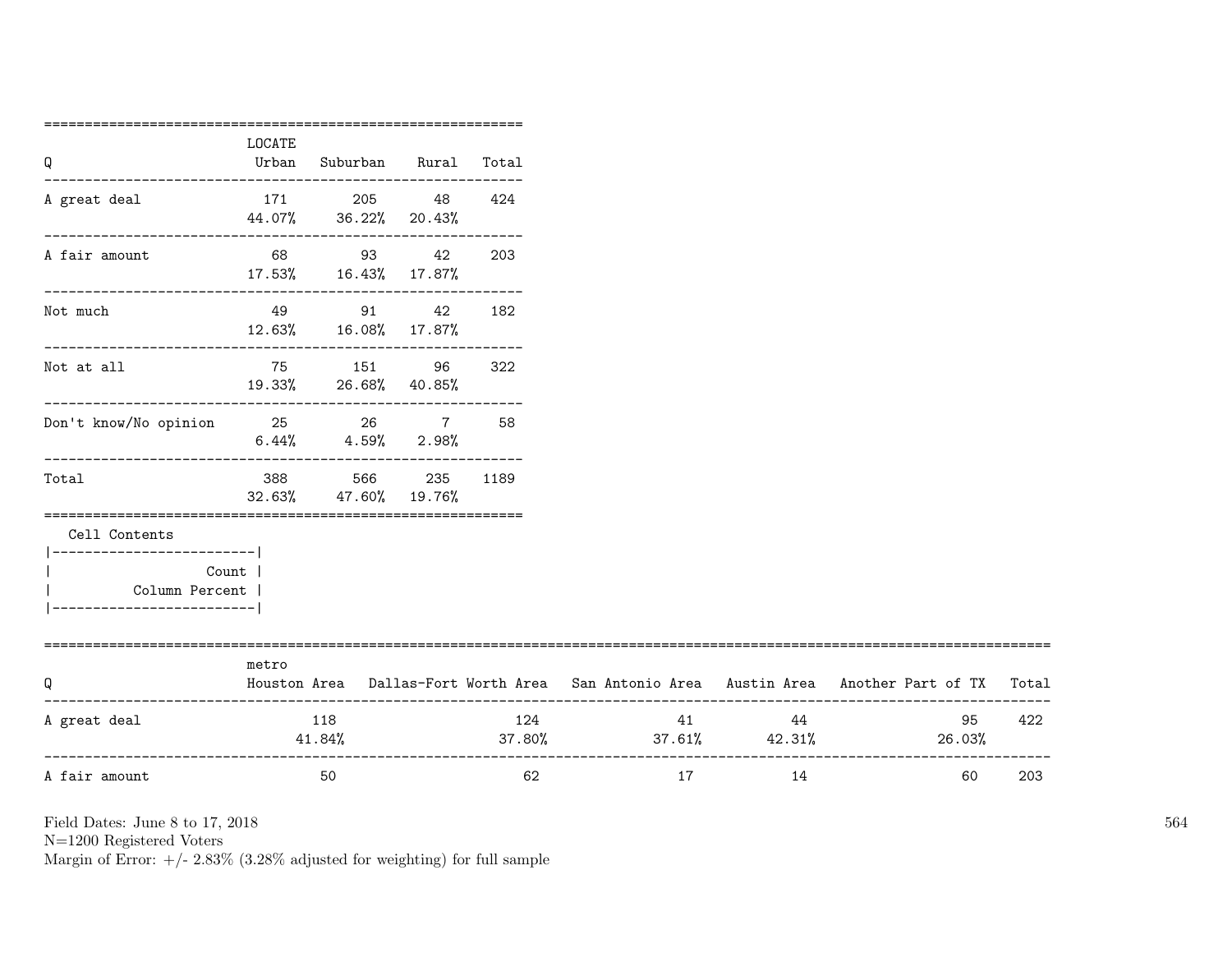| Q | LOCATE Urban | Suburban | Rural | Total |
|---|---|---|---|---|
| A great deal | 171<br>44.07% | 205<br>36.22% | 48<br>20.43% | 424 |
| A fair amount | 68<br>17.53% | 93<br>16.43% | 42<br>17.87% | 203 |
| Not much | 49<br>12.63% | 91<br>16.08% | 42<br>17.87% | 182 |
| Not at all | 75<br>19.33% | 151<br>26.68% | 96<br>40.85% | 322 |
| Don't know/No opinion | 25<br>6.44% | 26<br>4.59% | 7<br>2.98% | 58 |
| Total | 388<br>32.63% | 566<br>47.60% | 235<br>19.76% | 1189 |

Cell Contents

| Count |
|---|
| Column Percent |

| Q | metro Houston Area | Dallas-Fort Worth Area | San Antonio Area | Austin Area | Another Part of TX | Total |
|---|---|---|---|---|---|---|
| A great deal | 118<br>41.84% | 124<br>37.80% | 41<br>37.61% | 44<br>42.31% | 95<br>26.03% | 422 |
| A fair amount | 50 | 62 | 17 | 14 | 60 | 203 |

Field Dates: June 8 to 17, 2018
N=1200 Registered Voters
Margin of Error: +/- 2.83% (3.28% adjusted for weighting) for full sample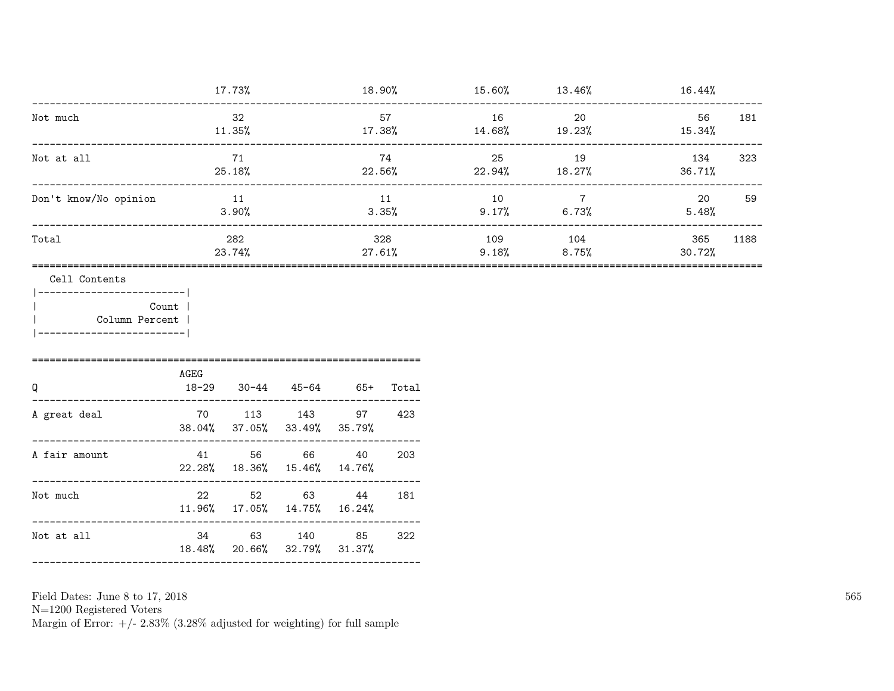| | | | | | | |
|---|---|---|---|---|---|---|
| | 17.73% | 18.90% | 15.60% | 13.46% | 16.44% | |
| Not much | 32<br>11.35% | 57<br>17.38% | 16<br>14.68% | 20<br>19.23% | 56<br>15.34% | 181 |
| Not at all | 71<br>25.18% | 74<br>22.56% | 25<br>22.94% | 19<br>18.27% | 134<br>36.71% | 323 |
| Don't know/No opinion | 11<br>3.90% | 11<br>3.35% | 10<br>9.17% | 7<br>6.73% | 20<br>5.48% | 59 |
| Total | 282<br>23.74% | 328<br>27.61% | 109<br>9.18% | 104<br>8.75% | 365<br>30.72% | 1188 |

Cell Contents

| Count |
|---|
| Column Percent |

| Q | AGEG<br>18-29 | 30-44 | 45-64 | 65+ | Total |
|---|---|---|---|---|---|
| A great deal | 70<br>38.04% | 113<br>37.05% | 143<br>33.49% | 97<br>35.79% | 423 |
| A fair amount | 41<br>22.28% | 56<br>18.36% | 66<br>15.46% | 40<br>14.76% | 203 |
| Not much | 22<br>11.96% | 52<br>17.05% | 63<br>14.75% | 44<br>16.24% | 181 |
| Not at all | 34<br>18.48% | 63<br>20.66% | 140<br>32.79% | 85<br>31.37% | 322 |

Field Dates: June 8 to 17, 2018
N=1200 Registered Voters
Margin of Error: +/- 2.83% (3.28% adjusted for weighting) for full sample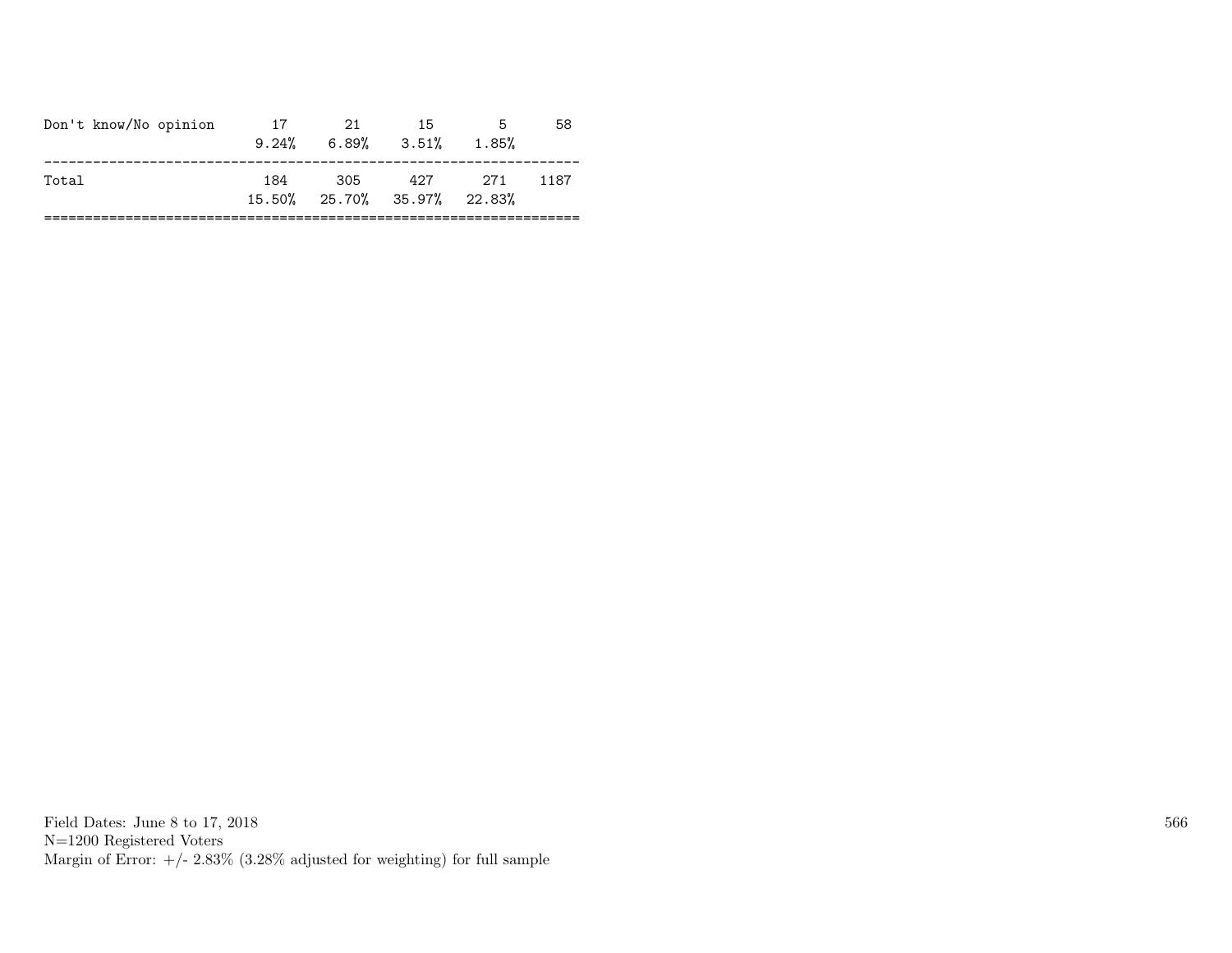| | | | | | |
|---|---|---|---|---|---|
| Don't know/No opinion | 17 | 21 | 15 | 5 | 58 |
| | 9.24% | 6.89% | 3.51% | 1.85% | |
| Total | 184 | 305 | 427 | 271 | 1187 |
| | 15.50% | 25.70% | 35.97% | 22.83% | |

Field Dates: June 8 to 17, 2018
N=1200 Registered Voters
Margin of Error: +/- 2.83% (3.28% adjusted for weighting) for full sample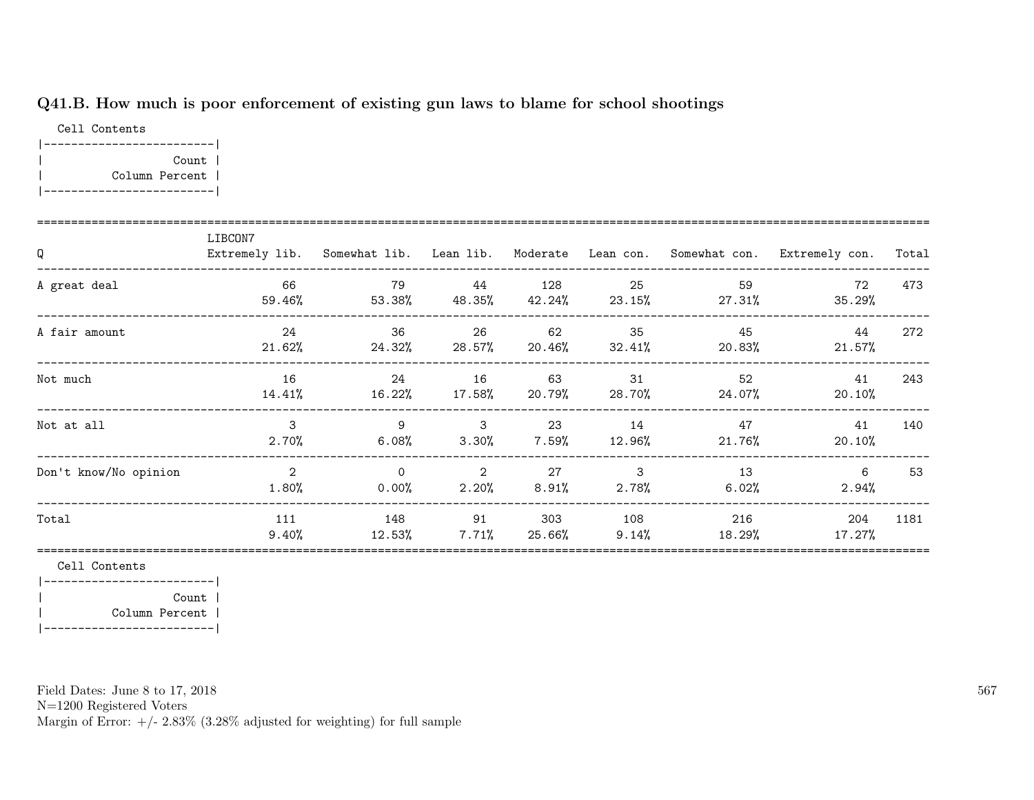### Q41.B. How much is poor enforcement of existing gun laws to blame for school shootings

Cell Contents

|-------------------------|
| Count |
| Column Percent |
|-------------------------|

| Q | LIBCON7 Extremely lib. | Somewhat lib. | Lean lib. | Moderate | Lean con. | Somewhat con. | Extremely con. | Total |
|---|---|---|---|---|---|---|---|---|
| A great deal | 66<br>59.46% | 79<br>53.38% | 44<br>48.35% | 128<br>42.24% | 25<br>23.15% | 59<br>27.31% | 72<br>35.29% | 473 |
| A fair amount | 24<br>21.62% | 36<br>24.32% | 26<br>28.57% | 62<br>20.46% | 35<br>32.41% | 45<br>20.83% | 44<br>21.57% | 272 |
| Not much | 16<br>14.41% | 24<br>16.22% | 16<br>17.58% | 63<br>20.79% | 31<br>28.70% | 52<br>24.07% | 41<br>20.10% | 243 |
| Not at all | 3<br>2.70% | 9<br>6.08% | 3<br>3.30% | 23<br>7.59% | 14<br>12.96% | 47<br>21.76% | 41<br>20.10% | 140 |
| Don't know/No opinion | 2<br>1.80% | 0<br>0.00% | 2<br>2.20% | 27<br>8.91% | 3<br>2.78% | 13<br>6.02% | 6<br>2.94% | 53 |
| Total | 111<br>9.40% | 148<br>12.53% | 91<br>7.71% | 303<br>25.66% | 108<br>9.14% | 216<br>18.29% | 204<br>17.27% | 1181 |

Cell Contents

|-------------------------|
| Count |
| Column Percent |
|-------------------------|

Field Dates: June 8 to 17, 2018
N=1200 Registered Voters
Margin of Error: +/- 2.83% (3.28% adjusted for weighting) for full sample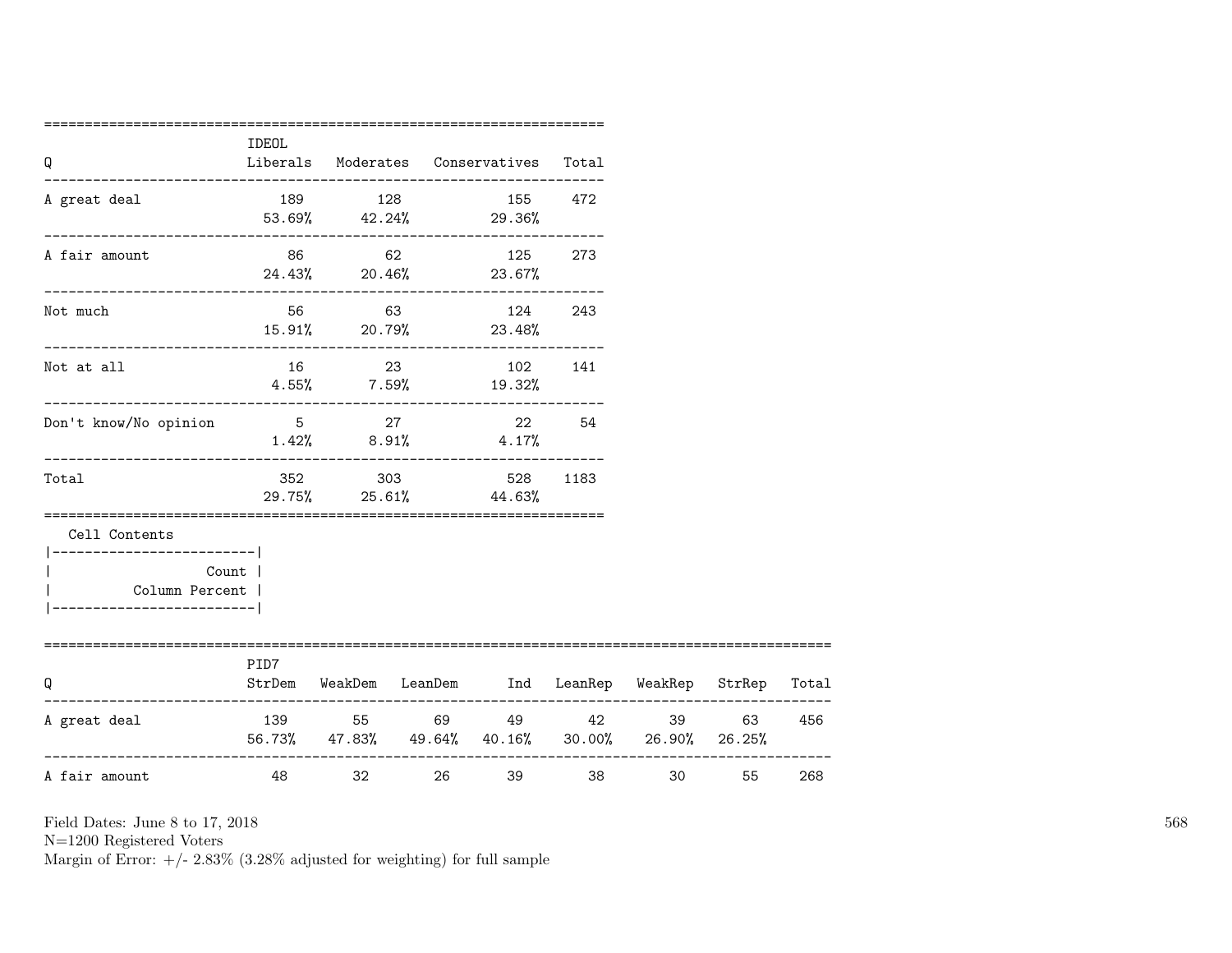| Q | IDEOL Liberals | Moderates | Conservatives | Total |
|---|---|---|---|---|
| A great deal | 189 | 128 | 155 | 472 |
| | 53.69% | 42.24% | 29.36% | |
| A fair amount | 86 | 62 | 125 | 273 |
| | 24.43% | 20.46% | 23.67% | |
| Not much | 56 | 63 | 124 | 243 |
| | 15.91% | 20.79% | 23.48% | |
| Not at all | 16 | 23 | 102 | 141 |
| | 4.55% | 7.59% | 19.32% | |
| Don't know/No opinion | 5 | 27 | 22 | 54 |
| | 1.42% | 8.91% | 4.17% | |
| Total | 352 | 303 | 528 | 1183 |
| | 29.75% | 25.61% | 44.63% | |

Cell Contents

| |
|---|
| Count |
| Column Percent |

| Q | PID7 StrDem | WeakDem | LeanDem | Ind | LeanRep | WeakRep | StrRep | Total |
|---|---|---|---|---|---|---|---|---|
| A great deal | 139 | 55 | 69 | 49 | 42 | 39 | 63 | 456 |
| | 56.73% | 47.83% | 49.64% | 40.16% | 30.00% | 26.90% | 26.25% | |
| A fair amount | 48 | 32 | 26 | 39 | 38 | 30 | 55 | 268 |

Field Dates: June 8 to 17, 2018
N=1200 Registered Voters
Margin of Error: +/- 2.83% (3.28% adjusted for weighting) for full sample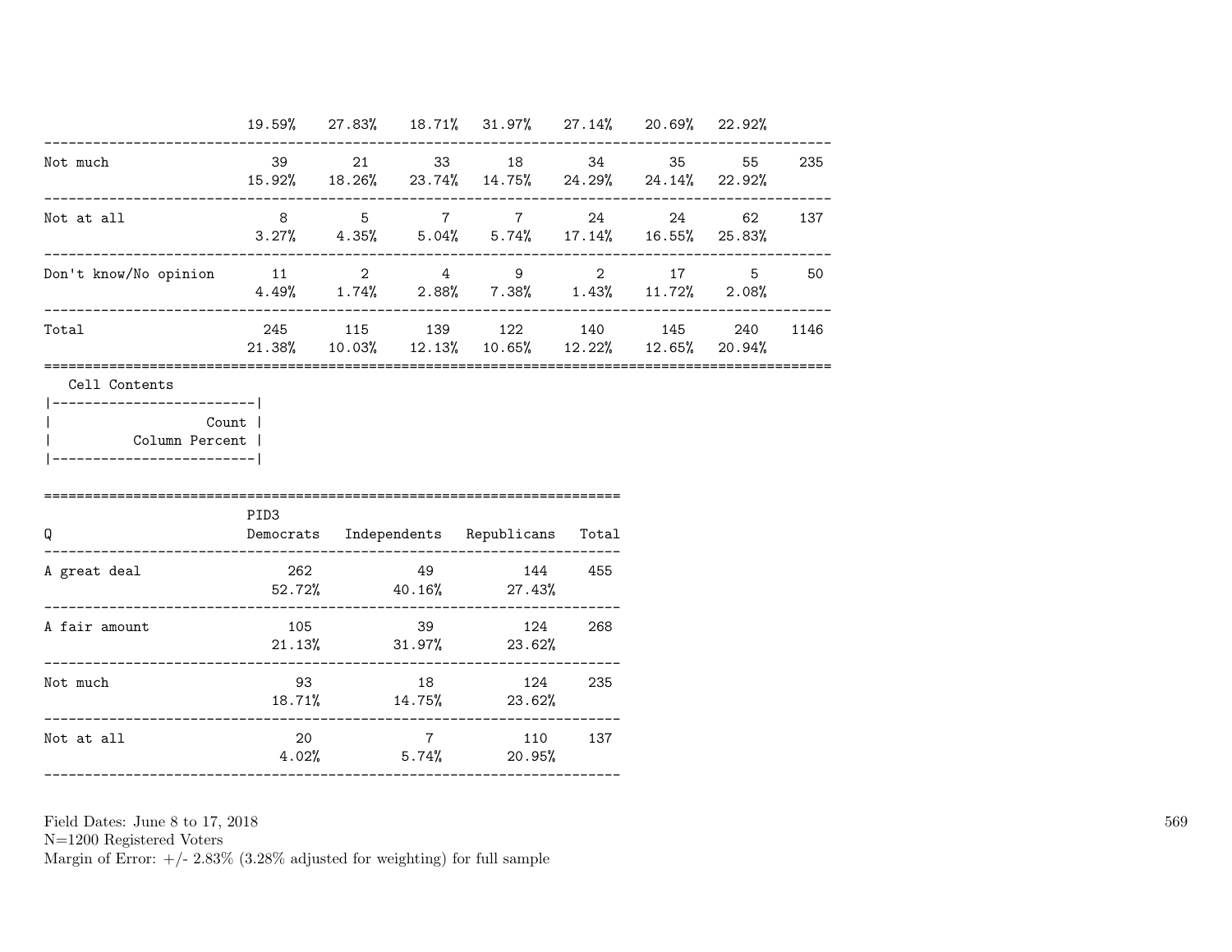| | | | | | | | | |
|---|---|---|---|---|---|---|---|---|
| | 19.59% | 27.83% | 18.71% | 31.97% | 27.14% | 20.69% | 22.92% | |
| Not much | 39 | 21 | 33 | 18 | 34 | 35 | 55 | 235 |
| | 15.92% | 18.26% | 23.74% | 14.75% | 24.29% | 24.14% | 22.92% | |
| Not at all | 8 | 5 | 7 | 7 | 24 | 24 | 62 | 137 |
| | 3.27% | 4.35% | 5.04% | 5.74% | 17.14% | 16.55% | 25.83% | |
| Don't know/No opinion | 11 | 2 | 4 | 9 | 2 | 17 | 5 | 50 |
| | 4.49% | 1.74% | 2.88% | 7.38% | 1.43% | 11.72% | 2.08% | |
| Total | 245 | 115 | 139 | 122 | 140 | 145 | 240 | 1146 |
| | 21.38% | 10.03% | 12.13% | 10.65% | 12.22% | 12.65% | 20.94% | |

Cell Contents

| |
|---|
| Count |
| Column Percent |

| Q | PID3 Democrats | Independents | Republicans | Total |
|---|---|---|---|---|
| A great deal | 262 | 49 | 144 | 455 |
| | 52.72% | 40.16% | 27.43% | |
| A fair amount | 105 | 39 | 124 | 268 |
| | 21.13% | 31.97% | 23.62% | |
| Not much | 93 | 18 | 124 | 235 |
| | 18.71% | 14.75% | 23.62% | |
| Not at all | 20 | 7 | 110 | 137 |
| | 4.02% | 5.74% | 20.95% | |

Field Dates: June 8 to 17, 2018
N=1200 Registered Voters
Margin of Error: +/- 2.83% (3.28% adjusted for weighting) for full sample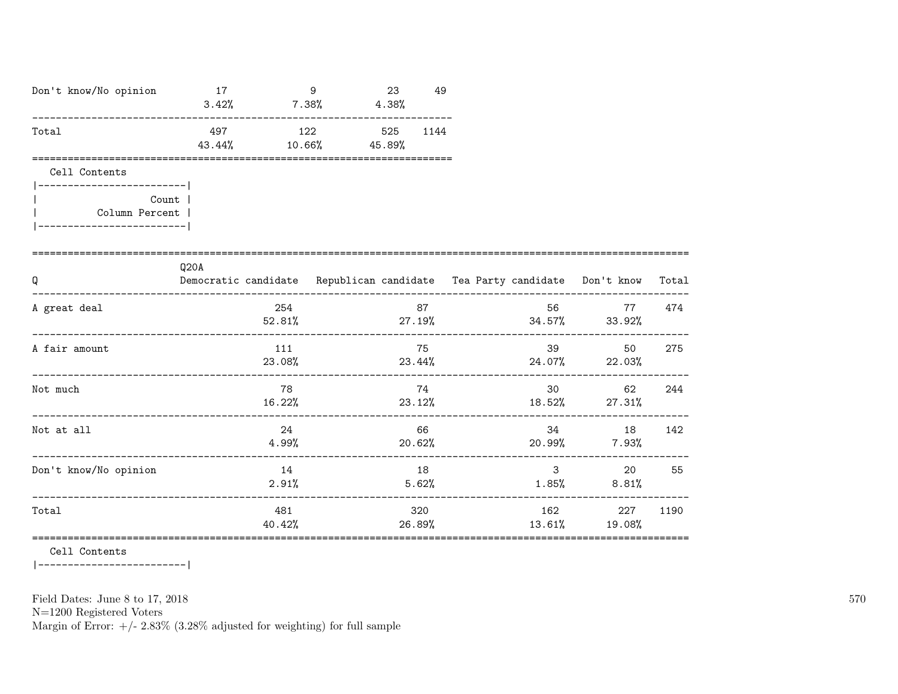| | | | | |
|---|---|---|---|---|
| Don't know/No opinion | 17<br>3.42% | 9<br>7.38% | 23<br>4.38% | 49 |
| Total | 497<br>43.44% | 122<br>10.66% | 525<br>45.89% | 1144 |

Cell Contents

|-------------------------|
| Count |
| Column Percent |
|-------------------------|

| Q | Q20A<br>Democratic candidate | Republican candidate | Tea Party candidate | Don't know | Total |
|---|---|---|---|---|---|
| A great deal | 254<br>52.81% | 87<br>27.19% | 56<br>34.57% | 77<br>33.92% | 474 |
| A fair amount | 111<br>23.08% | 75<br>23.44% | 39<br>24.07% | 50<br>22.03% | 275 |
| Not much | 78<br>16.22% | 74<br>23.12% | 30<br>18.52% | 62<br>27.31% | 244 |
| Not at all | 24<br>4.99% | 66<br>20.62% | 34<br>20.99% | 18<br>7.93% | 142 |
| Don't know/No opinion | 14<br>2.91% | 18<br>5.62% | 3<br>1.85% | 20<br>8.81% | 55 |
| Total | 481<br>40.42% | 320<br>26.89% | 162<br>13.61% | 227<br>19.08% | 1190 |

Cell Contents

|-------------------------|

Field Dates: June 8 to 17, 2018
N=1200 Registered Voters
Margin of Error: +/- 2.83% (3.28% adjusted for weighting) for full sample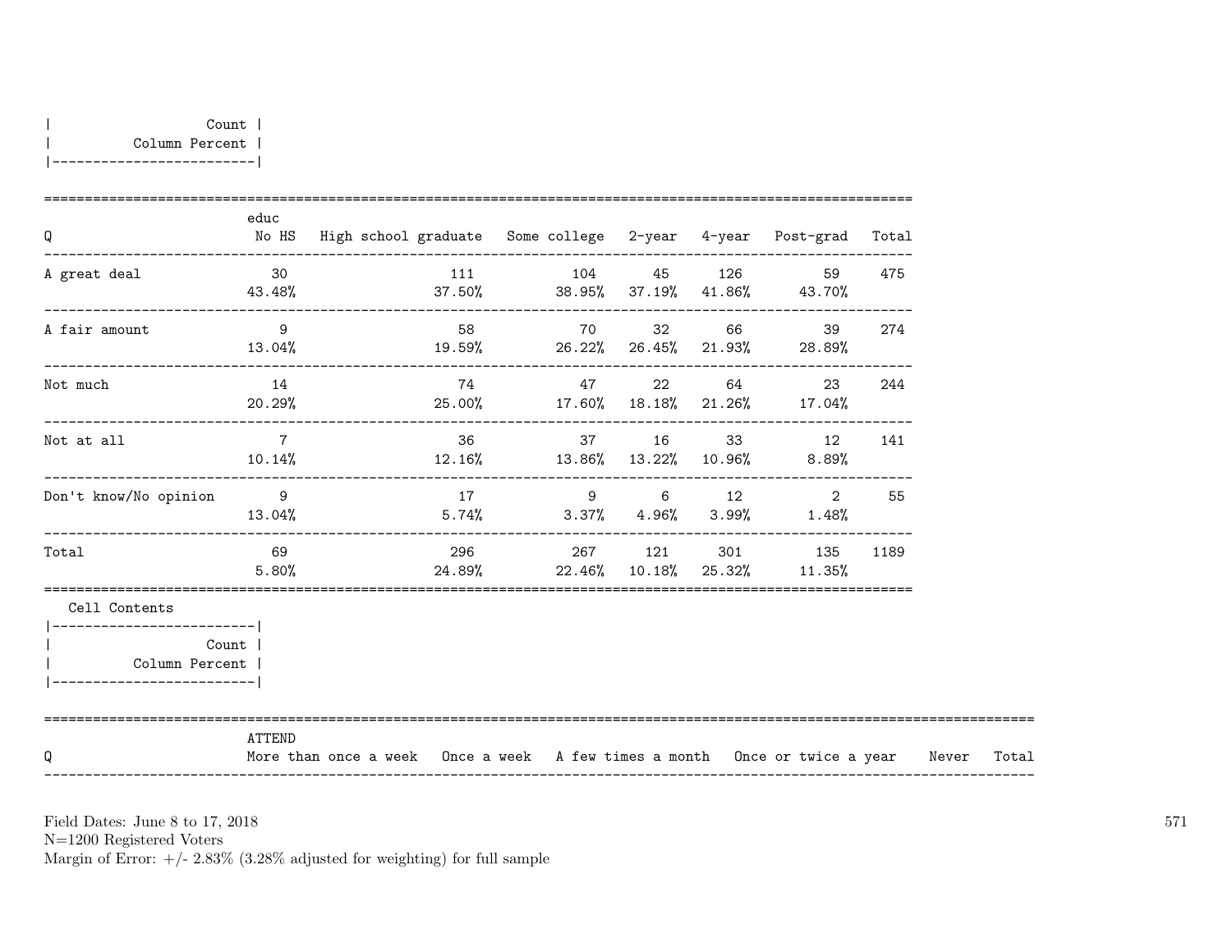| Count |
|---|
| Column Percent |

| Q | educ No HS | High school graduate | Some college | 2-year | 4-year | Post-grad | Total |
|---|---|---|---|---|---|---|---|
| A great deal | 30<br>43.48% | 111<br>37.50% | 104<br>38.95% | 45<br>37.19% | 126<br>41.86% | 59<br>43.70% | 475 |
| A fair amount | 9<br>13.04% | 58<br>19.59% | 70<br>26.22% | 32<br>26.45% | 66<br>21.93% | 39<br>28.89% | 274 |
| Not much | 14<br>20.29% | 74<br>25.00% | 47<br>17.60% | 22<br>18.18% | 64<br>21.26% | 23<br>17.04% | 244 |
| Not at all | 7<br>10.14% | 36<br>12.16% | 37<br>13.86% | 16<br>13.22% | 33<br>10.96% | 12<br>8.89% | 141 |
| Don't know/No opinion | 9<br>13.04% | 17<br>5.74% | 9<br>3.37% | 6<br>4.96% | 12<br>3.99% | 2<br>1.48% | 55 |
| Total | 69<br>5.80% | 296<br>24.89% | 267<br>22.46% | 121<br>10.18% | 301<br>25.32% | 135<br>11.35% | 1189 |

Cell Contents

| Count |
|---|
| Column Percent |

| Q | ATTEND More than once a week | Once a week | A few times a month | Once or twice a year | Never | Total |
|---|---|---|---|---|---|---|

Field Dates: June 8 to 17, 2018
N=1200 Registered Voters
Margin of Error: +/- 2.83% (3.28% adjusted for weighting) for full sample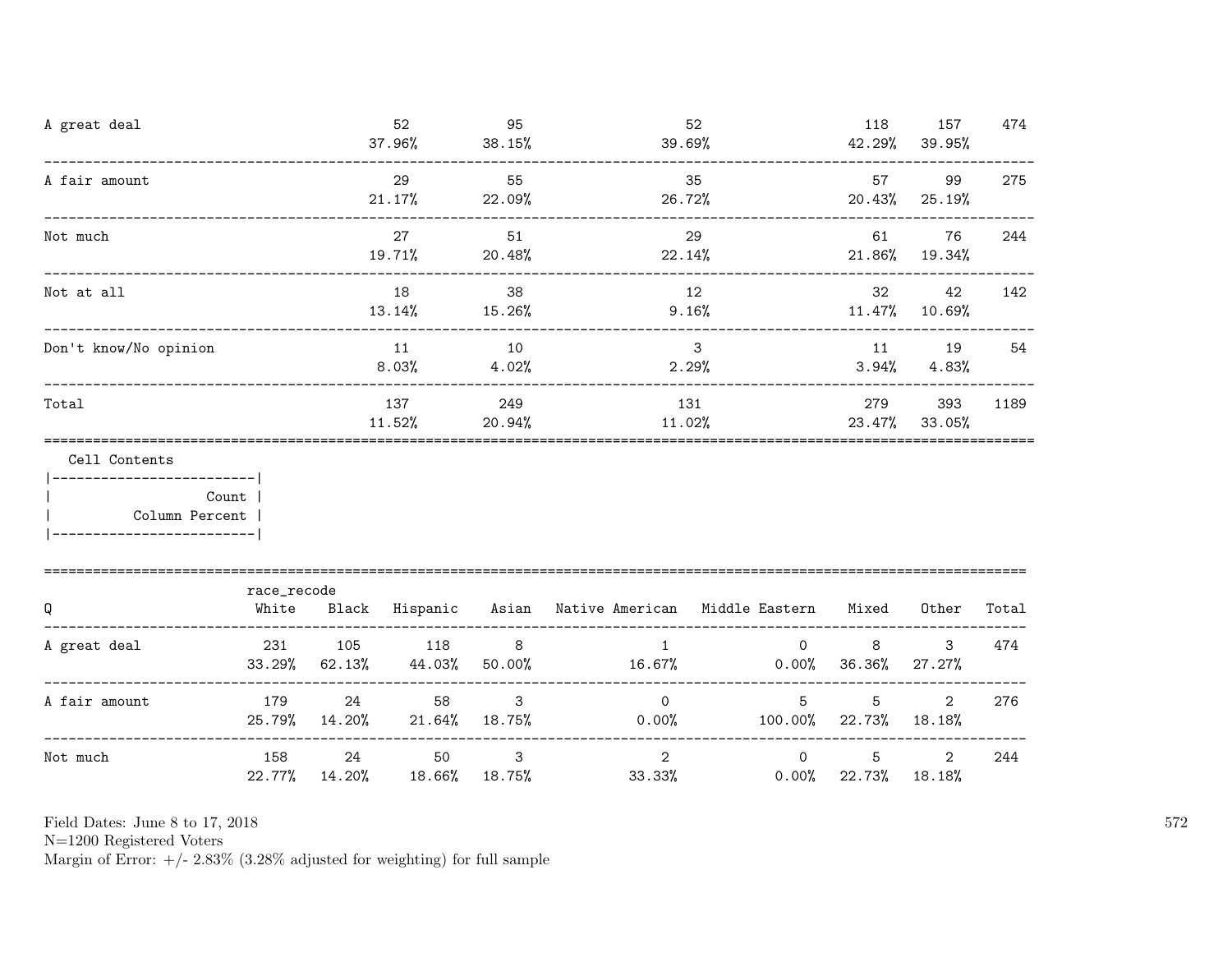| | | | | | | |
|---|---|---|---|---|---|---|
| A great deal | 52<br>37.96% | 95<br>38.15% | 52<br>39.69% | 118<br>42.29% | 157<br>39.95% | 474 |
| A fair amount | 29<br>21.17% | 55<br>22.09% | 35<br>26.72% | 57<br>20.43% | 99<br>25.19% | 275 |
| Not much | 27<br>19.71% | 51<br>20.48% | 29<br>22.14% | 61<br>21.86% | 76<br>19.34% | 244 |
| Not at all | 18<br>13.14% | 38<br>15.26% | 12<br>9.16% | 32<br>11.47% | 42<br>10.69% | 142 |
| Don't know/No opinion | 11<br>8.03% | 10<br>4.02% | 3<br>2.29% | 11<br>3.94% | 19<br>4.83% | 54 |
| Total | 137<br>11.52% | 249<br>20.94% | 131<br>11.02% | 279<br>23.47% | 393<br>33.05% | 1189 |

Cell Contents

| Count |
|---|
| Column Percent |

| Q | race_recode<br>White | Black | Hispanic | Asian | Native American | Middle Eastern | Mixed | Other | Total |
|---|---|---|---|---|---|---|---|---|---|
| A great deal | 231<br>33.29% | 105<br>62.13% | 118<br>44.03% | 8<br>50.00% | 1<br>16.67% | 0<br>0.00% | 8<br>36.36% | 3<br>27.27% | 474 |
| A fair amount | 179<br>25.79% | 24<br>14.20% | 58<br>21.64% | 3<br>18.75% | 0<br>0.00% | 5<br>100.00% | 5<br>22.73% | 2<br>18.18% | 276 |
| Not much | 158<br>22.77% | 24<br>14.20% | 50<br>18.66% | 3<br>18.75% | 2<br>33.33% | 0<br>0.00% | 5<br>22.73% | 2<br>18.18% | 244 |

Field Dates: June 8 to 17, 2018
N=1200 Registered Voters
Margin of Error: +/- 2.83% (3.28% adjusted for weighting) for full sample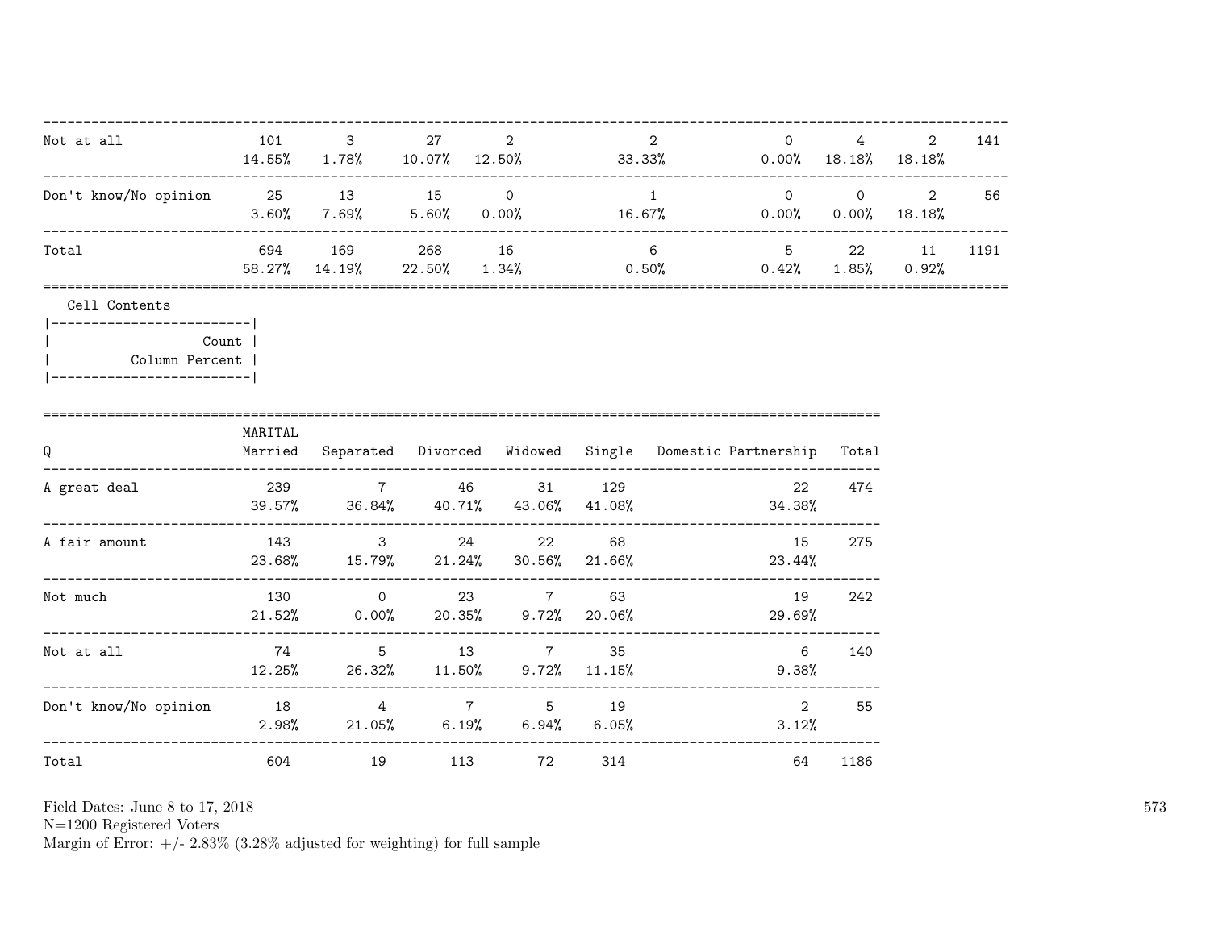| | | | | | | | | | |
|---|---|---|---|---|---|---|---|---|---|
| Not at all | 101 | 3 | 27 | 2 | 2 | 0 | 4 | 2 | 141 |
| | 14.55% | 1.78% | 10.07% | 12.50% | 33.33% | 0.00% | 18.18% | 18.18% | |
| Don't know/No opinion | 25 | 13 | 15 | 0 | 1 | 0 | 0 | 2 | 56 |
| | 3.60% | 7.69% | 5.60% | 0.00% | 16.67% | 0.00% | 0.00% | 18.18% | |
| Total | 694 | 169 | 268 | 16 | 6 | 5 | 22 | 11 | 1191 |
| | 58.27% | 14.19% | 22.50% | 1.34% | 0.50% | 0.42% | 1.85% | 0.92% | |

Cell Contents

| |
|---|
| Count |
| Column Percent |

| Q | MARITAL Married | Separated | Divorced | Widowed | Single | Domestic Partnership | Total |
|---|---|---|---|---|---|---|---|
| A great deal | 239 | 7 | 46 | 31 | 129 | 22 | 474 |
| | 39.57% | 36.84% | 40.71% | 43.06% | 41.08% | 34.38% | |
| A fair amount | 143 | 3 | 24 | 22 | 68 | 15 | 275 |
| | 23.68% | 15.79% | 21.24% | 30.56% | 21.66% | 23.44% | |
| Not much | 130 | 0 | 23 | 7 | 63 | 19 | 242 |
| | 21.52% | 0.00% | 20.35% | 9.72% | 20.06% | 29.69% | |
| Not at all | 74 | 5 | 13 | 7 | 35 | 6 | 140 |
| | 12.25% | 26.32% | 11.50% | 9.72% | 11.15% | 9.38% | |
| Don't know/No opinion | 18 | 4 | 7 | 5 | 19 | 2 | 55 |
| | 2.98% | 21.05% | 6.19% | 6.94% | 6.05% | 3.12% | |
| Total | 604 | 19 | 113 | 72 | 314 | 64 | 1186 |

Field Dates: June 8 to 17, 2018
N=1200 Registered Voters
Margin of Error: +/- 2.83% (3.28% adjusted for weighting) for full sample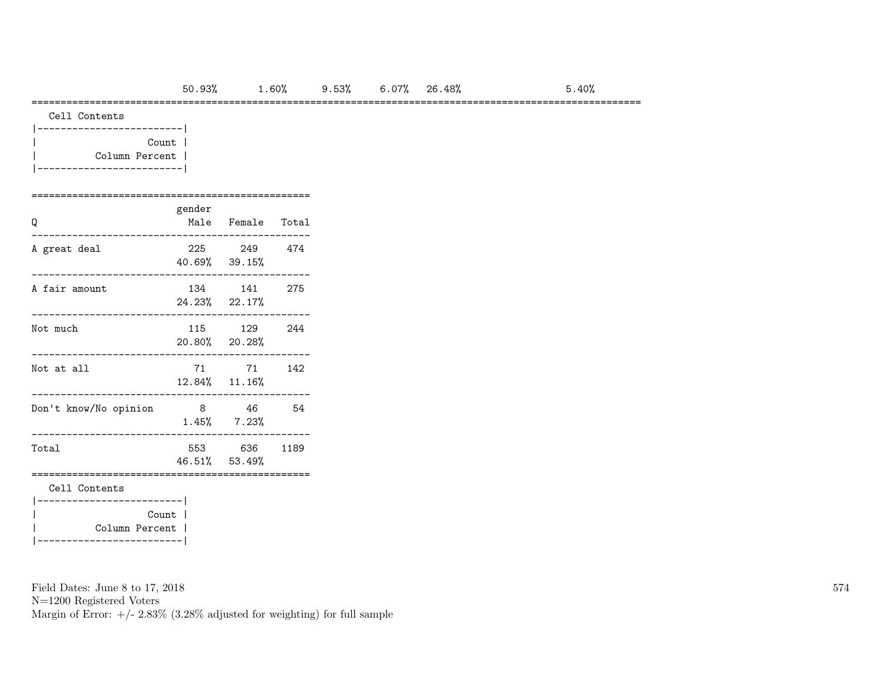| | 50.93% | 1.60% | 9.53% | 6.07% | 26.48% | | 5.40% |
|---|---|---|---|---|---|---|---|

Cell Contents

| Count |
|---|
| Column Percent |

| Q | gender Male | Female | Total |
|---|---|---|---|
| A great deal | 225 | 249 | 474 |
| | 40.69% | 39.15% | |
| A fair amount | 134 | 141 | 275 |
| | 24.23% | 22.17% | |
| Not much | 115 | 129 | 244 |
| | 20.80% | 20.28% | |
| Not at all | 71 | 71 | 142 |
| | 12.84% | 11.16% | |
| Don't know/No opinion | 8 | 46 | 54 |
| | 1.45% | 7.23% | |
| Total | 553 | 636 | 1189 |
| | 46.51% | 53.49% | |

Cell Contents

| Count |
|---|
| Column Percent |

Field Dates: June 8 to 17, 2018
N=1200 Registered Voters
Margin of Error: +/- 2.83% (3.28% adjusted for weighting) for full sample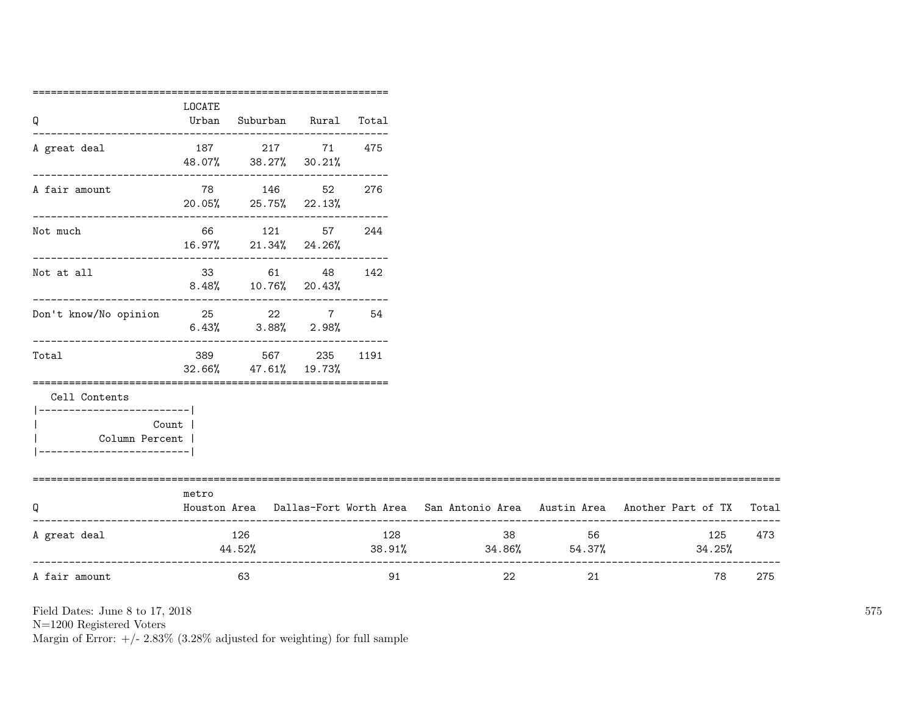| Q | LOCATE Urban | Suburban | Rural | Total |
|---|---|---|---|---|
| A great deal | 187<br>48.07% | 217<br>38.27% | 71<br>30.21% | 475 |
| A fair amount | 78<br>20.05% | 146<br>25.75% | 52<br>22.13% | 276 |
| Not much | 66<br>16.97% | 121<br>21.34% | 57<br>24.26% | 244 |
| Not at all | 33<br>8.48% | 61<br>10.76% | 48<br>20.43% | 142 |
| Don't know/No opinion | 25<br>6.43% | 22<br>3.88% | 7<br>2.98% | 54 |
| Total | 389<br>32.66% | 567<br>47.61% | 235<br>19.73% | 1191 |

Cell Contents

| Count |
|---|
| Column Percent |

| Q | metro Houston Area | Dallas-Fort Worth Area | San Antonio Area | Austin Area | Another Part of TX | Total |
|---|---|---|---|---|---|---|
| A great deal | 126<br>44.52% | 128<br>38.91% | 38<br>34.86% | 56<br>54.37% | 125<br>34.25% | 473 |
| A fair amount | 63 | 91 | 22 | 21 | 78 | 275 |

Field Dates: June 8 to 17, 2018
N=1200 Registered Voters
Margin of Error: +/- 2.83% (3.28% adjusted for weighting) for full sample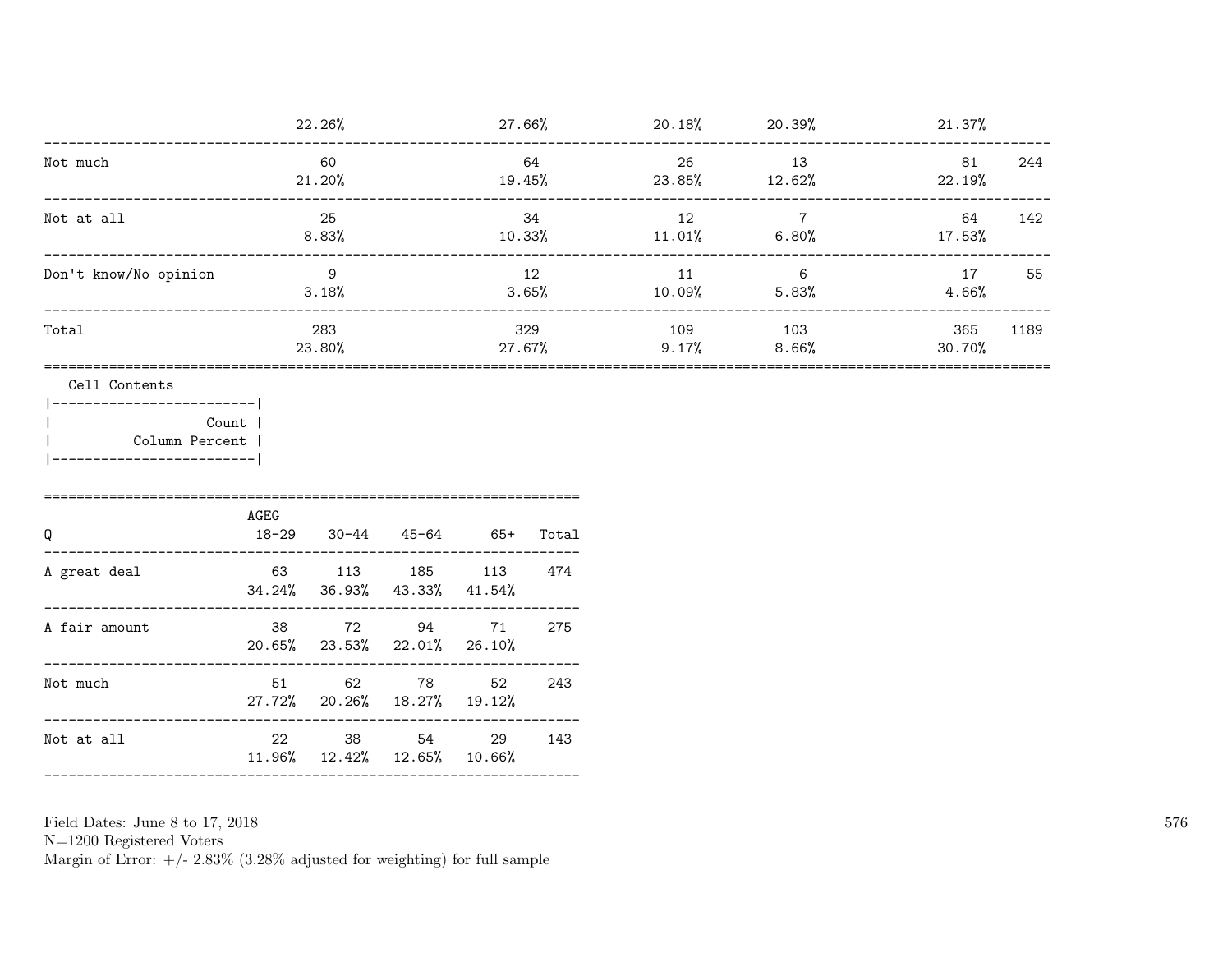| | | | | | | |
|---|---|---|---|---|---|---|
| | 22.26% | 27.66% | 20.18% | 20.39% | 21.37% | |
| Not much | 60 | 64 | 26 | 13 | 81 | 244 |
| | 21.20% | 19.45% | 23.85% | 12.62% | 22.19% | |
| Not at all | 25 | 34 | 12 | 7 | 64 | 142 |
| | 8.83% | 10.33% | 11.01% | 6.80% | 17.53% | |
| Don't know/No opinion | 9 | 12 | 11 | 6 | 17 | 55 |
| | 3.18% | 3.65% | 10.09% | 5.83% | 4.66% | |
| Total | 283 | 329 | 109 | 103 | 365 | 1189 |
| | 23.80% | 27.67% | 9.17% | 8.66% | 30.70% | |

Cell Contents

| |
|---|
| Count |
| Column Percent |

| Q | AGEG 18-29 | 30-44 | 45-64 | 65+ | Total |
|---|---|---|---|---|---|
| A great deal | 63 | 113 | 185 | 113 | 474 |
| | 34.24% | 36.93% | 43.33% | 41.54% | |
| A fair amount | 38 | 72 | 94 | 71 | 275 |
| | 20.65% | 23.53% | 22.01% | 26.10% | |
| Not much | 51 | 62 | 78 | 52 | 243 |
| | 27.72% | 20.26% | 18.27% | 19.12% | |
| Not at all | 22 | 38 | 54 | 29 | 143 |
| | 11.96% | 12.42% | 12.65% | 10.66% | |

Field Dates: June 8 to 17, 2018
N=1200 Registered Voters
Margin of Error: +/- 2.83% (3.28% adjusted for weighting) for full sample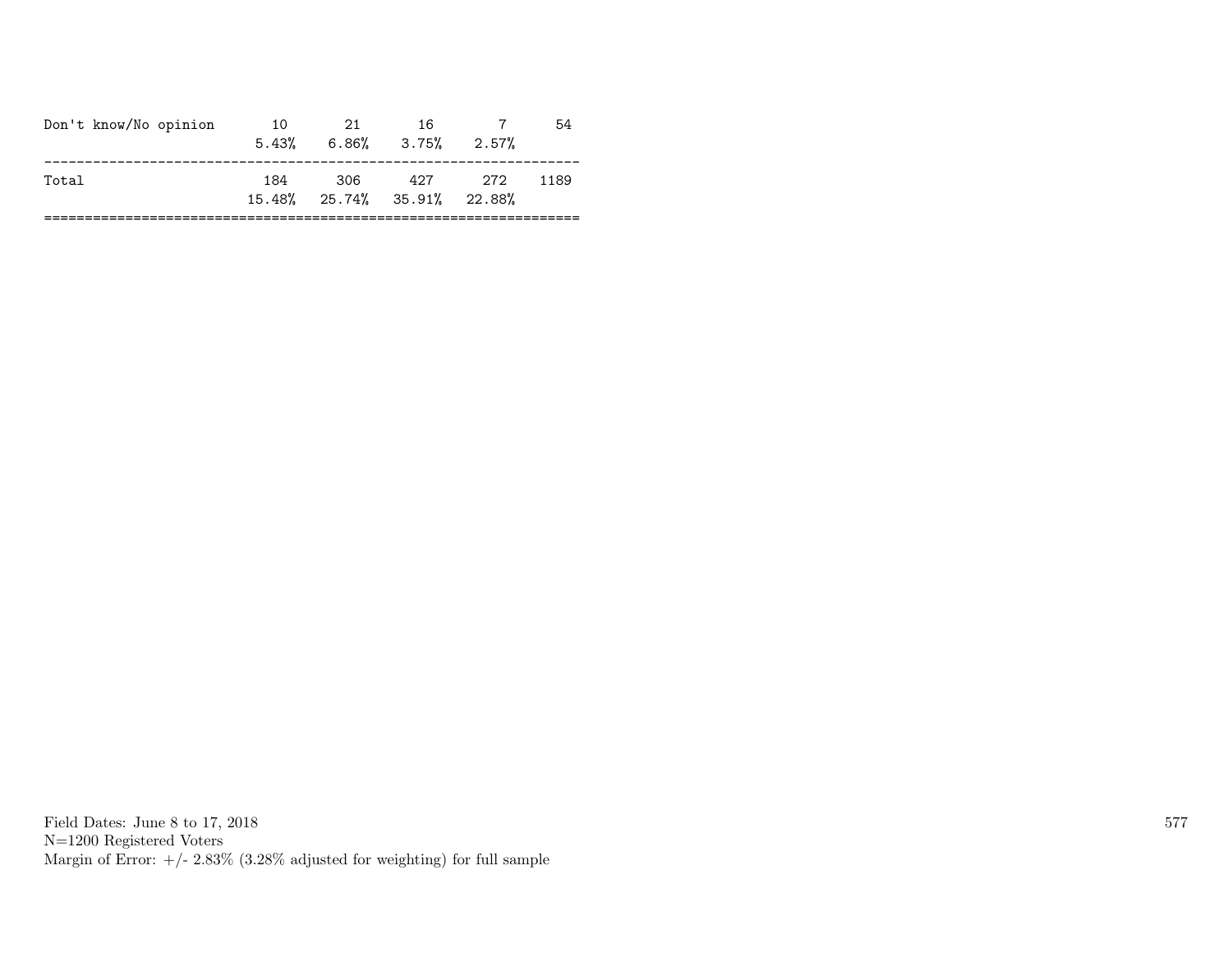| | | | | | |
|---|---|---|---|---|---|
| Don't know/No opinion | 10 | 21 | 16 | 7 | 54 |
| | 5.43% | 6.86% | 3.75% | 2.57% | |
| Total | 184 | 306 | 427 | 272 | 1189 |
| | 15.48% | 25.74% | 35.91% | 22.88% | |

Field Dates: June 8 to 17, 2018
N=1200 Registered Voters
Margin of Error: +/- 2.83% (3.28% adjusted for weighting) for full sample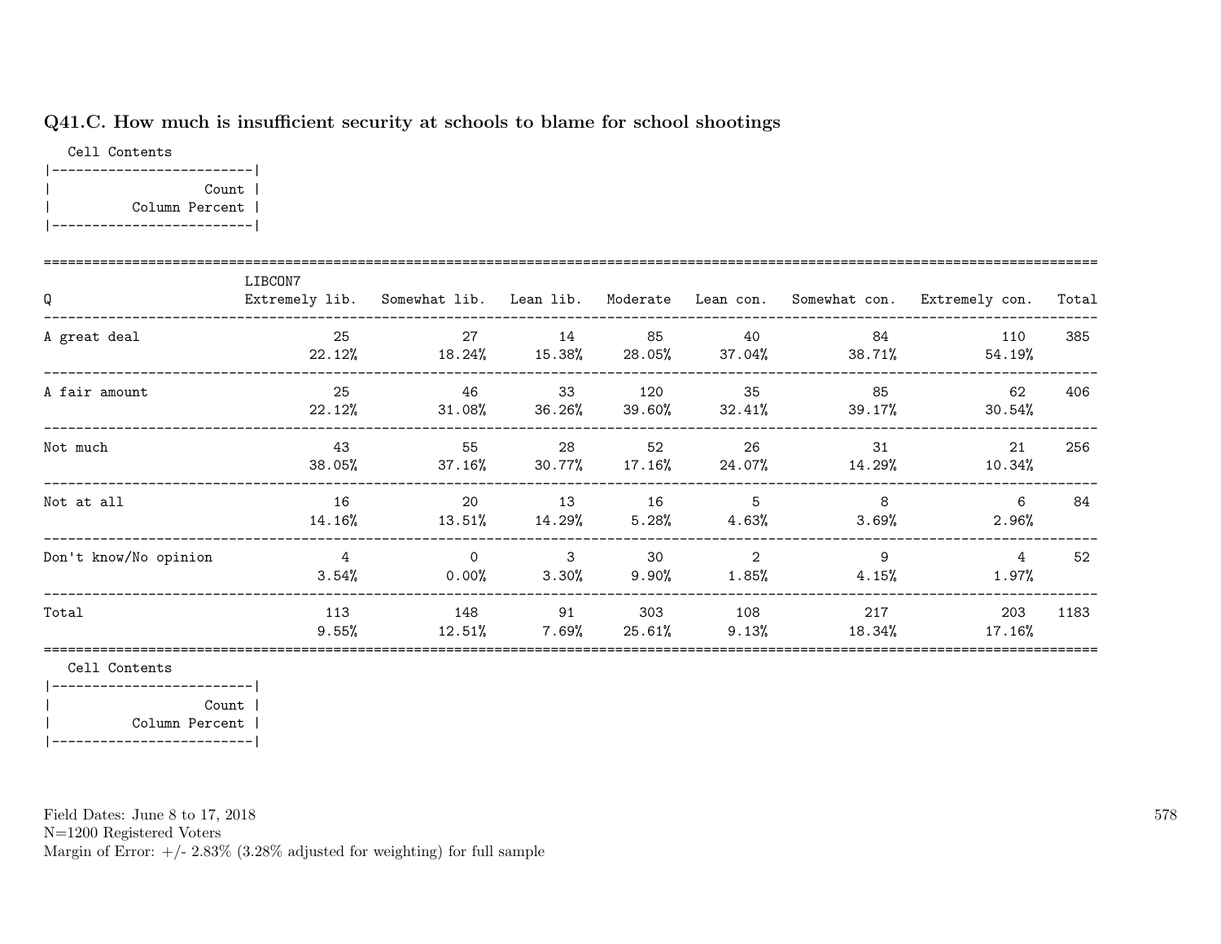## Q41.C. How much is insufficient security at schools to blame for school shootings

Cell Contents

| Count |
|---|
| Column Percent |

| Q | LIBCON7 Extremely lib. | Somewhat lib. | Lean lib. | Moderate | Lean con. | Somewhat con. | Extremely con. | Total |
|---|---|---|---|---|---|---|---|---|
| A great deal | 25<br>22.12% | 27<br>18.24% | 14<br>15.38% | 85<br>28.05% | 40<br>37.04% | 84<br>38.71% | 110<br>54.19% | 385 |
| A fair amount | 25<br>22.12% | 46<br>31.08% | 33<br>36.26% | 120<br>39.60% | 35<br>32.41% | 85<br>39.17% | 62<br>30.54% | 406 |
| Not much | 43<br>38.05% | 55<br>37.16% | 28<br>30.77% | 52<br>17.16% | 26<br>24.07% | 31<br>14.29% | 21<br>10.34% | 256 |
| Not at all | 16<br>14.16% | 20<br>13.51% | 13<br>14.29% | 16<br>5.28% | 5<br>4.63% | 8<br>3.69% | 6<br>2.96% | 84 |
| Don't know/No opinion | 4<br>3.54% | 0<br>0.00% | 3<br>3.30% | 30<br>9.90% | 2<br>1.85% | 9<br>4.15% | 4<br>1.97% | 52 |
| Total | 113<br>9.55% | 148<br>12.51% | 91<br>7.69% | 303<br>25.61% | 108<br>9.13% | 217<br>18.34% | 203<br>17.16% | 1183 |

Cell Contents

| Count |
|---|
| Column Percent |

Field Dates: June 8 to 17, 2018
N=1200 Registered Voters
Margin of Error: +/- 2.83% (3.28% adjusted for weighting) for full sample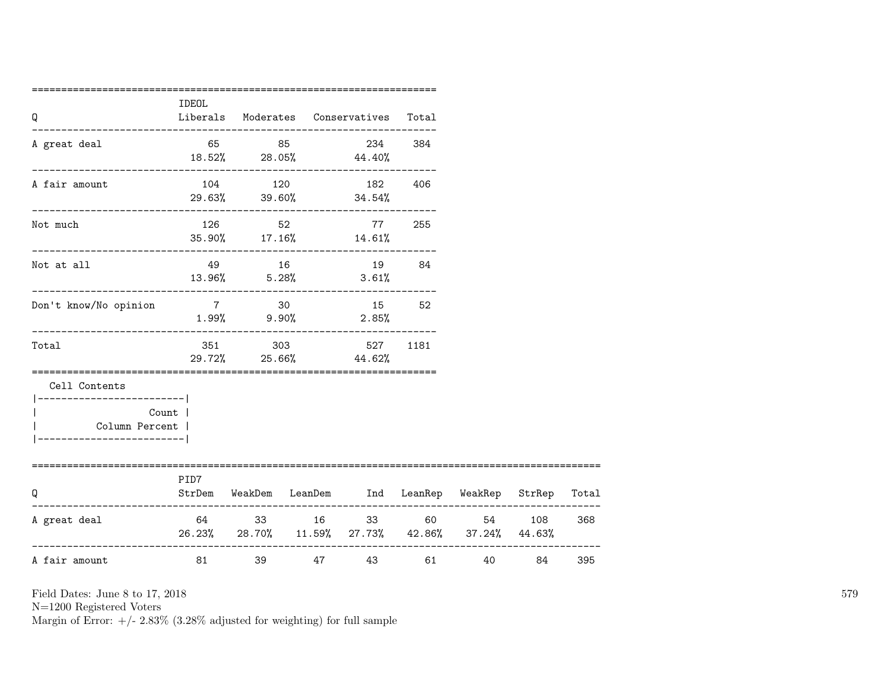| Q | IDEOL Liberals | Moderates | Conservatives | Total |
|---|---|---|---|---|
| A great deal | 65 | 85 | 234 | 384 |
| | 18.52% | 28.05% | 44.40% | |
| A fair amount | 104 | 120 | 182 | 406 |
| | 29.63% | 39.60% | 34.54% | |
| Not much | 126 | 52 | 77 | 255 |
| | 35.90% | 17.16% | 14.61% | |
| Not at all | 49 | 16 | 19 | 84 |
| | 13.96% | 5.28% | 3.61% | |
| Don't know/No opinion | 7 | 30 | 15 | 52 |
| | 1.99% | 9.90% | 2.85% | |
| Total | 351 | 303 | 527 | 1181 |
| | 29.72% | 25.66% | 44.62% | |

Cell Contents

| |
|---|
| Count |
| Column Percent |

| Q | PID7 StrDem | WeakDem | LeanDem | Ind | LeanRep | WeakRep | StrRep | Total |
|---|---|---|---|---|---|---|---|---|
| A great deal | 64 | 33 | 16 | 33 | 60 | 54 | 108 | 368 |
| | 26.23% | 28.70% | 11.59% | 27.73% | 42.86% | 37.24% | 44.63% | |
| A fair amount | 81 | 39 | 47 | 43 | 61 | 40 | 84 | 395 |

Field Dates: June 8 to 17, 2018
N=1200 Registered Voters
Margin of Error: +/- 2.83% (3.28% adjusted for weighting) for full sample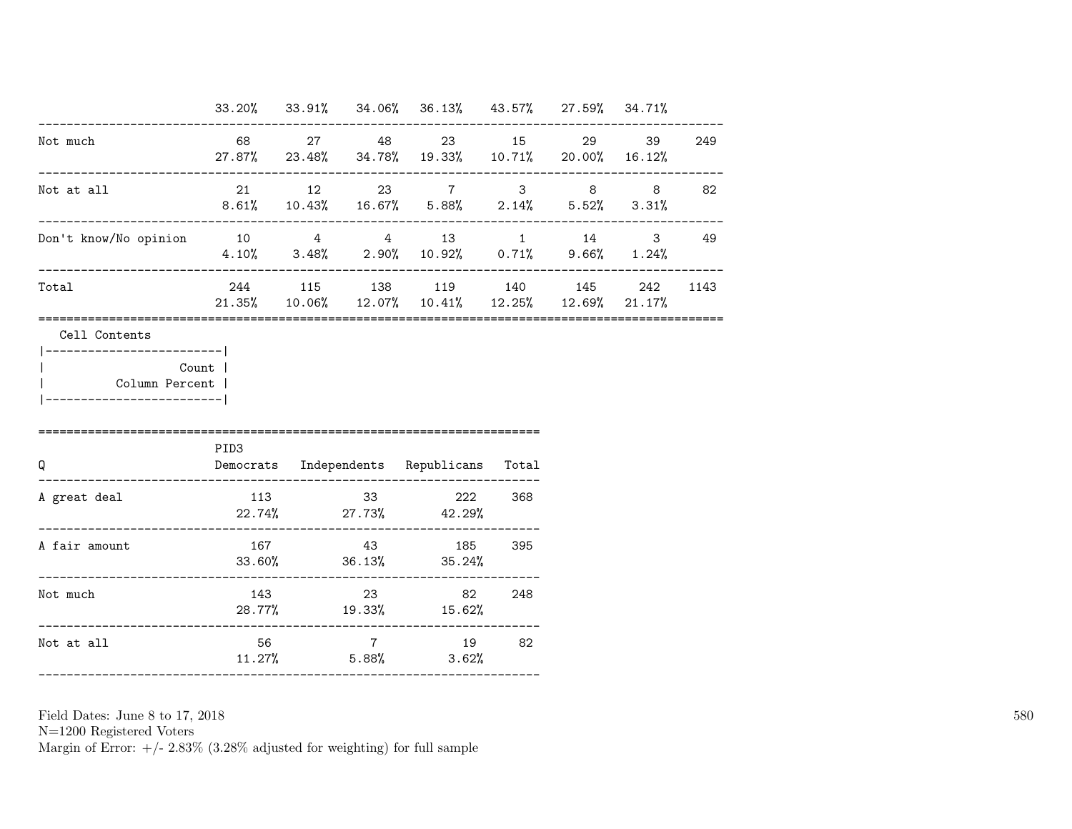| | | | | | | | | |
|---|---|---|---|---|---|---|---|---|
| | 33.20% | 33.91% | 34.06% | 36.13% | 43.57% | 27.59% | 34.71% | |
| Not much | 68 | 27 | 48 | 23 | 15 | 29 | 39 | 249 |
| | 27.87% | 23.48% | 34.78% | 19.33% | 10.71% | 20.00% | 16.12% | |
| Not at all | 21 | 12 | 23 | 7 | 3 | 8 | 8 | 82 |
| | 8.61% | 10.43% | 16.67% | 5.88% | 2.14% | 5.52% | 3.31% | |
| Don't know/No opinion | 10 | 4 | 4 | 13 | 1 | 14 | 3 | 49 |
| | 4.10% | 3.48% | 2.90% | 10.92% | 0.71% | 9.66% | 1.24% | |
| Total | 244 | 115 | 138 | 119 | 140 | 145 | 242 | 1143 |
| | 21.35% | 10.06% | 12.07% | 10.41% | 12.25% | 12.69% | 21.17% | |

Cell Contents

| |
|---|
| Count |
| Column Percent |

| Q | PID3 Democrats | Independents | Republicans | Total |
|---|---|---|---|---|
| A great deal | 113 | 33 | 222 | 368 |
| | 22.74% | 27.73% | 42.29% | |
| A fair amount | 167 | 43 | 185 | 395 |
| | 33.60% | 36.13% | 35.24% | |
| Not much | 143 | 23 | 82 | 248 |
| | 28.77% | 19.33% | 15.62% | |
| Not at all | 56 | 7 | 19 | 82 |
| | 11.27% | 5.88% | 3.62% | |

Field Dates: June 8 to 17, 2018
N=1200 Registered Voters
Margin of Error: +/- 2.83% (3.28% adjusted for weighting) for full sample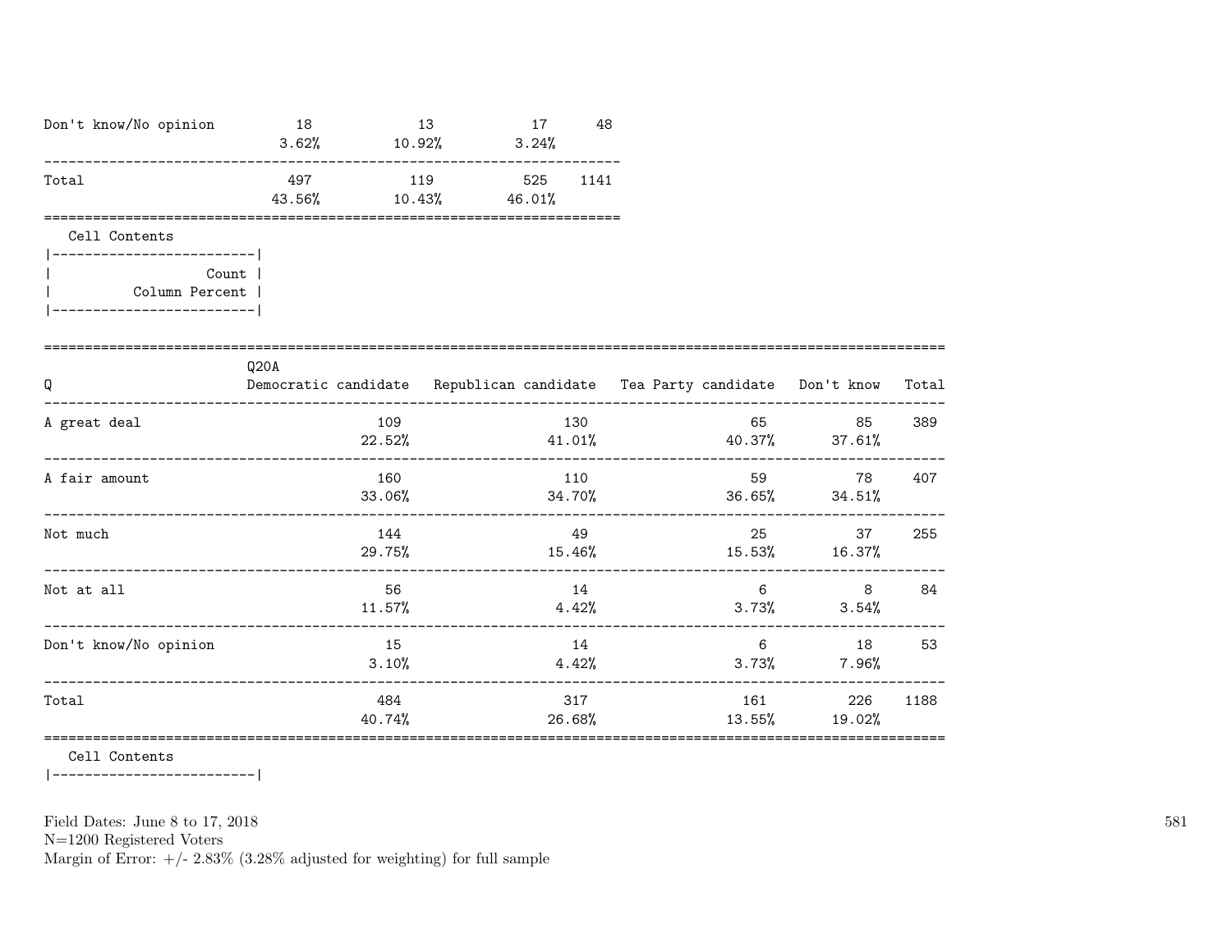| | | | | |
|---|---|---|---|---|
| Don't know/No opinion | 18<br>3.62% | 13<br>10.92% | 17<br>3.24% | 48 |
| Total | 497<br>43.56% | 119<br>10.43% | 525<br>46.01% | 1141 |

Cell Contents

|-------------------------|
| Count |
| Column Percent |
|-------------------------|

| Q | Q20A<br>Democratic candidate | Republican candidate | Tea Party candidate | Don't know | Total |
|---|---|---|---|---|---|
| A great deal | 109<br>22.52% | 130<br>41.01% | 65<br>40.37% | 85<br>37.61% | 389 |
| A fair amount | 160<br>33.06% | 110<br>34.70% | 59<br>36.65% | 78<br>34.51% | 407 |
| Not much | 144<br>29.75% | 49<br>15.46% | 25<br>15.53% | 37<br>16.37% | 255 |
| Not at all | 56<br>11.57% | 14<br>4.42% | 6<br>3.73% | 8<br>3.54% | 84 |
| Don't know/No opinion | 15<br>3.10% | 14<br>4.42% | 6<br>3.73% | 18<br>7.96% | 53 |
| Total | 484<br>40.74% | 317<br>26.68% | 161<br>13.55% | 226<br>19.02% | 1188 |

Cell Contents

|-------------------------|

Field Dates: June 8 to 17, 2018
N=1200 Registered Voters
Margin of Error: +/- 2.83% (3.28% adjusted for weighting) for full sample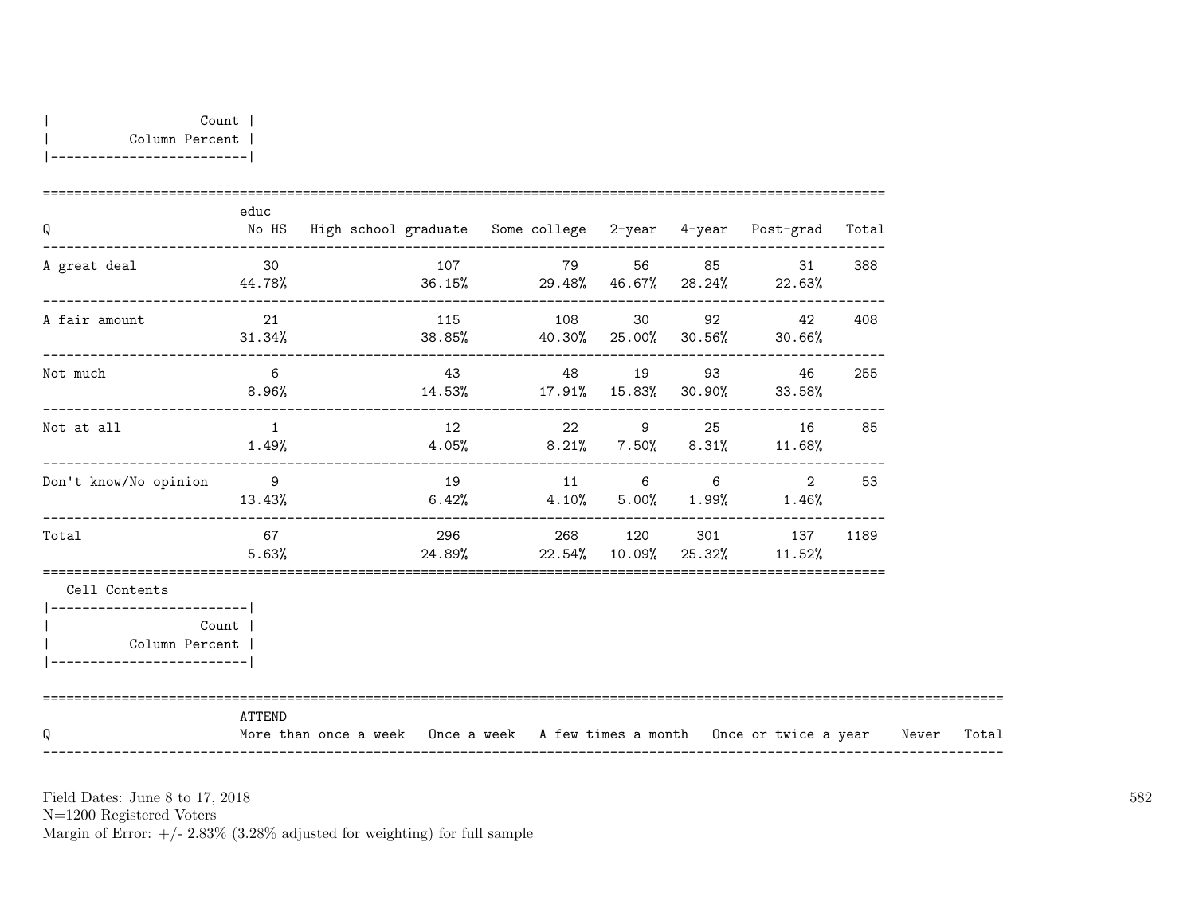| Count |
|---|
| Column Percent |

| Q | educ No HS | High school graduate | Some college | 2-year | 4-year | Post-grad | Total |
|---|---|---|---|---|---|---|---|
| A great deal | 30<br>44.78% | 107<br>36.15% | 79<br>29.48% | 56<br>46.67% | 85<br>28.24% | 31<br>22.63% | 388 |
| A fair amount | 21<br>31.34% | 115<br>38.85% | 108<br>40.30% | 30<br>25.00% | 92<br>30.56% | 42<br>30.66% | 408 |
| Not much | 6<br>8.96% | 43<br>14.53% | 48<br>17.91% | 19<br>15.83% | 93<br>30.90% | 46<br>33.58% | 255 |
| Not at all | 1<br>1.49% | 12<br>4.05% | 22<br>8.21% | 9<br>7.50% | 25<br>8.31% | 16<br>11.68% | 85 |
| Don't know/No opinion | 9<br>13.43% | 19<br>6.42% | 11<br>4.10% | 6<br>5.00% | 6<br>1.99% | 2<br>1.46% | 53 |
| Total | 67<br>5.63% | 296<br>24.89% | 268<br>22.54% | 120<br>10.09% | 301<br>25.32% | 137<br>11.52% | 1189 |

Cell Contents

| Count |
|---|
| Column Percent |

| Q | ATTEND More than once a week | Once a week | A few times a month | Once or twice a year | Never | Total |
|---|---|---|---|---|---|---|

Field Dates: June 8 to 17, 2018
N=1200 Registered Voters
Margin of Error: +/- 2.83% (3.28% adjusted for weighting) for full sample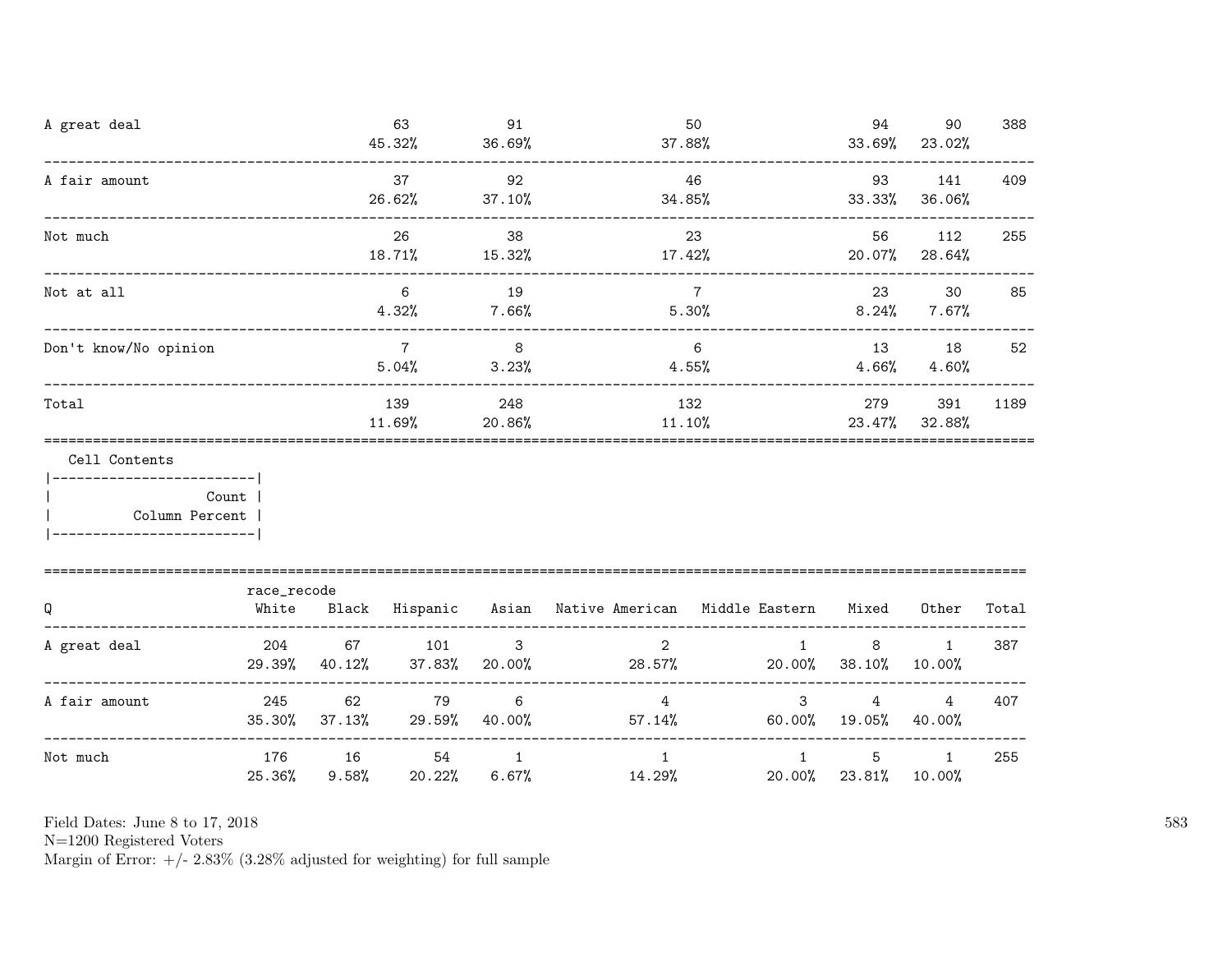| | | | | | | |
|---|---|---|---|---|---|---|
| A great deal | 63<br>45.32% | 91<br>36.69% | 50<br>37.88% | 94<br>33.69% | 90<br>23.02% | 388 |
| A fair amount | 37<br>26.62% | 92<br>37.10% | 46<br>34.85% | 93<br>33.33% | 141<br>36.06% | 409 |
| Not much | 26<br>18.71% | 38<br>15.32% | 23<br>17.42% | 56<br>20.07% | 112<br>28.64% | 255 |
| Not at all | 6<br>4.32% | 19<br>7.66% | 7<br>5.30% | 23<br>8.24% | 30<br>7.67% | 85 |
| Don't know/No opinion | 7<br>5.04% | 8<br>3.23% | 6<br>4.55% | 13<br>4.66% | 18<br>4.60% | 52 |
| Total | 139<br>11.69% | 248<br>20.86% | 132<br>11.10% | 279<br>23.47% | 391<br>32.88% | 1189 |

Cell Contents

| |
|---|
| Count |
| Column Percent |

| Q | race_recode<br>White | Black | Hispanic | Asian | Native American | Middle Eastern | Mixed | Other | Total |
|---|---|---|---|---|---|---|---|---|---|
| A great deal | 204<br>29.39% | 67<br>40.12% | 101<br>37.83% | 3<br>20.00% | 2<br>28.57% | 1<br>20.00% | 8<br>38.10% | 1<br>10.00% | 387 |
| A fair amount | 245<br>35.30% | 62<br>37.13% | 79<br>29.59% | 6<br>40.00% | 4<br>57.14% | 3<br>60.00% | 4<br>19.05% | 4<br>40.00% | 407 |
| Not much | 176<br>25.36% | 16<br>9.58% | 54<br>20.22% | 1<br>6.67% | 1<br>14.29% | 1<br>20.00% | 5<br>23.81% | 1<br>10.00% | 255 |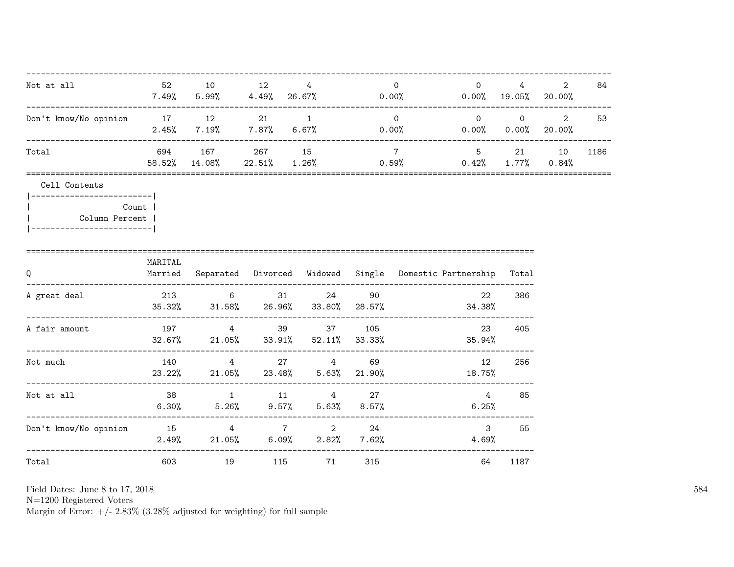| | | | | | | | | | |
|---|---|---|---|---|---|---|---|---|---|
| Not at all | 52<br>7.49% | 10<br>5.99% | 12<br>4.49% | 4<br>26.67% | 0<br>0.00% | 0<br>0.00% | 4<br>19.05% | 2<br>20.00% | 84 |
| Don't know/No opinion | 17<br>2.45% | 12<br>7.19% | 21<br>7.87% | 1<br>6.67% | 0<br>0.00% | 0<br>0.00% | 0<br>0.00% | 2<br>20.00% | 53 |
| Total | 694<br>58.52% | 167<br>14.08% | 267<br>22.51% | 15<br>1.26% | 7<br>0.59% | 5<br>0.42% | 21<br>1.77% | 10<br>0.84% | 1186 |

Cell Contents

| |
|---|
| Count |
| Column Percent |

| Q | MARITAL<br>Married | Separated | Divorced | Widowed | Single | Domestic Partnership | Total |
|---|---|---|---|---|---|---|---|
| A great deal | 213<br>35.32% | 6<br>31.58% | 31<br>26.96% | 24<br>33.80% | 90<br>28.57% | 22<br>34.38% | 386 |
| A fair amount | 197<br>32.67% | 4<br>21.05% | 39<br>33.91% | 37<br>52.11% | 105<br>33.33% | 23<br>35.94% | 405 |
| Not much | 140<br>23.22% | 4<br>21.05% | 27<br>23.48% | 4<br>5.63% | 69<br>21.90% | 12<br>18.75% | 256 |
| Not at all | 38<br>6.30% | 1<br>5.26% | 11<br>9.57% | 4<br>5.63% | 27<br>8.57% | 4<br>6.25% | 85 |
| Don't know/No opinion | 15<br>2.49% | 4<br>21.05% | 7<br>6.09% | 2<br>2.82% | 24<br>7.62% | 3<br>4.69% | 55 |
| Total | 603 | 19 | 115 | 71 | 315 | 64 | 1187 |

Field Dates: June 8 to 17, 2018
N=1200 Registered Voters
Margin of Error: +/- 2.83% (3.28% adjusted for weighting) for full sample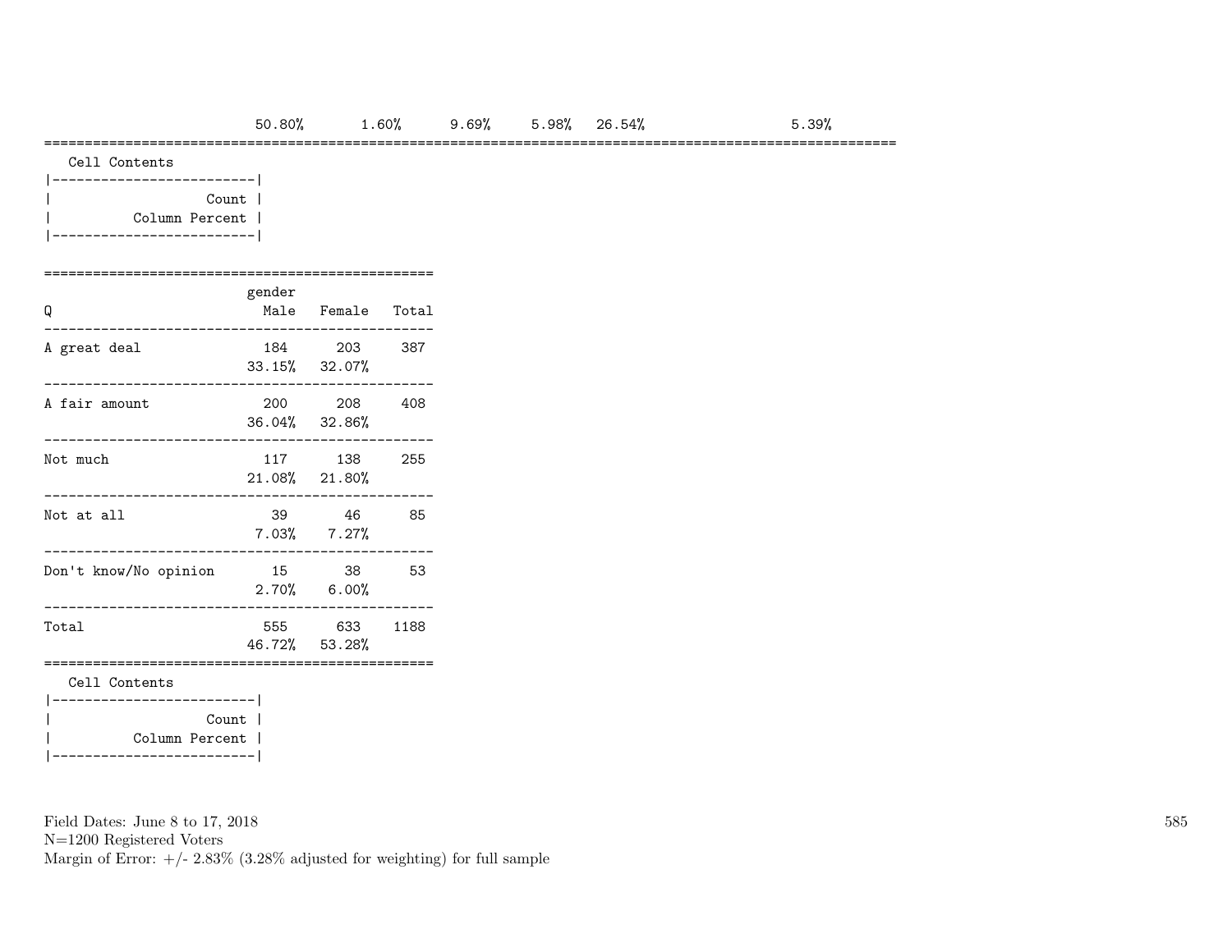| | | | | | | |
|---|---|---|---|---|---|---|
| 50.80% | 1.60% | 9.69% | 5.98% | 26.54% | | 5.39% |

Cell Contents

| |
|---|
| Count |
| Column Percent |

| Q | gender Male | Female | Total |
|---|---|---|---|
| A great deal | 184<br>33.15% | 203<br>32.07% | 387 |
| A fair amount | 200<br>36.04% | 208<br>32.86% | 408 |
| Not much | 117<br>21.08% | 138<br>21.80% | 255 |
| Not at all | 39<br>7.03% | 46<br>7.27% | 85 |
| Don't know/No opinion | 15<br>2.70% | 38<br>6.00% | 53 |
| Total | 555<br>46.72% | 633<br>53.28% | 1188 |

Cell Contents

| |
|---|
| Count |
| Column Percent |

Field Dates: June 8 to 17, 2018
N=1200 Registered Voters
Margin of Error: +/- 2.83% (3.28% adjusted for weighting) for full sample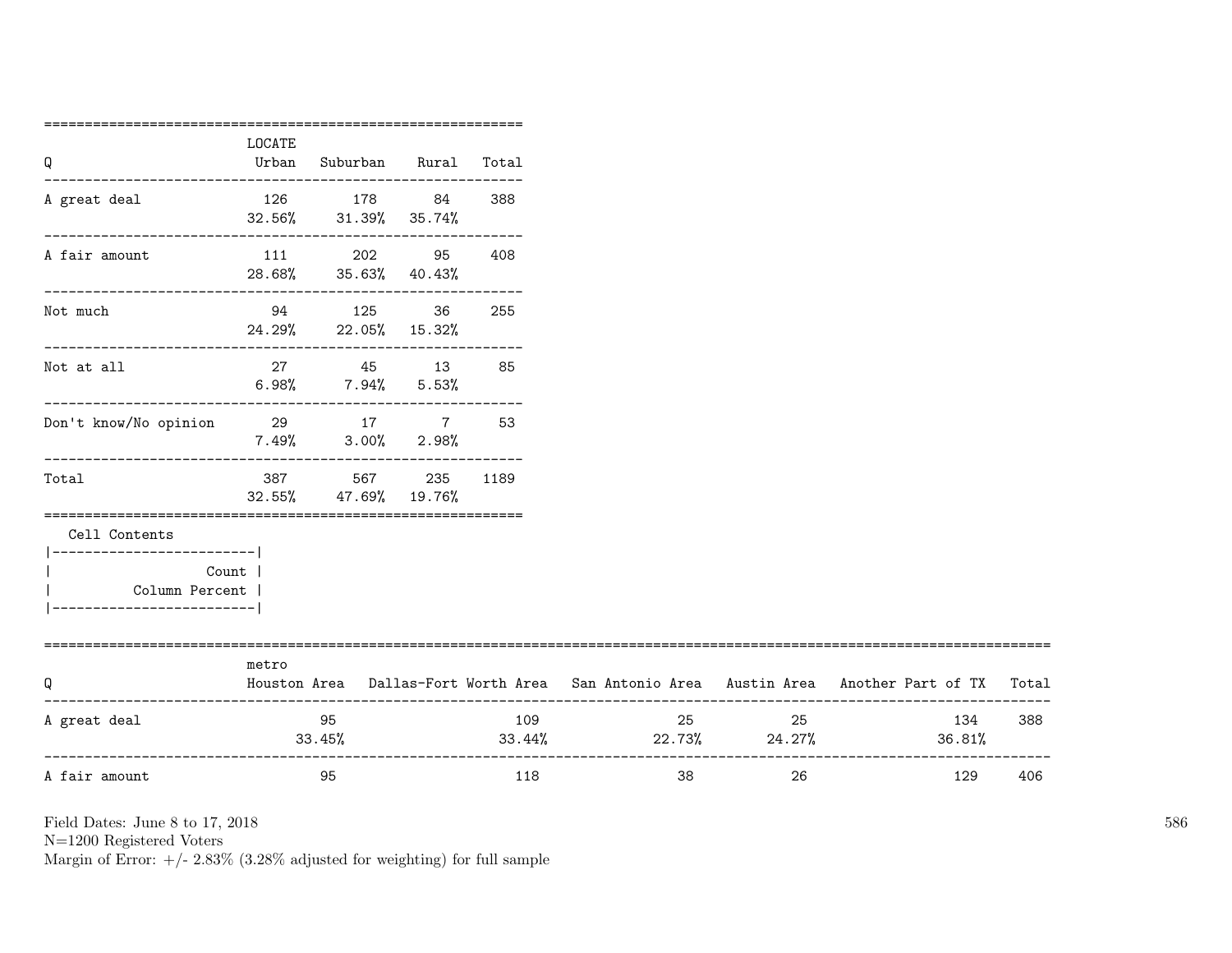| Q | LOCATE Urban | Suburban | Rural | Total |
|---|---|---|---|---|
| A great deal | 126<br>32.56% | 178<br>31.39% | 84<br>35.74% | 388 |
| A fair amount | 111<br>28.68% | 202<br>35.63% | 95<br>40.43% | 408 |
| Not much | 94<br>24.29% | 125<br>22.05% | 36<br>15.32% | 255 |
| Not at all | 27<br>6.98% | 45<br>7.94% | 13<br>5.53% | 85 |
| Don't know/No opinion | 29<br>7.49% | 17<br>3.00% | 7<br>2.98% | 53 |
| Total | 387<br>32.55% | 567<br>47.69% | 235<br>19.76% | 1189 |

Cell Contents
|-------------------------|
| Count |
| Column Percent |
|-------------------------|

| Q | metro Houston Area | Dallas-Fort Worth Area | San Antonio Area | Austin Area | Another Part of TX | Total |
|---|---|---|---|---|---|---|
| A great deal | 95<br>33.45% | 109<br>33.44% | 25<br>22.73% | 25<br>24.27% | 134<br>36.81% | 388 |
| A fair amount | 95 | 118 | 38 | 26 | 129 | 406 |

Field Dates: June 8 to 17, 2018
N=1200 Registered Voters
Margin of Error: +/- 2.83% (3.28% adjusted for weighting) for full sample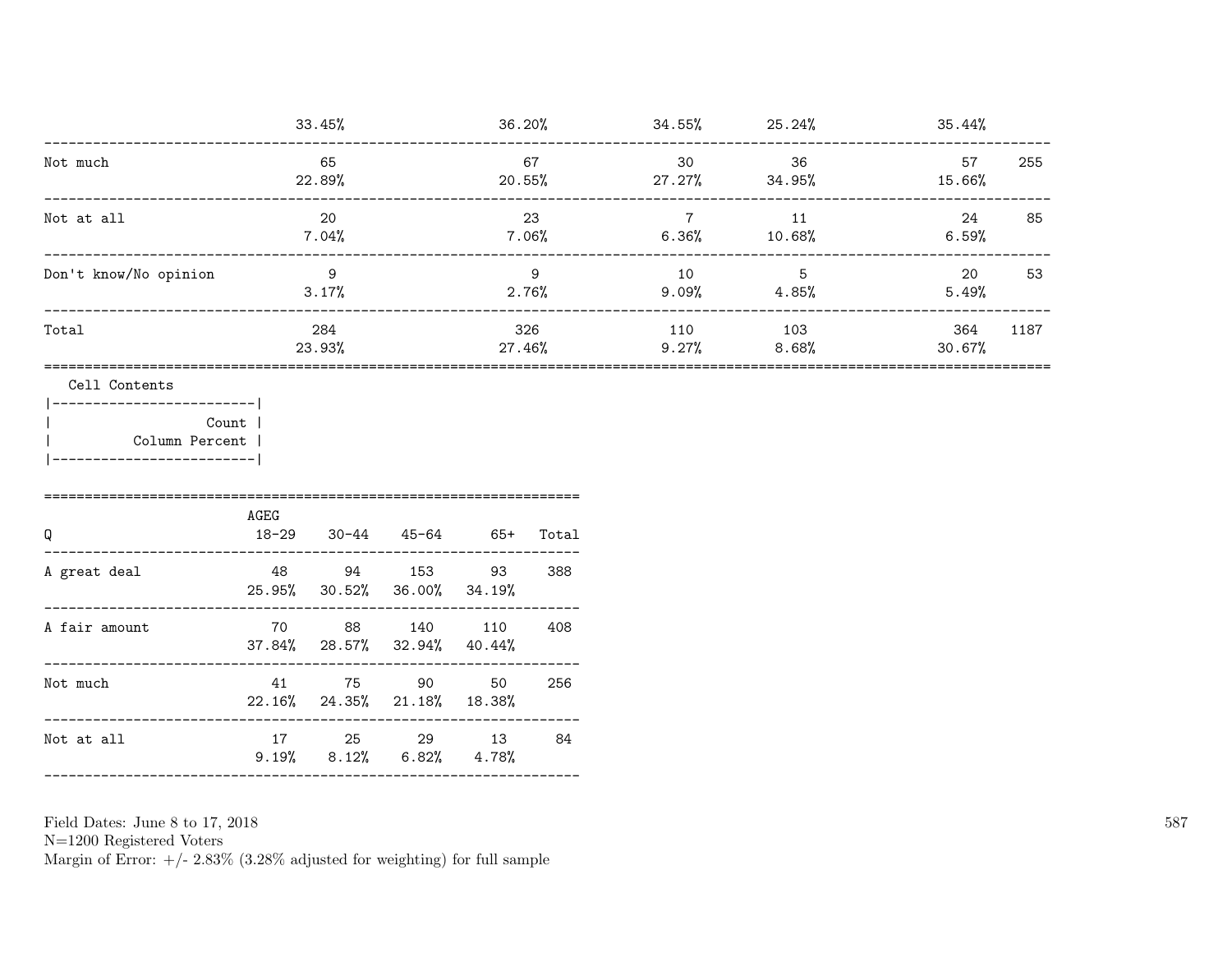| | | | | | | |
|---|---|---|---|---|---|---|
| | 33.45% | 36.20% | 34.55% | 25.24% | 35.44% | |
| Not much | 65 | 67 | 30 | 36 | 57 | 255 |
| | 22.89% | 20.55% | 27.27% | 34.95% | 15.66% | |
| Not at all | 20 | 23 | 7 | 11 | 24 | 85 |
| | 7.04% | 7.06% | 6.36% | 10.68% | 6.59% | |
| Don't know/No opinion | 9 | 9 | 10 | 5 | 20 | 53 |
| | 3.17% | 2.76% | 9.09% | 4.85% | 5.49% | |
| Total | 284 | 326 | 110 | 103 | 364 | 1187 |
| | 23.93% | 27.46% | 9.27% | 8.68% | 30.67% | |

Cell Contents
|-------------------------|
| Count |
| Column Percent |
|-------------------------|

| Q | AGEG 18-29 | 30-44 | 45-64 | 65+ | Total |
|---|---|---|---|---|---|
| A great deal | 48 | 94 | 153 | 93 | 388 |
| | 25.95% | 30.52% | 36.00% | 34.19% | |
| A fair amount | 70 | 88 | 140 | 110 | 408 |
| | 37.84% | 28.57% | 32.94% | 40.44% | |
| Not much | 41 | 75 | 90 | 50 | 256 |
| | 22.16% | 24.35% | 21.18% | 18.38% | |
| Not at all | 17 | 25 | 29 | 13 | 84 |
| | 9.19% | 8.12% | 6.82% | 4.78% | |

Field Dates: June 8 to 17, 2018
N=1200 Registered Voters
Margin of Error: +/- 2.83% (3.28% adjusted for weighting) for full sample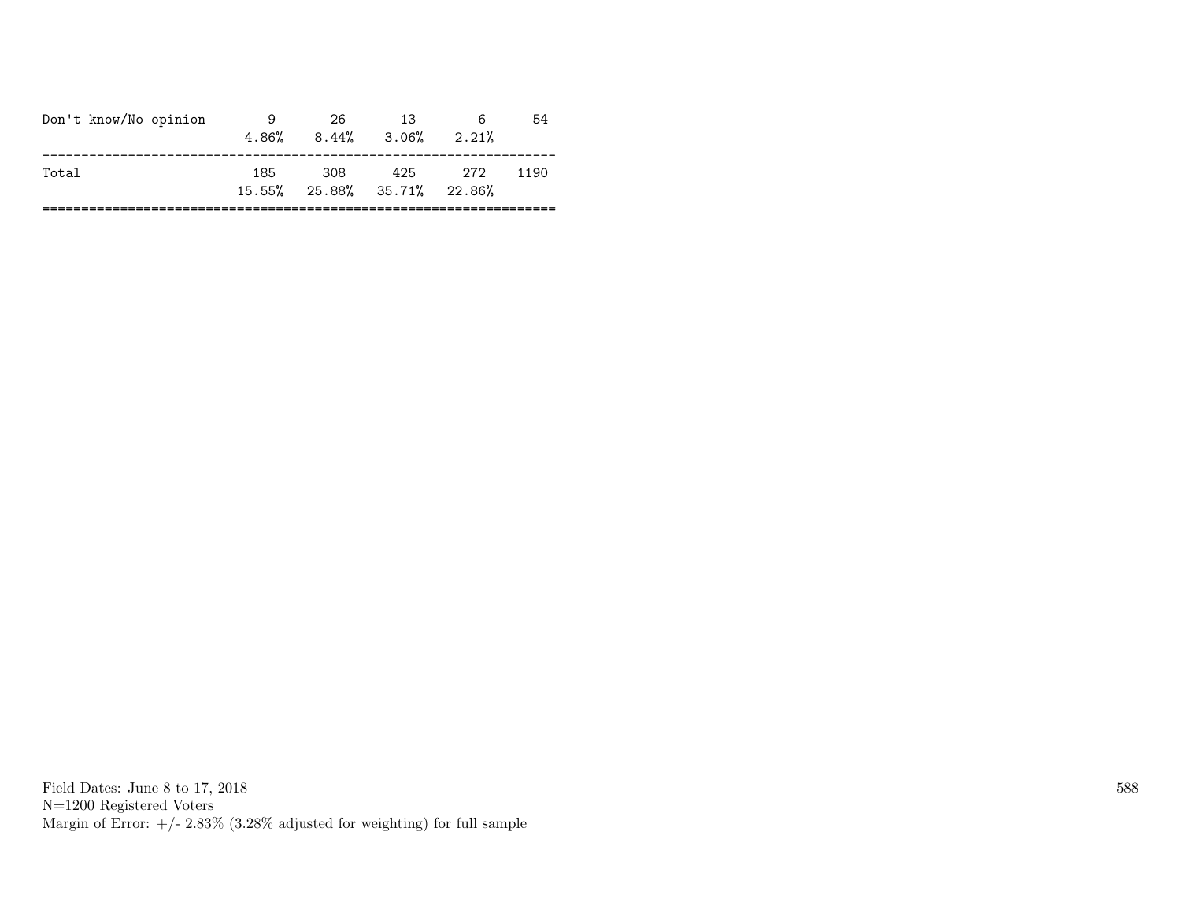| | | | | | |
|---|---|---|---|---|---|
| Don't know/No opinion | 9 | 26 | 13 | 6 | 54 |
| | 4.86% | 8.44% | 3.06% | 2.21% | |
| Total | 185 | 308 | 425 | 272 | 1190 |
| | 15.55% | 25.88% | 35.71% | 22.86% | |

Field Dates: June 8 to 17, 2018
N=1200 Registered Voters
Margin of Error: +/- 2.83% (3.28% adjusted for weighting) for full sample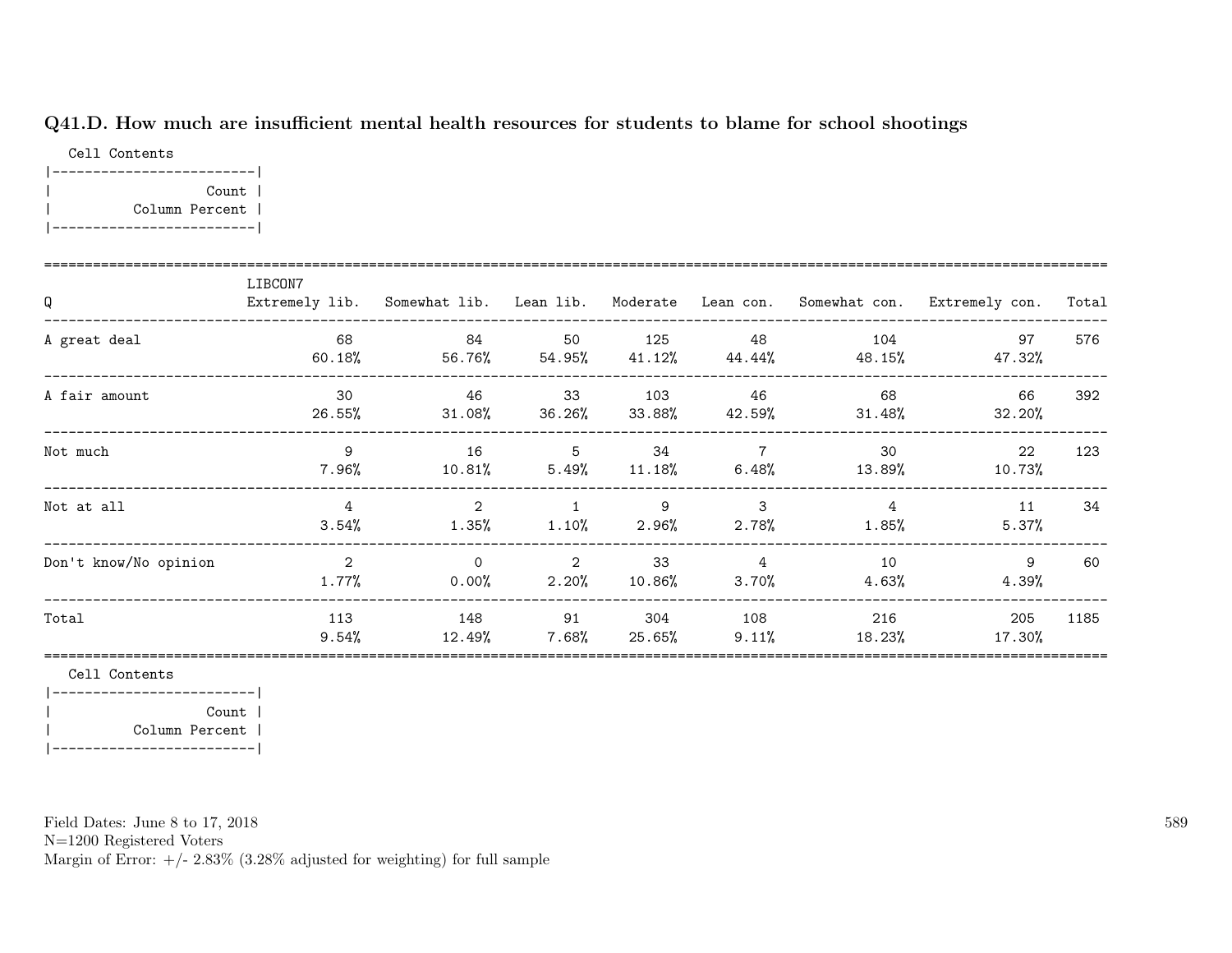## Q41.D. How much are insufficient mental health resources for students to blame for school shootings

Cell Contents

|Count|
|---|
|Column Percent|

| Q | LIBCON7 Extremely lib. | Somewhat lib. | Lean lib. | Moderate | Lean con. | Somewhat con. | Extremely con. | Total |
|---|---|---|---|---|---|---|---|---|
| A great deal | 68<br>60.18% | 84<br>56.76% | 50<br>54.95% | 125<br>41.12% | 48<br>44.44% | 104<br>48.15% | 97<br>47.32% | 576 |
| A fair amount | 30<br>26.55% | 46<br>31.08% | 33<br>36.26% | 103<br>33.88% | 46<br>42.59% | 68<br>31.48% | 66<br>32.20% | 392 |
| Not much | 9<br>7.96% | 16<br>10.81% | 5<br>5.49% | 34<br>11.18% | 7<br>6.48% | 30<br>13.89% | 22<br>10.73% | 123 |
| Not at all | 4<br>3.54% | 2<br>1.35% | 1<br>1.10% | 9<br>2.96% | 3<br>2.78% | 4<br>1.85% | 11<br>5.37% | 34 |
| Don't know/No opinion | 2<br>1.77% | 0<br>0.00% | 2<br>2.20% | 33<br>10.86% | 4<br>3.70% | 10<br>4.63% | 9<br>4.39% | 60 |
| Total | 113<br>9.54% | 148<br>12.49% | 91<br>7.68% | 304<br>25.65% | 108<br>9.11% | 216<br>18.23% | 205<br>17.30% | 1185 |

Cell Contents

|Count|
|---|
|Column Percent|

Field Dates: June 8 to 17, 2018
N=1200 Registered Voters
Margin of Error: +/- 2.83% (3.28% adjusted for weighting) for full sample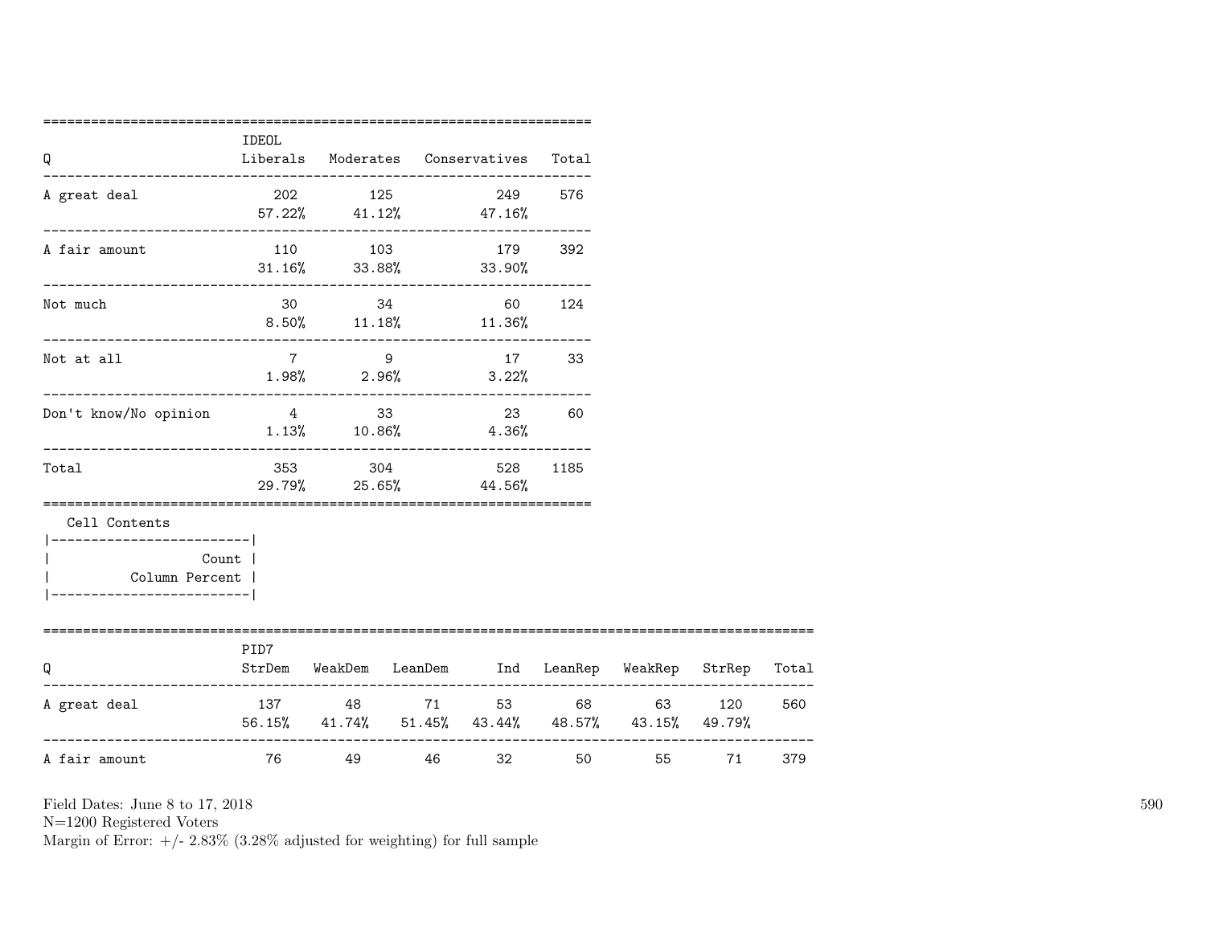| Q | IDEOL Liberals | Moderates | Conservatives | Total |
|---|---|---|---|---|
| A great deal | 202<br>57.22% | 125<br>41.12% | 249<br>47.16% | 576 |
| A fair amount | 110<br>31.16% | 103<br>33.88% | 179<br>33.90% | 392 |
| Not much | 30<br>8.50% | 34<br>11.18% | 60<br>11.36% | 124 |
| Not at all | 7<br>1.98% | 9<br>2.96% | 17<br>3.22% | 33 |
| Don't know/No opinion | 4<br>1.13% | 33<br>10.86% | 23<br>4.36% | 60 |
| Total | 353<br>29.79% | 304<br>25.65% | 528<br>44.56% | 1185 |

Cell Contents

| |
|---|
| Count |
| Column Percent |

| Q | PID7 StrDem | WeakDem | LeanDem | Ind | LeanRep | WeakRep | StrRep | Total |
|---|---|---|---|---|---|---|---|---|
| A great deal | 137<br>56.15% | 48<br>41.74% | 71<br>51.45% | 53<br>43.44% | 68<br>48.57% | 63<br>43.15% | 120<br>49.79% | 560 |
| A fair amount | 76 | 49 | 46 | 32 | 50 | 55 | 71 | 379 |

Field Dates: June 8 to 17, 2018
N=1200 Registered Voters
Margin of Error: +/- 2.83% (3.28% adjusted for weighting) for full sample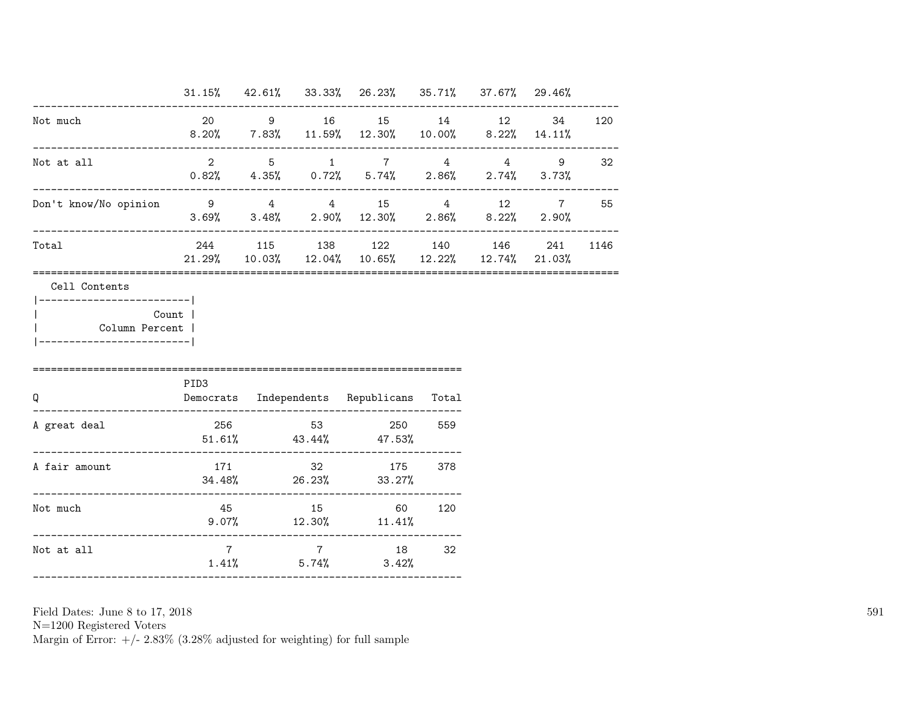| | | | | | | | | |
|---|---|---|---|---|---|---|---|---|
| | 31.15% | 42.61% | 33.33% | 26.23% | 35.71% | 37.67% | 29.46% | |
| Not much | 20<br>8.20% | 9<br>7.83% | 16<br>11.59% | 15<br>12.30% | 14<br>10.00% | 12<br>8.22% | 34<br>14.11% | 120 |
| Not at all | 2<br>0.82% | 5<br>4.35% | 1<br>0.72% | 7<br>5.74% | 4<br>2.86% | 4<br>2.74% | 9<br>3.73% | 32 |
| Don't know/No opinion | 9<br>3.69% | 4<br>3.48% | 4<br>2.90% | 15<br>12.30% | 4<br>2.86% | 12<br>8.22% | 7<br>2.90% | 55 |
| Total | 244<br>21.29% | 115<br>10.03% | 138<br>12.04% | 122<br>10.65% | 140<br>12.22% | 146<br>12.74% | 241<br>21.03% | 1146 |

Cell Contents

| |
|---|
| Count |
| Column Percent |

| Q | PID3<br>Democrats | Independents | Republicans | Total |
|---|---|---|---|---|
| A great deal | 256<br>51.61% | 53<br>43.44% | 250<br>47.53% | 559 |
| A fair amount | 171<br>34.48% | 32<br>26.23% | 175<br>33.27% | 378 |
| Not much | 45<br>9.07% | 15<br>12.30% | 60<br>11.41% | 120 |
| Not at all | 7<br>1.41% | 7<br>5.74% | 18<br>3.42% | 32 |

Field Dates: June 8 to 17, 2018
N=1200 Registered Voters
Margin of Error: +/- 2.83% (3.28% adjusted for weighting) for full sample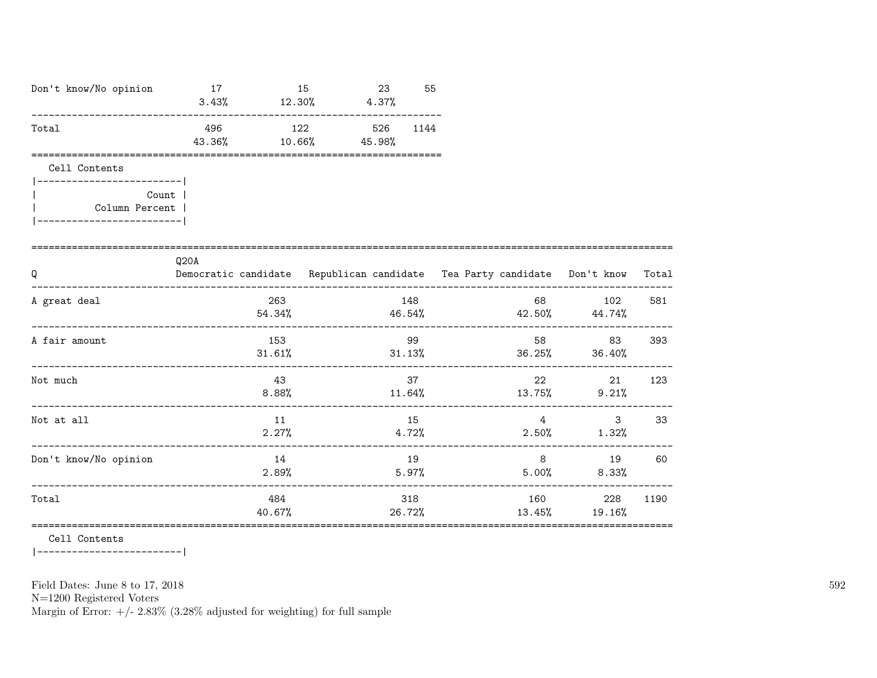| | | | | |
|---|---|---|---|---|
| Don't know/No opinion | 17<br>3.43% | 15<br>12.30% | 23<br>4.37% | 55 |
| Total | 496<br>43.36% | 122<br>10.66% | 526<br>45.98% | 1144 |

Cell Contents

```
|-------------------------|
|                   Count |
|          Column Percent |
|-------------------------|
```

| Q | Q20A<br>Democratic candidate | Republican candidate | Tea Party candidate | Don't know | Total |
|---|---|---|---|---|---|
| A great deal | 263<br>54.34% | 148<br>46.54% | 68<br>42.50% | 102<br>44.74% | 581 |
| A fair amount | 153<br>31.61% | 99<br>31.13% | 58<br>36.25% | 83<br>36.40% | 393 |
| Not much | 43<br>8.88% | 37<br>11.64% | 22<br>13.75% | 21<br>9.21% | 123 |
| Not at all | 11<br>2.27% | 15<br>4.72% | 4<br>2.50% | 3<br>1.32% | 33 |
| Don't know/No opinion | 14<br>2.89% | 19<br>5.97% | 8<br>5.00% | 19<br>8.33% | 60 |
| Total | 484<br>40.67% | 318<br>26.72% | 160<br>13.45% | 228<br>19.16% | 1190 |

Cell Contents

Field Dates: June 8 to 17, 2018
N=1200 Registered Voters
Margin of Error: +/- 2.83% (3.28% adjusted for weighting) for full sample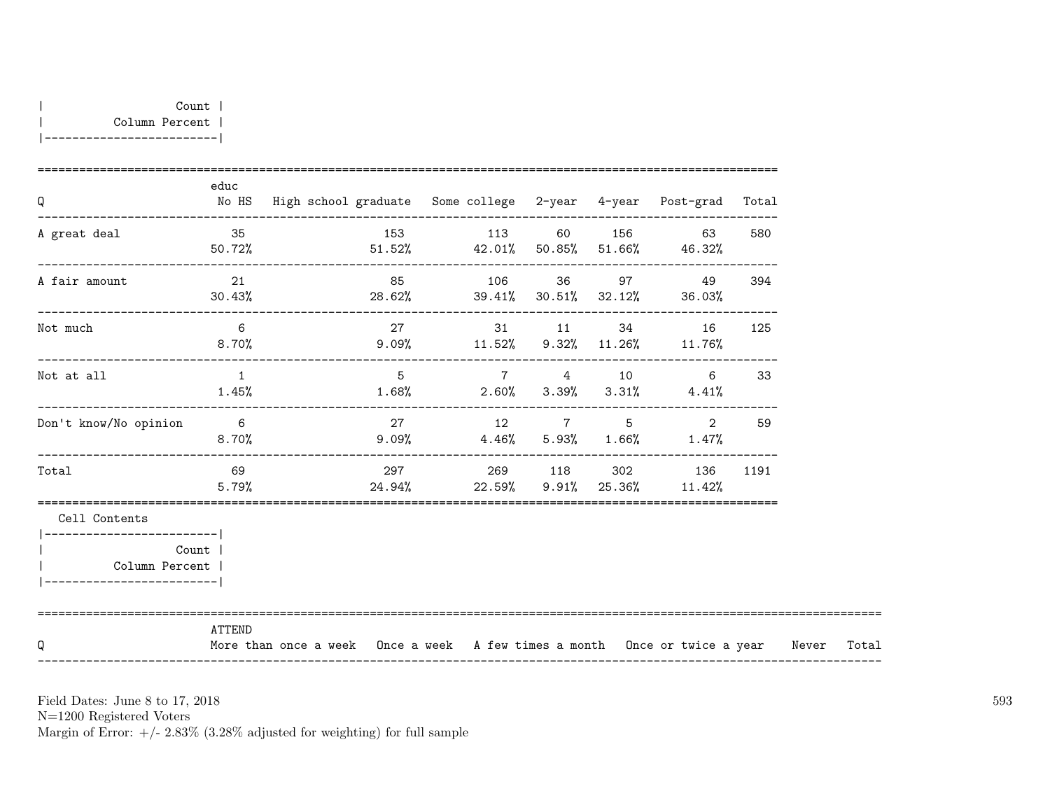| Count |
|---|
| Column Percent |

| Q | educ No HS | High school graduate | Some college | 2-year | 4-year | Post-grad | Total |
|---|---|---|---|---|---|---|---|
| A great deal | 35<br>50.72% | 153<br>51.52% | 113<br>42.01% | 60<br>50.85% | 156<br>51.66% | 63<br>46.32% | 580 |
| A fair amount | 21<br>30.43% | 85<br>28.62% | 106<br>39.41% | 36<br>30.51% | 97<br>32.12% | 49<br>36.03% | 394 |
| Not much | 6<br>8.70% | 27<br>9.09% | 31<br>11.52% | 11<br>9.32% | 34<br>11.26% | 16<br>11.76% | 125 |
| Not at all | 1<br>1.45% | 5<br>1.68% | 7<br>2.60% | 4<br>3.39% | 10<br>3.31% | 6<br>4.41% | 33 |
| Don't know/No opinion | 6<br>8.70% | 27<br>9.09% | 12<br>4.46% | 7<br>5.93% | 5<br>1.66% | 2<br>1.47% | 59 |
| Total | 69<br>5.79% | 297<br>24.94% | 269<br>22.59% | 118<br>9.91% | 302<br>25.36% | 136<br>11.42% | 1191 |

Cell Contents

| Count |
|---|
| Column Percent |

| Q | ATTEND More than once a week | Once a week | A few times a month | Once or twice a year | Never | Total |
|---|---|---|---|---|---|---|

Field Dates: June 8 to 17, 2018
N=1200 Registered Voters
Margin of Error: +/- 2.83% (3.28% adjusted for weighting) for full sample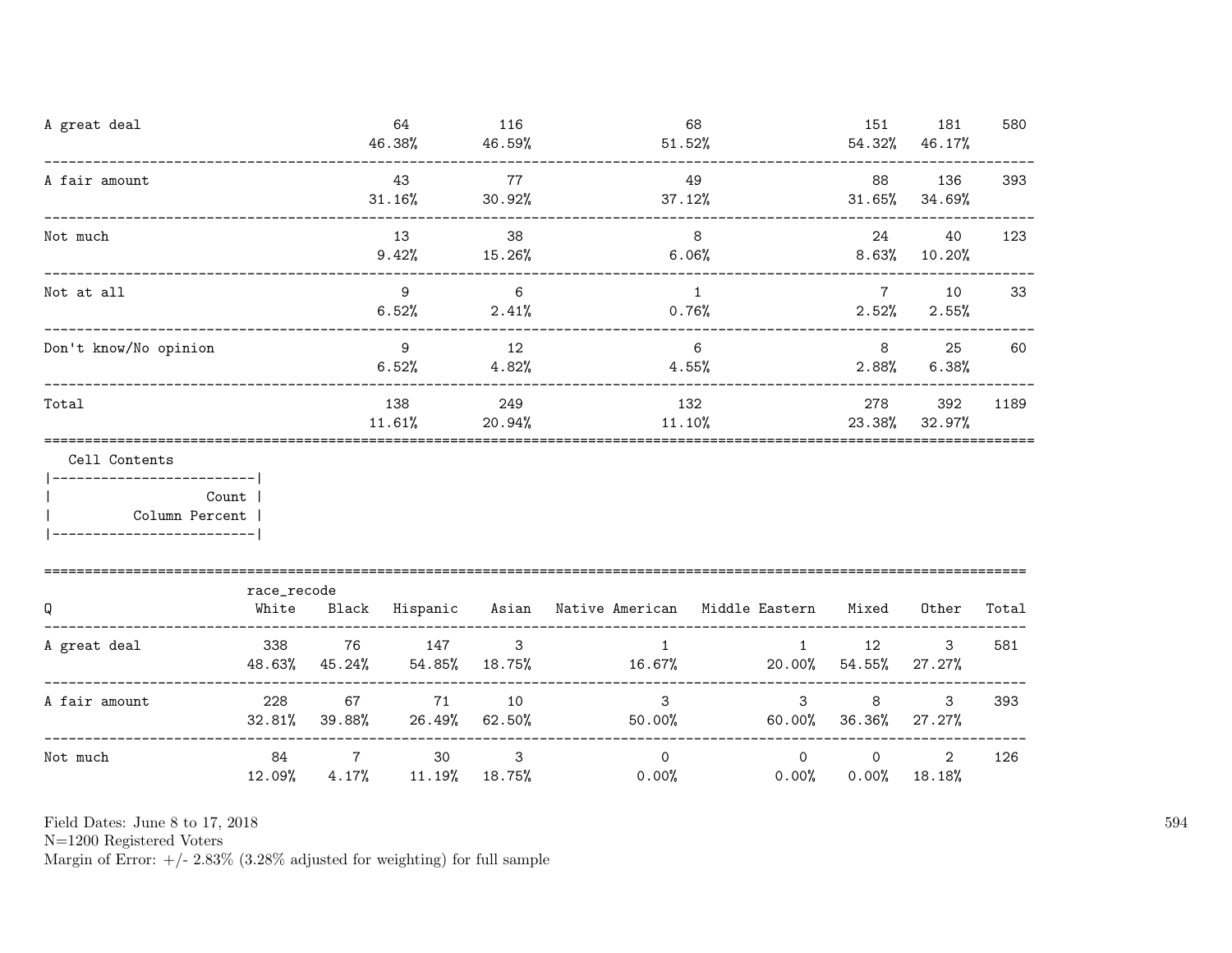| | | | | | | |
|---|---|---|---|---|---|---|
| A great deal | 64<br>46.38% | 116<br>46.59% | 68<br>51.52% | 151<br>54.32% | 181<br>46.17% | 580 |
| A fair amount | 43<br>31.16% | 77<br>30.92% | 49<br>37.12% | 88<br>31.65% | 136<br>34.69% | 393 |
| Not much | 13<br>9.42% | 38<br>15.26% | 8<br>6.06% | 24<br>8.63% | 40<br>10.20% | 123 |
| Not at all | 9<br>6.52% | 6<br>2.41% | 1<br>0.76% | 7<br>2.52% | 10<br>2.55% | 33 |
| Don't know/No opinion | 9<br>6.52% | 12<br>4.82% | 6<br>4.55% | 8<br>2.88% | 25<br>6.38% | 60 |
| Total | 138<br>11.61% | 249<br>20.94% | 132<br>11.10% | 278<br>23.38% | 392<br>32.97% | 1189 |

```
Cell Contents
|-------------------------|
|                   Count |
|          Column Percent |
|-------------------------|
```

| Q | race_recode<br>White | Black | Hispanic | Asian | Native American | Middle Eastern | Mixed | Other | Total |
|---|---|---|---|---|---|---|---|---|---|
| A great deal | 338<br>48.63% | 76<br>45.24% | 147<br>54.85% | 3<br>18.75% | 1<br>16.67% | 1<br>20.00% | 12<br>54.55% | 3<br>27.27% | 581 |
| A fair amount | 228<br>32.81% | 67<br>39.88% | 71<br>26.49% | 10<br>62.50% | 3<br>50.00% | 3<br>60.00% | 8<br>36.36% | 3<br>27.27% | 393 |
| Not much | 84<br>12.09% | 7<br>4.17% | 30<br>11.19% | 3<br>18.75% | 0<br>0.00% | 0<br>0.00% | 0<br>0.00% | 2<br>18.18% | 126 |

Field Dates: June 8 to 17, 2018
N=1200 Registered Voters
Margin of Error: +/- 2.83% (3.28% adjusted for weighting) for full sample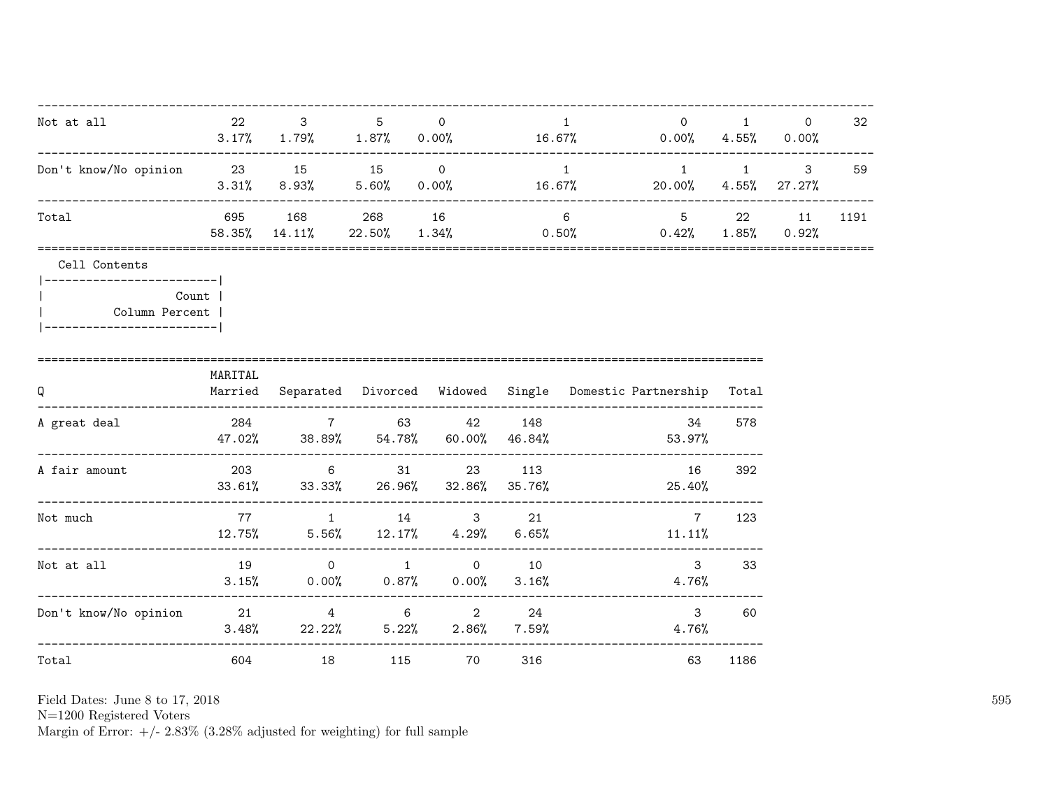| | | | | | | | | | |
|---|---|---|---|---|---|---|---|---|---|
| Not at all | 22<br>3.17% | 3<br>1.79% | 5<br>1.87% | 0<br>0.00% | 1<br>16.67% | 0<br>0.00% | 1<br>4.55% | 0<br>0.00% | 32 |
| Don't know/No opinion | 23<br>3.31% | 15<br>8.93% | 15<br>5.60% | 0<br>0.00% | 1<br>16.67% | 1<br>20.00% | 1<br>4.55% | 3<br>27.27% | 59 |
| Total | 695<br>58.35% | 168<br>14.11% | 268<br>22.50% | 16<br>1.34% | 6<br>0.50% | 5<br>0.42% | 22<br>1.85% | 11<br>0.92% | 1191 |

Cell Contents

| |
|---|
| Count |
| Column Percent |

| Q | MARITAL<br>Married | Separated | Divorced | Widowed | Single | Domestic Partnership | Total |
|---|---|---|---|---|---|---|---|
| A great deal | 284<br>47.02% | 7<br>38.89% | 63<br>54.78% | 42<br>60.00% | 148<br>46.84% | 34<br>53.97% | 578 |
| A fair amount | 203<br>33.61% | 6<br>33.33% | 31<br>26.96% | 23<br>32.86% | 113<br>35.76% | 16<br>25.40% | 392 |
| Not much | 77<br>12.75% | 1<br>5.56% | 14<br>12.17% | 3<br>4.29% | 21<br>6.65% | 7<br>11.11% | 123 |
| Not at all | 19<br>3.15% | 0<br>0.00% | 1<br>0.87% | 0<br>0.00% | 10<br>3.16% | 3<br>4.76% | 33 |
| Don't know/No opinion | 21<br>3.48% | 4<br>22.22% | 6<br>5.22% | 2<br>2.86% | 24<br>7.59% | 3<br>4.76% | 60 |
| Total | 604 | 18 | 115 | 70 | 316 | 63 | 1186 |

Field Dates: June 8 to 17, 2018
N=1200 Registered Voters
Margin of Error: +/- 2.83% (3.28% adjusted for weighting) for full sample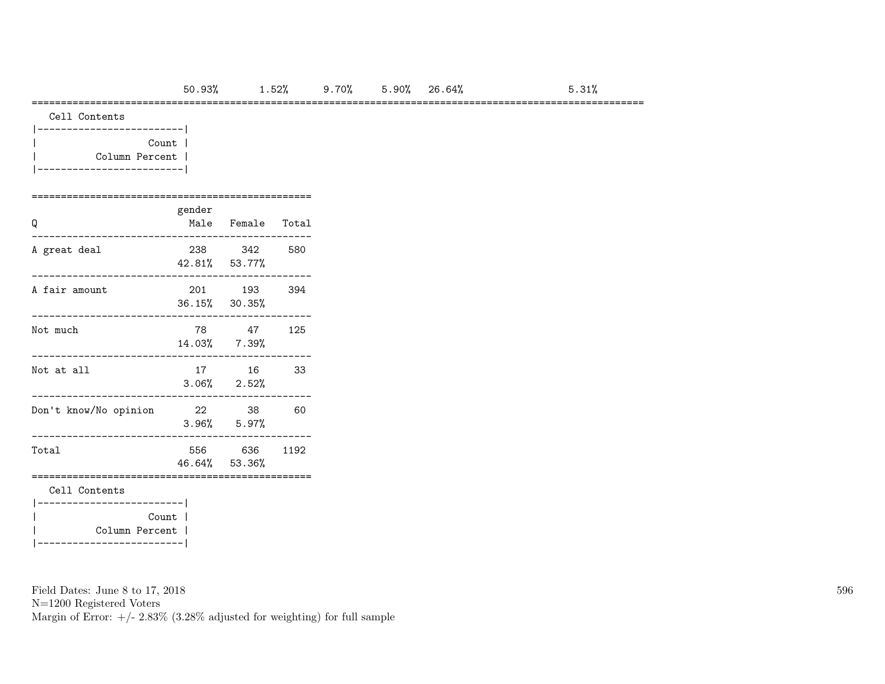| | | | | | | | |
|---|---|---|---|---|---|---|---|
| | 50.93% | 1.52% | 9.70% | 5.90% | 26.64% | | 5.31% |

Cell Contents

| |
|---|
| Count |
| Column Percent |

| Q | gender Male | Female | Total |
|---|---|---|---|
| A great deal | 238 | 342 | 580 |
| | 42.81% | 53.77% | |
| A fair amount | 201 | 193 | 394 |
| | 36.15% | 30.35% | |
| Not much | 78 | 47 | 125 |
| | 14.03% | 7.39% | |
| Not at all | 17 | 16 | 33 |
| | 3.06% | 2.52% | |
| Don't know/No opinion | 22 | 38 | 60 |
| | 3.96% | 5.97% | |
| Total | 556 | 636 | 1192 |
| | 46.64% | 53.36% | |

Cell Contents

| |
|---|
| Count |
| Column Percent |

Field Dates: June 8 to 17, 2018
N=1200 Registered Voters
Margin of Error: +/- 2.83% (3.28% adjusted for weighting) for full sample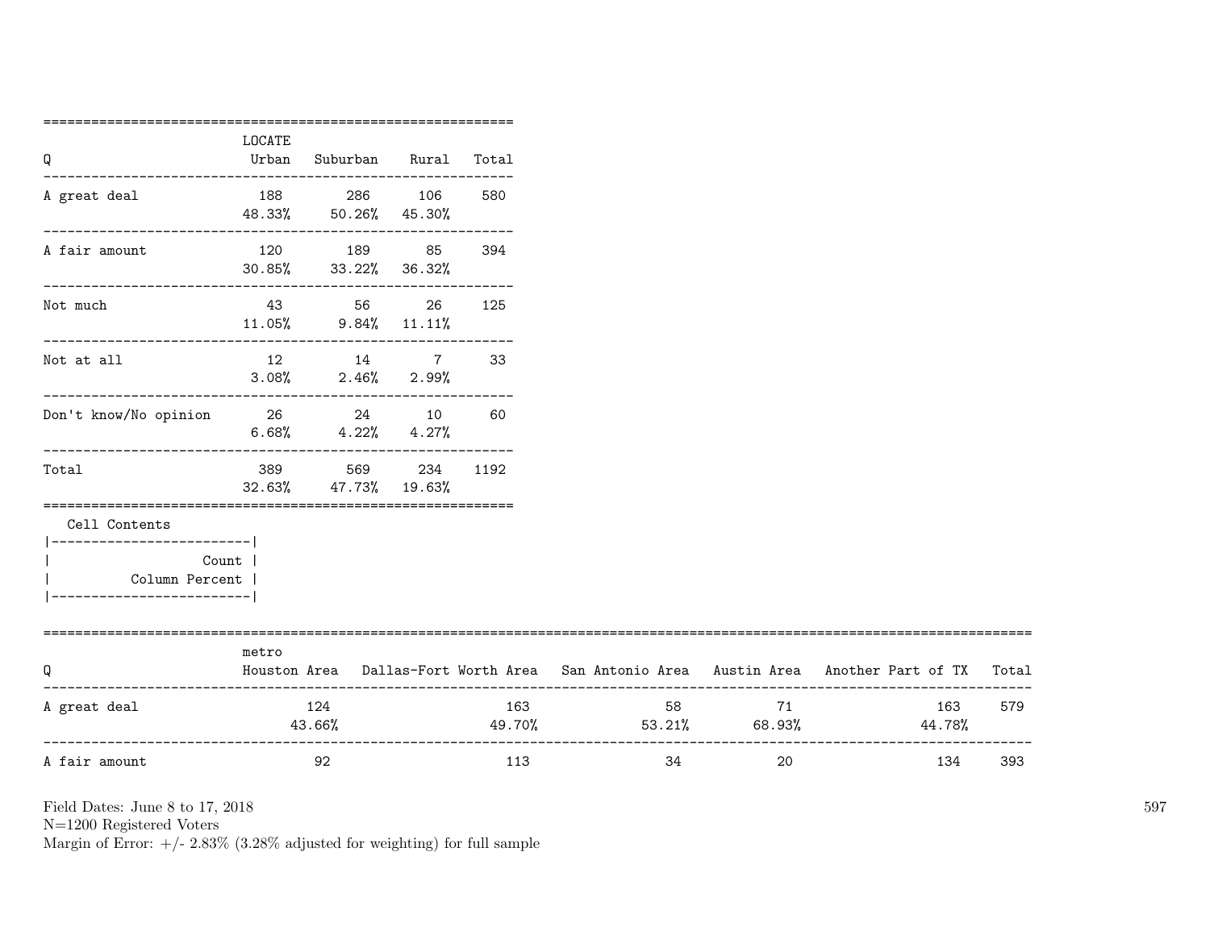| Q | LOCATE Urban | Suburban | Rural | Total |
|---|---|---|---|---|
| A great deal | 188<br>48.33% | 286<br>50.26% | 106<br>45.30% | 580 |
| A fair amount | 120<br>30.85% | 189<br>33.22% | 85<br>36.32% | 394 |
| Not much | 43<br>11.05% | 56<br>9.84% | 26<br>11.11% | 125 |
| Not at all | 12<br>3.08% | 14<br>2.46% | 7<br>2.99% | 33 |
| Don't know/No opinion | 26<br>6.68% | 24<br>4.22% | 10<br>4.27% | 60 |
| Total | 389<br>32.63% | 569<br>47.73% | 234<br>19.63% | 1192 |

Cell Contents

| Count |
|---|
| Column Percent |

| Q | metro Houston Area | Dallas-Fort Worth Area | San Antonio Area | Austin Area | Another Part of TX | Total |
|---|---|---|---|---|---|---|
| A great deal | 124<br>43.66% | 163<br>49.70% | 58<br>53.21% | 71<br>68.93% | 163<br>44.78% | 579 |
| A fair amount | 92 | 113 | 34 | 20 | 134 | 393 |

Field Dates: June 8 to 17, 2018
N=1200 Registered Voters
Margin of Error: +/- 2.83% (3.28% adjusted for weighting) for full sample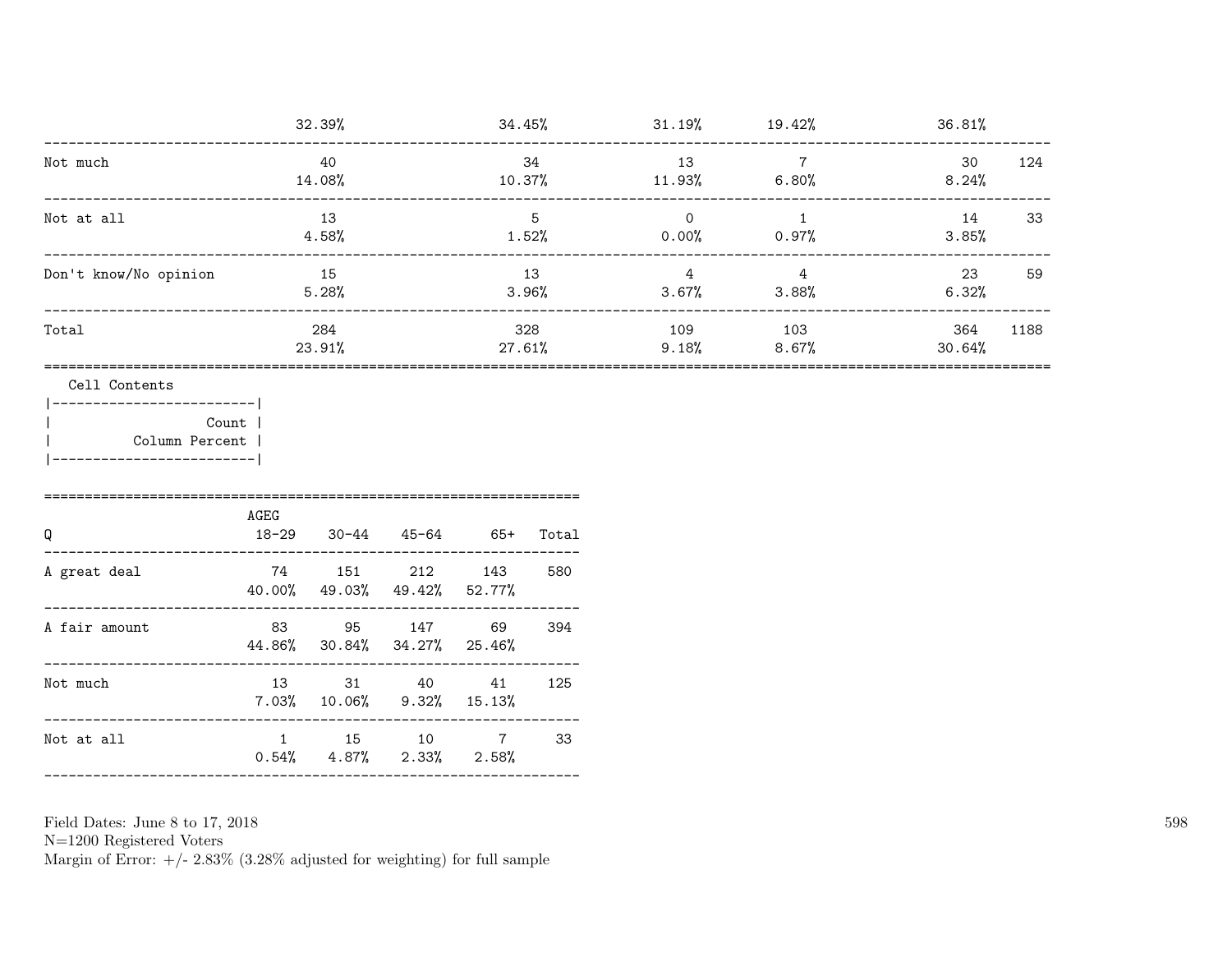| | | | | | | |
|---|---|---|---|---|---|---|
| | 32.39% | 34.45% | 31.19% | 19.42% | 36.81% | |
| Not much | 40<br>14.08% | 34<br>10.37% | 13<br>11.93% | 7<br>6.80% | 30<br>8.24% | 124 |
| Not at all | 13<br>4.58% | 5<br>1.52% | 0<br>0.00% | 1<br>0.97% | 14<br>3.85% | 33 |
| Don't know/No opinion | 15<br>5.28% | 13<br>3.96% | 4<br>3.67% | 4<br>3.88% | 23<br>6.32% | 59 |
| Total | 284<br>23.91% | 328<br>27.61% | 109<br>9.18% | 103<br>8.67% | 364<br>30.64% | 1188 |

Cell Contents

| |
|---|
| Count |
| Column Percent |

| Q | AGEG<br>18-29 | 30-44 | 45-64 | 65+ | Total |
|---|---|---|---|---|---|
| A great deal | 74<br>40.00% | 151<br>49.03% | 212<br>49.42% | 143<br>52.77% | 580 |
| A fair amount | 83<br>44.86% | 95<br>30.84% | 147<br>34.27% | 69<br>25.46% | 394 |
| Not much | 13<br>7.03% | 31<br>10.06% | 40<br>9.32% | 41<br>15.13% | 125 |
| Not at all | 1<br>0.54% | 15<br>4.87% | 10<br>2.33% | 7<br>2.58% | 33 |

Field Dates: June 8 to 17, 2018
N=1200 Registered Voters
Margin of Error: +/- 2.83% (3.28% adjusted for weighting) for full sample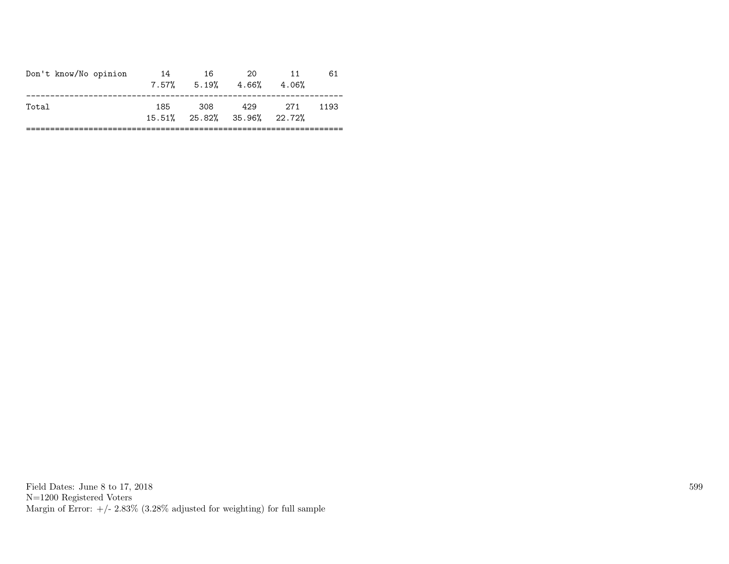| | | | | | |
|---|---|---|---|---|---|
| Don't know/No opinion | 14 | 16 | 20 | 11 | 61 |
| | 7.57% | 5.19% | 4.66% | 4.06% | |
| Total | 185 | 308 | 429 | 271 | 1193 |
| | 15.51% | 25.82% | 35.96% | 22.72% | |

Field Dates: June 8 to 17, 2018
N=1200 Registered Voters
Margin of Error: +/- 2.83% (3.28% adjusted for weighting) for full sample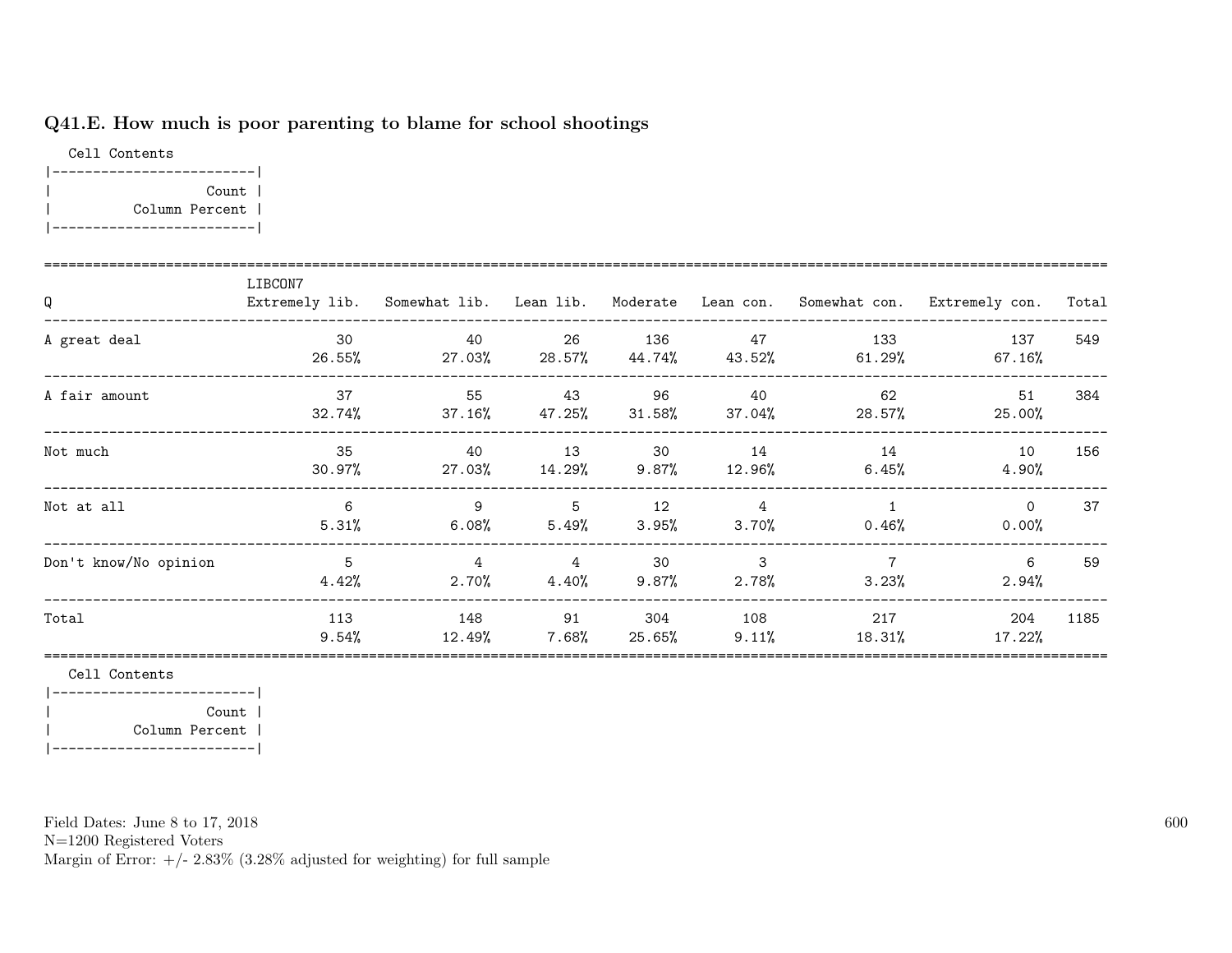## Q41.E. How much is poor parenting to blame for school shootings

Cell Contents

|-------------------------|
| Count |
| Column Percent |
|-------------------------|

| Q | LIBCON7 Extremely lib. | Somewhat lib. | Lean lib. | Moderate | Lean con. | Somewhat con. | Extremely con. | Total |
|---|---|---|---|---|---|---|---|---|
| A great deal | 30<br>26.55% | 40<br>27.03% | 26<br>28.57% | 136<br>44.74% | 47<br>43.52% | 133<br>61.29% | 137<br>67.16% | 549 |
| A fair amount | 37<br>32.74% | 55<br>37.16% | 43<br>47.25% | 96<br>31.58% | 40<br>37.04% | 62<br>28.57% | 51<br>25.00% | 384 |
| Not much | 35<br>30.97% | 40<br>27.03% | 13<br>14.29% | 30<br>9.87% | 14<br>12.96% | 14<br>6.45% | 10<br>4.90% | 156 |
| Not at all | 6<br>5.31% | 9<br>6.08% | 5<br>5.49% | 12<br>3.95% | 4<br>3.70% | 1<br>0.46% | 0<br>0.00% | 37 |
| Don't know/No opinion | 5<br>4.42% | 4<br>2.70% | 4<br>4.40% | 30<br>9.87% | 3<br>2.78% | 7<br>3.23% | 6<br>2.94% | 59 |
| Total | 113<br>9.54% | 148<br>12.49% | 91<br>7.68% | 304<br>25.65% | 108<br>9.11% | 217<br>18.31% | 204<br>17.22% | 1185 |

Cell Contents

|-------------------------|
| Count |
| Column Percent |
|-------------------------|

Field Dates: June 8 to 17, 2018
N=1200 Registered Voters
Margin of Error: +/- 2.83% (3.28% adjusted for weighting) for full sample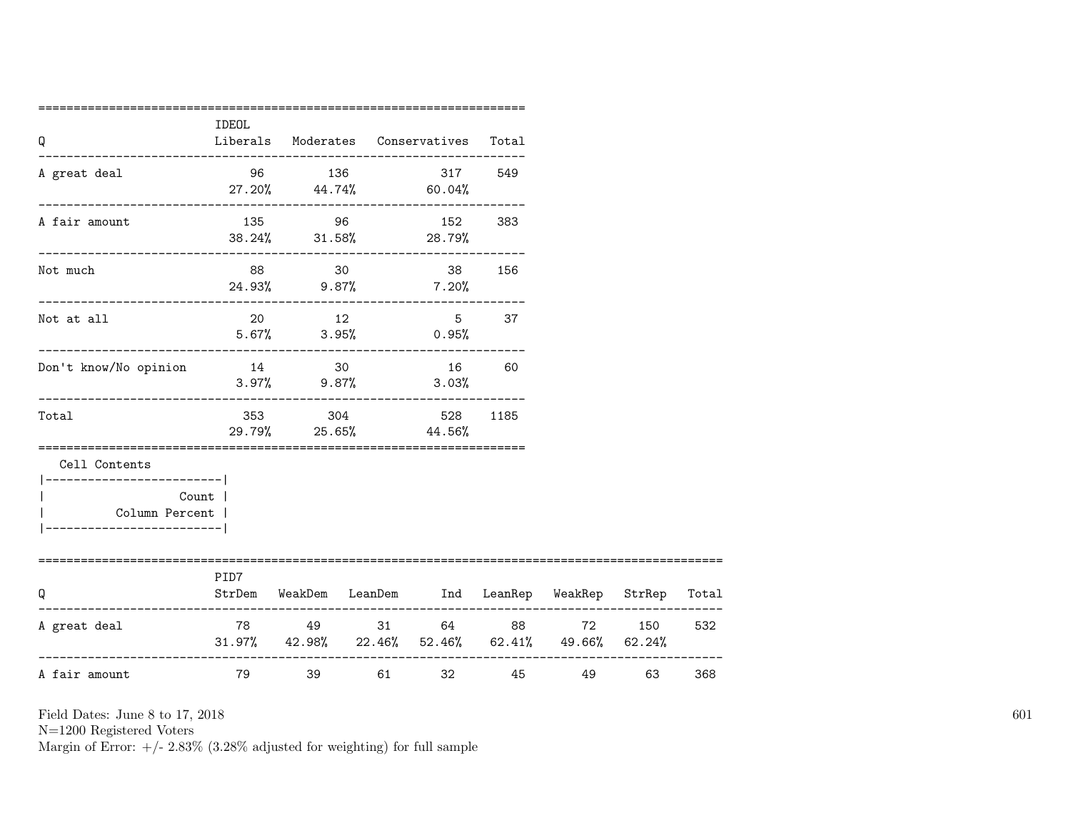| Q | IDEOL Liberals | Moderates | Conservatives | Total |
|---|---|---|---|---|
| A great deal | 96<br>27.20% | 136<br>44.74% | 317<br>60.04% | 549 |
| A fair amount | 135<br>38.24% | 96<br>31.58% | 152<br>28.79% | 383 |
| Not much | 88<br>24.93% | 30<br>9.87% | 38<br>7.20% | 156 |
| Not at all | 20<br>5.67% | 12<br>3.95% | 5<br>0.95% | 37 |
| Don't know/No opinion | 14<br>3.97% | 30<br>9.87% | 16<br>3.03% | 60 |
| Total | 353<br>29.79% | 304<br>25.65% | 528<br>44.56% | 1185 |

Cell Contents

|-------------------------|
| Count |
| Column Percent |
|-------------------------|

| Q | PID7 StrDem | WeakDem | LeanDem | Ind | LeanRep | WeakRep | StrRep | Total |
|---|---|---|---|---|---|---|---|---|
| A great deal | 78<br>31.97% | 49<br>42.98% | 31<br>22.46% | 64<br>52.46% | 88<br>62.41% | 72<br>49.66% | 150<br>62.24% | 532 |
| A fair amount | 79 | 39 | 61 | 32 | 45 | 49 | 63 | 368 |

Field Dates: June 8 to 17, 2018
N=1200 Registered Voters
Margin of Error: +/- 2.83% (3.28% adjusted for weighting) for full sample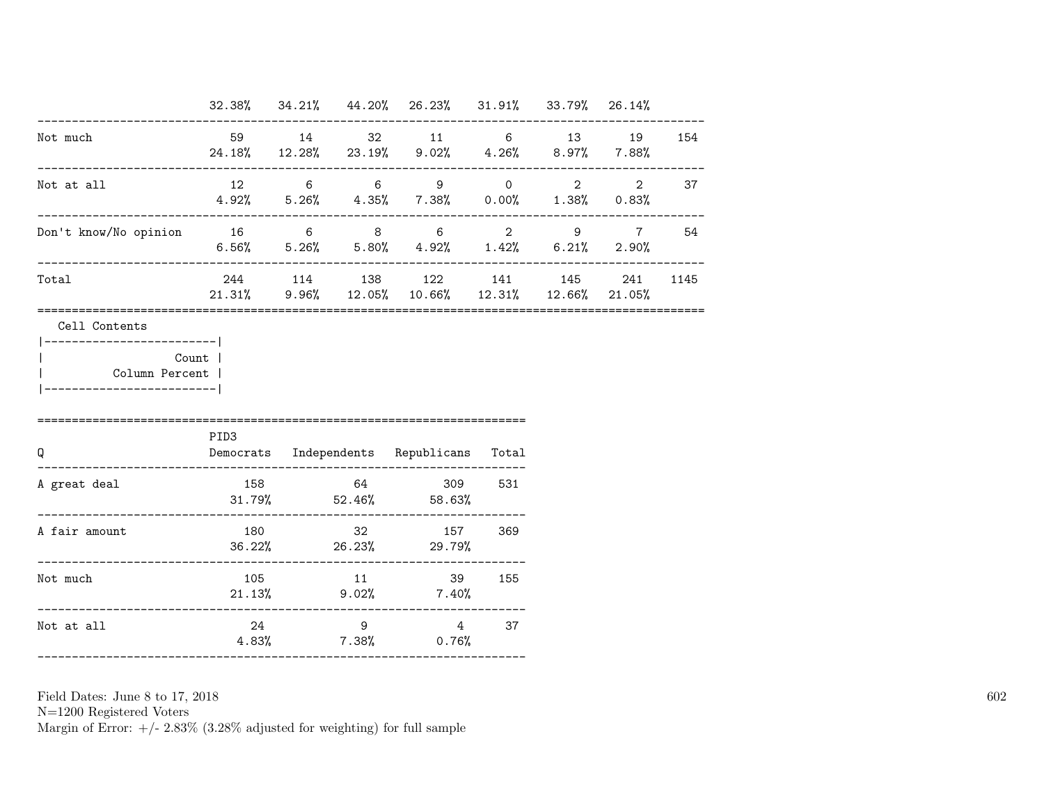| | | | | | | | | |
|---|---|---|---|---|---|---|---|---|
| | 32.38% | 34.21% | 44.20% | 26.23% | 31.91% | 33.79% | 26.14% | |
| Not much | 59 | 14 | 32 | 11 | 6 | 13 | 19 | 154 |
| | 24.18% | 12.28% | 23.19% | 9.02% | 4.26% | 8.97% | 7.88% | |
| Not at all | 12 | 6 | 6 | 9 | 0 | 2 | 2 | 37 |
| | 4.92% | 5.26% | 4.35% | 7.38% | 0.00% | 1.38% | 0.83% | |
| Don't know/No opinion | 16 | 6 | 8 | 6 | 2 | 9 | 7 | 54 |
| | 6.56% | 5.26% | 5.80% | 4.92% | 1.42% | 6.21% | 2.90% | |
| Total | 244 | 114 | 138 | 122 | 141 | 145 | 241 | 1145 |
| | 21.31% | 9.96% | 12.05% | 10.66% | 12.31% | 12.66% | 21.05% | |

Cell Contents

| |
|---|
| Count |
| Column Percent |

| Q | PID3 Democrats | Independents | Republicans | Total |
|---|---|---|---|---|
| A great deal | 158 | 64 | 309 | 531 |
| | 31.79% | 52.46% | 58.63% | |
| A fair amount | 180 | 32 | 157 | 369 |
| | 36.22% | 26.23% | 29.79% | |
| Not much | 105 | 11 | 39 | 155 |
| | 21.13% | 9.02% | 7.40% | |
| Not at all | 24 | 9 | 4 | 37 |
| | 4.83% | 7.38% | 0.76% | |

Field Dates: June 8 to 17, 2018
N=1200 Registered Voters
Margin of Error: +/- 2.83% (3.28% adjusted for weighting) for full sample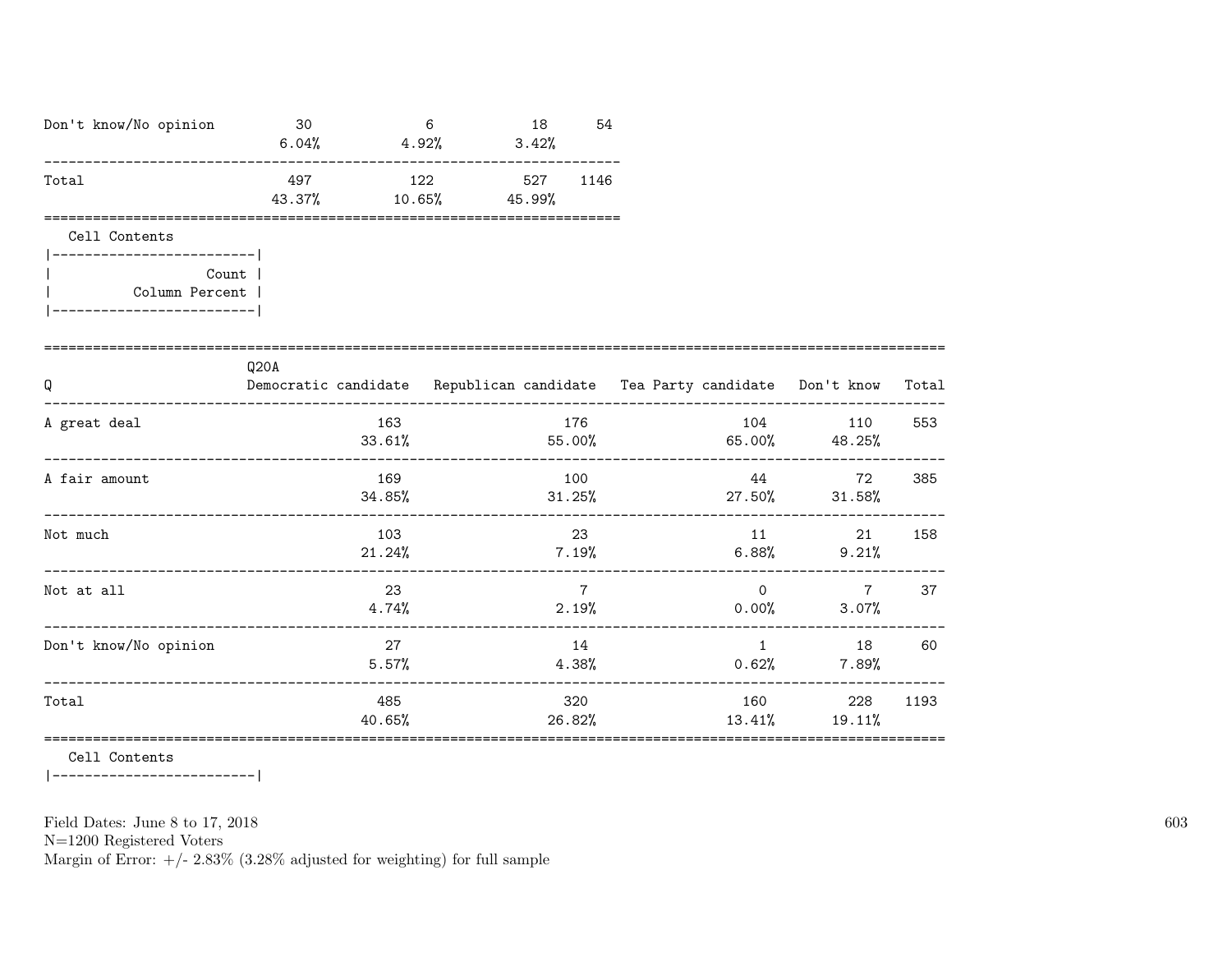| | | | | |
|---|---|---|---|---|
| Don't know/No opinion | 30<br>6.04% | 6<br>4.92% | 18<br>3.42% | 54 |
| Total | 497<br>43.37% | 122<br>10.65% | 527<br>45.99% | 1146 |

Cell Contents

| |
|---|
| Count |
| Column Percent |

| Q | Q20A<br>Democratic candidate | Republican candidate | Tea Party candidate | Don't know | Total |
|---|---|---|---|---|---|
| A great deal | 163<br>33.61% | 176<br>55.00% | 104<br>65.00% | 110<br>48.25% | 553 |
| A fair amount | 169<br>34.85% | 100<br>31.25% | 44<br>27.50% | 72<br>31.58% | 385 |
| Not much | 103<br>21.24% | 23<br>7.19% | 11<br>6.88% | 21<br>9.21% | 158 |
| Not at all | 23<br>4.74% | 7<br>2.19% | 0<br>0.00% | 7<br>3.07% | 37 |
| Don't know/No opinion | 27<br>5.57% | 14<br>4.38% | 1<br>0.62% | 18<br>7.89% | 60 |
| Total | 485<br>40.65% | 320<br>26.82% | 160<br>13.41% | 228<br>19.11% | 1193 |

Cell Contents

Field Dates: June 8 to 17, 2018
N=1200 Registered Voters
Margin of Error: +/- 2.83% (3.28% adjusted for weighting) for full sample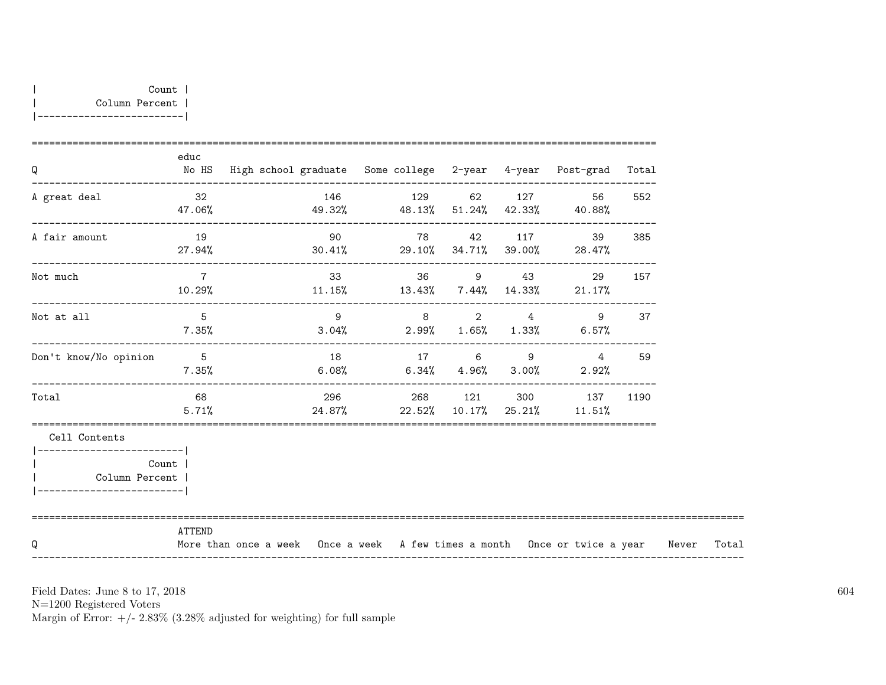| Count |
|---|
| Column Percent |

| Q | educ No HS | High school graduate | Some college | 2-year | 4-year | Post-grad | Total |
|---|---|---|---|---|---|---|---|
| A great deal | 32<br>47.06% | 146<br>49.32% | 129<br>48.13% | 62<br>51.24% | 127<br>42.33% | 56<br>40.88% | 552 |
| A fair amount | 19<br>27.94% | 90<br>30.41% | 78<br>29.10% | 42<br>34.71% | 117<br>39.00% | 39<br>28.47% | 385 |
| Not much | 7<br>10.29% | 33<br>11.15% | 36<br>13.43% | 9<br>7.44% | 43<br>14.33% | 29<br>21.17% | 157 |
| Not at all | 5<br>7.35% | 9<br>3.04% | 8<br>2.99% | 2<br>1.65% | 4<br>1.33% | 9<br>6.57% | 37 |
| Don't know/No opinion | 5<br>7.35% | 18<br>6.08% | 17<br>6.34% | 6<br>4.96% | 9<br>3.00% | 4<br>2.92% | 59 |
| Total | 68<br>5.71% | 296<br>24.87% | 268<br>22.52% | 121<br>10.17% | 300<br>25.21% | 137<br>11.51% | 1190 |

Cell Contents

| Count |
|---|
| Column Percent |

| Q | ATTEND More than once a week | Once a week | A few times a month | Once or twice a year | Never | Total |
|---|---|---|---|---|---|---|

Field Dates: June 8 to 17, 2018
N=1200 Registered Voters
Margin of Error: +/- 2.83% (3.28% adjusted for weighting) for full sample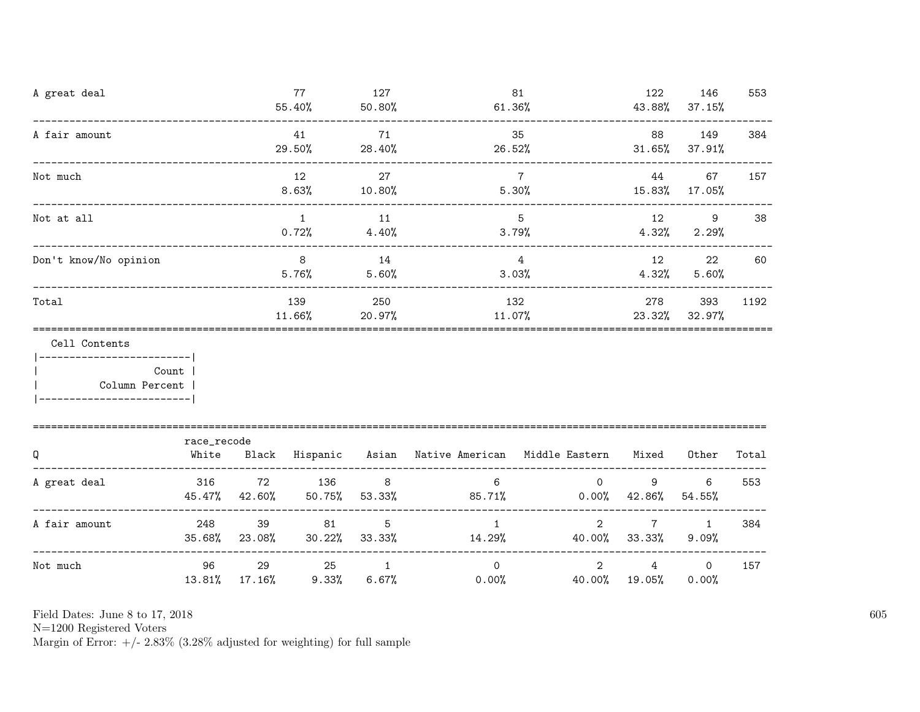| Q | | | | | | |
|---|---|---|---|---|---|---|
| A great deal | 77<br>55.40% | 127<br>50.80% | 81<br>61.36% | 122<br>43.88% | 146<br>37.15% | 553 |
| A fair amount | 41<br>29.50% | 71<br>28.40% | 35<br>26.52% | 88<br>31.65% | 149<br>37.91% | 384 |
| Not much | 12<br>8.63% | 27<br>10.80% | 7<br>5.30% | 44<br>15.83% | 67<br>17.05% | 157 |
| Not at all | 1<br>0.72% | 11<br>4.40% | 5<br>3.79% | 12<br>4.32% | 9<br>2.29% | 38 |
| Don't know/No opinion | 8<br>5.76% | 14<br>5.60% | 4<br>3.03% | 12<br>4.32% | 22<br>5.60% | 60 |
| Total | 139<br>11.66% | 250<br>20.97% | 132<br>11.07% | 278<br>23.32% | 393<br>32.97% | 1192 |

Cell Contents
- Count
- Column Percent

| Q | race_recode White | Black | Hispanic | Asian | Native American | Middle Eastern | Mixed | Other | Total |
|---|---|---|---|---|---|---|---|---|---|
| A great deal | 316<br>45.47% | 72<br>42.60% | 136<br>50.75% | 8<br>53.33% | 6<br>85.71% | 0<br>0.00% | 9<br>42.86% | 6<br>54.55% | 553 |
| A fair amount | 248<br>35.68% | 39<br>23.08% | 81<br>30.22% | 5<br>33.33% | 1<br>14.29% | 2<br>40.00% | 7<br>33.33% | 1<br>9.09% | 384 |
| Not much | 96<br>13.81% | 29<br>17.16% | 25<br>9.33% | 1<br>6.67% | 0<br>0.00% | 2<br>40.00% | 4<br>19.05% | 0<br>0.00% | 157 |

Field Dates: June 8 to 17, 2018
N=1200 Registered Voters
Margin of Error: +/- 2.83% (3.28% adjusted for weighting) for full sample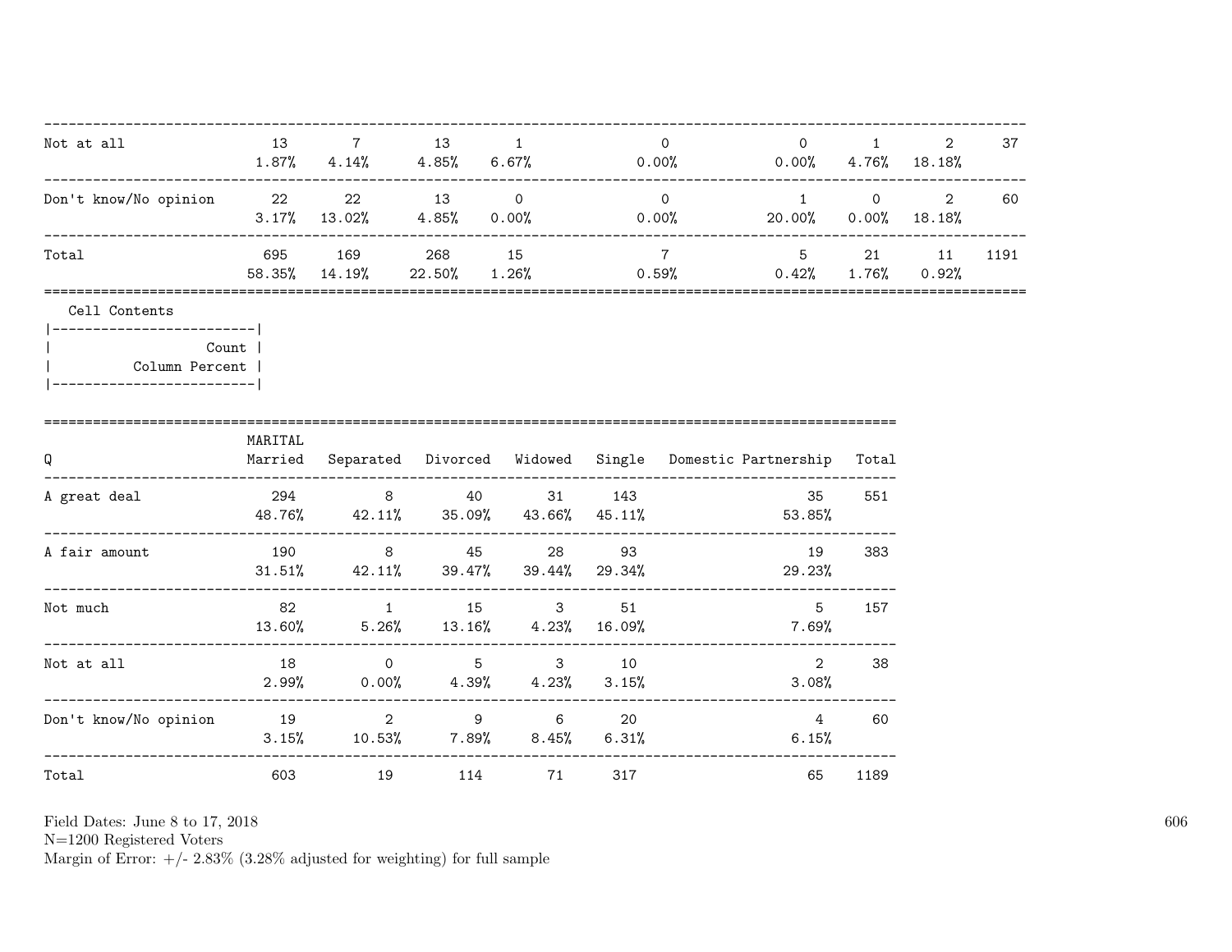| | | | | | | | | | |
|---|---|---|---|---|---|---|---|---|---|
| Not at all | 13<br>1.87% | 7<br>4.14% | 13<br>4.85% | 1<br>6.67% | 0<br>0.00% | 0<br>0.00% | 1<br>4.76% | 2<br>18.18% | 37 |
| Don't know/No opinion | 22<br>3.17% | 22<br>13.02% | 13<br>4.85% | 0<br>0.00% | 0<br>0.00% | 1<br>20.00% | 0<br>0.00% | 2<br>18.18% | 60 |
| Total | 695<br>58.35% | 169<br>14.19% | 268<br>22.50% | 15<br>1.26% | 7<br>0.59% | 5<br>0.42% | 21<br>1.76% | 11<br>0.92% | 1191 |

Cell Contents

| Count |
|---|
| Column Percent |

| Q | MARITAL<br>Married | Separated | Divorced | Widowed | Single | Domestic Partnership | Total |
|---|---|---|---|---|---|---|---|
| A great deal | 294<br>48.76% | 8<br>42.11% | 40<br>35.09% | 31<br>43.66% | 143<br>45.11% | 35<br>53.85% | 551 |
| A fair amount | 190<br>31.51% | 8<br>42.11% | 45<br>39.47% | 28<br>39.44% | 93<br>29.34% | 19<br>29.23% | 383 |
| Not much | 82<br>13.60% | 1<br>5.26% | 15<br>13.16% | 3<br>4.23% | 51<br>16.09% | 5<br>7.69% | 157 |
| Not at all | 18<br>2.99% | 0<br>0.00% | 5<br>4.39% | 3<br>4.23% | 10<br>3.15% | 2<br>3.08% | 38 |
| Don't know/No opinion | 19<br>3.15% | 2<br>10.53% | 9<br>7.89% | 6<br>8.45% | 20<br>6.31% | 4<br>6.15% | 60 |
| Total | 603 | 19 | 114 | 71 | 317 | 65 | 1189 |

Field Dates: June 8 to 17, 2018
N=1200 Registered Voters
Margin of Error: +/- 2.83% (3.28% adjusted for weighting) for full sample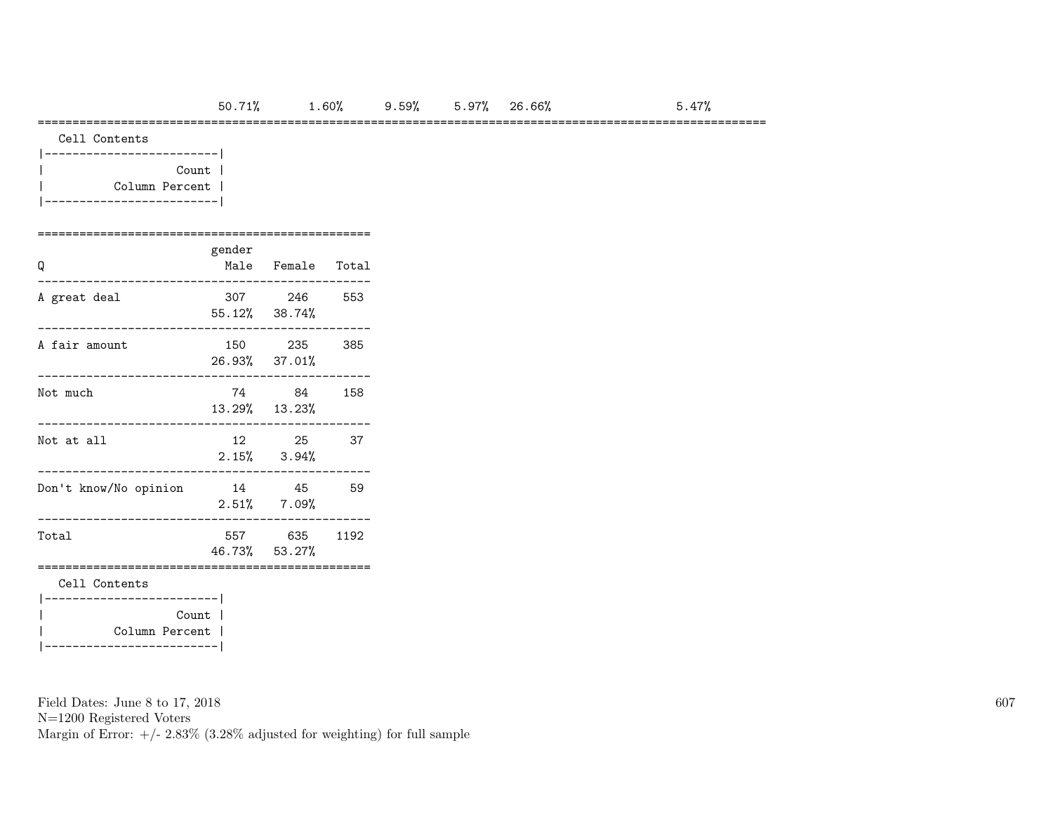| | 50.71% | 1.60% | 9.59% | 5.97% | 26.66% | 5.47% |
|---|---|---|---|---|---|---|

Cell Contents

| Count |
|---|
| Column Percent |

| Q | gender Male | Female | Total |
|---|---|---|---|
| A great deal | 307 | 246 | 553 |
| | 55.12% | 38.74% | |
| A fair amount | 150 | 235 | 385 |
| | 26.93% | 37.01% | |
| Not much | 74 | 84 | 158 |
| | 13.29% | 13.23% | |
| Not at all | 12 | 25 | 37 |
| | 2.15% | 3.94% | |
| Don't know/No opinion | 14 | 45 | 59 |
| | 2.51% | 7.09% | |
| Total | 557 | 635 | 1192 |
| | 46.73% | 53.27% | |

Cell Contents

| Count |
|---|
| Column Percent |

Field Dates: June 8 to 17, 2018
N=1200 Registered Voters
Margin of Error: +/- 2.83% (3.28% adjusted for weighting) for full sample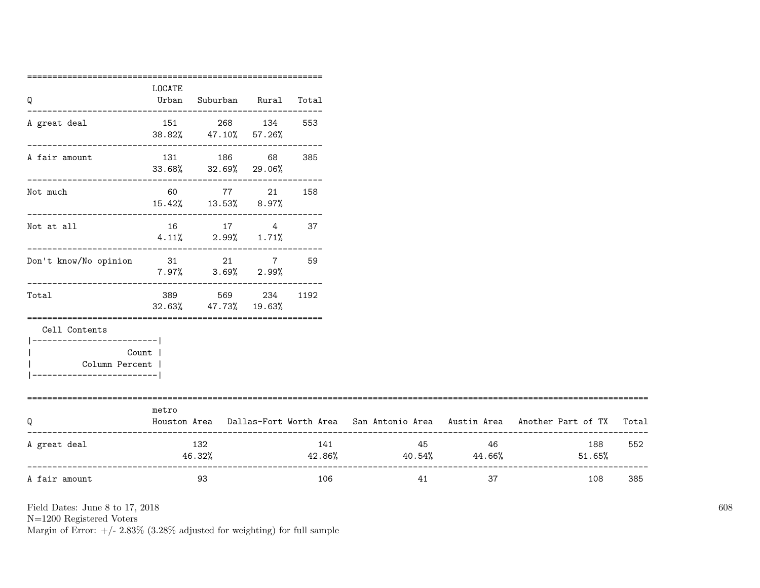| Q | LOCATE Urban | Suburban | Rural | Total |
|---|---|---|---|---|
| A great deal | 151<br>38.82% | 268<br>47.10% | 134<br>57.26% | 553 |
| A fair amount | 131<br>33.68% | 186<br>32.69% | 68<br>29.06% | 385 |
| Not much | 60<br>15.42% | 77<br>13.53% | 21<br>8.97% | 158 |
| Not at all | 16<br>4.11% | 17<br>2.99% | 4<br>1.71% | 37 |
| Don't know/No opinion | 31<br>7.97% | 21<br>3.69% | 7<br>2.99% | 59 |
| Total | 389<br>32.63% | 569<br>47.73% | 234<br>19.63% | 1192 |

Cell Contents

| Count |
|---|
| Column Percent |

| Q | metro Houston Area | Dallas-Fort Worth Area | San Antonio Area | Austin Area | Another Part of TX | Total |
|---|---|---|---|---|---|---|
| A great deal | 132<br>46.32% | 141<br>42.86% | 45<br>40.54% | 46<br>44.66% | 188<br>51.65% | 552 |
| A fair amount | 93 | 106 | 41 | 37 | 108 | 385 |

Field Dates: June 8 to 17, 2018
N=1200 Registered Voters
Margin of Error: +/- 2.83% (3.28% adjusted for weighting) for full sample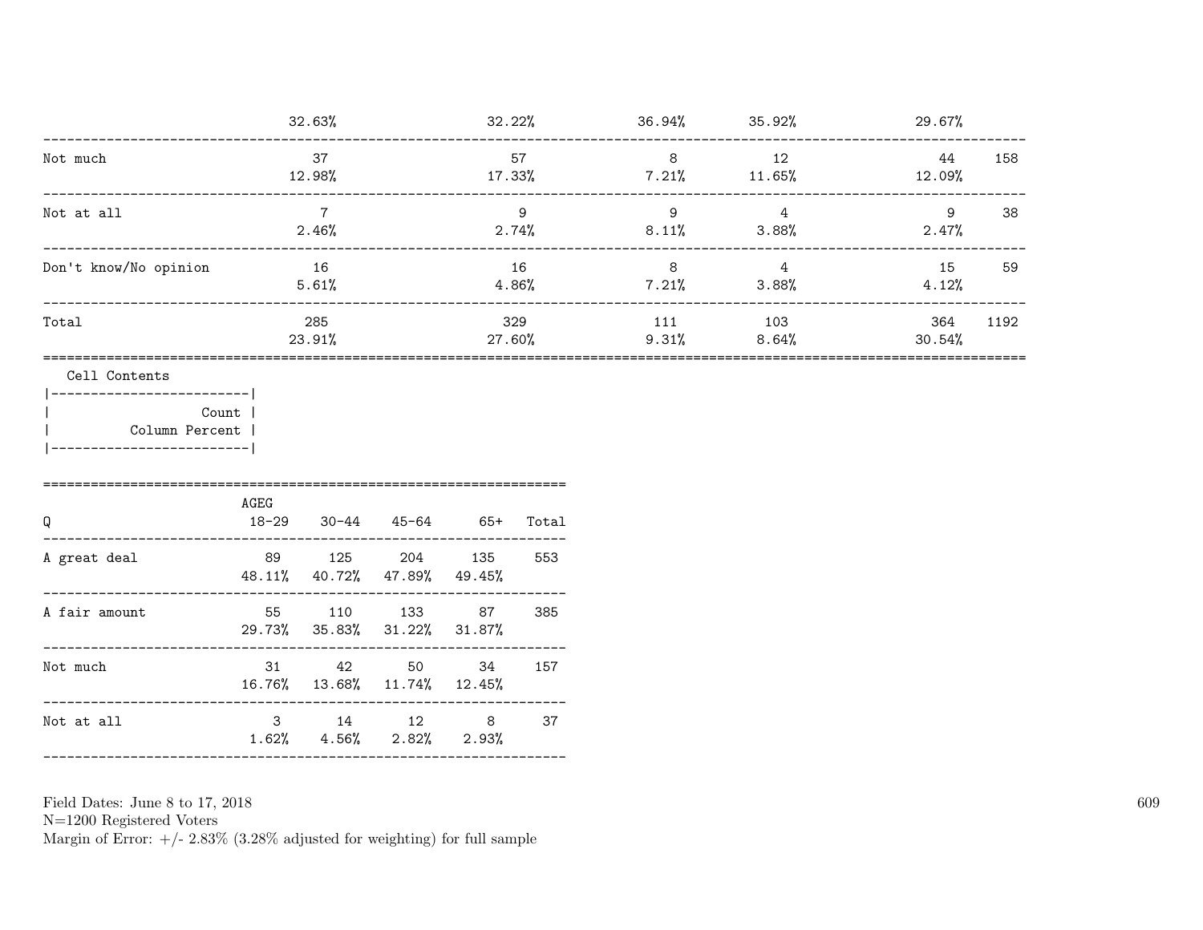| | | | | | | |
|---|---|---|---|---|---|---|
| | 32.63% | 32.22% | 36.94% | 35.92% | 29.67% | |
| Not much | 37 | 57 | 8 | 12 | 44 | 158 |
| | 12.98% | 17.33% | 7.21% | 11.65% | 12.09% | |
| Not at all | 7 | 9 | 9 | 4 | 9 | 38 |
| | 2.46% | 2.74% | 8.11% | 3.88% | 2.47% | |
| Don't know/No opinion | 16 | 16 | 8 | 4 | 15 | 59 |
| | 5.61% | 4.86% | 7.21% | 3.88% | 4.12% | |
| Total | 285 | 329 | 111 | 103 | 364 | 1192 |
| | 23.91% | 27.60% | 9.31% | 8.64% | 30.54% | |

Cell Contents

| |
|---|
| Count |
| Column Percent |

| Q | AGEG 18-29 | 30-44 | 45-64 | 65+ | Total |
|---|---|---|---|---|---|
| A great deal | 89 | 125 | 204 | 135 | 553 |
| | 48.11% | 40.72% | 47.89% | 49.45% | |
| A fair amount | 55 | 110 | 133 | 87 | 385 |
| | 29.73% | 35.83% | 31.22% | 31.87% | |
| Not much | 31 | 42 | 50 | 34 | 157 |
| | 16.76% | 13.68% | 11.74% | 12.45% | |
| Not at all | 3 | 14 | 12 | 8 | 37 |
| | 1.62% | 4.56% | 2.82% | 2.93% | |

Field Dates: June 8 to 17, 2018
N=1200 Registered Voters
Margin of Error: +/- 2.83% (3.28% adjusted for weighting) for full sample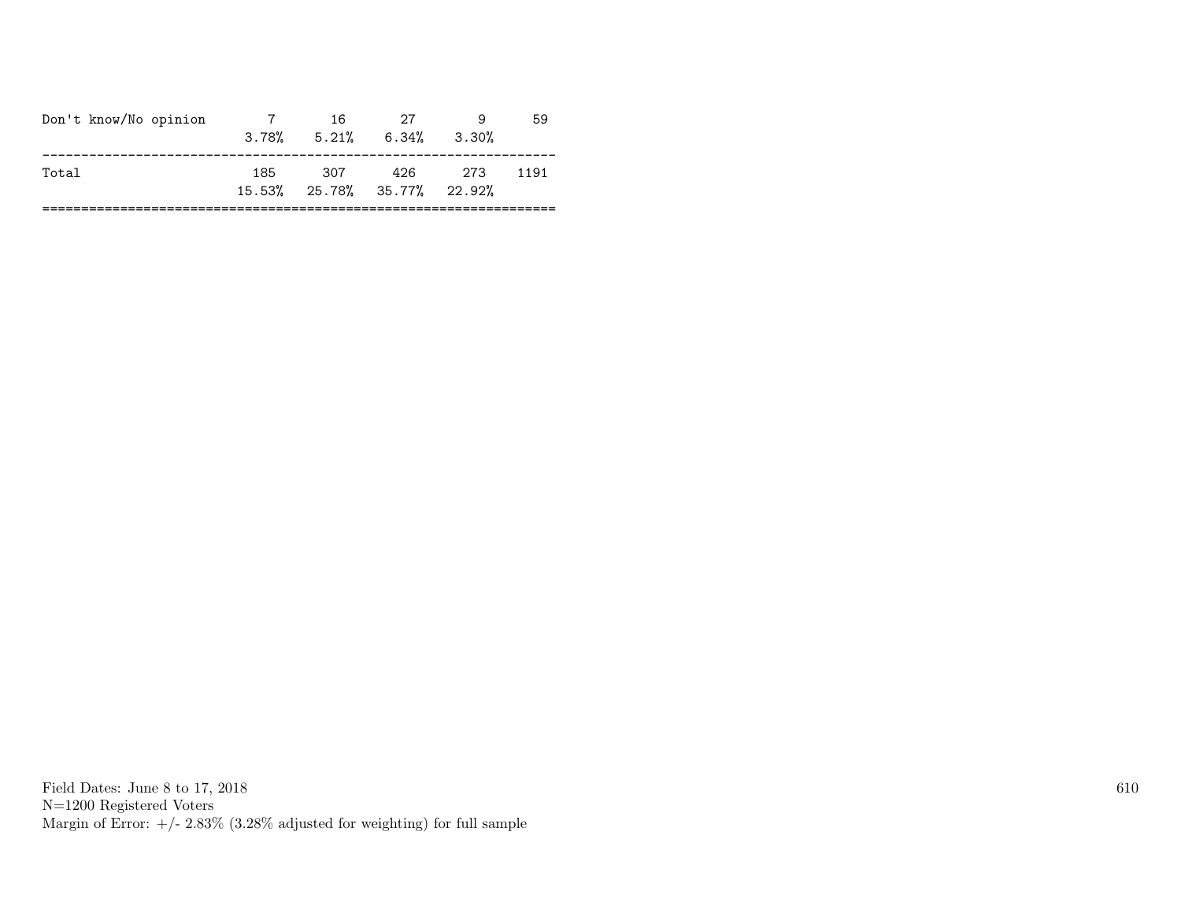| | | | | | |
|---|---|---|---|---|---|
| Don't know/No opinion | 7 | 16 | 27 | 9 | 59 |
| | 3.78% | 5.21% | 6.34% | 3.30% | |
| Total | 185 | 307 | 426 | 273 | 1191 |
| | 15.53% | 25.78% | 35.77% | 22.92% | |

Field Dates: June 8 to 17, 2018
N=1200 Registered Voters
Margin of Error: +/- 2.83% (3.28% adjusted for weighting) for full sample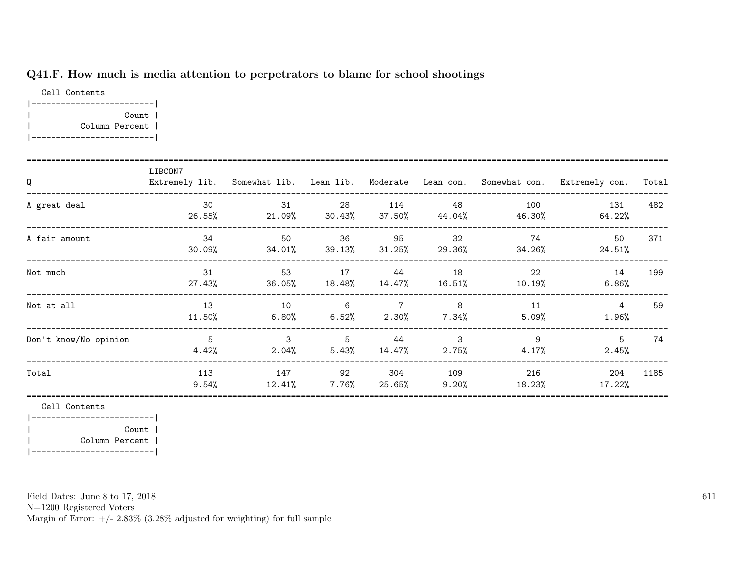### Q41.F. How much is media attention to perpetrators to blame for school shootings

Cell Contents

|-------------------------|
| Count |
| Column Percent |
|-------------------------|

| Q | LIBCON7 Extremely lib. | Somewhat lib. | Lean lib. | Moderate | Lean con. | Somewhat con. | Extremely con. | Total |
|---|---|---|---|---|---|---|---|---|
| A great deal | 30<br>26.55% | 31<br>21.09% | 28<br>30.43% | 114<br>37.50% | 48<br>44.04% | 100<br>46.30% | 131<br>64.22% | 482 |
| A fair amount | 34<br>30.09% | 50<br>34.01% | 36<br>39.13% | 95<br>31.25% | 32<br>29.36% | 74<br>34.26% | 50<br>24.51% | 371 |
| Not much | 31<br>27.43% | 53<br>36.05% | 17<br>18.48% | 44<br>14.47% | 18<br>16.51% | 22<br>10.19% | 14<br>6.86% | 199 |
| Not at all | 13<br>11.50% | 10<br>6.80% | 6<br>6.52% | 7<br>2.30% | 8<br>7.34% | 11<br>5.09% | 4<br>1.96% | 59 |
| Don't know/No opinion | 5<br>4.42% | 3<br>2.04% | 5<br>5.43% | 44<br>14.47% | 3<br>2.75% | 9<br>4.17% | 5<br>2.45% | 74 |
| Total | 113<br>9.54% | 147<br>12.41% | 92<br>7.76% | 304<br>25.65% | 109<br>9.20% | 216<br>18.23% | 204<br>17.22% | 1185 |

Cell Contents

|-------------------------|
| Count |
| Column Percent |
|-------------------------|

Field Dates: June 8 to 17, 2018
N=1200 Registered Voters
Margin of Error: +/- 2.83% (3.28% adjusted for weighting) for full sample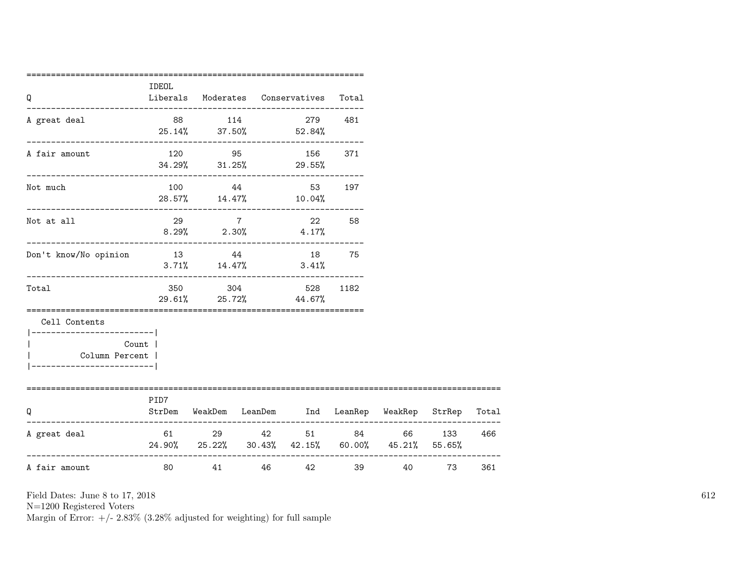| Q | IDEOL Liberals | Moderates | Conservatives | Total |
|---|---|---|---|---|
| A great deal | 88 | 114 | 279 | 481 |
| | 25.14% | 37.50% | 52.84% | |
| A fair amount | 120 | 95 | 156 | 371 |
| | 34.29% | 31.25% | 29.55% | |
| Not much | 100 | 44 | 53 | 197 |
| | 28.57% | 14.47% | 10.04% | |
| Not at all | 29 | 7 | 22 | 58 |
| | 8.29% | 2.30% | 4.17% | |
| Don't know/No opinion | 13 | 44 | 18 | 75 |
| | 3.71% | 14.47% | 3.41% | |
| Total | 350 | 304 | 528 | 1182 |
| | 29.61% | 25.72% | 44.67% | |

Cell Contents

```
|-------------------------|
|                   Count |
|          Column Percent |
|-------------------------|
```

| Q | PID7 StrDem | WeakDem | LeanDem | Ind | LeanRep | WeakRep | StrRep | Total |
|---|---|---|---|---|---|---|---|---|
| A great deal | 61 | 29 | 42 | 51 | 84 | 66 | 133 | 466 |
| | 24.90% | 25.22% | 30.43% | 42.15% | 60.00% | 45.21% | 55.65% | |
| A fair amount | 80 | 41 | 46 | 42 | 39 | 40 | 73 | 361 |

Field Dates: June 8 to 17, 2018
N=1200 Registered Voters
Margin of Error: +/- 2.83% (3.28% adjusted for weighting) for full sample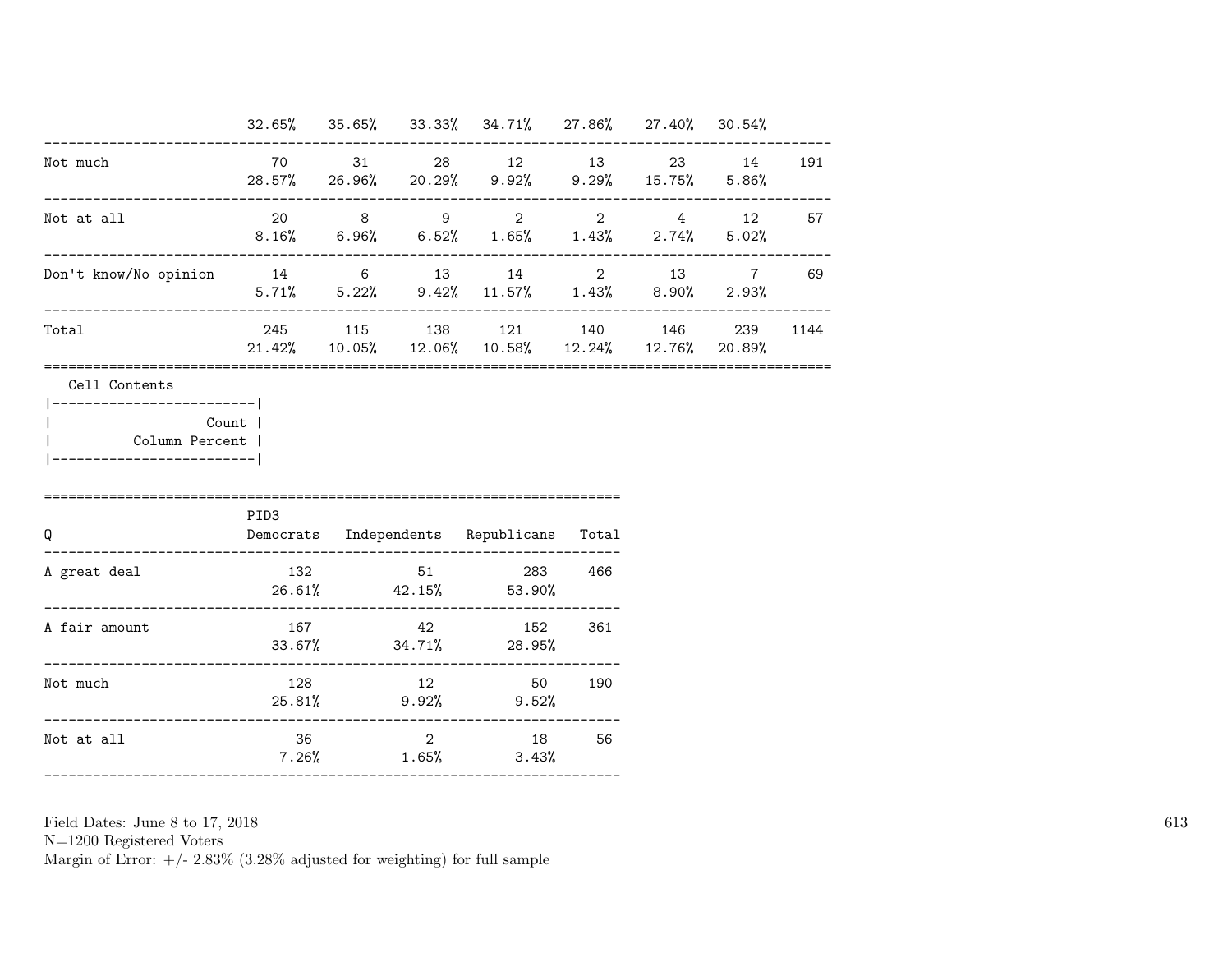| | | | | | | | | |
|---|---|---|---|---|---|---|---|---|
| | 32.65% | 35.65% | 33.33% | 34.71% | 27.86% | 27.40% | 30.54% | |
| Not much | 70 | 31 | 28 | 12 | 13 | 23 | 14 | 191 |
| | 28.57% | 26.96% | 20.29% | 9.92% | 9.29% | 15.75% | 5.86% | |
| Not at all | 20 | 8 | 9 | 2 | 2 | 4 | 12 | 57 |
| | 8.16% | 6.96% | 6.52% | 1.65% | 1.43% | 2.74% | 5.02% | |
| Don't know/No opinion | 14 | 6 | 13 | 14 | 2 | 13 | 7 | 69 |
| | 5.71% | 5.22% | 9.42% | 11.57% | 1.43% | 8.90% | 2.93% | |
| Total | 245 | 115 | 138 | 121 | 140 | 146 | 239 | 1144 |
| | 21.42% | 10.05% | 12.06% | 10.58% | 12.24% | 12.76% | 20.89% | |

Cell Contents

| |
|---|
| Count |
| Column Percent |

| Q | PID3 Democrats | Independents | Republicans | Total |
|---|---|---|---|---|
| A great deal | 132 | 51 | 283 | 466 |
| | 26.61% | 42.15% | 53.90% | |
| A fair amount | 167 | 42 | 152 | 361 |
| | 33.67% | 34.71% | 28.95% | |
| Not much | 128 | 12 | 50 | 190 |
| | 25.81% | 9.92% | 9.52% | |
| Not at all | 36 | 2 | 18 | 56 |
| | 7.26% | 1.65% | 3.43% | |

Field Dates: June 8 to 17, 2018
N=1200 Registered Voters
Margin of Error: +/- 2.83% (3.28% adjusted for weighting) for full sample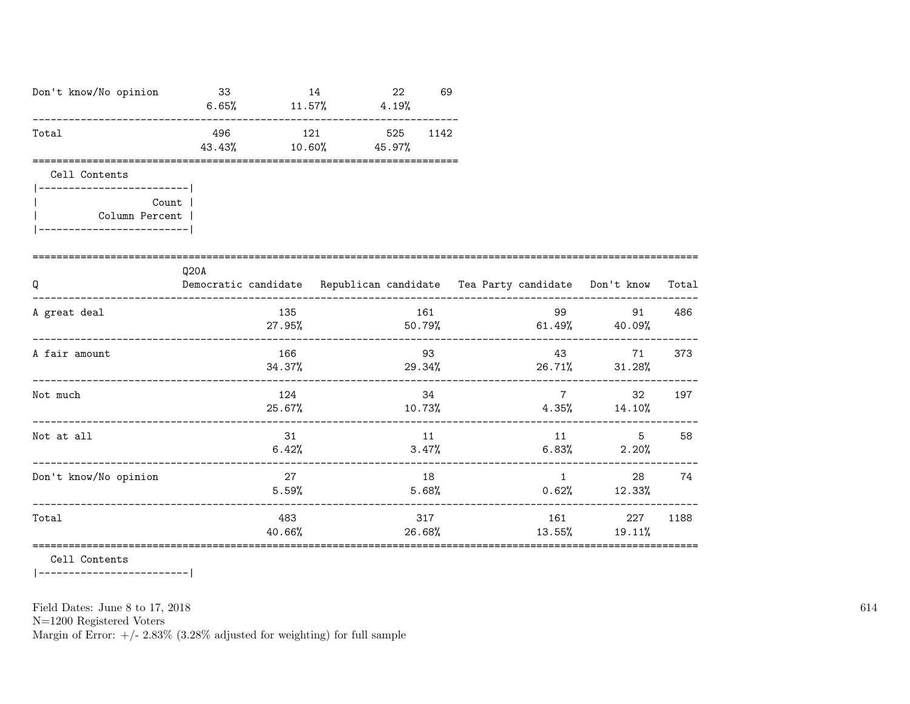| | | | | |
|---|---|---|---|---|
| Don't know/No opinion | 33<br>6.65% | 14<br>11.57% | 22<br>4.19% | 69 |
| Total | 496<br>43.43% | 121<br>10.60% | 525<br>45.97% | 1142 |

Cell Contents

```
|-------------------------|
|                   Count |
|          Column Percent |
|-------------------------|
```

| Q | Q20A<br>Democratic candidate | Republican candidate | Tea Party candidate | Don't know | Total |
|---|---|---|---|---|---|
| A great deal | 135<br>27.95% | 161<br>50.79% | 99<br>61.49% | 91<br>40.09% | 486 |
| A fair amount | 166<br>34.37% | 93<br>29.34% | 43<br>26.71% | 71<br>31.28% | 373 |
| Not much | 124<br>25.67% | 34<br>10.73% | 7<br>4.35% | 32<br>14.10% | 197 |
| Not at all | 31<br>6.42% | 11<br>3.47% | 11<br>6.83% | 5<br>2.20% | 58 |
| Don't know/No opinion | 27<br>5.59% | 18<br>5.68% | 1<br>0.62% | 28<br>12.33% | 74 |
| Total | 483<br>40.66% | 317<br>26.68% | 161<br>13.55% | 227<br>19.11% | 1188 |

Cell Contents

```
|-------------------------|
```

Field Dates: June 8 to 17, 2018
N=1200 Registered Voters
Margin of Error: +/- 2.83% (3.28% adjusted for weighting) for full sample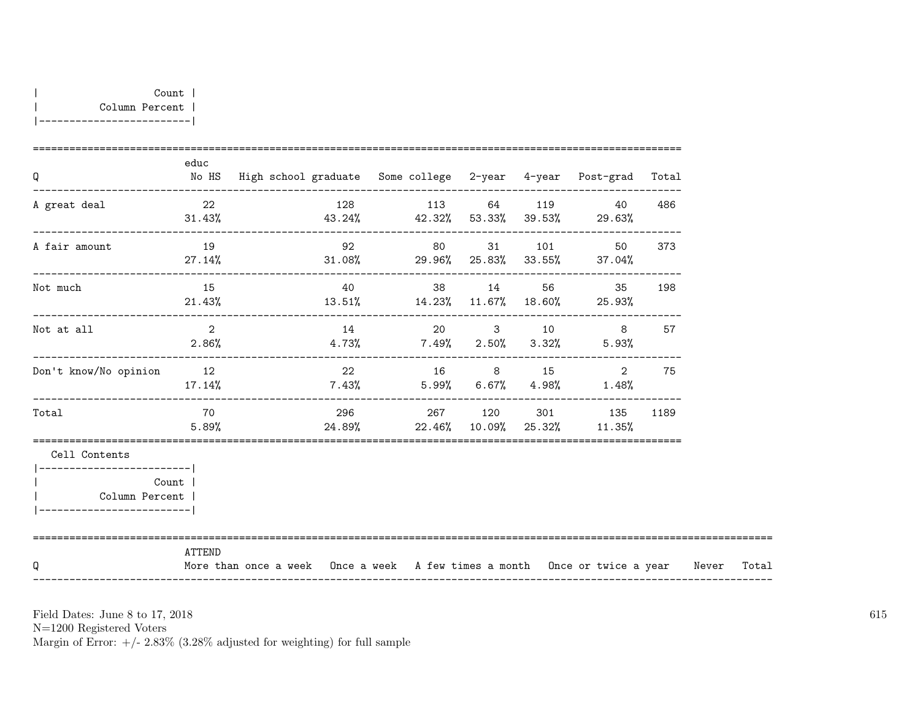| Count |
|---|
| Column Percent |

| Q | educ No HS | High school graduate | Some college | 2-year | 4-year | Post-grad | Total |
|---|---|---|---|---|---|---|---|
| A great deal | 22 | 128 | 113 | 64 | 119 | 40 | 486 |
| | 31.43% | 43.24% | 42.32% | 53.33% | 39.53% | 29.63% | |
| A fair amount | 19 | 92 | 80 | 31 | 101 | 50 | 373 |
| | 27.14% | 31.08% | 29.96% | 25.83% | 33.55% | 37.04% | |
| Not much | 15 | 40 | 38 | 14 | 56 | 35 | 198 |
| | 21.43% | 13.51% | 14.23% | 11.67% | 18.60% | 25.93% | |
| Not at all | 2 | 14 | 20 | 3 | 10 | 8 | 57 |
| | 2.86% | 4.73% | 7.49% | 2.50% | 3.32% | 5.93% | |
| Don't know/No opinion | 12 | 22 | 16 | 8 | 15 | 2 | 75 |
| | 17.14% | 7.43% | 5.99% | 6.67% | 4.98% | 1.48% | |
| Total | 70 | 296 | 267 | 120 | 301 | 135 | 1189 |
| | 5.89% | 24.89% | 22.46% | 10.09% | 25.32% | 11.35% | |

Cell Contents

| Count |
|---|
| Column Percent |

| Q | ATTEND More than once a week | Once a week | A few times a month | Once or twice a year | Never | Total |
|---|---|---|---|---|---|---|

Field Dates: June 8 to 17, 2018
N=1200 Registered Voters
Margin of Error: +/- 2.83% (3.28% adjusted for weighting) for full sample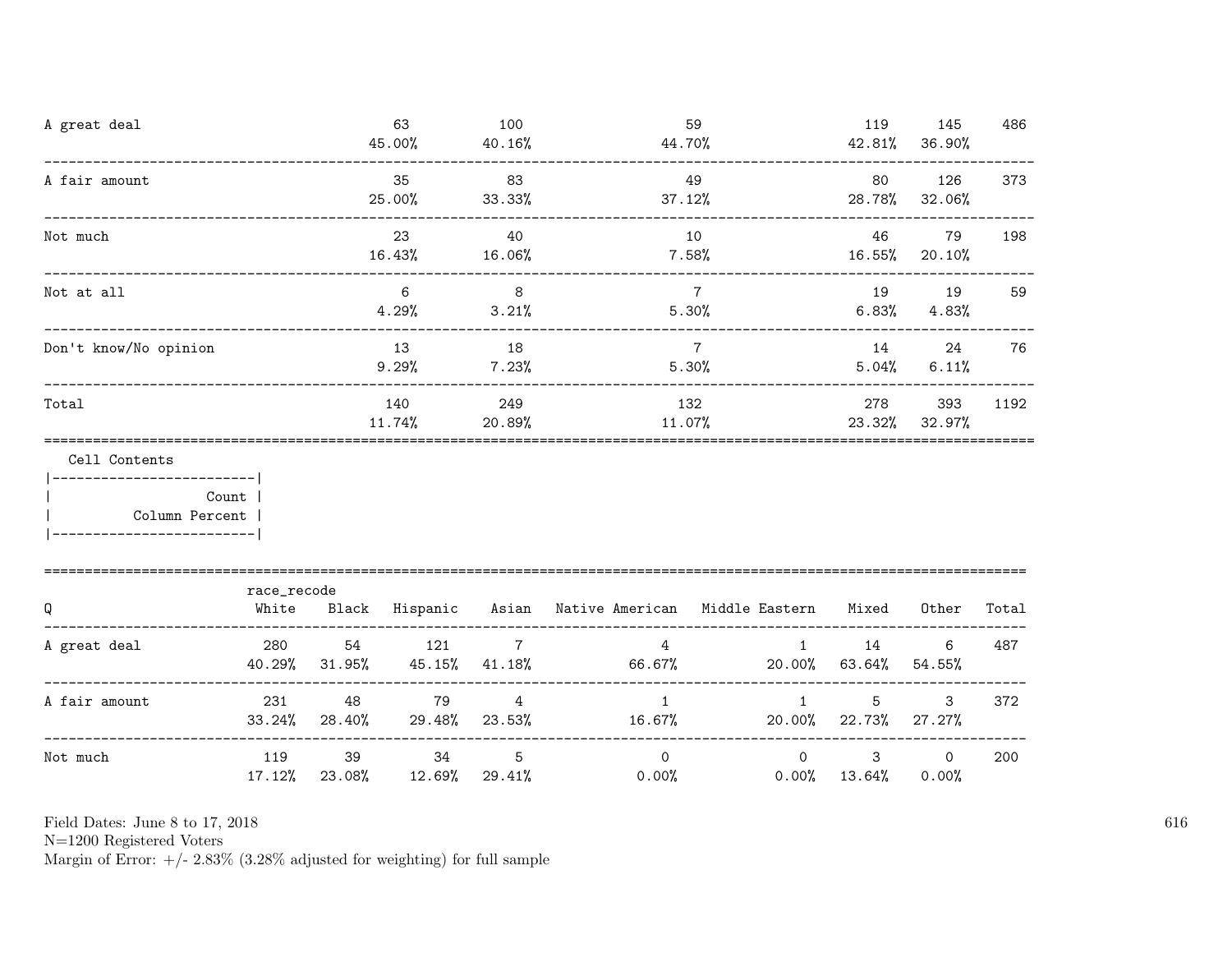| | | | | | | |
|---|---|---|---|---|---|---|
| A great deal | 63<br>45.00% | 100<br>40.16% | 59<br>44.70% | 119<br>42.81% | 145<br>36.90% | 486 |
| A fair amount | 35<br>25.00% | 83<br>33.33% | 49<br>37.12% | 80<br>28.78% | 126<br>32.06% | 373 |
| Not much | 23<br>16.43% | 40<br>16.06% | 10<br>7.58% | 46<br>16.55% | 79<br>20.10% | 198 |
| Not at all | 6<br>4.29% | 8<br>3.21% | 7<br>5.30% | 19<br>6.83% | 19<br>4.83% | 59 |
| Don't know/No opinion | 13<br>9.29% | 18<br>7.23% | 7<br>5.30% | 14<br>5.04% | 24<br>6.11% | 76 |
| Total | 140<br>11.74% | 249<br>20.89% | 132<br>11.07% | 278<br>23.32% | 393<br>32.97% | 1192 |

Cell Contents

```
|-------------------------|
|                   Count |
|          Column Percent |
|-------------------------|
```

| Q | race_recode<br>White | Black | Hispanic | Asian | Native American | Middle Eastern | Mixed | Other | Total |
|---|---|---|---|---|---|---|---|---|---|
| A great deal | 280<br>40.29% | 54<br>31.95% | 121<br>45.15% | 7<br>41.18% | 4<br>66.67% | 1<br>20.00% | 14<br>63.64% | 6<br>54.55% | 487 |
| A fair amount | 231<br>33.24% | 48<br>28.40% | 79<br>29.48% | 4<br>23.53% | 1<br>16.67% | 1<br>20.00% | 5<br>22.73% | 3<br>27.27% | 372 |
| Not much | 119<br>17.12% | 39<br>23.08% | 34<br>12.69% | 5<br>29.41% | 0<br>0.00% | 0<br>0.00% | 3<br>13.64% | 0<br>0.00% | 200 |

Field Dates: June 8 to 17, 2018
N=1200 Registered Voters
Margin of Error: +/- 2.83% (3.28% adjusted for weighting) for full sample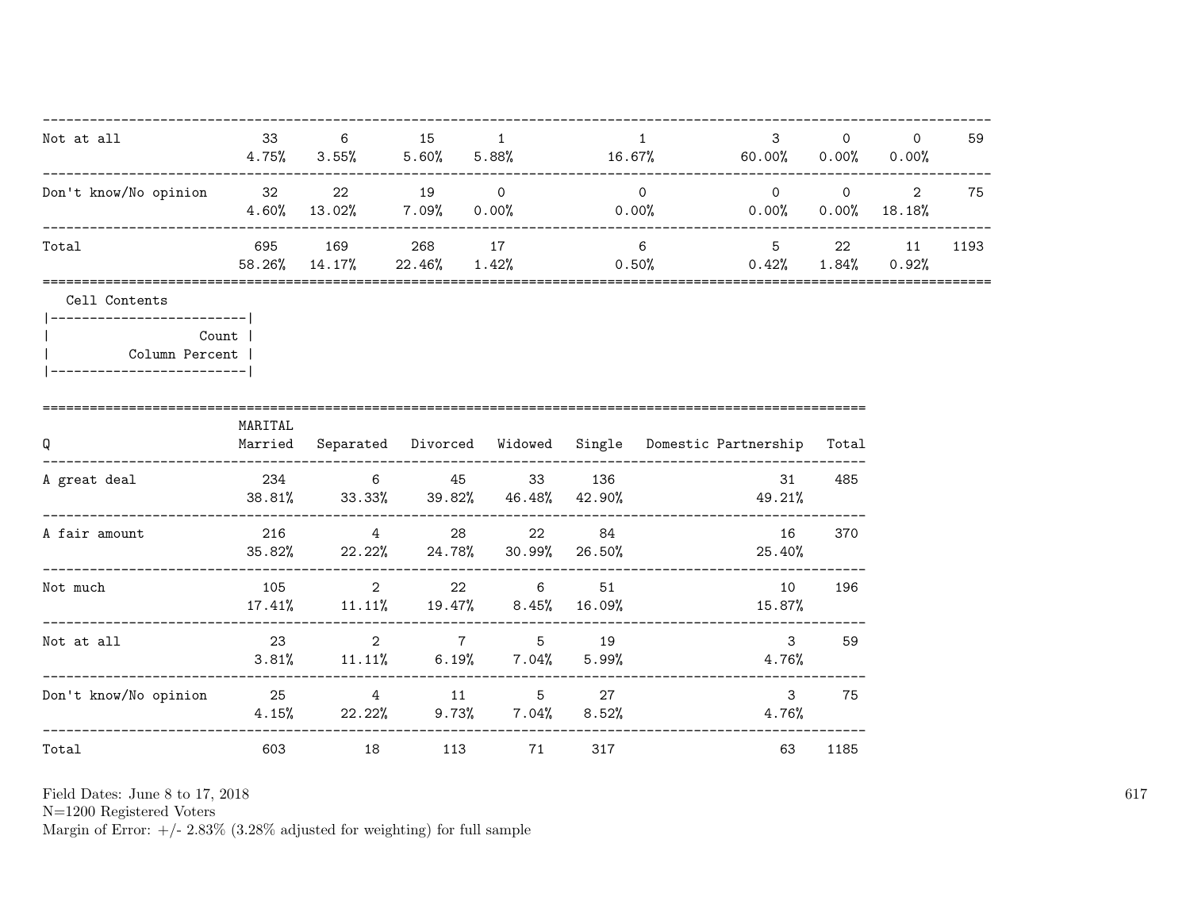| | | | | | | | | | |
|---|---|---|---|---|---|---|---|---|---|
| Not at all | 33<br>4.75% | 6<br>3.55% | 15<br>5.60% | 1<br>5.88% | 1<br>16.67% | 3<br>60.00% | 0<br>0.00% | 0<br>0.00% | 59 |
| Don't know/No opinion | 32<br>4.60% | 22<br>13.02% | 19<br>7.09% | 0<br>0.00% | 0<br>0.00% | 0<br>0.00% | 0<br>0.00% | 2<br>18.18% | 75 |
| Total | 695<br>58.26% | 169<br>14.17% | 268<br>22.46% | 17<br>1.42% | 6<br>0.50% | 5<br>0.42% | 22<br>1.84% | 11<br>0.92% | 1193 |

Cell Contents

| Count |
|---|
| Column Percent |

| Q | MARITAL<br>Married | Separated | Divorced | Widowed | Single | Domestic Partnership | Total |
|---|---|---|---|---|---|---|---|
| A great deal | 234<br>38.81% | 6<br>33.33% | 45<br>39.82% | 33<br>46.48% | 136<br>42.90% | 31<br>49.21% | 485 |
| A fair amount | 216<br>35.82% | 4<br>22.22% | 28<br>24.78% | 22<br>30.99% | 84<br>26.50% | 16<br>25.40% | 370 |
| Not much | 105<br>17.41% | 2<br>11.11% | 22<br>19.47% | 6<br>8.45% | 51<br>16.09% | 10<br>15.87% | 196 |
| Not at all | 23<br>3.81% | 2<br>11.11% | 7<br>6.19% | 5<br>7.04% | 19<br>5.99% | 3<br>4.76% | 59 |
| Don't know/No opinion | 25<br>4.15% | 4<br>22.22% | 11<br>9.73% | 5<br>7.04% | 27<br>8.52% | 3<br>4.76% | 75 |
| Total | 603 | 18 | 113 | 71 | 317 | 63 | 1185 |

Field Dates: June 8 to 17, 2018
N=1200 Registered Voters
Margin of Error: +/- 2.83% (3.28% adjusted for weighting) for full sample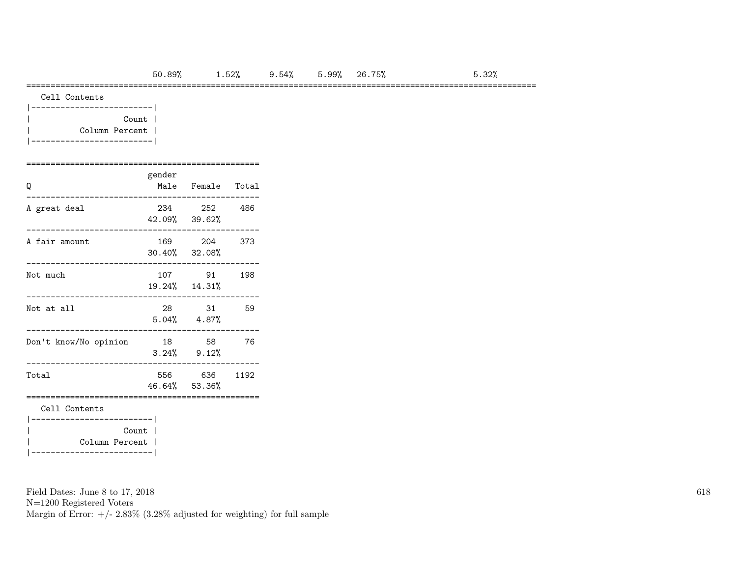| | 50.89% | 1.52% | 9.54% | 5.99% | 26.75% | | 5.32% |
|---|---|---|---|---|---|---|---|

Cell Contents

| |
|---|
| Count |
| Column Percent |

| Q | gender Male | Female | Total |
|---|---|---|---|
| A great deal | 234 | 252 | 486 |
| | 42.09% | 39.62% | |
| A fair amount | 169 | 204 | 373 |
| | 30.40% | 32.08% | |
| Not much | 107 | 91 | 198 |
| | 19.24% | 14.31% | |
| Not at all | 28 | 31 | 59 |
| | 5.04% | 4.87% | |
| Don't know/No opinion | 18 | 58 | 76 |
| | 3.24% | 9.12% | |
| Total | 556 | 636 | 1192 |
| | 46.64% | 53.36% | |

Cell Contents

| |
|---|
| Count |
| Column Percent |

Field Dates: June 8 to 17, 2018
N=1200 Registered Voters
Margin of Error: +/- 2.83% (3.28% adjusted for weighting) for full sample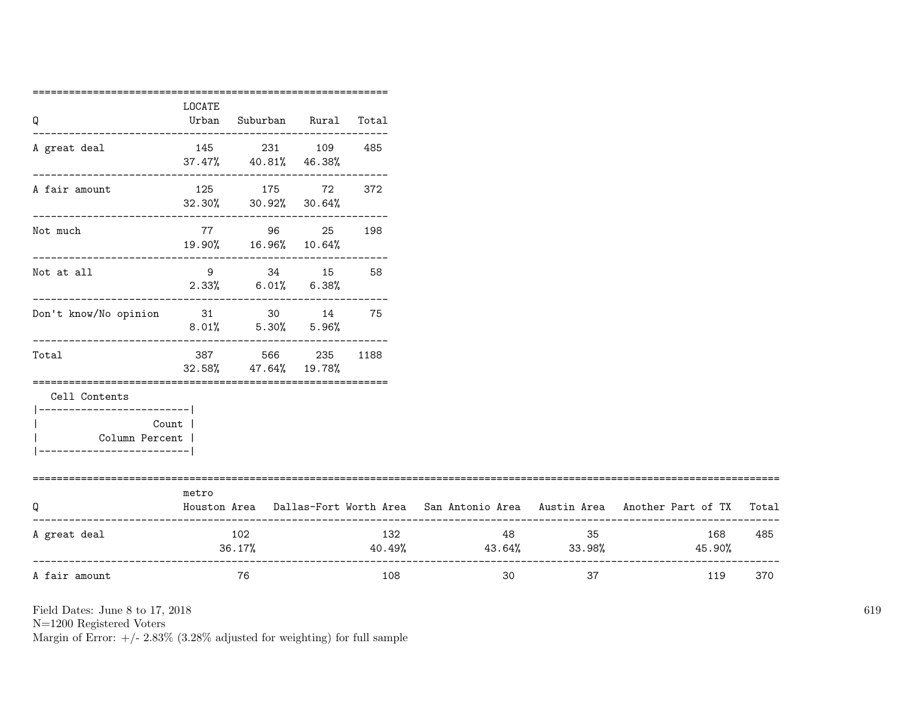| Q | LOCATE Urban | Suburban | Rural | Total |
|---|---|---|---|---|
| A great deal | 145<br>37.47% | 231<br>40.81% | 109<br>46.38% | 485 |
| A fair amount | 125<br>32.30% | 175<br>30.92% | 72<br>30.64% | 372 |
| Not much | 77<br>19.90% | 96<br>16.96% | 25<br>10.64% | 198 |
| Not at all | 9<br>2.33% | 34<br>6.01% | 15<br>6.38% | 58 |
| Don't know/No opinion | 31<br>8.01% | 30<br>5.30% | 14<br>5.96% | 75 |
| Total | 387<br>32.58% | 566<br>47.64% | 235<br>19.78% | 1188 |

Cell Contents

| |
|---|
| Count |
| Column Percent |

| Q | metro Houston Area | Dallas-Fort Worth Area | San Antonio Area | Austin Area | Another Part of TX | Total |
|---|---|---|---|---|---|---|
| A great deal | 102<br>36.17% | 132<br>40.49% | 48<br>43.64% | 35<br>33.98% | 168<br>45.90% | 485 |
| A fair amount | 76 | 108 | 30 | 37 | 119 | 370 |

Field Dates: June 8 to 17, 2018
N=1200 Registered Voters
Margin of Error: +/- 2.83% (3.28% adjusted for weighting) for full sample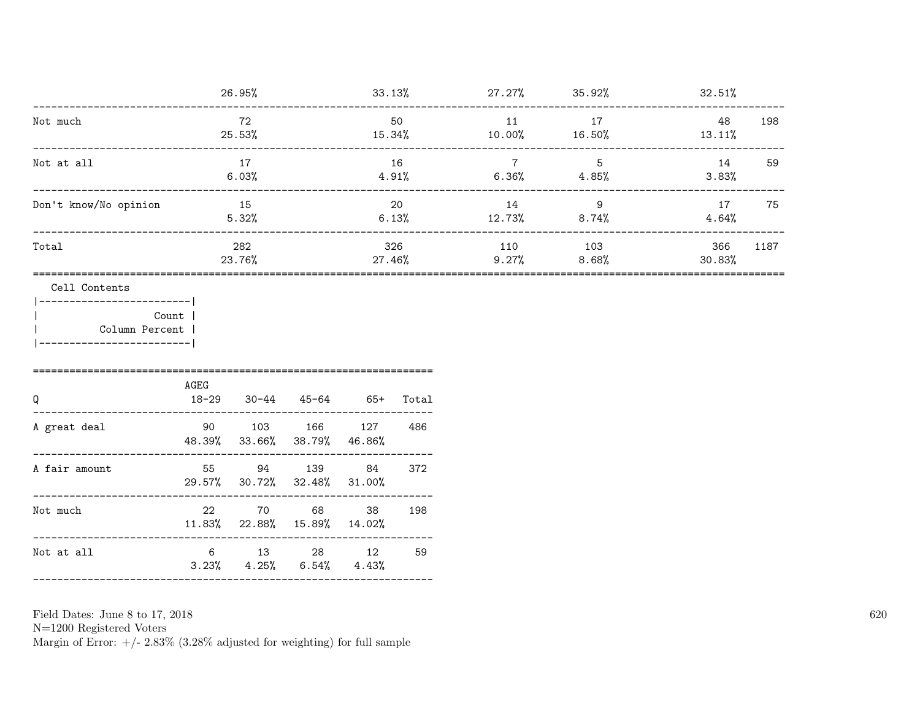| | | | | | | |
|---|---|---|---|---|---|---|
| | 26.95% | 33.13% | 27.27% | 35.92% | 32.51% | |
| Not much | 72 | 50 | 11 | 17 | 48 | 198 |
| | 25.53% | 15.34% | 10.00% | 16.50% | 13.11% | |
| Not at all | 17 | 16 | 7 | 5 | 14 | 59 |
| | 6.03% | 4.91% | 6.36% | 4.85% | 3.83% | |
| Don't know/No opinion | 15 | 20 | 14 | 9 | 17 | 75 |
| | 5.32% | 6.13% | 12.73% | 8.74% | 4.64% | |
| Total | 282 | 326 | 110 | 103 | 366 | 1187 |
| | 23.76% | 27.46% | 9.27% | 8.68% | 30.83% | |

Cell Contents

| Count |
|---|
| Column Percent |

| Q | AGEG 18-29 | 30-44 | 45-64 | 65+ | Total |
|---|---|---|---|---|---|
| A great deal | 90 | 103 | 166 | 127 | 486 |
| | 48.39% | 33.66% | 38.79% | 46.86% | |
| A fair amount | 55 | 94 | 139 | 84 | 372 |
| | 29.57% | 30.72% | 32.48% | 31.00% | |
| Not much | 22 | 70 | 68 | 38 | 198 |
| | 11.83% | 22.88% | 15.89% | 14.02% | |
| Not at all | 6 | 13 | 28 | 12 | 59 |
| | 3.23% | 4.25% | 6.54% | 4.43% | |

Field Dates: June 8 to 17, 2018
N=1200 Registered Voters
Margin of Error: +/- 2.83% (3.28% adjusted for weighting) for full sample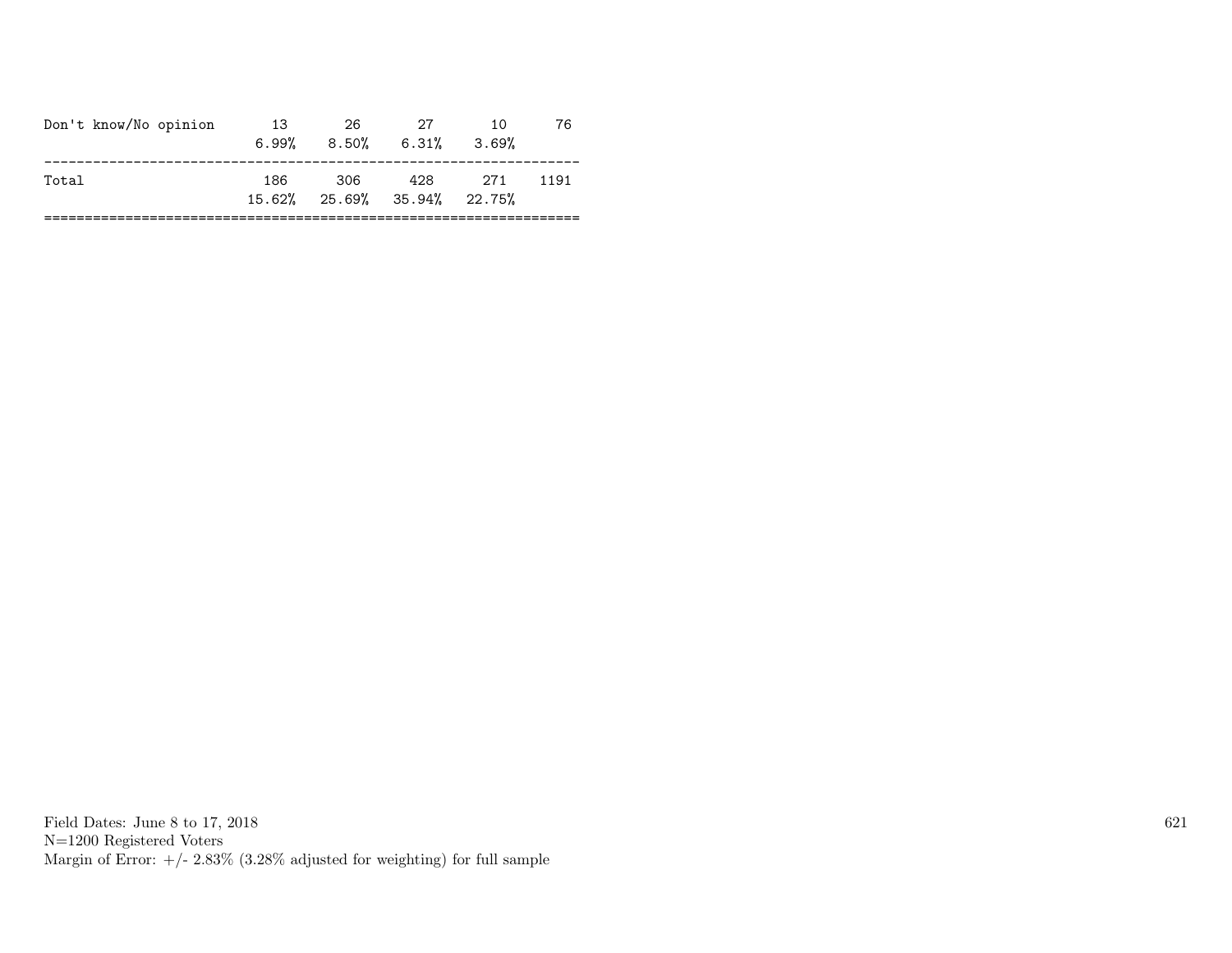| | | | | | |
|---|---|---|---|---|---|
| Don't know/No opinion | 13 | 26 | 27 | 10 | 76 |
| | 6.99% | 8.50% | 6.31% | 3.69% | |
| Total | 186 | 306 | 428 | 271 | 1191 |
| | 15.62% | 25.69% | 35.94% | 22.75% | |

Field Dates: June 8 to 17, 2018
N=1200 Registered Voters
Margin of Error: +/- 2.83% (3.28% adjusted for weighting) for full sample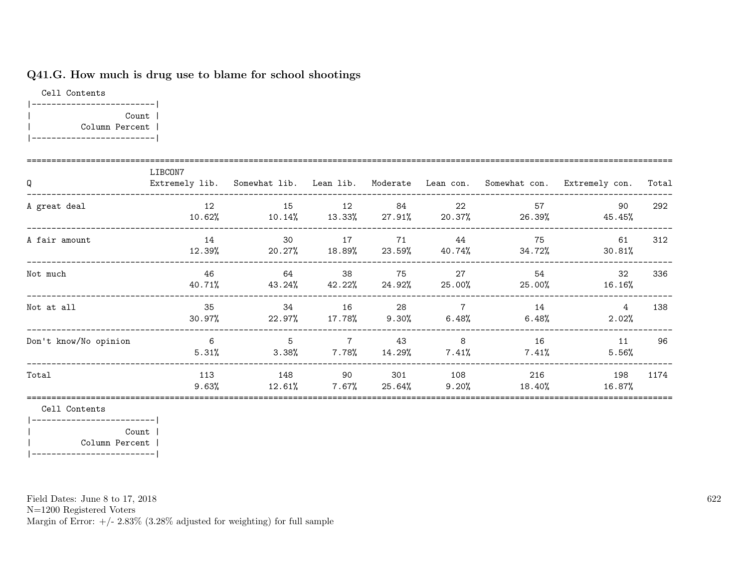### Q41.G. How much is drug use to blame for school shootings

Cell Contents

|-------------------------|
| Count |
| Column Percent |
|-------------------------|

| Q | LIBCON7 Extremely lib. | Somewhat lib. | Lean lib. | Moderate | Lean con. | Somewhat con. | Extremely con. | Total |
|---|---|---|---|---|---|---|---|---|
| A great deal | 12<br>10.62% | 15<br>10.14% | 12<br>13.33% | 84<br>27.91% | 22<br>20.37% | 57<br>26.39% | 90<br>45.45% | 292 |
| A fair amount | 14<br>12.39% | 30<br>20.27% | 17<br>18.89% | 71<br>23.59% | 44<br>40.74% | 75<br>34.72% | 61<br>30.81% | 312 |
| Not much | 46<br>40.71% | 64<br>43.24% | 38<br>42.22% | 75<br>24.92% | 27<br>25.00% | 54<br>25.00% | 32<br>16.16% | 336 |
| Not at all | 35<br>30.97% | 34<br>22.97% | 16<br>17.78% | 28<br>9.30% | 7<br>6.48% | 14<br>6.48% | 4<br>2.02% | 138 |
| Don't know/No opinion | 6<br>5.31% | 5<br>3.38% | 7<br>7.78% | 43<br>14.29% | 8<br>7.41% | 16<br>7.41% | 11<br>5.56% | 96 |
| Total | 113<br>9.63% | 148<br>12.61% | 90<br>7.67% | 301<br>25.64% | 108<br>9.20% | 216<br>18.40% | 198<br>16.87% | 1174 |

Cell Contents

|-------------------------|
| Count |
| Column Percent |
|-------------------------|

Field Dates: June 8 to 17, 2018
N=1200 Registered Voters
Margin of Error: +/- 2.83% (3.28% adjusted for weighting) for full sample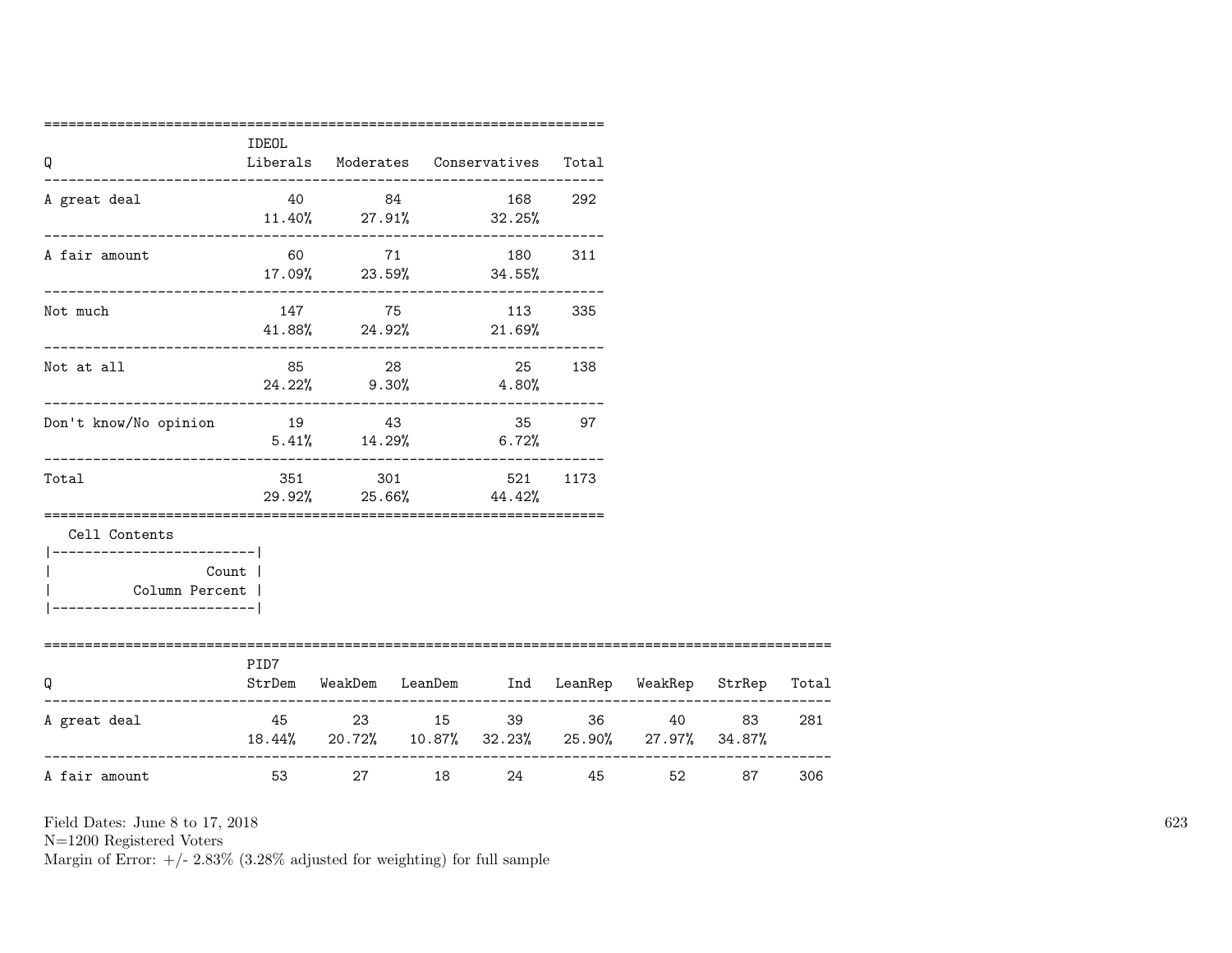| Q | IDEOL Liberals | Moderates | Conservatives | Total |
|---|---|---|---|---|
| A great deal | 40<br>11.40% | 84<br>27.91% | 168<br>32.25% | 292 |
| A fair amount | 60<br>17.09% | 71<br>23.59% | 180<br>34.55% | 311 |
| Not much | 147<br>41.88% | 75<br>24.92% | 113<br>21.69% | 335 |
| Not at all | 85<br>24.22% | 28<br>9.30% | 25<br>4.80% | 138 |
| Don't know/No opinion | 19<br>5.41% | 43<br>14.29% | 35<br>6.72% | 97 |
| Total | 351<br>29.92% | 301<br>25.66% | 521<br>44.42% | 1173 |

Cell Contents

| Count |
|---|
| Column Percent |

| Q | PID7 StrDem | WeakDem | LeanDem | Ind | LeanRep | WeakRep | StrRep | Total |
|---|---|---|---|---|---|---|---|---|
| A great deal | 45<br>18.44% | 23<br>20.72% | 15<br>10.87% | 39<br>32.23% | 36<br>25.90% | 40<br>27.97% | 83<br>34.87% | 281 |
| A fair amount | 53 | 27 | 18 | 24 | 45 | 52 | 87 | 306 |

Field Dates: June 8 to 17, 2018
N=1200 Registered Voters
Margin of Error: +/- 2.83% (3.28% adjusted for weighting) for full sample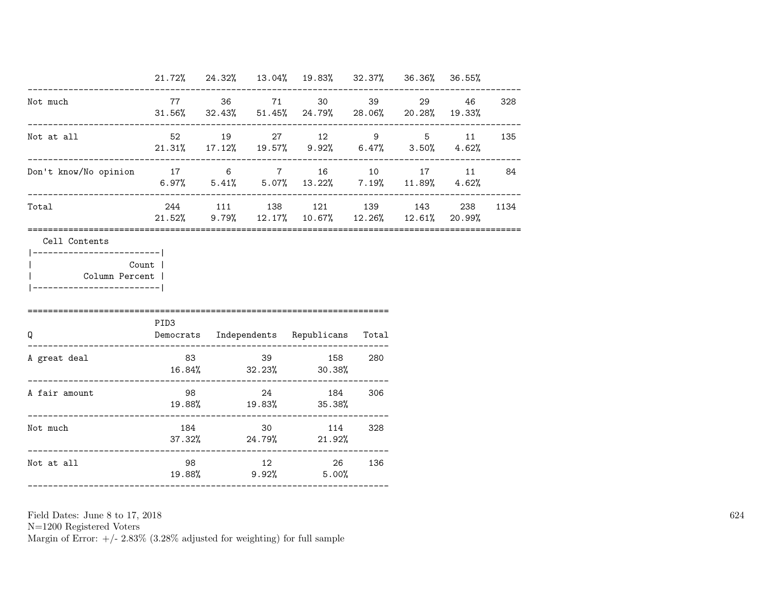| | | | | | | | | |
|---|---|---|---|---|---|---|---|---|
| | 21.72% | 24.32% | 13.04% | 19.83% | 32.37% | 36.36% | 36.55% | |
| Not much | 77<br>31.56% | 36<br>32.43% | 71<br>51.45% | 30<br>24.79% | 39<br>28.06% | 29<br>20.28% | 46<br>19.33% | 328 |
| Not at all | 52<br>21.31% | 19<br>17.12% | 27<br>19.57% | 12<br>9.92% | 9<br>6.47% | 5<br>3.50% | 11<br>4.62% | 135 |
| Don't know/No opinion | 17<br>6.97% | 6<br>5.41% | 7<br>5.07% | 16<br>13.22% | 10<br>7.19% | 17<br>11.89% | 11<br>4.62% | 84 |
| Total | 244<br>21.52% | 111<br>9.79% | 138<br>12.17% | 121<br>10.67% | 139<br>12.26% | 143<br>12.61% | 238<br>20.99% | 1134 |

Cell Contents

| |
|---|
| Count |
| Column Percent |

| Q | PID3<br>Democrats | Independents | Republicans | Total |
|---|---|---|---|---|
| A great deal | 83<br>16.84% | 39<br>32.23% | 158<br>30.38% | 280 |
| A fair amount | 98<br>19.88% | 24<br>19.83% | 184<br>35.38% | 306 |
| Not much | 184<br>37.32% | 30<br>24.79% | 114<br>21.92% | 328 |
| Not at all | 98<br>19.88% | 12<br>9.92% | 26<br>5.00% | 136 |

Field Dates: June 8 to 17, 2018
N=1200 Registered Voters
Margin of Error: +/- 2.83% (3.28% adjusted for weighting) for full sample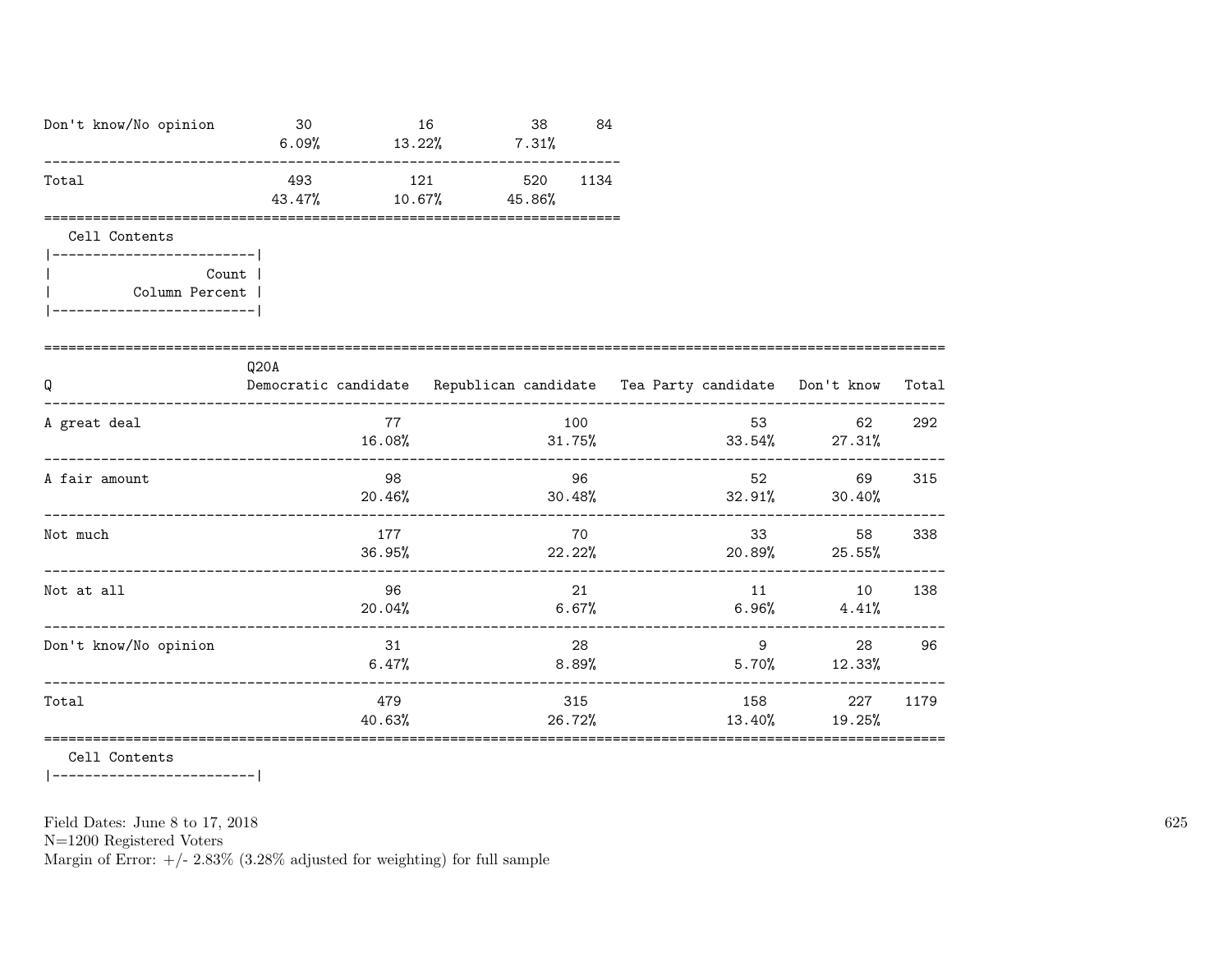| | | | | |
|---|---|---|---|---|
| Don't know/No opinion | 30<br>6.09% | 16<br>13.22% | 38<br>7.31% | 84 |
| Total | 493<br>43.47% | 121<br>10.67% | 520<br>45.86% | 1134 |

Cell Contents

| Count |
|---|
| Column Percent |

| Q | Q20A<br>Democratic candidate | Republican candidate | Tea Party candidate | Don't know | Total |
|---|---|---|---|---|---|
| A great deal | 77<br>16.08% | 100<br>31.75% | 53<br>33.54% | 62<br>27.31% | 292 |
| A fair amount | 98<br>20.46% | 96<br>30.48% | 52<br>32.91% | 69<br>30.40% | 315 |
| Not much | 177<br>36.95% | 70<br>22.22% | 33<br>20.89% | 58<br>25.55% | 338 |
| Not at all | 96<br>20.04% | 21<br>6.67% | 11<br>6.96% | 10<br>4.41% | 138 |
| Don't know/No opinion | 31<br>6.47% | 28<br>8.89% | 9<br>5.70% | 28<br>12.33% | 96 |
| Total | 479<br>40.63% | 315<br>26.72% | 158<br>13.40% | 227<br>19.25% | 1179 |

Cell Contents

Field Dates: June 8 to 17, 2018
N=1200 Registered Voters
Margin of Error: +/- 2.83% (3.28% adjusted for weighting) for full sample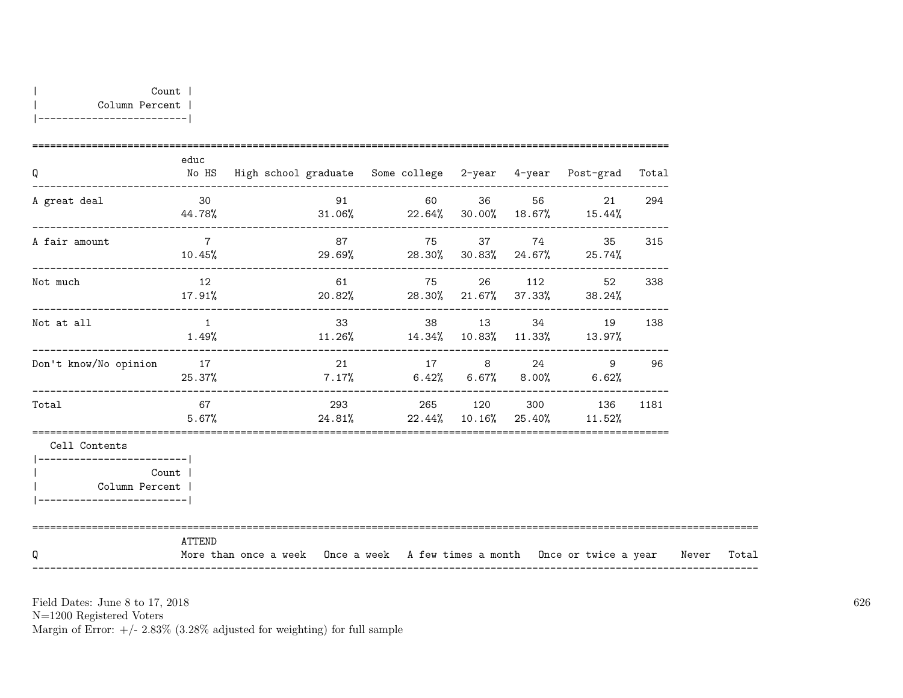| Count |
|---|
| Column Percent |

| Q | educ No HS | High school graduate | Some college | 2-year | 4-year | Post-grad | Total |
|---|---|---|---|---|---|---|---|
| A great deal | 30<br>44.78% | 91<br>31.06% | 60<br>22.64% | 36<br>30.00% | 56<br>18.67% | 21<br>15.44% | 294 |
| A fair amount | 7<br>10.45% | 87<br>29.69% | 75<br>28.30% | 37<br>30.83% | 74<br>24.67% | 35<br>25.74% | 315 |
| Not much | 12<br>17.91% | 61<br>20.82% | 75<br>28.30% | 26<br>21.67% | 112<br>37.33% | 52<br>38.24% | 338 |
| Not at all | 1<br>1.49% | 33<br>11.26% | 38<br>14.34% | 13<br>10.83% | 34<br>11.33% | 19<br>13.97% | 138 |
| Don't know/No opinion | 17<br>25.37% | 21<br>7.17% | 17<br>6.42% | 8<br>6.67% | 24<br>8.00% | 9<br>6.62% | 96 |
| Total | 67<br>5.67% | 293<br>24.81% | 265<br>22.44% | 120<br>10.16% | 300<br>25.40% | 136<br>11.52% | 1181 |

Cell Contents

| Count |
|---|
| Column Percent |

| Q | ATTEND More than once a week | Once a week | A few times a month | Once or twice a year | Never | Total |
|---|---|---|---|---|---|---|

Field Dates: June 8 to 17, 2018
N=1200 Registered Voters
Margin of Error: +/- 2.83% (3.28% adjusted for weighting) for full sample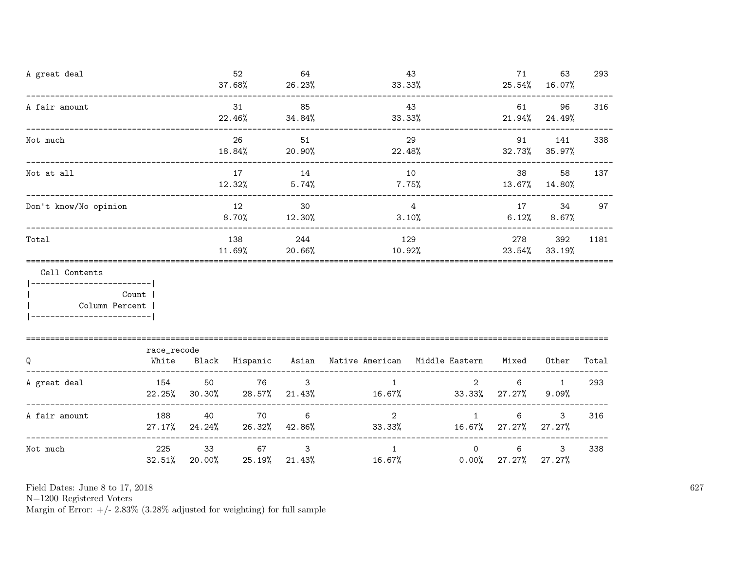| | | | | | | |
|---|---|---|---|---|---|---|
| A great deal | 52<br>37.68% | 64<br>26.23% | 43<br>33.33% | 71<br>25.54% | 63<br>16.07% | 293 |
| A fair amount | 31<br>22.46% | 85<br>34.84% | 43<br>33.33% | 61<br>21.94% | 96<br>24.49% | 316 |
| Not much | 26<br>18.84% | 51<br>20.90% | 29<br>22.48% | 91<br>32.73% | 141<br>35.97% | 338 |
| Not at all | 17<br>12.32% | 14<br>5.74% | 10<br>7.75% | 38<br>13.67% | 58<br>14.80% | 137 |
| Don't know/No opinion | 12<br>8.70% | 30<br>12.30% | 4<br>3.10% | 17<br>6.12% | 34<br>8.67% | 97 |
| Total | 138<br>11.69% | 244<br>20.66% | 129<br>10.92% | 278<br>23.54% | 392<br>33.19% | 1181 |

Cell Contents

```
|-------------------------|
|                   Count |
|          Column Percent |
|-------------------------|
```

| Q | race_recode<br>White | Black | Hispanic | Asian | Native American | Middle Eastern | Mixed | Other | Total |
|---|---|---|---|---|---|---|---|---|---|
| A great deal | 154<br>22.25% | 50<br>30.30% | 76<br>28.57% | 3<br>21.43% | 1<br>16.67% | 2<br>33.33% | 6<br>27.27% | 1<br>9.09% | 293 |
| A fair amount | 188<br>27.17% | 40<br>24.24% | 70<br>26.32% | 6<br>42.86% | 2<br>33.33% | 1<br>16.67% | 6<br>27.27% | 3<br>27.27% | 316 |
| Not much | 225<br>32.51% | 33<br>20.00% | 67<br>25.19% | 3<br>21.43% | 1<br>16.67% | 0<br>0.00% | 6<br>27.27% | 3<br>27.27% | 338 |

Field Dates: June 8 to 17, 2018
N=1200 Registered Voters
Margin of Error: +/- 2.83% (3.28% adjusted for weighting) for full sample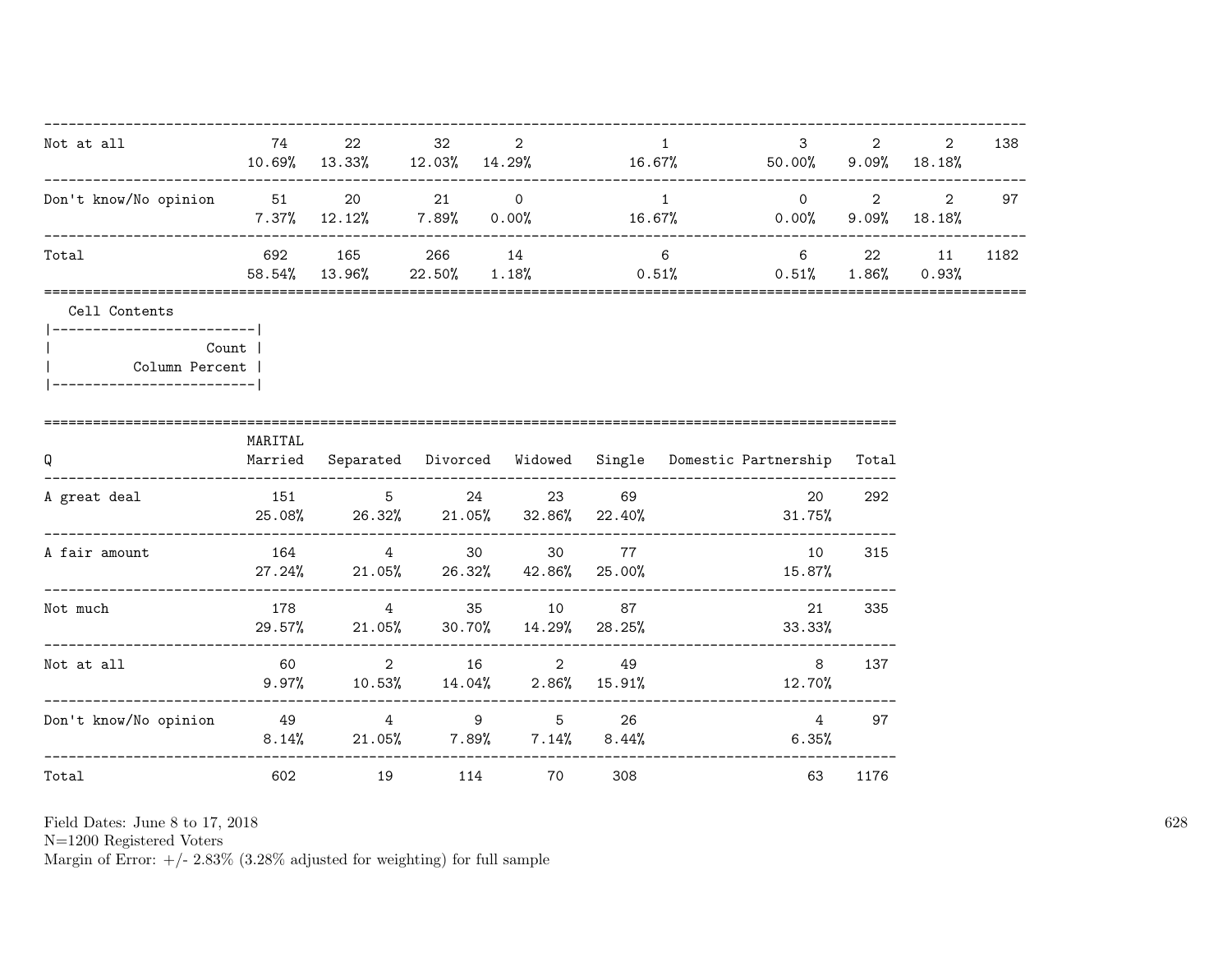| | | | | | | | | | |
|---|---|---|---|---|---|---|---|---|---|
| Not at all | 74<br>10.69% | 22<br>13.33% | 32<br>12.03% | 2<br>14.29% | 1<br>16.67% | 3<br>50.00% | 2<br>9.09% | 2<br>18.18% | 138 |
| Don't know/No opinion | 51<br>7.37% | 20<br>12.12% | 21<br>7.89% | 0<br>0.00% | 1<br>16.67% | 0<br>0.00% | 2<br>9.09% | 2<br>18.18% | 97 |
| Total | 692<br>58.54% | 165<br>13.96% | 266<br>22.50% | 14<br>1.18% | 6<br>0.51% | 6<br>0.51% | 22<br>1.86% | 11<br>0.93% | 1182 |

Cell Contents

|-------------------------|
| Count |
| Column Percent |
|-------------------------|

| Q | MARITAL Married | Separated | Divorced | Widowed | Single | Domestic Partnership | Total |
|---|---|---|---|---|---|---|---|
| A great deal | 151<br>25.08% | 5<br>26.32% | 24<br>21.05% | 23<br>32.86% | 69<br>22.40% | 20<br>31.75% | 292 |
| A fair amount | 164<br>27.24% | 4<br>21.05% | 30<br>26.32% | 30<br>42.86% | 77<br>25.00% | 10<br>15.87% | 315 |
| Not much | 178<br>29.57% | 4<br>21.05% | 35<br>30.70% | 10<br>14.29% | 87<br>28.25% | 21<br>33.33% | 335 |
| Not at all | 60<br>9.97% | 2<br>10.53% | 16<br>14.04% | 2<br>2.86% | 49<br>15.91% | 8<br>12.70% | 137 |
| Don't know/No opinion | 49<br>8.14% | 4<br>21.05% | 9<br>7.89% | 5<br>7.14% | 26<br>8.44% | 4<br>6.35% | 97 |
| Total | 602 | 19 | 114 | 70 | 308 | 63 | 1176 |

Field Dates: June 8 to 17, 2018
N=1200 Registered Voters
Margin of Error: +/- 2.83% (3.28% adjusted for weighting) for full sample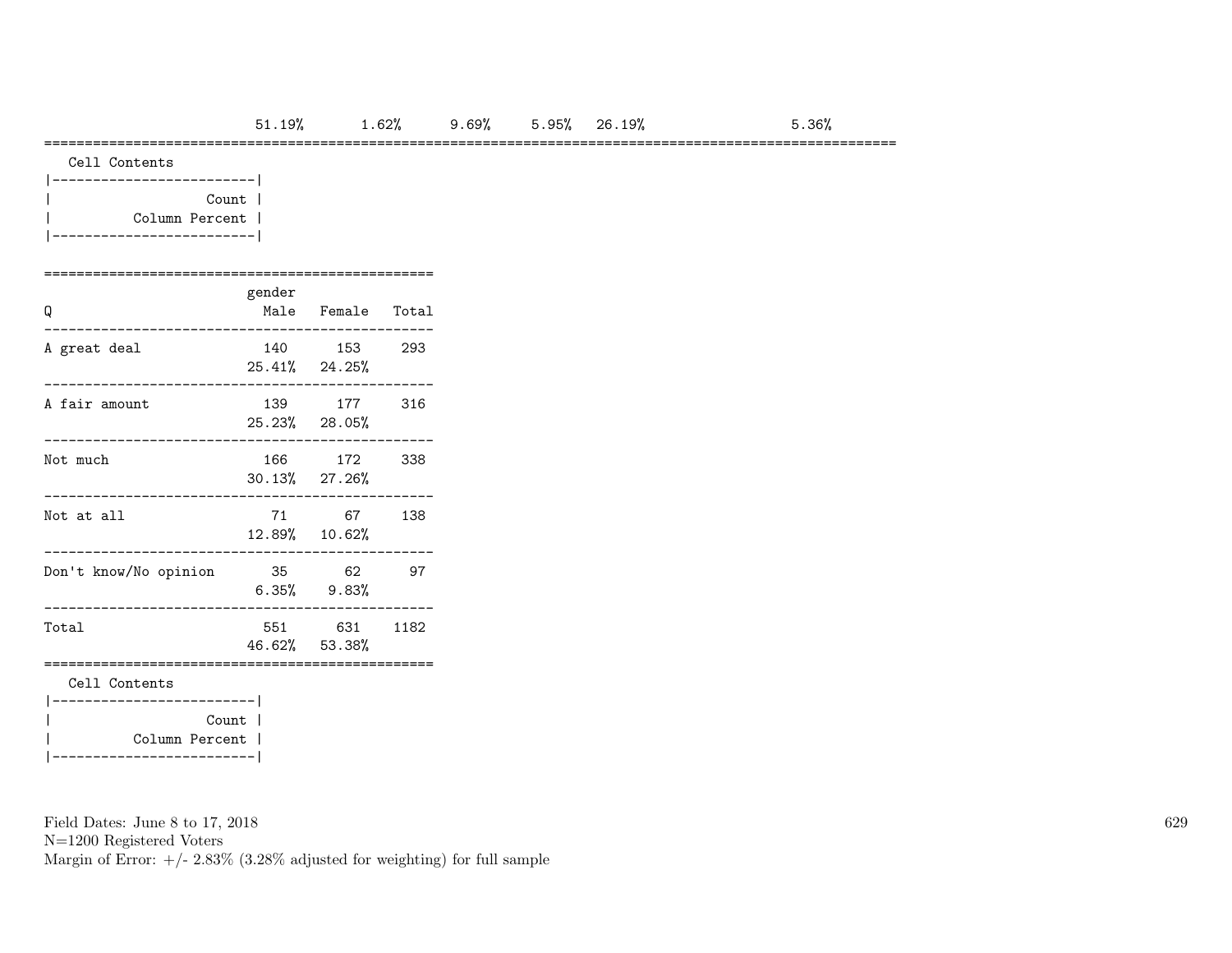| | 51.19% | 1.62% | 9.69% | 5.95% | 26.19% | | 5.36% |
|---|---|---|---|---|---|---|---|

Cell Contents

| Count |
|---|
| Column Percent |

| Q | gender Male | Female | Total |
|---|---|---|---|
| A great deal | 140 | 153 | 293 |
| | 25.41% | 24.25% | |
| A fair amount | 139 | 177 | 316 |
| | 25.23% | 28.05% | |
| Not much | 166 | 172 | 338 |
| | 30.13% | 27.26% | |
| Not at all | 71 | 67 | 138 |
| | 12.89% | 10.62% | |
| Don't know/No opinion | 35 | 62 | 97 |
| | 6.35% | 9.83% | |
| Total | 551 | 631 | 1182 |
| | 46.62% | 53.38% | |

Cell Contents

| Count |
|---|
| Column Percent |

Field Dates: June 8 to 17, 2018
N=1200 Registered Voters
Margin of Error: +/- 2.83% (3.28% adjusted for weighting) for full sample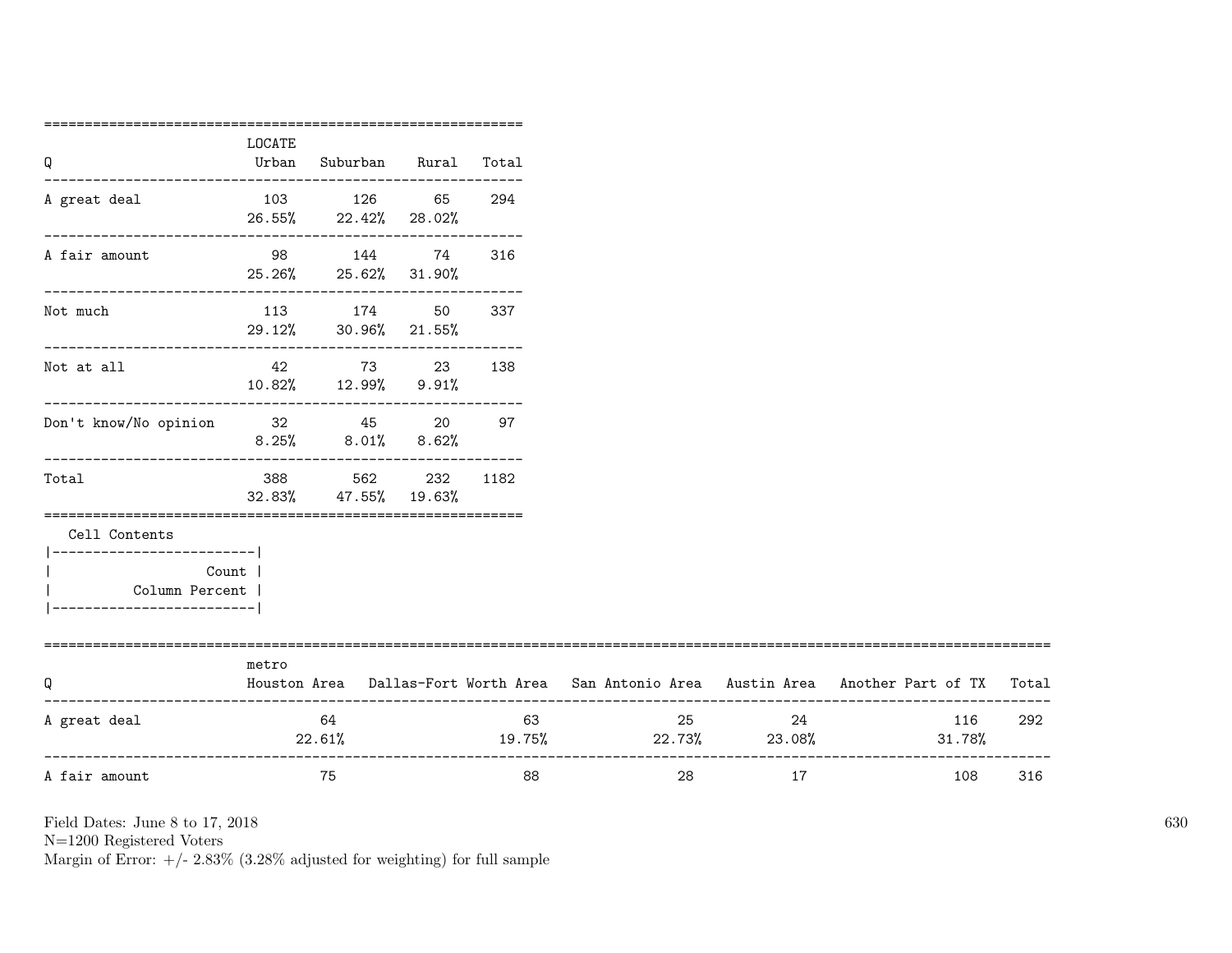| Q | LOCATE Urban | Suburban | Rural | Total |
|---|---|---|---|---|
| A great deal | 103 | 126 | 65 | 294 |
| | 26.55% | 22.42% | 28.02% | |
| A fair amount | 98 | 144 | 74 | 316 |
| | 25.26% | 25.62% | 31.90% | |
| Not much | 113 | 174 | 50 | 337 |
| | 29.12% | 30.96% | 21.55% | |
| Not at all | 42 | 73 | 23 | 138 |
| | 10.82% | 12.99% | 9.91% | |
| Don't know/No opinion | 32 | 45 | 20 | 97 |
| | 8.25% | 8.01% | 8.62% | |
| Total | 388 | 562 | 232 | 1182 |
| | 32.83% | 47.55% | 19.63% | |

Cell Contents
|-------------------------|
| Count |
| Column Percent |
|-------------------------|

| Q | metro Houston Area | Dallas-Fort Worth Area | San Antonio Area | Austin Area | Another Part of TX | Total |
|---|---|---|---|---|---|---|
| A great deal | 64 | 63 | 25 | 24 | 116 | 292 |
| | 22.61% | 19.75% | 22.73% | 23.08% | 31.78% | |
| A fair amount | 75 | 88 | 28 | 17 | 108 | 316 |

Field Dates: June 8 to 17, 2018
N=1200 Registered Voters
Margin of Error: +/- 2.83% (3.28% adjusted for weighting) for full sample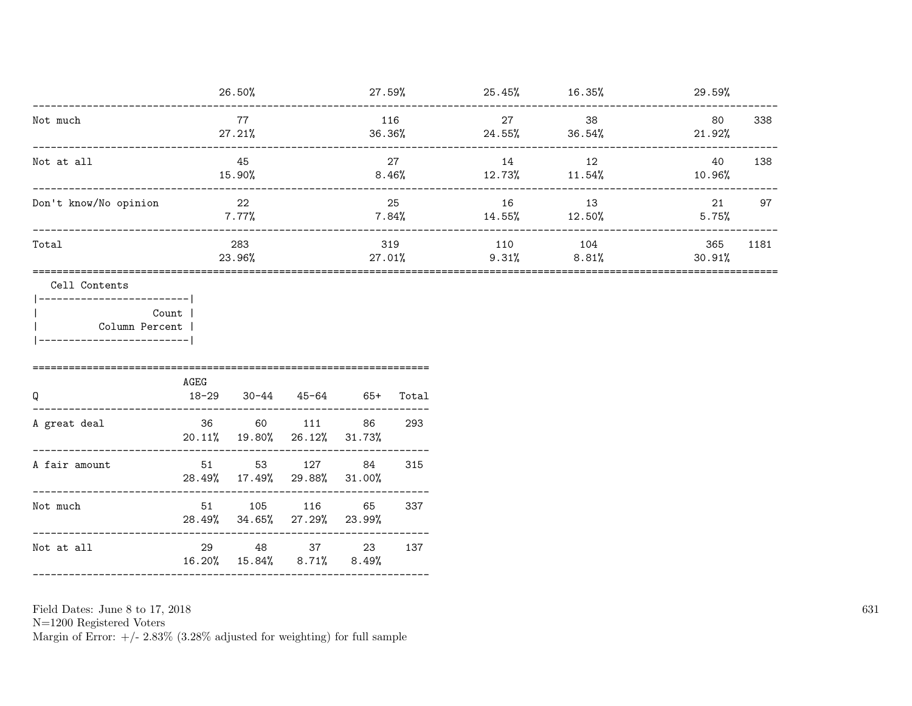| | | | | | | |
|---|---|---|---|---|---|---|
| | 26.50% | 27.59% | 25.45% | 16.35% | 29.59% | |
| Not much | 77 | 116 | 27 | 38 | 80 | 338 |
| | 27.21% | 36.36% | 24.55% | 36.54% | 21.92% | |
| Not at all | 45 | 27 | 14 | 12 | 40 | 138 |
| | 15.90% | 8.46% | 12.73% | 11.54% | 10.96% | |
| Don't know/No opinion | 22 | 25 | 16 | 13 | 21 | 97 |
| | 7.77% | 7.84% | 14.55% | 12.50% | 5.75% | |
| Total | 283 | 319 | 110 | 104 | 365 | 1181 |
| | 23.96% | 27.01% | 9.31% | 8.81% | 30.91% | |

Cell Contents

| Count |
|---|
| Column Percent |

| Q | AGEG 18-29 | 30-44 | 45-64 | 65+ | Total |
|---|---|---|---|---|---|
| A great deal | 36 | 60 | 111 | 86 | 293 |
| | 20.11% | 19.80% | 26.12% | 31.73% | |
| A fair amount | 51 | 53 | 127 | 84 | 315 |
| | 28.49% | 17.49% | 29.88% | 31.00% | |
| Not much | 51 | 105 | 116 | 65 | 337 |
| | 28.49% | 34.65% | 27.29% | 23.99% | |
| Not at all | 29 | 48 | 37 | 23 | 137 |
| | 16.20% | 15.84% | 8.71% | 8.49% | |

Field Dates: June 8 to 17, 2018
N=1200 Registered Voters
Margin of Error: +/- 2.83% (3.28% adjusted for weighting) for full sample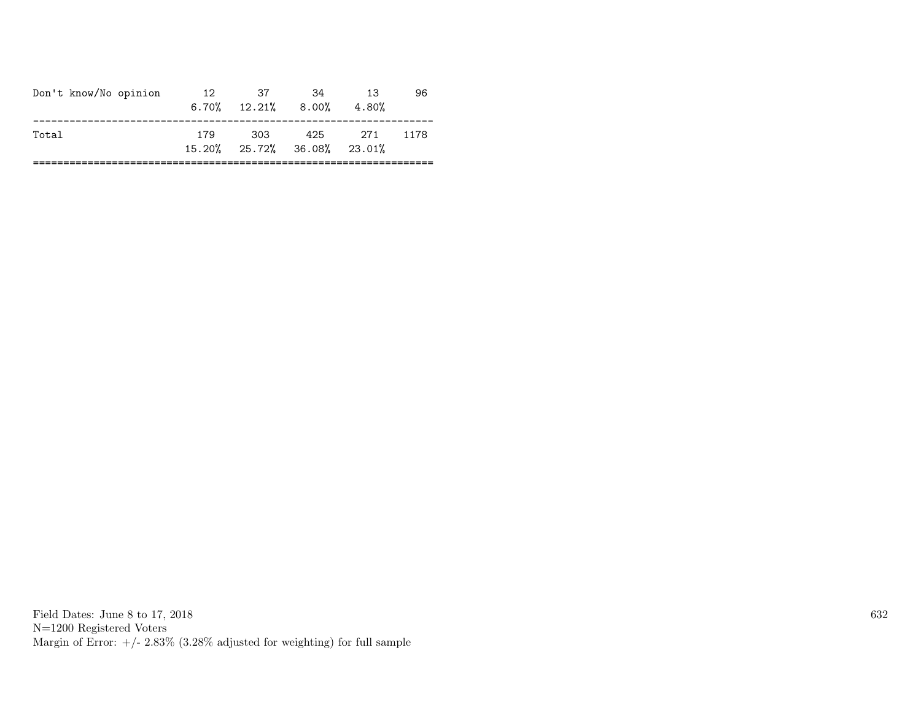| | | | | | |
|---|---|---|---|---|---|
| Don't know/No opinion | 12 | 37 | 34 | 13 | 96 |
| | 6.70% | 12.21% | 8.00% | 4.80% | |
| Total | 179 | 303 | 425 | 271 | 1178 |
| | 15.20% | 25.72% | 36.08% | 23.01% | |

Field Dates: June 8 to 17, 2018
N=1200 Registered Voters
Margin of Error: +/- 2.83% (3.28% adjusted for weighting) for full sample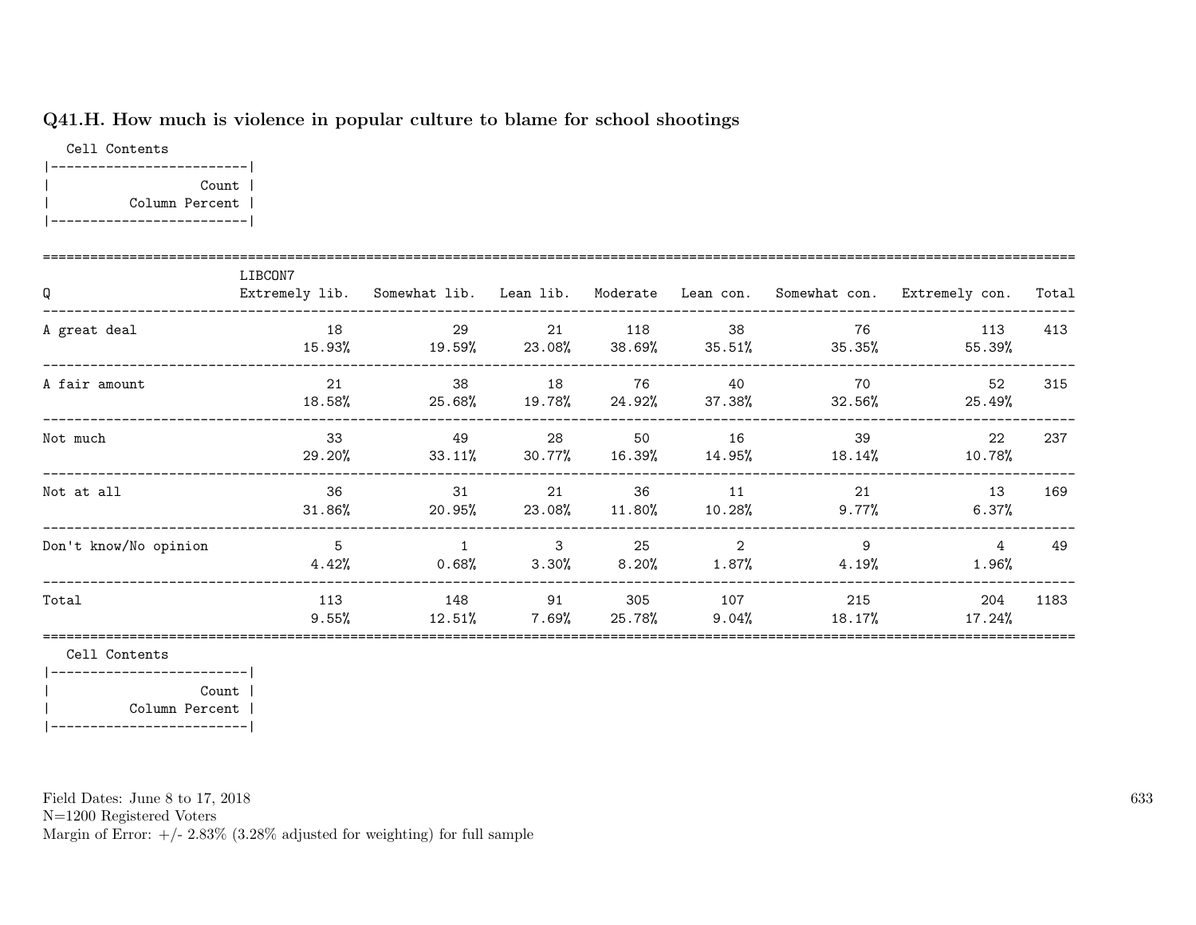### Q41.H. How much is violence in popular culture to blame for school shootings

Cell Contents

```
|-------------------------|
|                   Count |
|          Column Percent |
|-------------------------|
```

| Q | LIBCON7 Extremely lib. | Somewhat lib. | Lean lib. | Moderate | Lean con. | Somewhat con. | Extremely con. | Total |
|---|---|---|---|---|---|---|---|---|
| A great deal | 18<br>15.93% | 29<br>19.59% | 21<br>23.08% | 118<br>38.69% | 38<br>35.51% | 76<br>35.35% | 113<br>55.39% | 413 |
| A fair amount | 21<br>18.58% | 38<br>25.68% | 18<br>19.78% | 76<br>24.92% | 40<br>37.38% | 70<br>32.56% | 52<br>25.49% | 315 |
| Not much | 33<br>29.20% | 49<br>33.11% | 28<br>30.77% | 50<br>16.39% | 16<br>14.95% | 39<br>18.14% | 22<br>10.78% | 237 |
| Not at all | 36<br>31.86% | 31<br>20.95% | 21<br>23.08% | 36<br>11.80% | 11<br>10.28% | 21<br>9.77% | 13<br>6.37% | 169 |
| Don't know/No opinion | 5<br>4.42% | 1<br>0.68% | 3<br>3.30% | 25<br>8.20% | 2<br>1.87% | 9<br>4.19% | 4<br>1.96% | 49 |
| Total | 113<br>9.55% | 148<br>12.51% | 91<br>7.69% | 305<br>25.78% | 107<br>9.04% | 215<br>18.17% | 204<br>17.24% | 1183 |

Cell Contents

```
|-------------------------|
|                   Count |
|          Column Percent |
|-------------------------|
```

Field Dates: June 8 to 17, 2018
N=1200 Registered Voters
Margin of Error: +/- 2.83% (3.28% adjusted for weighting) for full sample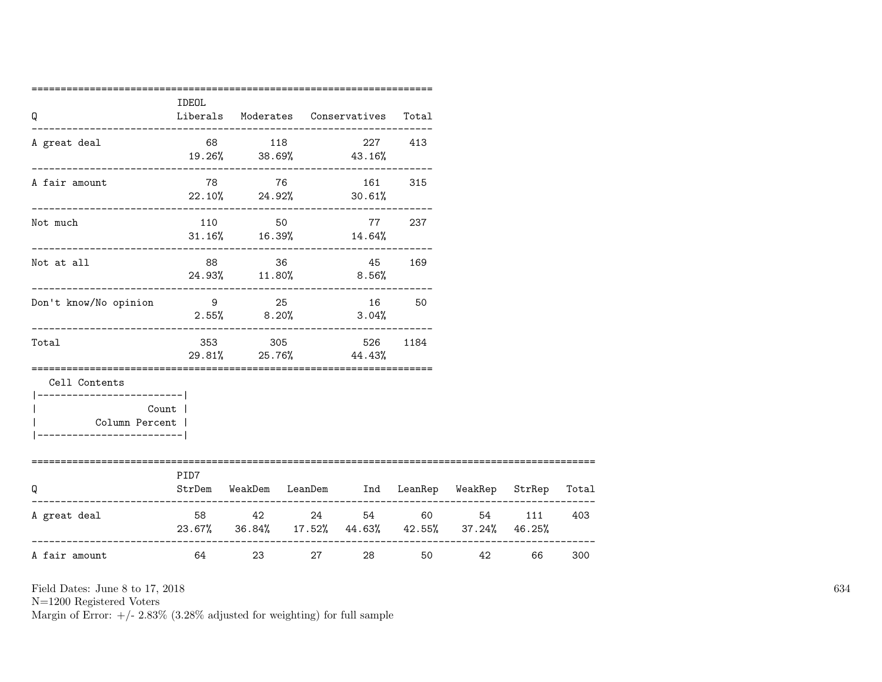| Q | IDEOL Liberals | Moderates | Conservatives | Total |
|---|---|---|---|---|
| A great deal | 68 | 118 | 227 | 413 |
| | 19.26% | 38.69% | 43.16% | |
| A fair amount | 78 | 76 | 161 | 315 |
| | 22.10% | 24.92% | 30.61% | |
| Not much | 110 | 50 | 77 | 237 |
| | 31.16% | 16.39% | 14.64% | |
| Not at all | 88 | 36 | 45 | 169 |
| | 24.93% | 11.80% | 8.56% | |
| Don't know/No opinion | 9 | 25 | 16 | 50 |
| | 2.55% | 8.20% | 3.04% | |
| Total | 353 | 305 | 526 | 1184 |
| | 29.81% | 25.76% | 44.43% | |

Cell Contents

| Count |
|---|
| Column Percent |

| Q | PID7 StrDem | WeakDem | LeanDem | Ind | LeanRep | WeakRep | StrRep | Total |
|---|---|---|---|---|---|---|---|---|
| A great deal | 58 | 42 | 24 | 54 | 60 | 54 | 111 | 403 |
| | 23.67% | 36.84% | 17.52% | 44.63% | 42.55% | 37.24% | 46.25% | |
| A fair amount | 64 | 23 | 27 | 28 | 50 | 42 | 66 | 300 |

Field Dates: June 8 to 17, 2018
N=1200 Registered Voters
Margin of Error: +/- 2.83% (3.28% adjusted for weighting) for full sample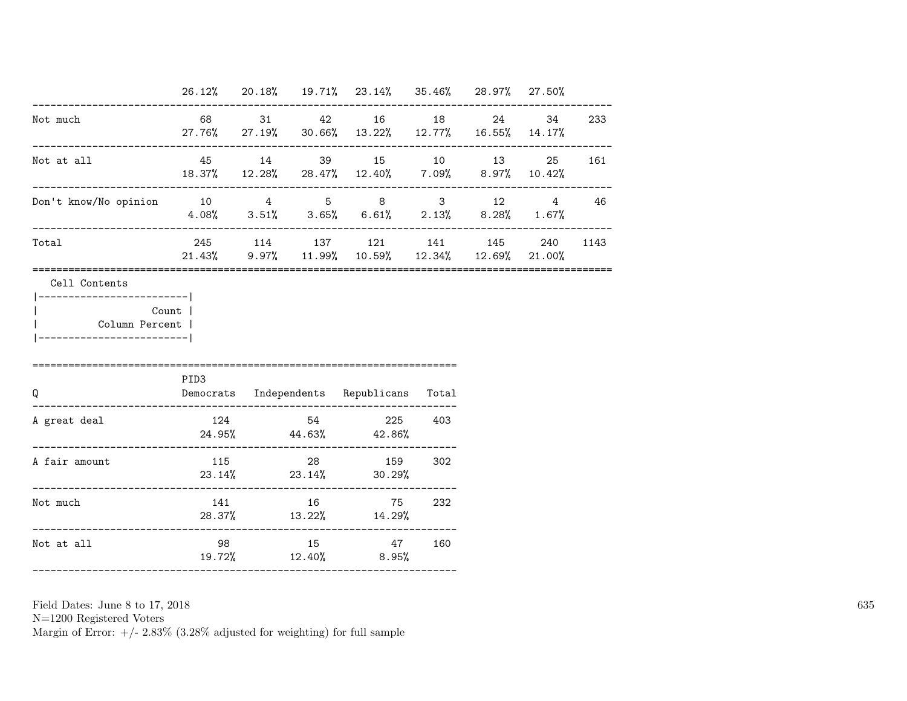| | | | | | | | | |
|---|---|---|---|---|---|---|---|---|
| | 26.12% | 20.18% | 19.71% | 23.14% | 35.46% | 28.97% | 27.50% | |
| Not much | 68 | 31 | 42 | 16 | 18 | 24 | 34 | 233 |
| | 27.76% | 27.19% | 30.66% | 13.22% | 12.77% | 16.55% | 14.17% | |
| Not at all | 45 | 14 | 39 | 15 | 10 | 13 | 25 | 161 |
| | 18.37% | 12.28% | 28.47% | 12.40% | 7.09% | 8.97% | 10.42% | |
| Don't know/No opinion | 10 | 4 | 5 | 8 | 3 | 12 | 4 | 46 |
| | 4.08% | 3.51% | 3.65% | 6.61% | 2.13% | 8.28% | 1.67% | |
| Total | 245 | 114 | 137 | 121 | 141 | 145 | 240 | 1143 |
| | 21.43% | 9.97% | 11.99% | 10.59% | 12.34% | 12.69% | 21.00% | |

Cell Contents

| |
|---|
| Count |
| Column Percent |

| Q | PID3 Democrats | Independents | Republicans | Total |
|---|---|---|---|---|
| A great deal | 124 | 54 | 225 | 403 |
| | 24.95% | 44.63% | 42.86% | |
| A fair amount | 115 | 28 | 159 | 302 |
| | 23.14% | 23.14% | 30.29% | |
| Not much | 141 | 16 | 75 | 232 |
| | 28.37% | 13.22% | 14.29% | |
| Not at all | 98 | 15 | 47 | 160 |
| | 19.72% | 12.40% | 8.95% | |

Field Dates: June 8 to 17, 2018
N=1200 Registered Voters
Margin of Error: +/- 2.83% (3.28% adjusted for weighting) for full sample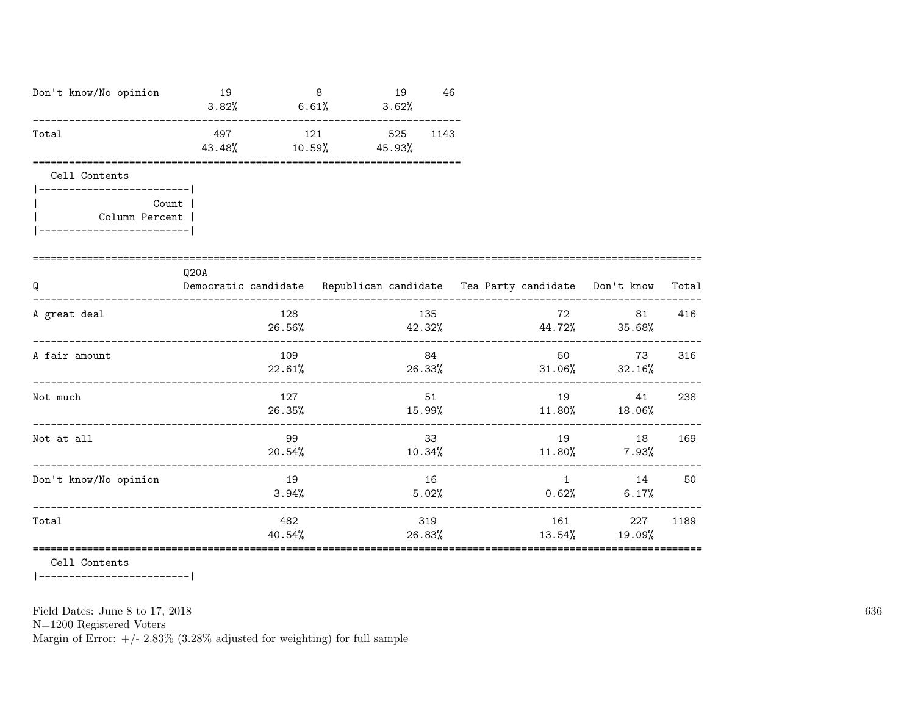| | | | | |
|---|---|---|---|---|
| Don't know/No opinion | 19<br>3.82% | 8<br>6.61% | 19<br>3.62% | 46 |
| Total | 497<br>43.48% | 121<br>10.59% | 525<br>45.93% | 1143 |

Cell Contents

```
|-------------------------|
|                   Count |
|          Column Percent |
|-------------------------|
```

| Q | Q20A<br>Democratic candidate | Republican candidate | Tea Party candidate | Don't know | Total |
|---|---|---|---|---|---|
| A great deal | 128<br>26.56% | 135<br>42.32% | 72<br>44.72% | 81<br>35.68% | 416 |
| A fair amount | 109<br>22.61% | 84<br>26.33% | 50<br>31.06% | 73<br>32.16% | 316 |
| Not much | 127<br>26.35% | 51<br>15.99% | 19<br>11.80% | 41<br>18.06% | 238 |
| Not at all | 99<br>20.54% | 33<br>10.34% | 19<br>11.80% | 18<br>7.93% | 169 |
| Don't know/No opinion | 19<br>3.94% | 16<br>5.02% | 1<br>0.62% | 14<br>6.17% | 50 |
| Total | 482<br>40.54% | 319<br>26.83% | 161<br>13.54% | 227<br>19.09% | 1189 |

Cell Contents

```
|-------------------------|
```

Field Dates: June 8 to 17, 2018
N=1200 Registered Voters
Margin of Error: +/- 2.83% (3.28% adjusted for weighting) for full sample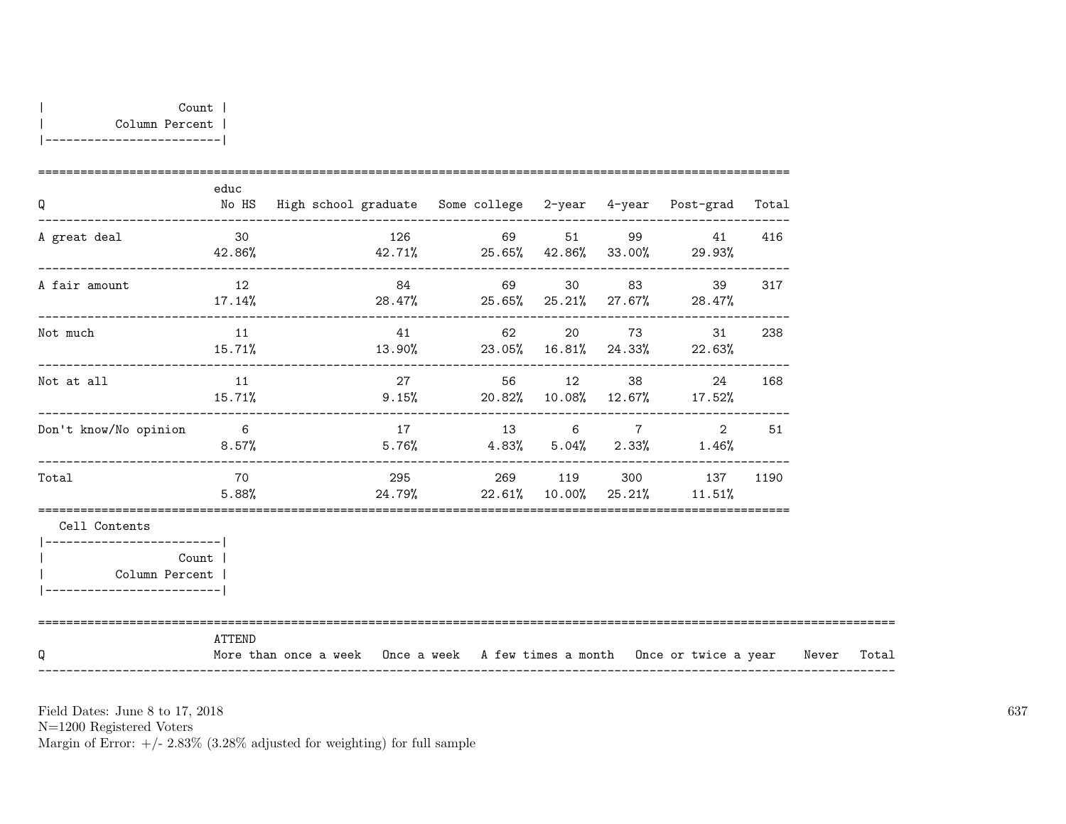| Count |
|---|
| Column Percent |

| Q | educ No HS | High school graduate | Some college | 2-year | 4-year | Post-grad | Total |
|---|---|---|---|---|---|---|---|
| A great deal | 30<br>42.86% | 126<br>42.71% | 69<br>25.65% | 51<br>42.86% | 99<br>33.00% | 41<br>29.93% | 416 |
| A fair amount | 12<br>17.14% | 84<br>28.47% | 69<br>25.65% | 30<br>25.21% | 83<br>27.67% | 39<br>28.47% | 317 |
| Not much | 11<br>15.71% | 41<br>13.90% | 62<br>23.05% | 20<br>16.81% | 73<br>24.33% | 31<br>22.63% | 238 |
| Not at all | 11<br>15.71% | 27<br>9.15% | 56<br>20.82% | 12<br>10.08% | 38<br>12.67% | 24<br>17.52% | 168 |
| Don't know/No opinion | 6<br>8.57% | 17<br>5.76% | 13<br>4.83% | 6<br>5.04% | 7<br>2.33% | 2<br>1.46% | 51 |
| Total | 70<br>5.88% | 295<br>24.79% | 269<br>22.61% | 119<br>10.00% | 300<br>25.21% | 137<br>11.51% | 1190 |

Cell Contents

| Count |
|---|
| Column Percent |

| Q | ATTEND More than once a week | Once a week | A few times a month | Once or twice a year | Never | Total |
|---|---|---|---|---|---|---|

Field Dates: June 8 to 17, 2018
N=1200 Registered Voters
Margin of Error: +/- 2.83% (3.28% adjusted for weighting) for full sample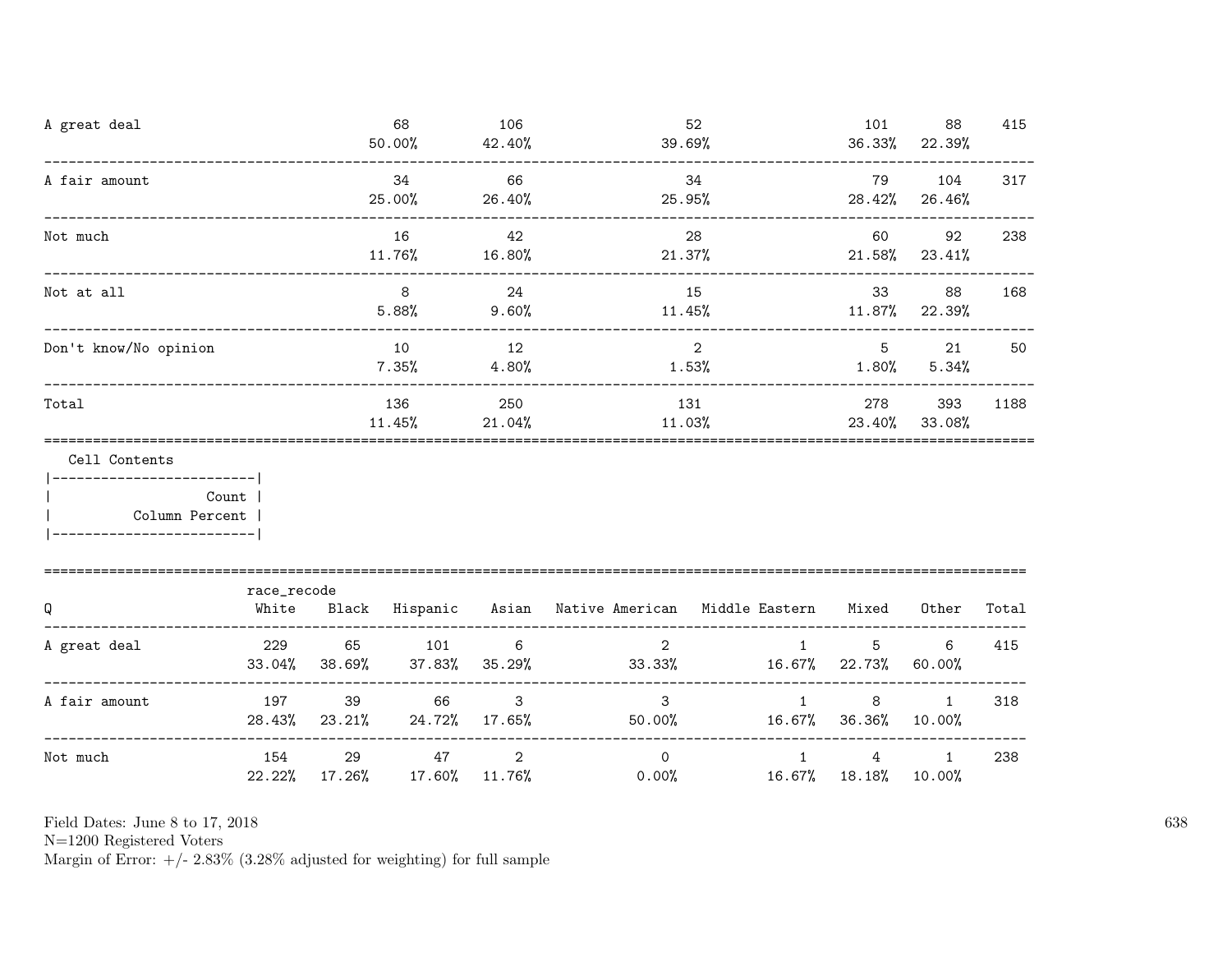| | | | | | | |
|---|---|---|---|---|---|---|
| A great deal | 68<br>50.00% | 106<br>42.40% | 52<br>39.69% | 101<br>36.33% | 88<br>22.39% | 415 |
| A fair amount | 34<br>25.00% | 66<br>26.40% | 34<br>25.95% | 79<br>28.42% | 104<br>26.46% | 317 |
| Not much | 16<br>11.76% | 42<br>16.80% | 28<br>21.37% | 60<br>21.58% | 92<br>23.41% | 238 |
| Not at all | 8<br>5.88% | 24<br>9.60% | 15<br>11.45% | 33<br>11.87% | 88<br>22.39% | 168 |
| Don't know/No opinion | 10<br>7.35% | 12<br>4.80% | 2<br>1.53% | 5<br>1.80% | 21<br>5.34% | 50 |
| Total | 136<br>11.45% | 250<br>21.04% | 131<br>11.03% | 278<br>23.40% | 393<br>33.08% | 1188 |

Cell Contents

| |
|---|
| Count |
| Column Percent |

| Q | race_recode<br>White | Black | Hispanic | Asian | Native American | Middle Eastern | Mixed | Other | Total |
|---|---|---|---|---|---|---|---|---|---|
| A great deal | 229<br>33.04% | 65<br>38.69% | 101<br>37.83% | 6<br>35.29% | 2<br>33.33% | 1<br>16.67% | 5<br>22.73% | 6<br>60.00% | 415 |
| A fair amount | 197<br>28.43% | 39<br>23.21% | 66<br>24.72% | 3<br>17.65% | 3<br>50.00% | 1<br>16.67% | 8<br>36.36% | 1<br>10.00% | 318 |
| Not much | 154<br>22.22% | 29<br>17.26% | 47<br>17.60% | 2<br>11.76% | 0<br>0.00% | 1<br>16.67% | 4<br>18.18% | 1<br>10.00% | 238 |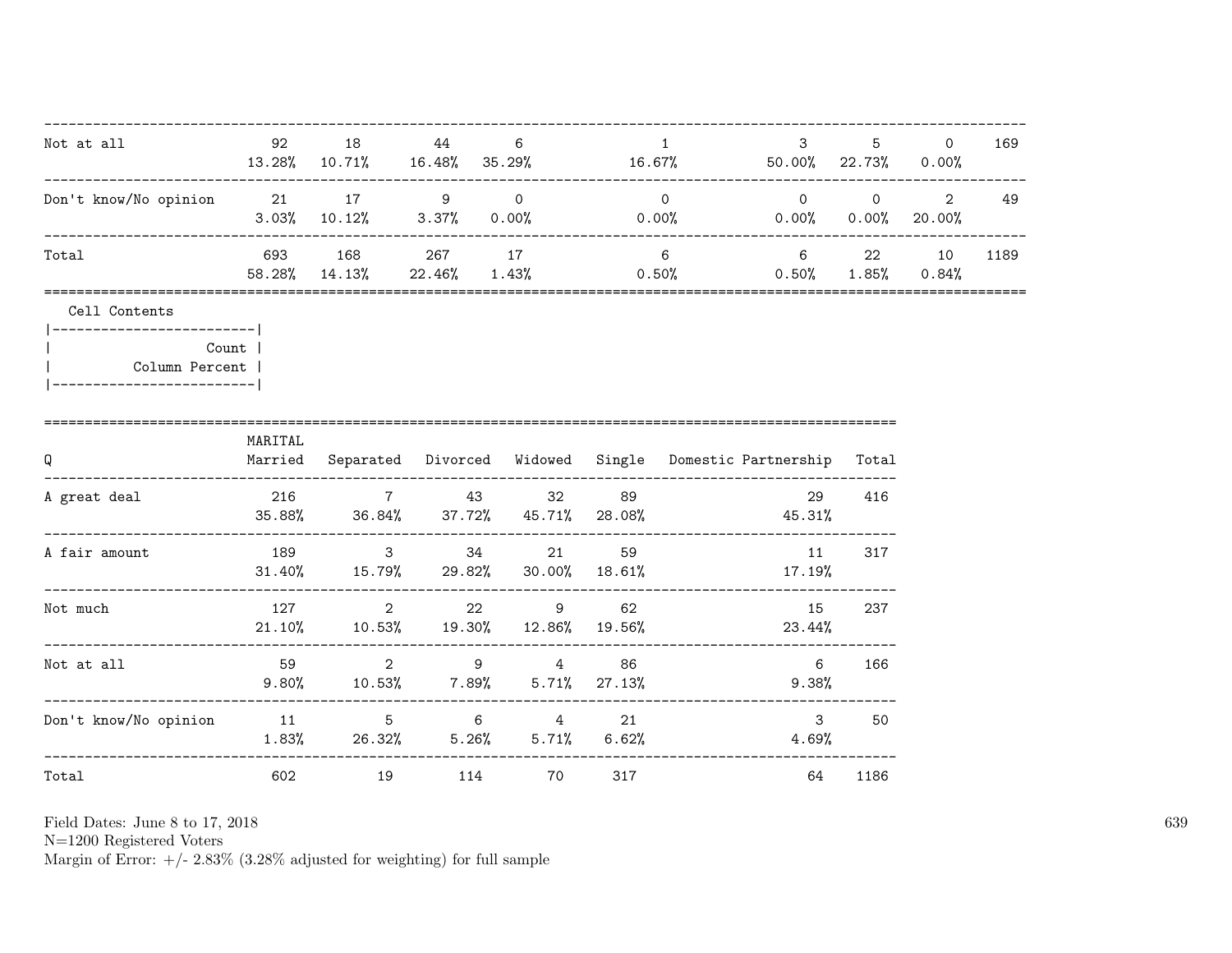| | | | | | | | | | |
|---|---|---|---|---|---|---|---|---|---|
| Not at all | 92<br>13.28% | 18<br>10.71% | 44<br>16.48% | 6<br>35.29% | 1<br>16.67% | 3<br>50.00% | 5<br>22.73% | 0<br>0.00% | 169 |
| Don't know/No opinion | 21<br>3.03% | 17<br>10.12% | 9<br>3.37% | 0<br>0.00% | 0<br>0.00% | 0<br>0.00% | 0<br>0.00% | 2<br>20.00% | 49 |
| Total | 693<br>58.28% | 168<br>14.13% | 267<br>22.46% | 17<br>1.43% | 6<br>0.50% | 6<br>0.50% | 22<br>1.85% | 10<br>0.84% | 1189 |

Cell Contents

| Count |
|---|
| Column Percent |

| Q | MARITAL<br>Married | Separated | Divorced | Widowed | Single | Domestic Partnership | Total |
|---|---|---|---|---|---|---|---|
| A great deal | 216<br>35.88% | 7<br>36.84% | 43<br>37.72% | 32<br>45.71% | 89<br>28.08% | 29<br>45.31% | 416 |
| A fair amount | 189<br>31.40% | 3<br>15.79% | 34<br>29.82% | 21<br>30.00% | 59<br>18.61% | 11<br>17.19% | 317 |
| Not much | 127<br>21.10% | 2<br>10.53% | 22<br>19.30% | 9<br>12.86% | 62<br>19.56% | 15<br>23.44% | 237 |
| Not at all | 59<br>9.80% | 2<br>10.53% | 9<br>7.89% | 4<br>5.71% | 86<br>27.13% | 6<br>9.38% | 166 |
| Don't know/No opinion | 11<br>1.83% | 5<br>26.32% | 6<br>5.26% | 4<br>5.71% | 21<br>6.62% | 3<br>4.69% | 50 |
| Total | 602 | 19 | 114 | 70 | 317 | 64 | 1186 |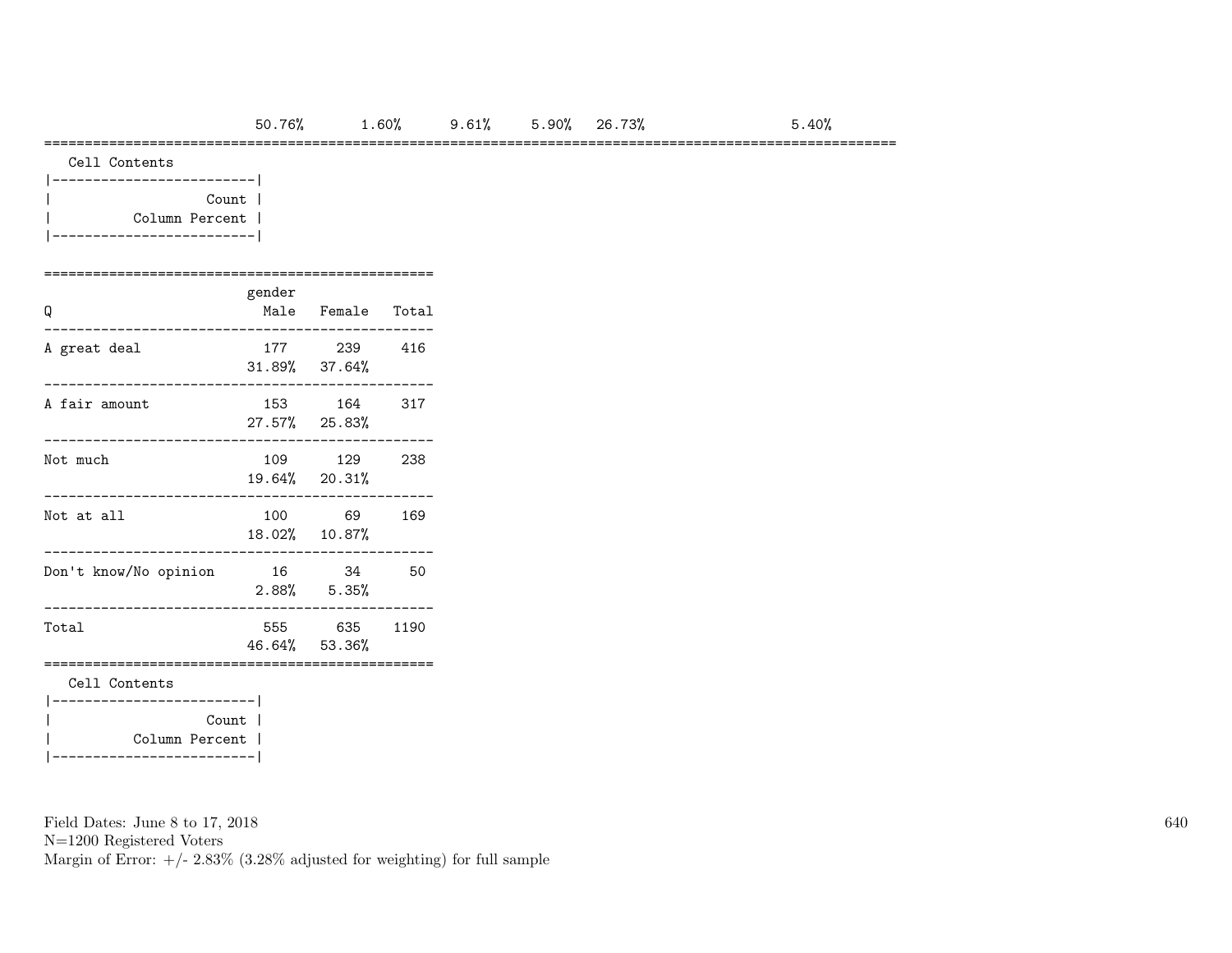50.76% 1.60% 9.61% 5.90% 26.73% 5.40%

Cell Contents

| Count |
|---|
| Column Percent |

| Q | gender Male | Female | Total |
|---|---|---|---|
| A great deal | 177<br>31.89% | 239<br>37.64% | 416 |
| A fair amount | 153<br>27.57% | 164<br>25.83% | 317 |
| Not much | 109<br>19.64% | 129<br>20.31% | 238 |
| Not at all | 100<br>18.02% | 69<br>10.87% | 169 |
| Don't know/No opinion | 16<br>2.88% | 34<br>5.35% | 50 |
| Total | 555<br>46.64% | 635<br>53.36% | 1190 |

Cell Contents

| Count |
|---|
| Column Percent |

Field Dates: June 8 to 17, 2018
N=1200 Registered Voters
Margin of Error: +/- 2.83% (3.28% adjusted for weighting) for full sample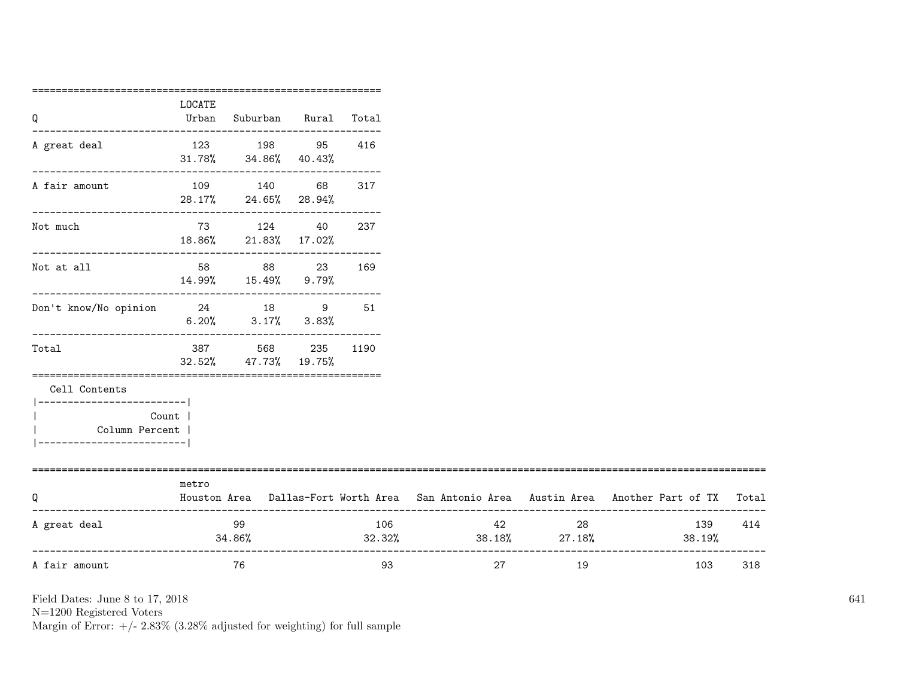| Q | LOCATE Urban | Suburban | Rural | Total |
|---|---|---|---|---|
| A great deal | 123<br>31.78% | 198<br>34.86% | 95<br>40.43% | 416 |
| A fair amount | 109<br>28.17% | 140<br>24.65% | 68<br>28.94% | 317 |
| Not much | 73<br>18.86% | 124<br>21.83% | 40<br>17.02% | 237 |
| Not at all | 58<br>14.99% | 88<br>15.49% | 23<br>9.79% | 169 |
| Don't know/No opinion | 24<br>6.20% | 18<br>3.17% | 9<br>3.83% | 51 |
| Total | 387<br>32.52% | 568<br>47.73% | 235<br>19.75% | 1190 |

Cell Contents

| Count |
|---|
| Column Percent |

| Q | metro Houston Area | Dallas-Fort Worth Area | San Antonio Area | Austin Area | Another Part of TX | Total |
|---|---|---|---|---|---|---|
| A great deal | 99<br>34.86% | 106<br>32.32% | 42<br>38.18% | 28<br>27.18% | 139<br>38.19% | 414 |
| A fair amount | 76 | 93 | 27 | 19 | 103 | 318 |

Field Dates: June 8 to 17, 2018
N=1200 Registered Voters
Margin of Error: +/- 2.83% (3.28% adjusted for weighting) for full sample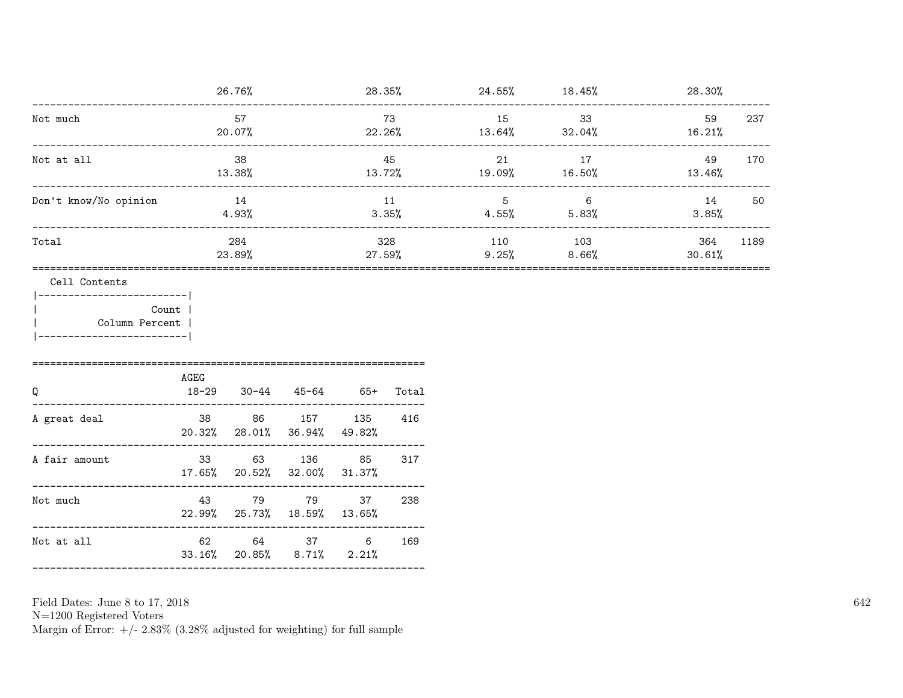| | | | | | | |
|---|---|---|---|---|---|---|
| | 26.76% | 28.35% | 24.55% | 18.45% | 28.30% | |
| Not much | 57 | 73 | 15 | 33 | 59 | 237 |
| | 20.07% | 22.26% | 13.64% | 32.04% | 16.21% | |
| Not at all | 38 | 45 | 21 | 17 | 49 | 170 |
| | 13.38% | 13.72% | 19.09% | 16.50% | 13.46% | |
| Don't know/No opinion | 14 | 11 | 5 | 6 | 14 | 50 |
| | 4.93% | 3.35% | 4.55% | 5.83% | 3.85% | |
| Total | 284 | 328 | 110 | 103 | 364 | 1189 |
| | 23.89% | 27.59% | 9.25% | 8.66% | 30.61% | |

Cell Contents
- Count
- Column Percent

| Q | AGEG 18-29 | 30-44 | 45-64 | 65+ | Total |
|---|---|---|---|---|---|
| A great deal | 38 | 86 | 157 | 135 | 416 |
| | 20.32% | 28.01% | 36.94% | 49.82% | |
| A fair amount | 33 | 63 | 136 | 85 | 317 |
| | 17.65% | 20.52% | 32.00% | 31.37% | |
| Not much | 43 | 79 | 79 | 37 | 238 |
| | 22.99% | 25.73% | 18.59% | 13.65% | |
| Not at all | 62 | 64 | 37 | 6 | 169 |
| | 33.16% | 20.85% | 8.71% | 2.21% | |

Field Dates: June 8 to 17, 2018
N=1200 Registered Voters
Margin of Error: +/- 2.83% (3.28% adjusted for weighting) for full sample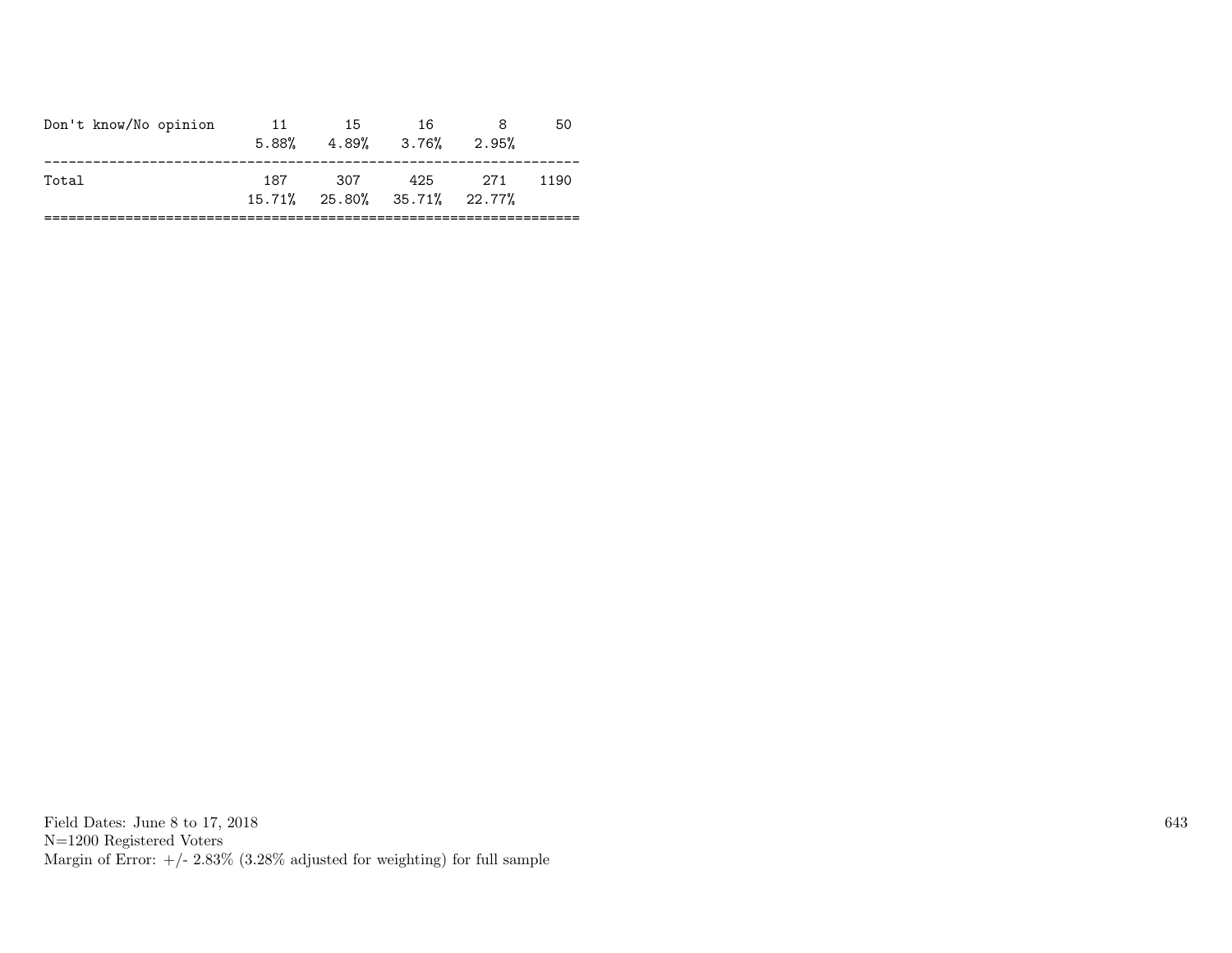| | | | | | |
|---|---|---|---|---|---|
| Don't know/No opinion | 11 | 15 | 16 | 8 | 50 |
| | 5.88% | 4.89% | 3.76% | 2.95% | |
| Total | 187 | 307 | 425 | 271 | 1190 |
| | 15.71% | 25.80% | 35.71% | 22.77% | |

Field Dates: June 8 to 17, 2018
N=1200 Registered Voters
Margin of Error: +/- 2.83% (3.28% adjusted for weighting) for full sample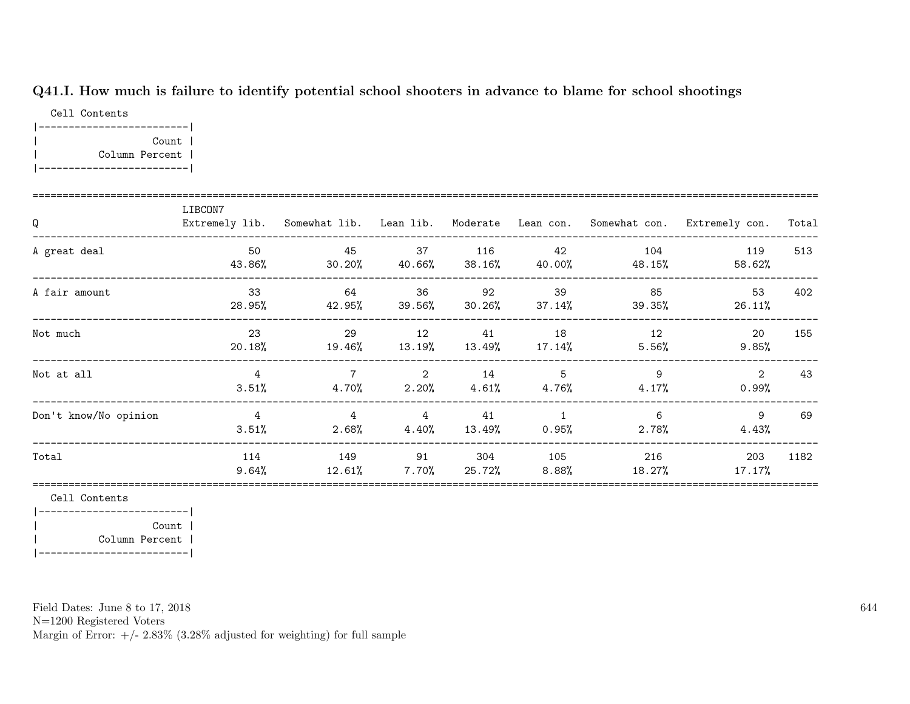### Q41.I. How much is failure to identify potential school shooters in advance to blame for school shootings

Cell Contents

| Count |
|---|
| Column Percent |

| Q | LIBCON7 Extremely lib. | Somewhat lib. | Lean lib. | Moderate | Lean con. | Somewhat con. | Extremely con. | Total |
|---|---|---|---|---|---|---|---|---|
| A great deal | 50<br>43.86% | 45<br>30.20% | 37<br>40.66% | 116<br>38.16% | 42<br>40.00% | 104<br>48.15% | 119<br>58.62% | 513 |
| A fair amount | 33<br>28.95% | 64<br>42.95% | 36<br>39.56% | 92<br>30.26% | 39<br>37.14% | 85<br>39.35% | 53<br>26.11% | 402 |
| Not much | 23<br>20.18% | 29<br>19.46% | 12<br>13.19% | 41<br>13.49% | 18<br>17.14% | 12<br>5.56% | 20<br>9.85% | 155 |
| Not at all | 4<br>3.51% | 7<br>4.70% | 2<br>2.20% | 14<br>4.61% | 5<br>4.76% | 9<br>4.17% | 2<br>0.99% | 43 |
| Don't know/No opinion | 4<br>3.51% | 4<br>2.68% | 4<br>4.40% | 41<br>13.49% | 1<br>0.95% | 6<br>2.78% | 9<br>4.43% | 69 |
| Total | 114<br>9.64% | 149<br>12.61% | 91<br>7.70% | 304<br>25.72% | 105<br>8.88% | 216<br>18.27% | 203<br>17.17% | 1182 |

Cell Contents

| Count |
|---|
| Column Percent |

Field Dates: June 8 to 17, 2018
N=1200 Registered Voters
Margin of Error: +/- 2.83% (3.28% adjusted for weighting) for full sample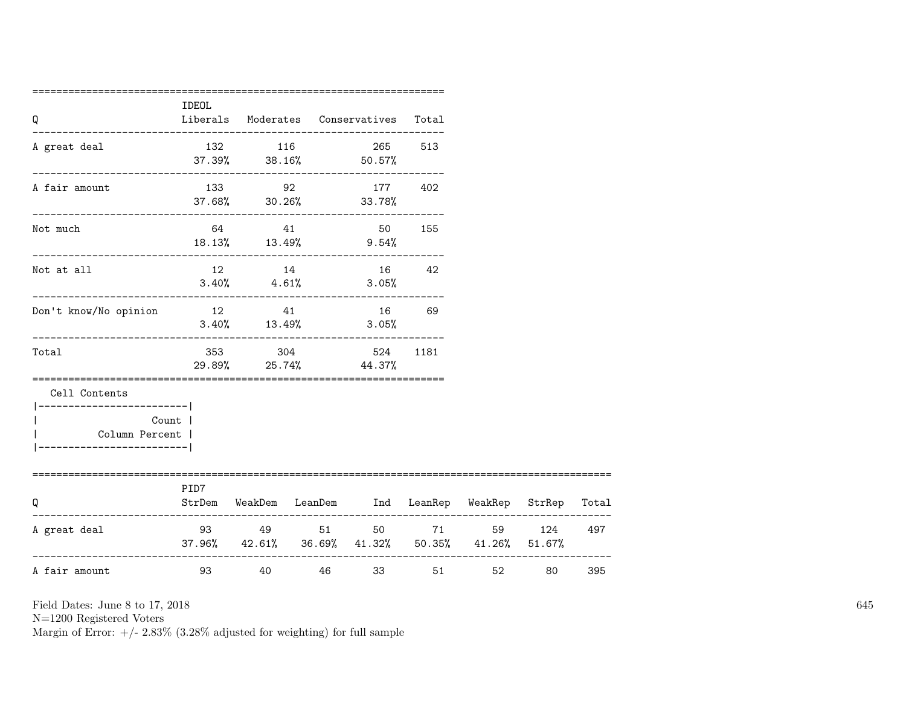| Q | IDEOL Liberals | Moderates | Conservatives | Total |
|---|---|---|---|---|
| A great deal | 132<br>37.39% | 116<br>38.16% | 265<br>50.57% | 513 |
| A fair amount | 133<br>37.68% | 92<br>30.26% | 177<br>33.78% | 402 |
| Not much | 64<br>18.13% | 41<br>13.49% | 50<br>9.54% | 155 |
| Not at all | 12<br>3.40% | 14<br>4.61% | 16<br>3.05% | 42 |
| Don't know/No opinion | 12<br>3.40% | 41<br>13.49% | 16<br>3.05% | 69 |
| Total | 353<br>29.89% | 304<br>25.74% | 524<br>44.37% | 1181 |

Cell Contents

| |
|---|
| Count |
| Column Percent |

| Q | PID7 StrDem | WeakDem | LeanDem | Ind | LeanRep | WeakRep | StrRep | Total |
|---|---|---|---|---|---|---|---|---|
| A great deal | 93<br>37.96% | 49<br>42.61% | 51<br>36.69% | 50<br>41.32% | 71<br>50.35% | 59<br>41.26% | 124<br>51.67% | 497 |
| A fair amount | 93 | 40 | 46 | 33 | 51 | 52 | 80 | 395 |

Field Dates: June 8 to 17, 2018
N=1200 Registered Voters
Margin of Error: +/- 2.83% (3.28% adjusted for weighting) for full sample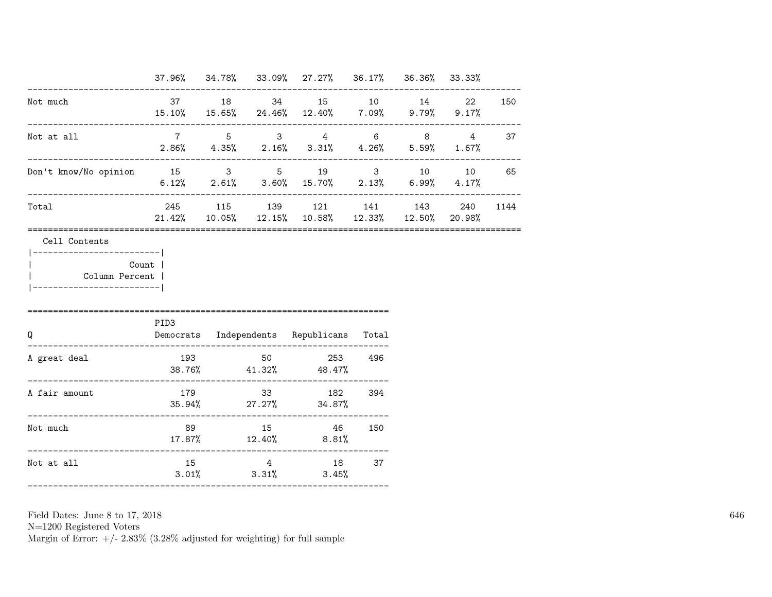| | | | | | | | | |
|---|---|---|---|---|---|---|---|---|
| | 37.96% | 34.78% | 33.09% | 27.27% | 36.17% | 36.36% | 33.33% | |
| Not much | 37<br>15.10% | 18<br>15.65% | 34<br>24.46% | 15<br>12.40% | 10<br>7.09% | 14<br>9.79% | 22<br>9.17% | 150 |
| Not at all | 7<br>2.86% | 5<br>4.35% | 3<br>2.16% | 4<br>3.31% | 6<br>4.26% | 8<br>5.59% | 4<br>1.67% | 37 |
| Don't know/No opinion | 15<br>6.12% | 3<br>2.61% | 5<br>3.60% | 19<br>15.70% | 3<br>2.13% | 10<br>6.99% | 10<br>4.17% | 65 |
| Total | 245<br>21.42% | 115<br>10.05% | 139<br>12.15% | 121<br>10.58% | 141<br>12.33% | 143<br>12.50% | 240<br>20.98% | 1144 |

Cell Contents

| |
|---|
| Count |
| Column Percent |

| Q | PID3<br>Democrats | Independents | Republicans | Total |
|---|---|---|---|---|
| A great deal | 193<br>38.76% | 50<br>41.32% | 253<br>48.47% | 496 |
| A fair amount | 179<br>35.94% | 33<br>27.27% | 182<br>34.87% | 394 |
| Not much | 89<br>17.87% | 15<br>12.40% | 46<br>8.81% | 150 |
| Not at all | 15<br>3.01% | 4<br>3.31% | 18<br>3.45% | 37 |

Field Dates: June 8 to 17, 2018
N=1200 Registered Voters
Margin of Error: +/- 2.83% (3.28% adjusted for weighting) for full sample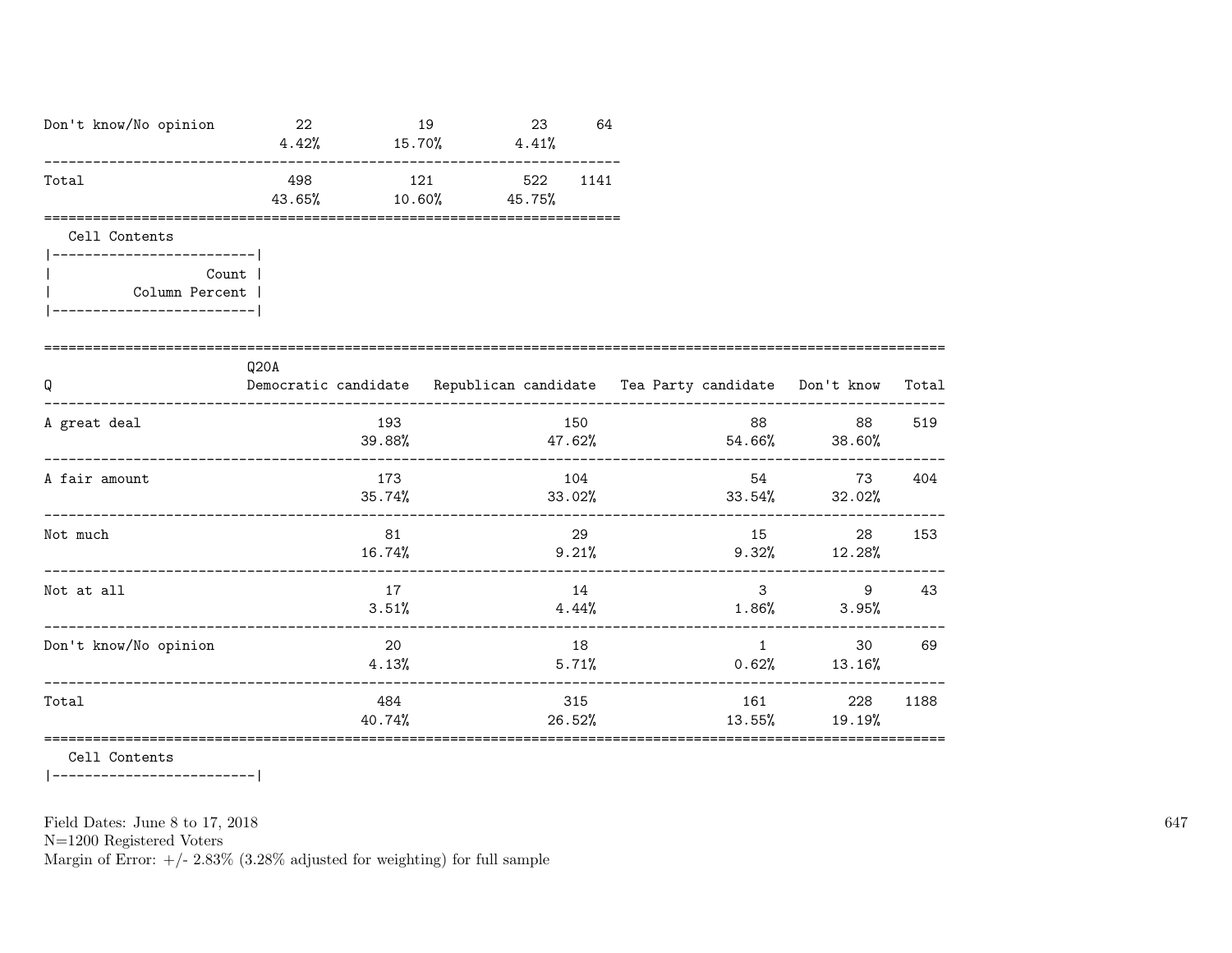| | | | | |
|---|---|---|---|---|
| Don't know/No opinion | 22<br>4.42% | 19<br>15.70% | 23<br>4.41% | 64 |
| Total | 498<br>43.65% | 121<br>10.60% | 522<br>45.75% | 1141 |

Cell Contents

|-------------------------|
| Count |
| Column Percent |
|-------------------------|

| Q | Q20A<br>Democratic candidate | Republican candidate | Tea Party candidate | Don't know | Total |
|---|---|---|---|---|---|
| A great deal | 193<br>39.88% | 150<br>47.62% | 88<br>54.66% | 88<br>38.60% | 519 |
| A fair amount | 173<br>35.74% | 104<br>33.02% | 54<br>33.54% | 73<br>32.02% | 404 |
| Not much | 81<br>16.74% | 29<br>9.21% | 15<br>9.32% | 28<br>12.28% | 153 |
| Not at all | 17<br>3.51% | 14<br>4.44% | 3<br>1.86% | 9<br>3.95% | 43 |
| Don't know/No opinion | 20<br>4.13% | 18<br>5.71% | 1<br>0.62% | 30<br>13.16% | 69 |
| Total | 484<br>40.74% | 315<br>26.52% | 161<br>13.55% | 228<br>19.19% | 1188 |

Cell Contents

|-------------------------|

Field Dates: June 8 to 17, 2018
N=1200 Registered Voters
Margin of Error: +/- 2.83% (3.28% adjusted for weighting) for full sample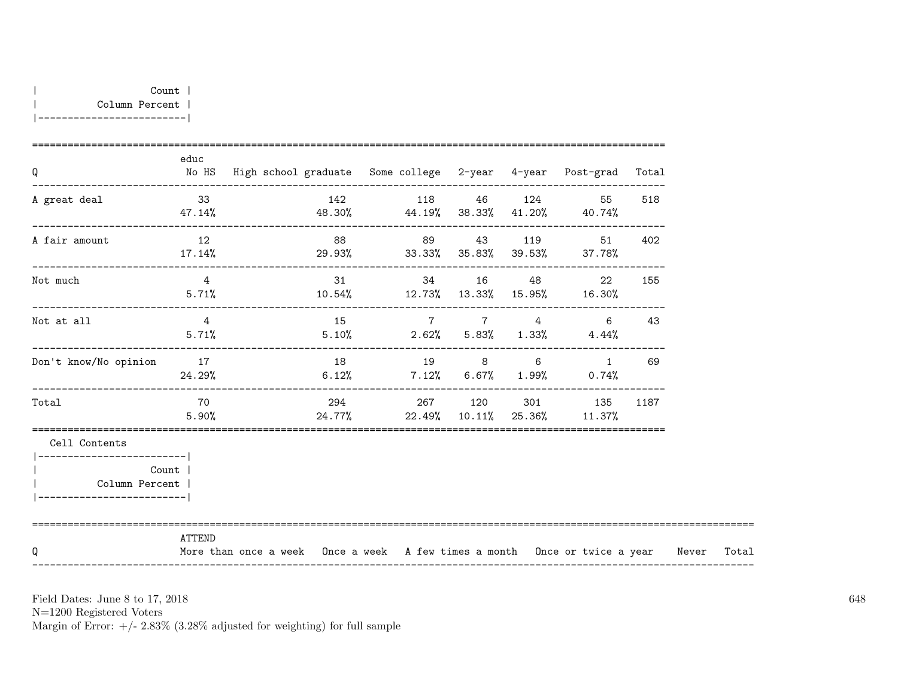| Count |
|---|
| Column Percent |

| Q | educ No HS | High school graduate | Some college | 2-year | 4-year | Post-grad | Total |
|---|---|---|---|---|---|---|---|
| A great deal | 33<br>47.14% | 142<br>48.30% | 118<br>44.19% | 46<br>38.33% | 124<br>41.20% | 55<br>40.74% | 518 |
| A fair amount | 12<br>17.14% | 88<br>29.93% | 89<br>33.33% | 43<br>35.83% | 119<br>39.53% | 51<br>37.78% | 402 |
| Not much | 4<br>5.71% | 31<br>10.54% | 34<br>12.73% | 16<br>13.33% | 48<br>15.95% | 22<br>16.30% | 155 |
| Not at all | 4<br>5.71% | 15<br>5.10% | 7<br>2.62% | 7<br>5.83% | 4<br>1.33% | 6<br>4.44% | 43 |
| Don't know/No opinion | 17<br>24.29% | 18<br>6.12% | 19<br>7.12% | 8<br>6.67% | 6<br>1.99% | 1<br>0.74% | 69 |
| Total | 70<br>5.90% | 294<br>24.77% | 267<br>22.49% | 120<br>10.11% | 301<br>25.36% | 135<br>11.37% | 1187 |

Cell Contents

| Count |
|---|
| Column Percent |

| Q | ATTEND More than once a week | Once a week | A few times a month | Once or twice a year | Never | Total |
|---|---|---|---|---|---|---|

Field Dates: June 8 to 17, 2018
N=1200 Registered Voters
Margin of Error: +/- 2.83% (3.28% adjusted for weighting) for full sample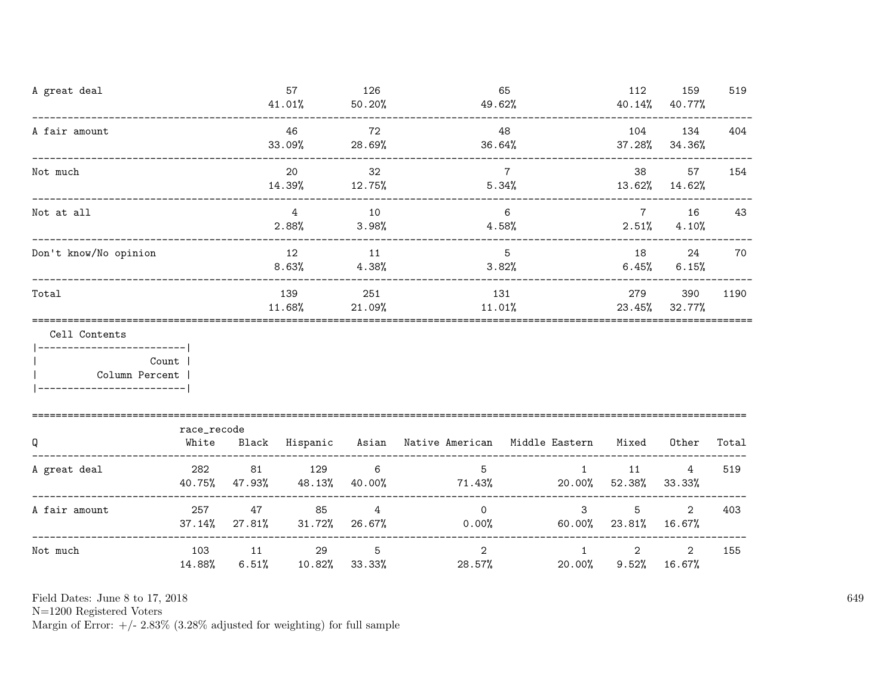| | | | | | | |
|---|---|---|---|---|---|---|
| A great deal | 57<br>41.01% | 126<br>50.20% | 65<br>49.62% | 112<br>40.14% | 159<br>40.77% | 519 |
| A fair amount | 46<br>33.09% | 72<br>28.69% | 48<br>36.64% | 104<br>37.28% | 134<br>34.36% | 404 |
| Not much | 20<br>14.39% | 32<br>12.75% | 7<br>5.34% | 38<br>13.62% | 57<br>14.62% | 154 |
| Not at all | 4<br>2.88% | 10<br>3.98% | 6<br>4.58% | 7<br>2.51% | 16<br>4.10% | 43 |
| Don't know/No opinion | 12<br>8.63% | 11<br>4.38% | 5<br>3.82% | 18<br>6.45% | 24<br>6.15% | 70 |
| Total | 139<br>11.68% | 251<br>21.09% | 131<br>11.01% | 279<br>23.45% | 390<br>32.77% | 1190 |

Cell Contents
|-------------------------|
| Count |
| Column Percent |
|-------------------------|

| Q | race_recode<br>White | Black | Hispanic | Asian | Native American | Middle Eastern | Mixed | Other | Total |
|---|---|---|---|---|---|---|---|---|---|
| A great deal | 282<br>40.75% | 81<br>47.93% | 129<br>48.13% | 6<br>40.00% | 5<br>71.43% | 1<br>20.00% | 11<br>52.38% | 4<br>33.33% | 519 |
| A fair amount | 257<br>37.14% | 47<br>27.81% | 85<br>31.72% | 4<br>26.67% | 0<br>0.00% | 3<br>60.00% | 5<br>23.81% | 2<br>16.67% | 403 |
| Not much | 103<br>14.88% | 11<br>6.51% | 29<br>10.82% | 5<br>33.33% | 2<br>28.57% | 1<br>20.00% | 2<br>9.52% | 2<br>16.67% | 155 |

Field Dates: June 8 to 17, 2018
N=1200 Registered Voters
Margin of Error: +/- 2.83% (3.28% adjusted for weighting) for full sample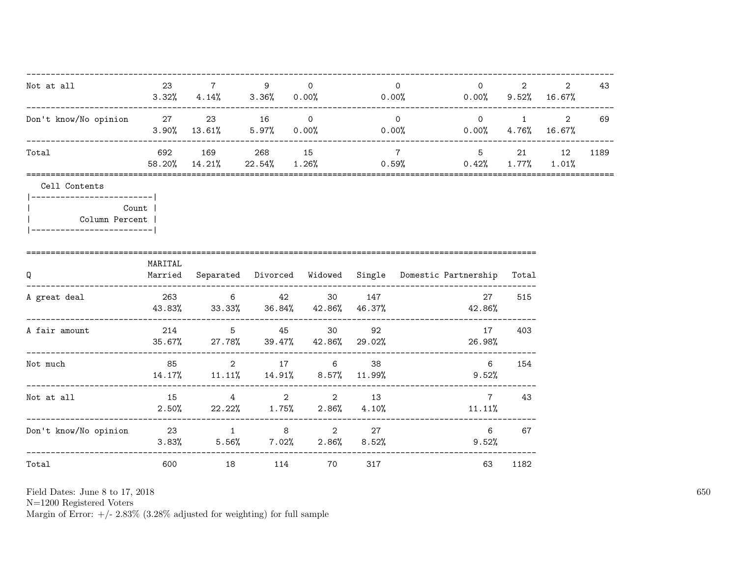| | | | | | | | | | |
|---|---|---|---|---|---|---|---|---|---|
| Not at all | 23<br>3.32% | 7<br>4.14% | 9<br>3.36% | 0<br>0.00% | 0<br>0.00% | 0<br>0.00% | 2<br>9.52% | 2<br>16.67% | 43 |
| Don't know/No opinion | 27<br>3.90% | 23<br>13.61% | 16<br>5.97% | 0<br>0.00% | 0<br>0.00% | 0<br>0.00% | 1<br>4.76% | 2<br>16.67% | 69 |
| Total | 692<br>58.20% | 169<br>14.21% | 268<br>22.54% | 15<br>1.26% | 7<br>0.59% | 5<br>0.42% | 21<br>1.77% | 12<br>1.01% | 1189 |

Cell Contents

|---|
| Count |
| Column Percent |

| Q | MARITAL<br>Married | Separated | Divorced | Widowed | Single | Domestic Partnership | Total |
|---|---|---|---|---|---|---|---|
| A great deal | 263<br>43.83% | 6<br>33.33% | 42<br>36.84% | 30<br>42.86% | 147<br>46.37% | 27<br>42.86% | 515 |
| A fair amount | 214<br>35.67% | 5<br>27.78% | 45<br>39.47% | 30<br>42.86% | 92<br>29.02% | 17<br>26.98% | 403 |
| Not much | 85<br>14.17% | 2<br>11.11% | 17<br>14.91% | 6<br>8.57% | 38<br>11.99% | 6<br>9.52% | 154 |
| Not at all | 15<br>2.50% | 4<br>22.22% | 2<br>1.75% | 2<br>2.86% | 13<br>4.10% | 7<br>11.11% | 43 |
| Don't know/No opinion | 23<br>3.83% | 1<br>5.56% | 8<br>7.02% | 2<br>2.86% | 27<br>8.52% | 6<br>9.52% | 67 |
| Total | 600 | 18 | 114 | 70 | 317 | 63 | 1182 |

Field Dates: June 8 to 17, 2018
N=1200 Registered Voters
Margin of Error: +/- 2.83% (3.28% adjusted for weighting) for full sample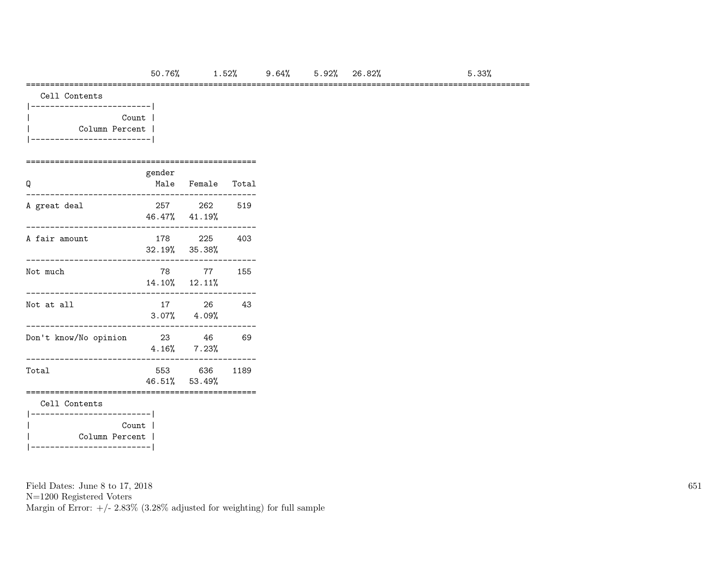| | 50.76% | 1.52% | 9.64% | 5.92% | 26.82% | 5.33% |
|---|---|---|---|---|---|---|

Cell Contents

| |
|---|
| Count |
| Column Percent |

| Q | gender Male | Female | Total |
|---|---|---|---|
| A great deal | 257 | 262 | 519 |
| | 46.47% | 41.19% | |
| A fair amount | 178 | 225 | 403 |
| | 32.19% | 35.38% | |
| Not much | 78 | 77 | 155 |
| | 14.10% | 12.11% | |
| Not at all | 17 | 26 | 43 |
| | 3.07% | 4.09% | |
| Don't know/No opinion | 23 | 46 | 69 |
| | 4.16% | 7.23% | |
| Total | 553 | 636 | 1189 |
| | 46.51% | 53.49% | |

Cell Contents

| |
|---|
| Count |
| Column Percent |

Field Dates: June 8 to 17, 2018
N=1200 Registered Voters
Margin of Error: +/- 2.83% (3.28% adjusted for weighting) for full sample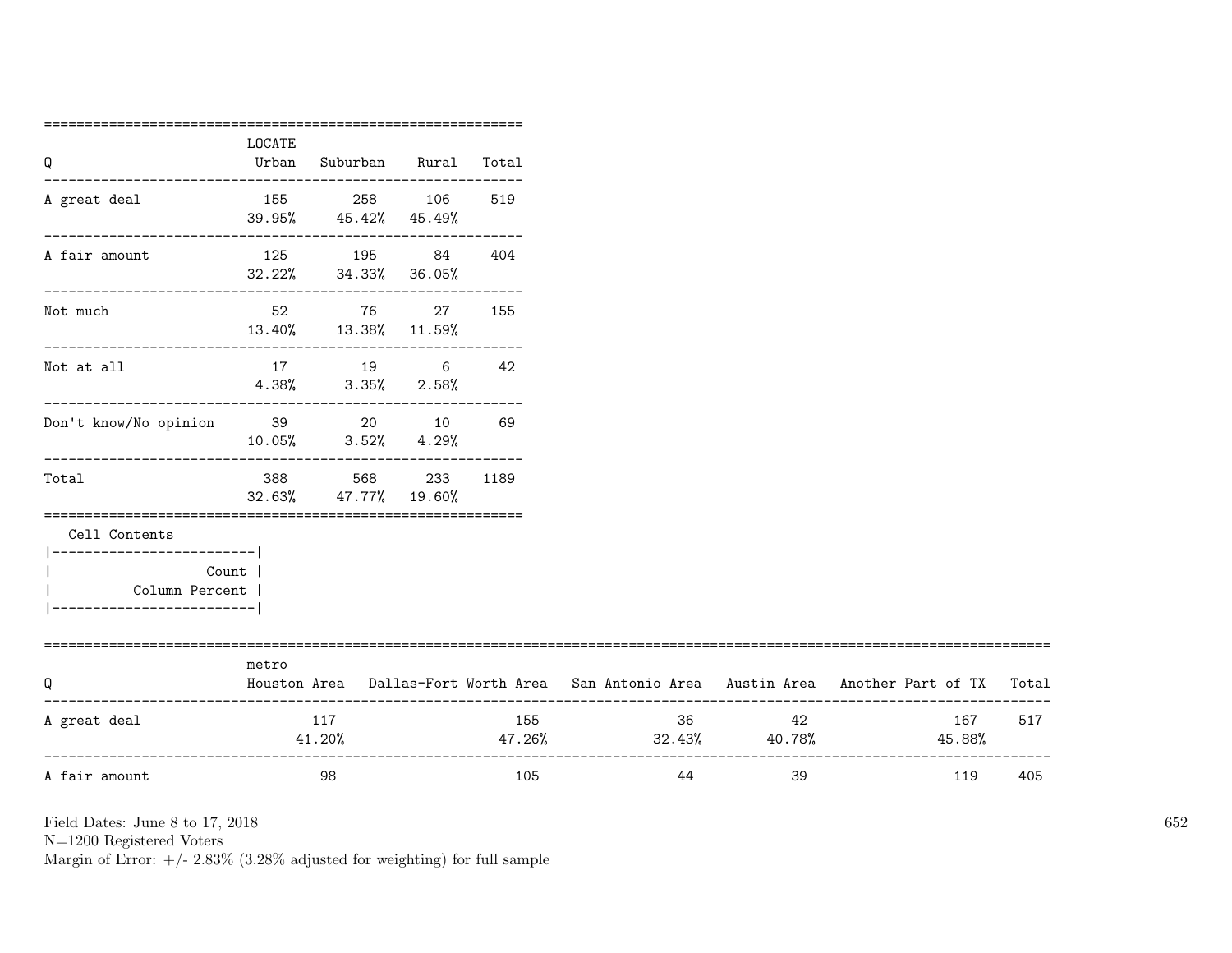| Q | LOCATE Urban | Suburban | Rural | Total |
|---|---|---|---|---|
| A great deal | 155<br>39.95% | 258<br>45.42% | 106<br>45.49% | 519 |
| A fair amount | 125<br>32.22% | 195<br>34.33% | 84<br>36.05% | 404 |
| Not much | 52<br>13.40% | 76<br>13.38% | 27<br>11.59% | 155 |
| Not at all | 17<br>4.38% | 19<br>3.35% | 6<br>2.58% | 42 |
| Don't know/No opinion | 39<br>10.05% | 20<br>3.52% | 10<br>4.29% | 69 |
| Total | 388<br>32.63% | 568<br>47.77% | 233<br>19.60% | 1189 |

Cell Contents

| Count |
|---|
| Column Percent |

| Q | metro Houston Area | Dallas-Fort Worth Area | San Antonio Area | Austin Area | Another Part of TX | Total |
|---|---|---|---|---|---|---|
| A great deal | 117<br>41.20% | 155<br>47.26% | 36<br>32.43% | 42<br>40.78% | 167<br>45.88% | 517 |
| A fair amount | 98 | 105 | 44 | 39 | 119 | 405 |

Field Dates: June 8 to 17, 2018
N=1200 Registered Voters
Margin of Error: +/- 2.83% (3.28% adjusted for weighting) for full sample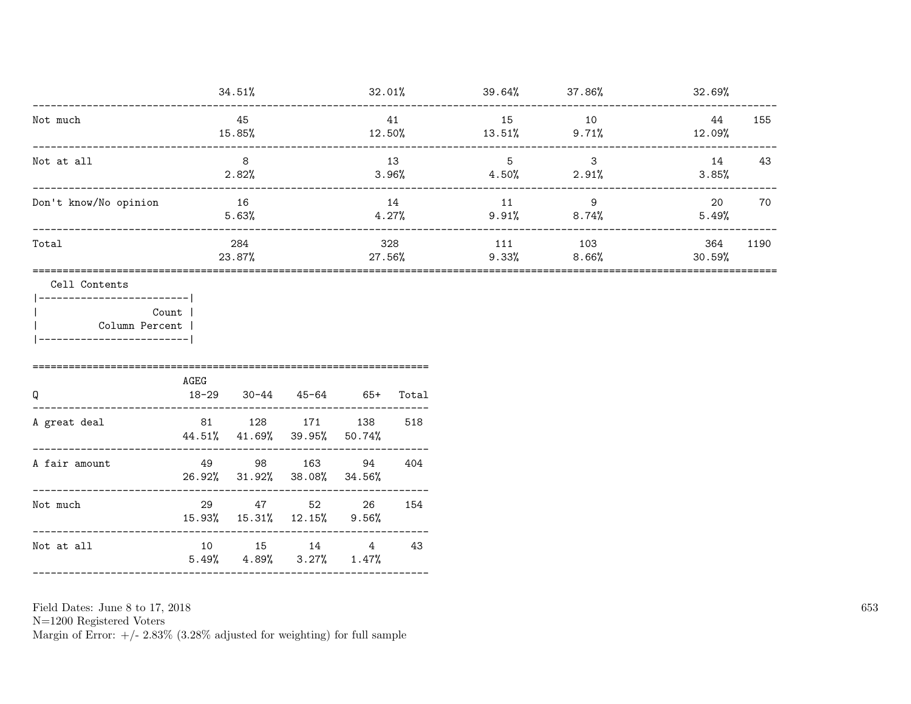| | | | | | | |
|---|---|---|---|---|---|---|
| | 34.51% | 32.01% | 39.64% | 37.86% | 32.69% | |
| Not much | 45 | 41 | 15 | 10 | 44 | 155 |
| | 15.85% | 12.50% | 13.51% | 9.71% | 12.09% | |
| Not at all | 8 | 13 | 5 | 3 | 14 | 43 |
| | 2.82% | 3.96% | 4.50% | 2.91% | 3.85% | |
| Don't know/No opinion | 16 | 14 | 11 | 9 | 20 | 70 |
| | 5.63% | 4.27% | 9.91% | 8.74% | 5.49% | |
| Total | 284 | 328 | 111 | 103 | 364 | 1190 |
| | 23.87% | 27.56% | 9.33% | 8.66% | 30.59% | |

Cell Contents

| |
|---|
| Count |
| Column Percent |

| Q | AGEG 18-29 | 30-44 | 45-64 | 65+ | Total |
|---|---|---|---|---|---|
| A great deal | 81 | 128 | 171 | 138 | 518 |
| | 44.51% | 41.69% | 39.95% | 50.74% | |
| A fair amount | 49 | 98 | 163 | 94 | 404 |
| | 26.92% | 31.92% | 38.08% | 34.56% | |
| Not much | 29 | 47 | 52 | 26 | 154 |
| | 15.93% | 15.31% | 12.15% | 9.56% | |
| Not at all | 10 | 15 | 14 | 4 | 43 |
| | 5.49% | 4.89% | 3.27% | 1.47% | |

Field Dates: June 8 to 17, 2018
N=1200 Registered Voters
Margin of Error: +/- 2.83% (3.28% adjusted for weighting) for full sample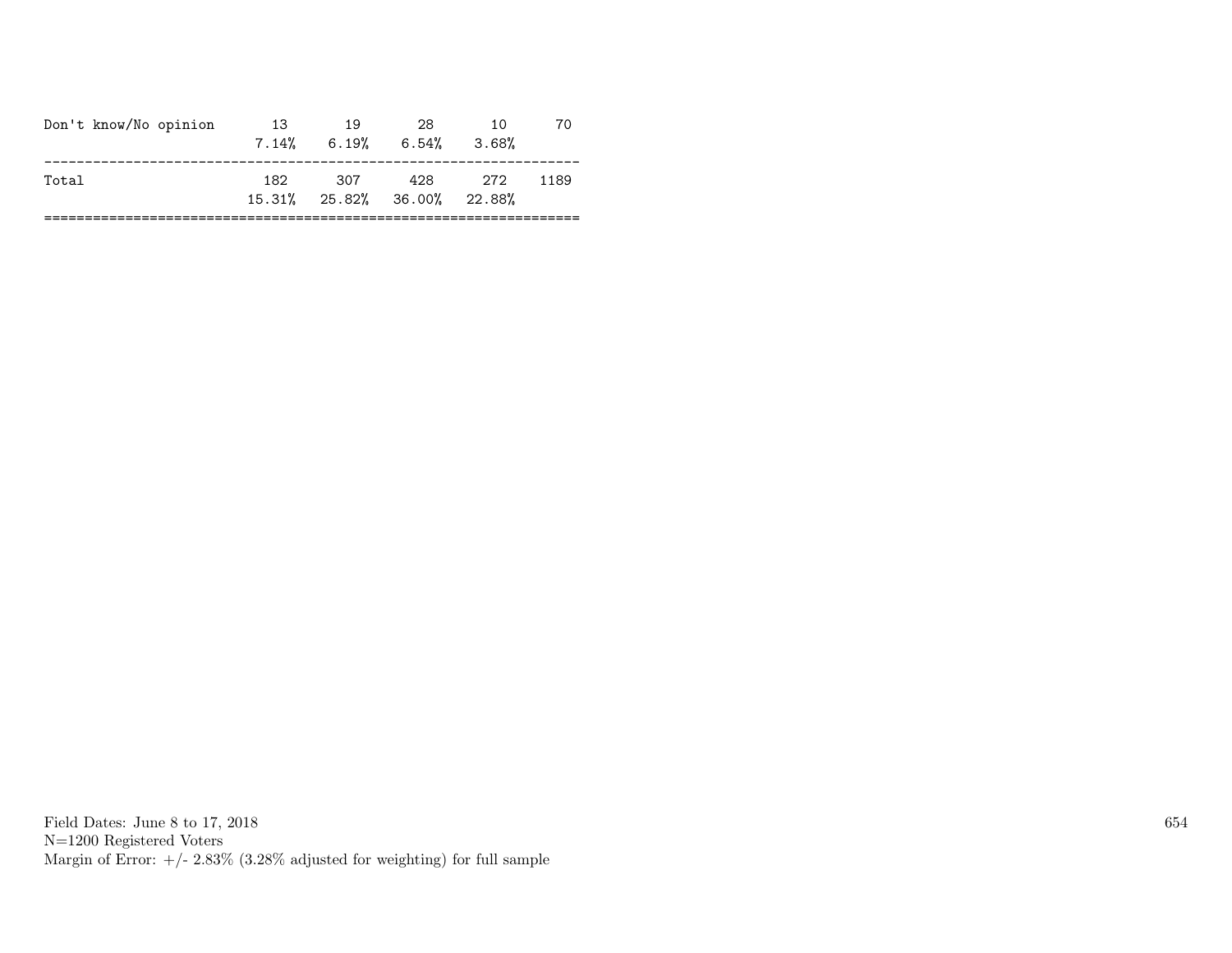| | | | | | |
|---|---|---|---|---|---|
| Don't know/No opinion | 13 | 19 | 28 | 10 | 70 |
| | 7.14% | 6.19% | 6.54% | 3.68% | |
| Total | 182 | 307 | 428 | 272 | 1189 |
| | 15.31% | 25.82% | 36.00% | 22.88% | |

Field Dates: June 8 to 17, 2018
N=1200 Registered Voters
Margin of Error: +/- 2.83% (3.28% adjusted for weighting) for full sample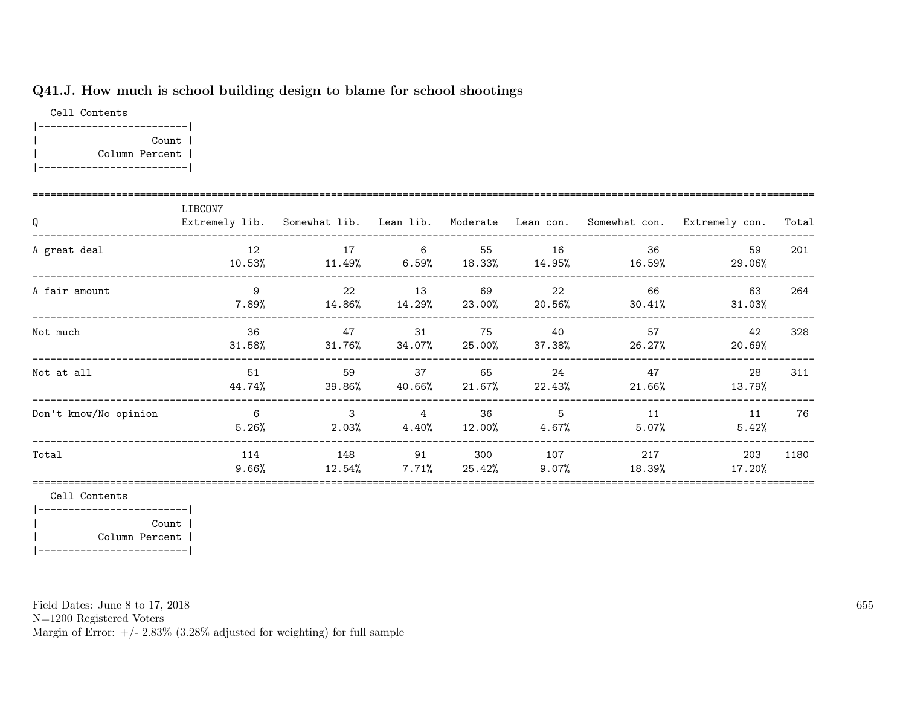### Q41.J. How much is school building design to blame for school shootings

Cell Contents

|-------------------------|
| Count |
| Column Percent |
|-------------------------|

| Q | LIBCON7 Extremely lib. | Somewhat lib. | Lean lib. | Moderate | Lean con. | Somewhat con. | Extremely con. | Total |
|---|---|---|---|---|---|---|---|---|
| A great deal | 12<br>10.53% | 17<br>11.49% | 6<br>6.59% | 55<br>18.33% | 16<br>14.95% | 36<br>16.59% | 59<br>29.06% | 201 |
| A fair amount | 9<br>7.89% | 22<br>14.86% | 13<br>14.29% | 69<br>23.00% | 22<br>20.56% | 66<br>30.41% | 63<br>31.03% | 264 |
| Not much | 36<br>31.58% | 47<br>31.76% | 31<br>34.07% | 75<br>25.00% | 40<br>37.38% | 57<br>26.27% | 42<br>20.69% | 328 |
| Not at all | 51<br>44.74% | 59<br>39.86% | 37<br>40.66% | 65<br>21.67% | 24<br>22.43% | 47<br>21.66% | 28<br>13.79% | 311 |
| Don't know/No opinion | 6<br>5.26% | 3<br>2.03% | 4<br>4.40% | 36<br>12.00% | 5<br>4.67% | 11<br>5.07% | 11<br>5.42% | 76 |
| Total | 114<br>9.66% | 148<br>12.54% | 91<br>7.71% | 300<br>25.42% | 107<br>9.07% | 217<br>18.39% | 203<br>17.20% | 1180 |

Cell Contents

|-------------------------|
| Count |
| Column Percent |
|-------------------------|

Field Dates: June 8 to 17, 2018
N=1200 Registered Voters
Margin of Error: +/- 2.83% (3.28% adjusted for weighting) for full sample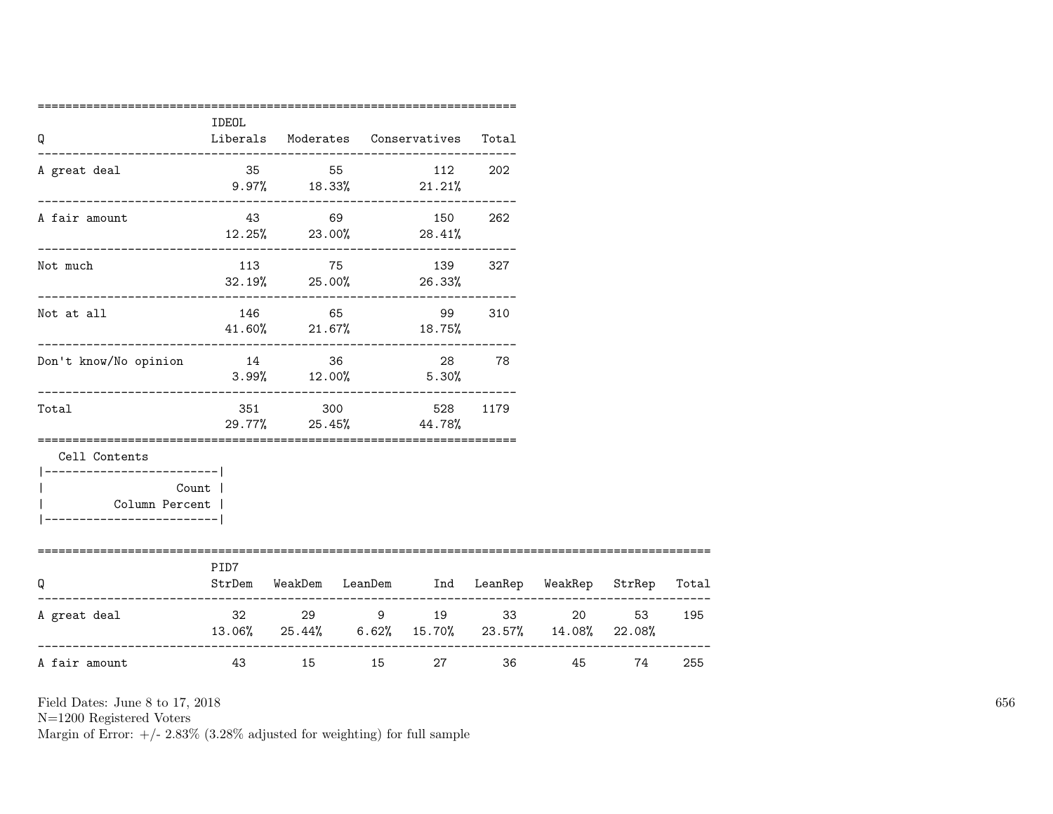| Q | IDEOL Liberals | Moderates | Conservatives | Total |
|---|---|---|---|---|
| A great deal | 35<br>9.97% | 55<br>18.33% | 112<br>21.21% | 202 |
| A fair amount | 43<br>12.25% | 69<br>23.00% | 150<br>28.41% | 262 |
| Not much | 113<br>32.19% | 75<br>25.00% | 139<br>26.33% | 327 |
| Not at all | 146<br>41.60% | 65<br>21.67% | 99<br>18.75% | 310 |
| Don't know/No opinion | 14<br>3.99% | 36<br>12.00% | 28<br>5.30% | 78 |
| Total | 351<br>29.77% | 300<br>25.45% | 528<br>44.78% | 1179 |

Cell Contents

| |
|---|
| Count |
| Column Percent |

| Q | PID7 StrDem | WeakDem | LeanDem | Ind | LeanRep | WeakRep | StrRep | Total |
|---|---|---|---|---|---|---|---|---|
| A great deal | 32<br>13.06% | 29<br>25.44% | 9<br>6.62% | 19<br>15.70% | 33<br>23.57% | 20<br>14.08% | 53<br>22.08% | 195 |
| A fair amount | 43 | 15 | 15 | 27 | 36 | 45 | 74 | 255 |

Field Dates: June 8 to 17, 2018
N=1200 Registered Voters
Margin of Error: +/- 2.83% (3.28% adjusted for weighting) for full sample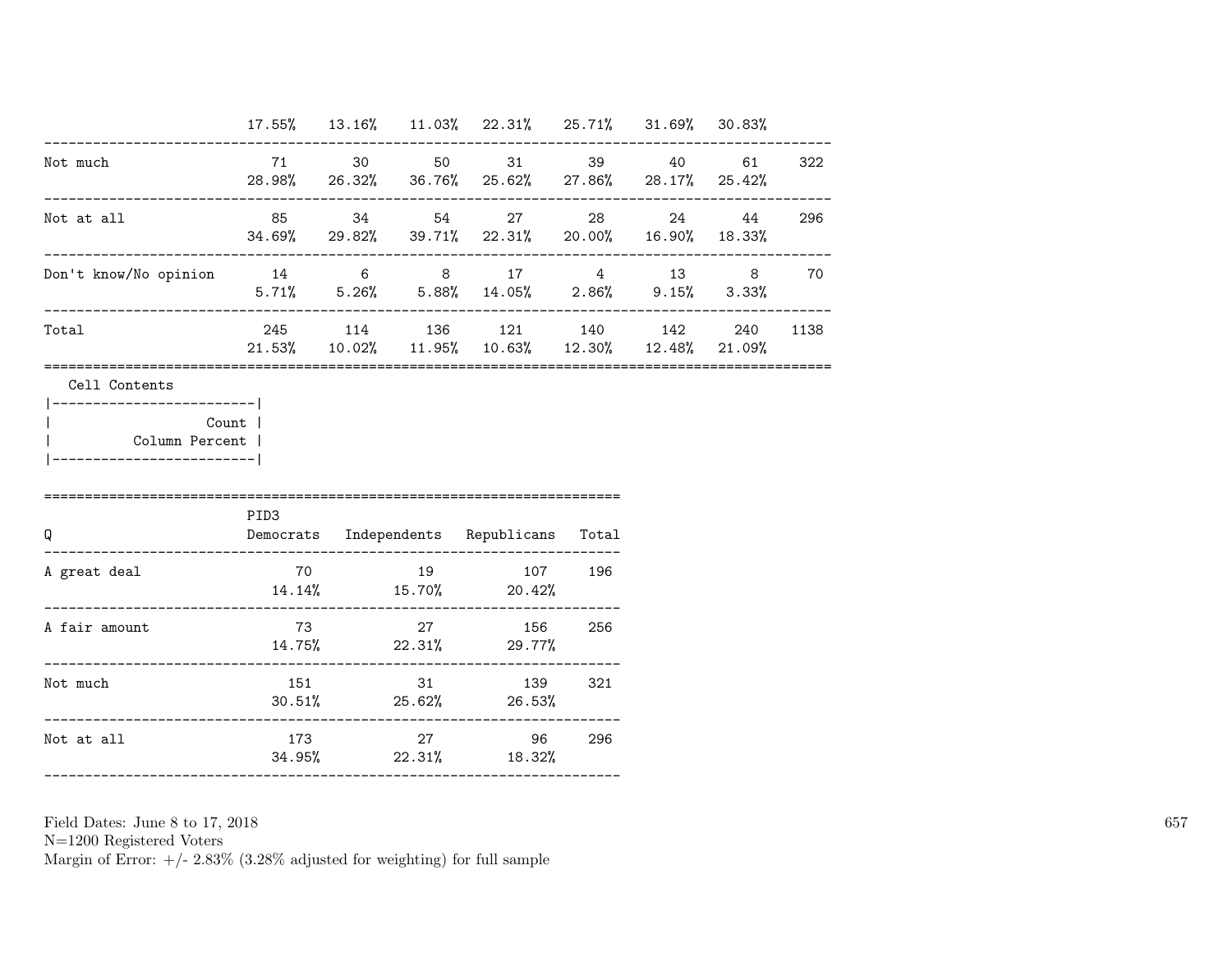| | | | | | | | | |
|---|---|---|---|---|---|---|---|---|
| | 17.55% | 13.16% | 11.03% | 22.31% | 25.71% | 31.69% | 30.83% | |
| Not much | 71 | 30 | 50 | 31 | 39 | 40 | 61 | 322 |
| | 28.98% | 26.32% | 36.76% | 25.62% | 27.86% | 28.17% | 25.42% | |
| Not at all | 85 | 34 | 54 | 27 | 28 | 24 | 44 | 296 |
| | 34.69% | 29.82% | 39.71% | 22.31% | 20.00% | 16.90% | 18.33% | |
| Don't know/No opinion | 14 | 6 | 8 | 17 | 4 | 13 | 8 | 70 |
| | 5.71% | 5.26% | 5.88% | 14.05% | 2.86% | 9.15% | 3.33% | |
| Total | 245 | 114 | 136 | 121 | 140 | 142 | 240 | 1138 |
| | 21.53% | 10.02% | 11.95% | 10.63% | 12.30% | 12.48% | 21.09% | |

Cell Contents

| |
|---|
| Count |
| Column Percent |

| Q | PID3 Democrats | Independents | Republicans | Total |
|---|---|---|---|---|
| A great deal | 70 | 19 | 107 | 196 |
| | 14.14% | 15.70% | 20.42% | |
| A fair amount | 73 | 27 | 156 | 256 |
| | 14.75% | 22.31% | 29.77% | |
| Not much | 151 | 31 | 139 | 321 |
| | 30.51% | 25.62% | 26.53% | |
| Not at all | 173 | 27 | 96 | 296 |
| | 34.95% | 22.31% | 18.32% | |

Field Dates: June 8 to 17, 2018
N=1200 Registered Voters
Margin of Error: +/- 2.83% (3.28% adjusted for weighting) for full sample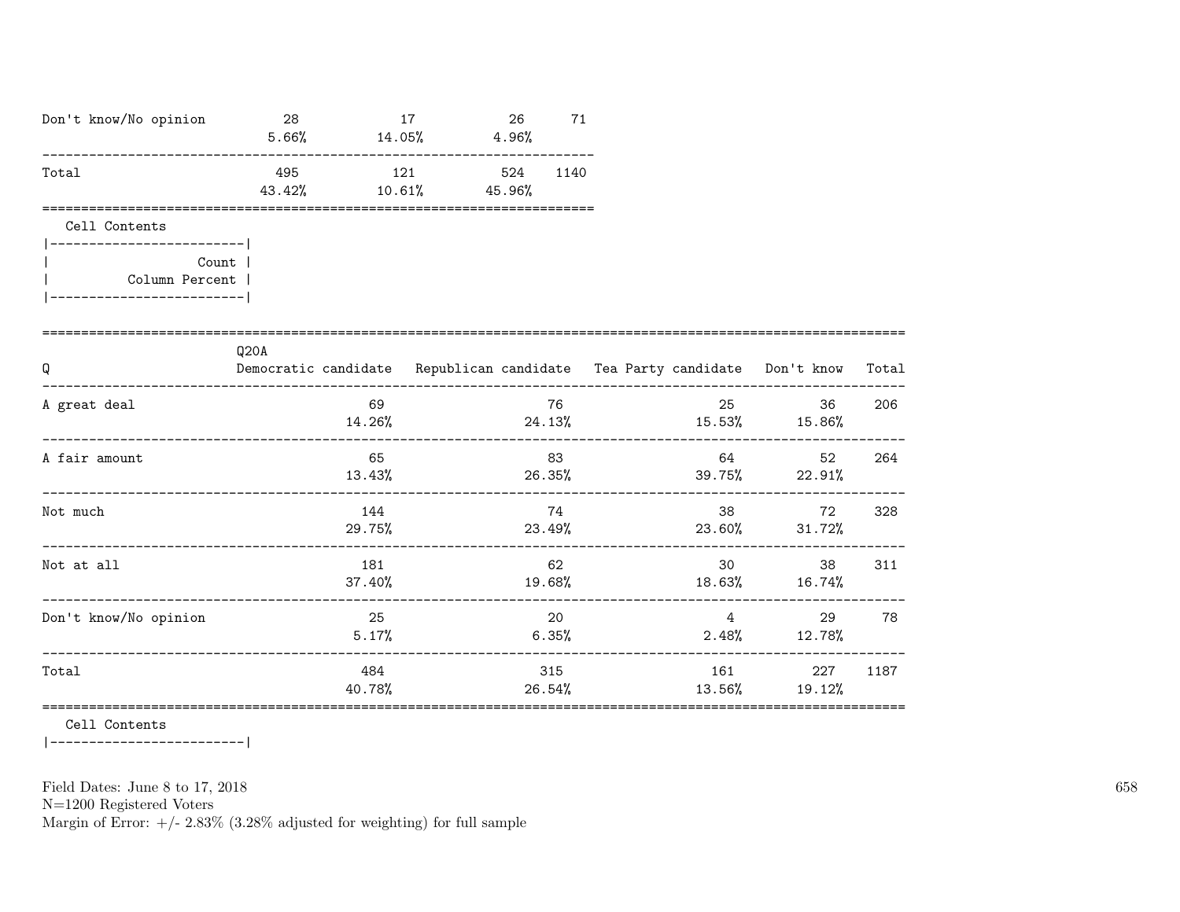| | | | | |
|---|---|---|---|---|
| Don't know/No opinion | 28<br>5.66% | 17<br>14.05% | 26<br>4.96% | 71 |
| Total | 495<br>43.42% | 121<br>10.61% | 524<br>45.96% | 1140 |

Cell Contents

|-------------------------|
| Count |
| Column Percent |
|-------------------------|

| Q | Q20A<br>Democratic candidate | Republican candidate | Tea Party candidate | Don't know | Total |
|---|---|---|---|---|---|
| A great deal | 69<br>14.26% | 76<br>24.13% | 25<br>15.53% | 36<br>15.86% | 206 |
| A fair amount | 65<br>13.43% | 83<br>26.35% | 64<br>39.75% | 52<br>22.91% | 264 |
| Not much | 144<br>29.75% | 74<br>23.49% | 38<br>23.60% | 72<br>31.72% | 328 |
| Not at all | 181<br>37.40% | 62<br>19.68% | 30<br>18.63% | 38<br>16.74% | 311 |
| Don't know/No opinion | 25<br>5.17% | 20<br>6.35% | 4<br>2.48% | 29<br>12.78% | 78 |
| Total | 484<br>40.78% | 315<br>26.54% | 161<br>13.56% | 227<br>19.12% | 1187 |

Cell Contents

|-------------------------|

Field Dates: June 8 to 17, 2018
N=1200 Registered Voters
Margin of Error: +/- 2.83% (3.28% adjusted for weighting) for full sample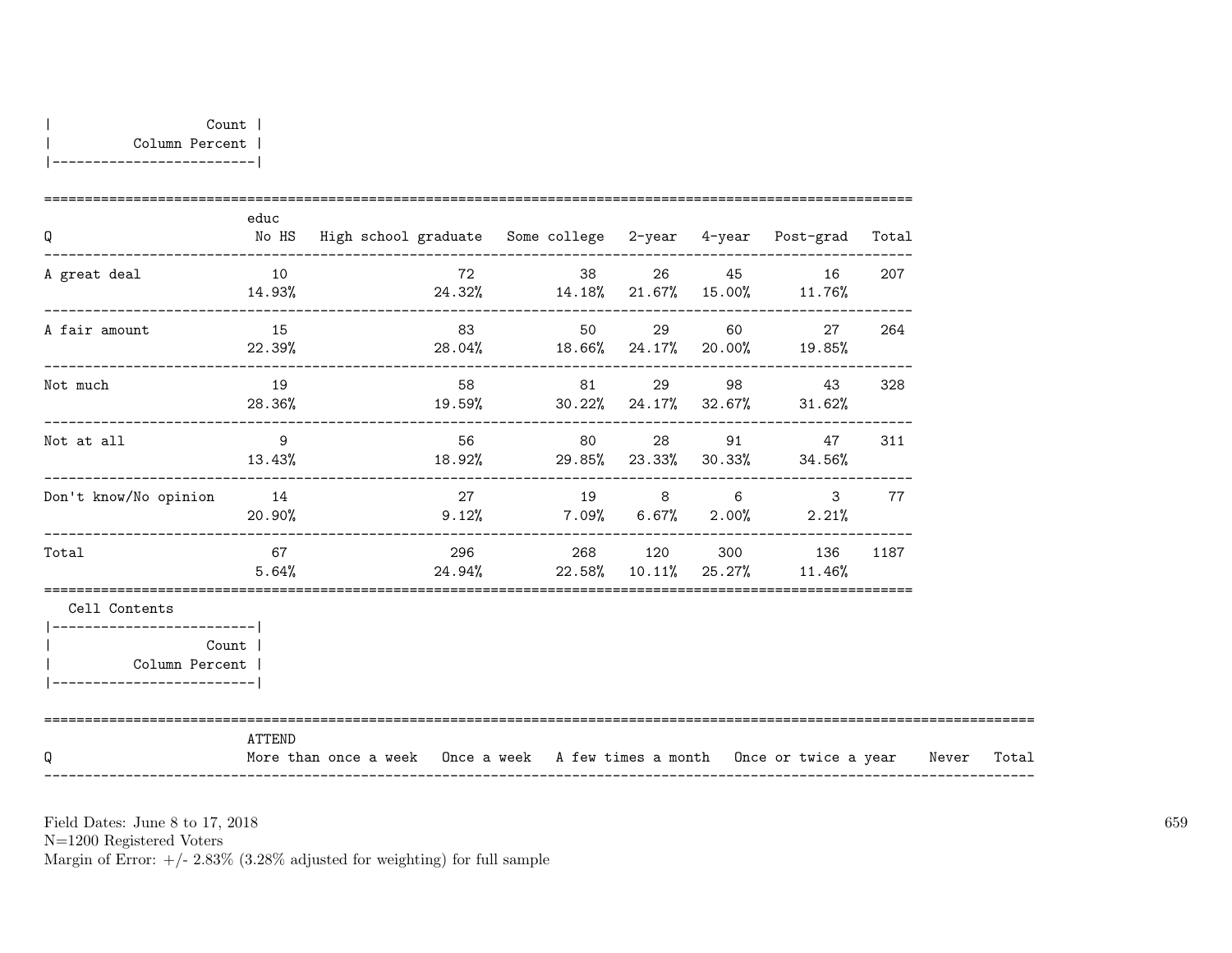| Count |
|---|
| Column Percent |

| Q | educ No HS | High school graduate | Some college | 2-year | 4-year | Post-grad | Total |
|---|---|---|---|---|---|---|---|
| A great deal | 10<br>14.93% | 72<br>24.32% | 38<br>14.18% | 26<br>21.67% | 45<br>15.00% | 16<br>11.76% | 207 |
| A fair amount | 15<br>22.39% | 83<br>28.04% | 50<br>18.66% | 29<br>24.17% | 60<br>20.00% | 27<br>19.85% | 264 |
| Not much | 19<br>28.36% | 58<br>19.59% | 81<br>30.22% | 29<br>24.17% | 98<br>32.67% | 43<br>31.62% | 328 |
| Not at all | 9<br>13.43% | 56<br>18.92% | 80<br>29.85% | 28<br>23.33% | 91<br>30.33% | 47<br>34.56% | 311 |
| Don't know/No opinion | 14<br>20.90% | 27<br>9.12% | 19<br>7.09% | 8<br>6.67% | 6<br>2.00% | 3<br>2.21% | 77 |
| Total | 67<br>5.64% | 296<br>24.94% | 268<br>22.58% | 120<br>10.11% | 300<br>25.27% | 136<br>11.46% | 1187 |

Cell Contents

| Count |
|---|
| Column Percent |

| Q | ATTEND More than once a week | Once a week | A few times a month | Once or twice a year | Never | Total |
|---|---|---|---|---|---|---|

Field Dates: June 8 to 17, 2018
N=1200 Registered Voters
Margin of Error: +/- 2.83% (3.28% adjusted for weighting) for full sample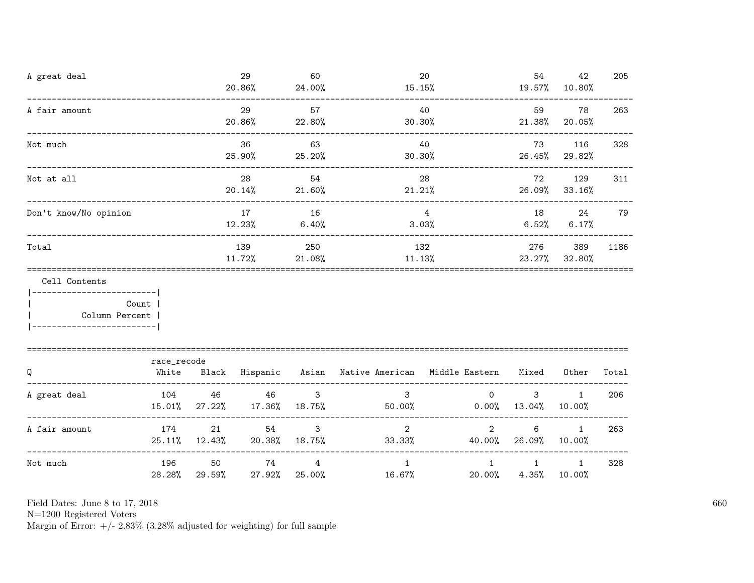| | | | | | | |
|---|---|---|---|---|---|---|
| A great deal | 29<br>20.86% | 60<br>24.00% | 20<br>15.15% | 54<br>19.57% | 42<br>10.80% | 205 |
| A fair amount | 29<br>20.86% | 57<br>22.80% | 40<br>30.30% | 59<br>21.38% | 78<br>20.05% | 263 |
| Not much | 36<br>25.90% | 63<br>25.20% | 40<br>30.30% | 73<br>26.45% | 116<br>29.82% | 328 |
| Not at all | 28<br>20.14% | 54<br>21.60% | 28<br>21.21% | 72<br>26.09% | 129<br>33.16% | 311 |
| Don't know/No opinion | 17<br>12.23% | 16<br>6.40% | 4<br>3.03% | 18<br>6.52% | 24<br>6.17% | 79 |
| Total | 139<br>11.72% | 250<br>21.08% | 132<br>11.13% | 276<br>23.27% | 389<br>32.80% | 1186 |

Cell Contents
- Count
- Column Percent

| Q | race_recode<br>White | Black | Hispanic | Asian | Native American | Middle Eastern | Mixed | Other | Total |
|---|---|---|---|---|---|---|---|---|---|
| A great deal | 104<br>15.01% | 46<br>27.22% | 46<br>17.36% | 3<br>18.75% | 3<br>50.00% | 0<br>0.00% | 3<br>13.04% | 1<br>10.00% | 206 |
| A fair amount | 174<br>25.11% | 21<br>12.43% | 54<br>20.38% | 3<br>18.75% | 2<br>33.33% | 2<br>40.00% | 6<br>26.09% | 1<br>10.00% | 263 |
| Not much | 196<br>28.28% | 50<br>29.59% | 74<br>27.92% | 4<br>25.00% | 1<br>16.67% | 1<br>20.00% | 1<br>4.35% | 1<br>10.00% | 328 |

Field Dates: June 8 to 17, 2018
N=1200 Registered Voters
Margin of Error: +/- 2.83% (3.28% adjusted for weighting) for full sample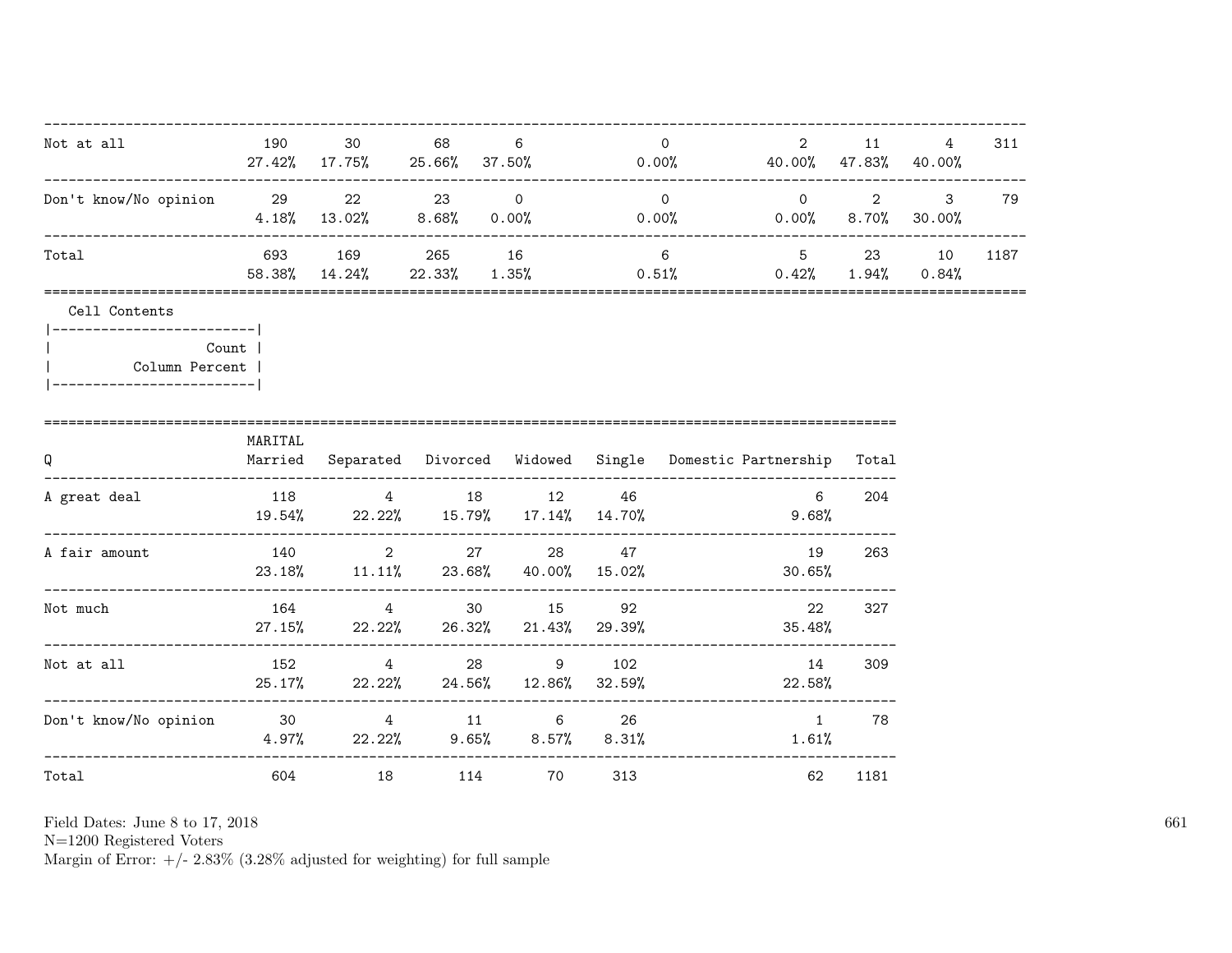| | | | | | | | | | |
|---|---|---|---|---|---|---|---|---|---|
| Not at all | 190 | 30 | 68 | 6 | 0 | 2 | 11 | 4 | 311 |
| | 27.42% | 17.75% | 25.66% | 37.50% | 0.00% | 40.00% | 47.83% | 40.00% | |
| Don't know/No opinion | 29 | 22 | 23 | 0 | 0 | 0 | 2 | 3 | 79 |
| | 4.18% | 13.02% | 8.68% | 0.00% | 0.00% | 0.00% | 8.70% | 30.00% | |
| Total | 693 | 169 | 265 | 16 | 6 | 5 | 23 | 10 | 1187 |
| | 58.38% | 14.24% | 22.33% | 1.35% | 0.51% | 0.42% | 1.94% | 0.84% | |

Cell Contents

| |
|---|
| Count |
| Column Percent |

| Q | MARITAL Married | Separated | Divorced | Widowed | Single | Domestic Partnership | Total |
|---|---|---|---|---|---|---|---|
| A great deal | 118 | 4 | 18 | 12 | 46 | 6 | 204 |
| | 19.54% | 22.22% | 15.79% | 17.14% | 14.70% | 9.68% | |
| A fair amount | 140 | 2 | 27 | 28 | 47 | 19 | 263 |
| | 23.18% | 11.11% | 23.68% | 40.00% | 15.02% | 30.65% | |
| Not much | 164 | 4 | 30 | 15 | 92 | 22 | 327 |
| | 27.15% | 22.22% | 26.32% | 21.43% | 29.39% | 35.48% | |
| Not at all | 152 | 4 | 28 | 9 | 102 | 14 | 309 |
| | 25.17% | 22.22% | 24.56% | 12.86% | 32.59% | 22.58% | |
| Don't know/No opinion | 30 | 4 | 11 | 6 | 26 | 1 | 78 |
| | 4.97% | 22.22% | 9.65% | 8.57% | 8.31% | 1.61% | |
| Total | 604 | 18 | 114 | 70 | 313 | 62 | 1181 |

Field Dates: June 8 to 17, 2018
N=1200 Registered Voters
Margin of Error: +/- 2.83% (3.28% adjusted for weighting) for full sample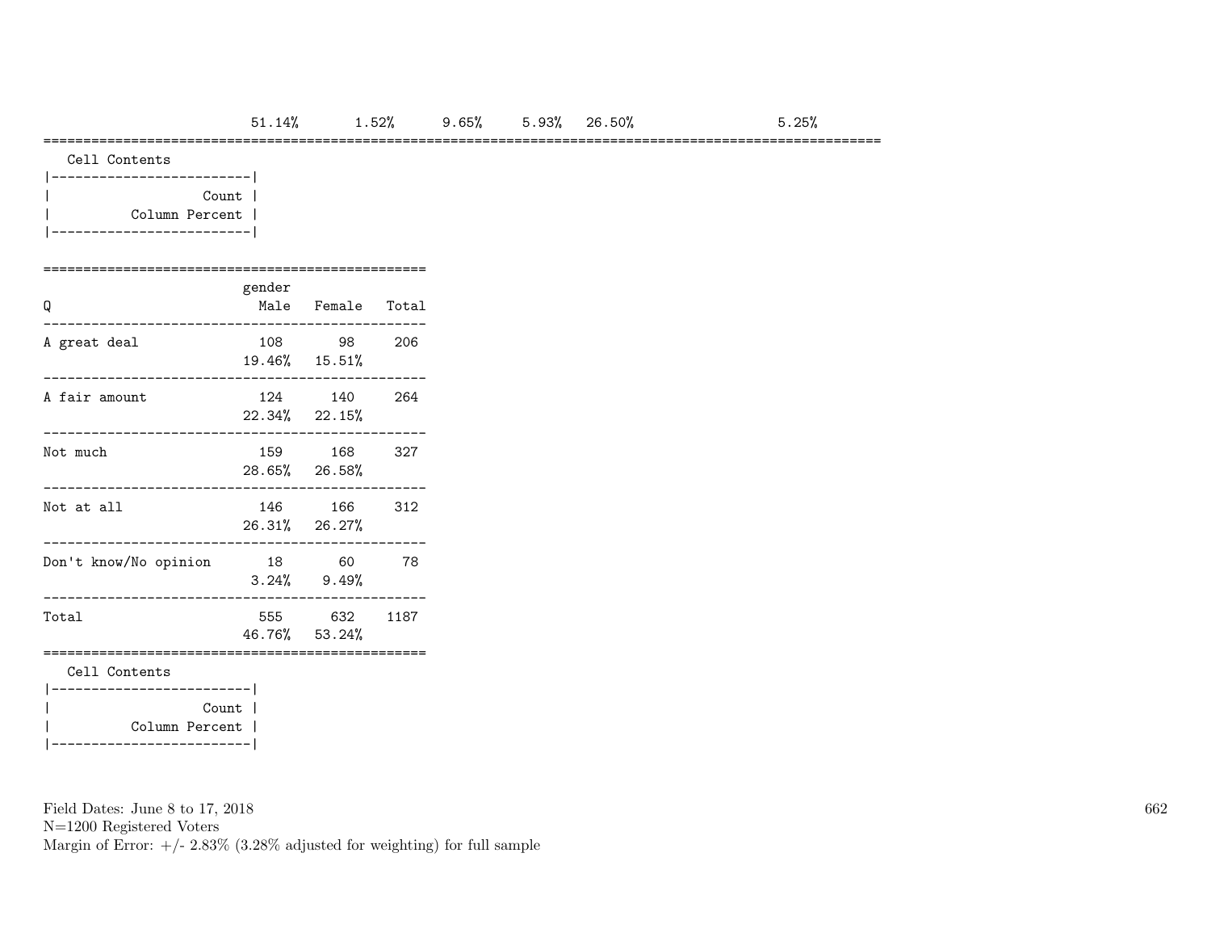| | | | | | | | |
|---|---|---|---|---|---|---|---|
| | 51.14% | 1.52% | 9.65% | 5.93% | 26.50% | | 5.25% |

Cell Contents

|-------------------------|
| Count |
| Column Percent |
|-------------------------|

| Q | gender Male | Female | Total |
|---|---|---|---|
| A great deal | 108 | 98 | 206 |
| | 19.46% | 15.51% | |
| A fair amount | 124 | 140 | 264 |
| | 22.34% | 22.15% | |
| Not much | 159 | 168 | 327 |
| | 28.65% | 26.58% | |
| Not at all | 146 | 166 | 312 |
| | 26.31% | 26.27% | |
| Don't know/No opinion | 18 | 60 | 78 |
| | 3.24% | 9.49% | |
| Total | 555 | 632 | 1187 |
| | 46.76% | 53.24% | |

Cell Contents

|-------------------------|
| Count |
| Column Percent |
|-------------------------|

Field Dates: June 8 to 17, 2018
N=1200 Registered Voters
Margin of Error: +/- 2.83% (3.28% adjusted for weighting) for full sample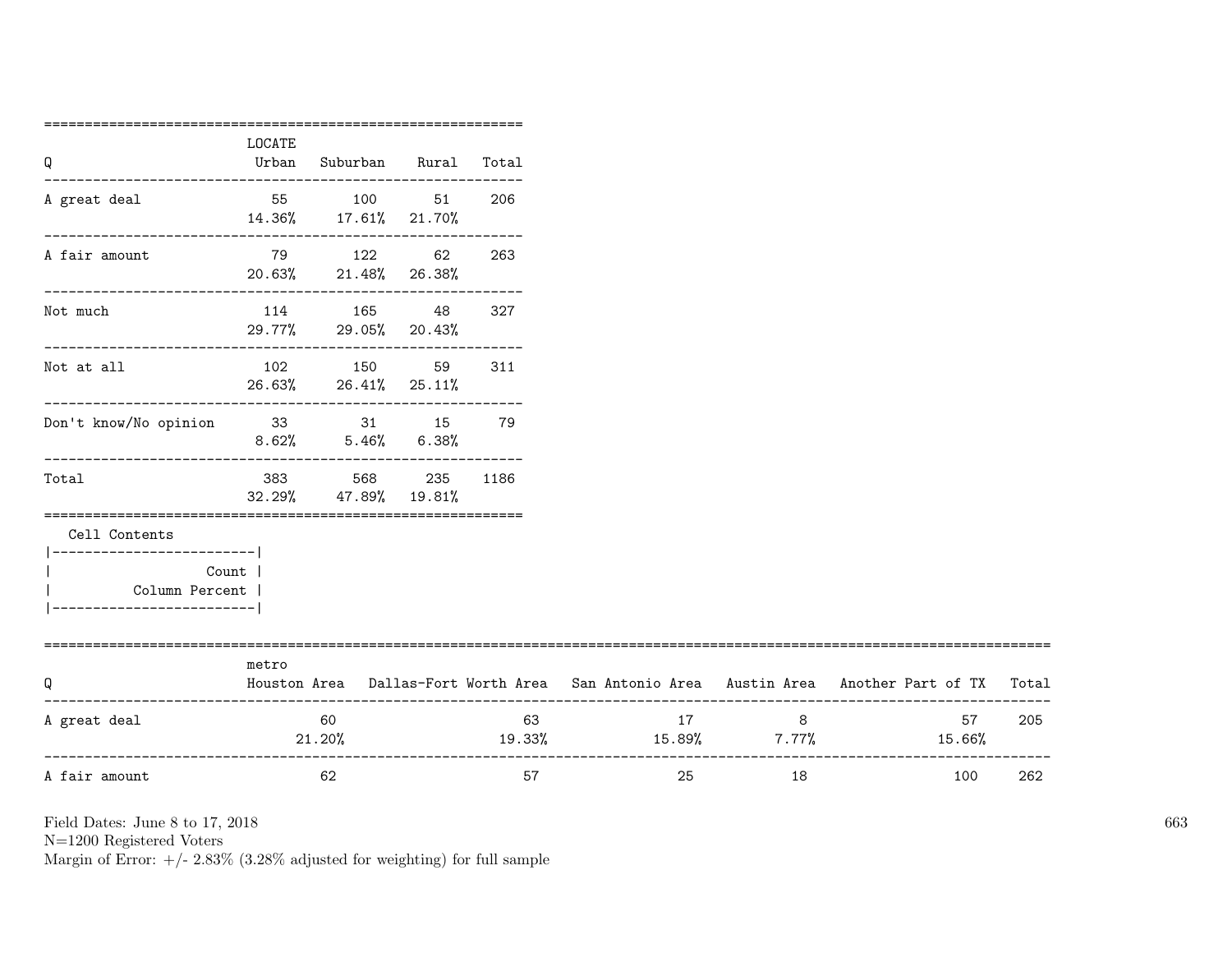| Q | LOCATE Urban | Suburban | Rural | Total |
|---|---|---|---|---|
| A great deal | 55<br>14.36% | 100<br>17.61% | 51<br>21.70% | 206 |
| A fair amount | 79<br>20.63% | 122<br>21.48% | 62<br>26.38% | 263 |
| Not much | 114<br>29.77% | 165<br>29.05% | 48<br>20.43% | 327 |
| Not at all | 102<br>26.63% | 150<br>26.41% | 59<br>25.11% | 311 |
| Don't know/No opinion | 33<br>8.62% | 31<br>5.46% | 15<br>6.38% | 79 |
| Total | 383<br>32.29% | 568<br>47.89% | 235<br>19.81% | 1186 |

Cell Contents

| Count |
|---|
| Column Percent |

| Q | metro Houston Area | Dallas-Fort Worth Area | San Antonio Area | Austin Area | Another Part of TX | Total |
|---|---|---|---|---|---|---|
| A great deal | 60<br>21.20% | 63<br>19.33% | 17<br>15.89% | 8<br>7.77% | 57<br>15.66% | 205 |
| A fair amount | 62 | 57 | 25 | 18 | 100 | 262 |

Field Dates: June 8 to 17, 2018
N=1200 Registered Voters
Margin of Error: +/- 2.83% (3.28% adjusted for weighting) for full sample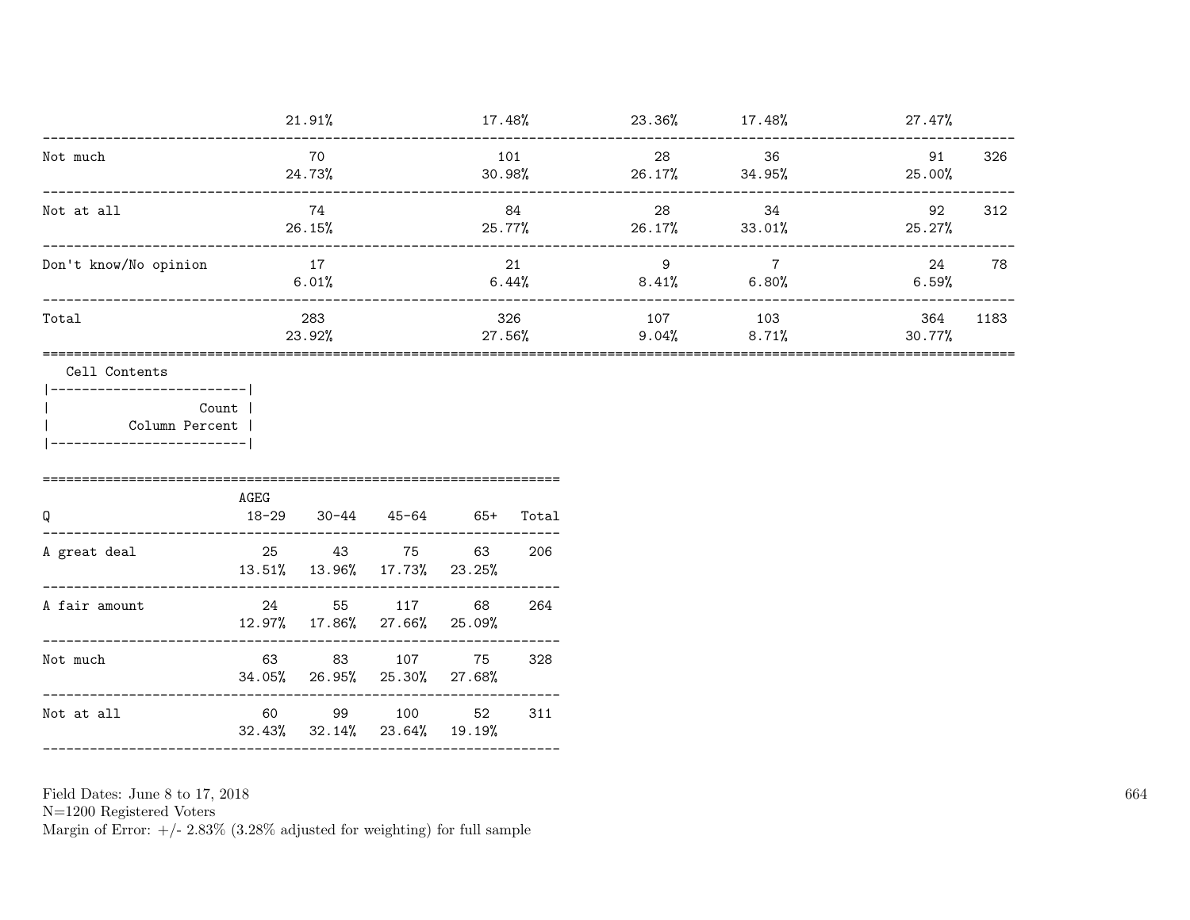| | | | | | | |
|---|---|---|---|---|---|---|
| | 21.91% | 17.48% | 23.36% | 17.48% | 27.47% | |
| Not much | 70 | 101 | 28 | 36 | 91 | 326 |
| | 24.73% | 30.98% | 26.17% | 34.95% | 25.00% | |
| Not at all | 74 | 84 | 28 | 34 | 92 | 312 |
| | 26.15% | 25.77% | 26.17% | 33.01% | 25.27% | |
| Don't know/No opinion | 17 | 21 | 9 | 7 | 24 | 78 |
| | 6.01% | 6.44% | 8.41% | 6.80% | 6.59% | |
| Total | 283 | 326 | 107 | 103 | 364 | 1183 |
| | 23.92% | 27.56% | 9.04% | 8.71% | 30.77% | |

Cell Contents

| |
|---|
| Count |
| Column Percent |

| Q | AGEG 18-29 | 30-44 | 45-64 | 65+ | Total |
|---|---|---|---|---|---|
| A great deal | 25 | 43 | 75 | 63 | 206 |
| | 13.51% | 13.96% | 17.73% | 23.25% | |
| A fair amount | 24 | 55 | 117 | 68 | 264 |
| | 12.97% | 17.86% | 27.66% | 25.09% | |
| Not much | 63 | 83 | 107 | 75 | 328 |
| | 34.05% | 26.95% | 25.30% | 27.68% | |
| Not at all | 60 | 99 | 100 | 52 | 311 |
| | 32.43% | 32.14% | 23.64% | 19.19% | |

Field Dates: June 8 to 17, 2018
N=1200 Registered Voters
Margin of Error: +/- 2.83% (3.28% adjusted for weighting) for full sample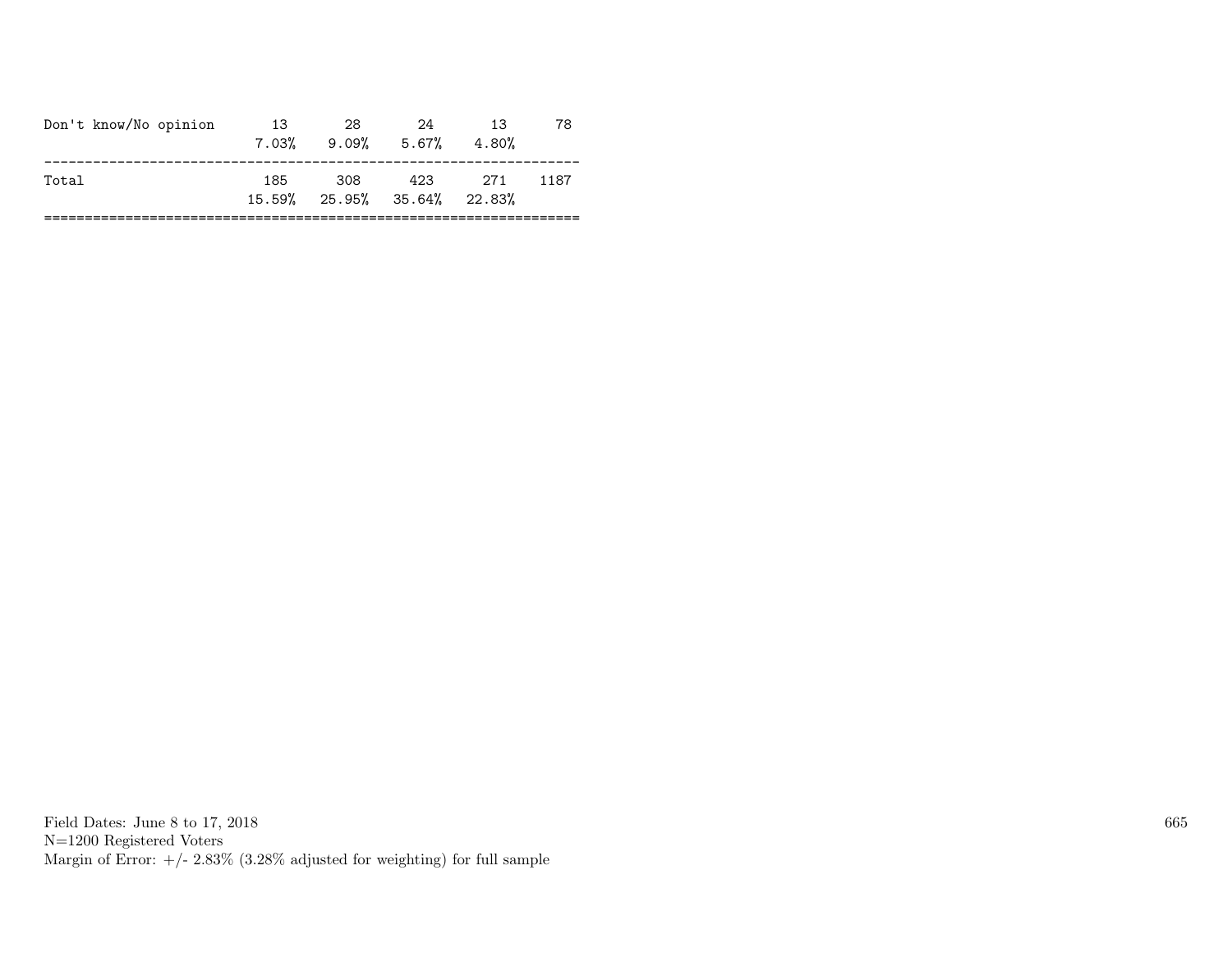| | | | | | |
|---|---|---|---|---|---|
| Don't know/No opinion | 13 | 28 | 24 | 13 | 78 |
| | 7.03% | 9.09% | 5.67% | 4.80% | |
| Total | 185 | 308 | 423 | 271 | 1187 |
| | 15.59% | 25.95% | 35.64% | 22.83% | |

Field Dates: June 8 to 17, 2018
N=1200 Registered Voters
Margin of Error: +/- 2.83% (3.28% adjusted for weighting) for full sample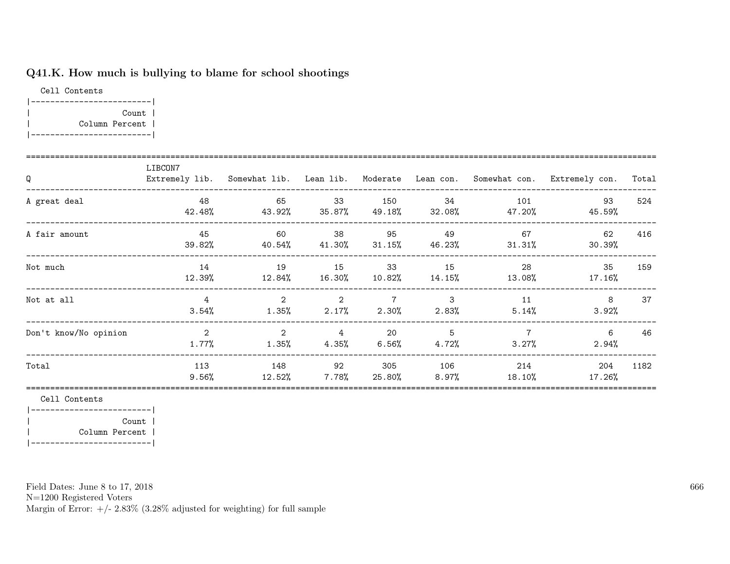## Q41.K. How much is bullying to blame for school shootings

Cell Contents

|-------------------------|
| Count |
| Column Percent |
|-------------------------|

| Q | LIBCON7 Extremely lib. | Somewhat lib. | Lean lib. | Moderate | Lean con. | Somewhat con. | Extremely con. | Total |
|---|---|---|---|---|---|---|---|---|
| A great deal | 48<br>42.48% | 65<br>43.92% | 33<br>35.87% | 150<br>49.18% | 34<br>32.08% | 101<br>47.20% | 93<br>45.59% | 524 |
| A fair amount | 45<br>39.82% | 60<br>40.54% | 38<br>41.30% | 95<br>31.15% | 49<br>46.23% | 67<br>31.31% | 62<br>30.39% | 416 |
| Not much | 14<br>12.39% | 19<br>12.84% | 15<br>16.30% | 33<br>10.82% | 15<br>14.15% | 28<br>13.08% | 35<br>17.16% | 159 |
| Not at all | 4<br>3.54% | 2<br>1.35% | 2<br>2.17% | 7<br>2.30% | 3<br>2.83% | 11<br>5.14% | 8<br>3.92% | 37 |
| Don't know/No opinion | 2<br>1.77% | 2<br>1.35% | 4<br>4.35% | 20<br>6.56% | 5<br>4.72% | 7<br>3.27% | 6<br>2.94% | 46 |
| Total | 113<br>9.56% | 148<br>12.52% | 92<br>7.78% | 305<br>25.80% | 106<br>8.97% | 214<br>18.10% | 204<br>17.26% | 1182 |

Cell Contents

|-------------------------|
| Count |
| Column Percent |
|-------------------------|

Field Dates: June 8 to 17, 2018
N=1200 Registered Voters
Margin of Error: +/- 2.83% (3.28% adjusted for weighting) for full sample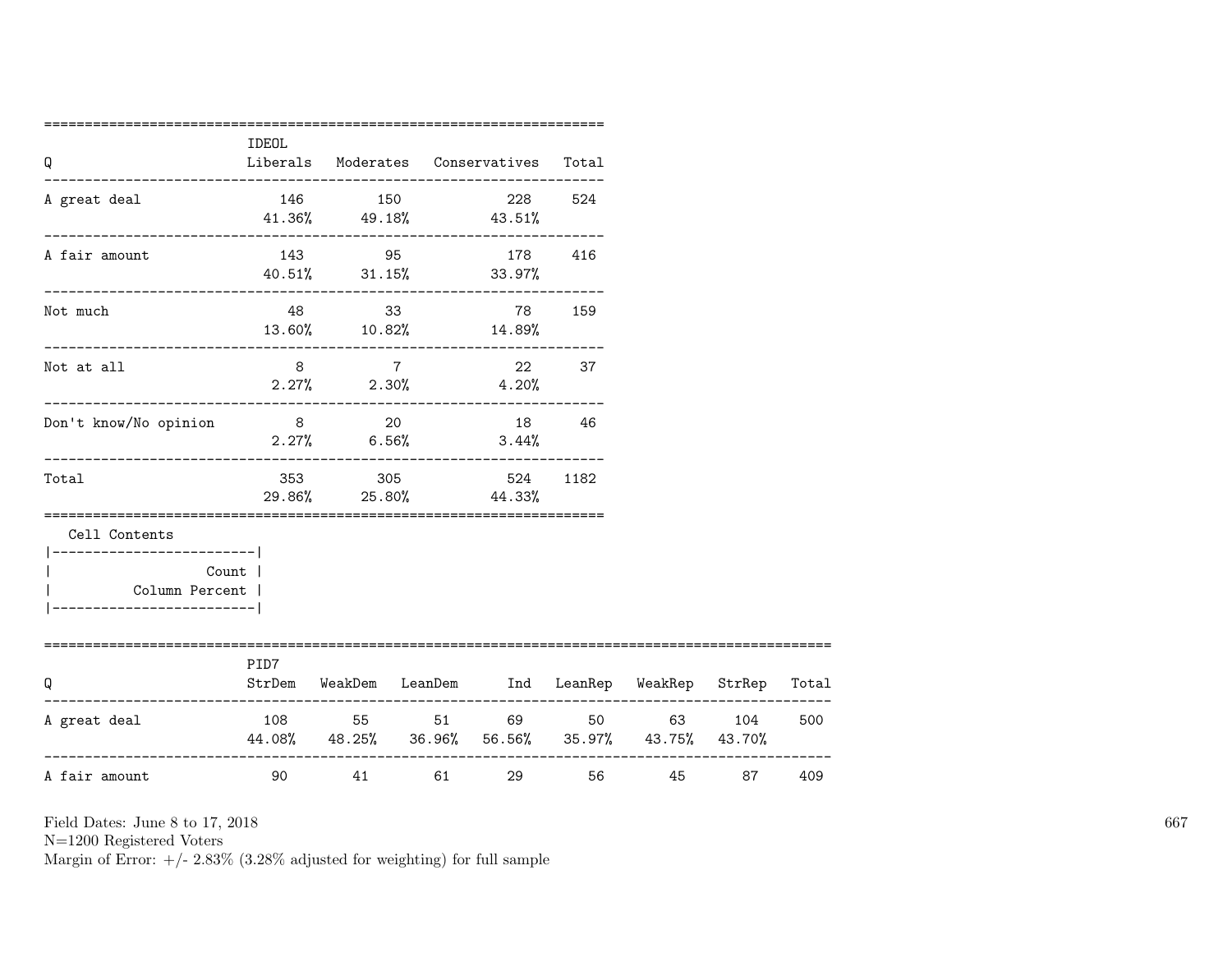| Q | IDEOL Liberals | Moderates | Conservatives | Total |
|---|---|---|---|---|
| A great deal | 146 | 150 | 228 | 524 |
| | 41.36% | 49.18% | 43.51% | |
| A fair amount | 143 | 95 | 178 | 416 |
| | 40.51% | 31.15% | 33.97% | |
| Not much | 48 | 33 | 78 | 159 |
| | 13.60% | 10.82% | 14.89% | |
| Not at all | 8 | 7 | 22 | 37 |
| | 2.27% | 2.30% | 4.20% | |
| Don't know/No opinion | 8 | 20 | 18 | 46 |
| | 2.27% | 6.56% | 3.44% | |
| Total | 353 | 305 | 524 | 1182 |
| | 29.86% | 25.80% | 44.33% | |

Cell Contents

| |
|---|
| Count |
| Column Percent |

| Q | PID7 StrDem | WeakDem | LeanDem | Ind | LeanRep | WeakRep | StrRep | Total |
|---|---|---|---|---|---|---|---|---|
| A great deal | 108 | 55 | 51 | 69 | 50 | 63 | 104 | 500 |
| | 44.08% | 48.25% | 36.96% | 56.56% | 35.97% | 43.75% | 43.70% | |
| A fair amount | 90 | 41 | 61 | 29 | 56 | 45 | 87 | 409 |

Field Dates: June 8 to 17, 2018
N=1200 Registered Voters
Margin of Error: +/- 2.83% (3.28% adjusted for weighting) for full sample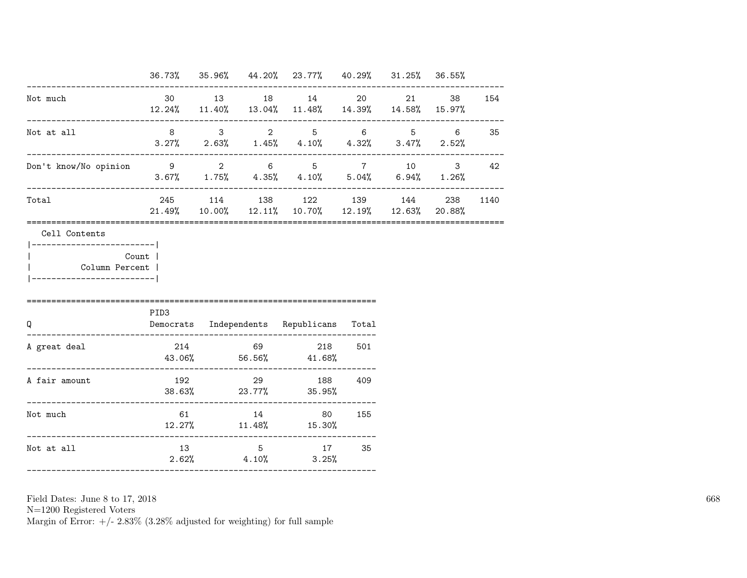| | | | | | | | | |
|---|---|---|---|---|---|---|---|---|
| | 36.73% | 35.96% | 44.20% | 23.77% | 40.29% | 31.25% | 36.55% | |
| Not much | 30 | 13 | 18 | 14 | 20 | 21 | 38 | 154 |
| | 12.24% | 11.40% | 13.04% | 11.48% | 14.39% | 14.58% | 15.97% | |
| Not at all | 8 | 3 | 2 | 5 | 6 | 5 | 6 | 35 |
| | 3.27% | 2.63% | 1.45% | 4.10% | 4.32% | 3.47% | 2.52% | |
| Don't know/No opinion | 9 | 2 | 6 | 5 | 7 | 10 | 3 | 42 |
| | 3.67% | 1.75% | 4.35% | 4.10% | 5.04% | 6.94% | 1.26% | |
| Total | 245 | 114 | 138 | 122 | 139 | 144 | 238 | 1140 |
| | 21.49% | 10.00% | 12.11% | 10.70% | 12.19% | 12.63% | 20.88% | |

Cell Contents

|-------------------------|
| Count |
| Column Percent |
|-------------------------|

| Q | PID3 Democrats | Independents | Republicans | Total |
|---|---|---|---|---|
| A great deal | 214 | 69 | 218 | 501 |
| | 43.06% | 56.56% | 41.68% | |
| A fair amount | 192 | 29 | 188 | 409 |
| | 38.63% | 23.77% | 35.95% | |
| Not much | 61 | 14 | 80 | 155 |
| | 12.27% | 11.48% | 15.30% | |
| Not at all | 13 | 5 | 17 | 35 |
| | 2.62% | 4.10% | 3.25% | |

Field Dates: June 8 to 17, 2018
N=1200 Registered Voters
Margin of Error: +/- 2.83% (3.28% adjusted for weighting) for full sample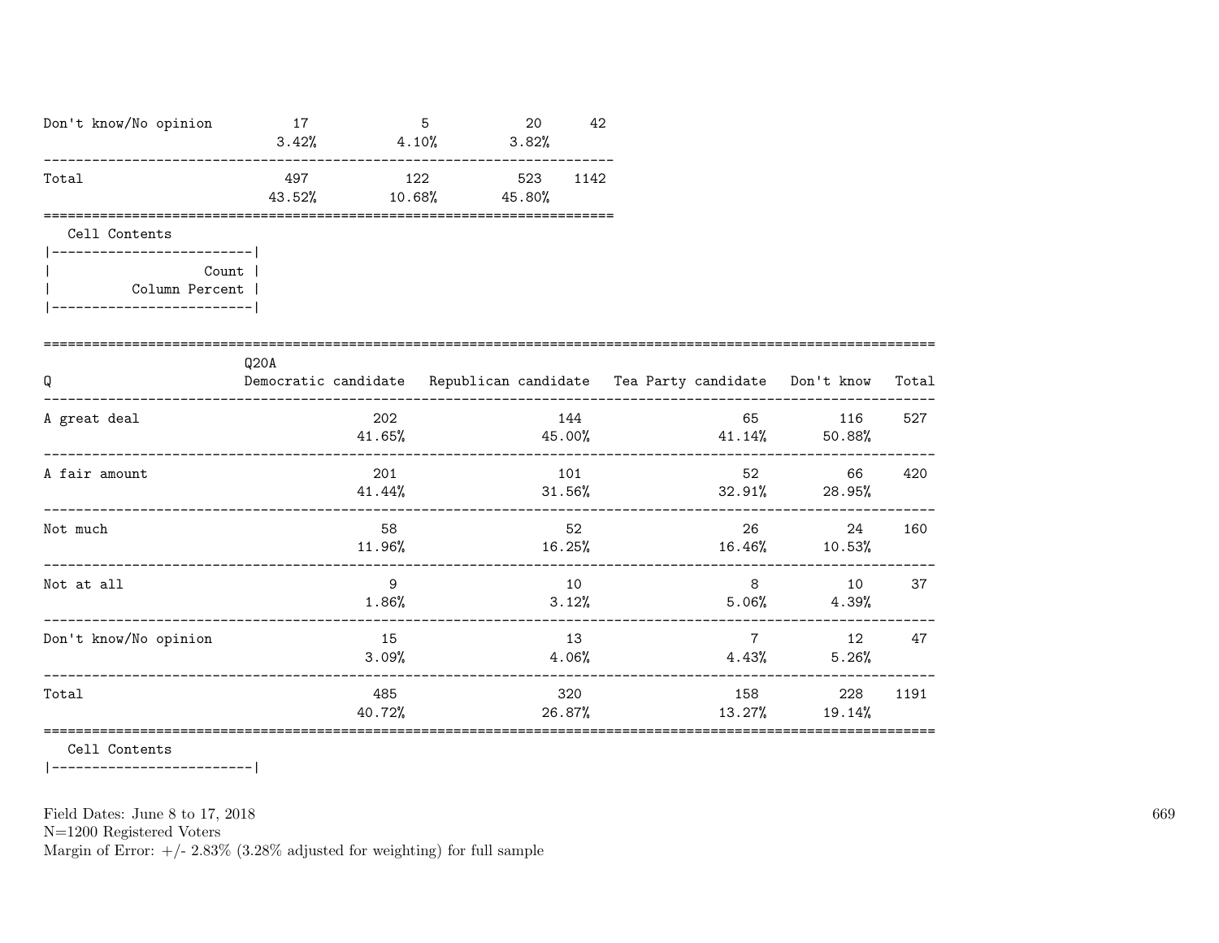| | | | | |
|---|---|---|---|---|
| Don't know/No opinion | 17<br>3.42% | 5<br>4.10% | 20<br>3.82% | 42 |
| Total | 497<br>43.52% | 122<br>10.68% | 523<br>45.80% | 1142 |

Cell Contents

```
|-------------------------|
|                   Count |
|          Column Percent |
|-------------------------|
```

| Q | Q20A<br>Democratic candidate | Republican candidate | Tea Party candidate | Don't know | Total |
|---|---|---|---|---|---|
| A great deal | 202<br>41.65% | 144<br>45.00% | 65<br>41.14% | 116<br>50.88% | 527 |
| A fair amount | 201<br>41.44% | 101<br>31.56% | 52<br>32.91% | 66<br>28.95% | 420 |
| Not much | 58<br>11.96% | 52<br>16.25% | 26<br>16.46% | 24<br>10.53% | 160 |
| Not at all | 9<br>1.86% | 10<br>3.12% | 8<br>5.06% | 10<br>4.39% | 37 |
| Don't know/No opinion | 15<br>3.09% | 13<br>4.06% | 7<br>4.43% | 12<br>5.26% | 47 |
| Total | 485<br>40.72% | 320<br>26.87% | 158<br>13.27% | 228<br>19.14% | 1191 |

Cell Contents

```
|-------------------------|
```

Field Dates: June 8 to 17, 2018
N=1200 Registered Voters
Margin of Error: +/- 2.83% (3.28% adjusted for weighting) for full sample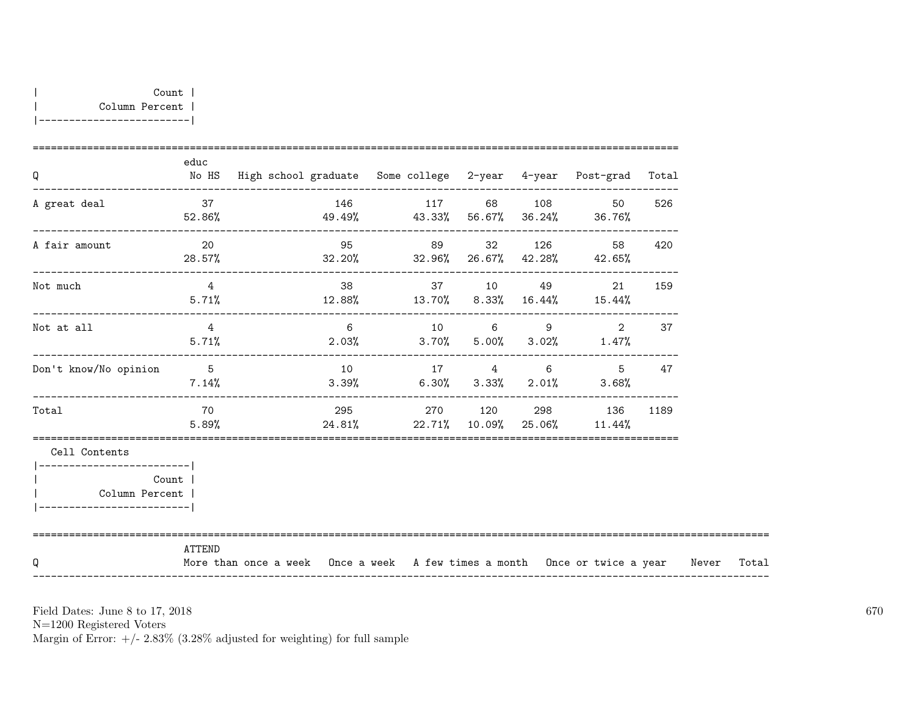| Count |
|---|
| Column Percent |

| Q | educ No HS | High school graduate | Some college | 2-year | 4-year | Post-grad | Total |
|---|---|---|---|---|---|---|---|
| A great deal | 37<br>52.86% | 146<br>49.49% | 117<br>43.33% | 68<br>56.67% | 108<br>36.24% | 50<br>36.76% | 526 |
| A fair amount | 20<br>28.57% | 95<br>32.20% | 89<br>32.96% | 32<br>26.67% | 126<br>42.28% | 58<br>42.65% | 420 |
| Not much | 4<br>5.71% | 38<br>12.88% | 37<br>13.70% | 10<br>8.33% | 49<br>16.44% | 21<br>15.44% | 159 |
| Not at all | 4<br>5.71% | 6<br>2.03% | 10<br>3.70% | 6<br>5.00% | 9<br>3.02% | 2<br>1.47% | 37 |
| Don't know/No opinion | 5<br>7.14% | 10<br>3.39% | 17<br>6.30% | 4<br>3.33% | 6<br>2.01% | 5<br>3.68% | 47 |
| Total | 70<br>5.89% | 295<br>24.81% | 270<br>22.71% | 120<br>10.09% | 298<br>25.06% | 136<br>11.44% | 1189 |

Cell Contents

| Count |
|---|
| Column Percent |

| Q | ATTEND More than once a week | Once a week | A few times a month | Once or twice a year | Never | Total |
|---|---|---|---|---|---|---|

Field Dates: June 8 to 17, 2018
N=1200 Registered Voters
Margin of Error: +/- 2.83% (3.28% adjusted for weighting) for full sample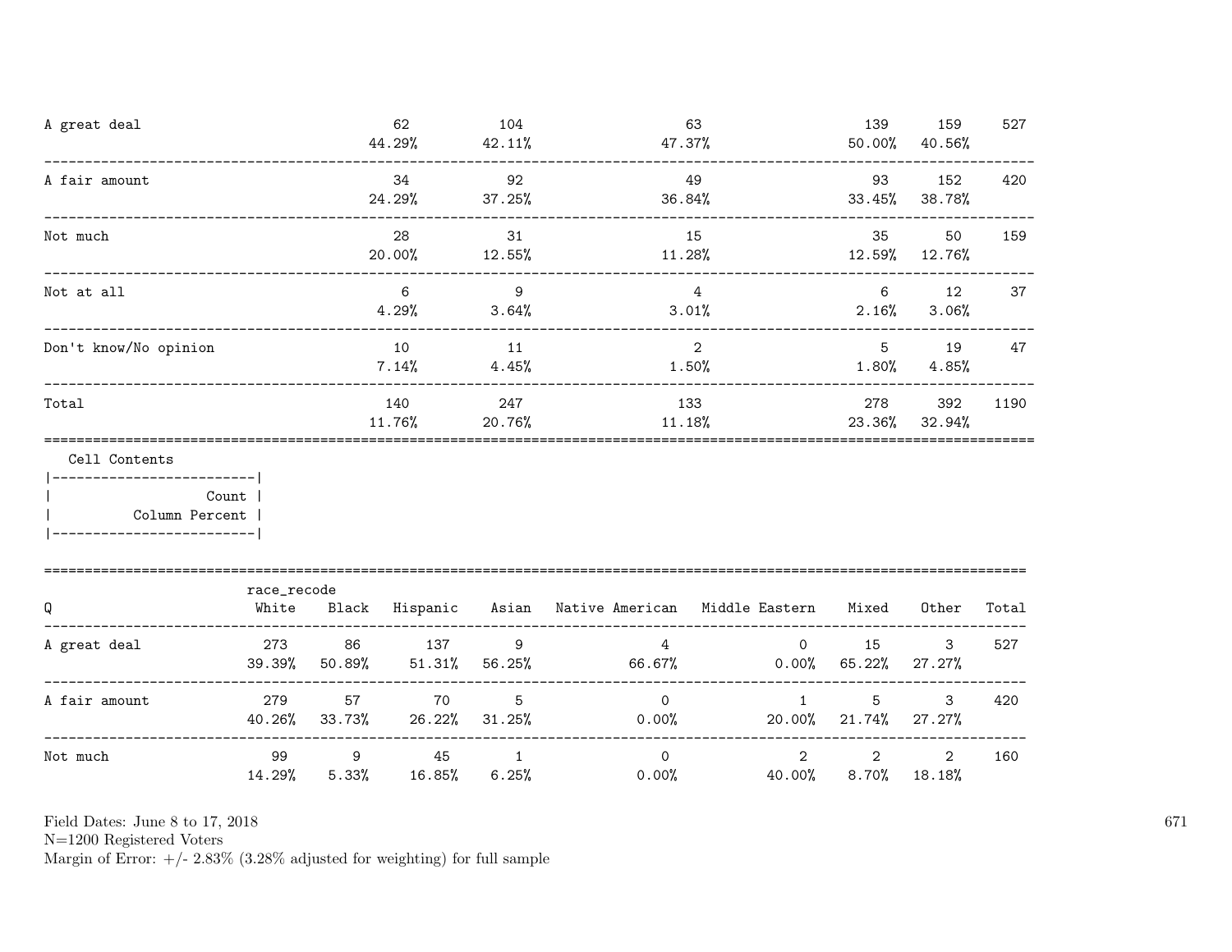| | | | | | | |
|---|---|---|---|---|---|---|
| A great deal | 62<br>44.29% | 104<br>42.11% | 63<br>47.37% | 139<br>50.00% | 159<br>40.56% | 527 |
| A fair amount | 34<br>24.29% | 92<br>37.25% | 49<br>36.84% | 93<br>33.45% | 152<br>38.78% | 420 |
| Not much | 28<br>20.00% | 31<br>12.55% | 15<br>11.28% | 35<br>12.59% | 50<br>12.76% | 159 |
| Not at all | 6<br>4.29% | 9<br>3.64% | 4<br>3.01% | 6<br>2.16% | 12<br>3.06% | 37 |
| Don't know/No opinion | 10<br>7.14% | 11<br>4.45% | 2<br>1.50% | 5<br>1.80% | 19<br>4.85% | 47 |
| Total | 140<br>11.76% | 247<br>20.76% | 133<br>11.18% | 278<br>23.36% | 392<br>32.94% | 1190 |

Cell Contents

|-------------------------|
| Count |
| Column Percent |
|-------------------------|

| Q | race_recode<br>White | Black | Hispanic | Asian | Native American | Middle Eastern | Mixed | Other | Total |
|---|---|---|---|---|---|---|---|---|---|
| A great deal | 273<br>39.39% | 86<br>50.89% | 137<br>51.31% | 9<br>56.25% | 4<br>66.67% | 0<br>0.00% | 15<br>65.22% | 3<br>27.27% | 527 |
| A fair amount | 279<br>40.26% | 57<br>33.73% | 70<br>26.22% | 5<br>31.25% | 0<br>0.00% | 1<br>20.00% | 5<br>21.74% | 3<br>27.27% | 420 |
| Not much | 99<br>14.29% | 9<br>5.33% | 45<br>16.85% | 1<br>6.25% | 0<br>0.00% | 2<br>40.00% | 2<br>8.70% | 2<br>18.18% | 160 |

Field Dates: June 8 to 17, 2018
N=1200 Registered Voters
Margin of Error: +/- 2.83% (3.28% adjusted for weighting) for full sample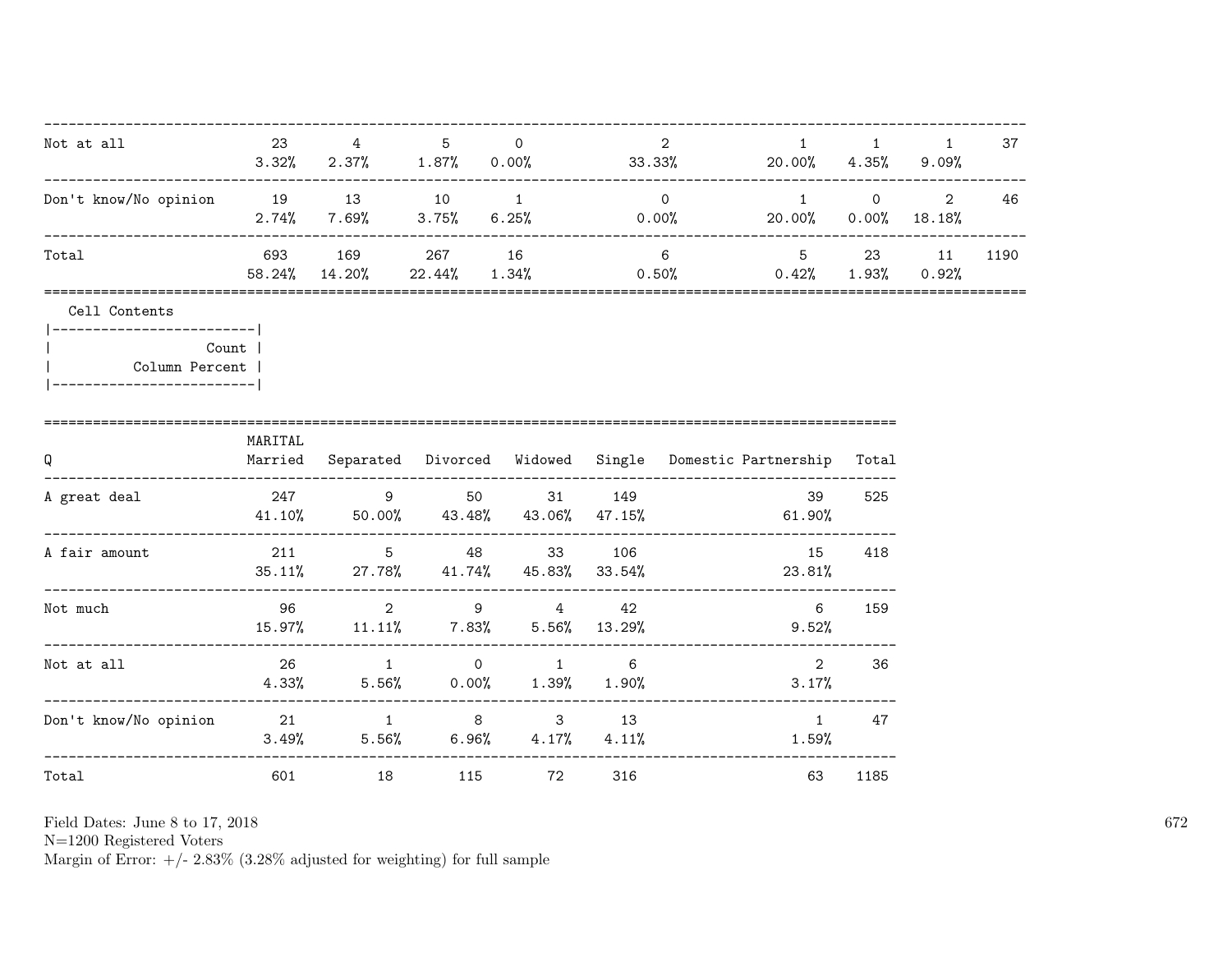| | | | | | | | | | |
|---|---|---|---|---|---|---|---|---|---|
| Not at all | 23<br>3.32% | 4<br>2.37% | 5<br>1.87% | 0<br>0.00% | 2<br>33.33% | 1<br>20.00% | 1<br>4.35% | 1<br>9.09% | 37 |
| Don't know/No opinion | 19<br>2.74% | 13<br>7.69% | 10<br>3.75% | 1<br>6.25% | 0<br>0.00% | 1<br>20.00% | 0<br>0.00% | 2<br>18.18% | 46 |
| Total | 693<br>58.24% | 169<br>14.20% | 267<br>22.44% | 16<br>1.34% | 6<br>0.50% | 5<br>0.42% | 23<br>1.93% | 11<br>0.92% | 1190 |

Cell Contents

| Count |
|---|
| Column Percent |

| Q | MARITAL<br>Married | Separated | Divorced | Widowed | Single | Domestic Partnership | Total |
|---|---|---|---|---|---|---|---|
| A great deal | 247<br>41.10% | 9<br>50.00% | 50<br>43.48% | 31<br>43.06% | 149<br>47.15% | 39<br>61.90% | 525 |
| A fair amount | 211<br>35.11% | 5<br>27.78% | 48<br>41.74% | 33<br>45.83% | 106<br>33.54% | 15<br>23.81% | 418 |
| Not much | 96<br>15.97% | 2<br>11.11% | 9<br>7.83% | 4<br>5.56% | 42<br>13.29% | 6<br>9.52% | 159 |
| Not at all | 26<br>4.33% | 1<br>5.56% | 0<br>0.00% | 1<br>1.39% | 6<br>1.90% | 2<br>3.17% | 36 |
| Don't know/No opinion | 21<br>3.49% | 1<br>5.56% | 8<br>6.96% | 3<br>4.17% | 13<br>4.11% | 1<br>1.59% | 47 |
| Total | 601 | 18 | 115 | 72 | 316 | 63 | 1185 |

Field Dates: June 8 to 17, 2018
N=1200 Registered Voters
Margin of Error: +/- 2.83% (3.28% adjusted for weighting) for full sample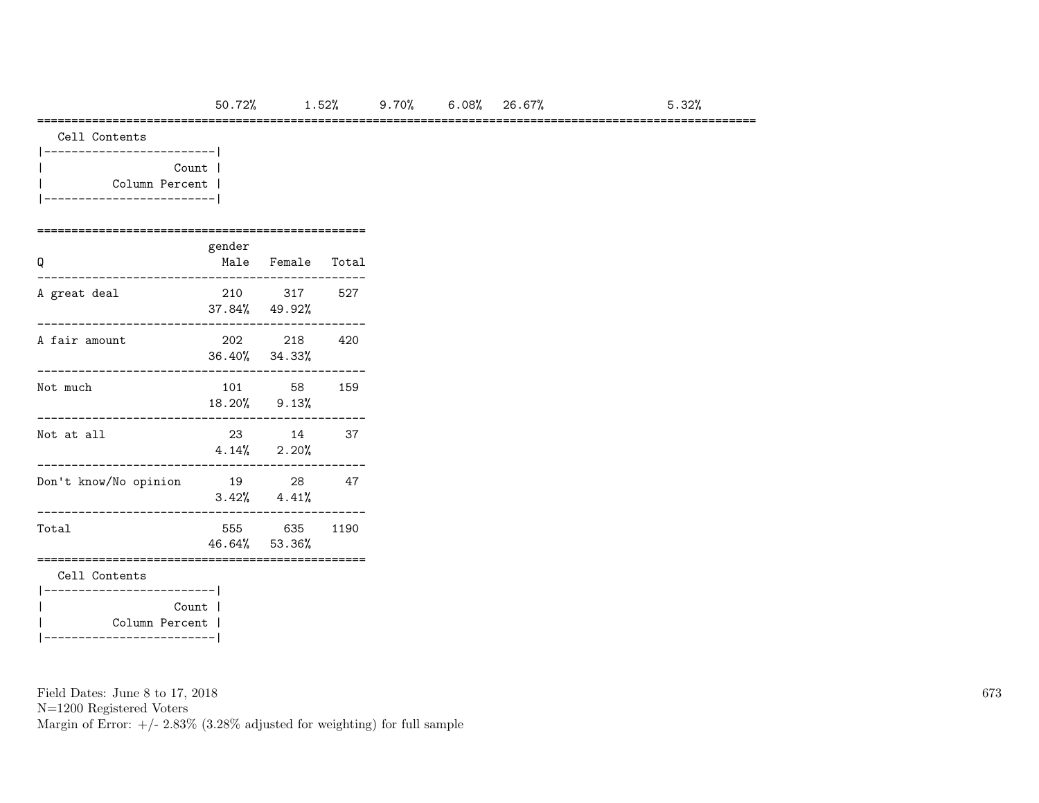| | | | | | | |
|---|---|---|---|---|---|---|
| | 50.72% | 1.52% | 9.70% | 6.08% | 26.67% | 5.32% |

Cell Contents

|Count|
|---|
|Column Percent|

| Q | gender Male | Female | Total |
|---|---|---|---|
| A great deal | 210<br>37.84% | 317<br>49.92% | 527 |
| A fair amount | 202<br>36.40% | 218<br>34.33% | 420 |
| Not much | 101<br>18.20% | 58<br>9.13% | 159 |
| Not at all | 23<br>4.14% | 14<br>2.20% | 37 |
| Don't know/No opinion | 19<br>3.42% | 28<br>4.41% | 47 |
| Total | 555<br>46.64% | 635<br>53.36% | 1190 |

Cell Contents

|Count|
|---|
|Column Percent|

Field Dates: June 8 to 17, 2018
N=1200 Registered Voters
Margin of Error: +/- 2.83% (3.28% adjusted for weighting) for full sample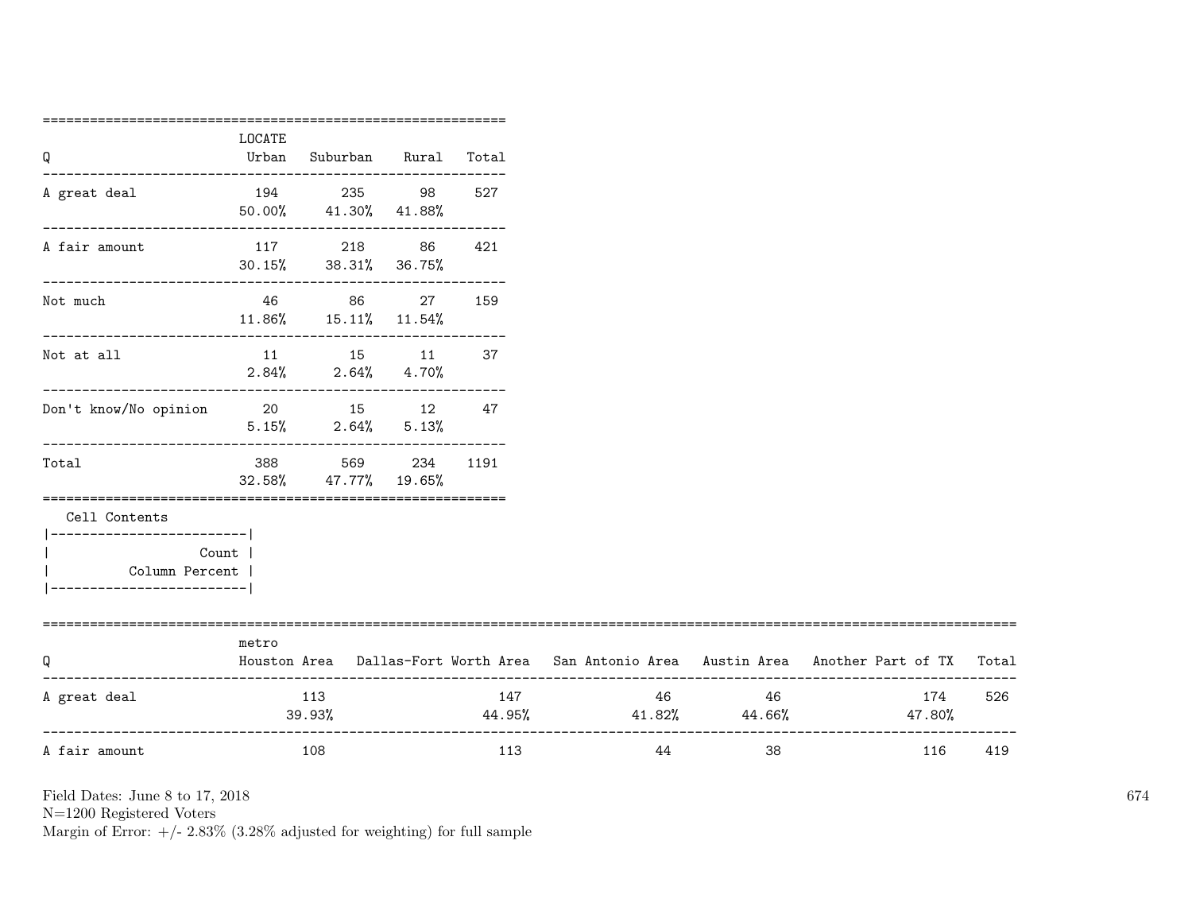| Q | LOCATE Urban | Suburban | Rural | Total |
|---|---|---|---|---|
| A great deal | 194<br>50.00% | 235<br>41.30% | 98<br>41.88% | 527 |
| A fair amount | 117<br>30.15% | 218<br>38.31% | 86<br>36.75% | 421 |
| Not much | 46<br>11.86% | 86<br>15.11% | 27<br>11.54% | 159 |
| Not at all | 11<br>2.84% | 15<br>2.64% | 11<br>4.70% | 37 |
| Don't know/No opinion | 20<br>5.15% | 15<br>2.64% | 12<br>5.13% | 47 |
| Total | 388<br>32.58% | 569<br>47.77% | 234<br>19.65% | 1191 |

Cell Contents

| Count |
|---|
| Column Percent |

| Q | metro Houston Area | Dallas-Fort Worth Area | San Antonio Area | Austin Area | Another Part of TX | Total |
|---|---|---|---|---|---|---|
| A great deal | 113<br>39.93% | 147<br>44.95% | 46<br>41.82% | 46<br>44.66% | 174<br>47.80% | 526 |
| A fair amount | 108 | 113 | 44 | 38 | 116 | 419 |

Field Dates: June 8 to 17, 2018
N=1200 Registered Voters
Margin of Error: +/- 2.83% (3.28% adjusted for weighting) for full sample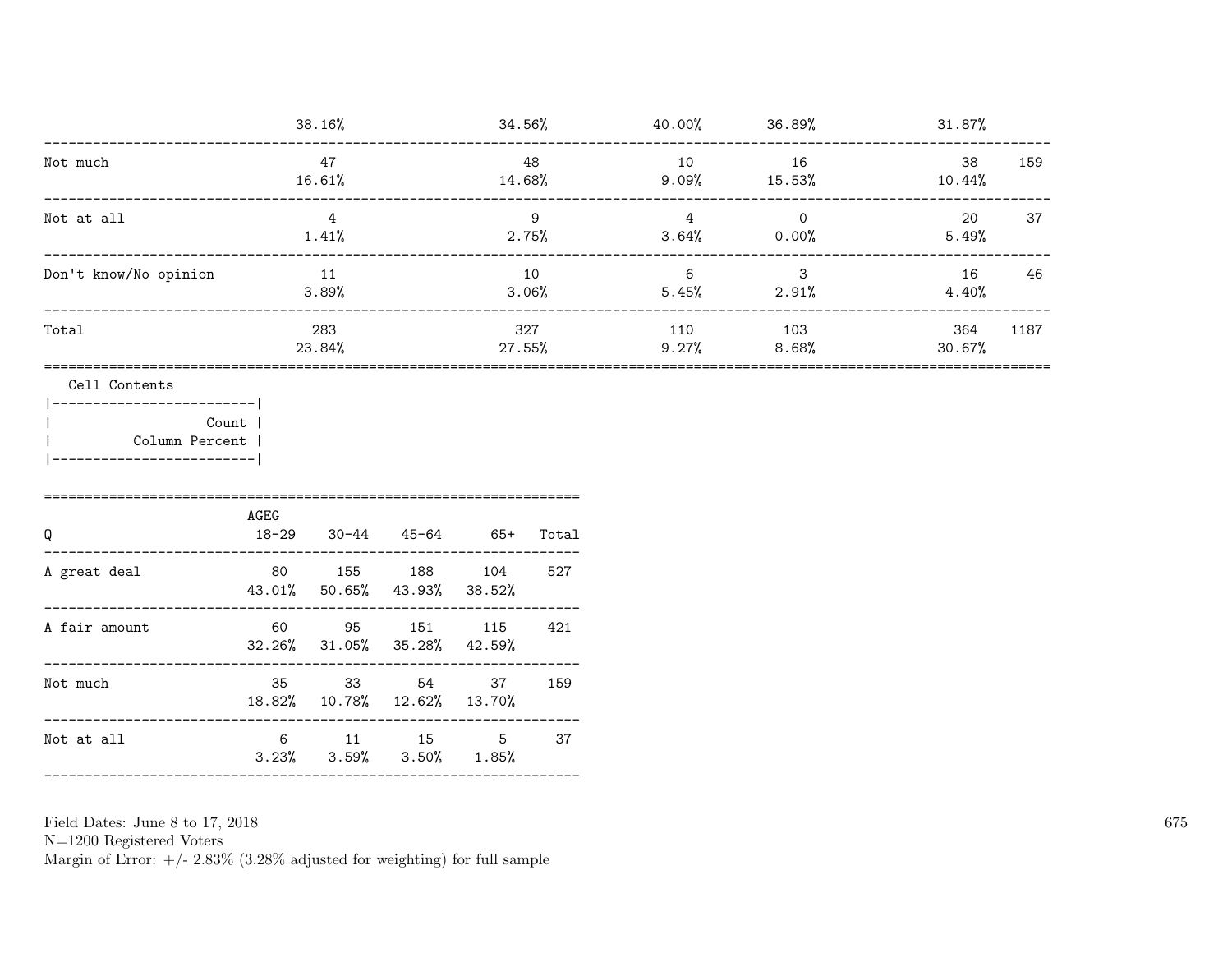| | | | | | | |
|---|---|---|---|---|---|---|
| | 38.16% | 34.56% | 40.00% | 36.89% | 31.87% | |
| Not much | 47<br>16.61% | 48<br>14.68% | 10<br>9.09% | 16<br>15.53% | 38<br>10.44% | 159 |
| Not at all | 4<br>1.41% | 9<br>2.75% | 4<br>3.64% | 0<br>0.00% | 20<br>5.49% | 37 |
| Don't know/No opinion | 11<br>3.89% | 10<br>3.06% | 6<br>5.45% | 3<br>2.91% | 16<br>4.40% | 46 |
| Total | 283<br>23.84% | 327<br>27.55% | 110<br>9.27% | 103<br>8.68% | 364<br>30.67% | 1187 |

Cell Contents

| |
|---|
| Count |
| Column Percent |

| Q | AGEG<br>18-29 | 30-44 | 45-64 | 65+ | Total |
|---|---|---|---|---|---|
| A great deal | 80<br>43.01% | 155<br>50.65% | 188<br>43.93% | 104<br>38.52% | 527 |
| A fair amount | 60<br>32.26% | 95<br>31.05% | 151<br>35.28% | 115<br>42.59% | 421 |
| Not much | 35<br>18.82% | 33<br>10.78% | 54<br>12.62% | 37<br>13.70% | 159 |
| Not at all | 6<br>3.23% | 11<br>3.59% | 15<br>3.50% | 5<br>1.85% | 37 |

Field Dates: June 8 to 17, 2018
N=1200 Registered Voters
Margin of Error: +/- 2.83% (3.28% adjusted for weighting) for full sample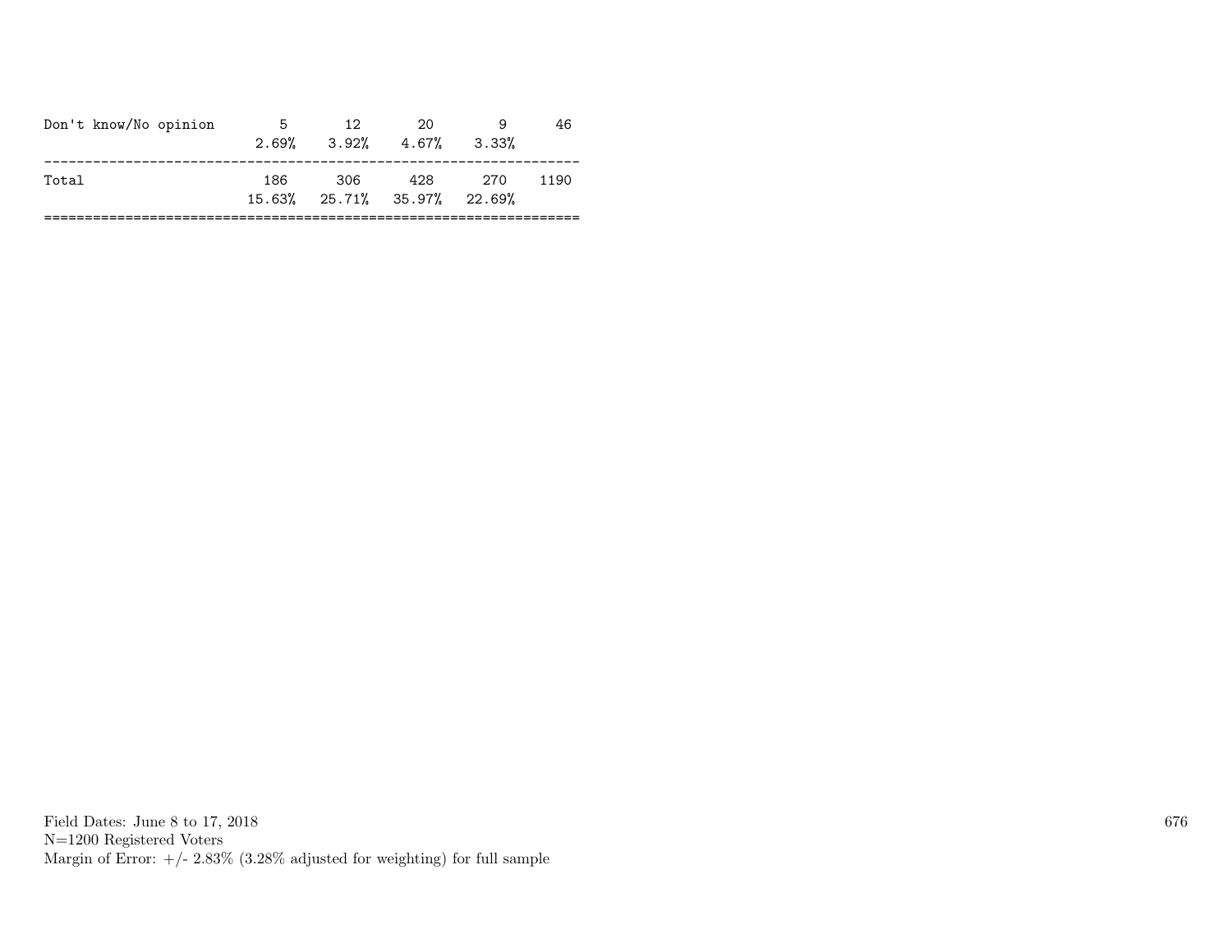| | | | | | |
|---|---|---|---|---|---|
| Don't know/No opinion | 5 | 12 | 20 | 9 | 46 |
| | 2.69% | 3.92% | 4.67% | 3.33% | |
| Total | 186 | 306 | 428 | 270 | 1190 |
| | 15.63% | 25.71% | 35.97% | 22.69% | |

Field Dates: June 8 to 17, 2018
N=1200 Registered Voters
Margin of Error: +/- 2.83% (3.28% adjusted for weighting) for full sample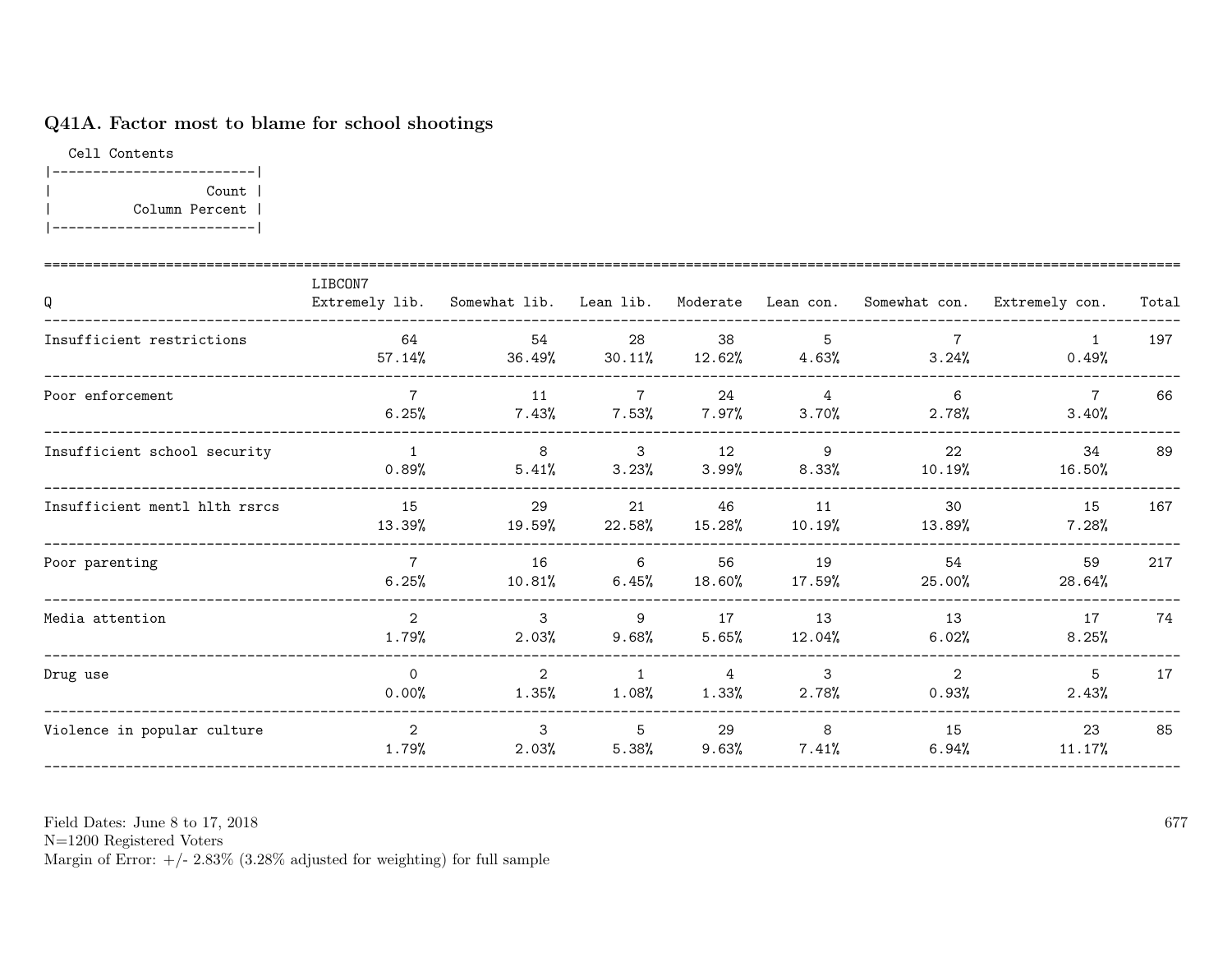### Q41A. Factor most to blame for school shootings

```
Cell Contents
|-------------------------|
|                   Count |
|          Column Percent |
|-------------------------|
```

| Q | LIBCON7 Extremely lib. | Somewhat lib. | Lean lib. | Moderate | Lean con. | Somewhat con. | Extremely con. | Total |
|---|---|---|---|---|---|---|---|---|
| Insufficient restrictions | 64<br>57.14% | 54<br>36.49% | 28<br>30.11% | 38<br>12.62% | 5<br>4.63% | 7<br>3.24% | 1<br>0.49% | 197 |
| Poor enforcement | 7<br>6.25% | 11<br>7.43% | 7<br>7.53% | 24<br>7.97% | 4<br>3.70% | 6<br>2.78% | 7<br>3.40% | 66 |
| Insufficient school security | 1<br>0.89% | 8<br>5.41% | 3<br>3.23% | 12<br>3.99% | 9<br>8.33% | 22<br>10.19% | 34<br>16.50% | 89 |
| Insufficient mentl hlth rsrcs | 15<br>13.39% | 29<br>19.59% | 21<br>22.58% | 46<br>15.28% | 11<br>10.19% | 30<br>13.89% | 15<br>7.28% | 167 |
| Poor parenting | 7<br>6.25% | 16<br>10.81% | 6<br>6.45% | 56<br>18.60% | 19<br>17.59% | 54<br>25.00% | 59<br>28.64% | 217 |
| Media attention | 2<br>1.79% | 3<br>2.03% | 9<br>9.68% | 17<br>5.65% | 13<br>12.04% | 13<br>6.02% | 17<br>8.25% | 74 |
| Drug use | 0<br>0.00% | 2<br>1.35% | 1<br>1.08% | 4<br>1.33% | 3<br>2.78% | 2<br>0.93% | 5<br>2.43% | 17 |
| Violence in popular culture | 2<br>1.79% | 3<br>2.03% | 5<br>5.38% | 29<br>9.63% | 8<br>7.41% | 15<br>6.94% | 23<br>11.17% | 85 |

Field Dates: June 8 to 17, 2018
N=1200 Registered Voters
Margin of Error: +/- 2.83% (3.28% adjusted for weighting) for full sample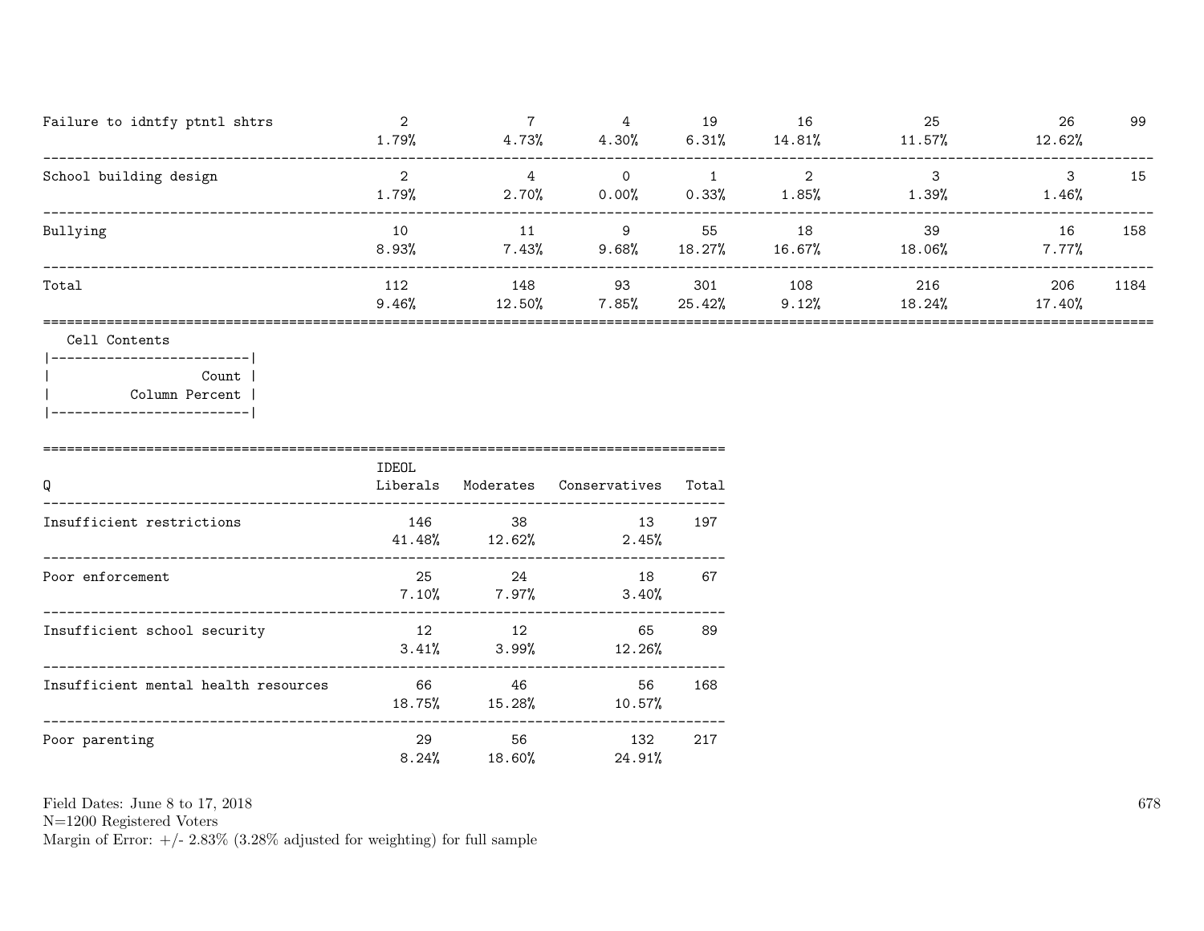| | | | | | | | | |
|---|---|---|---|---|---|---|---|---|
| Failure to idntfy ptntl shtrs | 2<br>1.79% | 7<br>4.73% | 4<br>4.30% | 19<br>6.31% | 16<br>14.81% | 25<br>11.57% | 26<br>12.62% | 99 |
| School building design | 2<br>1.79% | 4<br>2.70% | 0<br>0.00% | 1<br>0.33% | 2<br>1.85% | 3<br>1.39% | 3<br>1.46% | 15 |
| Bullying | 10<br>8.93% | 11<br>7.43% | 9<br>9.68% | 55<br>18.27% | 18<br>16.67% | 39<br>18.06% | 16<br>7.77% | 158 |
| Total | 112<br>9.46% | 148<br>12.50% | 93<br>7.85% | 301<br>25.42% | 108<br>9.12% | 216<br>18.24% | 206<br>17.40% | 1184 |

Cell Contents

| |
|---|
| Count |
| Column Percent |

| Q | IDEOL<br>Liberals | Moderates | Conservatives | Total |
|---|---|---|---|---|
| Insufficient restrictions | 146<br>41.48% | 38<br>12.62% | 13<br>2.45% | 197 |
| Poor enforcement | 25<br>7.10% | 24<br>7.97% | 18<br>3.40% | 67 |
| Insufficient school security | 12<br>3.41% | 12<br>3.99% | 65<br>12.26% | 89 |
| Insufficient mental health resources | 66<br>18.75% | 46<br>15.28% | 56<br>10.57% | 168 |
| Poor parenting | 29<br>8.24% | 56<br>18.60% | 132<br>24.91% | 217 |

Field Dates: June 8 to 17, 2018
N=1200 Registered Voters
Margin of Error: +/- 2.83% (3.28% adjusted for weighting) for full sample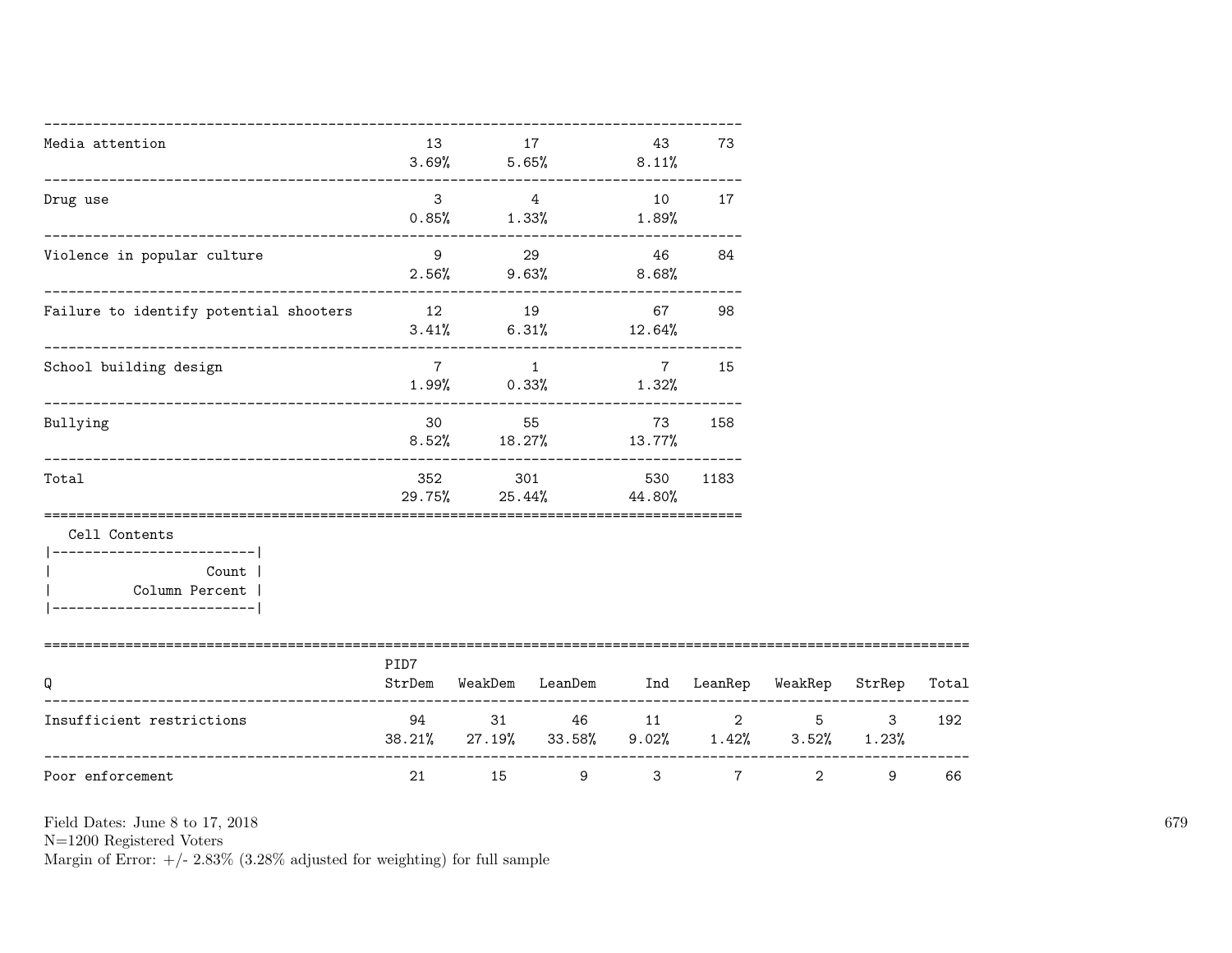| | | | | |
|---|---|---|---|---|
| Media attention | 13<br>3.69% | 17<br>5.65% | 43<br>8.11% | 73 |
| Drug use | 3<br>0.85% | 4<br>1.33% | 10<br>1.89% | 17 |
| Violence in popular culture | 9<br>2.56% | 29<br>9.63% | 46<br>8.68% | 84 |
| Failure to identify potential shooters | 12<br>3.41% | 19<br>6.31% | 67<br>12.64% | 98 |
| School building design | 7<br>1.99% | 1<br>0.33% | 7<br>1.32% | 15 |
| Bullying | 30<br>8.52% | 55<br>18.27% | 73<br>13.77% | 158 |
| Total | 352<br>29.75% | 301<br>25.44% | 530<br>44.80% | 1183 |

Cell Contents

| |
|---|
| Count |
| Column Percent |

| Q | PID7<br>StrDem | WeakDem | LeanDem | Ind | LeanRep | WeakRep | StrRep | Total |
|---|---|---|---|---|---|---|---|---|
| Insufficient restrictions | 94<br>38.21% | 31<br>27.19% | 46<br>33.58% | 11<br>9.02% | 2<br>1.42% | 5<br>3.52% | 3<br>1.23% | 192 |
| Poor enforcement | 21 | 15 | 9 | 3 | 7 | 2 | 9 | 66 |

Field Dates: June 8 to 17, 2018
N=1200 Registered Voters
Margin of Error: +/- 2.83% (3.28% adjusted for weighting) for full sample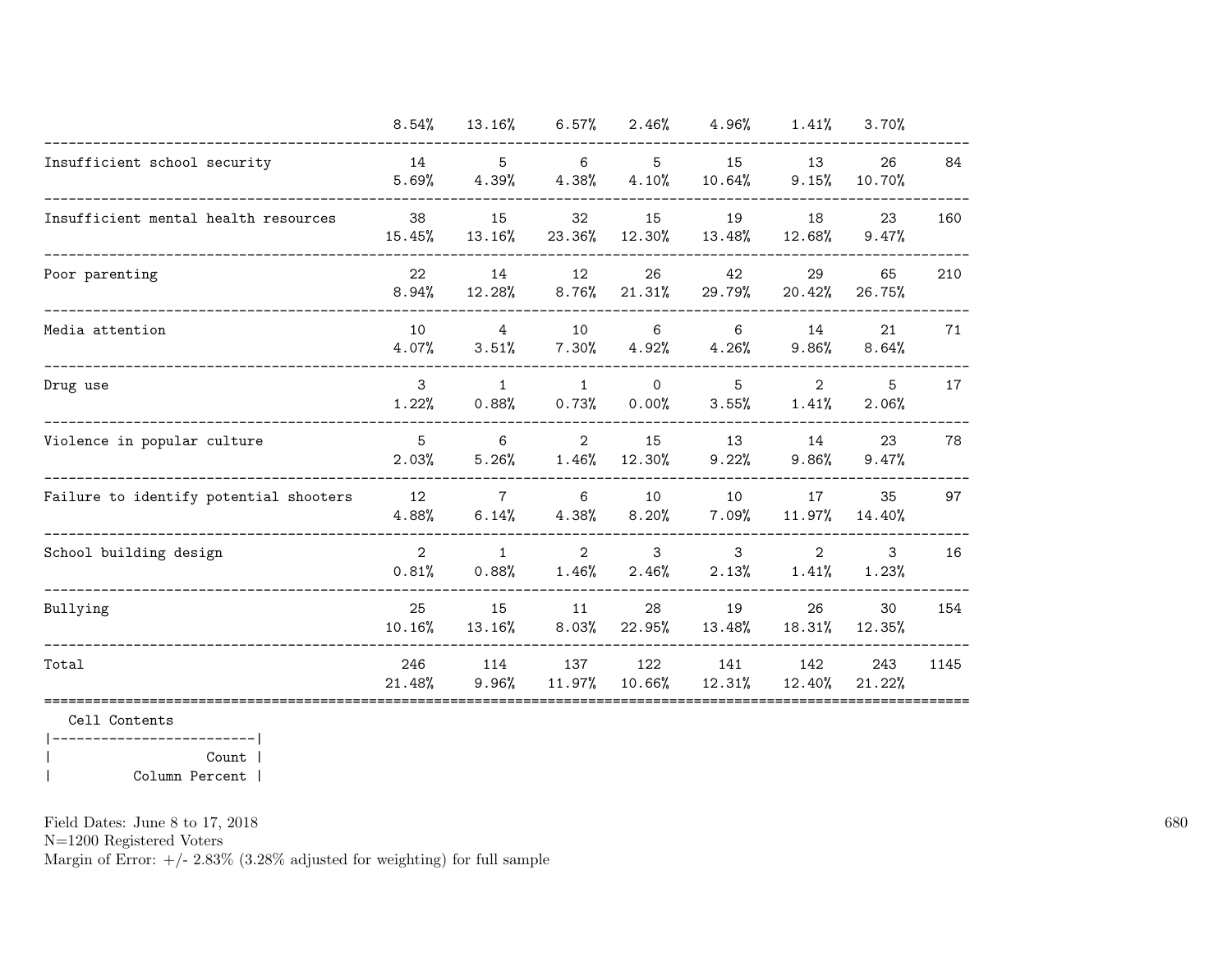| | | | | | | | | |
|---|---|---|---|---|---|---|---|---|
| | 8.54% | 13.16% | 6.57% | 2.46% | 4.96% | 1.41% | 3.70% | |
| Insufficient school security | 14 | 5 | 6 | 5 | 15 | 13 | 26 | 84 |
| | 5.69% | 4.39% | 4.38% | 4.10% | 10.64% | 9.15% | 10.70% | |
| Insufficient mental health resources | 38 | 15 | 32 | 15 | 19 | 18 | 23 | 160 |
| | 15.45% | 13.16% | 23.36% | 12.30% | 13.48% | 12.68% | 9.47% | |
| Poor parenting | 22 | 14 | 12 | 26 | 42 | 29 | 65 | 210 |
| | 8.94% | 12.28% | 8.76% | 21.31% | 29.79% | 20.42% | 26.75% | |
| Media attention | 10 | 4 | 10 | 6 | 6 | 14 | 21 | 71 |
| | 4.07% | 3.51% | 7.30% | 4.92% | 4.26% | 9.86% | 8.64% | |
| Drug use | 3 | 1 | 1 | 0 | 5 | 2 | 5 | 17 |
| | 1.22% | 0.88% | 0.73% | 0.00% | 3.55% | 1.41% | 2.06% | |
| Violence in popular culture | 5 | 6 | 2 | 15 | 13 | 14 | 23 | 78 |
| | 2.03% | 5.26% | 1.46% | 12.30% | 9.22% | 9.86% | 9.47% | |
| Failure to identify potential shooters | 12 | 7 | 6 | 10 | 10 | 17 | 35 | 97 |
| | 4.88% | 6.14% | 4.38% | 8.20% | 7.09% | 11.97% | 14.40% | |
| School building design | 2 | 1 | 2 | 3 | 3 | 2 | 3 | 16 |
| | 0.81% | 0.88% | 1.46% | 2.46% | 2.13% | 1.41% | 1.23% | |
| Bullying | 25 | 15 | 11 | 28 | 19 | 26 | 30 | 154 |
| | 10.16% | 13.16% | 8.03% | 22.95% | 13.48% | 18.31% | 12.35% | |
| Total | 246 | 114 | 137 | 122 | 141 | 142 | 243 | 1145 |
| | 21.48% | 9.96% | 11.97% | 10.66% | 12.31% | 12.40% | 21.22% | |

Cell Contents

| |
|---|
| Count |
| Column Percent |

Field Dates: June 8 to 17, 2018

N=1200 Registered Voters

Margin of Error: +/- 2.83% (3.28% adjusted for weighting) for full sample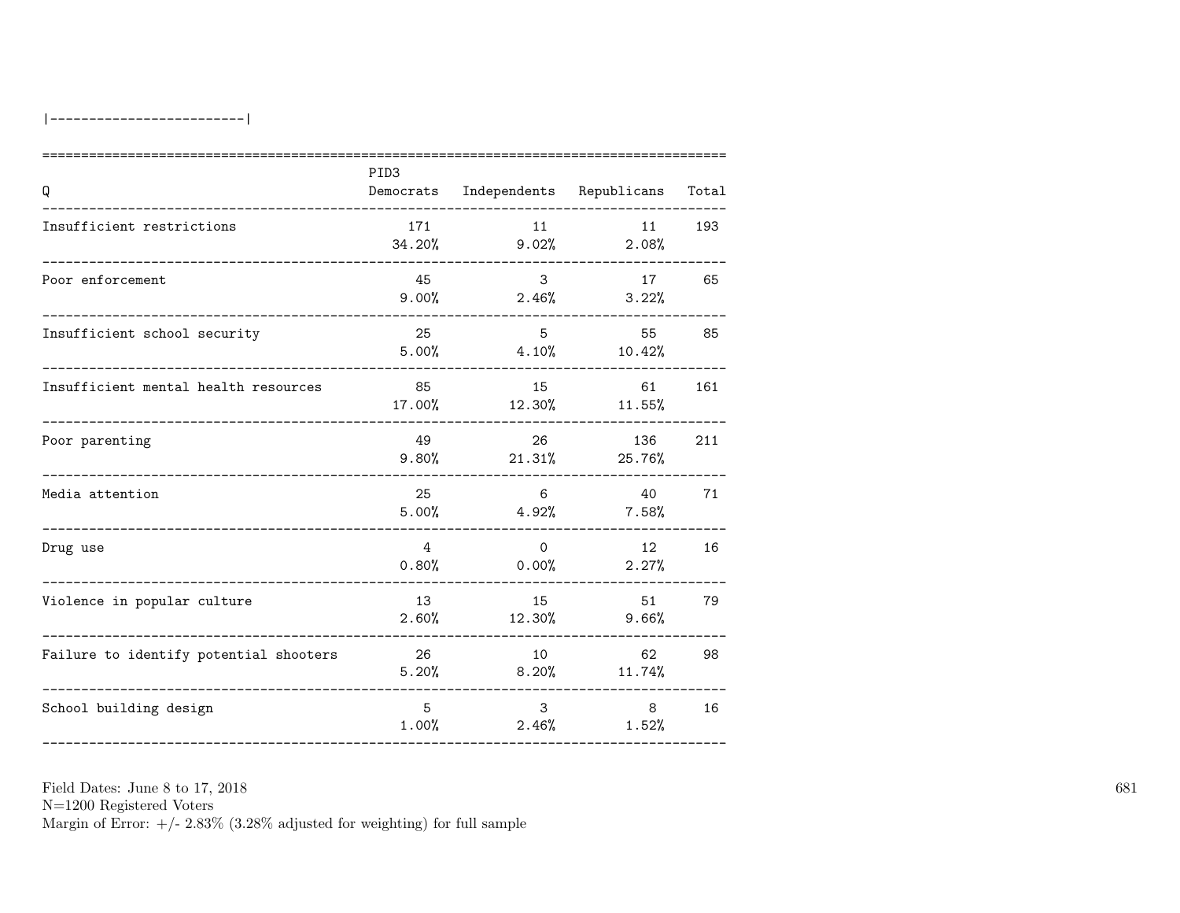|------------------------|

| Q | PID3 Democrats | Independents | Republicans | Total |
|---|---|---|---|---|
| Insufficient restrictions | 171<br>34.20% | 11<br>9.02% | 11<br>2.08% | 193 |
| Poor enforcement | 45<br>9.00% | 3<br>2.46% | 17<br>3.22% | 65 |
| Insufficient school security | 25<br>5.00% | 5<br>4.10% | 55<br>10.42% | 85 |
| Insufficient mental health resources | 85<br>17.00% | 15<br>12.30% | 61<br>11.55% | 161 |
| Poor parenting | 49<br>9.80% | 26<br>21.31% | 136<br>25.76% | 211 |
| Media attention | 25<br>5.00% | 6<br>4.92% | 40<br>7.58% | 71 |
| Drug use | 4<br>0.80% | 0<br>0.00% | 12<br>2.27% | 16 |
| Violence in popular culture | 13<br>2.60% | 15<br>12.30% | 51<br>9.66% | 79 |
| Failure to identify potential shooters | 26<br>5.20% | 10<br>8.20% | 62<br>11.74% | 98 |
| School building design | 5<br>1.00% | 3<br>2.46% | 8<br>1.52% | 16 |

Field Dates: June 8 to 17, 2018
N=1200 Registered Voters
Margin of Error: +/- 2.83% (3.28% adjusted for weighting) for full sample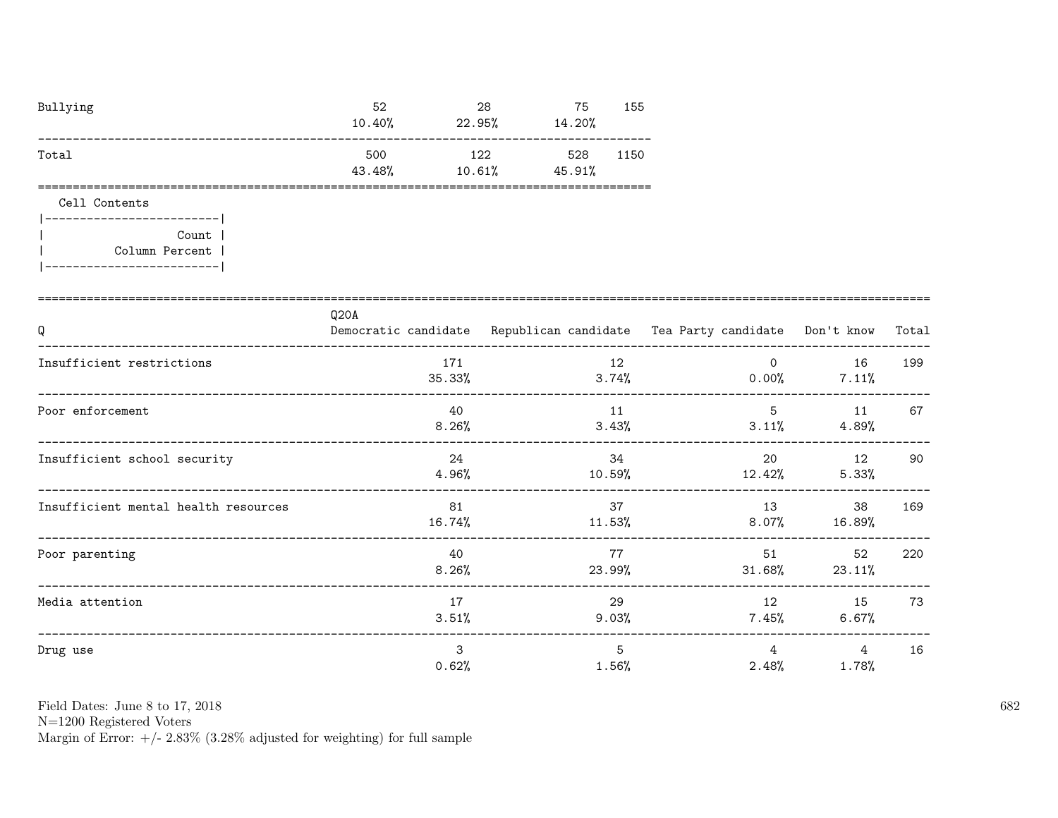| | | | | |
|---|---|---|---|---|
| Bullying | 52<br>10.40% | 28<br>22.95% | 75<br>14.20% | 155 |
| Total | 500<br>43.48% | 122<br>10.61% | 528<br>45.91% | 1150 |

Cell Contents

|-------------------------|
| Count |
| Column Percent |
|-------------------------|

| Q | Q20A<br>Democratic candidate | Republican candidate | Tea Party candidate | Don't know | Total |
|---|---|---|---|---|---|
| Insufficient restrictions | 171<br>35.33% | 12<br>3.74% | 0<br>0.00% | 16<br>7.11% | 199 |
| Poor enforcement | 40<br>8.26% | 11<br>3.43% | 5<br>3.11% | 11<br>4.89% | 67 |
| Insufficient school security | 24<br>4.96% | 34<br>10.59% | 20<br>12.42% | 12<br>5.33% | 90 |
| Insufficient mental health resources | 81<br>16.74% | 37<br>11.53% | 13<br>8.07% | 38<br>16.89% | 169 |
| Poor parenting | 40<br>8.26% | 77<br>23.99% | 51<br>31.68% | 52<br>23.11% | 220 |
| Media attention | 17<br>3.51% | 29<br>9.03% | 12<br>7.45% | 15<br>6.67% | 73 |
| Drug use | 3<br>0.62% | 5<br>1.56% | 4<br>2.48% | 4<br>1.78% | 16 |

Field Dates: June 8 to 17, 2018
N=1200 Registered Voters
Margin of Error: +/- 2.83% (3.28% adjusted for weighting) for full sample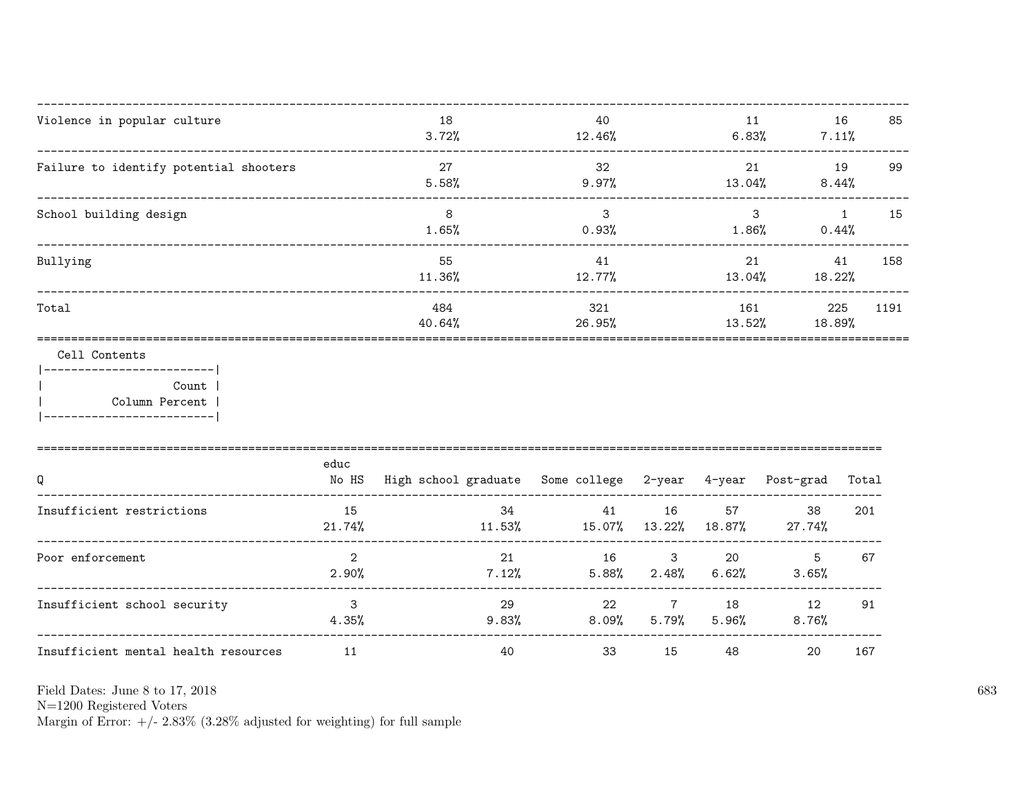| | | | | | |
|---|---|---|---|---|---|
| Violence in popular culture | 18<br>3.72% | 40<br>12.46% | 11<br>6.83% | 16<br>7.11% | 85 |
| Failure to identify potential shooters | 27<br>5.58% | 32<br>9.97% | 21<br>13.04% | 19<br>8.44% | 99 |
| School building design | 8<br>1.65% | 3<br>0.93% | 3<br>1.86% | 1<br>0.44% | 15 |
| Bullying | 55<br>11.36% | 41<br>12.77% | 21<br>13.04% | 41<br>18.22% | 158 |
| Total | 484<br>40.64% | 321<br>26.95% | 161<br>13.52% | 225<br>18.89% | 1191 |

Cell Contents

```
|-------------------------|
|                   Count |
|          Column Percent |
|-------------------------|
```

| Q | educ<br>No HS | High school graduate | Some college | 2-year | 4-year | Post-grad | Total |
|---|---|---|---|---|---|---|---|
| Insufficient restrictions | 15<br>21.74% | 34<br>11.53% | 41<br>15.07% | 16<br>13.22% | 57<br>18.87% | 38<br>27.74% | 201 |
| Poor enforcement | 2<br>2.90% | 21<br>7.12% | 16<br>5.88% | 3<br>2.48% | 20<br>6.62% | 5<br>3.65% | 67 |
| Insufficient school security | 3<br>4.35% | 29<br>9.83% | 22<br>8.09% | 7<br>5.79% | 18<br>5.96% | 12<br>8.76% | 91 |
| Insufficient mental health resources | 11 | 40 | 33 | 15 | 48 | 20 | 167 |

Field Dates: June 8 to 17, 2018
N=1200 Registered Voters
Margin of Error: +/- 2.83% (3.28% adjusted for weighting) for full sample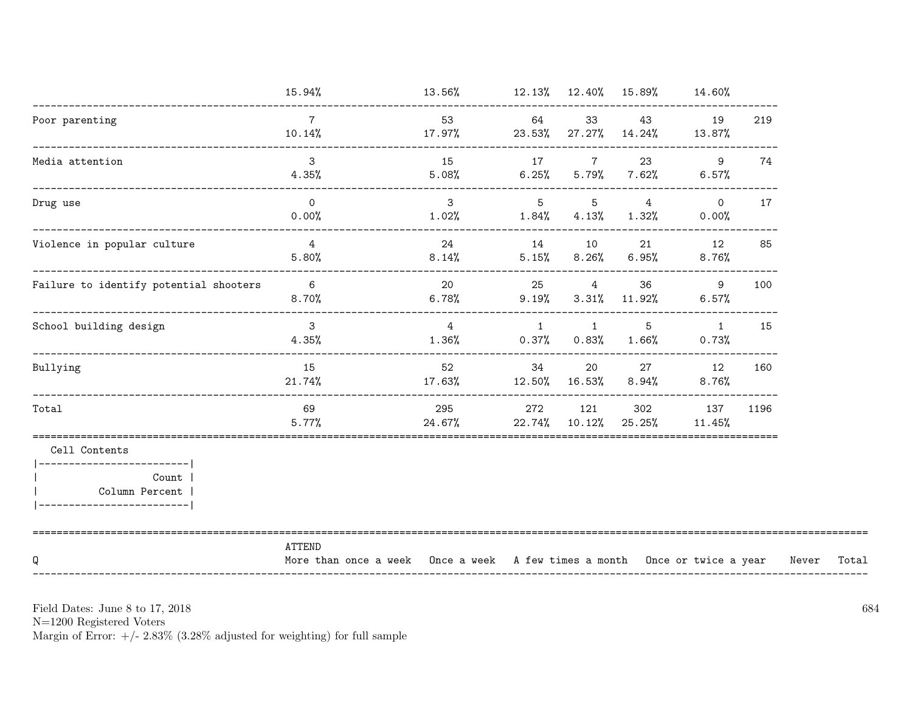| | | | | | | | |
|---|---|---|---|---|---|---|---|
| | 15.94% | 13.56% | 12.13% | 12.40% | 15.89% | 14.60% | |
| Poor parenting | 7<br>10.14% | 53<br>17.97% | 64<br>23.53% | 33<br>27.27% | 43<br>14.24% | 19<br>13.87% | 219 |
| Media attention | 3<br>4.35% | 15<br>5.08% | 17<br>6.25% | 7<br>5.79% | 23<br>7.62% | 9<br>6.57% | 74 |
| Drug use | 0<br>0.00% | 3<br>1.02% | 5<br>1.84% | 5<br>4.13% | 4<br>1.32% | 0<br>0.00% | 17 |
| Violence in popular culture | 4<br>5.80% | 24<br>8.14% | 14<br>5.15% | 10<br>8.26% | 21<br>6.95% | 12<br>8.76% | 85 |
| Failure to identify potential shooters | 6<br>8.70% | 20<br>6.78% | 25<br>9.19% | 4<br>3.31% | 36<br>11.92% | 9<br>6.57% | 100 |
| School building design | 3<br>4.35% | 4<br>1.36% | 1<br>0.37% | 1<br>0.83% | 5<br>1.66% | 1<br>0.73% | 15 |
| Bullying | 15<br>21.74% | 52<br>17.63% | 34<br>12.50% | 20<br>16.53% | 27<br>8.94% | 12<br>8.76% | 160 |
| Total | 69<br>5.77% | 295<br>24.67% | 272<br>22.74% | 121<br>10.12% | 302<br>25.25% | 137<br>11.45% | 1196 |

Cell Contents
|-------------------------|
| Count |
| Column Percent |
|-------------------------|

| Q | ATTEND<br>More than once a week | Once a week | A few times a month | Once or twice a year | Never | Total |
|---|---|---|---|---|---|---|

Field Dates: June 8 to 17, 2018
N=1200 Registered Voters
Margin of Error: +/- 2.83% (3.28% adjusted for weighting) for full sample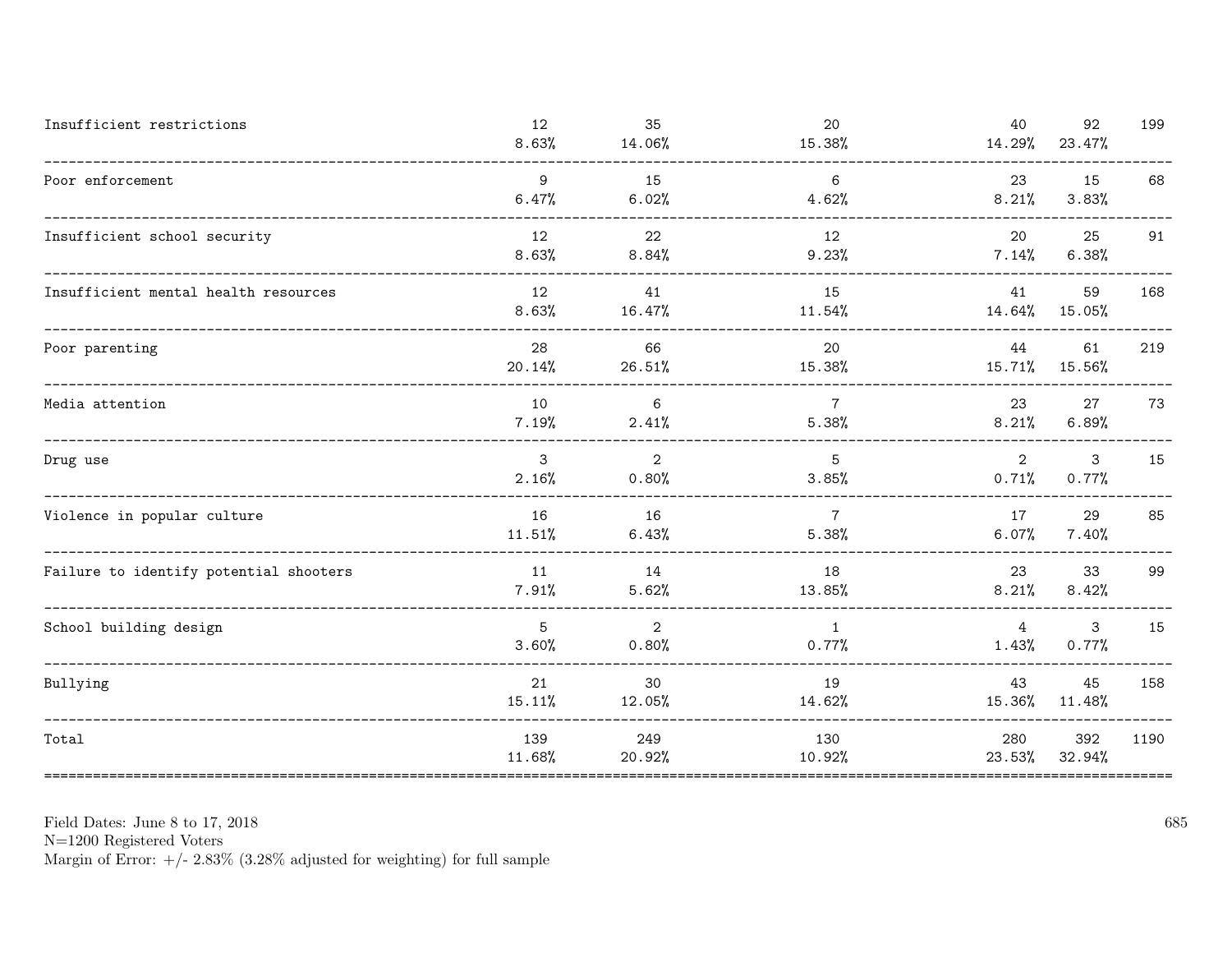| | | | | | | |
|---|---|---|---|---|---|---|
| Insufficient restrictions | 12<br>8.63% | 35<br>14.06% | 20<br>15.38% | 40<br>14.29% | 92<br>23.47% | 199 |
| Poor enforcement | 9<br>6.47% | 15<br>6.02% | 6<br>4.62% | 23<br>8.21% | 15<br>3.83% | 68 |
| Insufficient school security | 12<br>8.63% | 22<br>8.84% | 12<br>9.23% | 20<br>7.14% | 25<br>6.38% | 91 |
| Insufficient mental health resources | 12<br>8.63% | 41<br>16.47% | 15<br>11.54% | 41<br>14.64% | 59<br>15.05% | 168 |
| Poor parenting | 28<br>20.14% | 66<br>26.51% | 20<br>15.38% | 44<br>15.71% | 61<br>15.56% | 219 |
| Media attention | 10<br>7.19% | 6<br>2.41% | 7<br>5.38% | 23<br>8.21% | 27<br>6.89% | 73 |
| Drug use | 3<br>2.16% | 2<br>0.80% | 5<br>3.85% | 2<br>0.71% | 3<br>0.77% | 15 |
| Violence in popular culture | 16<br>11.51% | 16<br>6.43% | 7<br>5.38% | 17<br>6.07% | 29<br>7.40% | 85 |
| Failure to identify potential shooters | 11<br>7.91% | 14<br>5.62% | 18<br>13.85% | 23<br>8.21% | 33<br>8.42% | 99 |
| School building design | 5<br>3.60% | 2<br>0.80% | 1<br>0.77% | 4<br>1.43% | 3<br>0.77% | 15 |
| Bullying | 21<br>15.11% | 30<br>12.05% | 19<br>14.62% | 43<br>15.36% | 45<br>11.48% | 158 |
| Total | 139<br>11.68% | 249<br>20.92% | 130<br>10.92% | 280<br>23.53% | 392<br>32.94% | 1190 |

Field Dates: June 8 to 17, 2018
N=1200 Registered Voters
Margin of Error: +/- 2.83% (3.28% adjusted for weighting) for full sample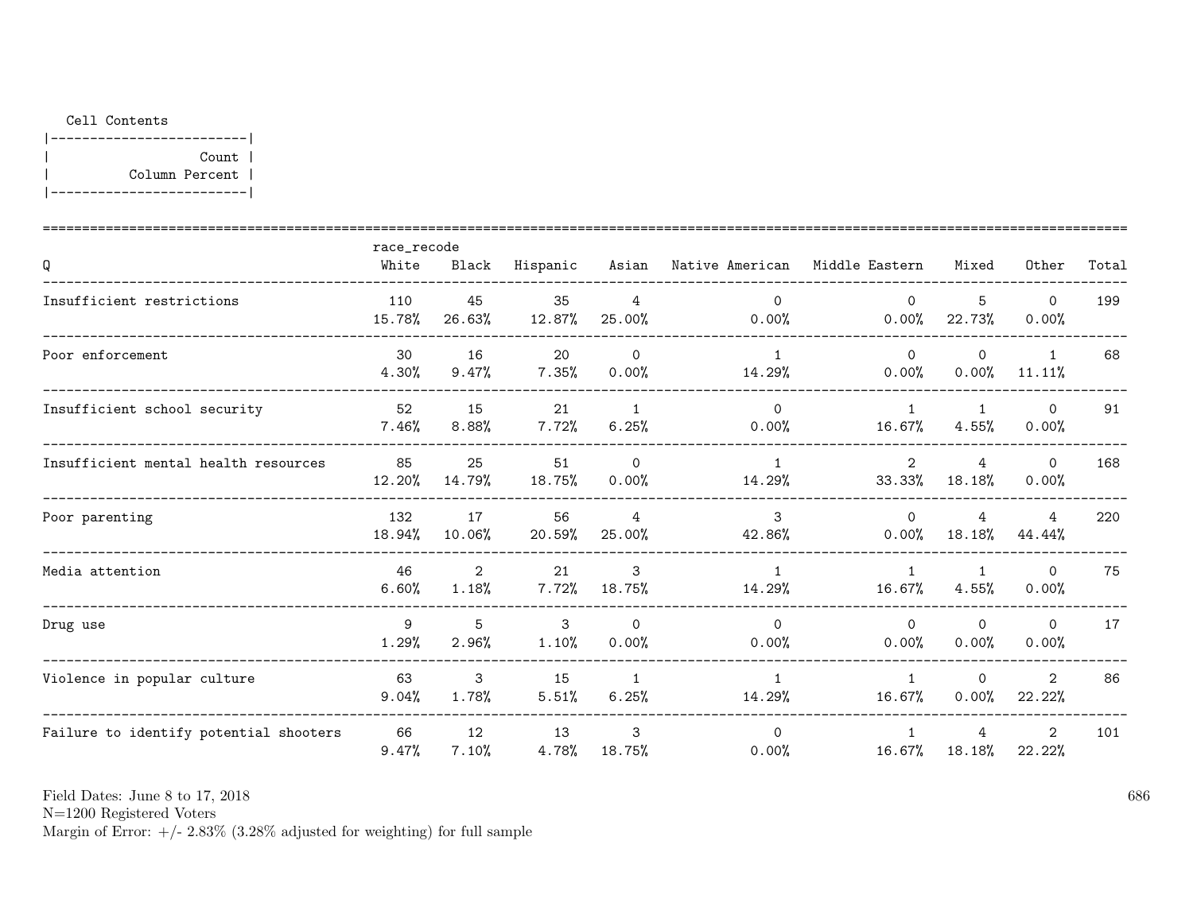Cell Contents

|-------------------------|
| Count |
| Column Percent |
|-------------------------|

| Q | White | Black | Hispanic | Asian | Native American | Middle Eastern | Mixed | Other | Total |
|---|---|---|---|---|---|---|---|---|---|
| | race_recode | | | | | | | | |
| Insufficient restrictions | 110<br>15.78% | 45<br>26.63% | 35<br>12.87% | 4<br>25.00% | 0<br>0.00% | 0<br>0.00% | 5<br>22.73% | 0<br>0.00% | 199 |
| Poor enforcement | 30<br>4.30% | 16<br>9.47% | 20<br>7.35% | 0<br>0.00% | 1<br>14.29% | 0<br>0.00% | 0<br>0.00% | 1<br>11.11% | 68 |
| Insufficient school security | 52<br>7.46% | 15<br>8.88% | 21<br>7.72% | 1<br>6.25% | 0<br>0.00% | 1<br>16.67% | 1<br>4.55% | 0<br>0.00% | 91 |
| Insufficient mental health resources | 85<br>12.20% | 25<br>14.79% | 51<br>18.75% | 0<br>0.00% | 1<br>14.29% | 2<br>33.33% | 4<br>18.18% | 0<br>0.00% | 168 |
| Poor parenting | 132<br>18.94% | 17<br>10.06% | 56<br>20.59% | 4<br>25.00% | 3<br>42.86% | 0<br>0.00% | 4<br>18.18% | 4<br>44.44% | 220 |
| Media attention | 46<br>6.60% | 2<br>1.18% | 21<br>7.72% | 3<br>18.75% | 1<br>14.29% | 1<br>16.67% | 1<br>4.55% | 0<br>0.00% | 75 |
| Drug use | 9<br>1.29% | 5<br>2.96% | 3<br>1.10% | 0<br>0.00% | 0<br>0.00% | 0<br>0.00% | 0<br>0.00% | 0<br>0.00% | 17 |
| Violence in popular culture | 63<br>9.04% | 3<br>1.78% | 15<br>5.51% | 1<br>6.25% | 1<br>14.29% | 1<br>16.67% | 0<br>0.00% | 2<br>22.22% | 86 |
| Failure to identify potential shooters | 66<br>9.47% | 12<br>7.10% | 13<br>4.78% | 3<br>18.75% | 0<br>0.00% | 1<br>16.67% | 4<br>18.18% | 2<br>22.22% | 101 |

Field Dates: June 8 to 17, 2018
N=1200 Registered Voters
Margin of Error: +/- 2.83% (3.28% adjusted for weighting) for full sample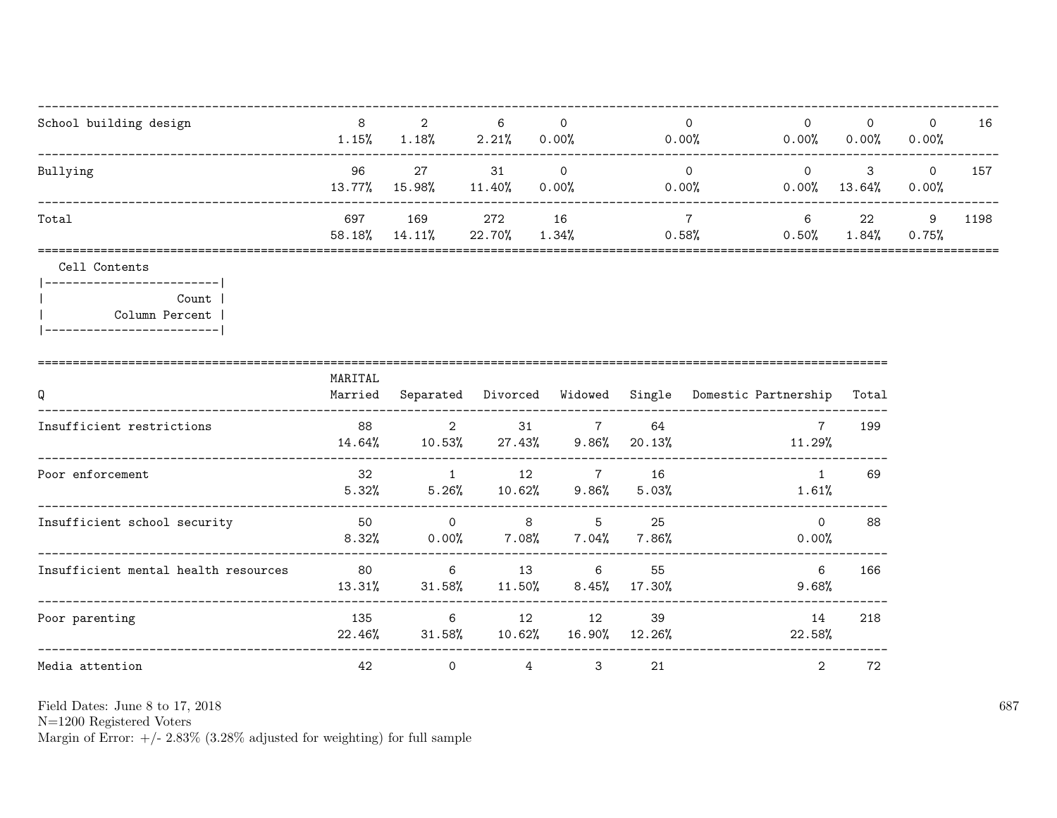| | | | | | | | | | |
|---|---|---|---|---|---|---|---|---|---|
| School building design | 8<br>1.15% | 2<br>1.18% | 6<br>2.21% | 0<br>0.00% | 0<br>0.00% | 0<br>0.00% | 0<br>0.00% | 0<br>0.00% | 16 |
| Bullying | 96<br>13.77% | 27<br>15.98% | 31<br>11.40% | 0<br>0.00% | 0<br>0.00% | 0<br>0.00% | 3<br>13.64% | 0<br>0.00% | 157 |
| Total | 697<br>58.18% | 169<br>14.11% | 272<br>22.70% | 16<br>1.34% | 7<br>0.58% | 6<br>0.50% | 22<br>1.84% | 9<br>0.75% | 1198 |

Cell Contents

| |
|---|
| Count |
| Column Percent |

| Q | MARITAL<br>Married | Separated | Divorced | Widowed | Single | Domestic Partnership | Total |
|---|---|---|---|---|---|---|---|
| Insufficient restrictions | 88<br>14.64% | 2<br>10.53% | 31<br>27.43% | 7<br>9.86% | 64<br>20.13% | 7<br>11.29% | 199 |
| Poor enforcement | 32<br>5.32% | 1<br>5.26% | 12<br>10.62% | 7<br>9.86% | 16<br>5.03% | 1<br>1.61% | 69 |
| Insufficient school security | 50<br>8.32% | 0<br>0.00% | 8<br>7.08% | 5<br>7.04% | 25<br>7.86% | 0<br>0.00% | 88 |
| Insufficient mental health resources | 80<br>13.31% | 6<br>31.58% | 13<br>11.50% | 6<br>8.45% | 55<br>17.30% | 6<br>9.68% | 166 |
| Poor parenting | 135<br>22.46% | 6<br>31.58% | 12<br>10.62% | 12<br>16.90% | 39<br>12.26% | 14<br>22.58% | 218 |
| Media attention | 42 | 0 | 4 | 3 | 21 | 2 | 72 |

Field Dates: June 8 to 17, 2018
N=1200 Registered Voters
Margin of Error: +/- 2.83% (3.28% adjusted for weighting) for full sample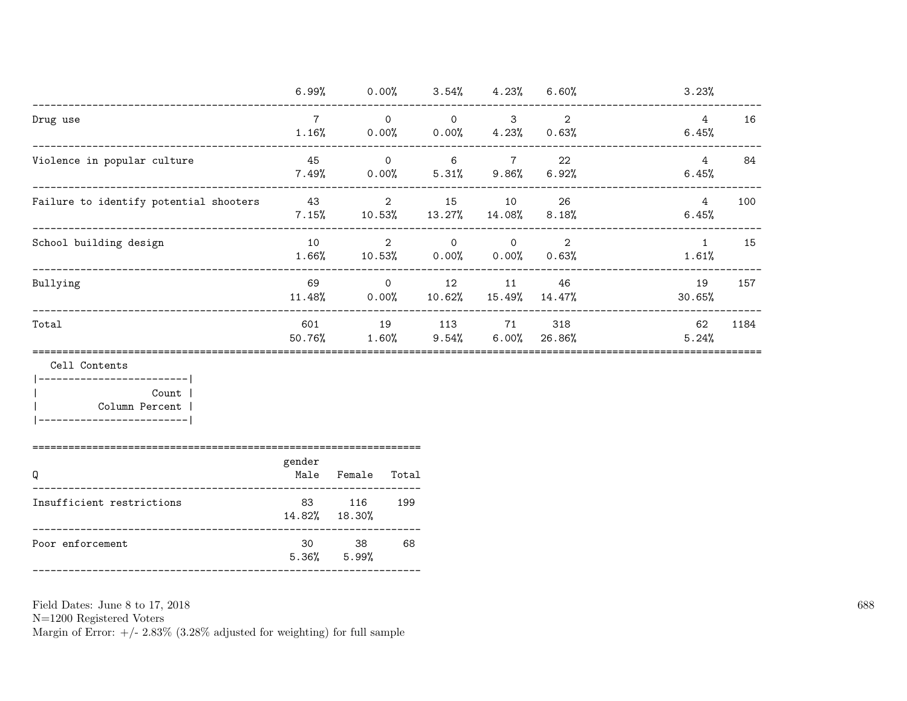| | | | | | | | |
|---|---|---|---|---|---|---|---|
| | 6.99% | 0.00% | 3.54% | 4.23% | 6.60% | 3.23% | |
| Drug use | 7 | 0 | 0 | 3 | 2 | 4 | 16 |
| | 1.16% | 0.00% | 0.00% | 4.23% | 0.63% | 6.45% | |
| Violence in popular culture | 45 | 0 | 6 | 7 | 22 | 4 | 84 |
| | 7.49% | 0.00% | 5.31% | 9.86% | 6.92% | 6.45% | |
| Failure to identify potential shooters | 43 | 2 | 15 | 10 | 26 | 4 | 100 |
| | 7.15% | 10.53% | 13.27% | 14.08% | 8.18% | 6.45% | |
| School building design | 10 | 2 | 0 | 0 | 2 | 1 | 15 |
| | 1.66% | 10.53% | 0.00% | 0.00% | 0.63% | 1.61% | |
| Bullying | 69 | 0 | 12 | 11 | 46 | 19 | 157 |
| | 11.48% | 0.00% | 10.62% | 15.49% | 14.47% | 30.65% | |
| Total | 601 | 19 | 113 | 71 | 318 | 62 | 1184 |
| | 50.76% | 1.60% | 9.54% | 6.00% | 26.86% | 5.24% | |

Cell Contents
- Count
- Column Percent

| Q | gender Male | Female | Total |
|---|---|---|---|
| Insufficient restrictions | 83 | 116 | 199 |
| | 14.82% | 18.30% | |
| Poor enforcement | 30 | 38 | 68 |
| | 5.36% | 5.99% | |

Field Dates: June 8 to 17, 2018
N=1200 Registered Voters
Margin of Error: +/- 2.83% (3.28% adjusted for weighting) for full sample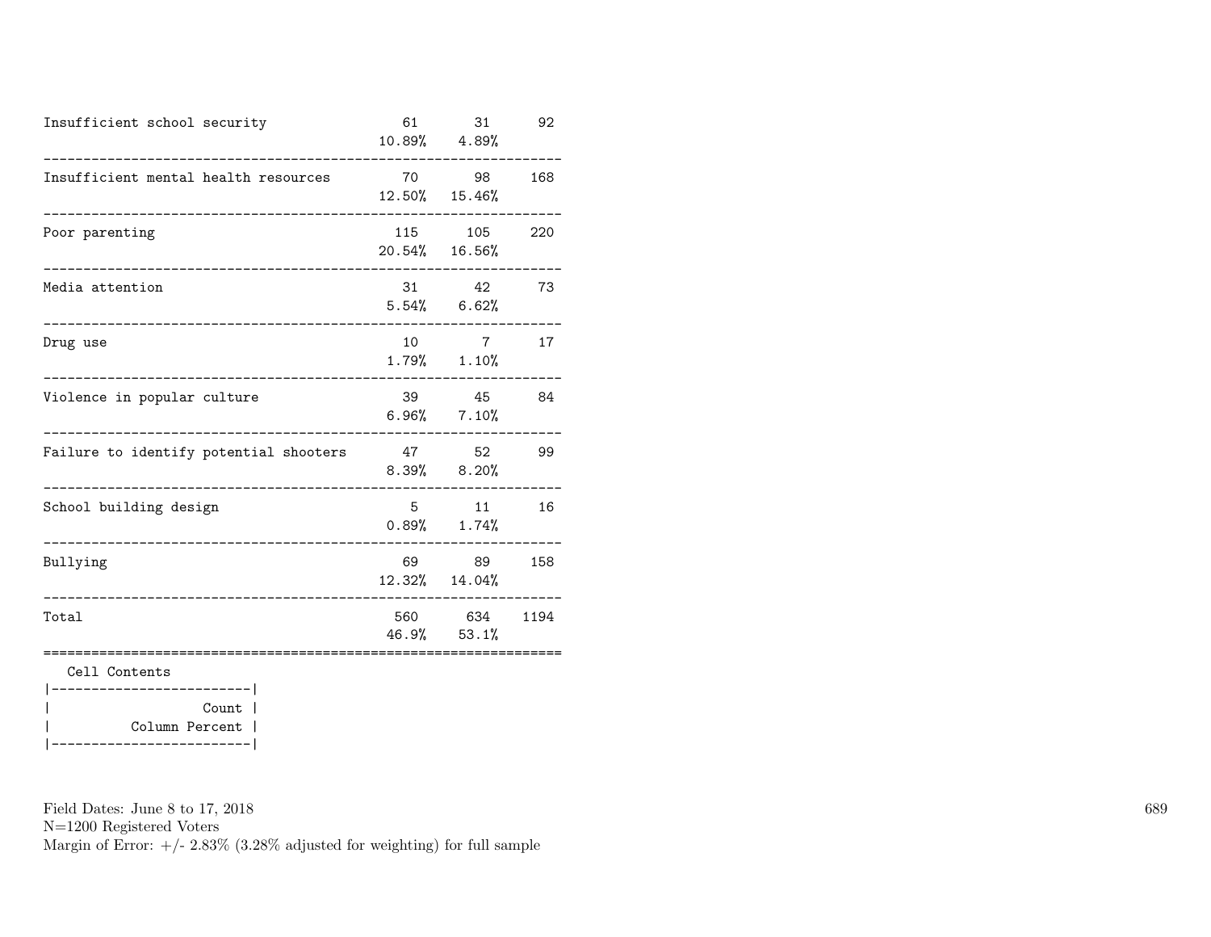| | | | |
|---|---|---|---|
| Insufficient school security | 61<br>10.89% | 31<br>4.89% | 92 |
| Insufficient mental health resources | 70<br>12.50% | 98<br>15.46% | 168 |
| Poor parenting | 115<br>20.54% | 105<br>16.56% | 220 |
| Media attention | 31<br>5.54% | 42<br>6.62% | 73 |
| Drug use | 10<br>1.79% | 7<br>1.10% | 17 |
| Violence in popular culture | 39<br>6.96% | 45<br>7.10% | 84 |
| Failure to identify potential shooters | 47<br>8.39% | 52<br>8.20% | 99 |
| School building design | 5<br>0.89% | 11<br>1.74% | 16 |
| Bullying | 69<br>12.32% | 89<br>14.04% | 158 |
| Total | 560<br>46.9% | 634<br>53.1% | 1194 |

Cell Contents

| |
|---|
| Count |
| Column Percent |

Field Dates: June 8 to 17, 2018
N=1200 Registered Voters
Margin of Error: +/- 2.83% (3.28% adjusted for weighting) for full sample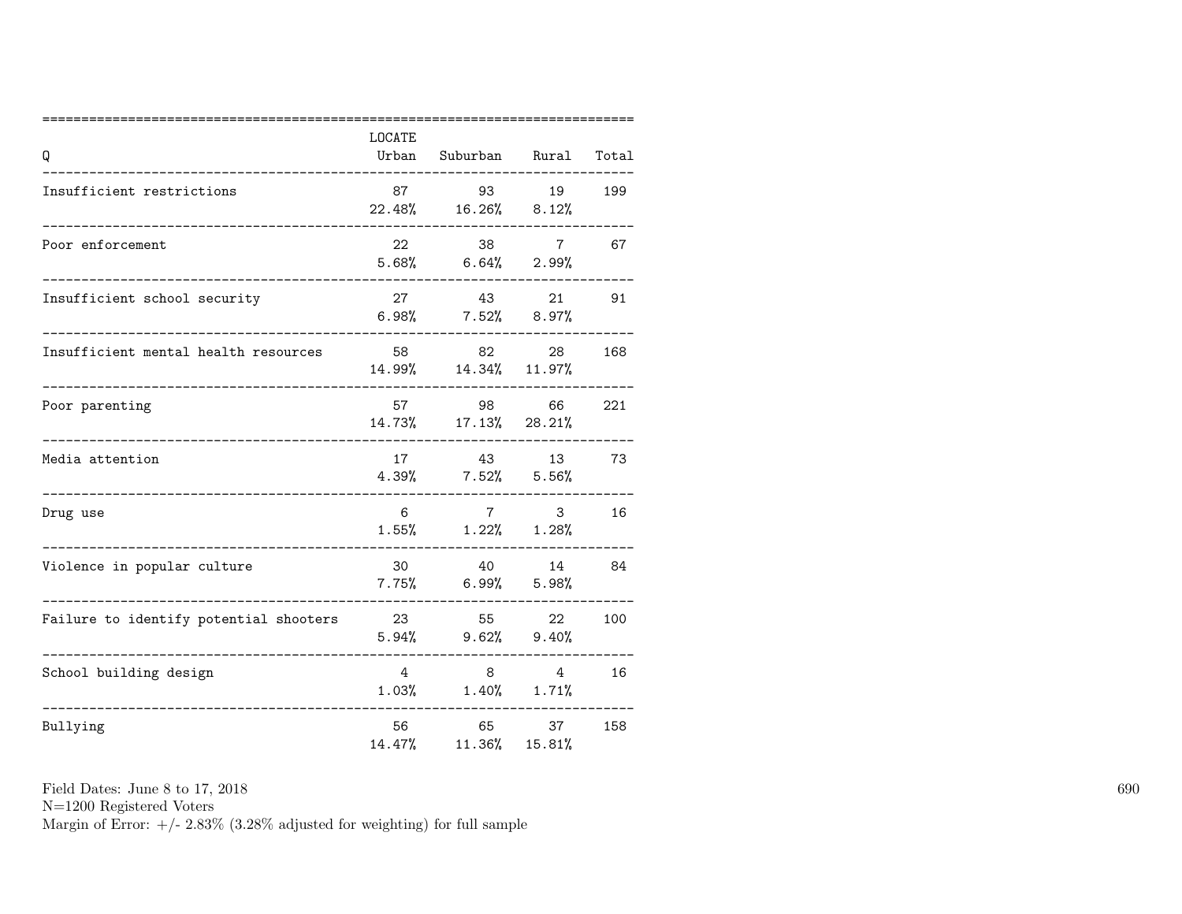| Q | LOCATE Urban | Suburban | Rural | Total |
|---|---|---|---|---|
| Insufficient restrictions | 87<br>22.48% | 93<br>16.26% | 19<br>8.12% | 199 |
| Poor enforcement | 22<br>5.68% | 38<br>6.64% | 7<br>2.99% | 67 |
| Insufficient school security | 27<br>6.98% | 43<br>7.52% | 21<br>8.97% | 91 |
| Insufficient mental health resources | 58<br>14.99% | 82<br>14.34% | 28<br>11.97% | 168 |
| Poor parenting | 57<br>14.73% | 98<br>17.13% | 66<br>28.21% | 221 |
| Media attention | 17<br>4.39% | 43<br>7.52% | 13<br>5.56% | 73 |
| Drug use | 6<br>1.55% | 7<br>1.22% | 3<br>1.28% | 16 |
| Violence in popular culture | 30<br>7.75% | 40<br>6.99% | 14<br>5.98% | 84 |
| Failure to identify potential shooters | 23<br>5.94% | 55<br>9.62% | 22<br>9.40% | 100 |
| School building design | 4<br>1.03% | 8<br>1.40% | 4<br>1.71% | 16 |
| Bullying | 56<br>14.47% | 65<br>11.36% | 37<br>15.81% | 158 |

Field Dates: June 8 to 17, 2018
N=1200 Registered Voters
Margin of Error: +/- 2.83% (3.28% adjusted for weighting) for full sample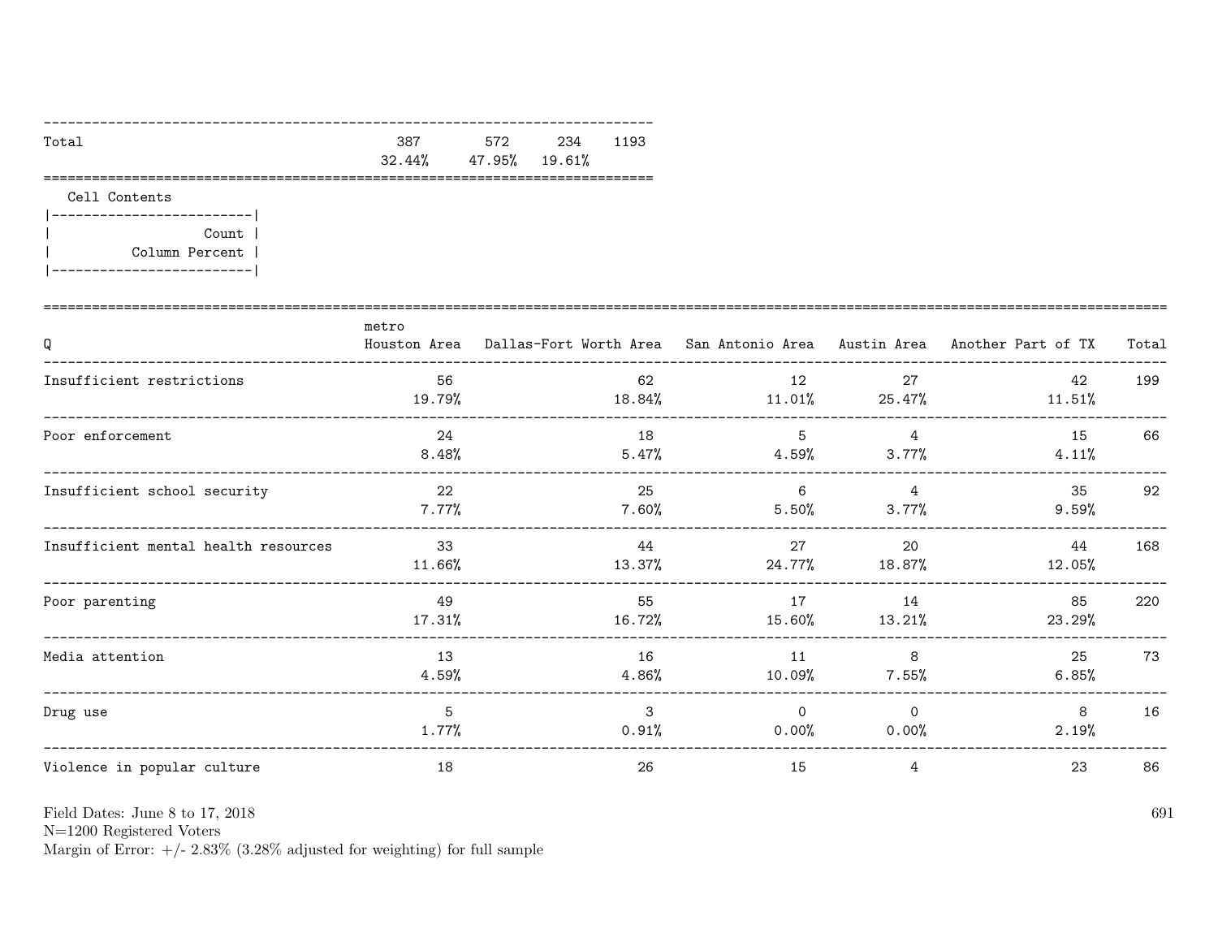| | | | | |
|---|---|---|---|---|
| Total | 387 | 572 | 234 | 1193 |
| | 32.44% | 47.95% | 19.61% | |

Cell Contents

| |
|---|
| Count |
| Column Percent |

| Q | metro Houston Area | Dallas-Fort Worth Area | San Antonio Area | Austin Area | Another Part of TX | Total |
|---|---|---|---|---|---|---|
| Insufficient restrictions | 56 | 62 | 12 | 27 | 42 | 199 |
| | 19.79% | 18.84% | 11.01% | 25.47% | 11.51% | |
| Poor enforcement | 24 | 18 | 5 | 4 | 15 | 66 |
| | 8.48% | 5.47% | 4.59% | 3.77% | 4.11% | |
| Insufficient school security | 22 | 25 | 6 | 4 | 35 | 92 |
| | 7.77% | 7.60% | 5.50% | 3.77% | 9.59% | |
| Insufficient mental health resources | 33 | 44 | 27 | 20 | 44 | 168 |
| | 11.66% | 13.37% | 24.77% | 18.87% | 12.05% | |
| Poor parenting | 49 | 55 | 17 | 14 | 85 | 220 |
| | 17.31% | 16.72% | 15.60% | 13.21% | 23.29% | |
| Media attention | 13 | 16 | 11 | 8 | 25 | 73 |
| | 4.59% | 4.86% | 10.09% | 7.55% | 6.85% | |
| Drug use | 5 | 3 | 0 | 0 | 8 | 16 |
| | 1.77% | 0.91% | 0.00% | 0.00% | 2.19% | |
| Violence in popular culture | 18 | 26 | 15 | 4 | 23 | 86 |

Field Dates: June 8 to 17, 2018
N=1200 Registered Voters
Margin of Error: +/- 2.83% (3.28% adjusted for weighting) for full sample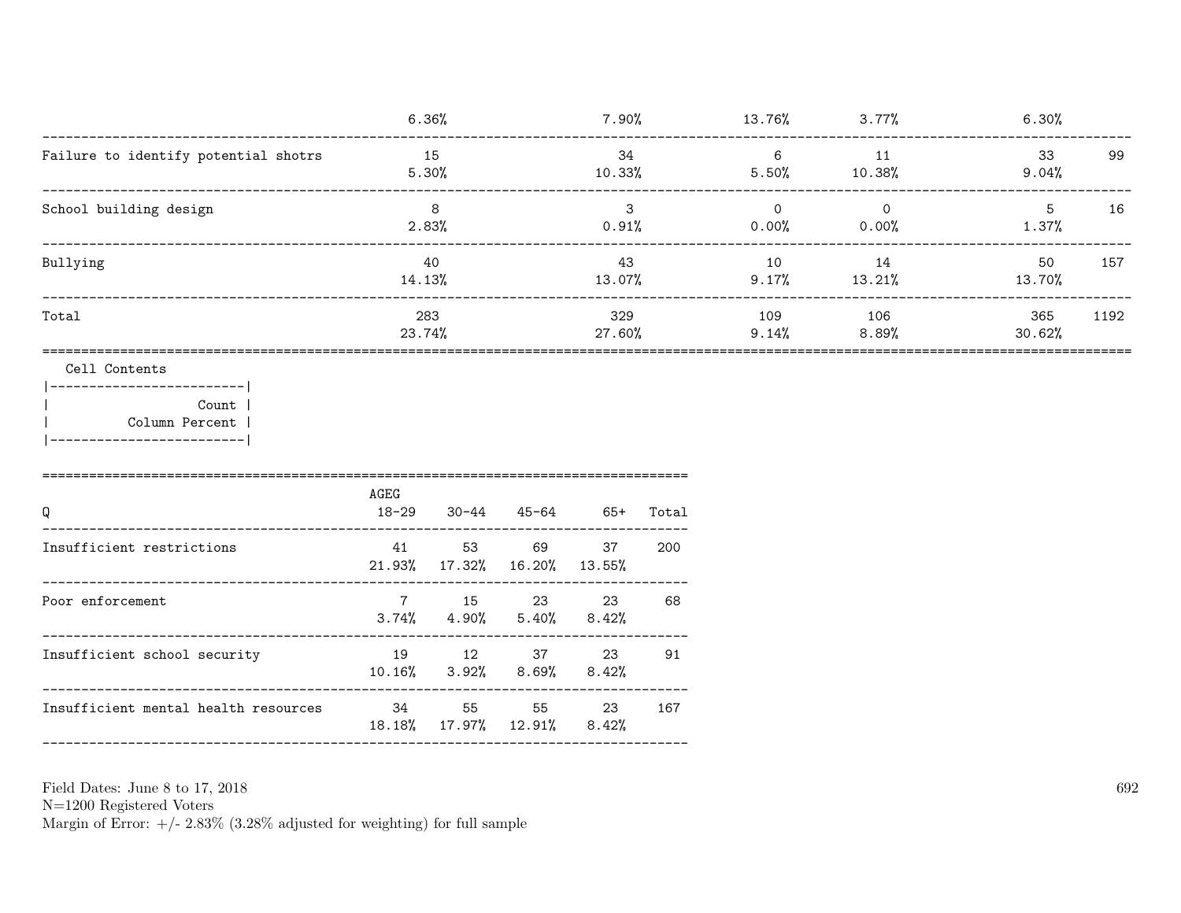| | | | | | | |
|---|---|---|---|---|---|---|
| | 6.36% | 7.90% | 13.76% | 3.77% | 6.30% | |
| Failure to identify potential shotrs | 15<br>5.30% | 34<br>10.33% | 6<br>5.50% | 11<br>10.38% | 33<br>9.04% | 99 |
| School building design | 8<br>2.83% | 3<br>0.91% | 0<br>0.00% | 0<br>0.00% | 5<br>1.37% | 16 |
| Bullying | 40<br>14.13% | 43<br>13.07% | 10<br>9.17% | 14<br>13.21% | 50<br>13.70% | 157 |
| Total | 283<br>23.74% | 329<br>27.60% | 109<br>9.14% | 106<br>8.89% | 365<br>30.62% | 1192 |

Cell Contents

|-------------------------|
| Count |
| Column Percent |
|-------------------------|

| Q | AGEG<br>18-29 | 30-44 | 45-64 | 65+ | Total |
|---|---|---|---|---|---|
| Insufficient restrictions | 41<br>21.93% | 53<br>17.32% | 69<br>16.20% | 37<br>13.55% | 200 |
| Poor enforcement | 7<br>3.74% | 15<br>4.90% | 23<br>5.40% | 23<br>8.42% | 68 |
| Insufficient school security | 19<br>10.16% | 12<br>3.92% | 37<br>8.69% | 23<br>8.42% | 91 |
| Insufficient mental health resources | 34<br>18.18% | 55<br>17.97% | 55<br>12.91% | 23<br>8.42% | 167 |

Field Dates: June 8 to 17, 2018
N=1200 Registered Voters
Margin of Error: +/- 2.83% (3.28% adjusted for weighting) for full sample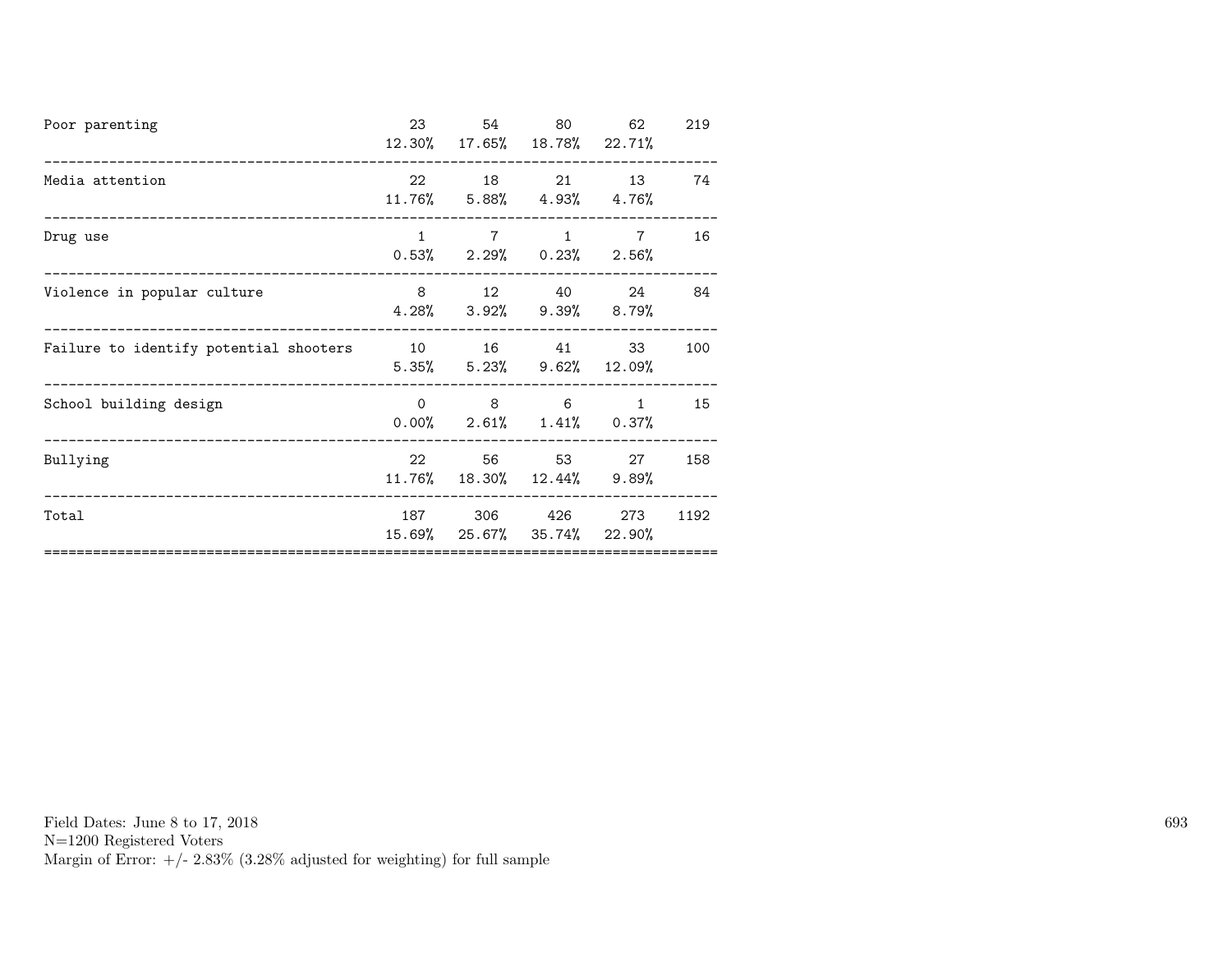| | | | | | |
|---|---|---|---|---|---|
| Poor parenting | 23<br>12.30% | 54<br>17.65% | 80<br>18.78% | 62<br>22.71% | 219 |
| Media attention | 22<br>11.76% | 18<br>5.88% | 21<br>4.93% | 13<br>4.76% | 74 |
| Drug use | 1<br>0.53% | 7<br>2.29% | 1<br>0.23% | 7<br>2.56% | 16 |
| Violence in popular culture | 8<br>4.28% | 12<br>3.92% | 40<br>9.39% | 24<br>8.79% | 84 |
| Failure to identify potential shooters | 10<br>5.35% | 16<br>5.23% | 41<br>9.62% | 33<br>12.09% | 100 |
| School building design | 0<br>0.00% | 8<br>2.61% | 6<br>1.41% | 1<br>0.37% | 15 |
| Bullying | 22<br>11.76% | 56<br>18.30% | 53<br>12.44% | 27<br>9.89% | 158 |
| Total | 187<br>15.69% | 306<br>25.67% | 426<br>35.74% | 273<br>22.90% | 1192 |

Field Dates: June 8 to 17, 2018
N=1200 Registered Voters
Margin of Error: +/- 2.83% (3.28% adjusted for weighting) for full sample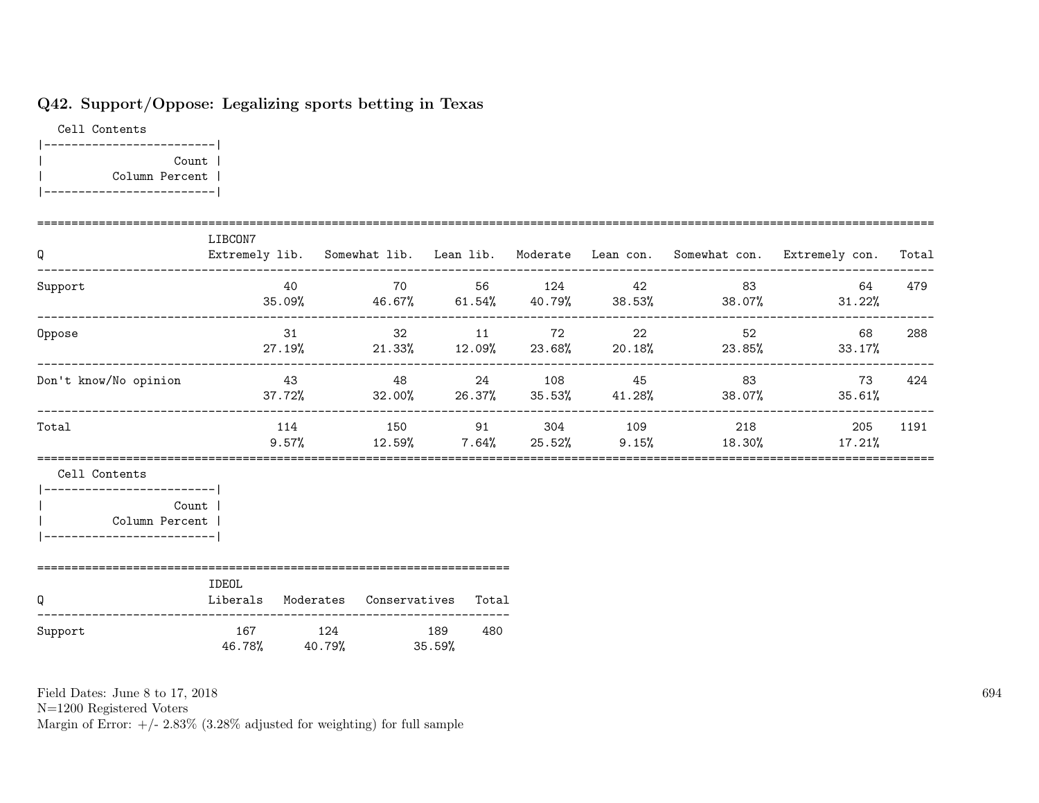### Q42. Support/Oppose: Legalizing sports betting in Texas

Cell Contents

| Count |
|---|
| Column Percent |

| Q | LIBCON7 Extremely lib. | Somewhat lib. | Lean lib. | Moderate | Lean con. | Somewhat con. | Extremely con. | Total |
|---|---|---|---|---|---|---|---|---|
| Support | 40<br>35.09% | 70<br>46.67% | 56<br>61.54% | 124<br>40.79% | 42<br>38.53% | 83<br>38.07% | 64<br>31.22% | 479 |
| Oppose | 31<br>27.19% | 32<br>21.33% | 11<br>12.09% | 72<br>23.68% | 22<br>20.18% | 52<br>23.85% | 68<br>33.17% | 288 |
| Don't know/No opinion | 43<br>37.72% | 48<br>32.00% | 24<br>26.37% | 108<br>35.53% | 45<br>41.28% | 83<br>38.07% | 73<br>35.61% | 424 |
| Total | 114<br>9.57% | 150<br>12.59% | 91<br>7.64% | 304<br>25.52% | 109<br>9.15% | 218<br>18.30% | 205<br>17.21% | 1191 |

Cell Contents

| Count |
|---|
| Column Percent |

| Q | IDEOL Liberals | Moderates | Conservatives | Total |
|---|---|---|---|---|
| Support | 167<br>46.78% | 124<br>40.79% | 189<br>35.59% | 480 |

Field Dates: June 8 to 17, 2018
N=1200 Registered Voters
Margin of Error: +/- 2.83% (3.28% adjusted for weighting) for full sample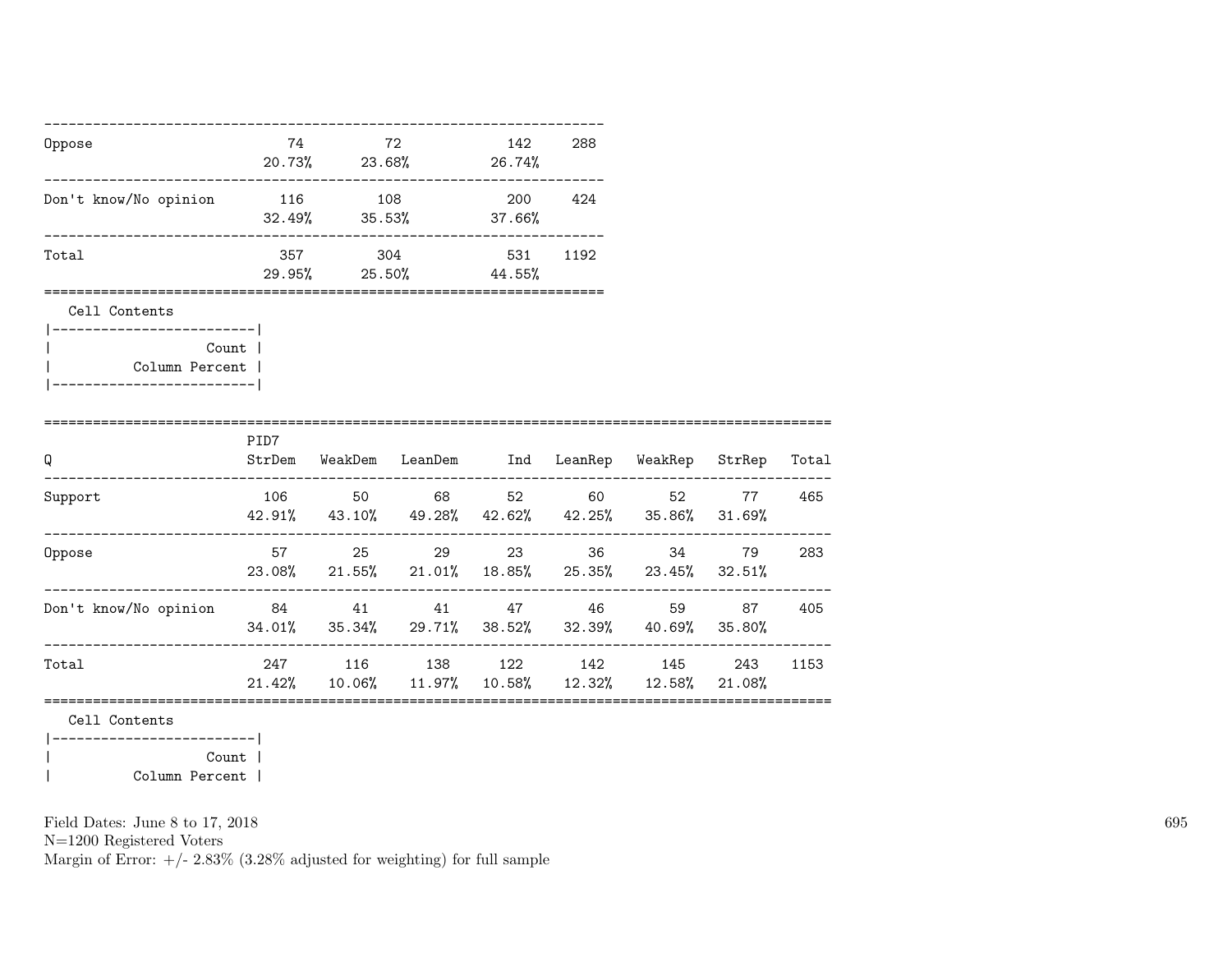| | | | | |
|---|---|---|---|---|
| Oppose | 74 | 72 | 142 | 288 |
| | 20.73% | 23.68% | 26.74% | |
| Don't know/No opinion | 116 | 108 | 200 | 424 |
| | 32.49% | 35.53% | 37.66% | |
| Total | 357 | 304 | 531 | 1192 |
| | 29.95% | 25.50% | 44.55% | |

Cell Contents

```
|-------------------------|
|                   Count |
|          Column Percent |
|-------------------------|
```

| Q | PID7 StrDem | WeakDem | LeanDem | Ind | LeanRep | WeakRep | StrRep | Total |
|---|---|---|---|---|---|---|---|---|
| Support | 106 | 50 | 68 | 52 | 60 | 52 | 77 | 465 |
| | 42.91% | 43.10% | 49.28% | 42.62% | 42.25% | 35.86% | 31.69% | |
| Oppose | 57 | 25 | 29 | 23 | 36 | 34 | 79 | 283 |
| | 23.08% | 21.55% | 21.01% | 18.85% | 25.35% | 23.45% | 32.51% | |
| Don't know/No opinion | 84 | 41 | 41 | 47 | 46 | 59 | 87 | 405 |
| | 34.01% | 35.34% | 29.71% | 38.52% | 32.39% | 40.69% | 35.80% | |
| Total | 247 | 116 | 138 | 122 | 142 | 145 | 243 | 1153 |
| | 21.42% | 10.06% | 11.97% | 10.58% | 12.32% | 12.58% | 21.08% | |

Cell Contents

```
|-------------------------|
|                   Count |
|          Column Percent |
```

Field Dates: June 8 to 17, 2018
N=1200 Registered Voters
Margin of Error: +/- 2.83% (3.28% adjusted for weighting) for full sample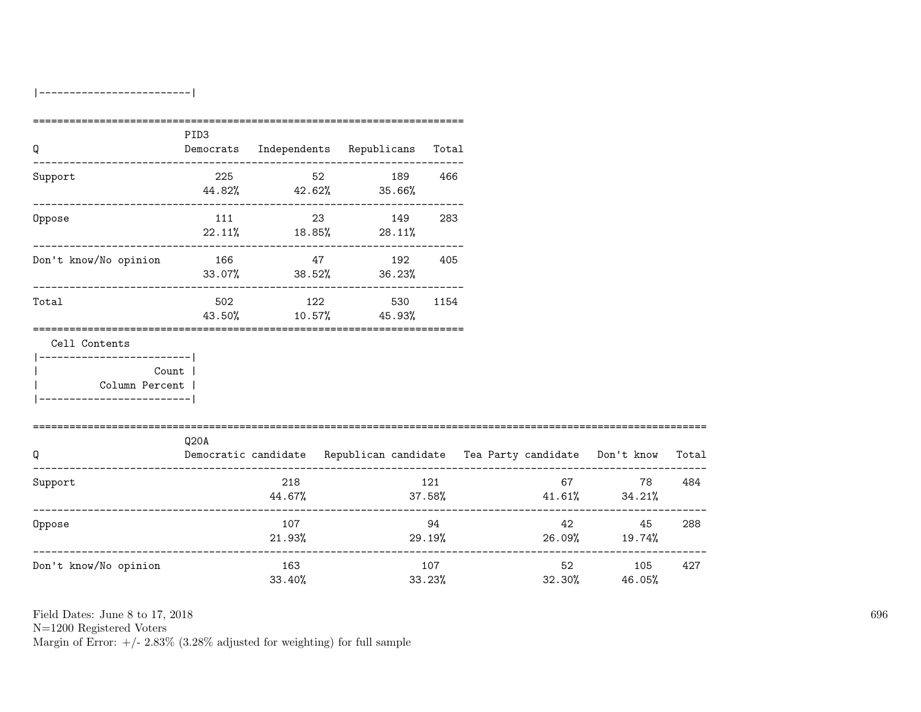|-------------------------|

| Q | PID3 Democrats | Independents | Republicans | Total |
|---|---|---|---|---|
| Support | 225<br>44.82% | 52<br>42.62% | 189<br>35.66% | 466 |
| Oppose | 111<br>22.11% | 23<br>18.85% | 149<br>28.11% | 283 |
| Don't know/No opinion | 166<br>33.07% | 47<br>38.52% | 192<br>36.23% | 405 |
| Total | 502<br>43.50% | 122<br>10.57% | 530<br>45.93% | 1154 |

Cell Contents

|-------------------------|
| Count |
| Column Percent |
|-------------------------|

| Q | Q20A Democratic candidate | Republican candidate | Tea Party candidate | Don't know | Total |
|---|---|---|---|---|---|
| Support | 218<br>44.67% | 121<br>37.58% | 67<br>41.61% | 78<br>34.21% | 484 |
| Oppose | 107<br>21.93% | 94<br>29.19% | 42<br>26.09% | 45<br>19.74% | 288 |
| Don't know/No opinion | 163<br>33.40% | 107<br>33.23% | 52<br>32.30% | 105<br>46.05% | 427 |

Field Dates: June 8 to 17, 2018
N=1200 Registered Voters
Margin of Error: +/- 2.83% (3.28% adjusted for weighting) for full sample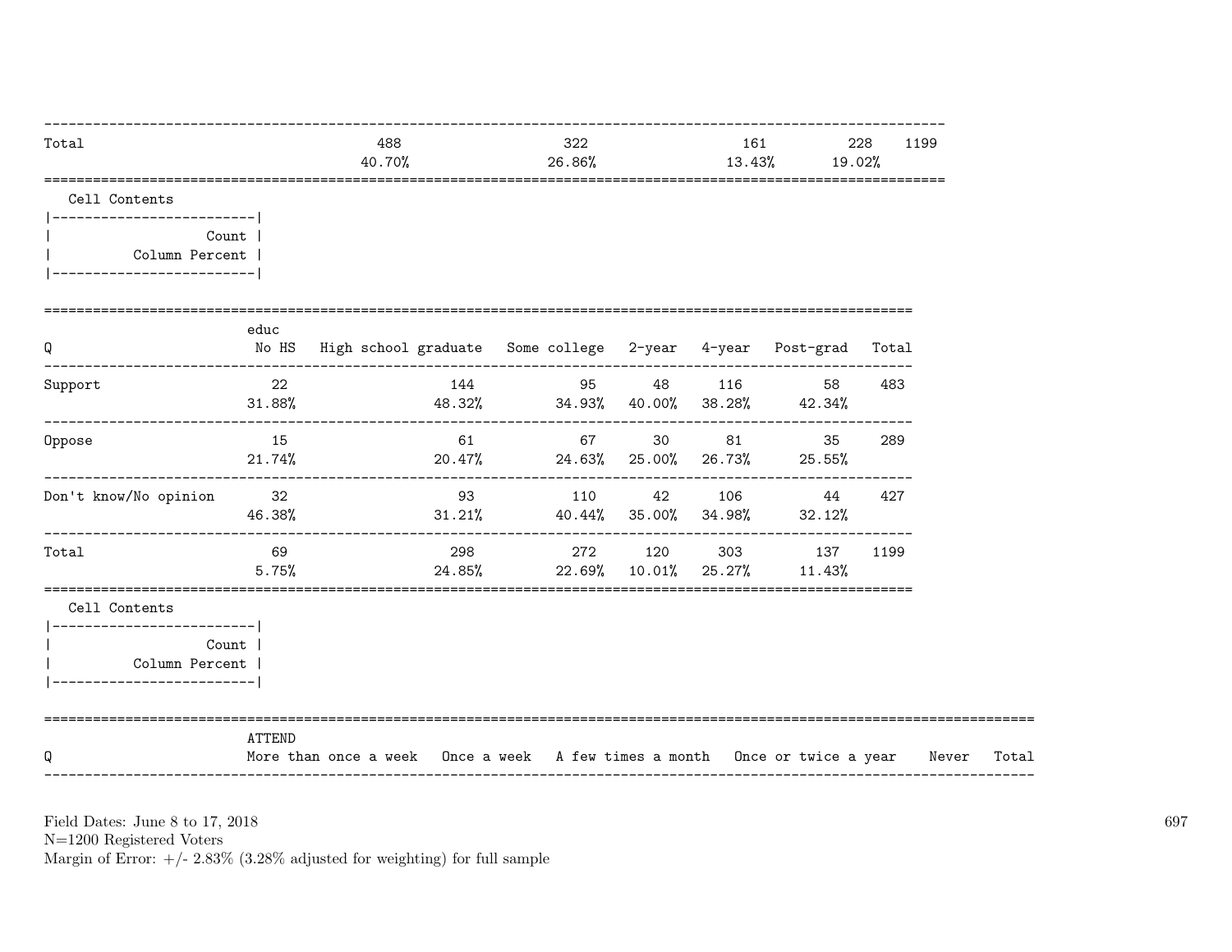| | | | | | |
|---|---|---|---|---|---|
| Total | 488 | 322 | 161 | 228 | 1199 |
| | 40.70% | 26.86% | 13.43% | 19.02% | |

Cell Contents

| Count |
|---|
| Column Percent |

| Q | educ No HS | High school graduate | Some college | 2-year | 4-year | Post-grad | Total |
|---|---|---|---|---|---|---|---|
| Support | 22 | 144 | 95 | 48 | 116 | 58 | 483 |
| | 31.88% | 48.32% | 34.93% | 40.00% | 38.28% | 42.34% | |
| Oppose | 15 | 61 | 67 | 30 | 81 | 35 | 289 |
| | 21.74% | 20.47% | 24.63% | 25.00% | 26.73% | 25.55% | |
| Don't know/No opinion | 32 | 93 | 110 | 42 | 106 | 44 | 427 |
| | 46.38% | 31.21% | 40.44% | 35.00% | 34.98% | 32.12% | |
| Total | 69 | 298 | 272 | 120 | 303 | 137 | 1199 |
| | 5.75% | 24.85% | 22.69% | 10.01% | 25.27% | 11.43% | |

Cell Contents

| Count |
|---|
| Column Percent |

| Q | ATTEND More than once a week | Once a week | A few times a month | Once or twice a year | Never | Total |
|---|---|---|---|---|---|---|

Field Dates: June 8 to 17, 2018
N=1200 Registered Voters
Margin of Error: +/- 2.83% (3.28% adjusted for weighting) for full sample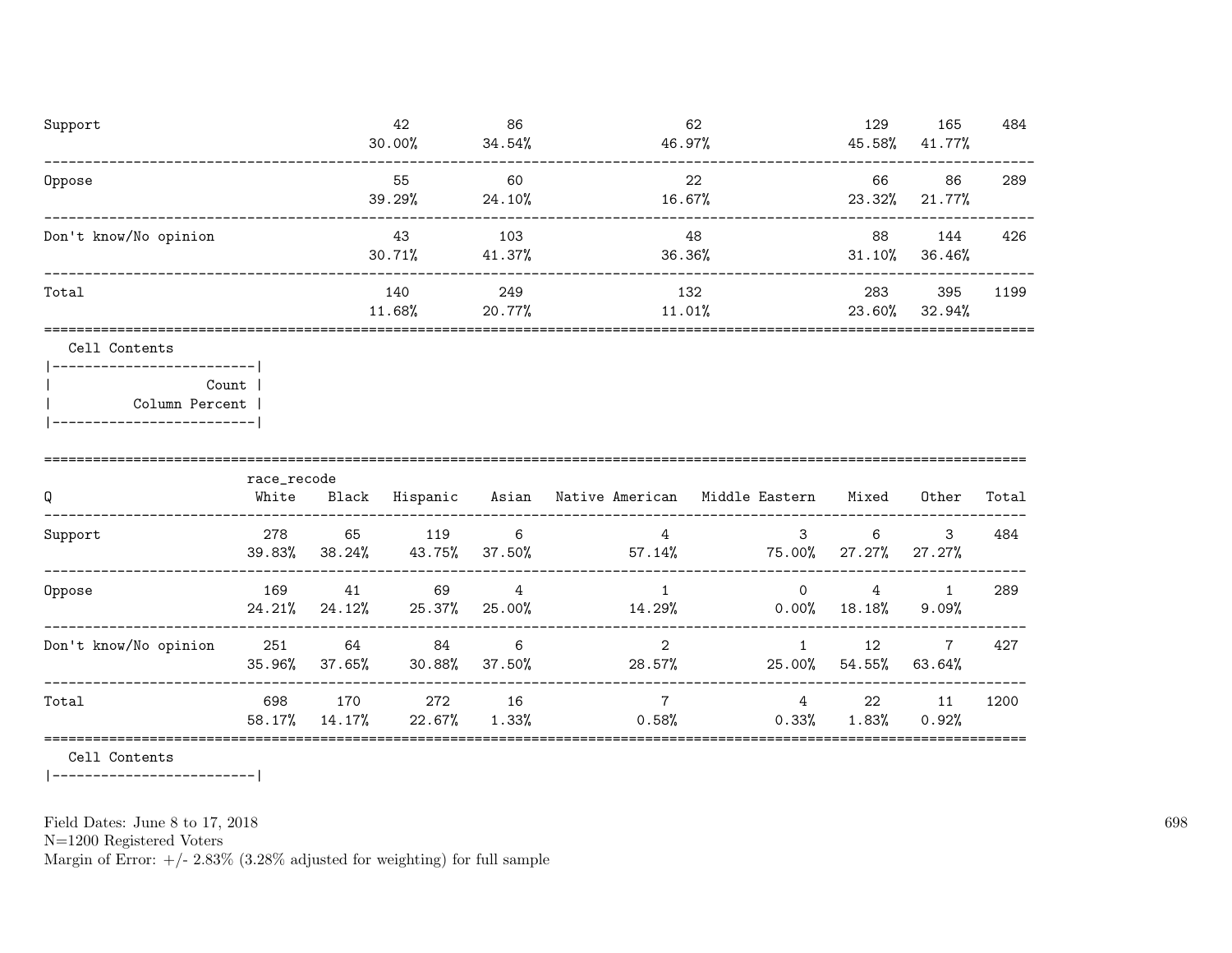| | | | | | | |
|---|---|---|---|---|---|---|
| Support | 42<br>30.00% | 86<br>34.54% | 62<br>46.97% | 129<br>45.58% | 165<br>41.77% | 484 |
| Oppose | 55<br>39.29% | 60<br>24.10% | 22<br>16.67% | 66<br>23.32% | 86<br>21.77% | 289 |
| Don't know/No opinion | 43<br>30.71% | 103<br>41.37% | 48<br>36.36% | 88<br>31.10% | 144<br>36.46% | 426 |
| Total | 140<br>11.68% | 249<br>20.77% | 132<br>11.01% | 283<br>23.60% | 395<br>32.94% | 1199 |

Cell Contents

```
|-------------------------|
|                   Count |
|          Column Percent |
|-------------------------|
```

| Q | race_recode<br>White | Black | Hispanic | Asian | Native American | Middle Eastern | Mixed | Other | Total |
|---|---|---|---|---|---|---|---|---|---|
| Support | 278<br>39.83% | 65<br>38.24% | 119<br>43.75% | 6<br>37.50% | 4<br>57.14% | 3<br>75.00% | 6<br>27.27% | 3<br>27.27% | 484 |
| Oppose | 169<br>24.21% | 41<br>24.12% | 69<br>25.37% | 4<br>25.00% | 1<br>14.29% | 0<br>0.00% | 4<br>18.18% | 1<br>9.09% | 289 |
| Don't know/No opinion | 251<br>35.96% | 64<br>37.65% | 84<br>30.88% | 6<br>37.50% | 2<br>28.57% | 1<br>25.00% | 12<br>54.55% | 7<br>63.64% | 427 |
| Total | 698<br>58.17% | 170<br>14.17% | 272<br>22.67% | 16<br>1.33% | 7<br>0.58% | 4<br>0.33% | 22<br>1.83% | 11<br>0.92% | 1200 |

Cell Contents

Field Dates: June 8 to 17, 2018
N=1200 Registered Voters
Margin of Error: +/- 2.83% (3.28% adjusted for weighting) for full sample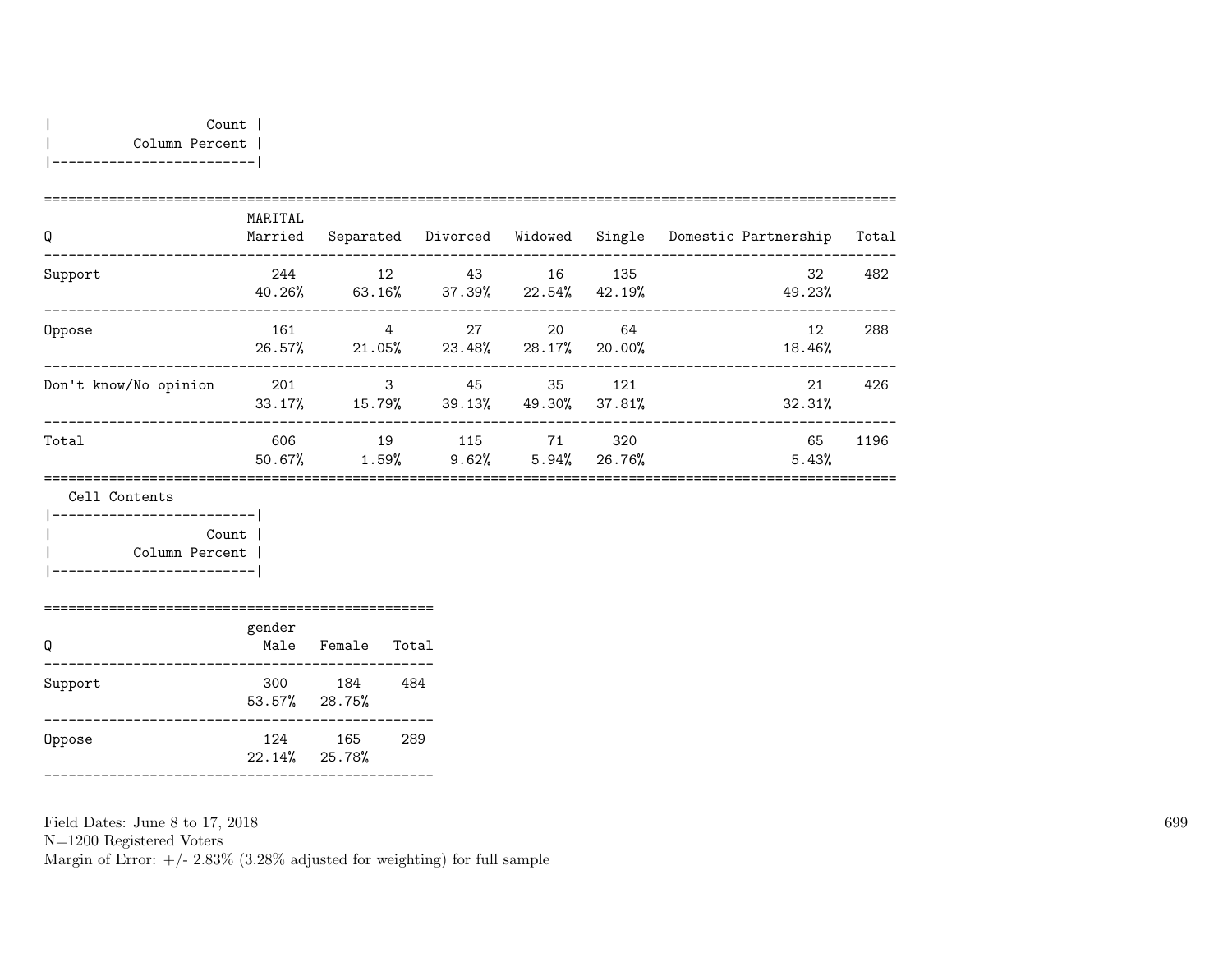| Count |
|---|
| Column Percent |

| Q | MARITAL Married | Separated | Divorced | Widowed | Single | Domestic Partnership | Total |
|---|---|---|---|---|---|---|---|
| Support | 244<br>40.26% | 12<br>63.16% | 43<br>37.39% | 16<br>22.54% | 135<br>42.19% | 32<br>49.23% | 482 |
| Oppose | 161<br>26.57% | 4<br>21.05% | 27<br>23.48% | 20<br>28.17% | 64<br>20.00% | 12<br>18.46% | 288 |
| Don't know/No opinion | 201<br>33.17% | 3<br>15.79% | 45<br>39.13% | 35<br>49.30% | 121<br>37.81% | 21<br>32.31% | 426 |
| Total | 606<br>50.67% | 19<br>1.59% | 115<br>9.62% | 71<br>5.94% | 320<br>26.76% | 65<br>5.43% | 1196 |

Cell Contents

| Count |
|---|
| Column Percent |

| Q | gender Male | Female | Total |
|---|---|---|---|
| Support | 300<br>53.57% | 184<br>28.75% | 484 |
| Oppose | 124<br>22.14% | 165<br>25.78% | 289 |

Field Dates: June 8 to 17, 2018
N=1200 Registered Voters
Margin of Error: +/- 2.83% (3.28% adjusted for weighting) for full sample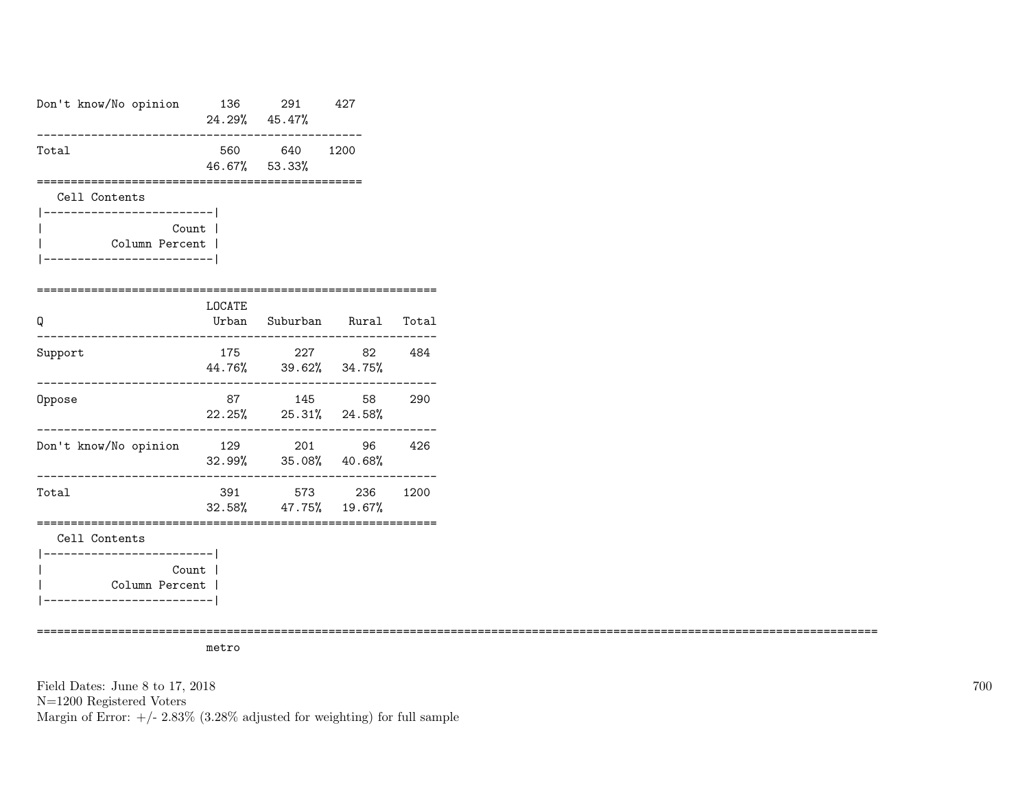| | | | |
|---|---|---|---|
| Don't know/No opinion | 136 | 291 | 427 |
| | 24.29% | 45.47% | |
| Total | 560 | 640 | 1200 |
| | 46.67% | 53.33% | |

Cell Contents

| |
|---|
| Count |
| Column Percent |

| Q | LOCATE Urban | Suburban | Rural | Total |
|---|---|---|---|---|
| Support | 175 | 227 | 82 | 484 |
| | 44.76% | 39.62% | 34.75% | |
| Oppose | 87 | 145 | 58 | 290 |
| | 22.25% | 25.31% | 24.58% | |
| Don't know/No opinion | 129 | 201 | 96 | 426 |
| | 32.99% | 35.08% | 40.68% | |
| Total | 391 | 573 | 236 | 1200 |
| | 32.58% | 47.75% | 19.67% | |

Cell Contents

| |
|---|
| Count |
| Column Percent |

metro

Field Dates: June 8 to 17, 2018
N=1200 Registered Voters
Margin of Error: +/- 2.83% (3.28% adjusted for weighting) for full sample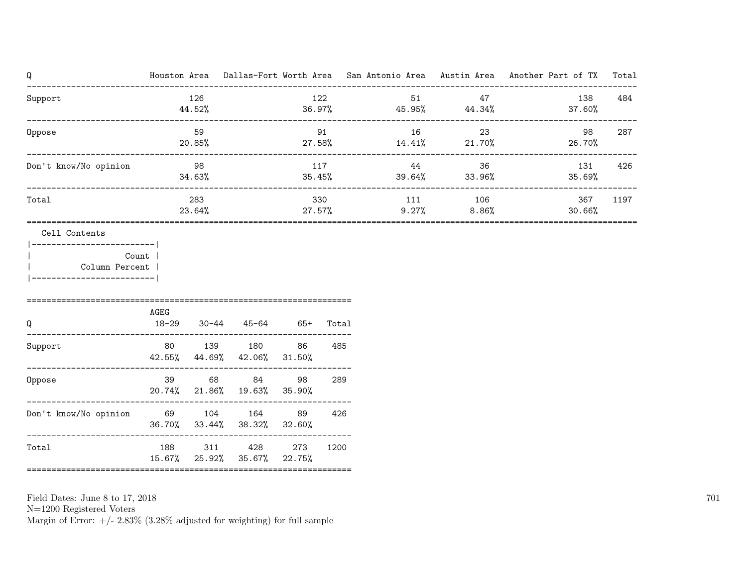| Q | Houston Area | Dallas-Fort Worth Area | San Antonio Area | Austin Area | Another Part of TX | Total |
|---|---|---|---|---|---|---|
| Support | 126<br>44.52% | 122<br>36.97% | 51<br>45.95% | 47<br>44.34% | 138<br>37.60% | 484 |
| Oppose | 59<br>20.85% | 91<br>27.58% | 16<br>14.41% | 23<br>21.70% | 98<br>26.70% | 287 |
| Don't know/No opinion | 98<br>34.63% | 117<br>35.45% | 44<br>39.64% | 36<br>33.96% | 131<br>35.69% | 426 |
| Total | 283<br>23.64% | 330<br>27.57% | 111<br>9.27% | 106<br>8.86% | 367<br>30.66% | 1197 |

Cell Contents

| Count |
|---|
| Column Percent |

| Q | AGEG<br>18-29 | 30-44 | 45-64 | 65+ | Total |
|---|---|---|---|---|---|
| Support | 80<br>42.55% | 139<br>44.69% | 180<br>42.06% | 86<br>31.50% | 485 |
| Oppose | 39<br>20.74% | 68<br>21.86% | 84<br>19.63% | 98<br>35.90% | 289 |
| Don't know/No opinion | 69<br>36.70% | 104<br>33.44% | 164<br>38.32% | 89<br>32.60% | 426 |
| Total | 188<br>15.67% | 311<br>25.92% | 428<br>35.67% | 273<br>22.75% | 1200 |

Field Dates: June 8 to 17, 2018
N=1200 Registered Voters
Margin of Error: +/- 2.83% (3.28% adjusted for weighting) for full sample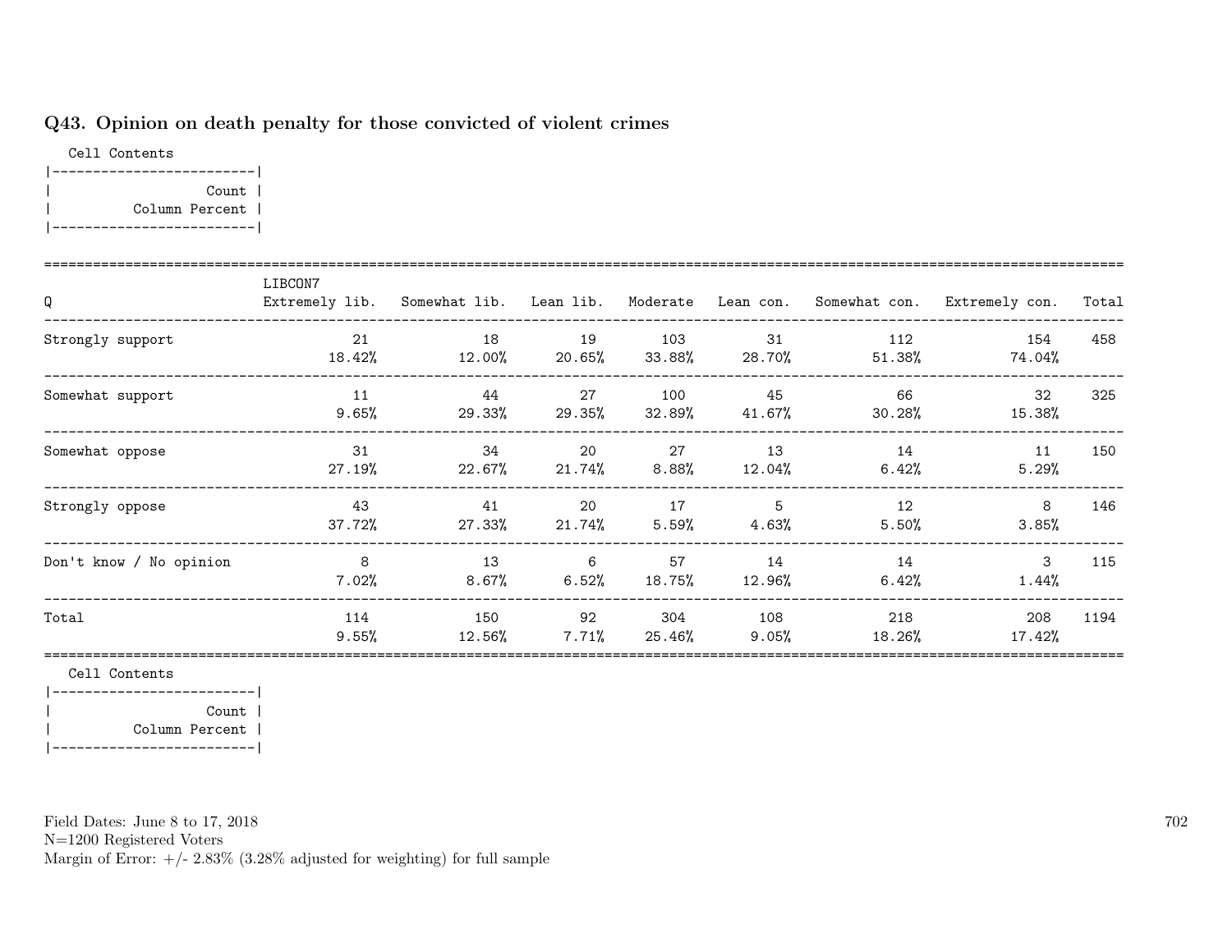## Q43. Opinion on death penalty for those convicted of violent crimes

Cell Contents

|  |
|---|
| Count |
| Column Percent |

| Q | LIBCON7 Extremely lib. | Somewhat lib. | Lean lib. | Moderate | Lean con. | Somewhat con. | Extremely con. | Total |
|---|---|---|---|---|---|---|---|---|
| Strongly support | 21<br>18.42% | 18<br>12.00% | 19<br>20.65% | 103<br>33.88% | 31<br>28.70% | 112<br>51.38% | 154<br>74.04% | 458 |
| Somewhat support | 11<br>9.65% | 44<br>29.33% | 27<br>29.35% | 100<br>32.89% | 45<br>41.67% | 66<br>30.28% | 32<br>15.38% | 325 |
| Somewhat oppose | 31<br>27.19% | 34<br>22.67% | 20<br>21.74% | 27<br>8.88% | 13<br>12.04% | 14<br>6.42% | 11<br>5.29% | 150 |
| Strongly oppose | 43<br>37.72% | 41<br>27.33% | 20<br>21.74% | 17<br>5.59% | 5<br>4.63% | 12<br>5.50% | 8<br>3.85% | 146 |
| Don't know / No opinion | 8<br>7.02% | 13<br>8.67% | 6<br>6.52% | 57<br>18.75% | 14<br>12.96% | 14<br>6.42% | 3<br>1.44% | 115 |
| Total | 114<br>9.55% | 150<br>12.56% | 92<br>7.71% | 304<br>25.46% | 108<br>9.05% | 218<br>18.26% | 208<br>17.42% | 1194 |

Cell Contents

|  |
|---|
| Count |
| Column Percent |

Field Dates: June 8 to 17, 2018
N=1200 Registered Voters
Margin of Error: +/- 2.83% (3.28% adjusted for weighting) for full sample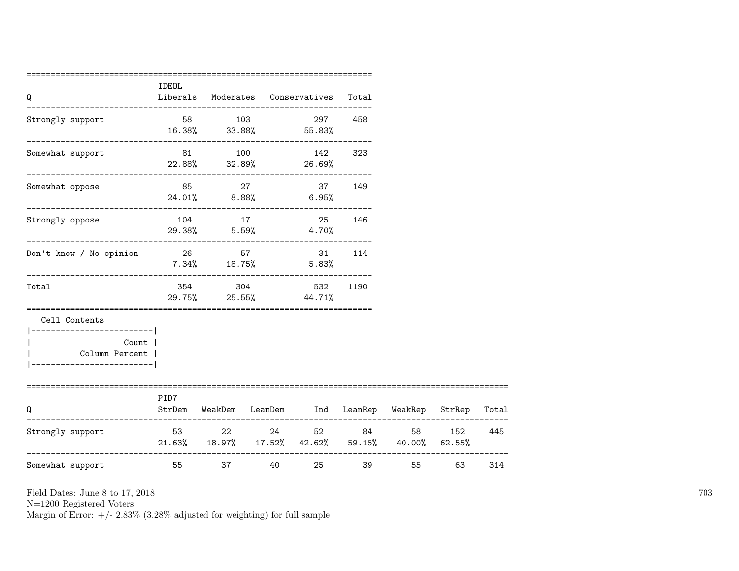| Q | IDEOL Liberals | Moderates | Conservatives | Total |
|---|---|---|---|---|
| Strongly support | 58<br>16.38% | 103<br>33.88% | 297<br>55.83% | 458 |
| Somewhat support | 81<br>22.88% | 100<br>32.89% | 142<br>26.69% | 323 |
| Somewhat oppose | 85<br>24.01% | 27<br>8.88% | 37<br>6.95% | 149 |
| Strongly oppose | 104<br>29.38% | 17<br>5.59% | 25<br>4.70% | 146 |
| Don't know / No opinion | 26<br>7.34% | 57<br>18.75% | 31<br>5.83% | 114 |
| Total | 354<br>29.75% | 304<br>25.55% | 532<br>44.71% | 1190 |

Cell Contents

| |
|---|
| Count |
| Column Percent |

| Q | PID7 StrDem | WeakDem | LeanDem | Ind | LeanRep | WeakRep | StrRep | Total |
|---|---|---|---|---|---|---|---|---|
| Strongly support | 53<br>21.63% | 22<br>18.97% | 24<br>17.52% | 52<br>42.62% | 84<br>59.15% | 58<br>40.00% | 152<br>62.55% | 445 |
| Somewhat support | 55 | 37 | 40 | 25 | 39 | 55 | 63 | 314 |

Field Dates: June 8 to 17, 2018
N=1200 Registered Voters
Margin of Error: +/- 2.83% (3.28% adjusted for weighting) for full sample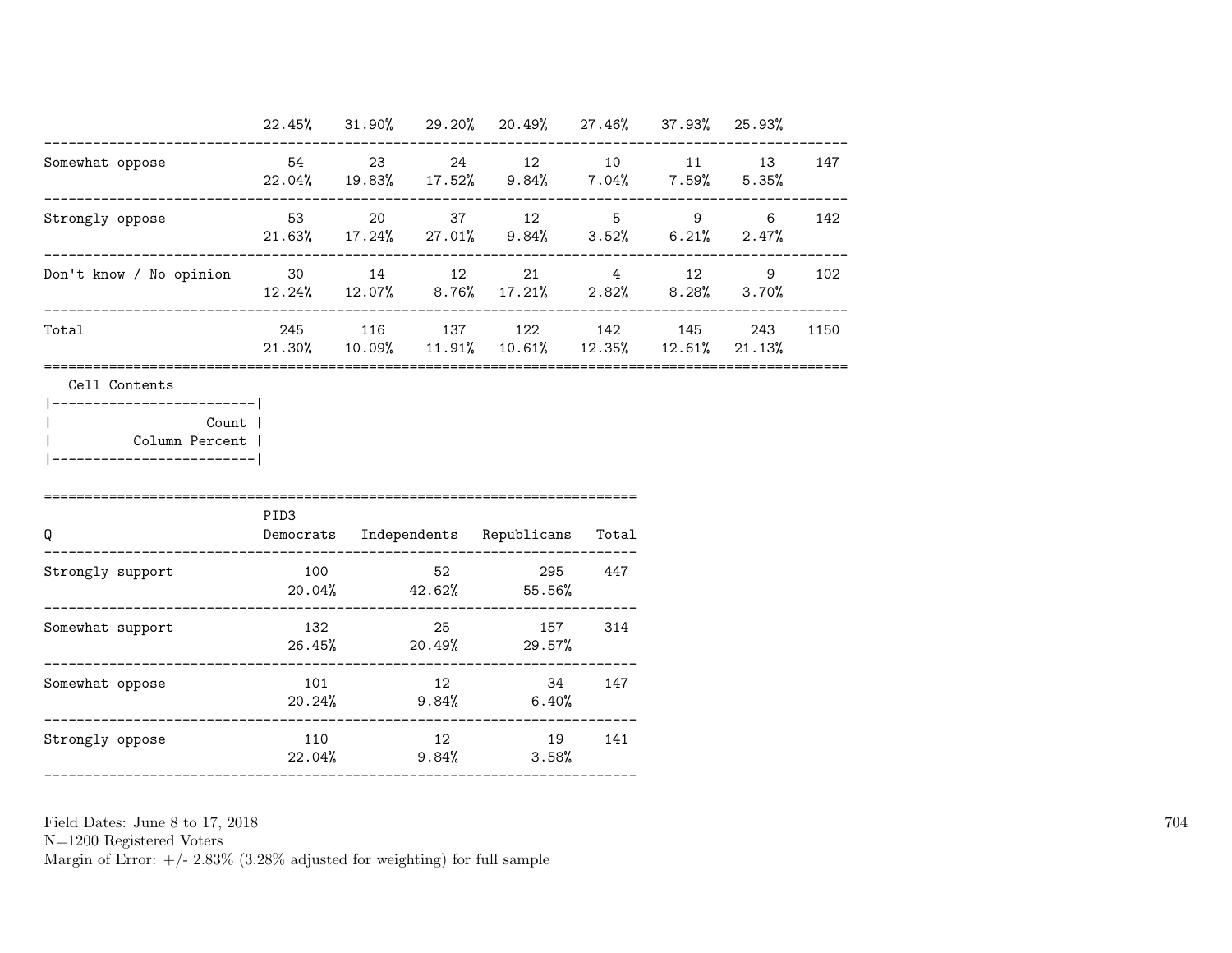| | | | | | | | | |
|---|---|---|---|---|---|---|---|---|
| | 22.45% | 31.90% | 29.20% | 20.49% | 27.46% | 37.93% | 25.93% | |
| Somewhat oppose | 54 | 23 | 24 | 12 | 10 | 11 | 13 | 147 |
| | 22.04% | 19.83% | 17.52% | 9.84% | 7.04% | 7.59% | 5.35% | |
| Strongly oppose | 53 | 20 | 37 | 12 | 5 | 9 | 6 | 142 |
| | 21.63% | 17.24% | 27.01% | 9.84% | 3.52% | 6.21% | 2.47% | |
| Don't know / No opinion | 30 | 14 | 12 | 21 | 4 | 12 | 9 | 102 |
| | 12.24% | 12.07% | 8.76% | 17.21% | 2.82% | 8.28% | 3.70% | |
| Total | 245 | 116 | 137 | 122 | 142 | 145 | 243 | 1150 |
| | 21.30% | 10.09% | 11.91% | 10.61% | 12.35% | 12.61% | 21.13% | |

Cell Contents

| |
|---|
| Count |
| Column Percent |

| Q | PID3 Democrats | Independents | Republicans | Total |
|---|---|---|---|---|
| Strongly support | 100 | 52 | 295 | 447 |
| | 20.04% | 42.62% | 55.56% | |
| Somewhat support | 132 | 25 | 157 | 314 |
| | 26.45% | 20.49% | 29.57% | |
| Somewhat oppose | 101 | 12 | 34 | 147 |
| | 20.24% | 9.84% | 6.40% | |
| Strongly oppose | 110 | 12 | 19 | 141 |
| | 22.04% | 9.84% | 3.58% | |

Field Dates: June 8 to 17, 2018
N=1200 Registered Voters
Margin of Error: +/- 2.83% (3.28% adjusted for weighting) for full sample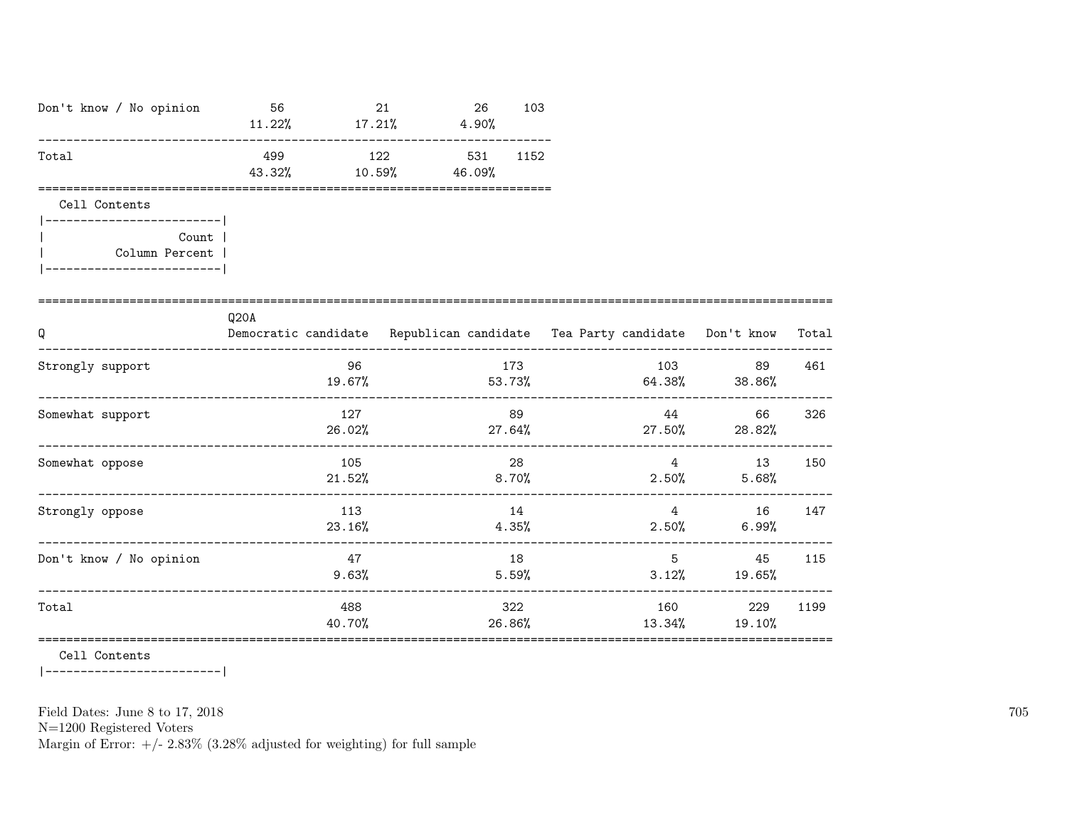| | | | | |
|---|---|---|---|---|
| Don't know / No opinion | 56<br>11.22% | 21<br>17.21% | 26<br>4.90% | 103 |
| Total | 499<br>43.32% | 122<br>10.59% | 531<br>46.09% | 1152 |

Cell Contents

```
|-------------------------|
|                   Count |
|          Column Percent |
|-------------------------|
```

| Q | Q20A<br>Democratic candidate | Republican candidate | Tea Party candidate | Don't know | Total |
|---|---|---|---|---|---|
| Strongly support | 96<br>19.67% | 173<br>53.73% | 103<br>64.38% | 89<br>38.86% | 461 |
| Somewhat support | 127<br>26.02% | 89<br>27.64% | 44<br>27.50% | 66<br>28.82% | 326 |
| Somewhat oppose | 105<br>21.52% | 28<br>8.70% | 4<br>2.50% | 13<br>5.68% | 150 |
| Strongly oppose | 113<br>23.16% | 14<br>4.35% | 4<br>2.50% | 16<br>6.99% | 147 |
| Don't know / No opinion | 47<br>9.63% | 18<br>5.59% | 5<br>3.12% | 45<br>19.65% | 115 |
| Total | 488<br>40.70% | 322<br>26.86% | 160<br>13.34% | 229<br>19.10% | 1199 |

Cell Contents

```
|-------------------------|
```

Field Dates: June 8 to 17, 2018
N=1200 Registered Voters
Margin of Error: +/- 2.83% (3.28% adjusted for weighting) for full sample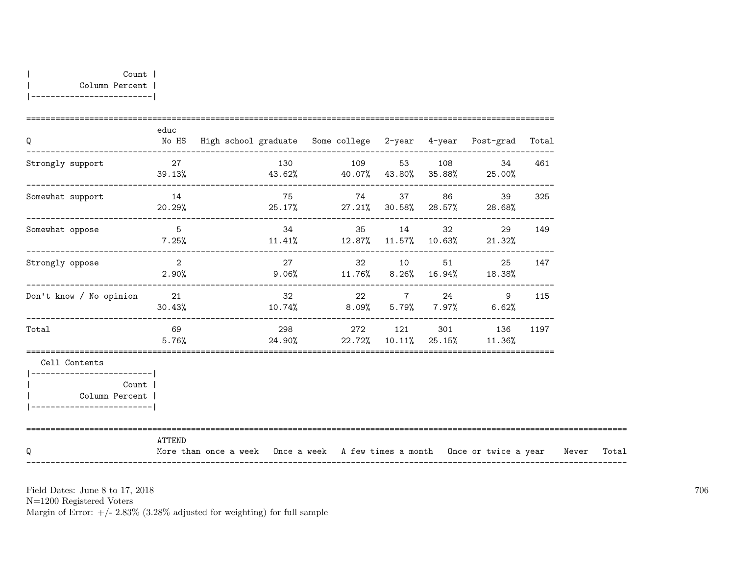| Count |
|---|
| Column Percent |

| Q | educ No HS | High school graduate | Some college | 2-year | 4-year | Post-grad | Total |
|---|---|---|---|---|---|---|---|
| Strongly support | 27<br>39.13% | 130<br>43.62% | 109<br>40.07% | 53<br>43.80% | 108<br>35.88% | 34<br>25.00% | 461 |
| Somewhat support | 14<br>20.29% | 75<br>25.17% | 74<br>27.21% | 37<br>30.58% | 86<br>28.57% | 39<br>28.68% | 325 |
| Somewhat oppose | 5<br>7.25% | 34<br>11.41% | 35<br>12.87% | 14<br>11.57% | 32<br>10.63% | 29<br>21.32% | 149 |
| Strongly oppose | 2<br>2.90% | 27<br>9.06% | 32<br>11.76% | 10<br>8.26% | 51<br>16.94% | 25<br>18.38% | 147 |
| Don't know / No opinion | 21<br>30.43% | 32<br>10.74% | 22<br>8.09% | 7<br>5.79% | 24<br>7.97% | 9<br>6.62% | 115 |
| Total | 69<br>5.76% | 298<br>24.90% | 272<br>22.72% | 121<br>10.11% | 301<br>25.15% | 136<br>11.36% | 1197 |

Cell Contents

| Count |
|---|
| Column Percent |

| Q | ATTEND More than once a week | Once a week | A few times a month | Once or twice a year | Never | Total |
|---|---|---|---|---|---|---|

Field Dates: June 8 to 17, 2018
N=1200 Registered Voters
Margin of Error: +/- 2.83% (3.28% adjusted for weighting) for full sample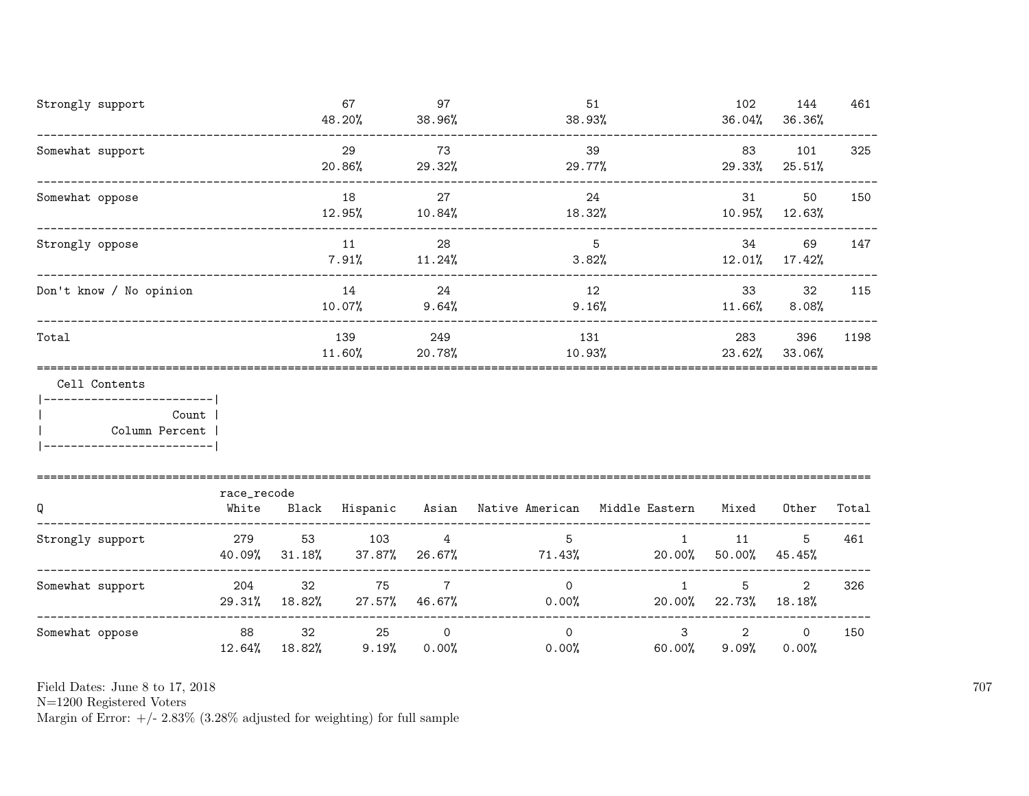| | | | | | | |
|---|---|---|---|---|---|---|
| Strongly support | 67<br>48.20% | 97<br>38.96% | 51<br>38.93% | 102<br>36.04% | 144<br>36.36% | 461 |
| Somewhat support | 29<br>20.86% | 73<br>29.32% | 39<br>29.77% | 83<br>29.33% | 101<br>25.51% | 325 |
| Somewhat oppose | 18<br>12.95% | 27<br>10.84% | 24<br>18.32% | 31<br>10.95% | 50<br>12.63% | 150 |
| Strongly oppose | 11<br>7.91% | 28<br>11.24% | 5<br>3.82% | 34<br>12.01% | 69<br>17.42% | 147 |
| Don't know / No opinion | 14<br>10.07% | 24<br>9.64% | 12<br>9.16% | 33<br>11.66% | 32<br>8.08% | 115 |
| Total | 139<br>11.60% | 249<br>20.78% | 131<br>10.93% | 283<br>23.62% | 396<br>33.06% | 1198 |

Cell Contents
- Count
- Column Percent

| Q | race_recode<br>White | Black | Hispanic | Asian | Native American | Middle Eastern | Mixed | Other | Total |
|---|---|---|---|---|---|---|---|---|---|
| Strongly support | 279<br>40.09% | 53<br>31.18% | 103<br>37.87% | 4<br>26.67% | 5<br>71.43% | 1<br>20.00% | 11<br>50.00% | 5<br>45.45% | 461 |
| Somewhat support | 204<br>29.31% | 32<br>18.82% | 75<br>27.57% | 7<br>46.67% | 0<br>0.00% | 1<br>20.00% | 5<br>22.73% | 2<br>18.18% | 326 |
| Somewhat oppose | 88<br>12.64% | 32<br>18.82% | 25<br>9.19% | 0<br>0.00% | 0<br>0.00% | 3<br>60.00% | 2<br>9.09% | 0<br>0.00% | 150 |

Field Dates: June 8 to 17, 2018
N=1200 Registered Voters
Margin of Error: +/- 2.83% (3.28% adjusted for weighting) for full sample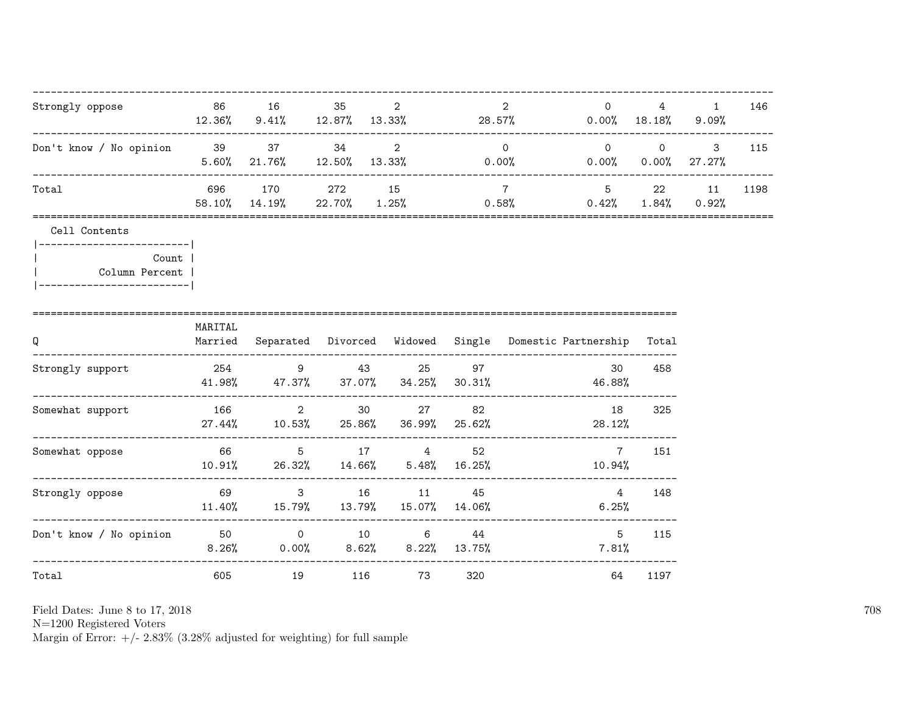| | | | | | | | | | |
|---|---|---|---|---|---|---|---|---|---|
| Strongly oppose | 86 | 16 | 35 | 2 | 2 | 0 | 4 | 1 | 146 |
| | 12.36% | 9.41% | 12.87% | 13.33% | 28.57% | 0.00% | 18.18% | 9.09% | |
| Don't know / No opinion | 39 | 37 | 34 | 2 | 0 | 0 | 0 | 3 | 115 |
| | 5.60% | 21.76% | 12.50% | 13.33% | 0.00% | 0.00% | 0.00% | 27.27% | |
| Total | 696 | 170 | 272 | 15 | 7 | 5 | 22 | 11 | 1198 |
| | 58.10% | 14.19% | 22.70% | 1.25% | 0.58% | 0.42% | 1.84% | 0.92% | |

Cell Contents

| |
|---|
| Count |
| Column Percent |

| Q | MARITAL Married | Separated | Divorced | Widowed | Single | Domestic Partnership | Total |
|---|---|---|---|---|---|---|---|
| Strongly support | 254 | 9 | 43 | 25 | 97 | 30 | 458 |
| | 41.98% | 47.37% | 37.07% | 34.25% | 30.31% | 46.88% | |
| Somewhat support | 166 | 2 | 30 | 27 | 82 | 18 | 325 |
| | 27.44% | 10.53% | 25.86% | 36.99% | 25.62% | 28.12% | |
| Somewhat oppose | 66 | 5 | 17 | 4 | 52 | 7 | 151 |
| | 10.91% | 26.32% | 14.66% | 5.48% | 16.25% | 10.94% | |
| Strongly oppose | 69 | 3 | 16 | 11 | 45 | 4 | 148 |
| | 11.40% | 15.79% | 13.79% | 15.07% | 14.06% | 6.25% | |
| Don't know / No opinion | 50 | 0 | 10 | 6 | 44 | 5 | 115 |
| | 8.26% | 0.00% | 8.62% | 8.22% | 13.75% | 7.81% | |
| Total | 605 | 19 | 116 | 73 | 320 | 64 | 1197 |

Field Dates: June 8 to 17, 2018
N=1200 Registered Voters
Margin of Error: +/- 2.83% (3.28% adjusted for weighting) for full sample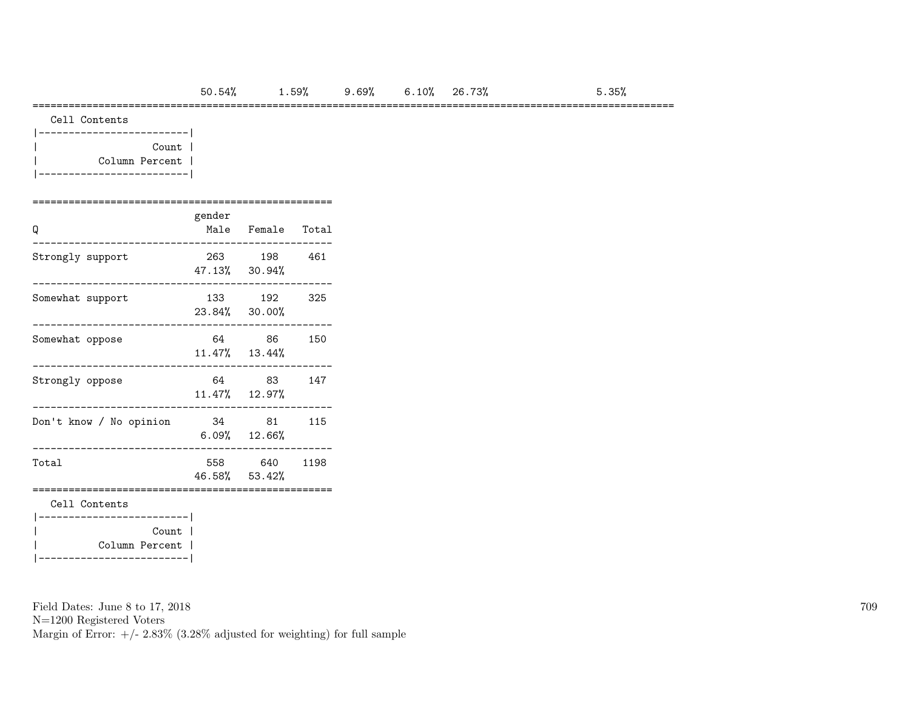| | | | | | | |
|---|---|---|---|---|---|---|
| 50.54% | 1.59% | 9.69% | 6.10% | 26.73% | | 5.35% |

Cell Contents

| |
|---|
| Count |
| Column Percent |

| Q | gender Male | Female | Total |
|---|---|---|---|
| Strongly support | 263<br>47.13% | 198<br>30.94% | 461 |
| Somewhat support | 133<br>23.84% | 192<br>30.00% | 325 |
| Somewhat oppose | 64<br>11.47% | 86<br>13.44% | 150 |
| Strongly oppose | 64<br>11.47% | 83<br>12.97% | 147 |
| Don't know / No opinion | 34<br>6.09% | 81<br>12.66% | 115 |
| Total | 558<br>46.58% | 640<br>53.42% | 1198 |

Cell Contents

| |
|---|
| Count |
| Column Percent |

Field Dates: June 8 to 17, 2018
N=1200 Registered Voters
Margin of Error: +/- 2.83% (3.28% adjusted for weighting) for full sample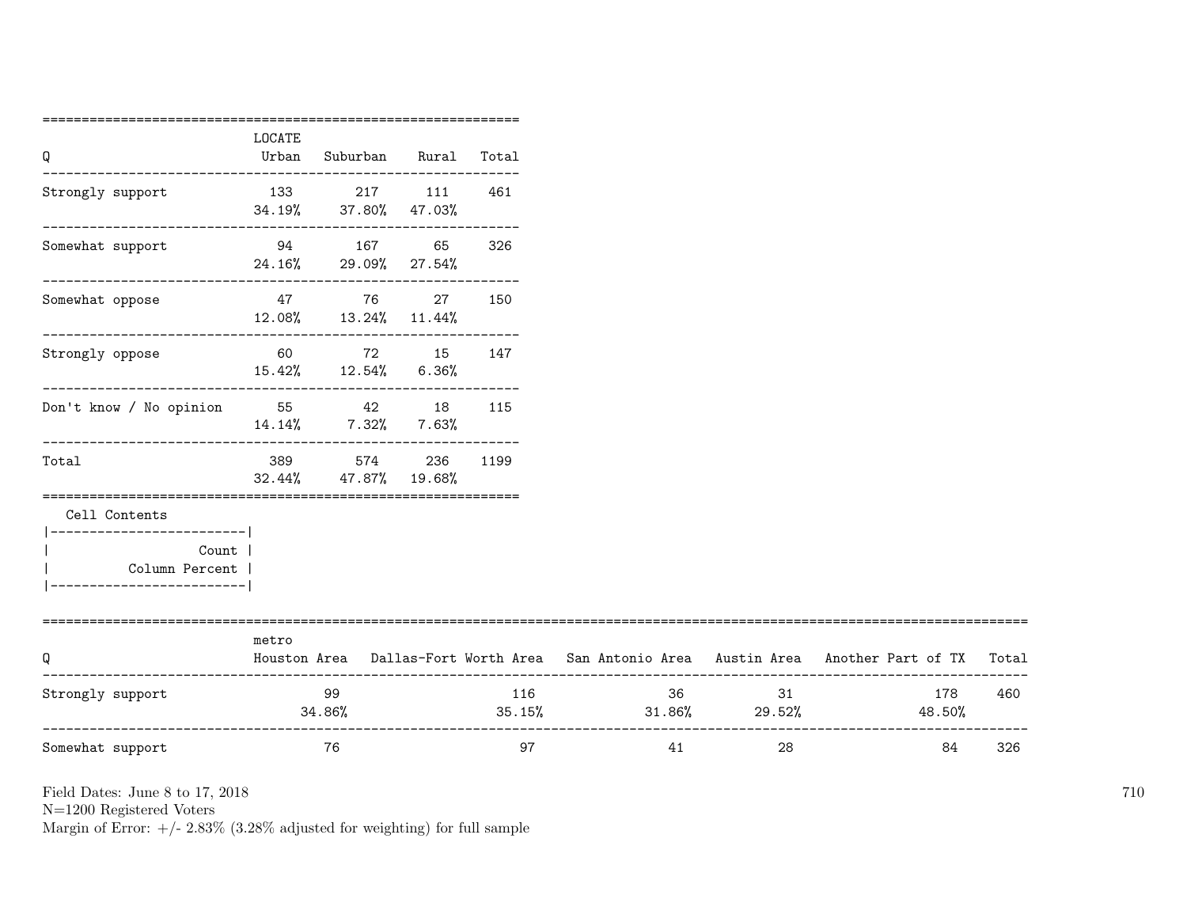| Q | LOCATE Urban | Suburban | Rural | Total |
|---|---|---|---|---|
| Strongly support | 133<br>34.19% | 217<br>37.80% | 111<br>47.03% | 461 |
| Somewhat support | 94<br>24.16% | 167<br>29.09% | 65<br>27.54% | 326 |
| Somewhat oppose | 47<br>12.08% | 76<br>13.24% | 27<br>11.44% | 150 |
| Strongly oppose | 60<br>15.42% | 72<br>12.54% | 15<br>6.36% | 147 |
| Don't know / No opinion | 55<br>14.14% | 42<br>7.32% | 18<br>7.63% | 115 |
| Total | 389<br>32.44% | 574<br>47.87% | 236<br>19.68% | 1199 |

Cell Contents

| Count |
|---|
| Column Percent |

| Q | metro Houston Area | Dallas-Fort Worth Area | San Antonio Area | Austin Area | Another Part of TX | Total |
|---|---|---|---|---|---|---|
| Strongly support | 99<br>34.86% | 116<br>35.15% | 36<br>31.86% | 31<br>29.52% | 178<br>48.50% | 460 |
| Somewhat support | 76 | 97 | 41 | 28 | 84 | 326 |

Field Dates: June 8 to 17, 2018
N=1200 Registered Voters
Margin of Error: +/- 2.83% (3.28% adjusted for weighting) for full sample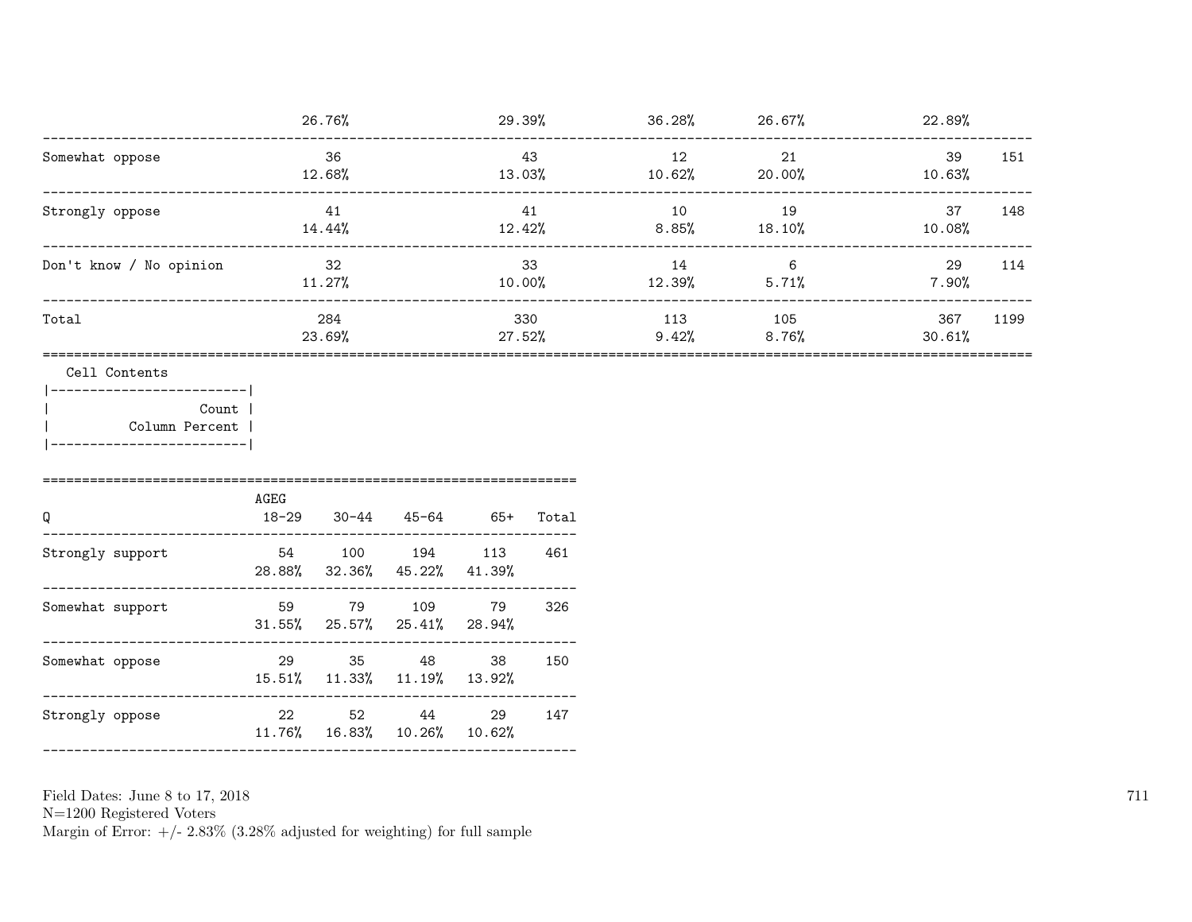| | | | | | | |
|---|---|---|---|---|---|---|
| | 26.76% | 29.39% | 36.28% | 26.67% | 22.89% | |
| Somewhat oppose | 36<br>12.68% | 43<br>13.03% | 12<br>10.62% | 21<br>20.00% | 39<br>10.63% | 151 |
| Strongly oppose | 41<br>14.44% | 41<br>12.42% | 10<br>8.85% | 19<br>18.10% | 37<br>10.08% | 148 |
| Don't know / No opinion | 32<br>11.27% | 33<br>10.00% | 14<br>12.39% | 6<br>5.71% | 29<br>7.90% | 114 |
| Total | 284<br>23.69% | 330<br>27.52% | 113<br>9.42% | 105<br>8.76% | 367<br>30.61% | 1199 |

Cell Contents

| |
|---|
| Count |
| Column Percent |

| Q | AGEG 18-29 | 30-44 | 45-64 | 65+ | Total |
|---|---|---|---|---|---|
| Strongly support | 54<br>28.88% | 100<br>32.36% | 194<br>45.22% | 113<br>41.39% | 461 |
| Somewhat support | 59<br>31.55% | 79<br>25.57% | 109<br>25.41% | 79<br>28.94% | 326 |
| Somewhat oppose | 29<br>15.51% | 35<br>11.33% | 48<br>11.19% | 38<br>13.92% | 150 |
| Strongly oppose | 22<br>11.76% | 52<br>16.83% | 44<br>10.26% | 29<br>10.62% | 147 |

Field Dates: June 8 to 17, 2018
N=1200 Registered Voters
Margin of Error: +/- 2.83% (3.28% adjusted for weighting) for full sample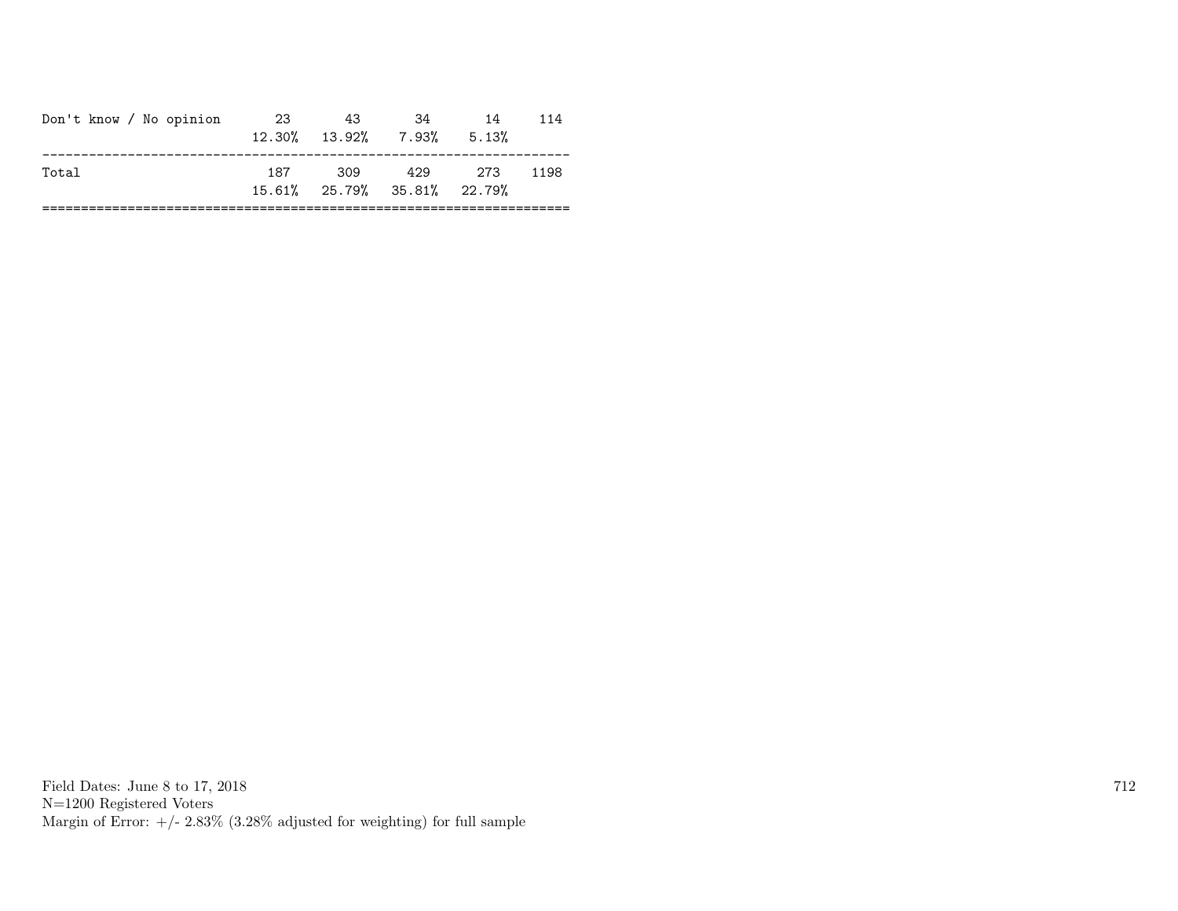| | | | | | |
|---|---|---|---|---|---|
| Don't know / No opinion | 23 | 43 | 34 | 14 | 114 |
| | 12.30% | 13.92% | 7.93% | 5.13% | |
| Total | 187 | 309 | 429 | 273 | 1198 |
| | 15.61% | 25.79% | 35.81% | 22.79% | |

Field Dates: June 8 to 17, 2018
N=1200 Registered Voters
Margin of Error: +/- 2.83% (3.28% adjusted for weighting) for full sample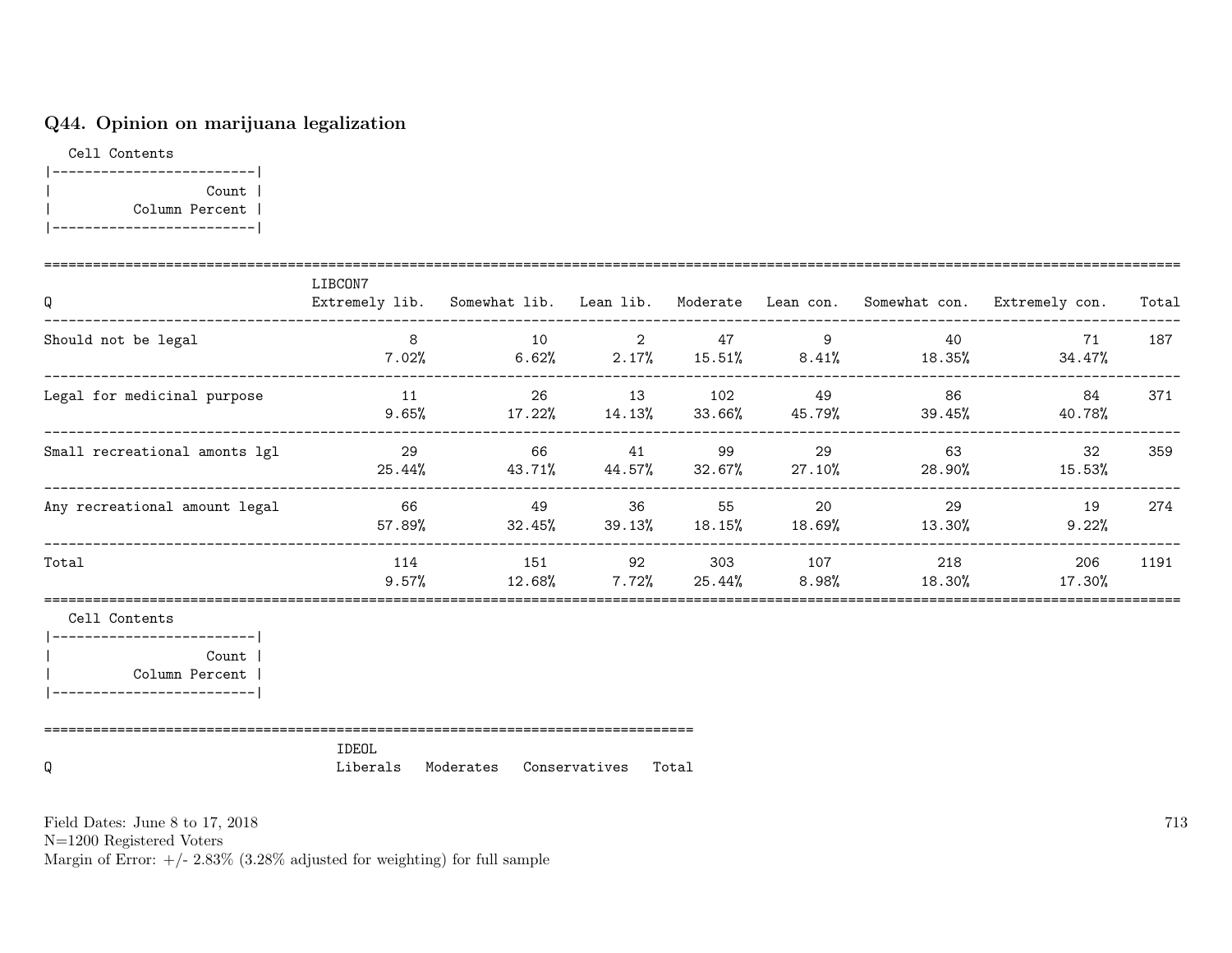## Q44. Opinion on marijuana legalization

Cell Contents

| Count |
|---|
| Column Percent |

| Q | LIBCON7 Extremely lib. | Somewhat lib. | Lean lib. | Moderate | Lean con. | Somewhat con. | Extremely con. | Total |
|---|---|---|---|---|---|---|---|---|
| Should not be legal | 8<br>7.02% | 10<br>6.62% | 2<br>2.17% | 47<br>15.51% | 9<br>8.41% | 40<br>18.35% | 71<br>34.47% | 187 |
| Legal for medicinal purpose | 11<br>9.65% | 26<br>17.22% | 13<br>14.13% | 102<br>33.66% | 49<br>45.79% | 86<br>39.45% | 84<br>40.78% | 371 |
| Small recreational amonts lgl | 29<br>25.44% | 66<br>43.71% | 41<br>44.57% | 99<br>32.67% | 29<br>27.10% | 63<br>28.90% | 32<br>15.53% | 359 |
| Any recreational amount legal | 66<br>57.89% | 49<br>32.45% | 36<br>39.13% | 55<br>18.15% | 20<br>18.69% | 29<br>13.30% | 19<br>9.22% | 274 |
| Total | 114<br>9.57% | 151<br>12.68% | 92<br>7.72% | 303<br>25.44% | 107<br>8.98% | 218<br>18.30% | 206<br>17.30% | 1191 |

Cell Contents

| Count |
|---|
| Column Percent |

| Q | IDEOL Liberals | Moderates | Conservatives | Total |
|---|---|---|---|---|

Field Dates: June 8 to 17, 2018
N=1200 Registered Voters
Margin of Error: +/- 2.83% (3.28% adjusted for weighting) for full sample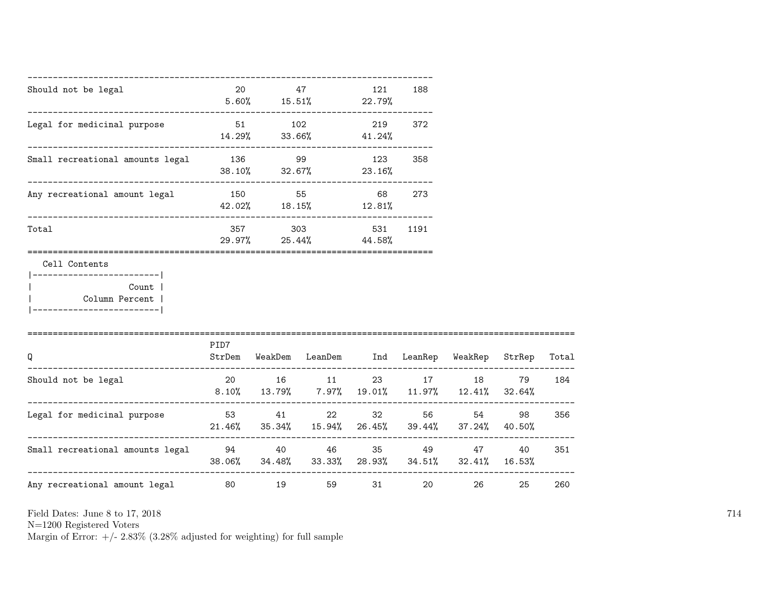| | | | | |
|---|---|---|---|---|
| Should not be legal | 20<br>5.60% | 47<br>15.51% | 121<br>22.79% | 188 |
| Legal for medicinal purpose | 51<br>14.29% | 102<br>33.66% | 219<br>41.24% | 372 |
| Small recreational amounts legal | 136<br>38.10% | 99<br>32.67% | 123<br>23.16% | 358 |
| Any recreational amount legal | 150<br>42.02% | 55<br>18.15% | 68<br>12.81% | 273 |
| Total | 357<br>29.97% | 303<br>25.44% | 531<br>44.58% | 1191 |

Cell Contents

| |
|---|
| Count |
| Column Percent |

| Q | PID7<br>StrDem | WeakDem | LeanDem | Ind | LeanRep | WeakRep | StrRep | Total |
|---|---|---|---|---|---|---|---|---|
| Should not be legal | 20<br>8.10% | 16<br>13.79% | 11<br>7.97% | 23<br>19.01% | 17<br>11.97% | 18<br>12.41% | 79<br>32.64% | 184 |
| Legal for medicinal purpose | 53<br>21.46% | 41<br>35.34% | 22<br>15.94% | 32<br>26.45% | 56<br>39.44% | 54<br>37.24% | 98<br>40.50% | 356 |
| Small recreational amounts legal | 94<br>38.06% | 40<br>34.48% | 46<br>33.33% | 35<br>28.93% | 49<br>34.51% | 47<br>32.41% | 40<br>16.53% | 351 |
| Any recreational amount legal | 80 | 19 | 59 | 31 | 20 | 26 | 25 | 260 |

Field Dates: June 8 to 17, 2018
N=1200 Registered Voters
Margin of Error: +/- 2.83% (3.28% adjusted for weighting) for full sample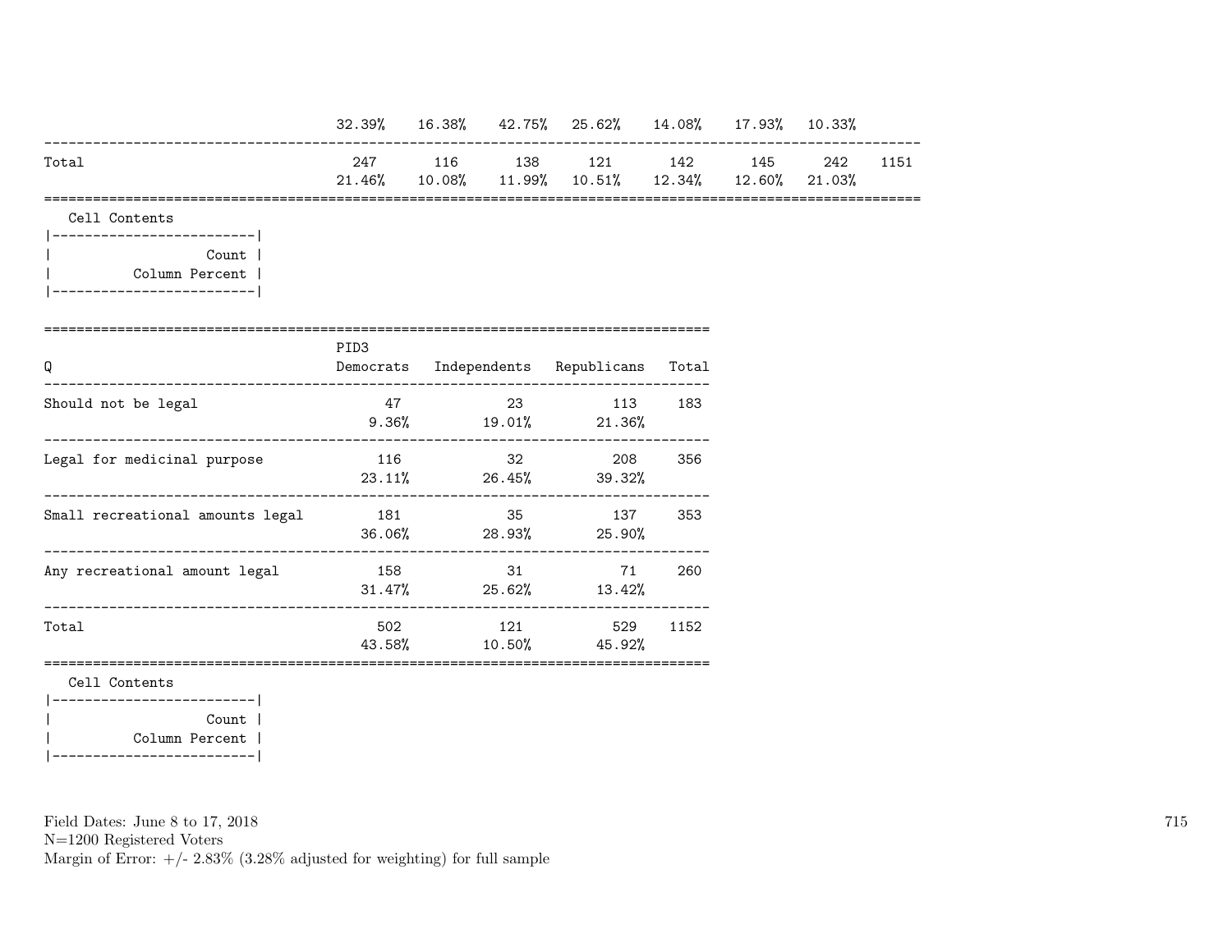| | | | | | | | | |
|---|---|---|---|---|---|---|---|---|
| | 32.39% | 16.38% | 42.75% | 25.62% | 14.08% | 17.93% | 10.33% | |
| Total | 247 | 116 | 138 | 121 | 142 | 145 | 242 | 1151 |
| | 21.46% | 10.08% | 11.99% | 10.51% | 12.34% | 12.60% | 21.03% | |

Cell Contents

| |
|---|
| Count |
| Column Percent |

| Q | PID3 Democrats | Independents | Republicans | Total |
|---|---|---|---|---|
| Should not be legal | 47 | 23 | 113 | 183 |
| | 9.36% | 19.01% | 21.36% | |
| Legal for medicinal purpose | 116 | 32 | 208 | 356 |
| | 23.11% | 26.45% | 39.32% | |
| Small recreational amounts legal | 181 | 35 | 137 | 353 |
| | 36.06% | 28.93% | 25.90% | |
| Any recreational amount legal | 158 | 31 | 71 | 260 |
| | 31.47% | 25.62% | 13.42% | |
| Total | 502 | 121 | 529 | 1152 |
| | 43.58% | 10.50% | 45.92% | |

Cell Contents

| |
|---|
| Count |
| Column Percent |

Field Dates: June 8 to 17, 2018
N=1200 Registered Voters
Margin of Error: +/- 2.83% (3.28% adjusted for weighting) for full sample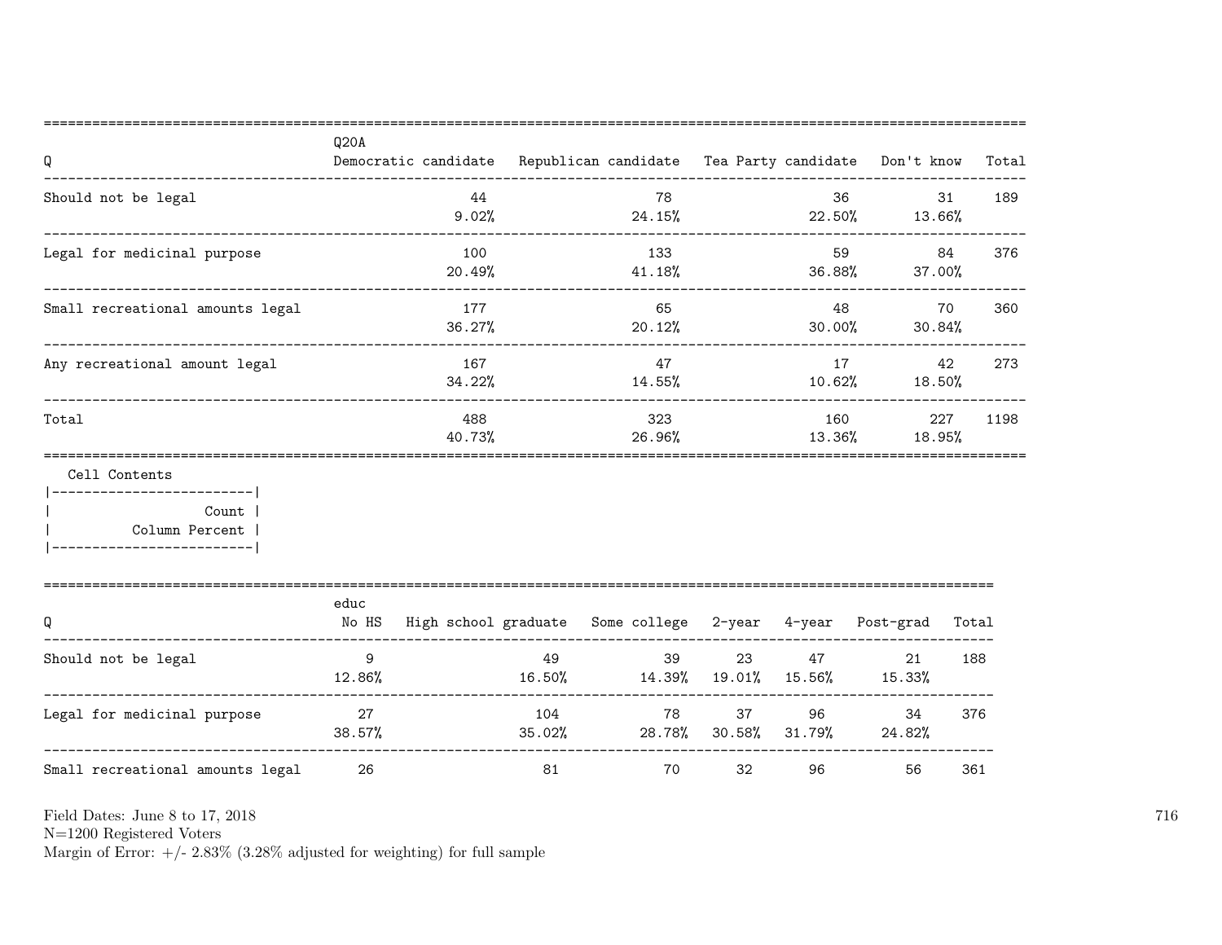| Q | Q20A Democratic candidate | Republican candidate | Tea Party candidate | Don't know | Total |
|---|---|---|---|---|---|
| Should not be legal | 44<br>9.02% | 78<br>24.15% | 36<br>22.50% | 31<br>13.66% | 189 |
| Legal for medicinal purpose | 100<br>20.49% | 133<br>41.18% | 59<br>36.88% | 84<br>37.00% | 376 |
| Small recreational amounts legal | 177<br>36.27% | 65<br>20.12% | 48<br>30.00% | 70<br>30.84% | 360 |
| Any recreational amount legal | 167<br>34.22% | 47<br>14.55% | 17<br>10.62% | 42<br>18.50% | 273 |
| Total | 488<br>40.73% | 323<br>26.96% | 160<br>13.36% | 227<br>18.95% | 1198 |

Cell Contents

```
|-------------------------|
|                   Count |
|          Column Percent |
|-------------------------|
```

| Q | educ No HS | High school graduate | Some college | 2-year | 4-year | Post-grad | Total |
|---|---|---|---|---|---|---|---|
| Should not be legal | 9<br>12.86% | 49<br>16.50% | 39<br>14.39% | 23<br>19.01% | 47<br>15.56% | 21<br>15.33% | 188 |
| Legal for medicinal purpose | 27<br>38.57% | 104<br>35.02% | 78<br>28.78% | 37<br>30.58% | 96<br>31.79% | 34<br>24.82% | 376 |
| Small recreational amounts legal | 26 | 81 | 70 | 32 | 96 | 56 | 361 |

Field Dates: June 8 to 17, 2018
N=1200 Registered Voters
Margin of Error: +/- 2.83% (3.28% adjusted for weighting) for full sample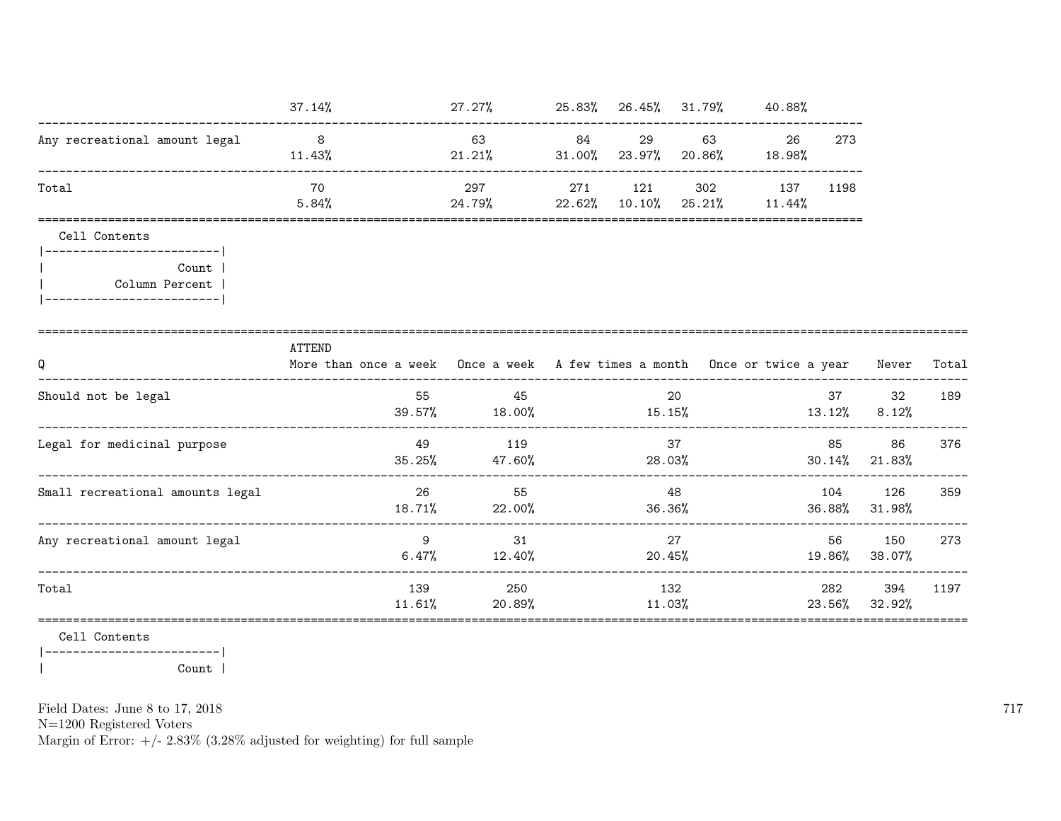| | | | | | | | |
|---|---|---|---|---|---|---|---|
| | 37.14% | 27.27% | 25.83% | 26.45% | 31.79% | 40.88% | |
| Any recreational amount legal | 8<br>11.43% | 63<br>21.21% | 84<br>31.00% | 29<br>23.97% | 63<br>20.86% | 26<br>18.98% | 273 |
| Total | 70<br>5.84% | 297<br>24.79% | 271<br>22.62% | 121<br>10.10% | 302<br>25.21% | 137<br>11.44% | 1198 |

Cell Contents

| |
|---|
| Count |
| Column Percent |

| Q | ATTEND<br>More than once a week | Once a week | A few times a month | Once or twice a year | Never | Total |
|---|---|---|---|---|---|---|
| Should not be legal | 55<br>39.57% | 45<br>18.00% | 20<br>15.15% | 37<br>13.12% | 32<br>8.12% | 189 |
| Legal for medicinal purpose | 49<br>35.25% | 119<br>47.60% | 37<br>28.03% | 85<br>30.14% | 86<br>21.83% | 376 |
| Small recreational amounts legal | 26<br>18.71% | 55<br>22.00% | 48<br>36.36% | 104<br>36.88% | 126<br>31.98% | 359 |
| Any recreational amount legal | 9<br>6.47% | 31<br>12.40% | 27<br>20.45% | 56<br>19.86% | 150<br>38.07% | 273 |
| Total | 139<br>11.61% | 250<br>20.89% | 132<br>11.03% | 282<br>23.56% | 394<br>32.92% | 1197 |

Cell Contents

| |
|---|
| Count |

Field Dates: June 8 to 17, 2018
N=1200 Registered Voters
Margin of Error: +/- 2.83% (3.28% adjusted for weighting) for full sample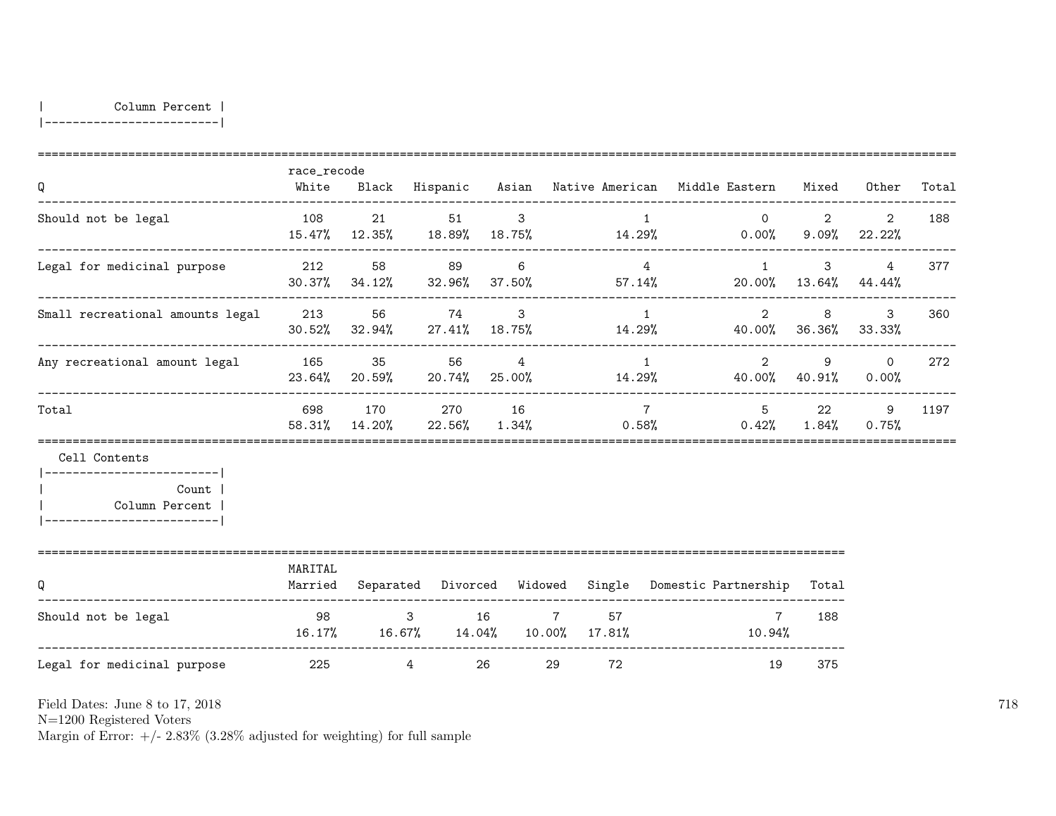| Column Percent |
|---|

| Q | race_recode White | Black | Hispanic | Asian | Native American | Middle Eastern | Mixed | Other | Total |
|---|---|---|---|---|---|---|---|---|---|
| Should not be legal | 108<br>15.47% | 21<br>12.35% | 51<br>18.89% | 3<br>18.75% | 1<br>14.29% | 0<br>0.00% | 2<br>9.09% | 2<br>22.22% | 188 |
| Legal for medicinal purpose | 212<br>30.37% | 58<br>34.12% | 89<br>32.96% | 6<br>37.50% | 4<br>57.14% | 1<br>20.00% | 3<br>13.64% | 4<br>44.44% | 377 |
| Small recreational amounts legal | 213<br>30.52% | 56<br>32.94% | 74<br>27.41% | 3<br>18.75% | 1<br>14.29% | 2<br>40.00% | 8<br>36.36% | 3<br>33.33% | 360 |
| Any recreational amount legal | 165<br>23.64% | 35<br>20.59% | 56<br>20.74% | 4<br>25.00% | 1<br>14.29% | 2<br>40.00% | 9<br>40.91% | 0<br>0.00% | 272 |
| Total | 698<br>58.31% | 170<br>14.20% | 270<br>22.56% | 16<br>1.34% | 7<br>0.58% | 5<br>0.42% | 22<br>1.84% | 9<br>0.75% | 1197 |

Cell Contents

| Count |
|---|
| Column Percent |

| Q | MARITAL Married | Separated | Divorced | Widowed | Single | Domestic Partnership | Total |
|---|---|---|---|---|---|---|---|
| Should not be legal | 98<br>16.17% | 3<br>16.67% | 16<br>14.04% | 7<br>10.00% | 57<br>17.81% | 7<br>10.94% | 188 |
| Legal for medicinal purpose | 225 | 4 | 26 | 29 | 72 | 19 | 375 |

Field Dates: June 8 to 17, 2018
N=1200 Registered Voters
Margin of Error: +/- 2.83% (3.28% adjusted for weighting) for full sample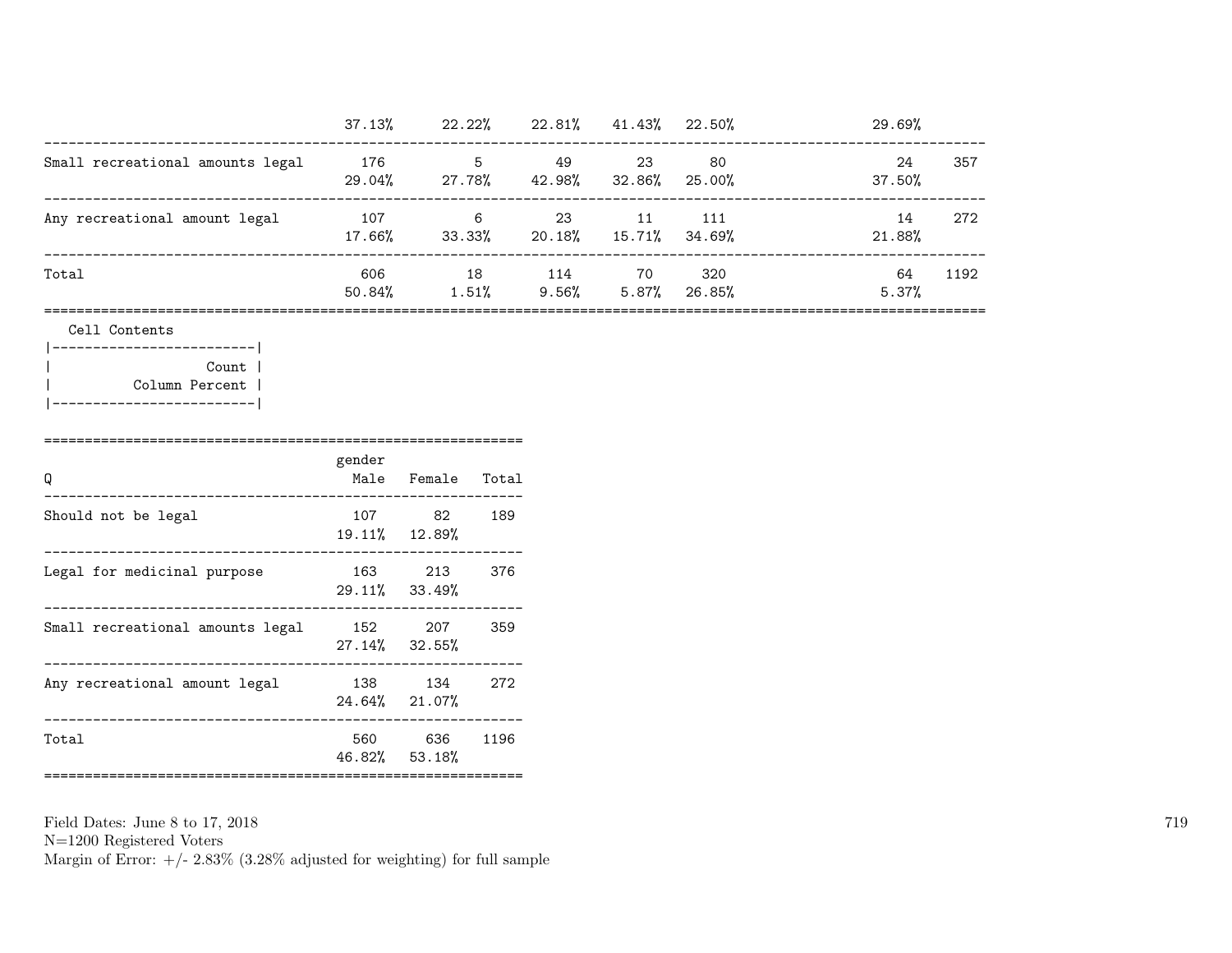| | | | | | | | |
|---|---|---|---|---|---|---|---|
| | 37.13% | 22.22% | 22.81% | 41.43% | 22.50% | 29.69% | |
| Small recreational amounts legal | 176 | 5 | 49 | 23 | 80 | 24 | 357 |
| | 29.04% | 27.78% | 42.98% | 32.86% | 25.00% | 37.50% | |
| Any recreational amount legal | 107 | 6 | 23 | 11 | 111 | 14 | 272 |
| | 17.66% | 33.33% | 20.18% | 15.71% | 34.69% | 21.88% | |
| Total | 606 | 18 | 114 | 70 | 320 | 64 | 1192 |
| | 50.84% | 1.51% | 9.56% | 5.87% | 26.85% | 5.37% | |

Cell Contents

| Count |
|---|
| Column Percent |

| Q | gender Male | Female | Total |
|---|---|---|---|
| Should not be legal | 107 | 82 | 189 |
| | 19.11% | 12.89% | |
| Legal for medicinal purpose | 163 | 213 | 376 |
| | 29.11% | 33.49% | |
| Small recreational amounts legal | 152 | 207 | 359 |
| | 27.14% | 32.55% | |
| Any recreational amount legal | 138 | 134 | 272 |
| | 24.64% | 21.07% | |
| Total | 560 | 636 | 1196 |
| | 46.82% | 53.18% | |

Field Dates: June 8 to 17, 2018
N=1200 Registered Voters
Margin of Error: +/- 2.83% (3.28% adjusted for weighting) for full sample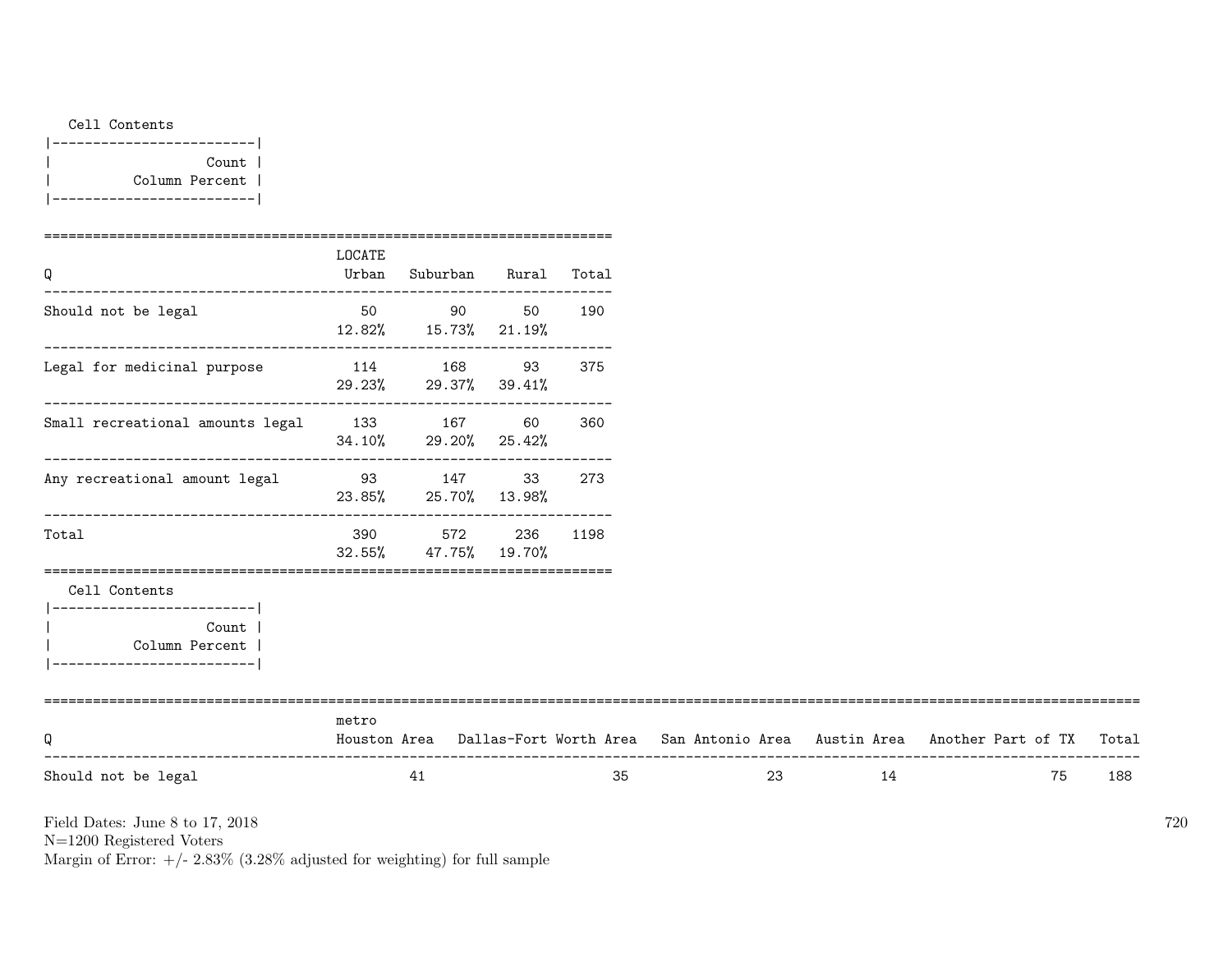Cell Contents

|-------------------------|
| Count |
| Column Percent |
|-------------------------|

| Q | LOCATE Urban | Suburban | Rural | Total |
|---|---|---|---|---|
| Should not be legal | 50<br>12.82% | 90<br>15.73% | 50<br>21.19% | 190 |
| Legal for medicinal purpose | 114<br>29.23% | 168<br>29.37% | 93<br>39.41% | 375 |
| Small recreational amounts legal | 133<br>34.10% | 167<br>29.20% | 60<br>25.42% | 360 |
| Any recreational amount legal | 93<br>23.85% | 147<br>25.70% | 33<br>13.98% | 273 |
| Total | 390<br>32.55% | 572<br>47.75% | 236<br>19.70% | 1198 |

Cell Contents

|-------------------------|
| Count |
| Column Percent |
|-------------------------|

| Q | metro Houston Area | Dallas-Fort Worth Area | San Antonio Area | Austin Area | Another Part of TX | Total |
|---|---|---|---|---|---|---|
| Should not be legal | 41 | 35 | 23 | 14 | 75 | 188 |

Field Dates: June 8 to 17, 2018
N=1200 Registered Voters
Margin of Error: +/- 2.83% (3.28% adjusted for weighting) for full sample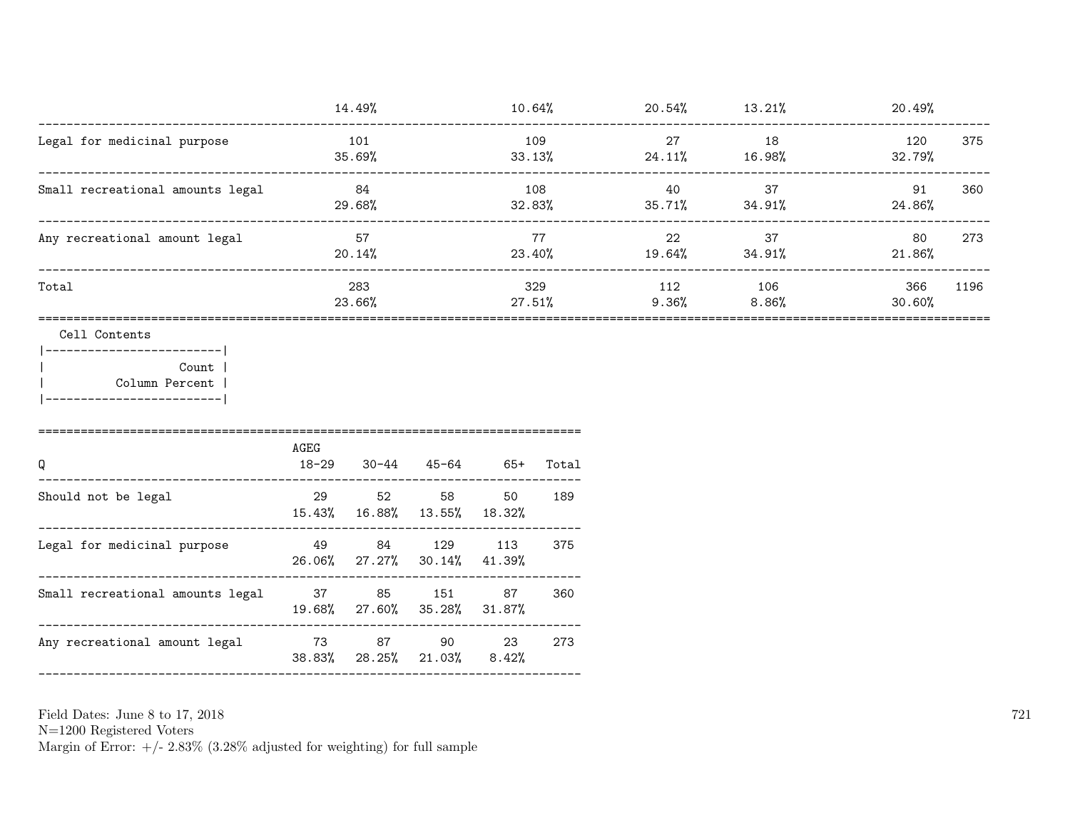| | | | | | | |
|---|---|---|---|---|---|---|
| | 14.49% | 10.64% | 20.54% | 13.21% | 20.49% | |
| Legal for medicinal purpose | 101 | 109 | 27 | 18 | 120 | 375 |
| | 35.69% | 33.13% | 24.11% | 16.98% | 32.79% | |
| Small recreational amounts legal | 84 | 108 | 40 | 37 | 91 | 360 |
| | 29.68% | 32.83% | 35.71% | 34.91% | 24.86% | |
| Any recreational amount legal | 57 | 77 | 22 | 37 | 80 | 273 |
| | 20.14% | 23.40% | 19.64% | 34.91% | 21.86% | |
| Total | 283 | 329 | 112 | 106 | 366 | 1196 |
| | 23.66% | 27.51% | 9.36% | 8.86% | 30.60% | |

Cell Contents

| Count |
|---|
| Column Percent |

| Q | AGEG 18-29 | 30-44 | 45-64 | 65+ | Total |
|---|---|---|---|---|---|
| Should not be legal | 29 | 52 | 58 | 50 | 189 |
| | 15.43% | 16.88% | 13.55% | 18.32% | |
| Legal for medicinal purpose | 49 | 84 | 129 | 113 | 375 |
| | 26.06% | 27.27% | 30.14% | 41.39% | |
| Small recreational amounts legal | 37 | 85 | 151 | 87 | 360 |
| | 19.68% | 27.60% | 35.28% | 31.87% | |
| Any recreational amount legal | 73 | 87 | 90 | 23 | 273 |
| | 38.83% | 28.25% | 21.03% | 8.42% | |

Field Dates: June 8 to 17, 2018
N=1200 Registered Voters
Margin of Error: +/- 2.83% (3.28% adjusted for weighting) for full sample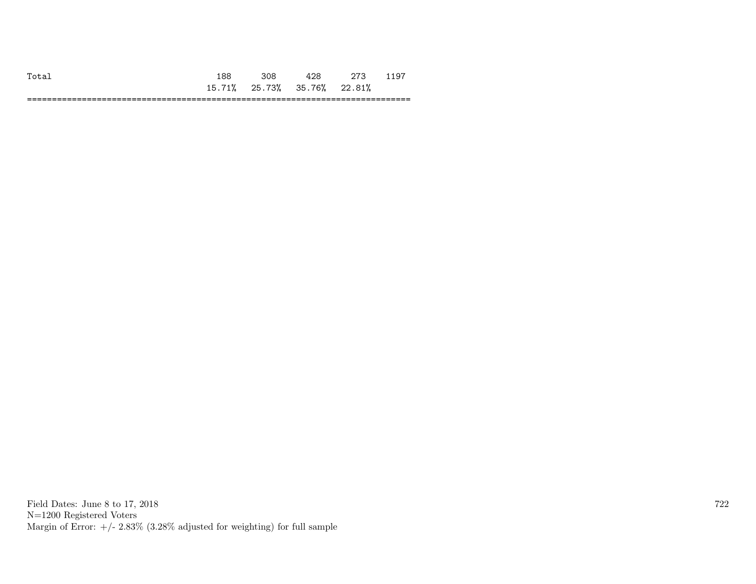| | | | | | |
|---|---|---|---|---|---|
| Total | 188 | 308 | 428 | 273 | 1197 |
| | 15.71% | 25.73% | 35.76% | 22.81% | |

Field Dates: June 8 to 17, 2018
N=1200 Registered Voters
Margin of Error: +/- 2.83% (3.28% adjusted for weighting) for full sample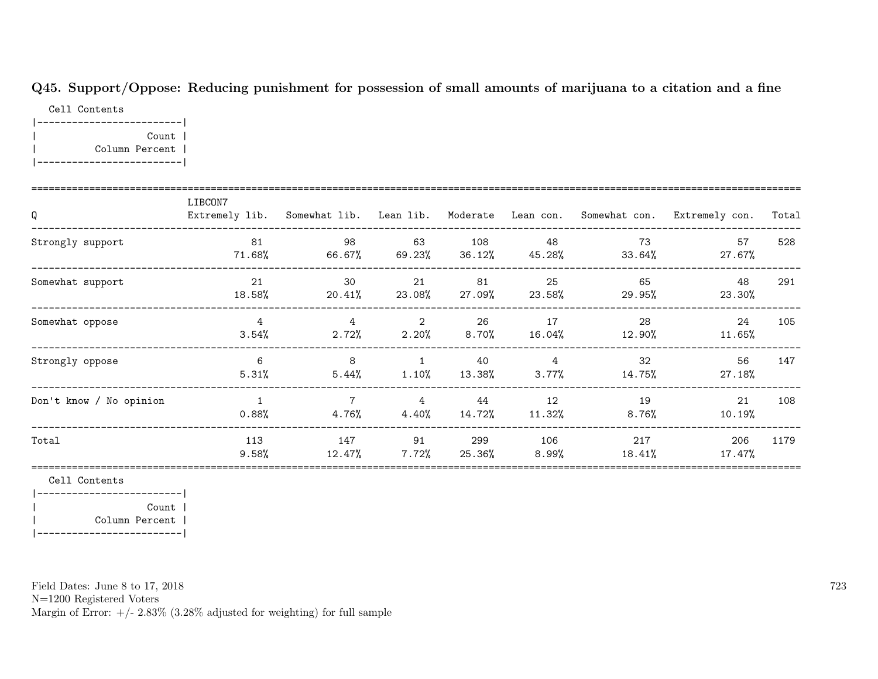## Q45. Support/Oppose: Reducing punishment for possession of small amounts of marijuana to a citation and a fine

Cell Contents

| Count |
|---|
| Column Percent |

| Q | LIBCON7 Extremely lib. | Somewhat lib. | Lean lib. | Moderate | Lean con. | Somewhat con. | Extremely con. | Total |
|---|---|---|---|---|---|---|---|---|
| Strongly support | 81 | 98 | 63 | 108 | 48 | 73 | 57 | 528 |
| | 71.68% | 66.67% | 69.23% | 36.12% | 45.28% | 33.64% | 27.67% | |
| Somewhat support | 21 | 30 | 21 | 81 | 25 | 65 | 48 | 291 |
| | 18.58% | 20.41% | 23.08% | 27.09% | 23.58% | 29.95% | 23.30% | |
| Somewhat oppose | 4 | 4 | 2 | 26 | 17 | 28 | 24 | 105 |
| | 3.54% | 2.72% | 2.20% | 8.70% | 16.04% | 12.90% | 11.65% | |
| Strongly oppose | 6 | 8 | 1 | 40 | 4 | 32 | 56 | 147 |
| | 5.31% | 5.44% | 1.10% | 13.38% | 3.77% | 14.75% | 27.18% | |
| Don't know / No opinion | 1 | 7 | 4 | 44 | 12 | 19 | 21 | 108 |
| | 0.88% | 4.76% | 4.40% | 14.72% | 11.32% | 8.76% | 10.19% | |
| Total | 113 | 147 | 91 | 299 | 106 | 217 | 206 | 1179 |
| | 9.58% | 12.47% | 7.72% | 25.36% | 8.99% | 18.41% | 17.47% | |

Cell Contents

| Count |
|---|
| Column Percent |

Field Dates: June 8 to 17, 2018
N=1200 Registered Voters
Margin of Error: +/- 2.83% (3.28% adjusted for weighting) for full sample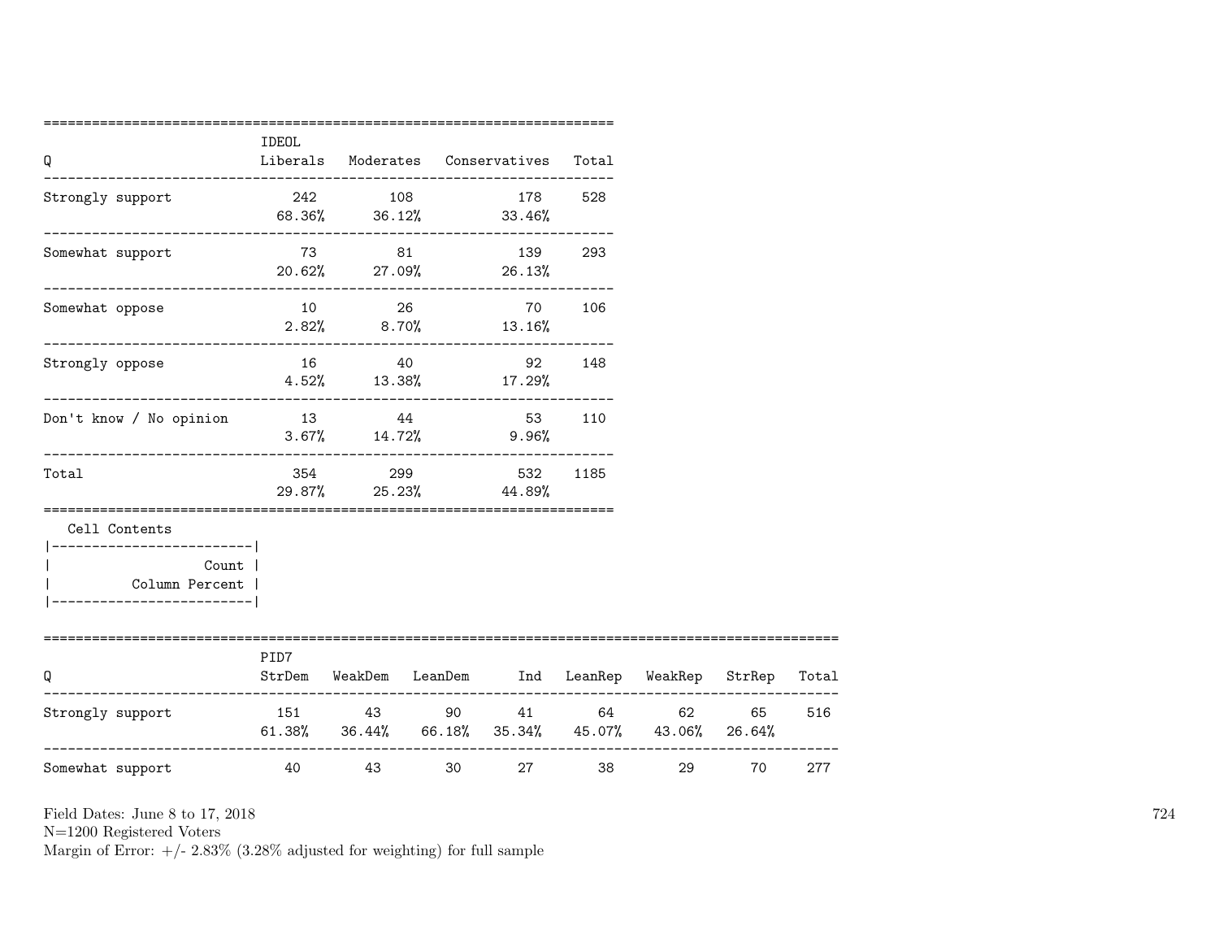| Q | IDEOL Liberals | Moderates | Conservatives | Total |
|---|---|---|---|---|
| Strongly support | 242<br>68.36% | 108<br>36.12% | 178<br>33.46% | 528 |
| Somewhat support | 73<br>20.62% | 81<br>27.09% | 139<br>26.13% | 293 |
| Somewhat oppose | 10<br>2.82% | 26<br>8.70% | 70<br>13.16% | 106 |
| Strongly oppose | 16<br>4.52% | 40<br>13.38% | 92<br>17.29% | 148 |
| Don't know / No opinion | 13<br>3.67% | 44<br>14.72% | 53<br>9.96% | 110 |
| Total | 354<br>29.87% | 299<br>25.23% | 532<br>44.89% | 1185 |

Cell Contents

| Count |
|---|
| Column Percent |

| Q | PID7 StrDem | WeakDem | LeanDem | Ind | LeanRep | WeakRep | StrRep | Total |
|---|---|---|---|---|---|---|---|---|
| Strongly support | 151<br>61.38% | 43<br>36.44% | 90<br>66.18% | 41<br>35.34% | 64<br>45.07% | 62<br>43.06% | 65<br>26.64% | 516 |
| Somewhat support | 40 | 43 | 30 | 27 | 38 | 29 | 70 | 277 |

Field Dates: June 8 to 17, 2018
N=1200 Registered Voters
Margin of Error: +/- 2.83% (3.28% adjusted for weighting) for full sample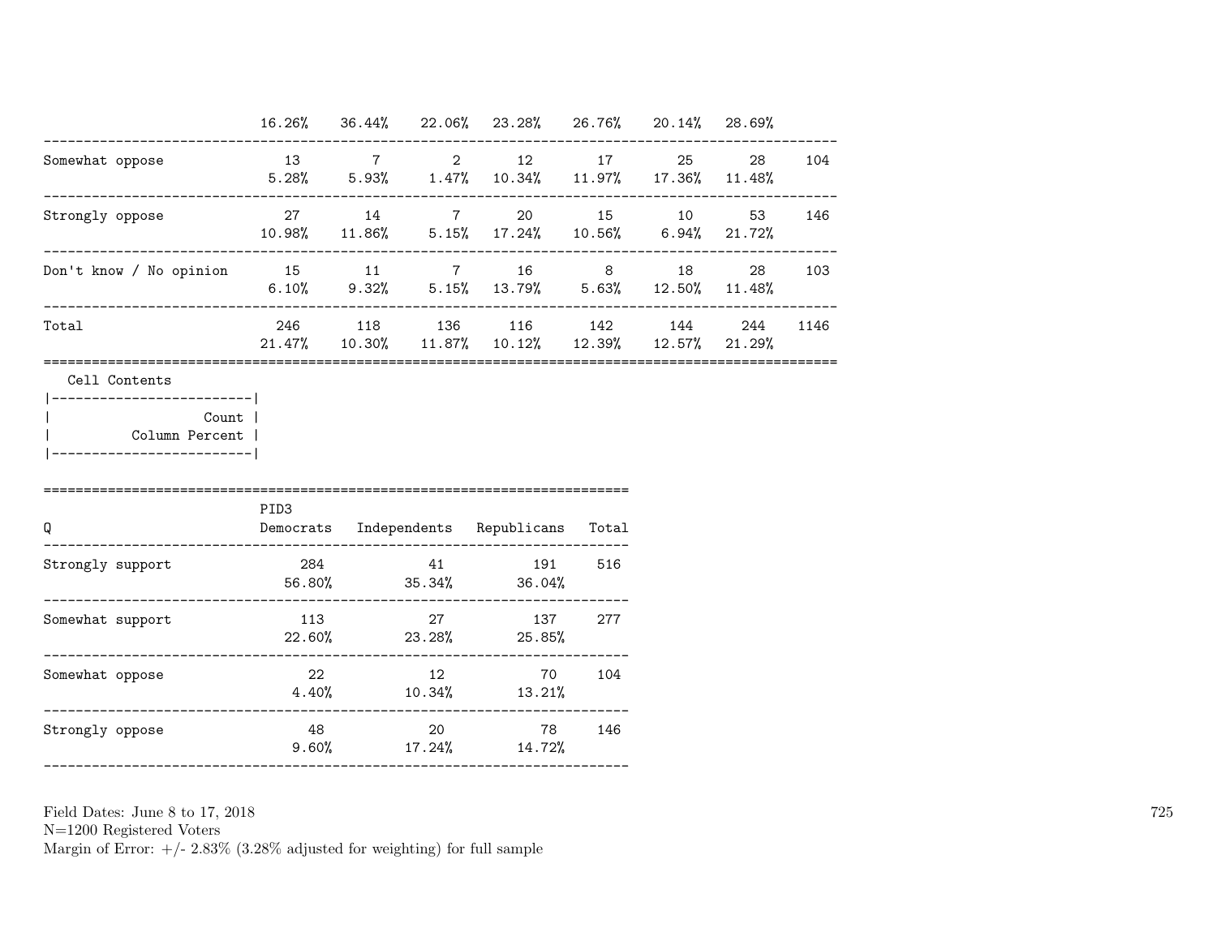| | | | | | | | | |
|---|---|---|---|---|---|---|---|---|
| | 16.26% | 36.44% | 22.06% | 23.28% | 26.76% | 20.14% | 28.69% | |
| Somewhat oppose | 13 | 7 | 2 | 12 | 17 | 25 | 28 | 104 |
| | 5.28% | 5.93% | 1.47% | 10.34% | 11.97% | 17.36% | 11.48% | |
| Strongly oppose | 27 | 14 | 7 | 20 | 15 | 10 | 53 | 146 |
| | 10.98% | 11.86% | 5.15% | 17.24% | 10.56% | 6.94% | 21.72% | |
| Don't know / No opinion | 15 | 11 | 7 | 16 | 8 | 18 | 28 | 103 |
| | 6.10% | 9.32% | 5.15% | 13.79% | 5.63% | 12.50% | 11.48% | |
| Total | 246 | 118 | 136 | 116 | 142 | 144 | 244 | 1146 |
| | 21.47% | 10.30% | 11.87% | 10.12% | 12.39% | 12.57% | 21.29% | |

Cell Contents

| |
|---|
| Count |
| Column Percent |

| Q | PID3 Democrats | Independents | Republicans | Total |
|---|---|---|---|---|
| Strongly support | 284 | 41 | 191 | 516 |
| | 56.80% | 35.34% | 36.04% | |
| Somewhat support | 113 | 27 | 137 | 277 |
| | 22.60% | 23.28% | 25.85% | |
| Somewhat oppose | 22 | 12 | 70 | 104 |
| | 4.40% | 10.34% | 13.21% | |
| Strongly oppose | 48 | 20 | 78 | 146 |
| | 9.60% | 17.24% | 14.72% | |

Field Dates: June 8 to 17, 2018
N=1200 Registered Voters
Margin of Error: +/- 2.83% (3.28% adjusted for weighting) for full sample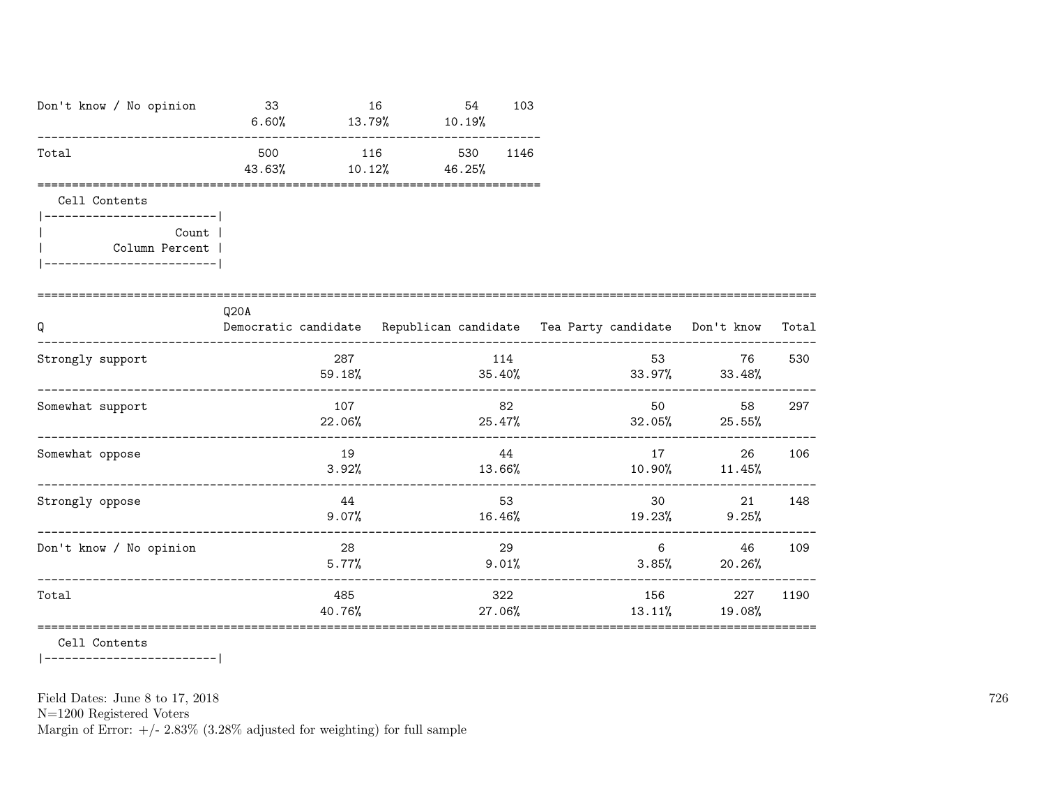| | | | | |
|---|---|---|---|---|
| Don't know / No opinion | 33<br>6.60% | 16<br>13.79% | 54<br>10.19% | 103 |
| Total | 500<br>43.63% | 116<br>10.12% | 530<br>46.25% | 1146 |

Cell Contents

```
|-------------------------|
|                   Count |
|          Column Percent |
|-------------------------|
```

| Q | Q20A<br>Democratic candidate | Republican candidate | Tea Party candidate | Don't know | Total |
|---|---|---|---|---|---|
| Strongly support | 287<br>59.18% | 114<br>35.40% | 53<br>33.97% | 76<br>33.48% | 530 |
| Somewhat support | 107<br>22.06% | 82<br>25.47% | 50<br>32.05% | 58<br>25.55% | 297 |
| Somewhat oppose | 19<br>3.92% | 44<br>13.66% | 17<br>10.90% | 26<br>11.45% | 106 |
| Strongly oppose | 44<br>9.07% | 53<br>16.46% | 30<br>19.23% | 21<br>9.25% | 148 |
| Don't know / No opinion | 28<br>5.77% | 29<br>9.01% | 6<br>3.85% | 46<br>20.26% | 109 |
| Total | 485<br>40.76% | 322<br>27.06% | 156<br>13.11% | 227<br>19.08% | 1190 |

Cell Contents

Field Dates: June 8 to 17, 2018
N=1200 Registered Voters
Margin of Error: +/- 2.83% (3.28% adjusted for weighting) for full sample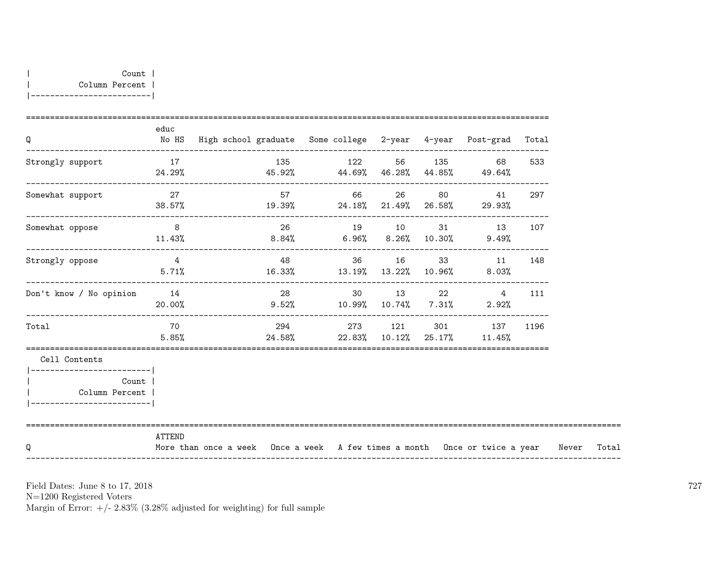| Count |
|---|
| Column Percent |

| Q | No HS | High school graduate | Some college | 2-year | 4-year | Post-grad | Total |
|---|---|---|---|---|---|---|---|
| Strongly support | 17 | 135 | 122 | 56 | 135 | 68 | 533 |
| | 24.29% | 45.92% | 44.69% | 46.28% | 44.85% | 49.64% | |
| Somewhat support | 27 | 57 | 66 | 26 | 80 | 41 | 297 |
| | 38.57% | 19.39% | 24.18% | 21.49% | 26.58% | 29.93% | |
| Somewhat oppose | 8 | 26 | 19 | 10 | 31 | 13 | 107 |
| | 11.43% | 8.84% | 6.96% | 8.26% | 10.30% | 9.49% | |
| Strongly oppose | 4 | 48 | 36 | 16 | 33 | 11 | 148 |
| | 5.71% | 16.33% | 13.19% | 13.22% | 10.96% | 8.03% | |
| Don't know / No opinion | 14 | 28 | 30 | 13 | 22 | 4 | 111 |
| | 20.00% | 9.52% | 10.99% | 10.74% | 7.31% | 2.92% | |
| Total | 70 | 294 | 273 | 121 | 301 | 137 | 1196 |
| | 5.85% | 24.58% | 22.83% | 10.12% | 25.17% | 11.45% | |

(Column variable: educ)

Cell Contents

| Count |
|---|
| Column Percent |

| Q | More than once a week | Once a week | A few times a month | Once or twice a year | Never | Total |
|---|---|---|---|---|---|---|

(Column variable: ATTEND)

Field Dates: June 8 to 17, 2018
N=1200 Registered Voters
Margin of Error: +/- 2.83% (3.28% adjusted for weighting) for full sample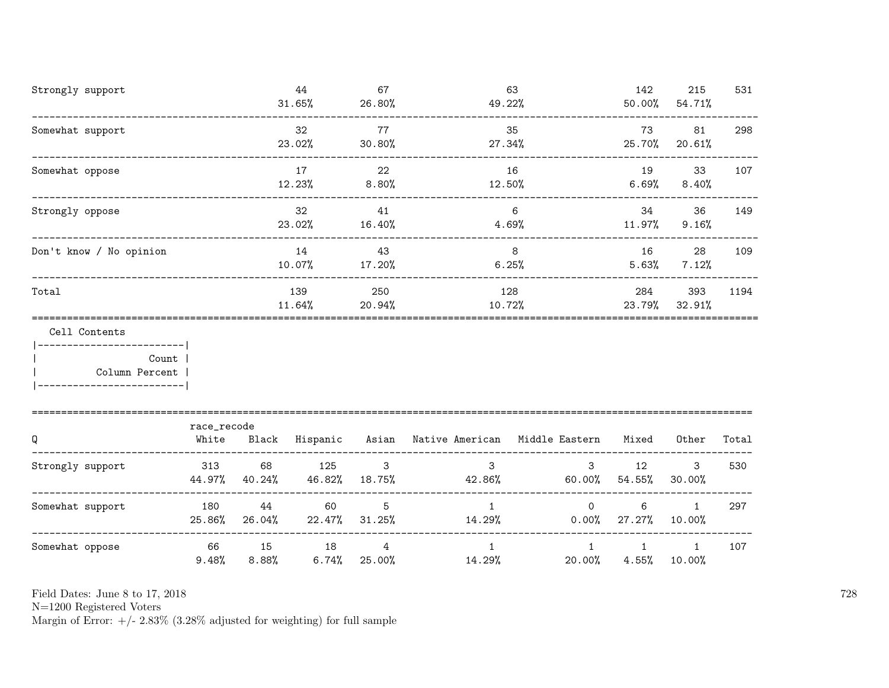| | | | | | | |
|---|---|---|---|---|---|---|
| Strongly support | 44<br>31.65% | 67<br>26.80% | 63<br>49.22% | 142<br>50.00% | 215<br>54.71% | 531 |
| Somewhat support | 32<br>23.02% | 77<br>30.80% | 35<br>27.34% | 73<br>25.70% | 81<br>20.61% | 298 |
| Somewhat oppose | 17<br>12.23% | 22<br>8.80% | 16<br>12.50% | 19<br>6.69% | 33<br>8.40% | 107 |
| Strongly oppose | 32<br>23.02% | 41<br>16.40% | 6<br>4.69% | 34<br>11.97% | 36<br>9.16% | 149 |
| Don't know / No opinion | 14<br>10.07% | 43<br>17.20% | 8<br>6.25% | 16<br>5.63% | 28<br>7.12% | 109 |
| Total | 139<br>11.64% | 250<br>20.94% | 128<br>10.72% | 284<br>23.79% | 393<br>32.91% | 1194 |

Cell Contents

| |
|---|
| Count |
| Column Percent |

| Q | race_recode<br>White | Black | Hispanic | Asian | Native American | Middle Eastern | Mixed | Other | Total |
|---|---|---|---|---|---|---|---|---|---|
| Strongly support | 313<br>44.97% | 68<br>40.24% | 125<br>46.82% | 3<br>18.75% | 3<br>42.86% | 3<br>60.00% | 12<br>54.55% | 3<br>30.00% | 530 |
| Somewhat support | 180<br>25.86% | 44<br>26.04% | 60<br>22.47% | 5<br>31.25% | 1<br>14.29% | 0<br>0.00% | 6<br>27.27% | 1<br>10.00% | 297 |
| Somewhat oppose | 66<br>9.48% | 15<br>8.88% | 18<br>6.74% | 4<br>25.00% | 1<br>14.29% | 1<br>20.00% | 1<br>4.55% | 1<br>10.00% | 107 |

Field Dates: June 8 to 17, 2018
N=1200 Registered Voters
Margin of Error: +/- 2.83% (3.28% adjusted for weighting) for full sample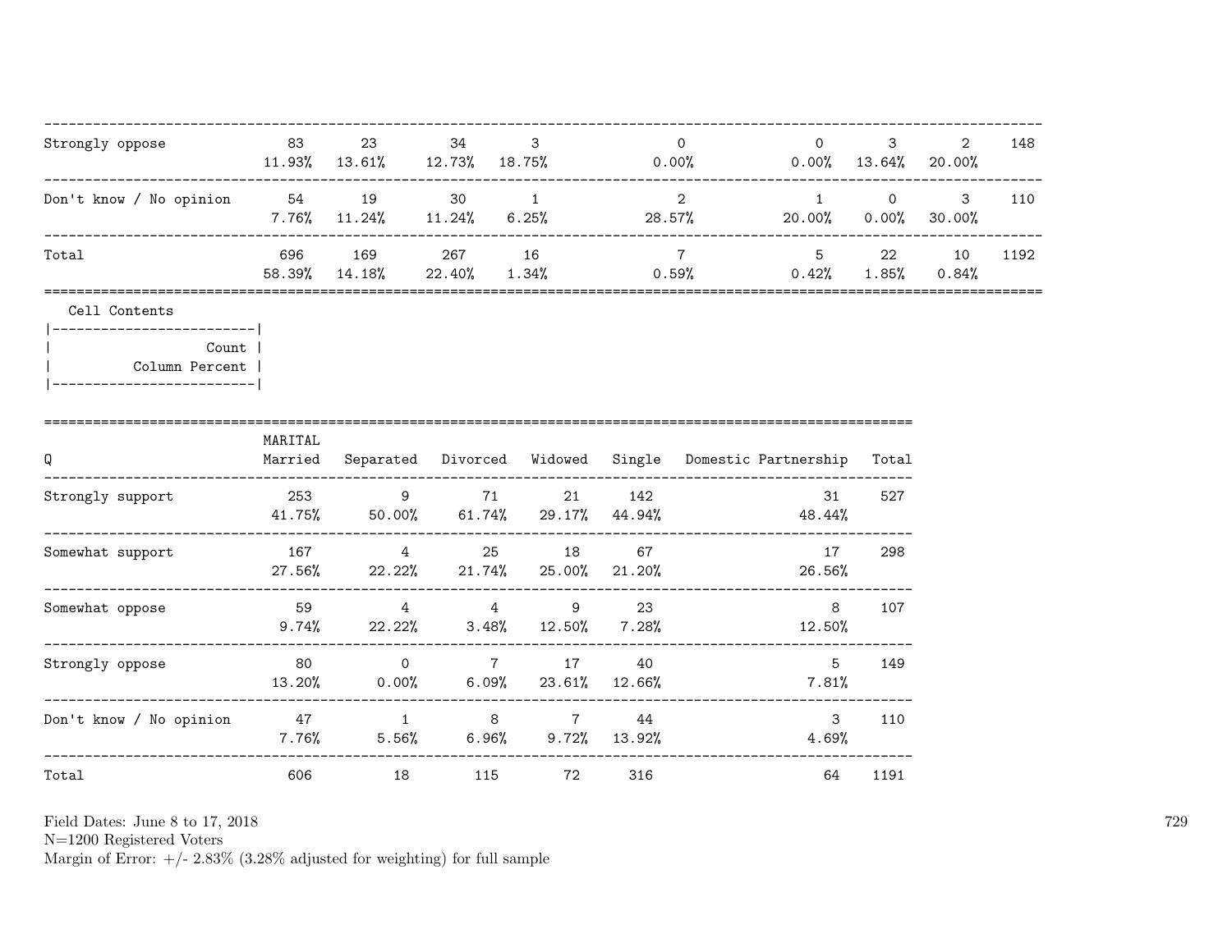| | | | | | | | | | |
|---|---|---|---|---|---|---|---|---|---|
| Strongly oppose | 83<br>11.93% | 23<br>13.61% | 34<br>12.73% | 3<br>18.75% | 0<br>0.00% | 0<br>0.00% | 3<br>13.64% | 2<br>20.00% | 148 |
| Don't know / No opinion | 54<br>7.76% | 19<br>11.24% | 30<br>11.24% | 1<br>6.25% | 2<br>28.57% | 1<br>20.00% | 0<br>0.00% | 3<br>30.00% | 110 |
| Total | 696<br>58.39% | 169<br>14.18% | 267<br>22.40% | 16<br>1.34% | 7<br>0.59% | 5<br>0.42% | 22<br>1.85% | 10<br>0.84% | 1192 |

Cell Contents

|-------------------------|
| Count |
| Column Percent |
|-------------------------|

| Q | MARITAL<br>Married | Separated | Divorced | Widowed | Single | Domestic Partnership | Total |
|---|---|---|---|---|---|---|---|
| Strongly support | 253<br>41.75% | 9<br>50.00% | 71<br>61.74% | 21<br>29.17% | 142<br>44.94% | 31<br>48.44% | 527 |
| Somewhat support | 167<br>27.56% | 4<br>22.22% | 25<br>21.74% | 18<br>25.00% | 67<br>21.20% | 17<br>26.56% | 298 |
| Somewhat oppose | 59<br>9.74% | 4<br>22.22% | 4<br>3.48% | 9<br>12.50% | 23<br>7.28% | 8<br>12.50% | 107 |
| Strongly oppose | 80<br>13.20% | 0<br>0.00% | 7<br>6.09% | 17<br>23.61% | 40<br>12.66% | 5<br>7.81% | 149 |
| Don't know / No opinion | 47<br>7.76% | 1<br>5.56% | 8<br>6.96% | 7<br>9.72% | 44<br>13.92% | 3<br>4.69% | 110 |
| Total | 606 | 18 | 115 | 72 | 316 | 64 | 1191 |

Field Dates: June 8 to 17, 2018
N=1200 Registered Voters
Margin of Error: +/- 2.83% (3.28% adjusted for weighting) for full sample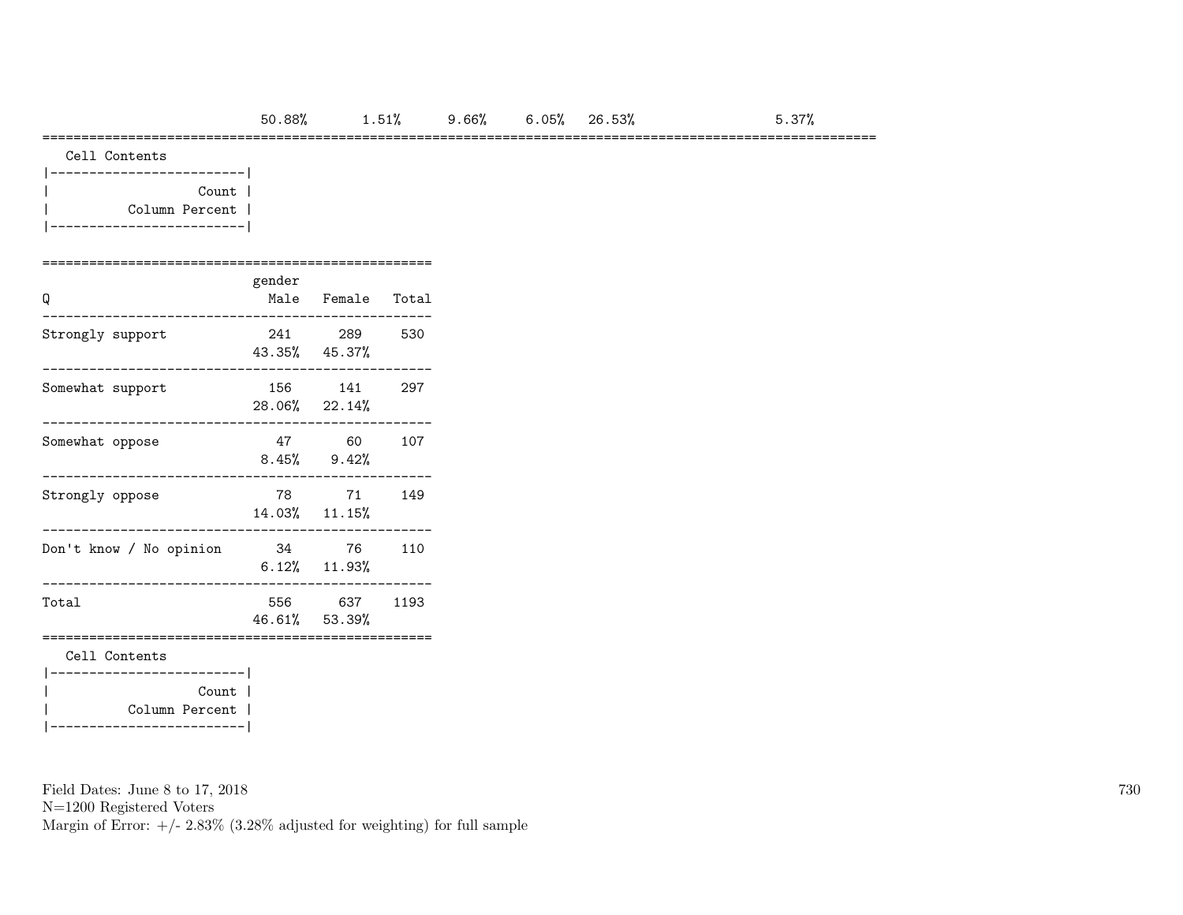| | | | | | | |
|---|---|---|---|---|---|---|
| | 50.88% | 1.51% | 9.66% | 6.05% | 26.53% | 5.37% |

Cell Contents

| |
|---|
| Count |
| Column Percent |

| Q | gender Male | Female | Total |
|---|---|---|---|
| Strongly support | 241<br>43.35% | 289<br>45.37% | 530 |
| Somewhat support | 156<br>28.06% | 141<br>22.14% | 297 |
| Somewhat oppose | 47<br>8.45% | 60<br>9.42% | 107 |
| Strongly oppose | 78<br>14.03% | 71<br>11.15% | 149 |
| Don't know / No opinion | 34<br>6.12% | 76<br>11.93% | 110 |
| Total | 556<br>46.61% | 637<br>53.39% | 1193 |

Cell Contents

| |
|---|
| Count |
| Column Percent |

Field Dates: June 8 to 17, 2018
N=1200 Registered Voters
Margin of Error: +/- 2.83% (3.28% adjusted for weighting) for full sample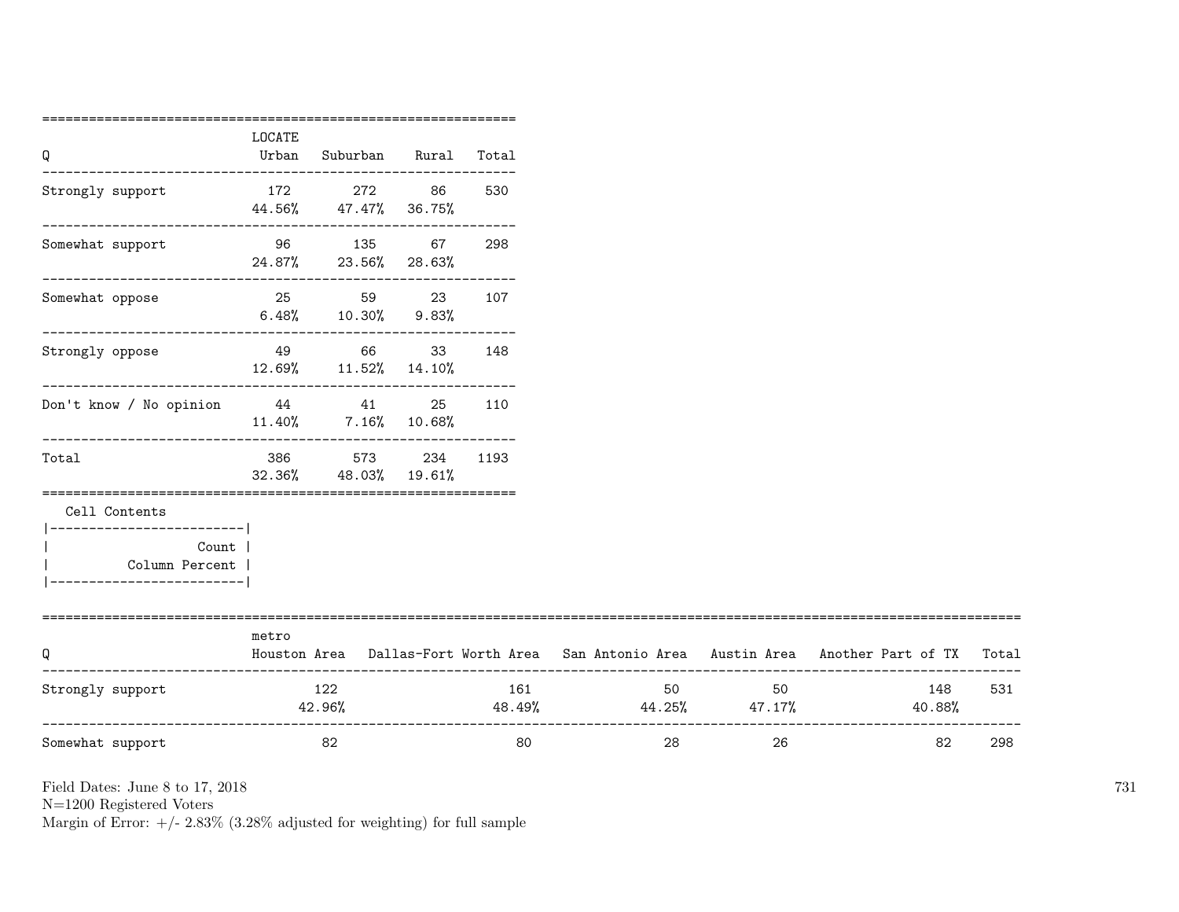| Q | LOCATE Urban | Suburban | Rural | Total |
|---|---|---|---|---|
| Strongly support | 172 | 272 | 86 | 530 |
| | 44.56% | 47.47% | 36.75% | |
| Somewhat support | 96 | 135 | 67 | 298 |
| | 24.87% | 23.56% | 28.63% | |
| Somewhat oppose | 25 | 59 | 23 | 107 |
| | 6.48% | 10.30% | 9.83% | |
| Strongly oppose | 49 | 66 | 33 | 148 |
| | 12.69% | 11.52% | 14.10% | |
| Don't know / No opinion | 44 | 41 | 25 | 110 |
| | 11.40% | 7.16% | 10.68% | |
| Total | 386 | 573 | 234 | 1193 |
| | 32.36% | 48.03% | 19.61% | |

Cell Contents

| Count |
|---|
| Column Percent |

| Q | metro Houston Area | Dallas-Fort Worth Area | San Antonio Area | Austin Area | Another Part of TX | Total |
|---|---|---|---|---|---|---|
| Strongly support | 122 | 161 | 50 | 50 | 148 | 531 |
| | 42.96% | 48.49% | 44.25% | 47.17% | 40.88% | |
| Somewhat support | 82 | 80 | 28 | 26 | 82 | 298 |

Field Dates: June 8 to 17, 2018
N=1200 Registered Voters
Margin of Error: +/- 2.83% (3.28% adjusted for weighting) for full sample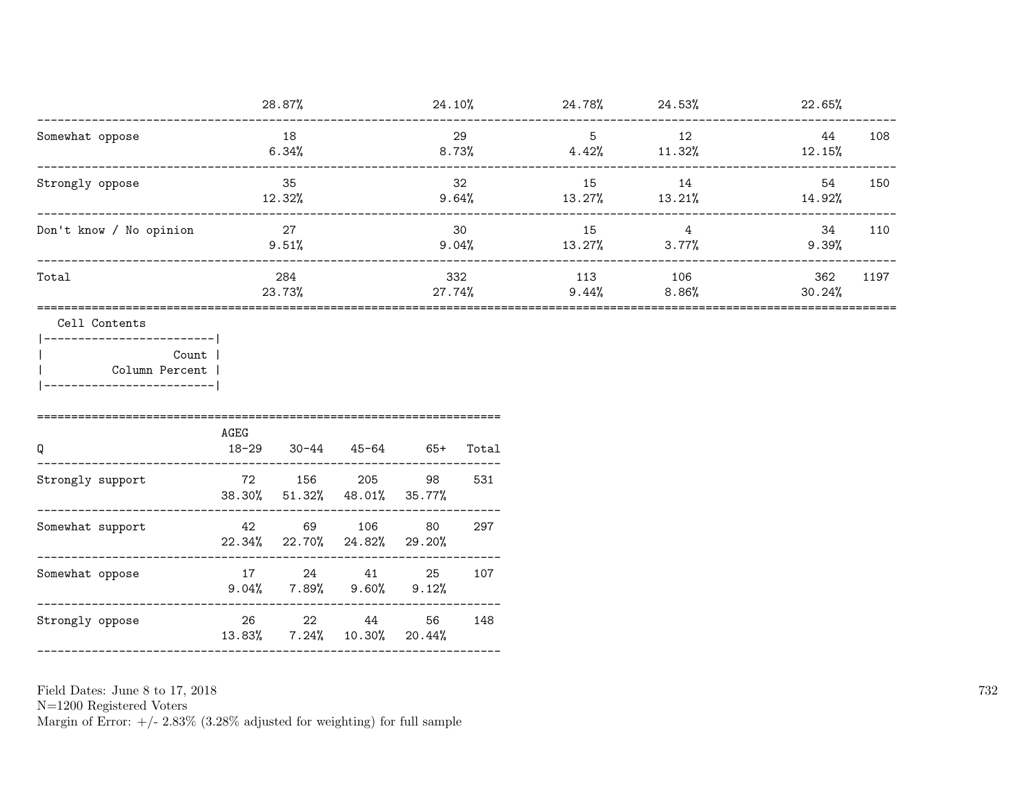| | | | | | | |
|---|---|---|---|---|---|---|
| | 28.87% | 24.10% | 24.78% | 24.53% | 22.65% | |
| Somewhat oppose | 18<br>6.34% | 29<br>8.73% | 5<br>4.42% | 12<br>11.32% | 44<br>12.15% | 108 |
| Strongly oppose | 35<br>12.32% | 32<br>9.64% | 15<br>13.27% | 14<br>13.21% | 54<br>14.92% | 150 |
| Don't know / No opinion | 27<br>9.51% | 30<br>9.04% | 15<br>13.27% | 4<br>3.77% | 34<br>9.39% | 110 |
| Total | 284<br>23.73% | 332<br>27.74% | 113<br>9.44% | 106<br>8.86% | 362<br>30.24% | 1197 |

Cell Contents
- Count
- Column Percent

| Q | AGEG 18-29 | 30-44 | 45-64 | 65+ | Total |
|---|---|---|---|---|---|
| Strongly support | 72<br>38.30% | 156<br>51.32% | 205<br>48.01% | 98<br>35.77% | 531 |
| Somewhat support | 42<br>22.34% | 69<br>22.70% | 106<br>24.82% | 80<br>29.20% | 297 |
| Somewhat oppose | 17<br>9.04% | 24<br>7.89% | 41<br>9.60% | 25<br>9.12% | 107 |
| Strongly oppose | 26<br>13.83% | 22<br>7.24% | 44<br>10.30% | 56<br>20.44% | 148 |

Field Dates: June 8 to 17, 2018
N=1200 Registered Voters
Margin of Error: +/- 2.83% (3.28% adjusted for weighting) for full sample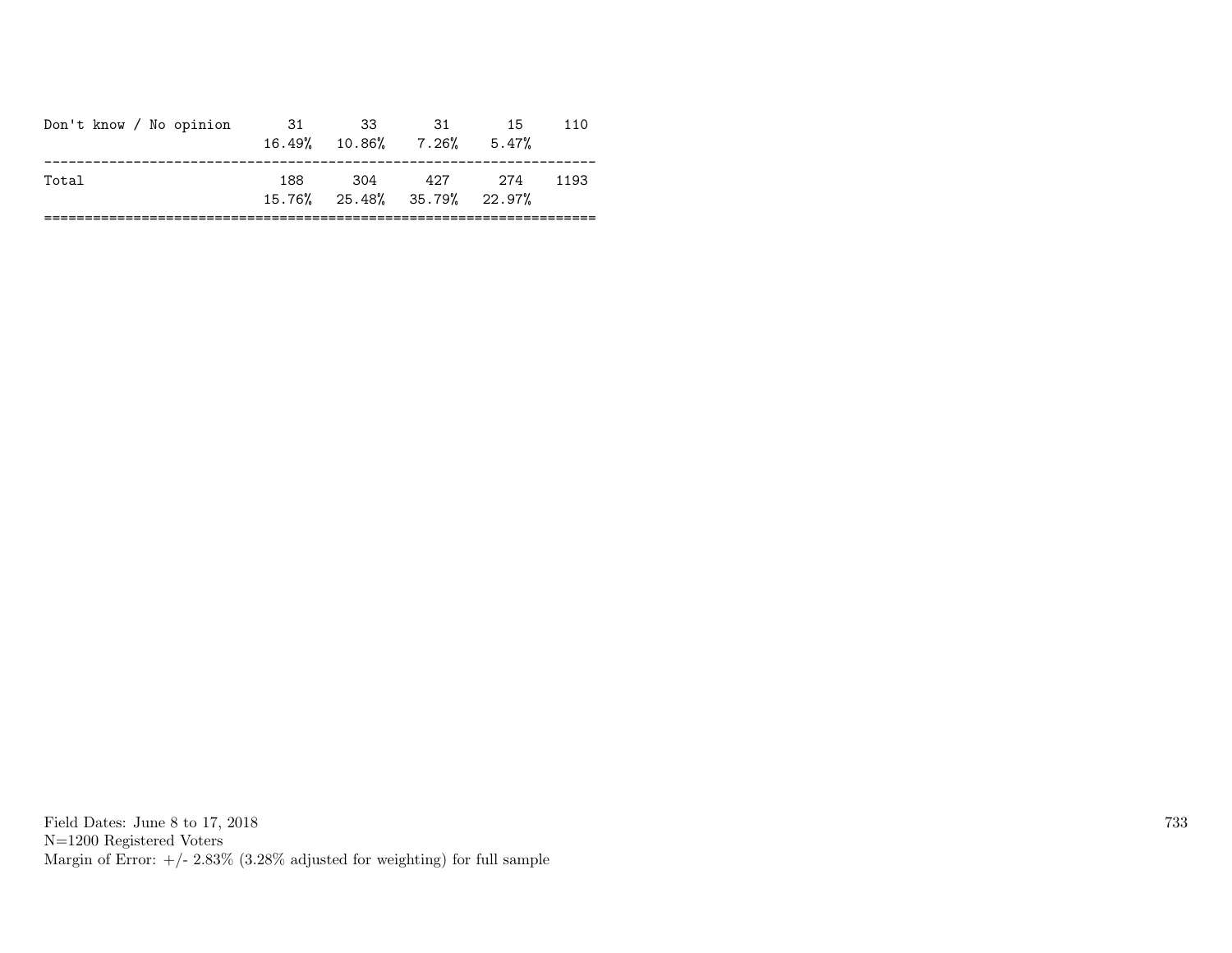| | | | | | |
|---|---|---|---|---|---|
| Don't know / No opinion | 31 | 33 | 31 | 15 | 110 |
| | 16.49% | 10.86% | 7.26% | 5.47% | |
| Total | 188 | 304 | 427 | 274 | 1193 |
| | 15.76% | 25.48% | 35.79% | 22.97% | |

Field Dates: June 8 to 17, 2018
N=1200 Registered Voters
Margin of Error: +/- 2.83% (3.28% adjusted for weighting) for full sample